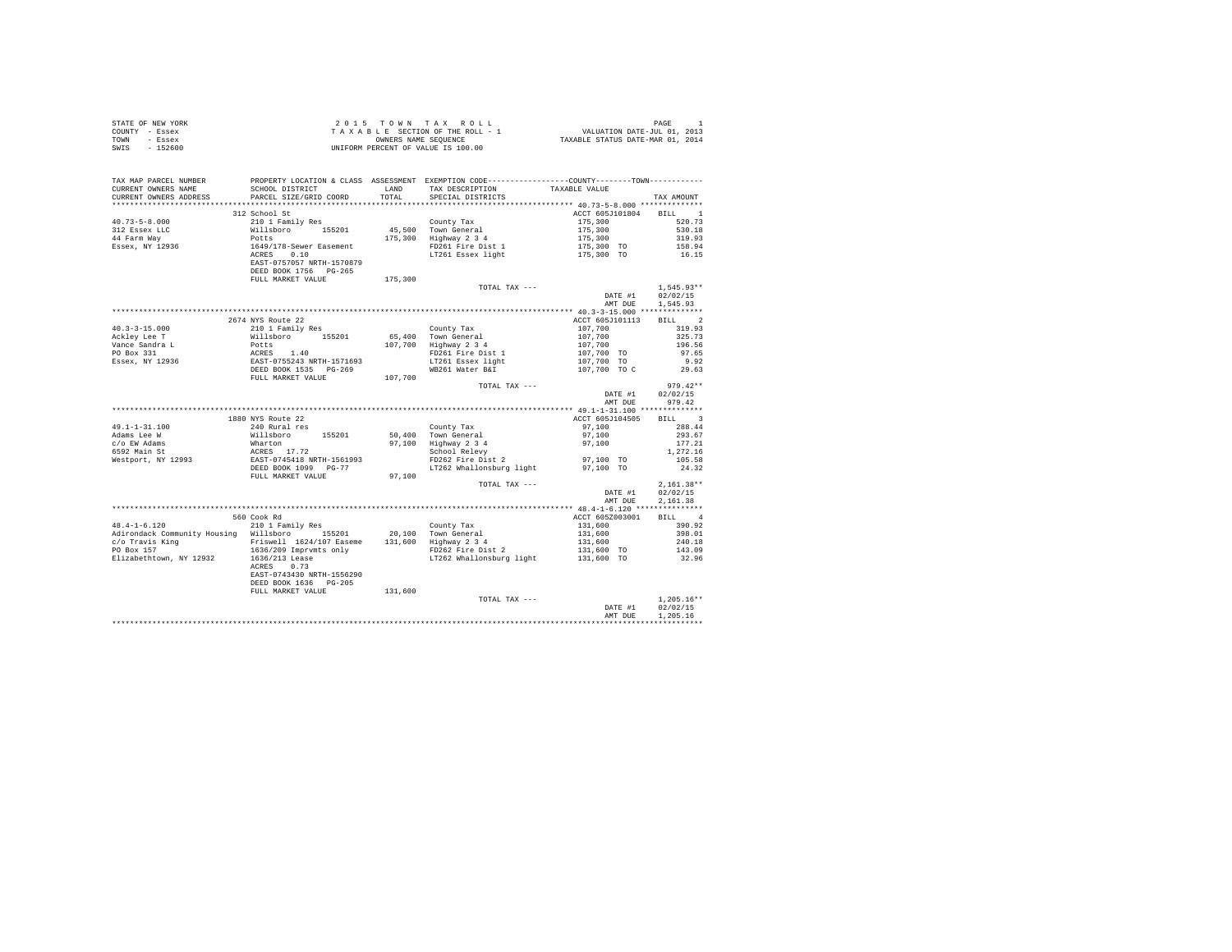STATE OF NEW YORK
COUNTY - Essex
TOWN - Essex
SWIS - 152600

2 0 1 5 T O W N T A X R O L L
T A X A B L E SECTION OF THE ROLL - 1
OWNERS NAME SEQUENCE
UNIFORM PERCENT OF VALUE IS 100.00

VALUATION DATE-JUL 01, 2013
TAXABLE STATUS DATE-MAR 01, 2014

```
TAX MAP PARCEL NUMBER    PROPERTY LOCATION & CLASS  ASSESSMENT  EXEMPTION CODE-----------------COUNTY--------TOWN-----------
CURRENT OWNERS NAME      SCHOOL DISTRICT              LAND      TAX DESCRIPTION            TAXABLE VALUE
CURRENT OWNERS ADDRESS   PARCEL SIZE/GRID COORD       TOTAL     SPECIAL DISTRICTS                                    TAX AMOUNT
********************************************************************************************* 40.73-5-8.000 **************
                         312 School St                                                      ACCT 605J101804    BILL    1
40.73-5-8.000            210 1 Family Res                       County Tax                  175,300              520.73
312 Essex LLC            Willsboro      155201       45,500     Town General                175,300              530.18
44 Farm Way              Potts                      175,300     Highway 2 3 4               175,300              319.93
Essex, NY 12936          1649/178-Sewer Easement                FD261 Fire Dist 1           175,300 TO           158.94
                         ACRES    0.10                          LT261 Essex light           175,300 TO            16.15
                         EAST-0757057 NRTH-1570879
                         DEED BOOK 1756   PG-265
                         FULL MARKET VALUE          175,300
                                                                TOTAL TAX ---                                  1,545.93**
                                                                                            DATE #1          02/02/15
                                                                                            AMT DUE          1,545.93
********************************************************************************************* 40.3-3-15.000 **************
                         2674 NYS Route 22                                                  ACCT 605J101113    BILL    2
40.3-3-15.000            210 1 Family Res                       County Tax                  107,700              319.93
Ackley Lee T             Willsboro      155201       65,400     Town General                107,700              325.73
Vance Sandra L           Potts                      107,700     Highway 2 3 4               107,700              196.56
PO Box 331               ACRES    1.40                          FD261 Fire Dist 1           107,700 TO            97.65
Essex, NY 12936          EAST-0755243 NRTH-1571693              LT261 Essex light           107,700 TO             9.92
                         DEED BOOK 1535   PG-269                WB261 Water B&I             107,700 TO C          29.63
                         FULL MARKET VALUE          107,700
                                                                TOTAL TAX ---                                    979.42**
                                                                                            DATE #1          02/02/15
                                                                                            AMT DUE            979.42
********************************************************************************************* 49.1-1-31.100 **************
                         1880 NYS Route 22                                                  ACCT 605J104505    BILL    3
49.1-1-31.100            240 Rural res                          County Tax                   97,100              288.44
Adams Lee W              Willsboro      155201       50,400     Town General                 97,100              293.67
c/o EW Adams             Wharton                     97,100     Highway 2 3 4                97,100              177.21
6592 Main St             ACRES   17.72                          School Relevy                                  1,272.16
Westport, NY 12993       EAST-0745418 NRTH-1561993              FD262 Fire Dist 2            97,100 TO           105.58
                         DEED BOOK 1099   PG-77                 LT262 Whallonsburg light     97,100 TO            24.32
                         FULL MARKET VALUE           97,100
                                                                TOTAL TAX ---                                  2,161.38**
                                                                                            DATE #1          02/02/15
                                                                                            AMT DUE          2,161.38
********************************************************************************************* 48.4-1-6.120 ***************
                         560 Cook Rd                                                        ACCT 605Z003001    BILL    4
48.4-1-6.120             210 1 Family Res                       County Tax                  131,600              390.92
Adirondack Community Housing  Willsboro  155201      20,100     Town General                131,600              398.01
c/o Travis King          Friswell  1624/107 Easeme  131,600     Highway 2 3 4               131,600              240.18
PO Box 157               1636/209 Imprvmts only                 FD262 Fire Dist 2           131,600 TO           143.09
Elizabethtown, NY 12932  1636/213 Lease                         LT262 Whallonsburg light    131,600 TO            32.96
                         ACRES    0.73
                         EAST-0743430 NRTH-1556290
                         DEED BOOK 1636   PG-205
                         FULL MARKET VALUE          131,600
                                                                TOTAL TAX ---                                  1,205.16**
                                                                                            DATE #1          02/02/15
                                                                                            AMT DUE          1,205.16
****************************************************************************************************************************
```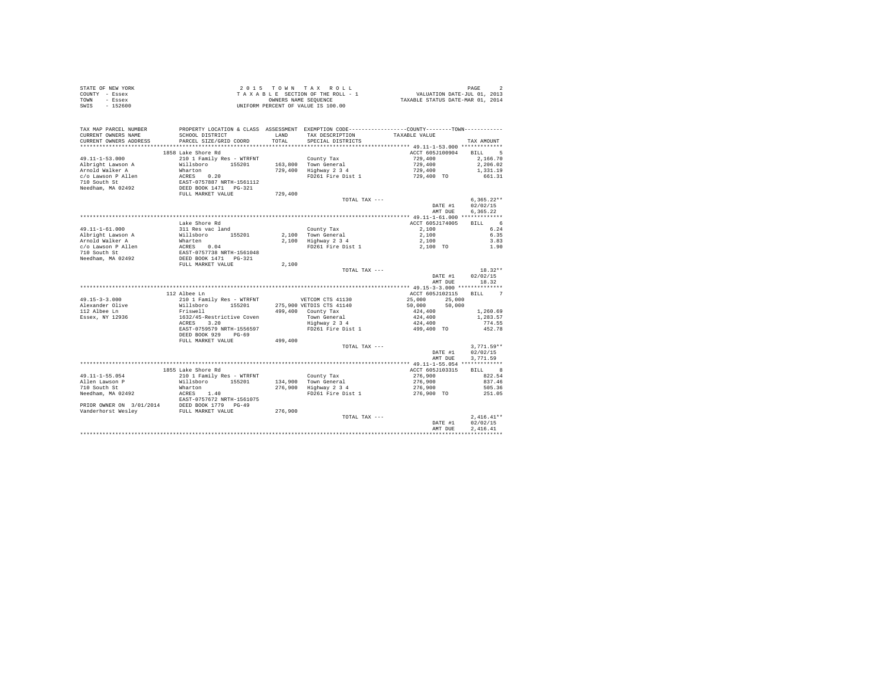STATE OF NEW YORK
COUNTY - Essex
TOWN - Essex
SWIS - 152600

2 0 1 5 T O W N T A X R O L L
T A X A B L E SECTION OF THE ROLL - 1
OWNERS NAME SEQUENCE
UNIFORM PERCENT OF VALUE IS 100.00

VALUATION DATE-JUL 01, 2013
TAXABLE STATUS DATE-MAR 01, 2014

| TAX MAP PARCEL NUMBER / CURRENT OWNERS NAME / CURRENT OWNERS ADDRESS | PROPERTY LOCATION & CLASS / SCHOOL DISTRICT / PARCEL SIZE/GRID COORD | ASSESSMENT LAND / TOTAL | EXEMPTION CODE / TAX DESCRIPTION / SPECIAL DISTRICTS | COUNTY / TOWN TAXABLE VALUE | TAX AMOUNT |
|---|---|---|---|---|---|
| 49.11-1-53.000 | 1858 Lake Shore Rd | | | ACCT 605J100904 | BILL 5 |
| Albright Lawson A | 210 1 Family Res - WTRFNT | | County Tax | 729,400 | 2,166.70 |
| Arnold Walker A | Willsboro 155201 | 163,800 | Town General | 729,400 | 2,206.02 |
| c/o Lawson P Allen | Wharton | 729,400 | Highway 2 3 4 | 729,400 | 1,331.19 |
| 710 South St | ACRES 0.20 | | FD261 Fire Dist 1 | 729,400 TO | 661.31 |
| Needham, MA 02492 | EAST-0757887 NRTH-1561112 | | | | |
| | DEED BOOK 1471 PG-321 | | | | |
| | FULL MARKET VALUE | 729,400 | | | |
| | | | TOTAL TAX --- | | 6,365.22** |
| | | | | DATE #1 | 02/02/15 |
| | | | | AMT DUE | 6,365.22 |
| 49.11-1-61.000 | Lake Shore Rd | | | ACCT 605J174005 | BILL 6 |
| Albright Lawson A | 311 Res vac land | | County Tax | 2,100 | 6.24 |
| Arnold Walker A | Willsboro 155201 | 2,100 | Town General | 2,100 | 6.35 |
| c/o Lawson P Allen | Wharton | 2,100 | Highway 2 3 4 | 2,100 | 3.83 |
| 710 South St | ACRES 0.04 | | FD261 Fire Dist 1 | 2,100 TO | 1.90 |
| Needham, MA 02492 | EAST-0757738 NRTH-1561048 | | | | |
| | DEED BOOK 1471 PG-321 | | | | |
| | FULL MARKET VALUE | 2,100 | | | |
| | | | TOTAL TAX --- | | 18.32** |
| | | | | DATE #1 | 02/02/15 |
| | | | | AMT DUE | 18.32 |
| 49.15-3-3.000 | 112 Albee Ln | | | ACCT 605J102115 | BILL 7 |
| Alexander Olive | 210 1 Family Res - WTRFNT | | VETCOM CTS 41130 | 25,000 25,000 | |
| 112 Albee Ln | Willsboro 155201 | 275,900 | VETDIS CTS 41140 | 50,000 50,000 | |
| Essex, NY 12936 | Friswell | 499,400 | County Tax | 424,400 | 1,260.69 |
| | 1632/45-Restrictive Coven | | Town General | 424,400 | 1,283.57 |
| | ACRES 3.20 | | Highway 2 3 4 | 424,400 | 774.55 |
| | EAST-0759579 NRTH-1556597 | | FD261 Fire Dist 1 | 499,400 TO | 452.78 |
| | DEED BOOK 929 PG-69 | | | | |
| | FULL MARKET VALUE | 499,400 | | | |
| | | | TOTAL TAX --- | | 3,771.59** |
| | | | | DATE #1 | 02/02/15 |
| | | | | AMT DUE | 3,771.59 |
| 49.11-1-55.054 | 1855 Lake Shore Rd | | | ACCT 605J103315 | BILL 8 |
| Allen Lawson P | 210 1 Family Res - WTRFNT | | County Tax | 276,900 | 822.54 |
| 710 South St | Willsboro 155201 | 134,900 | Town General | 276,900 | 837.46 |
| Needham, MA 02492 | Wharton | 276,900 | Highway 2 3 4 | 276,900 | 505.36 |
| | ACRES 1.40 | | FD261 Fire Dist 1 | 276,900 TO | 251.05 |
| | EAST-0757672 NRTH-1561075 | | | | |
| PRIOR OWNER ON 3/01/2014 | DEED BOOK 1779 PG-49 | | | | |
| Vanderhorst Wesley | FULL MARKET VALUE | 276,900 | | | |
| | | | TOTAL TAX --- | | 2,416.41** |
| | | | | DATE #1 | 02/02/15 |
| | | | | AMT DUE | 2,416.41 |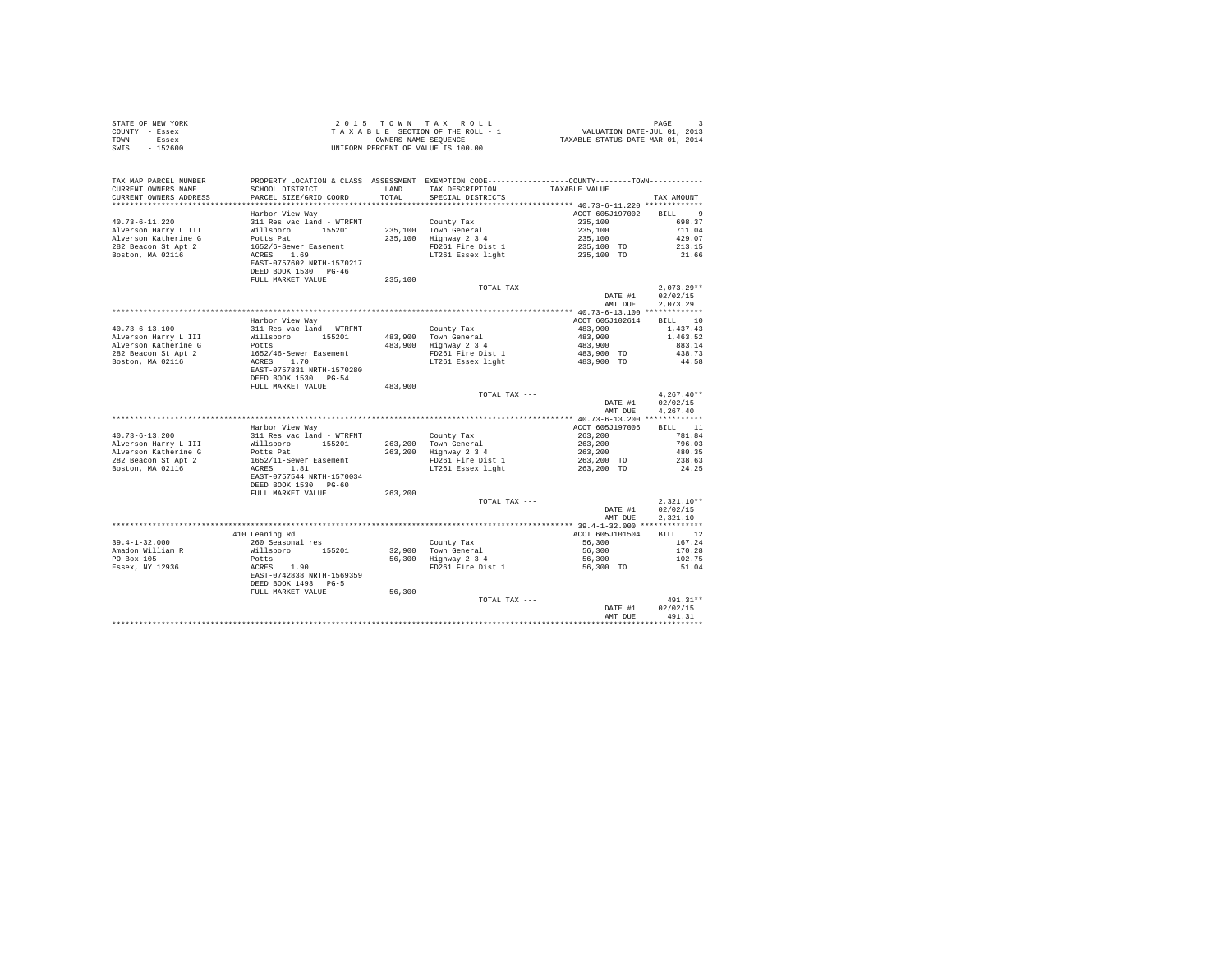STATE OF NEW YORK
COUNTY - Essex
TOWN - Essex
SWIS - 152600

2015 TOWN TAX ROLL
TAXABLE SECTION OF THE ROLL - 1
OWNERS NAME SEQUENCE
UNIFORM PERCENT OF VALUE IS 100.00

VALUATION DATE-JUL 01, 2013
TAXABLE STATUS DATE-MAR 01, 2014

| TAX MAP PARCEL NUMBER / CURRENT OWNERS NAME / CURRENT OWNERS ADDRESS | PROPERTY LOCATION & CLASS / SCHOOL DISTRICT / PARCEL SIZE/GRID COORD | ASSESSMENT LAND / TOTAL | EXEMPTION CODE / TAX DESCRIPTION / SPECIAL DISTRICTS | COUNTY / TOWN TAXABLE VALUE | TAX AMOUNT |
|---|---|---|---|---|---|
| **40.73-6-11.220** | Harbor View Way | | | ACCT 605J197002 | BILL 9 |
| 40.73-6-11.220 | 311 Res vac land - WTRFNT | | County Tax | 235,100 | 698.37 |
| Alverson Harry L III | Willsboro 155201 | 235,100 | Town General | 235,100 | 711.04 |
| Alverson Katherine G | Potts Pat | 235,100 | Highway 2 3 4 | 235,100 | 429.07 |
| 282 Beacon St Apt 2 | 1652/6-Sewer Easement | | FD261 Fire Dist 1 | 235,100 TO | 213.15 |
| Boston, MA 02116 | ACRES 1.69 | | LT261 Essex light | 235,100 TO | 21.66 |
| | EAST-0757602 NRTH-1570217 | | | | |
| | DEED BOOK 1530 PG-46 | | | | |
| | FULL MARKET VALUE | 235,100 | | | |
| | | | TOTAL TAX --- | | 2,073.29** |
| | | | | DATE #1 | 02/02/15 |
| | | | | AMT DUE | 2,073.29 |
| **40.73-6-13.100** | Harbor View Way | | | ACCT 605J102614 | BILL 10 |
| 40.73-6-13.100 | 311 Res vac land - WTRFNT | | County Tax | 483,900 | 1,437.43 |
| Alverson Harry L III | Willsboro 155201 | 483,900 | Town General | 483,900 | 1,463.52 |
| Alverson Katherine G | Potts | 483,900 | Highway 2 3 4 | 483,900 | 883.14 |
| 282 Beacon St Apt 2 | 1652/46-Sewer Easement | | FD261 Fire Dist 1 | 483,900 TO | 438.73 |
| Boston, MA 02116 | ACRES 1.70 | | LT261 Essex light | 483,900 TO | 44.58 |
| | EAST-0757831 NRTH-1570280 | | | | |
| | DEED BOOK 1530 PG-54 | | | | |
| | FULL MARKET VALUE | 483,900 | | | |
| | | | TOTAL TAX --- | | 4,267.40** |
| | | | | DATE #1 | 02/02/15 |
| | | | | AMT DUE | 4,267.40 |
| **40.73-6-13.200** | Harbor View Way | | | ACCT 605J197006 | BILL 11 |
| 40.73-6-13.200 | 311 Res vac land - WTRFNT | | County Tax | 263,200 | 781.84 |
| Alverson Harry L III | Willsboro 155201 | 263,200 | Town General | 263,200 | 796.03 |
| Alverson Katherine G | Potts Pat | 263,200 | Highway 2 3 4 | 263,200 | 480.35 |
| 282 Beacon St Apt 2 | 1652/11-Sewer Easement | | FD261 Fire Dist 1 | 263,200 TO | 238.63 |
| Boston, MA 02116 | ACRES 1.81 | | LT261 Essex light | 263,200 TO | 24.25 |
| | EAST-0757544 NRTH-1570034 | | | | |
| | DEED BOOK 1530 PG-60 | | | | |
| | FULL MARKET VALUE | 263,200 | | | |
| | | | TOTAL TAX --- | | 2,321.10** |
| | | | | DATE #1 | 02/02/15 |
| | | | | AMT DUE | 2,321.10 |
| **39.4-1-32.000** | 410 Leaning Rd | | | ACCT 605J101504 | BILL 12 |
| 39.4-1-32.000 | 260 Seasonal res | | County Tax | 56,300 | 167.24 |
| Amadon William R | Willsboro 155201 | 32,900 | Town General | 56,300 | 170.28 |
| PO Box 105 | Potts | 56,300 | Highway 2 3 4 | 56,300 | 102.75 |
| Essex, NY 12936 | ACRES 1.90 | | FD261 Fire Dist 1 | 56,300 TO | 51.04 |
| | EAST-0742838 NRTH-1569359 | | | | |
| | DEED BOOK 1493 PG-5 | | | | |
| | FULL MARKET VALUE | 56,300 | | | |
| | | | TOTAL TAX --- | | 491.31** |
| | | | | DATE #1 | 02/02/15 |
| | | | | AMT DUE | 491.31 |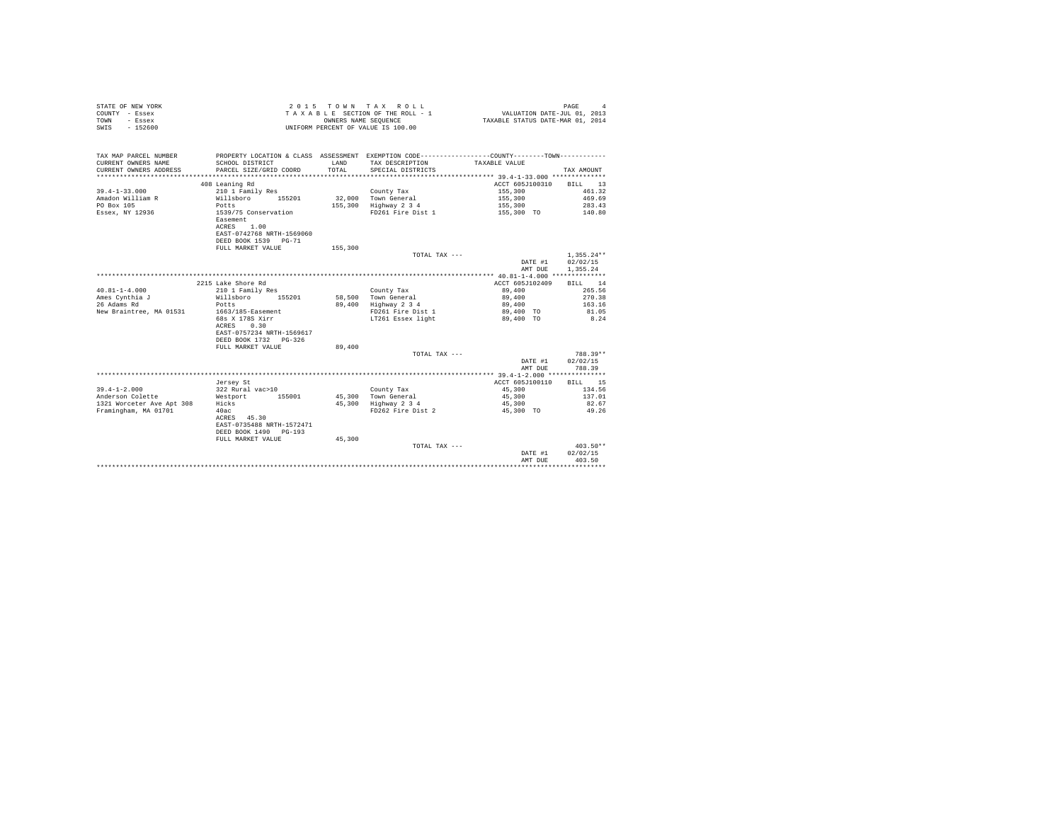STATE OF NEW YORK
COUNTY - Essex
TOWN - Essex
SWIS - 152600

2 0 1 5 T O W N T A X R O L L
T A X A B L E SECTION OF THE ROLL - 1
OWNERS NAME SEQUENCE
UNIFORM PERCENT OF VALUE IS 100.00

VALUATION DATE-JUL 01, 2013
TAXABLE STATUS DATE-MAR 01, 2014

| TAX MAP PARCEL NUMBER<br>CURRENT OWNERS NAME<br>CURRENT OWNERS ADDRESS | PROPERTY LOCATION & CLASS<br>SCHOOL DISTRICT<br>PARCEL SIZE/GRID COORD | ASSESSMENT<br>LAND<br>TOTAL | EXEMPTION CODE<br>TAX DESCRIPTION<br>SPECIAL DISTRICTS | COUNTY--------TOWN<br>TAXABLE VALUE | TAX AMOUNT |
|---|---|---|---|---|---|
| 39.4-1-33.000 | 408 Leaning Rd | | | ACCT 605J100310 | BILL 13 |
| 39.4-1-33.000 | 210 1 Family Res | | County Tax | 155,300 | 461.32 |
| Amadon William R | Willsboro 155201 | 32,000 | Town General | 155,300 | 469.69 |
| PO Box 105 | Potts | 155,300 | Highway 2 3 4 | 155,300 | 283.43 |
| Essex, NY 12936 | 1539/75 Conservation Easement | | FD261 Fire Dist 1 | 155,300 TO | 140.80 |
| | ACRES 1.00 | | | | |
| | EAST-0742768 NRTH-1569060 | | | | |
| | DEED BOOK 1539 PG-71 | | | | |
| | FULL MARKET VALUE | 155,300 | | | |
| | | | TOTAL TAX --- | | 1,355.24** |
| | | | | DATE #1 | 02/02/15 |
| | | | | AMT DUE | 1,355.24 |
| 40.81-1-4.000 | 2215 Lake Shore Rd | | | ACCT 605J102409 | BILL 14 |
| 40.81-1-4.000 | 210 1 Family Res | | County Tax | 89,400 | 265.56 |
| Ames Cynthia J | Willsboro 155201 | 58,500 | Town General | 89,400 | 270.38 |
| 26 Adams Rd | Potts | 89,400 | Highway 2 3 4 | 89,400 | 163.16 |
| New Braintree, MA 01531 | 1663/185-Easement | | FD261 Fire Dist 1 | 89,400 TO | 81.05 |
| | 68s X 178S Xirr | | LT261 Essex light | 89,400 TO | 8.24 |
| | ACRES 0.30 | | | | |
| | EAST-0757234 NRTH-1569617 | | | | |
| | DEED BOOK 1732 PG-326 | | | | |
| | FULL MARKET VALUE | 89,400 | | | |
| | | | TOTAL TAX --- | | 788.39** |
| | | | | DATE #1 | 02/02/15 |
| | | | | AMT DUE | 788.39 |
| 39.4-1-2.000 | Jersey St | | | ACCT 605J100110 | BILL 15 |
| 39.4-1-2.000 | 322 Rural vac>10 | | County Tax | 45,300 | 134.56 |
| Anderson Colette | Westport 155001 | 45,300 | Town General | 45,300 | 137.01 |
| 1321 Worceter Ave Apt 308 | Hicks | 45,300 | Highway 2 3 4 | 45,300 | 82.67 |
| Framingham, MA 01701 | 40ac | | FD262 Fire Dist 2 | 45,300 TO | 49.26 |
| | ACRES 45.30 | | | | |
| | EAST-0735488 NRTH-1572471 | | | | |
| | DEED BOOK 1490 PG-193 | | | | |
| | FULL MARKET VALUE | 45,300 | | | |
| | | | TOTAL TAX --- | | 403.50** |
| | | | | DATE #1 | 02/02/15 |
| | | | | AMT DUE | 403.50 |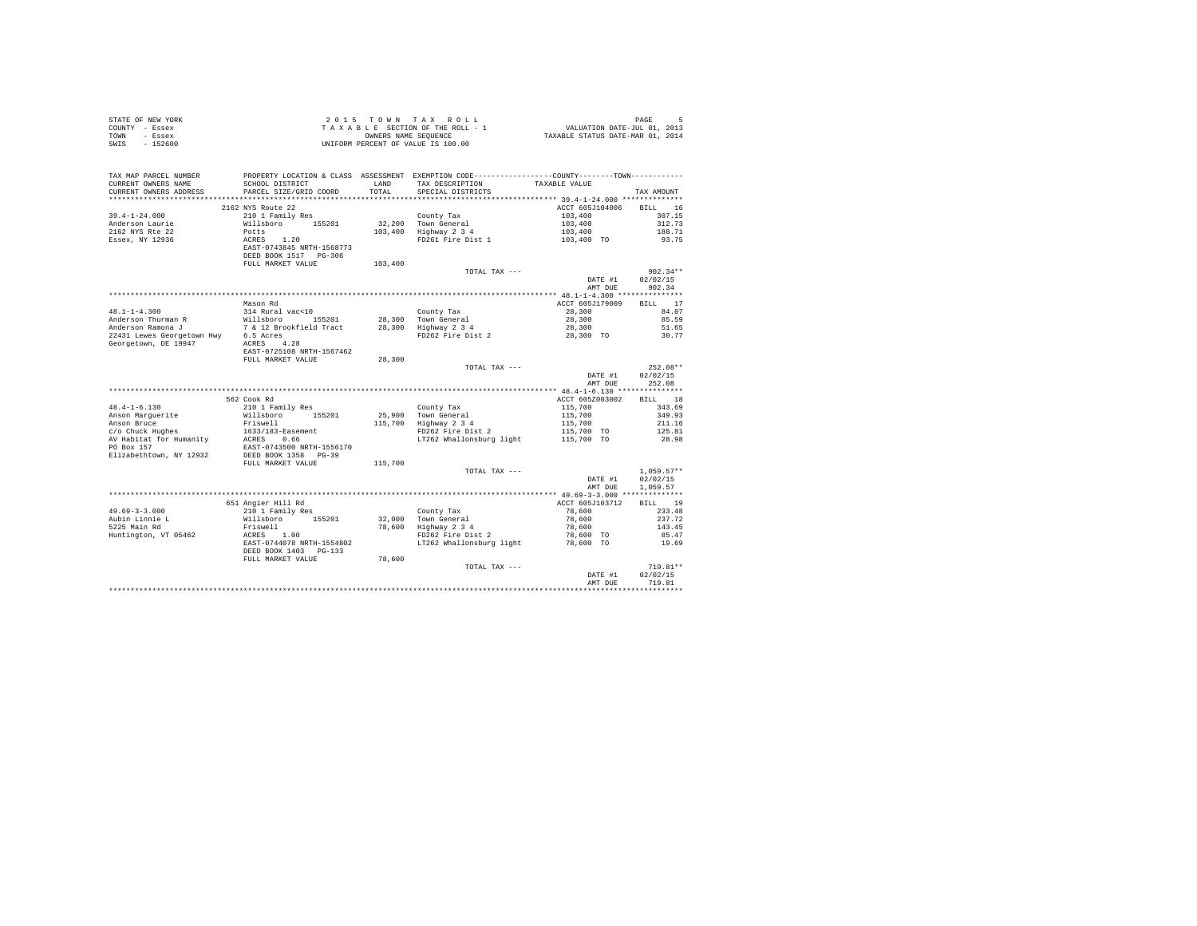STATE OF NEW YORK
COUNTY - Essex
TOWN - Essex
SWIS - 152600

2 0 1 5 T O W N T A X R O L L
T A X A B L E SECTION OF THE ROLL - 1
OWNERS NAME SEQUENCE
UNIFORM PERCENT OF VALUE IS 100.00

VALUATION DATE-JUL 01, 2013
TAXABLE STATUS DATE-MAR 01, 2014

| TAX MAP PARCEL NUMBER / CURRENT OWNERS NAME / CURRENT OWNERS ADDRESS | PROPERTY LOCATION & CLASS / SCHOOL DISTRICT / PARCEL SIZE/GRID COORD | ASSESSMENT LAND / TOTAL | EXEMPTION CODE / TAX DESCRIPTION / SPECIAL DISTRICTS | COUNTY / TOWN TAXABLE VALUE | TAX AMOUNT |
|---|---|---|---|---|---|
| 39.4-1-24.000 | 2162 NYS Route 22 | | | ACCT 605J104006 | BILL 16 |
| 39.4-1-24.000 | 210 1 Family Res | | County Tax | 103,400 | 307.15 |
| Anderson Laurie | Willsboro 155201 | 32,200 | Town General | 103,400 | 312.73 |
| 2162 NYS Rte 22 | Potts | 103,400 | Highway 2 3 4 | 103,400 | 188.71 |
| Essex, NY 12936 | ACRES 1.20 | | FD261 Fire Dist 1 | 103,400 TO | 93.75 |
| | EAST-0743845 NRTH-1568773 | | | | |
| | DEED BOOK 1517 PG-306 | | | | |
| | FULL MARKET VALUE | 103,400 | | | |
| | | | TOTAL TAX --- | | 902.34** |
| | | | | DATE #1 | 02/02/15 |
| | | | | AMT DUE | 902.34 |
| 48.1-1-4.300 | Mason Rd | | | ACCT 605J179009 | BILL 17 |
| 48.1-1-4.300 | 314 Rural vac<10 | | County Tax | 28,300 | 84.07 |
| Anderson Thurman R | Willsboro 155201 | 28,300 | Town General | 28,300 | 85.59 |
| Anderson Ramona J | 7 & 12 Brookfield Tract | 28,300 | Highway 2 3 4 | 28,300 | 51.65 |
| 22431 Lewes Georgetown Hwy | 6.5 Acres | | FD262 Fire Dist 2 | 28,300 TO | 30.77 |
| Georgetown, DE 19947 | ACRES 4.28 | | | | |
| | EAST-0725108 NRTH-1567462 | | | | |
| | FULL MARKET VALUE | 28,300 | | | |
| | | | TOTAL TAX --- | | 252.08** |
| | | | | DATE #1 | 02/02/15 |
| | | | | AMT DUE | 252.08 |
| 48.4-1-6.130 | 562 Cook Rd | | | ACCT 605Z003002 | BILL 18 |
| 48.4-1-6.130 | 210 1 Family Res | | County Tax | 115,700 | 343.69 |
| Anson Marguerite | Willsboro 155201 | 25,900 | Town General | 115,700 | 349.93 |
| Anson Bruce | Friswell | 115,700 | Highway 2 3 4 | 115,700 | 211.16 |
| c/o Chuck Hughes | 1633/183-Easement | | FD262 Fire Dist 2 | 115,700 TO | 125.81 |
| AV Habitat for Humanity | ACRES 0.66 | | LT262 Whallonsburg light | 115,700 TO | 28.98 |
| PO Box 157 | EAST-0743500 NRTH-1556170 | | | | |
| Elizabethtown, NY 12932 | DEED BOOK 1358 PG-39 | | | | |
| | FULL MARKET VALUE | 115,700 | | | |
| | | | TOTAL TAX --- | | 1,059.57** |
| | | | | DATE #1 | 02/02/15 |
| | | | | AMT DUE | 1,059.57 |
| 49.69-3-3.000 | 651 Angier Hill Rd | | | ACCT 605J103712 | BILL 19 |
| 49.69-3-3.000 | 210 1 Family Res | | County Tax | 78,600 | 233.48 |
| Aubin Linnie L | Willsboro 155201 | 32,000 | Town General | 78,600 | 237.72 |
| 5225 Main Rd | Friswell | 78,600 | Highway 2 3 4 | 78,600 | 143.45 |
| Huntington, VT 05462 | ACRES 1.00 | | FD262 Fire Dist 2 | 78,600 TO | 85.47 |
| | EAST-0744078 NRTH-1554802 | | LT262 Whallonsburg light | 78,600 TO | 19.69 |
| | DEED BOOK 1403 PG-133 | | | | |
| | FULL MARKET VALUE | 78,600 | | | |
| | | | TOTAL TAX --- | | 719.81** |
| | | | | DATE #1 | 02/02/15 |
| | | | | AMT DUE | 719.81 |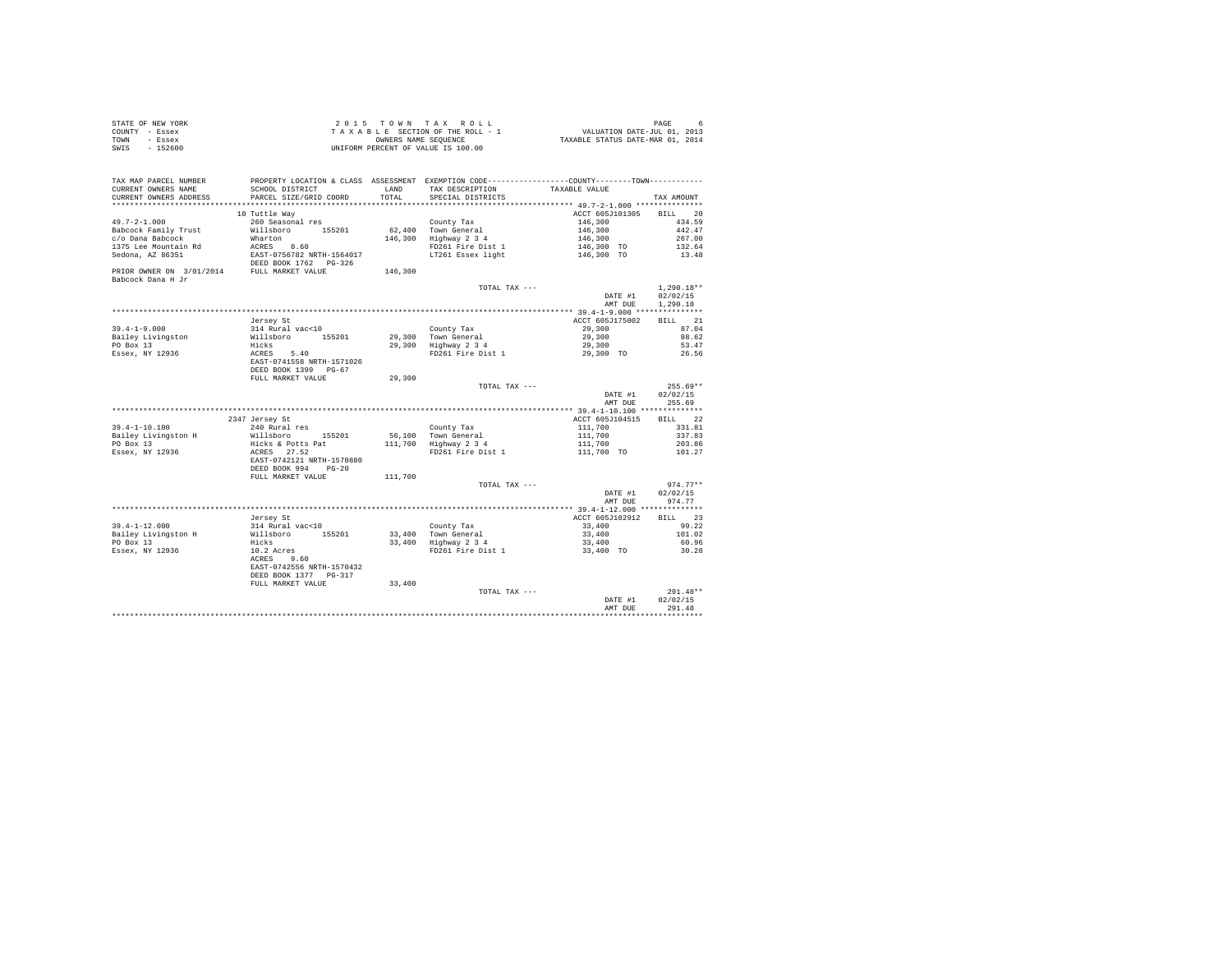STATE OF NEW YORK
COUNTY - Essex
TOWN - Essex
SWIS - 152600

2 0 1 5 T O W N T A X R O L L
T A X A B L E SECTION OF THE ROLL - 1
OWNERS NAME SEQUENCE
UNIFORM PERCENT OF VALUE IS 100.00

VALUATION DATE-JUL 01, 2013
TAXABLE STATUS DATE-MAR 01, 2014

| TAX MAP PARCEL NUMBER / CURRENT OWNERS NAME / CURRENT OWNERS ADDRESS | PROPERTY LOCATION & CLASS / SCHOOL DISTRICT / PARCEL SIZE/GRID COORD | ASSESSMENT LAND / TOTAL | EXEMPTION CODE / TAX DESCRIPTION / SPECIAL DISTRICTS | COUNTY / TOWN TAXABLE VALUE | TAX AMOUNT |
|---|---|---|---|---|---|
| **49.7-2-1.000** | 10 Tuttle Way | | | ACCT 605J101305 | BILL 20 |
| 49.7-2-1.000 | 260 Seasonal res | | County Tax | 146,300 | 434.59 |
| Babcock Family Trust | Willsboro 155201 | 62,400 | Town General | 146,300 | 442.47 |
| c/o Dana Babcock | Wharton | 146,300 | Highway 2 3 4 | 146,300 | 267.00 |
| 1375 Lee Mountain Rd | ACRES 0.60 | | FD261 Fire Dist 1 | 146,300 TO | 132.64 |
| Sedona, AZ 86351 | EAST-0756782 NRTH-1564017 | | LT261 Essex light | 146,300 TO | 13.48 |
| | DEED BOOK 1762 PG-326 | | | | |
| PRIOR OWNER ON 3/01/2014 | FULL MARKET VALUE | 146,300 | | | |
| Babcock Dana H Jr | | | | | |
| | | | TOTAL TAX --- | | 1,290.18** |
| | | | | DATE #1 | 02/02/15 |
| | | | | AMT DUE | 1,290.18 |
| **39.4-1-9.000** | Jersey St | | | ACCT 605J175002 | BILL 21 |
| 39.4-1-9.000 | 314 Rural vac<10 | | County Tax | 29,300 | 87.04 |
| Bailey Livingston | Willsboro 155201 | 29,300 | Town General | 29,300 | 88.62 |
| PO Box 13 | Hicks | 29,300 | Highway 2 3 4 | 29,300 | 53.47 |
| Essex, NY 12936 | ACRES 5.40 | | FD261 Fire Dist 1 | 29,300 TO | 26.56 |
| | EAST-0741558 NRTH-1571026 | | | | |
| | DEED BOOK 1399 PG-67 | | | | |
| | FULL MARKET VALUE | 29,300 | | | |
| | | | TOTAL TAX --- | | 255.69** |
| | | | | DATE #1 | 02/02/15 |
| | | | | AMT DUE | 255.69 |
| **39.4-1-10.100** | 2347 Jersey St | | | ACCT 605J104515 | BILL 22 |
| 39.4-1-10.100 | 240 Rural res | | County Tax | 111,700 | 331.81 |
| Bailey Livingston H | Willsboro 155201 | 56,100 | Town General | 111,700 | 337.83 |
| PO Box 13 | Hicks & Potts Pat | 111,700 | Highway 2 3 4 | 111,700 | 203.86 |
| Essex, NY 12936 | ACRES 27.52 | | FD261 Fire Dist 1 | 111,700 TO | 101.27 |
| | EAST-0742121 NRTH-1570880 | | | | |
| | DEED BOOK 994 PG-20 | | | | |
| | FULL MARKET VALUE | 111,700 | | | |
| | | | TOTAL TAX --- | | 974.77** |
| | | | | DATE #1 | 02/02/15 |
| | | | | AMT DUE | 974.77 |
| **39.4-1-12.000** | Jersey St | | | ACCT 605J102912 | BILL 23 |
| 39.4-1-12.000 | 314 Rural vac<10 | | County Tax | 33,400 | 99.22 |
| Bailey Livingston H | Willsboro 155201 | 33,400 | Town General | 33,400 | 101.02 |
| PO Box 13 | Hicks | 33,400 | Highway 2 3 4 | 33,400 | 60.96 |
| Essex, NY 12936 | 10.2 Acres | | FD261 Fire Dist 1 | 33,400 TO | 30.28 |
| | ACRES 9.60 | | | | |
| | EAST-0742556 NRTH-1570432 | | | | |
| | DEED BOOK 1377 PG-317 | | | | |
| | FULL MARKET VALUE | 33,400 | | | |
| | | | TOTAL TAX --- | | 291.48** |
| | | | | DATE #1 | 02/02/15 |
| | | | | AMT DUE | 291.48 |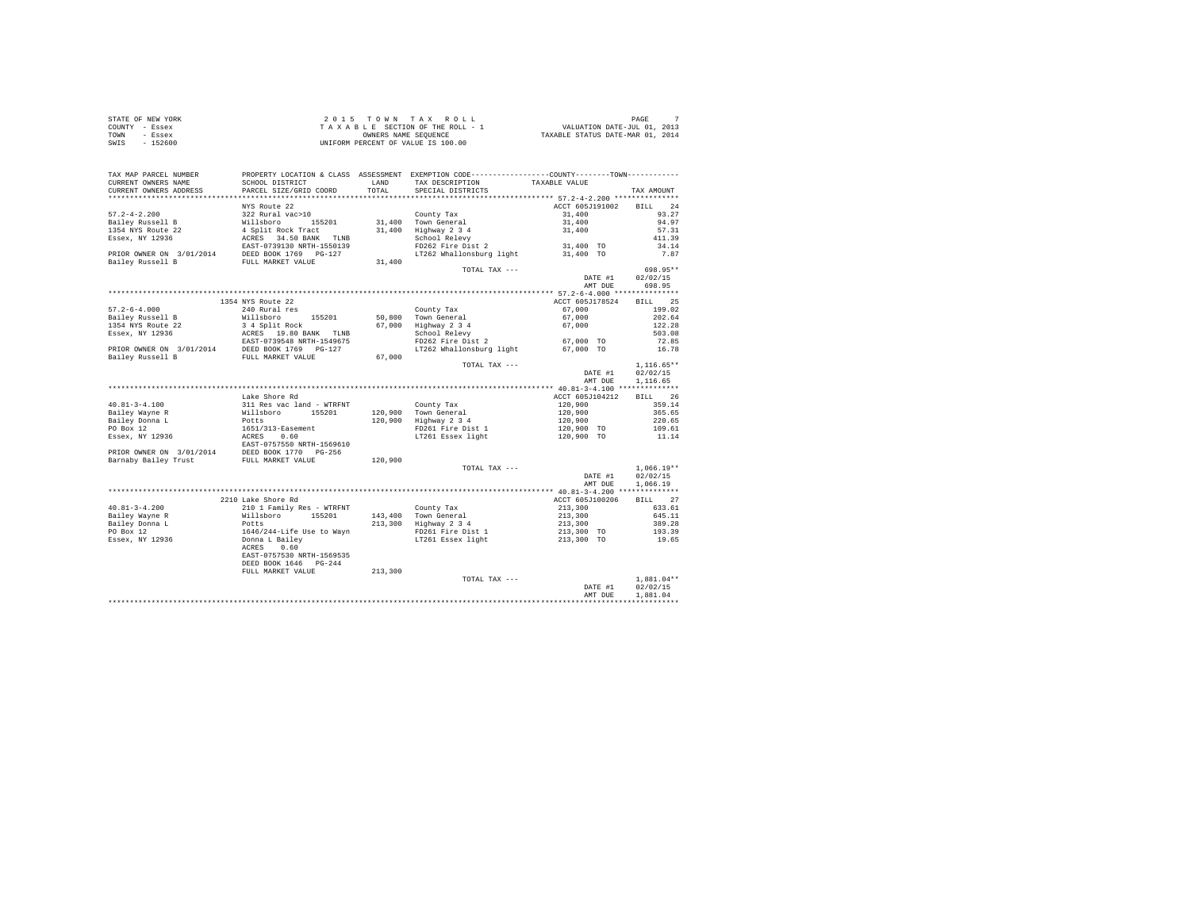STATE OF NEW YORK
COUNTY - Essex
TOWN - Essex
SWIS - 152600

2 0 1 5 T O W N T A X R O L L
T A X A B L E SECTION OF THE ROLL - 1
OWNERS NAME SEQUENCE
UNIFORM PERCENT OF VALUE IS 100.00

VALUATION DATE-JUL 01, 2013
TAXABLE STATUS DATE-MAR 01, 2014

```
TAX MAP PARCEL NUMBER     PROPERTY LOCATION & CLASS  ASSESSMENT  EXEMPTION CODE-----------------COUNTY--------TOWN-----------
CURRENT OWNERS NAME       SCHOOL DISTRICT             LAND       TAX DESCRIPTION            TAXABLE VALUE
CURRENT OWNERS ADDRESS    PARCEL SIZE/GRID COORD      TOTAL      SPECIAL DISTRICTS                                  TAX AMOUNT
****************************************************************************************************** 57.2-4-2.200 ***************
                          NYS Route 22                                                      ACCT 605J191002     BILL   24
57.2-4-2.200              322 Rural vac>10                       County Tax                  31,400                  93.27
Bailey Russell B          Willsboro      155201       31,400     Town General                31,400                  94.97
1354 NYS Route 22         4 Split Rock Tract          31,400     Highway 2 3 4               31,400                  57.31
Essex, NY 12936           ACRES  34.50 BANK  TLNB                School Relevy                                      411.39
                          EAST-0739130 NRTH-1550139              FD262 Fire Dist 2            31,400 TO              34.14
PRIOR OWNER ON 3/01/2014  DEED BOOK 1769  PG-127                 LT262 Whallonsburg light     31,400 TO               7.87
Bailey Russell B          FULL MARKET VALUE           31,400
                                                                 TOTAL TAX ---                                      698.95**
                                                                                              DATE #1           02/02/15
                                                                                              AMT DUE             698.95
****************************************************************************************************** 57.2-6-4.000 ***************
                          1354 NYS Route 22                                                 ACCT 605J178524     BILL   25
57.2-6-4.000              240 Rural res                          County Tax                  67,000                 199.02
Bailey Russell B          Willsboro      155201       50,800     Town General                67,000                 202.64
1354 NYS Route 22         3 4 Split Rock              67,000     Highway 2 3 4               67,000                 122.28
Essex, NY 12936           ACRES  19.80 BANK  TLNB                School Relevy                                      503.08
                          EAST-0739548 NRTH-1549675              FD262 Fire Dist 2            67,000 TO              72.85
PRIOR OWNER ON 3/01/2014  DEED BOOK 1769  PG-127                 LT262 Whallonsburg light     67,000 TO              16.78
Bailey Russell B          FULL MARKET VALUE           67,000
                                                                 TOTAL TAX ---                                    1,116.65**
                                                                                              DATE #1           02/02/15
                                                                                              AMT DUE           1,116.65
****************************************************************************************************** 40.81-3-4.100 **************
                          Lake Shore Rd                                                     ACCT 605J104212     BILL   26
40.81-3-4.100             311 Res vac land - WTRFNT              County Tax                 120,900                 359.14
Bailey Wayne R            Willsboro      155201      120,900     Town General               120,900                 365.65
Bailey Donna L            Potts                      120,900     Highway 2 3 4              120,900                 220.65
PO Box 12                 1651/313-Easement                      FD261 Fire Dist 1           120,900 TO             109.61
Essex, NY 12936           ACRES   0.60                           LT261 Essex light           120,900 TO              11.14
                          EAST-0757550 NRTH-1569610
PRIOR OWNER ON 3/01/2014  DEED BOOK 1770  PG-256
Barnaby Bailey Trust      FULL MARKET VALUE          120,900
                                                                 TOTAL TAX ---                                    1,066.19**
                                                                                              DATE #1           02/02/15
                                                                                              AMT DUE           1,066.19
****************************************************************************************************** 40.81-3-4.200 **************
                          2210 Lake Shore Rd                                                ACCT 605J100206     BILL   27
40.81-3-4.200             210 1 Family Res - WTRFNT              County Tax                 213,300                 633.61
Bailey Wayne R            Willsboro      155201      143,400     Town General               213,300                 645.11
Bailey Donna L            Potts                      213,300     Highway 2 3 4              213,300                 389.28
PO Box 12                 1646/244-Life Use to Wayn              FD261 Fire Dist 1           213,300 TO             193.39
Essex, NY 12936           Donna L Bailey                         LT261 Essex light           213,300 TO              19.65
                          ACRES   0.60
                          EAST-0757530 NRTH-1569535
                          DEED BOOK 1646  PG-244
                          FULL MARKET VALUE          213,300
                                                                 TOTAL TAX ---                                    1,881.04**
                                                                                              DATE #1           02/02/15
                                                                                              AMT DUE           1,881.04
************************************************************************************************************************************
```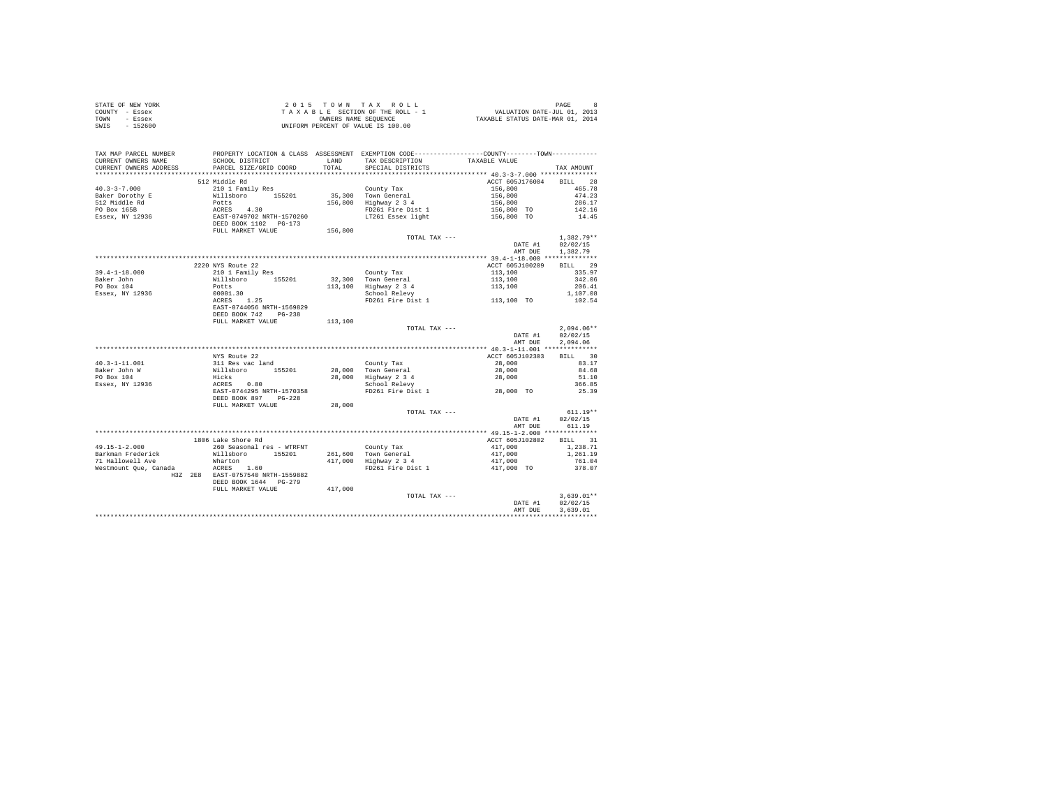STATE OF NEW YORK
COUNTY - Essex
TOWN - Essex
SWIS - 152600

2 0 1 5 T O W N T A X R O L L
T A X A B L E SECTION OF THE ROLL - 1
OWNERS NAME SEQUENCE
UNIFORM PERCENT OF VALUE IS 100.00

VALUATION DATE-JUL 01, 2013
TAXABLE STATUS DATE-MAR 01, 2014

| TAX MAP PARCEL NUMBER / CURRENT OWNERS NAME / CURRENT OWNERS ADDRESS | PROPERTY LOCATION & CLASS / SCHOOL DISTRICT / PARCEL SIZE/GRID COORD | ASSESSMENT LAND / TOTAL | EXEMPTION CODE / TAX DESCRIPTION / SPECIAL DISTRICTS | COUNTY--------TOWN / TAXABLE VALUE | TAX AMOUNT |
|---|---|---|---|---|---|
| 40.3-3-7.000 | 512 Middle Rd | | | ACCT 605J176004 | BILL 28 |
| 40.3-3-7.000 | 210 1 Family Res | | County Tax | 156,800 | 465.78 |
| Baker Dorothy E | Willsboro 155201 | 35,300 | Town General | 156,800 | 474.23 |
| 512 Middle Rd | Potts | 156,800 | Highway 2 3 4 | 156,800 | 286.17 |
| PO Box 165B | ACRES 4.30 | | FD261 Fire Dist 1 | 156,800 TO | 142.16 |
| Essex, NY 12936 | EAST-0749702 NRTH-1570260 | | LT261 Essex light | 156,800 TO | 14.45 |
| | DEED BOOK 1102 PG-173 | | | | |
| | FULL MARKET VALUE | 156,800 | | | |
| | | | TOTAL TAX --- | | 1,382.79** |
| | | | | DATE #1 | 02/02/15 |
| | | | | AMT DUE | 1,382.79 |
| 39.4-1-18.000 | 2220 NYS Route 22 | | | ACCT 605J100209 | BILL 29 |
| 39.4-1-18.000 | 210 1 Family Res | | County Tax | 113,100 | 335.97 |
| Baker John | Willsboro 155201 | 32,300 | Town General | 113,100 | 342.06 |
| PO Box 104 | Potts | 113,100 | Highway 2 3 4 | 113,100 | 206.41 |
| Essex, NY 12936 | 00001.30 | | School Relevy | | 1,107.08 |
| | ACRES 1.25 | | FD261 Fire Dist 1 | 113,100 TO | 102.54 |
| | EAST-0744056 NRTH-1569829 | | | | |
| | DEED BOOK 742 PG-238 | | | | |
| | FULL MARKET VALUE | 113,100 | | | |
| | | | TOTAL TAX --- | | 2,094.06** |
| | | | | DATE #1 | 02/02/15 |
| | | | | AMT DUE | 2,094.06 |
| 40.3-1-11.001 | NYS Route 22 | | | ACCT 605J102303 | BILL 30 |
| 40.3-1-11.001 | 311 Res vac land | | County Tax | 28,000 | 83.17 |
| Baker John W | Willsboro 155201 | 28,000 | Town General | 28,000 | 84.68 |
| PO Box 104 | Hicks | 28,000 | Highway 2 3 4 | 28,000 | 51.10 |
| Essex, NY 12936 | ACRES 0.80 | | School Relevy | | 366.85 |
| | EAST-0744295 NRTH-1570358 | | FD261 Fire Dist 1 | 28,000 TO | 25.39 |
| | DEED BOOK 897 PG-228 | | | | |
| | FULL MARKET VALUE | 28,000 | | | |
| | | | TOTAL TAX --- | | 611.19** |
| | | | | DATE #1 | 02/02/15 |
| | | | | AMT DUE | 611.19 |
| 49.15-1-2.000 | 1806 Lake Shore Rd | | | ACCT 605J102802 | BILL 31 |
| 49.15-1-2.000 | 260 Seasonal res - WTRFNT | | County Tax | 417,000 | 1,238.71 |
| Barkman Frederick | Willsboro 155201 | 261,600 | Town General | 417,000 | 1,261.19 |
| 71 Hallowell Ave | Wharton | 417,000 | Highway 2 3 4 | 417,000 | 761.04 |
| Westmount Que, Canada | ACRES 1.60 | | FD261 Fire Dist 1 | 417,000 TO | 378.07 |
| H3Z 2E8 | EAST-0757540 NRTH-1559882 | | | | |
| | DEED BOOK 1644 PG-279 | | | | |
| | FULL MARKET VALUE | 417,000 | | | |
| | | | TOTAL TAX --- | | 3,639.01** |
| | | | | DATE #1 | 02/02/15 |
| | | | | AMT DUE | 3,639.01 |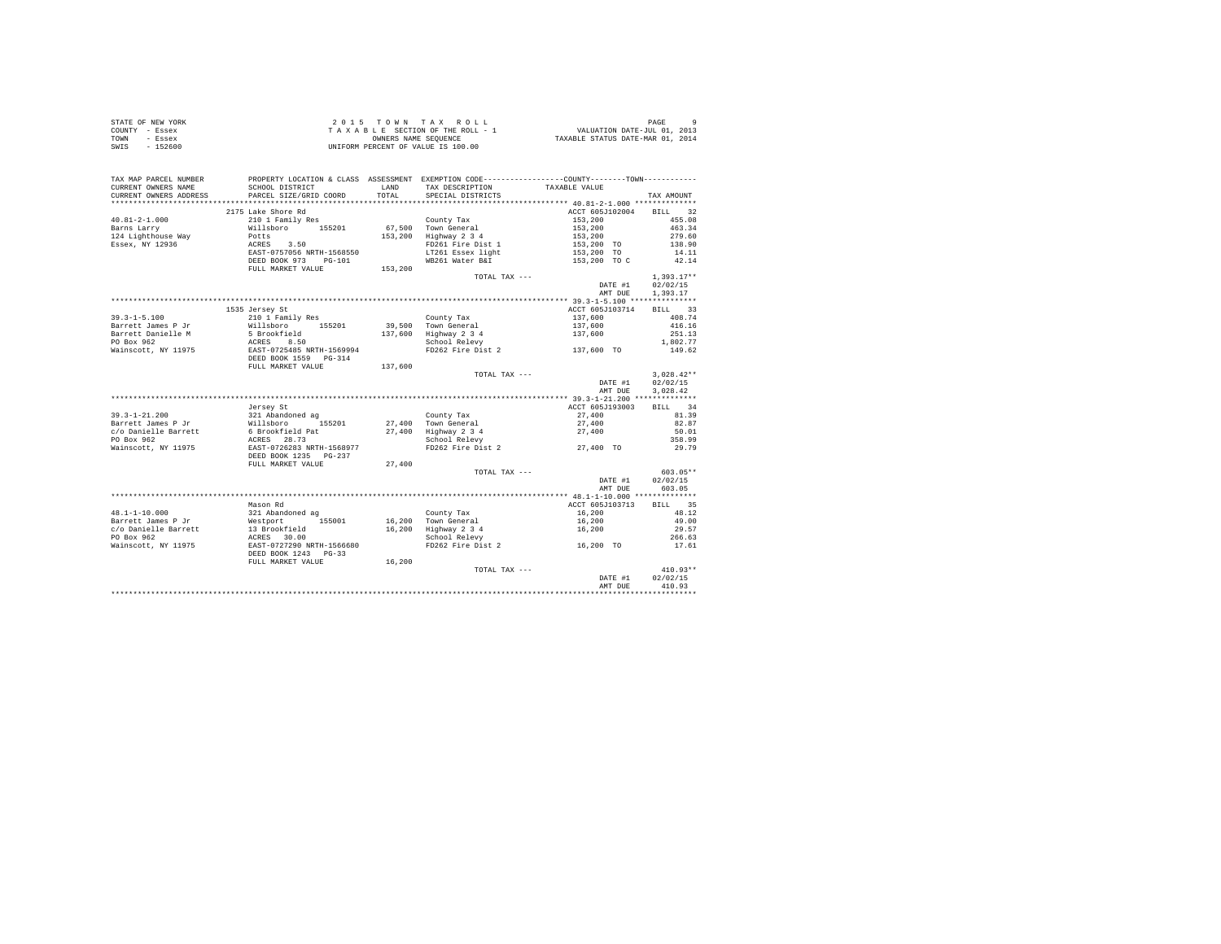STATE OF NEW YORK
COUNTY - Essex
TOWN - Essex
SWIS - 152600

2 0 1 5 T O W N T A X R O L L
T A X A B L E SECTION OF THE ROLL - 1
OWNERS NAME SEQUENCE
UNIFORM PERCENT OF VALUE IS 100.00

VALUATION DATE-JUL 01, 2013
TAXABLE STATUS DATE-MAR 01, 2014

| TAX MAP PARCEL NUMBER / CURRENT OWNERS NAME / CURRENT OWNERS ADDRESS | PROPERTY LOCATION & CLASS / SCHOOL DISTRICT / PARCEL SIZE/GRID COORD | ASSESSMENT LAND / TOTAL | EXEMPTION CODE / TAX DESCRIPTION / SPECIAL DISTRICTS | COUNTY--------TOWN / TAXABLE VALUE | TAX AMOUNT |
|---|---|---|---|---|---|
| 40.81-2-1.000 | 2175 Lake Shore Rd | | | ACCT 605J102004 | BILL 32 |
| Barns Larry | 210 1 Family Res | | County Tax | 153,200 | 455.08 |
| 124 Lighthouse Way | Willsboro 155201 | 67,500 | Town General | 153,200 | 463.34 |
| Essex, NY 12936 | Potts | 153,200 | Highway 2 3 4 | 153,200 | 279.60 |
| | ACRES 3.50 | | FD261 Fire Dist 1 | 153,200 TO | 138.90 |
| | EAST-0757056 NRTH-1568550 | | LT261 Essex light | 153,200 TO | 14.11 |
| | DEED BOOK 973 PG-101 | | WB261 Water B&I | 153,200 TO C | 42.14 |
| | FULL MARKET VALUE | 153,200 | | | |
| | | | TOTAL TAX --- | | 1,393.17** |
| | | | | DATE #1 | 02/02/15 |
| | | | | AMT DUE | 1,393.17 |
| 39.3-1-5.100 | 1535 Jersey St | | | ACCT 605J103714 | BILL 33 |
| Barrett James P Jr | 210 1 Family Res | | County Tax | 137,600 | 408.74 |
| Barrett Danielle M | Willsboro 155201 | 39,500 | Town General | 137,600 | 416.16 |
| PO Box 962 | 5 Brookfield | 137,600 | Highway 2 3 4 | 137,600 | 251.13 |
| Wainscott, NY 11975 | ACRES 8.50 | | School Relevy | | 1,802.77 |
| | EAST-0725485 NRTH-1569994 | | FD262 Fire Dist 2 | 137,600 TO | 149.62 |
| | DEED BOOK 1559 PG-314 | | | | |
| | FULL MARKET VALUE | 137,600 | | | |
| | | | TOTAL TAX --- | | 3,028.42** |
| | | | | DATE #1 | 02/02/15 |
| | | | | AMT DUE | 3,028.42 |
| 39.3-1-21.200 | Jersey St | | | ACCT 605J193003 | BILL 34 |
| Barrett James P Jr | 321 Abandoned ag | | County Tax | 27,400 | 81.39 |
| c/o Danielle Barrett | Willsboro 155201 | 27,400 | Town General | 27,400 | 82.87 |
| PO Box 962 | 6 Brookfield Pat | 27,400 | Highway 2 3 4 | 27,400 | 50.01 |
| Wainscott, NY 11975 | ACRES 28.73 | | School Relevy | | 358.99 |
| | EAST-0726283 NRTH-1568977 | | FD262 Fire Dist 2 | 27,400 TO | 29.79 |
| | DEED BOOK 1235 PG-237 | | | | |
| | FULL MARKET VALUE | 27,400 | | | |
| | | | TOTAL TAX --- | | 603.05** |
| | | | | DATE #1 | 02/02/15 |
| | | | | AMT DUE | 603.05 |
| 48.1-1-10.000 | Mason Rd | | | ACCT 605J103713 | BILL 35 |
| Barrett James P Jr | 321 Abandoned ag | | County Tax | 16,200 | 48.12 |
| c/o Danielle Barrett | Westport 155001 | 16,200 | Town General | 16,200 | 49.00 |
| PO Box 962 | 13 Brookfield | 16,200 | Highway 2 3 4 | 16,200 | 29.57 |
| Wainscott, NY 11975 | ACRES 30.00 | | School Relevy | | 266.63 |
| | EAST-0727290 NRTH-1566680 | | FD262 Fire Dist 2 | 16,200 TO | 17.61 |
| | DEED BOOK 1243 PG-33 | | | | |
| | FULL MARKET VALUE | 16,200 | | | |
| | | | TOTAL TAX --- | | 410.93** |
| | | | | DATE #1 | 02/02/15 |
| | | | | AMT DUE | 410.93 |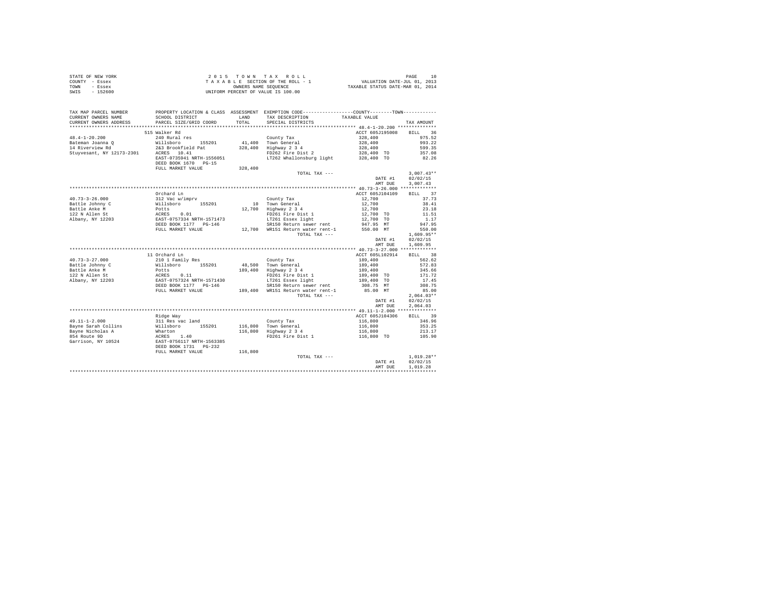STATE OF NEW YORK · COUNTY - Essex · TOWN - Essex · SWIS - 152600

2 0 1 5   T O W N   T A X   R O L L
T A X A B L E  SECTION OF THE ROLL - 1
OWNERS NAME SEQUENCE
UNIFORM PERCENT OF VALUE IS 100.00

VALUATION DATE-JUL 01, 2013
TAXABLE STATUS DATE-MAR 01, 2014

| TAX MAP PARCEL NUMBER / CURRENT OWNERS NAME / CURRENT OWNERS ADDRESS | PROPERTY LOCATION & CLASS / SCHOOL DISTRICT / PARCEL SIZE/GRID COORD | ASSESSMENT LAND / TOTAL | EXEMPTION CODE / TAX DESCRIPTION / SPECIAL DISTRICTS | COUNTY--------TOWN TAXABLE VALUE | TAX AMOUNT |
|---|---|---|---|---|---|
| **48.4-1-20.200** | 515 Walker Rd | | | ACCT 605J195008 | BILL 36 |
| 48.4-1-20.200 | 240 Rural res | | County Tax | 328,400 | 975.52 |
| Bateman Joanna Q | Willsboro 155201 | 41,400 | Town General | 328,400 | 993.22 |
| 14 Riverview Rd | 2&3 Brookfield Pat | 328,400 | Highway 2 3 4 | 328,400 | 599.35 |
| Stuyvesant, NY 12173-2301 | ACRES 10.41 | | FD262 Fire Dist 2 | 328,400 TO | 357.08 |
| | EAST-0735941 NRTH-1556051 | | LT262 Whallonsburg light | 328,400 TO | 82.26 |
| | DEED BOOK 1670 PG-15 | | | | |
| | FULL MARKET VALUE | 328,400 | | | |
| | | | TOTAL TAX --- | | 3,007.43** |
| | | | | DATE #1 | 02/02/15 |
| | | | | AMT DUE | 3,007.43 |
| **40.73-3-26.000** | Orchard Ln | | | ACCT 605J104109 | BILL 37 |
| 40.73-3-26.000 | 312 Vac w/imprv | | County Tax | 12,700 | 37.73 |
| Battle Johnny C | Willsboro 155201 | 10 | Town General | 12,700 | 38.41 |
| Battle Anke M | Potts | 12,700 | Highway 2 3 4 | 12,700 | 23.18 |
| 122 N Allen St | ACRES 0.01 | | FD261 Fire Dist 1 | 12,700 TO | 11.51 |
| Albany, NY 12203 | EAST-0757334 NRTH-1571473 | | LT261 Essex light | 12,700 TO | 1.17 |
| | DEED BOOK 1177 PG-146 | | SR150 Return sewer rent | 947.95 MT | 947.95 |
| | FULL MARKET VALUE | 12,700 | WR151 Return water rent-1 | 550.00 MT | 550.00 |
| | | | TOTAL TAX --- | | 1,609.95** |
| | | | | DATE #1 | 02/02/15 |
| | | | | AMT DUE | 1,609.95 |
| **40.73-3-27.000** | 11 Orchard Ln | | | ACCT 605L102914 | BILL 38 |
| 40.73-3-27.000 | 210 1 Family Res | | County Tax | 189,400 | 562.62 |
| Battle Johnny C | Willsboro 155201 | 48,500 | Town General | 189,400 | 572.83 |
| Battle Anke M | Potts | 189,400 | Highway 2 3 4 | 189,400 | 345.66 |
| 122 N Allen St | ACRES 0.11 | | FD261 Fire Dist 1 | 189,400 TO | 171.72 |
| Albany, NY 12203 | EAST-0757324 NRTH-1571430 | | LT261 Essex light | 189,400 TO | 17.45 |
| | DEED BOOK 1177 PG-146 | | SR150 Return sewer rent | 308.75 MT | 308.75 |
| | FULL MARKET VALUE | 189,400 | WR151 Return water rent-1 | 85.00 MT | 85.00 |
| | | | TOTAL TAX --- | | 2,064.03** |
| | | | | DATE #1 | 02/02/15 |
| | | | | AMT DUE | 2,064.03 |
| **49.11-1-2.000** | Ridge Way | | | ACCT 605J104306 | BILL 39 |
| 49.11-1-2.000 | 311 Res vac land | | County Tax | 116,800 | 346.96 |
| Bayne Sarah Collins | Willsboro 155201 | 116,800 | Town General | 116,800 | 353.25 |
| Bayne Nicholas A | Wharton | 116,800 | Highway 2 3 4 | 116,800 | 213.17 |
| 854 Route 9D | ACRES 1.40 | | FD261 Fire Dist 1 | 116,800 TO | 105.90 |
| Garrison, NY 10524 | EAST-0756117 NRTH-1563385 | | | | |
| | DEED BOOK 1731 PG-232 | | | | |
| | FULL MARKET VALUE | 116,800 | | | |
| | | | TOTAL TAX --- | | 1,019.28** |
| | | | | DATE #1 | 02/02/15 |
| | | | | AMT DUE | 1,019.28 |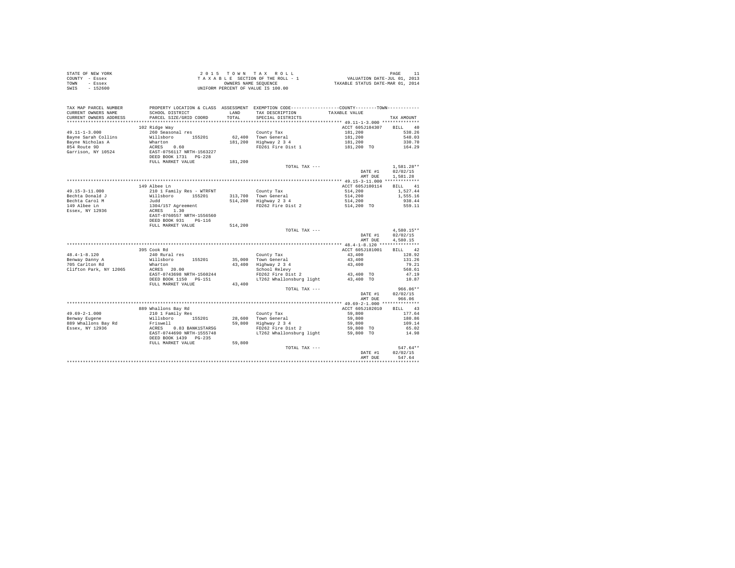STATE OF NEW YORK
COUNTY - Essex
TOWN - Essex
SWIS - 152600

2 0 1 5 T O W N T A X R O L L
T A X A B L E SECTION OF THE ROLL - 1
OWNERS NAME SEQUENCE
UNIFORM PERCENT OF VALUE IS 100.00

VALUATION DATE-JUL 01, 2013
TAXABLE STATUS DATE-MAR 01, 2014

```
TAX MAP PARCEL NUMBER     PROPERTY LOCATION & CLASS  ASSESSMENT  EXEMPTION CODE------------------COUNTY--------TOWN-----------
CURRENT OWNERS NAME       SCHOOL DISTRICT              LAND      TAX DESCRIPTION            TAXABLE VALUE
CURRENT OWNERS ADDRESS    PARCEL SIZE/GRID COORD       TOTAL     SPECIAL DISTRICTS                                    TAX AMOUNT
*********************************************************************************************** 49.11-1-3.000 **************
                          102 Ridge Way                                                      ACCT 605J104307     BILL   40
49.11-1-3.000             260 Seasonal res                        County Tax                  181,200                 538.26
Bayne Sarah Collins       Willsboro      155201       62,400     Town General                181,200                 548.03
Bayne Nicholas A          Wharton                    181,200     Highway 2 3 4               181,200                 330.70
854 Route 9D              ACRES    0.60                          FD261 Fire Dist 1           181,200 TO              164.29
Garrison, NY 10524        EAST-0756117 NRTH-1563227
                          DEED BOOK 1731   PG-228
                          FULL MARKET VALUE          181,200
                                                                  TOTAL TAX ---                                     1,581.28**
                                                                                              DATE #1           02/02/15
                                                                                              AMT DUE           1,581.28
*********************************************************************************************** 49.15-3-11.000 *************
                          149 Albee Ln                                                       ACCT 605J100114     BILL   41
49.15-3-11.000            210 1 Family Res - WTRFNT               County Tax                  514,200               1,527.44
Bechta Donald J           Willsboro      155201      313,700     Town General                514,200               1,555.16
Bechta Carol M            Judd                       514,200     Highway 2 3 4               514,200                 938.44
149 Albee Ln              1304/157 Agreement                     FD262 Fire Dist 2           514,200 TO              559.11
Essex, NY 12936           ACRES    1.30
                          EAST-0760557 NRTH-1556560
                          DEED BOOK 931    PG-116
                          FULL MARKET VALUE          514,200
                                                                  TOTAL TAX ---                                     4,580.15**
                                                                                              DATE #1           02/02/15
                                                                                              AMT DUE           4,580.15
*********************************************************************************************** 48.4-1-8.120 ***************
                          395 Cook Rd                                                        ACCT 605J181001     BILL   42
48.4-1-8.120              240 Rural res                           County Tax                   43,400                 128.92
Benway Danny A            Willsboro      155201       35,000     Town General                 43,400                 131.26
705 Carlton Rd            Wharton                     43,400     Highway 2 3 4                43,400                  79.21
Clifton Park, NY 12065    ACRES   20.00                          School Relevy                                        568.61
                          EAST-0743698 NRTH-1560244              FD262 Fire Dist 2            43,400 TO               47.19
                          DEED BOOK 1150   PG-151                LT262 Whallonsburg light     43,400 TO               10.87
                          FULL MARKET VALUE           43,400
                                                                  TOTAL TAX ---                                       966.06**
                                                                                              DATE #1           02/02/15
                                                                                              AMT DUE             966.06
*********************************************************************************************** 49.69-2-1.000 **************
                          889 Whallons Bay Rd                                                ACCT 605J102010     BILL   43
49.69-2-1.000             210 1 Family Res                        County Tax                   59,800                 177.64
Benway Eugene             Willsboro      155201       28,600     Town General                 59,800                 180.86
889 Whallons Bay Rd       Friswell                    59,800     Highway 2 3 4                59,800                 109.14
Essex, NY 12936           ACRES    0.83 BANK1STARSG              FD262 Fire Dist 2            59,800 TO               65.02
                          EAST-0744690 NRTH-1555748              LT262 Whallonsburg light     59,800 TO               14.98
                          DEED BOOK 1439   PG-235
                          FULL MARKET VALUE           59,800
                                                                  TOTAL TAX ---                                       547.64**
                                                                                              DATE #1           02/02/15
                                                                                              AMT DUE             547.64
****************************************************************************************************************************
```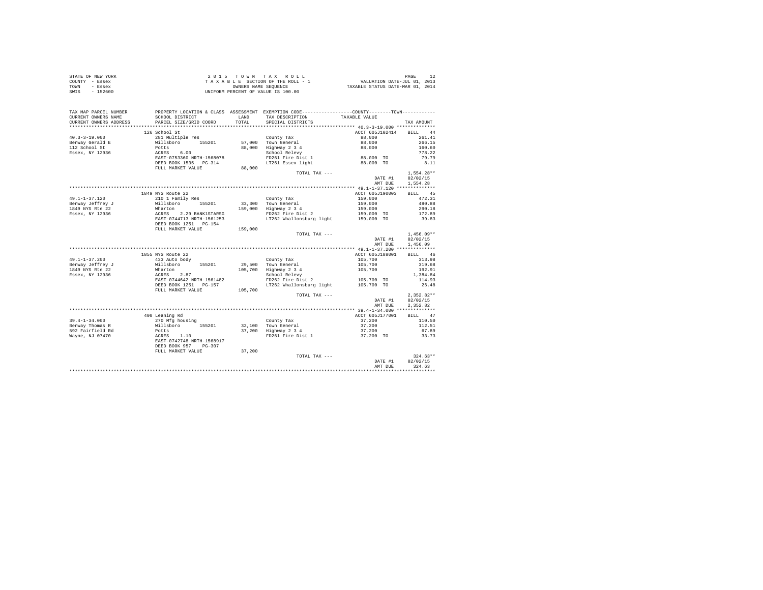STATE OF NEW YORK
COUNTY - Essex
TOWN - Essex
SWIS - 152600

2 0 1 5 T O W N T A X R O L L
T A X A B L E SECTION OF THE ROLL - 1
OWNERS NAME SEQUENCE
UNIFORM PERCENT OF VALUE IS 100.00

VALUATION DATE-JUL 01, 2013
TAXABLE STATUS DATE-MAR 01, 2014

| TAX MAP PARCEL NUMBER / CURRENT OWNERS NAME / CURRENT OWNERS ADDRESS | PROPERTY LOCATION & CLASS / SCHOOL DISTRICT / PARCEL SIZE/GRID COORD | ASSESSMENT LAND / TOTAL | EXEMPTION CODE / TAX DESCRIPTION / SPECIAL DISTRICTS | TAXABLE VALUE | TAX AMOUNT |
|---|---|---|---|---|---|
| | 126 School St | | | ACCT 605J102414 | BILL 44 |
| 40.3-3-19.000 | 281 Multiple res | | County Tax | 88,000 | 261.41 |
| Benway Gerald E | Willsboro 155201 | 57,000 | Town General | 88,000 | 266.15 |
| 112 School St | Potts | 88,000 | Highway 2 3 4 | 88,000 | 160.60 |
| Essex, NY 12936 | ACRES 6.00 | | School Relevy | | 778.22 |
| | EAST-0753360 NRTH-1568078 | | FD261 Fire Dist 1 | 88,000 TO | 79.79 |
| | DEED BOOK 1535 PG-314 | | LT261 Essex light | 88,000 TO | 8.11 |
| | FULL MARKET VALUE | 88,000 | | | |
| | | | TOTAL TAX --- | | 1,554.28** |
| | | | | DATE #1 | 02/02/15 |
| | | | | AMT DUE | 1,554.28 |
| | 1849 NYS Route 22 | | | ACCT 605J190003 | BILL 45 |
| 49.1-1-37.120 | 210 1 Family Res | | County Tax | 159,000 | 472.31 |
| Benway Jeffrey J | Willsboro 155201 | 33,300 | Town General | 159,000 | 480.88 |
| 1849 NYS Rte 22 | Wharton | 159,000 | Highway 2 3 4 | 159,000 | 290.18 |
| Essex, NY 12936 | ACRES 2.29 BANK1STARSG | | FD262 Fire Dist 2 | 159,000 TO | 172.89 |
| | EAST-0744713 NRTH-1561253 | | LT262 Whallonsburg light | 159,000 TO | 39.83 |
| | DEED BOOK 1251 PG-154 | | | | |
| | FULL MARKET VALUE | 159,000 | | | |
| | | | TOTAL TAX --- | | 1,456.09** |
| | | | | DATE #1 | 02/02/15 |
| | | | | AMT DUE | 1,456.09 |
| | 1855 NYS Route 22 | | | ACCT 605J188001 | BILL 46 |
| 49.1-1-37.200 | 433 Auto body | | County Tax | 105,700 | 313.98 |
| Benway Jeffrey J | Willsboro 155201 | 29,500 | Town General | 105,700 | 319.68 |
| 1849 NYS Rte 22 | Wharton | 105,700 | Highway 2 3 4 | 105,700 | 192.91 |
| Essex, NY 12936 | ACRES 2.87 | | School Relevy | | 1,384.84 |
| | EAST-0744642 NRTH-1561482 | | FD262 Fire Dist 2 | 105,700 TO | 114.93 |
| | DEED BOOK 1251 PG-157 | | LT262 Whallonsburg light | 105,700 TO | 26.48 |
| | FULL MARKET VALUE | 105,700 | | | |
| | | | TOTAL TAX --- | | 2,352.82** |
| | | | | DATE #1 | 02/02/15 |
| | | | | AMT DUE | 2,352.82 |
| | 400 Leaning Rd | | | ACCT 605J177001 | BILL 47 |
| 39.4-1-34.000 | 270 Mfg housing | | County Tax | 37,200 | 110.50 |
| Benway Thomas R | Willsboro 155201 | 32,100 | Town General | 37,200 | 112.51 |
| 592 Fairfield Rd | Potts | 37,200 | Highway 2 3 4 | 37,200 | 67.89 |
| Wayne, NJ 07470 | ACRES 1.10 | | FD261 Fire Dist 1 | 37,200 TO | 33.73 |
| | EAST-0742748 NRTH-1568917 | | | | |
| | DEED BOOK 957 PG-307 | | | | |
| | FULL MARKET VALUE | 37,200 | | | |
| | | | TOTAL TAX --- | | 324.63** |
| | | | | DATE #1 | 02/02/15 |
| | | | | AMT DUE | 324.63 |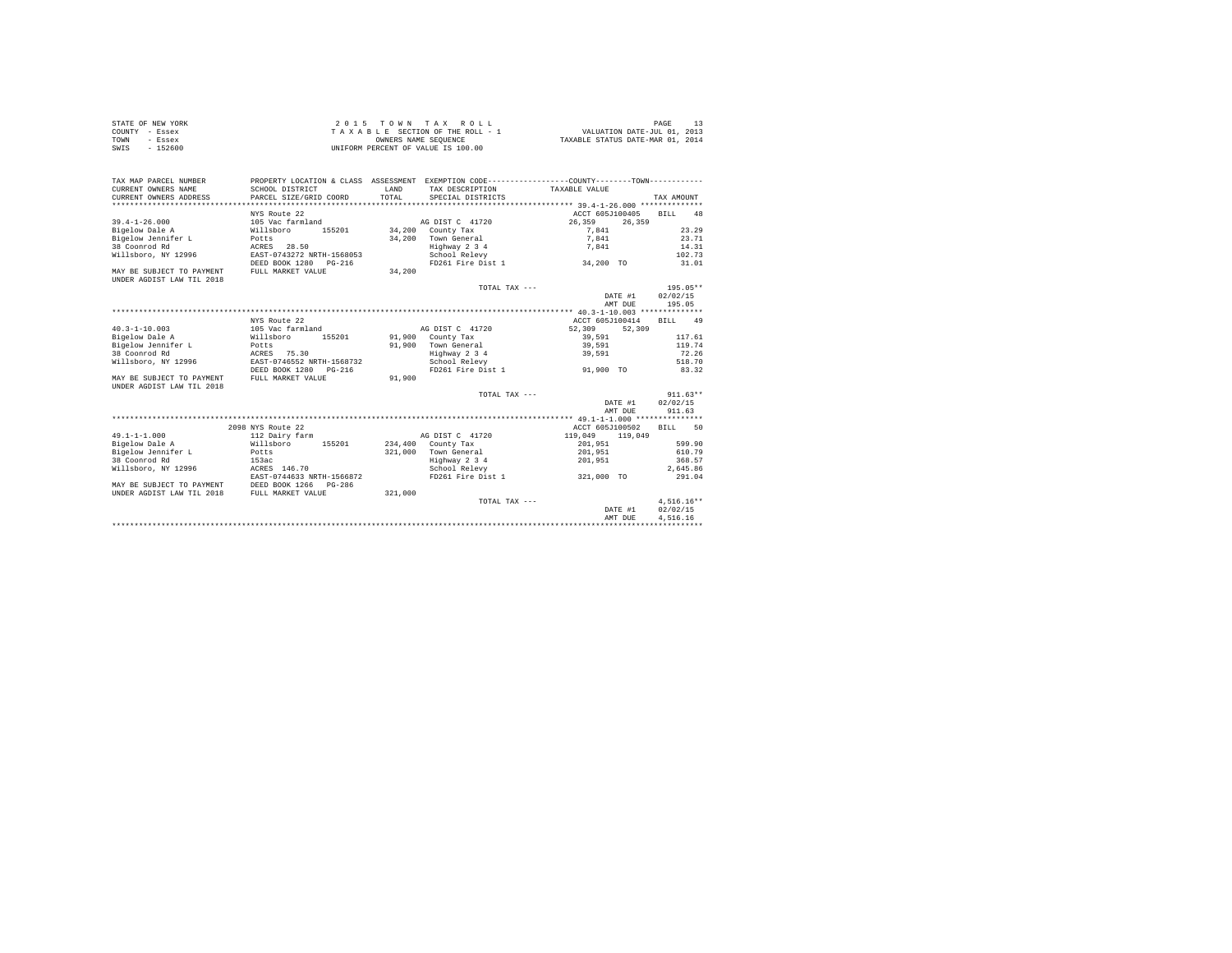STATE OF NEW YORK
COUNTY - Essex
TOWN - Essex
SWIS - 152600

2 0 1 5   T O W N   T A X   R O L L
T A X A B L E SECTION OF THE ROLL - 1
OWNERS NAME SEQUENCE
UNIFORM PERCENT OF VALUE IS 100.00

VALUATION DATE-JUL 01, 2013
TAXABLE STATUS DATE-MAR 01, 2014

| TAX MAP PARCEL NUMBER / CURRENT OWNERS NAME / CURRENT OWNERS ADDRESS | PROPERTY LOCATION & CLASS / SCHOOL DISTRICT / PARCEL SIZE/GRID COORD | ASSESSMENT LAND / TOTAL | EXEMPTION CODE / TAX DESCRIPTION / SPECIAL DISTRICTS | COUNTY / TOWN TAXABLE VALUE | TAX AMOUNT |
|---|---|---|---|---|---|
| **39.4-1-26.000** | NYS Route 22 | | | ACCT 605J100405 | BILL 48 |
| 39.4-1-26.000 | 105 Vac farmland | | AG DIST C 41720 | 26,359 26,359 | |
| Bigelow Dale A | Willsboro 155201 | 34,200 | County Tax | 7,841 | 23.29 |
| Bigelow Jennifer L | Potts | 34,200 | Town General | 7,841 | 23.71 |
| 38 Coonrod Rd | ACRES 28.50 | | Highway 2 3 4 | 7,841 | 14.31 |
| Willsboro, NY 12996 | EAST-0743272 NRTH-1568053 | | School Relevy | | 102.73 |
| | DEED BOOK 1280 PG-216 | | FD261 Fire Dist 1 | 34,200 TO | 31.01 |
| MAY BE SUBJECT TO PAYMENT UNDER AGDIST LAW TIL 2018 | FULL MARKET VALUE | 34,200 | | | |
| | | | TOTAL TAX --- | | 195.05** |
| | | | | DATE #1 | 02/02/15 |
| | | | | AMT DUE | 195.05 |
| **40.3-1-10.003** | NYS Route 22 | | | ACCT 605J100414 | BILL 49 |
| 40.3-1-10.003 | 105 Vac farmland | | AG DIST C 41720 | 52,309 52,309 | |
| Bigelow Dale A | Willsboro 155201 | 91,900 | County Tax | 39,591 | 117.61 |
| Bigelow Jennifer L | Potts | 91,900 | Town General | 39,591 | 119.74 |
| 38 Coonrod Rd | ACRES 75.30 | | Highway 2 3 4 | 39,591 | 72.26 |
| Willsboro, NY 12996 | EAST-0746552 NRTH-1568732 | | School Relevy | | 518.70 |
| | DEED BOOK 1280 PG-216 | | FD261 Fire Dist 1 | 91,900 TO | 83.32 |
| MAY BE SUBJECT TO PAYMENT UNDER AGDIST LAW TIL 2018 | FULL MARKET VALUE | 91,900 | | | |
| | | | TOTAL TAX --- | | 911.63** |
| | | | | DATE #1 | 02/02/15 |
| | | | | AMT DUE | 911.63 |
| **49.1-1-1.000** | 2098 NYS Route 22 | | | ACCT 605J100502 | BILL 50 |
| 49.1-1-1.000 | 112 Dairy farm | | AG DIST C 41720 | 119,049 119,049 | |
| Bigelow Dale A | Willsboro 155201 | 234,400 | County Tax | 201,951 | 599.90 |
| Bigelow Jennifer L | Potts | 321,000 | Town General | 201,951 | 610.79 |
| 38 Coonrod Rd | 153ac | | Highway 2 3 4 | 201,951 | 368.57 |
| Willsboro, NY 12996 | ACRES 146.70 | | School Relevy | | 2,645.86 |
| | EAST-0744633 NRTH-1566872 | | FD261 Fire Dist 1 | 321,000 TO | 291.04 |
| MAY BE SUBJECT TO PAYMENT | DEED BOOK 1266 PG-286 | | | | |
| UNDER AGDIST LAW TIL 2018 | FULL MARKET VALUE | 321,000 | | | |
| | | | TOTAL TAX --- | | 4,516.16** |
| | | | | DATE #1 | 02/02/15 |
| | | | | AMT DUE | 4,516.16 |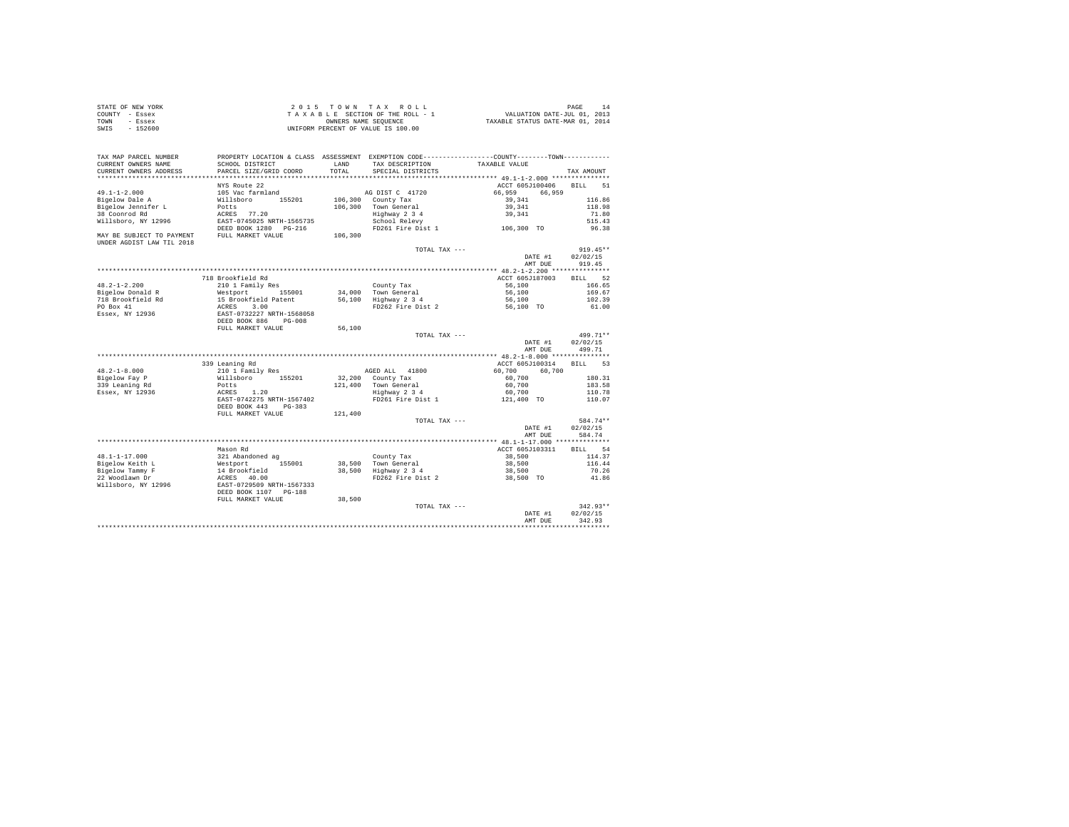STATE OF NEW YORK
COUNTY - Essex
TOWN - Essex
SWIS - 152600

2015 TOWN TAX ROLL
TAXABLE SECTION OF THE ROLL - 1
OWNERS NAME SEQUENCE
UNIFORM PERCENT OF VALUE IS 100.00

VALUATION DATE-JUL 01, 2013
TAXABLE STATUS DATE-MAR 01, 2014

| TAX MAP PARCEL NUMBER / CURRENT OWNERS NAME / CURRENT OWNERS ADDRESS | PROPERTY LOCATION & CLASS / SCHOOL DISTRICT / PARCEL SIZE/GRID COORD | ASSESSMENT LAND / TOTAL | EXEMPTION CODE / TAX DESCRIPTION / SPECIAL DISTRICTS | COUNTY / TOWN TAXABLE VALUE | TAX AMOUNT |
|---|---|---|---|---|---|
| 49.1-1-2.000 | NYS Route 22 | | | ACCT 605J100406 | BILL 51 |
| 49.1-1-2.000 | 105 Vac farmland | | AG DIST C 41720 | 66,959 66,959 | |
| Bigelow Dale A | Willsboro 155201 | 106,300 | County Tax | 39,341 | 116.86 |
| Bigelow Jennifer L | Potts | 106,300 | Town General | 39,341 | 118.98 |
| 38 Coonrod Rd | ACRES 77.20 | | Highway 2 3 4 | 39,341 | 71.80 |
| Willsboro, NY 12996 | EAST-0745025 NRTH-1565735 | | School Relevy | | 515.43 |
| | DEED BOOK 1280 PG-216 | | FD261 Fire Dist 1 | 106,300 TO | 96.38 |
| MAY BE SUBJECT TO PAYMENT UNDER AGDIST LAW TIL 2018 | FULL MARKET VALUE | 106,300 | | | |
| | | | TOTAL TAX --- | | 919.45** |
| | | | | DATE #1 | 02/02/15 |
| | | | | AMT DUE | 919.45 |
| 48.2-1-2.200 | 718 Brookfield Rd | | | ACCT 605J187003 | BILL 52 |
| 48.2-1-2.200 | 210 1 Family Res | | County Tax | 56,100 | 166.65 |
| Bigelow Donald R | Westport 155001 | 34,000 | Town General | 56,100 | 169.67 |
| 718 Brookfield Rd | 15 Brookfield Patent | 56,100 | Highway 2 3 4 | 56,100 | 102.39 |
| PO Box 41 | ACRES 3.00 | | FD262 Fire Dist 2 | 56,100 TO | 61.00 |
| Essex, NY 12936 | EAST-0732227 NRTH-1568058 | | | | |
| | DEED BOOK 886 PG-008 | | | | |
| | FULL MARKET VALUE | 56,100 | | | |
| | | | TOTAL TAX --- | | 499.71** |
| | | | | DATE #1 | 02/02/15 |
| | | | | AMT DUE | 499.71 |
| 48.2-1-8.000 | 339 Leaning Rd | | | ACCT 605J100314 | BILL 53 |
| 48.2-1-8.000 | 210 1 Family Res | | AGED ALL 41800 | 60,700 60,700 | |
| Bigelow Fay P | Willsboro 155201 | 32,200 | County Tax | 60,700 | 180.31 |
| 339 Leaning Rd | Potts | 121,400 | Town General | 60,700 | 183.58 |
| Essex, NY 12936 | ACRES 1.20 | | Highway 2 3 4 | 60,700 | 110.78 |
| | EAST-0742275 NRTH-1567402 | | FD261 Fire Dist 1 | 121,400 TO | 110.07 |
| | DEED BOOK 443 PG-383 | | | | |
| | FULL MARKET VALUE | 121,400 | | | |
| | | | TOTAL TAX --- | | 584.74** |
| | | | | DATE #1 | 02/02/15 |
| | | | | AMT DUE | 584.74 |
| 48.1-1-17.000 | Mason Rd | | | ACCT 605J103311 | BILL 54 |
| 48.1-1-17.000 | 321 Abandoned ag | | County Tax | 38,500 | 114.37 |
| Bigelow Keith L | Westport 155001 | 38,500 | Town General | 38,500 | 116.44 |
| Bigelow Tammy F | 14 Brookfield | 38,500 | Highway 2 3 4 | 38,500 | 70.26 |
| 22 Woodlawn Dr | ACRES 40.00 | | FD262 Fire Dist 2 | 38,500 TO | 41.86 |
| Willsboro, NY 12996 | EAST-0729509 NRTH-1567333 | | | | |
| | DEED BOOK 1107 PG-188 | | | | |
| | FULL MARKET VALUE | 38,500 | | | |
| | | | TOTAL TAX --- | | 342.93** |
| | | | | DATE #1 | 02/02/15 |
| | | | | AMT DUE | 342.93 |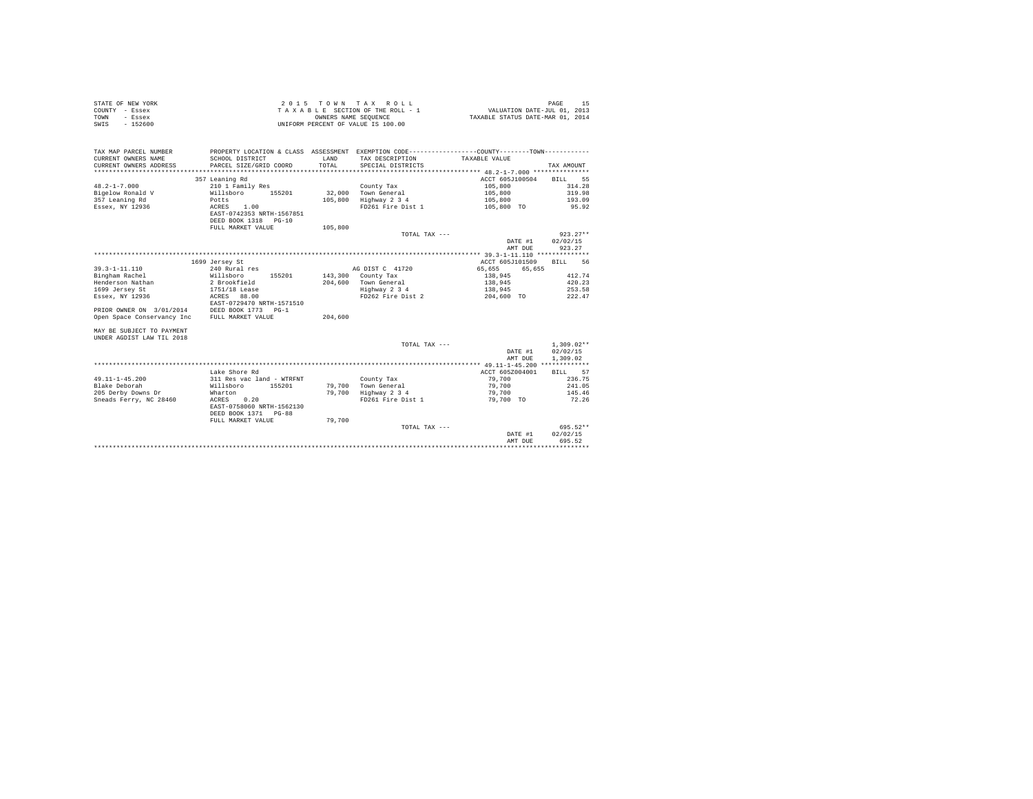STATE OF NEW YORK
COUNTY - Essex
TOWN - Essex
SWIS - 152600

2015 TOWN TAX ROLL
TAXABLE SECTION OF THE ROLL - 1
OWNERS NAME SEQUENCE
UNIFORM PERCENT OF VALUE IS 100.00

VALUATION DATE-JUL 01, 2013
TAXABLE STATUS DATE-MAR 01, 2014

| TAX MAP PARCEL NUMBER / CURRENT OWNERS NAME / CURRENT OWNERS ADDRESS | PROPERTY LOCATION & CLASS / SCHOOL DISTRICT / PARCEL SIZE/GRID COORD | ASSESSMENT LAND / TOTAL | EXEMPTION CODE / TAX DESCRIPTION / SPECIAL DISTRICTS | COUNTY / TAXABLE VALUE | TOWN | TAX AMOUNT |
|---|---|---|---|---|---|---|
| **48.2-1-7.000** | 357 Leaning Rd | | | ACCT 605J100504 | | BILL 55 |
| 48.2-1-7.000 | 210 1 Family Res | | County Tax | 105,800 | | 314.28 |
| Bigelow Ronald V | Willsboro 155201 | 32,000 | Town General | 105,800 | | 319.98 |
| 357 Leaning Rd | Potts | 105,800 | Highway 2 3 4 | 105,800 | | 193.09 |
| Essex, NY 12936 | ACRES 1.00 | | FD261 Fire Dist 1 | 105,800 TO | | 95.92 |
| | EAST-0742353 NRTH-1567851 | | | | | |
| | DEED BOOK 1318 PG-10 | | | | | |
| | FULL MARKET VALUE | 105,800 | | | | |
| | | | TOTAL TAX --- | | | 923.27** |
| | | | | DATE #1 | | 02/02/15 |
| | | | | AMT DUE | | 923.27 |
| **39.3-1-11.110** | 1699 Jersey St | | | ACCT 605J101509 | | BILL 56 |
| 39.3-1-11.110 | 240 Rural res | | AG DIST C 41720 | 65,655 | 65,655 | |
| Bingham Rachel | Willsboro 155201 | 143,300 | County Tax | 138,945 | | 412.74 |
| Henderson Nathan | 2 Brookfield | 204,600 | Town General | 138,945 | | 420.23 |
| 1699 Jersey St | 1751/18 Lease | | Highway 2 3 4 | 138,945 | | 253.58 |
| Essex, NY 12936 | ACRES 88.00 | | FD262 Fire Dist 2 | 204,600 TO | | 222.47 |
| | EAST-0729470 NRTH-1571510 | | | | | |
| PRIOR OWNER ON 3/01/2014 | DEED BOOK 1773 PG-1 | | | | | |
| Open Space Conservancy Inc | FULL MARKET VALUE | 204,600 | | | | |
| MAY BE SUBJECT TO PAYMENT UNDER AGDIST LAW TIL 2018 | | | | | | |
| | | | TOTAL TAX --- | | | 1,309.02** |
| | | | | DATE #1 | | 02/02/15 |
| | | | | AMT DUE | | 1,309.02 |
| **49.11-1-45.200** | Lake Shore Rd | | | ACCT 605Z004001 | | BILL 57 |
| 49.11-1-45.200 | 311 Res vac land - WTRFNT | | County Tax | 79,700 | | 236.75 |
| Blake Deborah | Willsboro 155201 | 79,700 | Town General | 79,700 | | 241.05 |
| 205 Derby Downs Dr | Wharton | 79,700 | Highway 2 3 4 | 79,700 | | 145.46 |
| Sneads Ferry, NC 28460 | ACRES 0.20 | | FD261 Fire Dist 1 | 79,700 TO | | 72.26 |
| | EAST-0758060 NRTH-1562130 | | | | | |
| | DEED BOOK 1371 PG-88 | | | | | |
| | FULL MARKET VALUE | 79,700 | | | | |
| | | | TOTAL TAX --- | | | 695.52** |
| | | | | DATE #1 | | 02/02/15 |
| | | | | AMT DUE | | 695.52 |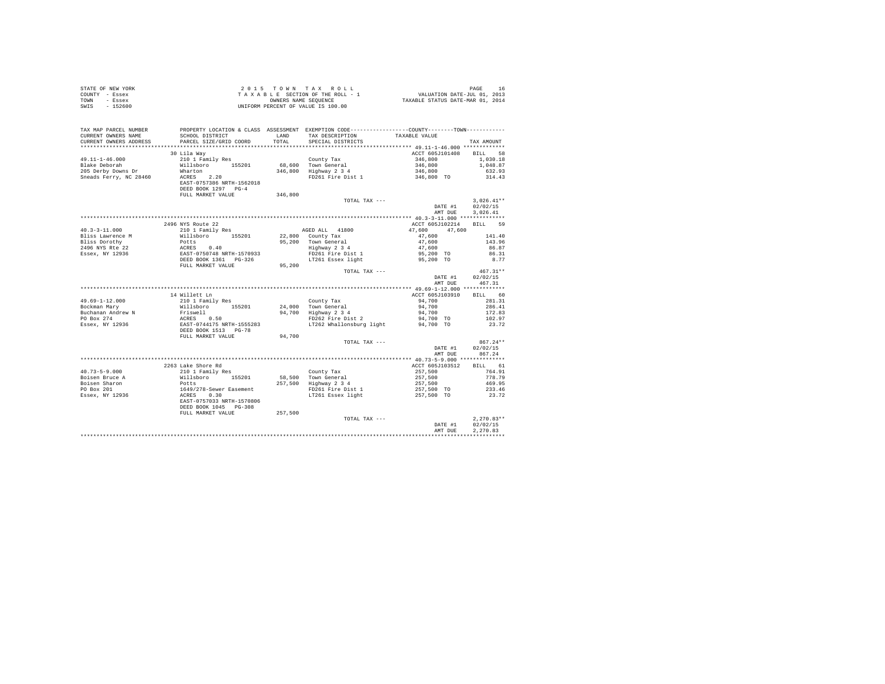STATE OF NEW YORK
COUNTY - Essex
TOWN - Essex
SWIS - 152600

2 0 1 5 T O W N T A X R O L L
T A X A B L E SECTION OF THE ROLL - 1
OWNERS NAME SEQUENCE
UNIFORM PERCENT OF VALUE IS 100.00

VALUATION DATE-JUL 01, 2013
TAXABLE STATUS DATE-MAR 01, 2014

| TAX MAP PARCEL NUMBER / CURRENT OWNERS NAME / CURRENT OWNERS ADDRESS | PROPERTY LOCATION & CLASS / SCHOOL DISTRICT / PARCEL SIZE/GRID COORD | ASSESSMENT LAND / TOTAL | EXEMPTION CODE / TAX DESCRIPTION / SPECIAL DISTRICTS | COUNTY / TOWN TAXABLE VALUE | TAX AMOUNT |
|---|---|---|---|---|---|
| 49.11-1-46.000 | 30 Lila Way | | | ACCT 605J101408 | BILL 58 |
| | 210 1 Family Res | | | | |
| Blake Deborah | Willsboro 155201 | 68,600 | County Tax | 346,800 | 1,030.18 |
| 205 Derby Downs Dr | Wharton | 346,800 | Town General | 346,800 | 1,048.87 |
| Sneads Ferry, NC 28460 | ACRES 2.20 | | Highway 2 3 4 | 346,800 | 632.93 |
| | EAST-0757386 NRTH-1562018 | | FD261 Fire Dist 1 | 346,800 TO | 314.43 |
| | DEED BOOK 1297 PG-4 | | | | |
| | FULL MARKET VALUE | 346,800 | | | |
| | | | TOTAL TAX --- | | 3,026.41** |
| | | | | DATE #1 | 02/02/15 |
| | | | | AMT DUE | 3,026.41 |
| 40.3-3-11.000 | 2496 NYS Route 22 | | | ACCT 605J102214 | BILL 59 |
| | 210 1 Family Res | | AGED ALL 41800 | 47,600 47,600 | |
| Bliss Lawrence M | Willsboro 155201 | 22,800 | County Tax | 47,600 | 141.40 |
| Bliss Dorothy | Potts | 95,200 | Town General | 47,600 | 143.96 |
| 2496 NYS Rte 22 | ACRES 0.40 | | Highway 2 3 4 | 47,600 | 86.87 |
| Essex, NY 12936 | EAST-0750748 NRTH-1570933 | | FD261 Fire Dist 1 | 95,200 TO | 86.31 |
| | DEED BOOK 1361 PG-326 | | LT261 Essex light | 95,200 TO | 8.77 |
| | FULL MARKET VALUE | 95,200 | | | |
| | | | TOTAL TAX --- | | 467.31** |
| | | | | DATE #1 | 02/02/15 |
| | | | | AMT DUE | 467.31 |
| 49.69-1-12.000 | 14 Willett Ln | | | ACCT 605J103910 | BILL 60 |
| | 210 1 Family Res | | County Tax | 94,700 | 281.31 |
| Bockman Mary | Willsboro 155201 | 24,000 | Town General | 94,700 | 286.41 |
| Buchanan Andrew N | Friswell | 94,700 | Highway 2 3 4 | 94,700 | 172.83 |
| PO Box 274 | ACRES 0.50 | | FD262 Fire Dist 2 | 94,700 TO | 102.97 |
| Essex, NY 12936 | EAST-0744175 NRTH-1555283 | | LT262 Whallonsburg light | 94,700 TO | 23.72 |
| | DEED BOOK 1513 PG-78 | | | | |
| | FULL MARKET VALUE | 94,700 | | | |
| | | | TOTAL TAX --- | | 867.24** |
| | | | | DATE #1 | 02/02/15 |
| | | | | AMT DUE | 867.24 |
| 40.73-5-9.000 | 2263 Lake Shore Rd | | | ACCT 605J103512 | BILL 61 |
| | 210 1 Family Res | | County Tax | 257,500 | 764.91 |
| Boisen Bruce A | Willsboro 155201 | 58,500 | Town General | 257,500 | 778.79 |
| Boisen Sharon | Potts | 257,500 | Highway 2 3 4 | 257,500 | 469.95 |
| PO Box 201 | 1649/278-Sewer Easement | | FD261 Fire Dist 1 | 257,500 TO | 233.46 |
| Essex, NY 12936 | ACRES 0.30 | | LT261 Essex light | 257,500 TO | 23.72 |
| | EAST-0757033 NRTH-1570806 | | | | |
| | DEED BOOK 1045 PG-308 | | | | |
| | FULL MARKET VALUE | 257,500 | | | |
| | | | TOTAL TAX --- | | 2,270.83** |
| | | | | DATE #1 | 02/02/15 |
| | | | | AMT DUE | 2,270.83 |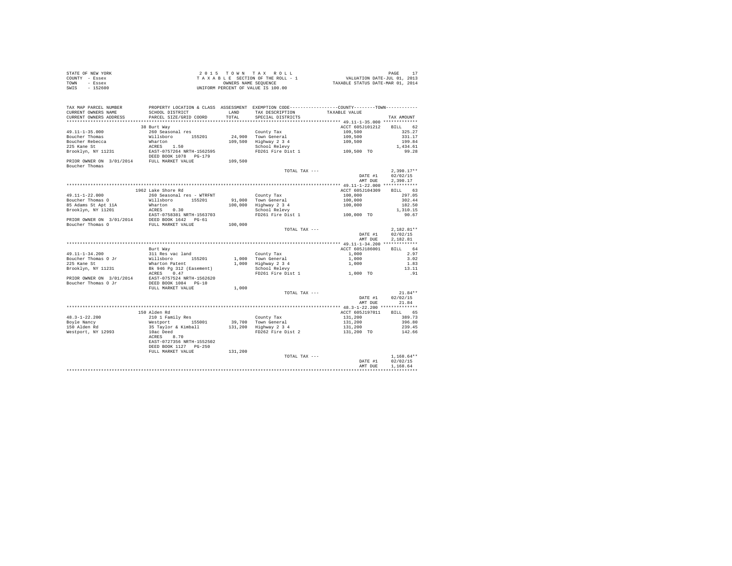STATE OF NEW YORK
COUNTY - Essex
TOWN - Essex
SWIS - 152600

2 0 1 5 T O W N T A X R O L L
T A X A B L E SECTION OF THE ROLL - 1
OWNERS NAME SEQUENCE
UNIFORM PERCENT OF VALUE IS 100.00

VALUATION DATE-JUL 01, 2013
TAXABLE STATUS DATE-MAR 01, 2014

| TAX MAP PARCEL NUMBER / CURRENT OWNERS NAME / CURRENT OWNERS ADDRESS | PROPERTY LOCATION & CLASS / SCHOOL DISTRICT / PARCEL SIZE/GRID COORD | ASSESSMENT LAND / TOTAL | EXEMPTION CODE / TAX DESCRIPTION / SPECIAL DISTRICTS | TAXABLE VALUE | TAX AMOUNT |
|---|---|---|---|---|---|
| **49.11-1-35.000** | 38 Burt Way | | | ACCT 605J101212 | BILL 62 |
| Boucher Thomas | 260 Seasonal res | | County Tax | 109,500 | 325.27 |
| Boucher Rebecca | Willsboro 155201 | 24,900 | Town General | 109,500 | 331.17 |
| 225 Kane St | Wharton | 109,500 | Highway 2 3 4 | 109,500 | 199.84 |
| Brooklyn, NY 11231 | ACRES 1.50 | | School Relevy | | 1,434.61 |
| | EAST-0757264 NRTH-1562595 | | FD261 Fire Dist 1 | 109,500 TO | 99.28 |
| | DEED BOOK 1078 PG-179 | | | | |
| PRIOR OWNER ON 3/01/2014 | FULL MARKET VALUE | 109,500 | | | |
| Boucher Thomas | | | | | |
| | | | TOTAL TAX --- | | 2,390.17** |
| | | | | DATE #1 | 02/02/15 |
| | | | | AMT DUE | 2,390.17 |
| **49.11-1-22.000** | 1962 Lake Shore Rd | | | ACCT 605J104309 | BILL 63 |
| Boucher Thomas O | 260 Seasonal res - WTRFNT | | County Tax | 100,000 | 297.05 |
| 85 Adams St Apt 11A | Willsboro 155201 | 91,000 | Town General | 100,000 | 302.44 |
| Brooklyn, NY 11201 | Wharton | 100,000 | Highway 2 3 4 | 100,000 | 182.50 |
| | ACRES 0.30 | | School Relevy | | 1,310.15 |
| | EAST-0758381 NRTH-1563703 | | FD261 Fire Dist 1 | 100,000 TO | 90.67 |
| PRIOR OWNER ON 3/01/2014 | DEED BOOK 1642 PG-61 | | | | |
| Boucher Thomas O | FULL MARKET VALUE | 100,000 | | | |
| | | | TOTAL TAX --- | | 2,182.81** |
| | | | | DATE #1 | 02/02/15 |
| | | | | AMT DUE | 2,182.81 |
| **49.11-1-34.200** | Burt Way | | | ACCT 605J186001 | BILL 64 |
| Boucher Thomas O Jr | 311 Res vac land | | County Tax | 1,000 | 2.97 |
| 225 Kane St | Willsboro 155201 | 1,000 | Town General | 1,000 | 3.02 |
| Brooklyn, NY 11231 | Wharton Patent | 1,000 | Highway 2 3 4 | 1,000 | 1.83 |
| | Bk 946 Pg 312 (Easement) | | School Relevy | | 13.11 |
| | ACRES 0.47 | | FD261 Fire Dist 1 | 1,000 TO | .91 |
| PRIOR OWNER ON 3/01/2014 | EAST-0757524 NRTH-1562620 | | | | |
| Boucher Thomas O Jr | DEED BOOK 1084 PG-10 | | | | |
| | FULL MARKET VALUE | 1,000 | | | |
| | | | TOTAL TAX --- | | 21.84** |
| | | | | DATE #1 | 02/02/15 |
| | | | | AMT DUE | 21.84 |
| **48.3-1-22.200** | 150 Alden Rd | | | ACCT 605J197011 | BILL 65 |
| Boyle Nancy | 210 1 Family Res | | County Tax | 131,200 | 389.73 |
| 150 Alden Rd | Westport 155001 | 39,700 | Town General | 131,200 | 396.80 |
| Westport, NY 12993 | 35 Taylor & Kimball | 131,200 | Highway 2 3 4 | 131,200 | 239.45 |
| | 10ac Deed | | FD262 Fire Dist 2 | 131,200 TO | 142.66 |
| | ACRES 8.70 | | | | |
| | EAST-0727356 NRTH-1552502 | | | | |
| | DEED BOOK 1127 PG-250 | | | | |
| | FULL MARKET VALUE | 131,200 | | | |
| | | | TOTAL TAX --- | | 1,168.64** |
| | | | | DATE #1 | 02/02/15 |
| | | | | AMT DUE | 1,168.64 |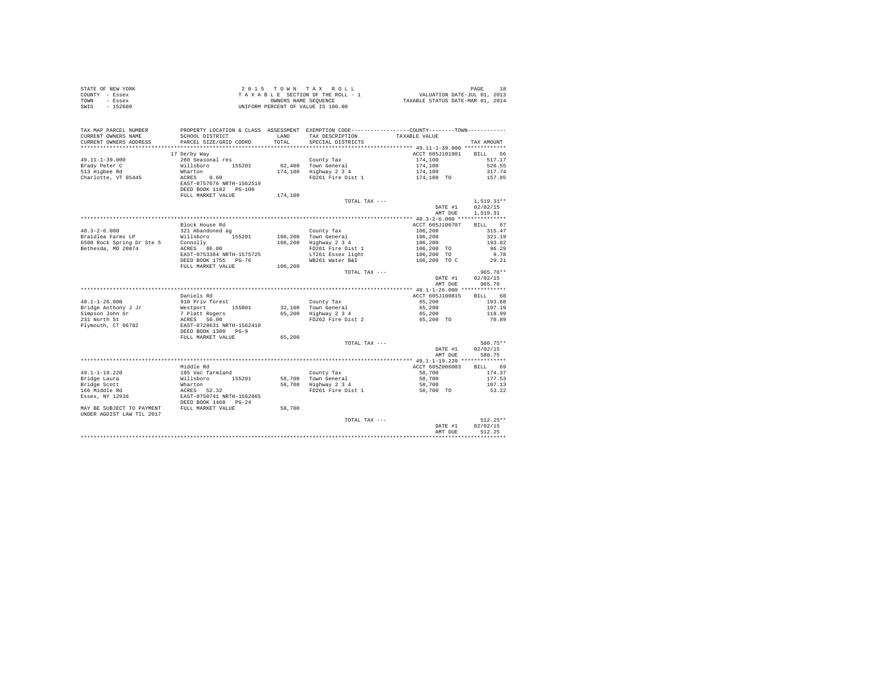STATE OF NEW YORK
COUNTY - Essex
TOWN - Essex
SWIS - 152600

2 0 1 5 T O W N T A X R O L L
T A X A B L E SECTION OF THE ROLL - 1
OWNERS NAME SEQUENCE
UNIFORM PERCENT OF VALUE IS 100.00

VALUATION DATE-JUL 01, 2013
TAXABLE STATUS DATE-MAR 01, 2014

| TAX MAP PARCEL NUMBER / CURRENT OWNERS NAME / CURRENT OWNERS ADDRESS | PROPERTY LOCATION & CLASS / SCHOOL DISTRICT / PARCEL SIZE/GRID COORD | ASSESSMENT LAND / TOTAL | EXEMPTION CODE / TAX DESCRIPTION / SPECIAL DISTRICTS | COUNTY--------TOWN TAXABLE VALUE | TAX AMOUNT |
|---|---|---|---|---|---|
| **49.11-1-39.000** | 17 Derby Way | | | ACCT 605J101901 | BILL 66 |
| 49.11-1-39.000 | 260 Seasonal res | | County Tax | 174,100 | 517.17 |
| Brady Peter C | Willsboro 155201 | 62,400 | Town General | 174,100 | 526.55 |
| 513 Higbee Rd | Wharton | 174,100 | Highway 2 3 4 | 174,100 | 317.74 |
| Charlotte, VT 05445 | ACRES 0.60 | | FD261 Fire Dist 1 | 174,100 TO | 157.85 |
| | EAST-0757676 NRTH-1562519 | | | | |
| | DEED BOOK 1182 PG-108 | | | | |
| | FULL MARKET VALUE | 174,100 | | | |
| | | | TOTAL TAX --- | | 1,519.31** |
| | | | | DATE #1 | 02/02/15 |
| | | | | AMT DUE | 1,519.31 |
| **40.3-2-6.000** | Block House Rd | | | ACCT 605J100707 | BILL 67 |
| 40.3-2-6.000 | 321 Abandoned ag | | County Tax | 106,200 | 315.47 |
| Braidlea Farms LP | Willsboro 155201 | 106,200 | Town General | 106,200 | 321.19 |
| 6500 Rock Spring Dr Ste 5 | Connolly | 106,200 | Highway 2 3 4 | 106,200 | 193.82 |
| Bethesda, MD 20874 | ACRES 86.00 | | FD261 Fire Dist 1 | 106,200 TO | 96.29 |
| | EAST-0753384 NRTH-1575725 | | LT261 Essex light | 106,200 TO | 9.78 |
| | DEED BOOK 1755 PG-76 | | WB261 Water B&I | 106,200 TO C | 29.21 |
| | FULL MARKET VALUE | 106,200 | | | |
| | | | TOTAL TAX --- | | 965.76** |
| | | | | DATE #1 | 02/02/15 |
| | | | | AMT DUE | 965.76 |
| **48.1-1-26.000** | Daniels Rd | | | ACCT 605J100815 | BILL 68 |
| 48.1-1-26.000 | 910 Priv forest | | County Tax | 65,200 | 193.68 |
| Bridge Anthony J Jr | Westport 155001 | 32,100 | Town General | 65,200 | 197.19 |
| Simpson John Sr | 7 Platt Rogers | 65,200 | Highway 2 3 4 | 65,200 | 118.99 |
| 231 North St | ACRES 50.00 | | FD262 Fire Dist 2 | 65,200 TO | 70.89 |
| Plymouth, CT 06782 | EAST-0728631 NRTH-1562410 | | | | |
| | DEED BOOK 1300 PG-9 | | | | |
| | FULL MARKET VALUE | 65,200 | | | |
| | | | TOTAL TAX --- | | 580.75** |
| | | | | DATE #1 | 02/02/15 |
| | | | | AMT DUE | 580.75 |
| **49.1-1-19.220** | Middle Rd | | | ACCT 605Z006003 | BILL 69 |
| 49.1-1-19.220 | 105 Vac farmland | | County Tax | 58,700 | 174.37 |
| Bridge Laura | Willsboro 155201 | 58,700 | Town General | 58,700 | 177.53 |
| Bridge Scott | Wharton | 58,700 | Highway 2 3 4 | 58,700 | 107.13 |
| 166 Middle Rd | ACRES 52.32 | | FD261 Fire Dist 1 | 58,700 TO | 53.22 |
| Essex, NY 12936 | EAST-0750741 NRTH-1562865 | | | | |
| | DEED BOOK 1468 PG-24 | | | | |
| MAY BE SUBJECT TO PAYMENT | FULL MARKET VALUE | 58,700 | | | |
| UNDER AGDIST LAW TIL 2017 | | | | | |
| | | | TOTAL TAX --- | | 512.25** |
| | | | | DATE #1 | 02/02/15 |
| | | | | AMT DUE | 512.25 |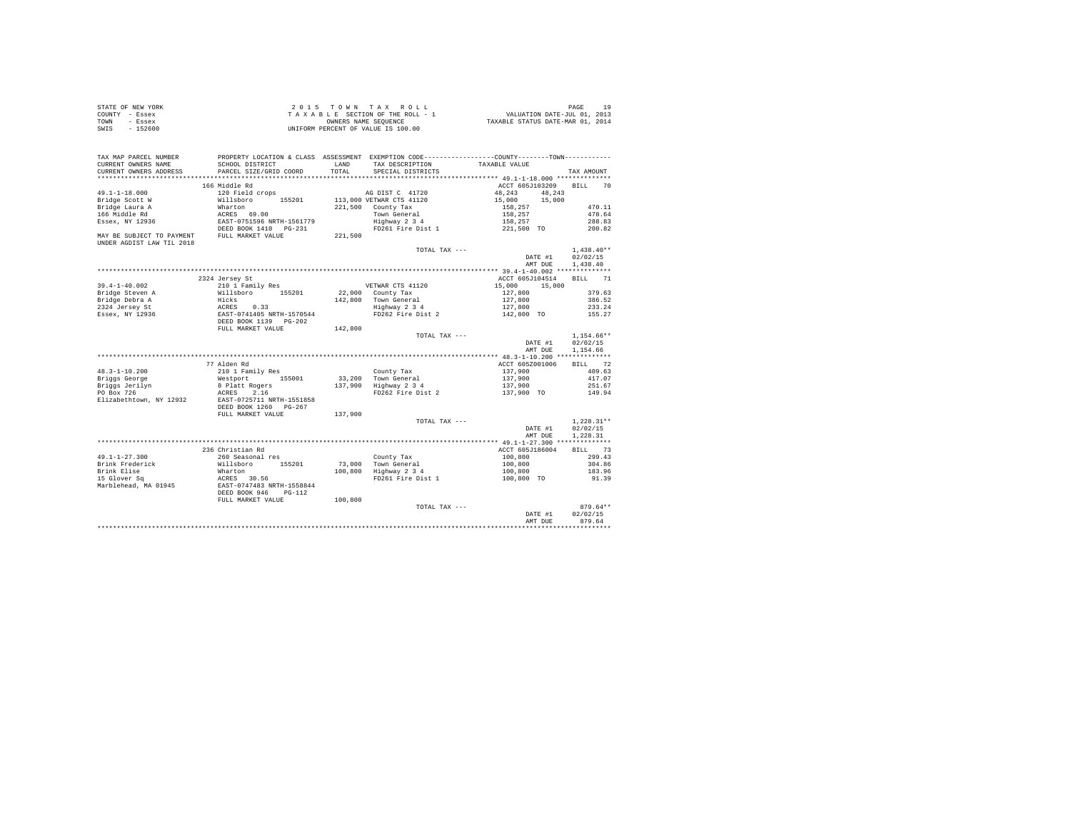STATE OF NEW YORK
COUNTY - Essex
TOWN - Essex
SWIS - 152600

2 0 1 5 T O W N T A X R O L L
T A X A B L E SECTION OF THE ROLL - 1
OWNERS NAME SEQUENCE
UNIFORM PERCENT OF VALUE IS 100.00

VALUATION DATE-JUL 01, 2013
TAXABLE STATUS DATE-MAR 01, 2014

| TAX MAP PARCEL NUMBER / CURRENT OWNERS NAME / CURRENT OWNERS ADDRESS | PROPERTY LOCATION & CLASS / SCHOOL DISTRICT / PARCEL SIZE/GRID COORD | ASSESSMENT LAND / TOTAL | EXEMPTION CODE / TAX DESCRIPTION / SPECIAL DISTRICTS | COUNTY TAXABLE VALUE | TOWN | TAX AMOUNT |
|---|---|---|---|---|---|---|
| 49.1-1-18.000 | 166 Middle Rd | | | ACCT 605J103209 | | BILL 70 |
| 49.1-1-18.000 | 120 Field crops | | AG DIST C 41720 | 48,243 | 48,243 | |
| Bridge Scott W | Willsboro 155201 | 113,000 | VETWAR CTS 41120 | 15,000 | 15,000 | |
| Bridge Laura A | Wharton | 221,500 | County Tax | 158,257 | | 470.11 |
| 166 Middle Rd | ACRES 69.00 | | Town General | 158,257 | | 478.64 |
| Essex, NY 12936 | EAST-0751596 NRTH-1561779 | | Highway 2 3 4 | 158,257 | | 288.83 |
| | DEED BOOK 1410 PG-231 | | FD261 Fire Dist 1 | 221,500 TO | | 200.82 |
| MAY BE SUBJECT TO PAYMENT UNDER AGDIST LAW TIL 2018 | FULL MARKET VALUE | 221,500 | | | | |
| | | | TOTAL TAX --- | | | 1,438.40** |
| | | | | DATE #1 | | 02/02/15 |
| | | | | AMT DUE | | 1,438.40 |
| 39.4-1-40.002 | 2324 Jersey St | | | ACCT 605J104514 | | BILL 71 |
| 39.4-1-40.002 | 210 1 Family Res | | VETWAR CTS 41120 | 15,000 | 15,000 | |
| Bridge Steven A | Willsboro 155201 | 22,000 | County Tax | 127,800 | | 379.63 |
| Bridge Debra A | Hicks | 142,800 | Town General | 127,800 | | 386.52 |
| 2324 Jersey St | ACRES 0.33 | | Highway 2 3 4 | 127,800 | | 233.24 |
| Essex, NY 12936 | EAST-0741405 NRTH-1570544 | | FD262 Fire Dist 2 | 142,800 TO | | 155.27 |
| | DEED BOOK 1139 PG-202 | | | | | |
| | FULL MARKET VALUE | 142,800 | | | | |
| | | | TOTAL TAX --- | | | 1,154.66** |
| | | | | DATE #1 | | 02/02/15 |
| | | | | AMT DUE | | 1,154.66 |
| 48.3-1-10.200 | 77 Alden Rd | | | ACCT 605Z001006 | | BILL 72 |
| 48.3-1-10.200 | 210 1 Family Res | | County Tax | 137,900 | | 409.63 |
| Briggs George | Westport 155001 | 33,200 | Town General | 137,900 | | 417.07 |
| Briggs Jerilyn | 8 Platt Rogers | 137,900 | Highway 2 3 4 | 137,900 | | 251.67 |
| PO Box 726 | ACRES 2.16 | | FD262 Fire Dist 2 | 137,900 TO | | 149.94 |
| Elizabethtown, NY 12932 | EAST-0725711 NRTH-1551858 | | | | | |
| | DEED BOOK 1260 PG-267 | | | | | |
| | FULL MARKET VALUE | 137,900 | | | | |
| | | | TOTAL TAX --- | | | 1,228.31** |
| | | | | DATE #1 | | 02/02/15 |
| | | | | AMT DUE | | 1,228.31 |
| 49.1-1-27.300 | 236 Christian Rd | | | ACCT 605J186004 | | BILL 73 |
| 49.1-1-27.300 | 260 Seasonal res | | County Tax | 100,800 | | 299.43 |
| Brink Frederick | Willsboro 155201 | 73,000 | Town General | 100,800 | | 304.86 |
| Brink Elise | Wharton | 100,800 | Highway 2 3 4 | 100,800 | | 183.96 |
| 15 Glover Sq | ACRES 30.56 | | FD261 Fire Dist 1 | 100,800 TO | | 91.39 |
| Marblehead, MA 01945 | EAST-0747483 NRTH-1558844 | | | | | |
| | DEED BOOK 946 PG-112 | | | | | |
| | FULL MARKET VALUE | 100,800 | | | | |
| | | | TOTAL TAX --- | | | 879.64** |
| | | | | DATE #1 | | 02/02/15 |
| | | | | AMT DUE | | 879.64 |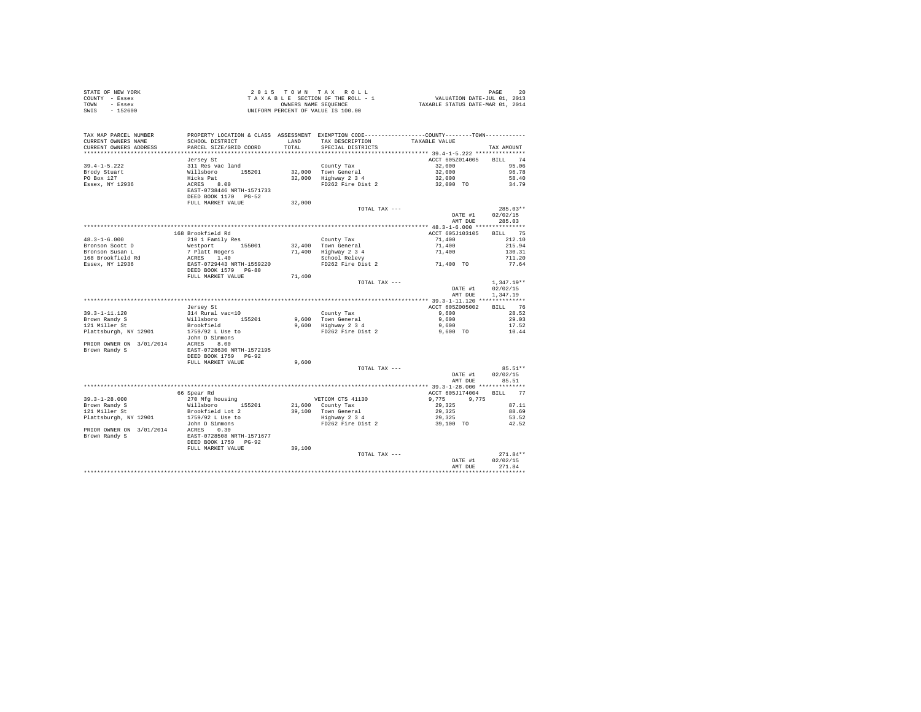STATE OF NEW YORK
COUNTY - Essex
TOWN - Essex
SWIS - 152600

2 0 1 5 T O W N T A X R O L L
T A X A B L E SECTION OF THE ROLL - 1
OWNERS NAME SEQUENCE
UNIFORM PERCENT OF VALUE IS 100.00

VALUATION DATE-JUL 01, 2013
TAXABLE STATUS DATE-MAR 01, 2014

| TAX MAP PARCEL NUMBER / CURRENT OWNERS NAME / CURRENT OWNERS ADDRESS | PROPERTY LOCATION & CLASS / SCHOOL DISTRICT / PARCEL SIZE/GRID COORD | ASSESSMENT LAND / TOTAL | EXEMPTION CODE / TAX DESCRIPTION / SPECIAL DISTRICTS | COUNTY / TOWN TAXABLE VALUE | TAX AMOUNT |
|---|---|---|---|---|---|
| 39.4-1-5.222 | Jersey St | | | ACCT 605Z014005 | BILL 74 |
| Brody Stuart | 311 Res vac land | | County Tax | 32,000 | 95.06 |
| PO Box 127 | Willsboro 155201 | 32,000 | Town General | 32,000 | 96.78 |
| Essex, NY 12936 | Hicks Pat | 32,000 | Highway 2 3 4 | 32,000 | 58.40 |
| | ACRES 8.00 | | FD262 Fire Dist 2 | 32,000 TO | 34.79 |
| | EAST-0738446 NRTH-1571733 | | | | |
| | DEED BOOK 1170 PG-52 | | | | |
| | FULL MARKET VALUE | 32,000 | | | |
| | | | TOTAL TAX --- | | 285.03** |
| | | | | DATE #1 | 02/02/15 |
| | | | | AMT DUE | 285.03 |
| 48.3-1-6.000 | 168 Brookfield Rd | | | ACCT 605J103105 | BILL 75 |
| Bronson Scott D | 210 1 Family Res | | County Tax | 71,400 | 212.10 |
| Bronson Susan L | Westport 155001 | 32,400 | Town General | 71,400 | 215.94 |
| 168 Brookfield Rd | 7 Platt Rogers | 71,400 | Highway 2 3 4 | 71,400 | 130.31 |
| Essex, NY 12936 | ACRES 1.40 | | School Relevy | | 711.20 |
| | EAST-0729443 NRTH-1559220 | | FD262 Fire Dist 2 | 71,400 TO | 77.64 |
| | DEED BOOK 1579 PG-80 | | | | |
| | FULL MARKET VALUE | 71,400 | | | |
| | | | TOTAL TAX --- | | 1,347.19** |
| | | | | DATE #1 | 02/02/15 |
| | | | | AMT DUE | 1,347.19 |
| 39.3-1-11.120 | Jersey St | | | ACCT 605Z005002 | BILL 76 |
| Brown Randy S | 314 Rural vac<10 | | County Tax | 9,600 | 28.52 |
| 121 Miller St | Willsboro 155201 | 9,600 | Town General | 9,600 | 29.03 |
| Plattsburgh, NY 12901 | Brookfield | 9,600 | Highway 2 3 4 | 9,600 | 17.52 |
| | 1759/92 L Use to | | FD262 Fire Dist 2 | 9,600 TO | 10.44 |
| | John D Simmons | | | | |
| PRIOR OWNER ON 3/01/2014 | ACRES 8.00 | | | | |
| Brown Randy S | EAST-0728630 NRTH-1572195 | | | | |
| | DEED BOOK 1759 PG-92 | | | | |
| | FULL MARKET VALUE | 9,600 | | | |
| | | | TOTAL TAX --- | | 85.51** |
| | | | | DATE #1 | 02/02/15 |
| | | | | AMT DUE | 85.51 |
| 39.3-1-28.000 | 66 Spear Rd | | | ACCT 605J174004 | BILL 77 |
| Brown Randy S | 270 Mfg housing | | VETCOM CTS 41130 | 9,775 9,775 | |
| 121 Miller St | Willsboro 155201 | 21,600 | County Tax | 29,325 | 87.11 |
| Plattsburgh, NY 12901 | Brookfield Lot 2 | 39,100 | Town General | 29,325 | 88.69 |
| | 1759/92 L Use to | | Highway 2 3 4 | 29,325 | 53.52 |
| | John D Simmons | | FD262 Fire Dist 2 | 39,100 TO | 42.52 |
| PRIOR OWNER ON 3/01/2014 | ACRES 0.30 | | | | |
| Brown Randy S | EAST-0728508 NRTH-1571677 | | | | |
| | DEED BOOK 1759 PG-92 | | | | |
| | FULL MARKET VALUE | 39,100 | | | |
| | | | TOTAL TAX --- | | 271.84** |
| | | | | DATE #1 | 02/02/15 |
| | | | | AMT DUE | 271.84 |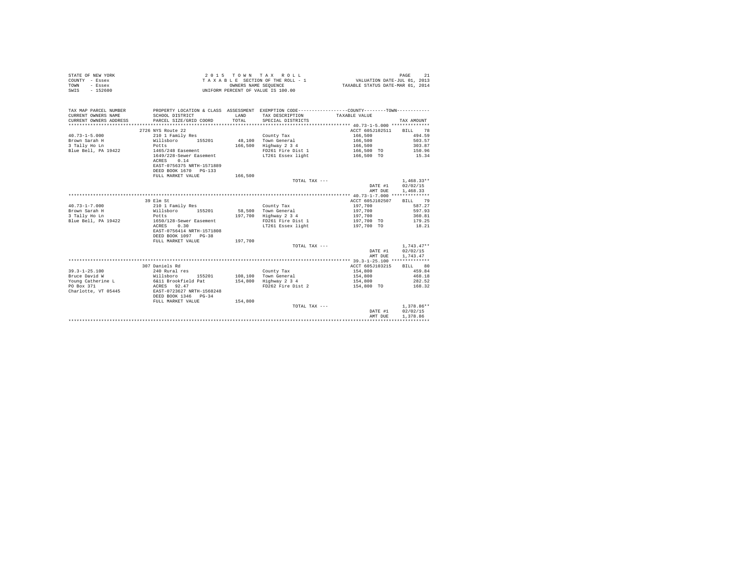STATE OF NEW YORK
COUNTY - Essex
TOWN - Essex
SWIS - 152600

2 0 1 5 T O W N T A X R O L L
T A X A B L E SECTION OF THE ROLL - 1
OWNERS NAME SEQUENCE
UNIFORM PERCENT OF VALUE IS 100.00

VALUATION DATE-JUL 01, 2013
TAXABLE STATUS DATE-MAR 01, 2014

```
TAX MAP PARCEL NUMBER          PROPERTY LOCATION & CLASS  ASSESSMENT  EXEMPTION CODE------------------COUNTY--------TOWN------------
CURRENT OWNERS NAME            SCHOOL DISTRICT               LAND     TAX DESCRIPTION           TAXABLE VALUE
CURRENT OWNERS ADDRESS         PARCEL SIZE/GRID COORD        TOTAL    SPECIAL DISTRICTS                                    TAX AMOUNT
*********************************************************************************************** 40.73-1-5.000 **************
                               2726 NYS Route 22                                                  ACCT 605J102511     BILL    78
40.73-1-5.000                  210 1 Family Res                       County Tax                  166,500                  494.59
Brown Sarah H                  Willsboro       155201        48,100   Town General                166,500                  503.57
3 Tally Ho Ln                  Potts                        166,500   Highway 2 3 4               166,500                  303.87
Blue Bell, PA 19422            1465/248 Easement                      FD261 Fire Dist 1           166,500 TO               150.96
                               1649/228-Sewer Easement                LT261 Essex light           166,500 TO                15.34
                               ACRES     0.14
                               EAST-0756375 NRTH-1571889
                               DEED BOOK 1670   PG-133
                               FULL MARKET VALUE            166,500
                                                                      TOTAL TAX ---                                      1,468.33**
                                                                                                  DATE #1              02/02/15
                                                                                                  AMT DUE              1,468.33
*********************************************************************************************** 40.73-1-7.000 **************
                               39 Elm St                                                          ACCT 605J102507     BILL    79
40.73-1-7.000                  210 1 Family Res                       County Tax                  197,700                  587.27
Brown Sarah H                  Willsboro       155201        58,500   Town General                197,700                  597.93
3 Tally Ho Ln                  Potts                        197,700   Highway 2 3 4               197,700                  360.81
Blue Bell, PA 19422            1650/128-Sewer Easement                FD261 Fire Dist 1           197,700 TO               179.25
                               ACRES     0.30                         LT261 Essex light           197,700 TO                18.21
                               EAST-0756414 NRTH-1571808
                               DEED BOOK 1097   PG-38
                               FULL MARKET VALUE            197,700
                                                                      TOTAL TAX ---                                      1,743.47**
                                                                                                  DATE #1              02/02/15
                                                                                                  AMT DUE              1,743.47
*********************************************************************************************** 39.3-1-25.100 **************
                               307 Daniels Rd                                                     ACCT 605J103215     BILL    80
39.3-1-25.100                  240 Rural res                          County Tax                  154,800                  459.84
Bruce David W                  Willsboro       155201       108,100   Town General                154,800                  468.18
Young Catherine L              6&11 Brookfield Pat          154,800   Highway 2 3 4               154,800                  282.52
PO Box 371                     ACRES    92.47                         FD262 Fire Dist 2           154,800 TO               168.32
Charlotte, VT 05445            EAST-0723627 NRTH-1568248
                               DEED BOOK 1346   PG-34
                               FULL MARKET VALUE            154,800
                                                                      TOTAL TAX ---                                      1,378.86**
                                                                                                  DATE #1              02/02/15
                                                                                                  AMT DUE              1,378.86
******************************************************************************************************************************
```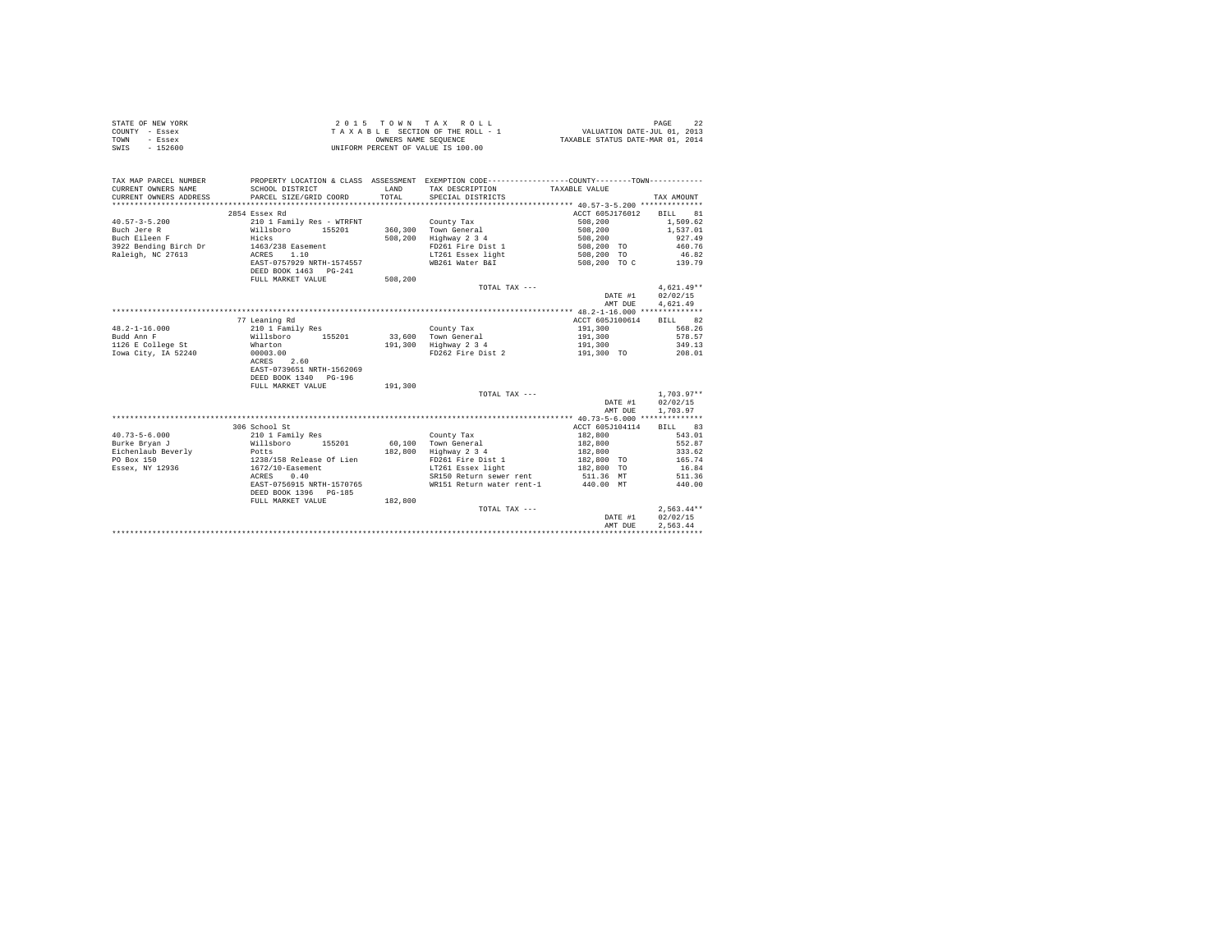STATE OF NEW YORK
COUNTY - Essex
TOWN - Essex
SWIS - 152600

2 0 1 5 T O W N T A X R O L L
T A X A B L E SECTION OF THE ROLL - 1
OWNERS NAME SEQUENCE
UNIFORM PERCENT OF VALUE IS 100.00

VALUATION DATE-JUL 01, 2013
TAXABLE STATUS DATE-MAR 01, 2014

| TAX MAP PARCEL NUMBER / CURRENT OWNERS NAME / CURRENT OWNERS ADDRESS | PROPERTY LOCATION & CLASS / SCHOOL DISTRICT / PARCEL SIZE/GRID COORD | ASSESSMENT LAND | TOTAL | EXEMPTION CODE / TAX DESCRIPTION / SPECIAL DISTRICTS | TAXABLE VALUE | TAX AMOUNT |
|---|---|---|---|---|---|---|
| 40.57-3-5.200 | 2854 Essex Rd | | | | ACCT 605J176012 | BILL 81 |
| 40.57-3-5.200 | 210 1 Family Res - WTRFNT | | | County Tax | 508,200 | 1,509.62 |
| Buch Jere R | Willsboro 155201 | 360,300 | | Town General | 508,200 | 1,537.01 |
| Buch Eileen F | Hicks | | 508,200 | Highway 2 3 4 | 508,200 | 927.49 |
| 3922 Bending Birch Dr | 1463/238 Easement | | | FD261 Fire Dist 1 | 508,200 TO | 460.76 |
| Raleigh, NC 27613 | ACRES 1.10 | | | LT261 Essex light | 508,200 TO | 46.82 |
| | EAST-0757929 NRTH-1574557 | | | WB261 Water B&I | 508,200 TO C | 139.79 |
| | DEED BOOK 1463 PG-241 | | | | | |
| | FULL MARKET VALUE | | 508,200 | | | |
| | | | | TOTAL TAX --- | | 4,621.49** |
| | | | | | DATE #1 | 02/02/15 |
| | | | | | AMT DUE | 4,621.49 |
| 48.2-1-16.000 | 77 Leaning Rd | | | | ACCT 605J100614 | BILL 82 |
| 48.2-1-16.000 | 210 1 Family Res | | | County Tax | 191,300 | 568.26 |
| Budd Ann F | Willsboro 155201 | 33,600 | | Town General | 191,300 | 578.57 |
| 1126 E College St | Wharton | | 191,300 | Highway 2 3 4 | 191,300 | 349.13 |
| Iowa City, IA 52240 | 00003.00 | | | FD262 Fire Dist 2 | 191,300 TO | 208.01 |
| | ACRES 2.60 | | | | | |
| | EAST-0739651 NRTH-1562069 | | | | | |
| | DEED BOOK 1340 PG-196 | | | | | |
| | FULL MARKET VALUE | | 191,300 | | | |
| | | | | TOTAL TAX --- | | 1,703.97** |
| | | | | | DATE #1 | 02/02/15 |
| | | | | | AMT DUE | 1,703.97 |
| 40.73-5-6.000 | 306 School St | | | | ACCT 605J104114 | BILL 83 |
| 40.73-5-6.000 | 210 1 Family Res | | | County Tax | 182,800 | 543.01 |
| Burke Bryan J | Willsboro 155201 | 60,100 | | Town General | 182,800 | 552.87 |
| Eichenlaub Beverly | Potts | | 182,800 | Highway 2 3 4 | 182,800 | 333.62 |
| PO Box 150 | 1238/158 Release Of Lien | | | FD261 Fire Dist 1 | 182,800 TO | 165.74 |
| Essex, NY 12936 | 1672/10-Easement | | | LT261 Essex light | 182,800 TO | 16.84 |
| | ACRES 0.40 | | | SR150 Return sewer rent | 511.36 MT | 511.36 |
| | EAST-0756915 NRTH-1570765 | | | WR151 Return water rent-1 | 440.00 MT | 440.00 |
| | DEED BOOK 1396 PG-185 | | | | | |
| | FULL MARKET VALUE | | 182,800 | | | |
| | | | | TOTAL TAX --- | | 2,563.44** |
| | | | | | DATE #1 | 02/02/15 |
| | | | | | AMT DUE | 2,563.44 |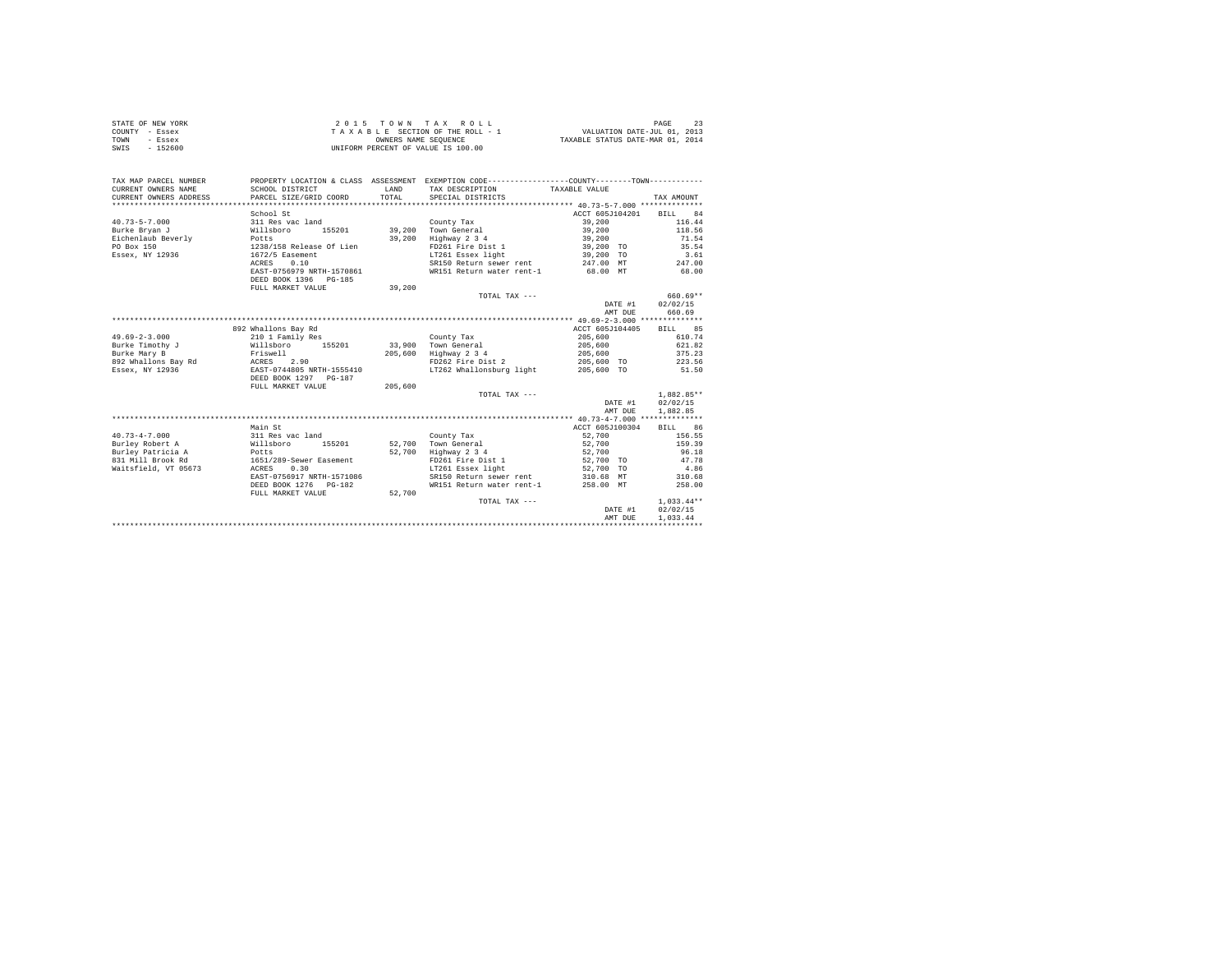STATE OF NEW YORK
COUNTY - Essex
TOWN - Essex
SWIS - 152600

2015 TOWN TAX ROLL
TAXABLE SECTION OF THE ROLL - 1
OWNERS NAME SEQUENCE
UNIFORM PERCENT OF VALUE IS 100.00

VALUATION DATE-JUL 01, 2013
TAXABLE STATUS DATE-MAR 01, 2014

| TAX MAP PARCEL NUMBER / CURRENT OWNERS NAME / CURRENT OWNERS ADDRESS | PROPERTY LOCATION & CLASS / SCHOOL DISTRICT / PARCEL SIZE/GRID COORD | ASSESSMENT LAND / TOTAL | EXEMPTION CODE / TAX DESCRIPTION / SPECIAL DISTRICTS | COUNTY / TOWN TAXABLE VALUE | TAX AMOUNT |
|---|---|---|---|---|---|
| **40.73-5-7.000** | School St | | | ACCT 605J104201 | BILL 84 |
| 40.73-5-7.000 | 311 Res vac land | | County Tax | 39,200 | 116.44 |
| Burke Bryan J | Willsboro 155201 | 39,200 | Town General | 39,200 | 118.56 |
| Eichenlaub Beverly | Potts | 39,200 | Highway 2 3 4 | 39,200 | 71.54 |
| PO Box 150 | 1238/158 Release Of Lien | | FD261 Fire Dist 1 | 39,200 TO | 35.54 |
| Essex, NY 12936 | 1672/5 Easement | | LT261 Essex light | 39,200 TO | 3.61 |
| | ACRES 0.10 | | SR150 Return sewer rent | 247.00 MT | 247.00 |
| | EAST-0756979 NRTH-1570861 | | WR151 Return water rent-1 | 68.00 MT | 68.00 |
| | DEED BOOK 1396 PG-185 | | | | |
| | FULL MARKET VALUE | 39,200 | | | |
| | | | TOTAL TAX --- | | 660.69** |
| | | | | DATE #1 | 02/02/15 |
| | | | | AMT DUE | 660.69 |
| **49.69-2-3.000** | 892 Whallons Bay Rd | | | ACCT 605J104405 | BILL 85 |
| 49.69-2-3.000 | 210 1 Family Res | | County Tax | 205,600 | 610.74 |
| Burke Timothy J | Willsboro 155201 | 33,900 | Town General | 205,600 | 621.82 |
| Burke Mary B | Friswell | 205,600 | Highway 2 3 4 | 205,600 | 375.23 |
| 892 Whallons Bay Rd | ACRES 2.90 | | FD262 Fire Dist 2 | 205,600 TO | 223.56 |
| Essex, NY 12936 | EAST-0744805 NRTH-1555410 | | LT262 Whallonsburg light | 205,600 TO | 51.50 |
| | DEED BOOK 1297 PG-187 | | | | |
| | FULL MARKET VALUE | 205,600 | | | |
| | | | TOTAL TAX --- | | 1,882.85** |
| | | | | DATE #1 | 02/02/15 |
| | | | | AMT DUE | 1,882.85 |
| **40.73-4-7.000** | Main St | | | ACCT 605J100304 | BILL 86 |
| 40.73-4-7.000 | 311 Res vac land | | County Tax | 52,700 | 156.55 |
| Burley Robert A | Willsboro 155201 | 52,700 | Town General | 52,700 | 159.39 |
| Burley Patricia A | Potts | 52,700 | Highway 2 3 4 | 52,700 | 96.18 |
| 831 Mill Brook Rd | 1651/289-Sewer Easement | | FD261 Fire Dist 1 | 52,700 TO | 47.78 |
| Waitsfield, VT 05673 | ACRES 0.30 | | LT261 Essex light | 52,700 TO | 4.86 |
| | EAST-0756917 NRTH-1571086 | | SR150 Return sewer rent | 310.68 MT | 310.68 |
| | DEED BOOK 1276 PG-182 | | WR151 Return water rent-1 | 258.00 MT | 258.00 |
| | FULL MARKET VALUE | 52,700 | | | |
| | | | TOTAL TAX --- | | 1,033.44** |
| | | | | DATE #1 | 02/02/15 |
| | | | | AMT DUE | 1,033.44 |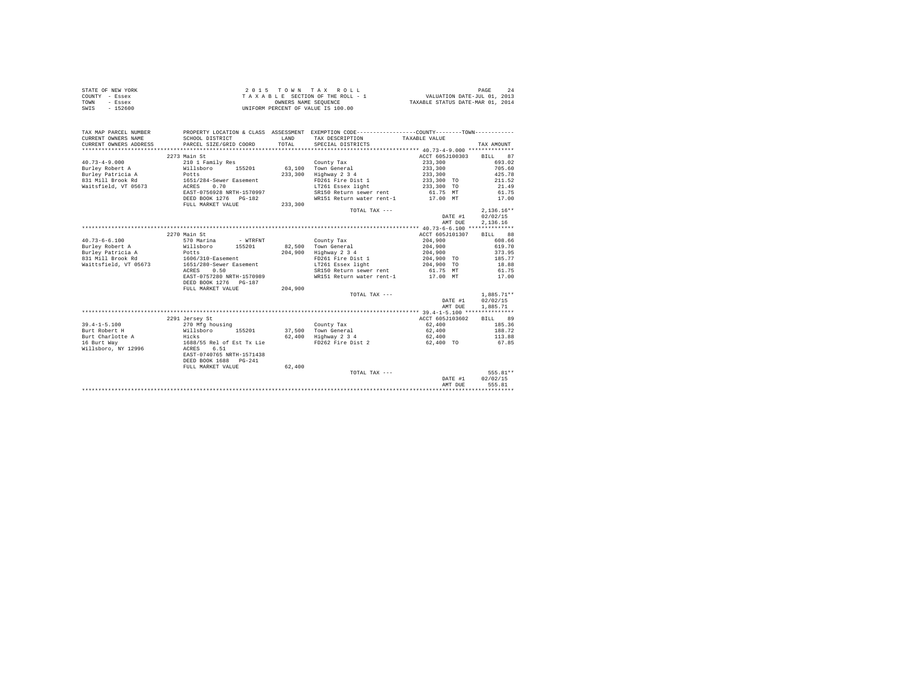STATE OF NEW YORK
COUNTY - Essex
TOWN - Essex
SWIS - 152600

2 0 1 5 T O W N T A X R O L L
T A X A B L E SECTION OF THE ROLL - 1
OWNERS NAME SEQUENCE
UNIFORM PERCENT OF VALUE IS 100.00

VALUATION DATE-JUL 01, 2013
TAXABLE STATUS DATE-MAR 01, 2014

| TAX MAP PARCEL NUMBER / CURRENT OWNERS NAME / CURRENT OWNERS ADDRESS | PROPERTY LOCATION & CLASS / SCHOOL DISTRICT / PARCEL SIZE/GRID COORD | ASSESSMENT LAND / TOTAL | EXEMPTION CODE / TAX DESCRIPTION / SPECIAL DISTRICTS | TAXABLE VALUE | TAX AMOUNT |
|---|---|---|---|---|---|
| | 2273 Main St | | | ACCT 605J100303 | BILL 87 |
| 40.73-4-9.000 | 210 1 Family Res | | County Tax | 233,300 | 693.02 |
| Burley Robert A | Willsboro 155201 | 63,100 | Town General | 233,300 | 705.60 |
| Burley Patricia A | Potts | 233,300 | Highway 2 3 4 | 233,300 | 425.78 |
| 831 Mill Brook Rd | 1651/284-Sewer Easement | | FD261 Fire Dist 1 | 233,300 TO | 211.52 |
| Waitsfield, VT 05673 | ACRES 0.70 | | LT261 Essex light | 233,300 TO | 21.49 |
| | EAST-0756928 NRTH-1570997 | | SR150 Return sewer rent | 61.75 MT | 61.75 |
| | DEED BOOK 1276 PG-182 | | WR151 Return water rent-1 | 17.00 MT | 17.00 |
| | FULL MARKET VALUE | 233,300 | | | |
| | | | TOTAL TAX --- | | 2,136.16** |
| | | | | DATE #1 | 02/02/15 |
| | | | | AMT DUE | 2,136.16 |
| | 2270 Main St | | | ACCT 605J101307 | BILL 88 |
| 40.73-6-6.100 | 570 Marina - WTRFNT | | County Tax | 204,900 | 608.66 |
| Burley Robert A | Willsboro 155201 | 82,500 | Town General | 204,900 | 619.70 |
| Burley Patricia A | Potts | 204,900 | Highway 2 3 4 | 204,900 | 373.95 |
| 831 Mill Brook Rd | 1606/310-Easement | | FD261 Fire Dist 1 | 204,900 TO | 185.77 |
| Waittsfield, VT 05673 | 1651/280-Sewer Easement | | LT261 Essex light | 204,900 TO | 18.88 |
| | ACRES 0.50 | | SR150 Return sewer rent | 61.75 MT | 61.75 |
| | EAST-0757280 NRTH-1570989 | | WR151 Return water rent-1 | 17.00 MT | 17.00 |
| | DEED BOOK 1276 PG-187 | | | | |
| | FULL MARKET VALUE | 204,900 | | | |
| | | | TOTAL TAX --- | | 1,885.71** |
| | | | | DATE #1 | 02/02/15 |
| | | | | AMT DUE | 1,885.71 |
| | 2291 Jersey St | | | ACCT 605J103602 | BILL 89 |
| 39.4-1-5.100 | 270 Mfg housing | | County Tax | 62,400 | 185.36 |
| Burt Robert H | Willsboro 155201 | 37,500 | Town General | 62,400 | 188.72 |
| Burt Charlotte A | Hicks | 62,400 | Highway 2 3 4 | 62,400 | 113.88 |
| 16 Burt Way | 1688/55 Rel of Est Tx Lie | | FD262 Fire Dist 2 | 62,400 TO | 67.85 |
| Willsboro, NY 12996 | ACRES 6.51 | | | | |
| | EAST-0740765 NRTH-1571438 | | | | |
| | DEED BOOK 1688 PG-241 | | | | |
| | FULL MARKET VALUE | 62,400 | | | |
| | | | TOTAL TAX --- | | 555.81** |
| | | | | DATE #1 | 02/02/15 |
| | | | | AMT DUE | 555.81 |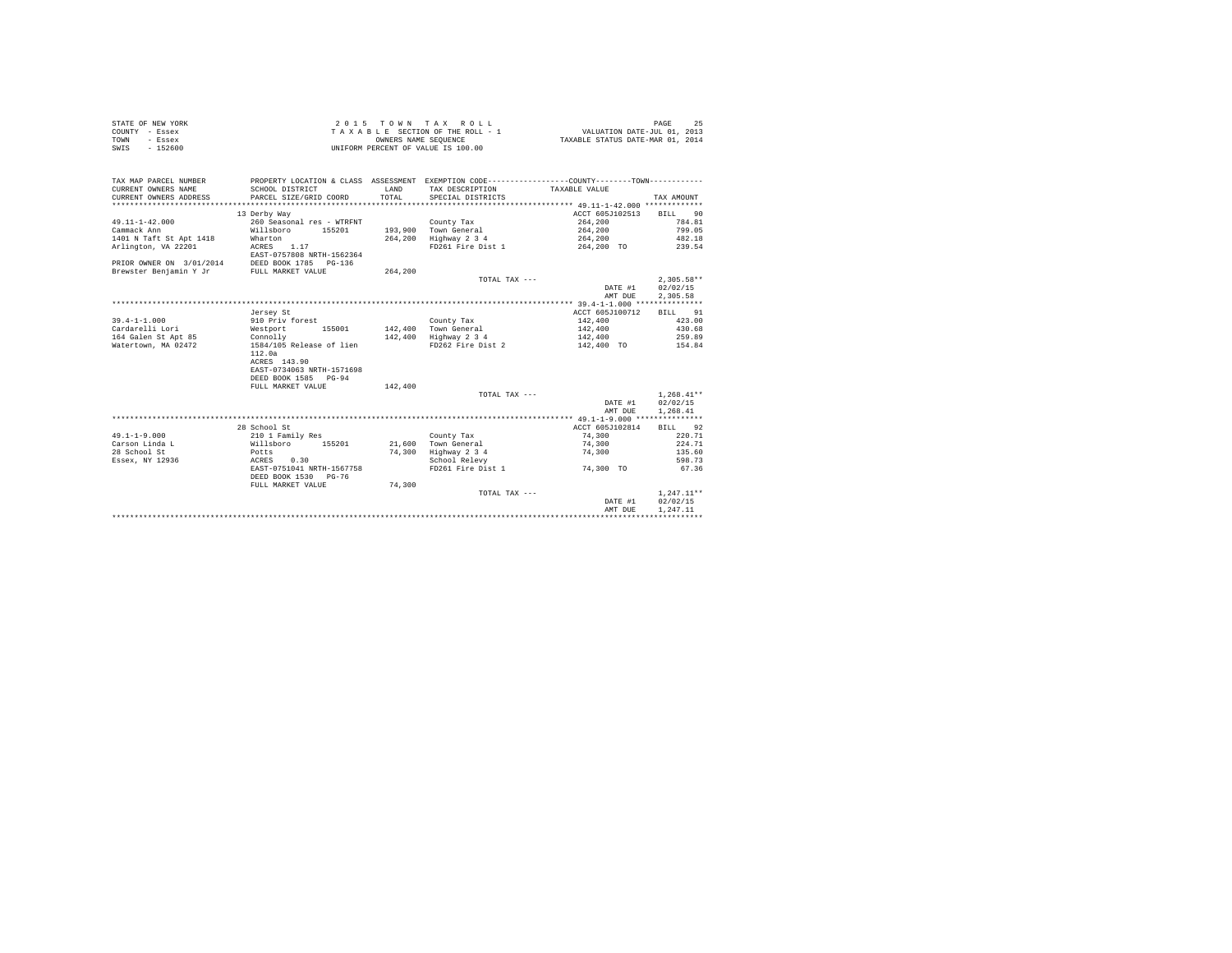STATE OF NEW YORK
COUNTY - Essex
TOWN - Essex
SWIS - 152600

2 0 1 5 T O W N T A X R O L L
T A X A B L E SECTION OF THE ROLL - 1
OWNERS NAME SEQUENCE
UNIFORM PERCENT OF VALUE IS 100.00

VALUATION DATE-JUL 01, 2013
TAXABLE STATUS DATE-MAR 01, 2014

| TAX MAP PARCEL NUMBER / CURRENT OWNERS NAME / CURRENT OWNERS ADDRESS | PROPERTY LOCATION & CLASS / SCHOOL DISTRICT / PARCEL SIZE/GRID COORD | ASSESSMENT LAND / TOTAL | EXEMPTION CODE / TAX DESCRIPTION / SPECIAL DISTRICTS | COUNTY--------TOWN TAXABLE VALUE | TAX AMOUNT |
|---|---|---|---|---|---|
| **49.11-1-42.000** | 13 Derby Way | | | ACCT 605J102513 | BILL 90 |
| 49.11-1-42.000 | 260 Seasonal res - WTRFNT | | County Tax | 264,200 | 784.81 |
| Cammack Ann | Willsboro 155201 | 193,900 | Town General | 264,200 | 799.05 |
| 1401 N Taft St Apt 1418 | Wharton | 264,200 | Highway 2 3 4 | 264,200 | 482.18 |
| Arlington, VA 22201 | ACRES 1.17 | | FD261 Fire Dist 1 | 264,200 TO | 239.54 |
| | EAST-0757808 NRTH-1562364 | | | | |
| PRIOR OWNER ON 3/01/2014 | DEED BOOK 1785 PG-136 | | | | |
| Brewster Benjamin Y Jr | FULL MARKET VALUE | 264,200 | | | |
| | | | TOTAL TAX --- | | 2,305.58** |
| | | | | DATE #1 | 02/02/15 |
| | | | | AMT DUE | 2,305.58 |
| **39.4-1-1.000** | Jersey St | | | ACCT 605J100712 | BILL 91 |
| 39.4-1-1.000 | 910 Priv forest | | County Tax | 142,400 | 423.00 |
| Cardarelli Lori | Westport 155001 | 142,400 | Town General | 142,400 | 430.68 |
| 164 Galen St Apt 85 | Connolly | 142,400 | Highway 2 3 4 | 142,400 | 259.89 |
| Watertown, MA 02472 | 1584/105 Release of lien | | FD262 Fire Dist 2 | 142,400 TO | 154.84 |
| | 112.0a | | | | |
| | ACRES 143.90 | | | | |
| | EAST-0734063 NRTH-1571698 | | | | |
| | DEED BOOK 1585 PG-94 | | | | |
| | FULL MARKET VALUE | 142,400 | | | |
| | | | TOTAL TAX --- | | 1,268.41** |
| | | | | DATE #1 | 02/02/15 |
| | | | | AMT DUE | 1,268.41 |
| **49.1-1-9.000** | 28 School St | | | ACCT 605J102814 | BILL 92 |
| 49.1-1-9.000 | 210 1 Family Res | | County Tax | 74,300 | 220.71 |
| Carson Linda L | Willsboro 155201 | 21,600 | Town General | 74,300 | 224.71 |
| 28 School St | Potts | 74,300 | Highway 2 3 4 | 74,300 | 135.60 |
| Essex, NY 12936 | ACRES 0.30 | | School Relevy | | 598.73 |
| | EAST-0751041 NRTH-1567758 | | FD261 Fire Dist 1 | 74,300 TO | 67.36 |
| | DEED BOOK 1530 PG-76 | | | | |
| | FULL MARKET VALUE | 74,300 | | | |
| | | | TOTAL TAX --- | | 1,247.11** |
| | | | | DATE #1 | 02/02/15 |
| | | | | AMT DUE | 1,247.11 |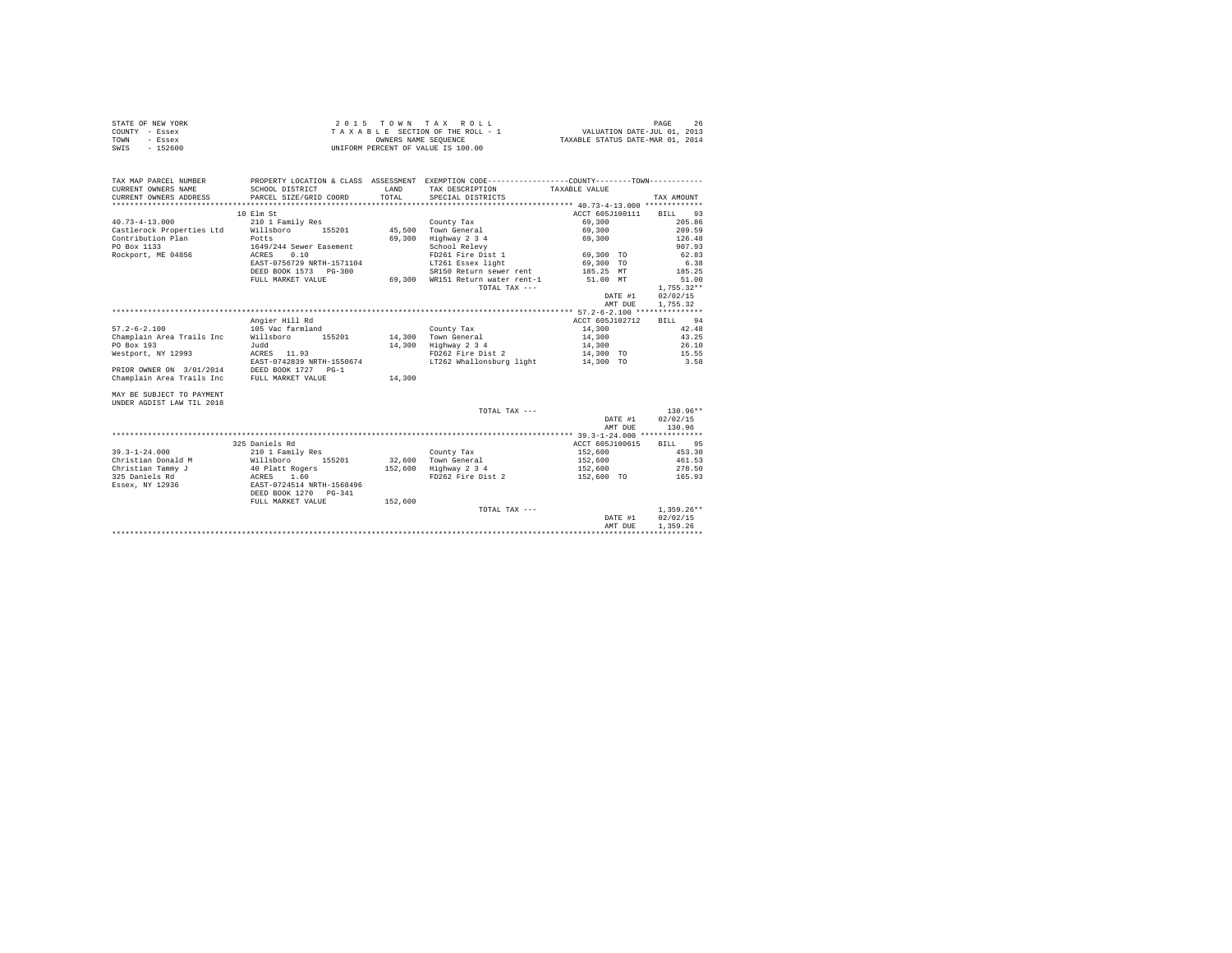STATE OF NEW YORK
COUNTY - Essex
TOWN - Essex
SWIS - 152600

2 0 1 5 T O W N T A X R O L L
T A X A B L E SECTION OF THE ROLL - 1
OWNERS NAME SEQUENCE
UNIFORM PERCENT OF VALUE IS 100.00

VALUATION DATE-JUL 01, 2013
TAXABLE STATUS DATE-MAR 01, 2014

| TAX MAP PARCEL NUMBER<br>CURRENT OWNERS NAME<br>CURRENT OWNERS ADDRESS | PROPERTY LOCATION & CLASS<br>SCHOOL DISTRICT<br>PARCEL SIZE/GRID COORD | ASSESSMENT<br>LAND<br>TOTAL | EXEMPTION CODE / TAX DESCRIPTION<br>SPECIAL DISTRICTS | COUNTY / TOWN<br>TAXABLE VALUE | TAX AMOUNT |
|---|---|---|---|---|---|
| **40.73-4-13.000** | 10 Elm St | | | ACCT 605J100111 | BILL 93 |
| 40.73-4-13.000 | 210 1 Family Res | | County Tax | 69,300 | 205.86 |
| Castlerock Properties Ltd | Willsboro 155201 | 45,500 | Town General | 69,300 | 209.59 |
| Contribution Plan | Potts | 69,300 | Highway 2 3 4 | 69,300 | 126.48 |
| PO Box 1133 | 1649/244 Sewer Easement | | School Relevy | | 907.93 |
| Rockport, ME 04856 | ACRES 0.10 | | FD261 Fire Dist 1 | 69,300 TO | 62.83 |
| | EAST-0756729 NRTH-1571104 | | LT261 Essex light | 69,300 TO | 6.38 |
| | DEED BOOK 1573 PG-300 | | SR150 Return sewer rent | 185.25 MT | 185.25 |
| | FULL MARKET VALUE | 69,300 | WR151 Return water rent-1 | 51.00 MT | 51.00 |
| | | | TOTAL TAX --- | | 1,755.32** |
| | | | | DATE #1 | 02/02/15 |
| | | | | AMT DUE | 1,755.32 |
| **57.2-6-2.100** | Angier Hill Rd | | | ACCT 605J102712 | BILL 94 |
| 57.2-6-2.100 | 105 Vac farmland | | County Tax | 14,300 | 42.48 |
| Champlain Area Trails Inc | Willsboro 155201 | 14,300 | Town General | 14,300 | 43.25 |
| PO Box 193 | Judd | 14,300 | Highway 2 3 4 | 14,300 | 26.10 |
| Westport, NY 12993 | ACRES 11.93 | | FD262 Fire Dist 2 | 14,300 TO | 15.55 |
| | EAST-0742839 NRTH-1550674 | | LT262 Whallonsburg light | 14,300 TO | 3.58 |
| PRIOR OWNER ON 3/01/2014 | DEED BOOK 1727 PG-1 | | | | |
| Champlain Area Trails Inc | FULL MARKET VALUE | 14,300 | | | |
| MAY BE SUBJECT TO PAYMENT<br>UNDER AGDIST LAW TIL 2018 | | | | | |
| | | | TOTAL TAX --- | | 130.96** |
| | | | | DATE #1 | 02/02/15 |
| | | | | AMT DUE | 130.96 |
| **39.3-1-24.000** | 325 Daniels Rd | | | ACCT 605J100615 | BILL 95 |
| 39.3-1-24.000 | 210 1 Family Res | | County Tax | 152,600 | 453.30 |
| Christian Donald M | Willsboro 155201 | 32,600 | Town General | 152,600 | 461.53 |
| Christian Tammy J | 40 Platt Rogers | 152,600 | Highway 2 3 4 | 152,600 | 278.50 |
| 325 Daniels Rd | ACRES 1.60 | | FD262 Fire Dist 2 | 152,600 TO | 165.93 |
| Essex, NY 12936 | EAST-0724514 NRTH-1568496 | | | | |
| | DEED BOOK 1270 PG-341 | | | | |
| | FULL MARKET VALUE | 152,600 | | | |
| | | | TOTAL TAX --- | | 1,359.26** |
| | | | | DATE #1 | 02/02/15 |
| | | | | AMT DUE | 1,359.26 |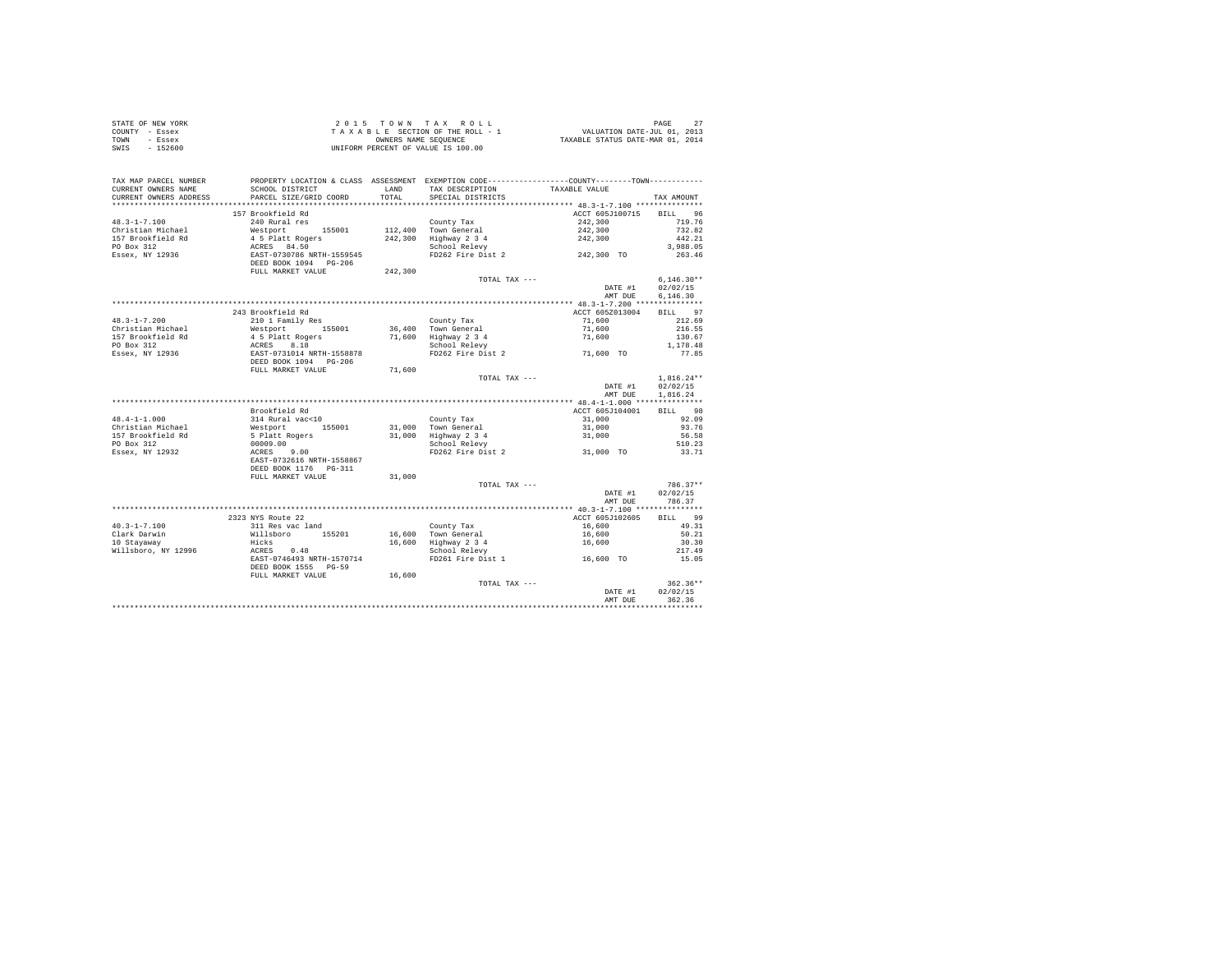STATE OF NEW YORK
COUNTY - Essex
TOWN - Essex
SWIS - 152600

2 0 1 5 T O W N T A X R O L L
T A X A B L E SECTION OF THE ROLL - 1
OWNERS NAME SEQUENCE
UNIFORM PERCENT OF VALUE IS 100.00

VALUATION DATE-JUL 01, 2013
TAXABLE STATUS DATE-MAR 01, 2014

| TAX MAP PARCEL NUMBER / CURRENT OWNERS NAME / CURRENT OWNERS ADDRESS | PROPERTY LOCATION & CLASS / SCHOOL DISTRICT / PARCEL SIZE/GRID COORD | ASSESSMENT LAND / TOTAL | EXEMPTION CODE / TAX DESCRIPTION / SPECIAL DISTRICTS | COUNTY / TOWN TAXABLE VALUE | TAX AMOUNT |
|---|---|---|---|---|---|
| 48.3-1-7.100 | 157 Brookfield Rd | | | ACCT 605J100715 | BILL 96 |
| Christian Michael | 240 Rural res | | County Tax | 242,300 | 719.76 |
| 157 Brookfield Rd | Westport 155001 | 112,400 | Town General | 242,300 | 732.82 |
| PO Box 312 | 4 5 Platt Rogers | 242,300 | Highway 2 3 4 | 242,300 | 442.21 |
| Essex, NY 12936 | ACRES 84.50 | | School Relevy | | 3,988.05 |
| | EAST-0730786 NRTH-1559545 | | FD262 Fire Dist 2 | 242,300 TO | 263.46 |
| | DEED BOOK 1094 PG-206 | | | | |
| | FULL MARKET VALUE | 242,300 | | | |
| | | | TOTAL TAX --- | | 6,146.30** |
| | | | | DATE #1 | 02/02/15 |
| | | | | AMT DUE | 6,146.30 |
| 48.3-1-7.200 | 243 Brookfield Rd | | | ACCT 605Z013004 | BILL 97 |
| Christian Michael | 210 1 Family Res | | County Tax | 71,600 | 212.69 |
| 157 Brookfield Rd | Westport 155001 | 36,400 | Town General | 71,600 | 216.55 |
| PO Box 312 | 4 5 Platt Rogers | 71,600 | Highway 2 3 4 | 71,600 | 130.67 |
| Essex, NY 12936 | ACRES 8.18 | | School Relevy | | 1,178.48 |
| | EAST-0731014 NRTH-1558878 | | FD262 Fire Dist 2 | 71,600 TO | 77.85 |
| | DEED BOOK 1094 PG-206 | | | | |
| | FULL MARKET VALUE | 71,600 | | | |
| | | | TOTAL TAX --- | | 1,816.24** |
| | | | | DATE #1 | 02/02/15 |
| | | | | AMT DUE | 1,816.24 |
| 48.4-1-1.000 | Brookfield Rd | | | ACCT 605J104001 | BILL 98 |
| Christian Michael | 314 Rural vac<10 | | County Tax | 31,000 | 92.09 |
| 157 Brookfield Rd | Westport 155001 | 31,000 | Town General | 31,000 | 93.76 |
| PO Box 312 | 5 Platt Rogers | 31,000 | Highway 2 3 4 | 31,000 | 56.58 |
| Essex, NY 12932 | 00009.00 | | School Relevy | | 510.23 |
| | ACRES 9.00 | | FD262 Fire Dist 2 | 31,000 TO | 33.71 |
| | EAST-0732616 NRTH-1558867 | | | | |
| | DEED BOOK 1176 PG-311 | | | | |
| | FULL MARKET VALUE | 31,000 | | | |
| | | | TOTAL TAX --- | | 786.37** |
| | | | | DATE #1 | 02/02/15 |
| | | | | AMT DUE | 786.37 |
| 40.3-1-7.100 | 2323 NYS Route 22 | | | ACCT 605J102605 | BILL 99 |
| Clark Darwin | 311 Res vac land | | County Tax | 16,600 | 49.31 |
| 10 Stayaway | Willsboro 155201 | 16,600 | Town General | 16,600 | 50.21 |
| Willsboro, NY 12996 | Hicks | 16,600 | Highway 2 3 4 | 16,600 | 30.30 |
| | ACRES 0.48 | | School Relevy | | 217.49 |
| | EAST-0746493 NRTH-1570714 | | FD261 Fire Dist 1 | 16,600 TO | 15.05 |
| | DEED BOOK 1555 PG-59 | | | | |
| | FULL MARKET VALUE | 16,600 | | | |
| | | | TOTAL TAX --- | | 362.36** |
| | | | | DATE #1 | 02/02/15 |
| | | | | AMT DUE | 362.36 |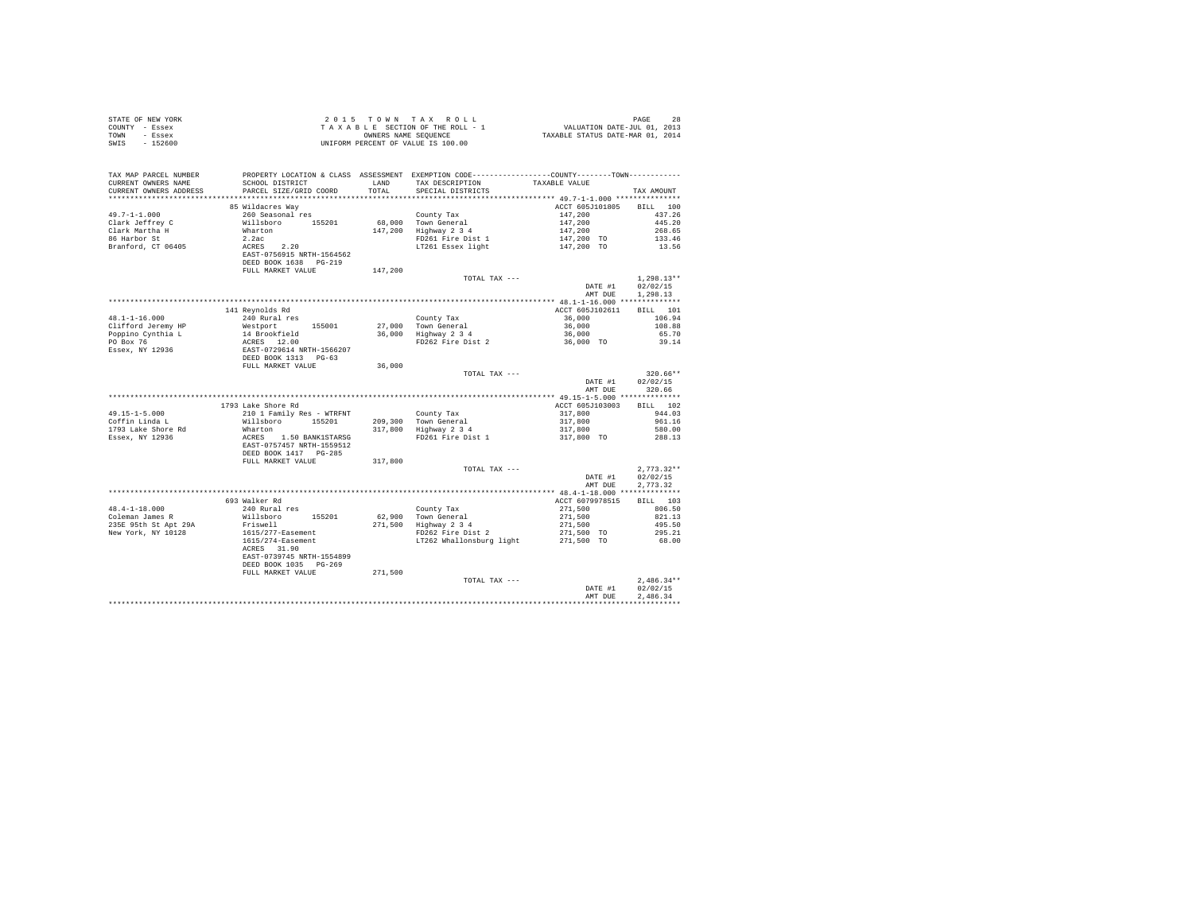STATE OF NEW YORK
COUNTY - Essex
TOWN - Essex
SWIS - 152600

2 0 1 5 T O W N T A X R O L L
T A X A B L E SECTION OF THE ROLL - 1
OWNERS NAME SEQUENCE
UNIFORM PERCENT OF VALUE IS 100.00

VALUATION DATE-JUL 01, 2013
TAXABLE STATUS DATE-MAR 01, 2014

| TAX MAP PARCEL NUMBER / CURRENT OWNERS NAME / CURRENT OWNERS ADDRESS | PROPERTY LOCATION & CLASS / SCHOOL DISTRICT / PARCEL SIZE/GRID COORD | ASSESSMENT LAND / TOTAL | EXEMPTION CODE / TAX DESCRIPTION / SPECIAL DISTRICTS | COUNTY--------TOWN TAXABLE VALUE | TAX AMOUNT |
|---|---|---|---|---|---|
| **49.7-1-1.000** | 85 Wildacres Way | | | ACCT 605J101805 | BILL 100 |
| 49.7-1-1.000 | 260 Seasonal res | | County Tax | 147,200 | 437.26 |
| Clark Jeffrey C | Willsboro 155201 | 68,000 | Town General | 147,200 | 445.20 |
| Clark Martha H | Wharton | 147,200 | Highway 2 3 4 | 147,200 | 268.65 |
| 86 Harbor St | 2.2ac | | FD261 Fire Dist 1 | 147,200 TO | 133.46 |
| Branford, CT 06405 | ACRES 2.20 | | LT261 Essex light | 147,200 TO | 13.56 |
| | EAST-0756915 NRTH-1564562 | | | | |
| | DEED BOOK 1638 PG-219 | | | | |
| | FULL MARKET VALUE | 147,200 | | | |
| | | | TOTAL TAX --- | | 1,298.13** |
| | | | | DATE #1 | 02/02/15 |
| | | | | AMT DUE | 1,298.13 |
| **48.1-1-16.000** | 141 Reynolds Rd | | | ACCT 605J102611 | BILL 101 |
| 48.1-1-16.000 | 240 Rural res | | County Tax | 36,000 | 106.94 |
| Clifford Jeremy HP | Westport 155001 | 27,000 | Town General | 36,000 | 108.88 |
| Poppino Cynthia L | 14 Brookfield | 36,000 | Highway 2 3 4 | 36,000 | 65.70 |
| PO Box 76 | ACRES 12.00 | | FD262 Fire Dist 2 | 36,000 TO | 39.14 |
| Essex, NY 12936 | EAST-0729614 NRTH-1566207 | | | | |
| | DEED BOOK 1313 PG-63 | | | | |
| | FULL MARKET VALUE | 36,000 | | | |
| | | | TOTAL TAX --- | | 320.66** |
| | | | | DATE #1 | 02/02/15 |
| | | | | AMT DUE | 320.66 |
| **49.15-1-5.000** | 1793 Lake Shore Rd | | | ACCT 605J103003 | BILL 102 |
| 49.15-1-5.000 | 210 1 Family Res - WTRFNT | | County Tax | 317,800 | 944.03 |
| Coffin Linda L | Willsboro 155201 | 209,300 | Town General | 317,800 | 961.16 |
| 1793 Lake Shore Rd | Wharton | 317,800 | Highway 2 3 4 | 317,800 | 580.00 |
| Essex, NY 12936 | ACRES 1.50 BANK1STARSG | | FD261 Fire Dist 1 | 317,800 TO | 288.13 |
| | EAST-0757457 NRTH-1559512 | | | | |
| | DEED BOOK 1417 PG-285 | | | | |
| | FULL MARKET VALUE | 317,800 | | | |
| | | | TOTAL TAX --- | | 2,773.32** |
| | | | | DATE #1 | 02/02/15 |
| | | | | AMT DUE | 2,773.32 |
| **48.4-1-18.000** | 693 Walker Rd | | | ACCT 6079978515 | BILL 103 |
| 48.4-1-18.000 | 240 Rural res | | County Tax | 271,500 | 806.50 |
| Coleman James R | Willsboro 155201 | 62,900 | Town General | 271,500 | 821.13 |
| 235E 95th St Apt 29A | Friswell | 271,500 | Highway 2 3 4 | 271,500 | 495.50 |
| New York, NY 10128 | 1615/277-Easement | | FD262 Fire Dist 2 | 271,500 TO | 295.21 |
| | 1615/274-Easement | | LT262 Whallonsburg light | 271,500 TO | 68.00 |
| | ACRES 31.90 | | | | |
| | EAST-0739745 NRTH-1554899 | | | | |
| | DEED BOOK 1035 PG-269 | | | | |
| | FULL MARKET VALUE | 271,500 | | | |
| | | | TOTAL TAX --- | | 2,486.34** |
| | | | | DATE #1 | 02/02/15 |
| | | | | AMT DUE | 2,486.34 |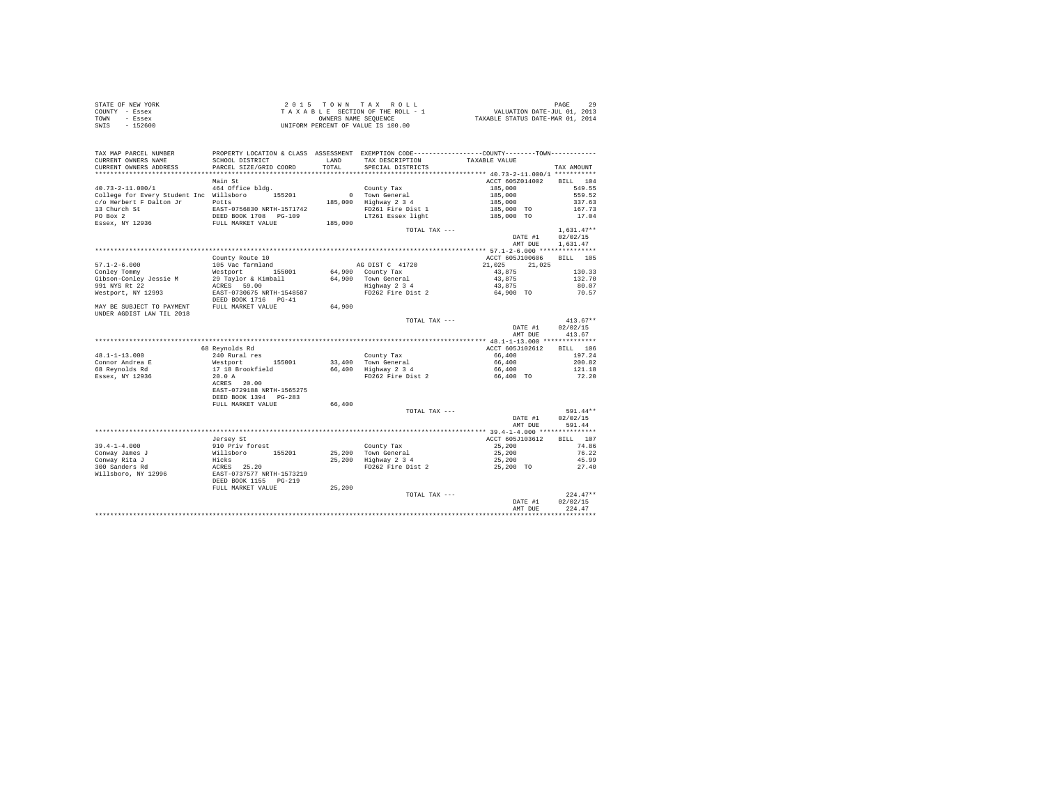STATE OF NEW YORK
COUNTY - Essex
TOWN - Essex
SWIS - 152600

2 0 1 5 T O W N T A X R O L L
T A X A B L E SECTION OF THE ROLL - 1
OWNERS NAME SEQUENCE
UNIFORM PERCENT OF VALUE IS 100.00

VALUATION DATE-JUL 01, 2013
TAXABLE STATUS DATE-MAR 01, 2014

| TAX MAP PARCEL NUMBER / CURRENT OWNERS NAME / CURRENT OWNERS ADDRESS | PROPERTY LOCATION & CLASS / SCHOOL DISTRICT / PARCEL SIZE/GRID COORD | ASSESSMENT LAND / TOTAL | EXEMPTION CODE / TAX DESCRIPTION / SPECIAL DISTRICTS | COUNTY / TAXABLE VALUE | TOWN | TAX AMOUNT |
|---|---|---|---|---|---|---|
| **40.73-2-11.000/1** | Main St | | | ACCT 605Z014002 | | BILL 104 |
| 40.73-2-11.000/1 | 464 Office bldg. | | County Tax | 185,000 | | 549.55 |
| College for Every Student Inc | Willsboro 155201 | 0 | Town General | 185,000 | | 559.52 |
| c/o Herbert F Dalton Jr | Potts | 185,000 | Highway 2 3 4 | 185,000 | | 337.63 |
| 13 Church St | EAST-0756830 NRTH-1571742 | | FD261 Fire Dist 1 | 185,000 TO | | 167.73 |
| PO Box 2 | DEED BOOK 1708 PG-109 | | LT261 Essex light | 185,000 TO | | 17.04 |
| Essex, NY 12936 | FULL MARKET VALUE | 185,000 | | | | |
| | | | TOTAL TAX --- | | | 1,631.47** |
| | | | | DATE #1 | | 02/02/15 |
| | | | | AMT DUE | | 1,631.47 |
| **57.1-2-6.000** | County Route 10 | | | ACCT 605J100606 | | BILL 105 |
| 57.1-2-6.000 | 105 Vac farmland | | AG DIST C 41720 | 21,025 | 21,025 | |
| Conley Tommy | Westport 155001 | 64,900 | County Tax | 43,875 | | 130.33 |
| Gibson-Conley Jessie M | 29 Taylor & Kimball | 64,900 | Town General | 43,875 | | 132.70 |
| 991 NYS Rt 22 | ACRES 59.00 | | Highway 2 3 4 | 43,875 | | 80.07 |
| Westport, NY 12993 | EAST-0730675 NRTH-1548587 | | FD262 Fire Dist 2 | 64,900 TO | | 70.57 |
| | DEED BOOK 1716 PG-41 | | | | | |
| MAY BE SUBJECT TO PAYMENT | FULL MARKET VALUE | 64,900 | | | | |
| UNDER AGDIST LAW TIL 2018 | | | | | | |
| | | | TOTAL TAX --- | | | 413.67** |
| | | | | DATE #1 | | 02/02/15 |
| | | | | AMT DUE | | 413.67 |
| **48.1-1-13.000** | 68 Reynolds Rd | | | ACCT 605J102612 | | BILL 106 |
| 48.1-1-13.000 | 240 Rural res | | County Tax | 66,400 | | 197.24 |
| Connor Andrea E | Westport 155001 | 33,400 | Town General | 66,400 | | 200.82 |
| 68 Reynolds Rd | 17 18 Brookfield | 66,400 | Highway 2 3 4 | 66,400 | | 121.18 |
| Essex, NY 12936 | 20.0 A | | FD262 Fire Dist 2 | 66,400 TO | | 72.20 |
| | ACRES 20.00 | | | | | |
| | EAST-0729188 NRTH-1565275 | | | | | |
| | DEED BOOK 1394 PG-283 | | | | | |
| | FULL MARKET VALUE | 66,400 | | | | |
| | | | TOTAL TAX --- | | | 591.44** |
| | | | | DATE #1 | | 02/02/15 |
| | | | | AMT DUE | | 591.44 |
| **39.4-1-4.000** | Jersey St | | | ACCT 605J103612 | | BILL 107 |
| 39.4-1-4.000 | 910 Priv forest | | County Tax | 25,200 | | 74.86 |
| Conway James J | Willsboro 155201 | 25,200 | Town General | 25,200 | | 76.22 |
| Conway Rita J | Hicks | 25,200 | Highway 2 3 4 | 25,200 | | 45.99 |
| 300 Sanders Rd | ACRES 25.20 | | FD262 Fire Dist 2 | 25,200 TO | | 27.40 |
| Willsboro, NY 12996 | EAST-0737577 NRTH-1573219 | | | | | |
| | DEED BOOK 1155 PG-219 | | | | | |
| | FULL MARKET VALUE | 25,200 | | | | |
| | | | TOTAL TAX --- | | | 224.47** |
| | | | | DATE #1 | | 02/02/15 |
| | | | | AMT DUE | | 224.47 |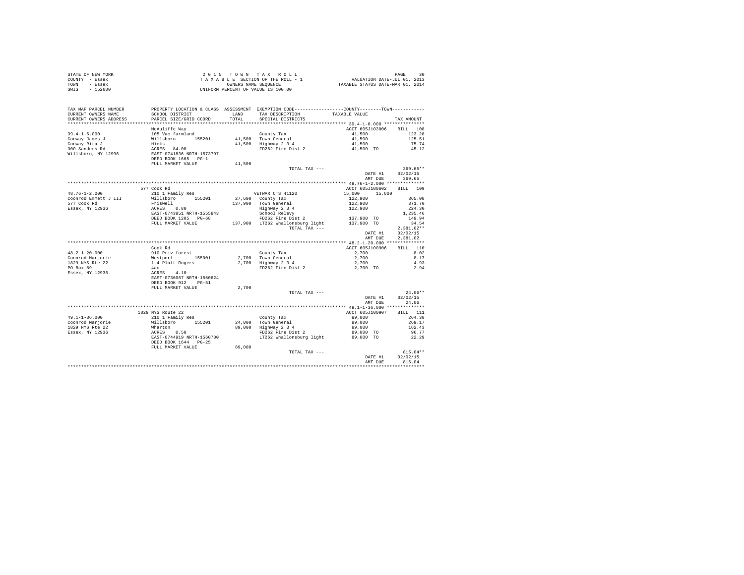STATE OF NEW YORK
COUNTY - Essex
TOWN - Essex
SWIS - 152600

2015 TOWN TAX ROLL
TAXABLE SECTION OF THE ROLL - 1
OWNERS NAME SEQUENCE
UNIFORM PERCENT OF VALUE IS 100.00

VALUATION DATE-JUL 01, 2013
TAXABLE STATUS DATE-MAR 01, 2014

| TAX MAP PARCEL NUMBER / CURRENT OWNERS NAME / CURRENT OWNERS ADDRESS | PROPERTY LOCATION & CLASS / SCHOOL DISTRICT / PARCEL SIZE/GRID COORD | ASSESSMENT LAND / TOTAL | EXEMPTION CODE / TAX DESCRIPTION / SPECIAL DISTRICTS | COUNTY--------TOWN / TAXABLE VALUE | TAX AMOUNT |
|---|---|---|---|---|---|
| 39.4-1-6.000 | McAuliffe Way | | | ACCT 605J103006 | BILL 108 |
| 39.4-1-6.000 | 105 Vac farmland | | County Tax | 41,500 | 123.28 |
| Conway James J | Willsboro 155201 | 41,500 | Town General | 41,500 | 125.51 |
| Conway Rita J | Hicks | 41,500 | Highway 2 3 4 | 41,500 | 75.74 |
| 300 Sanders Rd | ACRES 84.00 | | FD262 Fire Dist 2 | 41,500 TO | 45.12 |
| Willsboro, NY 12996 | EAST-0741836 NRTH-1573797 | | | | |
| | DEED BOOK 1665 PG-1 | | | | |
| | FULL MARKET VALUE | 41,500 | | | |
| | | | TOTAL TAX --- | | 369.65** |
| | | | | DATE #1 | 02/02/15 |
| | | | | AMT DUE | 369.65 |
| 48.76-1-2.000 | 577 Cook Rd | | | ACCT 605J100602 | BILL 109 |
| 48.76-1-2.000 | 210 1 Family Res | | VETWAR CTS 41120 | 15,000 15,000 | |
| Coonrod Emmett J III | Willsboro 155201 | 27,600 | County Tax | 122,900 | 365.08 |
| 577 Cook Rd | Friswell | 137,900 | Town General | 122,900 | 371.70 |
| Essex, NY 12936 | ACRES 0.80 | | Highway 2 3 4 | 122,900 | 224.30 |
| | EAST-0743851 NRTH-1555843 | | School Relevy | | 1,235.46 |
| | DEED BOOK 1205 PG-68 | | FD262 Fire Dist 2 | 137,900 TO | 149.94 |
| | FULL MARKET VALUE | 137,900 | LT262 Whallonsburg light | 137,900 TO | 34.54 |
| | | | TOTAL TAX --- | | 2,381.02** |
| | | | | DATE #1 | 02/02/15 |
| | | | | AMT DUE | 2,381.02 |
| 48.2-1-20.000 | Cook Rd | | | ACCT 605J100906 | BILL 110 |
| 48.2-1-20.000 | 910 Priv forest | | County Tax | 2,700 | 8.02 |
| Coonrod Marjorie | Westport 155001 | 2,700 | Town General | 2,700 | 8.17 |
| 1829 NYS Rte 22 | 1 4 Platt Rogers | 2,700 | Highway 2 3 4 | 2,700 | 4.93 |
| PO Box 89 | 4ac | | FD262 Fire Dist 2 | 2,700 TO | 2.94 |
| Essex, NY 12936 | ACRES 4.10 | | | | |
| | EAST-0736067 NRTH-1560624 | | | | |
| | DEED BOOK 912 PG-51 | | | | |
| | FULL MARKET VALUE | 2,700 | | | |
| | | | TOTAL TAX --- | | 24.06** |
| | | | | DATE #1 | 02/02/15 |
| | | | | AMT DUE | 24.06 |
| 49.1-1-36.000 | 1829 NYS Route 22 | | | ACCT 605J100907 | BILL 111 |
| 49.1-1-36.000 | 210 1 Family Res | | County Tax | 89,000 | 264.38 |
| Coonrod Marjorie | Willsboro 155201 | 24,000 | Town General | 89,000 | 269.17 |
| 1829 NYS Rte 22 | Wharton | 89,000 | Highway 2 3 4 | 89,000 | 162.43 |
| Essex, NY 12936 | ACRES 0.50 | | FD262 Fire Dist 2 | 89,000 TO | 96.77 |
| | EAST-0744919 NRTH-1560780 | | LT262 Whallonsburg light | 89,000 TO | 22.29 |
| | DEED BOOK 1644 PG-25 | | | | |
| | FULL MARKET VALUE | 89,000 | | | |
| | | | TOTAL TAX --- | | 815.04** |
| | | | | DATE #1 | 02/02/15 |
| | | | | AMT DUE | 815.04 |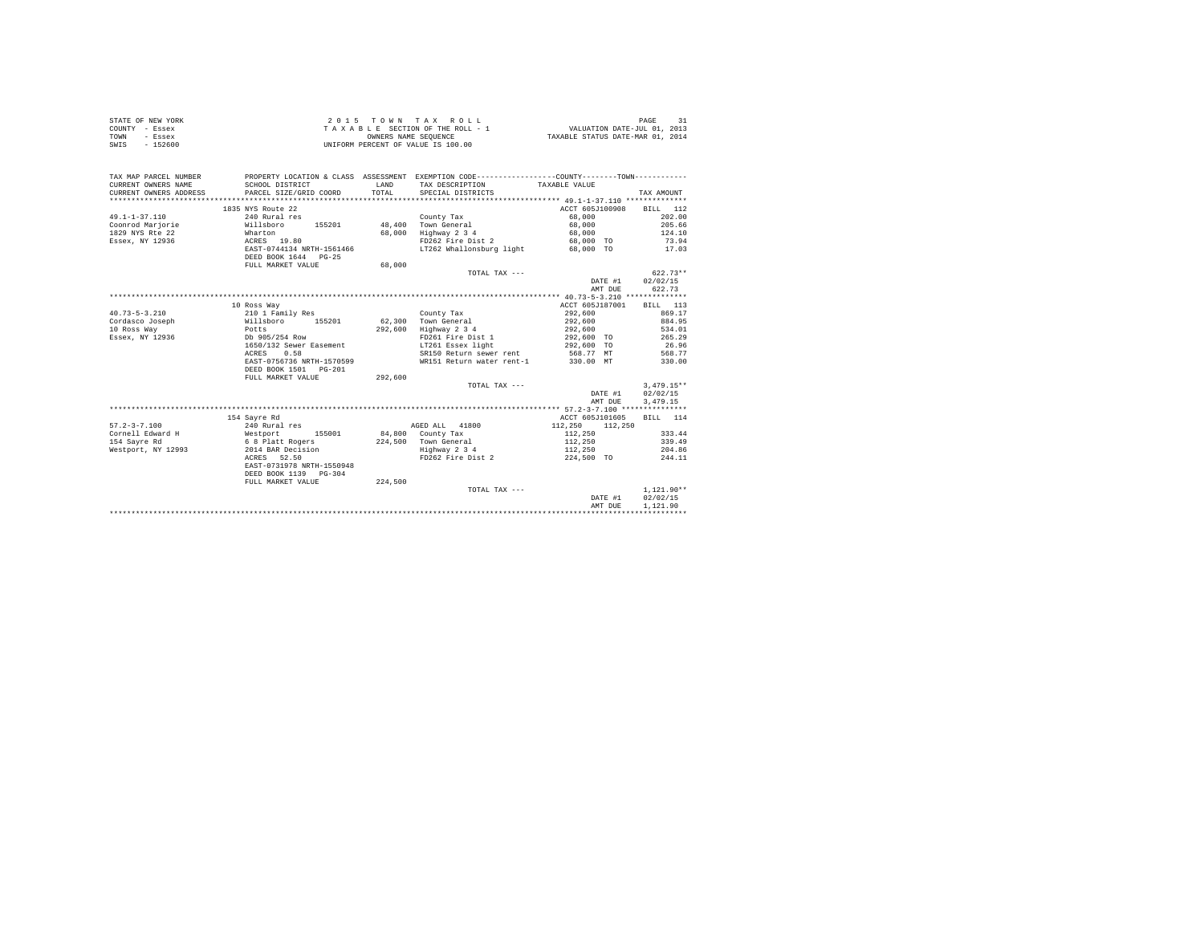STATE OF NEW YORK
COUNTY - Essex
TOWN - Essex
SWIS - 152600

2 0 1 5 T O W N T A X R O L L
T A X A B L E SECTION OF THE ROLL - 1
OWNERS NAME SEQUENCE
UNIFORM PERCENT OF VALUE IS 100.00

VALUATION DATE-JUL 01, 2013
TAXABLE STATUS DATE-MAR 01, 2014

| TAX MAP PARCEL NUMBER / CURRENT OWNERS NAME / CURRENT OWNERS ADDRESS | PROPERTY LOCATION & CLASS / SCHOOL DISTRICT / PARCEL SIZE/GRID COORD | ASSESSMENT LAND / TOTAL | EXEMPTION CODE / TAX DESCRIPTION / SPECIAL DISTRICTS | COUNTY / TOWN TAXABLE VALUE | TAX AMOUNT |
|---|---|---|---|---|---|
| 49.1-1-37.110 | 1835 NYS Route 22 | | | ACCT 605J100908 | BILL 112 |
| Coonrod Marjorie | 240 Rural res | | County Tax | 68,000 | 202.00 |
| 1829 NYS Rte 22 | Willsboro 155201 | 48,400 | Town General | 68,000 | 205.66 |
| Essex, NY 12936 | Wharton | 68,000 | Highway 2 3 4 | 68,000 | 124.10 |
| | ACRES 19.80 | | FD262 Fire Dist 2 | 68,000 TO | 73.94 |
| | EAST-0744134 NRTH-1561466 | | LT262 Whallonsburg light | 68,000 TO | 17.03 |
| | DEED BOOK 1644 PG-25 | | | | |
| | FULL MARKET VALUE | 68,000 | | | |
| | | | TOTAL TAX --- | | 622.73** |
| | | | | DATE #1 | 02/02/15 |
| | | | | AMT DUE | 622.73 |
| 40.73-5-3.210 | 10 Ross Way | | | ACCT 605J187001 | BILL 113 |
| Cordasco Joseph | 210 1 Family Res | | County Tax | 292,600 | 869.17 |
| 10 Ross Way | Willsboro 155201 | 62,300 | Town General | 292,600 | 884.95 |
| Essex, NY 12936 | Potts | 292,600 | Highway 2 3 4 | 292,600 | 534.01 |
| | Db 905/254 Row | | FD261 Fire Dist 1 | 292,600 TO | 265.29 |
| | 1650/132 Sewer Easement | | LT261 Essex light | 292,600 TO | 26.96 |
| | ACRES 0.58 | | SR150 Return sewer rent | 568.77 MT | 568.77 |
| | EAST-0756736 NRTH-1570599 | | WR151 Return water rent-1 | 330.00 MT | 330.00 |
| | DEED BOOK 1501 PG-201 | | | | |
| | FULL MARKET VALUE | 292,600 | | | |
| | | | TOTAL TAX --- | | 3,479.15** |
| | | | | DATE #1 | 02/02/15 |
| | | | | AMT DUE | 3,479.15 |
| 57.2-3-7.100 | 154 Sayre Rd | | | ACCT 605J101605 | BILL 114 |
| Cornell Edward H | 240 Rural res | | AGED ALL 41800 | 112,250 112,250 | |
| 154 Sayre Rd | Westport 155001 | 84,800 | County Tax | 112,250 | 333.44 |
| Westport, NY 12993 | 6 8 Platt Rogers | 224,500 | Town General | 112,250 | 339.49 |
| | 2014 BAR Decision | | Highway 2 3 4 | 112,250 | 204.86 |
| | ACRES 52.50 | | FD262 Fire Dist 2 | 224,500 TO | 244.11 |
| | EAST-0731978 NRTH-1550948 | | | | |
| | DEED BOOK 1139 PG-304 | | | | |
| | FULL MARKET VALUE | 224,500 | | | |
| | | | TOTAL TAX --- | | 1,121.90** |
| | | | | DATE #1 | 02/02/15 |
| | | | | AMT DUE | 1,121.90 |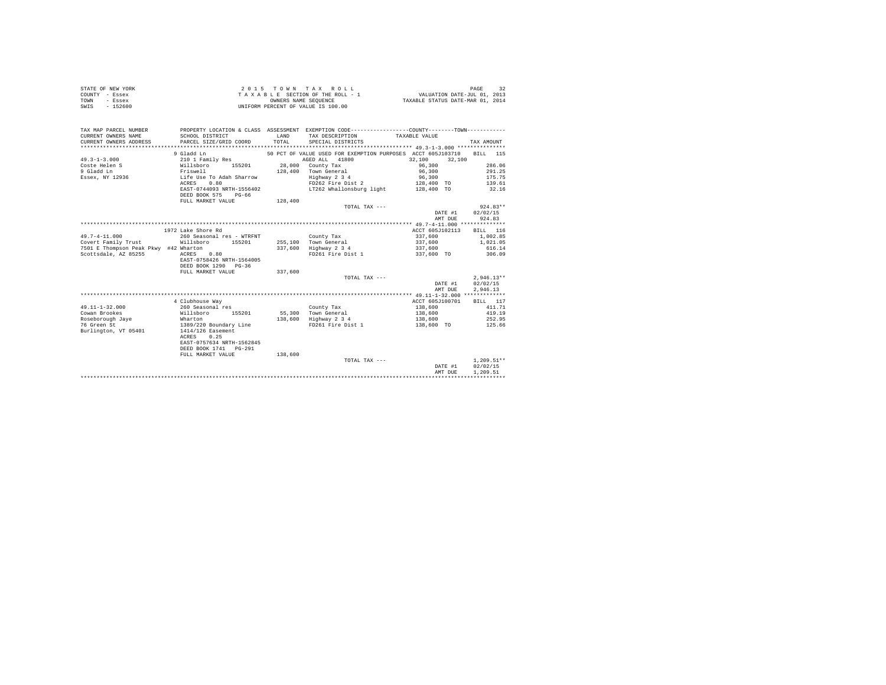STATE OF NEW YORK
COUNTY - Essex
TOWN - Essex
SWIS - 152600

2 0 1 5 T O W N T A X R O L L
T A X A B L E SECTION OF THE ROLL - 1
OWNERS NAME SEQUENCE
UNIFORM PERCENT OF VALUE IS 100.00

VALUATION DATE-JUL 01, 2013
TAXABLE STATUS DATE-MAR 01, 2014

| TAX MAP PARCEL NUMBER / CURRENT OWNERS NAME / CURRENT OWNERS ADDRESS | PROPERTY LOCATION & CLASS / SCHOOL DISTRICT / PARCEL SIZE/GRID COORD | ASSESSMENT LAND / TOTAL | EXEMPTION CODE / TAX DESCRIPTION / SPECIAL DISTRICTS | COUNTY / TOWN TAXABLE VALUE | TAX AMOUNT |
|---|---|---|---|---|---|
| 49.3-1-3.000 | 9 Gladd Ln | | 50 PCT OF VALUE USED FOR EXEMPTION PURPOSES | ACCT 605J103710 | BILL 115 |
| | 210 1 Family Res | | AGED ALL 41800 | 32,100 32,100 | |
| Coste Helen S | Willsboro 155201 | 28,000 | County Tax | 96,300 | 286.06 |
| 9 Gladd Ln | Friswell | 128,400 | Town General | 96,300 | 291.25 |
| Essex, NY 12936 | Life Use To Adah Sharrow | | Highway 2 3 4 | 96,300 | 175.75 |
| | ACRES 0.80 | | FD262 Fire Dist 2 | 128,400 TO | 139.61 |
| | EAST-0744093 NRTH-1556402 | | LT262 Whallonsburg light | 128,400 TO | 32.16 |
| | DEED BOOK 575 PG-66 | | | | |
| | FULL MARKET VALUE | 128,400 | | | |
| | | | TOTAL TAX --- | | 924.83** |
| | | | | DATE #1 | 02/02/15 |
| | | | | AMT DUE | 924.83 |
| 49.7-4-11.000 | 1972 Lake Shore Rd | | | ACCT 605J102113 | BILL 116 |
| | 260 Seasonal res - WTRFNT | | County Tax | 337,600 | 1,002.85 |
| Covert Family Trust | Willsboro 155201 | 255,100 | Town General | 337,600 | 1,021.05 |
| 7501 E Thompson Peak Pkwy #42 | Wharton | 337,600 | Highway 2 3 4 | 337,600 | 616.14 |
| Scottsdale, AZ 85255 | ACRES 0.80 | | FD261 Fire Dist 1 | 337,600 TO | 306.09 |
| | EAST-0758426 NRTH-1564005 | | | | |
| | DEED BOOK 1290 PG-36 | | | | |
| | FULL MARKET VALUE | 337,600 | | | |
| | | | TOTAL TAX --- | | 2,946.13** |
| | | | | DATE #1 | 02/02/15 |
| | | | | AMT DUE | 2,946.13 |
| 49.11-1-32.000 | 4 Clubhouse Way | | | ACCT 605J100701 | BILL 117 |
| | 260 Seasonal res | | County Tax | 138,600 | 411.71 |
| Cowan Brookes | Willsboro 155201 | 55,300 | Town General | 138,600 | 419.19 |
| Roseborough Jaye | Wharton | 138,600 | Highway 2 3 4 | 138,600 | 252.95 |
| 76 Green St | 1389/220 Boundary Line | | FD261 Fire Dist 1 | 138,600 TO | 125.66 |
| Burlington, VT 05401 | 1414/126 Easement | | | | |
| | ACRES 0.25 | | | | |
| | EAST-0757634 NRTH-1562845 | | | | |
| | DEED BOOK 1741 PG-291 | | | | |
| | FULL MARKET VALUE | 138,600 | | | |
| | | | TOTAL TAX --- | | 1,209.51** |
| | | | | DATE #1 | 02/02/15 |
| | | | | AMT DUE | 1,209.51 |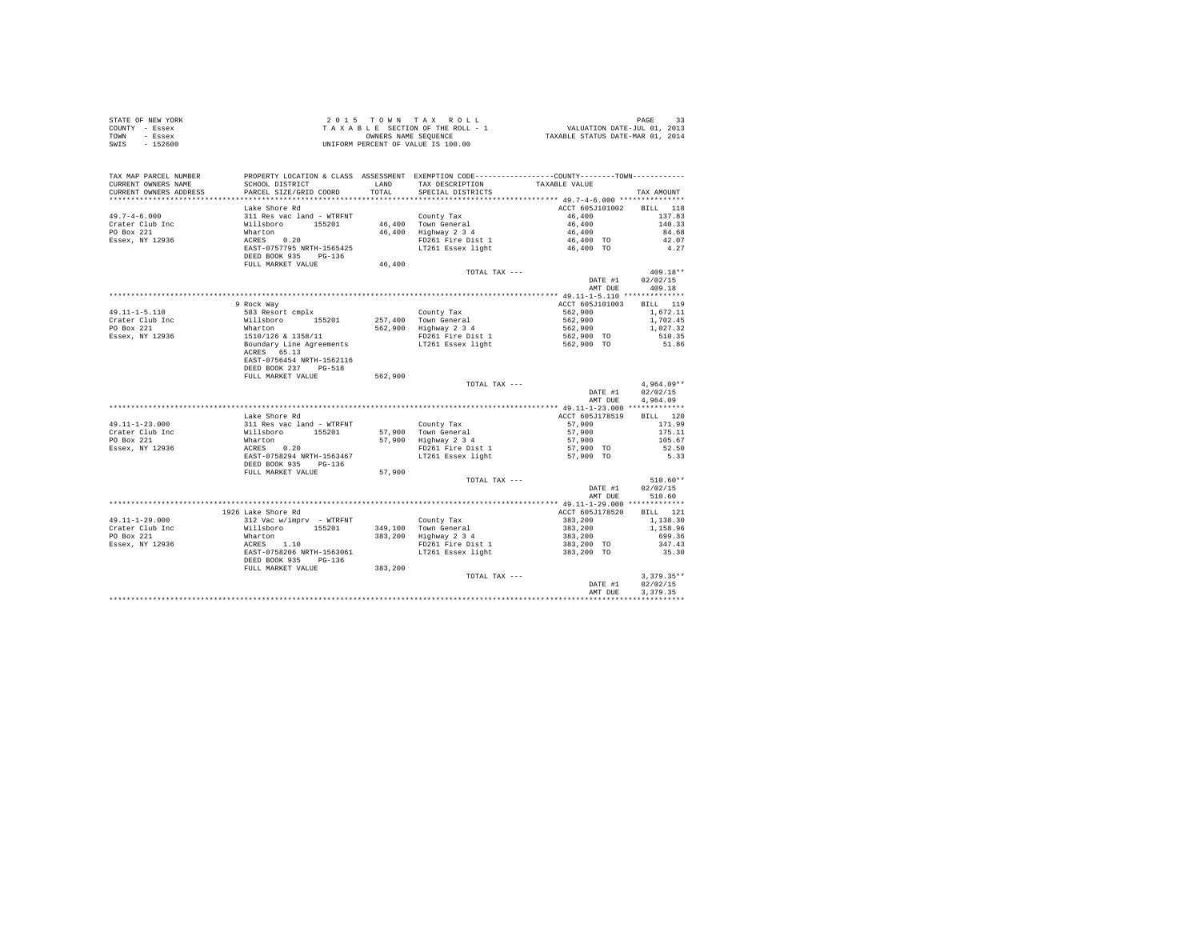STATE OF NEW YORK
COUNTY - Essex
TOWN - Essex
SWIS - 152600

2 0 1 5 T O W N T A X R O L L
T A X A B L E SECTION OF THE ROLL - 1
OWNERS NAME SEQUENCE
UNIFORM PERCENT OF VALUE IS 100.00

VALUATION DATE-JUL 01, 2013
TAXABLE STATUS DATE-MAR 01, 2014

| TAX MAP PARCEL NUMBER<br>CURRENT OWNERS NAME<br>CURRENT OWNERS ADDRESS | PROPERTY LOCATION & CLASS<br>SCHOOL DISTRICT<br>PARCEL SIZE/GRID COORD | ASSESSMENT<br>LAND<br>TOTAL | EXEMPTION CODE<br>TAX DESCRIPTION<br>SPECIAL DISTRICTS | COUNTY--------TOWN<br>TAXABLE VALUE | TAX AMOUNT |
|---|---|---|---|---|---|
| ****** 49.7-4-6.000 ****** | | | | | |
| | Lake Shore Rd | | | ACCT 605J101002 | BILL 118 |
| 49.7-4-6.000 | 311 Res vac land - WTRFNT | | County Tax | 46,400 | 137.83 |
| Crater Club Inc | Willsboro 155201 | 46,400 | Town General | 46,400 | 140.33 |
| PO Box 221 | Wharton | 46,400 | Highway 2 3 4 | 46,400 | 84.68 |
| Essex, NY 12936 | ACRES 0.20 | | FD261 Fire Dist 1 | 46,400 TO | 42.07 |
| | EAST-0757795 NRTH-1565425 | | LT261 Essex light | 46,400 TO | 4.27 |
| | DEED BOOK 935 PG-136 | | | | |
| | FULL MARKET VALUE | 46,400 | | | |
| | | | TOTAL TAX --- | | 409.18** |
| | | | | DATE #1 | 02/02/15 |
| | | | | AMT DUE | 409.18 |
| ****** 49.11-1-5.110 ****** | | | | | |
| | 9 Rock Way | | | ACCT 605J101003 | BILL 119 |
| 49.11-1-5.110 | 583 Resort cmplx | | County Tax | 562,900 | 1,672.11 |
| Crater Club Inc | Willsboro 155201 | 257,400 | Town General | 562,900 | 1,702.45 |
| PO Box 221 | Wharton | 562,900 | Highway 2 3 4 | 562,900 | 1,027.32 |
| Essex, NY 12936 | 1510/126 & 1358/11 | | FD261 Fire Dist 1 | 562,900 TO | 510.35 |
| | Boundary Line Agreements | | LT261 Essex light | 562,900 TO | 51.86 |
| | ACRES 65.13 | | | | |
| | EAST-0756454 NRTH-1562116 | | | | |
| | DEED BOOK 237 PG-518 | | | | |
| | FULL MARKET VALUE | 562,900 | | | |
| | | | TOTAL TAX --- | | 4,964.09** |
| | | | | DATE #1 | 02/02/15 |
| | | | | AMT DUE | 4,964.09 |
| ****** 49.11-1-23.000 ****** | | | | | |
| | Lake Shore Rd | | | ACCT 605J178519 | BILL 120 |
| 49.11-1-23.000 | 311 Res vac land - WTRFNT | | County Tax | 57,900 | 171.99 |
| Crater Club Inc | Willsboro 155201 | 57,900 | Town General | 57,900 | 175.11 |
| PO Box 221 | Wharton | 57,900 | Highway 2 3 4 | 57,900 | 105.67 |
| Essex, NY 12936 | ACRES 0.20 | | FD261 Fire Dist 1 | 57,900 TO | 52.50 |
| | EAST-0758294 NRTH-1563467 | | LT261 Essex light | 57,900 TO | 5.33 |
| | DEED BOOK 935 PG-136 | | | | |
| | FULL MARKET VALUE | 57,900 | | | |
| | | | TOTAL TAX --- | | 510.60** |
| | | | | DATE #1 | 02/02/15 |
| | | | | AMT DUE | 510.60 |
| ****** 49.11-1-29.000 ****** | | | | | |
| | 1926 Lake Shore Rd | | | ACCT 605J178520 | BILL 121 |
| 49.11-1-29.000 | 312 Vac w/imprv - WTRFNT | | County Tax | 383,200 | 1,138.30 |
| Crater Club Inc | Willsboro 155201 | 349,100 | Town General | 383,200 | 1,158.96 |
| PO Box 221 | Wharton | 383,200 | Highway 2 3 4 | 383,200 | 699.36 |
| Essex, NY 12936 | ACRES 1.10 | | FD261 Fire Dist 1 | 383,200 TO | 347.43 |
| | EAST-0758206 NRTH-1563061 | | LT261 Essex light | 383,200 TO | 35.30 |
| | DEED BOOK 935 PG-136 | | | | |
| | FULL MARKET VALUE | 383,200 | | | |
| | | | TOTAL TAX --- | | 3,379.35** |
| | | | | DATE #1 | 02/02/15 |
| | | | | AMT DUE | 3,379.35 |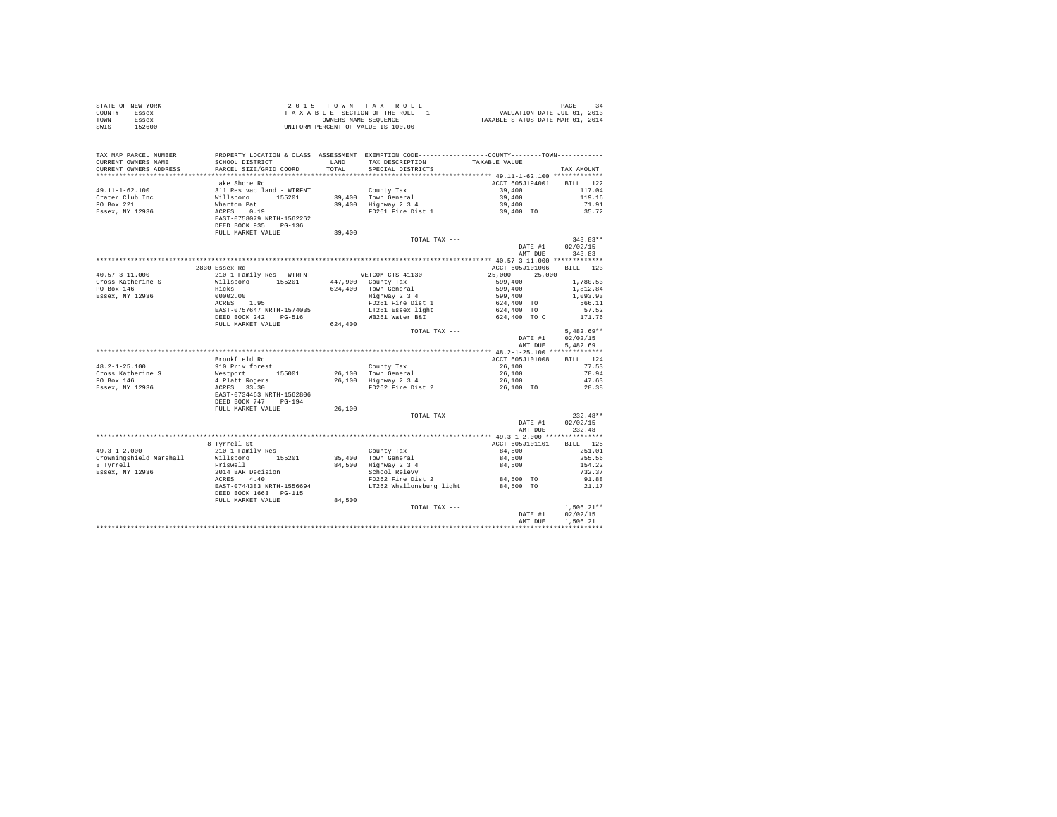```
STATE OF NEW YORK                    2 0 1 5   T O W N   T A X   R O L L                           PAGE    34
COUNTY  - Essex                  T A X A B L E  SECTION OF THE ROLL - 1              VALUATION DATE-JUL 01, 2013
TOWN    - Essex                           OWNERS NAME SEQUENCE                   TAXABLE STATUS DATE-MAR 01, 2014
SWIS    - 152600                   UNIFORM PERCENT OF VALUE IS 100.00

TAX MAP PARCEL NUMBER          PROPERTY LOCATION & CLASS  ASSESSMENT  EXEMPTION CODE-----------------COUNTY--------TOWN-----------
CURRENT OWNERS NAME            SCHOOL DISTRICT              LAND      TAX DESCRIPTION           TAXABLE VALUE
CURRENT OWNERS ADDRESS         PARCEL SIZE/GRID COORD      TOTAL      SPECIAL DISTRICTS                                 TAX AMOUNT
****************************************************************************************** 49.11-1-62.100 *************
                               Lake Shore Rd                                                ACCT 605J194001      BILL  122
49.11-1-62.100                 311 Res vac land - WTRFNT              County Tax                   39,400              117.04
Crater Club Inc                Willsboro       155201      39,400     Town General                 39,400              119.16
PO Box 221                     Wharton Pat                 39,400     Highway 2 3 4                39,400               71.91
Essex, NY 12936                ACRES    0.19                          FD261 Fire Dist 1            39,400 TO            35.72
                               EAST-0758079 NRTH-1562262
                               DEED BOOK 935    PG-136
                               FULL MARKET VALUE           39,400
                                                                      TOTAL TAX ---                                    343.83**
                                                                                                  DATE #1          02/02/15
                                                                                                  AMT DUE            343.83
****************************************************************************************** 40.57-3-11.000 *************
                               2830 Essex Rd                                                ACCT 605J101006      BILL  123
40.57-3-11.000                 210 1 Family Res - WTRFNT              VETCOM CTS 41130         25,000      25,000
Cross Katherine S              Willsboro       155201     447,900     County Tax                  599,400            1,780.53
PO Box 146                     Hicks                      624,400     Town General                599,400            1,812.84
Essex, NY 12936                00002.00                               Highway 2 3 4               599,400            1,093.93
                               ACRES    1.95                          FD261 Fire Dist 1           624,400 TO            566.11
                               EAST-0757647 NRTH-1574035              LT261 Essex light           624,400 TO             57.52
                               DEED BOOK 242    PG-516                WB261 Water B&I             624,400 TO C          171.76
                               FULL MARKET VALUE          624,400
                                                                      TOTAL TAX ---                                  5,482.69**
                                                                                                  DATE #1          02/02/15
                                                                                                  AMT DUE          5,482.69
****************************************************************************************** 48.2-1-25.100 **************
                               Brookfield Rd                                                ACCT 605J101008      BILL  124
48.2-1-25.100                  910 Priv forest                        County Tax                   26,100               77.53
Cross Katherine S              Westport        155001      26,100     Town General                 26,100               78.94
PO Box 146                     4 Platt Rogers              26,100     Highway 2 3 4                26,100               47.63
Essex, NY 12936                ACRES   33.30                          FD262 Fire Dist 2            26,100 TO            28.38
                               EAST-0734463 NRTH-1562806
                               DEED BOOK 747    PG-194
                               FULL MARKET VALUE           26,100
                                                                      TOTAL TAX ---                                    232.48**
                                                                                                  DATE #1          02/02/15
                                                                                                  AMT DUE            232.48
****************************************************************************************** 49.3-1-2.000 ***************
                               8 Tyrrell St                                                 ACCT 605J101101      BILL  125
49.3-1-2.000                   210 1 Family Res                       County Tax                   84,500              251.01
Crowningshield Marshall        Willsboro       155201      35,400     Town General                 84,500              255.56
8 Tyrrell                      Friswell                    84,500     Highway 2 3 4                84,500              154.22
Essex, NY 12936                2014 BAR Decision                      School Relevy                                     732.37
                               ACRES    4.40                          FD262 Fire Dist 2            84,500 TO             91.88
                               EAST-0744383 NRTH-1556694              LT262 Whallonsburg light     84,500 TO             21.17
                               DEED BOOK 1663   PG-115
                               FULL MARKET VALUE           84,500
                                                                      TOTAL TAX ---                                  1,506.21**
                                                                                                  DATE #1          02/02/15
                                                                                                  AMT DUE          1,506.21
************************************************************************************************************************
```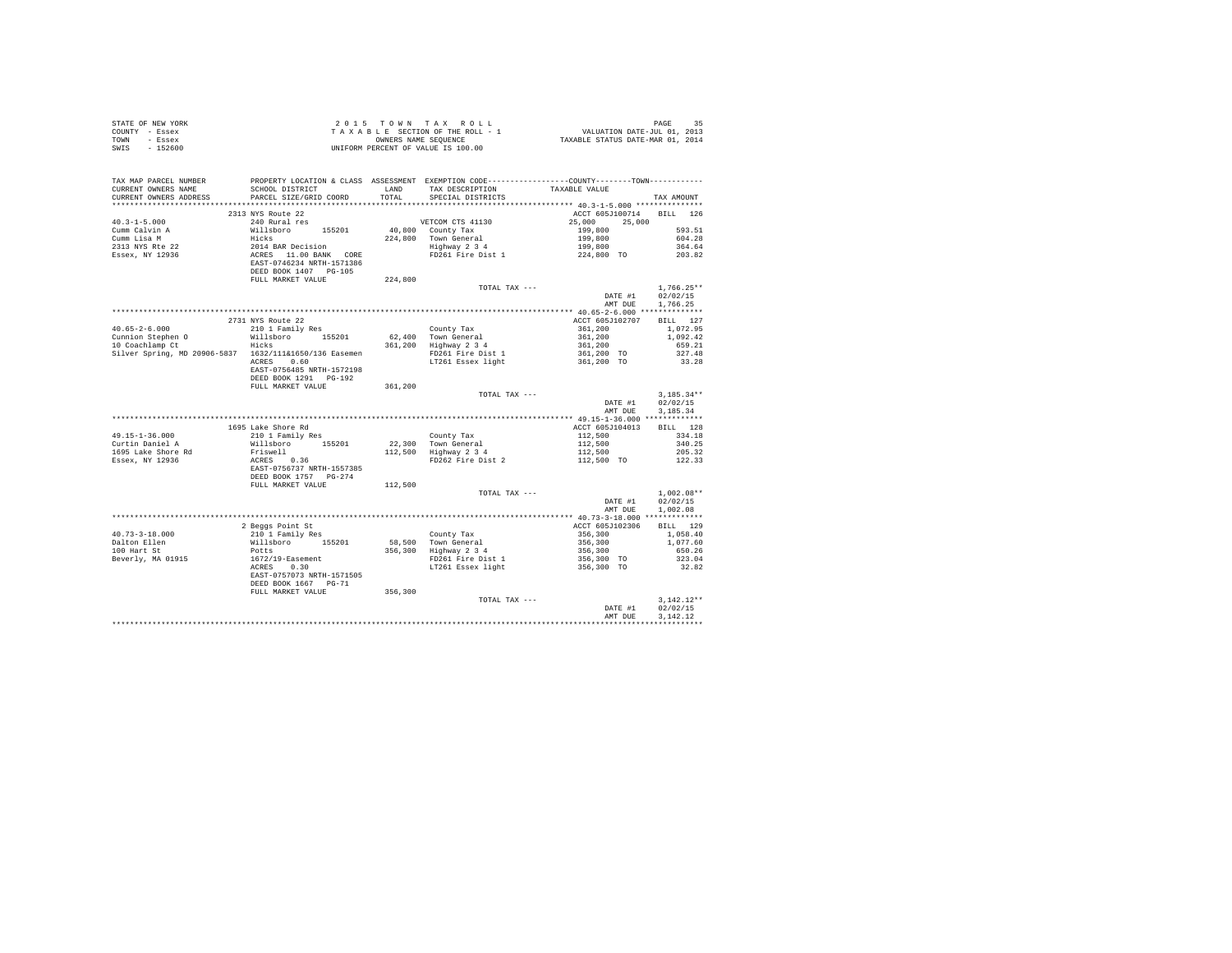STATE OF NEW YORK
COUNTY - Essex
TOWN - Essex
SWIS - 152600

2 0 1 5 T O W N T A X R O L L
T A X A B L E SECTION OF THE ROLL - 1
OWNERS NAME SEQUENCE
UNIFORM PERCENT OF VALUE IS 100.00

VALUATION DATE-JUL 01, 2013
TAXABLE STATUS DATE-MAR 01, 2014

| TAX MAP PARCEL NUMBER / CURRENT OWNERS NAME / CURRENT OWNERS ADDRESS | PROPERTY LOCATION & CLASS / SCHOOL DISTRICT / PARCEL SIZE/GRID COORD | ASSESSMENT LAND / TOTAL | EXEMPTION CODE / TAX DESCRIPTION / SPECIAL DISTRICTS | COUNTY / TOWN TAXABLE VALUE | TAX AMOUNT |
|---|---|---|---|---|---|
| **40.3-1-5.000** | 2313 NYS Route 22 | | | ACCT 605J100714 | BILL 126 |
| 40.3-1-5.000 | 240 Rural res | | VETCOM CTS 41130 | 25,000 25,000 | |
| Cumm Calvin A | Willsboro 155201 | 40,800 | County Tax | 199,800 | 593.51 |
| Cumm Lisa M | Hicks | 224,800 | Town General | 199,800 | 604.28 |
| 2313 NYS Rte 22 | 2014 BAR Decision | | Highway 2 3 4 | 199,800 | 364.64 |
| Essex, NY 12936 | ACRES 11.00 BANK CORE | | FD261 Fire Dist 1 | 224,800 TO | 203.82 |
| | EAST-0746234 NRTH-1571386 | | | | |
| | DEED BOOK 1407 PG-105 | | | | |
| | FULL MARKET VALUE | 224,800 | | | |
| | | | TOTAL TAX --- | | 1,766.25** |
| | | | | DATE #1 | 02/02/15 |
| | | | | AMT DUE | 1,766.25 |
| **40.65-2-6.000** | 2731 NYS Route 22 | | | ACCT 605J102707 | BILL 127 |
| 40.65-2-6.000 | 210 1 Family Res | | County Tax | 361,200 | 1,072.95 |
| Cunnion Stephen O | Willsboro 155201 | 62,400 | Town General | 361,200 | 1,092.42 |
| 10 Coachlamp Ct | Hicks | 361,200 | Highway 2 3 4 | 361,200 | 659.21 |
| Silver Spring, MD 20906-5837 | 1632/111&1650/136 Easemen | | FD261 Fire Dist 1 | 361,200 TO | 327.48 |
| | ACRES 0.60 | | LT261 Essex light | 361,200 TO | 33.28 |
| | EAST-0756485 NRTH-1572198 | | | | |
| | DEED BOOK 1291 PG-192 | | | | |
| | FULL MARKET VALUE | 361,200 | | | |
| | | | TOTAL TAX --- | | 3,185.34** |
| | | | | DATE #1 | 02/02/15 |
| | | | | AMT DUE | 3,185.34 |
| **49.15-1-36.000** | 1695 Lake Shore Rd | | | ACCT 605J104013 | BILL 128 |
| 49.15-1-36.000 | 210 1 Family Res | | County Tax | 112,500 | 334.18 |
| Curtin Daniel A | Willsboro 155201 | 22,300 | Town General | 112,500 | 340.25 |
| 1695 Lake Shore Rd | Friswell | 112,500 | Highway 2 3 4 | 112,500 | 205.32 |
| Essex, NY 12936 | ACRES 0.36 | | FD262 Fire Dist 2 | 112,500 TO | 122.33 |
| | EAST-0756737 NRTH-1557385 | | | | |
| | DEED BOOK 1757 PG-274 | | | | |
| | FULL MARKET VALUE | 112,500 | | | |
| | | | TOTAL TAX --- | | 1,002.08** |
| | | | | DATE #1 | 02/02/15 |
| | | | | AMT DUE | 1,002.08 |
| **40.73-3-18.000** | 2 Beggs Point St | | | ACCT 605J102306 | BILL 129 |
| 40.73-3-18.000 | 210 1 Family Res | | County Tax | 356,300 | 1,058.40 |
| Dalton Ellen | Willsboro 155201 | 58,500 | Town General | 356,300 | 1,077.60 |
| 100 Hart St | Potts | 356,300 | Highway 2 3 4 | 356,300 | 650.26 |
| Beverly, MA 01915 | 1672/19-Easement | | FD261 Fire Dist 1 | 356,300 TO | 323.04 |
| | ACRES 0.30 | | LT261 Essex light | 356,300 TO | 32.82 |
| | EAST-0757073 NRTH-1571505 | | | | |
| | DEED BOOK 1667 PG-71 | | | | |
| | FULL MARKET VALUE | 356,300 | | | |
| | | | TOTAL TAX --- | | 3,142.12** |
| | | | | DATE #1 | 02/02/15 |
| | | | | AMT DUE | 3,142.12 |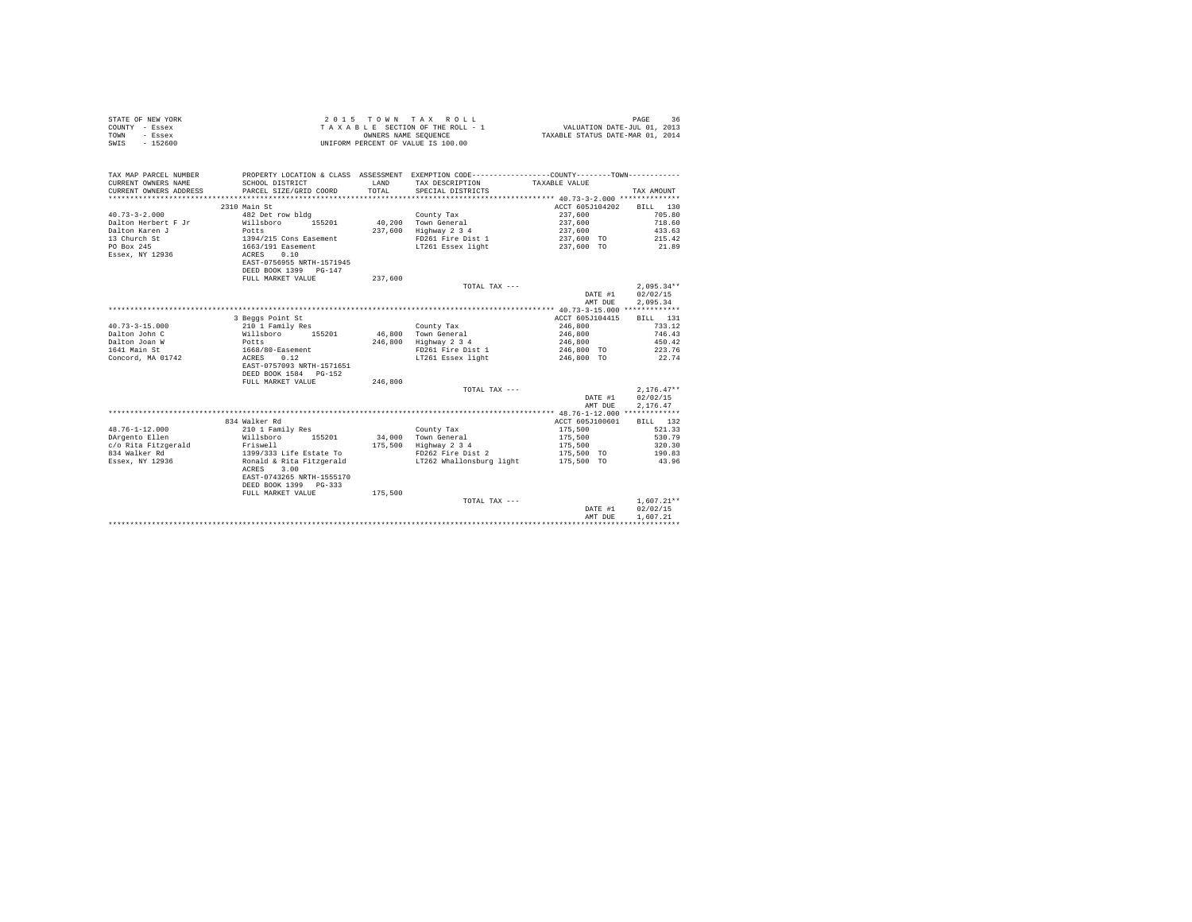STATE OF NEW YORK
COUNTY - Essex
TOWN - Essex
SWIS - 152600

2 0 1 5 T O W N T A X R O L L
T A X A B L E SECTION OF THE ROLL - 1
OWNERS NAME SEQUENCE
UNIFORM PERCENT OF VALUE IS 100.00

VALUATION DATE-JUL 01, 2013
TAXABLE STATUS DATE-MAR 01, 2014

| TAX MAP PARCEL NUMBER / CURRENT OWNERS NAME / CURRENT OWNERS ADDRESS | PROPERTY LOCATION & CLASS / SCHOOL DISTRICT / PARCEL SIZE/GRID COORD | ASSESSMENT LAND / TOTAL | EXEMPTION CODE / TAX DESCRIPTION / SPECIAL DISTRICTS | TAXABLE VALUE | TAX AMOUNT |
|---|---|---|---|---|---|
| 40.73-3-2.000 | 2310 Main St | | | ACCT 605J104202 | BILL 130 |
| 40.73-3-2.000 | 482 Det row bldg | | County Tax | 237,600 | 705.80 |
| Dalton Herbert F Jr | Willsboro 155201 | 40,200 | Town General | 237,600 | 718.60 |
| Dalton Karen J | Potts | 237,600 | Highway 2 3 4 | 237,600 | 433.63 |
| 13 Church St | 1394/215 Cons Easement | | FD261 Fire Dist 1 | 237,600 TO | 215.42 |
| PO Box 245 | 1663/191 Easement | | LT261 Essex light | 237,600 TO | 21.89 |
| Essex, NY 12936 | ACRES 0.10 | | | | |
| | EAST-0756955 NRTH-1571945 | | | | |
| | DEED BOOK 1399 PG-147 | | | | |
| | FULL MARKET VALUE | 237,600 | | | |
| | | | TOTAL TAX --- | | 2,095.34** |
| | | | | DATE #1 | 02/02/15 |
| | | | | AMT DUE | 2,095.34 |
| 40.73-3-15.000 | 3 Beggs Point St | | | ACCT 605J104415 | BILL 131 |
| 40.73-3-15.000 | 210 1 Family Res | | County Tax | 246,800 | 733.12 |
| Dalton John C | Willsboro 155201 | 46,800 | Town General | 246,800 | 746.43 |
| Dalton Joan W | Potts | 246,800 | Highway 2 3 4 | 246,800 | 450.42 |
| 1641 Main St | 1668/80-Easement | | FD261 Fire Dist 1 | 246,800 TO | 223.76 |
| Concord, MA 01742 | ACRES 0.12 | | LT261 Essex light | 246,800 TO | 22.74 |
| | EAST-0757093 NRTH-1571651 | | | | |
| | DEED BOOK 1584 PG-152 | | | | |
| | FULL MARKET VALUE | 246,800 | | | |
| | | | TOTAL TAX --- | | 2,176.47** |
| | | | | DATE #1 | 02/02/15 |
| | | | | AMT DUE | 2,176.47 |
| 48.76-1-12.000 | 834 Walker Rd | | | ACCT 605J100601 | BILL 132 |
| 48.76-1-12.000 | 210 1 Family Res | | County Tax | 175,500 | 521.33 |
| DArgento Ellen | Willsboro 155201 | 34,000 | Town General | 175,500 | 530.79 |
| c/o Rita Fitzgerald | Friswell | 175,500 | Highway 2 3 4 | 175,500 | 320.30 |
| 834 Walker Rd | 1399/333 Life Estate To | | FD262 Fire Dist 2 | 175,500 TO | 190.83 |
| Essex, NY 12936 | Ronald & Rita Fitzgerald | | LT262 Whallonsburg light | 175,500 TO | 43.96 |
| | ACRES 3.00 | | | | |
| | EAST-0743265 NRTH-1555170 | | | | |
| | DEED BOOK 1399 PG-333 | | | | |
| | FULL MARKET VALUE | 175,500 | | | |
| | | | TOTAL TAX --- | | 1,607.21** |
| | | | | DATE #1 | 02/02/15 |
| | | | | AMT DUE | 1,607.21 |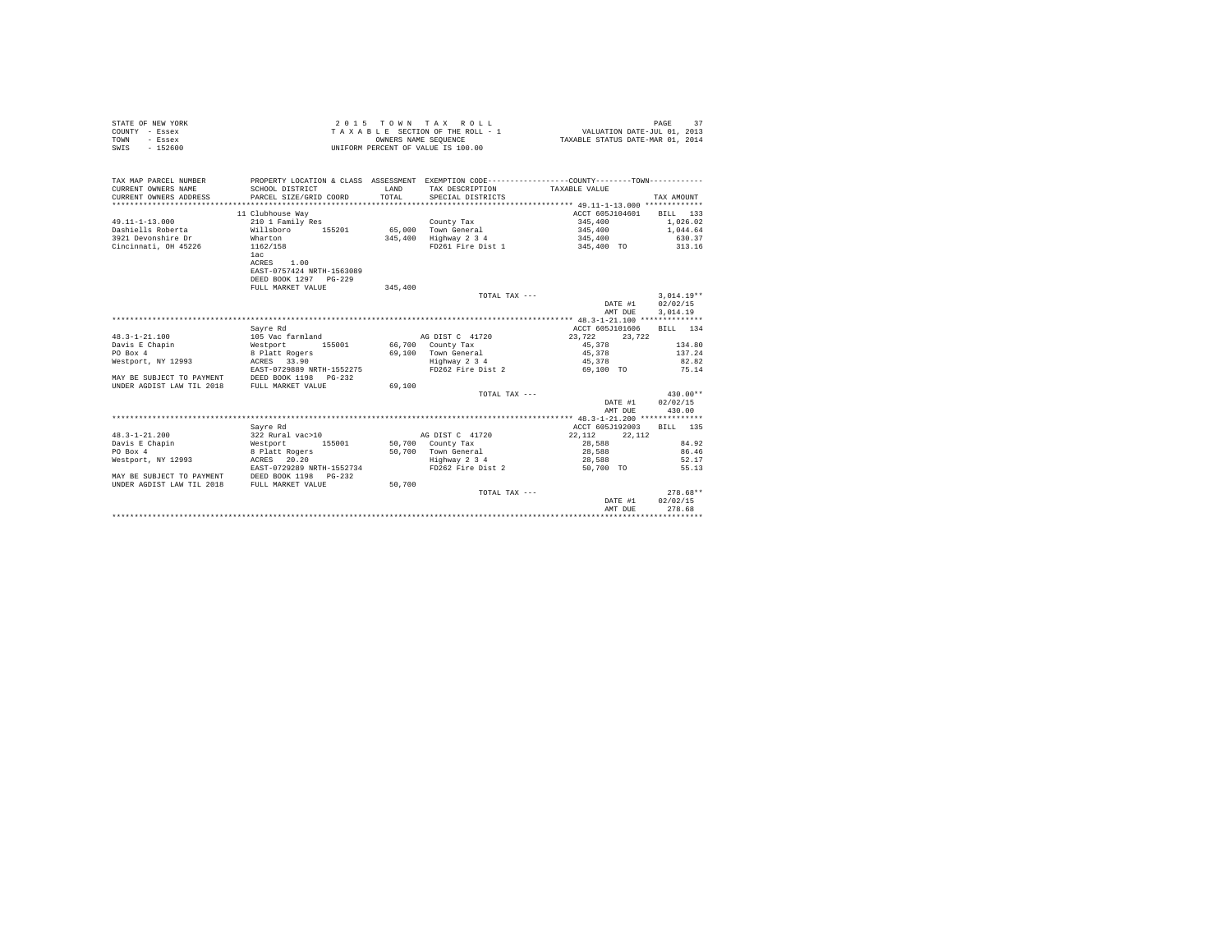STATE OF NEW YORK
COUNTY - Essex
TOWN - Essex
SWIS - 152600

2015 TOWN TAX ROLL
TAXABLE SECTION OF THE ROLL - 1
OWNERS NAME SEQUENCE
UNIFORM PERCENT OF VALUE IS 100.00

VALUATION DATE-JUL 01, 2013
TAXABLE STATUS DATE-MAR 01, 2014

| TAX MAP PARCEL NUMBER / CURRENT OWNERS NAME / CURRENT OWNERS ADDRESS | PROPERTY LOCATION & CLASS / SCHOOL DISTRICT / PARCEL SIZE/GRID COORD | ASSESSMENT LAND / TOTAL | EXEMPTION CODE / TAX DESCRIPTION / SPECIAL DISTRICTS | COUNTY / TOWN TAXABLE VALUE | TAX AMOUNT |
|---|---|---|---|---|---|
| **49.11-1-13.000** | 11 Clubhouse Way | | | ACCT 605J104601 | BILL 133 |
| 49.11-1-13.000 | 210 1 Family Res | | County Tax | 345,400 | 1,026.02 |
| Dashiells Roberta | Willsboro 155201 | 65,000 | Town General | 345,400 | 1,044.64 |
| 3921 Devonshire Dr | Wharton | 345,400 | Highway 2 3 4 | 345,400 | 630.37 |
| Cincinnati, OH 45226 | 1162/158 | | FD261 Fire Dist 1 | 345,400 TO | 313.16 |
| | 1ac | | | | |
| | ACRES 1.00 | | | | |
| | EAST-0757424 NRTH-1563089 | | | | |
| | DEED BOOK 1297 PG-229 | | | | |
| | FULL MARKET VALUE | 345,400 | | | |
| | | | TOTAL TAX --- | | 3,014.19** |
| | | | | DATE #1 | 02/02/15 |
| | | | | AMT DUE | 3,014.19 |
| **48.3-1-21.100** | Sayre Rd | | | ACCT 605J101606 | BILL 134 |
| 48.3-1-21.100 | 105 Vac farmland | | AG DIST C 41720 | 23,722 23,722 | |
| Davis E Chapin | Westport 155001 | 66,700 | County Tax | 45,378 | 134.80 |
| PO Box 4 | 8 Platt Rogers | 69,100 | Town General | 45,378 | 137.24 |
| Westport, NY 12993 | ACRES 33.90 | | Highway 2 3 4 | 45,378 | 82.82 |
| | EAST-0729889 NRTH-1552275 | | FD262 Fire Dist 2 | 69,100 TO | 75.14 |
| MAY BE SUBJECT TO PAYMENT | DEED BOOK 1198 PG-232 | | | | |
| UNDER AGDIST LAW TIL 2018 | FULL MARKET VALUE | 69,100 | | | |
| | | | TOTAL TAX --- | | 430.00** |
| | | | | DATE #1 | 02/02/15 |
| | | | | AMT DUE | 430.00 |
| **48.3-1-21.200** | Sayre Rd | | | ACCT 605J192003 | BILL 135 |
| 48.3-1-21.200 | 322 Rural vac>10 | | AG DIST C 41720 | 22,112 22,112 | |
| Davis E Chapin | Westport 155001 | 50,700 | County Tax | 28,588 | 84.92 |
| PO Box 4 | 8 Platt Rogers | 50,700 | Town General | 28,588 | 86.46 |
| Westport, NY 12993 | ACRES 20.20 | | Highway 2 3 4 | 28,588 | 52.17 |
| | EAST-0729289 NRTH-1552734 | | FD262 Fire Dist 2 | 50,700 TO | 55.13 |
| MAY BE SUBJECT TO PAYMENT | DEED BOOK 1198 PG-232 | | | | |
| UNDER AGDIST LAW TIL 2018 | FULL MARKET VALUE | 50,700 | | | |
| | | | TOTAL TAX --- | | 278.68** |
| | | | | DATE #1 | 02/02/15 |
| | | | | AMT DUE | 278.68 |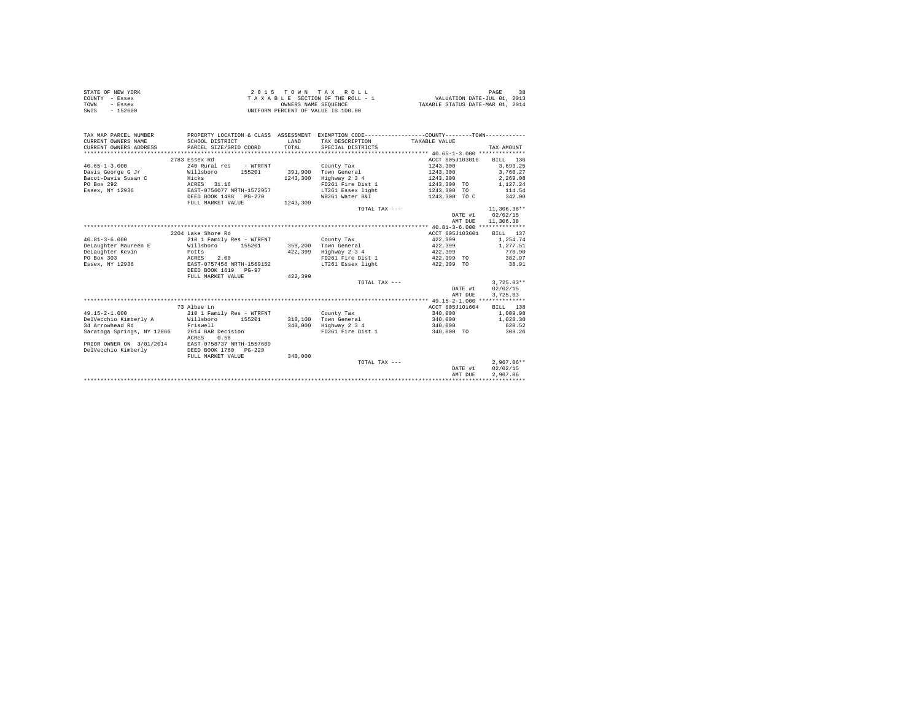STATE OF NEW YORK
COUNTY - Essex
TOWN - Essex
SWIS - 152600

2 0 1 5   T O W N   T A X   R O L L
T A X A B L E SECTION OF THE ROLL - 1
OWNERS NAME SEQUENCE
UNIFORM PERCENT OF VALUE IS 100.00

VALUATION DATE-JUL 01, 2013
TAXABLE STATUS DATE-MAR 01, 2014

```
TAX MAP PARCEL NUMBER          PROPERTY LOCATION & CLASS  ASSESSMENT  EXEMPTION CODE------------------COUNTY--------TOWN------------
CURRENT OWNERS NAME            SCHOOL DISTRICT              LAND      TAX DESCRIPTION           TAXABLE VALUE
CURRENT OWNERS ADDRESS         PARCEL SIZE/GRID COORD       TOTAL     SPECIAL DISTRICTS                                    TAX AMOUNT
*********************************************************************************************** 40.65-1-3.000 **************
                    2783 Essex Rd                                                                ACCT 605J103010     BILL  136
40.65-1-3.000                  240 Rural res    - WTRFNT              County Tax                     1243,300            3,693.25
Davis George G Jr              Willsboro      155201       391,900    Town General                   1243,300            3,760.27
Bacot-Davis Susan C            Hicks                      1243,300    Highway 2 3 4                  1243,300            2,269.08
PO Box 292                     ACRES   31.16                          FD261 Fire Dist 1              1243,300  TO        1,127.24
Essex, NY 12936                EAST-0756077 NRTH-1572957              LT261 Essex light              1243,300  TO          114.54
                               DEED BOOK 1498   PG-270                WB261 Water B&I                1243,300  TO C        342.00
                               FULL MARKET VALUE          1243,300
                                                                      TOTAL TAX ---                                      11,306.38**
                                                                                                             DATE #1     02/02/15
                                                                                                             AMT DUE     11,306.38
*********************************************************************************************** 40.81-3-6.000 **************
                    2204 Lake Shore Rd                                                           ACCT 605J103601     BILL  137
40.81-3-6.000                  210 1 Family Res - WTRFNT              County Tax                      422,399            1,254.74
DeLaughter Maureen E           Willsboro      155201       359,200    Town General                    422,399            1,277.51
DeLaughter Kevin               Potts                       422,399    Highway 2 3 4                   422,399              770.90
PO Box 303                     ACRES    2.00                          FD261 Fire Dist 1               422,399  TO          382.97
Essex, NY 12936                EAST-0757456 NRTH-1569152              LT261 Essex light               422,399  TO           38.91
                               DEED BOOK 1619   PG-97
                               FULL MARKET VALUE           422,399
                                                                      TOTAL TAX ---                                       3,725.03**
                                                                                                             DATE #1     02/02/15
                                                                                                             AMT DUE      3,725.03
*********************************************************************************************** 49.15-2-1.000 **************
                    73 Albee Ln                                                                  ACCT 605J101604     BILL  138
49.15-2-1.000                  210 1 Family Res - WTRFNT              County Tax                      340,000            1,009.98
DelVecchio Kimberly A          Willsboro      155201       318,100    Town General                    340,000            1,028.30
34 Arrowhead Rd                Friswell                    340,000    Highway 2 3 4                   340,000              620.52
Saratoga Springs, NY 12866     2014 BAR Decision                      FD261 Fire Dist 1               340,000  TO          308.26
                               ACRES    0.58
PRIOR OWNER ON  3/01/2014      EAST-0758737 NRTH-1557609
DelVecchio Kimberly            DEED BOOK 1760   PG-229
                               FULL MARKET VALUE           340,000
                                                                      TOTAL TAX ---                                       2,967.06**
                                                                                                             DATE #1     02/02/15
                                                                                                             AMT DUE      2,967.06
****************************************************************************************************************************
```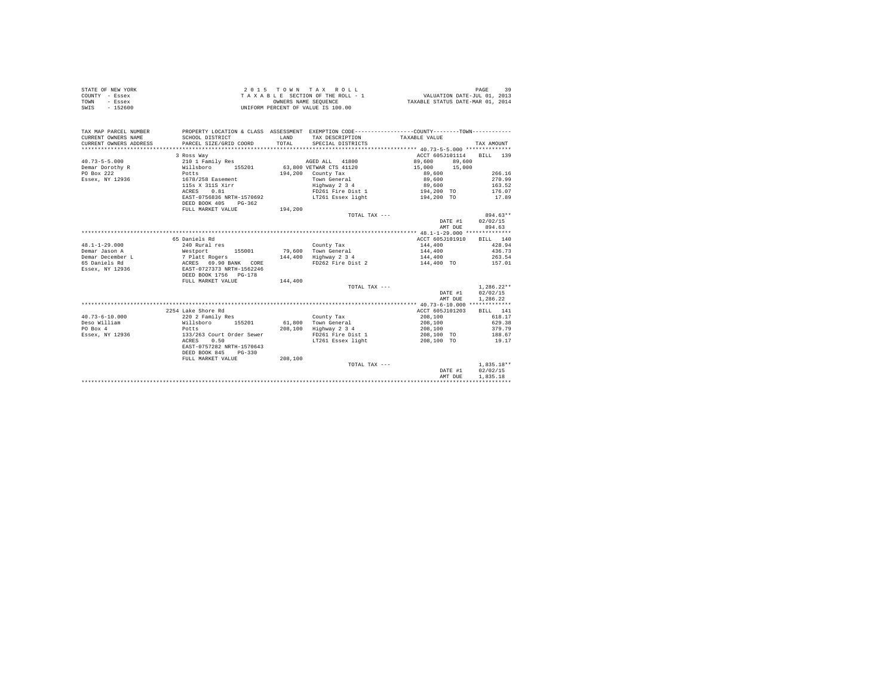STATE OF NEW YORK
COUNTY - Essex
TOWN - Essex
SWIS - 152600

2 0 1 5 T O W N T A X R O L L
T A X A B L E SECTION OF THE ROLL - 1
OWNERS NAME SEQUENCE
UNIFORM PERCENT OF VALUE IS 100.00

VALUATION DATE-JUL 01, 2013
TAXABLE STATUS DATE-MAR 01, 2014

| TAX MAP PARCEL NUMBER / CURRENT OWNERS NAME / CURRENT OWNERS ADDRESS | PROPERTY LOCATION & CLASS / SCHOOL DISTRICT / PARCEL SIZE/GRID COORD | ASSESSMENT LAND / TOTAL | EXEMPTION CODE / TAX DESCRIPTION / SPECIAL DISTRICTS | COUNTY TAXABLE VALUE | TOWN | TAX AMOUNT |
|---|---|---|---|---|---|---|
| **40.73-5-5.000** | 3 Ross Way | | | ACCT 605J101114 | | BILL 139 |
| 40.73-5-5.000 | 210 1 Family Res | | AGED ALL 41800 | 89,600 | 89,600 | |
| Demar Dorothy R | Willsboro 155201 | 63,800 | VETWAR CTS 41120 | 15,000 | 15,000 | |
| PO Box 222 | Potts | 194,200 | County Tax | 89,600 | | 266.16 |
| Essex, NY 12936 | 1678/258 Easement | | Town General | 89,600 | | 270.99 |
| | 115s X 311S Xirr | | Highway 2 3 4 | 89,600 | | 163.52 |
| | ACRES 0.81 | | FD261 Fire Dist 1 | 194,200 TO | | 176.07 |
| | EAST-0756836 NRTH-1570692 | | LT261 Essex light | 194,200 TO | | 17.89 |
| | DEED BOOK 405 PG-362 | | | | | |
| | FULL MARKET VALUE | 194,200 | | | | |
| | | | TOTAL TAX --- | | | 894.63** |
| | | | | | DATE #1 | 02/02/15 |
| | | | | | AMT DUE | 894.63 |
| **48.1-1-29.000** | 65 Daniels Rd | | | ACCT 605J101910 | | BILL 140 |
| 48.1-1-29.000 | 240 Rural res | | County Tax | 144,400 | | 428.94 |
| Demar Jason A | Westport 155001 | 79,600 | Town General | 144,400 | | 436.73 |
| Demar December L | 7 Platt Rogers | 144,400 | Highway 2 3 4 | 144,400 | | 263.54 |
| 65 Daniels Rd | ACRES 69.90 BANK CORE | | FD262 Fire Dist 2 | 144,400 TO | | 157.01 |
| Essex, NY 12936 | EAST-0727373 NRTH-1562246 | | | | | |
| | DEED BOOK 1756 PG-178 | | | | | |
| | FULL MARKET VALUE | 144,400 | | | | |
| | | | TOTAL TAX --- | | | 1,286.22** |
| | | | | | DATE #1 | 02/02/15 |
| | | | | | AMT DUE | 1,286.22 |
| **40.73-6-10.000** | 2254 Lake Shore Rd | | | ACCT 605J101203 | | BILL 141 |
| 40.73-6-10.000 | 220 2 Family Res | | County Tax | 208,100 | | 618.17 |
| Deso William | Willsboro 155201 | 61,800 | Town General | 208,100 | | 629.38 |
| PO Box 4 | Potts | 208,100 | Highway 2 3 4 | 208,100 | | 379.79 |
| Essex, NY 12936 | 133/263 Court Order Sewer | | FD261 Fire Dist 1 | 208,100 TO | | 188.67 |
| | ACRES 0.50 | | LT261 Essex light | 208,100 TO | | 19.17 |
| | EAST-0757282 NRTH-1570643 | | | | | |
| | DEED BOOK 845 PG-330 | | | | | |
| | FULL MARKET VALUE | 208,100 | | | | |
| | | | TOTAL TAX --- | | | 1,835.18** |
| | | | | | DATE #1 | 02/02/15 |
| | | | | | AMT DUE | 1,835.18 |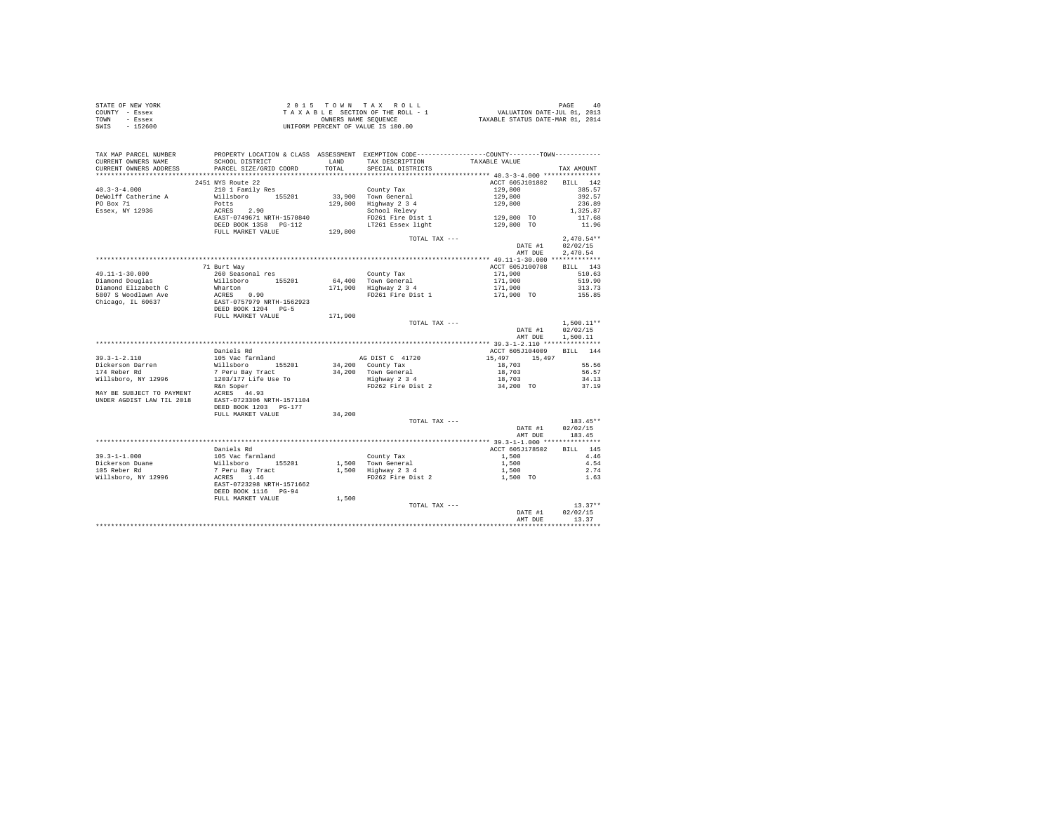STATE OF NEW YORK
COUNTY - Essex
TOWN - Essex
SWIS - 152600

2 0 1 5   T O W N   T A X   R O L L
T A X A B L E SECTION OF THE ROLL - 1
OWNERS NAME SEQUENCE
UNIFORM PERCENT OF VALUE IS 100.00

VALUATION DATE-JUL 01, 2013
TAXABLE STATUS DATE-MAR 01, 2014

| TAX MAP PARCEL NUMBER / CURRENT OWNERS NAME / CURRENT OWNERS ADDRESS | PROPERTY LOCATION & CLASS / SCHOOL DISTRICT / PARCEL SIZE/GRID COORD | ASSESSMENT LAND / TOTAL | EXEMPTION CODE / TAX DESCRIPTION / SPECIAL DISTRICTS | COUNTY / TOWN TAXABLE VALUE | TAX AMOUNT |
|---|---|---|---|---|---|
| **40.3-3-4.000** | 2451 NYS Route 22 | | | ACCT 605J101802 | BILL 142 |
| 40.3-3-4.000 | 210 1 Family Res | | County Tax | 129,800 | 385.57 |
| DeWolff Catherine A | Willsboro 155201 | 33,900 | Town General | 129,800 | 392.57 |
| PO Box 71 | Potts | 129,800 | Highway 2 3 4 | 129,800 | 236.89 |
| Essex, NY 12936 | ACRES 2.90 | | School Relevy | | 1,325.87 |
| | EAST-0749671 NRTH-1570840 | | FD261 Fire Dist 1 | 129,800 TO | 117.68 |
| | DEED BOOK 1358 PG-112 | | LT261 Essex light | 129,800 TO | 11.96 |
| | FULL MARKET VALUE | 129,800 | | | |
| | | | TOTAL TAX --- | | 2,470.54** |
| | | | | DATE #1 | 02/02/15 |
| | | | | AMT DUE | 2,470.54 |
| **49.11-1-30.000** | 71 Burt Way | | | ACCT 605J100708 | BILL 143 |
| 49.11-1-30.000 | 260 Seasonal res | | County Tax | 171,900 | 510.63 |
| Diamond Douglas | Willsboro 155201 | 64,400 | Town General | 171,900 | 519.90 |
| Diamond Elizabeth C | Wharton | 171,900 | Highway 2 3 4 | 171,900 | 313.73 |
| 5807 S Woodlawn Ave | ACRES 0.90 | | FD261 Fire Dist 1 | 171,900 TO | 155.85 |
| Chicago, IL 60637 | EAST-0757979 NRTH-1562923 | | | | |
| | DEED BOOK 1204 PG-5 | | | | |
| | FULL MARKET VALUE | 171,900 | | | |
| | | | TOTAL TAX --- | | 1,500.11** |
| | | | | DATE #1 | 02/02/15 |
| | | | | AMT DUE | 1,500.11 |
| **39.3-1-2.110** | Daniels Rd | | | ACCT 605J104009 | BILL 144 |
| 39.3-1-2.110 | 105 Vac farmland | | AG DIST C 41720 | 15,497 15,497 | |
| Dickerson Darren | Willsboro 155201 | 34,200 | County Tax | 18,703 | 55.56 |
| 174 Reber Rd | 7 Peru Bay Tract | 34,200 | Town General | 18,703 | 56.57 |
| Willsboro, NY 12996 | 1203/177 Life Use To | | Highway 2 3 4 | 18,703 | 34.13 |
| | R&n Soper | | FD262 Fire Dist 2 | 34,200 TO | 37.19 |
| MAY BE SUBJECT TO PAYMENT | ACRES 44.93 | | | | |
| UNDER AGDIST LAW TIL 2018 | EAST-0723306 NRTH-1571104 | | | | |
| | DEED BOOK 1203 PG-177 | | | | |
| | FULL MARKET VALUE | 34,200 | | | |
| | | | TOTAL TAX --- | | 183.45** |
| | | | | DATE #1 | 02/02/15 |
| | | | | AMT DUE | 183.45 |
| **39.3-1-1.000** | Daniels Rd | | | ACCT 605J178502 | BILL 145 |
| 39.3-1-1.000 | 105 Vac farmland | | County Tax | 1,500 | 4.46 |
| Dickerson Duane | Willsboro 155201 | 1,500 | Town General | 1,500 | 4.54 |
| 105 Reber Rd | 7 Peru Bay Tract | 1,500 | Highway 2 3 4 | 1,500 | 2.74 |
| Willsboro, NY 12996 | ACRES 1.46 | | FD262 Fire Dist 2 | 1,500 TO | 1.63 |
| | EAST-0723298 NRTH-1571662 | | | | |
| | DEED BOOK 1116 PG-94 | | | | |
| | FULL MARKET VALUE | 1,500 | | | |
| | | | TOTAL TAX --- | | 13.37** |
| | | | | DATE #1 | 02/02/15 |
| | | | | AMT DUE | 13.37 |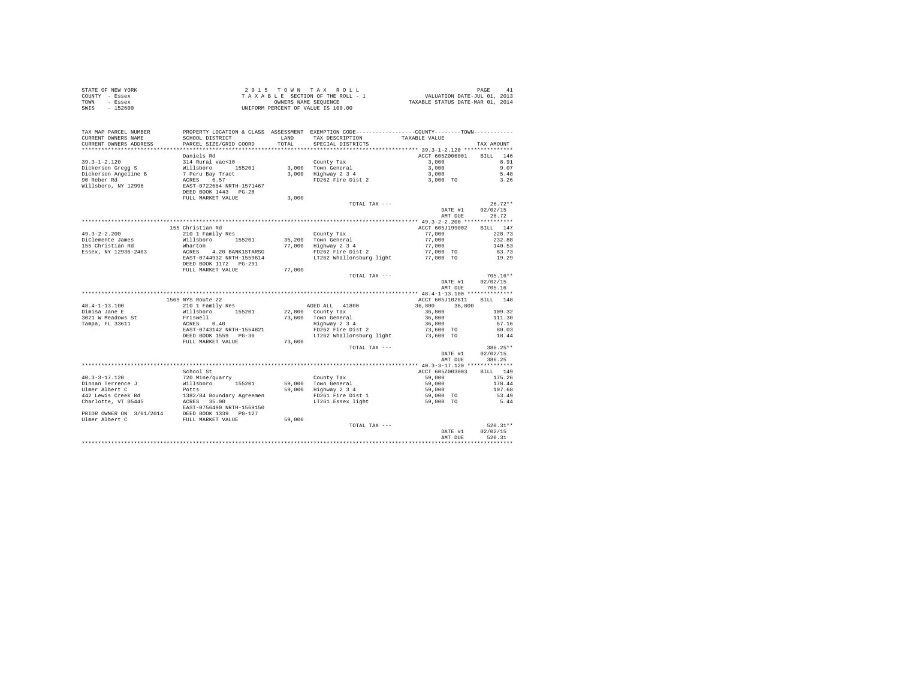STATE OF NEW YORK — 2015 TOWN TAX ROLL — PAGE 41
COUNTY - Essex — TAXABLE SECTION OF THE ROLL - 1 — VALUATION DATE-JUL 01, 2013
TOWN - Essex — OWNERS NAME SEQUENCE — TAXABLE STATUS DATE-MAR 01, 2014
SWIS - 152600 — UNIFORM PERCENT OF VALUE IS 100.00

| TAX MAP PARCEL NUMBER / CURRENT OWNERS NAME / CURRENT OWNERS ADDRESS | PROPERTY LOCATION & CLASS / SCHOOL DISTRICT / PARCEL SIZE/GRID COORD | ASSESSMENT LAND / TOTAL | EXEMPTION CODE / TAX DESCRIPTION / SPECIAL DISTRICTS | COUNTY / TOWN TAXABLE VALUE | TAX AMOUNT |
|---|---|---|---|---|---|
| **39.3-1-2.120** | Daniels Rd | | | ACCT 605Z006001 | BILL 146 |
| 39.3-1-2.120 | 314 Rural vac<10 | | County Tax | 3,000 | 8.91 |
| Dickerson Gregg S | Willsboro 155201 | 3,000 | Town General | 3,000 | 9.07 |
| Dickerson Angeline B | 7 Peru Bay Tract | 3,000 | Highway 2 3 4 | 3,000 | 5.48 |
| 90 Reber Rd | ACRES 6.57 | | FD262 Fire Dist 2 | 3,000 TO | 3.26 |
| Willsboro, NY 12996 | EAST-0722664 NRTH-1571467 | | | | |
| | DEED BOOK 1443 PG-28 | | | | |
| | FULL MARKET VALUE | 3,000 | | | |
| | | | TOTAL TAX --- | | 26.72** |
| | | | | DATE #1 | 02/02/15 |
| | | | | AMT DUE | 26.72 |
| **49.3-2-2.200** | 155 Christian Rd | | | ACCT 605J199002 | BILL 147 |
| 49.3-2-2.200 | 210 1 Family Res | | County Tax | 77,000 | 228.73 |
| DiClemente James | Willsboro 155201 | 35,200 | Town General | 77,000 | 232.88 |
| 155 Christian Rd | Wharton | 77,000 | Highway 2 3 4 | 77,000 | 140.53 |
| Essex, NY 12936-2403 | ACRES 4.20 BANK1STARSG | | FD262 Fire Dist 2 | 77,000 TO | 83.73 |
| | EAST-0744932 NRTH-1559614 | | LT262 Whallonsburg light | 77,000 TO | 19.29 |
| | DEED BOOK 1172 PG-291 | | | | |
| | FULL MARKET VALUE | 77,000 | | | |
| | | | TOTAL TAX --- | | 705.16** |
| | | | | DATE #1 | 02/02/15 |
| | | | | AMT DUE | 705.16 |
| **48.4-1-13.100** | 1569 NYS Route 22 | | | ACCT 605J102811 | BILL 148 |
| 48.4-1-13.100 | 210 1 Family Res | | AGED ALL 41800 | 36,800 36,800 | |
| Dimisa Jane E | Willsboro 155201 | 22,800 | County Tax | 36,800 | 109.32 |
| 3021 W Meadows St | Friswell | 73,600 | Town General | 36,800 | 111.30 |
| Tampa, FL 33611 | ACRES 0.40 | | Highway 2 3 4 | 36,800 | 67.16 |
| | EAST-0743142 NRTH-1554821 | | FD262 Fire Dist 2 | 73,600 TO | 80.03 |
| | DEED BOOK 1559 PG-36 | | LT262 Whallonsburg light | 73,600 TO | 18.44 |
| | FULL MARKET VALUE | 73,600 | | | |
| | | | TOTAL TAX --- | | 386.25** |
| | | | | DATE #1 | 02/02/15 |
| | | | | AMT DUE | 386.25 |
| **40.3-3-17.120** | School St | | | ACCT 605Z003003 | BILL 149 |
| 40.3-3-17.120 | 720 Mine/quarry | | County Tax | 59,000 | 175.26 |
| Dinnan Terrence J | Willsboro 155201 | 59,000 | Town General | 59,000 | 178.44 |
| Ulmer Albert C | Potts | 59,000 | Highway 2 3 4 | 59,000 | 107.68 |
| 442 Lewis Creek Rd | 1382/84 Boundary Agreemen | | FD261 Fire Dist 1 | 59,000 TO | 53.49 |
| Charlotte, VT 05445 | ACRES 35.00 | | LT261 Essex light | 59,000 TO | 5.44 |
| | EAST-0756490 NRTH-1569150 | | | | |
| PRIOR OWNER ON 3/01/2014 | DEED BOOK 1339 PG-127 | | | | |
| Ulmer Albert C | FULL MARKET VALUE | 59,000 | | | |
| | | | TOTAL TAX --- | | 520.31** |
| | | | | DATE #1 | 02/02/15 |
| | | | | AMT DUE | 520.31 |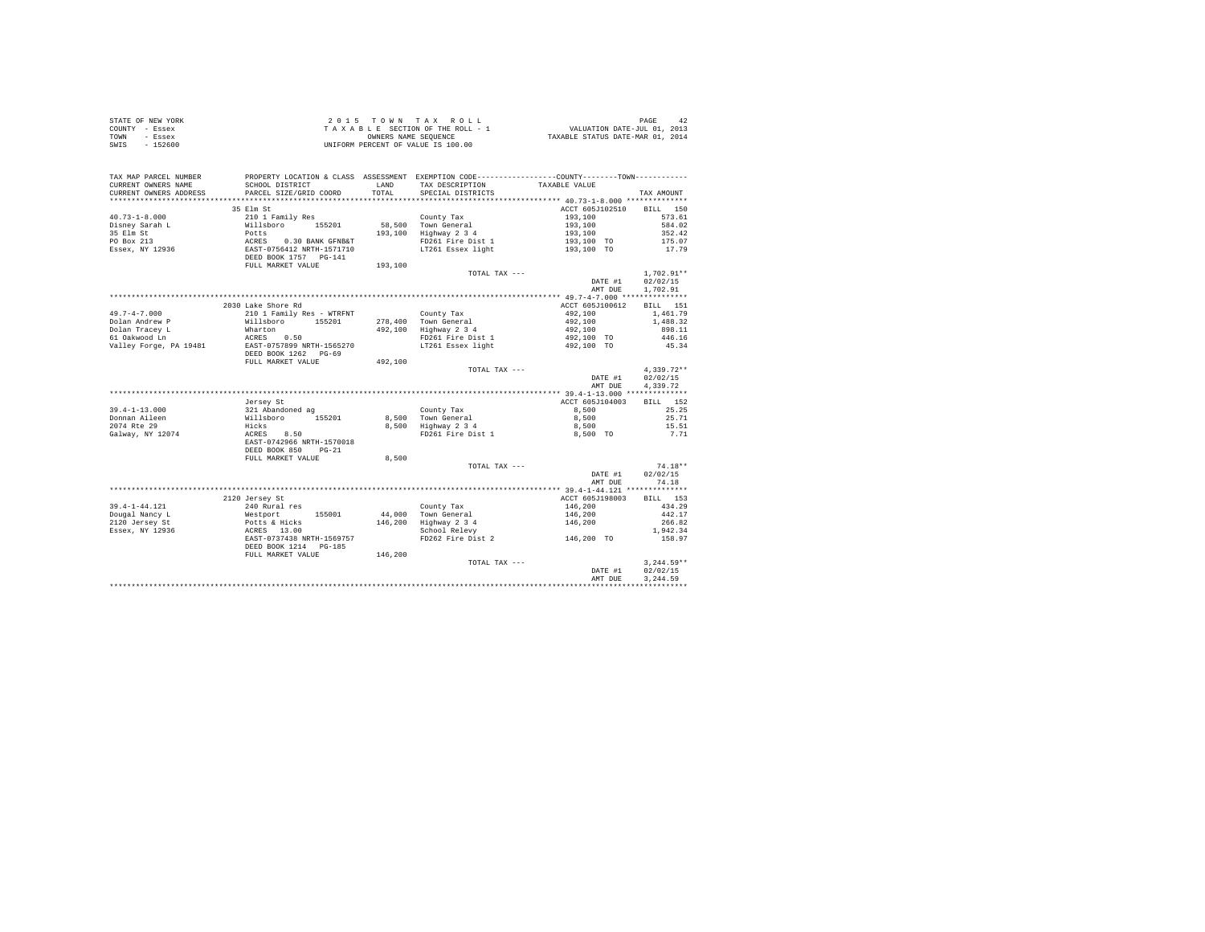STATE OF NEW YORK
COUNTY - Essex
TOWN - Essex
SWIS - 152600

2 0 1 5 T O W N T A X R O L L
T A X A B L E SECTION OF THE ROLL - 1
OWNERS NAME SEQUENCE
UNIFORM PERCENT OF VALUE IS 100.00

VALUATION DATE-JUL 01, 2013
TAXABLE STATUS DATE-MAR 01, 2014

| TAX MAP PARCEL NUMBER / CURRENT OWNERS NAME / CURRENT OWNERS ADDRESS | PROPERTY LOCATION & CLASS / SCHOOL DISTRICT / PARCEL SIZE/GRID COORD | ASSESSMENT LAND / TOTAL | EXEMPTION CODE / TAX DESCRIPTION / SPECIAL DISTRICTS | TAXABLE VALUE | TAX AMOUNT |
|---|---|---|---|---|---|
| **40.73-1-8.000** | 35 Elm St | | | ACCT 605J102510 | BILL 150 |
| 40.73-1-8.000 | 210 1 Family Res | | County Tax | 193,100 | 573.61 |
| Disney Sarah L | Willsboro 155201 | 58,500 | Town General | 193,100 | 584.02 |
| 35 Elm St | Potts | 193,100 | Highway 2 3 4 | 193,100 | 352.42 |
| PO Box 213 | ACRES 0.30 BANK GFNB&T | | FD261 Fire Dist 1 | 193,100 TO | 175.07 |
| Essex, NY 12936 | EAST-0756412 NRTH-1571710 | | LT261 Essex light | 193,100 TO | 17.79 |
| | DEED BOOK 1757 PG-141 | | | | |
| | FULL MARKET VALUE | 193,100 | | | |
| | | | TOTAL TAX --- | | 1,702.91** |
| | | | | DATE #1 | 02/02/15 |
| | | | | AMT DUE | 1,702.91 |
| **49.7-4-7.000** | 2030 Lake Shore Rd | | | ACCT 605J100612 | BILL 151 |
| 49.7-4-7.000 | 210 1 Family Res - WTRFNT | | County Tax | 492,100 | 1,461.79 |
| Dolan Andrew P | Willsboro 155201 | 278,400 | Town General | 492,100 | 1,488.32 |
| Dolan Tracey L | Wharton | 492,100 | Highway 2 3 4 | 492,100 | 898.11 |
| 61 Oakwood Ln | ACRES 0.50 | | FD261 Fire Dist 1 | 492,100 TO | 446.16 |
| Valley Forge, PA 19481 | EAST-0757899 NRTH-1565270 | | LT261 Essex light | 492,100 TO | 45.34 |
| | DEED BOOK 1262 PG-69 | | | | |
| | FULL MARKET VALUE | 492,100 | | | |
| | | | TOTAL TAX --- | | 4,339.72** |
| | | | | DATE #1 | 02/02/15 |
| | | | | AMT DUE | 4,339.72 |
| **39.4-1-13.000** | Jersey St | | | ACCT 605J104003 | BILL 152 |
| 39.4-1-13.000 | 321 Abandoned ag | | County Tax | 8,500 | 25.25 |
| Donnan Aileen | Willsboro 155201 | 8,500 | Town General | 8,500 | 25.71 |
| 2074 Rte 29 | Hicks | 8,500 | Highway 2 3 4 | 8,500 | 15.51 |
| Galway, NY 12074 | ACRES 8.50 | | FD261 Fire Dist 1 | 8,500 TO | 7.71 |
| | EAST-0742966 NRTH-1570018 | | | | |
| | DEED BOOK 850 PG-21 | | | | |
| | FULL MARKET VALUE | 8,500 | | | |
| | | | TOTAL TAX --- | | 74.18** |
| | | | | DATE #1 | 02/02/15 |
| | | | | AMT DUE | 74.18 |
| **39.4-1-44.121** | 2120 Jersey St | | | ACCT 605J198003 | BILL 153 |
| 39.4-1-44.121 | 240 Rural res | | County Tax | 146,200 | 434.29 |
| Dougal Nancy L | Westport 155001 | 44,000 | Town General | 146,200 | 442.17 |
| 2120 Jersey St | Potts & Hicks | 146,200 | Highway 2 3 4 | 146,200 | 266.82 |
| Essex, NY 12936 | ACRES 13.00 | | School Relevy | | 1,942.34 |
| | EAST-0737438 NRTH-1569757 | | FD262 Fire Dist 2 | 146,200 TO | 158.97 |
| | DEED BOOK 1214 PG-185 | | | | |
| | FULL MARKET VALUE | 146,200 | | | |
| | | | TOTAL TAX --- | | 3,244.59** |
| | | | | DATE #1 | 02/02/15 |
| | | | | AMT DUE | 3,244.59 |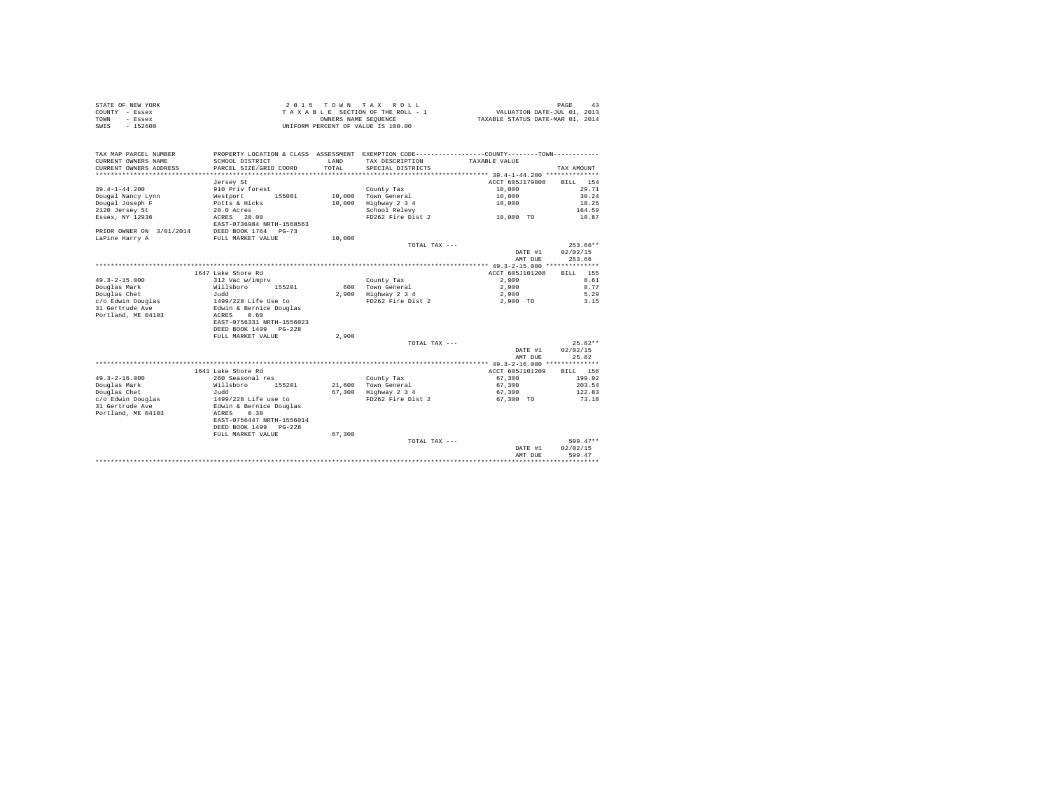STATE OF NEW YORK
COUNTY - Essex
TOWN - Essex
SWIS - 152600

2 0 1 5 T O W N T A X R O L L
T A X A B L E SECTION OF THE ROLL - 1
OWNERS NAME SEQUENCE
UNIFORM PERCENT OF VALUE IS 100.00

VALUATION DATE-JUL 01, 2013
TAXABLE STATUS DATE-MAR 01, 2014

| TAX MAP PARCEL NUMBER / CURRENT OWNERS NAME / CURRENT OWNERS ADDRESS | PROPERTY LOCATION & CLASS / SCHOOL DISTRICT / PARCEL SIZE/GRID COORD | ASSESSMENT LAND / TOTAL | EXEMPTION CODE / TAX DESCRIPTION / SPECIAL DISTRICTS | COUNTY--------TOWN TAXABLE VALUE | TAX AMOUNT |
|---|---|---|---|---|---|
| **39.4-1-44.200** | Jersey St | | | ACCT 605J179008 | BILL 154 |
| 39.4-1-44.200 | 910 Priv forest | | County Tax | 10,000 | 29.71 |
| Dougal Nancy Lynn | Westport 155001 | 10,000 | Town General | 10,000 | 30.24 |
| Dougal Joseph F | Potts & Hicks | 10,000 | Highway 2 3 4 | 10,000 | 18.25 |
| 2120 Jersey St | 20.0 Acres | | School Relevy | | 164.59 |
| Essex, NY 12936 | ACRES 20.00 | | FD262 Fire Dist 2 | 10,000 TO | 10.87 |
| | EAST-0736984 NRTH-1568563 | | | | |
| PRIOR OWNER ON 3/01/2014 | DEED BOOK 1764 PG-73 | | | | |
| LaPine Harry A | FULL MARKET VALUE | 10,000 | | | |
| | | | TOTAL TAX --- | | 253.66** |
| | | | | DATE #1 | 02/02/15 |
| | | | | AMT DUE | 253.66 |
| **49.3-2-15.000** | 1647 Lake Shore Rd | | | ACCT 605J101208 | BILL 155 |
| 49.3-2-15.000 | 312 Vac w/imprv | | County Tax | 2,900 | 8.61 |
| Douglas Mark | Willsboro 155201 | 600 | Town General | 2,900 | 8.77 |
| Douglas Chet | Judd | 2,900 | Highway 2 3 4 | 2,900 | 5.29 |
| c/o Edwin Douglas | 1499/228 Life Use to | | FD262 Fire Dist 2 | 2,900 TO | 3.15 |
| 31 Gertrude Ave | Edwin & Bernice Douglas | | | | |
| Portland, ME 04103 | ACRES 0.60 | | | | |
| | EAST-0756331 NRTH-1556023 | | | | |
| | DEED BOOK 1499 PG-228 | | | | |
| | FULL MARKET VALUE | 2,900 | | | |
| | | | TOTAL TAX --- | | 25.82** |
| | | | | DATE #1 | 02/02/15 |
| | | | | AMT DUE | 25.82 |
| **49.3-2-16.000** | 1641 Lake Shore Rd | | | ACCT 605J101209 | BILL 156 |
| 49.3-2-16.000 | 260 Seasonal res | | County Tax | 67,300 | 199.92 |
| Douglas Mark | Willsboro 155201 | 21,600 | Town General | 67,300 | 203.54 |
| Douglas Chet | Judd | 67,300 | Highway 2 3 4 | 67,300 | 122.83 |
| c/o Edwin Douglas | 1499/228 Life use to | | FD262 Fire Dist 2 | 67,300 TO | 73.18 |
| 31 Gertrude Ave | Edwin & Bernice Douglas | | | | |
| Portland, ME 04103 | ACRES 0.30 | | | | |
| | EAST-0756447 NRTH-1556014 | | | | |
| | DEED BOOK 1499 PG-228 | | | | |
| | FULL MARKET VALUE | 67,300 | | | |
| | | | TOTAL TAX --- | | 599.47** |
| | | | | DATE #1 | 02/02/15 |
| | | | | AMT DUE | 599.47 |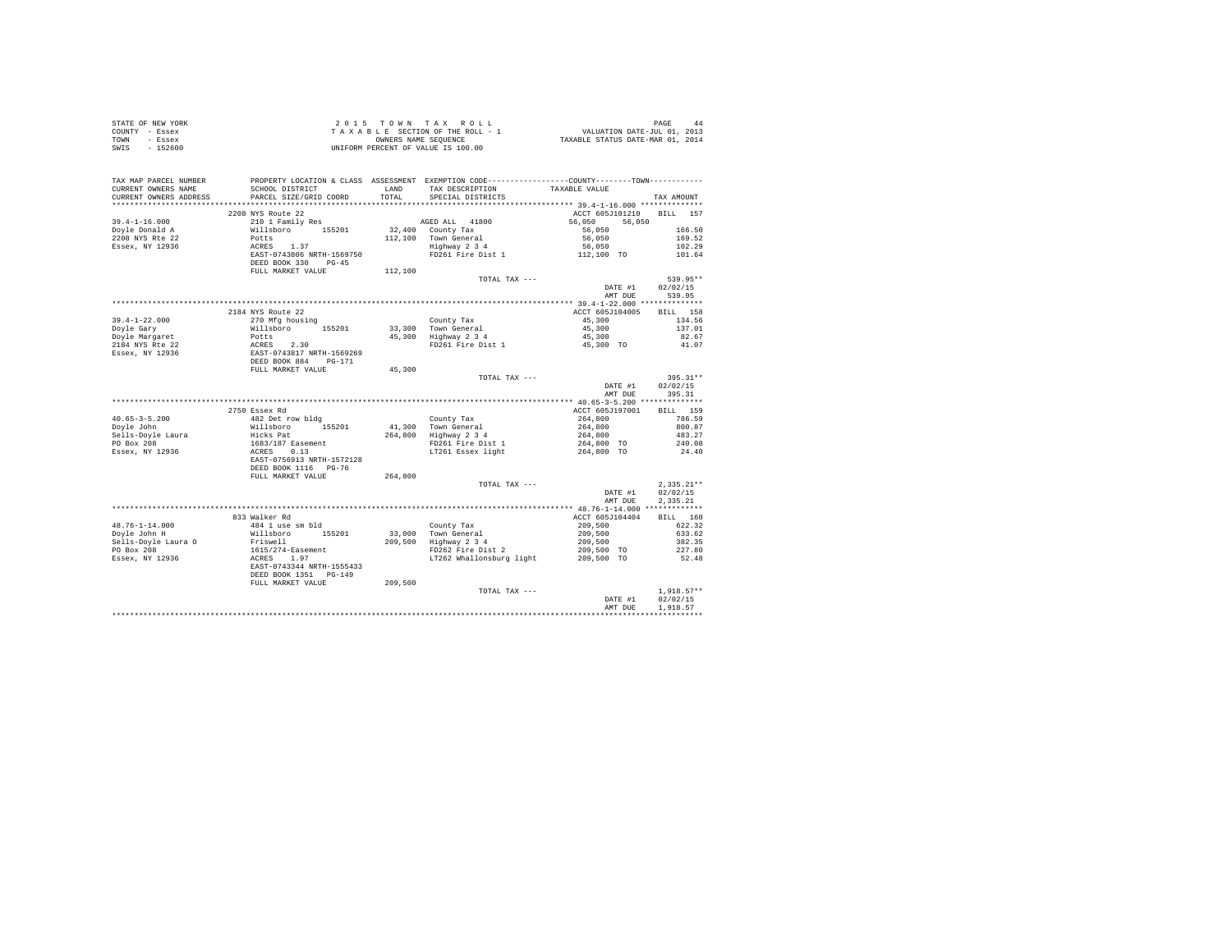STATE OF NEW YORK
COUNTY - Essex
TOWN - Essex
SWIS - 152600

2 0 1 5 T O W N T A X R O L L
T A X A B L E SECTION OF THE ROLL - 1
OWNERS NAME SEQUENCE
UNIFORM PERCENT OF VALUE IS 100.00

VALUATION DATE-JUL 01, 2013
TAXABLE STATUS DATE-MAR 01, 2014

```
TAX MAP PARCEL NUMBER     PROPERTY LOCATION & CLASS  ASSESSMENT  EXEMPTION CODE-----------------COUNTY--------TOWN-----------
CURRENT OWNERS NAME       SCHOOL DISTRICT             LAND       TAX DESCRIPTION           TAXABLE VALUE
CURRENT OWNERS ADDRESS    PARCEL SIZE/GRID COORD      TOTAL      SPECIAL DISTRICTS                                        TAX AMOUNT
*********************************************************************************************** 39.4-1-16.000 **************
                          2208 NYS Route 22                                                   ACCT 605J101210     BILL  157
39.4-1-16.000             210 1 Family Res                       AGED ALL  41800               56,050     56,050
Doyle Donald A            Willsboro       155201      32,400    County Tax                     56,050                 166.50
2208 NYS Rte 22           Potts                      112,100    Town General                   56,050                 169.52
Essex, NY 12936           ACRES    1.37                          Highway 2 3 4                  56,050                 102.29
                          EAST-0743806 NRTH-1569750              FD261 Fire Dist 1             112,100 TO              101.64
                          DEED BOOK 330    PG-45
                          FULL MARKET VALUE          112,100
                                                                 TOTAL TAX ---                                        539.95**
                                                                                               DATE #1          02/02/15
                                                                                               AMT DUE            539.95
*********************************************************************************************** 39.4-1-22.000 **************
                          2184 NYS Route 22                                                   ACCT 605J104005     BILL  158
39.4-1-22.000             270 Mfg housing                        County Tax                     45,300                 134.56
Doyle Gary                Willsboro       155201      33,300    Town General                   45,300                 137.01
Doyle Margaret            Potts                       45,300    Highway 2 3 4                  45,300                  82.67
2184 NYS Rte 22           ACRES    2.30                          FD261 Fire Dist 1              45,300 TO               41.07
Essex, NY 12936           EAST-0743817 NRTH-1569269
                          DEED BOOK 884    PG-171
                          FULL MARKET VALUE           45,300
                                                                 TOTAL TAX ---                                        395.31**
                                                                                               DATE #1          02/02/15
                                                                                               AMT DUE            395.31
*********************************************************************************************** 40.65-3-5.200 **************
                          2750 Essex Rd                                                       ACCT 605J197001     BILL  159
40.65-3-5.200             482 Det row bldg                       County Tax                    264,800                 786.59
Doyle John                Willsboro       155201      41,300    Town General                  264,800                 800.87
Sells-Doyle Laura         Hicks Pat                  264,800    Highway 2 3 4                 264,800                 483.27
PO Box 208                1683/187 Easement                      FD261 Fire Dist 1             264,800 TO              240.08
Essex, NY 12936           ACRES    0.13                          LT261 Essex light             264,800 TO               24.40
                          EAST-0756913 NRTH-1572128
                          DEED BOOK 1116   PG-76
                          FULL MARKET VALUE          264,800
                                                                 TOTAL TAX ---                                      2,335.21**
                                                                                               DATE #1          02/02/15
                                                                                               AMT DUE          2,335.21
*********************************************************************************************** 48.76-1-14.000 *************
                          833 Walker Rd                                                       ACCT 605J104404     BILL  160
48.76-1-14.000            484 1 use sm bld                       County Tax                    209,500                 622.32
Doyle John H              Willsboro       155201      33,000    Town General                  209,500                 633.62
Sells-Doyle Laura O       Friswell                   209,500    Highway 2 3 4                 209,500                 382.35
PO Box 208                1615/274-Easement                      FD262 Fire Dist 2             209,500 TO              227.80
Essex, NY 12936           ACRES    1.97                          LT262 Whallonsburg light      209,500 TO               52.48
                          EAST-0743344 NRTH-1555433
                          DEED BOOK 1351   PG-149
                          FULL MARKET VALUE          209,500
                                                                 TOTAL TAX ---                                      1,918.57**
                                                                                               DATE #1          02/02/15
                                                                                               AMT DUE          1,918.57
****************************************************************************************************************************
```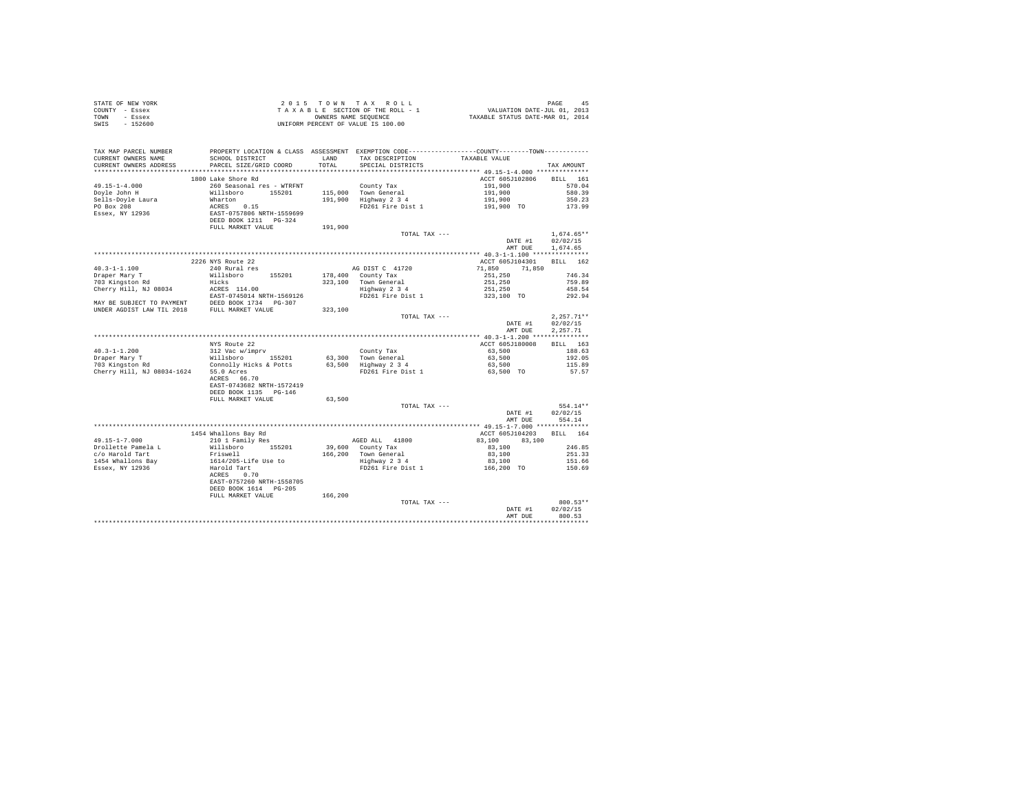STATE OF NEW YORK
COUNTY - Essex
TOWN - Essex
SWIS - 152600

2 0 1 5 T O W N T A X R O L L
T A X A B L E SECTION OF THE ROLL - 1
OWNERS NAME SEQUENCE
UNIFORM PERCENT OF VALUE IS 100.00

VALUATION DATE-JUL 01, 2013
TAXABLE STATUS DATE-MAR 01, 2014

```
TAX MAP PARCEL NUMBER      PROPERTY LOCATION & CLASS  ASSESSMENT  EXEMPTION CODE-----------------COUNTY--------TOWN-----------
CURRENT OWNERS NAME        SCHOOL DISTRICT              LAND      TAX DESCRIPTION            TAXABLE VALUE
CURRENT OWNERS ADDRESS     PARCEL SIZE/GRID COORD       TOTAL     SPECIAL DISTRICTS                                     TAX AMOUNT
****************************************************************************************************** 49.15-1-4.000 **************
                           1800 Lake Shore Rd                                                 ACCT 605J102806    BILL   161
49.15-1-4.000              260 Seasonal res - WTRFNT                 County Tax                  191,900                  570.04
Doyle John H               Willsboro       155201      115,000   Town General                191,900                  580.39
Sells-Doyle Laura          Wharton                     191,900   Highway 2 3 4               191,900                  350.23
PO Box 208                 ACRES    0.15                         FD261 Fire Dist 1           191,900 TO               173.99
Essex, NY 12936            EAST-0757806 NRTH-1559699
                           DEED BOOK 1211   PG-324
                           FULL MARKET VALUE           191,900
                                                                 TOTAL TAX ---                                      1,674.65**
                                                                                                  DATE #1         02/02/15
                                                                                                  AMT DUE         1,674.65
****************************************************************************************************** 40.3-1-1.100 ***************
                           2226 NYS Route 22                                                  ACCT 605J104301    BILL   162
40.3-1-1.100               240 Rural res                             AG DIST C  41720          71,850      71,850
Draper Mary T              Willsboro       155201      178,400   County Tax                  251,250                  746.34
703 Kingston Rd            Hicks                       323,100   Town General                251,250                  759.89
Cherry Hill, NJ 08034      ACRES  114.00                         Highway 2 3 4               251,250                  458.54
                           EAST-0745014 NRTH-1569126             FD261 Fire Dist 1           323,100 TO               292.94
MAY BE SUBJECT TO PAYMENT  DEED BOOK 1734   PG-307
UNDER AGDIST LAW TIL 2018  FULL MARKET VALUE           323,100
                                                                 TOTAL TAX ---                                      2,257.71**
                                                                                                  DATE #1         02/02/15
                                                                                                  AMT DUE         2,257.71
****************************************************************************************************** 40.3-1-1.200 ***************
                           NYS Route 22                                                       ACCT 605J180008    BILL   163
40.3-1-1.200               312 Vac w/imprv                           County Tax                   63,500                  188.63
Draper Mary T              Willsboro       155201       63,300   Town General                 63,500                  192.05
703 Kingston Rd            Connolly Hicks & Potts       63,500   Highway 2 3 4                63,500                  115.89
Cherry Hill, NJ 08034-1624 55.0 Acres                            FD261 Fire Dist 1            63,500 TO                57.57
                           ACRES   66.70
                           EAST-0743682 NRTH-1572419
                           DEED BOOK 1135   PG-146
                           FULL MARKET VALUE            63,500
                                                                 TOTAL TAX ---                                        554.14**
                                                                                                  DATE #1         02/02/15
                                                                                                  AMT DUE           554.14
****************************************************************************************************** 49.15-1-7.000 **************
                           1454 Whallons Bay Rd                                               ACCT 605J104203    BILL   164
49.15-1-7.000              210 1 Family Res                          AGED ALL   41800          83,100      83,100
Drollette Pamela L         Willsboro       155201       39,600   County Tax                   83,100                  246.85
c/o Harold Tart            Friswell                    166,200   Town General                 83,100                  251.33
1454 Whallons Bay          1614/205-Life Use to                  Highway 2 3 4                83,100                  151.66
Essex, NY 12936            Harold Tart                           FD261 Fire Dist 1           166,200 TO               150.69
                           ACRES    0.70
                           EAST-0757260 NRTH-1558705
                           DEED BOOK 1614   PG-205
                           FULL MARKET VALUE           166,200
                                                                 TOTAL TAX ---                                        800.53**
                                                                                                  DATE #1         02/02/15
                                                                                                  AMT DUE           800.53
************************************************************************************************************************************
```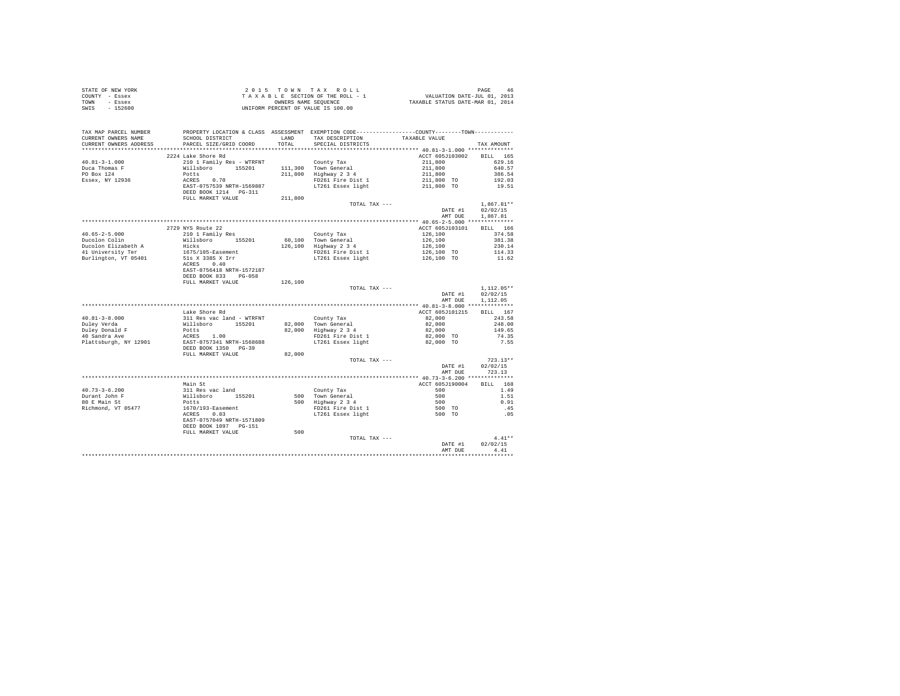STATE OF NEW YORK
COUNTY - Essex
TOWN - Essex
SWIS - 152600

2 0 1 5 T O W N T A X R O L L
T A X A B L E SECTION OF THE ROLL - 1
OWNERS NAME SEQUENCE
UNIFORM PERCENT OF VALUE IS 100.00

VALUATION DATE-JUL 01, 2013
TAXABLE STATUS DATE-MAR 01, 2014

| TAX MAP PARCEL NUMBER / CURRENT OWNERS NAME / CURRENT OWNERS ADDRESS | PROPERTY LOCATION & CLASS / SCHOOL DISTRICT / PARCEL SIZE/GRID COORD | ASSESSMENT LAND / TOTAL | EXEMPTION CODE / TAX DESCRIPTION / SPECIAL DISTRICTS | TAXABLE VALUE | TAX AMOUNT |
|---|---|---|---|---|---|
| **40.81-3-1.000** | 2224 Lake Shore Rd | | | ACCT 605J103002 | BILL 165 |
| Duca Thomas F | 210 1 Family Res - WTRFNT | | County Tax | 211,800 | 629.16 |
| PO Box 124 | Willsboro 155201 | 111,300 | Town General | 211,800 | 640.57 |
| Essex, NY 12936 | Potts | 211,800 | Highway 2 3 4 | 211,800 | 386.54 |
| | ACRES 0.70 | | FD261 Fire Dist 1 | 211,800 TO | 192.03 |
| | EAST-0757539 NRTH-1569887 | | LT261 Essex light | 211,800 TO | 19.51 |
| | DEED BOOK 1214 PG-311 | | | | |
| | FULL MARKET VALUE | 211,800 | | | |
| | | | TOTAL TAX --- | | 1,867.81** |
| | | | | DATE #1 | 02/02/15 |
| | | | | AMT DUE | 1,867.81 |
| **40.65-2-5.000** | 2729 NYS Route 22 | | | ACCT 605J103101 | BILL 166 |
| Ducolon Colin | 210 1 Family Res | | County Tax | 126,100 | 374.58 |
| Ducolon Elizabeth A | Willsboro 155201 | 60,100 | Town General | 126,100 | 381.38 |
| 41 University Ter | Hicks | 126,100 | Highway 2 3 4 | 126,100 | 230.14 |
| Burlington, VT 05401 | 1675/105-Easement | | FD261 Fire Dist 1 | 126,100 TO | 114.33 |
| | 51s X 338S X Irr | | LT261 Essex light | 126,100 TO | 11.62 |
| | ACRES 0.40 | | | | |
| | EAST-0756418 NRTH-1572187 | | | | |
| | DEED BOOK 833 PG-058 | | | | |
| | FULL MARKET VALUE | 126,100 | | | |
| | | | TOTAL TAX --- | | 1,112.05** |
| | | | | DATE #1 | 02/02/15 |
| | | | | AMT DUE | 1,112.05 |
| **40.81-3-8.000** | Lake Shore Rd | | | ACCT 605J101215 | BILL 167 |
| Duley Verda | 311 Res vac land - WTRFNT | | County Tax | 82,000 | 243.58 |
| Duley Donald F | Willsboro 155201 | 82,000 | Town General | 82,000 | 248.00 |
| 40 Sandra Ave | Potts | 82,000 | Highway 2 3 4 | 82,000 | 149.65 |
| Plattsburgh, NY 12901 | ACRES 1.00 | | FD261 Fire Dist 1 | 82,000 TO | 74.35 |
| | EAST-0757341 NRTH-1568688 | | LT261 Essex light | 82,000 TO | 7.55 |
| | DEED BOOK 1350 PG-39 | | | | |
| | FULL MARKET VALUE | 82,000 | | | |
| | | | TOTAL TAX --- | | 723.13** |
| | | | | DATE #1 | 02/02/15 |
| | | | | AMT DUE | 723.13 |
| **40.73-3-6.200** | Main St | | | ACCT 605J190004 | BILL 168 |
| Durant John F | 311 Res vac land | | County Tax | 500 | 1.49 |
| 80 E Main St | Willsboro 155201 | 500 | Town General | 500 | 1.51 |
| Richmond, VT 05477 | Potts | 500 | Highway 2 3 4 | 500 | 0.91 |
| | 1670/193-Easement | | FD261 Fire Dist 1 | 500 TO | .45 |
| | ACRES 0.03 | | LT261 Essex light | 500 TO | .05 |
| | EAST-0757049 NRTH-1571809 | | | | |
| | DEED BOOK 1097 PG-151 | | | | |
| | FULL MARKET VALUE | 500 | | | |
| | | | TOTAL TAX --- | | 4.41** |
| | | | | DATE #1 | 02/02/15 |
| | | | | AMT DUE | 4.41 |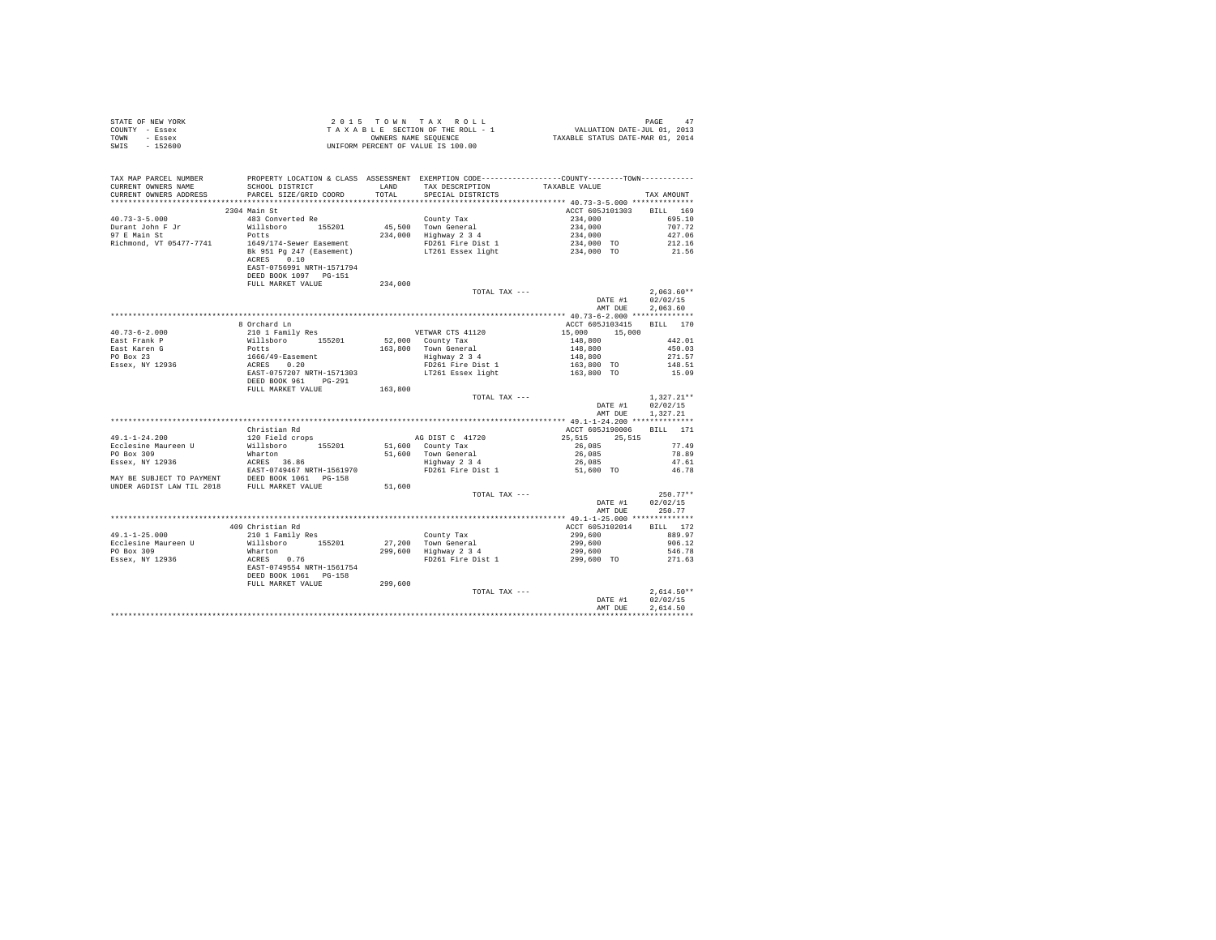STATE OF NEW YORK
COUNTY - Essex
TOWN - Essex
SWIS - 152600

2 0 1 5 T O W N T A X R O L L
T A X A B L E SECTION OF THE ROLL - 1
OWNERS NAME SEQUENCE
UNIFORM PERCENT OF VALUE IS 100.00

VALUATION DATE-JUL 01, 2013
TAXABLE STATUS DATE-MAR 01, 2014

| TAX MAP PARCEL NUMBER / CURRENT OWNERS NAME / CURRENT OWNERS ADDRESS | PROPERTY LOCATION & CLASS / SCHOOL DISTRICT / PARCEL SIZE/GRID COORD | ASSESSMENT LAND / TOTAL | EXEMPTION CODE / TAX DESCRIPTION / SPECIAL DISTRICTS | COUNTY / TOWN TAXABLE VALUE | TAX AMOUNT |
|---|---|---|---|---|---|
| **40.73-3-5.000** | 2304 Main St | | | ACCT 605J101303 | BILL 169 |
| 40.73-3-5.000 | 483 Converted Re | | County Tax | 234,000 | 695.10 |
| Durant John F Jr | Willsboro 155201 | 45,500 | Town General | 234,000 | 707.72 |
| 97 E Main St | Potts | 234,000 | Highway 2 3 4 | 234,000 | 427.06 |
| Richmond, VT 05477-7741 | 1649/174-Sewer Easement | | FD261 Fire Dist 1 | 234,000 TO | 212.16 |
| | Bk 951 Pg 247 (Easement) | | LT261 Essex light | 234,000 TO | 21.56 |
| | ACRES 0.10 | | | | |
| | EAST-0756991 NRTH-1571794 | | | | |
| | DEED BOOK 1097 PG-151 | | | | |
| | FULL MARKET VALUE | 234,000 | | | |
| | | | TOTAL TAX --- | | 2,063.60** |
| | | | | DATE #1 | 02/02/15 |
| | | | | AMT DUE | 2,063.60 |
| **40.73-6-2.000** | 8 Orchard Ln | | | ACCT 605J103415 | BILL 170 |
| 40.73-6-2.000 | 210 1 Family Res | | VETWAR CTS 41120 | 15,000 15,000 | |
| East Frank P | Willsboro 155201 | 52,000 | County Tax | 148,800 | 442.01 |
| East Karen G | Potts | 163,800 | Town General | 148,800 | 450.03 |
| PO Box 23 | 1666/49-Easement | | Highway 2 3 4 | 148,800 | 271.57 |
| Essex, NY 12936 | ACRES 0.20 | | FD261 Fire Dist 1 | 163,800 TO | 148.51 |
| | EAST-0757207 NRTH-1571303 | | LT261 Essex light | 163,800 TO | 15.09 |
| | DEED BOOK 961 PG-291 | | | | |
| | FULL MARKET VALUE | 163,800 | | | |
| | | | TOTAL TAX --- | | 1,327.21** |
| | | | | DATE #1 | 02/02/15 |
| | | | | AMT DUE | 1,327.21 |
| **49.1-1-24.200** | Christian Rd | | | ACCT 605J190006 | BILL 171 |
| 49.1-1-24.200 | 120 Field crops | | AG DIST C 41720 | 25,515 25,515 | |
| Ecclesine Maureen U | Willsboro 155201 | 51,600 | County Tax | 26,085 | 77.49 |
| PO Box 309 | Wharton | 51,600 | Town General | 26,085 | 78.89 |
| Essex, NY 12936 | ACRES 36.86 | | Highway 2 3 4 | 26,085 | 47.61 |
| | EAST-0749467 NRTH-1561970 | | FD261 Fire Dist 1 | 51,600 TO | 46.78 |
| MAY BE SUBJECT TO PAYMENT | DEED BOOK 1061 PG-158 | | | | |
| UNDER AGDIST LAW TIL 2018 | FULL MARKET VALUE | 51,600 | | | |
| | | | TOTAL TAX --- | | 250.77** |
| | | | | DATE #1 | 02/02/15 |
| | | | | AMT DUE | 250.77 |
| **49.1-1-25.000** | 409 Christian Rd | | | ACCT 605J102014 | BILL 172 |
| 49.1-1-25.000 | 210 1 Family Res | | County Tax | 299,600 | 889.97 |
| Ecclesine Maureen U | Willsboro 155201 | 27,200 | Town General | 299,600 | 906.12 |
| PO Box 309 | Wharton | 299,600 | Highway 2 3 4 | 299,600 | 546.78 |
| Essex, NY 12936 | ACRES 0.76 | | FD261 Fire Dist 1 | 299,600 TO | 271.63 |
| | EAST-0749554 NRTH-1561754 | | | | |
| | DEED BOOK 1061 PG-158 | | | | |
| | FULL MARKET VALUE | 299,600 | | | |
| | | | TOTAL TAX --- | | 2,614.50** |
| | | | | DATE #1 | 02/02/15 |
| | | | | AMT DUE | 2,614.50 |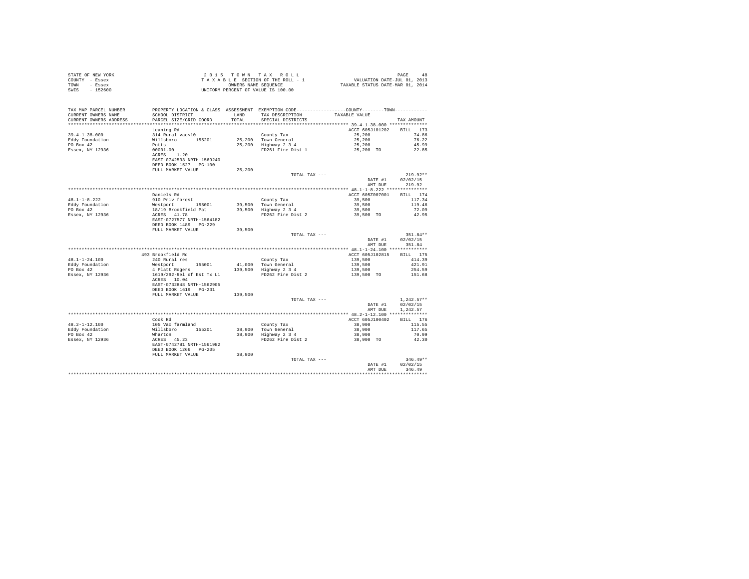STATE OF NEW YORK
COUNTY - Essex
TOWN - Essex
SWIS - 152600

2 0 1 5 T O W N T A X R O L L
T A X A B L E SECTION OF THE ROLL - 1
OWNERS NAME SEQUENCE
UNIFORM PERCENT OF VALUE IS 100.00

VALUATION DATE-JUL 01, 2013
TAXABLE STATUS DATE-MAR 01, 2014

| TAX MAP PARCEL NUMBER / CURRENT OWNERS NAME / CURRENT OWNERS ADDRESS | PROPERTY LOCATION & CLASS / SCHOOL DISTRICT / PARCEL SIZE/GRID COORD | ASSESSMENT LAND / TOTAL | EXEMPTION CODE / TAX DESCRIPTION / SPECIAL DISTRICTS | COUNTY / TOWN TAXABLE VALUE | TAX AMOUNT |
|---|---|---|---|---|---|
| **39.4-1-38.000** | Leaning Rd | | | ACCT 605J101202 | BILL 173 |
| 39.4-1-38.000 | 314 Rural vac<10 | | County Tax | 25,200 | 74.86 |
| Eddy Foundation | Willsboro 155201 | 25,200 | Town General | 25,200 | 76.22 |
| PO Box 42 | Potts | 25,200 | Highway 2 3 4 | 25,200 | 45.99 |
| Essex, NY 12936 | 00001.00 | | FD261 Fire Dist 1 | 25,200 TO | 22.85 |
| | ACRES 1.20 | | | | |
| | EAST-0742533 NRTH-1569240 | | | | |
| | DEED BOOK 1527 PG-100 | | | | |
| | FULL MARKET VALUE | 25,200 | | | |
| | | | TOTAL TAX --- | | 219.92** |
| | | | | DATE #1 | 02/02/15 |
| | | | | AMT DUE | 219.92 |
| **48.1-1-8.222** | Daniels Rd | | | ACCT 605Z007001 | BILL 174 |
| 48.1-1-8.222 | 910 Priv forest | | County Tax | 39,500 | 117.34 |
| Eddy Foundation | Westport 155001 | 39,500 | Town General | 39,500 | 119.46 |
| PO Box 42 | 18/19 Brookfield Pat | 39,500 | Highway 2 3 4 | 39,500 | 72.09 |
| Essex, NY 12936 | ACRES 41.78 | | FD262 Fire Dist 2 | 39,500 TO | 42.95 |
| | EAST-0727577 NRTH-1564182 | | | | |
| | DEED BOOK 1489 PG-229 | | | | |
| | FULL MARKET VALUE | 39,500 | | | |
| | | | TOTAL TAX --- | | 351.84** |
| | | | | DATE #1 | 02/02/15 |
| | | | | AMT DUE | 351.84 |
| **48.1-1-24.100** | 493 Brookfield Rd | | | ACCT 605J102815 | BILL 175 |
| 48.1-1-24.100 | 240 Rural res | | County Tax | 139,500 | 414.39 |
| Eddy Foundation | Westport 155001 | 41,000 | Town General | 139,500 | 421.91 |
| PO Box 42 | 4 Platt Rogers | 139,500 | Highway 2 3 4 | 139,500 | 254.59 |
| Essex, NY 12936 | 1619/292-Rel of Est Tx Li | | FD262 Fire Dist 2 | 139,500 TO | 151.68 |
| | ACRES 10.04 | | | | |
| | EAST-0732848 NRTH-1562905 | | | | |
| | DEED BOOK 1619 PG-231 | | | | |
| | FULL MARKET VALUE | 139,500 | | | |
| | | | TOTAL TAX --- | | 1,242.57** |
| | | | | DATE #1 | 02/02/15 |
| | | | | AMT DUE | 1,242.57 |
| **48.2-1-12.100** | Cook Rd | | | ACCT 605J100402 | BILL 176 |
| 48.2-1-12.100 | 105 Vac farmland | | County Tax | 38,900 | 115.55 |
| Eddy Foundation | Willsboro 155201 | 38,900 | Town General | 38,900 | 117.65 |
| PO Box 42 | Wharton | 38,900 | Highway 2 3 4 | 38,900 | 70.99 |
| Essex, NY 12936 | ACRES 45.23 | | FD262 Fire Dist 2 | 38,900 TO | 42.30 |
| | EAST-0742781 NRTH-1561982 | | | | |
| | DEED BOOK 1266 PG-205 | | | | |
| | FULL MARKET VALUE | 38,900 | | | |
| | | | TOTAL TAX --- | | 346.49** |
| | | | | DATE #1 | 02/02/15 |
| | | | | AMT DUE | 346.49 |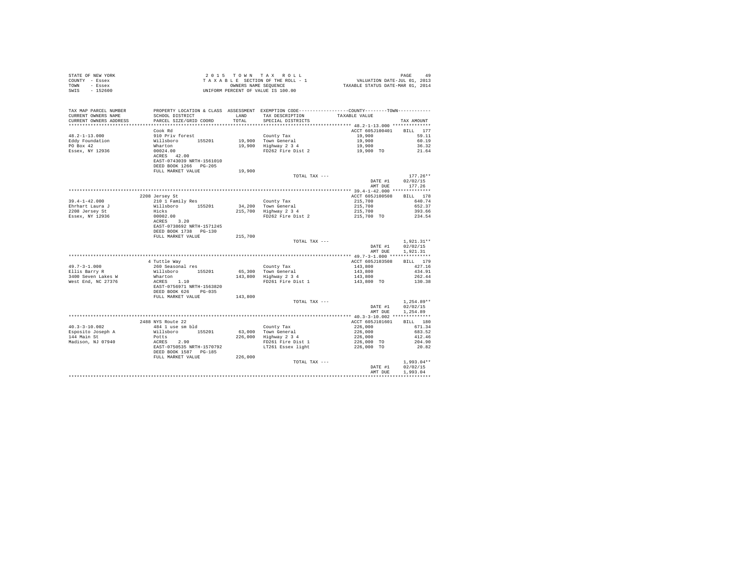STATE OF NEW YORK
COUNTY - Essex
TOWN - Essex
SWIS - 152600

2 0 1 5 T O W N T A X R O L L
T A X A B L E SECTION OF THE ROLL - 1
OWNERS NAME SEQUENCE
UNIFORM PERCENT OF VALUE IS 100.00

VALUATION DATE-JUL 01, 2013
TAXABLE STATUS DATE-MAR 01, 2014

| TAX MAP PARCEL NUMBER / CURRENT OWNERS NAME / CURRENT OWNERS ADDRESS | PROPERTY LOCATION & CLASS / SCHOOL DISTRICT / PARCEL SIZE/GRID COORD | ASSESSMENT LAND / TOTAL | EXEMPTION CODE / TAX DESCRIPTION / SPECIAL DISTRICTS | COUNTY / TOWN TAXABLE VALUE | TAX AMOUNT |
|---|---|---|---|---|---|
| 48.2-1-13.000 | Cook Rd | | | ACCT 605J100401 | BILL 177 |
| 48.2-1-13.000 | 910 Priv forest | | County Tax | 19,900 | 59.11 |
| Eddy Foundation | Willsboro 155201 | 19,900 | Town General | 19,900 | 60.19 |
| PO Box 42 | Wharton | 19,900 | Highway 2 3 4 | 19,900 | 36.32 |
| Essex, NY 12936 | 00024.00 | | FD262 Fire Dist 2 | 19,900 TO | 21.64 |
| | ACRES 42.00 | | | | |
| | EAST-0743039 NRTH-1561010 | | | | |
| | DEED BOOK 1266 PG-205 | | | | |
| | FULL MARKET VALUE | 19,900 | | | |
| | | | TOTAL TAX --- | | 177.26** |
| | | | | DATE #1 | 02/02/15 |
| | | | | AMT DUE | 177.26 |
| 39.4-1-42.000 | 2208 Jersey St | | | ACCT 605J100508 | BILL 178 |
| 39.4-1-42.000 | 210 1 Family Res | | County Tax | 215,700 | 640.74 |
| Ehrhart Laura J | Willsboro 155201 | 34,200 | Town General | 215,700 | 652.37 |
| 2208 Jersey St | Hicks | 215,700 | Highway 2 3 4 | 215,700 | 393.66 |
| Essex, NY 12936 | 00002.00 | | FD262 Fire Dist 2 | 215,700 TO | 234.54 |
| | ACRES 3.20 | | | | |
| | EAST-0738692 NRTH-1571245 | | | | |
| | DEED BOOK 1738 PG-130 | | | | |
| | FULL MARKET VALUE | 215,700 | | | |
| | | | TOTAL TAX --- | | 1,921.31** |
| | | | | DATE #1 | 02/02/15 |
| | | | | AMT DUE | 1,921.31 |
| 49.7-3-1.000 | 4 Tuttle Way | | | ACCT 605J103508 | BILL 179 |
| 49.7-3-1.000 | 260 Seasonal res | | County Tax | 143,800 | 427.16 |
| Ellis Barry R | Willsboro 155201 | 65,300 | Town General | 143,800 | 434.91 |
| 3400 Seven Lakes W | Wharton | 143,800 | Highway 2 3 4 | 143,800 | 262.44 |
| West End, NC 27376 | ACRES 1.10 | | FD261 Fire Dist 1 | 143,800 TO | 130.38 |
| | EAST-0756971 NRTH-1563820 | | | | |
| | DEED BOOK 626 PG-035 | | | | |
| | FULL MARKET VALUE | 143,800 | | | |
| | | | TOTAL TAX --- | | 1,254.89** |
| | | | | DATE #1 | 02/02/15 |
| | | | | AMT DUE | 1,254.89 |
| 40.3-3-10.002 | 2488 NYS Route 22 | | | ACCT 605J101601 | BILL 180 |
| 40.3-3-10.002 | 484 1 use sm bld | | County Tax | 226,000 | 671.34 |
| Esposito Joseph A | Willsboro 155201 | 63,000 | Town General | 226,000 | 683.52 |
| 144 Main St | Potts | 226,000 | Highway 2 3 4 | 226,000 | 412.46 |
| Madison, NJ 07940 | ACRES 2.90 | | FD261 Fire Dist 1 | 226,000 TO | 204.90 |
| | EAST-0750535 NRTH-1570792 | | LT261 Essex light | 226,000 TO | 20.82 |
| | DEED BOOK 1587 PG-185 | | | | |
| | FULL MARKET VALUE | 226,000 | | | |
| | | | TOTAL TAX --- | | 1,993.04** |
| | | | | DATE #1 | 02/02/15 |
| | | | | AMT DUE | 1,993.04 |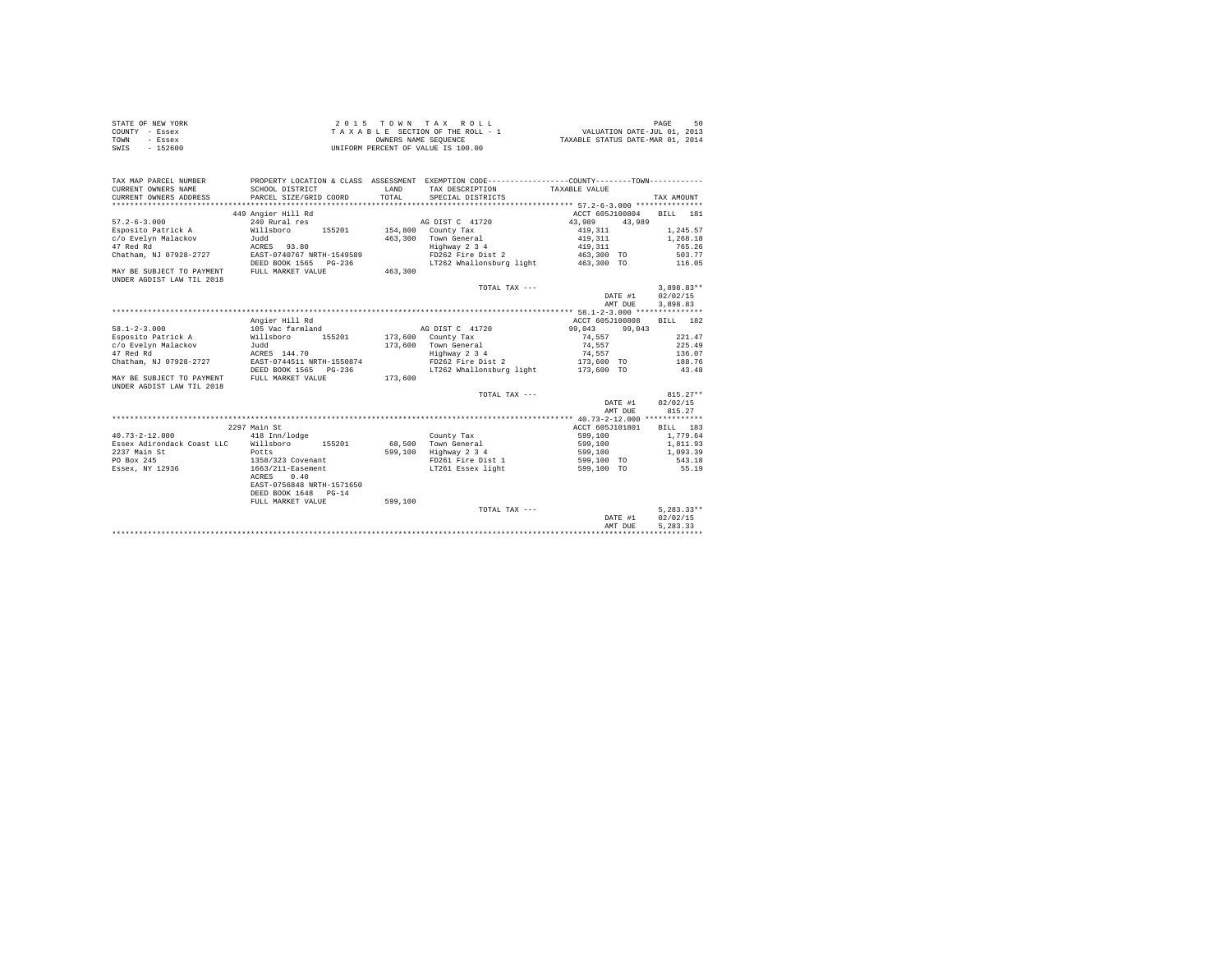STATE OF NEW YORK
COUNTY - Essex
TOWN - Essex
SWIS - 152600

2 0 1 5 T O W N T A X R O L L
T A X A B L E SECTION OF THE ROLL - 1
OWNERS NAME SEQUENCE
UNIFORM PERCENT OF VALUE IS 100.00

VALUATION DATE-JUL 01, 2013
TAXABLE STATUS DATE-MAR 01, 2014

| TAX MAP PARCEL NUMBER / CURRENT OWNERS NAME / CURRENT OWNERS ADDRESS | PROPERTY LOCATION & CLASS / SCHOOL DISTRICT / PARCEL SIZE/GRID COORD | ASSESSMENT LAND / TOTAL | EXEMPTION CODE / TAX DESCRIPTION / SPECIAL DISTRICTS | COUNTY / TOWN TAXABLE VALUE | TAX AMOUNT |
|---|---|---|---|---|---|
| | 449 Angier Hill Rd | | | ACCT 605J100804 | BILL 181 |
| 57.2-6-3.000 | 240 Rural res | | AG DIST C 41720 | 43,989 43,989 | |
| Esposito Patrick A | Willsboro 155201 | 154,800 | County Tax | 419,311 | 1,245.57 |
| c/o Evelyn Malackov | Judd | 463,300 | Town General | 419,311 | 1,268.18 |
| 47 Red Rd | ACRES 93.80 | | Highway 2 3 4 | 419,311 | 765.26 |
| Chatham, NJ 07928-2727 | EAST-0740767 NRTH-1549589 | | FD262 Fire Dist 2 | 463,300 TO | 503.77 |
| | DEED BOOK 1565 PG-236 | | LT262 Whallonsburg light | 463,300 TO | 116.05 |
| MAY BE SUBJECT TO PAYMENT UNDER AGDIST LAW TIL 2018 | FULL MARKET VALUE | 463,300 | | | |
| | | | TOTAL TAX --- | | 3,898.83** |
| | | | | DATE #1 | 02/02/15 |
| | | | | AMT DUE | 3,898.83 |
| | Angier Hill Rd | | | ACCT 605J100808 | BILL 182 |
| 58.1-2-3.000 | 105 Vac farmland | | AG DIST C 41720 | 99,043 99,043 | |
| Esposito Patrick A | Willsboro 155201 | 173,600 | County Tax | 74,557 | 221.47 |
| c/o Evelyn Malackov | Judd | 173,600 | Town General | 74,557 | 225.49 |
| 47 Red Rd | ACRES 144.70 | | Highway 2 3 4 | 74,557 | 136.07 |
| Chatham, NJ 07928-2727 | EAST-0744511 NRTH-1550874 | | FD262 Fire Dist 2 | 173,600 TO | 188.76 |
| | DEED BOOK 1565 PG-236 | | LT262 Whallonsburg light | 173,600 TO | 43.48 |
| MAY BE SUBJECT TO PAYMENT UNDER AGDIST LAW TIL 2018 | FULL MARKET VALUE | 173,600 | | | |
| | | | TOTAL TAX --- | | 815.27** |
| | | | | DATE #1 | 02/02/15 |
| | | | | AMT DUE | 815.27 |
| | 2297 Main St | | | ACCT 605J101801 | BILL 183 |
| 40.73-2-12.000 | 418 Inn/lodge | | County Tax | 599,100 | 1,779.64 |
| Essex Adirondack Coast LLC | Willsboro 155201 | 68,500 | Town General | 599,100 | 1,811.93 |
| 2237 Main St | Potts | 599,100 | Highway 2 3 4 | 599,100 | 1,093.39 |
| PO Box 245 | 1358/323 Covenant | | FD261 Fire Dist 1 | 599,100 TO | 543.18 |
| Essex, NY 12936 | 1663/211-Easement | | LT261 Essex light | 599,100 TO | 55.19 |
| | ACRES 0.40 | | | | |
| | EAST-0756848 NRTH-1571650 | | | | |
| | DEED BOOK 1648 PG-14 | | | | |
| | FULL MARKET VALUE | 599,100 | | | |
| | | | TOTAL TAX --- | | 5,283.33** |
| | | | | DATE #1 | 02/02/15 |
| | | | | AMT DUE | 5,283.33 |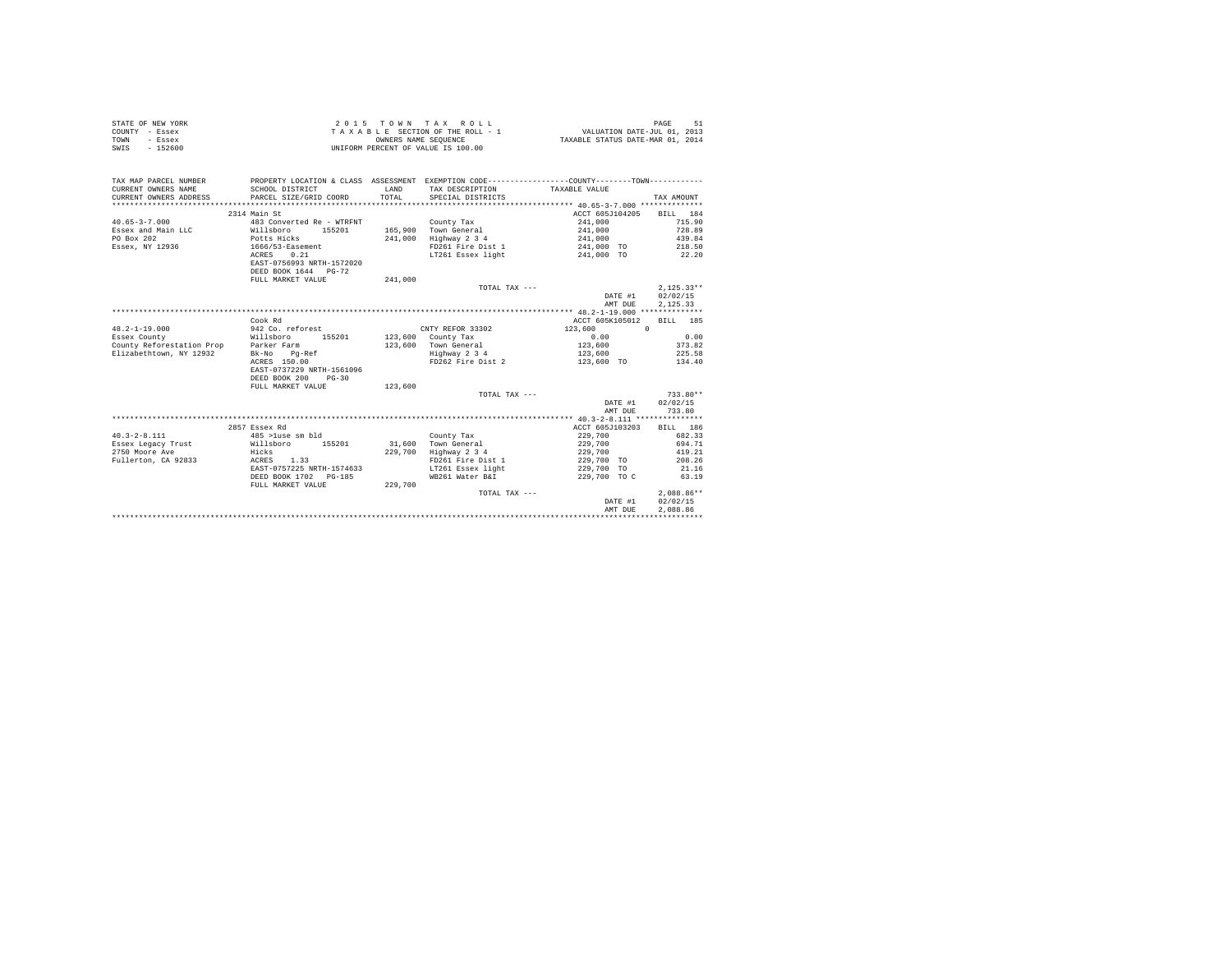STATE OF NEW YORK — 2015 TOWN TAX ROLL — PAGE 51
COUNTY - Essex — TAXABLE SECTION OF THE ROLL - 1 — VALUATION DATE-JUL 01, 2013
TOWN - Essex — OWNERS NAME SEQUENCE — TAXABLE STATUS DATE-MAR 01, 2014
SWIS - 152600 — UNIFORM PERCENT OF VALUE IS 100.00

| TAX MAP PARCEL NUMBER / CURRENT OWNERS NAME / CURRENT OWNERS ADDRESS | PROPERTY LOCATION & CLASS / SCHOOL DISTRICT / PARCEL SIZE/GRID COORD | ASSESSMENT LAND / TOTAL | EXEMPTION CODE / TAX DESCRIPTION / SPECIAL DISTRICTS | TAXABLE VALUE (COUNTY / TOWN) | TAX AMOUNT |
|---|---|---|---|---|---|
| 40.65-3-7.000 | 2314 Main St | | | ACCT 605J104205 | BILL 184 |
| 40.65-3-7.000 | 483 Converted Re - WTRFNT | | County Tax | 241,000 | 715.90 |
| Essex and Main LLC | Willsboro 155201 | 165,900 | Town General | 241,000 | 728.89 |
| PO Box 202 | Potts Hicks | 241,000 | Highway 2 3 4 | 241,000 | 439.84 |
| Essex, NY 12936 | 1666/53-Easement | | FD261 Fire Dist 1 | 241,000 TO | 218.50 |
| | ACRES 0.21 | | LT261 Essex light | 241,000 TO | 22.20 |
| | EAST-0756993 NRTH-1572020 | | | | |
| | DEED BOOK 1644 PG-72 | | | | |
| | FULL MARKET VALUE | 241,000 | | | |
| | | | TOTAL TAX --- | | 2,125.33** |
| | | | | DATE #1 | 02/02/15 |
| | | | | AMT DUE | 2,125.33 |
| 48.2-1-19.000 | Cook Rd | | | ACCT 605K105012 | BILL 185 |
| 48.2-1-19.000 | 942 Co. reforest | | CNTY REFOR 33302 | 123,600 0 | |
| Essex County | Willsboro 155201 | 123,600 | County Tax | 0.00 | 0.00 |
| County Reforestation Prop | Parker Farm | 123,600 | Town General | 123,600 | 373.82 |
| Elizabethtown, NY 12932 | Bk-No Pg-Ref | | Highway 2 3 4 | 123,600 | 225.58 |
| | ACRES 150.00 | | FD262 Fire Dist 2 | 123,600 TO | 134.40 |
| | EAST-0737229 NRTH-1561096 | | | | |
| | DEED BOOK 200 PG-30 | | | | |
| | FULL MARKET VALUE | 123,600 | | | |
| | | | TOTAL TAX --- | | 733.80** |
| | | | | DATE #1 | 02/02/15 |
| | | | | AMT DUE | 733.80 |
| 40.3-2-8.111 | 2857 Essex Rd | | | ACCT 605J103203 | BILL 186 |
| 40.3-2-8.111 | 485 >1use sm bld | | County Tax | 229,700 | 682.33 |
| Essex Legacy Trust | Willsboro 155201 | 31,600 | Town General | 229,700 | 694.71 |
| 2750 Moore Ave | Hicks | 229,700 | Highway 2 3 4 | 229,700 | 419.21 |
| Fullerton, CA 92833 | ACRES 1.33 | | FD261 Fire Dist 1 | 229,700 TO | 208.26 |
| | EAST-0757225 NRTH-1574633 | | LT261 Essex light | 229,700 TO | 21.16 |
| | DEED BOOK 1702 PG-185 | | WB261 Water B&I | 229,700 TO C | 63.19 |
| | FULL MARKET VALUE | 229,700 | | | |
| | | | TOTAL TAX --- | | 2,088.86** |
| | | | | DATE #1 | 02/02/15 |
| | | | | AMT DUE | 2,088.86 |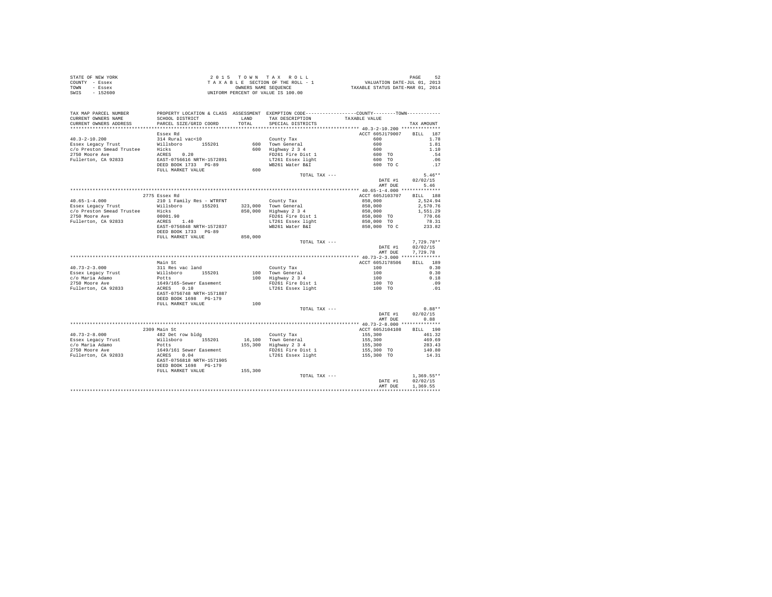STATE OF NEW YORK
COUNTY - Essex
TOWN - Essex
SWIS - 152600

2 0 1 5 T O W N T A X R O L L
T A X A B L E SECTION OF THE ROLL - 1
OWNERS NAME SEQUENCE
UNIFORM PERCENT OF VALUE IS 100.00

VALUATION DATE-JUL 01, 2013
TAXABLE STATUS DATE-MAR 01, 2014

| TAX MAP PARCEL NUMBER / CURRENT OWNERS NAME / CURRENT OWNERS ADDRESS | PROPERTY LOCATION & CLASS / SCHOOL DISTRICT / PARCEL SIZE/GRID COORD | ASSESSMENT LAND / TOTAL | EXEMPTION CODE / TAX DESCRIPTION / SPECIAL DISTRICTS | COUNTY / TOWN TAXABLE VALUE | TAX AMOUNT |
|---|---|---|---|---|---|
| **40.3-2-10.200** | Essex Rd | | | ACCT 605J179007 | BILL 187 |
| 40.3-2-10.200 | 314 Rural vac<10 | | County Tax | 600 | 1.78 |
| Essex Legacy Trust | Willsboro 155201 | 600 | Town General | 600 | 1.81 |
| c/o Preston Smead Trustee | Hicks | 600 | Highway 2 3 4 | 600 | 1.10 |
| 2750 Moore Ave | ACRES 0.20 | | FD261 Fire Dist 1 | 600 TO | .54 |
| Fullerton, CA 92833 | EAST-0756616 NRTH-1572891 | | LT261 Essex light | 600 TO | .06 |
| | DEED BOOK 1733 PG-89 | | WB261 Water B&I | 600 TO C | .17 |
| | FULL MARKET VALUE | 600 | | | |
| | | | TOTAL TAX --- | | 5.46** |
| | | | | DATE #1 | 02/02/15 |
| | | | | AMT DUE | 5.46 |
| **40.65-1-4.000** | 2775 Essex Rd | | | ACCT 605J103707 | BILL 188 |
| 40.65-1-4.000 | 210 1 Family Res - WTRFNT | | County Tax | 850,000 | 2,524.94 |
| Essex Legacy Trust | Willsboro 155201 | 323,000 | Town General | 850,000 | 2,570.76 |
| c/o Preston Smead Trustee | Hicks | 850,000 | Highway 2 3 4 | 850,000 | 1,551.29 |
| 2750 Moore Ave | 00001.90 | | FD261 Fire Dist 1 | 850,000 TO | 770.66 |
| Fullerton, CA 92833 | ACRES 1.40 | | LT261 Essex light | 850,000 TO | 78.31 |
| | EAST-0756848 NRTH-1572837 | | WB261 Water B&I | 850,000 TO C | 233.82 |
| | DEED BOOK 1733 PG-89 | | | | |
| | FULL MARKET VALUE | 850,000 | | | |
| | | | TOTAL TAX --- | | 7,729.78** |
| | | | | DATE #1 | 02/02/15 |
| | | | | AMT DUE | 7,729.78 |
| **40.73-2-3.000** | Main St | | | ACCT 605J178506 | BILL 189 |
| 40.73-2-3.000 | 311 Res vac land | | County Tax | 100 | 0.30 |
| Essex Legacy Trust | Willsboro 155201 | 100 | Town General | 100 | 0.30 |
| c/o Maria Adamo | Potts | 100 | Highway 2 3 4 | 100 | 0.18 |
| 2750 Moore Ave | 1649/165-Sewer Easement | | FD261 Fire Dist 1 | 100 TO | .09 |
| Fullerton, CA 92833 | ACRES 0.10 | | LT261 Essex light | 100 TO | .01 |
| | EAST-0756748 NRTH-1571887 | | | | |
| | DEED BOOK 1698 PG-179 | | | | |
| | FULL MARKET VALUE | 100 | | | |
| | | | TOTAL TAX --- | | 0.88** |
| | | | | DATE #1 | 02/02/15 |
| | | | | AMT DUE | 0.88 |
| **40.73-2-8.000** | 2309 Main St | | | ACCT 605J104108 | BILL 190 |
| 40.73-2-8.000 | 482 Det row bldg | | County Tax | 155,300 | 461.32 |
| Essex Legacy Trust | Willsboro 155201 | 16,100 | Town General | 155,300 | 469.69 |
| c/o Maria Adamo | Potts | 155,300 | Highway 2 3 4 | 155,300 | 283.43 |
| 2750 Moore Ave | 1649/161 Sewer Easement | | FD261 Fire Dist 1 | 155,300 TO | 140.80 |
| Fullerton, CA 92833 | ACRES 0.04 | | LT261 Essex light | 155,300 TO | 14.31 |
| | EAST-0756818 NRTH-1571905 | | | | |
| | DEED BOOK 1698 PG-179 | | | | |
| | FULL MARKET VALUE | 155,300 | | | |
| | | | TOTAL TAX --- | | 1,369.55** |
| | | | | DATE #1 | 02/02/15 |
| | | | | AMT DUE | 1,369.55 |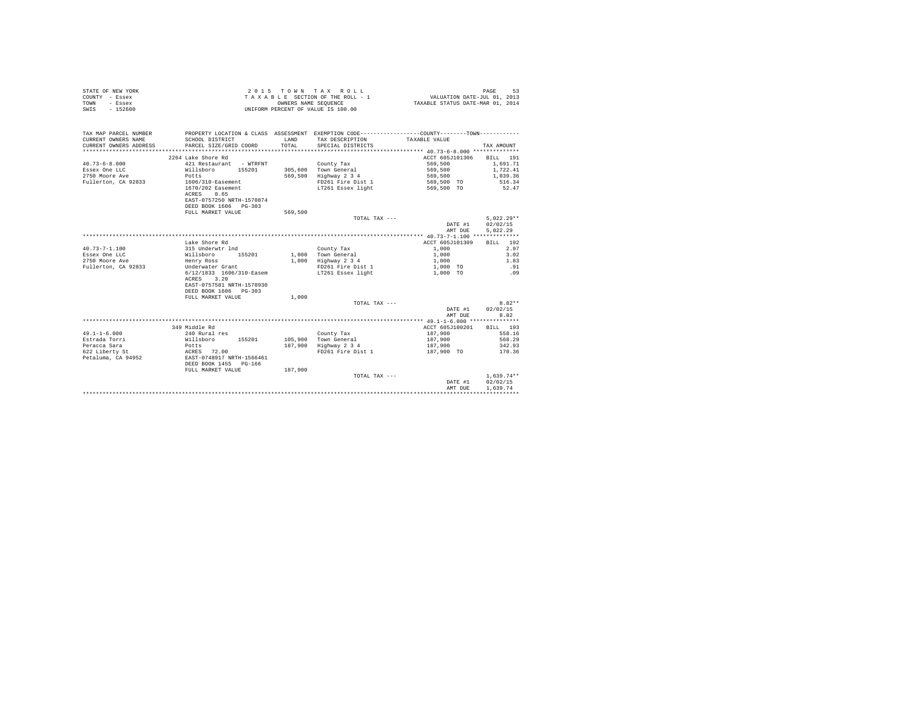STATE OF NEW YORK
COUNTY - Essex
TOWN - Essex
SWIS - 152600

2 0 1 5 T O W N T A X R O L L
T A X A B L E SECTION OF THE ROLL - 1
OWNERS NAME SEQUENCE
UNIFORM PERCENT OF VALUE IS 100.00

VALUATION DATE-JUL 01, 2013
TAXABLE STATUS DATE-MAR 01, 2014

| TAX MAP PARCEL NUMBER / CURRENT OWNERS NAME / CURRENT OWNERS ADDRESS | PROPERTY LOCATION & CLASS / SCHOOL DISTRICT / PARCEL SIZE/GRID COORD | ASSESSMENT LAND / TOTAL | EXEMPTION CODE / TAX DESCRIPTION / SPECIAL DISTRICTS | COUNTY / TOWN TAXABLE VALUE | TAX AMOUNT |
|---|---|---|---|---|---|
| **40.73-6-8.000** | 2264 Lake Shore Rd | | | ACCT 605J101306 | BILL 191 |
| 40.73-6-8.000 | 421 Restaurant - WTRFNT | | County Tax | 569,500 | 1,691.71 |
| Essex One LLC | Willsboro 155201 | 305,600 | Town General | 569,500 | 1,722.41 |
| 2750 Moore Ave | Potts | 569,500 | Highway 2 3 4 | 569,500 | 1,039.36 |
| Fullerton, CA 92833 | 1606/310-Easement | | FD261 Fire Dist 1 | 569,500 TO | 516.34 |
| | 1670/202 Easement | | LT261 Essex light | 569,500 TO | 52.47 |
| | ACRES 0.65 | | | | |
| | EAST-0757250 NRTH-1570874 | | | | |
| | DEED BOOK 1606 PG-303 | | | | |
| | FULL MARKET VALUE | 569,500 | | | |
| | | | TOTAL TAX --- | | 5,022.29** |
| | | | | DATE #1 | 02/02/15 |
| | | | | AMT DUE | 5,022.29 |
| **40.73-7-1.100** | Lake Shore Rd | | | ACCT 605J101309 | BILL 192 |
| 40.73-7-1.100 | 315 Underwtr lnd | | County Tax | 1,000 | 2.97 |
| Essex One LLC | Willsboro 155201 | 1,000 | Town General | 1,000 | 3.02 |
| 2750 Moore Ave | Henry Ross | 1,000 | Highway 2 3 4 | 1,000 | 1.83 |
| Fullerton, CA 92833 | Underwater Grant | | FD261 Fire Dist 1 | 1,000 TO | .91 |
| | 6/12/1833 1606/310-Easem | | LT261 Essex light | 1,000 TO | .09 |
| | ACRES 3.20 | | | | |
| | EAST-0757581 NRTH-1570930 | | | | |
| | DEED BOOK 1606 PG-303 | | | | |
| | FULL MARKET VALUE | 1,000 | | | |
| | | | TOTAL TAX --- | | 8.82** |
| | | | | DATE #1 | 02/02/15 |
| | | | | AMT DUE | 8.82 |
| **49.1-1-6.000** | 349 Middle Rd | | | ACCT 605J100201 | BILL 193 |
| 49.1-1-6.000 | 240 Rural res | | County Tax | 187,900 | 558.16 |
| Estrada Torri | Willsboro 155201 | 105,900 | Town General | 187,900 | 568.29 |
| Peracca Sara | Potts | 187,900 | Highway 2 3 4 | 187,900 | 342.93 |
| 622 Liberty St | ACRES 72.00 | | FD261 Fire Dist 1 | 187,900 TO | 170.36 |
| Petaluma, CA 94952 | EAST-0748917 NRTH-1566461 | | | | |
| | DEED BOOK 1455 PG-166 | | | | |
| | FULL MARKET VALUE | 187,900 | | | |
| | | | TOTAL TAX --- | | 1,639.74** |
| | | | | DATE #1 | 02/02/15 |
| | | | | AMT DUE | 1,639.74 |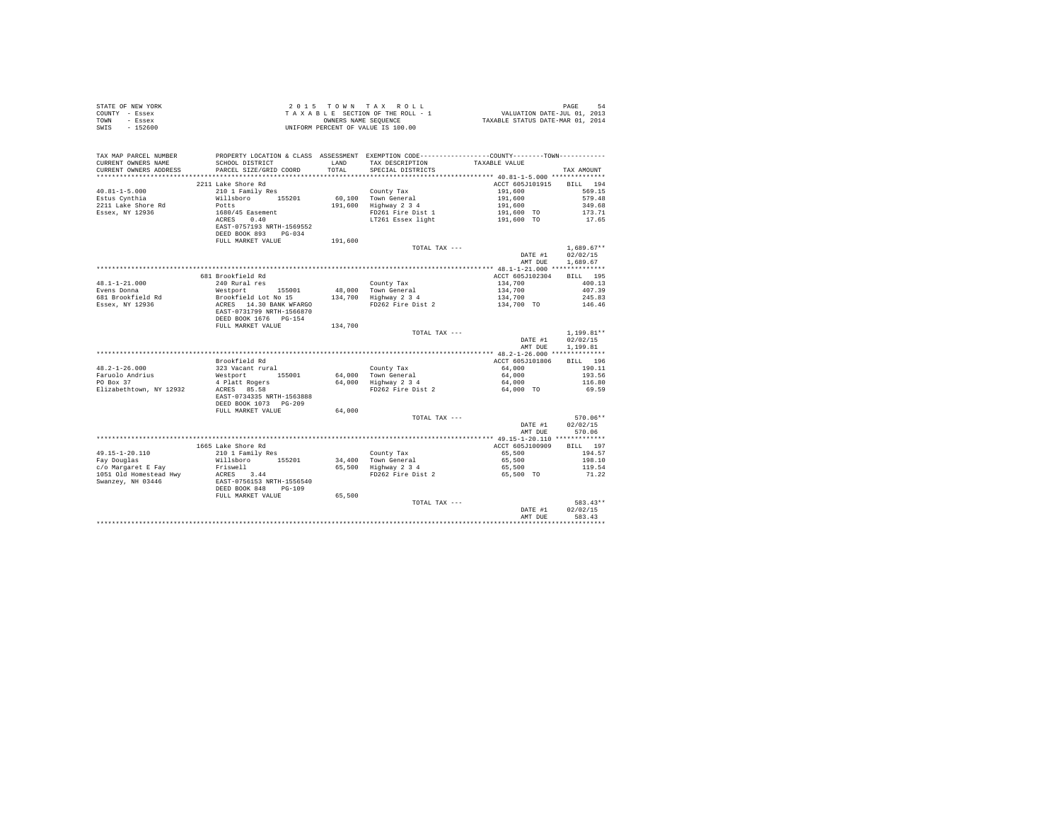STATE OF NEW YORK
COUNTY - Essex
TOWN - Essex
SWIS - 152600

2015 TOWN TAX ROLL
TAXABLE SECTION OF THE ROLL - 1
OWNERS NAME SEQUENCE
UNIFORM PERCENT OF VALUE IS 100.00

VALUATION DATE-JUL 01, 2013
TAXABLE STATUS DATE-MAR 01, 2014

| TAX MAP PARCEL NUMBER / CURRENT OWNERS NAME / CURRENT OWNERS ADDRESS | PROPERTY LOCATION & CLASS / SCHOOL DISTRICT / PARCEL SIZE/GRID COORD | ASSESSMENT LAND / TOTAL | EXEMPTION CODE / TAX DESCRIPTION / SPECIAL DISTRICTS | COUNTY / TOWN TAXABLE VALUE | TAX AMOUNT |
|---|---|---|---|---|---|
| **40.81-1-5.000** | 2211 Lake Shore Rd | | | ACCT 605J101915 | BILL 194 |
| 40.81-1-5.000 | 210 1 Family Res | | County Tax | 191,600 | 569.15 |
| Estus Cynthia | Willsboro 155201 | 60,100 | Town General | 191,600 | 579.48 |
| 2211 Lake Shore Rd | Potts | 191,600 | Highway 2 3 4 | 191,600 | 349.68 |
| Essex, NY 12936 | 1680/45 Easement | | FD261 Fire Dist 1 | 191,600 TO | 173.71 |
| | ACRES 0.40 | | LT261 Essex light | 191,600 TO | 17.65 |
| | EAST-0757193 NRTH-1569552 | | | | |
| | DEED BOOK 893 PG-034 | | | | |
| | FULL MARKET VALUE | 191,600 | | | |
| | | | TOTAL TAX --- | | 1,689.67** |
| | | | | DATE #1 | 02/02/15 |
| | | | | AMT DUE | 1,689.67 |
| **48.1-1-21.000** | 681 Brookfield Rd | | | ACCT 605J102304 | BILL 195 |
| 48.1-1-21.000 | 240 Rural res | | County Tax | 134,700 | 400.13 |
| Evens Donna | Westport 155001 | 48,000 | Town General | 134,700 | 407.39 |
| 681 Brookfield Rd | Brookfield Lot No 15 | 134,700 | Highway 2 3 4 | 134,700 | 245.83 |
| Essex, NY 12936 | ACRES 14.30 BANK WFARGO | | FD262 Fire Dist 2 | 134,700 TO | 146.46 |
| | EAST-0731799 NRTH-1566870 | | | | |
| | DEED BOOK 1676 PG-154 | | | | |
| | FULL MARKET VALUE | 134,700 | | | |
| | | | TOTAL TAX --- | | 1,199.81** |
| | | | | DATE #1 | 02/02/15 |
| | | | | AMT DUE | 1,199.81 |
| **48.2-1-26.000** | Brookfield Rd | | | ACCT 605J101806 | BILL 196 |
| 48.2-1-26.000 | 323 Vacant rural | | County Tax | 64,000 | 190.11 |
| Faruolo Andrius | Westport 155001 | 64,000 | Town General | 64,000 | 193.56 |
| PO Box 37 | 4 Platt Rogers | 64,000 | Highway 2 3 4 | 64,000 | 116.80 |
| Elizabethtown, NY 12932 | ACRES 85.50 | | FD262 Fire Dist 2 | 64,000 TO | 69.59 |
| | EAST-0734335 NRTH-1563888 | | | | |
| | DEED BOOK 1073 PG-209 | | | | |
| | FULL MARKET VALUE | 64,000 | | | |
| | | | TOTAL TAX --- | | 570.06** |
| | | | | DATE #1 | 02/02/15 |
| | | | | AMT DUE | 570.06 |
| **49.15-1-20.110** | 1665 Lake Shore Rd | | | ACCT 605J100909 | BILL 197 |
| 49.15-1-20.110 | 210 1 Family Res | | County Tax | 65,500 | 194.57 |
| Fay Douglas | Willsboro 155201 | 34,400 | Town General | 65,500 | 198.10 |
| c/o Margaret E Fay | Friswell | 65,500 | Highway 2 3 4 | 65,500 | 119.54 |
| 1051 Old Homestead Hwy | ACRES 3.44 | | FD262 Fire Dist 2 | 65,500 TO | 71.22 |
| Swanzey, NH 03446 | EAST-0756153 NRTH-1556540 | | | | |
| | DEED BOOK 848 PG-109 | | | | |
| | FULL MARKET VALUE | 65,500 | | | |
| | | | TOTAL TAX --- | | 583.43** |
| | | | | DATE #1 | 02/02/15 |
| | | | | AMT DUE | 583.43 |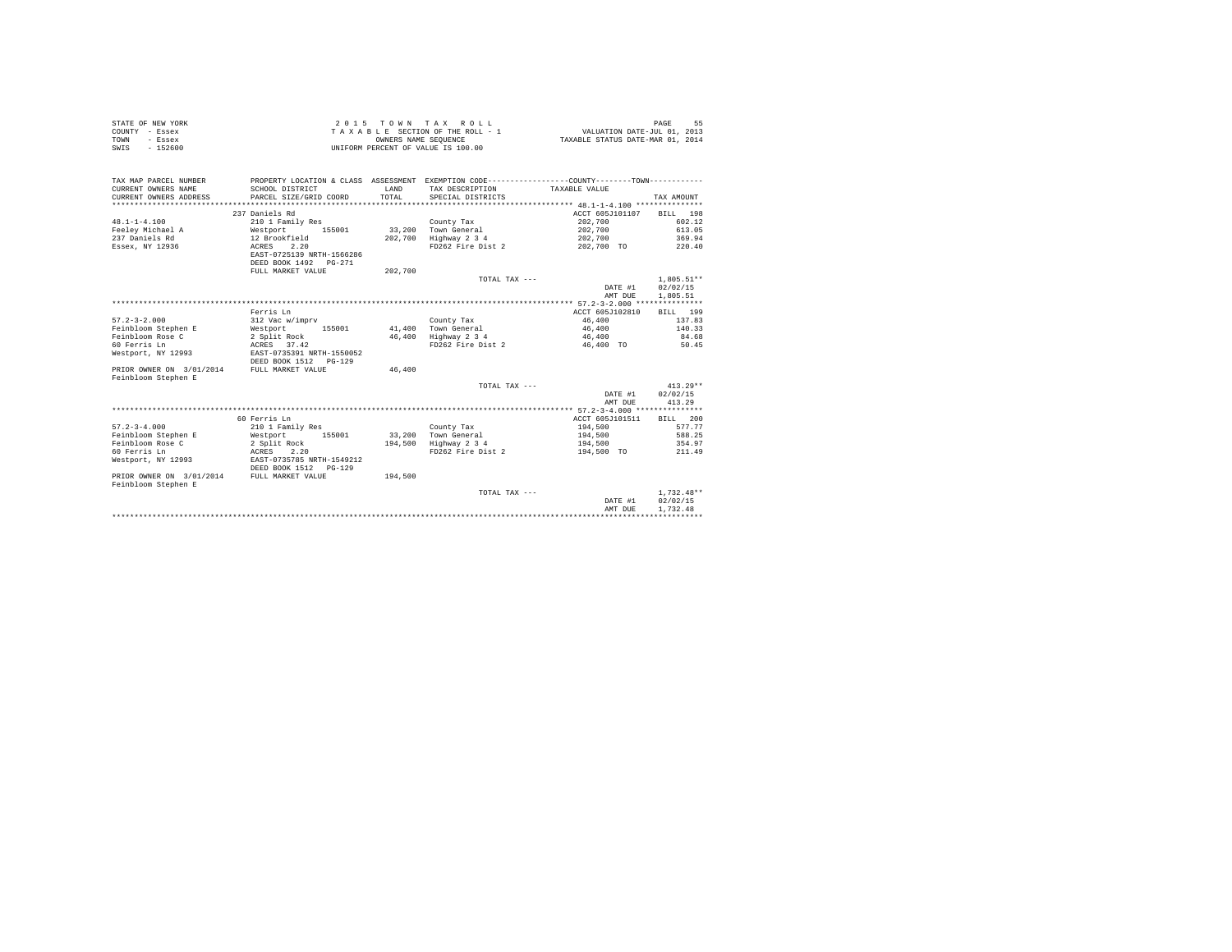STATE OF NEW YORK
COUNTY - Essex
TOWN - Essex
SWIS - 152600

2 0 1 5 T O W N T A X R O L L
T A X A B L E SECTION OF THE ROLL - 1
OWNERS NAME SEQUENCE
UNIFORM PERCENT OF VALUE IS 100.00

VALUATION DATE-JUL 01, 2013
TAXABLE STATUS DATE-MAR 01, 2014

| TAX MAP PARCEL NUMBER / CURRENT OWNERS NAME / CURRENT OWNERS ADDRESS | PROPERTY LOCATION & CLASS / SCHOOL DISTRICT / PARCEL SIZE/GRID COORD | ASSESSMENT LAND / TOTAL | EXEMPTION CODE / TAX DESCRIPTION / SPECIAL DISTRICTS | COUNTY / TOWN TAXABLE VALUE | TAX AMOUNT |
|---|---|---|---|---|---|
| **48.1-1-4.100** | 237 Daniels Rd | | | ACCT 605J101107 | BILL 198 |
| Feeley Michael A | 210 1 Family Res | | County Tax | 202,700 | 602.12 |
| 237 Daniels Rd | Westport 155001 | 33,200 | Town General | 202,700 | 613.05 |
| Essex, NY 12936 | 12 Brookfield | 202,700 | Highway 2 3 4 | 202,700 | 369.94 |
| | ACRES 2.20 | | FD262 Fire Dist 2 | 202,700 TO | 220.40 |
| | EAST-0725139 NRTH-1566286 | | | | |
| | DEED BOOK 1492 PG-271 | | | | |
| | FULL MARKET VALUE | 202,700 | | | |
| | | | TOTAL TAX --- | | 1,805.51** |
| | | | | DATE #1 | 02/02/15 |
| | | | | AMT DUE | 1,805.51 |
| **57.2-3-2.000** | Ferris Ln | | | ACCT 605J102810 | BILL 199 |
| Feinbloom Stephen E | 312 Vac w/imprv | | County Tax | 46,400 | 137.83 |
| Feinbloom Rose C | Westport 155001 | 41,400 | Town General | 46,400 | 140.33 |
| 60 Ferris Ln | 2 Split Rock | 46,400 | Highway 2 3 4 | 46,400 | 84.68 |
| Westport, NY 12993 | ACRES 37.42 | | FD262 Fire Dist 2 | 46,400 TO | 50.45 |
| | EAST-0735391 NRTH-1550052 | | | | |
| | DEED BOOK 1512 PG-129 | | | | |
| PRIOR OWNER ON 3/01/2014 | FULL MARKET VALUE | 46,400 | | | |
| Feinbloom Stephen E | | | | | |
| | | | TOTAL TAX --- | | 413.29** |
| | | | | DATE #1 | 02/02/15 |
| | | | | AMT DUE | 413.29 |
| **57.2-3-4.000** | 60 Ferris Ln | | | ACCT 605J101511 | BILL 200 |
| Feinbloom Stephen E | 210 1 Family Res | | County Tax | 194,500 | 577.77 |
| Feinbloom Rose C | Westport 155001 | 33,200 | Town General | 194,500 | 588.25 |
| 60 Ferris Ln | 2 Split Rock | 194,500 | Highway 2 3 4 | 194,500 | 354.97 |
| Westport, NY 12993 | ACRES 2.20 | | FD262 Fire Dist 2 | 194,500 TO | 211.49 |
| | EAST-0735705 NRTH-1549212 | | | | |
| | DEED BOOK 1512 PG-129 | | | | |
| PRIOR OWNER ON 3/01/2014 | FULL MARKET VALUE | 194,500 | | | |
| Feinbloom Stephen E | | | | | |
| | | | TOTAL TAX --- | | 1,732.48** |
| | | | | DATE #1 | 02/02/15 |
| | | | | AMT DUE | 1,732.48 |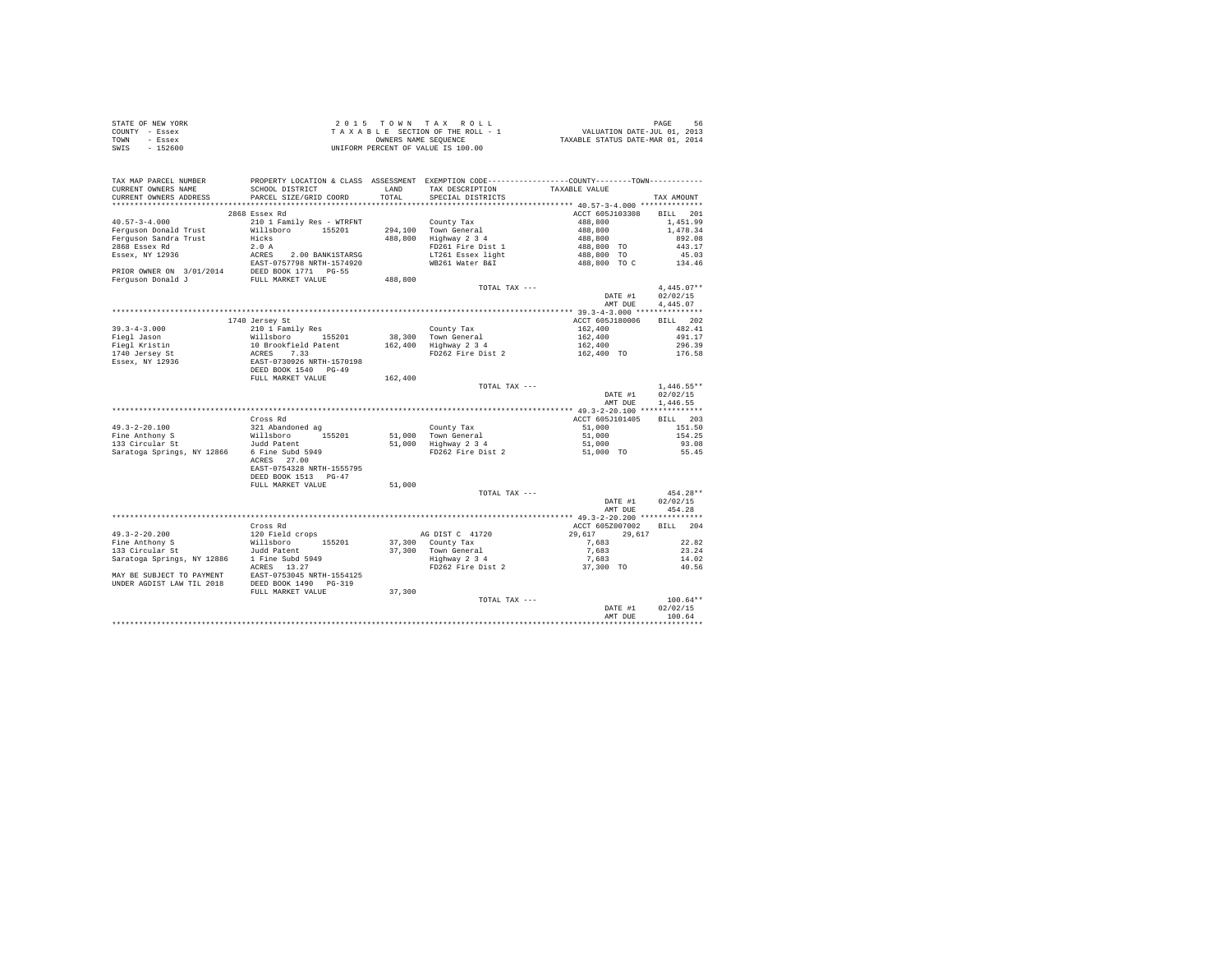STATE OF NEW YORK
COUNTY - Essex
TOWN - Essex
SWIS - 152600

2015 TOWN TAX ROLL
TAXABLE SECTION OF THE ROLL - 1
OWNERS NAME SEQUENCE
UNIFORM PERCENT OF VALUE IS 100.00

VALUATION DATE-JUL 01, 2013
TAXABLE STATUS DATE-MAR 01, 2014

```
TAX MAP PARCEL NUMBER      PROPERTY LOCATION & CLASS  ASSESSMENT  EXEMPTION CODE-----------------COUNTY--------TOWN-----------
CURRENT OWNERS NAME        SCHOOL DISTRICT              LAND      TAX DESCRIPTION           TAXABLE VALUE
CURRENT OWNERS ADDRESS     PARCEL SIZE/GRID COORD       TOTAL     SPECIAL DISTRICTS                                   TAX AMOUNT
************************************************************************************************ 40.57-3-4.000 **************
                           2868 Essex Rd                                                    ACCT 605J103308     BILL  201
40.57-3-4.000              210 1 Family Res - WTRFNT             County Tax                 488,800               1,451.99
Ferguson Donald Trust      Willsboro      155201      294,100    Town General               488,800               1,478.34
Ferguson Sandra Trust      Hicks                      488,800    Highway 2 3 4              488,800                 892.08
2868 Essex Rd              2.0 A                                 FD261 Fire Dist 1          488,800 TO              443.17
Essex, NY 12936            ACRES    2.00 BANK1STARSG             LT261 Essex light          488,800 TO               45.03
                           EAST-0757798 NRTH-1574920             WB261 Water B&I            488,800 TO C            134.46
PRIOR OWNER ON  3/01/2014  DEED BOOK 1771   PG-55
Ferguson Donald J          FULL MARKET VALUE          488,800
                                                                 TOTAL TAX ---                                   4,445.07**
                                                                                            DATE #1             02/02/15
                                                                                            AMT DUE              4,445.07
************************************************************************************************ 39.3-4-3.000 ***************
                           1740 Jersey St                                                   ACCT 605J180006     BILL  202
39.3-4-3.000               210 1 Family Res                      County Tax                 162,400                 482.41
Fiegl Jason                Willsboro      155201       38,300    Town General               162,400                 491.17
Fiegl Kristin              10 Brookfield Patent       162,400    Highway 2 3 4              162,400                 296.39
1740 Jersey St             ACRES    7.33                         FD262 Fire Dist 2          162,400 TO              176.58
Essex, NY 12936            EAST-0730926 NRTH-1570198
                           DEED BOOK 1540   PG-49
                           FULL MARKET VALUE          162,400
                                                                 TOTAL TAX ---                                   1,446.55**
                                                                                            DATE #1             02/02/15
                                                                                            AMT DUE              1,446.55
************************************************************************************************ 49.3-2-20.100 **************
                           Cross Rd                                                         ACCT 605J101405     BILL  203
49.3-2-20.100              321 Abandoned ag                      County Tax                  51,000                 151.50
Fine Anthony S             Willsboro      155201       51,000    Town General                51,000                 154.25
133 Circular St            Judd Patent                 51,000    Highway 2 3 4               51,000                  93.08
Saratoga Springs, NY 12866 6 Fine Subd 5949                      FD262 Fire Dist 2           51,000 TO               55.45
                           ACRES   27.00
                           EAST-0754328 NRTH-1555795
                           DEED BOOK 1513   PG-47
                           FULL MARKET VALUE           51,000
                                                                 TOTAL TAX ---                                     454.28**
                                                                                            DATE #1             02/02/15
                                                                                            AMT DUE                454.28
************************************************************************************************ 49.3-2-20.200 **************
                           Cross Rd                                                         ACCT 605Z007002     BILL  204
49.3-2-20.200              120 Field crops                       AG DIST C  41720            29,617       29,617
Fine Anthony S             Willsboro      155201       37,300    County Tax                   7,683                  22.82
133 Circular St            Judd Patent                 37,300    Town General                 7,683                  23.24
Saratoga Springs, NY 12886 1 Fine Subd 5949                      Highway 2 3 4                7,683                  14.02
                           ACRES   13.27                         FD262 Fire Dist 2           37,300 TO               40.56
MAY BE SUBJECT TO PAYMENT  EAST-0753045 NRTH-1554125
UNDER AGDIST LAW TIL 2018  DEED BOOK 1490   PG-319
                           FULL MARKET VALUE           37,300
                                                                 TOTAL TAX ---                                     100.64**
                                                                                            DATE #1             02/02/15
                                                                                            AMT DUE                100.64
******************************************************************************************************************************
```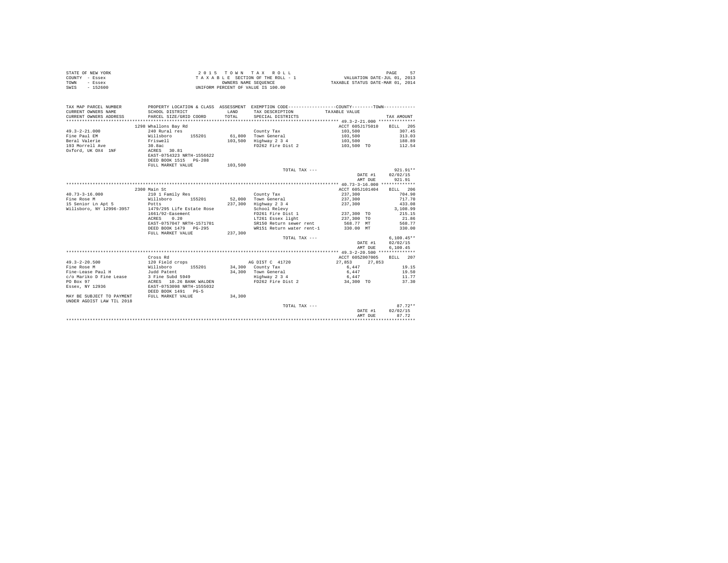STATE OF NEW YORK
COUNTY - Essex
TOWN - Essex
SWIS - 152600

2 0 1 5 T O W N T A X R O L L
T A X A B L E SECTION OF THE ROLL - 1
OWNERS NAME SEQUENCE
UNIFORM PERCENT OF VALUE IS 100.00

VALUATION DATE-JUL 01, 2013
TAXABLE STATUS DATE-MAR 01, 2014

| TAX MAP PARCEL NUMBER<br>CURRENT OWNERS NAME<br>CURRENT OWNERS ADDRESS | PROPERTY LOCATION & CLASS<br>SCHOOL DISTRICT<br>PARCEL SIZE/GRID COORD | ASSESSMENT<br>LAND<br>TOTAL | EXEMPTION CODE<br>TAX DESCRIPTION<br>SPECIAL DISTRICTS | COUNTY / TOWN<br>TAXABLE VALUE | TAX AMOUNT |
|---|---|---|---|---|---|
| **49.3-2-21.000** | 1298 Whallons Bay Rd | | | ACCT 605J175010 | BILL 205 |
| 49.3-2-21.000 | 240 Rural res | | County Tax | 103,500 | 307.45 |
| Fine Paul EM | Willsboro 155201 | 61,800 | Town General | 103,500 | 313.03 |
| Beral Valerie | Friswell | 103,500 | Highway 2 3 4 | 103,500 | 188.89 |
| 193 Morrell Ave | 30.8ac | | FD262 Fire Dist 2 | 103,500 TO | 112.54 |
| Oxford, UK OX4 1NF | ACRES 30.81 | | | | |
| | EAST-0754323 NRTH-1556622 | | | | |
| | DEED BOOK 1515 PG-208 | | | | |
| | FULL MARKET VALUE | 103,500 | | | |
| | | | TOTAL TAX --- | | 921.91** |
| | | | | DATE #1 | 02/02/15 |
| | | | | AMT DUE | 921.91 |
| **40.73-3-16.000** | 2300 Main St | | | ACCT 605J101404 | BILL 206 |
| 40.73-3-16.000 | 210 1 Family Res | | County Tax | 237,300 | 704.90 |
| Fine Rose M | Willsboro 155201 | 52,000 | Town General | 237,300 | 717.70 |
| 15 Senior Ln Apt 5 | Potts | 237,300 | Highway 2 3 4 | 237,300 | 433.08 |
| Willsboro, NY 12996-3957 | 1479/295 Life Estate Rose | | School Relevy | | 3,108.99 |
| | 1661/92-Easement | | FD261 Fire Dist 1 | 237,300 TO | 215.15 |
| | ACRES 0.20 | | LT261 Essex light | 237,300 TO | 21.86 |
| | EAST-0757047 NRTH-1571701 | | SR150 Return sewer rent | 568.77 MT | 568.77 |
| | DEED BOOK 1479 PG-295 | | WR151 Return water rent-1 | 330.00 MT | 330.00 |
| | FULL MARKET VALUE | 237,300 | | | |
| | | | TOTAL TAX --- | | 6,100.45** |
| | | | | DATE #1 | 02/02/15 |
| | | | | AMT DUE | 6,100.45 |
| **49.3-2-20.500** | Cross Rd | | | ACCT 605Z007005 | BILL 207 |
| 49.3-2-20.500 | 120 Field crops | | AG DIST C 41720 | 27,853 27,853 | |
| Fine Rose M | Willsboro 155201 | 34,300 | County Tax | 6,447 | 19.15 |
| Fine-Lease Paul H | Judd Patent | 34,300 | Town General | 6,447 | 19.50 |
| c/o Mariko D Fine Lease | 3 Fine Subd 5949 | | Highway 2 3 4 | 6,447 | 11.77 |
| PO Box 97 | ACRES 10.26 BANK WALDEN | | FD262 Fire Dist 2 | 34,300 TO | 37.30 |
| Essex, NY 12936 | EAST-0753098 NRTH-1555032 | | | | |
| | DEED BOOK 1491 PG-5 | | | | |
| MAY BE SUBJECT TO PAYMENT | FULL MARKET VALUE | 34,300 | | | |
| UNDER AGDIST LAW TIL 2018 | | | | | |
| | | | TOTAL TAX --- | | 87.72** |
| | | | | DATE #1 | 02/02/15 |
| | | | | AMT DUE | 87.72 |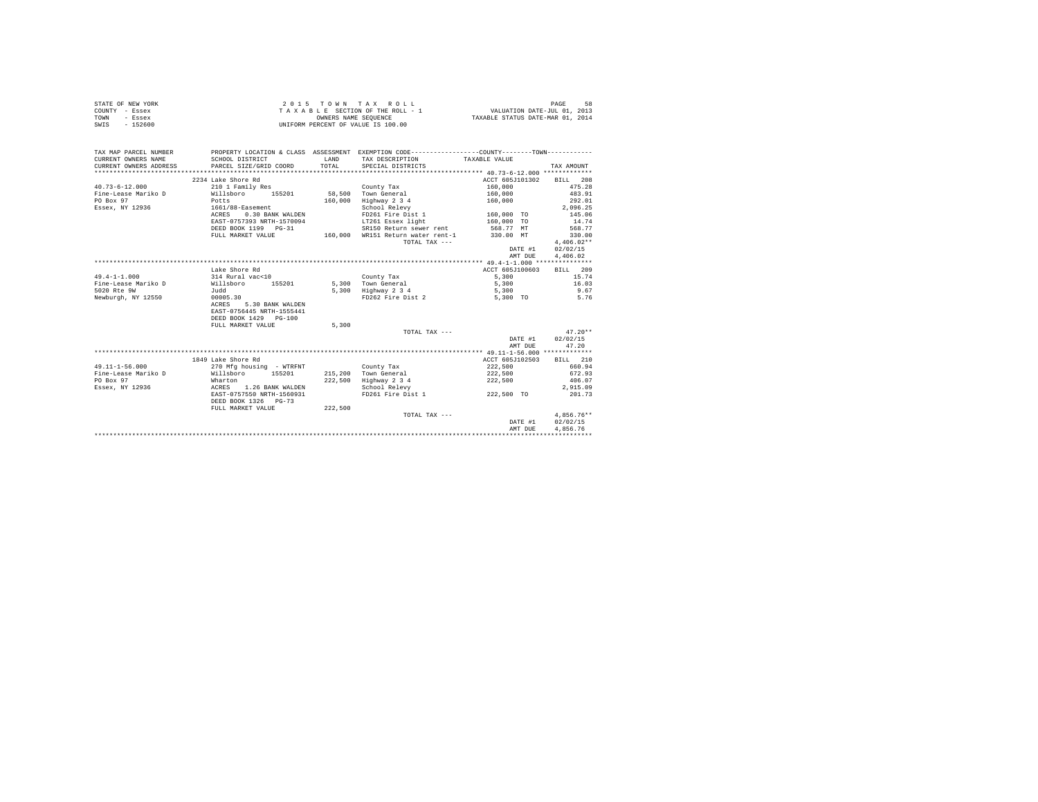STATE OF NEW YORK
COUNTY - Essex
TOWN - Essex
SWIS - 152600

2 0 1 5 T O W N T A X R O L L
T A X A B L E SECTION OF THE ROLL - 1
OWNERS NAME SEQUENCE
UNIFORM PERCENT OF VALUE IS 100.00

VALUATION DATE-JUL 01, 2013
TAXABLE STATUS DATE-MAR 01, 2014

| TAX MAP PARCEL NUMBER / CURRENT OWNERS NAME / CURRENT OWNERS ADDRESS | PROPERTY LOCATION & CLASS / SCHOOL DISTRICT / PARCEL SIZE/GRID COORD | ASSESSMENT LAND / TOTAL | EXEMPTION CODE / TAX DESCRIPTION / SPECIAL DISTRICTS | COUNTY--------TOWN TAXABLE VALUE | TAX AMOUNT |
|---|---|---|---|---|---|
| **40.73-6-12.000** | 2234 Lake Shore Rd | | | ACCT 605J101302 | BILL 208 |
| 40.73-6-12.000 | 210 1 Family Res | | County Tax | 160,000 | 475.28 |
| Fine-Lease Mariko D | Willsboro 155201 | 58,500 | Town General | 160,000 | 483.91 |
| PO Box 97 | Potts | 160,000 | Highway 2 3 4 | 160,000 | 292.01 |
| Essex, NY 12936 | 1661/88-Easement | | School Relevy | | 2,096.25 |
| | ACRES 0.30 BANK WALDEN | | FD261 Fire Dist 1 | 160,000 TO | 145.06 |
| | EAST-0757393 NRTH-1570094 | | LT261 Essex light | 160,000 TO | 14.74 |
| | DEED BOOK 1199 PG-31 | | SR150 Return sewer rent | 568.77 MT | 568.77 |
| | FULL MARKET VALUE | 160,000 | WR151 Return water rent-1 | 330.00 MT | 330.00 |
| | | | TOTAL TAX --- | | 4,406.02** |
| | | | | DATE #1 | 02/02/15 |
| | | | | AMT DUE | 4,406.02 |
| **49.4-1-1.000** | Lake Shore Rd | | | ACCT 605J100603 | BILL 209 |
| 49.4-1-1.000 | 314 Rural vac<10 | | County Tax | 5,300 | 15.74 |
| Fine-Lease Mariko D | Willsboro 155201 | 5,300 | Town General | 5,300 | 16.03 |
| 5020 Rte 9W | Judd | 5,300 | Highway 2 3 4 | 5,300 | 9.67 |
| Newburgh, NY 12550 | 00005.30 | | FD262 Fire Dist 2 | 5,300 TO | 5.76 |
| | ACRES 5.30 BANK WALDEN | | | | |
| | EAST-0756445 NRTH-1555441 | | | | |
| | DEED BOOK 1429 PG-100 | | | | |
| | FULL MARKET VALUE | 5,300 | | | |
| | | | TOTAL TAX --- | | 47.20** |
| | | | | DATE #1 | 02/02/15 |
| | | | | AMT DUE | 47.20 |
| **49.11-1-56.000** | 1849 Lake Shore Rd | | | ACCT 605J102503 | BILL 210 |
| 49.11-1-56.000 | 270 Mfg housing - WTRFNT | | County Tax | 222,500 | 660.94 |
| Fine-Lease Mariko D | Willsboro 155201 | 215,200 | Town General | 222,500 | 672.93 |
| PO Box 97 | Wharton | 222,500 | Highway 2 3 4 | 222,500 | 406.07 |
| Essex, NY 12936 | ACRES 1.26 BANK WALDEN | | School Relevy | | 2,915.09 |
| | EAST-0757550 NRTH-1560931 | | FD261 Fire Dist 1 | 222,500 TO | 201.73 |
| | DEED BOOK 1326 PG-73 | | | | |
| | FULL MARKET VALUE | 222,500 | | | |
| | | | TOTAL TAX --- | | 4,856.76** |
| | | | | DATE #1 | 02/02/15 |
| | | | | AMT DUE | 4,856.76 |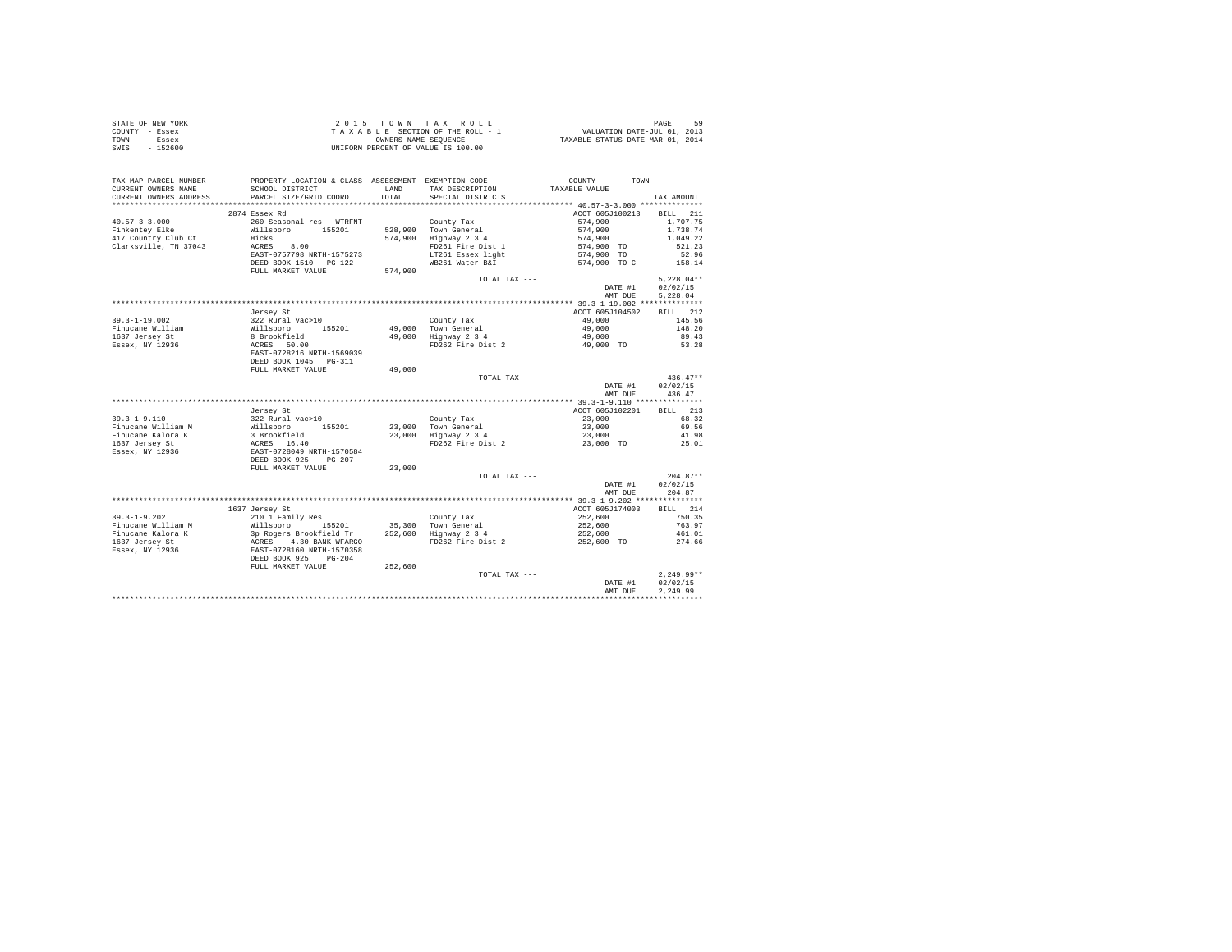STATE OF NEW YORK
COUNTY - Essex
TOWN - Essex
SWIS - 152600

2 0 1 5 T O W N T A X R O L L
T A X A B L E SECTION OF THE ROLL - 1
OWNERS NAME SEQUENCE
UNIFORM PERCENT OF VALUE IS 100.00

VALUATION DATE-JUL 01, 2013
TAXABLE STATUS DATE-MAR 01, 2014

| TAX MAP PARCEL NUMBER / CURRENT OWNERS NAME / CURRENT OWNERS ADDRESS | PROPERTY LOCATION & CLASS / SCHOOL DISTRICT / PARCEL SIZE/GRID COORD | ASSESSMENT LAND / TOTAL | EXEMPTION CODE / TAX DESCRIPTION / SPECIAL DISTRICTS | COUNTY--------TOWN / TAXABLE VALUE | TAX AMOUNT |
|---|---|---|---|---|---|
| **40.57-3-3.000** | 2874 Essex Rd | | | ACCT 605J100213 | BILL 211 |
| 40.57-3-3.000 | 260 Seasonal res - WTRFNT | | County Tax | 574,900 | 1,707.75 |
| Finkentey Elke | Willsboro 155201 | 528,900 | Town General | 574,900 | 1,738.74 |
| 417 Country Club Ct | Hicks | 574,900 | Highway 2 3 4 | 574,900 | 1,049.22 |
| Clarksville, TN 37043 | ACRES 8.00 | | FD261 Fire Dist 1 | 574,900 TO | 521.23 |
| | EAST-0757798 NRTH-1575273 | | LT261 Essex light | 574,900 TO | 52.96 |
| | DEED BOOK 1510 PG-122 | | WB261 Water B&I | 574,900 TO C | 158.14 |
| | FULL MARKET VALUE | 574,900 | | | |
| | | | TOTAL TAX --- | | 5,228.04** |
| | | | | DATE #1 | 02/02/15 |
| | | | | AMT DUE | 5,228.04 |
| **39.3-1-19.002** | Jersey St | | | ACCT 605J104502 | BILL 212 |
| 39.3-1-19.002 | 322 Rural vac>10 | | County Tax | 49,000 | 145.56 |
| Finucane William | Willsboro 155201 | 49,000 | Town General | 49,000 | 148.20 |
| 1637 Jersey St | 8 Brookfield | 49,000 | Highway 2 3 4 | 49,000 | 89.43 |
| Essex, NY 12936 | ACRES 50.00 | | FD262 Fire Dist 2 | 49,000 TO | 53.28 |
| | EAST-0728216 NRTH-1569039 | | | | |
| | DEED BOOK 1045 PG-311 | | | | |
| | FULL MARKET VALUE | 49,000 | | | |
| | | | TOTAL TAX --- | | 436.47** |
| | | | | DATE #1 | 02/02/15 |
| | | | | AMT DUE | 436.47 |
| **39.3-1-9.110** | Jersey St | | | ACCT 605J102201 | BILL 213 |
| 39.3-1-9.110 | 322 Rural vac>10 | | County Tax | 23,000 | 68.32 |
| Finucane William M | Willsboro 155201 | 23,000 | Town General | 23,000 | 69.56 |
| Finucane Kalora K | 3 Brookfield | 23,000 | Highway 2 3 4 | 23,000 | 41.98 |
| 1637 Jersey St | ACRES 16.40 | | FD262 Fire Dist 2 | 23,000 TO | 25.01 |
| Essex, NY 12936 | EAST-0728049 NRTH-1570584 | | | | |
| | DEED BOOK 925 PG-207 | | | | |
| | FULL MARKET VALUE | 23,000 | | | |
| | | | TOTAL TAX --- | | 204.87** |
| | | | | DATE #1 | 02/02/15 |
| | | | | AMT DUE | 204.87 |
| **39.3-1-9.202** | 1637 Jersey St | | | ACCT 605J174003 | BILL 214 |
| 39.3-1-9.202 | 210 1 Family Res | | County Tax | 252,600 | 750.35 |
| Finucane William M | Willsboro 155201 | 35,300 | Town General | 252,600 | 763.97 |
| Finucane Kalora K | 3p Rogers Brookfield Tr | 252,600 | Highway 2 3 4 | 252,600 | 461.01 |
| 1637 Jersey St | ACRES 4.30 BANK WFARGO | | FD262 Fire Dist 2 | 252,600 TO | 274.66 |
| Essex, NY 12936 | EAST-0728160 NRTH-1570358 | | | | |
| | DEED BOOK 925 PG-204 | | | | |
| | FULL MARKET VALUE | 252,600 | | | |
| | | | TOTAL TAX --- | | 2,249.99** |
| | | | | DATE #1 | 02/02/15 |
| | | | | AMT DUE | 2,249.99 |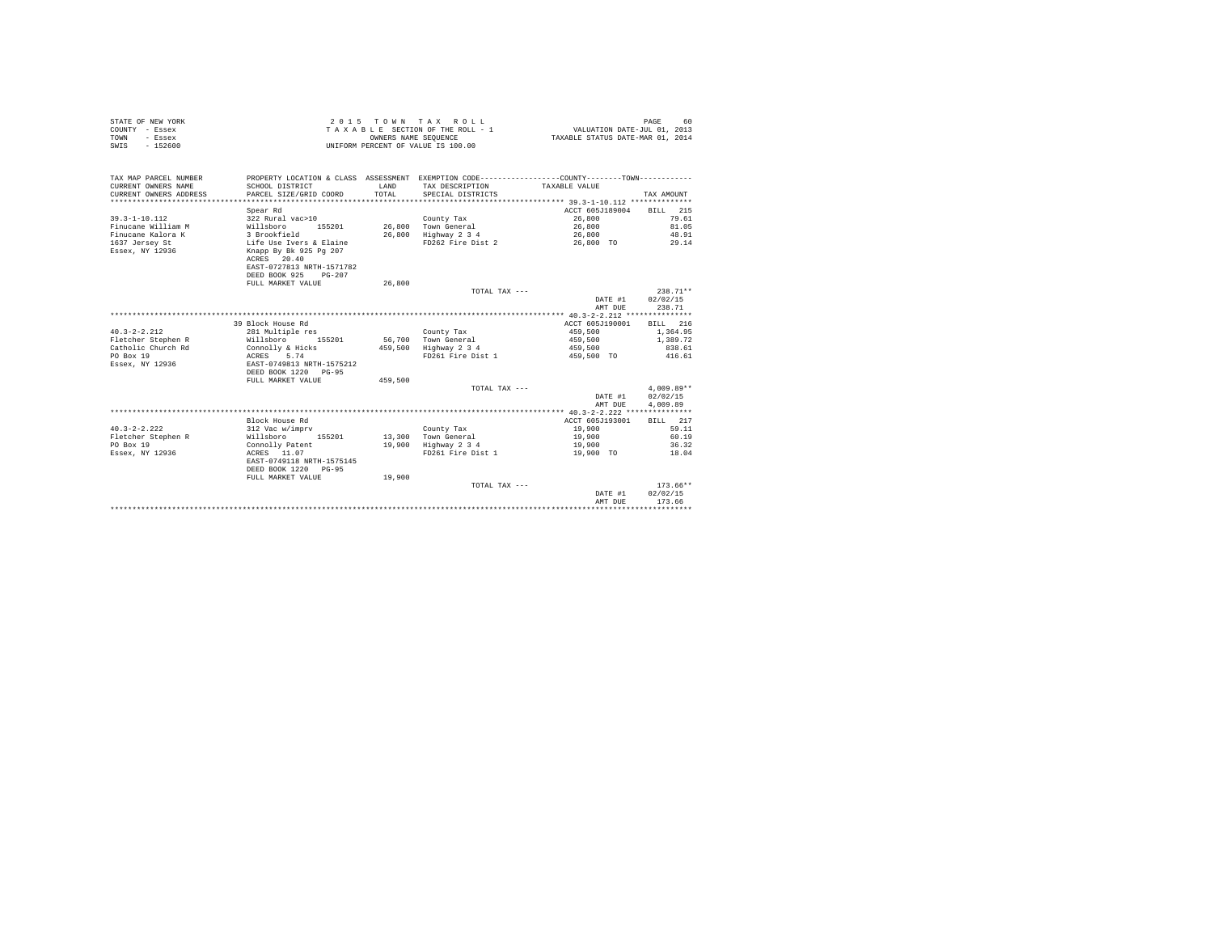STATE OF NEW YORK
COUNTY - Essex
TOWN - Essex
SWIS - 152600

2 0 1 5 T O W N T A X R O L L
T A X A B L E SECTION OF THE ROLL - 1
OWNERS NAME SEQUENCE
UNIFORM PERCENT OF VALUE IS 100.00

VALUATION DATE-JUL 01, 2013
TAXABLE STATUS DATE-MAR 01, 2014

| TAX MAP PARCEL NUMBER / CURRENT OWNERS NAME / CURRENT OWNERS ADDRESS | PROPERTY LOCATION & CLASS / SCHOOL DISTRICT / PARCEL SIZE/GRID COORD | ASSESSMENT LAND / TOTAL | EXEMPTION CODE / TAX DESCRIPTION / SPECIAL DISTRICTS | COUNTY--------TOWN / TAXABLE VALUE | TAX AMOUNT |
|---|---|---|---|---|---|
| **39.3-1-10.112** | Spear Rd | | | ACCT 605J189004 | BILL 215 |
| 39.3-1-10.112 | 322 Rural vac>10 | | County Tax | 26,800 | 79.61 |
| Finucane William M | Willsboro 155201 | 26,800 | Town General | 26,800 | 81.05 |
| Finucane Kalora K | 3 Brookfield | 26,800 | Highway 2 3 4 | 26,800 | 48.91 |
| 1637 Jersey St | Life Use Ivers & Elaine | | FD262 Fire Dist 2 | 26,800 TO | 29.14 |
| Essex, NY 12936 | Knapp By Bk 925 Pg 207 | | | | |
| | ACRES 20.40 | | | | |
| | EAST-0727813 NRTH-1571782 | | | | |
| | DEED BOOK 925 PG-207 | | | | |
| | FULL MARKET VALUE | 26,800 | | | |
| | | | TOTAL TAX --- | | 238.71** |
| | | | | DATE #1 | 02/02/15 |
| | | | | AMT DUE | 238.71 |
| **40.3-2-2.212** | 39 Block House Rd | | | ACCT 605J190001 | BILL 216 |
| 40.3-2-2.212 | 281 Multiple res | | County Tax | 459,500 | 1,364.95 |
| Fletcher Stephen R | Willsboro 155201 | 56,700 | Town General | 459,500 | 1,389.72 |
| Catholic Church Rd | Connolly & Hicks | 459,500 | Highway 2 3 4 | 459,500 | 838.61 |
| PO Box 19 | ACRES 5.74 | | FD261 Fire Dist 1 | 459,500 TO | 416.61 |
| Essex, NY 12936 | EAST-0749813 NRTH-1575212 | | | | |
| | DEED BOOK 1220 PG-95 | | | | |
| | FULL MARKET VALUE | 459,500 | | | |
| | | | TOTAL TAX --- | | 4,009.89** |
| | | | | DATE #1 | 02/02/15 |
| | | | | AMT DUE | 4,009.89 |
| **40.3-2-2.222** | Block House Rd | | | ACCT 605J193001 | BILL 217 |
| 40.3-2-2.222 | 312 Vac w/imprv | | County Tax | 19,900 | 59.11 |
| Fletcher Stephen R | Willsboro 155201 | 13,300 | Town General | 19,900 | 60.19 |
| PO Box 19 | Connolly Patent | 19,900 | Highway 2 3 4 | 19,900 | 36.32 |
| Essex, NY 12936 | ACRES 11.07 | | FD261 Fire Dist 1 | 19,900 TO | 18.04 |
| | EAST-0749118 NRTH-1575145 | | | | |
| | DEED BOOK 1220 PG-95 | | | | |
| | FULL MARKET VALUE | 19,900 | | | |
| | | | TOTAL TAX --- | | 173.66** |
| | | | | DATE #1 | 02/02/15 |
| | | | | AMT DUE | 173.66 |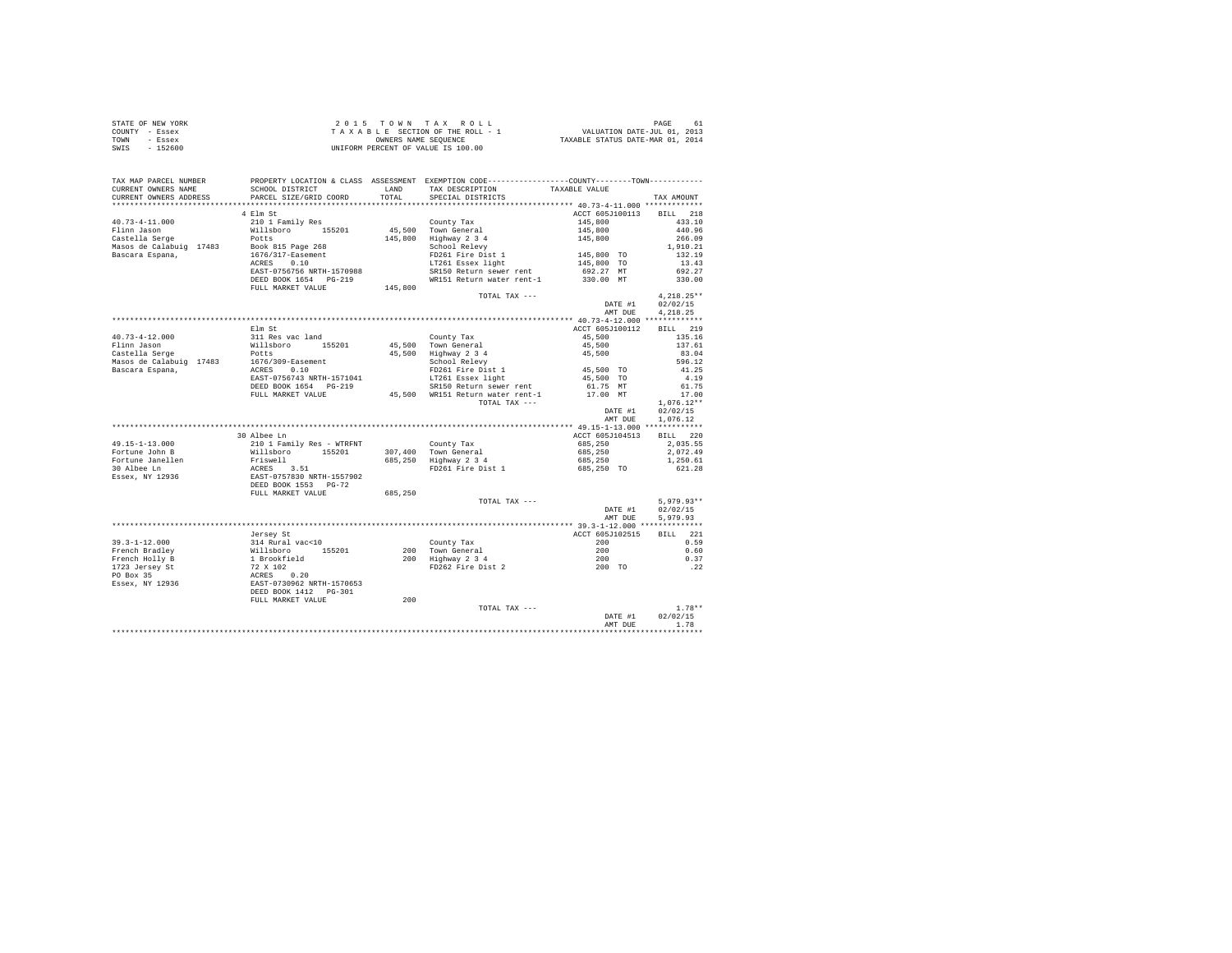STATE OF NEW YORK
COUNTY - Essex
TOWN - Essex
SWIS - 152600

2 0 1 5 T O W N T A X R O L L
T A X A B L E SECTION OF THE ROLL - 1
OWNERS NAME SEQUENCE
UNIFORM PERCENT OF VALUE IS 100.00

VALUATION DATE-JUL 01, 2013
TAXABLE STATUS DATE-MAR 01, 2014

| TAX MAP PARCEL NUMBER / CURRENT OWNERS NAME / CURRENT OWNERS ADDRESS | PROPERTY LOCATION & CLASS / SCHOOL DISTRICT / PARCEL SIZE/GRID COORD | ASSESSMENT LAND / TOTAL | EXEMPTION CODE / TAX DESCRIPTION / SPECIAL DISTRICTS | COUNTY / TOWN TAXABLE VALUE | TAX AMOUNT |
|---|---|---|---|---|---|
| **40.73-4-11.000** | 4 Elm St | | | ACCT 605J100113 | BILL 218 |
| 40.73-4-11.000 | 210 1 Family Res | | County Tax | 145,800 | 433.10 |
| Flinn Jason | Willsboro 155201 | 45,500 | Town General | 145,800 | 440.96 |
| Castella Serge | Potts | 145,800 | Highway 2 3 4 | 145,800 | 266.09 |
| Masos de Calabuig 17483 | Book 815 Page 268 | | School Relevy | | 1,910.21 |
| Bascara Espana, | 1676/317-Easement | | FD261 Fire Dist 1 | 145,800 TO | 132.19 |
| | ACRES 0.10 | | LT261 Essex light | 145,800 TO | 13.43 |
| | EAST-0756756 NRTH-1570988 | | SR150 Return sewer rent | 692.27 MT | 692.27 |
| | DEED BOOK 1654 PG-219 | | WR151 Return water rent-1 | 330.00 MT | 330.00 |
| | FULL MARKET VALUE | 145,800 | | | |
| | | | TOTAL TAX --- | | 4,218.25** |
| | | | | DATE #1 | 02/02/15 |
| | | | | AMT DUE | 4,218.25 |
| **40.73-4-12.000** | Elm St | | | ACCT 605J100112 | BILL 219 |
| 40.73-4-12.000 | 311 Res vac land | | County Tax | 45,500 | 135.16 |
| Flinn Jason | Willsboro 155201 | 45,500 | Town General | 45,500 | 137.61 |
| Castella Serge | Potts | 45,500 | Highway 2 3 4 | 45,500 | 83.04 |
| Masos de Calabuig 17483 | 1676/309-Easement | | School Relevy | | 596.12 |
| Bascara Espana, | ACRES 0.10 | | FD261 Fire Dist 1 | 45,500 TO | 41.25 |
| | EAST-0756743 NRTH-1571041 | | LT261 Essex light | 45,500 TO | 4.19 |
| | DEED BOOK 1654 PG-219 | | SR150 Return sewer rent | 61.75 MT | 61.75 |
| | FULL MARKET VALUE | 45,500 | WR151 Return water rent-1 | 17.00 MT | 17.00 |
| | | | TOTAL TAX --- | | 1,076.12** |
| | | | | DATE #1 | 02/02/15 |
| | | | | AMT DUE | 1,076.12 |
| **49.15-1-13.000** | 30 Albee Ln | | | ACCT 605J104513 | BILL 220 |
| 49.15-1-13.000 | 210 1 Family Res - WTRFNT | | County Tax | 685,250 | 2,035.55 |
| Fortune John B | Willsboro 155201 | 307,400 | Town General | 685,250 | 2,072.49 |
| Fortune Janellen | Friswell | 685,250 | Highway 2 3 4 | 685,250 | 1,250.61 |
| 30 Albee Ln | ACRES 3.51 | | FD261 Fire Dist 1 | 685,250 TO | 621.28 |
| Essex, NY 12936 | EAST-0757830 NRTH-1557902 | | | | |
| | DEED BOOK 1553 PG-72 | | | | |
| | FULL MARKET VALUE | 685,250 | | | |
| | | | TOTAL TAX --- | | 5,979.93** |
| | | | | DATE #1 | 02/02/15 |
| | | | | AMT DUE | 5,979.93 |
| **39.3-1-12.000** | Jersey St | | | ACCT 605J102515 | BILL 221 |
| 39.3-1-12.000 | 314 Rural vac<10 | | County Tax | 200 | 0.59 |
| French Bradley | Willsboro 155201 | 200 | Town General | 200 | 0.60 |
| French Holly B | 1 Brookfield | 200 | Highway 2 3 4 | 200 | 0.37 |
| 1723 Jersey St | 72 X 102 | | FD262 Fire Dist 2 | 200 TO | .22 |
| PO Box 35 | ACRES 0.20 | | | | |
| Essex, NY 12936 | EAST-0730962 NRTH-1570653 | | | | |
| | DEED BOOK 1412 PG-301 | | | | |
| | FULL MARKET VALUE | 200 | | | |
| | | | TOTAL TAX --- | | 1.78** |
| | | | | DATE #1 | 02/02/15 |
| | | | | AMT DUE | 1.78 |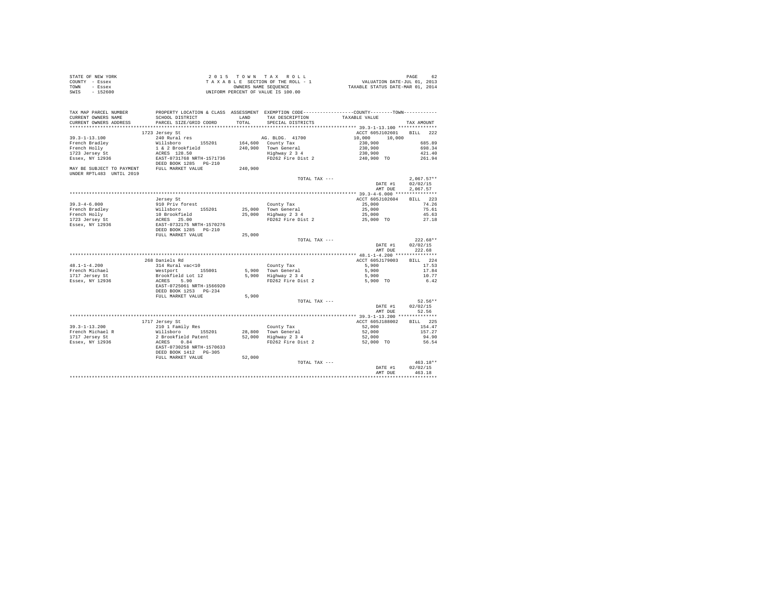STATE OF NEW YORK
COUNTY - Essex
TOWN - Essex
SWIS - 152600

2 0 1 5 T O W N T A X R O L L
T A X A B L E SECTION OF THE ROLL - 1
OWNERS NAME SEQUENCE
UNIFORM PERCENT OF VALUE IS 100.00

VALUATION DATE-JUL 01, 2013
TAXABLE STATUS DATE-MAR 01, 2014

```
TAX MAP PARCEL NUMBER          PROPERTY LOCATION & CLASS  ASSESSMENT  EXEMPTION CODE-----------------COUNTY--------TOWN-----------
CURRENT OWNERS NAME            SCHOOL DISTRICT               LAND      TAX DESCRIPTION            TAXABLE VALUE
CURRENT OWNERS ADDRESS         PARCEL SIZE/GRID COORD        TOTAL     SPECIAL DISTRICTS                                  TAX AMOUNT
*********************************************************************************************** 39.3-1-13.100 **************
                               1723 Jersey St                                                    ACCT 605J102601     BILL  222
39.3-1-13.100                  240 Rural res                           AG. BLDG. 41700           10,000      10,000
French Bradley                 Willsboro       155201       164,600    County Tax                  230,900                 685.89
French Holly                   1 & 2 Brookfield             240,900    Town General                230,900                 698.34
1723 Jersey St                 ACRES  128.50                           Highway 2 3 4               230,900                 421.40
Essex, NY 12936                EAST-0731768 NRTH-1571736               FD262 Fire Dist 2           240,900 TO              261.94
                               DEED BOOK 1285   PG-210
MAY BE SUBJECT TO PAYMENT      FULL MARKET VALUE            240,900
UNDER RPTL483  UNTIL 2019
                                                                         TOTAL TAX ---                                2,067.57**
                                                                                                   DATE #1      02/02/15
                                                                                                   AMT DUE      2,067.57
*********************************************************************************************** 39.3-4-6.000 ***************
                               Jersey St                                                         ACCT 605J102604     BILL  223
39.3-4-6.000                   910 Priv forest                         County Tax                   25,000                  74.26
French Bradley                 Willsboro       155201        25,000    Town General                 25,000                  75.61
French Holly                   10 Brookfield                 25,000    Highway 2 3 4                25,000                  45.63
1723 Jersey St                 ACRES   25.00                           FD262 Fire Dist 2            25,000 TO               27.18
Essex, NY 12936                EAST-0732175 NRTH-1570276
                               DEED BOOK 1285   PG-210
                               FULL MARKET VALUE             25,000
                                                                         TOTAL TAX ---                                  222.68**
                                                                                                   DATE #1      02/02/15
                                                                                                   AMT DUE        222.68
*********************************************************************************************** 48.1-1-4.200 ***************
                               268 Daniels Rd                                                    ACCT 605J179003     BILL  224
48.1-1-4.200                   314 Rural vac<10                        County Tax                    5,900                  17.53
French Michael                 Westport        155001         5,900    Town General                  5,900                  17.84
1717 Jersey St                 Brookfield Lot 12              5,900    Highway 2 3 4                 5,900                  10.77
Essex, NY 12936                ACRES    5.90                           FD262 Fire Dist 2             5,900 TO                6.42
                               EAST-0725061 NRTH-1566920
                               DEED BOOK 1253   PG-234
                               FULL MARKET VALUE              5,900
                                                                         TOTAL TAX ---                                   52.56**
                                                                                                   DATE #1      02/02/15
                                                                                                   AMT DUE         52.56
*********************************************************************************************** 39.3-1-13.200 **************
                               1717 Jersey St                                                    ACCT 605J188002     BILL  225
39.3-1-13.200                  210 1 Family Res                        County Tax                   52,000                 154.47
French Michael R               Willsboro       155201        28,800    Town General                 52,000                 157.27
1717 Jersey St                 2 Brookfield Patent           52,000    Highway 2 3 4                52,000                  94.90
Essex, NY 12936                ACRES    0.84                           FD262 Fire Dist 2            52,000 TO               56.54
                               EAST-0730258 NRTH-1570633
                               DEED BOOK 1412   PG-305
                               FULL MARKET VALUE             52,000
                                                                         TOTAL TAX ---                                  463.18**
                                                                                                   DATE #1      02/02/15
                                                                                                   AMT DUE        463.18
****************************************************************************************************************************
```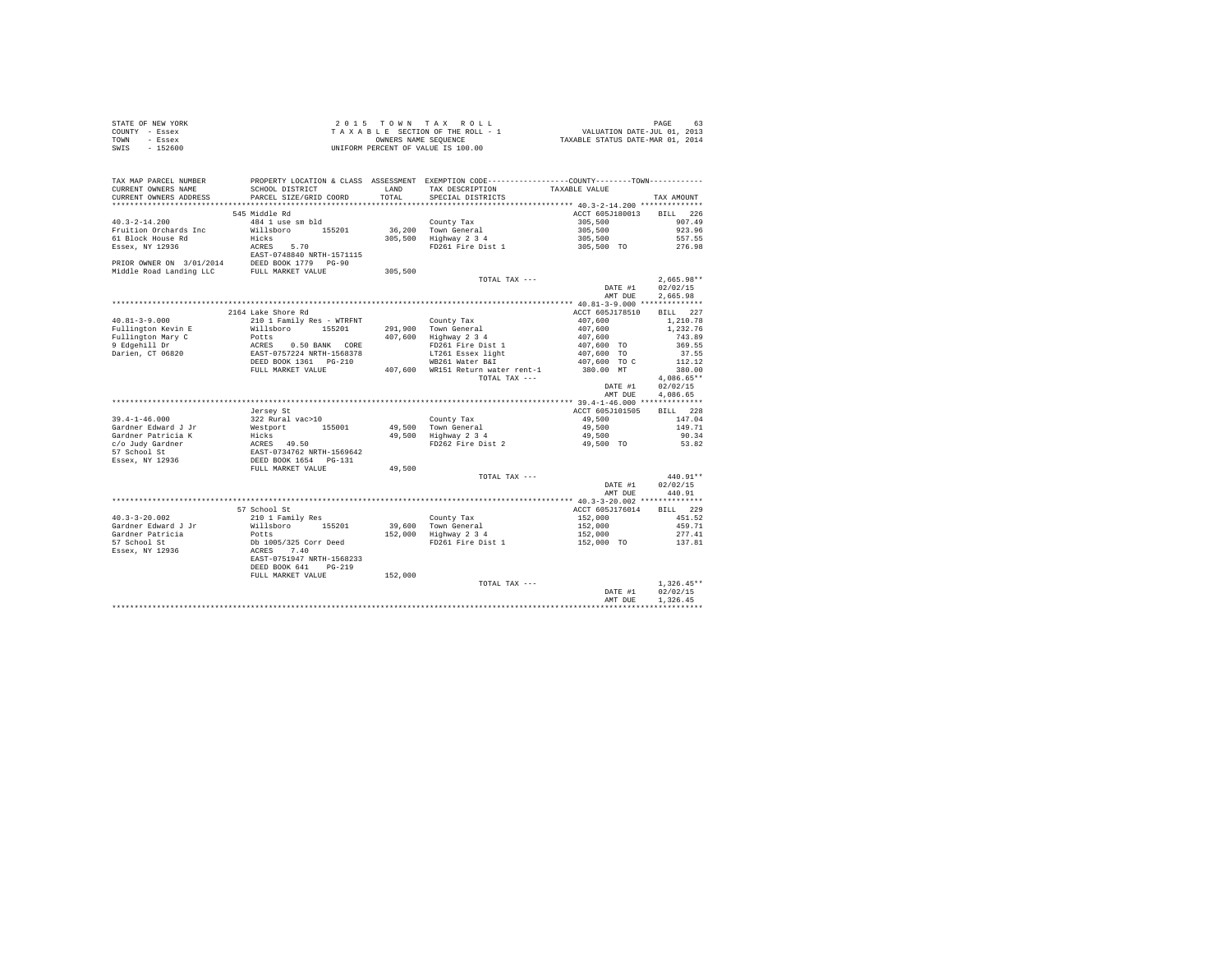STATE OF NEW YORK
COUNTY - Essex
TOWN - Essex
SWIS - 152600

2 0 1 5 T O W N T A X R O L L
T A X A B L E SECTION OF THE ROLL - 1
OWNERS NAME SEQUENCE
UNIFORM PERCENT OF VALUE IS 100.00

VALUATION DATE-JUL 01, 2013
TAXABLE STATUS DATE-MAR 01, 2014

| TAX MAP PARCEL NUMBER / CURRENT OWNERS NAME / CURRENT OWNERS ADDRESS | PROPERTY LOCATION & CLASS / SCHOOL DISTRICT / PARCEL SIZE/GRID COORD | ASSESSMENT LAND / TOTAL | EXEMPTION CODE / TAX DESCRIPTION / SPECIAL DISTRICTS | COUNTY--------TOWN TAXABLE VALUE | TAX AMOUNT |
|---|---|---|---|---|---|
| **40.3-2-14.200** | 545 Middle Rd | | | ACCT 605J180013 | BILL 226 |
| 40.3-2-14.200 | 484 1 use sm bld | | County Tax | 305,500 | 907.49 |
| Fruition Orchards Inc | Willsboro 155201 | 36,200 | Town General | 305,500 | 923.96 |
| 61 Block House Rd | Hicks | 305,500 | Highway 2 3 4 | 305,500 | 557.55 |
| Essex, NY 12936 | ACRES 5.70 | | FD261 Fire Dist 1 | 305,500 TO | 276.98 |
| | EAST-0748840 NRTH-1571115 | | | | |
| PRIOR OWNER ON 3/01/2014 | DEED BOOK 1779 PG-90 | | | | |
| Middle Road Landing LLC | FULL MARKET VALUE | 305,500 | | | |
| | | | TOTAL TAX --- | | 2,665.98** |
| | | | | DATE #1 | 02/02/15 |
| | | | | AMT DUE | 2,665.98 |
| **40.81-3-9.000** | 2164 Lake Shore Rd | | | ACCT 605J178510 | BILL 227 |
| 40.81-3-9.000 | 210 1 Family Res - WTRFNT | | County Tax | 407,600 | 1,210.78 |
| Fullington Kevin E | Willsboro 155201 | 291,900 | Town General | 407,600 | 1,232.76 |
| Fullington Mary C | Potts | 407,600 | Highway 2 3 4 | 407,600 | 743.89 |
| 9 Edgehill Dr | ACRES 0.50 BANK CORE | | FD261 Fire Dist 1 | 407,600 TO | 369.55 |
| Darien, CT 06820 | EAST-0757224 NRTH-1568378 | | LT261 Essex light | 407,600 TO | 37.55 |
| | DEED BOOK 1361 PG-210 | | WB261 Water B&I | 407,600 TO C | 112.12 |
| | FULL MARKET VALUE | 407,600 | WR151 Return water rent-1 | 380.00 MT | 380.00 |
| | | | TOTAL TAX --- | | 4,086.65** |
| | | | | DATE #1 | 02/02/15 |
| | | | | AMT DUE | 4,086.65 |
| **39.4-1-46.000** | Jersey St | | | ACCT 605J101505 | BILL 228 |
| 39.4-1-46.000 | 322 Rural vac>10 | | County Tax | 49,500 | 147.04 |
| Gardner Edward J Jr | Westport 155001 | 49,500 | Town General | 49,500 | 149.71 |
| Gardner Patricia K | Hicks | 49,500 | Highway 2 3 4 | 49,500 | 90.34 |
| c/o Judy Gardner | ACRES 49.50 | | FD262 Fire Dist 2 | 49,500 TO | 53.82 |
| 57 School St | EAST-0734762 NRTH-1569642 | | | | |
| Essex, NY 12936 | DEED BOOK 1654 PG-131 | | | | |
| | FULL MARKET VALUE | 49,500 | | | |
| | | | TOTAL TAX --- | | 440.91** |
| | | | | DATE #1 | 02/02/15 |
| | | | | AMT DUE | 440.91 |
| **40.3-3-20.002** | 57 School St | | | ACCT 605J176014 | BILL 229 |
| 40.3-3-20.002 | 210 1 Family Res | | County Tax | 152,000 | 451.52 |
| Gardner Edward J Jr | Willsboro 155201 | 39,600 | Town General | 152,000 | 459.71 |
| Gardner Patricia | Potts | 152,000 | Highway 2 3 4 | 152,000 | 277.41 |
| 57 School St | Db 1005/325 Corr Deed | | FD261 Fire Dist 1 | 152,000 TO | 137.81 |
| Essex, NY 12936 | ACRES 7.40 | | | | |
| | EAST-0751947 NRTH-1568233 | | | | |
| | DEED BOOK 641 PG-219 | | | | |
| | FULL MARKET VALUE | 152,000 | | | |
| | | | TOTAL TAX --- | | 1,326.45** |
| | | | | DATE #1 | 02/02/15 |
| | | | | AMT DUE | 1,326.45 |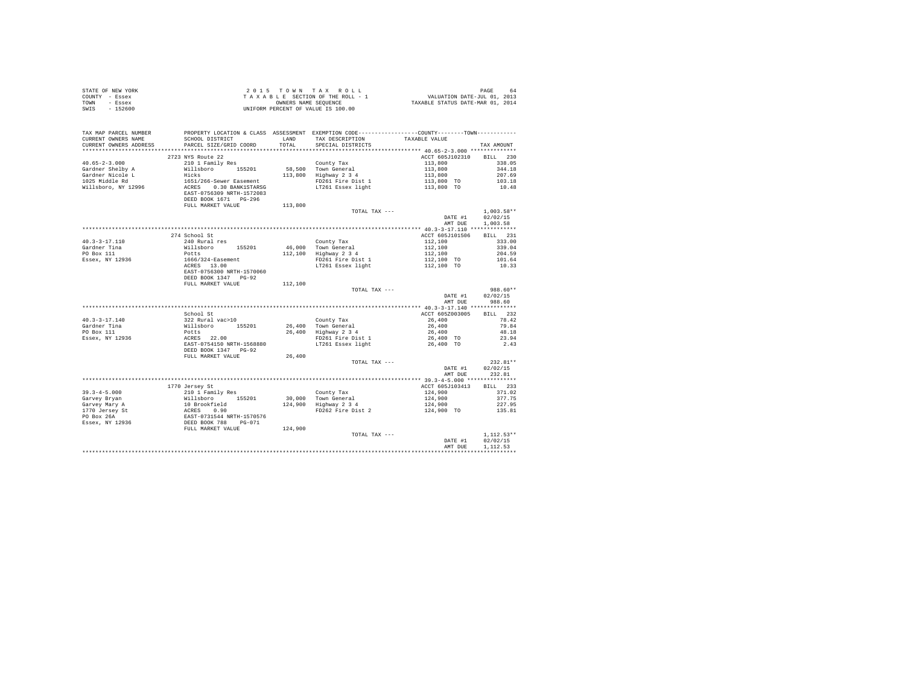STATE OF NEW YORK
COUNTY - Essex
TOWN - Essex
SWIS - 152600

2 0 1 5 T O W N T A X R O L L
T A X A B L E SECTION OF THE ROLL - 1
OWNERS NAME SEQUENCE
UNIFORM PERCENT OF VALUE IS 100.00

VALUATION DATE-JUL 01, 2013
TAXABLE STATUS DATE-MAR 01, 2014

```
TAX MAP PARCEL NUMBER     PROPERTY LOCATION & CLASS  ASSESSMENT  EXEMPTION CODE-----------------COUNTY--------TOWN-----------
CURRENT OWNERS NAME       SCHOOL DISTRICT               LAND      TAX DESCRIPTION             TAXABLE VALUE
CURRENT OWNERS ADDRESS    PARCEL SIZE/GRID COORD        TOTAL     SPECIAL DISTRICTS                                    TAX AMOUNT
*********************************************************************************************** 40.65-2-3.000 **************
                          2723 NYS Route 22                                                   ACCT 605J102310    BILL  230
40.65-2-3.000             210 1 Family Res                        County Tax                   113,800               338.05
Gardner Shelby A          Willsboro      155201        58,500     Town General                 113,800               344.18
Gardner Nicole L          Hicks                       113,800     Highway 2 3 4                113,800               207.69
1025 Middle Rd            1651/266-Sewer Easement                 FD261 Fire Dist 1            113,800 TO            103.18
Willsboro, NY 12996       ACRES    0.30 BANK1STARSG               LT261 Essex light            113,800 TO             10.48
                          EAST-0756309 NRTH-1572083
                          DEED BOOK 1671   PG-296
                          FULL MARKET VALUE           113,800
                                                                  TOTAL TAX ---                                    1,003.58**
                                                                                              DATE #1          02/02/15
                                                                                              AMT DUE          1,003.58
*********************************************************************************************** 40.3-3-17.110 **************
                          274 School St                                                       ACCT 605J101506    BILL  231
40.3-3-17.110             240 Rural res                           County Tax                   112,100               333.00
Gardner Tina              Willsboro      155201        46,000     Town General                 112,100               339.04
PO Box 111                Potts                       112,100     Highway 2 3 4                112,100               204.59
Essex, NY 12936           1666/324-Easement                       FD261 Fire Dist 1            112,100 TO            101.64
                          ACRES   13.00                           LT261 Essex light            112,100 TO             10.33
                          EAST-0756300 NRTH-1570060
                          DEED BOOK 1347   PG-92
                          FULL MARKET VALUE           112,100
                                                                  TOTAL TAX ---                                      988.60**
                                                                                              DATE #1          02/02/15
                                                                                              AMT DUE            988.60
*********************************************************************************************** 40.3-3-17.140 **************
                          School St                                                           ACCT 605Z003005    BILL  232
40.3-3-17.140             322 Rural vac>10                        County Tax                    26,400                78.42
Gardner Tina              Willsboro      155201        26,400     Town General                  26,400                79.84
PO Box 111                Potts                        26,400     Highway 2 3 4                 26,400                48.18
Essex, NY 12936           ACRES   22.00                           FD261 Fire Dist 1             26,400 TO             23.94
                          EAST-0754150 NRTH-1568880               LT261 Essex light             26,400 TO              2.43
                          DEED BOOK 1347   PG-92
                          FULL MARKET VALUE            26,400
                                                                  TOTAL TAX ---                                      232.81**
                                                                                              DATE #1          02/02/15
                                                                                              AMT DUE            232.81
*********************************************************************************************** 39.3-4-5.000 ***************
                          1770 Jersey St                                                      ACCT 605J103413    BILL  233
39.3-4-5.000              210 1 Family Res                        County Tax                   124,900               371.02
Garvey Bryan              Willsboro      155201        30,000     Town General                 124,900               377.75
Garvey Mary A             10 Brookfield               124,900     Highway 2 3 4                124,900               227.95
1770 Jersey St            ACRES    0.90                           FD262 Fire Dist 2            124,900 TO            135.81
PO Box 26A                EAST-0731544 NRTH-1570576
Essex, NY 12936           DEED BOOK 788    PG-071
                          FULL MARKET VALUE           124,900
                                                                  TOTAL TAX ---                                    1,112.53**
                                                                                              DATE #1          02/02/15
                                                                                              AMT DUE          1,112.53
****************************************************************************************************************************
```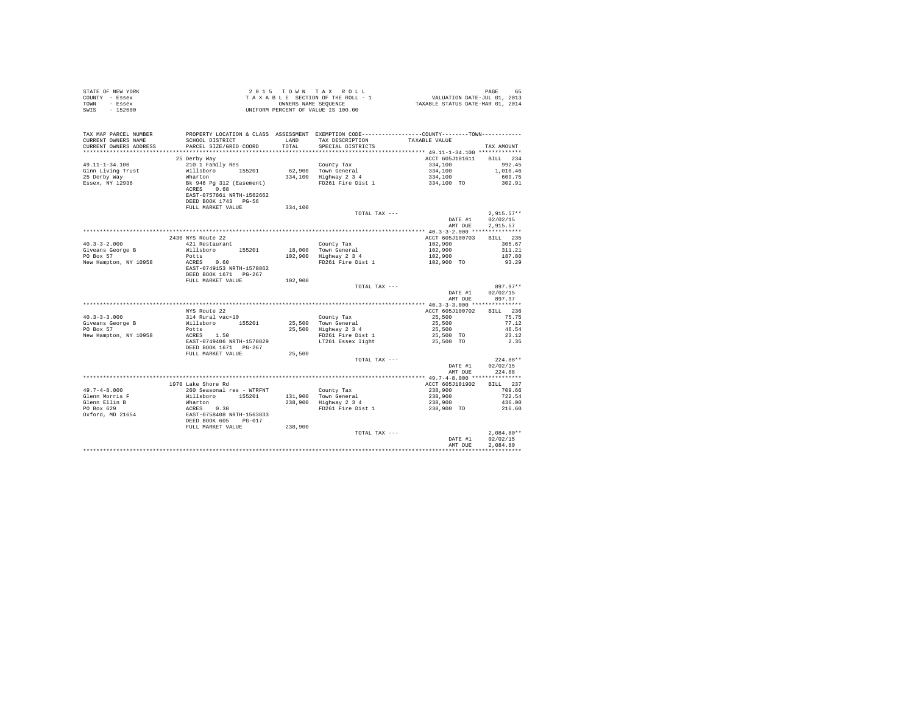STATE OF NEW YORK
COUNTY - Essex
TOWN - Essex
SWIS - 152600

2 0 1 5 T O W N T A X R O L L
T A X A B L E SECTION OF THE ROLL - 1
OWNERS NAME SEQUENCE
UNIFORM PERCENT OF VALUE IS 100.00

VALUATION DATE-JUL 01, 2013
TAXABLE STATUS DATE-MAR 01, 2014

| TAX MAP PARCEL NUMBER / CURRENT OWNERS NAME / CURRENT OWNERS ADDRESS | PROPERTY LOCATION & CLASS / SCHOOL DISTRICT / PARCEL SIZE/GRID COORD | ASSESSMENT LAND / TOTAL | EXEMPTION CODE / TAX DESCRIPTION / SPECIAL DISTRICTS | COUNTY--------TOWN / TAXABLE VALUE | TAX AMOUNT |
|---|---|---|---|---|---|
| **49.11-1-34.100** | 25 Derby Way | | | ACCT 605J101611 | BILL 234 |
| 49.11-1-34.100 | 210 1 Family Res | | County Tax | 334,100 | 992.45 |
| Ginn Living Trust | Willsboro 155201 | 62,900 | Town General | 334,100 | 1,010.46 |
| 25 Derby Way | Wharton | 334,100 | Highway 2 3 4 | 334,100 | 609.75 |
| Essex, NY 12936 | Bk 946 Pg 312 (Easement) | | FD261 Fire Dist 1 | 334,100 TO | 302.91 |
| | ACRES 0.68 | | | | |
| | EAST-0757661 NRTH-1562662 | | | | |
| | DEED BOOK 1743 PG-56 | | | | |
| | FULL MARKET VALUE | 334,100 | | | |
| | | | TOTAL TAX --- | | 2,915.57** |
| | | | | DATE #1 | 02/02/15 |
| | | | | AMT DUE | 2,915.57 |
| **40.3-3-2.000** | 2430 NYS Route 22 | | | ACCT 605J100703 | BILL 235 |
| 40.3-3-2.000 | 421 Restaurant | | County Tax | 102,900 | 305.67 |
| Giveans George B | Willsboro 155201 | 18,000 | Town General | 102,900 | 311.21 |
| PO Box 57 | Potts | 102,900 | Highway 2 3 4 | 102,900 | 187.80 |
| New Hampton, NY 10958 | ACRES 0.60 | | FD261 Fire Dist 1 | 102,900 TO | 93.29 |
| | EAST-0749153 NRTH-1570862 | | | | |
| | DEED BOOK 1671 PG-267 | | | | |
| | FULL MARKET VALUE | 102,900 | | | |
| | | | TOTAL TAX --- | | 897.97** |
| | | | | DATE #1 | 02/02/15 |
| | | | | AMT DUE | 897.97 |
| **40.3-3-3.000** | NYS Route 22 | | | ACCT 605J100702 | BILL 236 |
| 40.3-3-3.000 | 314 Rural vac<10 | | County Tax | 25,500 | 75.75 |
| Giveans George B | Willsboro 155201 | 25,500 | Town General | 25,500 | 77.12 |
| PO Box 57 | Potts | 25,500 | Highway 2 3 4 | 25,500 | 46.54 |
| New Hampton, NY 10958 | ACRES 1.50 | | FD261 Fire Dist 1 | 25,500 TO | 23.12 |
| | EAST-0749406 NRTH-1570829 | | LT261 Essex light | 25,500 TO | 2.35 |
| | DEED BOOK 1671 PG-267 | | | | |
| | FULL MARKET VALUE | 25,500 | | | |
| | | | TOTAL TAX --- | | 224.88** |
| | | | | DATE #1 | 02/02/15 |
| | | | | AMT DUE | 224.88 |
| **49.7-4-8.000** | 1970 Lake Shore Rd | | | ACCT 605J101902 | BILL 237 |
| 49.7-4-8.000 | 260 Seasonal res - WTRFNT | | County Tax | 238,900 | 709.66 |
| Glenn Morris F | Willsboro 155201 | 131,900 | Town General | 238,900 | 722.54 |
| Glenn Ellin B | Wharton | 238,900 | Highway 2 3 4 | 238,900 | 436.00 |
| PO Box 629 | ACRES 0.30 | | FD261 Fire Dist 1 | 238,900 TO | 216.60 |
| Oxford, MD 21654 | EAST-0758408 NRTH-1563833 | | | | |
| | DEED BOOK 605 PG-017 | | | | |
| | FULL MARKET VALUE | 238,900 | | | |
| | | | TOTAL TAX --- | | 2,084.80** |
| | | | | DATE #1 | 02/02/15 |
| | | | | AMT DUE | 2,084.80 |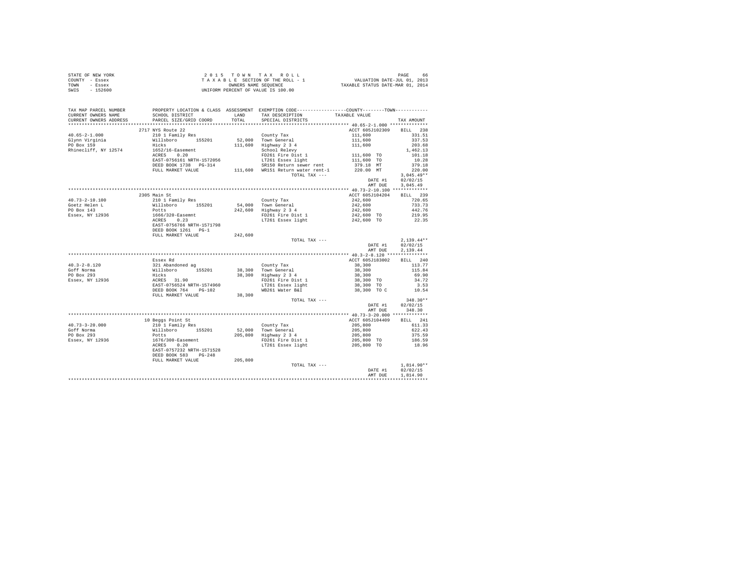STATE OF NEW YORK
COUNTY - Essex
TOWN - Essex
SWIS - 152600

2 0 1 5 T O W N T A X R O L L
T A X A B L E SECTION OF THE ROLL - 1
OWNERS NAME SEQUENCE
UNIFORM PERCENT OF VALUE IS 100.00

VALUATION DATE-JUL 01, 2013
TAXABLE STATUS DATE-MAR 01, 2014

| TAX MAP PARCEL NUMBER / CURRENT OWNERS NAME / CURRENT OWNERS ADDRESS | PROPERTY LOCATION & CLASS / SCHOOL DISTRICT / PARCEL SIZE/GRID COORD | ASSESSMENT LAND / TOTAL | EXEMPTION CODE / TAX DESCRIPTION / SPECIAL DISTRICTS | COUNTY / TOWN TAXABLE VALUE | TAX AMOUNT |
|---|---|---|---|---|---|
| **40.65-2-1.000** | 2717 NYS Route 22 | | | ACCT 605J102309 | BILL 238 |
| 40.65-2-1.000 | 210 1 Family Res | | County Tax | 111,600 | 331.51 |
| Glynn Virginia | Willsboro 155201 | 52,000 | Town General | 111,600 | 337.53 |
| PO Box 159 | Hicks | 111,600 | Highway 2 3 4 | 111,600 | 203.68 |
| Rhinecliff, NY 12574 | 1652/16-Easement | | School Relevy | | 1,462.13 |
| | ACRES 0.20 | | FD261 Fire Dist 1 | 111,600 TO | 101.18 |
| | EAST-0756161 NRTH-1572056 | | LT261 Essex light | 111,600 TO | 10.28 |
| | DEED BOOK 1738 PG-314 | | SR150 Return sewer rent | 379.18 MT | 379.18 |
| | FULL MARKET VALUE | 111,600 | WR151 Return water rent-1 | 220.00 MT | 220.00 |
| | | | TOTAL TAX --- | | 3,045.49** |
| | | | | DATE #1 | 02/02/15 |
| | | | | AMT DUE | 3,045.49 |
| **40.73-2-10.100** | 2305 Main St | | | ACCT 605J104204 | BILL 239 |
| 40.73-2-10.100 | 210 1 Family Res | | County Tax | 242,600 | 720.65 |
| Goetz Helen L | Willsboro 155201 | 54,000 | Town General | 242,600 | 733.73 |
| PO Box 143 | Potts | 242,600 | Highway 2 3 4 | 242,600 | 442.76 |
| Essex, NY 12936 | 1666/320-Easemnt | | FD261 Fire Dist 1 | 242,600 TO | 219.95 |
| | ACRES 0.23 | | LT261 Essex light | 242,600 TO | 22.35 |
| | EAST-0756766 NRTH-1571798 | | | | |
| | DEED BOOK 1261 PG-1 | | | | |
| | FULL MARKET VALUE | 242,600 | | | |
| | | | TOTAL TAX --- | | 2,139.44** |
| | | | | DATE #1 | 02/02/15 |
| | | | | AMT DUE | 2,139.44 |
| **40.3-2-8.120** | Essex Rd | | | ACCT 605J183002 | BILL 240 |
| 40.3-2-8.120 | 321 Abandoned ag | | County Tax | 38,300 | 113.77 |
| Goff Norma | Willsboro 155201 | 38,300 | Town General | 38,300 | 115.84 |
| PO Box 293 | Hicks | 38,300 | Highway 2 3 4 | 38,300 | 69.90 |
| Essex, NY 12936 | ACRES 31.90 | | FD261 Fire Dist 1 | 38,300 TO | 34.72 |
| | EAST-0756524 NRTH-1574960 | | LT261 Essex light | 38,300 TO | 3.53 |
| | DEED BOOK 764 PG-102 | | WB261 Water B&I | 38,300 TO C | 10.54 |
| | FULL MARKET VALUE | 38,300 | | | |
| | | | TOTAL TAX --- | | 348.30** |
| | | | | DATE #1 | 02/02/15 |
| | | | | AMT DUE | 348.30 |
| **40.73-3-20.000** | 10 Beggs Point St | | | ACCT 605J104409 | BILL 241 |
| 40.73-3-20.000 | 210 1 Family Res | | County Tax | 205,800 | 611.33 |
| Goff Norma | Willsboro 155201 | 52,000 | Town General | 205,800 | 622.43 |
| PO Box 293 | Potts | 205,800 | Highway 2 3 4 | 205,800 | 375.59 |
| Essex, NY 12936 | 1676/300-Easement | | FD261 Fire Dist 1 | 205,800 TO | 186.59 |
| | ACRES 0.20 | | LT261 Essex light | 205,800 TO | 18.96 |
| | EAST-0757232 NRTH-1571528 | | | | |
| | DEED BOOK 583 PG-248 | | | | |
| | FULL MARKET VALUE | 205,800 | | | |
| | | | TOTAL TAX --- | | 1,814.90** |
| | | | | DATE #1 | 02/02/15 |
| | | | | AMT DUE | 1,814.90 |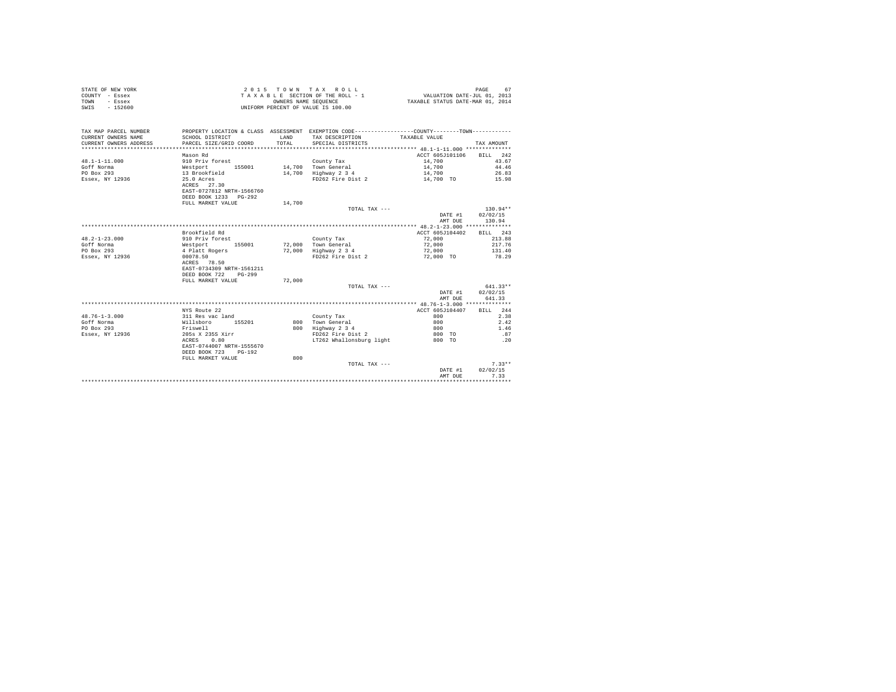STATE OF NEW YORK
COUNTY - Essex
TOWN - Essex
SWIS - 152600

2 0 1 5 T O W N T A X R O L L
T A X A B L E SECTION OF THE ROLL - 1
OWNERS NAME SEQUENCE
UNIFORM PERCENT OF VALUE IS 100.00

VALUATION DATE-JUL 01, 2013
TAXABLE STATUS DATE-MAR 01, 2014

| TAX MAP PARCEL NUMBER / CURRENT OWNERS NAME / CURRENT OWNERS ADDRESS | PROPERTY LOCATION & CLASS / SCHOOL DISTRICT / PARCEL SIZE/GRID COORD | ASSESSMENT LAND / TOTAL | EXEMPTION CODE / TAX DESCRIPTION / SPECIAL DISTRICTS | COUNTY--------TOWN TAXABLE VALUE | TAX AMOUNT |
|---|---|---|---|---|---|
| **48.1-1-11.000** | Mason Rd | | | ACCT 605J101106 | BILL 242 |
| 48.1-1-11.000 | 910 Priv forest | | County Tax | 14,700 | 43.67 |
| Goff Norma | Westport 155001 | 14,700 | Town General | 14,700 | 44.46 |
| PO Box 293 | 13 Brookfield | 14,700 | Highway 2 3 4 | 14,700 | 26.83 |
| Essex, NY 12936 | 25.0 Acres | | FD262 Fire Dist 2 | 14,700 TO | 15.98 |
| | ACRES 27.30 | | | | |
| | EAST-0727812 NRTH-1566760 | | | | |
| | DEED BOOK 1233 PG-292 | | | | |
| | FULL MARKET VALUE | 14,700 | | | |
| | | | TOTAL TAX --- | | 130.94** |
| | | | | DATE #1 | 02/02/15 |
| | | | | AMT DUE | 130.94 |
| **48.2-1-23.000** | Brookfield Rd | | | ACCT 605J104402 | BILL 243 |
| 48.2-1-23.000 | 910 Priv forest | | County Tax | 72,000 | 213.88 |
| Goff Norma | Westport 155001 | 72,000 | Town General | 72,000 | 217.76 |
| PO Box 293 | 4 Platt Rogers | 72,000 | Highway 2 3 4 | 72,000 | 131.40 |
| Essex, NY 12936 | 00078.50 | | FD262 Fire Dist 2 | 72,000 TO | 78.29 |
| | ACRES 78.50 | | | | |
| | EAST-0734309 NRTH-1561211 | | | | |
| | DEED BOOK 722 PG-299 | | | | |
| | FULL MARKET VALUE | 72,000 | | | |
| | | | TOTAL TAX --- | | 641.33** |
| | | | | DATE #1 | 02/02/15 |
| | | | | AMT DUE | 641.33 |
| **48.76-1-3.000** | NYS Route 22 | | | ACCT 605J104407 | BILL 244 |
| 48.76-1-3.000 | 311 Res vac land | | County Tax | 800 | 2.38 |
| Goff Norma | Willsboro 155201 | 800 | Town General | 800 | 2.42 |
| PO Box 293 | Friswell | 800 | Highway 2 3 4 | 800 | 1.46 |
| Essex, NY 12936 | 205s X 235S Xirr | | FD262 Fire Dist 2 | 800 TO | .87 |
| | ACRES 0.80 | | LT262 Whallonsburg light | 800 TO | .20 |
| | EAST-0744007 NRTH-1555670 | | | | |
| | DEED BOOK 723 PG-192 | | | | |
| | FULL MARKET VALUE | 800 | | | |
| | | | TOTAL TAX --- | | 7.33** |
| | | | | DATE #1 | 02/02/15 |
| | | | | AMT DUE | 7.33 |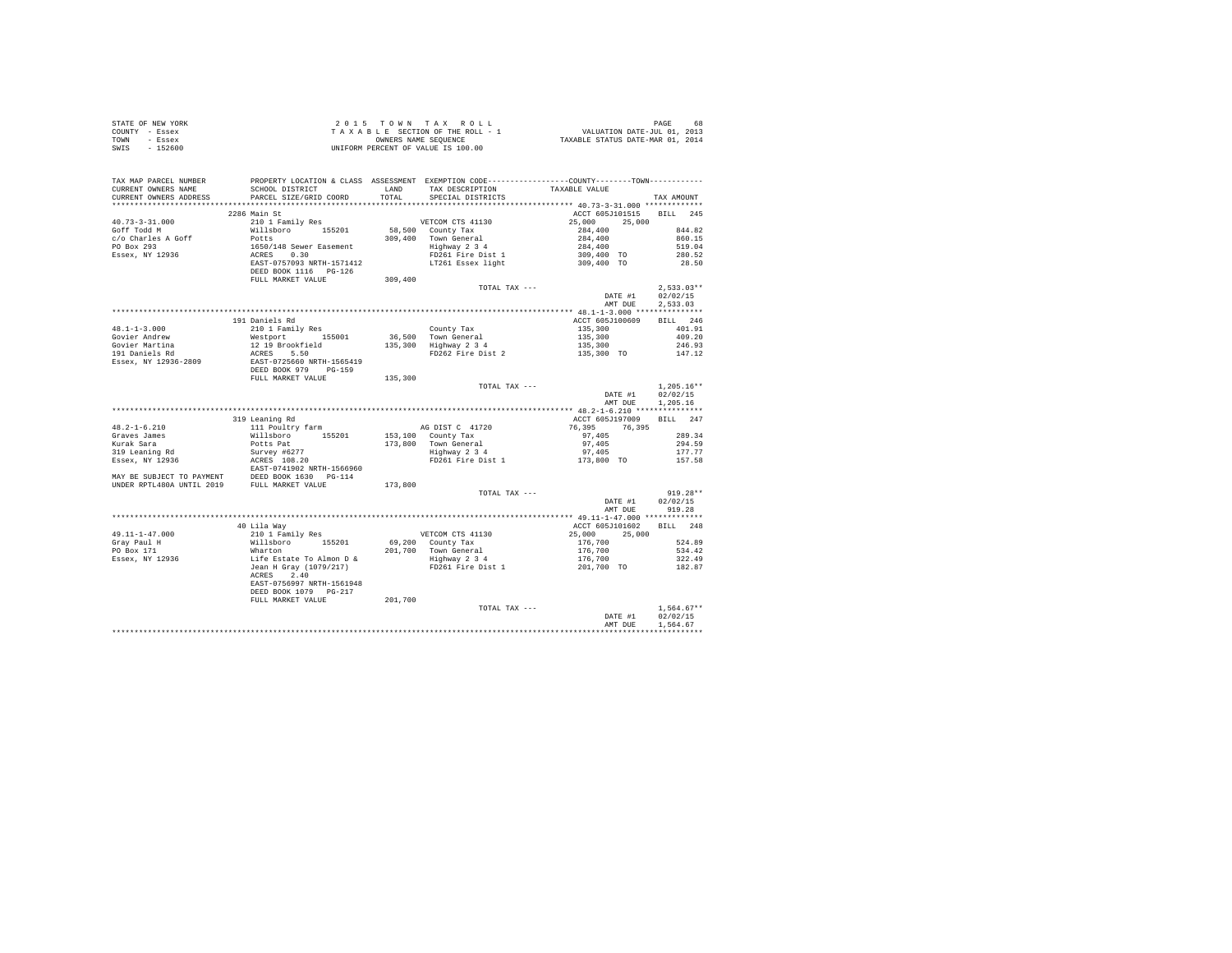STATE OF NEW YORK
COUNTY - Essex
TOWN - Essex
SWIS - 152600

2 0 1 5 T O W N T A X R O L L
T A X A B L E SECTION OF THE ROLL - 1
OWNERS NAME SEQUENCE
UNIFORM PERCENT OF VALUE IS 100.00

VALUATION DATE-JUL 01, 2013
TAXABLE STATUS DATE-MAR 01, 2014

| TAX MAP PARCEL NUMBER / CURRENT OWNERS NAME / CURRENT OWNERS ADDRESS | PROPERTY LOCATION & CLASS / SCHOOL DISTRICT / PARCEL SIZE/GRID COORD | ASSESSMENT LAND / TOTAL | EXEMPTION CODE / TAX DESCRIPTION / SPECIAL DISTRICTS | COUNTY / TOWN TAXABLE VALUE | TAX AMOUNT |
|---|---|---|---|---|---|
| **40.73-3-31.000** | 2286 Main St | | | ACCT 605J101515 | BILL 245 |
| 40.73-3-31.000 | 210 1 Family Res | | VETCOM CTS 41130 | 25,000 25,000 | |
| Goff Todd M | Willsboro 155201 | 58,500 | County Tax | 284,400 | 844.82 |
| c/o Charles A Goff | Potts | 309,400 | Town General | 284,400 | 860.15 |
| PO Box 293 | 1650/148 Sewer Easement | | Highway 2 3 4 | 284,400 | 519.04 |
| Essex, NY 12936 | ACRES 0.30 | | FD261 Fire Dist 1 | 309,400 TO | 280.52 |
| | EAST-0757093 NRTH-1571412 | | LT261 Essex light | 309,400 TO | 28.50 |
| | DEED BOOK 1116 PG-126 | | | | |
| | FULL MARKET VALUE | 309,400 | | | |
| | | | TOTAL TAX --- | | 2,533.03** |
| | | | | DATE #1 | 02/02/15 |
| | | | | AMT DUE | 2,533.03 |
| **48.1-1-3.000** | 191 Daniels Rd | | | ACCT 605J100609 | BILL 246 |
| 48.1-1-3.000 | 210 1 Family Res | | County Tax | 135,300 | 401.91 |
| Govier Andrew | Westport 155001 | 36,500 | Town General | 135,300 | 409.20 |
| Govier Martina | 12 19 Brookfield | 135,300 | Highway 2 3 4 | 135,300 | 246.93 |
| 191 Daniels Rd | ACRES 5.50 | | FD262 Fire Dist 2 | 135,300 TO | 147.12 |
| Essex, NY 12936-2809 | EAST-0725660 NRTH-1565419 | | | | |
| | DEED BOOK 979 PG-159 | | | | |
| | FULL MARKET VALUE | 135,300 | | | |
| | | | TOTAL TAX --- | | 1,205.16** |
| | | | | DATE #1 | 02/02/15 |
| | | | | AMT DUE | 1,205.16 |
| **48.2-1-6.210** | 319 Leaning Rd | | | ACCT 605J197009 | BILL 247 |
| 48.2-1-6.210 | 111 Poultry farm | | AG DIST C 41720 | 76,395 76,395 | |
| Graves James | Willsboro 155201 | 153,100 | County Tax | 97,405 | 289.34 |
| Kurak Sara | Potts Pat | 173,800 | Town General | 97,405 | 294.59 |
| 319 Leaning Rd | Survey #6277 | | Highway 2 3 4 | 97,405 | 177.77 |
| Essex, NY 12936 | ACRES 108.20 | | FD261 Fire Dist 1 | 173,800 TO | 157.58 |
| | EAST-0741902 NRTH-1566960 | | | | |
| MAY BE SUBJECT TO PAYMENT | DEED BOOK 1630 PG-114 | | | | |
| UNDER RPTL480A UNTIL 2019 | FULL MARKET VALUE | 173,800 | | | |
| | | | TOTAL TAX --- | | 919.28** |
| | | | | DATE #1 | 02/02/15 |
| | | | | AMT DUE | 919.28 |
| **49.11-1-47.000** | 40 Lila Way | | | ACCT 605J101602 | BILL 248 |
| 49.11-1-47.000 | 210 1 Family Res | | VETCOM CTS 41130 | 25,000 25,000 | |
| Gray Paul H | Willsboro 155201 | 69,200 | County Tax | 176,700 | 524.89 |
| PO Box 171 | Wharton | 201,700 | Town General | 176,700 | 534.42 |
| Essex, NY 12936 | Life Estate To Almon D & | | Highway 2 3 4 | 176,700 | 322.49 |
| | Jean H Gray (1079/217) | | FD261 Fire Dist 1 | 201,700 TO | 182.87 |
| | ACRES 2.40 | | | | |
| | EAST-0756997 NRTH-1561948 | | | | |
| | DEED BOOK 1079 PG-217 | | | | |
| | FULL MARKET VALUE | 201,700 | | | |
| | | | TOTAL TAX --- | | 1,564.67** |
| | | | | DATE #1 | 02/02/15 |
| | | | | AMT DUE | 1,564.67 |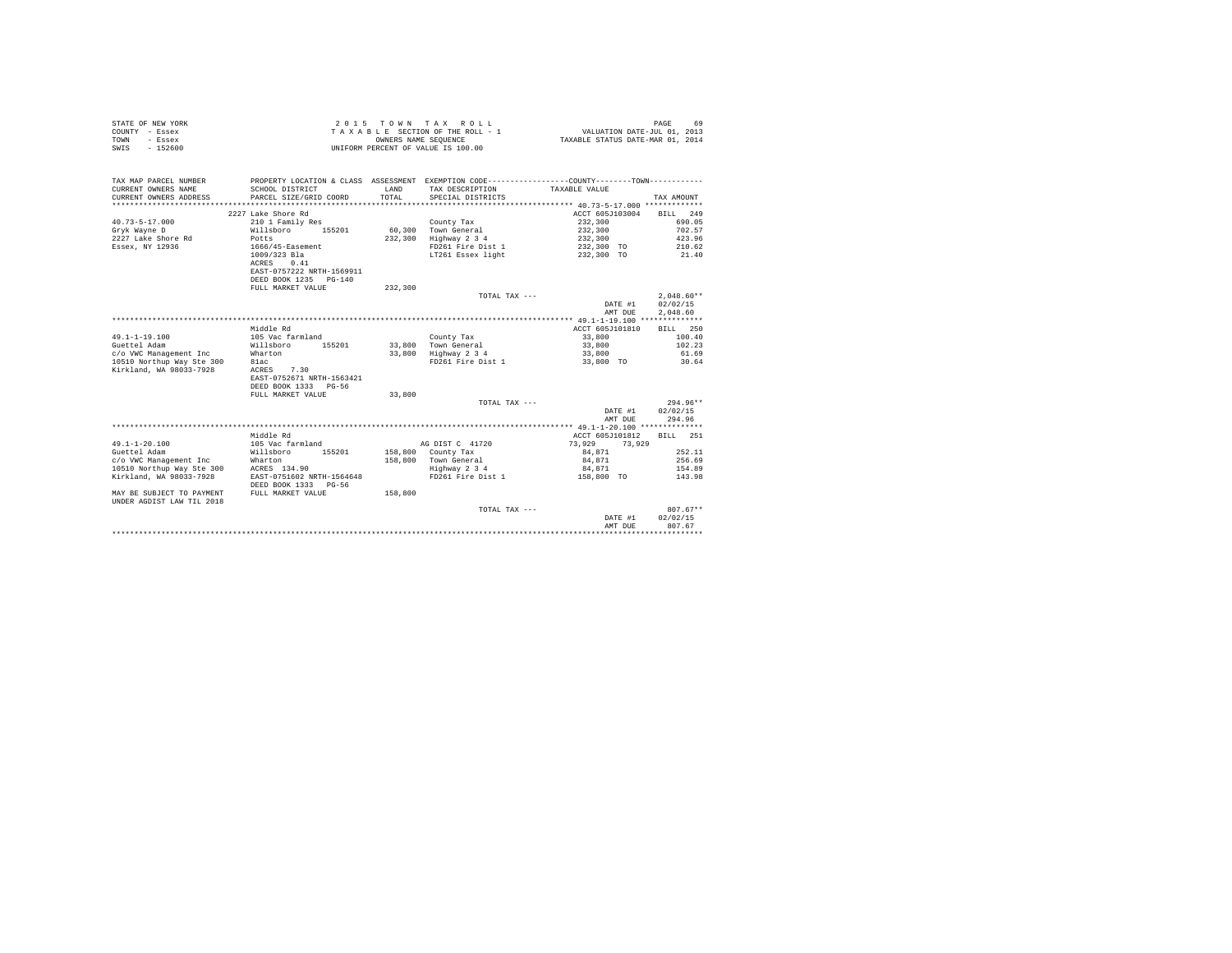STATE OF NEW YORK
COUNTY - Essex
TOWN - Essex
SWIS - 152600

2015 TOWN TAX ROLL
TAXABLE SECTION OF THE ROLL - 1
OWNERS NAME SEQUENCE
UNIFORM PERCENT OF VALUE IS 100.00

VALUATION DATE-JUL 01, 2013
TAXABLE STATUS DATE-MAR 01, 2014

| TAX MAP PARCEL NUMBER / CURRENT OWNERS NAME / CURRENT OWNERS ADDRESS | PROPERTY LOCATION & CLASS / SCHOOL DISTRICT / PARCEL SIZE/GRID COORD | ASSESSMENT LAND / TOTAL | EXEMPTION CODE / TAX DESCRIPTION / SPECIAL DISTRICTS | COUNTY / TOWN TAXABLE VALUE | TAX AMOUNT |
|---|---|---|---|---|---|
| **40.73-5-17.000** | 2227 Lake Shore Rd | | | ACCT 605J103004 | BILL 249 |
| 40.73-5-17.000 | 210 1 Family Res | | County Tax | 232,300 | 690.05 |
| Gryk Wayne D | Willsboro 155201 | 60,300 | Town General | 232,300 | 702.57 |
| 2227 Lake Shore Rd | Potts | 232,300 | Highway 2 3 4 | 232,300 | 423.96 |
| Essex, NY 12936 | 1666/45-Easement | | FD261 Fire Dist 1 | 232,300 TO | 210.62 |
| | 1009/323 Bla | | LT261 Essex light | 232,300 TO | 21.40 |
| | ACRES 0.41 | | | | |
| | EAST-0757222 NRTH-1569911 | | | | |
| | DEED BOOK 1235 PG-140 | | | | |
| | FULL MARKET VALUE | 232,300 | | | |
| | | | TOTAL TAX --- | | 2,048.60** |
| | | | | DATE #1 | 02/02/15 |
| | | | | AMT DUE | 2,048.60 |
| **49.1-1-19.100** | Middle Rd | | | ACCT 605J101810 | BILL 250 |
| 49.1-1-19.100 | 105 Vac farmland | | County Tax | 33,800 | 100.40 |
| Guettel Adam | Willsboro 155201 | 33,800 | Town General | 33,800 | 102.23 |
| c/o VWC Management Inc | Wharton | 33,800 | Highway 2 3 4 | 33,800 | 61.69 |
| 10510 Northup Way Ste 300 | 81ac | | FD261 Fire Dist 1 | 33,800 TO | 30.64 |
| Kirkland, WA 98033-7928 | ACRES 7.30 | | | | |
| | EAST-0752671 NRTH-1563421 | | | | |
| | DEED BOOK 1333 PG-56 | | | | |
| | FULL MARKET VALUE | 33,800 | | | |
| | | | TOTAL TAX --- | | 294.96** |
| | | | | DATE #1 | 02/02/15 |
| | | | | AMT DUE | 294.96 |
| **49.1-1-20.100** | Middle Rd | | | ACCT 605J101812 | BILL 251 |
| 49.1-1-20.100 | 105 Vac farmland | | AG DIST C 41720 | 73,929 73,929 | |
| Guettel Adam | Willsboro 155201 | 158,800 | County Tax | 84,871 | 252.11 |
| c/o VWC Management Inc | Wharton | 158,800 | Town General | 84,871 | 256.69 |
| 10510 Northup Way Ste 300 | ACRES 134.90 | | Highway 2 3 4 | 84,871 | 154.89 |
| Kirkland, WA 98033-7928 | EAST-0751602 NRTH-1564648 | | FD261 Fire Dist 1 | 158,800 TO | 143.98 |
| | DEED BOOK 1333 PG-56 | | | | |
| MAY BE SUBJECT TO PAYMENT | FULL MARKET VALUE | 158,800 | | | |
| UNDER AGDIST LAW TIL 2018 | | | | | |
| | | | TOTAL TAX --- | | 807.67** |
| | | | | DATE #1 | 02/02/15 |
| | | | | AMT DUE | 807.67 |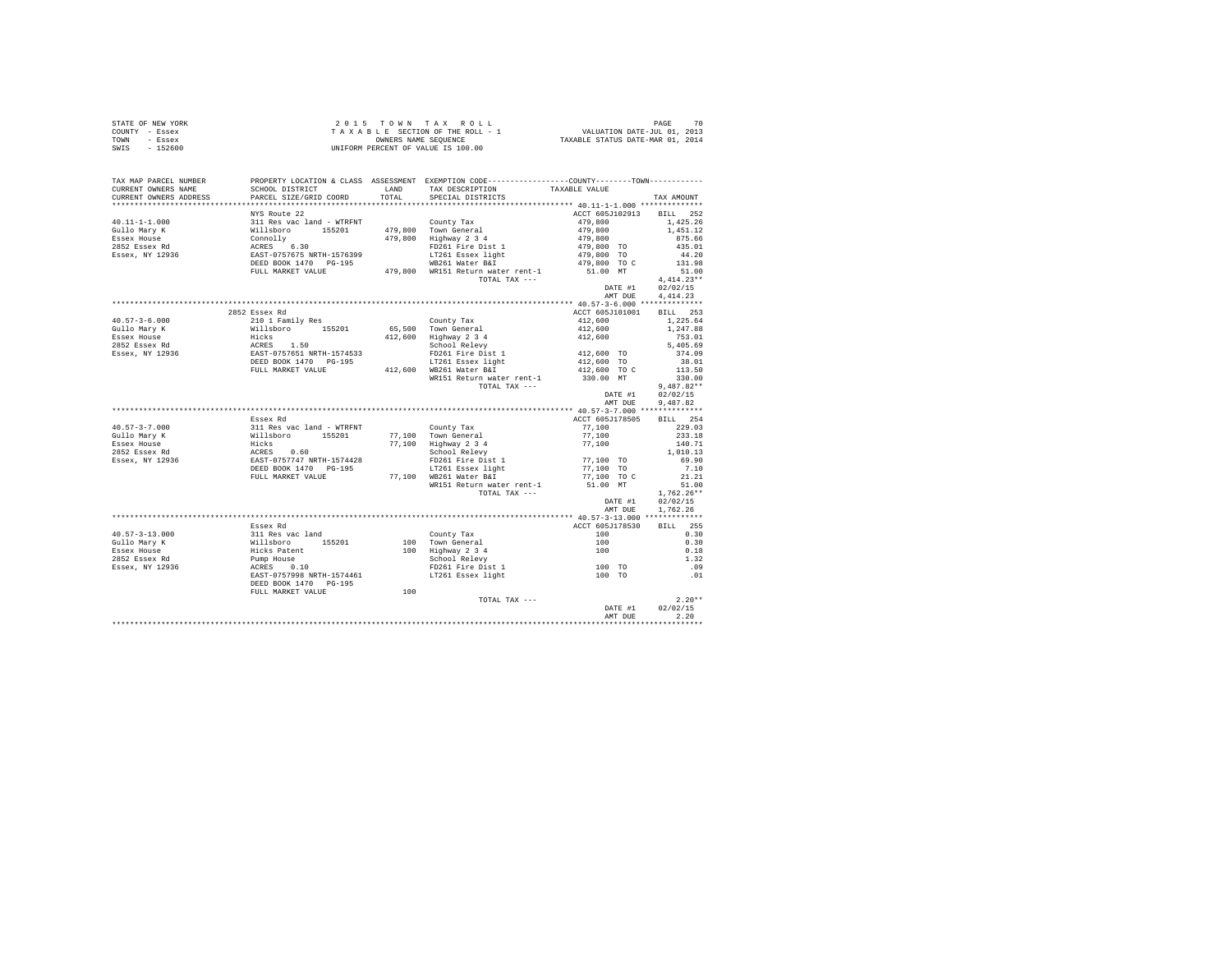STATE OF NEW YORK
COUNTY - Essex
TOWN - Essex
SWIS - 152600

2 0 1 5 T O W N T A X R O L L
T A X A B L E SECTION OF THE ROLL - 1
OWNERS NAME SEQUENCE
UNIFORM PERCENT OF VALUE IS 100.00

VALUATION DATE-JUL 01, 2013
TAXABLE STATUS DATE-MAR 01, 2014

| TAX MAP PARCEL NUMBER / CURRENT OWNERS NAME / CURRENT OWNERS ADDRESS | PROPERTY LOCATION & CLASS / SCHOOL DISTRICT / PARCEL SIZE/GRID COORD | ASSESSMENT LAND / TOTAL | EXEMPTION CODE / TAX DESCRIPTION / SPECIAL DISTRICTS | COUNTY--------TOWN / TAXABLE VALUE | TAX AMOUNT |
|---|---|---|---|---|---|
| 40.11-1-1.000 | NYS Route 22 | | | ACCT 605J102913 | BILL 252 |
| Gullo Mary K | 311 Res vac land - WTRFNT | | County Tax | 479,800 | 1,425.26 |
| Essex House | Willsboro 155201 | 479,800 | Town General | 479,800 | 1,451.12 |
| 2852 Essex Rd | Connolly | 479,800 | Highway 2 3 4 | 479,800 | 875.66 |
| Essex, NY 12936 | ACRES 6.30 | | FD261 Fire Dist 1 | 479,800 TO | 435.01 |
| | EAST-0757675 NRTH-1576399 | | LT261 Essex light | 479,800 TO | 44.20 |
| | DEED BOOK 1470 PG-195 | | WB261 Water B&I | 479,800 TO C | 131.98 |
| | FULL MARKET VALUE | 479,800 | WR151 Return water rent-1 | 51.00 MT | 51.00 |
| | | | TOTAL TAX --- | | 4,414.23** |
| | | | | DATE #1 | 02/02/15 |
| | | | | AMT DUE | 4,414.23 |
| 40.57-3-6.000 | 2852 Essex Rd | | | ACCT 605J101001 | BILL 253 |
| Gullo Mary K | 210 1 Family Res | | County Tax | 412,600 | 1,225.64 |
| Essex House | Willsboro 155201 | 65,500 | Town General | 412,600 | 1,247.88 |
| 2852 Essex Rd | Hicks | 412,600 | Highway 2 3 4 | 412,600 | 753.01 |
| Essex, NY 12936 | ACRES 1.50 | | School Relevy | | 5,405.69 |
| | EAST-0757651 NRTH-1574533 | | FD261 Fire Dist 1 | 412,600 TO | 374.09 |
| | DEED BOOK 1470 PG-195 | | LT261 Essex light | 412,600 TO | 38.01 |
| | FULL MARKET VALUE | 412,600 | WB261 Water B&I | 412,600 TO C | 113.50 |
| | | | WR151 Return water rent-1 | 330.00 MT | 330.00 |
| | | | TOTAL TAX --- | | 9,487.82** |
| | | | | DATE #1 | 02/02/15 |
| | | | | AMT DUE | 9,487.82 |
| 40.57-3-7.000 | Essex Rd | | | ACCT 605J178505 | BILL 254 |
| Gullo Mary K | 311 Res vac land - WTRFNT | | County Tax | 77,100 | 229.03 |
| Essex House | Willsboro 155201 | 77,100 | Town General | 77,100 | 233.18 |
| 2852 Essex Rd | Hicks | 77,100 | Highway 2 3 4 | 77,100 | 140.71 |
| Essex, NY 12936 | ACRES 0.60 | | School Relevy | | 1,010.13 |
| | EAST-0757747 NRTH-1574428 | | FD261 Fire Dist 1 | 77,100 TO | 69.90 |
| | DEED BOOK 1470 PG-195 | | LT261 Essex light | 77,100 TO | 7.10 |
| | FULL MARKET VALUE | 77,100 | WB261 Water B&I | 77,100 TO C | 21.21 |
| | | | WR151 Return water rent-1 | 51.00 MT | 51.00 |
| | | | TOTAL TAX --- | | 1,762.26** |
| | | | | DATE #1 | 02/02/15 |
| | | | | AMT DUE | 1,762.26 |
| 40.57-3-13.000 | Essex Rd | | | ACCT 605J178530 | BILL 255 |
| Gullo Mary K | 311 Res vac land | | County Tax | 100 | 0.30 |
| Essex House | Willsboro 155201 | 100 | Town General | 100 | 0.30 |
| 2852 Essex Rd | Hicks Patent | 100 | Highway 2 3 4 | 100 | 0.18 |
| Essex, NY 12936 | Pump House | | School Relevy | | 1.32 |
| | ACRES 0.10 | | FD261 Fire Dist 1 | 100 TO | .09 |
| | EAST-0757998 NRTH-1574461 | | LT261 Essex light | 100 TO | .01 |
| | DEED BOOK 1470 PG-195 | | | | |
| | FULL MARKET VALUE | 100 | | | |
| | | | TOTAL TAX --- | | 2.20** |
| | | | | DATE #1 | 02/02/15 |
| | | | | AMT DUE | 2.20 |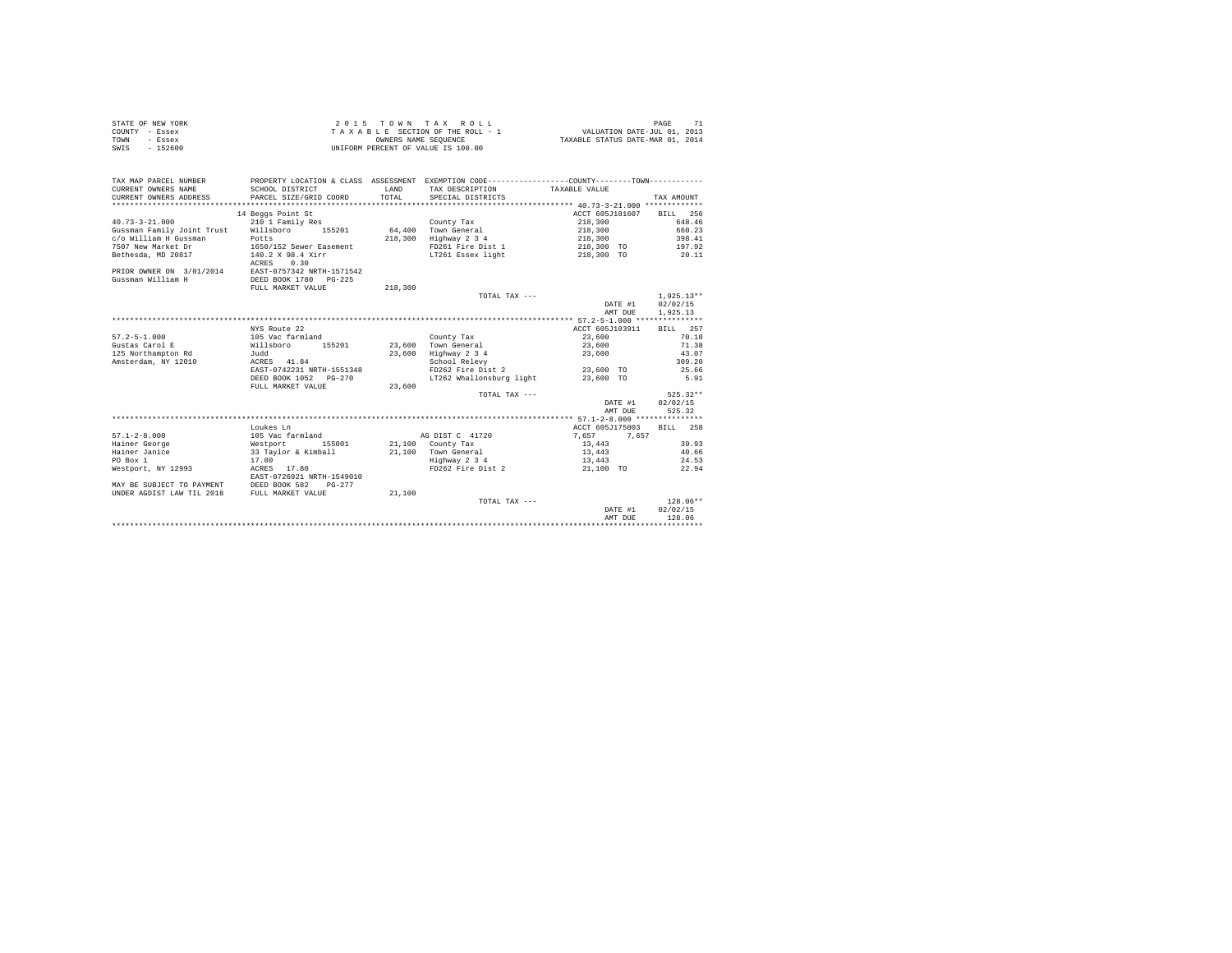STATE OF NEW YORK
COUNTY - Essex
TOWN - Essex
SWIS - 152600

2 0 1 5 T O W N T A X R O L L
T A X A B L E SECTION OF THE ROLL - 1
OWNERS NAME SEQUENCE
UNIFORM PERCENT OF VALUE IS 100.00

VALUATION DATE-JUL 01, 2013
TAXABLE STATUS DATE-MAR 01, 2014

| TAX MAP PARCEL NUMBER / CURRENT OWNERS NAME / CURRENT OWNERS ADDRESS | PROPERTY LOCATION & CLASS / SCHOOL DISTRICT / PARCEL SIZE/GRID COORD | ASSESSMENT LAND / TOTAL | EXEMPTION CODE / TAX DESCRIPTION / SPECIAL DISTRICTS | COUNTY--------TOWN / TAXABLE VALUE | TAX AMOUNT |
|---|---|---|---|---|---|
| 40.73-3-21.000 | 14 Beggs Point St | | | ACCT 605J101607 | BILL 256 |
| | 210 1 Family Res | | County Tax | 218,300 | 648.46 |
| Gussman Family Joint Trust | Willsboro 155201 | 64,400 | Town General | 218,300 | 660.23 |
| c/o William H Gussman | Potts | 218,300 | Highway 2 3 4 | 218,300 | 398.41 |
| 7507 New Market Dr | 1650/152 Sewer Easement | | FD261 Fire Dist 1 | 218,300 TO | 197.92 |
| Bethesda, MD 20817 | 140.2 X 98.4 Xirr | | LT261 Essex light | 218,300 TO | 20.11 |
| | ACRES 0.30 | | | | |
| PRIOR OWNER ON 3/01/2014 | EAST-0757342 NRTH-1571542 | | | | |
| Gussman William H | DEED BOOK 1780 PG-225 | | | | |
| | FULL MARKET VALUE | 218,300 | | | |
| | | | TOTAL TAX --- | | 1,925.13** |
| | | | | DATE #1 | 02/02/15 |
| | | | | AMT DUE | 1,925.13 |
| 57.2-5-1.000 | NYS Route 22 | | | ACCT 605J103911 | BILL 257 |
| | 105 Vac farmland | | County Tax | 23,600 | 70.10 |
| Gustas Carol E | Willsboro 155201 | 23,600 | Town General | 23,600 | 71.38 |
| 125 Northampton Rd | Judd | 23,600 | Highway 2 3 4 | 23,600 | 43.07 |
| Amsterdam, NY 12010 | ACRES 41.84 | | School Relevy | | 309.20 |
| | EAST-0742231 NRTH-1551348 | | FD262 Fire Dist 2 | 23,600 TO | 25.66 |
| | DEED BOOK 1052 PG-270 | | LT262 Whallonsburg light | 23,600 TO | 5.91 |
| | FULL MARKET VALUE | 23,600 | | | |
| | | | TOTAL TAX --- | | 525.32** |
| | | | | DATE #1 | 02/02/15 |
| | | | | AMT DUE | 525.32 |
| 57.1-2-8.000 | Loukes Ln | | | ACCT 605J175003 | BILL 258 |
| | 105 Vac farmland | | AG DIST C 41720 | 7,657 7,657 | |
| Hainer George | Westport 155001 | 21,100 | County Tax | 13,443 | 39.93 |
| Hainer Janice | 33 Taylor & Kimball | 21,100 | Town General | 13,443 | 40.66 |
| PO Box 1 | 17.80 | | Highway 2 3 4 | 13,443 | 24.53 |
| Westport, NY 12993 | ACRES 17.80 | | FD262 Fire Dist 2 | 21,100 TO | 22.94 |
| | EAST-0726921 NRTH-1549010 | | | | |
| MAY BE SUBJECT TO PAYMENT | DEED BOOK 582 PG-277 | | | | |
| UNDER AGDIST LAW TIL 2018 | FULL MARKET VALUE | 21,100 | | | |
| | | | TOTAL TAX --- | | 128.06** |
| | | | | DATE #1 | 02/02/15 |
| | | | | AMT DUE | 128.06 |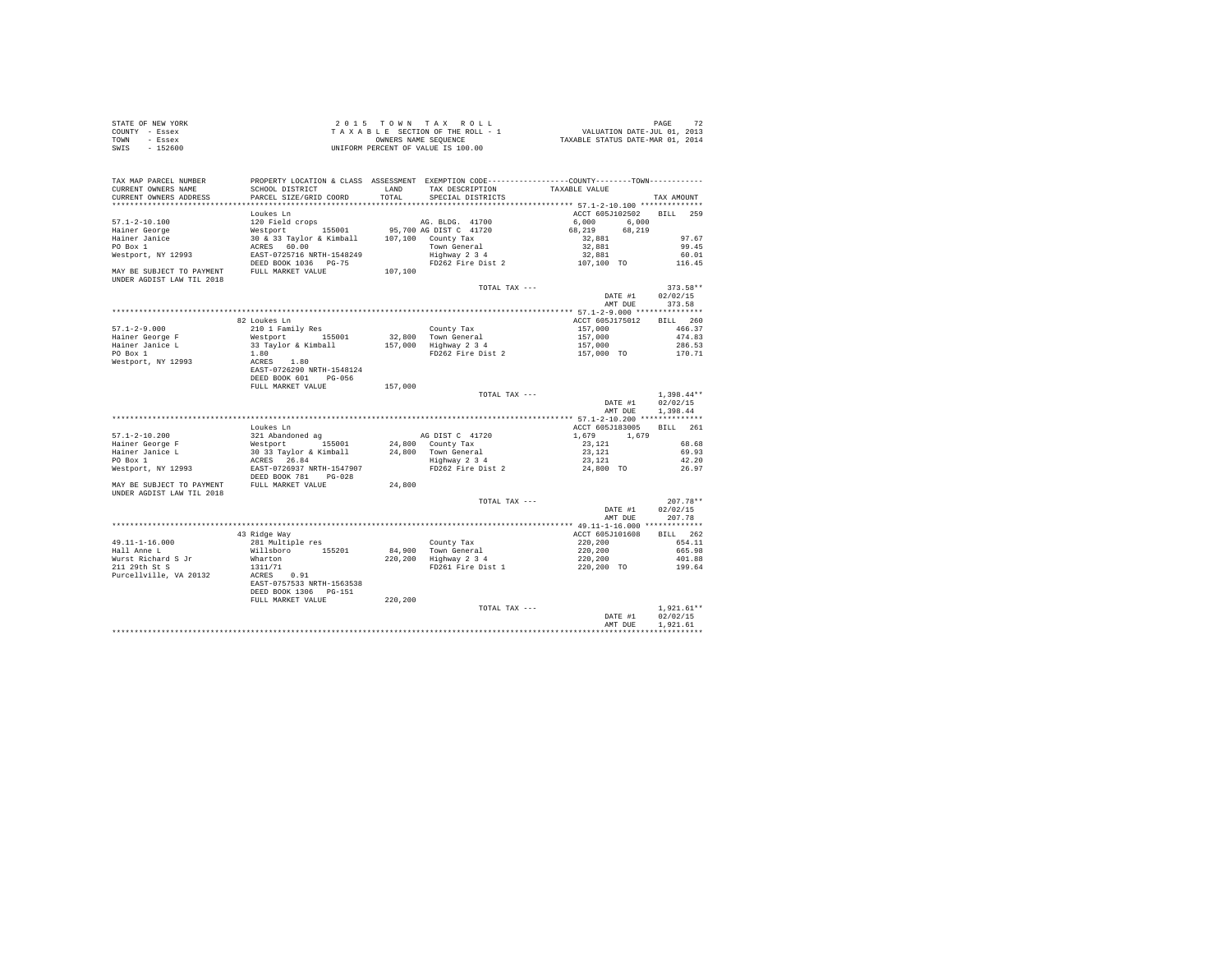STATE OF NEW YORK
COUNTY - Essex
TOWN - Essex
SWIS - 152600

2 0 1 5 T O W N T A X R O L L
T A X A B L E SECTION OF THE ROLL - 1
OWNERS NAME SEQUENCE
UNIFORM PERCENT OF VALUE IS 100.00

VALUATION DATE-JUL 01, 2013
TAXABLE STATUS DATE-MAR 01, 2014

```
TAX MAP PARCEL NUMBER     PROPERTY LOCATION & CLASS  ASSESSMENT  EXEMPTION CODE-----------------COUNTY--------TOWN-----------
CURRENT OWNERS NAME       SCHOOL DISTRICT              LAND      TAX DESCRIPTION             TAXABLE VALUE
CURRENT OWNERS ADDRESS    PARCEL SIZE/GRID COORD       TOTAL     SPECIAL DISTRICTS                                  TAX AMOUNT
*********************************************************************************************** 57.1-2-10.100 **************
                          Loukes Ln                                                          ACCT 605J102502    BILL  259
57.1-2-10.100             120 Field crops                         AG. BLDG. 41700             6,000      6,000
Hainer George             Westport      155001        95,700 AG DIST C  41720                68,219     68,219
Hainer Janice             30 & 33 Taylor & Kimball   107,100   County Tax                    32,881                  97.67
PO Box 1                  ACRES   60.00                        Town General                  32,881                  99.45
Westport, NY 12993        EAST-0725716 NRTH-1548249            Highway 2 3 4                 32,881                  60.01
                          DEED BOOK 1036   PG-75               FD262 Fire Dist 2            107,100 TO              116.45
MAY BE SUBJECT TO PAYMENT FULL MARKET VALUE          107,100
UNDER AGDIST LAW TIL 2018
                                                               TOTAL TAX ---                                        373.58**
                                                                                             DATE #1     02/02/15
                                                                                             AMT DUE       373.58
*********************************************************************************************** 57.1-2-9.000 ***************
                          82 Loukes Ln                                                       ACCT 605J175012    BILL  260
57.1-2-9.000              210 1 Family Res                        County Tax                  157,000                 466.37
Hainer George F           Westport      155001        32,800   Town General                 157,000                 474.83
Hainer Janice L           33 Taylor & Kimball        157,000   Highway 2 3 4                157,000                 286.53
PO Box 1                  1.80                                 FD262 Fire Dist 2            157,000 TO              170.71
Westport, NY 12993        ACRES    1.80
                          EAST-0726290 NRTH-1548124
                          DEED BOOK 601    PG-056
                          FULL MARKET VALUE          157,000
                                                               TOTAL TAX ---                                      1,398.44**
                                                                                             DATE #1     02/02/15
                                                                                             AMT DUE     1,398.44
*********************************************************************************************** 57.1-2-10.200 **************
                          Loukes Ln                                                          ACCT 605J183005    BILL  261
57.1-2-10.200             321 Abandoned ag                        AG DIST C  41720             1,679      1,679
Hainer George F           Westport      155001        24,800   County Tax                    23,121                  68.68
Hainer Janice L           30 33 Taylor & Kimball      24,800   Town General                  23,121                  69.93
PO Box 1                  ACRES   26.84                        Highway 2 3 4                 23,121                  42.20
Westport, NY 12993        EAST-0726937 NRTH-1547907            FD262 Fire Dist 2             24,800 TO               26.97
                          DEED BOOK 781    PG-028
MAY BE SUBJECT TO PAYMENT FULL MARKET VALUE           24,800
UNDER AGDIST LAW TIL 2018
                                                               TOTAL TAX ---                                        207.78**
                                                                                             DATE #1     02/02/15
                                                                                             AMT DUE       207.78
*********************************************************************************************** 49.11-1-16.000 *************
                          43 Ridge Way                                                       ACCT 605J101608    BILL  262
49.11-1-16.000            281 Multiple res                        County Tax                  220,200                 654.11
Hall Anne L               Willsboro     155201        84,900   Town General                 220,200                 665.98
Wurst Richard S Jr        Wharton                    220,200   Highway 2 3 4                220,200                 401.88
211 29th St S             1311/71                              FD261 Fire Dist 1            220,200 TO              199.64
Purcellville, VA 20132    ACRES    0.91
                          EAST-0757533 NRTH-1563538
                          DEED BOOK 1306   PG-151
                          FULL MARKET VALUE          220,200
                                                               TOTAL TAX ---                                      1,921.61**
                                                                                             DATE #1     02/02/15
                                                                                             AMT DUE     1,921.61
****************************************************************************************************************************
```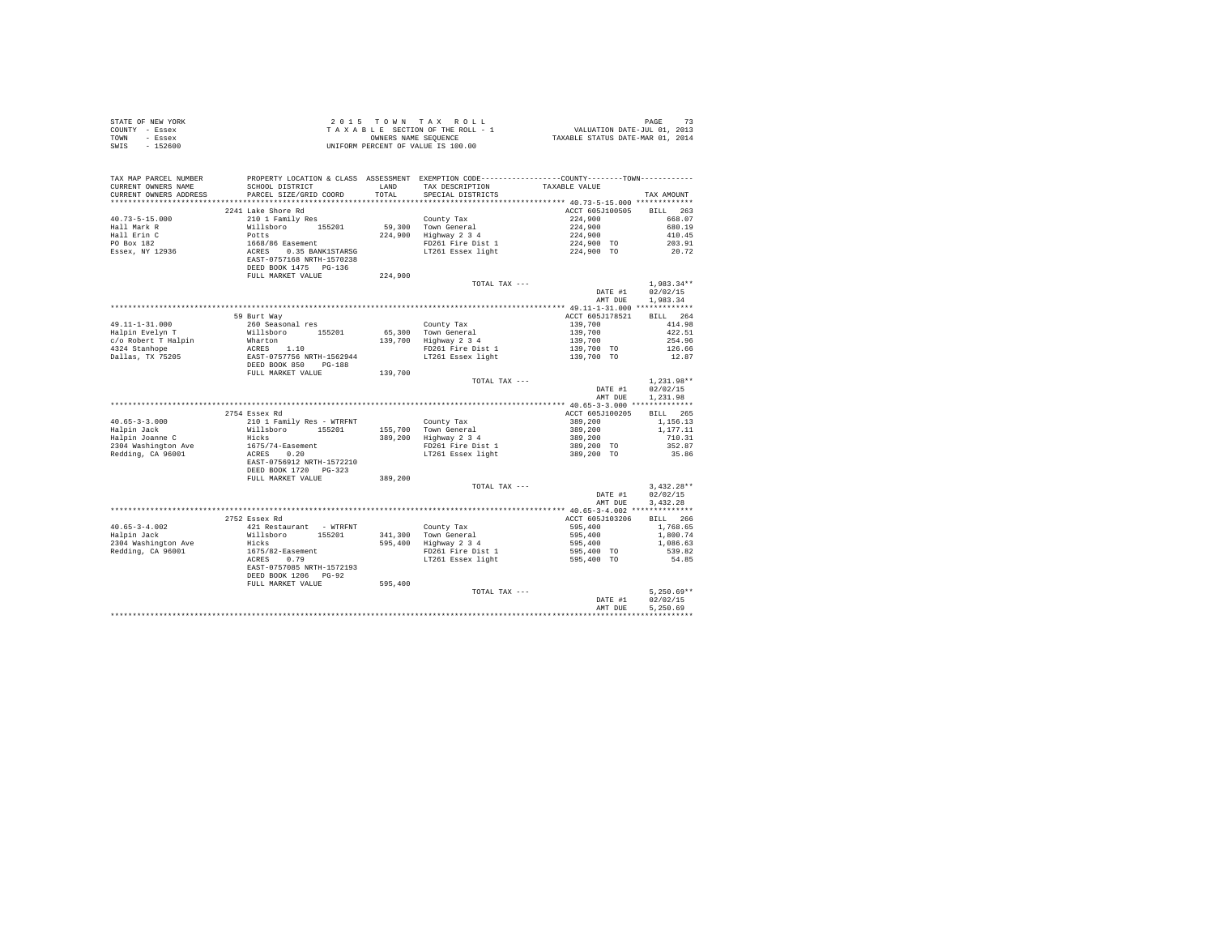STATE OF NEW YORK
COUNTY - Essex
TOWN - Essex
SWIS - 152600

2 0 1 5 T O W N T A X R O L L
T A X A B L E SECTION OF THE ROLL - 1
OWNERS NAME SEQUENCE
UNIFORM PERCENT OF VALUE IS 100.00

VALUATION DATE-JUL 01, 2013
TAXABLE STATUS DATE-MAR 01, 2014

| TAX MAP PARCEL NUMBER / CURRENT OWNERS NAME / CURRENT OWNERS ADDRESS | PROPERTY LOCATION & CLASS / SCHOOL DISTRICT / PARCEL SIZE/GRID COORD | ASSESSMENT LAND / TOTAL | EXEMPTION CODE / TAX DESCRIPTION / SPECIAL DISTRICTS | COUNTY / TOWN TAXABLE VALUE | TAX AMOUNT |
|---|---|---|---|---|---|
| 40.73-5-15.000 | 2241 Lake Shore Rd | | | ACCT 605J100505 | BILL 263 |
| Hall Mark R | 210 1 Family Res | | County Tax | 224,900 | 668.07 |
| Hall Erin C | Willsboro 155201 | 59,300 | Town General | 224,900 | 680.19 |
| PO Box 182 | Potts | 224,900 | Highway 2 3 4 | 224,900 | 410.45 |
| Essex, NY 12936 | 1668/86 Easement | | FD261 Fire Dist 1 | 224,900 TO | 203.91 |
| | ACRES 0.35 BANK1STARSG | | LT261 Essex light | 224,900 TO | 20.72 |
| | EAST-0757168 NRTH-1570238 | | | | |
| | DEED BOOK 1475 PG-136 | | | | |
| | FULL MARKET VALUE | 224,900 | | | |
| | | | TOTAL TAX --- | | 1,983.34** |
| | | | | DATE #1 | 02/02/15 |
| | | | | AMT DUE | 1,983.34 |
| 49.11-1-31.000 | 59 Burt Way | | | ACCT 605J178521 | BILL 264 |
| Halpin Evelyn T | 260 Seasonal res | | County Tax | 139,700 | 414.98 |
| c/o Robert T Halpin | Willsboro 155201 | 65,300 | Town General | 139,700 | 422.51 |
| 4324 Stanhope | Wharton | 139,700 | Highway 2 3 4 | 139,700 | 254.96 |
| Dallas, TX 75205 | ACRES 1.10 | | FD261 Fire Dist 1 | 139,700 TO | 126.66 |
| | EAST-0757756 NRTH-1562944 | | LT261 Essex light | 139,700 TO | 12.87 |
| | DEED BOOK 850 PG-188 | | | | |
| | FULL MARKET VALUE | 139,700 | | | |
| | | | TOTAL TAX --- | | 1,231.98** |
| | | | | DATE #1 | 02/02/15 |
| | | | | AMT DUE | 1,231.98 |
| 40.65-3-3.000 | 2754 Essex Rd | | | ACCT 605J100205 | BILL 265 |
| Halpin Jack | 210 1 Family Res - WTRFNT | | County Tax | 389,200 | 1,156.13 |
| Halpin Joanne C | Willsboro 155201 | 155,700 | Town General | 389,200 | 1,177.11 |
| 2304 Washington Ave | Hicks | 389,200 | Highway 2 3 4 | 389,200 | 710.31 |
| Redding, CA 96001 | 1675/74-Easement | | FD261 Fire Dist 1 | 389,200 TO | 352.87 |
| | ACRES 0.20 | | LT261 Essex light | 389,200 TO | 35.86 |
| | EAST-0756912 NRTH-1572210 | | | | |
| | DEED BOOK 1720 PG-323 | | | | |
| | FULL MARKET VALUE | 389,200 | | | |
| | | | TOTAL TAX --- | | 3,432.28** |
| | | | | DATE #1 | 02/02/15 |
| | | | | AMT DUE | 3,432.28 |
| 40.65-3-4.002 | 2752 Essex Rd | | | ACCT 605J103206 | BILL 266 |
| Halpin Jack | 421 Restaurant - WTRFNT | | County Tax | 595,400 | 1,768.65 |
| 2304 Washington Ave | Willsboro 155201 | 341,300 | Town General | 595,400 | 1,800.74 |
| Redding, CA 96001 | Hicks | 595,400 | Highway 2 3 4 | 595,400 | 1,086.63 |
| | 1675/82-Easement | | FD261 Fire Dist 1 | 595,400 TO | 539.82 |
| | ACRES 0.79 | | LT261 Essex light | 595,400 TO | 54.85 |
| | EAST-0757085 NRTH-1572193 | | | | |
| | DEED BOOK 1206 PG-92 | | | | |
| | FULL MARKET VALUE | 595,400 | | | |
| | | | TOTAL TAX --- | | 5,250.69** |
| | | | | DATE #1 | 02/02/15 |
| | | | | AMT DUE | 5,250.69 |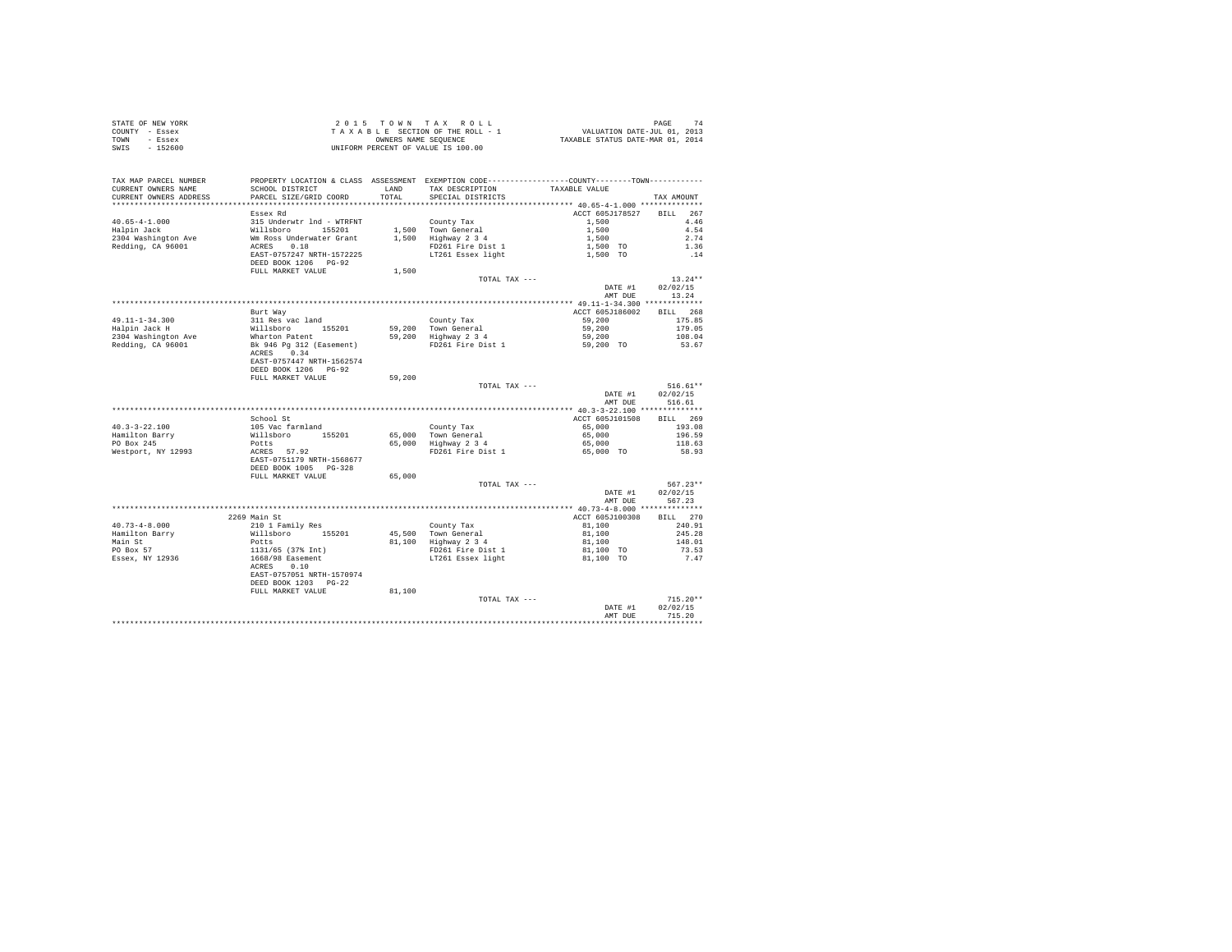STATE OF NEW YORK
COUNTY - Essex
TOWN - Essex
SWIS - 152600

2 0 1 5 T O W N T A X R O L L
T A X A B L E SECTION OF THE ROLL - 1
OWNERS NAME SEQUENCE
UNIFORM PERCENT OF VALUE IS 100.00

VALUATION DATE-JUL 01, 2013
TAXABLE STATUS DATE-MAR 01, 2014

| TAX MAP PARCEL NUMBER / CURRENT OWNERS NAME / CURRENT OWNERS ADDRESS | PROPERTY LOCATION & CLASS / SCHOOL DISTRICT / PARCEL SIZE/GRID COORD | ASSESSMENT LAND / TOTAL | EXEMPTION CODE / TAX DESCRIPTION / SPECIAL DISTRICTS | COUNTY--------TOWN / TAXABLE VALUE | TAX AMOUNT |
|---|---|---|---|---|---|
| ******** 40.65-4-1.000 ******** | | | | | |
| | Essex Rd | | | ACCT 605J178527 | BILL 267 |
| 40.65-4-1.000 | 315 Underwtr lnd - WTRFNT | | County Tax | 1,500 | 4.46 |
| Halpin Jack | Willsboro 155201 | 1,500 | Town General | 1,500 | 4.54 |
| 2304 Washington Ave | Wm Ross Underwater Grant | 1,500 | Highway 2 3 4 | 1,500 | 2.74 |
| Redding, CA 96001 | ACRES 0.18 | | FD261 Fire Dist 1 | 1,500 TO | 1.36 |
| | EAST-0757247 NRTH-1572225 | | LT261 Essex light | 1,500 TO | .14 |
| | DEED BOOK 1206 PG-92 | | | | |
| | FULL MARKET VALUE | 1,500 | | | |
| | | | TOTAL TAX --- | | 13.24** |
| | | | | DATE #1 | 02/02/15 |
| | | | | AMT DUE | 13.24 |
| ******** 49.11-1-34.300 ******** | | | | | |
| | Burt Way | | | ACCT 605J186002 | BILL 268 |
| 49.11-1-34.300 | 311 Res vac land | | County Tax | 59,200 | 175.85 |
| Halpin Jack H | Willsboro 155201 | 59,200 | Town General | 59,200 | 179.05 |
| 2304 Washington Ave | Wharton Patent | 59,200 | Highway 2 3 4 | 59,200 | 108.04 |
| Redding, CA 96001 | Bk 946 Pg 312 (Easement) | | FD261 Fire Dist 1 | 59,200 TO | 53.67 |
| | ACRES 0.34 | | | | |
| | EAST-0757447 NRTH-1562574 | | | | |
| | DEED BOOK 1206 PG-92 | | | | |
| | FULL MARKET VALUE | 59,200 | | | |
| | | | TOTAL TAX --- | | 516.61** |
| | | | | DATE #1 | 02/02/15 |
| | | | | AMT DUE | 516.61 |
| ******** 40.3-3-22.100 ******** | | | | | |
| | School St | | | ACCT 605J101508 | BILL 269 |
| 40.3-3-22.100 | 105 Vac farmland | | County Tax | 65,000 | 193.08 |
| Hamilton Barry | Willsboro 155201 | 65,000 | Town General | 65,000 | 196.59 |
| PO Box 245 | Potts | 65,000 | Highway 2 3 4 | 65,000 | 118.63 |
| Westport, NY 12993 | ACRES 57.92 | | FD261 Fire Dist 1 | 65,000 TO | 58.93 |
| | EAST-0751179 NRTH-1568677 | | | | |
| | DEED BOOK 1005 PG-328 | | | | |
| | FULL MARKET VALUE | 65,000 | | | |
| | | | TOTAL TAX --- | | 567.23** |
| | | | | DATE #1 | 02/02/15 |
| | | | | AMT DUE | 567.23 |
| ******** 40.73-4-8.000 ******** | | | | | |
| | 2269 Main St | | | ACCT 605J100308 | BILL 270 |
| 40.73-4-8.000 | 210 1 Family Res | | County Tax | 81,100 | 240.91 |
| Hamilton Barry | Willsboro 155201 | 45,500 | Town General | 81,100 | 245.28 |
| Main St | Potts | 81,100 | Highway 2 3 4 | 81,100 | 148.01 |
| PO Box 57 | 1131/65 (37% Int) | | FD261 Fire Dist 1 | 81,100 TO | 73.53 |
| Essex, NY 12936 | 1668/98 Easement | | LT261 Essex light | 81,100 TO | 7.47 |
| | ACRES 0.10 | | | | |
| | EAST-0757051 NRTH-1570974 | | | | |
| | DEED BOOK 1203 PG-22 | | | | |
| | FULL MARKET VALUE | 81,100 | | | |
| | | | TOTAL TAX --- | | 715.20** |
| | | | | DATE #1 | 02/02/15 |
| | | | | AMT DUE | 715.20 |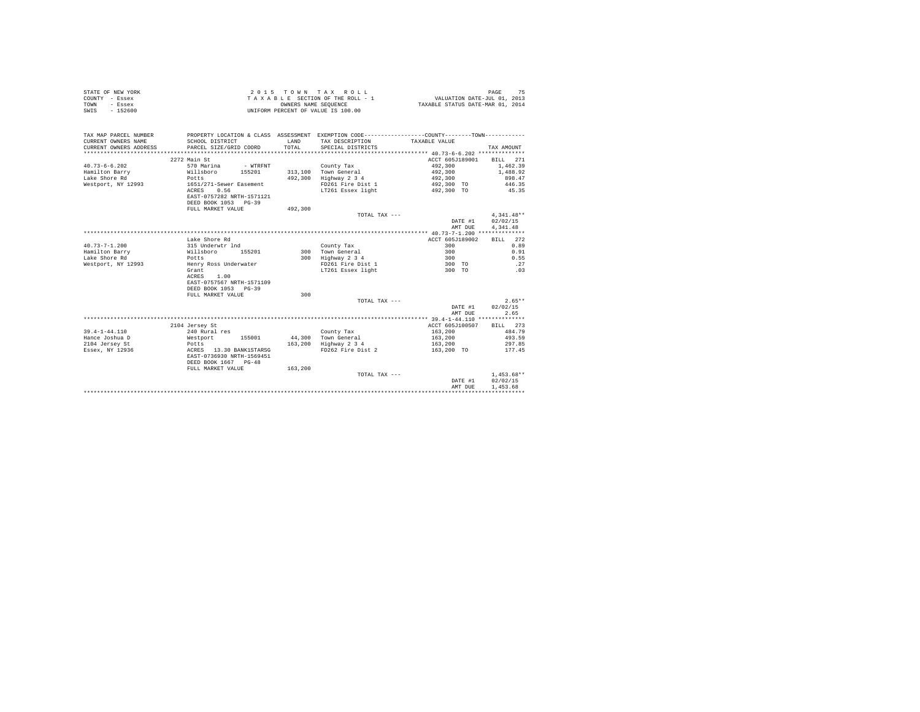STATE OF NEW YORK — 2015 TOWN TAX ROLL
COUNTY - Essex — TAXABLE SECTION OF THE ROLL - 1 — VALUATION DATE-JUL 01, 2013
TOWN - Essex — OWNERS NAME SEQUENCE — TAXABLE STATUS DATE-MAR 01, 2014
SWIS - 152600 — UNIFORM PERCENT OF VALUE IS 100.00

| TAX MAP PARCEL NUMBER / CURRENT OWNERS NAME / CURRENT OWNERS ADDRESS | PROPERTY LOCATION & CLASS / SCHOOL DISTRICT / PARCEL SIZE/GRID COORD | ASSESSMENT LAND / TOTAL | EXEMPTION CODE / TAX DESCRIPTION / SPECIAL DISTRICTS | COUNTY--------TOWN TAXABLE VALUE | TAX AMOUNT |
|---|---|---|---|---|---|
| **40.73-6-6.202** | 2272 Main St | | | ACCT 605J189001 | BILL 271 |
| 40.73-6-6.202 | 570 Marina - WTRFNT | | County Tax | 492,300 | 1,462.39 |
| Hamilton Barry | Willsboro 155201 | 313,100 | Town General | 492,300 | 1,488.92 |
| Lake Shore Rd | Potts | 492,300 | Highway 2 3 4 | 492,300 | 898.47 |
| Westport, NY 12993 | 1651/271-Sewer Easement | | FD261 Fire Dist 1 | 492,300 TO | 446.35 |
| | ACRES 0.56 | | LT261 Essex light | 492,300 TO | 45.35 |
| | EAST-0757282 NRTH-1571121 | | | | |
| | DEED BOOK 1053 PG-39 | | | | |
| | FULL MARKET VALUE | 492,300 | | | |
| | | | TOTAL TAX --- | | 4,341.48** |
| | | | | DATE #1 | 02/02/15 |
| | | | | AMT DUE | 4,341.48 |
| **40.73-7-1.200** | Lake Shore Rd | | | ACCT 605J189002 | BILL 272 |
| 40.73-7-1.200 | 315 Underwtr lnd | | County Tax | 300 | 0.89 |
| Hamilton Barry | Willsboro 155201 | 300 | Town General | 300 | 0.91 |
| Lake Shore Rd | Potts | 300 | Highway 2 3 4 | 300 | 0.55 |
| Westport, NY 12993 | Henry Ross Underwater | | FD261 Fire Dist 1 | 300 TO | .27 |
| | Grant | | LT261 Essex light | 300 TO | .03 |
| | ACRES 1.00 | | | | |
| | EAST-0757567 NRTH-1571109 | | | | |
| | DEED BOOK 1053 PG-39 | | | | |
| | FULL MARKET VALUE | 300 | | | |
| | | | TOTAL TAX --- | | 2.65** |
| | | | | DATE #1 | 02/02/15 |
| | | | | AMT DUE | 2.65 |
| **39.4-1-44.110** | 2104 Jersey St | | | ACCT 605J100507 | BILL 273 |
| 39.4-1-44.110 | 240 Rural res | | County Tax | 163,200 | 484.79 |
| Hance Joshua D | Westport 155001 | 44,300 | Town General | 163,200 | 493.59 |
| 2104 Jersey St | Potts | 163,200 | Highway 2 3 4 | 163,200 | 297.85 |
| Essex, NY 12936 | ACRES 13.30 BANK1STARSG | | FD262 Fire Dist 2 | 163,200 TO | 177.45 |
| | EAST-0736930 NRTH-1569451 | | | | |
| | DEED BOOK 1667 PG-48 | | | | |
| | FULL MARKET VALUE | 163,200 | | | |
| | | | TOTAL TAX --- | | 1,453.68** |
| | | | | DATE #1 | 02/02/15 |
| | | | | AMT DUE | 1,453.68 |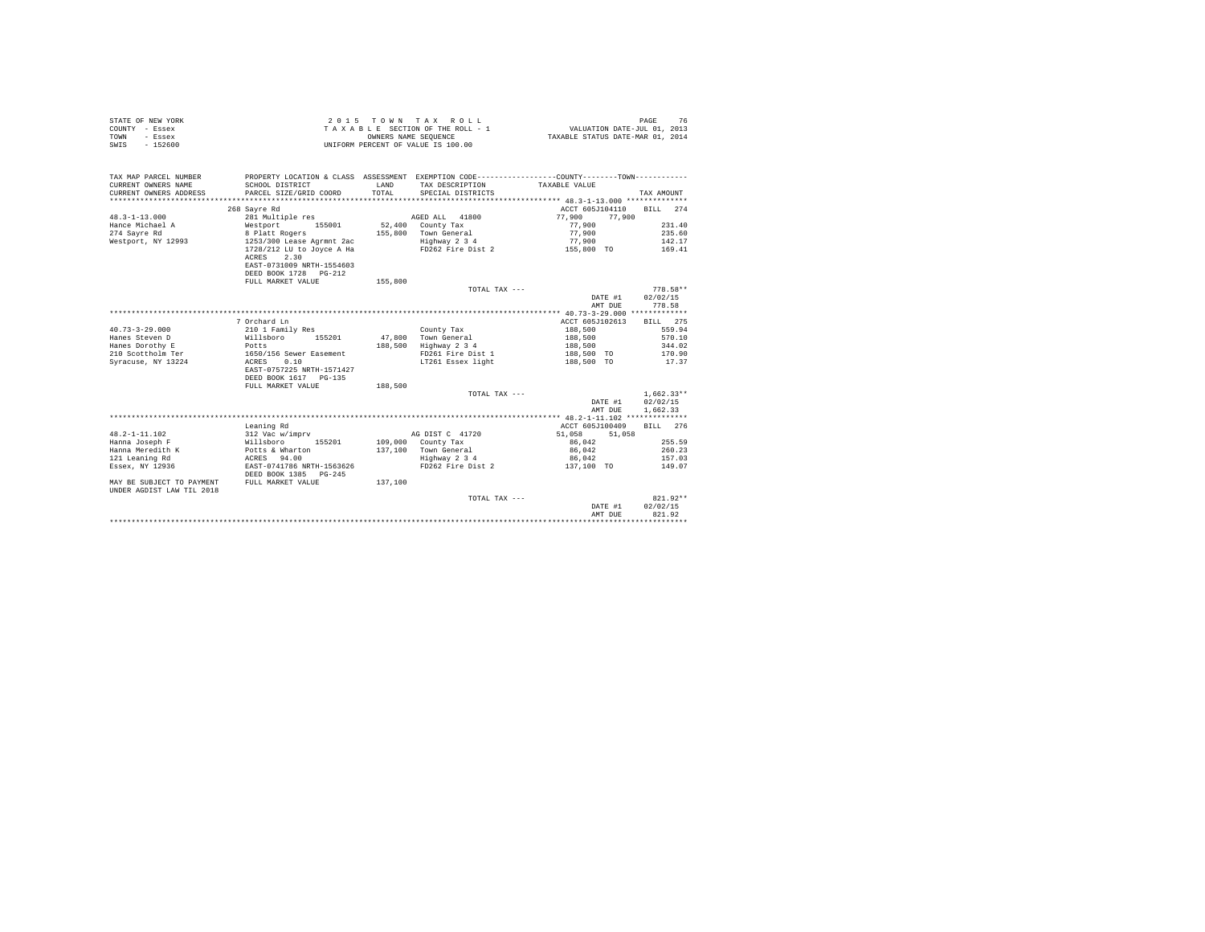STATE OF NEW YORK
COUNTY - Essex
TOWN - Essex
SWIS - 152600

2 0 1 5 T O W N T A X R O L L
T A X A B L E SECTION OF THE ROLL - 1
OWNERS NAME SEQUENCE
UNIFORM PERCENT OF VALUE IS 100.00

VALUATION DATE-JUL 01, 2013
TAXABLE STATUS DATE-MAR 01, 2014

| TAX MAP PARCEL NUMBER / CURRENT OWNERS NAME / CURRENT OWNERS ADDRESS | PROPERTY LOCATION & CLASS / SCHOOL DISTRICT / PARCEL SIZE/GRID COORD | ASSESSMENT LAND / TOTAL | EXEMPTION CODE / TAX DESCRIPTION / SPECIAL DISTRICTS | COUNTY / TOWN TAXABLE VALUE | TAX AMOUNT |
|---|---|---|---|---|---|
| 48.3-1-13.000 | 268 Sayre Rd | | | ACCT 605J104110 | BILL 274 |
| Hance Michael A | 281 Multiple res | | AGED ALL 41800 | 77,900 77,900 | |
| 274 Sayre Rd | Westport 155001 | 52,400 | County Tax | 77,900 | 231.40 |
| Westport, NY 12993 | 8 Platt Rogers | 155,800 | Town General | 77,900 | 235.60 |
| | 1253/300 Lease Agrmnt 2ac | | Highway 2 3 4 | 77,900 | 142.17 |
| | 1728/212 LU to Joyce A Ha | | FD262 Fire Dist 2 | 155,800 TO | 169.41 |
| | ACRES 2.30 | | | | |
| | EAST-0731009 NRTH-1554603 | | | | |
| | DEED BOOK 1728 PG-212 | | | | |
| | FULL MARKET VALUE | 155,800 | | | |
| | | | TOTAL TAX --- | | 778.58** |
| | | | | DATE #1 | 02/02/15 |
| | | | | AMT DUE | 778.58 |
| 40.73-3-29.000 | 7 Orchard Ln | | | ACCT 605J102613 | BILL 275 |
| Hanes Steven D | 210 1 Family Res | | County Tax | 188,500 | 559.94 |
| Hanes Dorothy E | Willsboro 155201 | 47,800 | Town General | 188,500 | 570.10 |
| 210 Scottholm Ter | Potts | 188,500 | Highway 2 3 4 | 188,500 | 344.02 |
| Syracuse, NY 13224 | 1650/156 Sewer Easement | | FD261 Fire Dist 1 | 188,500 TO | 170.90 |
| | ACRES 0.10 | | LT261 Essex light | 188,500 TO | 17.37 |
| | EAST-0757225 NRTH-1571427 | | | | |
| | DEED BOOK 1617 PG-135 | | | | |
| | FULL MARKET VALUE | 188,500 | | | |
| | | | TOTAL TAX --- | | 1,662.33** |
| | | | | DATE #1 | 02/02/15 |
| | | | | AMT DUE | 1,662.33 |
| 48.2-1-11.102 | Leaning Rd | | | ACCT 605J100409 | BILL 276 |
| Hanna Joseph F | 312 Vac w/imprv | | AG DIST C 41720 | 51,058 51,058 | |
| Hanna Meredith K | Willsboro 155201 | 109,000 | County Tax | 86,042 | 255.59 |
| 121 Leaning Rd | Potts & Wharton | 137,100 | Town General | 86,042 | 260.23 |
| Essex, NY 12936 | ACRES 94.00 | | Highway 2 3 4 | 86,042 | 157.03 |
| | EAST-0741786 NRTH-1563626 | | FD262 Fire Dist 2 | 137,100 TO | 149.07 |
| | DEED BOOK 1385 PG-245 | | | | |
| MAY BE SUBJECT TO PAYMENT UNDER AGDIST LAW TIL 2018 | FULL MARKET VALUE | 137,100 | | | |
| | | | TOTAL TAX --- | | 821.92** |
| | | | | DATE #1 | 02/02/15 |
| | | | | AMT DUE | 821.92 |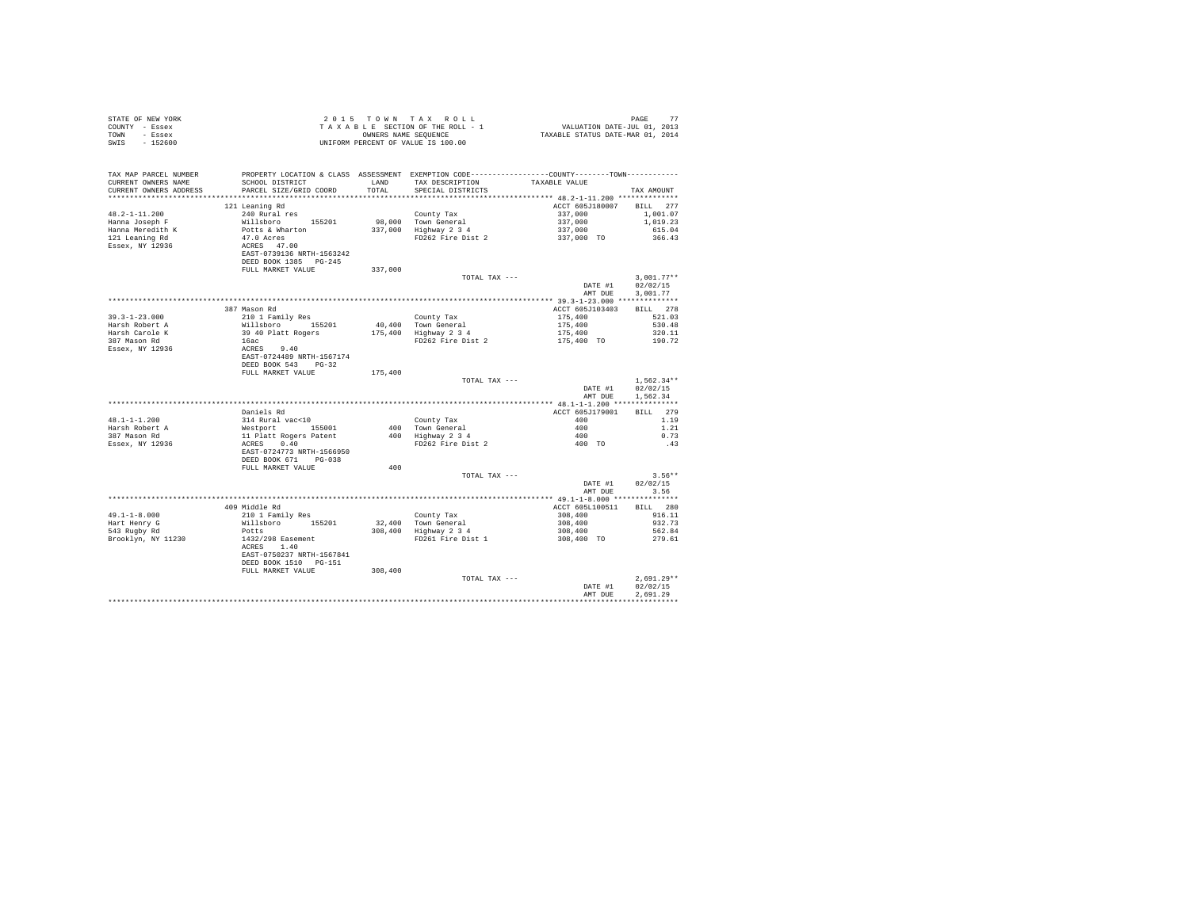STATE OF NEW YORK
COUNTY - Essex
TOWN - Essex
SWIS - 152600

2015 TOWN TAX ROLL
TAXABLE SECTION OF THE ROLL - 1
OWNERS NAME SEQUENCE
UNIFORM PERCENT OF VALUE IS 100.00

VALUATION DATE-JUL 01, 2013
TAXABLE STATUS DATE-MAR 01, 2014

| TAX MAP PARCEL NUMBER / CURRENT OWNERS NAME / CURRENT OWNERS ADDRESS | PROPERTY LOCATION & CLASS / SCHOOL DISTRICT / PARCEL SIZE/GRID COORD | ASSESSMENT LAND / TOTAL | EXEMPTION CODE / TAX DESCRIPTION / SPECIAL DISTRICTS | COUNTY--------TOWN TAXABLE VALUE | TAX AMOUNT |
|---|---|---|---|---|---|
| 48.2-1-11.200 | 121 Leaning Rd | | | ACCT 605J180007 | BILL 277 |
| Hanna Joseph F | 240 Rural res | | County Tax | 337,000 | 1,001.07 |
| Hanna Meredith K | Willsboro 155201 | 98,000 | Town General | 337,000 | 1,019.23 |
| 121 Leaning Rd | Potts & Wharton | 337,000 | Highway 2 3 4 | 337,000 | 615.04 |
| Essex, NY 12936 | 47.0 Acres | | FD262 Fire Dist 2 | 337,000 TO | 366.43 |
| | ACRES 47.00 | | | | |
| | EAST-0739136 NRTH-1563242 | | | | |
| | DEED BOOK 1385 PG-245 | | | | |
| | FULL MARKET VALUE | 337,000 | | | |
| | | | TOTAL TAX --- | | 3,001.77** |
| | | | | DATE #1 | 02/02/15 |
| | | | | AMT DUE | 3,001.77 |
| 39.3-1-23.000 | 387 Mason Rd | | | ACCT 605J103403 | BILL 278 |
| Harsh Robert A | 210 1 Family Res | | County Tax | 175,400 | 521.03 |
| Harsh Carole K | Willsboro 155201 | 40,400 | Town General | 175,400 | 530.48 |
| 387 Mason Rd | 39 40 Platt Rogers | 175,400 | Highway 2 3 4 | 175,400 | 320.11 |
| Essex, NY 12936 | 16ac | | FD262 Fire Dist 2 | 175,400 TO | 190.72 |
| | ACRES 9.40 | | | | |
| | EAST-0724489 NRTH-1567174 | | | | |
| | DEED BOOK 543 PG-32 | | | | |
| | FULL MARKET VALUE | 175,400 | | | |
| | | | TOTAL TAX --- | | 1,562.34** |
| | | | | DATE #1 | 02/02/15 |
| | | | | AMT DUE | 1,562.34 |
| 48.1-1-1.200 | Daniels Rd | | | ACCT 605J179001 | BILL 279 |
| Harsh Robert A | 314 Rural vac<10 | | County Tax | 400 | 1.19 |
| 387 Mason Rd | Westport 155001 | 400 | Town General | 400 | 1.21 |
| Essex, NY 12936 | 11 Platt Rogers Patent | 400 | Highway 2 3 4 | 400 | 0.73 |
| | ACRES 0.40 | | FD262 Fire Dist 2 | 400 TO | .43 |
| | EAST-0724773 NRTH-1566950 | | | | |
| | DEED BOOK 671 PG-038 | | | | |
| | FULL MARKET VALUE | 400 | | | |
| | | | TOTAL TAX --- | | 3.56** |
| | | | | DATE #1 | 02/02/15 |
| | | | | AMT DUE | 3.56 |
| 49.1-1-8.000 | 409 Middle Rd | | | ACCT 605L100511 | BILL 280 |
| Hart Henry G | 210 1 Family Res | | County Tax | 308,400 | 916.11 |
| 543 Rugby Rd | Willsboro 155201 | 32,400 | Town General | 308,400 | 932.73 |
| Brooklyn, NY 11230 | Potts | 308,400 | Highway 2 3 4 | 308,400 | 562.84 |
| | 1432/298 Easement | | FD261 Fire Dist 1 | 308,400 TO | 279.61 |
| | ACRES 1.40 | | | | |
| | EAST-0750237 NRTH-1567841 | | | | |
| | DEED BOOK 1510 PG-151 | | | | |
| | FULL MARKET VALUE | 308,400 | | | |
| | | | TOTAL TAX --- | | 2,691.29** |
| | | | | DATE #1 | 02/02/15 |
| | | | | AMT DUE | 2,691.29 |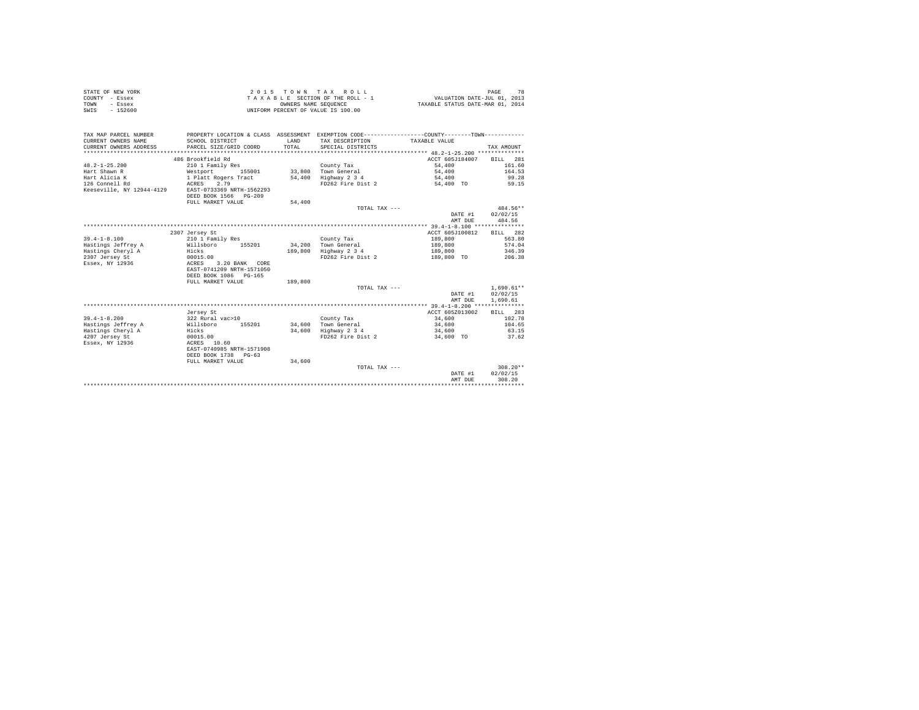STATE OF NEW YORK
COUNTY - Essex
TOWN - Essex
SWIS - 152600

2 0 1 5 T O W N T A X R O L L
T A X A B L E SECTION OF THE ROLL - 1
OWNERS NAME SEQUENCE
UNIFORM PERCENT OF VALUE IS 100.00

VALUATION DATE-JUL 01, 2013
TAXABLE STATUS DATE-MAR 01, 2014

| TAX MAP PARCEL NUMBER / CURRENT OWNERS NAME / CURRENT OWNERS ADDRESS | PROPERTY LOCATION & CLASS / SCHOOL DISTRICT / PARCEL SIZE/GRID COORD | ASSESSMENT LAND / TOTAL | EXEMPTION CODE / TAX DESCRIPTION / SPECIAL DISTRICTS | COUNTY / TOWN TAXABLE VALUE | TAX AMOUNT |
|---|---|---|---|---|---|
| 48.2-1-25.200 | 486 Brookfield Rd | | | ACCT 605J184007 | BILL 281 |
| Hart Shawn R | 210 1 Family Res | | County Tax | 54,400 | 161.60 |
| Hart Alicia K | Westport 155001 | 33,800 | Town General | 54,400 | 164.53 |
| 126 Connell Rd | 1 Platt Rogers Tract | 54,400 | Highway 2 3 4 | 54,400 | 99.28 |
| Keeseville, NY 12944-4129 | ACRES 2.79 | | FD262 Fire Dist 2 | 54,400 TO | 59.15 |
| | EAST-0733369 NRTH-1562293 | | | | |
| | DEED BOOK 1566 PG-209 | | | | |
| | FULL MARKET VALUE | 54,400 | | | |
| | | | TOTAL TAX --- | | 484.56** |
| | | | | DATE #1 | 02/02/15 |
| | | | | AMT DUE | 484.56 |
| 39.4-1-8.100 | 2307 Jersey St | | | ACCT 605J100812 | BILL 282 |
| Hastings Jeffrey A | 210 1 Family Res | | County Tax | 189,800 | 563.80 |
| Hastings Cheryl A | Willsboro 155201 | 34,200 | Town General | 189,800 | 574.04 |
| 2307 Jersey St | Hicks | 189,800 | Highway 2 3 4 | 189,800 | 346.39 |
| Essex, NY 12936 | 00015.00 | | FD262 Fire Dist 2 | 189,800 TO | 206.38 |
| | ACRES 3.20 BANK CORE | | | | |
| | EAST-0741209 NRTH-1571050 | | | | |
| | DEED BOOK 1086 PG-165 | | | | |
| | FULL MARKET VALUE | 189,800 | | | |
| | | | TOTAL TAX --- | | 1,690.61** |
| | | | | DATE #1 | 02/02/15 |
| | | | | AMT DUE | 1,690.61 |
| 39.4-1-8.200 | Jersey St | | | ACCT 605Z013002 | BILL 283 |
| Hastings Jeffrey A | 322 Rural vac>10 | | County Tax | 34,600 | 102.78 |
| Hastings Cheryl A | Willsboro 155201 | 34,600 | Town General | 34,600 | 104.65 |
| 4207 Jersey St | Hicks | 34,600 | Highway 2 3 4 | 34,600 | 63.15 |
| Essex, NY 12936 | 00015.00 | | FD262 Fire Dist 2 | 34,600 TO | 37.62 |
| | ACRES 10.60 | | | | |
| | EAST-0740985 NRTH-1571908 | | | | |
| | DEED BOOK 1738 PG-63 | | | | |
| | FULL MARKET VALUE | 34,600 | | | |
| | | | TOTAL TAX --- | | 308.20** |
| | | | | DATE #1 | 02/02/15 |
| | | | | AMT DUE | 308.20 |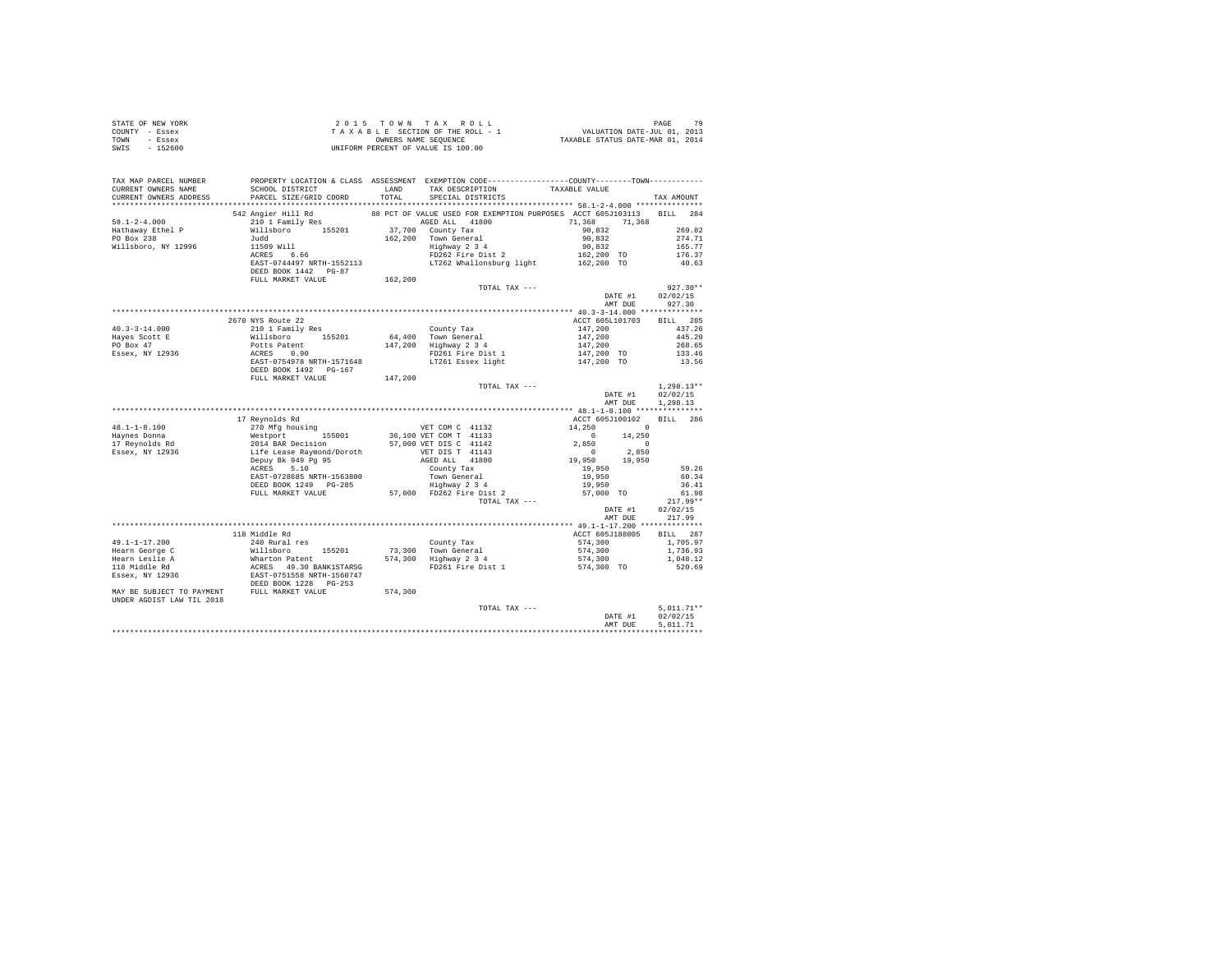STATE OF NEW YORK
COUNTY - Essex
TOWN - Essex
SWIS - 152600

2 0 1 5 T O W N T A X R O L L
T A X A B L E SECTION OF THE ROLL - 1
OWNERS NAME SEQUENCE
UNIFORM PERCENT OF VALUE IS 100.00

VALUATION DATE-JUL 01, 2013
TAXABLE STATUS DATE-MAR 01, 2014

```
TAX MAP PARCEL NUMBER      PROPERTY LOCATION & CLASS  ASSESSMENT  EXEMPTION CODE-----------------COUNTY--------TOWN-----------
CURRENT OWNERS NAME        SCHOOL DISTRICT              LAND      TAX DESCRIPTION            TAXABLE VALUE
CURRENT OWNERS ADDRESS     PARCEL SIZE/GRID COORD       TOTAL     SPECIAL DISTRICTS                                    TAX AMOUNT
********************************************************************************************* 58.1-2-4.000 ***************
                           542 Angier Hill Rd           88 PCT OF VALUE USED FOR EXEMPTION PURPOSES  ACCT 605J103113    BILL  284
58.1-2-4.000               210 1 Family Res                AGED ALL   41800              71,368      71,368
Hathaway Ethel P           Willsboro      155201     37,700  County Tax                   90,832                     269.82
PO Box 238                 Judd                     162,200  Town General                 90,832                     274.71
Willsboro, NY 12996        11509 Will                        Highway 2 3 4                90,832                     165.77
                           ACRES    6.66                     FD262 Fire Dist 2           162,200 TO                  176.37
                           EAST-0744497 NRTH-1552113         LT262 Whallonsburg light    162,200 TO                   40.63
                           DEED BOOK 1442   PG-87
                           FULL MARKET VALUE        162,200
                                                             TOTAL TAX ---                                         927.30**
                                                                                             DATE #1              02/02/15
                                                                                             AMT DUE                927.30
********************************************************************************************* 40.3-3-14.000 **************
                           2670 NYS Route 22                                              ACCT 605L101703    BILL  285
40.3-3-14.000              210 1 Family Res                  County Tax                  147,200                     437.26
Hayes Scott E              Willsboro      155201     64,400  Town General                147,200                     445.20
PO Box 47                  Potts Patent             147,200  Highway 2 3 4               147,200                     268.65
Essex, NY 12936            ACRES    0.90                     FD261 Fire Dist 1           147,200 TO                  133.46
                           EAST-0754978 NRTH-1571648         LT261 Essex light           147,200 TO                   13.56
                           DEED BOOK 1492   PG-167
                           FULL MARKET VALUE        147,200
                                                             TOTAL TAX ---                                       1,298.13**
                                                                                             DATE #1              02/02/15
                                                                                             AMT DUE              1,298.13
********************************************************************************************* 48.1-1-8.100 ***************
                           17 Reynolds Rd                                                 ACCT 605J100102    BILL  286
48.1-1-8.100               270 Mfg housing                   VET COM C  41132             14,250           0
Haynes Donna               Westport       155001     36,100 VET COM T  41133                   0       14,250
17 Reynolds Rd             2014 BAR Decision         57,000 VET DIS C  41142              2,850            0
Essex, NY 12936            Life Lease Raymond/Doroth         VET DIS T  41143                   0        2,850
                           Depuy Bk 949 Pg 95                AGED ALL   41800             19,950       19,950
                           ACRES    5.10                     County Tax                   19,950                      59.26
                           EAST-0728685 NRTH-1563800         Town General                 19,950                      60.34
                           DEED BOOK 1249   PG-285           Highway 2 3 4                19,950                      36.41
                           FULL MARKET VALUE         57,000  FD262 Fire Dist 2            57,000 TO                   61.98
                                                             TOTAL TAX ---                                         217.99**
                                                                                             DATE #1              02/02/15
                                                                                             AMT DUE                217.99
********************************************************************************************* 49.1-1-17.200 **************
                           118 Middle Rd                                                  ACCT 605J188005    BILL  287
49.1-1-17.200              240 Rural res                     County Tax                  574,300                   1,705.97
Hearn George C             Willsboro      155201     73,300  Town General                574,300                   1,736.93
Hearn Leslie A             Wharton Patent           574,300  Highway 2 3 4               574,300                   1,048.12
118 Middle Rd              ACRES   49.30 BANK1STARSG         FD261 Fire Dist 1           574,300 TO                  520.69
Essex, NY 12936            EAST-0751558 NRTH-1560747
                           DEED BOOK 1228   PG-253
MAY BE SUBJECT TO PAYMENT  FULL MARKET VALUE        574,300
UNDER AGDIST LAW TIL 2018
                                                             TOTAL TAX ---                                       5,011.71**
                                                                                             DATE #1              02/02/15
                                                                                             AMT DUE              5,011.71
****************************************************************************************************************************
```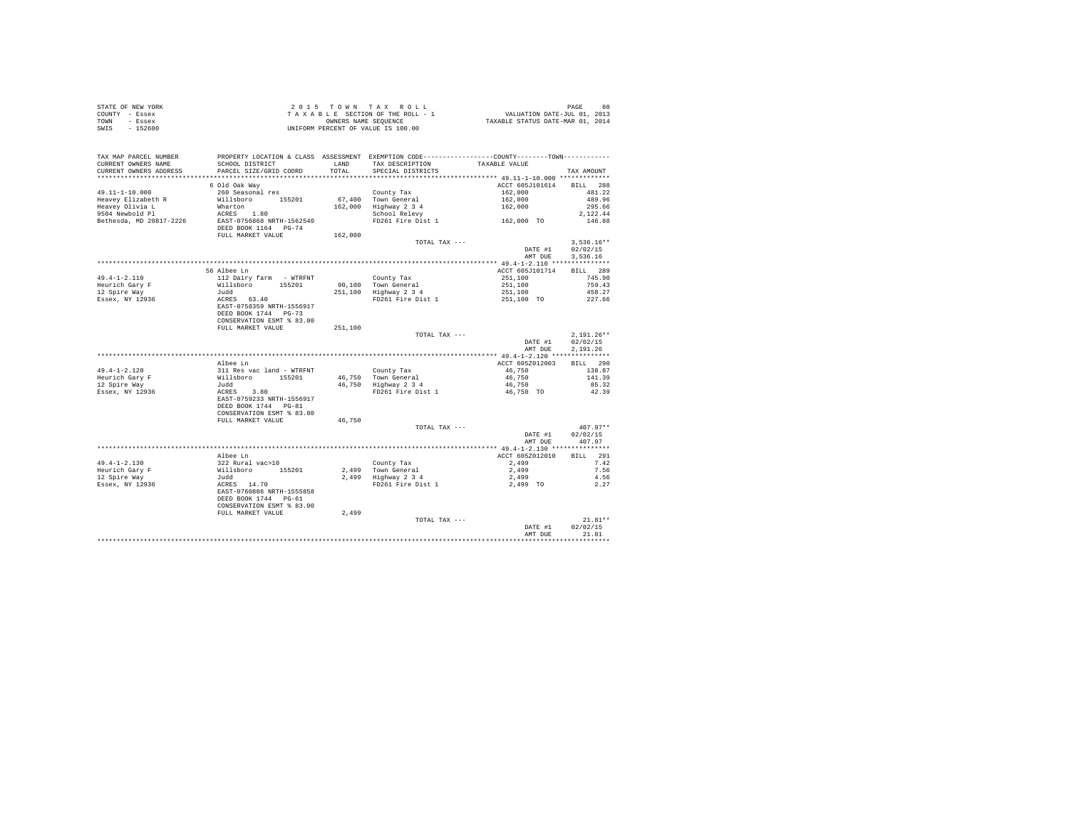STATE OF NEW YORK
COUNTY - Essex
TOWN - Essex
SWIS - 152600

2 0 1 5 T O W N T A X R O L L
T A X A B L E SECTION OF THE ROLL - 1
OWNERS NAME SEQUENCE
UNIFORM PERCENT OF VALUE IS 100.00

VALUATION DATE-JUL 01, 2013
TAXABLE STATUS DATE-MAR 01, 2014

| TAX MAP PARCEL NUMBER<br>CURRENT OWNERS NAME<br>CURRENT OWNERS ADDRESS | PROPERTY LOCATION & CLASS<br>SCHOOL DISTRICT<br>PARCEL SIZE/GRID COORD | ASSESSMENT<br>LAND<br>TOTAL | EXEMPTION CODE<br>TAX DESCRIPTION<br>SPECIAL DISTRICTS | COUNTY--------TOWN<br>TAXABLE VALUE | TAX AMOUNT |
|---|---|---|---|---|---|
| **49.11-1-10.000** | 6 Old Oak Way | | | ACCT 605J101614 | BILL 288 |
| 49.11-1-10.000 | 260 Seasonal res | | County Tax | 162,000 | 481.22 |
| Heavey Elizabeth R | Willsboro 155201 | 67,400 | Town General | 162,000 | 489.96 |
| Heavey Olivia L | Wharton | 162,000 | Highway 2 3 4 | 162,000 | 295.66 |
| 9504 Newbold Pl | ACRES 1.80 | | School Relevy | | 2,122.44 |
| Bethesda, MD 20817-2226 | EAST-0756868 NRTH-1562540 | | FD261 Fire Dist 1 | 162,000 TO | 146.88 |
| | DEED BOOK 1164 PG-74 | | | | |
| | FULL MARKET VALUE | 162,000 | | | |
| | | | TOTAL TAX --- | | 3,536.16** |
| | | | | DATE #1 | 02/02/15 |
| | | | | AMT DUE | 3,536.16 |
| **49.4-1-2.110** | 56 Albee Ln | | | ACCT 605J101714 | BILL 289 |
| 49.4-1-2.110 | 112 Dairy farm - WTRFNT | | County Tax | 251,100 | 745.90 |
| Heurich Gary F | Willsboro 155201 | 90,100 | Town General | 251,100 | 759.43 |
| 12 Spire Way | Judd | 251,100 | Highway 2 3 4 | 251,100 | 458.27 |
| Essex, NY 12936 | ACRES 63.40 | | FD261 Fire Dist 1 | 251,100 TO | 227.66 |
| | EAST-0758359 NRTH-1556917 | | | | |
| | DEED BOOK 1744 PG-73 | | | | |
| | CONSERVATION ESMT % 83.00 | | | | |
| | FULL MARKET VALUE | 251,100 | | | |
| | | | TOTAL TAX --- | | 2,191.26** |
| | | | | DATE #1 | 02/02/15 |
| | | | | AMT DUE | 2,191.26 |
| **49.4-1-2.120** | Albee Ln | | | ACCT 605Z012003 | BILL 290 |
| 49.4-1-2.120 | 311 Res vac land - WTRFNT | | County Tax | 46,750 | 138.87 |
| Heurich Gary F | Willsboro 155201 | 46,750 | Town General | 46,750 | 141.39 |
| 12 Spire Way | Judd | 46,750 | Highway 2 3 4 | 46,750 | 85.32 |
| Essex, NY 12936 | ACRES 3.80 | | FD261 Fire Dist 1 | 46,750 TO | 42.39 |
| | EAST-0759233 NRTH-1556917 | | | | |
| | DEED BOOK 1744 PG-81 | | | | |
| | CONSERVATION ESMT % 83.00 | | | | |
| | FULL MARKET VALUE | 46,750 | | | |
| | | | TOTAL TAX --- | | 407.97** |
| | | | | DATE #1 | 02/02/15 |
| | | | | AMT DUE | 407.97 |
| **49.4-1-2.130** | Albee Ln | | | ACCT 605Z012010 | BILL 291 |
| 49.4-1-2.130 | 322 Rural vac>10 | | County Tax | 2,499 | 7.42 |
| Heurich Gary F | Willsboro 155201 | 2,499 | Town General | 2,499 | 7.56 |
| 12 Spire Way | Judd | 2,499 | Highway 2 3 4 | 2,499 | 4.56 |
| Essex, NY 12936 | ACRES 14.70 | | FD261 Fire Dist 1 | 2,499 TO | 2.27 |
| | EAST-0760806 NRTH-1555858 | | | | |
| | DEED BOOK 1744 PG-61 | | | | |
| | CONSERVATION ESMT % 83.00 | | | | |
| | FULL MARKET VALUE | 2,499 | | | |
| | | | TOTAL TAX --- | | 21.81** |
| | | | | DATE #1 | 02/02/15 |
| | | | | AMT DUE | 21.81 |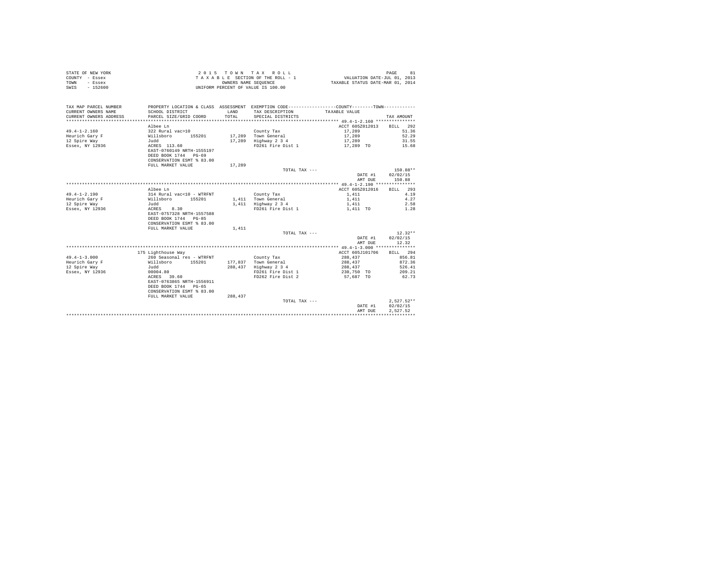STATE OF NEW YORK — COUNTY - Essex — TOWN - Essex — SWIS - 152600

**2015 TOWN TAX ROLL**
TAXABLE SECTION OF THE ROLL - 1
OWNERS NAME SEQUENCE
UNIFORM PERCENT OF VALUE IS 100.00

VALUATION DATE-JUL 01, 2013
TAXABLE STATUS DATE-MAR 01, 2014

| TAX MAP PARCEL NUMBER / CURRENT OWNERS NAME / CURRENT OWNERS ADDRESS | PROPERTY LOCATION & CLASS / SCHOOL DISTRICT / PARCEL SIZE/GRID COORD | ASSESSMENT LAND / TOTAL | EXEMPTION CODE / TAX DESCRIPTION / SPECIAL DISTRICTS | COUNTY--------TOWN TAXABLE VALUE | TAX AMOUNT |
|---|---|---|---|---|---|
| **49.4-1-2.160** | Albee Ln | | | ACCT 605Z012013 | BILL 292 |
| 49.4-1-2.160 | 322 Rural vac>10 | | County Tax | 17,289 | 51.36 |
| Heurich Gary F | Willsboro 155201 | 17,289 | Town General | 17,289 | 52.29 |
| 12 Spire Way | Judd | 17,289 | Highway 2 3 4 | 17,289 | 31.55 |
| Essex, NY 12936 | ACRES 113.60 | | FD261 Fire Dist 1 | 17,289 TO | 15.68 |
| | EAST-0760149 NRTH-1555197 | | | | |
| | DEED BOOK 1744 PG-69 | | | | |
| | CONSERVATION ESMT % 83.00 | | | | |
| | FULL MARKET VALUE | 17,289 | | | |
| | | | TOTAL TAX --- | | 150.88** |
| | | | | DATE #1 | 02/02/15 |
| | | | | AMT DUE | 150.88 |
| **49.4-1-2.190** | Albee Ln | | | ACCT 605Z012016 | BILL 293 |
| 49.4-1-2.190 | 314 Rural vac<10 - WTRFNT | | County Tax | 1,411 | 4.19 |
| Heurich Gary F | Willsboro 155201 | 1,411 | Town General | 1,411 | 4.27 |
| 12 Spire Way | Judd | 1,411 | Highway 2 3 4 | 1,411 | 2.58 |
| Essex, NY 12936 | ACRES 8.30 | | FD261 Fire Dist 1 | 1,411 TO | 1.28 |
| | EAST-0757328 NRTH-1557588 | | | | |
| | DEED BOOK 1744 PG-85 | | | | |
| | CONSERVATION ESMT % 83.00 | | | | |
| | FULL MARKET VALUE | 1,411 | | | |
| | | | TOTAL TAX --- | | 12.32** |
| | | | | DATE #1 | 02/02/15 |
| | | | | AMT DUE | 12.32 |
| **49.4-1-3.000** | 175 Lighthouse Way | | | ACCT 605J101706 | BILL 294 |
| 49.4-1-3.000 | 260 Seasonal res - WTRFNT | | County Tax | 288,437 | 856.81 |
| Heurich Gary F | Willsboro 155201 | 177,837 | Town General | 288,437 | 872.36 |
| 12 Spire Way | Judd | 288,437 | Highway 2 3 4 | 288,437 | 526.41 |
| Essex, NY 12936 | 00004.80 | | FD261 Fire Dist 1 | 230,750 TO | 209.21 |
| | ACRES 39.60 | | FD262 Fire Dist 2 | 57,687 TO | 62.73 |
| | EAST-0763865 NRTH-1556911 | | | | |
| | DEED BOOK 1744 PG-65 | | | | |
| | CONSERVATION ESMT % 83.00 | | | | |
| | FULL MARKET VALUE | 288,437 | | | |
| | | | TOTAL TAX --- | | 2,527.52** |
| | | | | DATE #1 | 02/02/15 |
| | | | | AMT DUE | 2,527.52 |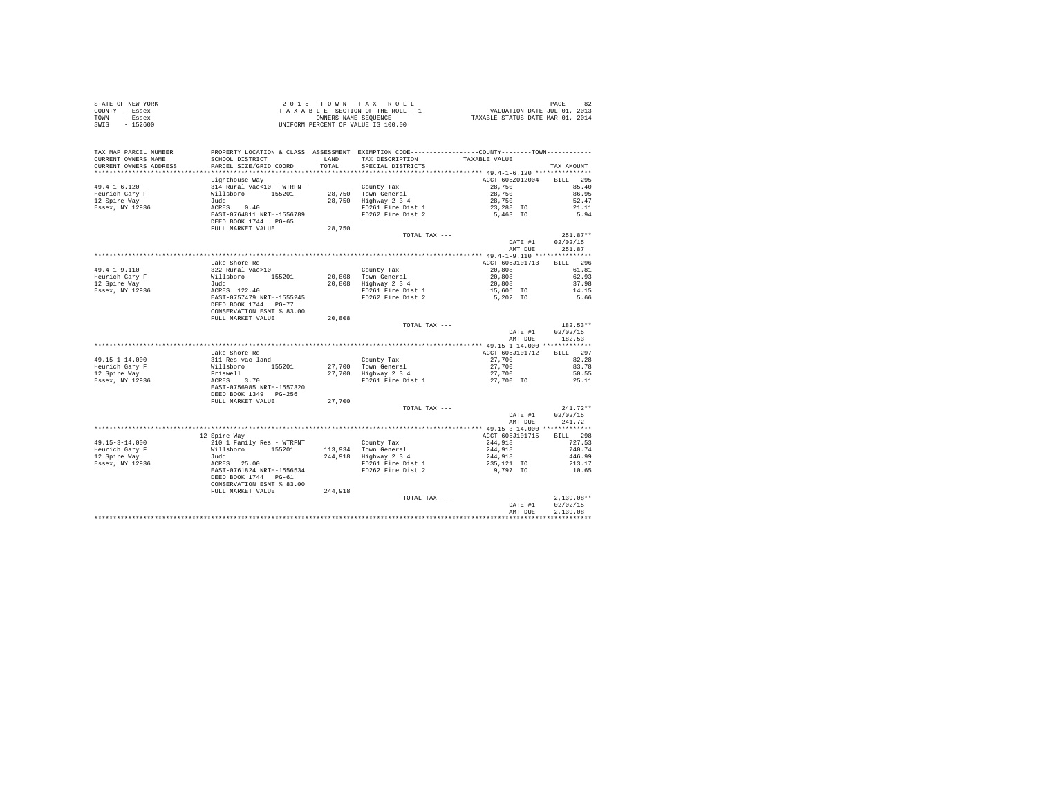STATE OF NEW YORK
COUNTY - Essex
TOWN - Essex
SWIS - 152600

2015 TOWN TAX ROLL
TAXABLE SECTION OF THE ROLL - 1
OWNERS NAME SEQUENCE
UNIFORM PERCENT OF VALUE IS 100.00

VALUATION DATE-JUL 01, 2013
TAXABLE STATUS DATE-MAR 01, 2014

| TAX MAP PARCEL NUMBER / CURRENT OWNERS NAME / CURRENT OWNERS ADDRESS | PROPERTY LOCATION & CLASS / SCHOOL DISTRICT / PARCEL SIZE/GRID COORD | ASSESSMENT LAND / TOTAL | EXEMPTION CODE / TAX DESCRIPTION / SPECIAL DISTRICTS | COUNTY / TOWN TAXABLE VALUE | TAX AMOUNT |
|---|---|---|---|---|---|
| 49.4-1-6.120 | Lighthouse Way | | | ACCT 605Z012004 | BILL 295 |
| Heurich Gary F | 314 Rural vac<10 - WTRFNT | | County Tax | 28,750 | 85.40 |
| 12 Spire Way | Willsboro 155201 | 28,750 | Town General | 28,750 | 86.95 |
| Essex, NY 12936 | Judd | 28,750 | Highway 2 3 4 | 28,750 | 52.47 |
| | ACRES 0.40 | | FD261 Fire Dist 1 | 23,288 TO | 21.11 |
| | EAST-0764811 NRTH-1556789 | | FD262 Fire Dist 2 | 5,463 TO | 5.94 |
| | DEED BOOK 1744 PG-65 | | | | |
| | FULL MARKET VALUE | 28,750 | | | |
| | | | TOTAL TAX --- | | 251.87** |
| | | | | DATE #1 | 02/02/15 |
| | | | | AMT DUE | 251.87 |
| 49.4-1-9.110 | Lake Shore Rd | | | ACCT 605J101713 | BILL 296 |
| Heurich Gary F | 322 Rural vac>10 | | County Tax | 20,808 | 61.81 |
| 12 Spire Way | Willsboro 155201 | 20,808 | Town General | 20,808 | 62.93 |
| Essex, NY 12936 | Judd | 20,808 | Highway 2 3 4 | 20,808 | 37.98 |
| | ACRES 122.40 | | FD261 Fire Dist 1 | 15,606 TO | 14.15 |
| | EAST-0757479 NRTH-1555245 | | FD262 Fire Dist 2 | 5,202 TO | 5.66 |
| | DEED BOOK 1744 PG-77 | | | | |
| | CONSERVATION ESMT % 83.00 | | | | |
| | FULL MARKET VALUE | 20,808 | | | |
| | | | TOTAL TAX --- | | 182.53** |
| | | | | DATE #1 | 02/02/15 |
| | | | | AMT DUE | 182.53 |
| 49.15-1-14.000 | Lake Shore Rd | | | ACCT 605J101712 | BILL 297 |
| Heurich Gary F | 311 Res vac land | | County Tax | 27,700 | 82.28 |
| 12 Spire Way | Willsboro 155201 | 27,700 | Town General | 27,700 | 83.78 |
| Essex, NY 12936 | Friswell | 27,700 | Highway 2 3 4 | 27,700 | 50.55 |
| | ACRES 3.70 | | FD261 Fire Dist 1 | 27,700 TO | 25.11 |
| | EAST-0756985 NRTH-1557320 | | | | |
| | DEED BOOK 1349 PG-256 | | | | |
| | FULL MARKET VALUE | 27,700 | | | |
| | | | TOTAL TAX --- | | 241.72** |
| | | | | DATE #1 | 02/02/15 |
| | | | | AMT DUE | 241.72 |
| 49.15-3-14.000 | 12 Spire Way | | | ACCT 605J101715 | BILL 298 |
| Heurich Gary F | 210 1 Family Res - WTRFNT | | County Tax | 244,918 | 727.53 |
| 12 Spire Way | Willsboro 155201 | 113,934 | Town General | 244,918 | 740.74 |
| Essex, NY 12936 | Judd | 244,918 | Highway 2 3 4 | 244,918 | 446.99 |
| | ACRES 25.00 | | FD261 Fire Dist 1 | 235,121 TO | 213.17 |
| | EAST-0761824 NRTH-1556534 | | FD262 Fire Dist 2 | 9,797 TO | 10.65 |
| | DEED BOOK 1744 PG-61 | | | | |
| | CONSERVATION ESMT % 83.00 | | | | |
| | FULL MARKET VALUE | 244,918 | | | |
| | | | TOTAL TAX --- | | 2,139.08** |
| | | | | DATE #1 | 02/02/15 |
| | | | | AMT DUE | 2,139.08 |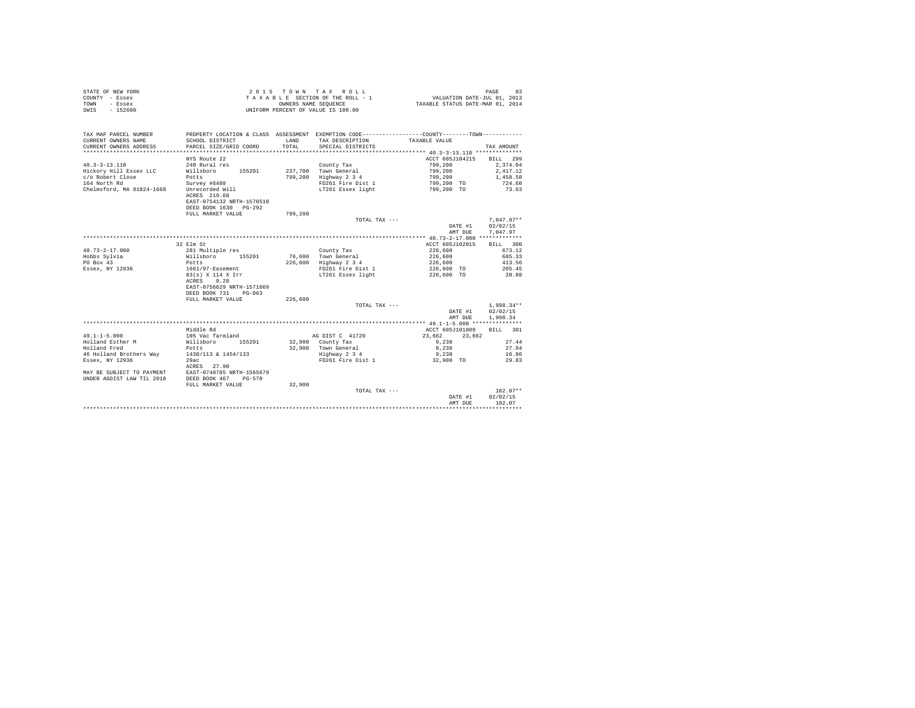STATE OF NEW YORK
COUNTY - Essex
TOWN - Essex
SWIS - 152600

2 0 1 5 T O W N T A X R O L L
T A X A B L E SECTION OF THE ROLL - 1
OWNERS NAME SEQUENCE
UNIFORM PERCENT OF VALUE IS 100.00

VALUATION DATE-JUL 01, 2013
TAXABLE STATUS DATE-MAR 01, 2014

| TAX MAP PARCEL NUMBER<br>CURRENT OWNERS NAME<br>CURRENT OWNERS ADDRESS | PROPERTY LOCATION & CLASS<br>SCHOOL DISTRICT<br>PARCEL SIZE/GRID COORD | ASSESSMENT<br>LAND<br>TOTAL | EXEMPTION CODE<br>TAX DESCRIPTION<br>SPECIAL DISTRICTS | COUNTY--------TOWN<br>TAXABLE VALUE | TAX AMOUNT |
|---|---|---|---|---|---|
| 40.3-3-13.110 | NYS Route 22 | | | ACCT 605J104215 | BILL 299 |
| 40.3-3-13.110 | 240 Rural res | | County Tax | 799,200 | 2,374.04 |
| Hickory Hill Essex LLC | Willsboro 155201 | 237,700 | Town General | 799,200 | 2,417.12 |
| c/o Robert Close | Potts | 799,200 | Highway 2 3 4 | 799,200 | 1,458.58 |
| 164 North Rd | Survey #6488 | | FD261 Fire Dist 1 | 799,200 TO | 724.60 |
| Chelmsford, MA 01824-1668 | Unrecorded Will | | LT261 Essex light | 799,200 TO | 73.63 |
| | ACRES 219.68 | | | | |
| | EAST-0754132 NRTH-1570510 | | | | |
| | DEED BOOK 1630 PG-292 | | | | |
| | FULL MARKET VALUE | 799,200 | | | |
| | | | TOTAL TAX --- | | 7,047.97** |
| | | | | DATE #1 | 02/02/15 |
| | | | | AMT DUE | 7,047.97 |
| 40.73-2-17.000 | 32 Elm St | | | ACCT 605J102015 | BILL 300 |
| 40.73-2-17.000 | 281 Multiple res | | County Tax | 226,600 | 673.12 |
| Hobbs Sylvia | Willsboro 155201 | 76,600 | Town General | 226,600 | 685.33 |
| PO Box 43 | Potts | 226,600 | Highway 2 3 4 | 226,600 | 413.56 |
| Essex, NY 12936 | 1661/97-Easement | | FD261 Fire Dist 1 | 226,600 TO | 205.45 |
| | 83(s) X 114 X Irr | | LT261 Essex light | 226,600 TO | 20.88 |
| | ACRES 0.28 | | | | |
| | EAST-0756629 NRTH-1571669 | | | | |
| | DEED BOOK 731 PG-063 | | | | |
| | FULL MARKET VALUE | 226,600 | | | |
| | | | TOTAL TAX --- | | 1,998.34** |
| | | | | DATE #1 | 02/02/15 |
| | | | | AMT DUE | 1,998.34 |
| 49.1-1-5.000 | Middle Rd | | | ACCT 605J101809 | BILL 301 |
| 49.1-1-5.000 | 105 Vac farmland | | AG DIST C 41720 | 23,662 23,662 | |
| Holland Esther M | Willsboro 155201 | 32,900 | County Tax | 9,238 | 27.44 |
| Holland Fred | Potts | 32,900 | Town General | 9,238 | 27.94 |
| 46 Holland Brothers Way | 1430/113 & 1454/133 | | Highway 2 3 4 | 9,238 | 16.86 |
| Essex, NY 12936 | 29ac | | FD261 Fire Dist 1 | 32,900 TO | 29.83 |
| | ACRES 27.90 | | | | |
| MAY BE SUBJECT TO PAYMENT | EAST-0748785 NRTH-1565679 | | | | |
| UNDER AGDIST LAW TIL 2018 | DEED BOOK 467 PG-570 | | | | |
| | FULL MARKET VALUE | 32,900 | | | |
| | | | TOTAL TAX --- | | 102.07** |
| | | | | DATE #1 | 02/02/15 |
| | | | | AMT DUE | 102.07 |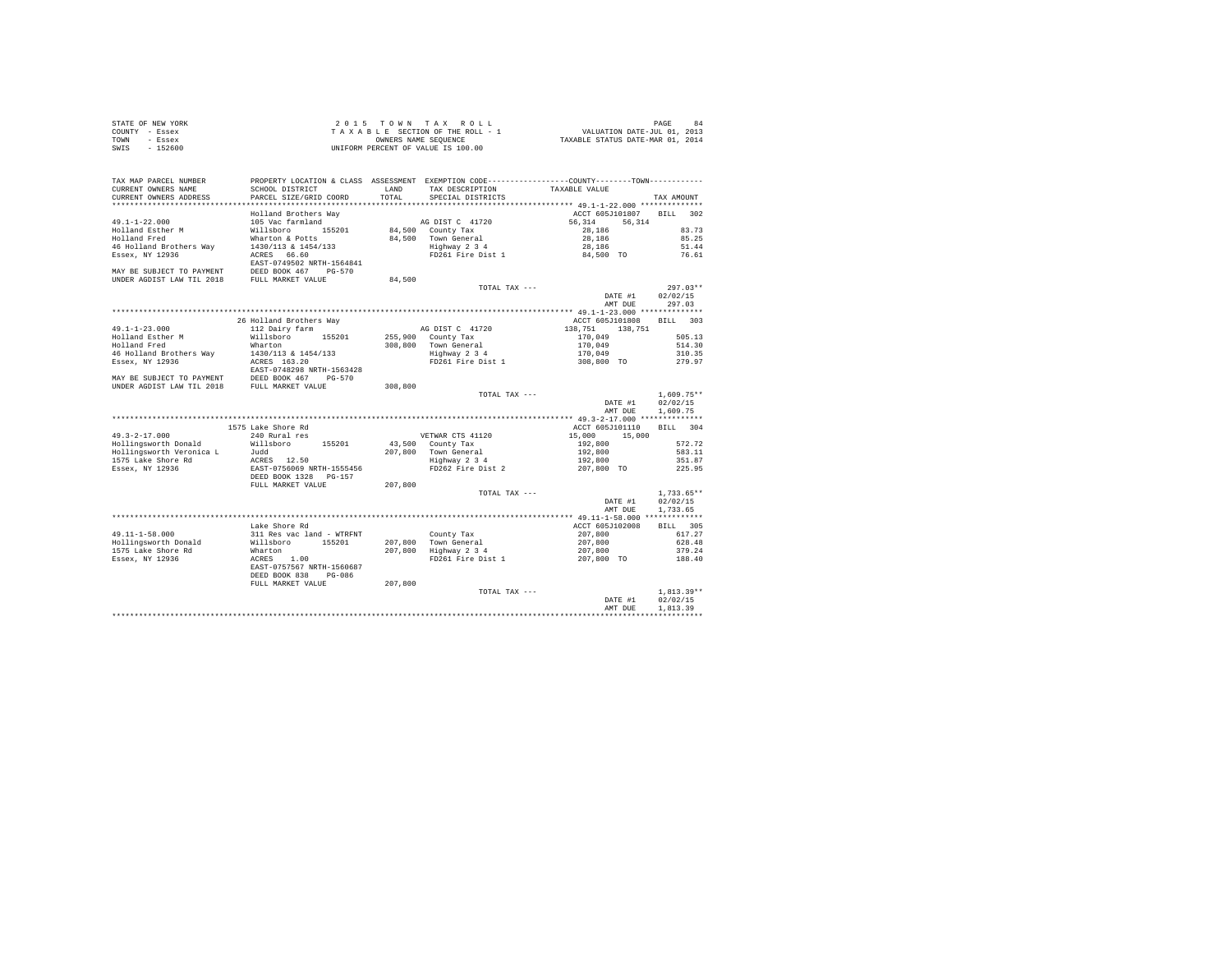STATE OF NEW YORK
COUNTY - Essex
TOWN - Essex
SWIS - 152600

2 0 1 5 T O W N T A X R O L L
T A X A B L E SECTION OF THE ROLL - 1
OWNERS NAME SEQUENCE
UNIFORM PERCENT OF VALUE IS 100.00

VALUATION DATE-JUL 01, 2013
TAXABLE STATUS DATE-MAR 01, 2014

```
TAX MAP PARCEL NUMBER      PROPERTY LOCATION & CLASS  ASSESSMENT  EXEMPTION CODE-----------------COUNTY--------TOWN-----------
CURRENT OWNERS NAME        SCHOOL DISTRICT             LAND       TAX DESCRIPTION            TAXABLE VALUE
CURRENT OWNERS ADDRESS     PARCEL SIZE/GRID COORD      TOTAL      SPECIAL DISTRICTS                                    TAX AMOUNT
*************************************************************************************************** 49.1-1-22.000 **************
                           Holland Brothers Way                                              ACCT 605J101807     BILL  302
49.1-1-22.000              105 Vac farmland                       AG DIST C  41720            56,314    56,314
Holland Esther M           Willsboro     155201        84,500     County Tax                  28,186                  83.73
Holland Fred               Wharton & Potts             84,500     Town General                28,186                  85.25
46 Holland Brothers Way    1430/113 & 1454/133                    Highway 2 3 4               28,186                  51.44
Essex, NY 12936            ACRES   66.60                          FD261 Fire Dist 1           84,500 TO               76.61
                           EAST-0749502 NRTH-1564841
MAY BE SUBJECT TO PAYMENT  DEED BOOK 467    PG-570
UNDER AGDIST LAW TIL 2018  FULL MARKET VALUE           84,500
                                                                  TOTAL TAX ---                                      297.03**
                                                                                              DATE #1           02/02/15
                                                                                              AMT DUE             297.03
*************************************************************************************************** 49.1-1-23.000 **************
                           26 Holland Brothers Way                                           ACCT 605J101808     BILL  303
49.1-1-23.000              112 Dairy farm                         AG DIST C  41720           138,751   138,751
Holland Esther M           Willsboro     155201       255,900     County Tax                 170,049                 505.13
Holland Fred               Wharton                    308,800     Town General               170,049                 514.30
46 Holland Brothers Way    1430/113 & 1454/133                    Highway 2 3 4              170,049                 310.35
Essex, NY 12936            ACRES  163.20                          FD261 Fire Dist 1          308,800 TO              279.97
                           EAST-0748298 NRTH-1563428
MAY BE SUBJECT TO PAYMENT  DEED BOOK 467    PG-570
UNDER AGDIST LAW TIL 2018  FULL MARKET VALUE          308,800
                                                                  TOTAL TAX ---                                    1,609.75**
                                                                                              DATE #1           02/02/15
                                                                                              AMT DUE           1,609.75
*************************************************************************************************** 49.3-2-17.000 **************
                           1575 Lake Shore Rd                                                ACCT 605J101110     BILL  304
49.3-2-17.000              240 Rural res                          VETWAR CTS 41120            15,000    15,000
Hollingsworth Donald       Willsboro     155201        43,500     County Tax                 192,800                 572.72
Hollingsworth Veronica L   Judd                       207,800     Town General               192,800                 583.11
1575 Lake Shore Rd         ACRES   12.50                          Highway 2 3 4              192,800                 351.87
Essex, NY 12936            EAST-0756069 NRTH-1555456              FD262 Fire Dist 2          207,800 TO              225.95
                           DEED BOOK 1328   PG-157
                           FULL MARKET VALUE          207,800
                                                                  TOTAL TAX ---                                    1,733.65**
                                                                                              DATE #1           02/02/15
                                                                                              AMT DUE           1,733.65
*************************************************************************************************** 49.11-1-58.000 *************
                           Lake Shore Rd                                                     ACCT 605J102008     BILL  305
49.11-1-58.000             311 Res vac land - WTRFNT              County Tax                 207,800                 617.27
Hollingsworth Donald       Willsboro     155201       207,800     Town General               207,800                 628.48
1575 Lake Shore Rd         Wharton                    207,800     Highway 2 3 4              207,800                 379.24
Essex, NY 12936            ACRES    1.00                          FD261 Fire Dist 1          207,800 TO              188.40
                           EAST-0757567 NRTH-1560687
                           DEED BOOK 838    PG-086
                           FULL MARKET VALUE          207,800
                                                                  TOTAL TAX ---                                    1,813.39**
                                                                                              DATE #1           02/02/15
                                                                                              AMT DUE           1,813.39
********************************************************************************************************************************
```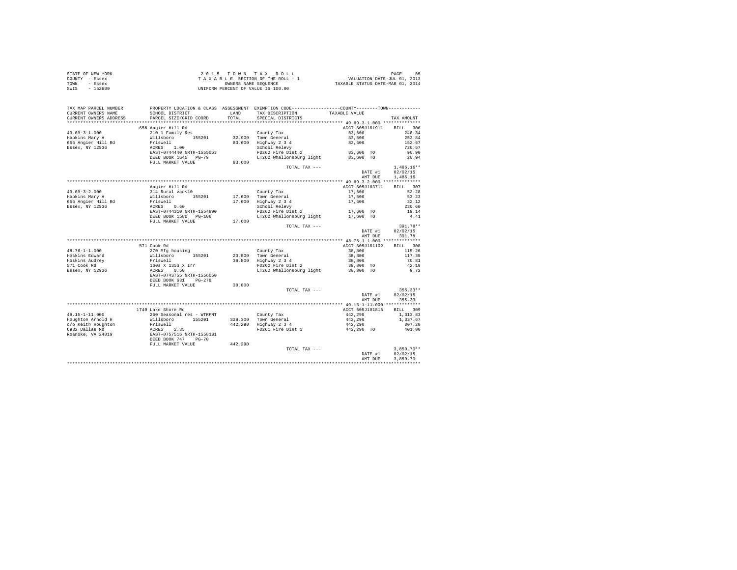STATE OF NEW YORK | COUNTY - Essex | TOWN - Essex | SWIS - 152600

2015 TOWN TAX ROLL
TAXABLE SECTION OF THE ROLL - 1
OWNERS NAME SEQUENCE
UNIFORM PERCENT OF VALUE IS 100.00

VALUATION DATE-JUL 01, 2013
TAXABLE STATUS DATE-MAR 01, 2014

| TAX MAP PARCEL NUMBER / CURRENT OWNERS NAME / CURRENT OWNERS ADDRESS | PROPERTY LOCATION & CLASS / SCHOOL DISTRICT / PARCEL SIZE/GRID COORD | ASSESSMENT LAND / TOTAL | EXEMPTION CODE / TAX DESCRIPTION / SPECIAL DISTRICTS | TAXABLE VALUE (COUNTY / TOWN) | TAX AMOUNT |
|---|---|---|---|---|---|
| **49.69-3-1.000** | 656 Angier Hill Rd | | | ACCT 605J101911 | BILL 306 |
| Hopkins Mary A | 210 1 Family Res | | County Tax | 83,600 | 248.34 |
| 656 Angier Hill Rd | Willsboro 155201 | 32,000 | Town General | 83,600 | 252.84 |
| Essex, NY 12936 | Friswell | 83,600 | Highway 2 3 4 | 83,600 | 152.57 |
| | ACRES 1.00 | | School Relevy | | 720.57 |
| | EAST-0744440 NRTH-1555063 | | FD262 Fire Dist 2 | 83,600 TO | 90.90 |
| | DEED BOOK 1645 PG-79 | | LT262 Whallonsburg light | 83,600 TO | 20.94 |
| | FULL MARKET VALUE | 83,600 | | | |
| | | | TOTAL TAX --- | | 1,486.16** |
| | | | | DATE #1 | 02/02/15 |
| | | | | AMT DUE | 1,486.16 |
| **49.69-3-2.000** | Angier Hill Rd | | | ACCT 605J103711 | BILL 307 |
| Hopkins Mary A | 314 Rural vac<10 | | County Tax | 17,600 | 52.28 |
| 656 Angier Hill Rd | Willsboro 155201 | 17,600 | Town General | 17,600 | 53.23 |
| Essex, NY 12936 | Friswell | 17,600 | Highway 2 3 4 | 17,600 | 32.12 |
| | ACRES 0.60 | | School Relevy | | 230.60 |
| | EAST-0744310 NRTH-1554890 | | FD262 Fire Dist 2 | 17,600 TO | 19.14 |
| | DEED BOOK 1580 PG-106 | | LT262 Whallonsburg light | 17,600 TO | 4.41 |
| | FULL MARKET VALUE | 17,600 | | | |
| | | | TOTAL TAX --- | | 391.78** |
| | | | | DATE #1 | 02/02/15 |
| | | | | AMT DUE | 391.78 |
| **48.76-1-1.000** | 571 Cook Rd | | | ACCT 605J101102 | BILL 308 |
| Hoskins Edward | 270 Mfg housing | | County Tax | 38,800 | 115.26 |
| Hoskins Audrey | Willsboro 155201 | 23,800 | Town General | 38,800 | 117.35 |
| 571 Cook Rd | Friswell | 38,800 | Highway 2 3 4 | 38,800 | 70.81 |
| Essex, NY 12936 | 160s X 135S X Irr | | FD262 Fire Dist 2 | 38,800 TO | 42.19 |
| | ACRES 0.50 | | LT262 Whallonsburg light | 38,800 TO | 9.72 |
| | EAST-0743755 NRTH-1556050 | | | | |
| | DEED BOOK 631 PG-278 | | | | |
| | FULL MARKET VALUE | 38,800 | | | |
| | | | TOTAL TAX --- | | 355.33** |
| | | | | DATE #1 | 02/02/15 |
| | | | | AMT DUE | 355.33 |
| **49.15-1-11.000** | 1740 Lake Shore Rd | | | ACCT 605J101815 | BILL 309 |
| Houghton Arnold H | 260 Seasonal res - WTRFNT | | County Tax | 442,290 | 1,313.83 |
| c/o Keith Houghton | Willsboro 155201 | 328,300 | Town General | 442,290 | 1,337.67 |
| 6932 Dallas Rd | Friswell | 442,290 | Highway 2 3 4 | 442,290 | 807.20 |
| Roanoke, VA 24019 | ACRES 2.35 | | FD261 Fire Dist 1 | 442,290 TO | 401.00 |
| | EAST-0757516 NRTH-1558181 | | | | |
| | DEED BOOK 747 PG-70 | | | | |
| | FULL MARKET VALUE | 442,290 | | | |
| | | | TOTAL TAX --- | | 3,859.70** |
| | | | | DATE #1 | 02/02/15 |
| | | | | AMT DUE | 3,859.70 |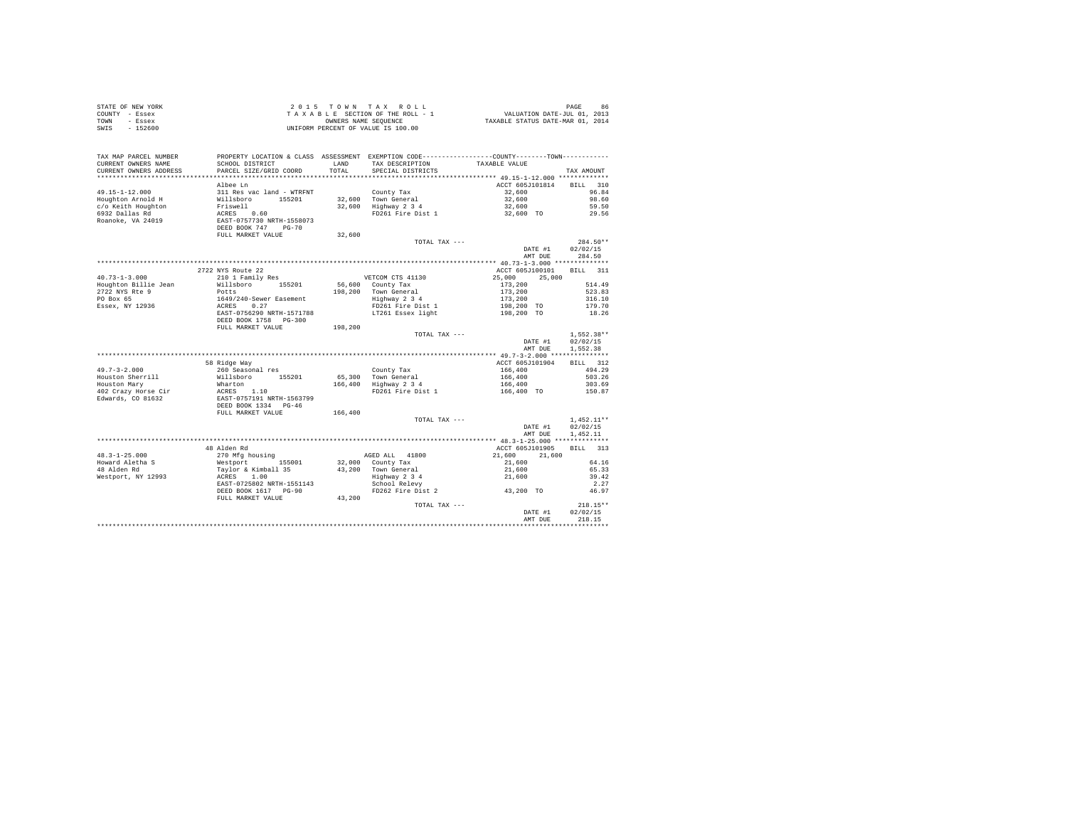STATE OF NEW YORK
COUNTY - Essex
TOWN - Essex
SWIS - 152600

2 0 1 5 T O W N T A X R O L L
T A X A B L E SECTION OF THE ROLL - 1
OWNERS NAME SEQUENCE
UNIFORM PERCENT OF VALUE IS 100.00

VALUATION DATE-JUL 01, 2013
TAXABLE STATUS DATE-MAR 01, 2014

```
TAX MAP PARCEL NUMBER      PROPERTY LOCATION & CLASS  ASSESSMENT  EXEMPTION CODE------------------COUNTY--------TOWN------------
CURRENT OWNERS NAME        SCHOOL DISTRICT              LAND      TAX DESCRIPTION            TAXABLE VALUE
CURRENT OWNERS ADDRESS     PARCEL SIZE/GRID COORD       TOTAL     SPECIAL DISTRICTS                                      TAX AMOUNT
*********************************************************************************************** 49.15-1-12.000 *************
                           Albee Ln                                                           ACCT 605J101814     BILL  310
49.15-1-12.000             311 Res vac land - WTRFNT              County Tax                  32,600                 96.84
Houghton Arnold H          Willsboro      155201       32,600     Town General                32,600                 98.60
c/o Keith Houghton         Friswell                    32,600     Highway 2 3 4               32,600                 59.50
6932 Dallas Rd             ACRES    0.60                          FD261 Fire Dist 1           32,600 TO              29.56
Roanoke, VA 24019          EAST-0757730 NRTH-1558073
                           DEED BOOK 747    PG-70
                           FULL MARKET VALUE           32,600
                                                                  TOTAL TAX ---                                     284.50**
                                                                                               DATE #1            02/02/15
                                                                                               AMT DUE              284.50
*********************************************************************************************** 40.73-1-3.000 **************
                           2722 NYS Route 22                                                  ACCT 605J100101     BILL  311
40.73-1-3.000              210 1 Family Res                       VETCOM CTS 41130            25,000      25,000
Houghton Billie Jean       Willsboro      155201       56,600     County Tax                 173,200                514.49
2722 NYS Rte 9             Potts                      198,200     Town General               173,200                523.83
PO Box 65                  1649/240-Sewer Easement                Highway 2 3 4              173,200                316.10
Essex, NY 12936            ACRES    0.27                          FD261 Fire Dist 1          198,200 TO             179.70
                           EAST-0756290 NRTH-1571788              LT261 Essex light          198,200 TO              18.26
                           DEED BOOK 1758   PG-300
                           FULL MARKET VALUE          198,200
                                                                  TOTAL TAX ---                                   1,552.38**
                                                                                               DATE #1            02/02/15
                                                                                               AMT DUE            1,552.38
*********************************************************************************************** 49.7-3-2.000 ***************
                           58 Ridge Way                                                       ACCT 605J101904     BILL  312
49.7-3-2.000               260 Seasonal res                       County Tax                 166,400                494.29
Houston Sherrill           Willsboro      155201       65,300     Town General               166,400                503.26
Houston Mary               Wharton                    166,400     Highway 2 3 4              166,400                303.69
402 Crazy Horse Cir        ACRES    1.10                          FD261 Fire Dist 1          166,400 TO             150.87
Edwards, CO 81632          EAST-0757191 NRTH-1563799
                           DEED BOOK 1334   PG-46
                           FULL MARKET VALUE          166,400
                                                                  TOTAL TAX ---                                   1,452.11**
                                                                                               DATE #1            02/02/15
                                                                                               AMT DUE            1,452.11
*********************************************************************************************** 48.3-1-25.000 **************
                           48 Alden Rd                                                        ACCT 605J101905     BILL  313
48.3-1-25.000              270 Mfg housing                        AGED ALL    41800           21,600      21,600
Howard Aletha S            Westport       155001       32,000     County Tax                  21,600                 64.16
48 Alden Rd                Taylor & Kimball 35         43,200     Town General                21,600                 65.33
Westport, NY 12993         ACRES    1.00                          Highway 2 3 4               21,600                 39.42
                           EAST-0725802 NRTH-1551143              School Relevy                                       2.27
                           DEED BOOK 1617   PG-90                 FD262 Fire Dist 2           43,200 TO              46.97
                           FULL MARKET VALUE           43,200
                                                                  TOTAL TAX ---                                     218.15**
                                                                                               DATE #1            02/02/15
                                                                                               AMT DUE              218.15
****************************************************************************************************************************
```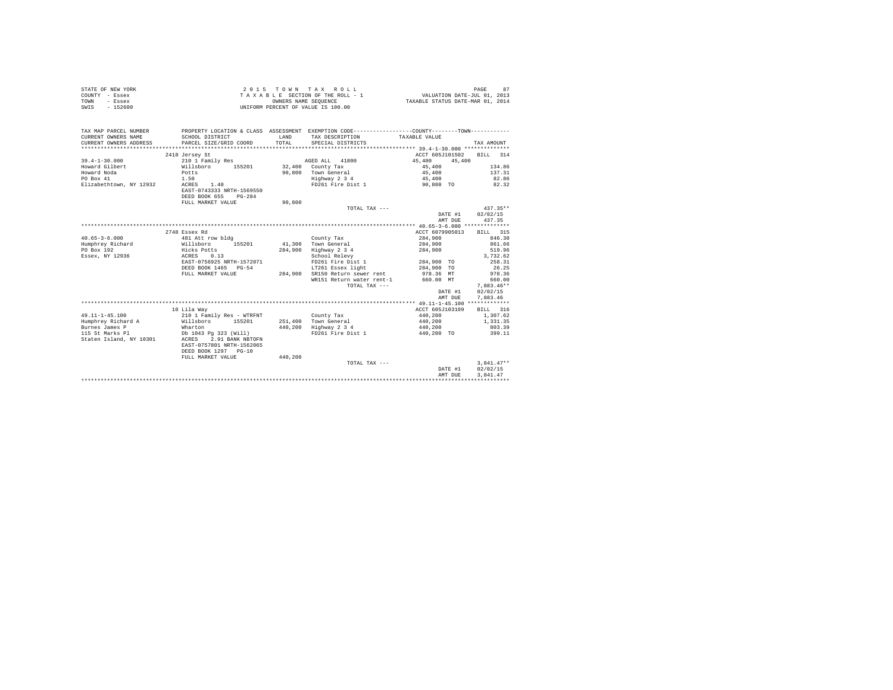STATE OF NEW YORK
COUNTY - Essex
TOWN - Essex
SWIS - 152600

2 0 1 5 T O W N T A X R O L L
T A X A B L E SECTION OF THE ROLL - 1
OWNERS NAME SEQUENCE
UNIFORM PERCENT OF VALUE IS 100.00

VALUATION DATE-JUL 01, 2013
TAXABLE STATUS DATE-MAR 01, 2014

| TAX MAP PARCEL NUMBER / CURRENT OWNERS NAME / CURRENT OWNERS ADDRESS | PROPERTY LOCATION & CLASS / SCHOOL DISTRICT / PARCEL SIZE/GRID COORD | ASSESSMENT LAND / TOTAL | EXEMPTION CODE / TAX DESCRIPTION / SPECIAL DISTRICTS | COUNTY / TOWN TAXABLE VALUE | TAX AMOUNT |
|---|---|---|---|---|---|
| | 2418 Jersey St | | | ACCT 605J101502 | BILL 314 |
| 39.4-1-30.000 | 210 1 Family Res | | AGED ALL 41800 | 45,400 45,400 | |
| Howard Gilbert | Willsboro 155201 | 32,400 | County Tax | 45,400 | 134.86 |
| Howard Noda | Potts | 90,800 | Town General | 45,400 | 137.31 |
| PO Box 41 | 1.50 | | Highway 2 3 4 | 45,400 | 82.86 |
| Elizabethtown, NY 12932 | ACRES 1.40 | | FD261 Fire Dist 1 | 90,800 TO | 82.32 |
| | EAST-0743333 NRTH-1569550 | | | | |
| | DEED BOOK 655 PG-284 | | | | |
| | FULL MARKET VALUE | 90,800 | | | |
| | | | TOTAL TAX --- | | 437.35** |
| | | | | DATE #1 | 02/02/15 |
| | | | | AMT DUE | 437.35 |
| | 2748 Essex Rd | | | ACCT 6079905013 | BILL 315 |
| 40.65-3-6.000 | 481 Att row bldg | | County Tax | 284,900 | 846.30 |
| Humphrey Richard | Willsboro 155201 | 41,300 | Town General | 284,900 | 861.66 |
| PO Box 192 | Hicks Potts | 284,900 | Highway 2 3 4 | 284,900 | 519.96 |
| Essex, NY 12936 | ACRES 0.13 | | School Relevy | | 3,732.62 |
| | EAST-0756925 NRTH-1572071 | | FD261 Fire Dist 1 | 284,900 TO | 258.31 |
| | DEED BOOK 1465 PG-54 | | LT261 Essex light | 284,900 TO | 26.25 |
| | FULL MARKET VALUE | 284,900 | SR150 Return sewer rent | 978.36 MT | 978.36 |
| | | | WR151 Return water rent-1 | 660.00 MT | 660.00 |
| | | | TOTAL TAX --- | | 7,883.46** |
| | | | | DATE #1 | 02/02/15 |
| | | | | AMT DUE | 7,883.46 |
| | 10 Lila Way | | | ACCT 605J103109 | BILL 316 |
| 49.11-1-45.100 | 210 1 Family Res - WTRFNT | | County Tax | 440,200 | 1,307.62 |
| Humphrey Richard A | Willsboro 155201 | 251,400 | Town General | 440,200 | 1,331.35 |
| Burnes James P | Wharton | 440,200 | Highway 2 3 4 | 440,200 | 803.39 |
| 115 St Marks Pl | Db 1043 Pg 323 (Will) | | FD261 Fire Dist 1 | 440,200 TO | 399.11 |
| Staten Island, NY 10301 | ACRES 2.91 BANK NBTOFN | | | | |
| | EAST-0757801 NRTH-1562065 | | | | |
| | DEED BOOK 1297 PG-10 | | | | |
| | FULL MARKET VALUE | 440,200 | | | |
| | | | TOTAL TAX --- | | 3,841.47** |
| | | | | DATE #1 | 02/02/15 |
| | | | | AMT DUE | 3,841.47 |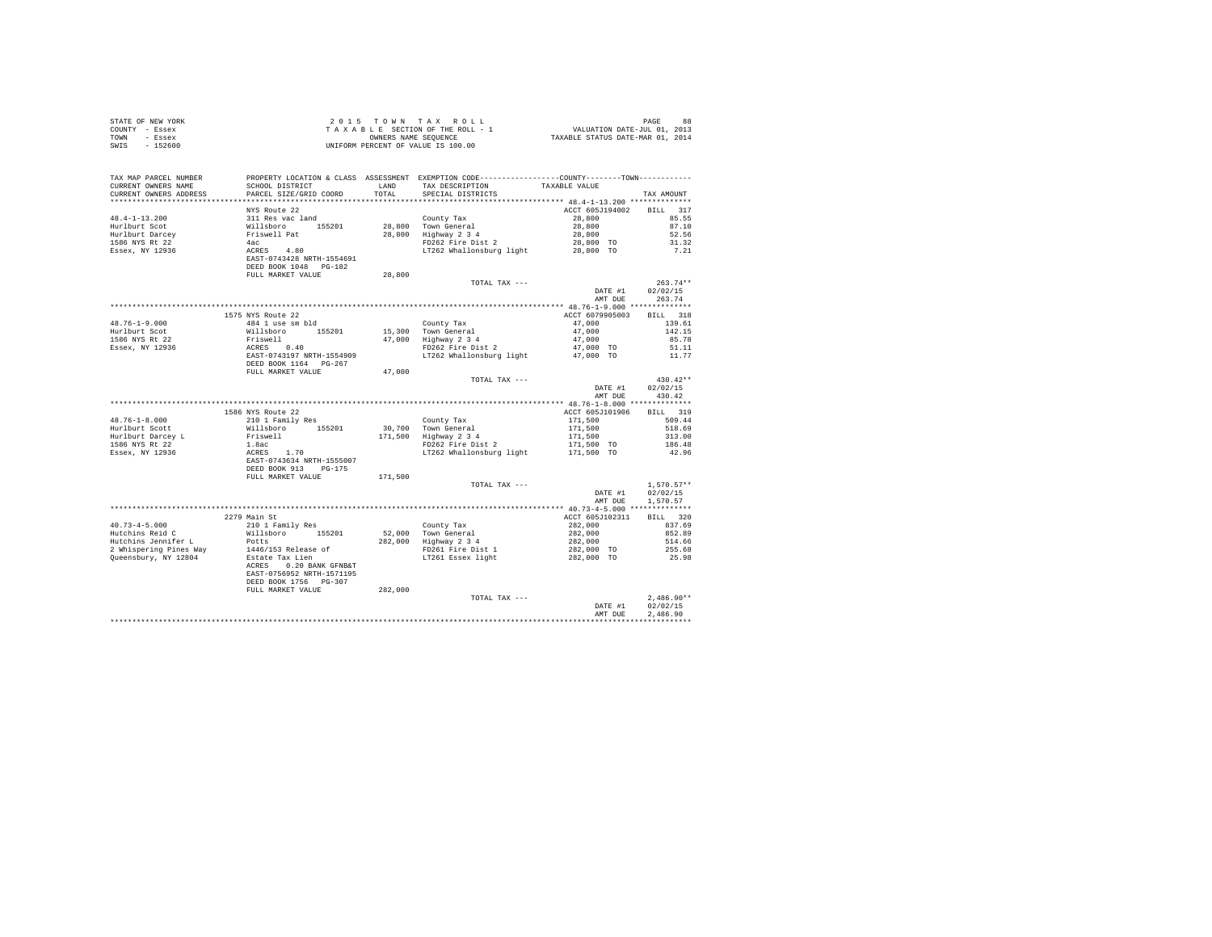STATE OF NEW YORK
COUNTY - Essex
TOWN - Essex
SWIS - 152600

2 0 1 5 T O W N T A X R O L L
T A X A B L E SECTION OF THE ROLL - 1
OWNERS NAME SEQUENCE
UNIFORM PERCENT OF VALUE IS 100.00

VALUATION DATE-JUL 01, 2013
TAXABLE STATUS DATE-MAR 01, 2014

| TAX MAP PARCEL NUMBER / CURRENT OWNERS NAME / CURRENT OWNERS ADDRESS | PROPERTY LOCATION & CLASS / SCHOOL DISTRICT / PARCEL SIZE/GRID COORD | ASSESSMENT LAND / TOTAL | EXEMPTION CODE / TAX DESCRIPTION / SPECIAL DISTRICTS | TAXABLE VALUE | TAX AMOUNT |
|---|---|---|---|---|---|
| **48.4-1-13.200** | NYS Route 22 | | | ACCT 605J194002 | BILL 317 |
| 48.4-1-13.200 | 311 Res vac land | | County Tax | 28,800 | 85.55 |
| Hurlburt Scot | Willsboro 155201 | 28,800 | Town General | 28,800 | 87.10 |
| Hurlburt Darcey | Friswell Pat | 28,800 | Highway 2 3 4 | 28,800 | 52.56 |
| 1586 NYS Rt 22 | 4ac | | FD262 Fire Dist 2 | 28,800 TO | 31.32 |
| Essex, NY 12936 | ACRES 4.80 | | LT262 Whallonsburg light | 28,800 TO | 7.21 |
| | EAST-0743428 NRTH-1554691 | | | | |
| | DEED BOOK 1048 PG-182 | | | | |
| | FULL MARKET VALUE | 28,800 | | | |
| | | | TOTAL TAX --- | | 263.74** |
| | | | | DATE #1 | 02/02/15 |
| | | | | AMT DUE | 263.74 |
| **48.76-1-9.000** | 1575 NYS Route 22 | | | ACCT 6079905003 | BILL 318 |
| 48.76-1-9.000 | 484 1 use sm bld | | County Tax | 47,000 | 139.61 |
| Hurlburt Scot | Willsboro 155201 | 15,300 | Town General | 47,000 | 142.15 |
| 1586 NYS Rt 22 | Friswell | 47,000 | Highway 2 3 4 | 47,000 | 85.78 |
| Essex, NY 12936 | ACRES 0.40 | | FD262 Fire Dist 2 | 47,000 TO | 51.11 |
| | EAST-0743197 NRTH-1554909 | | LT262 Whallonsburg light | 47,000 TO | 11.77 |
| | DEED BOOK 1164 PG-267 | | | | |
| | FULL MARKET VALUE | 47,000 | | | |
| | | | TOTAL TAX --- | | 430.42** |
| | | | | DATE #1 | 02/02/15 |
| | | | | AMT DUE | 430.42 |
| **48.76-1-8.000** | 1586 NYS Route 22 | | | ACCT 605J101906 | BILL 319 |
| 48.76-1-8.000 | 210 1 Family Res | | County Tax | 171,500 | 509.44 |
| Hurlburt Scott | Willsboro 155201 | 30,700 | Town General | 171,500 | 518.69 |
| Hurlburt Darcey L | Friswell | 171,500 | Highway 2 3 4 | 171,500 | 313.00 |
| 1586 NYS Rt 22 | 1.8ac | | FD262 Fire Dist 2 | 171,500 TO | 186.48 |
| Essex, NY 12936 | ACRES 1.70 | | LT262 Whallonsburg light | 171,500 TO | 42.96 |
| | EAST-0743634 NRTH-1555007 | | | | |
| | DEED BOOK 913 PG-175 | | | | |
| | FULL MARKET VALUE | 171,500 | | | |
| | | | TOTAL TAX --- | | 1,570.57** |
| | | | | DATE #1 | 02/02/15 |
| | | | | AMT DUE | 1,570.57 |
| **40.73-4-5.000** | 2279 Main St | | | ACCT 605J102311 | BILL 320 |
| 40.73-4-5.000 | 210 1 Family Res | | County Tax | 282,000 | 837.69 |
| Hutchins Reid C | Willsboro 155201 | 52,000 | Town General | 282,000 | 852.89 |
| Hutchins Jennifer L | Potts | 282,000 | Highway 2 3 4 | 282,000 | 514.66 |
| 2 Whispering Pines Way | 1446/153 Release of | | FD261 Fire Dist 1 | 282,000 TO | 255.68 |
| Queensbury, NY 12804 | Estate Tax Lien | | LT261 Essex light | 282,000 TO | 25.98 |
| | ACRES 0.20 BANK GFNB&T | | | | |
| | EAST-0756952 NRTH-1571195 | | | | |
| | DEED BOOK 1756 PG-307 | | | | |
| | FULL MARKET VALUE | 282,000 | | | |
| | | | TOTAL TAX --- | | 2,486.90** |
| | | | | DATE #1 | 02/02/15 |
| | | | | AMT DUE | 2,486.90 |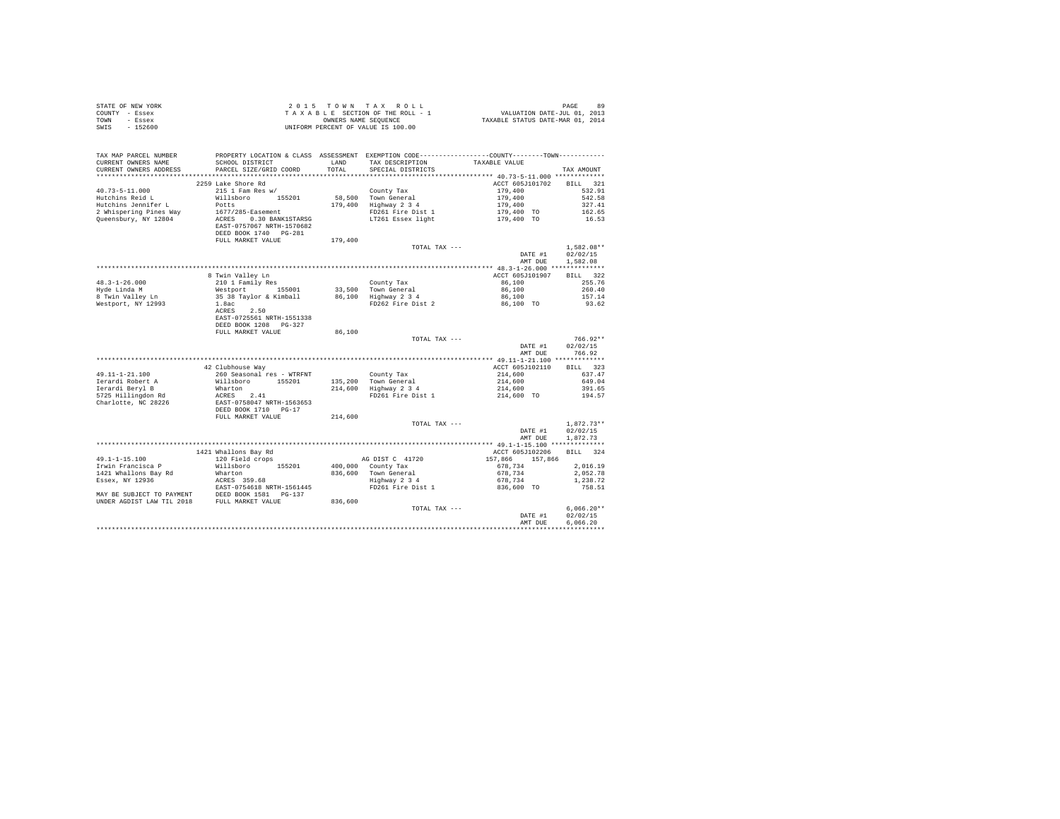STATE OF NEW YORK
COUNTY - Essex
TOWN - Essex
SWIS - 152600

2 0 1 5 T O W N T A X R O L L
T A X A B L E SECTION OF THE ROLL - 1
OWNERS NAME SEQUENCE
UNIFORM PERCENT OF VALUE IS 100.00

VALUATION DATE-JUL 01, 2013
TAXABLE STATUS DATE-MAR 01, 2014

| TAX MAP PARCEL NUMBER / CURRENT OWNERS NAME / CURRENT OWNERS ADDRESS | PROPERTY LOCATION & CLASS / SCHOOL DISTRICT / PARCEL SIZE/GRID COORD | ASSESSMENT LAND / TOTAL | EXEMPTION CODE / TAX DESCRIPTION / SPECIAL DISTRICTS | COUNTY / TOWN TAXABLE VALUE | TAX AMOUNT |
|---|---|---|---|---|---|
| 40.73-5-11.000 | 2259 Lake Shore Rd | | | ACCT 605J101702 | BILL 321 |
| 40.73-5-11.000 | 215 1 Fam Res w/ | | County Tax | 179,400 | 532.91 |
| Hutchins Reid L | Willsboro 155201 | 58,500 | Town General | 179,400 | 542.58 |
| Hutchins Jennifer L | Potts | 179,400 | Highway 2 3 4 | 179,400 | 327.41 |
| 2 Whispering Pines Way | 1677/285-Easement | | FD261 Fire Dist 1 | 179,400 TO | 162.65 |
| Queensbury, NY 12804 | ACRES 0.30 BANK1STARSG | | LT261 Essex light | 179,400 TO | 16.53 |
| | EAST-0757067 NRTH-1570682 | | | | |
| | DEED BOOK 1740 PG-281 | | | | |
| | FULL MARKET VALUE | 179,400 | | | |
| | | | TOTAL TAX --- | | 1,582.08** |
| | | | | DATE #1 | 02/02/15 |
| | | | | AMT DUE | 1,582.08 |
| 48.3-1-26.000 | 8 Twin Valley Ln | | | ACCT 605J101907 | BILL 322 |
| 48.3-1-26.000 | 210 1 Family Res | | County Tax | 86,100 | 255.76 |
| Hyde Linda M | Westport 155001 | 33,500 | Town General | 86,100 | 260.40 |
| 8 Twin Valley Ln | 35 38 Taylor & Kimball | 86,100 | Highway 2 3 4 | 86,100 | 157.14 |
| Westport, NY 12993 | 1.8ac | | FD262 Fire Dist 2 | 86,100 TO | 93.62 |
| | ACRES 2.50 | | | | |
| | EAST-0725561 NRTH-1551338 | | | | |
| | DEED BOOK 1208 PG-327 | | | | |
| | FULL MARKET VALUE | 86,100 | | | |
| | | | TOTAL TAX --- | | 766.92** |
| | | | | DATE #1 | 02/02/15 |
| | | | | AMT DUE | 766.92 |
| 49.11-1-21.100 | 42 Clubhouse Way | | | ACCT 605J102110 | BILL 323 |
| 49.11-1-21.100 | 260 Seasonal res - WTRFNT | | County Tax | 214,600 | 637.47 |
| Ierardi Robert A | Willsboro 155201 | 135,200 | Town General | 214,600 | 649.04 |
| Ierardi Beryl B | Wharton | 214,600 | Highway 2 3 4 | 214,600 | 391.65 |
| 5725 Hillingdon Rd | ACRES 2.41 | | FD261 Fire Dist 1 | 214,600 TO | 194.57 |
| Charlotte, NC 28226 | EAST-0758047 NRTH-1563653 | | | | |
| | DEED BOOK 1710 PG-17 | | | | |
| | FULL MARKET VALUE | 214,600 | | | |
| | | | TOTAL TAX --- | | 1,872.73** |
| | | | | DATE #1 | 02/02/15 |
| | | | | AMT DUE | 1,872.73 |
| 49.1-1-15.100 | 1421 Whallons Bay Rd | | | ACCT 605J102206 | BILL 324 |
| 49.1-1-15.100 | 120 Field crops | | AG DIST C 41720 | 157,866 157,866 | |
| Irwin Francisca P | Willsboro 155201 | 400,000 | County Tax | 678,734 | 2,016.19 |
| 1421 Whallons Bay Rd | Wharton | 836,600 | Town General | 678,734 | 2,052.78 |
| Essex, NY 12936 | ACRES 359.68 | | Highway 2 3 4 | 678,734 | 1,238.72 |
| | EAST-0754618 NRTH-1561445 | | FD261 Fire Dist 1 | 836,600 TO | 758.51 |
| MAY BE SUBJECT TO PAYMENT | DEED BOOK 1581 PG-137 | | | | |
| UNDER AGDIST LAW TIL 2018 | FULL MARKET VALUE | 836,600 | | | |
| | | | TOTAL TAX --- | | 6,066.20** |
| | | | | DATE #1 | 02/02/15 |
| | | | | AMT DUE | 6,066.20 |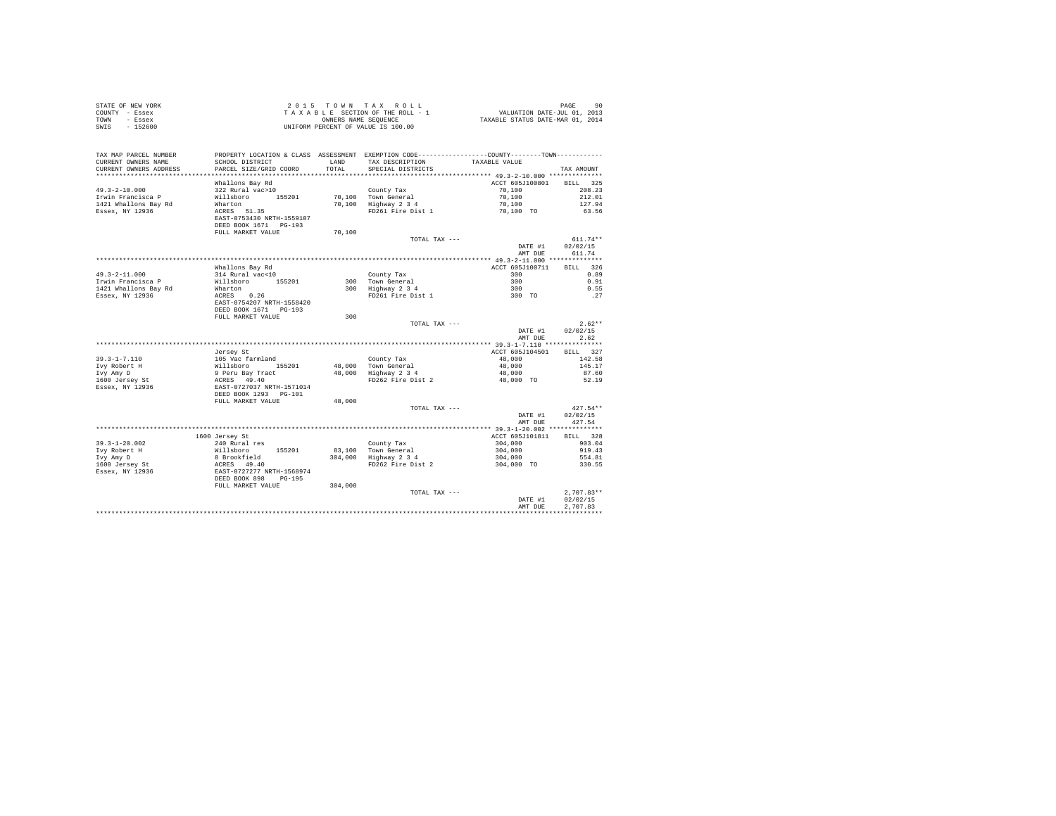STATE OF NEW YORK
COUNTY - Essex
TOWN - Essex
SWIS - 152600

2 0 1 5 T O W N T A X R O L L
T A X A B L E SECTION OF THE ROLL - 1
OWNERS NAME SEQUENCE
UNIFORM PERCENT OF VALUE IS 100.00

VALUATION DATE-JUL 01, 2013
TAXABLE STATUS DATE-MAR 01, 2014

| TAX MAP PARCEL NUMBER / CURRENT OWNERS NAME / CURRENT OWNERS ADDRESS | PROPERTY LOCATION & CLASS / SCHOOL DISTRICT / PARCEL SIZE/GRID COORD | ASSESSMENT LAND / TOTAL | EXEMPTION CODE / TAX DESCRIPTION / SPECIAL DISTRICTS | TAXABLE VALUE (COUNTY / TOWN) | TAX AMOUNT |
|---|---|---|---|---|---|
| 49.3-2-10.000 | Whallons Bay Rd | | | ACCT 605J100801 | BILL 325 |
| Irwin Francisca P | 322 Rural vac>10 | | County Tax | 70,100 | 208.23 |
| 1421 Whallons Bay Rd | Willsboro 155201 | 70,100 | Town General | 70,100 | 212.01 |
| Essex, NY 12936 | Wharton | 70,100 | Highway 2 3 4 | 70,100 | 127.94 |
| | ACRES 51.35 | | FD261 Fire Dist 1 | 70,100 TO | 63.56 |
| | EAST-0753430 NRTH-1559107 | | | | |
| | DEED BOOK 1671 PG-193 | | | | |
| | FULL MARKET VALUE | 70,100 | | | |
| | | | TOTAL TAX --- | | 611.74** |
| | | | | DATE #1 | 02/02/15 |
| | | | | AMT DUE | 611.74 |
| 49.3-2-11.000 | Whallons Bay Rd | | | ACCT 605J100711 | BILL 326 |
| Irwin Francisca P | 314 Rural vac<10 | | County Tax | 300 | 0.89 |
| 1421 Whallons Bay Rd | Willsboro 155201 | 300 | Town General | 300 | 0.91 |
| Essex, NY 12936 | Wharton | 300 | Highway 2 3 4 | 300 | 0.55 |
| | ACRES 0.26 | | FD261 Fire Dist 1 | 300 TO | .27 |
| | EAST-0754207 NRTH-1558420 | | | | |
| | DEED BOOK 1671 PG-193 | | | | |
| | FULL MARKET VALUE | 300 | | | |
| | | | TOTAL TAX --- | | 2.62** |
| | | | | DATE #1 | 02/02/15 |
| | | | | AMT DUE | 2.62 |
| 39.3-1-7.110 | Jersey St | | | ACCT 605J104501 | BILL 327 |
| Ivy Robert H | 105 Vac farmland | | County Tax | 48,000 | 142.58 |
| Ivy Amy D | Willsboro 155201 | 48,000 | Town General | 48,000 | 145.17 |
| 1600 Jersey St | 9 Peru Bay Tract | 48,000 | Highway 2 3 4 | 48,000 | 87.60 |
| Essex, NY 12936 | ACRES 49.40 | | FD262 Fire Dist 2 | 48,000 TO | 52.19 |
| | EAST-0727037 NRTH-1571014 | | | | |
| | DEED BOOK 1293 PG-101 | | | | |
| | FULL MARKET VALUE | 48,000 | | | |
| | | | TOTAL TAX --- | | 427.54** |
| | | | | DATE #1 | 02/02/15 |
| | | | | AMT DUE | 427.54 |
| 39.3-1-20.002 | 1600 Jersey St | | | ACCT 605J101811 | BILL 328 |
| Ivy Robert H | 240 Rural res | | County Tax | 304,000 | 903.04 |
| Ivy Amy D | Willsboro 155201 | 83,100 | Town General | 304,000 | 919.43 |
| 1600 Jersey St | 8 Brookfield | 304,000 | Highway 2 3 4 | 304,000 | 554.81 |
| Essex, NY 12936 | ACRES 49.40 | | FD262 Fire Dist 2 | 304,000 TO | 330.55 |
| | EAST-0727277 NRTH-1568974 | | | | |
| | DEED BOOK 898 PG-195 | | | | |
| | FULL MARKET VALUE | 304,000 | | | |
| | | | TOTAL TAX --- | | 2,707.83** |
| | | | | DATE #1 | 02/02/15 |
| | | | | AMT DUE | 2,707.83 |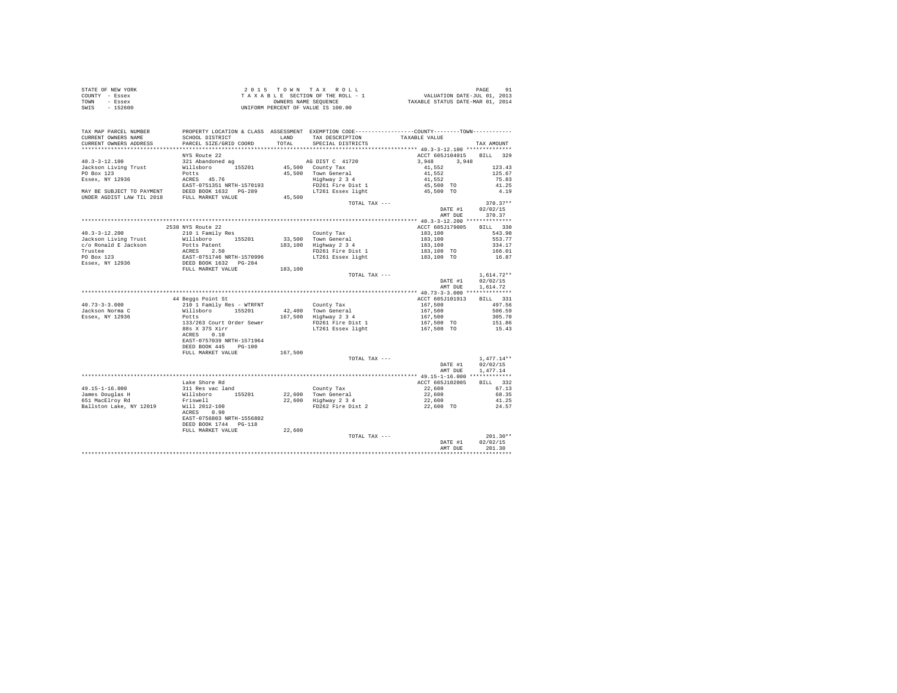STATE OF NEW YORK
COUNTY - Essex
TOWN - Essex
SWIS - 152600

2 0 1 5 T O W N T A X R O L L
T A X A B L E SECTION OF THE ROLL - 1
OWNERS NAME SEQUENCE
UNIFORM PERCENT OF VALUE IS 100.00

VALUATION DATE-JUL 01, 2013
TAXABLE STATUS DATE-MAR 01, 2014

| TAX MAP PARCEL NUMBER / CURRENT OWNERS NAME / CURRENT OWNERS ADDRESS | PROPERTY LOCATION & CLASS / SCHOOL DISTRICT / PARCEL SIZE/GRID COORD | ASSESSMENT LAND / TOTAL | EXEMPTION CODE / TAX DESCRIPTION / SPECIAL DISTRICTS | COUNTY / TOWN TAXABLE VALUE | TAX AMOUNT |
|---|---|---|---|---|---|
| **40.3-3-12.100** | NYS Route 22 | | | ACCT 605J104015 | BILL 329 |
| 40.3-3-12.100 | 321 Abandoned ag | | AG DIST C 41720 | 3,948 3,948 | |
| Jackson Living Trust | Willsboro 155201 | 45,500 | County Tax | 41,552 | 123.43 |
| PO Box 123 | Potts | 45,500 | Town General | 41,552 | 125.67 |
| Essex, NY 12936 | ACRES 45.76 | | Highway 2 3 4 | 41,552 | 75.83 |
| | EAST-0751351 NRTH-1570193 | | FD261 Fire Dist 1 | 45,500 TO | 41.25 |
| MAY BE SUBJECT TO PAYMENT | DEED BOOK 1632 PG-289 | | LT261 Essex light | 45,500 TO | 4.19 |
| UNDER AGDIST LAW TIL 2018 | FULL MARKET VALUE | 45,500 | | | |
| | | | TOTAL TAX --- | | 370.37** |
| | | | | DATE #1 | 02/02/15 |
| | | | | AMT DUE | 370.37 |
| **40.3-3-12.200** | 2538 NYS Route 22 | | | ACCT 605J179005 | BILL 330 |
| 40.3-3-12.200 | 210 1 Family Res | | County Tax | 183,100 | 543.90 |
| Jackson Living Trust | Willsboro 155201 | 33,500 | Town General | 183,100 | 553.77 |
| c/o Ronald E Jackson | Potts Patent | 183,100 | Highway 2 3 4 | 183,100 | 334.17 |
| Trustee | ACRES 2.50 | | FD261 Fire Dist 1 | 183,100 TO | 166.01 |
| PO Box 123 | EAST-0751746 NRTH-1570996 | | LT261 Essex light | 183,100 TO | 16.87 |
| Essex, NY 12936 | DEED BOOK 1632 PG-284 | | | | |
| | FULL MARKET VALUE | 183,100 | | | |
| | | | TOTAL TAX --- | | 1,614.72** |
| | | | | DATE #1 | 02/02/15 |
| | | | | AMT DUE | 1,614.72 |
| **40.73-3-3.000** | 44 Beggs Point St | | | ACCT 605J101913 | BILL 331 |
| 40.73-3-3.000 | 210 1 Family Res - WTRFNT | | County Tax | 167,500 | 497.56 |
| Jackson Norma C | Willsboro 155201 | 42,400 | Town General | 167,500 | 506.59 |
| Essex, NY 12936 | Potts | 167,500 | Highway 2 3 4 | 167,500 | 305.70 |
| | 133/263 Court Order Sewer | | FD261 Fire Dist 1 | 167,500 TO | 151.86 |
| | 88s X 37S Xirr | | LT261 Essex light | 167,500 TO | 15.43 |
| | ACRES 0.10 | | | | |
| | EAST-0757039 NRTH-1571964 | | | | |
| | DEED BOOK 445 PG-100 | | | | |
| | FULL MARKET VALUE | 167,500 | | | |
| | | | TOTAL TAX --- | | 1,477.14** |
| | | | | DATE #1 | 02/02/15 |
| | | | | AMT DUE | 1,477.14 |
| **49.15-1-16.000** | Lake Shore Rd | | | ACCT 605J102005 | BILL 332 |
| 49.15-1-16.000 | 311 Res vac land | | County Tax | 22,600 | 67.13 |
| James Douglas H | Willsboro 155201 | 22,600 | Town General | 22,600 | 68.35 |
| 651 MacElroy Rd | Friswell | 22,600 | Highway 2 3 4 | 22,600 | 41.25 |
| Ballston Lake, NY 12019 | Will 2012-100 | | FD262 Fire Dist 2 | 22,600 TO | 24.57 |
| | ACRES 0.90 | | | | |
| | EAST-0756803 NRTH-1556802 | | | | |
| | DEED BOOK 1744 PG-118 | | | | |
| | FULL MARKET VALUE | 22,600 | | | |
| | | | TOTAL TAX --- | | 201.30** |
| | | | | DATE #1 | 02/02/15 |
| | | | | AMT DUE | 201.30 |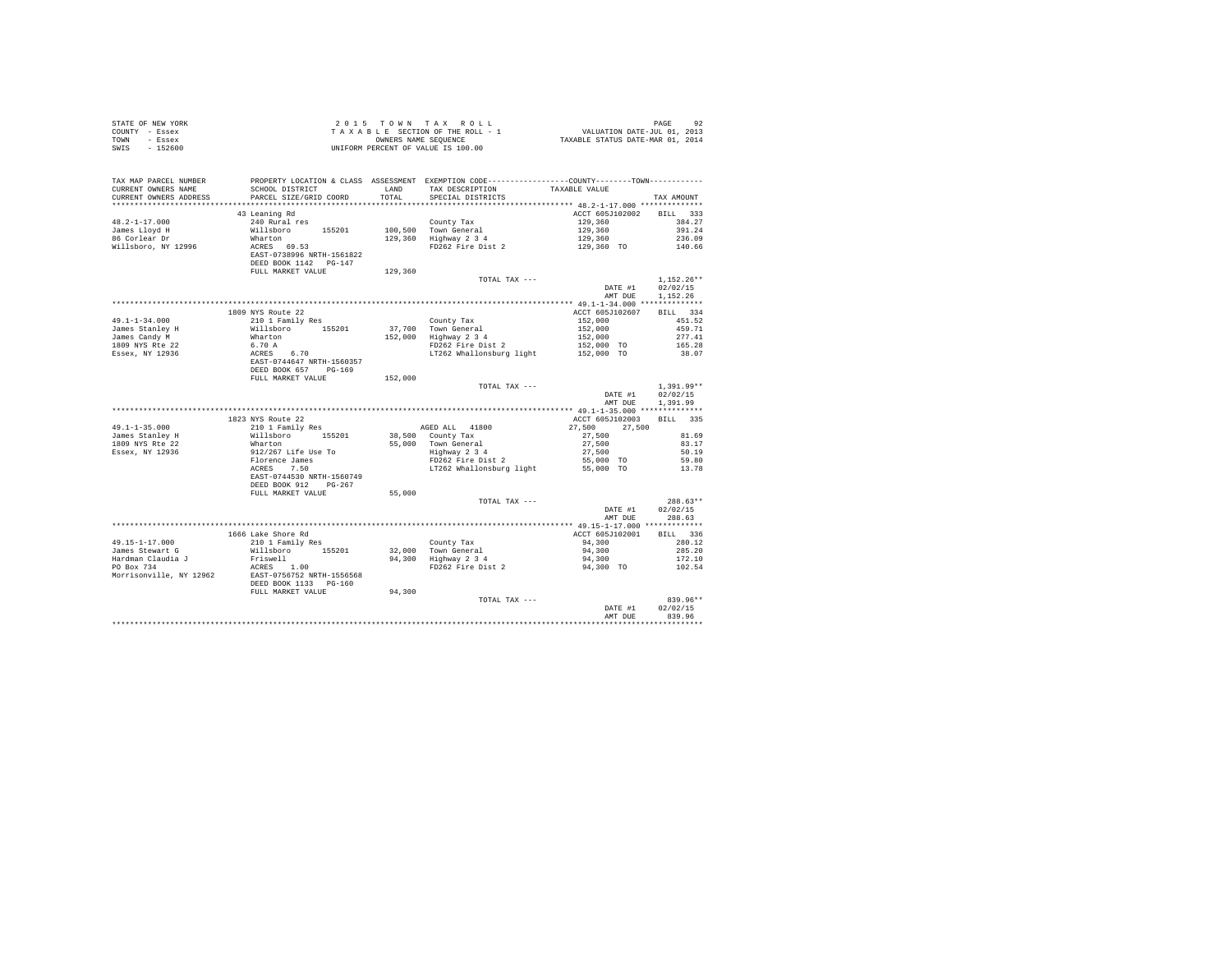STATE OF NEW YORK
COUNTY - Essex
TOWN - Essex
SWIS - 152600

2015 TOWN TAX ROLL
TAXABLE SECTION OF THE ROLL - 1
OWNERS NAME SEQUENCE
UNIFORM PERCENT OF VALUE IS 100.00

VALUATION DATE-JUL 01, 2013
TAXABLE STATUS DATE-MAR 01, 2014

| TAX MAP PARCEL NUMBER / CURRENT OWNERS NAME / CURRENT OWNERS ADDRESS | PROPERTY LOCATION & CLASS / SCHOOL DISTRICT / PARCEL SIZE/GRID COORD | ASSESSMENT LAND / TOTAL | EXEMPTION CODE / TAX DESCRIPTION / SPECIAL DISTRICTS | COUNTY / TOWN TAXABLE VALUE | TAX AMOUNT |
|---|---|---|---|---|---|
| **48.2-1-17.000** | 43 Leaning Rd | | | ACCT 605J102002 | BILL 333 |
| 48.2-1-17.000 | 240 Rural res | | County Tax | 129,360 | 384.27 |
| James Lloyd H | Willsboro 155201 | 100,500 | Town General | 129,360 | 391.24 |
| 86 Corlear Dr | Wharton | 129,360 | Highway 2 3 4 | 129,360 | 236.09 |
| Willsboro, NY 12996 | ACRES 69.53 | | FD262 Fire Dist 2 | 129,360 TO | 140.66 |
| | EAST-0738996 NRTH-1561822 | | | | |
| | DEED BOOK 1142 PG-147 | | | | |
| | FULL MARKET VALUE | 129,360 | | | |
| | | | TOTAL TAX --- | | 1,152.26** |
| | | | | DATE #1 | 02/02/15 |
| | | | | AMT DUE | 1,152.26 |
| **49.1-1-34.000** | 1809 NYS Route 22 | | | ACCT 605J102607 | BILL 334 |
| 49.1-1-34.000 | 210 1 Family Res | | County Tax | 152,000 | 451.52 |
| James Stanley H | Willsboro 155201 | 37,700 | Town General | 152,000 | 459.71 |
| James Candy M | Wharton | 152,000 | Highway 2 3 4 | 152,000 | 277.41 |
| 1809 NYS Rte 22 | 6.70 A | | FD262 Fire Dist 2 | 152,000 TO | 165.28 |
| Essex, NY 12936 | ACRES 6.70 | | LT262 Whallonsburg light | 152,000 TO | 38.07 |
| | EAST-0744647 NRTH-1560357 | | | | |
| | DEED BOOK 657 PG-169 | | | | |
| | FULL MARKET VALUE | 152,000 | | | |
| | | | TOTAL TAX --- | | 1,391.99** |
| | | | | DATE #1 | 02/02/15 |
| | | | | AMT DUE | 1,391.99 |
| **49.1-1-35.000** | 1823 NYS Route 22 | | | ACCT 605J102003 | BILL 335 |
| 49.1-1-35.000 | 210 1 Family Res | | AGED ALL 41800 | 27,500 27,500 | |
| James Stanley H | Willsboro 155201 | 38,500 | County Tax | 27,500 | 81.69 |
| 1809 NYS Rte 22 | Wharton | 55,000 | Town General | 27,500 | 83.17 |
| Essex, NY 12936 | 912/267 Life Use To | | Highway 2 3 4 | 27,500 | 50.19 |
| | Florence James | | FD262 Fire Dist 2 | 55,000 TO | 59.80 |
| | ACRES 7.50 | | LT262 Whallonsburg light | 55,000 TO | 13.78 |
| | EAST-0744530 NRTH-1560749 | | | | |
| | DEED BOOK 912 PG-267 | | | | |
| | FULL MARKET VALUE | 55,000 | | | |
| | | | TOTAL TAX --- | | 288.63** |
| | | | | DATE #1 | 02/02/15 |
| | | | | AMT DUE | 288.63 |
| **49.15-1-17.000** | 1666 Lake Shore Rd | | | ACCT 605J102001 | BILL 336 |
| 49.15-1-17.000 | 210 1 Family Res | | County Tax | 94,300 | 280.12 |
| James Stewart G | Willsboro 155201 | 32,000 | Town General | 94,300 | 285.20 |
| Hardman Claudia J | Friswell | 94,300 | Highway 2 3 4 | 94,300 | 172.10 |
| PO Box 734 | ACRES 1.00 | | FD262 Fire Dist 2 | 94,300 TO | 102.54 |
| Morrisonville, NY 12962 | EAST-0756752 NRTH-1556568 | | | | |
| | DEED BOOK 1133 PG-160 | | | | |
| | FULL MARKET VALUE | 94,300 | | | |
| | | | TOTAL TAX --- | | 839.96** |
| | | | | DATE #1 | 02/02/15 |
| | | | | AMT DUE | 839.96 |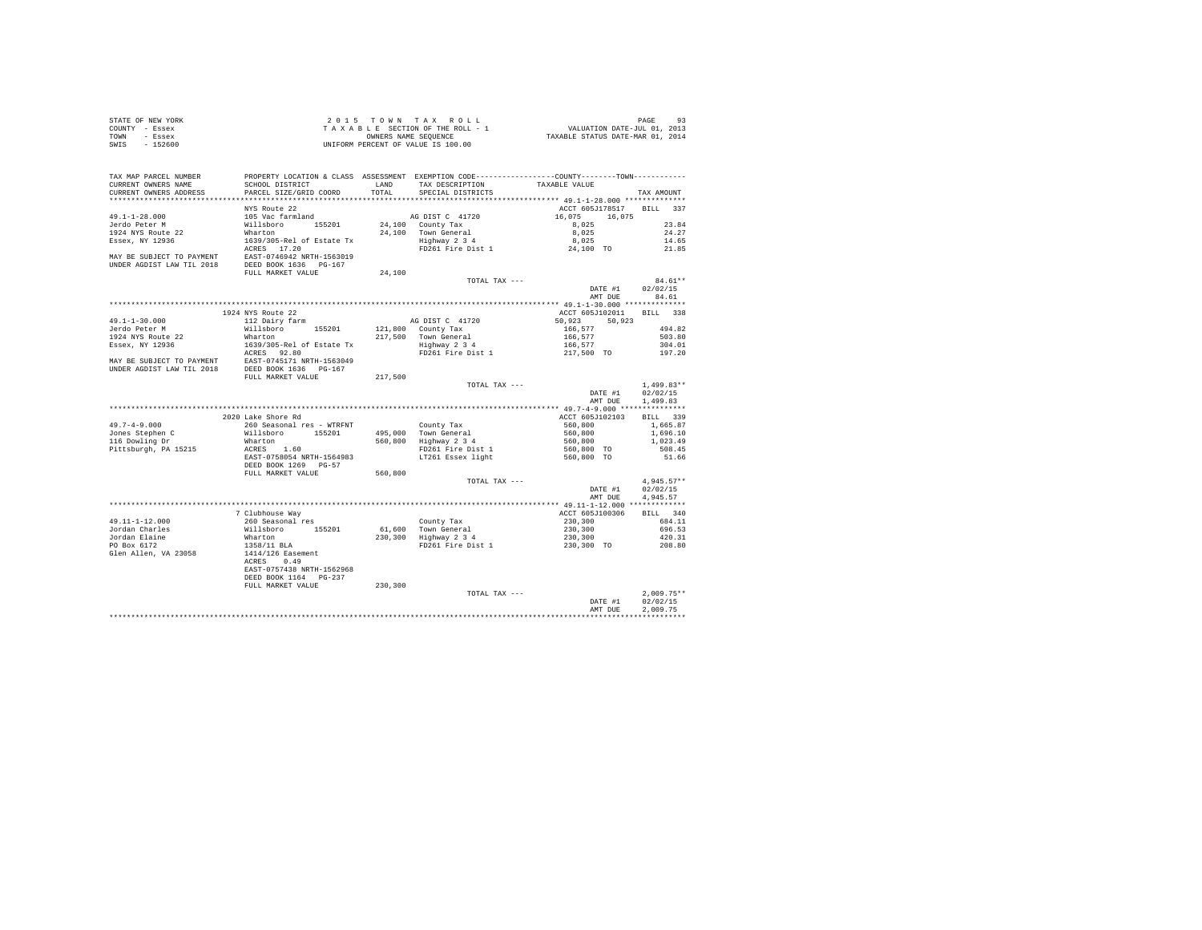STATE OF NEW YORK
COUNTY - Essex
TOWN - Essex
SWIS - 152600

2 0 1 5 T O W N T A X R O L L
T A X A B L E SECTION OF THE ROLL - 1
OWNERS NAME SEQUENCE
UNIFORM PERCENT OF VALUE IS 100.00

VALUATION DATE-JUL 01, 2013
TAXABLE STATUS DATE-MAR 01, 2014

```
TAX MAP PARCEL NUMBER     PROPERTY LOCATION & CLASS  ASSESSMENT  EXEMPTION CODE-----------------COUNTY--------TOWN-----------
CURRENT OWNERS NAME       SCHOOL DISTRICT              LAND      TAX DESCRIPTION            TAXABLE VALUE
CURRENT OWNERS ADDRESS    PARCEL SIZE/GRID COORD       TOTAL     SPECIAL DISTRICTS                                 TAX AMOUNT
****************************************************************************************** 49.1-1-28.000 **************
                          NYS Route 22                                                     ACCT 605J178517    BILL  337
49.1-1-28.000             105 Vac farmland                       AG DIST C  41720           16,075     16,075
Jerdo Peter M             Willsboro      155201       24,100    County Tax                   8,025                  23.84
1924 NYS Route 22         Wharton                     24,100    Town General                 8,025                  24.27
Essex, NY 12936           1639/305-Rel of Estate Tx             Highway 2 3 4                8,025                  14.65
                          ACRES   17.20                         FD261 Fire Dist 1            24,100 TO              21.85
MAY BE SUBJECT TO PAYMENT EAST-0746942 NRTH-1563019
UNDER AGDIST LAW TIL 2018 DEED BOOK 1636   PG-167
                          FULL MARKET VALUE           24,100
                                                                TOTAL TAX ---                                    84.61**
                                                                                          DATE #1          02/02/15
                                                                                          AMT DUE             84.61
****************************************************************************************** 49.1-1-30.000 **************
                          1924 NYS Route 22                                                ACCT 605J102011    BILL  338
49.1-1-30.000             112 Dairy farm                         AG DIST C  41720           50,923     50,923
Jerdo Peter M             Willsboro      155201      121,800    County Tax                 166,577                 494.82
1924 NYS Route 22         Wharton                    217,500    Town General               166,577                 503.80
Essex, NY 12936           1639/305-Rel of Estate Tx             Highway 2 3 4              166,577                 304.01
                          ACRES   92.80                         FD261 Fire Dist 1           217,500 TO             197.20
MAY BE SUBJECT TO PAYMENT EAST-0745171 NRTH-1563049
UNDER AGDIST LAW TIL 2018 DEED BOOK 1636   PG-167
                          FULL MARKET VALUE          217,500
                                                                TOTAL TAX ---                                  1,499.83**
                                                                                          DATE #1          02/02/15
                                                                                          AMT DUE           1,499.83
****************************************************************************************** 49.7-4-9.000 ***************
                          2020 Lake Shore Rd                                               ACCT 605J102103    BILL  339
49.7-4-9.000              260 Seasonal res - WTRFNT             County Tax                 560,800               1,665.87
Jones Stephen C           Willsboro      155201      495,000    Town General               560,800               1,696.10
116 Dowling Dr            Wharton                    560,800    Highway 2 3 4              560,800               1,023.49
Pittsburgh, PA 15215      ACRES    1.60                         FD261 Fire Dist 1           560,800 TO             508.45
                          EAST-0758054 NRTH-1564983             LT261 Essex light           560,800 TO              51.66
                          DEED BOOK 1269   PG-57
                          FULL MARKET VALUE          560,800
                                                                TOTAL TAX ---                                  4,945.57**
                                                                                          DATE #1          02/02/15
                                                                                          AMT DUE           4,945.57
****************************************************************************************** 49.11-1-12.000 *************
                          7 Clubhouse Way                                                  ACCT 605J100306    BILL  340
49.11-1-12.000            260 Seasonal res                      County Tax                 230,300                 684.11
Jordan Charles            Willsboro      155201       61,600    Town General               230,300                 696.53
Jordan Elaine             Wharton                    230,300    Highway 2 3 4              230,300                 420.31
PO Box 6172               1358/11 BLA                           FD261 Fire Dist 1           230,300 TO             208.80
Glen Allen, VA 23058      1414/126 Easement
                          ACRES    0.49
                          EAST-0757438 NRTH-1562968
                          DEED BOOK 1164   PG-237
                          FULL MARKET VALUE          230,300
                                                                TOTAL TAX ---                                  2,009.75**
                                                                                          DATE #1          02/02/15
                                                                                          AMT DUE           2,009.75
************************************************************************************************************************
```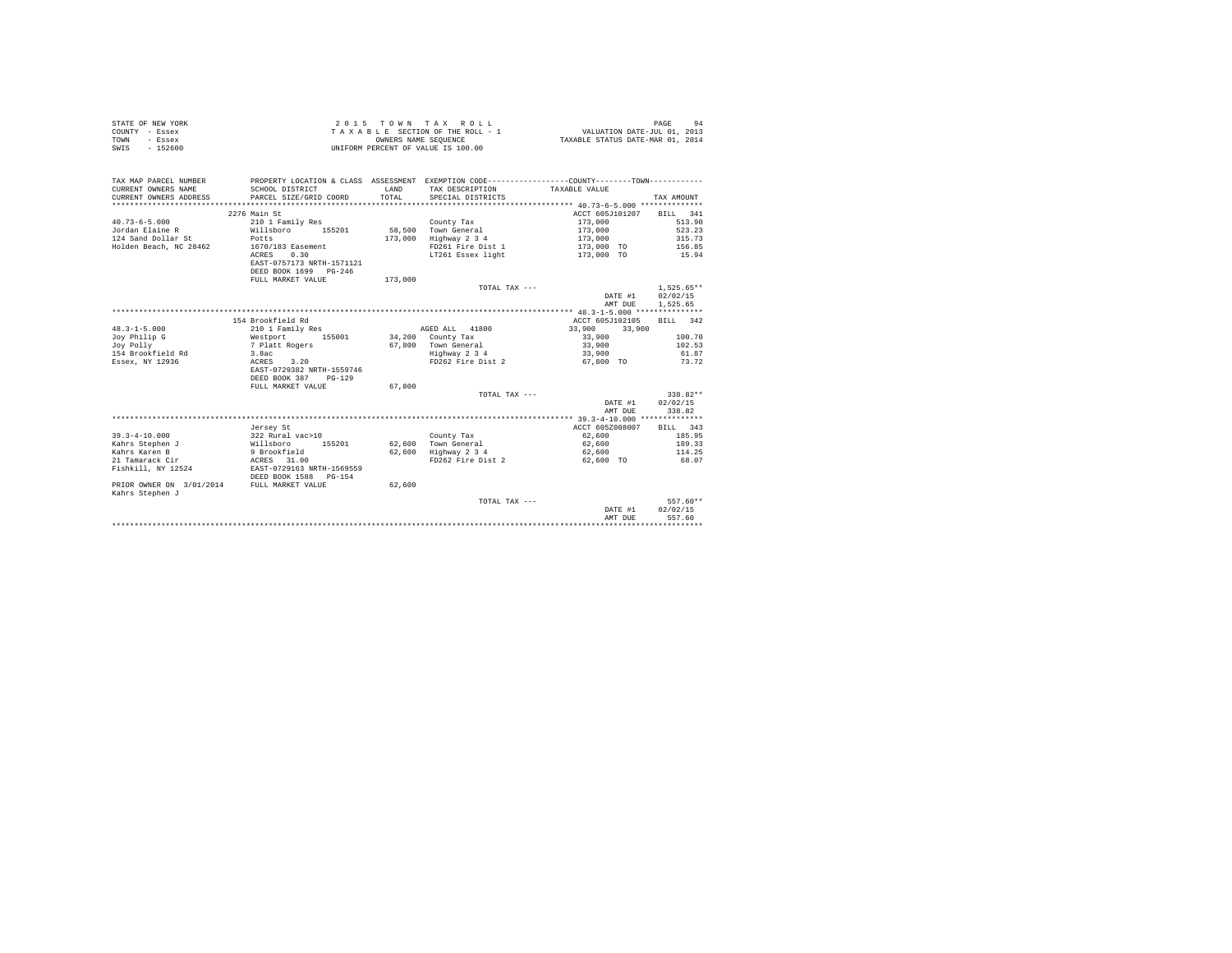STATE OF NEW YORK
COUNTY - Essex
TOWN - Essex
SWIS - 152600

2 0 1 5 T O W N T A X R O L L
T A X A B L E SECTION OF THE ROLL - 1
OWNERS NAME SEQUENCE
UNIFORM PERCENT OF VALUE IS 100.00

VALUATION DATE-JUL 01, 2013
TAXABLE STATUS DATE-MAR 01, 2014

| TAX MAP PARCEL NUMBER / CURRENT OWNERS NAME / CURRENT OWNERS ADDRESS | PROPERTY LOCATION & CLASS / SCHOOL DISTRICT / PARCEL SIZE/GRID COORD | ASSESSMENT LAND / TOTAL | EXEMPTION CODE / TAX DESCRIPTION / SPECIAL DISTRICTS | COUNTY / TAXABLE VALUE | TOWN | TAX AMOUNT |
|---|---|---|---|---|---|---|
| **40.73-6-5.000** | 2276 Main St | | | ACCT 605J101207 | | BILL 341 |
| 40.73-6-5.000 | 210 1 Family Res | | County Tax | 173,000 | | 513.90 |
| Jordan Elaine R | Willsboro 155201 | 58,500 | Town General | 173,000 | | 523.23 |
| 124 Sand Dollar St | Potts | 173,000 | Highway 2 3 4 | 173,000 | | 315.73 |
| Holden Beach, NC 28462 | 1670/183 Easement | | FD261 Fire Dist 1 | 173,000 TO | | 156.85 |
| | ACRES 0.30 | | LT261 Essex light | 173,000 TO | | 15.94 |
| | EAST-0757173 NRTH-1571121 | | | | | |
| | DEED BOOK 1699 PG-246 | | | | | |
| | FULL MARKET VALUE | 173,000 | | | | |
| | | | TOTAL TAX --- | | | 1,525.65** |
| | | | | DATE #1 | | 02/02/15 |
| | | | | AMT DUE | | 1,525.65 |
| **48.3-1-5.000** | 154 Brookfield Rd | | | ACCT 605J102105 | | BILL 342 |
| 48.3-1-5.000 | 210 1 Family Res | | AGED ALL 41800 | 33,900 | 33,900 | |
| Joy Philip G | Westport 155001 | 34,200 | County Tax | 33,900 | | 100.70 |
| Joy Polly | 7 Platt Rogers | 67,800 | Town General | 33,900 | | 102.53 |
| 154 Brookfield Rd | 3.8ac | | Highway 2 3 4 | 33,900 | | 61.87 |
| Essex, NY 12936 | ACRES 3.20 | | FD262 Fire Dist 2 | 67,800 TO | | 73.72 |
| | EAST-0729382 NRTH-1559746 | | | | | |
| | DEED BOOK 387 PG-129 | | | | | |
| | FULL MARKET VALUE | 67,800 | | | | |
| | | | TOTAL TAX --- | | | 338.82** |
| | | | | DATE #1 | | 02/02/15 |
| | | | | AMT DUE | | 338.82 |
| **39.3-4-10.000** | Jersey St | | | ACCT 605Z008007 | | BILL 343 |
| 39.3-4-10.000 | 322 Rural vac>10 | | County Tax | 62,600 | | 185.95 |
| Kahrs Stephen J | Willsboro 155201 | 62,600 | Town General | 62,600 | | 189.33 |
| Kahrs Karen B | 9 Brookfield | 62,600 | Highway 2 3 4 | 62,600 | | 114.25 |
| 21 Tamarack Cir | ACRES 31.00 | | FD262 Fire Dist 2 | 62,600 TO | | 68.07 |
| Fishkill, NY 12524 | EAST-0729163 NRTH-1569559 | | | | | |
| | DEED BOOK 1588 PG-154 | | | | | |
| PRIOR OWNER ON 3/01/2014 | FULL MARKET VALUE | 62,600 | | | | |
| Kahrs Stephen J | | | | | | |
| | | | TOTAL TAX --- | | | 557.60** |
| | | | | DATE #1 | | 02/02/15 |
| | | | | AMT DUE | | 557.60 |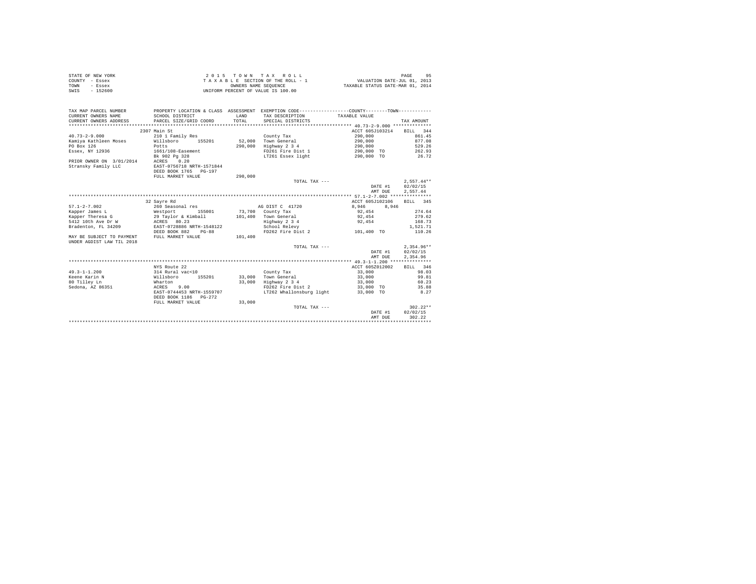STATE OF NEW YORK
COUNTY - Essex
TOWN - Essex
SWIS - 152600

2 0 1 5 T O W N T A X R O L L
T A X A B L E SECTION OF THE ROLL - 1
OWNERS NAME SEQUENCE
UNIFORM PERCENT OF VALUE IS 100.00

VALUATION DATE-JUL 01, 2013
TAXABLE STATUS DATE-MAR 01, 2014

| TAX MAP PARCEL NUMBER / CURRENT OWNERS NAME / CURRENT OWNERS ADDRESS | PROPERTY LOCATION & CLASS / SCHOOL DISTRICT / PARCEL SIZE/GRID COORD | ASSESSMENT LAND / TOTAL | EXEMPTION CODE / TAX DESCRIPTION / SPECIAL DISTRICTS | COUNTY / TOWN TAXABLE VALUE | TAX AMOUNT |
|---|---|---|---|---|---|
| **40.73-2-9.000** | 2307 Main St | | | ACCT 605J103214 | BILL 344 |
| 40.73-2-9.000 | 210 1 Family Res | | County Tax | 290,000 | 861.45 |
| Kamiya Kathleen Moses | Willsboro 155201 | 52,000 | Town General | 290,000 | 877.08 |
| PO Box 126 | Potts | 290,000 | Highway 2 3 4 | 290,000 | 529.26 |
| Essex, NY 12936 | 1661/108-Easement | | FD261 Fire Dist 1 | 290,000 TO | 262.93 |
| | Bk 902 Pg 328 | | LT261 Essex light | 290,000 TO | 26.72 |
| PRIOR OWNER ON 3/01/2014 | ACRES 0.20 | | | | |
| Stransky Family LLC | EAST-0756718 NRTH-1571844 | | | | |
| | DEED BOOK 1765 PG-197 | | | | |
| | FULL MARKET VALUE | 290,000 | | | |
| | | | TOTAL TAX --- | | 2,557.44** |
| | | | | DATE #1 | 02/02/15 |
| | | | | AMT DUE | 2,557.44 |
| **57.1-2-7.002** | 32 Sayre Rd | | | ACCT 605J102106 | BILL 345 |
| 57.1-2-7.002 | 260 Seasonal res | | AG DIST C 41720 | 8,946 8,946 | |
| Kapper James L | Westport 155001 | 73,700 | County Tax | 92,454 | 274.64 |
| Kapper Theresa G | 29 Taylor & Kimball | 101,400 | Town General | 92,454 | 279.62 |
| 5412 10th Ave Dr W | ACRES 80.23 | | Highway 2 3 4 | 92,454 | 168.73 |
| Bradenton, FL 34209 | EAST-0728886 NRTH-1548122 | | School Relevy | | 1,521.71 |
| | DEED BOOK 882 PG-88 | | FD262 Fire Dist 2 | 101,400 TO | 110.26 |
| MAY BE SUBJECT TO PAYMENT UNDER AGDIST LAW TIL 2018 | FULL MARKET VALUE | 101,400 | | | |
| | | | TOTAL TAX --- | | 2,354.96** |
| | | | | DATE #1 | 02/02/15 |
| | | | | AMT DUE | 2,354.96 |
| **49.3-1-1.200** | NYS Route 22 | | | ACCT 605Z012002 | BILL 346 |
| 49.3-1-1.200 | 314 Rural vac<10 | | County Tax | 33,000 | 98.03 |
| Keene Karin N | Willsboro 155201 | 33,000 | Town General | 33,000 | 99.81 |
| 80 Tilley Ln | Wharton | 33,000 | Highway 2 3 4 | 33,000 | 60.23 |
| Sedona, AZ 86351 | ACRES 9.00 | | FD262 Fire Dist 2 | 33,000 TO | 35.88 |
| | EAST-0744453 NRTH-1559707 | | LT262 Whallonsburg light | 33,000 TO | 8.27 |
| | DEED BOOK 1186 PG-272 | | | | |
| | FULL MARKET VALUE | 33,000 | | | |
| | | | TOTAL TAX --- | | 302.22** |
| | | | | DATE #1 | 02/02/15 |
| | | | | AMT DUE | 302.22 |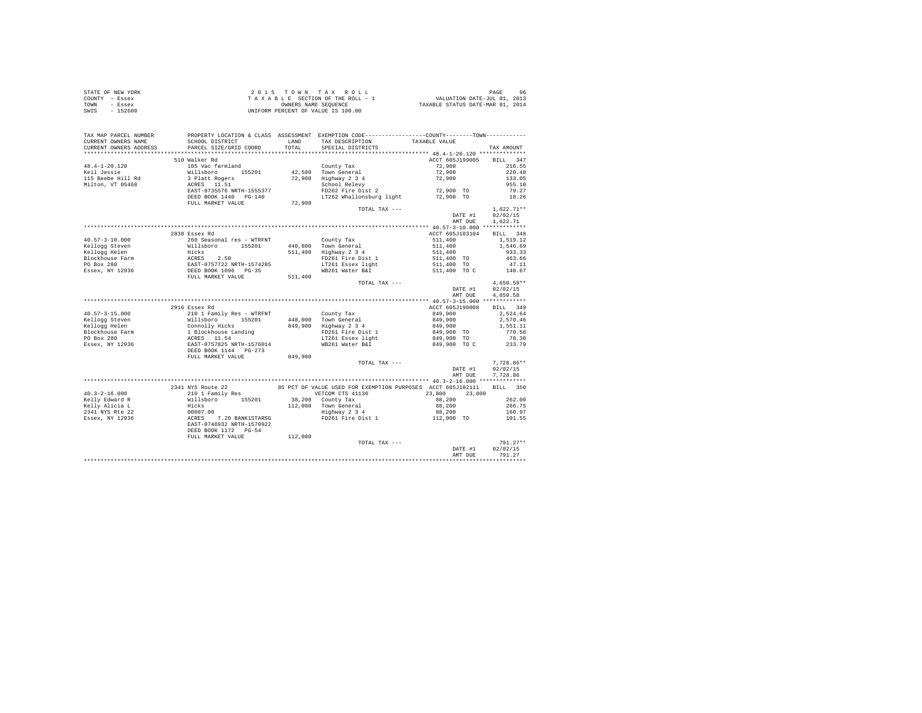STATE OF NEW YORK
COUNTY - Essex
TOWN - Essex
SWIS - 152600

2 0 1 5 T O W N T A X R O L L
T A X A B L E SECTION OF THE ROLL - 1
OWNERS NAME SEQUENCE
UNIFORM PERCENT OF VALUE IS 100.00

VALUATION DATE-JUL 01, 2013
TAXABLE STATUS DATE-MAR 01, 2014

| TAX MAP PARCEL NUMBER / CURRENT OWNERS NAME / CURRENT OWNERS ADDRESS | PROPERTY LOCATION & CLASS / SCHOOL DISTRICT / PARCEL SIZE/GRID COORD | ASSESSMENT LAND / TOTAL | EXEMPTION CODE / TAX DESCRIPTION / SPECIAL DISTRICTS | COUNTY--------TOWN / TAXABLE VALUE | TAX AMOUNT |
|---|---|---|---|---|---|
| **48.4-1-20.120** | 510 Walker Rd | | | ACCT 605J199005 | BILL 347 |
| 48.4-1-20.120 | 105 Vac farmland | | County Tax | 72,900 | 216.55 |
| Keil Jessie | Willsboro 155201 | 42,500 | Town General | 72,900 | 220.48 |
| 115 Beebe Hill Rd | 3 Platt Rogers | 72,900 | Highway 2 3 4 | 72,900 | 133.05 |
| Milton, VT 05468 | ACRES 11.51 | | School Relevy | | 955.10 |
| | EAST-0735576 NRTH-1555377 | | FD262 Fire Dist 2 | 72,900 TO | 79.27 |
| | DEED BOOK 1440 PG-140 | | LT262 Whallonsburg light | 72,900 TO | 18.26 |
| | FULL MARKET VALUE | 72,900 | | | |
| | | | TOTAL TAX --- | | 1,622.71** |
| | | | | DATE #1 | 02/02/15 |
| | | | | AMT DUE | 1,622.71 |
| **40.57-3-10.000** | 2838 Essex Rd | | | ACCT 605J103104 | BILL 348 |
| 40.57-3-10.000 | 260 Seasonal res - WTRFNT | | County Tax | 511,400 | 1,519.12 |
| Kellogg Steven | Willsboro 155201 | 440,800 | Town General | 511,400 | 1,546.69 |
| Kellogg Helen | Hicks | 511,400 | Highway 2 3 4 | 511,400 | 933.33 |
| Blockhouse Farm | ACRES 2.50 | | FD261 Fire Dist 1 | 511,400 TO | 463.66 |
| PO Box 280 | EAST-0757722 NRTH-1574285 | | LT261 Essex light | 511,400 TO | 47.11 |
| Essex, NY 12936 | DEED BOOK 1096 PG-35 | | WB261 Water B&I | 511,400 TO C | 140.67 |
| | FULL MARKET VALUE | 511,400 | | | |
| | | | TOTAL TAX --- | | 4,650.58** |
| | | | | DATE #1 | 02/02/15 |
| | | | | AMT DUE | 4,650.58 |
| **40.57-3-15.000** | 2916 Essex Rd | | | ACCT 605J190008 | BILL 349 |
| 40.57-3-15.000 | 210 1 Family Res - WTRFNT | | County Tax | 849,900 | 2,524.64 |
| Kellogg Steven | Willsboro 155201 | 448,000 | Town General | 849,900 | 2,570.46 |
| Kellogg Helen | Connolly Hicks | 849,900 | Highway 2 3 4 | 849,900 | 1,551.11 |
| Blockhouse Farm | 1 Blockhouse Landing | | FD261 Fire Dist 1 | 849,900 TO | 770.56 |
| PO Box 280 | ACRES 11.54 | | LT261 Essex light | 849,900 TO | 78.30 |
| Essex, NY 12936 | EAST-0757825 NRTH-1576014 | | WB261 Water B&I | 849,900 TO C | 233.79 |
| | DEED BOOK 1144 PG-273 | | | | |
| | FULL MARKET VALUE | 849,900 | | | |
| | | | TOTAL TAX --- | | 7,728.86** |
| | | | | DATE #1 | 02/02/15 |
| | | | | AMT DUE | 7,728.86 |
| **40.3-2-16.000** | 2341 NYS Route 22 | | 85 PCT OF VALUE USED FOR EXEMPTION PURPOSES | ACCT 605J102111 | BILL 350 |
| 40.3-2-16.000 | 210 1 Family Res | | VETCOM CTS 41130 | 23,800 23,800 | |
| Kelly Edward R | Willsboro 155201 | 38,200 | County Tax | 88,200 | 262.00 |
| Kelly Alicia L | Hicks | 112,000 | Town General | 88,200 | 266.75 |
| 2341 NYS Rte 22 | 00007.00 | | Highway 2 3 4 | 88,200 | 160.97 |
| Essex, NY 12936 | ACRES 7.20 BANK1STARSG | | FD261 Fire Dist 1 | 112,000 TO | 101.55 |
| | EAST-0746932 NRTH-1570922 | | | | |
| | DEED BOOK 1172 PG-54 | | | | |
| | FULL MARKET VALUE | 112,000 | | | |
| | | | TOTAL TAX --- | | 791.27** |
| | | | | DATE #1 | 02/02/15 |
| | | | | AMT DUE | 791.27 |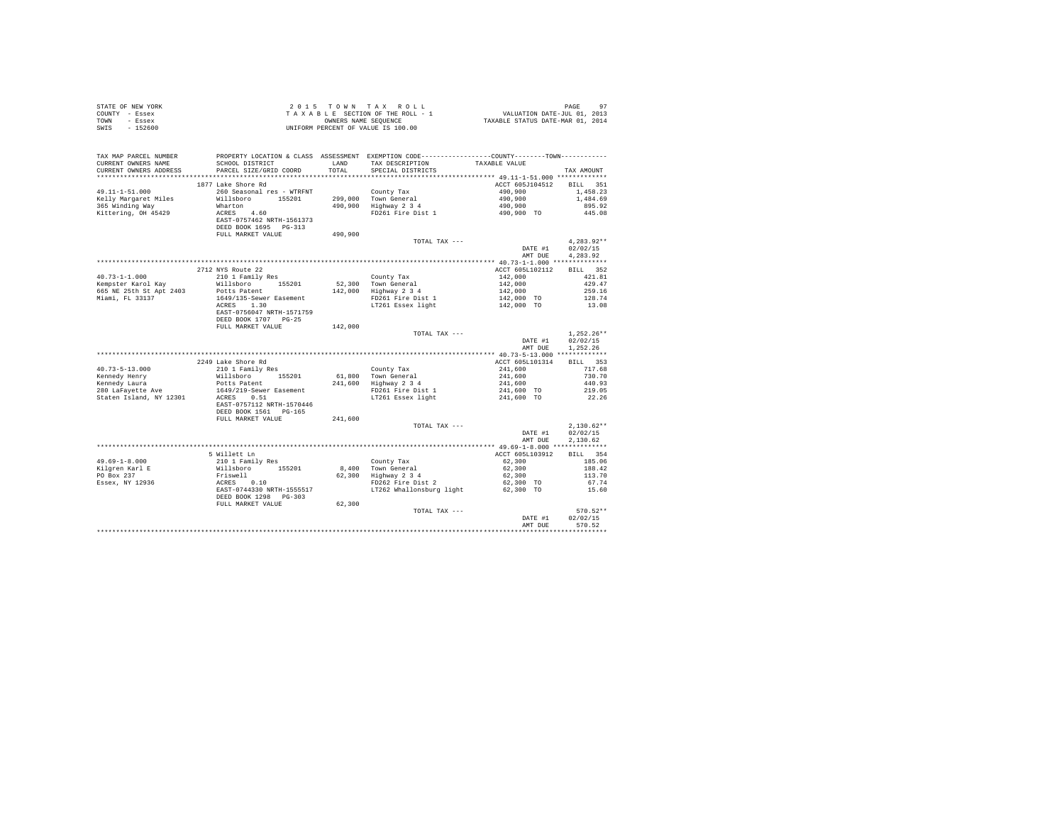STATE OF NEW YORK
COUNTY - Essex
TOWN - Essex
SWIS - 152600

2 0 1 5 T O W N T A X R O L L
T A X A B L E SECTION OF THE ROLL - 1
OWNERS NAME SEQUENCE
UNIFORM PERCENT OF VALUE IS 100.00

VALUATION DATE-JUL 01, 2013
TAXABLE STATUS DATE-MAR 01, 2014

| TAX MAP PARCEL NUMBER / CURRENT OWNERS NAME / CURRENT OWNERS ADDRESS | PROPERTY LOCATION & CLASS / SCHOOL DISTRICT / PARCEL SIZE/GRID COORD | ASSESSMENT LAND / TOTAL | EXEMPTION CODE / TAX DESCRIPTION / SPECIAL DISTRICTS | COUNTY--------TOWN TAXABLE VALUE | TAX AMOUNT |
|---|---|---|---|---|---|
| **49.11-1-51.000** | 1877 Lake Shore Rd | | | ACCT 605J104512 | BILL 351 |
| 49.11-1-51.000 | 260 Seasonal res - WTRFNT | | County Tax | 490,900 | 1,458.23 |
| Kelly Margaret Miles | Willsboro 155201 | 299,000 | Town General | 490,900 | 1,484.69 |
| 365 Winding Way | Wharton | 490,900 | Highway 2 3 4 | 490,900 | 895.92 |
| Kittering, OH 45429 | ACRES 4.60 | | FD261 Fire Dist 1 | 490,900 TO | 445.08 |
| | EAST-0757462 NRTH-1561373 | | | | |
| | DEED BOOK 1695 PG-313 | | | | |
| | FULL MARKET VALUE | 490,900 | | | |
| | | | TOTAL TAX --- | | 4,283.92** |
| | | | | DATE #1 | 02/02/15 |
| | | | | AMT DUE | 4,283.92 |
| **40.73-1-1.000** | 2712 NYS Route 22 | | | ACCT 605L102112 | BILL 352 |
| 40.73-1-1.000 | 210 1 Family Res | | County Tax | 142,000 | 421.81 |
| Kempster Karol Kay | Willsboro 155201 | 52,300 | Town General | 142,000 | 429.47 |
| 665 NE 25th St Apt 2403 | Potts Patent | 142,000 | Highway 2 3 4 | 142,000 | 259.16 |
| Miami, FL 33137 | 1649/135-Sewer Easement | | FD261 Fire Dist 1 | 142,000 TO | 128.74 |
| | ACRES 1.30 | | LT261 Essex light | 142,000 TO | 13.08 |
| | EAST-0756047 NRTH-1571759 | | | | |
| | DEED BOOK 1707 PG-25 | | | | |
| | FULL MARKET VALUE | 142,000 | | | |
| | | | TOTAL TAX --- | | 1,252.26** |
| | | | | DATE #1 | 02/02/15 |
| | | | | AMT DUE | 1,252.26 |
| **40.73-5-13.000** | 2249 Lake Shore Rd | | | ACCT 605L101314 | BILL 353 |
| 40.73-5-13.000 | 210 1 Family Res | | County Tax | 241,600 | 717.68 |
| Kennedy Henry | Willsboro 155201 | 61,800 | Town General | 241,600 | 730.70 |
| Kennedy Laura | Potts Patent | 241,600 | Highway 2 3 4 | 241,600 | 440.93 |
| 280 LaFayette Ave | 1649/219-Sewer Easement | | FD261 Fire Dist 1 | 241,600 TO | 219.05 |
| Staten Island, NY 12301 | ACRES 0.51 | | LT261 Essex light | 241,600 TO | 22.26 |
| | EAST-0757112 NRTH-1570446 | | | | |
| | DEED BOOK 1561 PG-165 | | | | |
| | FULL MARKET VALUE | 241,600 | | | |
| | | | TOTAL TAX --- | | 2,130.62** |
| | | | | DATE #1 | 02/02/15 |
| | | | | AMT DUE | 2,130.62 |
| **49.69-1-8.000** | 5 Willett Ln | | | ACCT 605L103912 | BILL 354 |
| 49.69-1-8.000 | 210 1 Family Res | | County Tax | 62,300 | 185.06 |
| Kilgren Karl E | Willsboro 155201 | 8,400 | Town General | 62,300 | 188.42 |
| PO Box 237 | Friswell | 62,300 | Highway 2 3 4 | 62,300 | 113.70 |
| Essex, NY 12936 | ACRES 0.10 | | FD262 Fire Dist 2 | 62,300 TO | 67.74 |
| | EAST-0744330 NRTH-1555517 | | LT262 Whallonsburg light | 62,300 TO | 15.60 |
| | DEED BOOK 1298 PG-303 | | | | |
| | FULL MARKET VALUE | 62,300 | | | |
| | | | TOTAL TAX --- | | 570.52** |
| | | | | DATE #1 | 02/02/15 |
| | | | | AMT DUE | 570.52 |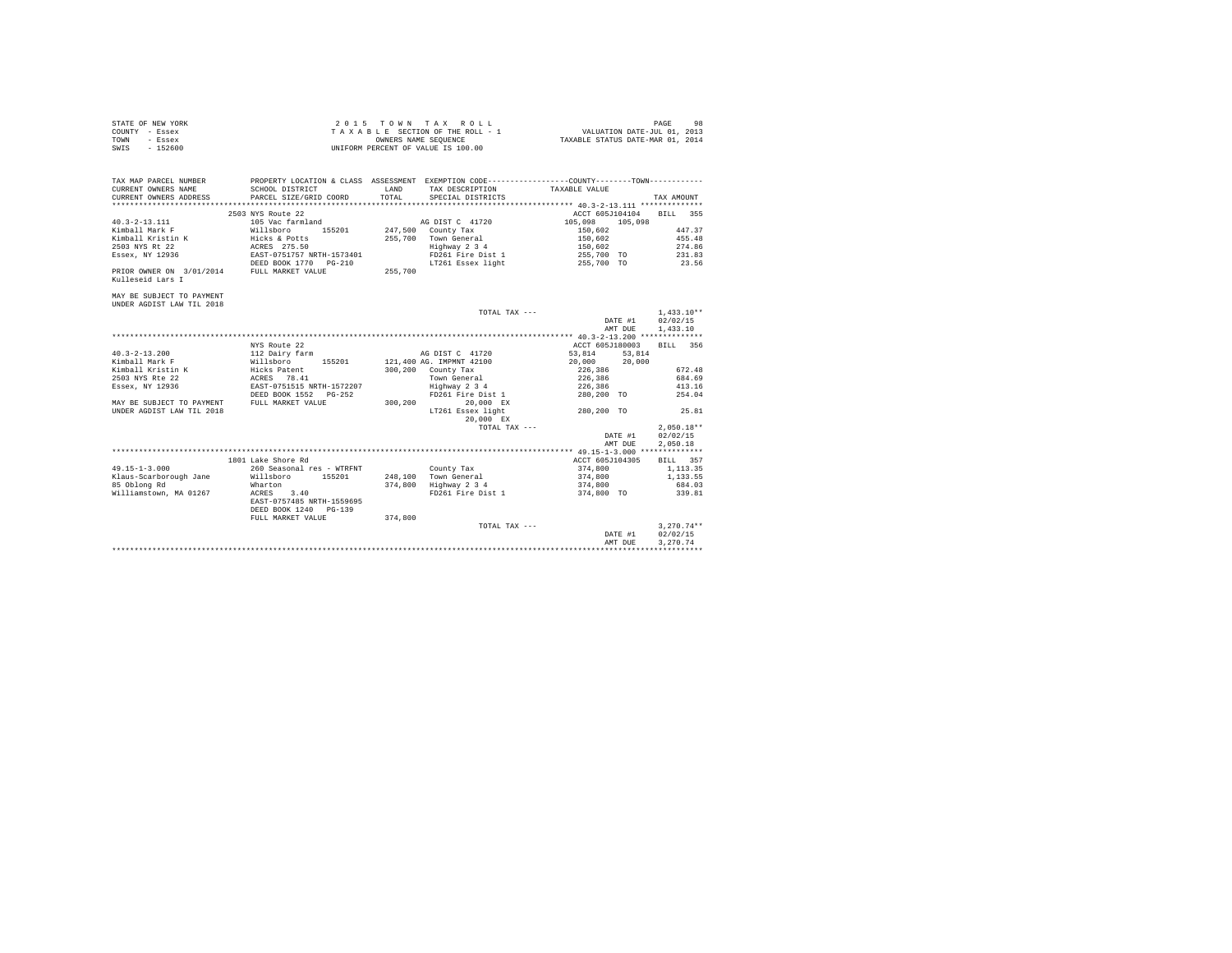STATE OF NEW YORK
COUNTY - Essex
TOWN - Essex
SWIS - 152600

2 0 1 5 T O W N T A X R O L L
T A X A B L E SECTION OF THE ROLL - 1
OWNERS NAME SEQUENCE
UNIFORM PERCENT OF VALUE IS 100.00

VALUATION DATE-JUL 01, 2013
TAXABLE STATUS DATE-MAR 01, 2014

| TAX MAP PARCEL NUMBER / CURRENT OWNERS NAME / CURRENT OWNERS ADDRESS | PROPERTY LOCATION & CLASS / SCHOOL DISTRICT / PARCEL SIZE/GRID COORD | ASSESSMENT LAND / TOTAL | EXEMPTION CODE / TAX DESCRIPTION / SPECIAL DISTRICTS | COUNTY / TAXABLE VALUE | TOWN | TAX AMOUNT |
|---|---|---|---|---|---|---|
| | 2503 NYS Route 22 | | | ACCT 605J104104 | | BILL 355 |
| 40.3-2-13.111 | 105 Vac farmland | | AG DIST C 41720 | 105,098 | 105,098 | |
| Kimball Mark F | Willsboro 155201 | 247,500 | County Tax | 150,602 | | 447.37 |
| Kimball Kristin K | Hicks & Potts | 255,700 | Town General | 150,602 | | 455.48 |
| 2503 NYS Rt 22 | ACRES 275.50 | | Highway 2 3 4 | 150,602 | | 274.86 |
| Essex, NY 12936 | EAST-0751757 NRTH-1573401 | | FD261 Fire Dist 1 | 255,700 TO | | 231.83 |
| | DEED BOOK 1770 PG-210 | | LT261 Essex light | 255,700 TO | | 23.56 |
| PRIOR OWNER ON 3/01/2014 | FULL MARKET VALUE | 255,700 | | | | |
| Kulleseid Lars I | | | | | | |
| MAY BE SUBJECT TO PAYMENT | | | | | | |
| UNDER AGDIST LAW TIL 2018 | | | | | | |
| | | | TOTAL TAX --- | | | 1,433.10** |
| | | | | | DATE #1 | 02/02/15 |
| | | | | | AMT DUE | 1,433.10 |
| | NYS Route 22 | | | ACCT 605J180003 | | BILL 356 |
| 40.3-2-13.200 | 112 Dairy farm | | AG DIST C 41720 | 53,814 | 53,814 | |
| Kimball Mark F | Willsboro 155201 | 121,400 | AG. IMPMNT 42100 | 20,000 | 20,000 | |
| Kimball Kristin K | Hicks Patent | 300,200 | County Tax | 226,386 | | 672.48 |
| 2503 NYS Rte 22 | ACRES 78.41 | | Town General | 226,386 | | 684.69 |
| Essex, NY 12936 | EAST-0751515 NRTH-1572207 | | Highway 2 3 4 | 226,386 | | 413.16 |
| | DEED BOOK 1552 PG-252 | | FD261 Fire Dist 1 | 280,200 TO | | 254.04 |
| MAY BE SUBJECT TO PAYMENT | FULL MARKET VALUE | 300,200 | 20,000 EX | | | |
| UNDER AGDIST LAW TIL 2018 | | | LT261 Essex light | 280,200 TO | | 25.81 |
| | | | 20,000 EX | | | |
| | | | TOTAL TAX --- | | | 2,050.18** |
| | | | | | DATE #1 | 02/02/15 |
| | | | | | AMT DUE | 2,050.18 |
| | 1801 Lake Shore Rd | | | ACCT 605J104305 | | BILL 357 |
| 49.15-1-3.000 | 260 Seasonal res - WTRFNT | | County Tax | 374,800 | | 1,113.35 |
| Klaus-Scarborough Jane | Willsboro 155201 | 248,100 | Town General | 374,800 | | 1,133.55 |
| 85 Oblong Rd | Wharton | 374,800 | Highway 2 3 4 | 374,800 | | 684.03 |
| Williamstown, MA 01267 | ACRES 3.40 | | FD261 Fire Dist 1 | 374,800 TO | | 339.81 |
| | EAST-0757485 NRTH-1559695 | | | | | |
| | DEED BOOK 1240 PG-139 | | | | | |
| | FULL MARKET VALUE | 374,800 | | | | |
| | | | TOTAL TAX --- | | | 3,270.74** |
| | | | | | DATE #1 | 02/02/15 |
| | | | | | AMT DUE | 3,270.74 |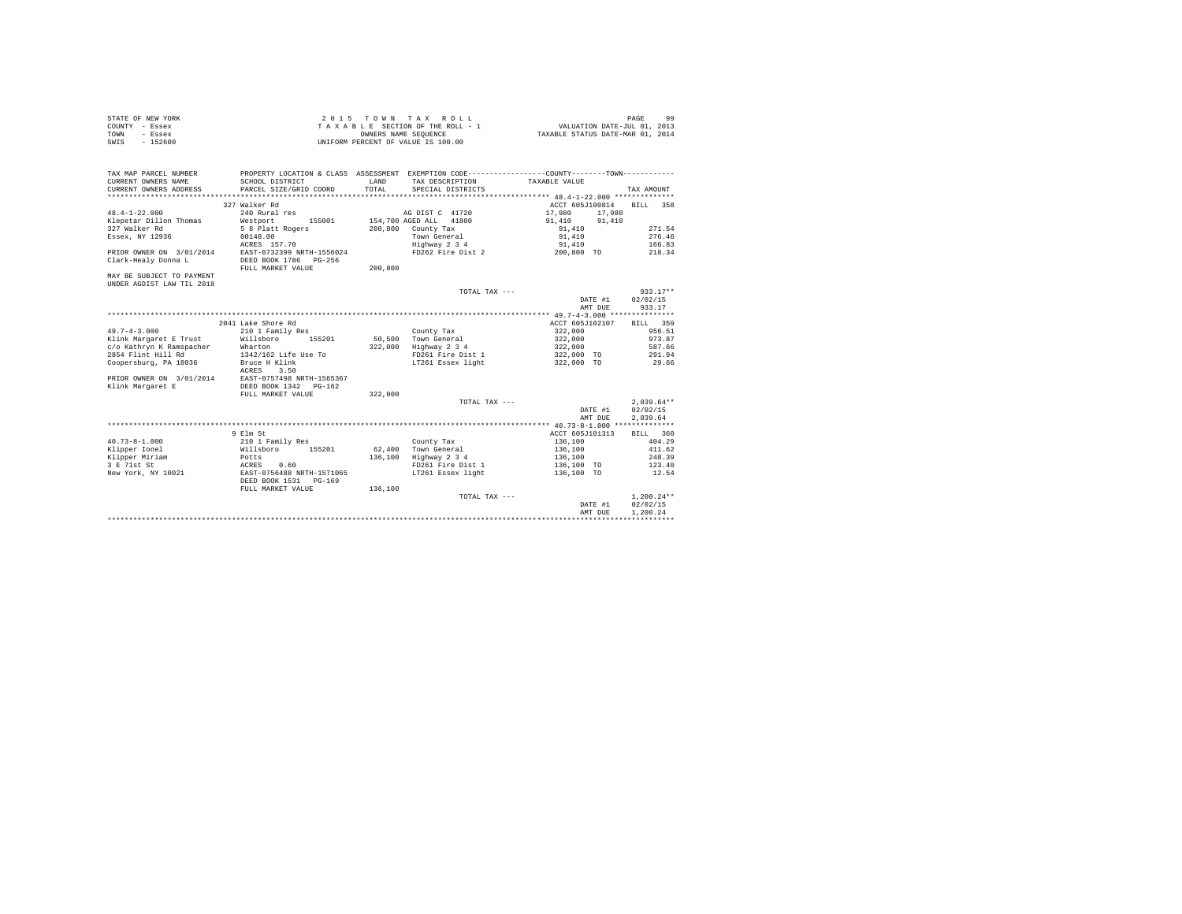STATE OF NEW YORK
COUNTY - Essex
TOWN - Essex
SWIS - 152600

2 0 1 5 T O W N T A X R O L L
T A X A B L E SECTION OF THE ROLL - 1
OWNERS NAME SEQUENCE
UNIFORM PERCENT OF VALUE IS 100.00

VALUATION DATE-JUL 01, 2013
TAXABLE STATUS DATE-MAR 01, 2014

```
TAX MAP PARCEL NUMBER          PROPERTY LOCATION & CLASS  ASSESSMENT  EXEMPTION CODE-----------------COUNTY--------TOWN-----------
CURRENT OWNERS NAME            SCHOOL DISTRICT              LAND      TAX DESCRIPTION            TAXABLE VALUE
CURRENT OWNERS ADDRESS         PARCEL SIZE/GRID COORD       TOTAL     SPECIAL DISTRICTS                                  TAX AMOUNT
****************************************************************************************************** 48.4-1-22.000 **************
                               327 Walker Rd                                                     ACCT 605J100814    BILL  358
48.4-1-22.000                  240 Rural res                          AG DIST C  41720           17,980      17,980
Klepetar Dillon Thomas         Westport       155001      154,700 AGED ALL   41800               91,410      91,410
327 Walker Rd                  5 8 Platt Rogers           200,800   County Tax                    91,410                  271.54
Essex, NY 12936                00148.00                             Town General                  91,410                  276.46
                               ACRES  157.70                        Highway 2 3 4                 91,410                  166.83
PRIOR OWNER ON  3/01/2014      EAST-0732399 NRTH-1556024            FD262 Fire Dist 2            200,800 TO               218.34
Clark-Healy Donna L            DEED BOOK 1786   PG-256
                               FULL MARKET VALUE          200,800
MAY BE SUBJECT TO PAYMENT
UNDER AGDIST LAW TIL 2018
                                                                    TOTAL TAX ---                                      933.17**
                                                                                                     DATE #1       02/02/15
                                                                                                     AMT DUE         933.17
****************************************************************************************************** 49.7-4-3.000 ***************
                               2041 Lake Shore Rd                                                ACCT 605J102107    BILL  359
49.7-4-3.000                   210 1 Family Res                     County Tax                   322,000                  956.51
Klink Margaret E Trust         Willsboro      155201       50,500   Town General                 322,000                  973.87
c/o Kathryn K Ramspacher       Wharton                    322,000   Highway 2 3 4                322,000                  587.66
2854 Flint Hill Rd             1342/162 Life Use To                 FD261 Fire Dist 1            322,000 TO               291.94
Coopersburg, PA 18036          Bruce H Klink                        LT261 Essex light            322,000 TO                29.66
                               ACRES    3.50
PRIOR OWNER ON  3/01/2014      EAST-0757498 NRTH-1565367
Klink Margaret E               DEED BOOK 1342   PG-162
                               FULL MARKET VALUE          322,000
                                                                    TOTAL TAX ---                                    2,839.64**
                                                                                                     DATE #1       02/02/15
                                                                                                     AMT DUE       2,839.64
****************************************************************************************************** 40.73-8-1.000 **************
                               9 Elm St                                                          ACCT 605J101313    BILL  360
40.73-8-1.000                  210 1 Family Res                     County Tax                   136,100                  404.29
Klipper Ionel                  Willsboro      155201       62,400   Town General                 136,100                  411.62
Klipper Miriam                 Potts                      136,100   Highway 2 3 4                136,100                  248.39
3 E 71st St                    ACRES    0.60                        FD261 Fire Dist 1            136,100 TO               123.40
New York, NY 10021             EAST-0756488 NRTH-1571065            LT261 Essex light            136,100 TO                12.54
                               DEED BOOK 1531   PG-169
                               FULL MARKET VALUE          136,100
                                                                    TOTAL TAX ---                                    1,200.24**
                                                                                                     DATE #1       02/02/15
                                                                                                     AMT DUE       1,200.24
************************************************************************************************************************************
```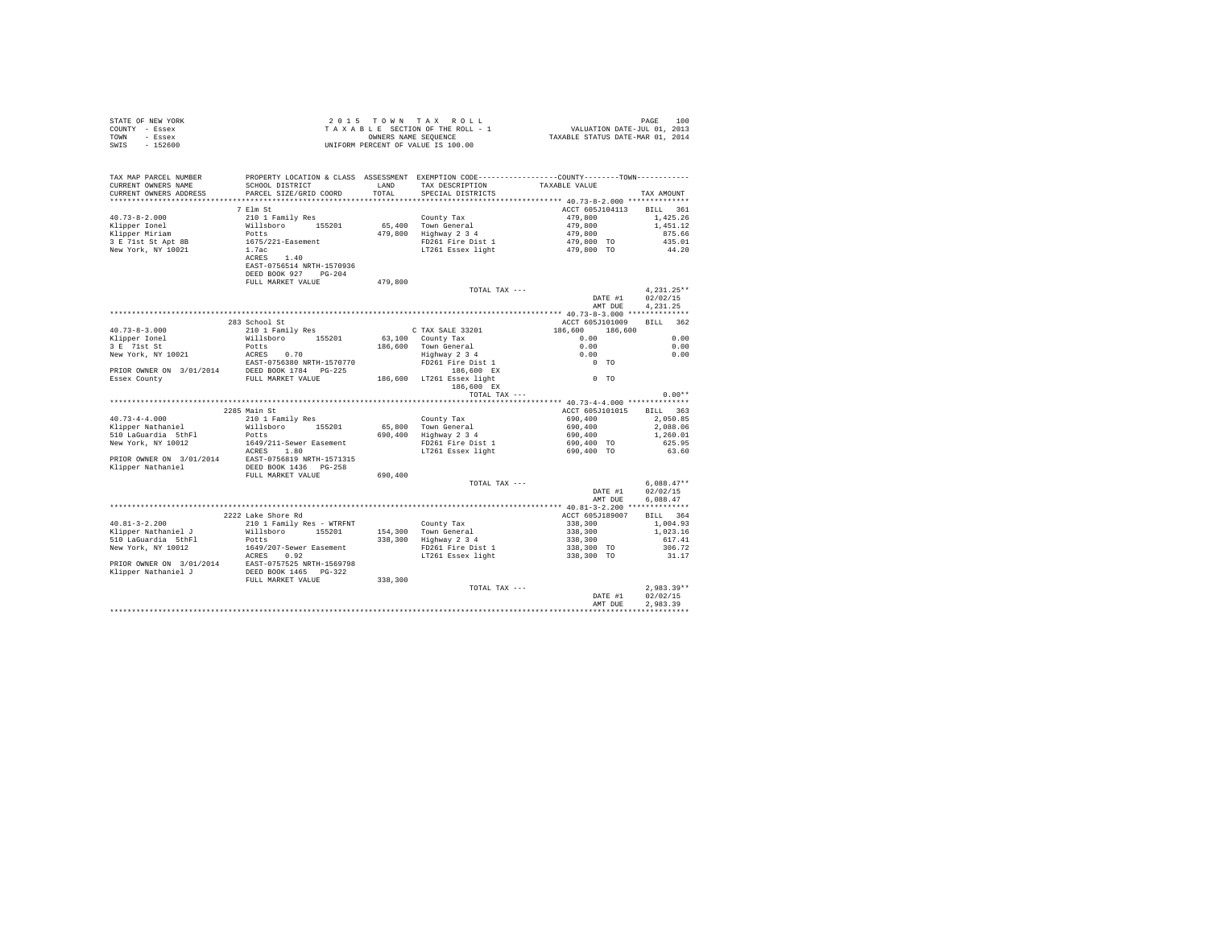STATE OF NEW YORK
COUNTY - Essex
TOWN - Essex
SWIS - 152600

2 0 1 5 T O W N T A X R O L L
T A X A B L E SECTION OF THE ROLL - 1
OWNERS NAME SEQUENCE
UNIFORM PERCENT OF VALUE IS 100.00

VALUATION DATE-JUL 01, 2013
TAXABLE STATUS DATE-MAR 01, 2014

| TAX MAP PARCEL NUMBER / CURRENT OWNERS NAME / CURRENT OWNERS ADDRESS | PROPERTY LOCATION & CLASS / SCHOOL DISTRICT / PARCEL SIZE/GRID COORD | ASSESSMENT LAND / TOTAL | EXEMPTION CODE / TAX DESCRIPTION / SPECIAL DISTRICTS | COUNTY--------TOWN TAXABLE VALUE | TAX AMOUNT |
|---|---|---|---|---|---|
| **40.73-8-2.000** | 7 Elm St | | | ACCT 605J104113 | BILL 361 |
| 40.73-8-2.000 | 210 1 Family Res | | County Tax | 479,800 | 1,425.26 |
| Klipper Ionel | Willsboro 155201 | 65,400 | Town General | 479,800 | 1,451.12 |
| Klipper Miriam | Potts | 479,800 | Highway 2 3 4 | 479,800 | 875.66 |
| 3 E 71st St Apt 8B | 1675/221-Easement | | FD261 Fire Dist 1 | 479,800 TO | 435.01 |
| New York, NY 10021 | 1.7ac | | LT261 Essex light | 479,800 TO | 44.20 |
| | ACRES 1.40 | | | | |
| | EAST-0756514 NRTH-1570936 | | | | |
| | DEED BOOK 927 PG-204 | | | | |
| | FULL MARKET VALUE | 479,800 | | | |
| | | | TOTAL TAX --- | | 4,231.25** |
| | | | | DATE #1 | 02/02/15 |
| | | | | AMT DUE | 4,231.25 |
| **40.73-8-3.000** | 283 School St | | | ACCT 605J101009 | BILL 362 |
| 40.73-8-3.000 | 210 1 Family Res | | C TAX SALE 33201 | 186,600 186,600 | |
| Klipper Ionel | Willsboro 155201 | 63,100 | County Tax | 0.00 | 0.00 |
| 3 E 71st St | Potts | 186,600 | Town General | 0.00 | 0.00 |
| New York, NY 10021 | ACRES 0.70 | | Highway 2 3 4 | 0.00 | 0.00 |
| | EAST-0756380 NRTH-1570770 | | FD261 Fire Dist 1 | 0 TO | |
| PRIOR OWNER ON 3/01/2014 | DEED BOOK 1784 PG-225 | | 186,600 EX | | |
| Essex County | FULL MARKET VALUE | 186,600 | LT261 Essex light | 0 TO | |
| | | | 186,600 EX | | |
| | | | TOTAL TAX --- | | 0.00** |
| **40.73-4-4.000** | 2285 Main St | | | ACCT 605J101015 | BILL 363 |
| 40.73-4-4.000 | 210 1 Family Res | | County Tax | 690,400 | 2,050.85 |
| Klipper Nathaniel | Willsboro 155201 | 65,800 | Town General | 690,400 | 2,088.06 |
| 510 LaGuardia 5thFl | Potts | 690,400 | Highway 2 3 4 | 690,400 | 1,260.01 |
| New York, NY 10012 | 1649/211-Sewer Easement | | FD261 Fire Dist 1 | 690,400 TO | 625.95 |
| | ACRES 1.80 | | LT261 Essex light | 690,400 TO | 63.60 |
| PRIOR OWNER ON 3/01/2014 | EAST-0756819 NRTH-1571315 | | | | |
| Klipper Nathaniel | DEED BOOK 1436 PG-258 | | | | |
| | FULL MARKET VALUE | 690,400 | | | |
| | | | TOTAL TAX --- | | 6,088.47** |
| | | | | DATE #1 | 02/02/15 |
| | | | | AMT DUE | 6,088.47 |
| **40.81-3-2.200** | 2222 Lake Shore Rd | | | ACCT 605J189007 | BILL 364 |
| 40.81-3-2.200 | 210 1 Family Res - WTRFNT | | County Tax | 338,300 | 1,004.93 |
| Klipper Nathaniel J | Willsboro 155201 | 154,300 | Town General | 338,300 | 1,023.16 |
| 510 LaGuardia 5thFl | Potts | 338,300 | Highway 2 3 4 | 338,300 | 617.41 |
| New York, NY 10012 | 1649/207-Sewer Easement | | FD261 Fire Dist 1 | 338,300 TO | 306.72 |
| | ACRES 0.92 | | LT261 Essex light | 338,300 TO | 31.17 |
| PRIOR OWNER ON 3/01/2014 | EAST-0757525 NRTH-1569798 | | | | |
| Klipper Nathaniel J | DEED BOOK 1465 PG-322 | | | | |
| | FULL MARKET VALUE | 338,300 | | | |
| | | | TOTAL TAX --- | | 2,983.39** |
| | | | | DATE #1 | 02/02/15 |
| | | | | AMT DUE | 2,983.39 |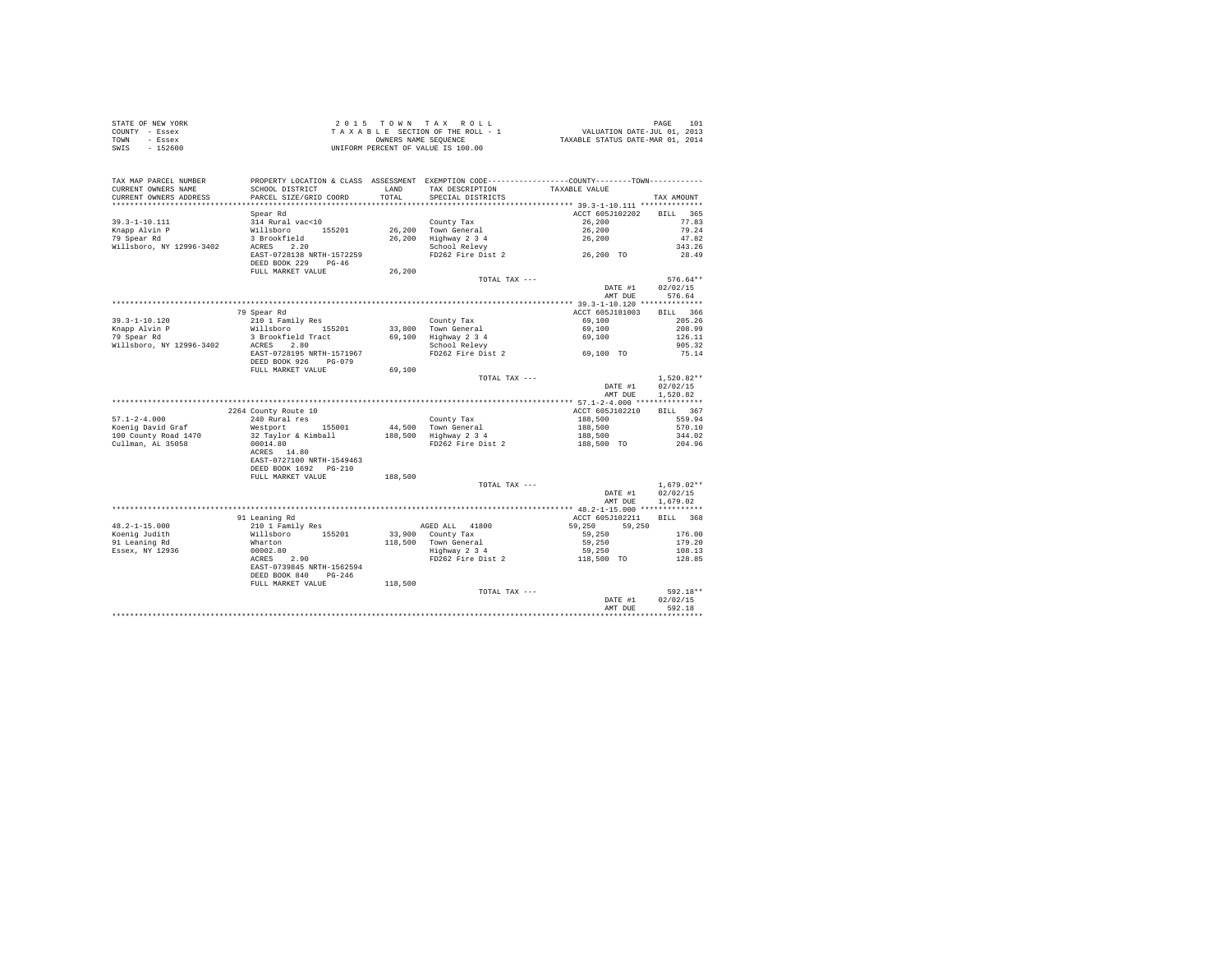STATE OF NEW YORK
COUNTY - Essex
TOWN - Essex
SWIS - 152600

2015 TOWN TAX ROLL
TAXABLE SECTION OF THE ROLL - 1
OWNERS NAME SEQUENCE
UNIFORM PERCENT OF VALUE IS 100.00

VALUATION DATE-JUL 01, 2013
TAXABLE STATUS DATE-MAR 01, 2014

| TAX MAP PARCEL NUMBER / CURRENT OWNERS NAME / CURRENT OWNERS ADDRESS | PROPERTY LOCATION & CLASS / SCHOOL DISTRICT / PARCEL SIZE/GRID COORD | ASSESSMENT LAND / TOTAL | EXEMPTION CODE / TAX DESCRIPTION / SPECIAL DISTRICTS | COUNTY / TOWN TAXABLE VALUE | TAX AMOUNT |
|---|---|---|---|---|---|
| **39.3-1-10.111** | Spear Rd | | | ACCT 605J102202 | BILL 365 |
| Knapp Alvin P | 314 Rural vac<10 | | County Tax | 26,200 | 77.83 |
| 79 Spear Rd | Willsboro 155201 | 26,200 | Town General | 26,200 | 79.24 |
| Willsboro, NY 12996-3402 | 3 Brookfield | 26,200 | Highway 2 3 4 | 26,200 | 47.82 |
| | ACRES 2.20 | | School Relevy | | 343.26 |
| | EAST-0728138 NRTH-1572259 | | FD262 Fire Dist 2 | 26,200 TO | 28.49 |
| | DEED BOOK 229 PG-46 | | | | |
| | FULL MARKET VALUE | 26,200 | | | |
| | | | TOTAL TAX --- | | 576.64** |
| | | | | DATE #1 | 02/02/15 |
| | | | | AMT DUE | 576.64 |
| **39.3-1-10.120** | 79 Spear Rd | | | ACCT 605J181003 | BILL 366 |
| Knapp Alvin P | 210 1 Family Res | | County Tax | 69,100 | 205.26 |
| 79 Spear Rd | Willsboro 155201 | 33,800 | Town General | 69,100 | 208.99 |
| Willsboro, NY 12996-3402 | 3 Brookfield Tract | 69,100 | Highway 2 3 4 | 69,100 | 126.11 |
| | ACRES 2.80 | | School Relevy | | 905.32 |
| | EAST-0728195 NRTH-1571967 | | FD262 Fire Dist 2 | 69,100 TO | 75.14 |
| | DEED BOOK 926 PG-079 | | | | |
| | FULL MARKET VALUE | 69,100 | | | |
| | | | TOTAL TAX --- | | 1,520.82** |
| | | | | DATE #1 | 02/02/15 |
| | | | | AMT DUE | 1,520.82 |
| **57.1-2-4.000** | 2264 County Route 10 | | | ACCT 605J102210 | BILL 367 |
| Koenig David Graf | 240 Rural res | | County Tax | 188,500 | 559.94 |
| 100 County Road 1470 | Westport 155001 | 44,500 | Town General | 188,500 | 570.10 |
| Cullman, AL 35058 | 32 Taylor & Kimball | 188,500 | Highway 2 3 4 | 188,500 | 344.02 |
| | 00014.80 | | FD262 Fire Dist 2 | 188,500 TO | 204.96 |
| | ACRES 14.80 | | | | |
| | EAST-0727100 NRTH-1549463 | | | | |
| | DEED BOOK 1692 PG-210 | | | | |
| | FULL MARKET VALUE | 188,500 | | | |
| | | | TOTAL TAX --- | | 1,679.02** |
| | | | | DATE #1 | 02/02/15 |
| | | | | AMT DUE | 1,679.02 |
| **48.2-1-15.000** | 91 Leaning Rd | | | ACCT 605J102211 | BILL 368 |
| Koenig Judith | 210 1 Family Res | | AGED ALL 41800 | 59,250 59,250 | |
| 91 Leaning Rd | Willsboro 155201 | 33,900 | County Tax | 59,250 | 176.00 |
| Essex, NY 12936 | Wharton | 118,500 | Town General | 59,250 | 179.20 |
| | 00002.80 | | Highway 2 3 4 | 59,250 | 108.13 |
| | ACRES 2.90 | | FD262 Fire Dist 2 | 118,500 TO | 128.85 |
| | EAST-0739845 NRTH-1562594 | | | | |
| | DEED BOOK 840 PG-246 | | | | |
| | FULL MARKET VALUE | 118,500 | | | |
| | | | TOTAL TAX --- | | 592.18** |
| | | | | DATE #1 | 02/02/15 |
| | | | | AMT DUE | 592.18 |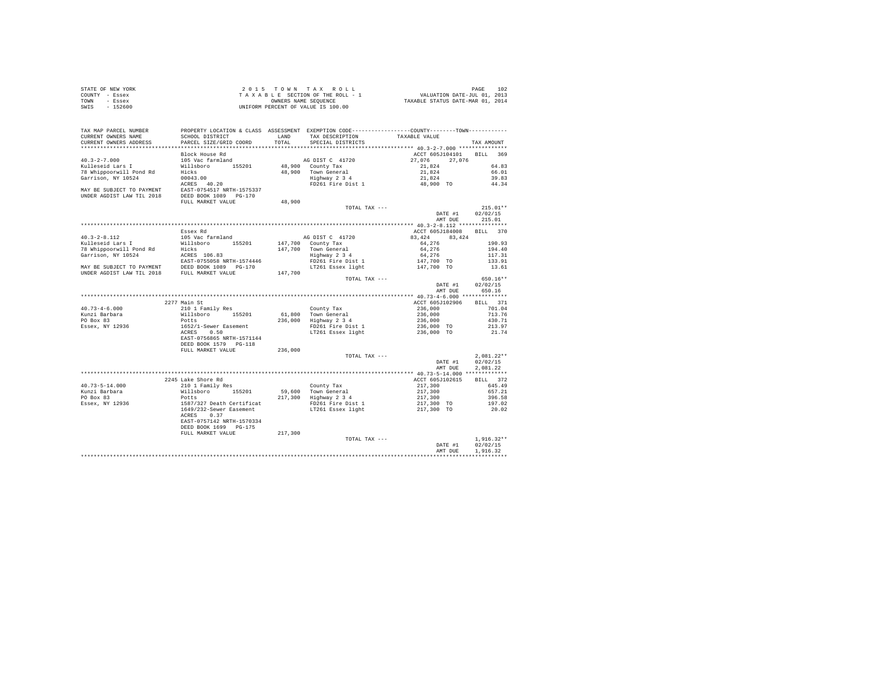STATE OF NEW YORK
COUNTY - Essex
TOWN - Essex
SWIS - 152600

2 0 1 5 T O W N T A X R O L L
T A X A B L E SECTION OF THE ROLL - 1
OWNERS NAME SEQUENCE
UNIFORM PERCENT OF VALUE IS 100.00

VALUATION DATE-JUL 01, 2013
TAXABLE STATUS DATE-MAR 01, 2014

```
TAX MAP PARCEL NUMBER      PROPERTY LOCATION & CLASS  ASSESSMENT  EXEMPTION CODE-----------------COUNTY--------TOWN-----------
CURRENT OWNERS NAME        SCHOOL DISTRICT            LAND        TAX DESCRIPTION          TAXABLE VALUE
CURRENT OWNERS ADDRESS     PARCEL SIZE/GRID COORD     TOTAL       SPECIAL DISTRICTS                                  TAX AMOUNT
****************************************************************************************************** 40.3-2-7.000 ***************
                           Block House Rd                                                  ACCT 605J104101    BILL  369
40.3-2-7.000               105 Vac farmland                       AG DIST C  41720          27,076    27,076
Kulleseid Lars I           Willsboro       155201     48,900   County Tax                   21,824                  64.83
78 Whippoorwill Pond Rd    Hicks                      48,900   Town General                 21,824                  66.01
Garrison, NY 10524         00043.00                            Highway 2 3 4                21,824                  39.83
                           ACRES   40.20                       FD261 Fire Dist 1            48,900 TO               44.34
MAY BE SUBJECT TO PAYMENT  EAST-0754517 NRTH-1575337
UNDER AGDIST LAW TIL 2018  DEED BOOK 1089   PG-170
                           FULL MARKET VALUE          48,900
                                                                  TOTAL TAX ---                                  215.01**
                                                                                            DATE #1          02/02/15
                                                                                            AMT DUE            215.01
****************************************************************************************************** 40.3-2-8.112 ***************
                           Essex Rd                                                        ACCT 605J184008    BILL  370
40.3-2-8.112               105 Vac farmland                       AG DIST C  41720          83,424    83,424
Kulleseid Lars I           Willsboro       155201    147,700   County Tax                   64,276                 190.93
78 Whippoorwill Pond Rd    Hicks                     147,700   Town General                 64,276                 194.40
Garrison, NY 10524         ACRES  106.83                       Highway 2 3 4                64,276                 117.31
                           EAST-0755058 NRTH-1574446           FD261 Fire Dist 1           147,700 TO              133.91
MAY BE SUBJECT TO PAYMENT  DEED BOOK 1089   PG-170             LT261 Essex light           147,700 TO               13.61
UNDER AGDIST LAW TIL 2018  FULL MARKET VALUE         147,700
                                                                  TOTAL TAX ---                                  650.16**
                                                                                            DATE #1          02/02/15
                                                                                            AMT DUE            650.16
****************************************************************************************************** 40.73-4-6.000 **************
                           2277 Main St                                                    ACCT 605J102906    BILL  371
40.73-4-6.000              210 1 Family Res                       County Tax               236,000                 701.04
Kunzi Barbara              Willsboro       155201     61,800   Town General                236,000                 713.76
PO Box 83                  Potts                     236,000   Highway 2 3 4               236,000                 430.71
Essex, NY 12936            1652/1-Sewer Easement               FD261 Fire Dist 1           236,000 TO              213.97
                           ACRES    0.50                       LT261 Essex light           236,000 TO               21.74
                           EAST-0756865 NRTH-1571144
                           DEED BOOK 1579   PG-118
                           FULL MARKET VALUE         236,000
                                                                  TOTAL TAX ---                                2,081.22**
                                                                                            DATE #1          02/02/15
                                                                                            AMT DUE          2,081.22
****************************************************************************************************** 40.73-5-14.000 *************
                           2245 Lake Shore Rd                                              ACCT 605J102615    BILL  372
40.73-5-14.000             210 1 Family Res                       County Tax               217,300                 645.49
Kunzi Barbara              Willsboro       155201     59,600   Town General                217,300                 657.21
PO Box 83                  Potts                     217,300   Highway 2 3 4               217,300                 396.58
Essex, NY 12936            1587/327 Death Certificat           FD261 Fire Dist 1           217,300 TO              197.02
                           1649/232-Sewer Easement             LT261 Essex light           217,300 TO               20.02
                           ACRES    0.37
                           EAST-0757142 NRTH-1570334
                           DEED BOOK 1699   PG-175
                           FULL MARKET VALUE         217,300
                                                                  TOTAL TAX ---                                1,916.32**
                                                                                            DATE #1          02/02/15
                                                                                            AMT DUE          1,916.32
************************************************************************************************************************************
```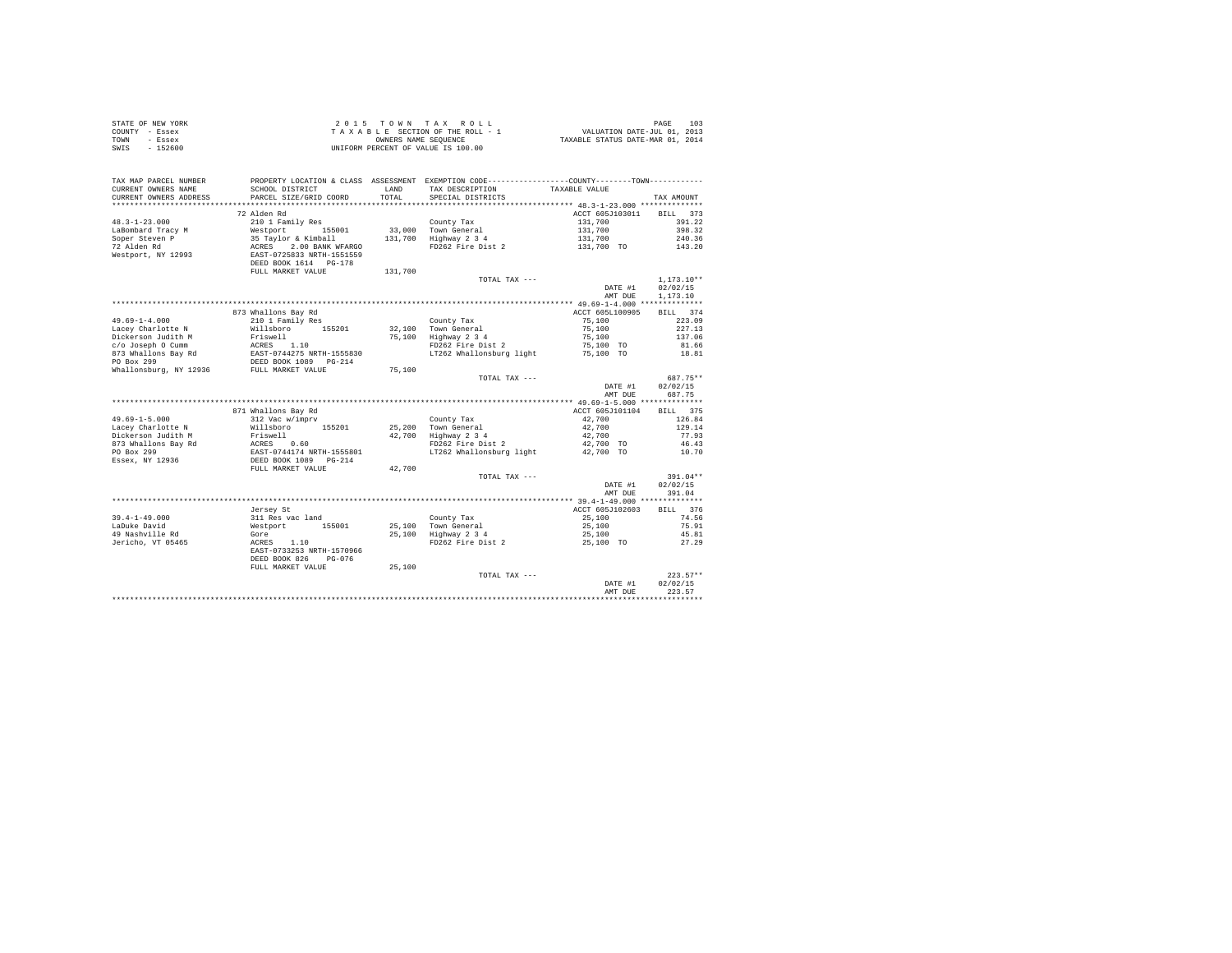STATE OF NEW YORK
COUNTY - Essex
TOWN - Essex
SWIS - 152600

2 0 1 5 T O W N T A X R O L L
T A X A B L E SECTION OF THE ROLL - 1
OWNERS NAME SEQUENCE
UNIFORM PERCENT OF VALUE IS 100.00

VALUATION DATE-JUL 01, 2013
TAXABLE STATUS DATE-MAR 01, 2014

| TAX MAP PARCEL NUMBER / CURRENT OWNERS NAME / CURRENT OWNERS ADDRESS | PROPERTY LOCATION & CLASS / SCHOOL DISTRICT / PARCEL SIZE/GRID COORD | ASSESSMENT LAND / TOTAL | EXEMPTION CODE / TAX DESCRIPTION / SPECIAL DISTRICTS | COUNTY / TOWN TAXABLE VALUE | TAX AMOUNT |
|---|---|---|---|---|---|
| 48.3-1-23.000 | 72 Alden Rd | | | ACCT 605J103011 | BILL 373 |
| 48.3-1-23.000 | 210 1 Family Res | | County Tax | 131,700 | 391.22 |
| LaBombard Tracy M | Westport 155001 | 33,000 | Town General | 131,700 | 398.32 |
| Soper Steven P | 35 Taylor & Kimball | 131,700 | Highway 2 3 4 | 131,700 | 240.36 |
| 72 Alden Rd | ACRES 2.00 BANK WFARGO | | FD262 Fire Dist 2 | 131,700 TO | 143.20 |
| Westport, NY 12993 | EAST-0725833 NRTH-1551559 | | | | |
| | DEED BOOK 1614 PG-178 | | | | |
| | FULL MARKET VALUE | 131,700 | | | |
| | | | TOTAL TAX --- | | 1,173.10** |
| | | | | DATE #1 | 02/02/15 |
| | | | | AMT DUE | 1,173.10 |
| 49.69-1-4.000 | 873 Whallons Bay Rd | | | ACCT 605L100905 | BILL 374 |
| 49.69-1-4.000 | 210 1 Family Res | | County Tax | 75,100 | 223.09 |
| Lacey Charlotte N | Willsboro 155201 | 32,100 | Town General | 75,100 | 227.13 |
| Dickerson Judith M | Friswell | 75,100 | Highway 2 3 4 | 75,100 | 137.06 |
| c/o Joseph O Cumm | ACRES 1.10 | | FD262 Fire Dist 2 | 75,100 TO | 81.66 |
| 873 Whallons Bay Rd | EAST-0744275 NRTH-1555830 | | LT262 Whallonsburg light | 75,100 TO | 18.81 |
| PO Box 299 | DEED BOOK 1089 PG-214 | | | | |
| Whallonsburg, NY 12936 | FULL MARKET VALUE | 75,100 | | | |
| | | | TOTAL TAX --- | | 687.75** |
| | | | | DATE #1 | 02/02/15 |
| | | | | AMT DUE | 687.75 |
| 49.69-1-5.000 | 871 Whallons Bay Rd | | | ACCT 605J101104 | BILL 375 |
| 49.69-1-5.000 | 312 Vac w/imprv | | County Tax | 42,700 | 126.84 |
| Lacey Charlotte N | Willsboro 155201 | 25,200 | Town General | 42,700 | 129.14 |
| Dickerson Judith M | Friswell | 42,700 | Highway 2 3 4 | 42,700 | 77.93 |
| 873 Whallons Bay Rd | ACRES 0.60 | | FD262 Fire Dist 2 | 42,700 TO | 46.43 |
| PO Box 299 | EAST-0744174 NRTH-1555801 | | LT262 Whallonsburg light | 42,700 TO | 10.70 |
| Essex, NY 12936 | DEED BOOK 1089 PG-214 | | | | |
| | FULL MARKET VALUE | 42,700 | | | |
| | | | TOTAL TAX --- | | 391.04** |
| | | | | DATE #1 | 02/02/15 |
| | | | | AMT DUE | 391.04 |
| 39.4-1-49.000 | Jersey St | | | ACCT 605J102603 | BILL 376 |
| 39.4-1-49.000 | 311 Res vac land | | County Tax | 25,100 | 74.56 |
| LaDuke David | Westport 155001 | 25,100 | Town General | 25,100 | 75.91 |
| 49 Nashville Rd | Gore | 25,100 | Highway 2 3 4 | 25,100 | 45.81 |
| Jericho, VT 05465 | ACRES 1.10 | | FD262 Fire Dist 2 | 25,100 TO | 27.29 |
| | EAST-0733253 NRTH-1570966 | | | | |
| | DEED BOOK 826 PG-076 | | | | |
| | FULL MARKET VALUE | 25,100 | | | |
| | | | TOTAL TAX --- | | 223.57** |
| | | | | DATE #1 | 02/02/15 |
| | | | | AMT DUE | 223.57 |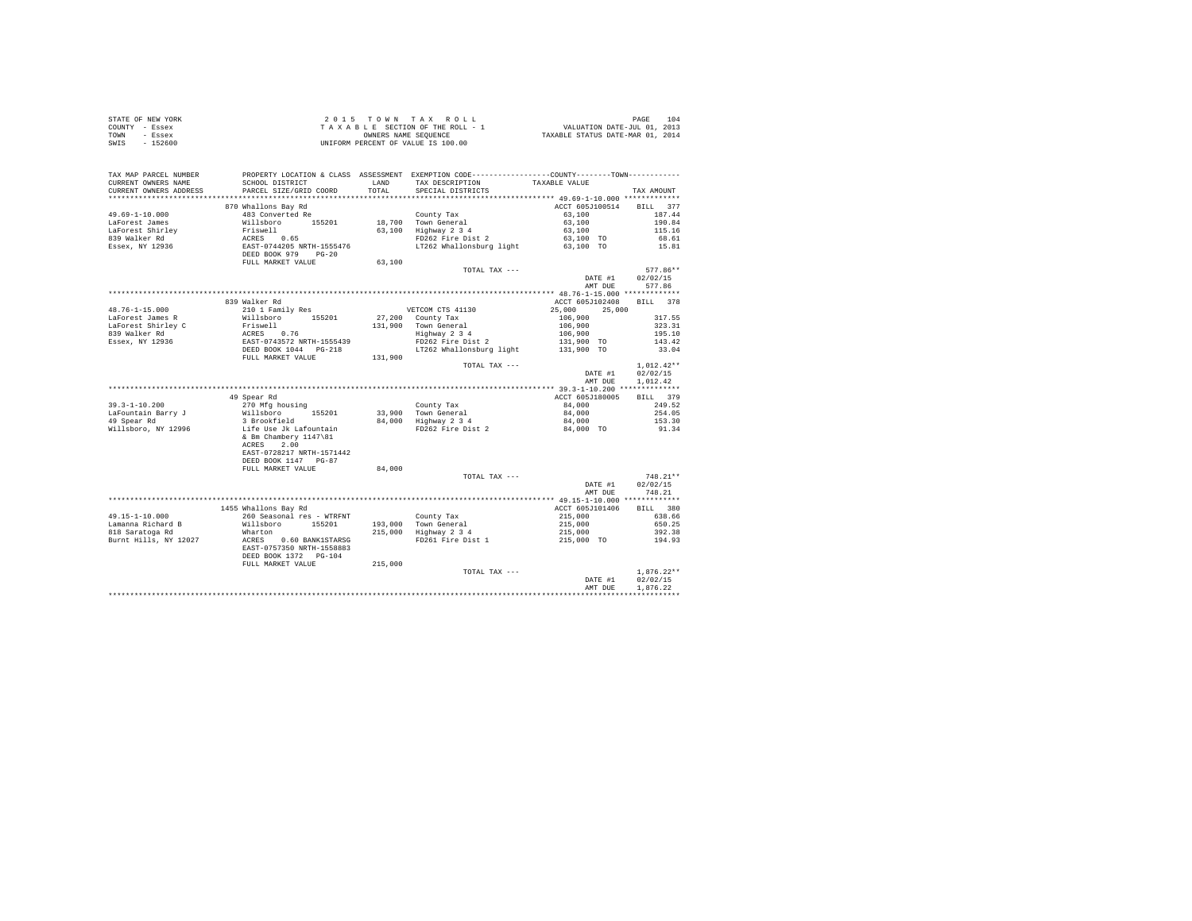STATE OF NEW YORK
COUNTY - Essex
TOWN - Essex
SWIS - 152600

2 0 1 5 T O W N T A X R O L L
T A X A B L E SECTION OF THE ROLL - 1
OWNERS NAME SEQUENCE
UNIFORM PERCENT OF VALUE IS 100.00

VALUATION DATE-JUL 01, 2013
TAXABLE STATUS DATE-MAR 01, 2014

| TAX MAP PARCEL NUMBER<br>CURRENT OWNERS NAME<br>CURRENT OWNERS ADDRESS | PROPERTY LOCATION & CLASS<br>SCHOOL DISTRICT<br>PARCEL SIZE/GRID COORD | ASSESSMENT<br>LAND<br>TOTAL | EXEMPTION CODE<br>TAX DESCRIPTION<br>SPECIAL DISTRICTS | COUNTY--------TOWN<br>TAXABLE VALUE | TAX AMOUNT |
|---|---|---|---|---|---|
| 49.69-1-10.000 | 870 Whallons Bay Rd | | | ACCT 605J100514 | BILL 377 |
| | 483 Converted Re | | County Tax | 63,100 | 187.44 |
| LaForest James | Willsboro 155201 | 18,700 | Town General | 63,100 | 190.84 |
| LaForest Shirley | Friswell | 63,100 | Highway 2 3 4 | 63,100 | 115.16 |
| 839 Walker Rd | ACRES 0.65 | | FD262 Fire Dist 2 | 63,100 TO | 68.61 |
| Essex, NY 12936 | EAST-0744205 NRTH-1555476 | | LT262 Whallonsburg light | 63,100 TO | 15.81 |
| | DEED BOOK 979 PG-20 | | | | |
| | FULL MARKET VALUE | 63,100 | | | |
| | | | TOTAL TAX --- | | 577.86** |
| | | | | DATE #1 | 02/02/15 |
| | | | | AMT DUE | 577.86 |
| 48.76-1-15.000 | 839 Walker Rd | | | ACCT 605J102408 | BILL 378 |
| | 210 1 Family Res | | VETCOM CTS 41130 | 25,000 25,000 | |
| LaForest James R | Willsboro 155201 | 27,200 | County Tax | 106,900 | 317.55 |
| LaForest Shirley C | Friswell | 131,900 | Town General | 106,900 | 323.31 |
| 839 Walker Rd | ACRES 0.76 | | Highway 2 3 4 | 106,900 | 195.10 |
| Essex, NY 12936 | EAST-0743572 NRTH-1555439 | | FD262 Fire Dist 2 | 131,900 TO | 143.42 |
| | DEED BOOK 1044 PG-218 | | LT262 Whallonsburg light | 131,900 TO | 33.04 |
| | FULL MARKET VALUE | 131,900 | | | |
| | | | TOTAL TAX --- | | 1,012.42** |
| | | | | DATE #1 | 02/02/15 |
| | | | | AMT DUE | 1,012.42 |
| 39.3-1-10.200 | 49 Spear Rd | | | ACCT 605J180005 | BILL 379 |
| | 270 Mfg housing | | County Tax | 84,000 | 249.52 |
| LaFountain Barry J | Willsboro 155201 | 33,900 | Town General | 84,000 | 254.05 |
| 49 Spear Rd | 3 Brookfield | 84,000 | Highway 2 3 4 | 84,000 | 153.30 |
| Willsboro, NY 12996 | Life Use Jk Lafountain | | FD262 Fire Dist 2 | 84,000 TO | 91.34 |
| | & Bm Chambery 1147\81 | | | | |
| | ACRES 2.00 | | | | |
| | EAST-0728217 NRTH-1571442 | | | | |
| | DEED BOOK 1147 PG-87 | | | | |
| | FULL MARKET VALUE | 84,000 | | | |
| | | | TOTAL TAX --- | | 748.21** |
| | | | | DATE #1 | 02/02/15 |
| | | | | AMT DUE | 748.21 |
| 49.15-1-10.000 | 1455 Whallons Bay Rd | | | ACCT 605J101406 | BILL 380 |
| | 260 Seasonal res - WTRFNT | | County Tax | 215,000 | 638.66 |
| Lamanna Richard B | Willsboro 155201 | 193,000 | Town General | 215,000 | 650.25 |
| 818 Saratoga Rd | Wharton | 215,000 | Highway 2 3 4 | 215,000 | 392.38 |
| Burnt Hills, NY 12027 | ACRES 0.60 BANK1STARSG | | FD261 Fire Dist 1 | 215,000 TO | 194.93 |
| | EAST-0757350 NRTH-1558883 | | | | |
| | DEED BOOK 1372 PG-104 | | | | |
| | FULL MARKET VALUE | 215,000 | | | |
| | | | TOTAL TAX --- | | 1,876.22** |
| | | | | DATE #1 | 02/02/15 |
| | | | | AMT DUE | 1,876.22 |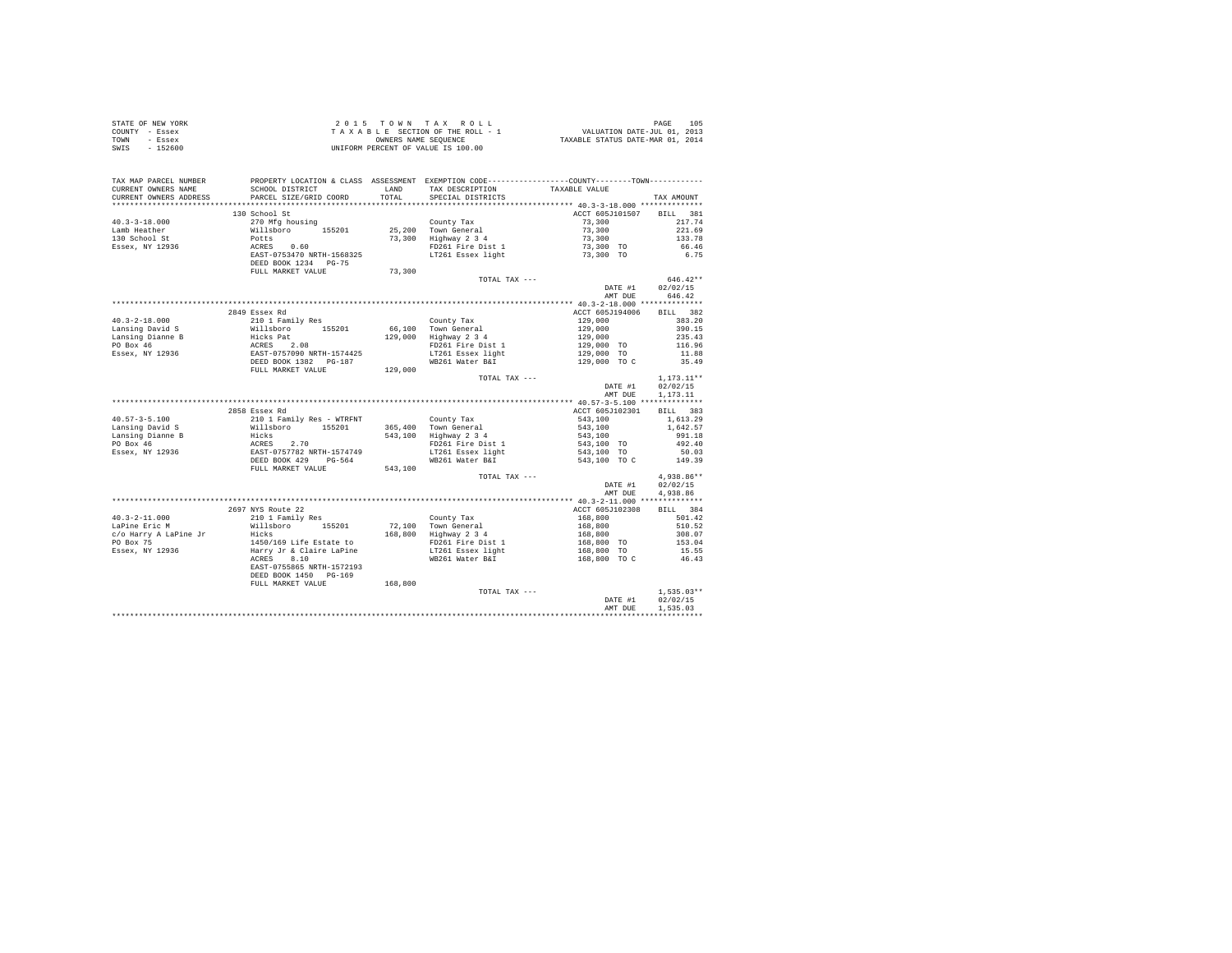STATE OF NEW YORK
COUNTY - Essex
TOWN - Essex
SWIS - 152600

2 0 1 5   T O W N   T A X   R O L L
T A X A B L E   SECTION OF THE ROLL - 1
OWNERS NAME SEQUENCE
UNIFORM PERCENT OF VALUE IS 100.00

VALUATION DATE-JUL 01, 2013
TAXABLE STATUS DATE-MAR 01, 2014

| TAX MAP PARCEL NUMBER / CURRENT OWNERS NAME / CURRENT OWNERS ADDRESS | PROPERTY LOCATION & CLASS / SCHOOL DISTRICT / PARCEL SIZE/GRID COORD | ASSESSMENT LAND / TOTAL | EXEMPTION CODE / TAX DESCRIPTION / SPECIAL DISTRICTS | COUNTY--------TOWN / TAXABLE VALUE | TAX AMOUNT |
|---|---|---|---|---|---|
| 40.3-3-18.000 | 130 School St | | | ACCT 605J101507 | BILL 381 |
| Lamb Heather | 270 Mfg housing | | County Tax | 73,300 | 217.74 |
| 130 School St | Willsboro 155201 | 25,200 | Town General | 73,300 | 221.69 |
| Essex, NY 12936 | Potts | 73,300 | Highway 2 3 4 | 73,300 | 133.78 |
| | ACRES 0.60 | | FD261 Fire Dist 1 | 73,300 TO | 66.46 |
| | EAST-0753470 NRTH-1568325 | | LT261 Essex light | 73,300 TO | 6.75 |
| | DEED BOOK 1234 PG-75 | | | | |
| | FULL MARKET VALUE | 73,300 | | | |
| | | | TOTAL TAX --- | | 646.42** |
| | | | | DATE #1 | 02/02/15 |
| | | | | AMT DUE | 646.42 |
| 40.3-2-18.000 | 2849 Essex Rd | | | ACCT 605J194006 | BILL 382 |
| Lansing David S | 210 1 Family Res | | County Tax | 129,000 | 383.20 |
| Lansing Dianne B | Willsboro 155201 | 66,100 | Town General | 129,000 | 390.15 |
| PO Box 46 | Hicks Pat | 129,000 | Highway 2 3 4 | 129,000 | 235.43 |
| Essex, NY 12936 | ACRES 2.08 | | FD261 Fire Dist 1 | 129,000 TO | 116.96 |
| | EAST-0757090 NRTH-1574425 | | LT261 Essex light | 129,000 TO | 11.88 |
| | DEED BOOK 1382 PG-187 | | WB261 Water B&I | 129,000 TO C | 35.49 |
| | FULL MARKET VALUE | 129,000 | | | |
| | | | TOTAL TAX --- | | 1,173.11** |
| | | | | DATE #1 | 02/02/15 |
| | | | | AMT DUE | 1,173.11 |
| 40.57-3-5.100 | 2858 Essex Rd | | | ACCT 605J102301 | BILL 383 |
| Lansing David S | 210 1 Family Res - WTRFNT | | County Tax | 543,100 | 1,613.29 |
| Lansing Dianne B | Willsboro 155201 | 365,400 | Town General | 543,100 | 1,642.57 |
| PO Box 46 | Hicks | 543,100 | Highway 2 3 4 | 543,100 | 991.18 |
| Essex, NY 12936 | ACRES 2.70 | | FD261 Fire Dist 1 | 543,100 TO | 492.40 |
| | EAST-0757782 NRTH-1574749 | | LT261 Essex light | 543,100 TO | 50.03 |
| | DEED BOOK 429 PG-564 | | WB261 Water B&I | 543,100 TO C | 149.39 |
| | FULL MARKET VALUE | 543,100 | | | |
| | | | TOTAL TAX --- | | 4,938.86** |
| | | | | DATE #1 | 02/02/15 |
| | | | | AMT DUE | 4,938.86 |
| 40.3-2-11.000 | 2697 NYS Route 22 | | | ACCT 605J102308 | BILL 384 |
| LaPine Eric M | 210 1 Family Res | | County Tax | 168,800 | 501.42 |
| c/o Harry A LaPine Jr | Willsboro 155201 | 72,100 | Town General | 168,800 | 510.52 |
| PO Box 75 | Hicks | 168,800 | Highway 2 3 4 | 168,800 | 308.07 |
| Essex, NY 12936 | 1450/169 Life Estate to | | FD261 Fire Dist 1 | 168,800 TO | 153.04 |
| | Harry Jr & Claire LaPine | | LT261 Essex light | 168,800 TO | 15.55 |
| | ACRES 8.10 | | WB261 Water B&I | 168,800 TO C | 46.43 |
| | EAST-0755865 NRTH-1572193 | | | | |
| | DEED BOOK 1450 PG-169 | | | | |
| | FULL MARKET VALUE | 168,800 | | | |
| | | | TOTAL TAX --- | | 1,535.03** |
| | | | | DATE #1 | 02/02/15 |
| | | | | AMT DUE | 1,535.03 |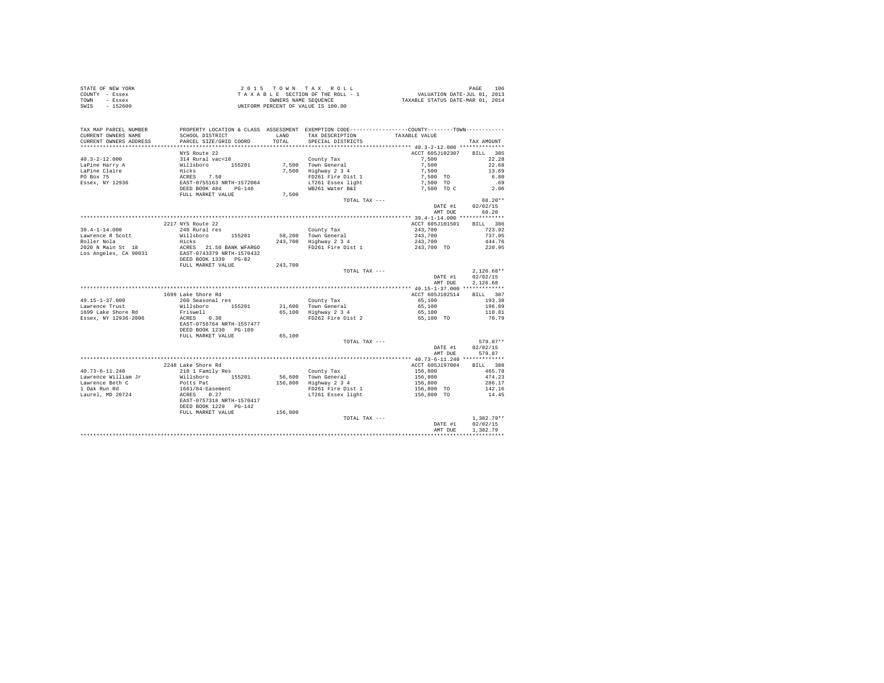STATE OF NEW YORK
COUNTY - Essex
TOWN - Essex
SWIS - 152600

2 0 1 5 T O W N T A X R O L L
T A X A B L E SECTION OF THE ROLL - 1
OWNERS NAME SEQUENCE
UNIFORM PERCENT OF VALUE IS 100.00

VALUATION DATE-JUL 01, 2013
TAXABLE STATUS DATE-MAR 01, 2014

```
TAX MAP PARCEL NUMBER     PROPERTY LOCATION & CLASS  ASSESSMENT  EXEMPTION CODE------------------COUNTY--------TOWN-----------
CURRENT OWNERS NAME       SCHOOL DISTRICT             LAND       TAX DESCRIPTION            TAXABLE VALUE
CURRENT OWNERS ADDRESS    PARCEL SIZE/GRID COORD      TOTAL      SPECIAL DISTRICTS                                    TAX AMOUNT
*********************************************************************************************** 40.3-2-12.000 **************
                          NYS Route 22                                                      ACCT 605J102307    BILL  385
40.3-2-12.000             314 Rural vac<10                        County Tax                   7,500                22.28
LaPine Harry A            Willsboro       155201       7,500     Town General                 7,500                22.68
LaPine Claire             Hicks                        7,500     Highway 2 3 4                7,500                13.69
PO Box 75                 ACRES    7.50                           FD261 Fire Dist 1            7,500 TO              6.80
Essex, NY 12936           EAST-0755163 NRTH-1572084               LT261 Essex light            7,500 TO               .69
                          DEED BOOK 484    PG-146                 WB261 Water B&I              7,500 TO C            2.06
                          FULL MARKET VALUE            7,500
                                                                   TOTAL TAX ---                                  68.20**
                                                                                              DATE #1           02/02/15
                                                                                              AMT DUE              68.20
*********************************************************************************************** 39.4-1-14.000 **************
                          2217 NYS Route 22                                                 ACCT 605J101501    BILL  386
39.4-1-14.000             240 Rural res                           County Tax                 243,700               723.92
Lawrence R Scott          Willsboro       155201      58,200     Town General               243,700               737.05
Roller Nola               Hicks                      243,700     Highway 2 3 4              243,700               444.76
2020 N Main St  18        ACRES   21.50 BANK WFARGO               FD261 Fire Dist 1          243,700 TO            220.95
Los Angeles, CA 90031     EAST-0743379 NRTH-1570432
                          DEED BOOK 1339   PG-82
                          FULL MARKET VALUE          243,700
                                                                   TOTAL TAX ---                                2,126.68**
                                                                                              DATE #1           02/02/15
                                                                                              AMT DUE           2,126.68
*********************************************************************************************** 49.15-1-37.000 *************
                          1699 Lake Shore Rd                                                ACCT 605J102514    BILL  387
49.15-1-37.000            260 Seasonal res                        County Tax                  65,100               193.38
Lawrence Trust            Willsboro       155201      21,600     Town General                65,100               196.89
1699 Lake Shore Rd        Friswell                    65,100     Highway 2 3 4               65,100               118.81
Essex, NY 12936-2006      ACRES    0.30                           FD262 Fire Dist 2           65,100 TO             70.79
                          EAST-0756764 NRTH-1557477
                          DEED BOOK 1230   PG-109
                          FULL MARKET VALUE           65,100
                                                                   TOTAL TAX ---                                  579.87**
                                                                                              DATE #1           02/02/15
                                                                                              AMT DUE             579.87
*********************************************************************************************** 40.73-6-11.240 *************
                          2248 Lake Shore Rd                                                ACCT 605J197004    BILL  388
40.73-6-11.240            210 1 Family Res                        County Tax                 156,800               465.78
Lawrence William Jr       Willsboro       155201      56,600     Town General               156,800               474.23
Lawrence Beth C           Potts Pat                  156,800     Highway 2 3 4              156,800               286.17
1 Oak Run Rd              1661/84-Easement                        FD261 Fire Dist 1          156,800 TO            142.16
Laurel, MD 20724          ACRES    0.27                           LT261 Essex light          156,800 TO             14.45
                          EAST-0757318 NRTH-1570417
                          DEED BOOK 1229   PG-142
                          FULL MARKET VALUE          156,800
                                                                   TOTAL TAX ---                                1,382.79**
                                                                                              DATE #1           02/02/15
                                                                                              AMT DUE           1,382.79
****************************************************************************************************************************
```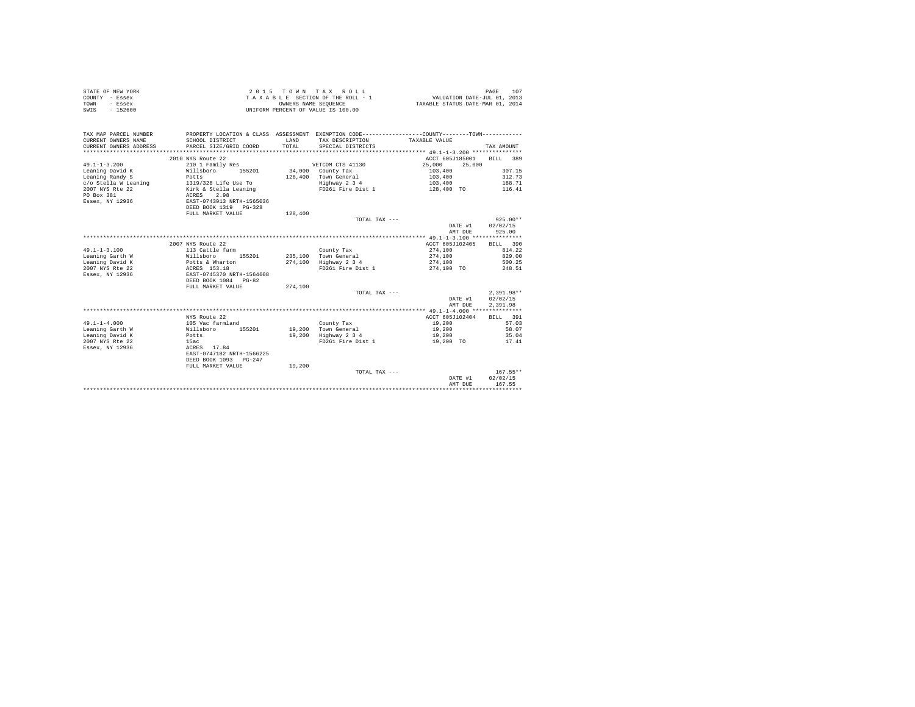STATE OF NEW YORK
COUNTY - Essex
TOWN - Essex
SWIS - 152600

2 0 1 5 T O W N T A X R O L L
T A X A B L E SECTION OF THE ROLL - 1
OWNERS NAME SEQUENCE
UNIFORM PERCENT OF VALUE IS 100.00

VALUATION DATE-JUL 01, 2013
TAXABLE STATUS DATE-MAR 01, 2014

```
TAX MAP PARCEL NUMBER     PROPERTY LOCATION & CLASS  ASSESSMENT  EXEMPTION CODE-----------------COUNTY--------TOWN-----------
CURRENT OWNERS NAME       SCHOOL DISTRICT              LAND      TAX DESCRIPTION           TAXABLE VALUE
CURRENT OWNERS ADDRESS    PARCEL SIZE/GRID COORD       TOTAL     SPECIAL DISTRICTS                                    TAX AMOUNT
************************************************************************************************ 49.1-1-3.200 ***************
                          2010 NYS Route 22                                                ACCT 605J185001     BILL  389
49.1-1-3.200              210 1 Family Res                      VETCOM CTS 41130           25,000   25,000
Leaning David K           Willsboro     155201       34,000     County Tax                 103,400                307.15
Leaning Randy S           Potts                     128,400     Town General               103,400                312.73
c/o Stella W Leaning      1319/328 Life Use To                  Highway 2 3 4              103,400                188.71
2007 NYS Rte 22           Kirk & Stella Leaning                 FD261 Fire Dist 1          128,400 TO             116.41
PO Box 381                ACRES    2.98
Essex, NY 12936           EAST-0743913 NRTH-1565036
                          DEED BOOK 1319   PG-328
                          FULL MARKET VALUE         128,400
                                                                TOTAL TAX ---                                     925.00**
                                                                                           DATE #1          02/02/15
                                                                                           AMT DUE            925.00
************************************************************************************************ 49.1-1-3.100 ***************
                          2007 NYS Route 22                                                ACCT 605J102405     BILL  390
49.1-1-3.100              113 Cattle farm                       County Tax                 274,100                814.22
Leaning Garth W           Willsboro     155201      235,100     Town General               274,100                829.00
Leaning David K           Potts & Wharton           274,100     Highway 2 3 4              274,100                500.25
2007 NYS Rte 22           ACRES  153.18                         FD261 Fire Dist 1          274,100 TO             248.51
Essex, NY 12936           EAST-0745370 NRTH-1564608
                          DEED BOOK 1084   PG-82
                          FULL MARKET VALUE         274,100
                                                                TOTAL TAX ---                                   2,391.98**
                                                                                           DATE #1          02/02/15
                                                                                           AMT DUE          2,391.98
************************************************************************************************ 49.1-1-4.000 ***************
                          NYS Route 22                                                     ACCT 605J102404     BILL  391
49.1-1-4.000              105 Vac farmland                      County Tax                  19,200                 57.03
Leaning Garth W           Willsboro     155201       19,200     Town General                19,200                 58.07
Leaning David K           Potts                      19,200     Highway 2 3 4               19,200                 35.04
2007 NYS Rte 22           15ac                                  FD261 Fire Dist 1           19,200 TO              17.41
Essex, NY 12936           ACRES   17.84
                          EAST-0747182 NRTH-1566225
                          DEED BOOK 1093   PG-247
                          FULL MARKET VALUE          19,200
                                                                TOTAL TAX ---                                     167.55**
                                                                                           DATE #1          02/02/15
                                                                                           AMT DUE            167.55
*****************************************************************************************************************************
```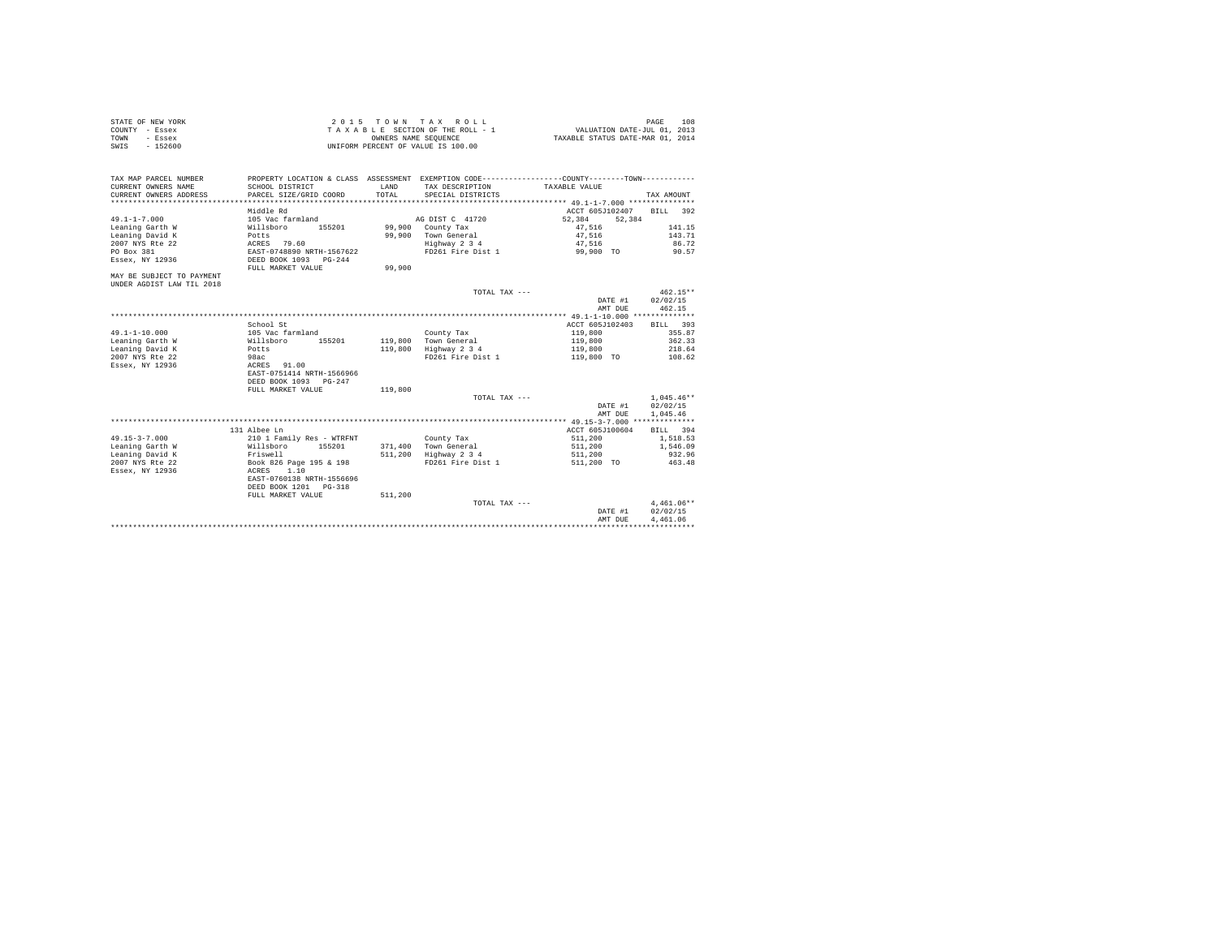STATE OF NEW YORK
COUNTY - Essex
TOWN - Essex
SWIS - 152600

2 0 1 5 T O W N T A X R O L L
T A X A B L E SECTION OF THE ROLL - 1
OWNERS NAME SEQUENCE
UNIFORM PERCENT OF VALUE IS 100.00

VALUATION DATE-JUL 01, 2013
TAXABLE STATUS DATE-MAR 01, 2014

| TAX MAP PARCEL NUMBER / CURRENT OWNERS NAME / CURRENT OWNERS ADDRESS | PROPERTY LOCATION & CLASS / SCHOOL DISTRICT / PARCEL SIZE/GRID COORD | ASSESSMENT LAND / TOTAL | EXEMPTION CODE / TAX DESCRIPTION / SPECIAL DISTRICTS | COUNTY / TOWN TAXABLE VALUE | TAX AMOUNT |
|---|---|---|---|---|---|
| **49.1-1-7.000** | Middle Rd | | | ACCT 605J102407 | BILL 392 |
| 49.1-1-7.000 | 105 Vac farmland | | AG DIST C 41720 | 52,384 52,384 | |
| Leaning Garth W | Willsboro 155201 | 99,900 | County Tax | 47,516 | 141.15 |
| Leaning David K | Potts | 99,900 | Town General | 47,516 | 143.71 |
| 2007 NYS Rte 22 | ACRES 79.60 | | Highway 2 3 4 | 47,516 | 86.72 |
| PO Box 381 | EAST-0748890 NRTH-1567622 | | FD261 Fire Dist 1 | 99,900 TO | 90.57 |
| Essex, NY 12936 | DEED BOOK 1093 PG-244 | | | | |
| | FULL MARKET VALUE | 99,900 | | | |
| MAY BE SUBJECT TO PAYMENT UNDER AGDIST LAW TIL 2018 | | | | | |
| | | | TOTAL TAX --- | | 462.15** |
| | | | | DATE #1 | 02/02/15 |
| | | | | AMT DUE | 462.15 |
| **49.1-1-10.000** | School St | | | ACCT 605J102403 | BILL 393 |
| 49.1-1-10.000 | 105 Vac farmland | | County Tax | 119,800 | 355.87 |
| Leaning Garth W | Willsboro 155201 | 119,800 | Town General | 119,800 | 362.33 |
| Leaning David K | Potts | 119,800 | Highway 2 3 4 | 119,800 | 218.64 |
| 2007 NYS Rte 22 | 98ac | | FD261 Fire Dist 1 | 119,800 TO | 108.62 |
| Essex, NY 12936 | ACRES 91.00 | | | | |
| | EAST-0751414 NRTH-1566966 | | | | |
| | DEED BOOK 1093 PG-247 | | | | |
| | FULL MARKET VALUE | 119,800 | | | |
| | | | TOTAL TAX --- | | 1,045.46** |
| | | | | DATE #1 | 02/02/15 |
| | | | | AMT DUE | 1,045.46 |
| **49.15-3-7.000** | 131 Albee Ln | | | ACCT 605J100604 | BILL 394 |
| 49.15-3-7.000 | 210 1 Family Res - WTRFNT | | County Tax | 511,200 | 1,518.53 |
| Leaning Garth W | Willsboro 155201 | 371,400 | Town General | 511,200 | 1,546.09 |
| Leaning David K | Friswell | 511,200 | Highway 2 3 4 | 511,200 | 932.96 |
| 2007 NYS Rte 22 | Book 826 Page 195 & 198 | | FD261 Fire Dist 1 | 511,200 TO | 463.48 |
| Essex, NY 12936 | ACRES 1.10 | | | | |
| | EAST-0760138 NRTH-1556696 | | | | |
| | DEED BOOK 1201 PG-318 | | | | |
| | FULL MARKET VALUE | 511,200 | | | |
| | | | TOTAL TAX --- | | 4,461.06** |
| | | | | DATE #1 | 02/02/15 |
| | | | | AMT DUE | 4,461.06 |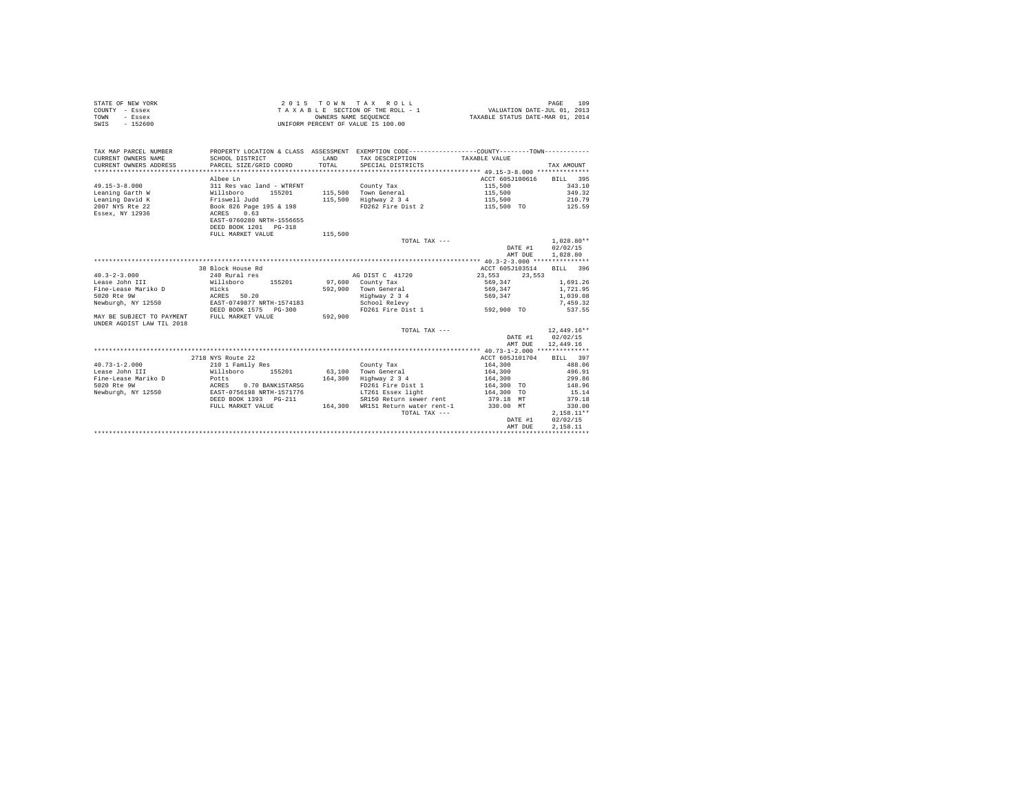STATE OF NEW YORK
COUNTY - Essex
TOWN - Essex
SWIS - 152600

2015 TOWN TAX ROLL
TAXABLE SECTION OF THE ROLL - 1
OWNERS NAME SEQUENCE
UNIFORM PERCENT OF VALUE IS 100.00

VALUATION DATE-JUL 01, 2013
TAXABLE STATUS DATE-MAR 01, 2014

| TAX MAP PARCEL NUMBER / CURRENT OWNERS NAME / CURRENT OWNERS ADDRESS | PROPERTY LOCATION & CLASS / SCHOOL DISTRICT / PARCEL SIZE/GRID COORD | ASSESSMENT LAND / TOTAL | EXEMPTION CODE / TAX DESCRIPTION / SPECIAL DISTRICTS | TAXABLE VALUE (COUNTY / TOWN) | TAX AMOUNT |
|---|---|---|---|---|---|
| | Albee Ln | | | ACCT 605J100616 | BILL 395 |
| 49.15-3-8.000 | 311 Res vac land - WTRFNT | | County Tax | 115,500 | 343.10 |
| Leaning Garth W | Willsboro 155201 | 115,500 | Town General | 115,500 | 349.32 |
| Leaning David K | Friswell Judd | 115,500 | Highway 2 3 4 | 115,500 | 210.79 |
| 2007 NYS Rte 22 | Book 826 Page 195 & 198 | | FD262 Fire Dist 2 | 115,500 TO | 125.59 |
| Essex, NY 12936 | ACRES 0.63 | | | | |
| | EAST-0760280 NRTH-1556655 | | | | |
| | DEED BOOK 1201 PG-318 | | | | |
| | FULL MARKET VALUE | 115,500 | | | |
| | | | TOTAL TAX --- | | 1,028.80** |
| | | | | DATE #1 | 02/02/15 |
| | | | | AMT DUE | 1,028.80 |
| | 38 Block House Rd | | | ACCT 605J103514 | BILL 396 |
| 40.3-2-3.000 | 240 Rural res | | AG DIST C 41720 | 23,553 23,553 | |
| Lease John III | Willsboro 155201 | 97,600 | County Tax | 569,347 | 1,691.26 |
| Fine-Lease Mariko D | Hicks | 592,900 | Town General | 569,347 | 1,721.95 |
| 5020 Rte 9W | ACRES 50.20 | | Highway 2 3 4 | 569,347 | 1,039.08 |
| Newburgh, NY 12550 | EAST-0749877 NRTH-1574183 | | School Relevy | | 7,459.32 |
| | DEED BOOK 1575 PG-300 | | FD261 Fire Dist 1 | 592,900 TO | 537.55 |
| MAY BE SUBJECT TO PAYMENT | FULL MARKET VALUE | 592,900 | | | |
| UNDER AGDIST LAW TIL 2018 | | | | | |
| | | | TOTAL TAX --- | | 12,449.16** |
| | | | | DATE #1 | 02/02/15 |
| | | | | AMT DUE | 12,449.16 |
| | 2718 NYS Route 22 | | | ACCT 605J101704 | BILL 397 |
| 40.73-1-2.000 | 210 1 Family Res | | County Tax | 164,300 | 488.06 |
| Lease John III | Willsboro 155201 | 63,100 | Town General | 164,300 | 496.91 |
| Fine-Lease Mariko D | Potts | 164,300 | Highway 2 3 4 | 164,300 | 299.86 |
| 5020 Rte 9W | ACRES 0.70 BANK1STARSG | | FD261 Fire Dist 1 | 164,300 TO | 148.96 |
| Newburgh, NY 12550 | EAST-0756198 NRTH-1571776 | | LT261 Essex light | 164,300 TO | 15.14 |
| | DEED BOOK 1393 PG-211 | | SR150 Return sewer rent | 379.18 MT | 379.18 |
| | FULL MARKET VALUE | 164,300 | WR151 Return water rent-1 | 330.00 MT | 330.00 |
| | | | TOTAL TAX --- | | 2,158.11** |
| | | | | DATE #1 | 02/02/15 |
| | | | | AMT DUE | 2,158.11 |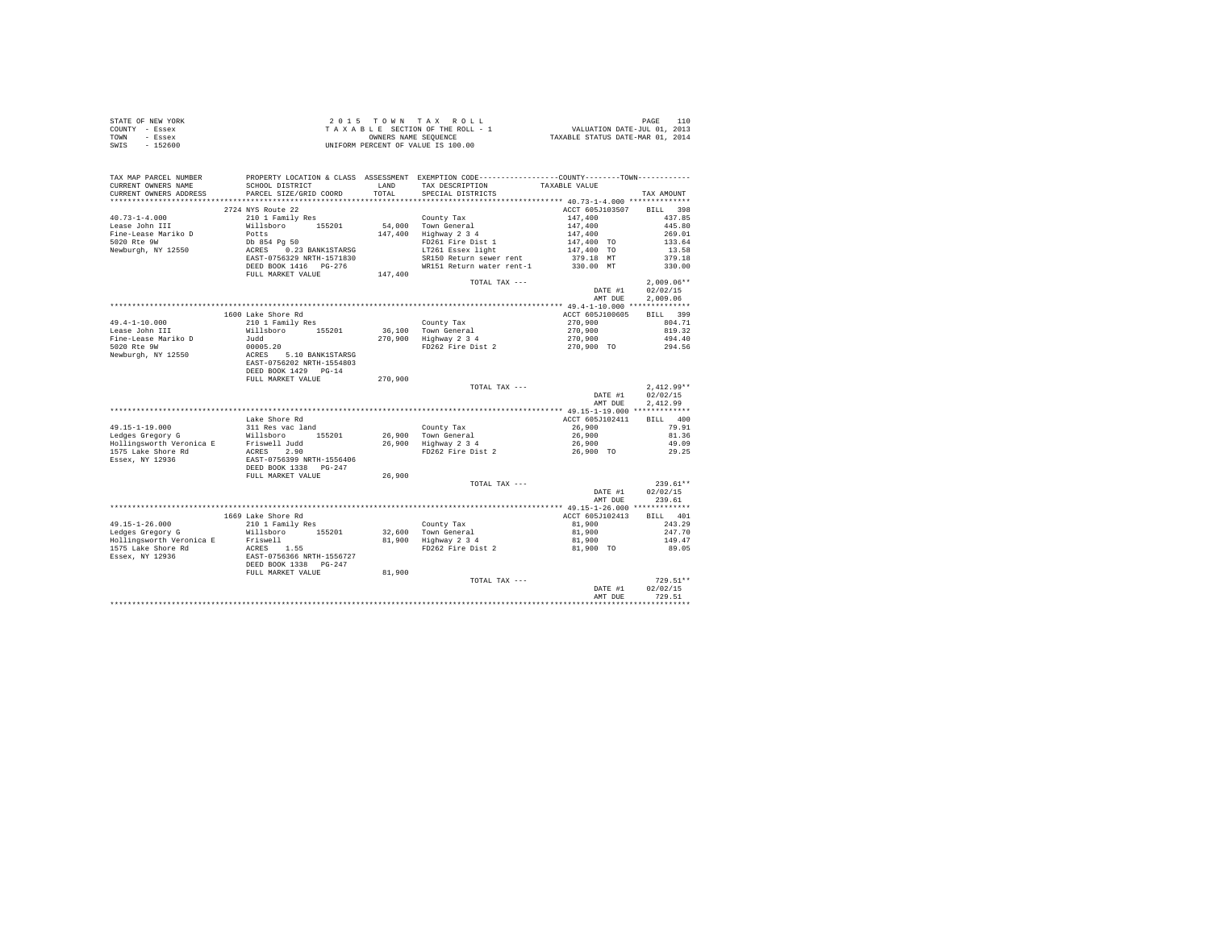STATE OF NEW YORK
COUNTY - Essex
TOWN - Essex
SWIS - 152600

2 0 1 5 T O W N T A X R O L L
T A X A B L E SECTION OF THE ROLL - 1
OWNERS NAME SEQUENCE
UNIFORM PERCENT OF VALUE IS 100.00

VALUATION DATE-JUL 01, 2013
TAXABLE STATUS DATE-MAR 01, 2014

| TAX MAP PARCEL NUMBER / CURRENT OWNERS NAME / CURRENT OWNERS ADDRESS | PROPERTY LOCATION & CLASS / SCHOOL DISTRICT / PARCEL SIZE/GRID COORD | ASSESSMENT LAND / TOTAL | EXEMPTION CODE / TAX DESCRIPTION / SPECIAL DISTRICTS | COUNTY--------TOWN TAXABLE VALUE | TAX AMOUNT |
|---|---|---|---|---|---|
| **40.73-1-4.000** | 2724 NYS Route 22 | | | ACCT 605J103507 | BILL 398 |
| 40.73-1-4.000 | 210 1 Family Res | | County Tax | 147,400 | 437.85 |
| Lease John III | Willsboro 155201 | 54,000 | Town General | 147,400 | 445.80 |
| Fine-Lease Mariko D | Potts | 147,400 | Highway 2 3 4 | 147,400 | 269.01 |
| 5020 Rte 9W | Db 854 Pg 50 | | FD261 Fire Dist 1 | 147,400 TO | 133.64 |
| Newburgh, NY 12550 | ACRES 0.23 BANK1STARSG | | LT261 Essex light | 147,400 TO | 13.58 |
| | EAST-0756329 NRTH-1571830 | | SR150 Return sewer rent | 379.18 MT | 379.18 |
| | DEED BOOK 1416 PG-276 | | WR151 Return water rent-1 | 330.00 MT | 330.00 |
| | FULL MARKET VALUE | 147,400 | | | |
| | | | TOTAL TAX --- | | 2,009.06** |
| | | | | DATE #1 | 02/02/15 |
| | | | | AMT DUE | 2,009.06 |
| **49.4-1-10.000** | 1600 Lake Shore Rd | | | ACCT 605J100605 | BILL 399 |
| 49.4-1-10.000 | 210 1 Family Res | | County Tax | 270,900 | 804.71 |
| Lease John III | Willsboro 155201 | 36,100 | Town General | 270,900 | 819.32 |
| Fine-Lease Mariko D | Judd | 270,900 | Highway 2 3 4 | 270,900 | 494.40 |
| 5020 Rte 9W | 00005.20 | | FD262 Fire Dist 2 | 270,900 TO | 294.56 |
| Newburgh, NY 12550 | ACRES 5.10 BANK1STARSG | | | | |
| | EAST-0756202 NRTH-1554803 | | | | |
| | DEED BOOK 1429 PG-14 | | | | |
| | FULL MARKET VALUE | 270,900 | | | |
| | | | TOTAL TAX --- | | 2,412.99** |
| | | | | DATE #1 | 02/02/15 |
| | | | | AMT DUE | 2,412.99 |
| **49.15-1-19.000** | Lake Shore Rd | | | ACCT 605J102411 | BILL 400 |
| 49.15-1-19.000 | 311 Res vac land | | County Tax | 26,900 | 79.91 |
| Ledges Gregory G | Willsboro 155201 | 26,900 | Town General | 26,900 | 81.36 |
| Hollingsworth Veronica E | Friswell Judd | 26,900 | Highway 2 3 4 | 26,900 | 49.09 |
| 1575 Lake Shore Rd | ACRES 2.90 | | FD262 Fire Dist 2 | 26,900 TO | 29.25 |
| Essex, NY 12936 | EAST-0756399 NRTH-1556406 | | | | |
| | DEED BOOK 1338 PG-247 | | | | |
| | FULL MARKET VALUE | 26,900 | | | |
| | | | TOTAL TAX --- | | 239.61** |
| | | | | DATE #1 | 02/02/15 |
| | | | | AMT DUE | 239.61 |
| **49.15-1-26.000** | 1669 Lake Shore Rd | | | ACCT 605J102413 | BILL 401 |
| 49.15-1-26.000 | 210 1 Family Res | | County Tax | 81,900 | 243.29 |
| Ledges Gregory G | Willsboro 155201 | 32,600 | Town General | 81,900 | 247.70 |
| Hollingsworth Veronica E | Friswell | 81,900 | Highway 2 3 4 | 81,900 | 149.47 |
| 1575 Lake Shore Rd | ACRES 1.55 | | FD262 Fire Dist 2 | 81,900 TO | 89.05 |
| Essex, NY 12936 | EAST-0756366 NRTH-1556727 | | | | |
| | DEED BOOK 1338 PG-247 | | | | |
| | FULL MARKET VALUE | 81,900 | | | |
| | | | TOTAL TAX --- | | 729.51** |
| | | | | DATE #1 | 02/02/15 |
| | | | | AMT DUE | 729.51 |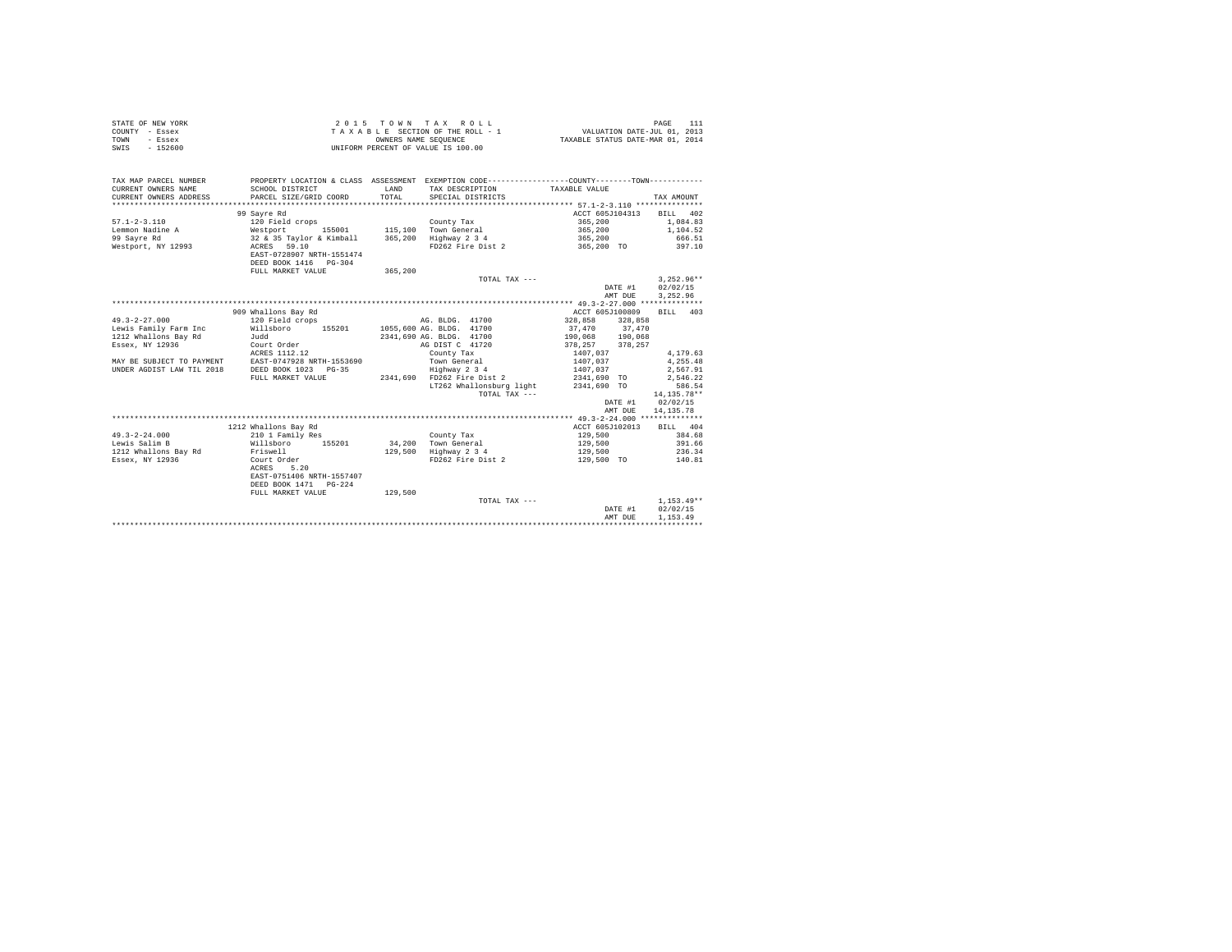STATE OF NEW YORK
COUNTY - Essex
TOWN - Essex
SWIS - 152600

2 0 1 5 T O W N T A X R O L L
T A X A B L E SECTION OF THE ROLL - 1
OWNERS NAME SEQUENCE
UNIFORM PERCENT OF VALUE IS 100.00

VALUATION DATE-JUL 01, 2013
TAXABLE STATUS DATE-MAR 01, 2014

| TAX MAP PARCEL NUMBER / CURRENT OWNERS NAME / CURRENT OWNERS ADDRESS | PROPERTY LOCATION & CLASS / SCHOOL DISTRICT / PARCEL SIZE/GRID COORD | ASSESSMENT LAND / TOTAL | EXEMPTION CODE / TAX DESCRIPTION / SPECIAL DISTRICTS | COUNTY TAXABLE VALUE | TOWN | TAX AMOUNT |
|---|---|---|---|---|---|---|
| **57.1-2-3.110** | 99 Sayre Rd | | | ACCT 605J104313 | | BILL 402 |
| 57.1-2-3.110 | 120 Field crops | | County Tax | 365,200 | | 1,084.83 |
| Lemmon Nadine A | Westport 155001 | 115,100 | Town General | 365,200 | | 1,104.52 |
| 99 Sayre Rd | 32 & 35 Taylor & Kimball | 365,200 | Highway 2 3 4 | 365,200 | | 666.51 |
| Westport, NY 12993 | ACRES 59.10 | | FD262 Fire Dist 2 | 365,200 TO | | 397.10 |
| | EAST-0728907 NRTH-1551474 | | | | | |
| | DEED BOOK 1416 PG-304 | | | | | |
| | FULL MARKET VALUE | 365,200 | | | | |
| | | | TOTAL TAX --- | | | 3,252.96** |
| | | | | DATE #1 | | 02/02/15 |
| | | | | AMT DUE | | 3,252.96 |
| **49.3-2-27.000** | 909 Whallons Bay Rd | | | ACCT 605J100809 | | BILL 403 |
| 49.3-2-27.000 | 120 Field crops | | AG. BLDG. 41700 | 328,858 | 328,858 | |
| Lewis Family Farm Inc | Willsboro 155201 | 1055,600 | AG. BLDG. 41700 | 37,470 | 37,470 | |
| 1212 Whallons Bay Rd | Judd | 2341,690 | AG. BLDG. 41700 | 190,068 | 190,068 | |
| Essex, NY 12936 | Court Order | | AG DIST C 41720 | 378,257 | 378,257 | |
| | ACRES 1112.12 | | County Tax | 1407,037 | | 4,179.63 |
| MAY BE SUBJECT TO PAYMENT | EAST-0747928 NRTH-1553690 | | Town General | 1407,037 | | 4,255.48 |
| UNDER AGDIST LAW TIL 2018 | DEED BOOK 1023 PG-35 | | Highway 2 3 4 | 1407,037 | | 2,567.91 |
| | FULL MARKET VALUE | 2341,690 | FD262 Fire Dist 2 | 2341,690 TO | | 2,546.22 |
| | | | LT262 Whallonsburg light | 2341,690 TO | | 586.54 |
| | | | TOTAL TAX --- | | | 14,135.78** |
| | | | | DATE #1 | | 02/02/15 |
| | | | | AMT DUE | | 14,135.78 |
| **49.3-2-24.000** | 1212 Whallons Bay Rd | | | ACCT 605J102013 | | BILL 404 |
| 49.3-2-24.000 | 210 1 Family Res | | County Tax | 129,500 | | 384.68 |
| Lewis Salim B | Willsboro 155201 | 34,200 | Town General | 129,500 | | 391.66 |
| 1212 Whallons Bay Rd | Friswell | 129,500 | Highway 2 3 4 | 129,500 | | 236.34 |
| Essex, NY 12936 | Court Order | | FD262 Fire Dist 2 | 129,500 TO | | 140.81 |
| | ACRES 5.20 | | | | | |
| | EAST-0751406 NRTH-1557407 | | | | | |
| | DEED BOOK 1471 PG-224 | | | | | |
| | FULL MARKET VALUE | 129,500 | | | | |
| | | | TOTAL TAX --- | | | 1,153.49** |
| | | | | DATE #1 | | 02/02/15 |
| | | | | AMT DUE | | 1,153.49 |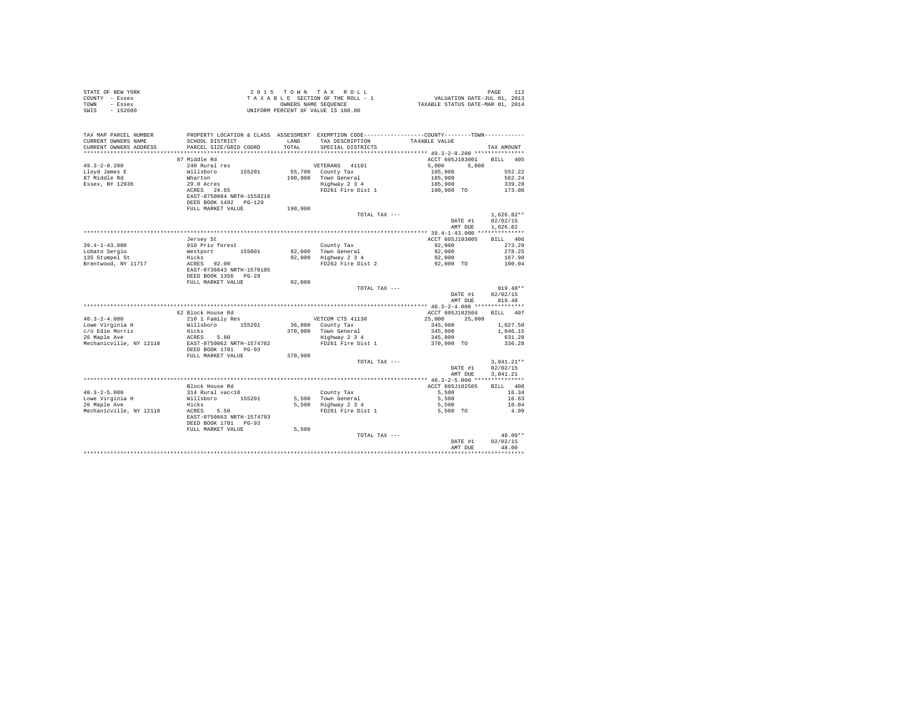STATE OF NEW YORK
COUNTY - Essex
TOWN - Essex
SWIS - 152600

2 0 1 5 T O W N T A X R O L L
T A X A B L E SECTION OF THE ROLL - 1
OWNERS NAME SEQUENCE
UNIFORM PERCENT OF VALUE IS 100.00

VALUATION DATE-JUL 01, 2013
TAXABLE STATUS DATE-MAR 01, 2014

| TAX MAP PARCEL NUMBER / CURRENT OWNERS NAME / CURRENT OWNERS ADDRESS | PROPERTY LOCATION & CLASS / SCHOOL DISTRICT / PARCEL SIZE/GRID COORD | ASSESSMENT LAND / TOTAL | EXEMPTION CODE / TAX DESCRIPTION / SPECIAL DISTRICTS | COUNTY / TOWN TAXABLE VALUE | TAX AMOUNT |
|---|---|---|---|---|---|
| 49.3-2-8.200 | 87 Middle Rd | | | ACCT 605J183001 | BILL 405 |
| Lloyd James E | 240 Rural res | | VETERANS 41101 | 5,000 5,000 | |
| 87 Middle Rd | Willsboro 155201 | 55,700 | County Tax | 185,900 | 552.22 |
| Essex, NY 12936 | Wharton | 190,900 | Town General | 185,900 | 562.24 |
| | 29.0 Acres | | Highway 2 3 4 | 185,900 | 339.28 |
| | ACRES 24.65 | | FD261 Fire Dist 1 | 190,900 TO | 173.08 |
| | EAST-0750084 NRTH-1559216 | | | | |
| | DEED BOOK 1492 PG-129 | | | | |
| | FULL MARKET VALUE | 190,900 | | | |
| | | | TOTAL TAX --- | | 1,626.82** |
| | | | | DATE #1 | 02/02/15 |
| | | | | AMT DUE | 1,626.82 |
| 39.4-1-43.000 | Jersey St | | | ACCT 605J103005 | BILL 406 |
| Lobato Sergio | 910 Priv forest | | County Tax | 92,000 | 273.29 |
| 135 Stumpel St | Westport 155001 | 92,000 | Town General | 92,000 | 278.25 |
| Brentwood, NY 11717 | Hicks | 92,000 | Highway 2 3 4 | 92,000 | 167.90 |
| | ACRES 92.00 | | FD262 Fire Dist 2 | 92,000 TO | 100.04 |
| | EAST-0736643 NRTH-1570105 | | | | |
| | DEED BOOK 1356 PG-29 | | | | |
| | FULL MARKET VALUE | 92,000 | | | |
| | | | TOTAL TAX --- | | 819.48** |
| | | | | DATE #1 | 02/02/15 |
| | | | | AMT DUE | 819.48 |
| 40.3-2-4.000 | 62 Block House Rd | | | ACCT 605J102504 | BILL 407 |
| Lowe Virginia H | 210 1 Family Res | | VETCOM CTS 41130 | 25,000 25,000 | |
| c/o Edie Morris | Willsboro 155201 | 36,800 | County Tax | 345,900 | 1,027.50 |
| 26 Maple Ave | Hicks | 370,900 | Town General | 345,900 | 1,046.15 |
| Mechanicville, NY 12118 | ACRES 5.80 | | Highway 2 3 4 | 345,900 | 631.28 |
| | EAST-0750062 NRTH-1574702 | | FD261 Fire Dist 1 | 370,900 TO | 336.28 |
| | DEED BOOK 1701 PG-93 | | | | |
| | FULL MARKET VALUE | 370,900 | | | |
| | | | TOTAL TAX --- | | 3,041.21** |
| | | | | DATE #1 | 02/02/15 |
| | | | | AMT DUE | 3,041.21 |
| 40.3-2-5.000 | Block House Rd | | | ACCT 605J102505 | BILL 408 |
| Lowe Virginia H | 314 Rural vac<10 | | County Tax | 5,500 | 16.34 |
| 26 Maple Ave | Willsboro 155201 | 5,500 | Town General | 5,500 | 16.63 |
| Mechanicville, NY 12118 | Hicks | 5,500 | Highway 2 3 4 | 5,500 | 10.04 |
| | ACRES 5.50 | | FD261 Fire Dist 1 | 5,500 TO | 4.99 |
| | EAST-0750663 NRTH-1574793 | | | | |
| | DEED BOOK 1701 PG-93 | | | | |
| | FULL MARKET VALUE | 5,500 | | | |
| | | | TOTAL TAX --- | | 48.00** |
| | | | | DATE #1 | 02/02/15 |
| | | | | AMT DUE | 48.00 |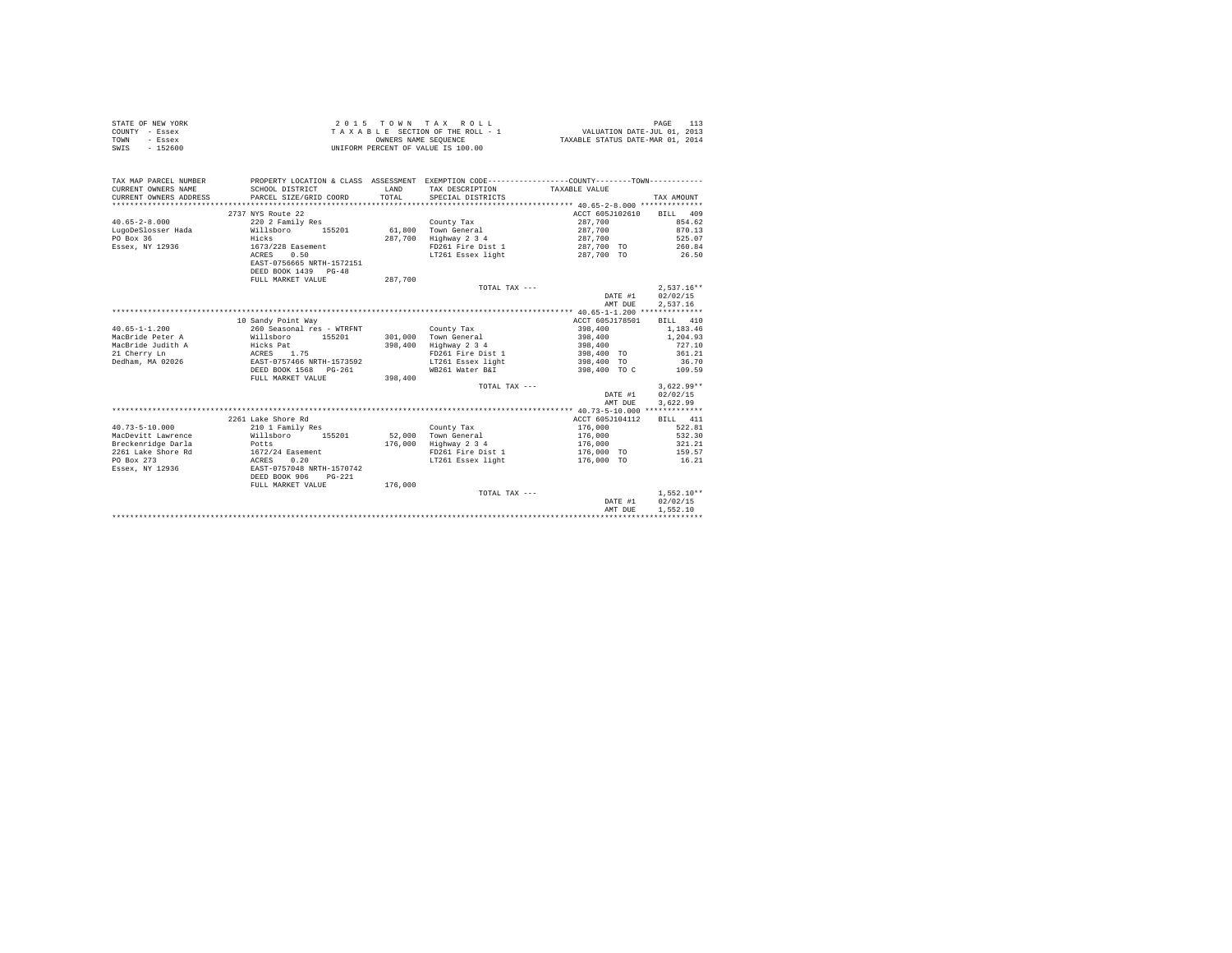STATE OF NEW YORK
COUNTY - Essex
TOWN - Essex
SWIS - 152600

2 0 1 5 T O W N T A X R O L L
T A X A B L E SECTION OF THE ROLL - 1
OWNERS NAME SEQUENCE
UNIFORM PERCENT OF VALUE IS 100.00

VALUATION DATE-JUL 01, 2013
TAXABLE STATUS DATE-MAR 01, 2014

| TAX MAP PARCEL NUMBER / CURRENT OWNERS NAME / CURRENT OWNERS ADDRESS | PROPERTY LOCATION & CLASS / SCHOOL DISTRICT / PARCEL SIZE/GRID COORD | ASSESSMENT LAND / TOTAL | EXEMPTION CODE / TAX DESCRIPTION / SPECIAL DISTRICTS | TAXABLE VALUE (COUNTY / TOWN) | TAX AMOUNT |
|---|---|---|---|---|---|
| **40.65-2-8.000** | 2737 NYS Route 22 | | | ACCT 605J102610 | BILL 409 |
| 40.65-2-8.000 | 220 2 Family Res | | County Tax | 287,700 | 854.62 |
| LugoDeSlosser Hada | Willsboro 155201 | 61,800 | Town General | 287,700 | 870.13 |
| PO Box 36 | Hicks | 287,700 | Highway 2 3 4 | 287,700 | 525.07 |
| Essex, NY 12936 | 1673/228 Easement | | FD261 Fire Dist 1 | 287,700 TO | 260.84 |
| | ACRES 0.50 | | LT261 Essex light | 287,700 TO | 26.50 |
| | EAST-0756665 NRTH-1572151 | | | | |
| | DEED BOOK 1439 PG-48 | | | | |
| | FULL MARKET VALUE | 287,700 | | | |
| | | | TOTAL TAX --- | | 2,537.16** |
| | | | | DATE #1 | 02/02/15 |
| | | | | AMT DUE | 2,537.16 |
| **40.65-1-1.200** | 10 Sandy Point Way | | | ACCT 605J178501 | BILL 410 |
| 40.65-1-1.200 | 260 Seasonal res - WTRFNT | | County Tax | 398,400 | 1,183.46 |
| MacBride Peter A | Willsboro 155201 | 301,000 | Town General | 398,400 | 1,204.93 |
| MacBride Judith A | Hicks Pat | 398,400 | Highway 2 3 4 | 398,400 | 727.10 |
| 21 Cherry Ln | ACRES 1.75 | | FD261 Fire Dist 1 | 398,400 TO | 361.21 |
| Dedham, MA 02026 | EAST-0757466 NRTH-1573592 | | LT261 Essex light | 398,400 TO | 36.70 |
| | DEED BOOK 1568 PG-261 | | WB261 Water B&I | 398,400 TO C | 109.59 |
| | FULL MARKET VALUE | 398,400 | | | |
| | | | TOTAL TAX --- | | 3,622.99** |
| | | | | DATE #1 | 02/02/15 |
| | | | | AMT DUE | 3,622.99 |
| **40.73-5-10.000** | 2261 Lake Shore Rd | | | ACCT 605J104112 | BILL 411 |
| 40.73-5-10.000 | 210 1 Family Res | | County Tax | 176,000 | 522.81 |
| MacDevitt Lawrence | Willsboro 155201 | 52,000 | Town General | 176,000 | 532.30 |
| Breckenridge Darla | Potts | 176,000 | Highway 2 3 4 | 176,000 | 321.21 |
| 2261 Lake Shore Rd | 1672/24 Easement | | FD261 Fire Dist 1 | 176,000 TO | 159.57 |
| PO Box 273 | ACRES 0.20 | | LT261 Essex light | 176,000 TO | 16.21 |
| Essex, NY 12936 | EAST-0757048 NRTH-1570742 | | | | |
| | DEED BOOK 906 PG-221 | | | | |
| | FULL MARKET VALUE | 176,000 | | | |
| | | | TOTAL TAX --- | | 1,552.10** |
| | | | | DATE #1 | 02/02/15 |
| | | | | AMT DUE | 1,552.10 |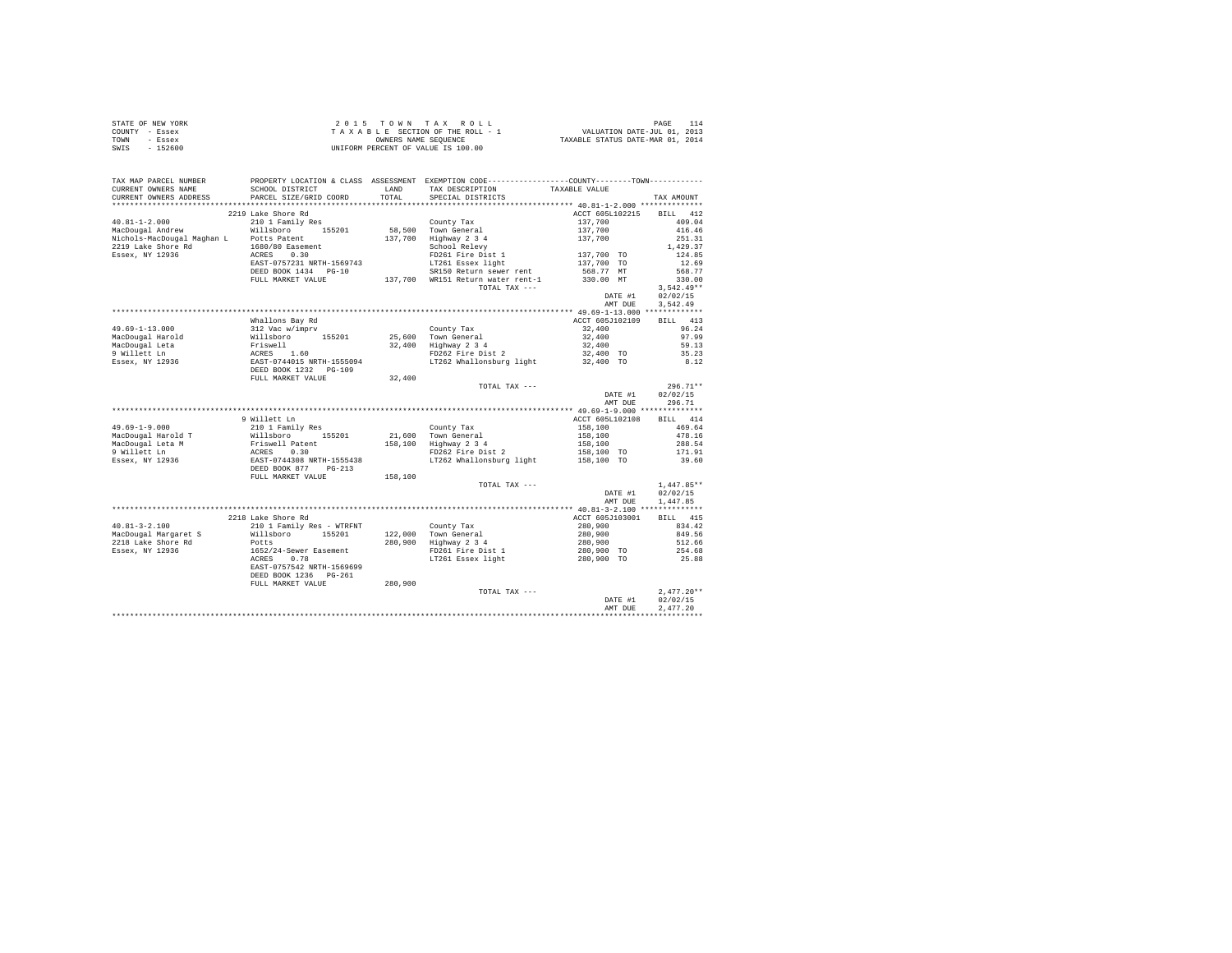STATE OF NEW YORK
COUNTY - Essex
TOWN - Essex
SWIS - 152600

2 0 1 5 T O W N T A X R O L L
T A X A B L E SECTION OF THE ROLL - 1
OWNERS NAME SEQUENCE
UNIFORM PERCENT OF VALUE IS 100.00

VALUATION DATE-JUL 01, 2013
TAXABLE STATUS DATE-MAR 01, 2014

| TAX MAP PARCEL NUMBER / CURRENT OWNERS NAME / CURRENT OWNERS ADDRESS | PROPERTY LOCATION & CLASS / SCHOOL DISTRICT / PARCEL SIZE/GRID COORD | ASSESSMENT LAND / TOTAL | EXEMPTION CODE / TAX DESCRIPTION / SPECIAL DISTRICTS | TAXABLE VALUE | TAX AMOUNT |
|---|---|---|---|---|---|
| **40.81-1-2.000** | 2219 Lake Shore Rd | | | ACCT 605L102215 | BILL 412 |
| MacDougal Andrew | 210 1 Family Res | | County Tax | 137,700 | 409.04 |
| Nichols-MacDougal Maghan L | Willsboro 155201 | 58,500 | Town General | 137,700 | 416.46 |
| 2219 Lake Shore Rd | Potts Patent | 137,700 | Highway 2 3 4 | 137,700 | 251.31 |
| Essex, NY 12936 | 1680/80 Easement | | School Relevy | | 1,429.37 |
| | ACRES 0.30 | | FD261 Fire Dist 1 | 137,700 TO | 124.85 |
| | EAST-0757231 NRTH-1569743 | | LT261 Essex light | 137,700 TO | 12.69 |
| | DEED BOOK 1434 PG-10 | | SR150 Return sewer rent | 568.77 MT | 568.77 |
| | FULL MARKET VALUE | 137,700 | WR151 Return water rent-1 | 330.00 MT | 330.00 |
| | | | TOTAL TAX --- | | 3,542.49** |
| | | | | DATE #1 | 02/02/15 |
| | | | | AMT DUE | 3,542.49 |
| **49.69-1-13.000** | Whallons Bay Rd | | | ACCT 605J102109 | BILL 413 |
| MacDougal Harold | 312 Vac w/imprv | | County Tax | 32,400 | 96.24 |
| MacDougal Leta | Willsboro 155201 | 25,600 | Town General | 32,400 | 97.99 |
| 9 Willett Ln | Friswell | 32,400 | Highway 2 3 4 | 32,400 | 59.13 |
| Essex, NY 12936 | ACRES 1.60 | | FD262 Fire Dist 2 | 32,400 TO | 35.23 |
| | EAST-0744015 NRTH-1555094 | | LT262 Whallonsburg light | 32,400 TO | 8.12 |
| | DEED BOOK 1232 PG-109 | | | | |
| | FULL MARKET VALUE | 32,400 | | | |
| | | | TOTAL TAX --- | | 296.71** |
| | | | | DATE #1 | 02/02/15 |
| | | | | AMT DUE | 296.71 |
| **49.69-1-9.000** | 9 Willett Ln | | | ACCT 605L102108 | BILL 414 |
| MacDougal Harold T | 210 1 Family Res | | County Tax | 158,100 | 469.64 |
| MacDougal Leta M | Willsboro 155201 | 21,600 | Town General | 158,100 | 478.16 |
| 9 Willett Ln | Friswell Patent | 158,100 | Highway 2 3 4 | 158,100 | 288.54 |
| Essex, NY 12936 | ACRES 0.30 | | FD262 Fire Dist 2 | 158,100 TO | 171.91 |
| | EAST-0744308 NRTH-1555438 | | LT262 Whallonsburg light | 158,100 TO | 39.60 |
| | DEED BOOK 877 PG-213 | | | | |
| | FULL MARKET VALUE | 158,100 | | | |
| | | | TOTAL TAX --- | | 1,447.85** |
| | | | | DATE #1 | 02/02/15 |
| | | | | AMT DUE | 1,447.85 |
| **40.81-3-2.100** | 2218 Lake Shore Rd | | | ACCT 605J103001 | BILL 415 |
| MacDougal Margaret S | 210 1 Family Res - WTRFNT | | County Tax | 280,900 | 834.42 |
| 2218 Lake Shore Rd | Willsboro 155201 | 122,000 | Town General | 280,900 | 849.56 |
| Essex, NY 12936 | Potts | 280,900 | Highway 2 3 4 | 280,900 | 512.66 |
| | 1652/24-Sewer Easement | | FD261 Fire Dist 1 | 280,900 TO | 254.68 |
| | ACRES 0.78 | | LT261 Essex light | 280,900 TO | 25.88 |
| | EAST-0757542 NRTH-1569699 | | | | |
| | DEED BOOK 1236 PG-261 | | | | |
| | FULL MARKET VALUE | 280,900 | | | |
| | | | TOTAL TAX --- | | 2,477.20** |
| | | | | DATE #1 | 02/02/15 |
| | | | | AMT DUE | 2,477.20 |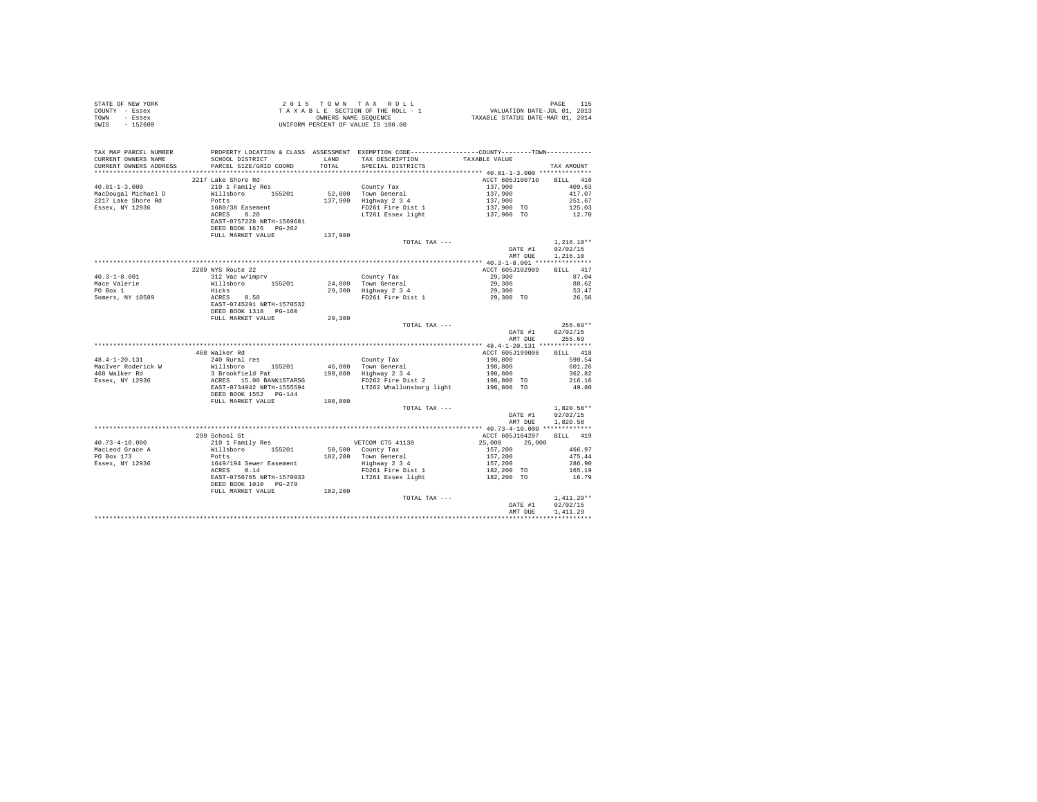STATE OF NEW YORK
COUNTY - Essex
TOWN - Essex
SWIS - 152600

2 0 1 5 T O W N T A X R O L L
T A X A B L E SECTION OF THE ROLL - 1
OWNERS NAME SEQUENCE
UNIFORM PERCENT OF VALUE IS 100.00

VALUATION DATE-JUL 01, 2013
TAXABLE STATUS DATE-MAR 01, 2014

| TAX MAP PARCEL NUMBER / CURRENT OWNERS NAME / CURRENT OWNERS ADDRESS | PROPERTY LOCATION & CLASS / SCHOOL DISTRICT / PARCEL SIZE/GRID COORD | ASSESSMENT LAND / TOTAL | EXEMPTION CODE / TAX DESCRIPTION / SPECIAL DISTRICTS | COUNTY--------TOWN TAXABLE VALUE | TAX AMOUNT |
|---|---|---|---|---|---|
| 40.81-1-3.000 | 2217 Lake Shore Rd | | | ACCT 605J100710 | BILL 416 |
| 40.81-1-3.000 | 210 1 Family Res | | County Tax | 137,900 | 409.63 |
| MacDougal Michael D | Willsboro 155201 | 52,000 | Town General | 137,900 | 417.07 |
| 2217 Lake Shore Rd | Potts | 137,900 | Highway 2 3 4 | 137,900 | 251.67 |
| Essex, NY 12936 | 1680/38 Easement | | FD261 Fire Dist 1 | 137,900 TO | 125.03 |
| | ACRES 0.20 | | LT261 Essex light | 137,900 TO | 12.70 |
| | EAST-0757228 NRTH-1569681 | | | | |
| | DEED BOOK 1676 PG-262 | | | | |
| | FULL MARKET VALUE | 137,900 | | | |
| | | | TOTAL TAX --- | | 1,216.10** |
| | | | | DATE #1 | 02/02/15 |
| | | | | AMT DUE | 1,216.10 |
| 40.3-1-8.001 | 2289 NYS Route 22 | | | ACCT 605J102909 | BILL 417 |
| 40.3-1-8.001 | 312 Vac w/imprv | | County Tax | 29,300 | 87.04 |
| Mace Valerie | Willsboro 155201 | 24,000 | Town General | 29,300 | 88.62 |
| PO Box 1 | Hicks | 29,300 | Highway 2 3 4 | 29,300 | 53.47 |
| Somers, NY 10589 | ACRES 0.50 | | FD261 Fire Dist 1 | 29,300 TO | 26.56 |
| | EAST-0745291 NRTH-1570532 | | | | |
| | DEED BOOK 1318 PG-160 | | | | |
| | FULL MARKET VALUE | 29,300 | | | |
| | | | TOTAL TAX --- | | 255.69** |
| | | | | DATE #1 | 02/02/15 |
| | | | | AMT DUE | 255.69 |
| 48.4-1-20.131 | 468 Walker Rd | | | ACCT 605J199006 | BILL 418 |
| 48.4-1-20.131 | 240 Rural res | | County Tax | 198,800 | 590.54 |
| MacIver Roderick W | Willsboro 155201 | 46,000 | Town General | 198,800 | 601.26 |
| 468 Walker Rd | 3 Brookfield Pat | 198,800 | Highway 2 3 4 | 198,800 | 362.82 |
| Essex, NY 12936 | ACRES 15.00 BANK1STARSG | | FD262 Fire Dist 2 | 198,800 TO | 216.16 |
| | EAST-0734942 NRTH-1555594 | | LT262 Whallonsburg light | 198,800 TO | 49.80 |
| | DEED BOOK 1552 PG-144 | | | | |
| | FULL MARKET VALUE | 198,800 | | | |
| | | | TOTAL TAX --- | | 1,820.58** |
| | | | | DATE #1 | 02/02/15 |
| | | | | AMT DUE | 1,820.58 |
| 40.73-4-10.000 | 299 School St | | | ACCT 605J104207 | BILL 419 |
| 40.73-4-10.000 | 210 1 Family Res | | VETCOM CTS 41130 | 25,000 25,000 | |
| MacLeod Grace A | Willsboro 155201 | 50,500 | County Tax | 157,200 | 466.97 |
| PO Box 173 | Potts | 182,200 | Town General | 157,200 | 475.44 |
| Essex, NY 12936 | 1649/194 Sewer Easement | | Highway 2 3 4 | 157,200 | 286.90 |
| | ACRES 0.14 | | FD261 Fire Dist 1 | 182,200 TO | 165.19 |
| | EAST-0756765 NRTH-1570933 | | LT261 Essex light | 182,200 TO | 16.79 |
| | DEED BOOK 1010 PG-279 | | | | |
| | FULL MARKET VALUE | 182,200 | | | |
| | | | TOTAL TAX --- | | 1,411.29** |
| | | | | DATE #1 | 02/02/15 |
| | | | | AMT DUE | 1,411.29 |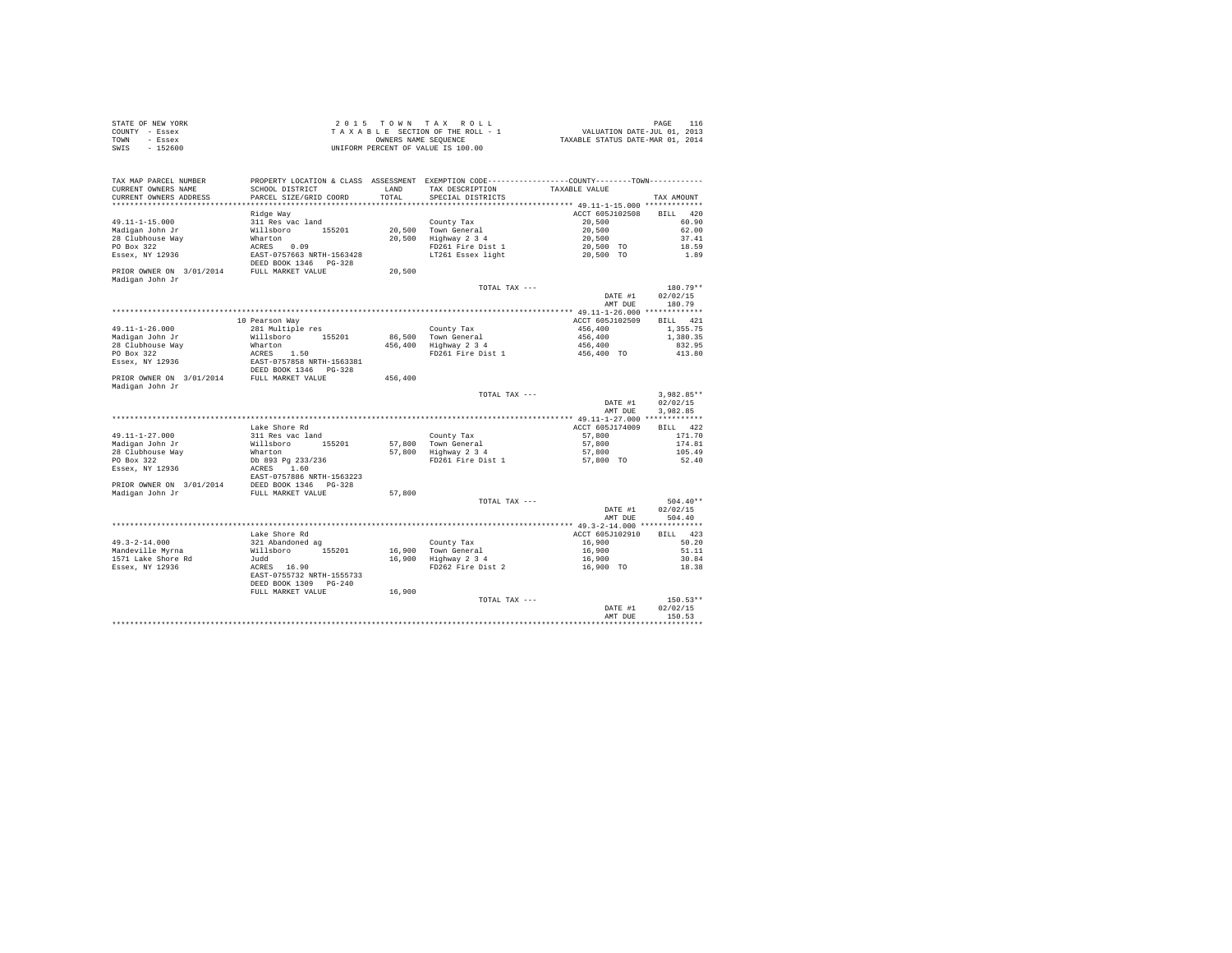STATE OF NEW YORK
COUNTY - Essex
TOWN - Essex
SWIS - 152600

2 0 1 5 T O W N T A X R O L L
T A X A B L E SECTION OF THE ROLL - 1
OWNERS NAME SEQUENCE
UNIFORM PERCENT OF VALUE IS 100.00

VALUATION DATE-JUL 01, 2013
TAXABLE STATUS DATE-MAR 01, 2014

| TAX MAP PARCEL NUMBER / CURRENT OWNERS NAME / CURRENT OWNERS ADDRESS | PROPERTY LOCATION & CLASS / SCHOOL DISTRICT / PARCEL SIZE/GRID COORD | ASSESSMENT LAND / TOTAL | EXEMPTION CODE / TAX DESCRIPTION / SPECIAL DISTRICTS | COUNTY--------TOWN / TAXABLE VALUE | TAX AMOUNT |
|---|---|---|---|---|---|
| 49.11-1-15.000 | Ridge Way | | | ACCT 605J102508 | BILL 420 |
| Madigan John Jr | 311 Res vac land | | County Tax | 20,500 | 60.90 |
| 28 Clubhouse Way | Willsboro 155201 | 20,500 | Town General | 20,500 | 62.00 |
| PO Box 322 | Wharton | 20,500 | Highway 2 3 4 | 20,500 | 37.41 |
| Essex, NY 12936 | ACRES 0.09 | | FD261 Fire Dist 1 | 20,500 TO | 18.59 |
| | EAST-0757663 NRTH-1563428 | | LT261 Essex light | 20,500 TO | 1.89 |
| | DEED BOOK 1346 PG-328 | | | | |
| PRIOR OWNER ON 3/01/2014 | FULL MARKET VALUE | 20,500 | | | |
| Madigan John Jr | | | | | |
| | | | TOTAL TAX --- | | 180.79** |
| | | | | DATE #1 | 02/02/15 |
| | | | | AMT DUE | 180.79 |
| 49.11-1-26.000 | 10 Pearson Way | | | ACCT 605J102509 | BILL 421 |
| Madigan John Jr | 281 Multiple res | | County Tax | 456,400 | 1,355.75 |
| 28 Clubhouse Way | Willsboro 155201 | 86,500 | Town General | 456,400 | 1,380.35 |
| PO Box 322 | Wharton | 456,400 | Highway 2 3 4 | 456,400 | 832.95 |
| Essex, NY 12936 | ACRES 1.50 | | FD261 Fire Dist 1 | 456,400 TO | 413.80 |
| | EAST-0757858 NRTH-1563381 | | | | |
| | DEED BOOK 1346 PG-328 | | | | |
| PRIOR OWNER ON 3/01/2014 | FULL MARKET VALUE | 456,400 | | | |
| Madigan John Jr | | | | | |
| | | | TOTAL TAX --- | | 3,982.85** |
| | | | | DATE #1 | 02/02/15 |
| | | | | AMT DUE | 3,982.85 |
| 49.11-1-27.000 | Lake Shore Rd | | | ACCT 605J174009 | BILL 422 |
| Madigan John Jr | 311 Res vac land | | County Tax | 57,800 | 171.70 |
| 28 Clubhouse Way | Willsboro 155201 | 57,800 | Town General | 57,800 | 174.81 |
| PO Box 322 | Wharton | 57,800 | Highway 2 3 4 | 57,800 | 105.49 |
| Essex, NY 12936 | Db 893 Pg 233/236 | | FD261 Fire Dist 1 | 57,800 TO | 52.40 |
| | ACRES 1.60 | | | | |
| | EAST-0757886 NRTH-1563223 | | | | |
| PRIOR OWNER ON 3/01/2014 | DEED BOOK 1346 PG-328 | | | | |
| Madigan John Jr | FULL MARKET VALUE | 57,800 | | | |
| | | | TOTAL TAX --- | | 504.40** |
| | | | | DATE #1 | 02/02/15 |
| | | | | AMT DUE | 504.40 |
| 49.3-2-14.000 | Lake Shore Rd | | | ACCT 605J102910 | BILL 423 |
| Mandeville Myrna | 321 Abandoned ag | | County Tax | 16,900 | 50.20 |
| 1571 Lake Shore Rd | Willsboro 155201 | 16,900 | Town General | 16,900 | 51.11 |
| Essex, NY 12936 | Judd | 16,900 | Highway 2 3 4 | 16,900 | 30.84 |
| | ACRES 16.90 | | FD262 Fire Dist 2 | 16,900 TO | 18.38 |
| | EAST-0755732 NRTH-1555733 | | | | |
| | DEED BOOK 1309 PG-240 | | | | |
| | FULL MARKET VALUE | 16,900 | | | |
| | | | TOTAL TAX --- | | 150.53** |
| | | | | DATE #1 | 02/02/15 |
| | | | | AMT DUE | 150.53 |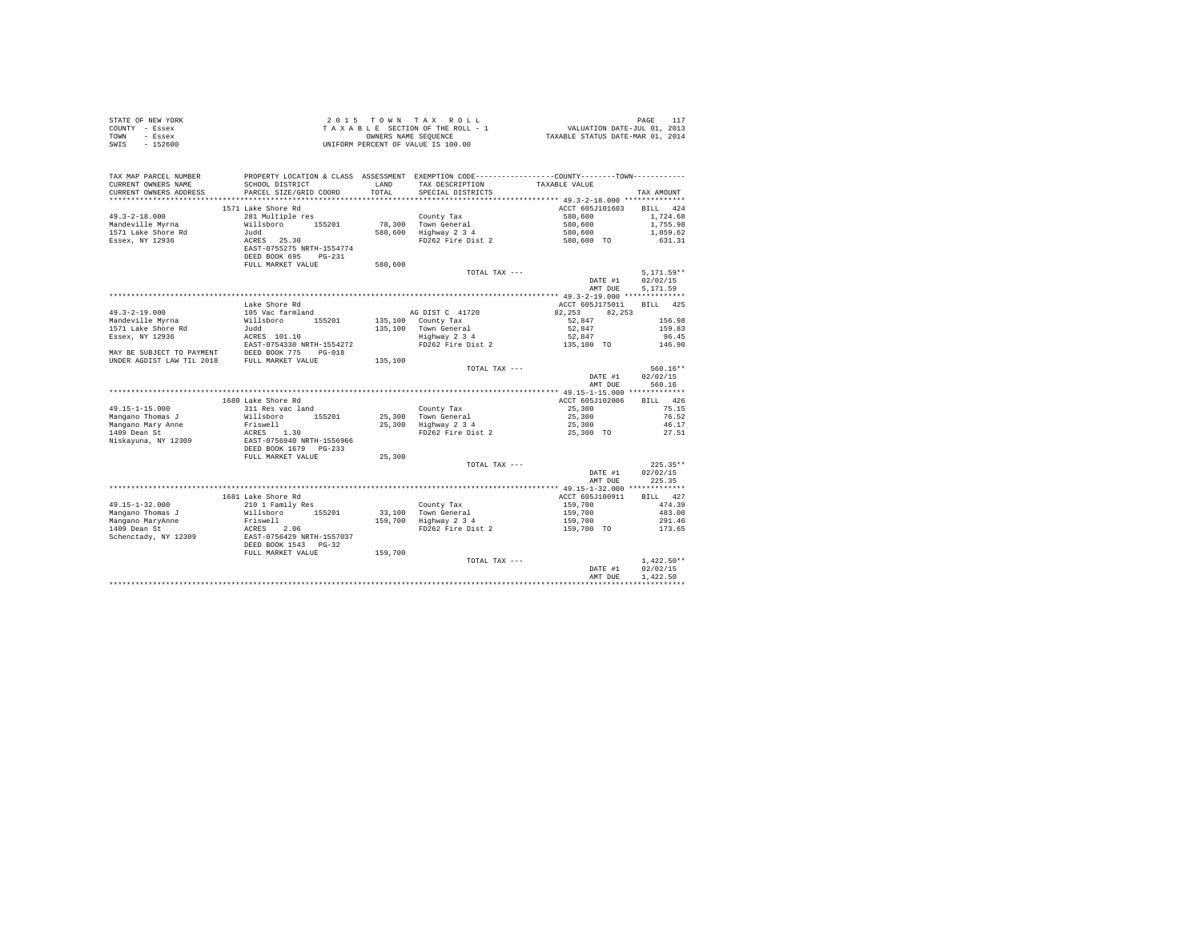STATE OF NEW YORK
COUNTY - Essex
TOWN - Essex
SWIS - 152600

2 0 1 5 T O W N T A X R O L L
T A X A B L E SECTION OF THE ROLL - 1
OWNERS NAME SEQUENCE
UNIFORM PERCENT OF VALUE IS 100.00

VALUATION DATE-JUL 01, 2013
TAXABLE STATUS DATE-MAR 01, 2014

| TAX MAP PARCEL NUMBER / CURRENT OWNERS NAME / CURRENT OWNERS ADDRESS | PROPERTY LOCATION & CLASS / SCHOOL DISTRICT / PARCEL SIZE/GRID COORD | ASSESSMENT LAND / TOTAL | EXEMPTION CODE / TAX DESCRIPTION / SPECIAL DISTRICTS | COUNTY / TOWN TAXABLE VALUE | TAX AMOUNT |
|---|---|---|---|---|---|
| **49.3-2-18.000** | 1571 Lake Shore Rd | | | ACCT 605J101603 | BILL 424 |
| Mandeville Myrna | 281 Multiple res | | County Tax | 580,600 | 1,724.68 |
| 1571 Lake Shore Rd | Willsboro 155201 | 78,300 | Town General | 580,600 | 1,755.98 |
| Essex, NY 12936 | Judd | 580,600 | Highway 2 3 4 | 580,600 | 1,059.62 |
| | ACRES 25.30 | | FD262 Fire Dist 2 | 580,600 TO | 631.31 |
| | EAST-0755275 NRTH-1554774 | | | | |
| | DEED BOOK 695 PG-231 | | | | |
| | FULL MARKET VALUE | 580,600 | | | |
| | | | TOTAL TAX --- | | 5,171.59** |
| | | | | DATE #1 | 02/02/15 |
| | | | | AMT DUE | 5,171.59 |
| **49.3-2-19.000** | Lake Shore Rd | | | ACCT 605J175011 | BILL 425 |
| Mandeville Myrna | 105 Vac farmland | | AG DIST C 41720 | 82,253 82,253 | |
| 1571 Lake Shore Rd | Willsboro 155201 | 135,100 | County Tax | 52,847 | 156.98 |
| Essex, NY 12936 | Judd | 135,100 | Town General | 52,847 | 159.83 |
| | ACRES 101.10 | | Highway 2 3 4 | 52,847 | 96.45 |
| | EAST-0754330 NRTH-1554272 | | FD262 Fire Dist 2 | 135,100 TO | 146.90 |
| MAY BE SUBJECT TO PAYMENT | DEED BOOK 775 PG-018 | | | | |
| UNDER AGDIST LAW TIL 2018 | FULL MARKET VALUE | 135,100 | | | |
| | | | TOTAL TAX --- | | 560.16** |
| | | | | DATE #1 | 02/02/15 |
| | | | | AMT DUE | 560.16 |
| **49.15-1-15.000** | 1680 Lake Shore Rd | | | ACCT 605J102006 | BILL 426 |
| Mangano Thomas J | 311 Res vac land | | County Tax | 25,300 | 75.15 |
| Mangano Mary Anne | Willsboro 155201 | 25,300 | Town General | 25,300 | 76.52 |
| 1409 Dean St | Friswell | 25,300 | Highway 2 3 4 | 25,300 | 46.17 |
| Niskayuna, NY 12309 | ACRES 1.30 | | FD262 Fire Dist 2 | 25,300 TO | 27.51 |
| | EAST-0756940 NRTH-1556966 | | | | |
| | DEED BOOK 1679 PG-233 | | | | |
| | FULL MARKET VALUE | 25,300 | | | |
| | | | TOTAL TAX --- | | 225.35** |
| | | | | DATE #1 | 02/02/15 |
| | | | | AMT DUE | 225.35 |
| **49.15-1-32.000** | 1681 Lake Shore Rd | | | ACCT 605J100911 | BILL 427 |
| Mangano Thomas J | 210 1 Family Res | | County Tax | 159,700 | 474.39 |
| Mangano MaryAnne | Willsboro 155201 | 33,100 | Town General | 159,700 | 483.00 |
| 1409 Dean St | Friswell | 159,700 | Highway 2 3 4 | 159,700 | 291.46 |
| Schenctady, NY 12309 | ACRES 2.06 | | FD262 Fire Dist 2 | 159,700 TO | 173.65 |
| | EAST-0756429 NRTH-1557037 | | | | |
| | DEED BOOK 1543 PG-32 | | | | |
| | FULL MARKET VALUE | 159,700 | | | |
| | | | TOTAL TAX --- | | 1,422.50** |
| | | | | DATE #1 | 02/02/15 |
| | | | | AMT DUE | 1,422.50 |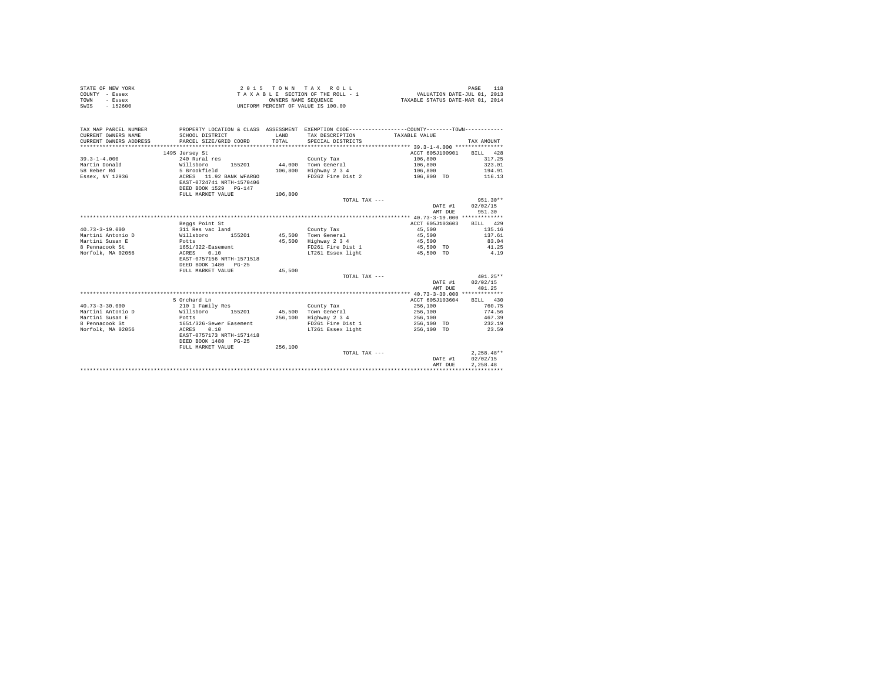STATE OF NEW YORK
COUNTY - Essex
TOWN - Essex
SWIS - 152600

2015 TOWN TAX ROLL
TAXABLE SECTION OF THE ROLL - 1
OWNERS NAME SEQUENCE
UNIFORM PERCENT OF VALUE IS 100.00

VALUATION DATE-JUL 01, 2013
TAXABLE STATUS DATE-MAR 01, 2014

| TAX MAP PARCEL NUMBER / CURRENT OWNERS NAME / CURRENT OWNERS ADDRESS | PROPERTY LOCATION & CLASS / SCHOOL DISTRICT / PARCEL SIZE/GRID COORD | ASSESSMENT LAND / TOTAL | EXEMPTION CODE / TAX DESCRIPTION / SPECIAL DISTRICTS | TAXABLE VALUE | TAX AMOUNT |
|---|---|---|---|---|---|
| **39.3-1-4.000** | 1495 Jersey St | | | ACCT 605J100901 | BILL 428 |
| 39.3-1-4.000 | 240 Rural res | | County Tax | 106,800 | 317.25 |
| Martin Donald | Willsboro 155201 | 44,000 | Town General | 106,800 | 323.01 |
| 58 Reber Rd | 5 Brookfield | 106,800 | Highway 2 3 4 | 106,800 | 194.91 |
| Essex, NY 12936 | ACRES 11.92 BANK WFARGO | | FD262 Fire Dist 2 | 106,800 TO | 116.13 |
| | EAST-0724741 NRTH-1570406 | | | | |
| | DEED BOOK 1529 PG-147 | | | | |
| | FULL MARKET VALUE | 106,800 | | | |
| | | | TOTAL TAX --- | | 951.30** |
| | | | | DATE #1 | 02/02/15 |
| | | | | AMT DUE | 951.30 |
| **40.73-3-19.000** | Beggs Point St | | | ACCT 605J103603 | BILL 429 |
| 40.73-3-19.000 | 311 Res vac land | | County Tax | 45,500 | 135.16 |
| Martini Antonio D | Willsboro 155201 | 45,500 | Town General | 45,500 | 137.61 |
| Martini Susan E | Potts | 45,500 | Highway 2 3 4 | 45,500 | 83.04 |
| 8 Pennacook St | 1651/322-Easement | | FD261 Fire Dist 1 | 45,500 TO | 41.25 |
| Norfolk, MA 02056 | ACRES 0.10 | | LT261 Essex light | 45,500 TO | 4.19 |
| | EAST-0757156 NRTH-1571518 | | | | |
| | DEED BOOK 1480 PG-25 | | | | |
| | FULL MARKET VALUE | 45,500 | | | |
| | | | TOTAL TAX --- | | 401.25** |
| | | | | DATE #1 | 02/02/15 |
| | | | | AMT DUE | 401.25 |
| **40.73-3-30.000** | 5 Orchard Ln | | | ACCT 605J103604 | BILL 430 |
| 40.73-3-30.000 | 210 1 Family Res | | County Tax | 256,100 | 760.75 |
| Martini Antonio D | Willsboro 155201 | 45,500 | Town General | 256,100 | 774.56 |
| Martini Susan E | Potts | 256,100 | Highway 2 3 4 | 256,100 | 467.39 |
| 8 Pennacook St | 1651/326-Sewer Easement | | FD261 Fire Dist 1 | 256,100 TO | 232.19 |
| Norfolk, MA 02056 | ACRES 0.10 | | LT261 Essex light | 256,100 TO | 23.59 |
| | EAST-0757173 NRTH-1571418 | | | | |
| | DEED BOOK 1480 PG-25 | | | | |
| | FULL MARKET VALUE | 256,100 | | | |
| | | | TOTAL TAX --- | | 2,258.48** |
| | | | | DATE #1 | 02/02/15 |
| | | | | AMT DUE | 2,258.48 |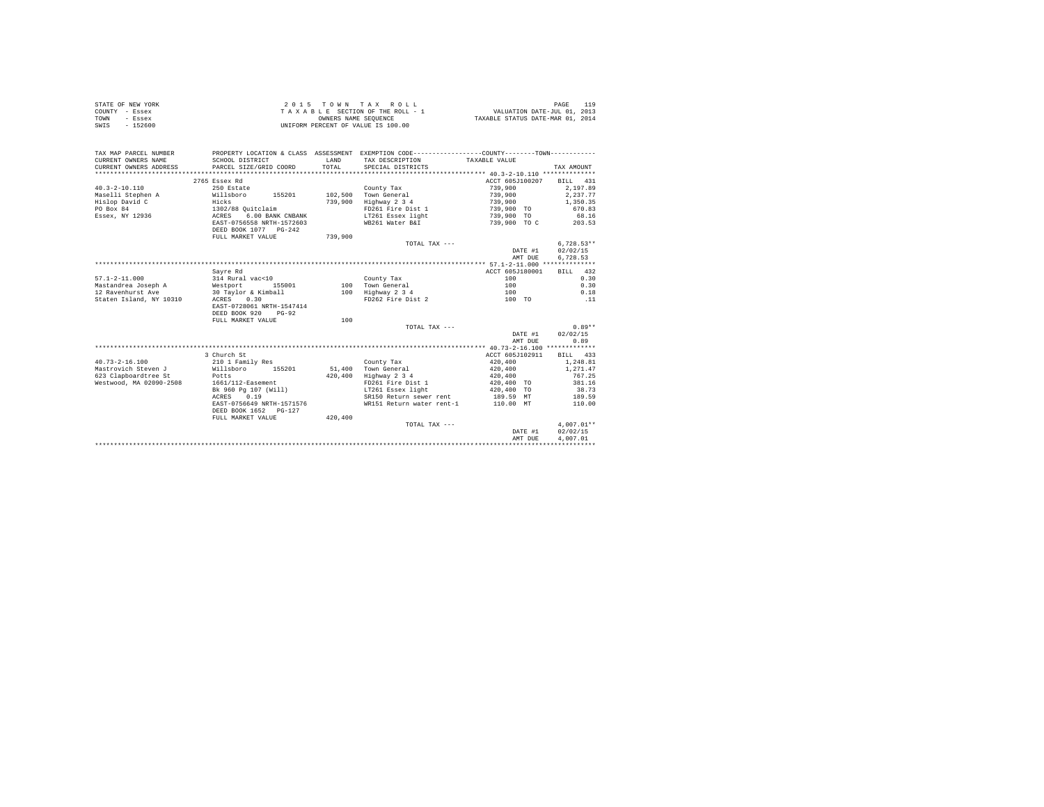STATE OF NEW YORK
COUNTY - Essex
TOWN - Essex
SWIS - 152600

2 0 1 5 T O W N T A X R O L L
T A X A B L E SECTION OF THE ROLL - 1
OWNERS NAME SEQUENCE
UNIFORM PERCENT OF VALUE IS 100.00

VALUATION DATE-JUL 01, 2013
TAXABLE STATUS DATE-MAR 01, 2014

| TAX MAP PARCEL NUMBER / CURRENT OWNERS NAME / CURRENT OWNERS ADDRESS | PROPERTY LOCATION & CLASS / SCHOOL DISTRICT / PARCEL SIZE/GRID COORD | ASSESSMENT LAND / TOTAL | EXEMPTION CODE / TAX DESCRIPTION / SPECIAL DISTRICTS | COUNTY / TOWN TAXABLE VALUE | TAX AMOUNT |
|---|---|---|---|---|---|
| **40.3-2-10.110** | 2765 Essex Rd | | | ACCT 605J100207 | BILL 431 |
| 40.3-2-10.110 | 250 Estate | | County Tax | 739,900 | 2,197.89 |
| Maselli Stephen A | Willsboro 155201 | 102,500 | Town General | 739,900 | 2,237.77 |
| Hislop David C | Hicks | 739,900 | Highway 2 3 4 | 739,900 | 1,350.35 |
| PO Box 84 | 1302/88 Quitclaim | | FD261 Fire Dist 1 | 739,900 TO | 670.83 |
| Essex, NY 12936 | ACRES 6.00 BANK CNBANK | | LT261 Essex light | 739,900 TO | 68.16 |
| | EAST-0756558 NRTH-1572603 | | WB261 Water B&I | 739,900 TO C | 203.53 |
| | DEED BOOK 1077 PG-242 | | | | |
| | FULL MARKET VALUE | 739,900 | | | |
| | | | TOTAL TAX --- | | 6,728.53** |
| | | | | DATE #1 | 02/02/15 |
| | | | | AMT DUE | 6,728.53 |
| **57.1-2-11.000** | Sayre Rd | | | ACCT 605J180001 | BILL 432 |
| 57.1-2-11.000 | 314 Rural vac<10 | | County Tax | 100 | 0.30 |
| Mastandrea Joseph A | Westport 155001 | 100 | Town General | 100 | 0.30 |
| 12 Ravenhurst Ave | 30 Taylor & Kimball | 100 | Highway 2 3 4 | 100 | 0.18 |
| Staten Island, NY 10310 | ACRES 0.30 | | FD262 Fire Dist 2 | 100 TO | .11 |
| | EAST-0728061 NRTH-1547414 | | | | |
| | DEED BOOK 920 PG-92 | | | | |
| | FULL MARKET VALUE | 100 | | | |
| | | | TOTAL TAX --- | | 0.89** |
| | | | | DATE #1 | 02/02/15 |
| | | | | AMT DUE | 0.89 |
| **40.73-2-16.100** | 3 Church St | | | ACCT 605J102911 | BILL 433 |
| 40.73-2-16.100 | 210 1 Family Res | | County Tax | 420,400 | 1,248.81 |
| Mastrovich Steven J | Willsboro 155201 | 51,400 | Town General | 420,400 | 1,271.47 |
| 623 Clapboardtree St | Potts | 420,400 | Highway 2 3 4 | 420,400 | 767.25 |
| Westwood, MA 02090-2508 | 1661/112-Easement | | FD261 Fire Dist 1 | 420,400 TO | 381.16 |
| | Bk 960 Pg 107 (Will) | | LT261 Essex light | 420,400 TO | 38.73 |
| | ACRES 0.19 | | SR150 Return sewer rent | 189.59 MT | 189.59 |
| | EAST-0756649 NRTH-1571576 | | WR151 Return water rent-1 | 110.00 MT | 110.00 |
| | DEED BOOK 1652 PG-127 | | | | |
| | FULL MARKET VALUE | 420,400 | | | |
| | | | TOTAL TAX --- | | 4,007.01** |
| | | | | DATE #1 | 02/02/15 |
| | | | | AMT DUE | 4,007.01 |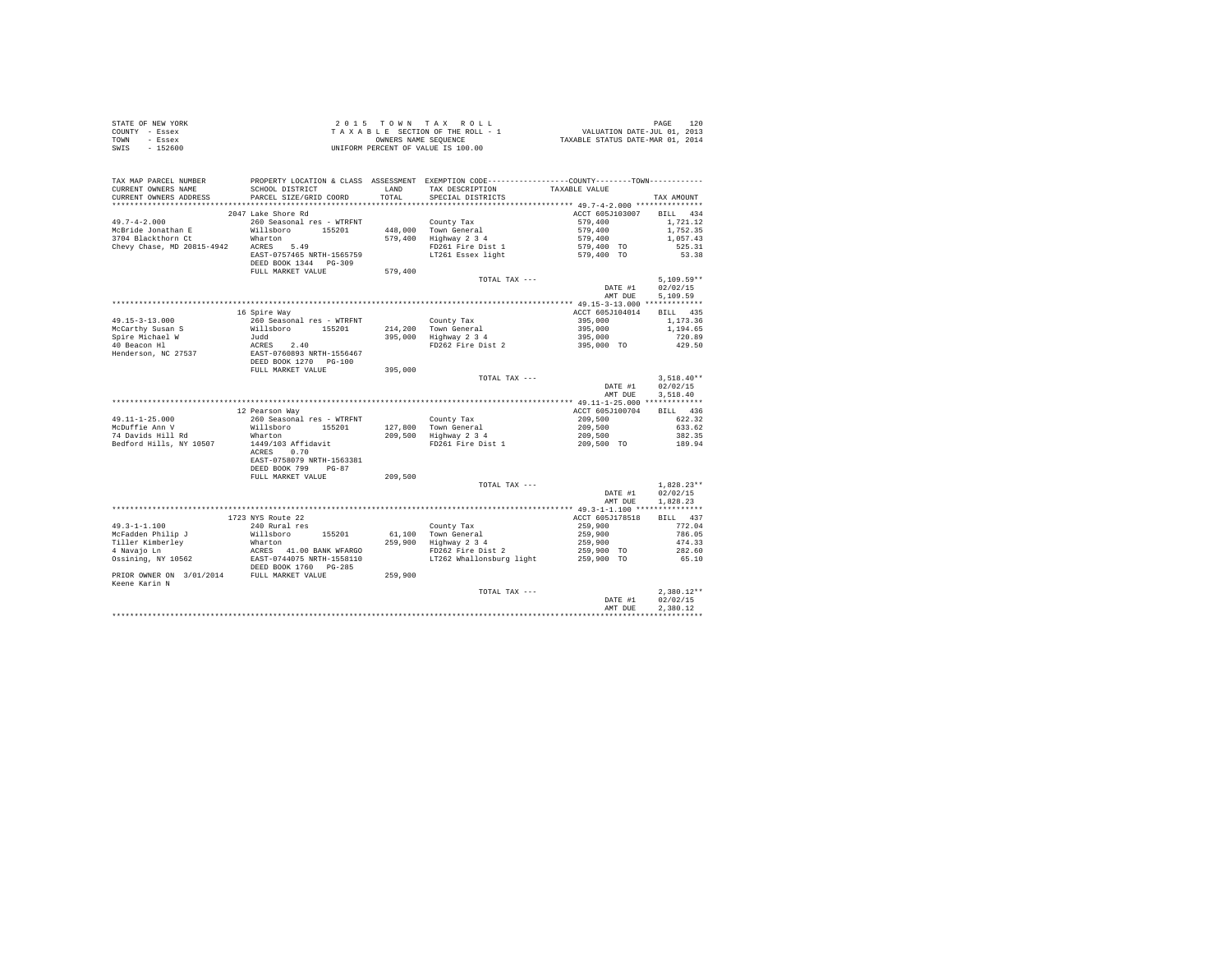STATE OF NEW YORK
COUNTY - Essex
TOWN - Essex
SWIS - 152600

2 0 1 5 T O W N T A X R O L L
T A X A B L E SECTION OF THE ROLL - 1
OWNERS NAME SEQUENCE
UNIFORM PERCENT OF VALUE IS 100.00

VALUATION DATE-JUL 01, 2013
TAXABLE STATUS DATE-MAR 01, 2014

| TAX MAP PARCEL NUMBER / CURRENT OWNERS NAME / CURRENT OWNERS ADDRESS | PROPERTY LOCATION & CLASS / SCHOOL DISTRICT / PARCEL SIZE/GRID COORD | ASSESSMENT LAND / TOTAL | EXEMPTION CODE / TAX DESCRIPTION / SPECIAL DISTRICTS | COUNTY--------TOWN / TAXABLE VALUE | TAX AMOUNT |
|---|---|---|---|---|---|
| **49.7-4-2.000** | 2047 Lake Shore Rd | | | ACCT 605J103007 | BILL 434 |
| 49.7-4-2.000 | 260 Seasonal res - WTRFNT | | County Tax | 579,400 | 1,721.12 |
| McBride Jonathan E | Willsboro 155201 | 448,000 | Town General | 579,400 | 1,752.35 |
| 3704 Blackthorn Ct | Wharton | 579,400 | Highway 2 3 4 | 579,400 | 1,057.43 |
| Chevy Chase, MD 20815-4942 | ACRES 5.49 | | FD261 Fire Dist 1 | 579,400 TO | 525.31 |
| | EAST-0757465 NRTH-1565759 | | LT261 Essex light | 579,400 TO | 53.38 |
| | DEED BOOK 1344 PG-309 | | | | |
| | FULL MARKET VALUE | 579,400 | | | |
| | | | TOTAL TAX --- | | 5,109.59** |
| | | | | DATE #1 | 02/02/15 |
| | | | | AMT DUE | 5,109.59 |
| **49.15-3-13.000** | 16 Spire Way | | | ACCT 605J104014 | BILL 435 |
| 49.15-3-13.000 | 260 Seasonal res - WTRFNT | | County Tax | 395,000 | 1,173.36 |
| McCarthy Susan S | Willsboro 155201 | 214,200 | Town General | 395,000 | 1,194.65 |
| Spire Michael W | Judd | 395,000 | Highway 2 3 4 | 395,000 | 720.89 |
| 40 Beacon Hl | ACRES 2.40 | | FD262 Fire Dist 2 | 395,000 TO | 429.50 |
| Henderson, NC 27537 | EAST-0760893 NRTH-1556467 | | | | |
| | DEED BOOK 1270 PG-100 | | | | |
| | FULL MARKET VALUE | 395,000 | | | |
| | | | TOTAL TAX --- | | 3,518.40** |
| | | | | DATE #1 | 02/02/15 |
| | | | | AMT DUE | 3,518.40 |
| **49.11-1-25.000** | 12 Pearson Way | | | ACCT 605J100704 | BILL 436 |
| 49.11-1-25.000 | 260 Seasonal res - WTRFNT | | County Tax | 209,500 | 622.32 |
| McDuffie Ann V | Willsboro 155201 | 127,800 | Town General | 209,500 | 633.62 |
| 74 Davids Hill Rd | Wharton | 209,500 | Highway 2 3 4 | 209,500 | 382.35 |
| Bedford Hills, NY 10507 | 1449/103 Affidavit | | FD261 Fire Dist 1 | 209,500 TO | 189.94 |
| | ACRES 0.70 | | | | |
| | EAST-0758079 NRTH-1563381 | | | | |
| | DEED BOOK 799 PG-87 | | | | |
| | FULL MARKET VALUE | 209,500 | | | |
| | | | TOTAL TAX --- | | 1,828.23** |
| | | | | DATE #1 | 02/02/15 |
| | | | | AMT DUE | 1,828.23 |
| **49.3-1-1.100** | 1723 NYS Route 22 | | | ACCT 605J178518 | BILL 437 |
| 49.3-1-1.100 | 240 Rural res | | County Tax | 259,900 | 772.04 |
| McFadden Philip J | Willsboro 155201 | 61,100 | Town General | 259,900 | 786.05 |
| Tiller Kimberley | Wharton | 259,900 | Highway 2 3 4 | 259,900 | 474.33 |
| 4 Navajo Ln | ACRES 41.00 BANK WFARGO | | FD262 Fire Dist 2 | 259,900 TO | 282.60 |
| Ossining, NY 10562 | EAST-0744075 NRTH-1558110 | | LT262 Whallonsburg light | 259,900 TO | 65.10 |
| | DEED BOOK 1760 PG-285 | | | | |
| PRIOR OWNER ON 3/01/2014 | FULL MARKET VALUE | 259,900 | | | |
| Keene Karin N | | | | | |
| | | | TOTAL TAX --- | | 2,380.12** |
| | | | | DATE #1 | 02/02/15 |
| | | | | AMT DUE | 2,380.12 |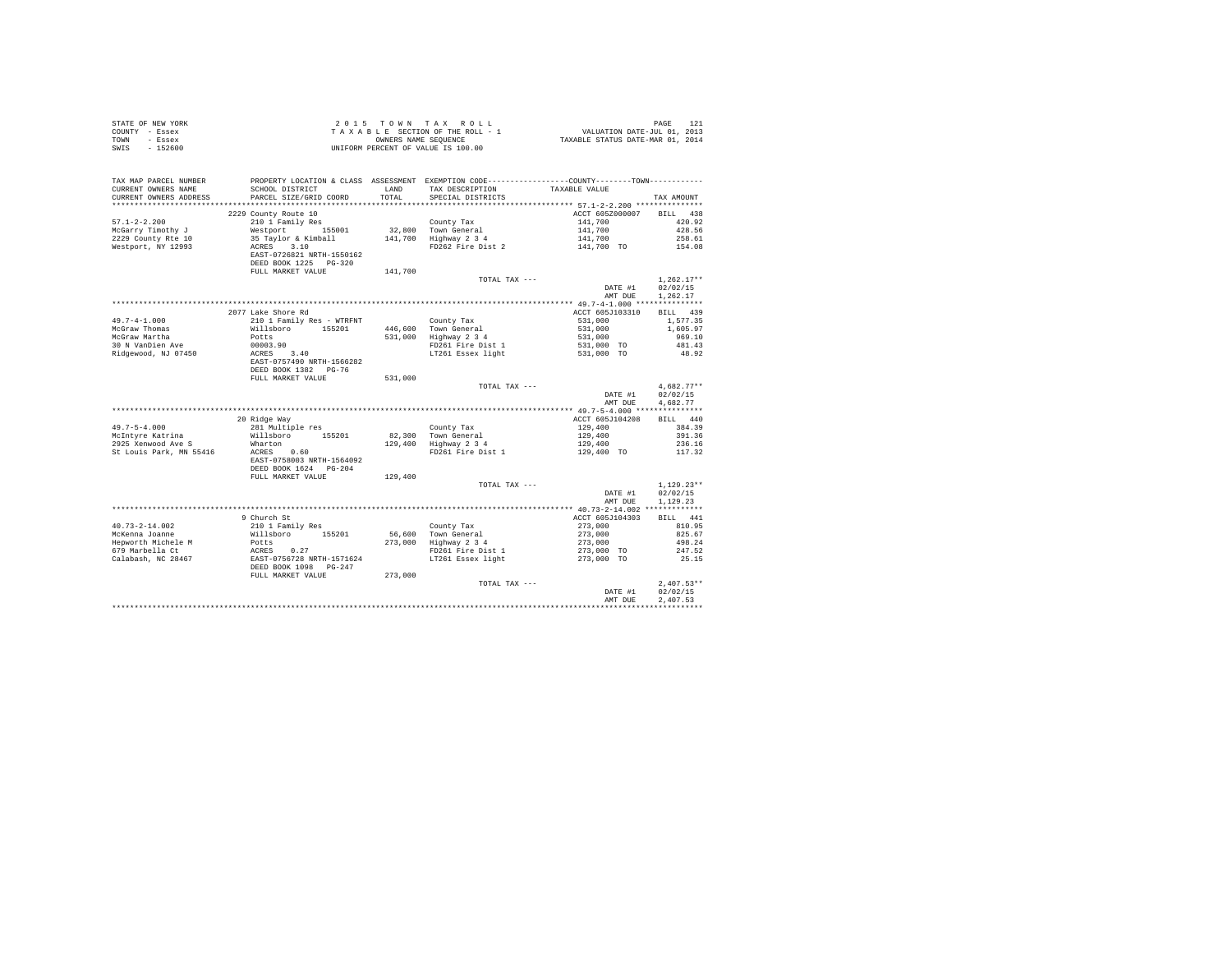STATE OF NEW YORK
COUNTY - Essex
TOWN - Essex
SWIS - 152600

2 0 1 5 T O W N T A X R O L L
T A X A B L E SECTION OF THE ROLL - 1
OWNERS NAME SEQUENCE
UNIFORM PERCENT OF VALUE IS 100.00

VALUATION DATE-JUL 01, 2013
TAXABLE STATUS DATE-MAR 01, 2014

| TAX MAP PARCEL NUMBER / CURRENT OWNERS NAME / CURRENT OWNERS ADDRESS | PROPERTY LOCATION & CLASS / SCHOOL DISTRICT / PARCEL SIZE/GRID COORD | ASSESSMENT LAND / TOTAL | EXEMPTION CODE / TAX DESCRIPTION / SPECIAL DISTRICTS | COUNTY--------TOWN / TAXABLE VALUE | TAX AMOUNT |
|---|---|---|---|---|---|
| **57.1-2-2.200** | 2229 County Route 10 | | | ACCT 605Z000007 | BILL 438 |
| 57.1-2-2.200 | 210 1 Family Res | | County Tax | 141,700 | 420.92 |
| McGarry Timothy J | Westport 155001 | 32,800 | Town General | 141,700 | 428.56 |
| 2229 County Rte 10 | 35 Taylor & Kimball | 141,700 | Highway 2 3 4 | 141,700 | 258.61 |
| Westport, NY 12993 | ACRES 3.10 | | FD262 Fire Dist 2 | 141,700 TO | 154.08 |
| | EAST-0726821 NRTH-1550162 | | | | |
| | DEED BOOK 1225 PG-320 | | | | |
| | FULL MARKET VALUE | 141,700 | | | |
| | | | TOTAL TAX --- | | 1,262.17** |
| | | | | DATE #1 | 02/02/15 |
| | | | | AMT DUE | 1,262.17 |
| **49.7-4-1.000** | 2077 Lake Shore Rd | | | ACCT 605J103310 | BILL 439 |
| 49.7-4-1.000 | 210 1 Family Res - WTRFNT | | County Tax | 531,000 | 1,577.35 |
| McGraw Thomas | Willsboro 155201 | 446,600 | Town General | 531,000 | 1,605.97 |
| McGraw Martha | Potts | 531,000 | Highway 2 3 4 | 531,000 | 969.10 |
| 30 N VanDien Ave | 00003.90 | | FD261 Fire Dist 1 | 531,000 TO | 481.43 |
| Ridgewood, NJ 07450 | ACRES 3.40 | | LT261 Essex light | 531,000 TO | 48.92 |
| | EAST-0757490 NRTH-1566282 | | | | |
| | DEED BOOK 1382 PG-76 | | | | |
| | FULL MARKET VALUE | 531,000 | | | |
| | | | TOTAL TAX --- | | 4,682.77** |
| | | | | DATE #1 | 02/02/15 |
| | | | | AMT DUE | 4,682.77 |
| **49.7-5-4.000** | 20 Ridge Way | | | ACCT 605J104208 | BILL 440 |
| 49.7-5-4.000 | 281 Multiple res | | County Tax | 129,400 | 384.39 |
| McIntyre Katrina | Willsboro 155201 | 82,300 | Town General | 129,400 | 391.36 |
| 2925 Xenwood Ave S | Wharton | 129,400 | Highway 2 3 4 | 129,400 | 236.16 |
| St Louis Park, MN 55416 | ACRES 0.60 | | FD261 Fire Dist 1 | 129,400 TO | 117.32 |
| | EAST-0758003 NRTH-1564092 | | | | |
| | DEED BOOK 1624 PG-204 | | | | |
| | FULL MARKET VALUE | 129,400 | | | |
| | | | TOTAL TAX --- | | 1,129.23** |
| | | | | DATE #1 | 02/02/15 |
| | | | | AMT DUE | 1,129.23 |
| **40.73-2-14.002** | 9 Church St | | | ACCT 605J104303 | BILL 441 |
| 40.73-2-14.002 | 210 1 Family Res | | County Tax | 273,000 | 810.95 |
| McKenna Joanne | Willsboro 155201 | 56,600 | Town General | 273,000 | 825.67 |
| Hepworth Michele M | Potts | 273,000 | Highway 2 3 4 | 273,000 | 498.24 |
| 679 Marbella Ct | ACRES 0.27 | | FD261 Fire Dist 1 | 273,000 TO | 247.52 |
| Calabash, NC 28467 | EAST-0756728 NRTH-1571624 | | LT261 Essex light | 273,000 TO | 25.15 |
| | DEED BOOK 1098 PG-247 | | | | |
| | FULL MARKET VALUE | 273,000 | | | |
| | | | TOTAL TAX --- | | 2,407.53** |
| | | | | DATE #1 | 02/02/15 |
| | | | | AMT DUE | 2,407.53 |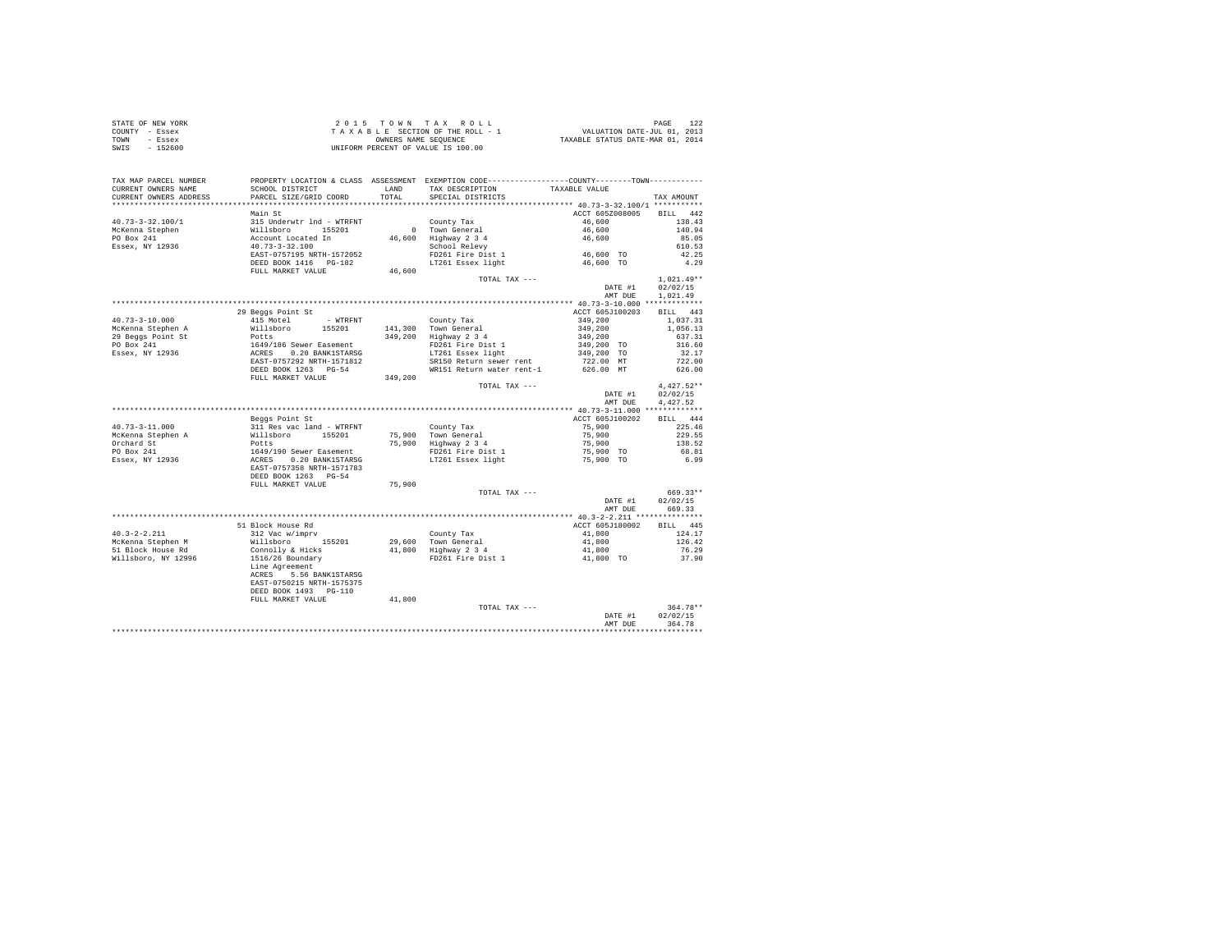STATE OF NEW YORK
COUNTY - Essex
TOWN - Essex
SWIS - 152600

2 0 1 5 T O W N T A X R O L L
T A X A B L E SECTION OF THE ROLL - 1
OWNERS NAME SEQUENCE
UNIFORM PERCENT OF VALUE IS 100.00

VALUATION DATE-JUL 01, 2013
TAXABLE STATUS DATE-MAR 01, 2014

| TAX MAP PARCEL NUMBER / CURRENT OWNERS NAME / CURRENT OWNERS ADDRESS | PROPERTY LOCATION & CLASS / SCHOOL DISTRICT / PARCEL SIZE/GRID COORD | ASSESSMENT LAND / TOTAL | EXEMPTION CODE / TAX DESCRIPTION / SPECIAL DISTRICTS | COUNTY / TOWN TAXABLE VALUE | TAX AMOUNT |
|---|---|---|---|---|---|
| **40.73-3-32.100/1** | Main St | | | ACCT 605Z008005 | BILL 442 |
| 40.73-3-32.100/1 | 315 Underwtr lnd - WTRFNT | | County Tax | 46,600 | 138.43 |
| McKenna Stephen | Willsboro 155201 | 0 | Town General | 46,600 | 140.94 |
| PO Box 241 | Account Located In | 46,600 | Highway 2 3 4 | 46,600 | 85.05 |
| Essex, NY 12936 | 40.73-3-32.100 | | School Relevy | | 610.53 |
| | EAST-0757195 NRTH-1572052 | | FD261 Fire Dist 1 | 46,600 TO | 42.25 |
| | DEED BOOK 1416 PG-182 | | LT261 Essex light | 46,600 TO | 4.29 |
| | FULL MARKET VALUE | 46,600 | | | |
| | | | TOTAL TAX --- | | 1,021.49** |
| | | | | DATE #1 | 02/02/15 |
| | | | | AMT DUE | 1,021.49 |
| **40.73-3-10.000** | 29 Beggs Point St | | | ACCT 605J100203 | BILL 443 |
| 40.73-3-10.000 | 415 Motel - WTRFNT | | County Tax | 349,200 | 1,037.31 |
| McKenna Stephen A | Willsboro 155201 | 141,300 | Town General | 349,200 | 1,056.13 |
| 29 Beggs Point St | Potts | 349,200 | Highway 2 3 4 | 349,200 | 637.31 |
| PO Box 241 | 1649/186 Sewer Easement | | FD261 Fire Dist 1 | 349,200 TO | 316.60 |
| Essex, NY 12936 | ACRES 0.20 BANK1STARSG | | LT261 Essex light | 349,200 TO | 32.17 |
| | EAST-0757292 NRTH-1571812 | | SR150 Return sewer rent | 722.00 MT | 722.00 |
| | DEED BOOK 1263 PG-54 | | WR151 Return water rent-1 | 626.00 MT | 626.00 |
| | FULL MARKET VALUE | 349,200 | | | |
| | | | TOTAL TAX --- | | 4,427.52** |
| | | | | DATE #1 | 02/02/15 |
| | | | | AMT DUE | 4,427.52 |
| **40.73-3-11.000** | Beggs Point St | | | ACCT 605J100202 | BILL 444 |
| 40.73-3-11.000 | 311 Res vac land - WTRFNT | | County Tax | 75,900 | 225.46 |
| McKenna Stephen A | Willsboro 155201 | 75,900 | Town General | 75,900 | 229.55 |
| Orchard St | Potts | 75,900 | Highway 2 3 4 | 75,900 | 138.52 |
| PO Box 241 | 1649/190 Sewer Easement | | FD261 Fire Dist 1 | 75,900 TO | 68.81 |
| Essex, NY 12936 | ACRES 0.20 BANK1STARSG | | LT261 Essex light | 75,900 TO | 6.99 |
| | EAST-0757358 NRTH-1571783 | | | | |
| | DEED BOOK 1263 PG-54 | | | | |
| | FULL MARKET VALUE | 75,900 | | | |
| | | | TOTAL TAX --- | | 669.33** |
| | | | | DATE #1 | 02/02/15 |
| | | | | AMT DUE | 669.33 |
| **40.3-2-2.211** | 51 Block House Rd | | | ACCT 605J180002 | BILL 445 |
| 40.3-2-2.211 | 312 Vac w/imprv | | County Tax | 41,800 | 124.17 |
| McKenna Stephen M | Willsboro 155201 | 29,600 | Town General | 41,800 | 126.42 |
| 51 Block House Rd | Connolly & Hicks | 41,800 | Highway 2 3 4 | 41,800 | 76.29 |
| Willsboro, NY 12996 | 1516/26 Boundary | | FD261 Fire Dist 1 | 41,800 TO | 37.90 |
| | Line Agreement | | | | |
| | ACRES 5.56 BANK1STARSG | | | | |
| | EAST-0750215 NRTH-1575375 | | | | |
| | DEED BOOK 1493 PG-110 | | | | |
| | FULL MARKET VALUE | 41,800 | | | |
| | | | TOTAL TAX --- | | 364.78** |
| | | | | DATE #1 | 02/02/15 |
| | | | | AMT DUE | 364.78 |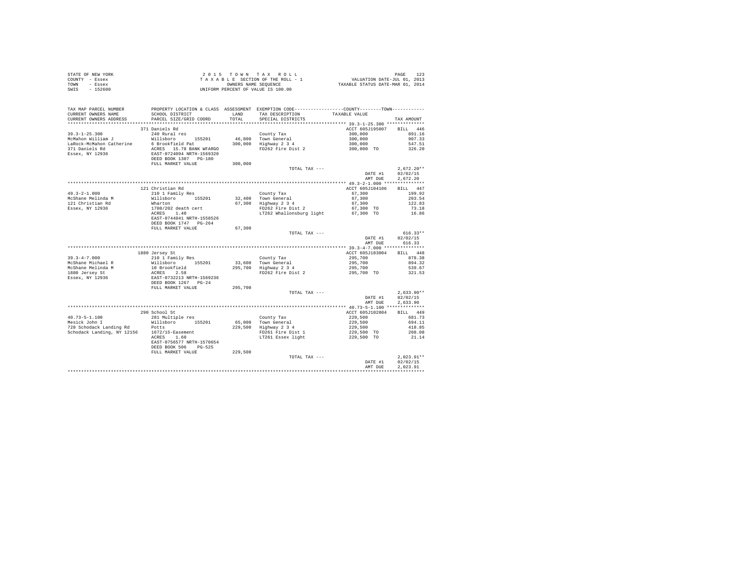STATE OF NEW YORK
COUNTY - Essex
TOWN - Essex
SWIS - 152600

2 0 1 5 T O W N T A X R O L L
T A X A B L E SECTION OF THE ROLL - 1
OWNERS NAME SEQUENCE
UNIFORM PERCENT OF VALUE IS 100.00

VALUATION DATE-JUL 01, 2013
TAXABLE STATUS DATE-MAR 01, 2014

| TAX MAP PARCEL NUMBER / CURRENT OWNERS NAME / CURRENT OWNERS ADDRESS | PROPERTY LOCATION & CLASS / SCHOOL DISTRICT / PARCEL SIZE/GRID COORD | ASSESSMENT LAND / TOTAL | EXEMPTION CODE / TAX DESCRIPTION / SPECIAL DISTRICTS | COUNTY--------TOWN / TAXABLE VALUE | TAX AMOUNT |
|---|---|---|---|---|---|
| **39.3-1-25.300** | 371 Daniels Rd | | | ACCT 605J195007 | BILL 446 |
| 39.3-1-25.300 | 240 Rural res | | County Tax | 300,000 | 891.16 |
| McMahon William J | Willsboro 155201 | 46,800 | Town General | 300,000 | 907.33 |
| LaRock-McMahon Catherine | 6 Brookfield Pat | 300,000 | Highway 2 3 4 | 300,000 | 547.51 |
| 371 Daniels Rd | ACRES 15.78 BANK WFARGO | | FD262 Fire Dist 2 | 300,000 TO | 326.20 |
| Essex, NY 12936 | EAST-0724094 NRTH-1569320 | | | | |
| | DEED BOOK 1307 PG-180 | | | | |
| | FULL MARKET VALUE | 300,000 | | | |
| | | | TOTAL TAX --- | | 2,672.20** |
| | | | | DATE #1 | 02/02/15 |
| | | | | AMT DUE | 2,672.20 |
| **49.3-2-1.000** | 121 Christian Rd | | | ACCT 605J104106 | BILL 447 |
| 49.3-2-1.000 | 210 1 Family Res | | County Tax | 67,300 | 199.92 |
| McShane Melinda M | Willsboro 155201 | 32,400 | Town General | 67,300 | 203.54 |
| 121 Christian Rd | Wharton | 67,300 | Highway 2 3 4 | 67,300 | 122.83 |
| Essex, NY 12936 | 1708/202 death cert | | FD262 Fire Dist 2 | 67,300 TO | 73.18 |
| | ACRES 1.40 | | LT262 Whallonsburg light | 67,300 TO | 16.86 |
| | EAST-0744941 NRTH-1558526 | | | | |
| | DEED BOOK 1747 PG-264 | | | | |
| | FULL MARKET VALUE | 67,300 | | | |
| | | | TOTAL TAX --- | | 616.33** |
| | | | | DATE #1 | 02/02/15 |
| | | | | AMT DUE | 616.33 |
| **39.3-4-7.000** | 1880 Jersey St | | | ACCT 605J183004 | BILL 448 |
| 39.3-4-7.000 | 210 1 Family Res | | County Tax | 295,700 | 878.38 |
| McShane Michael R | Willsboro 155201 | 33,600 | Town General | 295,700 | 894.32 |
| McShane Melinda M | 10 Brookfield | 295,700 | Highway 2 3 4 | 295,700 | 539.67 |
| 1880 Jersey St | ACRES 2.50 | | FD262 Fire Dist 2 | 295,700 TO | 321.53 |
| Essex, NY 12936 | EAST-0732213 NRTH-1569236 | | | | |
| | DEED BOOK 1267 PG-24 | | | | |
| | FULL MARKET VALUE | 295,700 | | | |
| | | | TOTAL TAX --- | | 2,633.90** |
| | | | | DATE #1 | 02/02/15 |
| | | | | AMT DUE | 2,633.90 |
| **40.73-5-1.100** | 290 School St | | | ACCT 605J102804 | BILL 449 |
| 40.73-5-1.100 | 281 Multiple res | | County Tax | 229,500 | 681.73 |
| Mesick John I | Willsboro 155201 | 65,000 | Town General | 229,500 | 694.11 |
| 728 Schodack Landing Rd | Potts | 229,500 | Highway 2 3 4 | 229,500 | 418.85 |
| Schodack Landing, NY 12156 | 1672/15-Easement | | FD261 Fire Dist 1 | 229,500 TO | 208.08 |
| | ACRES 1.60 | | LT261 Essex light | 229,500 TO | 21.14 |
| | EAST-0756577 NRTH-1570654 | | | | |
| | DEED BOOK 506 PG-525 | | | | |
| | FULL MARKET VALUE | 229,500 | | | |
| | | | TOTAL TAX --- | | 2,023.91** |
| | | | | DATE #1 | 02/02/15 |
| | | | | AMT DUE | 2,023.91 |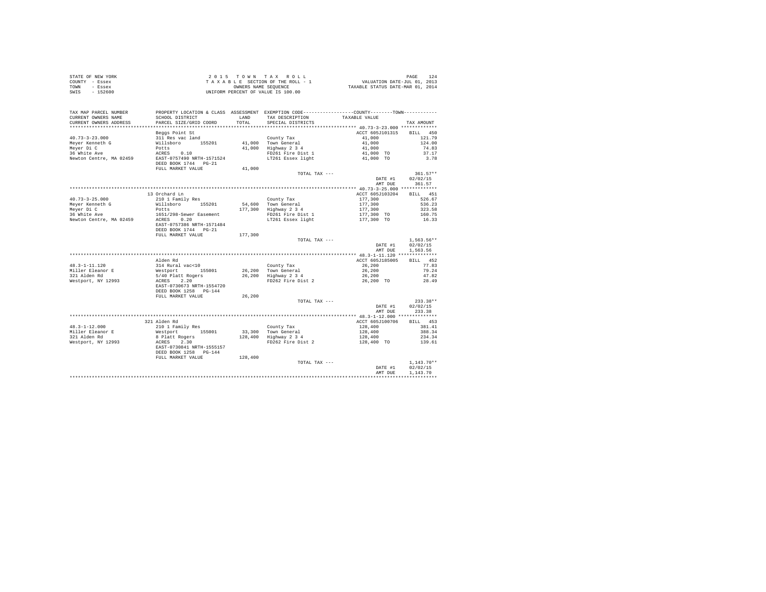STATE OF NEW YORK
COUNTY - Essex
TOWN - Essex
SWIS - 152600

2 0 1 5 T O W N T A X R O L L
T A X A B L E SECTION OF THE ROLL - 1
OWNERS NAME SEQUENCE
UNIFORM PERCENT OF VALUE IS 100.00

VALUATION DATE-JUL 01, 2013
TAXABLE STATUS DATE-MAR 01, 2014

| TAX MAP PARCEL NUMBER / CURRENT OWNERS NAME / CURRENT OWNERS ADDRESS | PROPERTY LOCATION & CLASS / SCHOOL DISTRICT / PARCEL SIZE/GRID COORD | ASSESSMENT LAND / TOTAL | EXEMPTION CODE / TAX DESCRIPTION / SPECIAL DISTRICTS | COUNTY / TOWN TAXABLE VALUE | TAX AMOUNT |
|---|---|---|---|---|---|
| 40.73-3-23.000 | Beggs Point St | | | ACCT 605J101315 | BILL 450 |
| 40.73-3-23.000 | 311 Res vac land | | County Tax | 41,000 | 121.79 |
| Meyer Kenneth G | Willsboro 155201 | 41,000 | Town General | 41,000 | 124.00 |
| Meyer Di C | Potts | 41,000 | Highway 2 3 4 | 41,000 | 74.83 |
| 36 White Ave | ACRES 0.10 | | FD261 Fire Dist 1 | 41,000 TO | 37.17 |
| Newton Centre, MA 02459 | EAST-0757490 NRTH-1571524 | | LT261 Essex light | 41,000 TO | 3.78 |
| | DEED BOOK 1744 PG-21 | | | | |
| | FULL MARKET VALUE | 41,000 | | | |
| | | | TOTAL TAX --- | | 361.57** |
| | | | | DATE #1 | 02/02/15 |
| | | | | AMT DUE | 361.57 |
| 40.73-3-25.000 | 13 Orchard Ln | | | ACCT 605J103204 | BILL 451 |
| 40.73-3-25.000 | 210 1 Family Res | | County Tax | 177,300 | 526.67 |
| Meyer Kenneth G | Willsboro 155201 | 54,600 | Town General | 177,300 | 536.23 |
| Meyer Di C | Potts | 177,300 | Highway 2 3 4 | 177,300 | 323.58 |
| 36 White Ave | 1651/298-Sewer Easement | | FD261 Fire Dist 1 | 177,300 TO | 160.75 |
| Newton Centre, MA 02459 | ACRES 0.20 | | LT261 Essex light | 177,300 TO | 16.33 |
| | EAST-0757386 NRTH-1571484 | | | | |
| | DEED BOOK 1744 PG-21 | | | | |
| | FULL MARKET VALUE | 177,300 | | | |
| | | | TOTAL TAX --- | | 1,563.56** |
| | | | | DATE #1 | 02/02/15 |
| | | | | AMT DUE | 1,563.56 |
| 48.3-1-11.120 | Alden Rd | | | ACCT 605J185005 | BILL 452 |
| 48.3-1-11.120 | 314 Rural vac<10 | | County Tax | 26,200 | 77.83 |
| Miller Eleanor E | Westport 155001 | 26,200 | Town General | 26,200 | 79.24 |
| 321 Alden Rd | 5/40 Platt Rogers | 26,200 | Highway 2 3 4 | 26,200 | 47.82 |
| Westport, NY 12993 | ACRES 2.20 | | FD262 Fire Dist 2 | 26,200 TO | 28.49 |
| | EAST-0730673 NRTH-1554720 | | | | |
| | DEED BOOK 1258 PG-144 | | | | |
| | FULL MARKET VALUE | 26,200 | | | |
| | | | TOTAL TAX --- | | 233.38** |
| | | | | DATE #1 | 02/02/15 |
| | | | | AMT DUE | 233.38 |
| 48.3-1-12.000 | 321 Alden Rd | | | ACCT 605J100706 | BILL 453 |
| 48.3-1-12.000 | 210 1 Family Res | | County Tax | 128,400 | 381.41 |
| Miller Eleanor E | Westport 155001 | 33,300 | Town General | 128,400 | 388.34 |
| 321 Alden Rd | 8 Platt Rogers | 128,400 | Highway 2 3 4 | 128,400 | 234.34 |
| Westport, NY 12993 | ACRES 2.30 | | FD262 Fire Dist 2 | 128,400 TO | 139.61 |
| | EAST-0730841 NRTH-1555157 | | | | |
| | DEED BOOK 1258 PG-144 | | | | |
| | FULL MARKET VALUE | 128,400 | | | |
| | | | TOTAL TAX --- | | 1,143.70** |
| | | | | DATE #1 | 02/02/15 |
| | | | | AMT DUE | 1,143.70 |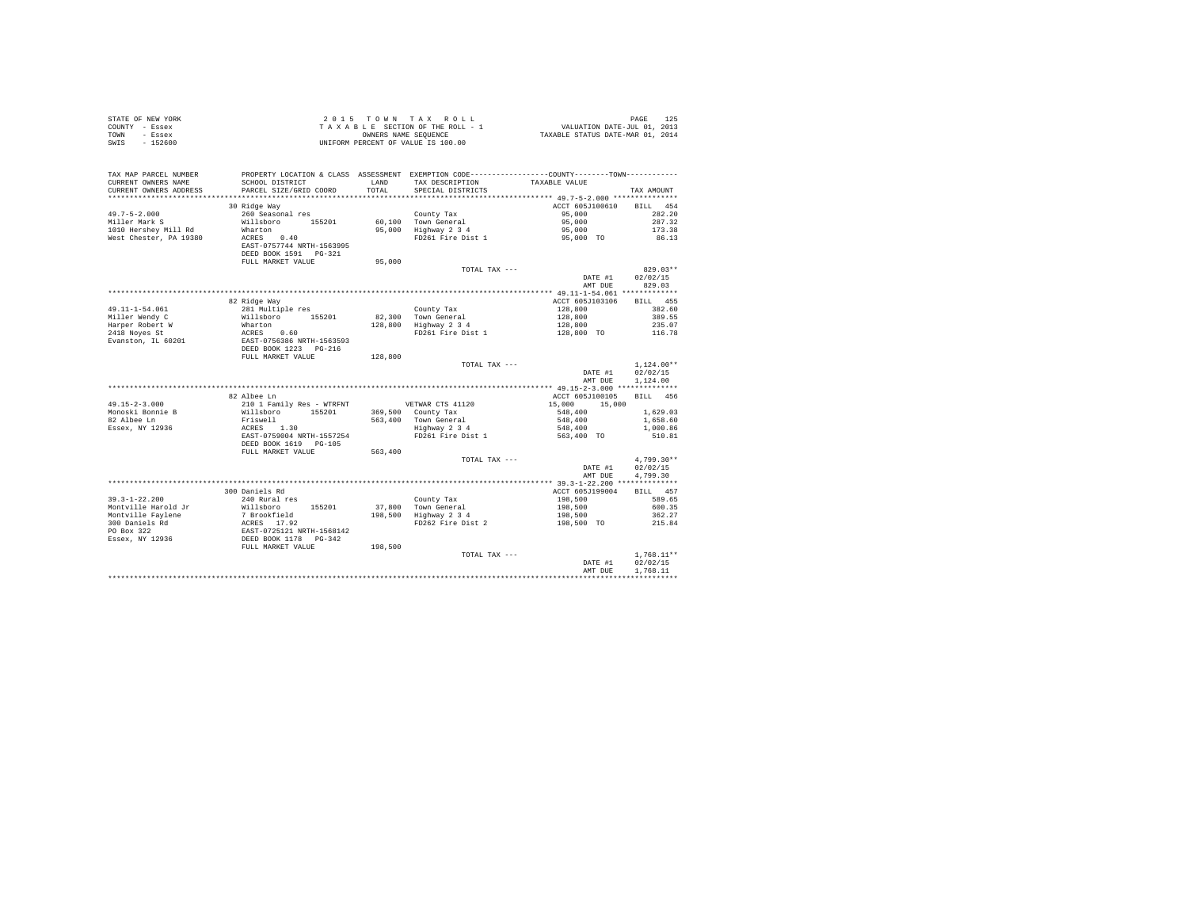STATE OF NEW YORK
COUNTY - Essex
TOWN - Essex
SWIS - 152600

2 0 1 5 T O W N T A X R O L L
T A X A B L E SECTION OF THE ROLL - 1
OWNERS NAME SEQUENCE
UNIFORM PERCENT OF VALUE IS 100.00

VALUATION DATE-JUL 01, 2013
TAXABLE STATUS DATE-MAR 01, 2014

| TAX MAP PARCEL NUMBER / CURRENT OWNERS NAME / CURRENT OWNERS ADDRESS | PROPERTY LOCATION & CLASS / SCHOOL DISTRICT / PARCEL SIZE/GRID COORD | ASSESSMENT LAND / TOTAL | EXEMPTION CODE / TAX DESCRIPTION / SPECIAL DISTRICTS | COUNTY--------TOWN TAXABLE VALUE | TAX AMOUNT |
|---|---|---|---|---|---|
| **49.7-5-2.000** | 30 Ridge Way | | | ACCT 605J100610 | BILL 454 |
| 49.7-5-2.000 | 260 Seasonal res | | County Tax | 95,000 | 282.20 |
| Miller Mark S | Willsboro 155201 | 60,100 | Town General | 95,000 | 287.32 |
| 1010 Hershey Mill Rd | Wharton | 95,000 | Highway 2 3 4 | 95,000 | 173.38 |
| West Chester, PA 19380 | ACRES 0.40 | | FD261 Fire Dist 1 | 95,000 TO | 86.13 |
| | EAST-0757744 NRTH-1563995 | | | | |
| | DEED BOOK 1591 PG-321 | | | | |
| | FULL MARKET VALUE | 95,000 | | | |
| | | | TOTAL TAX --- | | 829.03** |
| | | | | DATE #1 | 02/02/15 |
| | | | | AMT DUE | 829.03 |
| **49.11-1-54.061** | 82 Ridge Way | | | ACCT 605J103106 | BILL 455 |
| 49.11-1-54.061 | 281 Multiple res | | County Tax | 128,800 | 382.60 |
| Miller Wendy C | Willsboro 155201 | 82,300 | Town General | 128,800 | 389.55 |
| Harper Robert W | Wharton | 128,800 | Highway 2 3 4 | 128,800 | 235.07 |
| 2418 Noyes St | ACRES 0.60 | | FD261 Fire Dist 1 | 128,800 TO | 116.78 |
| Evanston, IL 60201 | EAST-0756386 NRTH-1563593 | | | | |
| | DEED BOOK 1223 PG-216 | | | | |
| | FULL MARKET VALUE | 128,800 | | | |
| | | | TOTAL TAX --- | | 1,124.00** |
| | | | | DATE #1 | 02/02/15 |
| | | | | AMT DUE | 1,124.00 |
| **49.15-2-3.000** | 82 Albee Ln | | | ACCT 605J100105 | BILL 456 |
| 49.15-2-3.000 | 210 1 Family Res - WTRFNT | | VETWAR CTS 41120 | 15,000 15,000 | |
| Monoski Bonnie B | Willsboro 155201 | 369,500 | County Tax | 548,400 | 1,629.03 |
| 82 Albee Ln | Friswell | 563,400 | Town General | 548,400 | 1,658.60 |
| Essex, NY 12936 | ACRES 1.30 | | Highway 2 3 4 | 548,400 | 1,000.86 |
| | EAST-0759004 NRTH-1557254 | | FD261 Fire Dist 1 | 563,400 TO | 510.81 |
| | DEED BOOK 1619 PG-105 | | | | |
| | FULL MARKET VALUE | 563,400 | | | |
| | | | TOTAL TAX --- | | 4,799.30** |
| | | | | DATE #1 | 02/02/15 |
| | | | | AMT DUE | 4,799.30 |
| **39.3-1-22.200** | 300 Daniels Rd | | | ACCT 605J199004 | BILL 457 |
| 39.3-1-22.200 | 240 Rural res | | County Tax | 198,500 | 589.65 |
| Montville Harold Jr | Willsboro 155201 | 37,800 | Town General | 198,500 | 600.35 |
| Montville Faylene | 7 Brookfield | 198,500 | Highway 2 3 4 | 198,500 | 362.27 |
| 300 Daniels Rd | ACRES 17.92 | | FD262 Fire Dist 2 | 198,500 TO | 215.84 |
| PO Box 322 | EAST-0725121 NRTH-1568142 | | | | |
| Essex, NY 12936 | DEED BOOK 1178 PG-342 | | | | |
| | FULL MARKET VALUE | 198,500 | | | |
| | | | TOTAL TAX --- | | 1,768.11** |
| | | | | DATE #1 | 02/02/15 |
| | | | | AMT DUE | 1,768.11 |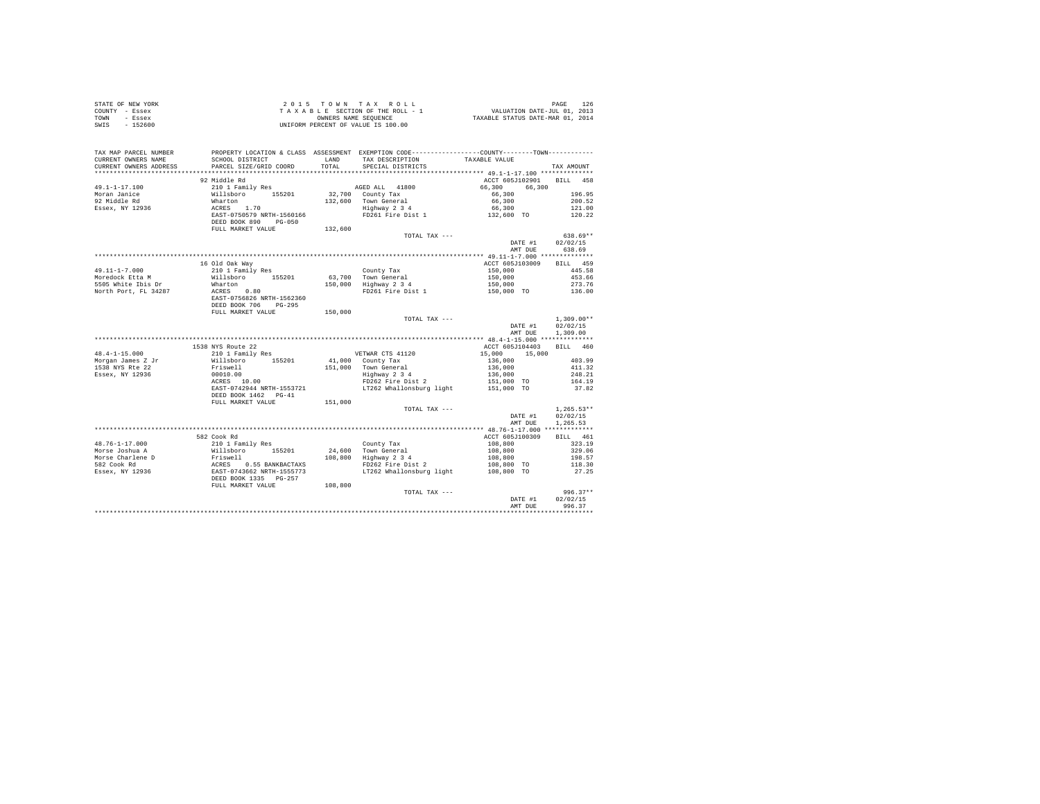STATE OF NEW YORK
COUNTY - Essex
TOWN - Essex
SWIS - 152600

2 0 1 5 T O W N T A X R O L L
T A X A B L E SECTION OF THE ROLL - 1
OWNERS NAME SEQUENCE
UNIFORM PERCENT OF VALUE IS 100.00

VALUATION DATE-JUL 01, 2013
TAXABLE STATUS DATE-MAR 01, 2014

```
TAX MAP PARCEL NUMBER    PROPERTY LOCATION & CLASS  ASSESSMENT  EXEMPTION CODE------------------COUNTY--------TOWN-----------
CURRENT OWNERS NAME      SCHOOL DISTRICT             LAND       TAX DESCRIPTION            TAXABLE VALUE
CURRENT OWNERS ADDRESS   PARCEL SIZE/GRID COORD      TOTAL      SPECIAL DISTRICTS                                    TAX AMOUNT
*********************************************************************************************** 49.1-1-17.100 **************
                         92 Middle Rd                                                    ACCT 605J102901     BILL  458
49.1-1-17.100            210 1 Family Res                     AGED ALL  41800            66,300    66,300
Moran Janice             Willsboro       155201       32,700  County Tax                  66,300               196.95
92 Middle Rd             Wharton                     132,600  Town General                66,300               200.52
Essex, NY 12936          ACRES    1.70                        Highway 2 3 4               66,300               121.00
                         EAST-0750579 NRTH-1560166            FD261 Fire Dist 1          132,600 TO            120.22
                         DEED BOOK 890    PG-050
                         FULL MARKET VALUE           132,600
                                                               TOTAL TAX ---                                   638.69**
                                                                                         DATE #1            02/02/15
                                                                                         AMT DUE              638.69
*********************************************************************************************** 49.11-1-7.000 **************
                         16 Old Oak Way                                                  ACCT 605J103009     BILL  459
49.11-1-7.000            210 1 Family Res                     County Tax                 150,000               445.58
Moredock Etta M          Willsboro       155201       63,700  Town General               150,000               453.66
5505 White Ibis Dr       Wharton                     150,000  Highway 2 3 4              150,000               273.76
North Port, FL 34287     ACRES    0.80                        FD261 Fire Dist 1          150,000 TO            136.00
                         EAST-0756826 NRTH-1562360
                         DEED BOOK 706    PG-295
                         FULL MARKET VALUE           150,000
                                                               TOTAL TAX ---                                 1,309.00**
                                                                                         DATE #1            02/02/15
                                                                                         AMT DUE            1,309.00
*********************************************************************************************** 48.4-1-15.000 **************
                         1538 NYS Route 22                                               ACCT 605J104403     BILL  460
48.4-1-15.000            210 1 Family Res                     VETWAR CTS 41120           15,000    15,000
Morgan James Z Jr        Willsboro       155201       41,000  County Tax                 136,000               403.99
1538 NYS Rte 22          Friswell                    151,000  Town General               136,000               411.32
Essex, NY 12936          00010.00                             Highway 2 3 4              136,000               248.21
                         ACRES   10.00                        FD262 Fire Dist 2          151,000 TO            164.19
                         EAST-0742944 NRTH-1553721            LT262 Whallonsburg light   151,000 TO             37.82
                         DEED BOOK 1462   PG-41
                         FULL MARKET VALUE           151,000
                                                               TOTAL TAX ---                                 1,265.53**
                                                                                         DATE #1            02/02/15
                                                                                         AMT DUE            1,265.53
*********************************************************************************************** 48.76-1-17.000 *************
                         582 Cook Rd                                                     ACCT 605J100309     BILL  461
48.76-1-17.000           210 1 Family Res                     County Tax                 108,800               323.19
Morse Joshua A           Willsboro       155201       24,600  Town General               108,800               329.06
Morse Charlene D         Friswell                    108,800  Highway 2 3 4              108,800               198.57
582 Cook Rd              ACRES    0.55 BANKBACTAXS            FD262 Fire Dist 2          108,800 TO            118.30
Essex, NY 12936          EAST-0743662 NRTH-1555773            LT262 Whallonsburg light   108,800 TO             27.25
                         DEED BOOK 1335   PG-257
                         FULL MARKET VALUE           108,800
                                                               TOTAL TAX ---                                   996.37**
                                                                                         DATE #1            02/02/15
                                                                                         AMT DUE              996.37
****************************************************************************************************************************
```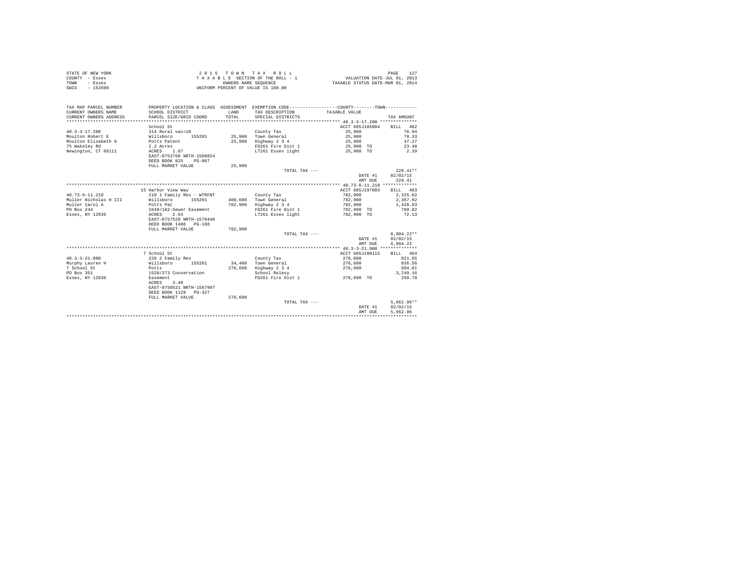STATE OF NEW YORK
COUNTY - Essex
TOWN - Essex
SWIS - 152600

2 0 1 5 T O W N T A X R O L L
T A X A B L E SECTION OF THE ROLL - 1
OWNERS NAME SEQUENCE
UNIFORM PERCENT OF VALUE IS 100.00

VALUATION DATE-JUL 01, 2013
TAXABLE STATUS DATE-MAR 01, 2014

| TAX MAP PARCEL NUMBER / CURRENT OWNERS NAME / CURRENT OWNERS ADDRESS | PROPERTY LOCATION & CLASS / SCHOOL DISTRICT / PARCEL SIZE/GRID COORD | ASSESSMENT LAND / TOTAL | EXEMPTION CODE / TAX DESCRIPTION / SPECIAL DISTRICTS | TAXABLE VALUE | TAX AMOUNT |
|---|---|---|---|---|---|
| 40.3-3-17.200 | School St | | | ACCT 605J185004 | BILL 462 |
| 40.3-3-17.200 | 314 Rural vac<10 | | County Tax | 25,900 | 76.94 |
| Moulton Robert E | Willsboro 155201 | 25,900 | Town General | 25,900 | 78.33 |
| Moulton Elizabeth G | Potts Patent | 25,900 | Highway 2 3 4 | 25,900 | 47.27 |
| 75 Wakeley Rd | 2.2 Acres | | FD261 Fire Dist 1 | 25,900 TO | 23.48 |
| Newington, CT 06111 | ACRES 1.87 | | LT261 Essex light | 25,900 TO | 2.39 |
| | EAST-0753768 NRTH-1568824 | | | | |
| | DEED BOOK 825 PG-007 | | | | |
| | FULL MARKET VALUE | 25,900 | | | |
| | | | TOTAL TAX --- | | 228.41** |
| | | | | DATE #1 | 02/02/15 |
| | | | | AMT DUE | 228.41 |
| 40.73-6-11.210 | 15 Harbor View Way | | | ACCT 605J197003 | BILL 463 |
| 40.73-6-11.210 | 210 1 Family Res - WTRFNT | | County Tax | 782,900 | 2,325.62 |
| Muller Nicholas H III | Willsboro 155201 | 408,600 | Town General | 782,900 | 2,367.82 |
| Muller Carol A | Potts Pat | 782,900 | Highway 2 3 4 | 782,900 | 1,428.83 |
| PO Box 244 | 1649/182-Sewer Easement | | FD261 Fire Dist 1 | 782,900 TO | 709.82 |
| Essex, NY 12936 | ACRES 2.64 | | LT261 Essex light | 782,900 TO | 72.13 |
| | EAST-0757520 NRTH-1570440 | | | | |
| | DEED BOOK 1486 PG-188 | | | | |
| | FULL MARKET VALUE | 782,900 | | | |
| | | | TOTAL TAX --- | | 6,904.22** |
| | | | | DATE #1 | 02/02/15 |
| | | | | AMT DUE | 6,904.22 |
| 40.3-3-21.000 | 7 School St | | | ACCT 605J100115 | BILL 464 |
| 40.3-3-21.000 | 220 2 Family Res | | County Tax | 276,600 | 821.65 |
| Murphy Lauren H | Willsboro 155201 | 34,400 | Town General | 276,600 | 836.56 |
| 7 School St | Potts | 276,600 | Highway 2 3 4 | 276,600 | 504.81 |
| PO Box 351 | 1520/273 Conservation | | School Relevy | | 3,249.16 |
| Essex, NY 12936 | Easement | | FD261 Fire Dist 1 | 276,600 TO | 250.78 |
| | ACRES 3.40 | | | | |
| | EAST-0750521 NRTH-1567997 | | | | |
| | DEED BOOK 1129 PG-327 | | | | |
| | FULL MARKET VALUE | 276,600 | | | |
| | | | TOTAL TAX --- | | 5,662.96** |
| | | | | DATE #1 | 02/02/15 |
| | | | | AMT DUE | 5,662.96 |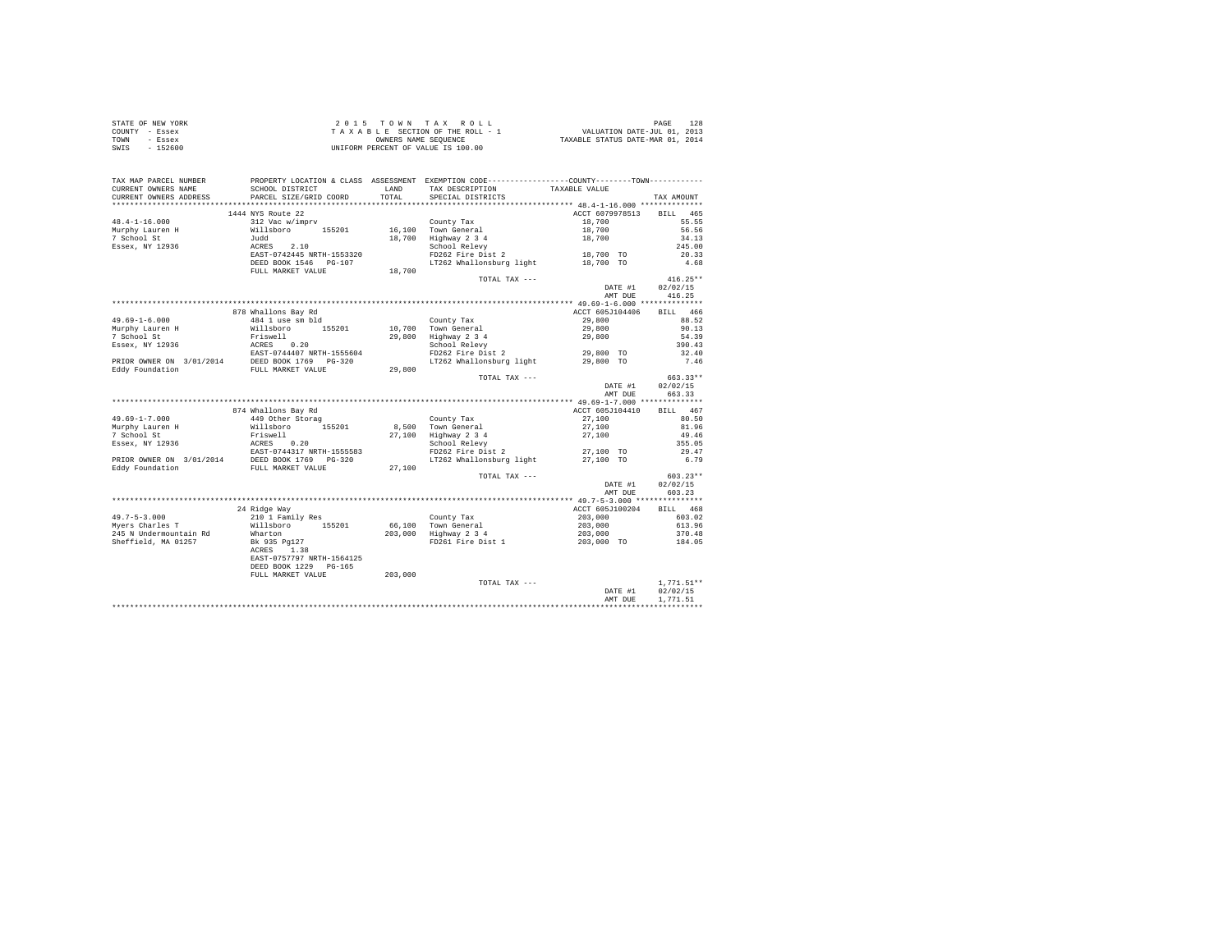STATE OF NEW YORK
COUNTY - Essex
TOWN - Essex
SWIS - 152600

2 0 1 5 T O W N T A X R O L L
T A X A B L E SECTION OF THE ROLL - 1
OWNERS NAME SEQUENCE
UNIFORM PERCENT OF VALUE IS 100.00

VALUATION DATE-JUL 01, 2013
TAXABLE STATUS DATE-MAR 01, 2014

| TAX MAP PARCEL NUMBER / CURRENT OWNERS NAME / CURRENT OWNERS ADDRESS | PROPERTY LOCATION & CLASS / SCHOOL DISTRICT / PARCEL SIZE/GRID COORD | ASSESSMENT LAND / TOTAL | EXEMPTION CODE / TAX DESCRIPTION / SPECIAL DISTRICTS | COUNTY / TOWN TAXABLE VALUE | TAX AMOUNT |
|---|---|---|---|---|---|
| 48.4-1-16.000 | 1444 NYS Route 22 | | | ACCT 6079978513 | BILL 465 |
| | 312 Vac w/imprv | | County Tax | 18,700 | 55.55 |
| Murphy Lauren H | Willsboro 155201 | 16,100 | Town General | 18,700 | 56.56 |
| 7 School St | Judd | 18,700 | Highway 2 3 4 | 18,700 | 34.13 |
| Essex, NY 12936 | ACRES 2.10 | | School Relevy | | 245.00 |
| | EAST-0742445 NRTH-1553320 | | FD262 Fire Dist 2 | 18,700 TO | 20.33 |
| | DEED BOOK 1546 PG-107 | | LT262 Whallonsburg light | 18,700 TO | 4.68 |
| | FULL MARKET VALUE | 18,700 | | | |
| | | | TOTAL TAX --- | | 416.25** |
| | | | | DATE #1 | 02/02/15 |
| | | | | AMT DUE | 416.25 |
| 49.69-1-6.000 | 878 Whallons Bay Rd | | | ACCT 605J104406 | BILL 466 |
| | 484 1 use sm bld | | County Tax | 29,800 | 88.52 |
| Murphy Lauren H | Willsboro 155201 | 10,700 | Town General | 29,800 | 90.13 |
| 7 School St | Friswell | 29,800 | Highway 2 3 4 | 29,800 | 54.39 |
| Essex, NY 12936 | ACRES 0.20 | | School Relevy | | 390.43 |
| | EAST-0744407 NRTH-1555604 | | FD262 Fire Dist 2 | 29,800 TO | 32.40 |
| PRIOR OWNER ON 3/01/2014 | DEED BOOK 1769 PG-320 | | LT262 Whallonsburg light | 29,800 TO | 7.46 |
| Eddy Foundation | FULL MARKET VALUE | 29,800 | | | |
| | | | TOTAL TAX --- | | 663.33** |
| | | | | DATE #1 | 02/02/15 |
| | | | | AMT DUE | 663.33 |
| 49.69-1-7.000 | 874 Whallons Bay Rd | | | ACCT 605J104410 | BILL 467 |
| | 449 Other Storag | | County Tax | 27,100 | 80.50 |
| Murphy Lauren H | Willsboro 155201 | 8,500 | Town General | 27,100 | 81.96 |
| 7 School St | Friswell | 27,100 | Highway 2 3 4 | 27,100 | 49.46 |
| Essex, NY 12936 | ACRES 0.20 | | School Relevy | | 355.05 |
| | EAST-0744317 NRTH-1555583 | | FD262 Fire Dist 2 | 27,100 TO | 29.47 |
| PRIOR OWNER ON 3/01/2014 | DEED BOOK 1769 PG-320 | | LT262 Whallonsburg light | 27,100 TO | 6.79 |
| Eddy Foundation | FULL MARKET VALUE | 27,100 | | | |
| | | | TOTAL TAX --- | | 603.23** |
| | | | | DATE #1 | 02/02/15 |
| | | | | AMT DUE | 603.23 |
| 49.7-5-3.000 | 24 Ridge Way | | | ACCT 605J100204 | BILL 468 |
| | 210 1 Family Res | | County Tax | 203,000 | 603.02 |
| Myers Charles T | Willsboro 155201 | 66,100 | Town General | 203,000 | 613.96 |
| 245 N Undermountain Rd | Wharton | 203,000 | Highway 2 3 4 | 203,000 | 370.48 |
| Sheffield, MA 01257 | Bk 935 Pg127 | | FD261 Fire Dist 1 | 203,000 TO | 184.05 |
| | ACRES 1.38 | | | | |
| | EAST-0757797 NRTH-1564125 | | | | |
| | DEED BOOK 1229 PG-165 | | | | |
| | FULL MARKET VALUE | 203,000 | | | |
| | | | TOTAL TAX --- | | 1,771.51** |
| | | | | DATE #1 | 02/02/15 |
| | | | | AMT DUE | 1,771.51 |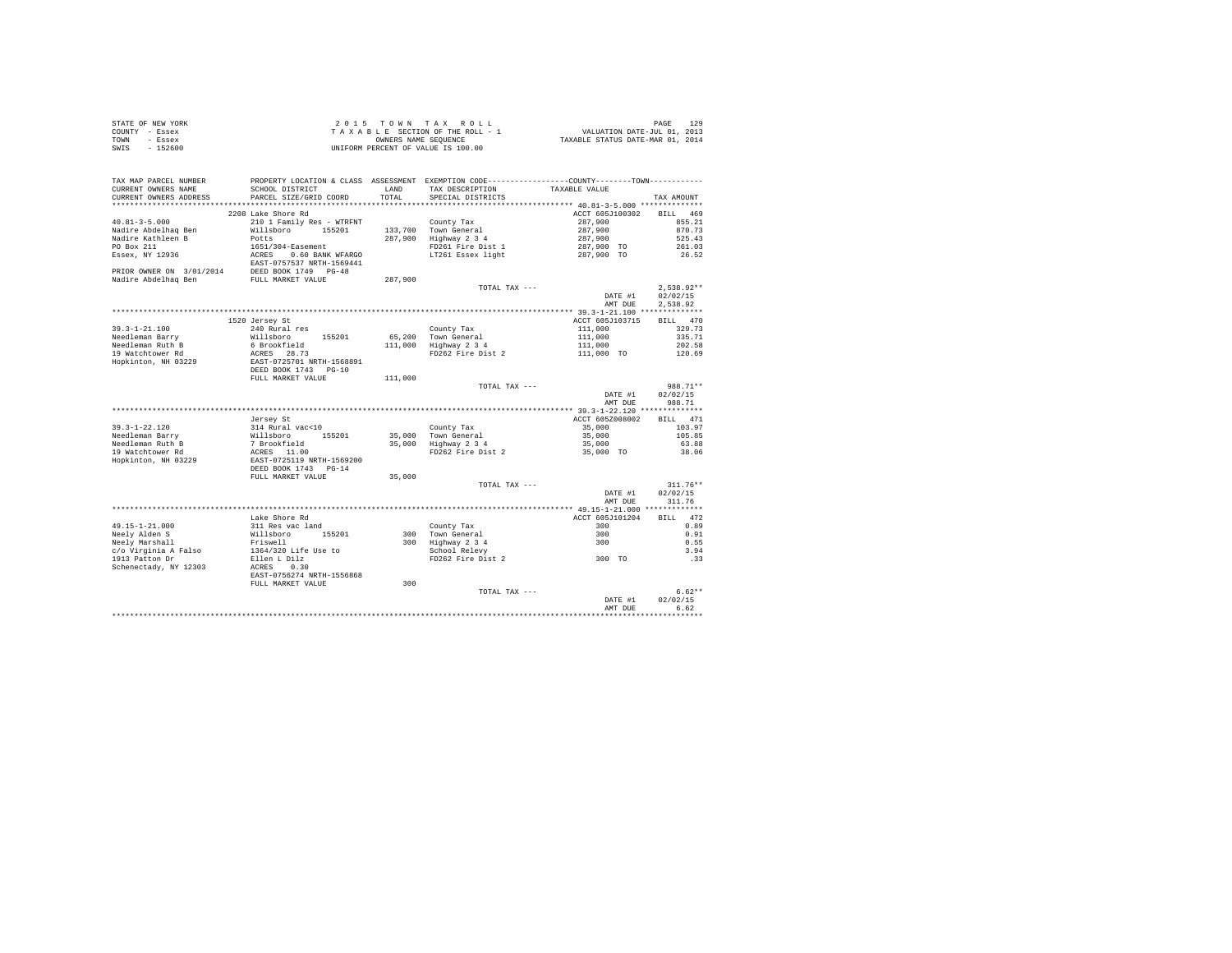STATE OF NEW YORK
COUNTY - Essex
TOWN - Essex
SWIS - 152600

2 0 1 5 T O W N T A X R O L L
T A X A B L E SECTION OF THE ROLL - 1
OWNERS NAME SEQUENCE
UNIFORM PERCENT OF VALUE IS 100.00

VALUATION DATE-JUL 01, 2013
TAXABLE STATUS DATE-MAR 01, 2014

| TAX MAP PARCEL NUMBER<br>CURRENT OWNERS NAME<br>CURRENT OWNERS ADDRESS | PROPERTY LOCATION & CLASS<br>SCHOOL DISTRICT<br>PARCEL SIZE/GRID COORD | ASSESSMENT<br>LAND<br>TOTAL | EXEMPTION CODE<br>TAX DESCRIPTION<br>SPECIAL DISTRICTS | COUNTY--------TOWN<br>TAXABLE VALUE | TAX AMOUNT |
|---|---|---|---|---|---|
| 40.81-3-5.000 | 2208 Lake Shore Rd | | | ACCT 605J100302 | BILL 469 |
| 40.81-3-5.000 | 210 1 Family Res - WTRFNT | | County Tax | 287,900 | 855.21 |
| Nadire Abdelhaq Ben | Willsboro 155201 | 133,700 | Town General | 287,900 | 870.73 |
| Nadire Kathleen B | Potts | 287,900 | Highway 2 3 4 | 287,900 | 525.43 |
| PO Box 211 | 1651/304-Easement | | FD261 Fire Dist 1 | 287,900 TO | 261.03 |
| Essex, NY 12936 | ACRES 0.60 BANK WFARGO | | LT261 Essex light | 287,900 TO | 26.52 |
| | EAST-0757537 NRTH-1569441 | | | | |
| PRIOR OWNER ON 3/01/2014 | DEED BOOK 1749 PG-48 | | | | |
| Nadire Abdelhaq Ben | FULL MARKET VALUE | 287,900 | | | |
| | | | TOTAL TAX --- | | 2,538.92** |
| | | | | DATE #1 | 02/02/15 |
| | | | | AMT DUE | 2,538.92 |
| 39.3-1-21.100 | 1520 Jersey St | | | ACCT 605J103715 | BILL 470 |
| 39.3-1-21.100 | 240 Rural res | | County Tax | 111,000 | 329.73 |
| Needleman Barry | Willsboro 155201 | 65,200 | Town General | 111,000 | 335.71 |
| Needleman Ruth B | 6 Brookfield | 111,000 | Highway 2 3 4 | 111,000 | 202.58 |
| 19 Watchtower Rd | ACRES 28.73 | | FD262 Fire Dist 2 | 111,000 TO | 120.69 |
| Hopkinton, NH 03229 | EAST-0725701 NRTH-1568891 | | | | |
| | DEED BOOK 1743 PG-10 | | | | |
| | FULL MARKET VALUE | 111,000 | | | |
| | | | TOTAL TAX --- | | 988.71** |
| | | | | DATE #1 | 02/02/15 |
| | | | | AMT DUE | 988.71 |
| 39.3-1-22.120 | Jersey St | | | ACCT 605Z008002 | BILL 471 |
| 39.3-1-22.120 | 314 Rural vac<10 | | County Tax | 35,000 | 103.97 |
| Needleman Barry | Willsboro 155201 | 35,000 | Town General | 35,000 | 105.85 |
| Needleman Ruth B | 7 Brookfield | 35,000 | Highway 2 3 4 | 35,000 | 63.88 |
| 19 Watchtower Rd | ACRES 11.00 | | FD262 Fire Dist 2 | 35,000 TO | 38.06 |
| Hopkinton, NH 03229 | EAST-0725119 NRTH-1569200 | | | | |
| | DEED BOOK 1743 PG-14 | | | | |
| | FULL MARKET VALUE | 35,000 | | | |
| | | | TOTAL TAX --- | | 311.76** |
| | | | | DATE #1 | 02/02/15 |
| | | | | AMT DUE | 311.76 |
| 49.15-1-21.000 | Lake Shore Rd | | | ACCT 605J101204 | BILL 472 |
| 49.15-1-21.000 | 311 Res vac land | | County Tax | 300 | 0.89 |
| Neely Alden S | Willsboro 155201 | 300 | Town General | 300 | 0.91 |
| Neely Marshall | Friswell | 300 | Highway 2 3 4 | 300 | 0.55 |
| c/o Virginia A Falso | 1364/320 Life Use to | | School Relevy | | 3.94 |
| 1913 Patton Dr | Ellen L Dilz | | FD262 Fire Dist 2 | 300 TO | .33 |
| Schenectady, NY 12303 | ACRES 0.30 | | | | |
| | EAST-0756274 NRTH-1556868 | | | | |
| | FULL MARKET VALUE | 300 | | | |
| | | | TOTAL TAX --- | | 6.62** |
| | | | | DATE #1 | 02/02/15 |
| | | | | AMT DUE | 6.62 |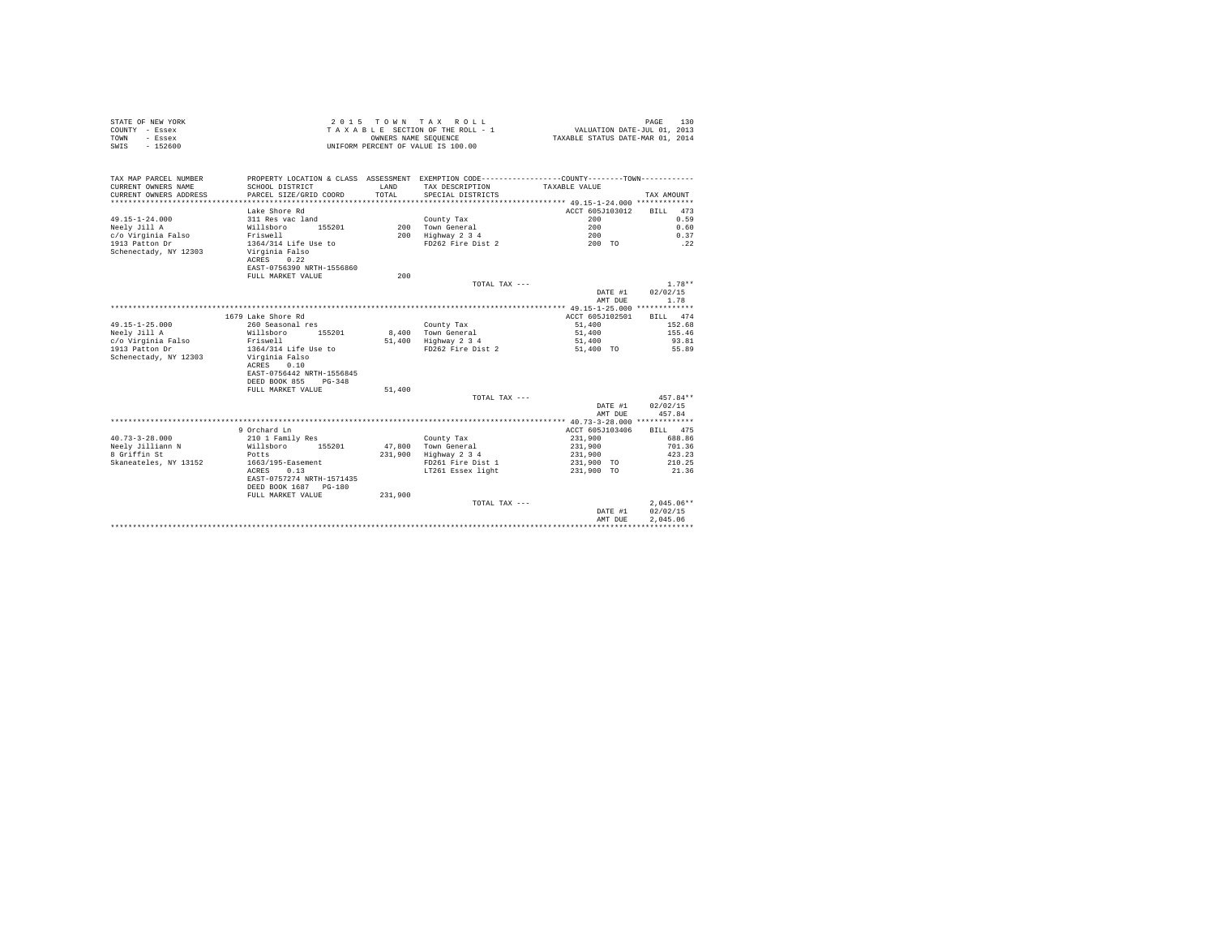STATE OF NEW YORK
COUNTY - Essex
TOWN - Essex
SWIS - 152600

2 0 1 5 T O W N T A X R O L L
T A X A B L E SECTION OF THE ROLL - 1
OWNERS NAME SEQUENCE
UNIFORM PERCENT OF VALUE IS 100.00

VALUATION DATE-JUL 01, 2013
TAXABLE STATUS DATE-MAR 01, 2014

| TAX MAP PARCEL NUMBER / CURRENT OWNERS NAME / CURRENT OWNERS ADDRESS | PROPERTY LOCATION & CLASS / SCHOOL DISTRICT / PARCEL SIZE/GRID COORD | ASSESSMENT LAND / TOTAL | EXEMPTION CODE / TAX DESCRIPTION / SPECIAL DISTRICTS | COUNTY / TOWN TAXABLE VALUE | TAX AMOUNT |
|---|---|---|---|---|---|
| **49.15-1-24.000** | Lake Shore Rd | | | ACCT 605J103012 | BILL 473 |
| 49.15-1-24.000 | 311 Res vac land | | County Tax | 200 | 0.59 |
| Neely Jill A | Willsboro 155201 | 200 | Town General | 200 | 0.60 |
| c/o Virginia Falso | Friswell | 200 | Highway 2 3 4 | 200 | 0.37 |
| 1913 Patton Dr | 1364/314 Life Use to | | FD262 Fire Dist 2 | 200 TO | .22 |
| Schenectady, NY 12303 | Virginia Falso | | | | |
| | ACRES 0.22 | | | | |
| | EAST-0756390 NRTH-1556860 | | | | |
| | FULL MARKET VALUE | 200 | | | |
| | | | TOTAL TAX --- | | 1.78** |
| | | | | DATE #1 | 02/02/15 |
| | | | | AMT DUE | 1.78 |
| **49.15-1-25.000** | 1679 Lake Shore Rd | | | ACCT 605J102501 | BILL 474 |
| 49.15-1-25.000 | 260 Seasonal res | | County Tax | 51,400 | 152.68 |
| Neely Jill A | Willsboro 155201 | 8,400 | Town General | 51,400 | 155.46 |
| c/o Virginia Falso | Friswell | 51,400 | Highway 2 3 4 | 51,400 | 93.81 |
| 1913 Patton Dr | 1364/314 Life Use to | | FD262 Fire Dist 2 | 51,400 TO | 55.89 |
| Schenectady, NY 12303 | Virginia Falso | | | | |
| | ACRES 0.10 | | | | |
| | EAST-0756442 NRTH-1556845 | | | | |
| | DEED BOOK 855 PG-348 | | | | |
| | FULL MARKET VALUE | 51,400 | | | |
| | | | TOTAL TAX --- | | 457.84** |
| | | | | DATE #1 | 02/02/15 |
| | | | | AMT DUE | 457.84 |
| **40.73-3-28.000** | 9 Orchard Ln | | | ACCT 605J103406 | BILL 475 |
| 40.73-3-28.000 | 210 1 Family Res | | County Tax | 231,900 | 688.86 |
| Neely Jilliann N | Willsboro 155201 | 47,800 | Town General | 231,900 | 701.36 |
| 8 Griffin St | Potts | 231,900 | Highway 2 3 4 | 231,900 | 423.23 |
| Skaneateles, NY 13152 | 1663/195-Easement | | FD261 Fire Dist 1 | 231,900 TO | 210.25 |
| | ACRES 0.13 | | LT261 Essex light | 231,900 TO | 21.36 |
| | EAST-0757274 NRTH-1571435 | | | | |
| | DEED BOOK 1687 PG-180 | | | | |
| | FULL MARKET VALUE | 231,900 | | | |
| | | | TOTAL TAX --- | | 2,045.06** |
| | | | | DATE #1 | 02/02/15 |
| | | | | AMT DUE | 2,045.06 |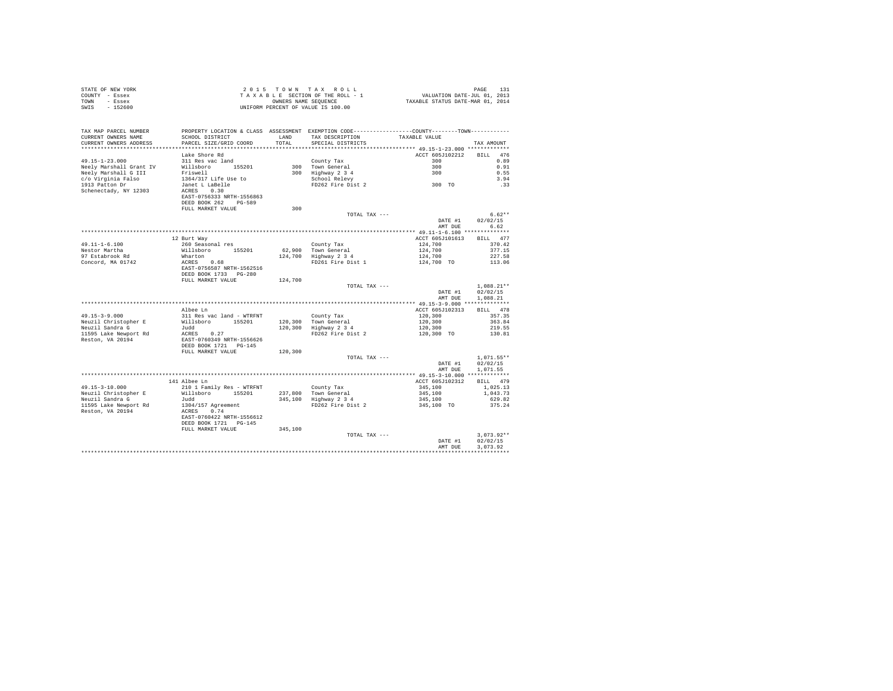STATE OF NEW YORK
COUNTY - Essex
TOWN - Essex
SWIS - 152600

2 0 1 5 T O W N T A X R O L L
T A X A B L E SECTION OF THE ROLL - 1
OWNERS NAME SEQUENCE
UNIFORM PERCENT OF VALUE IS 100.00

VALUATION DATE-JUL 01, 2013
TAXABLE STATUS DATE-MAR 01, 2014

| TAX MAP PARCEL NUMBER / CURRENT OWNERS NAME / CURRENT OWNERS ADDRESS | PROPERTY LOCATION & CLASS / SCHOOL DISTRICT / PARCEL SIZE/GRID COORD | ASSESSMENT LAND / TOTAL | EXEMPTION CODE / TAX DESCRIPTION / SPECIAL DISTRICTS | COUNTY--------TOWN / TAXABLE VALUE | TAX AMOUNT |
|---|---|---|---|---|---|
| **49.15-1-23.000** | Lake Shore Rd | | | ACCT 605J102212 | BILL 476 |
| 49.15-1-23.000 | 311 Res vac land | | County Tax | 300 | 0.89 |
| Neely Marshall Grant IV | Willsboro 155201 | 300 | Town General | 300 | 0.91 |
| Neely Marshall G III | Friswell | 300 | Highway 2 3 4 | 300 | 0.55 |
| c/o Virginia Falso | 1364/317 Life Use to | | School Relevy | | 3.94 |
| 1913 Patton Dr | Janet L LaBelle | | FD262 Fire Dist 2 | 300 TO | .33 |
| Schenectady, NY 12303 | ACRES 0.30 | | | | |
| | EAST-0756333 NRTH-1556863 | | | | |
| | DEED BOOK 262 PG-589 | | | | |
| | FULL MARKET VALUE | 300 | | | |
| | | | TOTAL TAX --- | | 6.62** |
| | | | | DATE #1 | 02/02/15 |
| | | | | AMT DUE | 6.62 |
| **49.11-1-6.100** | 12 Burt Way | | | ACCT 605J101613 | BILL 477 |
| 49.11-1-6.100 | 260 Seasonal res | | County Tax | 124,700 | 370.42 |
| Nestor Martha | Willsboro 155201 | 62,900 | Town General | 124,700 | 377.15 |
| 97 Estabrook Rd | Wharton | 124,700 | Highway 2 3 4 | 124,700 | 227.58 |
| Concord, MA 01742 | ACRES 0.68 | | FD261 Fire Dist 1 | 124,700 TO | 113.06 |
| | EAST-0756587 NRTH-1562516 | | | | |
| | DEED BOOK 1733 PG-280 | | | | |
| | FULL MARKET VALUE | 124,700 | | | |
| | | | TOTAL TAX --- | | 1,088.21** |
| | | | | DATE #1 | 02/02/15 |
| | | | | AMT DUE | 1,088.21 |
| **49.15-3-9.000** | Albee Ln | | | ACCT 605J102313 | BILL 478 |
| 49.15-3-9.000 | 311 Res vac land - WTRFNT | | County Tax | 120,300 | 357.35 |
| Neuzil Christopher E | Willsboro 155201 | 120,300 | Town General | 120,300 | 363.84 |
| Neuzil Sandra G | Judd | 120,300 | Highway 2 3 4 | 120,300 | 219.55 |
| 11595 Lake Newport Rd | ACRES 0.27 | | FD262 Fire Dist 2 | 120,300 TO | 130.81 |
| Reston, VA 20194 | EAST-0760349 NRTH-1556626 | | | | |
| | DEED BOOK 1721 PG-145 | | | | |
| | FULL MARKET VALUE | 120,300 | | | |
| | | | TOTAL TAX --- | | 1,071.55** |
| | | | | DATE #1 | 02/02/15 |
| | | | | AMT DUE | 1,071.55 |
| **49.15-3-10.000** | 141 Albee Ln | | | ACCT 605J102312 | BILL 479 |
| 49.15-3-10.000 | 210 1 Family Res - WTRFNT | | County Tax | 345,100 | 1,025.13 |
| Neuzil Christopher E | Willsboro 155201 | 237,800 | Town General | 345,100 | 1,043.73 |
| Neuzil Sandra G | Judd | 345,100 | Highway 2 3 4 | 345,100 | 629.82 |
| 11595 Lake Newport Rd | 1304/157 Agreement | | FD262 Fire Dist 2 | 345,100 TO | 375.24 |
| Reston, VA 20194 | ACRES 0.74 | | | | |
| | EAST-0760422 NRTH-1556612 | | | | |
| | DEED BOOK 1721 PG-145 | | | | |
| | FULL MARKET VALUE | 345,100 | | | |
| | | | TOTAL TAX --- | | 3,073.92** |
| | | | | DATE #1 | 02/02/15 |
| | | | | AMT DUE | 3,073.92 |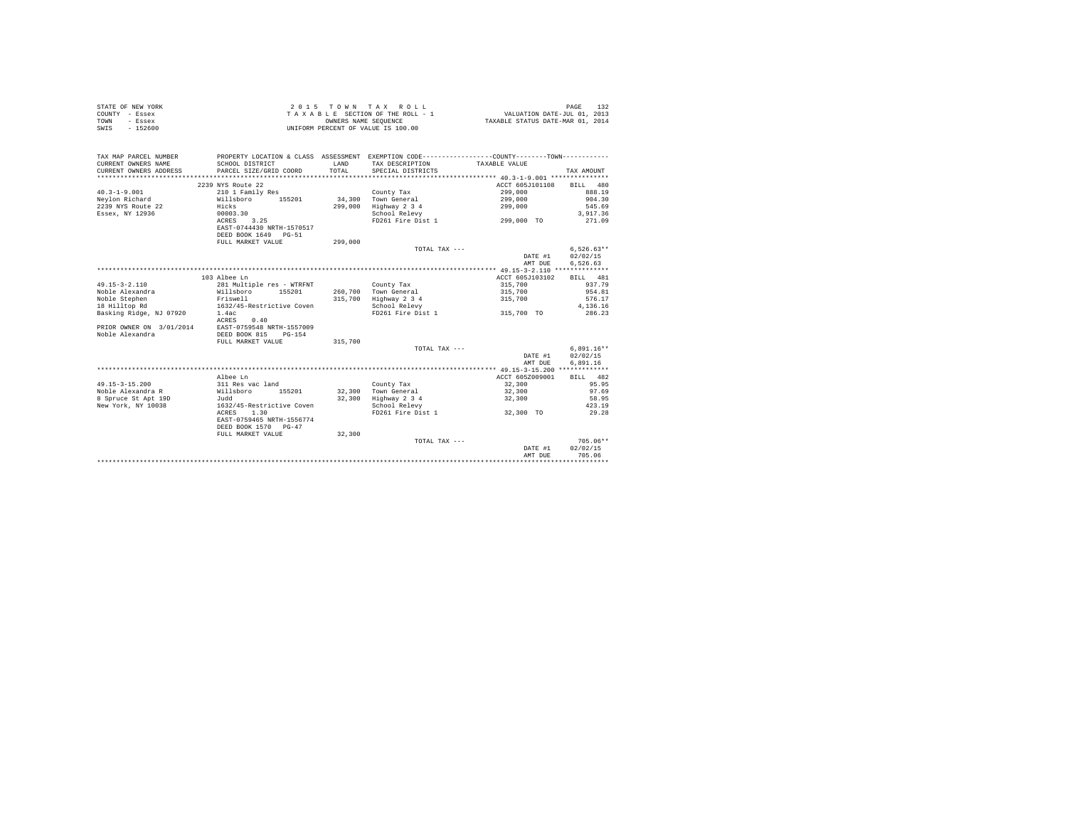STATE OF NEW YORK — 2015 TOWN TAX ROLL — PAGE 132
COUNTY - Essex — TAXABLE SECTION OF THE ROLL - 1 — VALUATION DATE-JUL 01, 2013
TOWN - Essex — OWNERS NAME SEQUENCE — TAXABLE STATUS DATE-MAR 01, 2014
SWIS - 152600 — UNIFORM PERCENT OF VALUE IS 100.00

| TAX MAP PARCEL NUMBER / CURRENT OWNERS NAME / CURRENT OWNERS ADDRESS | PROPERTY LOCATION & CLASS / SCHOOL DISTRICT / PARCEL SIZE/GRID COORD | ASSESSMENT LAND / TOTAL | EXEMPTION CODE / TAX DESCRIPTION / SPECIAL DISTRICTS | COUNTY / TOWN TAXABLE VALUE | TAX AMOUNT |
|---|---|---|---|---|---|
| **40.3-1-9.001** | 2239 NYS Route 22 | | | ACCT 605J101108 | BILL 480 |
| 40.3-1-9.001 | 210 1 Family Res | | County Tax | 299,000 | 888.19 |
| Neylon Richard | Willsboro 155201 | 34,300 | Town General | 299,000 | 904.30 |
| 2239 NYS Route 22 | Hicks | 299,000 | Highway 2 3 4 | 299,000 | 545.69 |
| Essex, NY 12936 | 00003.30 | | School Relevy | | 3,917.36 |
| | ACRES 3.25 | | FD261 Fire Dist 1 | 299,000 TO | 271.09 |
| | EAST-0744430 NRTH-1570517 | | | | |
| | DEED BOOK 1649 PG-51 | | | | |
| | FULL MARKET VALUE | 299,000 | | | |
| | | | TOTAL TAX --- | | 6,526.63** |
| | | | | DATE #1 | 02/02/15 |
| | | | | AMT DUE | 6,526.63 |
| **49.15-3-2.110** | 103 Albee Ln | | | ACCT 605J103102 | BILL 481 |
| 49.15-3-2.110 | 281 Multiple res - WTRFNT | | County Tax | 315,700 | 937.79 |
| Noble Alexandra | Willsboro 155201 | 260,700 | Town General | 315,700 | 954.81 |
| Noble Stephen | Friswell | 315,700 | Highway 2 3 4 | 315,700 | 576.17 |
| 18 Hilltop Rd | 1632/45-Restrictive Coven | | School Relevy | | 4,136.16 |
| Basking Ridge, NJ 07920 | 1.4ac | | FD261 Fire Dist 1 | 315,700 TO | 286.23 |
| | ACRES 0.40 | | | | |
| PRIOR OWNER ON 3/01/2014 | EAST-0759548 NRTH-1557009 | | | | |
| Noble Alexandra | DEED BOOK 815 PG-154 | | | | |
| | FULL MARKET VALUE | 315,700 | | | |
| | | | TOTAL TAX --- | | 6,891.16** |
| | | | | DATE #1 | 02/02/15 |
| | | | | AMT DUE | 6,891.16 |
| **49.15-3-15.200** | Albee Ln | | | ACCT 605Z009001 | BILL 482 |
| 49.15-3-15.200 | 311 Res vac land | | County Tax | 32,300 | 95.95 |
| Noble Alexandra R | Willsboro 155201 | 32,300 | Town General | 32,300 | 97.69 |
| 8 Spruce St Apt 19D | Judd | 32,300 | Highway 2 3 4 | 32,300 | 58.95 |
| New York, NY 10038 | 1632/45-Restrictive Coven | | School Relevy | | 423.19 |
| | ACRES 1.30 | | FD261 Fire Dist 1 | 32,300 TO | 29.28 |
| | EAST-0759465 NRTH-1556774 | | | | |
| | DEED BOOK 1570 PG-47 | | | | |
| | FULL MARKET VALUE | 32,300 | | | |
| | | | TOTAL TAX --- | | 705.06** |
| | | | | DATE #1 | 02/02/15 |
| | | | | AMT DUE | 705.06 |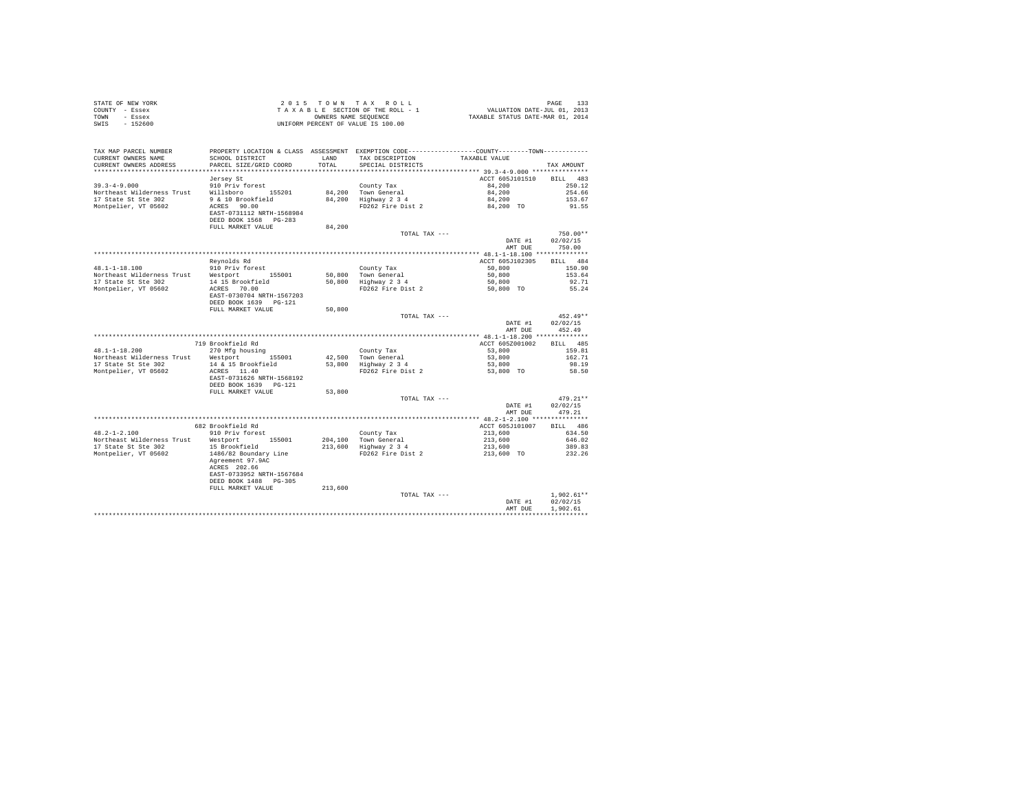STATE OF NEW YORK
COUNTY - Essex
TOWN - Essex
SWIS - 152600

2 0 1 5 T O W N T A X R O L L
T A X A B L E SECTION OF THE ROLL - 1
OWNERS NAME SEQUENCE
UNIFORM PERCENT OF VALUE IS 100.00

VALUATION DATE-JUL 01, 2013
TAXABLE STATUS DATE-MAR 01, 2014

| TAX MAP PARCEL NUMBER / CURRENT OWNERS NAME / CURRENT OWNERS ADDRESS | PROPERTY LOCATION & CLASS / SCHOOL DISTRICT / PARCEL SIZE/GRID COORD | ASSESSMENT LAND / TOTAL | EXEMPTION CODE / TAX DESCRIPTION / SPECIAL DISTRICTS | COUNTY--------TOWN / TAXABLE VALUE | TAX AMOUNT |
|---|---|---|---|---|---|
| **39.3-4-9.000** | Jersey St | | | ACCT 605J101510 | BILL 483 |
| 39.3-4-9.000 | 910 Priv forest | | County Tax | 84,200 | 250.12 |
| Northeast Wilderness Trust | Willsboro 155201 | 84,200 | Town General | 84,200 | 254.66 |
| 17 State St Ste 302 | 9 & 10 Brookfield | 84,200 | Highway 2 3 4 | 84,200 | 153.67 |
| Montpelier, VT 05602 | ACRES 90.00 | | FD262 Fire Dist 2 | 84,200 TO | 91.55 |
| | EAST-0731112 NRTH-1568984 | | | | |
| | DEED BOOK 1568 PG-283 | | | | |
| | FULL MARKET VALUE | 84,200 | | | |
| | | | TOTAL TAX --- | | 750.00** |
| | | | | DATE #1 | 02/02/15 |
| | | | | AMT DUE | 750.00 |
| **48.1-1-18.100** | Reynolds Rd | | | ACCT 605J102305 | BILL 484 |
| 48.1-1-18.100 | 910 Priv forest | | County Tax | 50,800 | 150.90 |
| Northeast Wilderness Trust | Westport 155001 | 50,800 | Town General | 50,800 | 153.64 |
| 17 State St Ste 302 | 14 15 Brookfield | 50,800 | Highway 2 3 4 | 50,800 | 92.71 |
| Montpelier, VT 05602 | ACRES 70.00 | | FD262 Fire Dist 2 | 50,800 TO | 55.24 |
| | EAST-0730704 NRTH-1567203 | | | | |
| | DEED BOOK 1639 PG-121 | | | | |
| | FULL MARKET VALUE | 50,800 | | | |
| | | | TOTAL TAX --- | | 452.49** |
| | | | | DATE #1 | 02/02/15 |
| | | | | AMT DUE | 452.49 |
| **48.1-1-18.200** | 719 Brookfield Rd | | | ACCT 605Z001002 | BILL 485 |
| 48.1-1-18.200 | 270 Mfg housing | | County Tax | 53,800 | 159.81 |
| Northeast Wilderness Trust | Westport 155001 | 42,500 | Town General | 53,800 | 162.71 |
| 17 State St Ste 302 | 14 & 15 Brookfield | 53,800 | Highway 2 3 4 | 53,800 | 98.19 |
| Montpelier, VT 05602 | ACRES 11.40 | | FD262 Fire Dist 2 | 53,800 TO | 58.50 |
| | EAST-0731626 NRTH-1568192 | | | | |
| | DEED BOOK 1639 PG-121 | | | | |
| | FULL MARKET VALUE | 53,800 | | | |
| | | | TOTAL TAX --- | | 479.21** |
| | | | | DATE #1 | 02/02/15 |
| | | | | AMT DUE | 479.21 |
| **48.2-1-2.100** | 682 Brookfield Rd | | | ACCT 605J101007 | BILL 486 |
| 48.2-1-2.100 | 910 Priv forest | | County Tax | 213,600 | 634.50 |
| Northeast Wilderness Trust | Westport 155001 | 204,100 | Town General | 213,600 | 646.02 |
| 17 State St Ste 302 | 15 Brookfield | 213,600 | Highway 2 3 4 | 213,600 | 389.83 |
| Montpelier, VT 05602 | 1486/82 Boundary Line | | FD262 Fire Dist 2 | 213,600 TO | 232.26 |
| | Agreement 97.9AC | | | | |
| | ACRES 202.66 | | | | |
| | EAST-0733952 NRTH-1567684 | | | | |
| | DEED BOOK 1488 PG-305 | | | | |
| | FULL MARKET VALUE | 213,600 | | | |
| | | | TOTAL TAX --- | | 1,902.61** |
| | | | | DATE #1 | 02/02/15 |
| | | | | AMT DUE | 1,902.61 |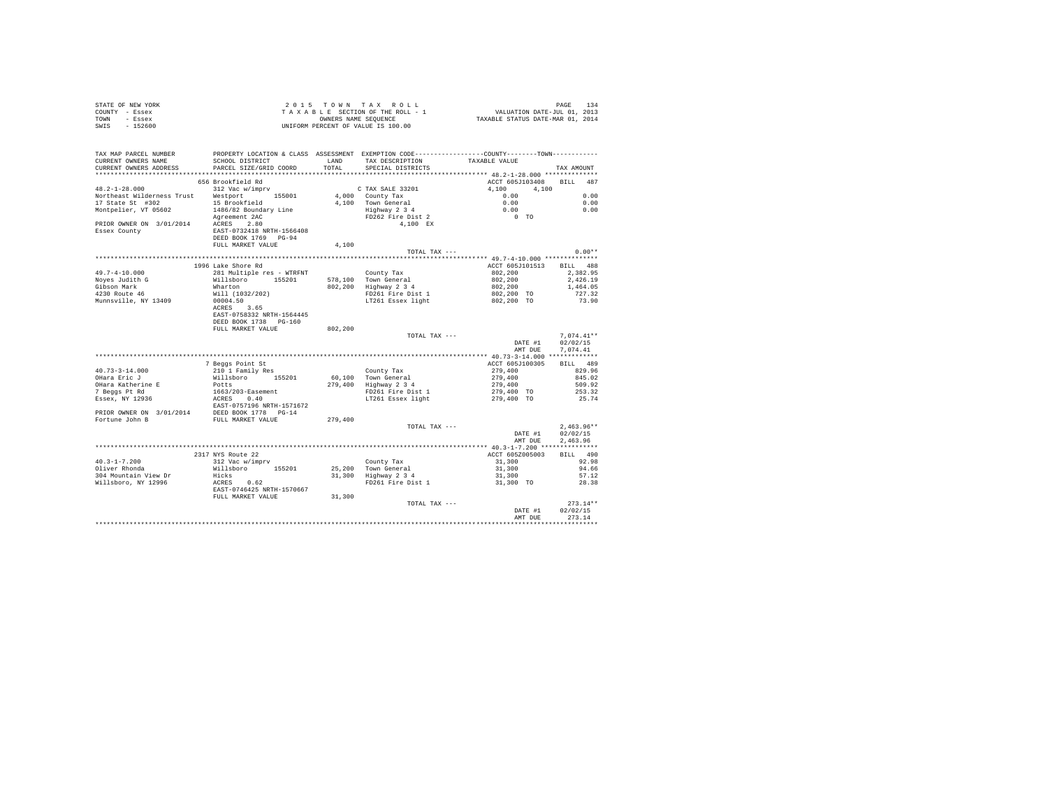STATE OF NEW YORK
COUNTY - Essex
TOWN - Essex
SWIS - 152600

2 0 1 5 T O W N T A X R O L L
T A X A B L E SECTION OF THE ROLL - 1
OWNERS NAME SEQUENCE
UNIFORM PERCENT OF VALUE IS 100.00

VALUATION DATE-JUL 01, 2013
TAXABLE STATUS DATE-MAR 01, 2014

| TAX MAP PARCEL NUMBER / CURRENT OWNERS NAME / CURRENT OWNERS ADDRESS | PROPERTY LOCATION & CLASS / SCHOOL DISTRICT / PARCEL SIZE/GRID COORD | ASSESSMENT LAND / TOTAL | EXEMPTION CODE / TAX DESCRIPTION / SPECIAL DISTRICTS | COUNTY--------TOWN TAXABLE VALUE | TAX AMOUNT |
|---|---|---|---|---|---|
| | 656 Brookfield Rd | | | ACCT 605J103408 | BILL 487 |
| 48.2-1-28.000 | 312 Vac w/imprv | | C TAX SALE 33201 | 4,100 4,100 | |
| Northeast Wilderness Trust | Westport 155001 | 4,000 | County Tax | 0.00 | 0.00 |
| 17 State St #302 | 15 Brookfield | 4,100 | Town General | 0.00 | 0.00 |
| Montpelier, VT 05602 | 1486/82 Boundary Line | | Highway 2 3 4 | 0.00 | 0.00 |
| | Agreement 2AC | | FD262 Fire Dist 2 | 0 TO | |
| PRIOR OWNER ON 3/01/2014 | ACRES 2.80 | | 4,100 EX | | |
| Essex County | EAST-0732418 NRTH-1566408 | | | | |
| | DEED BOOK 1769 PG-94 | | | | |
| | FULL MARKET VALUE | 4,100 | | | |
| | | | TOTAL TAX --- | | 0.00** |
| | 1996 Lake Shore Rd | | | ACCT 605J101513 | BILL 488 |
| 49.7-4-10.000 | 281 Multiple res - WTRFNT | | County Tax | 802,200 | 2,382.95 |
| Noyes Judith G | Willsboro 155201 | 578,100 | Town General | 802,200 | 2,426.19 |
| Gibson Mark | Wharton | 802,200 | Highway 2 3 4 | 802,200 | 1,464.05 |
| 4230 Route 46 | Will (1032/202) | | FD261 Fire Dist 1 | 802,200 TO | 727.32 |
| Munnsville, NY 13409 | 00004.50 | | LT261 Essex light | 802,200 TO | 73.90 |
| | ACRES 3.65 | | | | |
| | EAST-0758332 NRTH-1564445 | | | | |
| | DEED BOOK 1738 PG-160 | | | | |
| | FULL MARKET VALUE | 802,200 | | | |
| | | | TOTAL TAX --- | | 7,074.41** |
| | | | | DATE #1 | 02/02/15 |
| | | | | AMT DUE | 7,074.41 |
| | 7 Beggs Point St | | | ACCT 605J100305 | BILL 489 |
| 40.73-3-14.000 | 210 1 Family Res | | County Tax | 279,400 | 829.96 |
| OHara Eric J | Willsboro 155201 | 60,100 | Town General | 279,400 | 845.02 |
| OHara Katherine E | Potts | 279,400 | Highway 2 3 4 | 279,400 | 509.92 |
| 7 Beggs Pt Rd | 1663/203-Easement | | FD261 Fire Dist 1 | 279,400 TO | 253.32 |
| Essex, NY 12936 | ACRES 0.40 | | LT261 Essex light | 279,400 TO | 25.74 |
| | EAST-0757196 NRTH-1571672 | | | | |
| PRIOR OWNER ON 3/01/2014 | DEED BOOK 1778 PG-14 | | | | |
| Fortune John B | FULL MARKET VALUE | 279,400 | | | |
| | | | TOTAL TAX --- | | 2,463.96** |
| | | | | DATE #1 | 02/02/15 |
| | | | | AMT DUE | 2,463.96 |
| | 2317 NYS Route 22 | | | ACCT 605Z005003 | BILL 490 |
| 40.3-1-7.200 | 312 Vac w/imprv | | County Tax | 31,300 | 92.98 |
| Oliver Rhonda | Willsboro 155201 | 25,200 | Town General | 31,300 | 94.66 |
| 304 Mountain View Dr | Hicks | 31,300 | Highway 2 3 4 | 31,300 | 57.12 |
| Willsboro, NY 12996 | ACRES 0.62 | | FD261 Fire Dist 1 | 31,300 TO | 28.38 |
| | EAST-0746425 NRTH-1570667 | | | | |
| | FULL MARKET VALUE | 31,300 | | | |
| | | | TOTAL TAX --- | | 273.14** |
| | | | | DATE #1 | 02/02/15 |
| | | | | AMT DUE | 273.14 |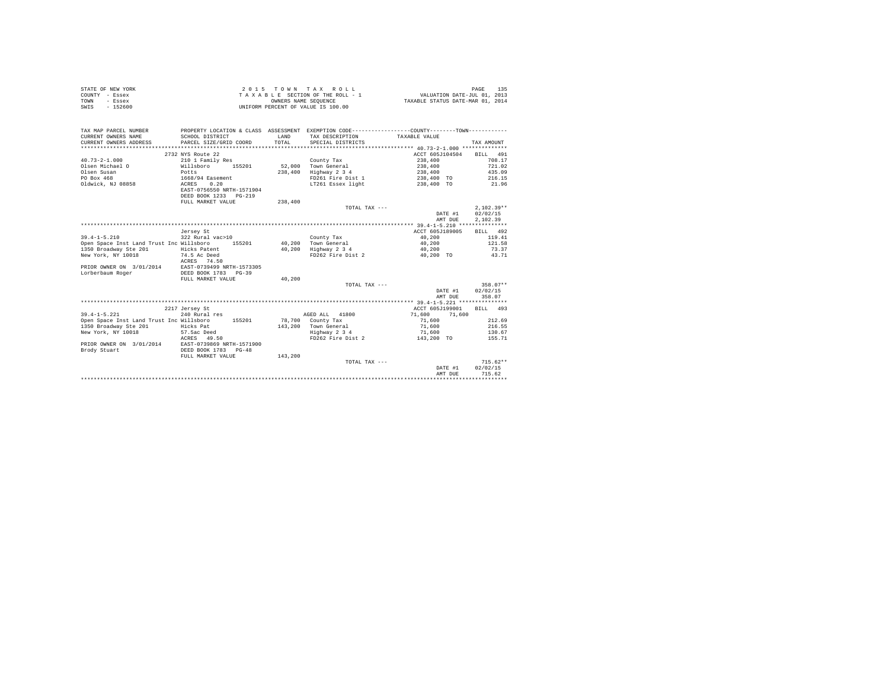STATE OF NEW YORK
COUNTY - Essex
TOWN - Essex
SWIS - 152600

2 0 1 5 T O W N T A X R O L L
T A X A B L E SECTION OF THE ROLL - 1
OWNERS NAME SEQUENCE
UNIFORM PERCENT OF VALUE IS 100.00

VALUATION DATE-JUL 01, 2013
TAXABLE STATUS DATE-MAR 01, 2014

```
TAX MAP PARCEL NUMBER          PROPERTY LOCATION & CLASS  ASSESSMENT  EXEMPTION CODE------------------COUNTY--------TOWN------------
CURRENT OWNERS NAME            SCHOOL DISTRICT               LAND      TAX DESCRIPTION            TAXABLE VALUE
CURRENT OWNERS ADDRESS         PARCEL SIZE/GRID COORD       TOTAL      SPECIAL DISTRICTS                                   TAX AMOUNT
****************************************************************************************************** 40.73-2-1.000 **************
                               2732 NYS Route 22                                                    ACCT 605J104504    BILL  491
40.73-2-1.000                  210 1 Family Res                        County Tax                   238,400                708.17
Olsen Michael O                Willsboro      155201       52,000      Town General                 238,400                721.02
Olsen Susan                    Potts                      238,400      Highway 2 3 4                238,400                435.09
PO Box 468                     1668/94 Easement                        FD261 Fire Dist 1            238,400 TO             216.15
Oldwick, NJ 08858              ACRES    0.20                           LT261 Essex light            238,400 TO              21.96
                               EAST-0756550 NRTH-1571904
                               DEED BOOK 1233   PG-219
                               FULL MARKET VALUE          238,400
                                                                               TOTAL TAX ---                            2,102.39**
                                                                                                     DATE #1       02/02/15
                                                                                                     AMT DUE       2,102.39
****************************************************************************************************** 39.4-1-5.210 ***************
                               Jersey St                                                            ACCT 605J189005    BILL  492
39.4-1-5.210                   322 Rural vac>10                        County Tax                    40,200                119.41
Open Space Inst Land Trust Inc Willsboro      155201       40,200      Town General                  40,200                121.58
1350 Broadway Ste 201          Hicks Patent                40,200      Highway 2 3 4                 40,200                 73.37
New York, NY 10018             74.5 Ac Deed                            FD262 Fire Dist 2             40,200 TO              43.71
                               ACRES   74.50
PRIOR OWNER ON  3/01/2014      EAST-0739499 NRTH-1573305
Lorberbaum Roger               DEED BOOK 1783   PG-39
                               FULL MARKET VALUE           40,200
                                                                               TOTAL TAX ---                              358.07**
                                                                                                     DATE #1       02/02/15
                                                                                                     AMT DUE         358.07
****************************************************************************************************** 39.4-1-5.221 ***************
                               2217 Jersey St                                                       ACCT 605J199001    BILL  493
39.4-1-5.221                   240 Rural res                           AGED ALL   41800              71,600        71,600
Open Space Inst Land Trust Inc Willsboro      155201       78,700      County Tax                    71,600                212.69
1350 Broadway Ste 201          Hicks Pat                  143,200      Town General                  71,600                216.55
New York, NY 10018             57.5ac Deed                             Highway 2 3 4                 71,600                130.67
                               ACRES   49.50                           FD262 Fire Dist 2            143,200 TO             155.71
PRIOR OWNER ON  3/01/2014      EAST-0739869 NRTH-1571900
Brody Stuart                   DEED BOOK 1783   PG-48
                               FULL MARKET VALUE          143,200
                                                                               TOTAL TAX ---                              715.62**
                                                                                                     DATE #1       02/02/15
                                                                                                     AMT DUE         715.62
************************************************************************************************************************************
```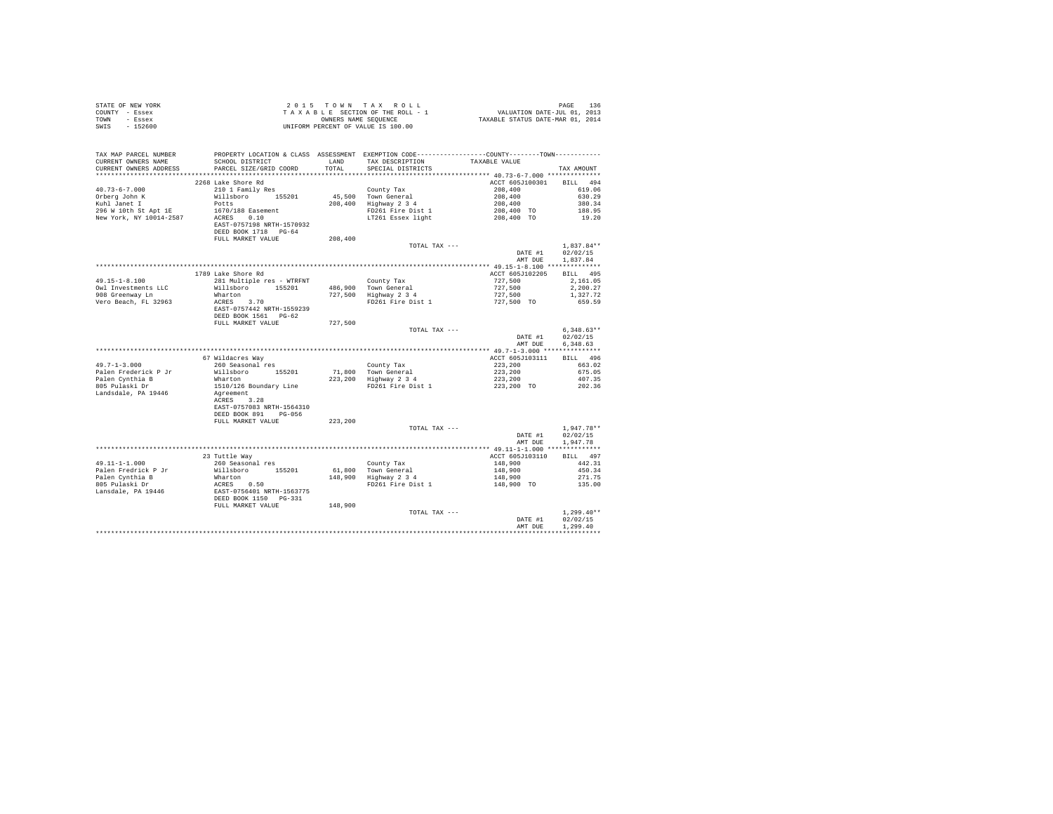STATE OF NEW YORK
COUNTY - Essex
TOWN - Essex
SWIS - 152600

2 0 1 5 T O W N T A X R O L L
T A X A B L E SECTION OF THE ROLL - 1
OWNERS NAME SEQUENCE
UNIFORM PERCENT OF VALUE IS 100.00

VALUATION DATE-JUL 01, 2013
TAXABLE STATUS DATE-MAR 01, 2014

| TAX MAP PARCEL NUMBER / CURRENT OWNERS NAME / CURRENT OWNERS ADDRESS | PROPERTY LOCATION & CLASS / SCHOOL DISTRICT / PARCEL SIZE/GRID COORD | ASSESSMENT LAND / TOTAL | EXEMPTION CODE / TAX DESCRIPTION / SPECIAL DISTRICTS | COUNTY--------TOWN TAXABLE VALUE | TAX AMOUNT |
|---|---|---|---|---|---|
| 40.73-6-7.000 | 2268 Lake Shore Rd | | | ACCT 605J100301 | BILL 494 |
| Orberg John K | 210 1 Family Res | | County Tax | 208,400 | 619.06 |
| Kuhl Janet I | Willsboro 155201 | 45,500 | Town General | 208,400 | 630.29 |
| 296 W 10th St Apt 1E | Potts | 208,400 | Highway 2 3 4 | 208,400 | 380.34 |
| New York, NY 10014-2587 | 1670/188 Easement | | FD261 Fire Dist 1 | 208,400 TO | 188.95 |
| | ACRES 0.10 | | LT261 Essex light | 208,400 TO | 19.20 |
| | EAST-0757198 NRTH-1570932 | | | | |
| | DEED BOOK 1718 PG-64 | | | | |
| | FULL MARKET VALUE | 208,400 | | | |
| | | | TOTAL TAX --- | | 1,837.84** |
| | | | | DATE #1 | 02/02/15 |
| | | | | AMT DUE | 1,837.84 |
| 49.15-1-8.100 | 1789 Lake Shore Rd | | | ACCT 605J102205 | BILL 495 |
| Owl Investments LLC | 281 Multiple res - WTRFNT | | County Tax | 727,500 | 2,161.05 |
| 908 Greenway Ln | Willsboro 155201 | 486,900 | Town General | 727,500 | 2,200.27 |
| Vero Beach, FL 32963 | Wharton | 727,500 | Highway 2 3 4 | 727,500 | 1,327.72 |
| | ACRES 3.70 | | FD261 Fire Dist 1 | 727,500 TO | 659.59 |
| | EAST-0757442 NRTH-1559239 | | | | |
| | DEED BOOK 1561 PG-62 | | | | |
| | FULL MARKET VALUE | 727,500 | | | |
| | | | TOTAL TAX --- | | 6,348.63** |
| | | | | DATE #1 | 02/02/15 |
| | | | | AMT DUE | 6,348.63 |
| 49.7-1-3.000 | 67 Wildacres Way | | | ACCT 605J103111 | BILL 496 |
| Palen Frederick P Jr | 260 Seasonal res | | County Tax | 223,200 | 663.02 |
| Palen Cynthia B | Willsboro 155201 | 71,800 | Town General | 223,200 | 675.05 |
| 805 Pulaski Dr | Wharton | 223,200 | Highway 2 3 4 | 223,200 | 407.35 |
| Landsdale, PA 19446 | 1510/126 Boundary Line | | FD261 Fire Dist 1 | 223,200 TO | 202.36 |
| | Agreement | | | | |
| | ACRES 3.28 | | | | |
| | EAST-0757083 NRTH-1564310 | | | | |
| | DEED BOOK 891 PG-056 | | | | |
| | FULL MARKET VALUE | 223,200 | | | |
| | | | TOTAL TAX --- | | 1,947.78** |
| | | | | DATE #1 | 02/02/15 |
| | | | | AMT DUE | 1,947.78 |
| 49.11-1-1.000 | 23 Tuttle Way | | | ACCT 605J103110 | BILL 497 |
| Palen Fredrick P Jr | 260 Seasonal res | | County Tax | 148,900 | 442.31 |
| Palen Cynthia B | Willsboro 155201 | 61,800 | Town General | 148,900 | 450.34 |
| 805 Pulaski Dr | Wharton | 148,900 | Highway 2 3 4 | 148,900 | 271.75 |
| Lansdale, PA 19446 | ACRES 0.50 | | FD261 Fire Dist 1 | 148,900 TO | 135.00 |
| | EAST-0756401 NRTH-1563775 | | | | |
| | DEED BOOK 1150 PG-331 | | | | |
| | FULL MARKET VALUE | 148,900 | | | |
| | | | TOTAL TAX --- | | 1,299.40** |
| | | | | DATE #1 | 02/02/15 |
| | | | | AMT DUE | 1,299.40 |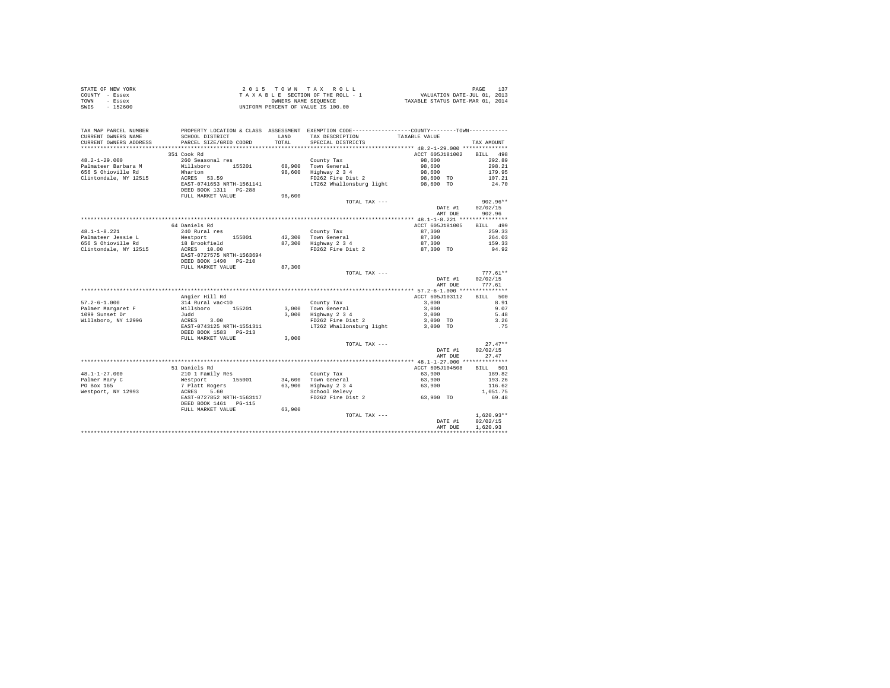STATE OF NEW YORK
COUNTY - Essex
TOWN - Essex
SWIS - 152600

2 0 1 5 T O W N T A X R O L L
T A X A B L E SECTION OF THE ROLL - 1
OWNERS NAME SEQUENCE
UNIFORM PERCENT OF VALUE IS 100.00

VALUATION DATE-JUL 01, 2013
TAXABLE STATUS DATE-MAR 01, 2014

| TAX MAP PARCEL NUMBER / CURRENT OWNERS NAME / CURRENT OWNERS ADDRESS | PROPERTY LOCATION & CLASS / SCHOOL DISTRICT / PARCEL SIZE/GRID COORD | ASSESSMENT LAND / TOTAL | EXEMPTION CODE / TAX DESCRIPTION / SPECIAL DISTRICTS | COUNTY--------TOWN TAXABLE VALUE | TAX AMOUNT |
|---|---|---|---|---|---|
| 48.2-1-29.000 | 351 Cook Rd | | | ACCT 605J181002 | BILL 498 |
| Palmateer Barbara M | 260 Seasonal res | | County Tax | 98,600 | 292.89 |
| 656 S Ohioville Rd | Willsboro 155201 | 68,900 | Town General | 98,600 | 298.21 |
| Clintondale, NY 12515 | Wharton | 98,600 | Highway 2 3 4 | 98,600 | 179.95 |
| | ACRES 53.59 | | FD262 Fire Dist 2 | 98,600 TO | 107.21 |
| | EAST-0741653 NRTH-1561141 | | LT262 Whallonsburg light | 98,600 TO | 24.70 |
| | DEED BOOK 1311 PG-288 | | | | |
| | FULL MARKET VALUE | 98,600 | | | |
| | | | TOTAL TAX --- | | 902.96** |
| | | | | DATE #1 | 02/02/15 |
| | | | | AMT DUE | 902.96 |
| 48.1-1-8.221 | 64 Daniels Rd | | | ACCT 605J181005 | BILL 499 |
| Palmateer Jessie L | 240 Rural res | | County Tax | 87,300 | 259.33 |
| 656 S Ohioville Rd | Westport 155001 | 42,300 | Town General | 87,300 | 264.03 |
| Clintondale, NY 12515 | 18 Brookfield | 87,300 | Highway 2 3 4 | 87,300 | 159.33 |
| | ACRES 10.00 | | FD262 Fire Dist 2 | 87,300 TO | 94.92 |
| | EAST-0727575 NRTH-1563694 | | | | |
| | DEED BOOK 1490 PG-210 | | | | |
| | FULL MARKET VALUE | 87,300 | | | |
| | | | TOTAL TAX --- | | 777.61** |
| | | | | DATE #1 | 02/02/15 |
| | | | | AMT DUE | 777.61 |
| 57.2-6-1.000 | Angier Hill Rd | | | ACCT 605J103112 | BILL 500 |
| Palmer Margaret F | 314 Rural vac<10 | | County Tax | 3,000 | 8.91 |
| 1099 Sunset Dr | Willsboro 155201 | 3,000 | Town General | 3,000 | 9.07 |
| Willsboro, NY 12996 | Judd | 3,000 | Highway 2 3 4 | 3,000 | 5.48 |
| | ACRES 3.00 | | FD262 Fire Dist 2 | 3,000 TO | 3.26 |
| | EAST-0743125 NRTH-1551311 | | LT262 Whallonsburg light | 3,000 TO | .75 |
| | DEED BOOK 1583 PG-213 | | | | |
| | FULL MARKET VALUE | 3,000 | | | |
| | | | TOTAL TAX --- | | 27.47** |
| | | | | DATE #1 | 02/02/15 |
| | | | | AMT DUE | 27.47 |
| 48.1-1-27.000 | 51 Daniels Rd | | | ACCT 605J104508 | BILL 501 |
| Palmer Mary C | 210 1 Family Res | | County Tax | 63,900 | 189.82 |
| PO Box 165 | Westport 155001 | 34,600 | Town General | 63,900 | 193.26 |
| Westport, NY 12993 | 7 Platt Rogers | 63,900 | Highway 2 3 4 | 63,900 | 116.62 |
| | ACRES 5.60 | | School Relevy | | 1,051.75 |
| | EAST-0727852 NRTH-1563117 | | FD262 Fire Dist 2 | 63,900 TO | 69.48 |
| | DEED BOOK 1461 PG-115 | | | | |
| | FULL MARKET VALUE | 63,900 | | | |
| | | | TOTAL TAX --- | | 1,620.93** |
| | | | | DATE #1 | 02/02/15 |
| | | | | AMT DUE | 1,620.93 |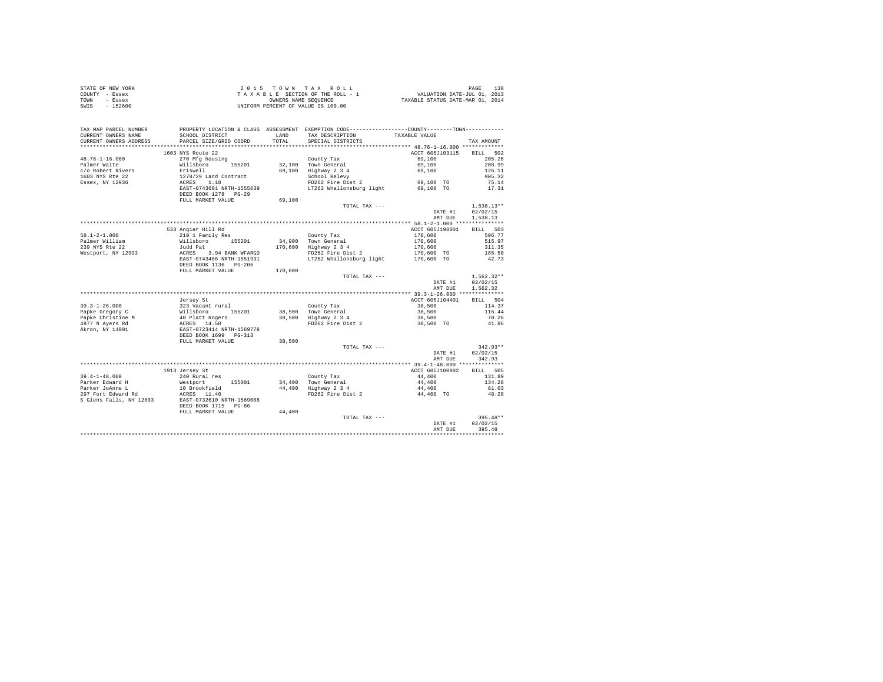STATE OF NEW YORK — COUNTY - Essex — TOWN - Essex — SWIS - 152600

2 0 1 5 T O W N T A X R O L L
T A X A B L E SECTION OF THE ROLL - 1
OWNERS NAME SEQUENCE
UNIFORM PERCENT OF VALUE IS 100.00

VALUATION DATE-JUL 01, 2013
TAXABLE STATUS DATE-MAR 01, 2014

| TAX MAP PARCEL NUMBER / CURRENT OWNERS NAME / CURRENT OWNERS ADDRESS | PROPERTY LOCATION & CLASS / SCHOOL DISTRICT / PARCEL SIZE/GRID COORD | ASSESSMENT LAND / TOTAL | EXEMPTION CODE / TAX DESCRIPTION / SPECIAL DISTRICTS | COUNTY--------TOWN TAXABLE VALUE | TAX AMOUNT |
|---|---|---|---|---|---|
| **48.76-1-16.000** | 1603 NYS Route 22 | | | ACCT 605J103115 | BILL 502 |
| 48.76-1-16.000 | 270 Mfg housing | | County Tax | 69,100 | 205.26 |
| Palmer Waite | Willsboro 155201 | 32,100 | Town General | 69,100 | 208.99 |
| c/o Robert Rivers | Friswell | 69,100 | Highway 2 3 4 | 69,100 | 126.11 |
| 1603 NYS Rte 22 | 1278/29 Land Contract | | School Relevy | | 905.32 |
| Essex, NY 12936 | ACRES 1.10 | | FD262 Fire Dist 2 | 69,100 TO | 75.14 |
| | EAST-0743601 NRTH-1555639 | | LT262 Whallonsburg light | 69,100 TO | 17.31 |
| | DEED BOOK 1278 PG-29 | | | | |
| | FULL MARKET VALUE | 69,100 | | | |
| | | | TOTAL TAX --- | | 1,538.13** |
| | | | | DATE #1 | 02/02/15 |
| | | | | AMT DUE | 1,538.13 |
| **58.1-2-1.000** | 533 Angier Hill Rd | | | ACCT 605J198001 | BILL 503 |
| 58.1-2-1.000 | 210 1 Family Res | | County Tax | 170,600 | 506.77 |
| Palmer William | Willsboro 155201 | 34,900 | Town General | 170,600 | 515.97 |
| 239 NYS Rte 22 | Judd Pat | 170,600 | Highway 2 3 4 | 170,600 | 311.35 |
| Westport, NY 12993 | ACRES 3.94 BANK WFARGO | | FD262 Fire Dist 2 | 170,600 TO | 185.50 |
| | EAST-0743466 NRTH-1551931 | | LT262 Whallonsburg light | 170,600 TO | 42.73 |
| | DEED BOOK 1136 PG-206 | | | | |
| | FULL MARKET VALUE | 170,600 | | | |
| | | | TOTAL TAX --- | | 1,562.32** |
| | | | | DATE #1 | 02/02/15 |
| | | | | AMT DUE | 1,562.32 |
| **39.3-1-26.000** | Jersey St | | | ACCT 605J104401 | BILL 504 |
| 39.3-1-26.000 | 323 Vacant rural | | County Tax | 38,500 | 114.37 |
| Papke Gregory C | Willsboro 155201 | 38,500 | Town General | 38,500 | 116.44 |
| Papke Christine M | 40 Platt Rogers | 38,500 | Highway 2 3 4 | 38,500 | 70.26 |
| 4977 N Ayers Rd | ACRES 14.50 | | FD262 Fire Dist 2 | 38,500 TO | 41.86 |
| Akron, NY 14001 | EAST-0723414 NRTH-1569778 | | | | |
| | DEED BOOK 1699 PG-313 | | | | |
| | FULL MARKET VALUE | 38,500 | | | |
| | | | TOTAL TAX --- | | 342.93** |
| | | | | DATE #1 | 02/02/15 |
| | | | | AMT DUE | 342.93 |
| **39.4-1-48.000** | 1913 Jersey St | | | ACCT 605J100902 | BILL 505 |
| 39.4-1-48.000 | 240 Rural res | | County Tax | 44,400 | 131.89 |
| Parker Edward H | Westport 155001 | 34,400 | Town General | 44,400 | 134.28 |
| Parker JoAnne L | 10 Brookfield | 44,400 | Highway 2 3 4 | 44,400 | 81.03 |
| 297 Fort Edward Rd | ACRES 11.40 | | FD262 Fire Dist 2 | 44,400 TO | 48.28 |
| S Glens Falls, NY 12803 | EAST-0732610 NRTH-1569008 | | | | |
| | DEED BOOK 1715 PG-86 | | | | |
| | FULL MARKET VALUE | 44,400 | | | |
| | | | TOTAL TAX --- | | 395.48** |
| | | | | DATE #1 | 02/02/15 |
| | | | | AMT DUE | 395.48 |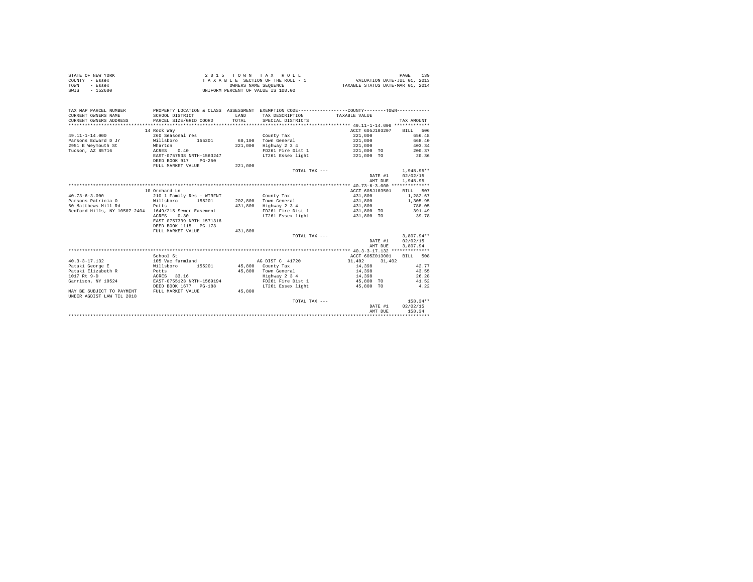STATE OF NEW YORK
COUNTY - Essex
TOWN - Essex
SWIS - 152600

2 0 1 5 T O W N T A X R O L L
T A X A B L E SECTION OF THE ROLL - 1
OWNERS NAME SEQUENCE
UNIFORM PERCENT OF VALUE IS 100.00

VALUATION DATE-JUL 01, 2013
TAXABLE STATUS DATE-MAR 01, 2014

```
TAX MAP PARCEL NUMBER         PROPERTY LOCATION & CLASS  ASSESSMENT  EXEMPTION CODE------------------COUNTY--------TOWN------------
CURRENT OWNERS NAME           SCHOOL DISTRICT               LAND      TAX DESCRIPTION            TAXABLE VALUE
CURRENT OWNERS ADDRESS        PARCEL SIZE/GRID COORD        TOTAL     SPECIAL DISTRICTS                                        TAX AMOUNT
************************************************************************************************ 49.11-1-14.000 *************
                              14 Rock Way                                                          ACCT 605J103207     BILL   506
49.11-1-14.000                260 Seasonal res                        County Tax                   221,000                 656.48
Parsons Edward D Jr           Willsboro      155201        60,100     Town General                 221,000                 668.40
2951 E Weymouth St            Wharton                     221,000     Highway 2 3 4                221,000                 403.34
Tucson, AZ 85716              ACRES    0.40                           FD261 Fire Dist 1            221,000 TO              200.37
                              EAST-0757538 NRTH-1563247               LT261 Essex light            221,000 TO               20.36
                              DEED BOOK 917    PG-250
                              FULL MARKET VALUE           221,000
                                                                      TOTAL TAX ---                                      1,948.95**
                                                                                                   DATE #1            02/02/15
                                                                                                   AMT DUE            1,948.95
************************************************************************************************ 40.73-6-3.000 **************
                              10 Orchard Ln                                                        ACCT 605J103501     BILL   507
40.73-6-3.000                 210 1 Family Res - WTRFNT               County Tax                   431,800               1,282.67
Parsons Patricia O            Willsboro      155201       202,800     Town General                 431,800               1,305.95
60 Matthews Mill Rd           Potts                       431,800     Highway 2 3 4                431,800                 788.05
Bedford Hills, NY 10507-2404  1649/215-Sewer Easement                 FD261 Fire Dist 1            431,800 TO              391.49
                              ACRES    0.30                           LT261 Essex light            431,800 TO               39.78
                              EAST-0757339 NRTH-1571316
                              DEED BOOK 1115   PG-173
                              FULL MARKET VALUE           431,800
                                                                      TOTAL TAX ---                                      3,807.94**
                                                                                                   DATE #1            02/02/15
                                                                                                   AMT DUE            3,807.94
************************************************************************************************ 40.3-3-17.132 **************
                              School St                                                            ACCT 605Z013001     BILL   508
40.3-3-17.132                 105 Vac farmland                        AG DIST C  41720             31,402      31,402
Pataki George E               Willsboro      155201        45,800     County Tax                    14,398                  42.77
Pataki Elizabeth R            Potts                        45,800     Town General                  14,398                  43.55
1017 Rt 9-D                   ACRES   33.16                           Highway 2 3 4                 14,398                  26.28
Garrison, NY 10524            EAST-0755123 NRTH-1569194               FD261 Fire Dist 1             45,800 TO               41.52
                              DEED BOOK 1677   PG-188                 LT261 Essex light             45,800 TO                4.22
MAY BE SUBJECT TO PAYMENT     FULL MARKET VALUE            45,800
UNDER AGDIST LAW TIL 2018
                                                                      TOTAL TAX ---                                        158.34**
                                                                                                   DATE #1            02/02/15
                                                                                                   AMT DUE              158.34
****************************************************************************************************************************
```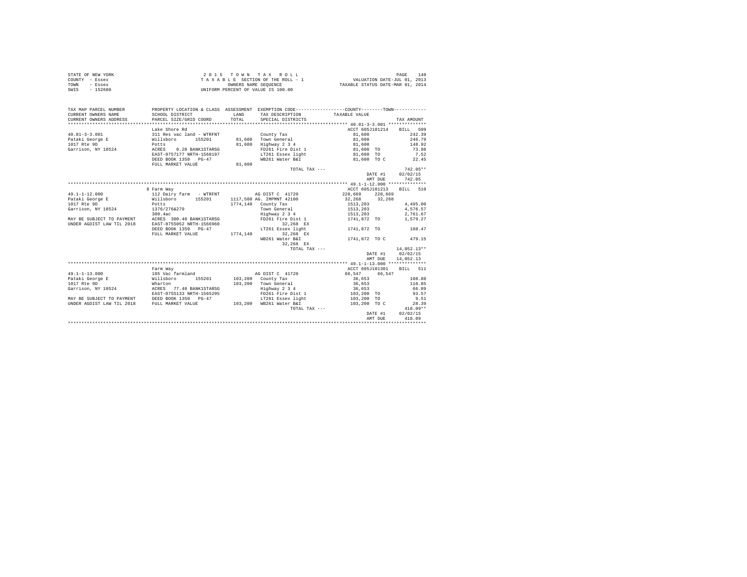STATE OF NEW YORK
COUNTY - Essex
TOWN - Essex
SWIS - 152600

2 0 1 5 T O W N T A X R O L L
T A X A B L E SECTION OF THE ROLL - 1
OWNERS NAME SEQUENCE
UNIFORM PERCENT OF VALUE IS 100.00

VALUATION DATE-JUL 01, 2013
TAXABLE STATUS DATE-MAR 01, 2014

```
TAX MAP PARCEL NUMBER     PROPERTY LOCATION & CLASS  ASSESSMENT  EXEMPTION CODE-----------------COUNTY--------TOWN-----------
CURRENT OWNERS NAME       SCHOOL DISTRICT             LAND       TAX DESCRIPTION            TAXABLE VALUE
CURRENT OWNERS ADDRESS    PARCEL SIZE/GRID COORD      TOTAL      SPECIAL DISTRICTS                                    TAX AMOUNT
*********************************************************************************************** 40.81-3-3.001 **************
                          Lake Shore Rd                                                      ACCT 605J101214    BILL  509
40.81-3-3.001             311 Res vac land - WTRFNT              County Tax                   81,600                242.39
Pataki George E           Willsboro      155201      81,600   Town General                 81,600                246.79
1017 Rte 9D               Potts                      81,600   Highway 2 3 4                81,600                148.92
Garrison, NY 10524        ACRES    0.20 BANK1STARSG            FD261 Fire Dist 1            81,600  TO             73.98
                          EAST-0757177 NRTH-1568197            LT261 Essex light            81,600  TO              7.52
                          DEED BOOK 1350   PG-47                WB261 Water B&I              81,600  TO C           22.45
                          FULL MARKET VALUE          81,600
                                                                 TOTAL TAX ---                                       742.05**
                                                                                            DATE #1     02/02/15
                                                                                            AMT DUE       742.05
*********************************************************************************************** 49.1-1-12.000 **************
                          8 Farm Way                                                         ACCT 605J101213    BILL  510
49.1-1-12.000             112 Dairy farm  - WTRFNT             AG DIST C  41720            228,669    228,669
Pataki George E           Willsboro      155201    1117,500 AG. IMPMNT 42100              32,268     32,268
1017 Rte 9D               Potts                    1774,140   County Tax                  1513,203               4,495.00
Garrison, NY 10524        1376/276&279                         Town General                1513,203               4,576.57
                          300.4ac                              Highway 2 3 4               1513,203               2,761.67
MAY BE SUBJECT TO PAYMENT ACRES  300.40 BANK1STARSG            FD261 Fire Dist 1           1741,872  TO           1,579.27
UNDER AGDIST LAW TIL 2018 EAST-0755052 NRTH-1566960                 32,268  EX
                          DEED BOOK 1350   PG-47                LT261 Essex light           1741,872  TO             160.47
                          FULL MARKET VALUE        1774,140         32,268  EX
                                                                WB261 Water B&I             1741,872  TO C           479.15
                                                                    32,268  EX
                                                                 TOTAL TAX ---                                    14,052.13**
                                                                                            DATE #1     02/02/15
                                                                                            AMT DUE     14,052.13
*********************************************************************************************** 49.1-1-13.000 **************
                          Farm Way                                                           ACCT 605J101301    BILL  511
49.1-1-13.000             105 Vac farmland                     AG DIST C  41720             66,547     66,547
Pataki George E           Willsboro      155201     103,200   County Tax                    36,653                108.88
1017 Rte 9D               Wharton                   103,200   Town General                  36,653                110.85
Garrison, NY 10524        ACRES   77.40 BANK1STARSG            Highway 2 3 4                 36,653                 66.89
                          EAST-0755133 NRTH-1565295            FD261 Fire Dist 1            103,200  TO             93.57
MAY BE SUBJECT TO PAYMENT DEED BOOK 1350   PG-47                LT261 Essex light            103,200  TO              9.51
UNDER AGDIST LAW TIL 2018 FULL MARKET VALUE         103,200   WB261 Water B&I              103,200  TO C           28.39
                                                                 TOTAL TAX ---                                       418.09**
                                                                                            DATE #1     02/02/15
                                                                                            AMT DUE       418.09
****************************************************************************************************************************
```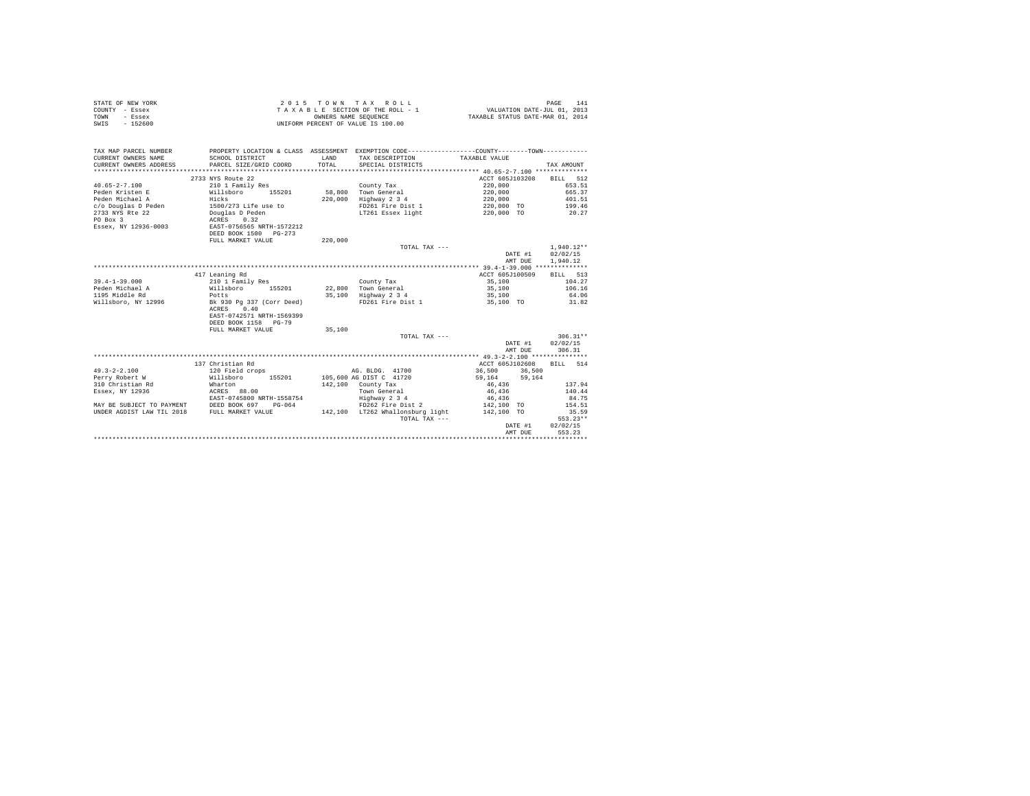STATE OF NEW YORK
COUNTY - Essex
TOWN - Essex
SWIS - 152600

2015 TOWN TAX ROLL
TAXABLE SECTION OF THE ROLL - 1
OWNERS NAME SEQUENCE
UNIFORM PERCENT OF VALUE IS 100.00

VALUATION DATE-JUL 01, 2013
TAXABLE STATUS DATE-MAR 01, 2014

```
TAX MAP PARCEL NUMBER          PROPERTY LOCATION & CLASS  ASSESSMENT  EXEMPTION CODE------------------COUNTY--------TOWN------------
CURRENT OWNERS NAME            SCHOOL DISTRICT               LAND     TAX DESCRIPTION           TAXABLE VALUE
CURRENT OWNERS ADDRESS         PARCEL SIZE/GRID COORD        TOTAL    SPECIAL DISTRICTS                                     TAX AMOUNT
****************************************************************************************************** 40.65-2-7.100 **************
                               2733 NYS Route 22                                                ACCT 605J103208    BILL  512
40.65-2-7.100                  210 1 Family Res                       County Tax                  220,000               653.51
Peden Kristen E                Willsboro     155201       58,800   Town General                220,000               665.37
Peden Michael A                Hicks                     220,000   Highway 2 3 4               220,000               401.51
c/o Douglas D Peden            1500/273 Life use to                   FD261 Fire Dist 1           220,000 TO            199.46
2733 NYS Rte 22                Douglas D Peden                        LT261 Essex light           220,000 TO             20.27
PO Box 3                       ACRES    0.32
Essex, NY 12936-0003           EAST-0756565 NRTH-1572212
                               DEED BOOK 1500   PG-273
                               FULL MARKET VALUE         220,000
                                                                      TOTAL TAX ---                                  1,940.12**
                                                                                                      DATE #1       02/02/15
                                                                                                      AMT DUE       1,940.12
****************************************************************************************************** 39.4-1-39.000 **************
                               417 Leaning Rd                                                   ACCT 605J100509    BILL  513
39.4-1-39.000                  210 1 Family Res                       County Tax                   35,100               104.27
Peden Michael A                Willsboro     155201       22,800   Town General                 35,100               106.16
1195 Middle Rd                 Potts                      35,100   Highway 2 3 4                35,100                64.06
Willsboro, NY 12996            Bk 930 Pg 337 (Corr Deed)              FD261 Fire Dist 1            35,100 TO             31.82
                               ACRES    0.40
                               EAST-0742571 NRTH-1569399
                               DEED BOOK 1158   PG-79
                               FULL MARKET VALUE          35,100
                                                                      TOTAL TAX ---                                    306.31**
                                                                                                      DATE #1       02/02/15
                                                                                                      AMT DUE         306.31
****************************************************************************************************** 49.3-2-2.100 ***************
                               137 Christian Rd                                                 ACCT 605J102608    BILL  514
49.3-2-2.100                   120 Field crops                       AG. BLDG. 41700              36,500     36,500
Perry Robert W                 Willsboro     155201      105,600 AG DIST C  41720              59,164     59,164
310 Christian Rd               Wharton                   142,100   County Tax                   46,436               137.94
Essex, NY 12936                ACRES   88.00                          Town General                 46,436               140.44
                               EAST-0745800 NRTH-1558754              Highway 2 3 4                46,436                84.75
MAY BE SUBJECT TO PAYMENT      DEED BOOK 697    PG-064                FD262 Fire Dist 2           142,100 TO            154.51
UNDER AGDIST LAW TIL 2018      FULL MARKET VALUE         142,100   LT262 Whallonsburg light    142,100 TO             35.59
                                                                      TOTAL TAX ---                                    553.23**
                                                                                                      DATE #1       02/02/15
                                                                                                      AMT DUE         553.23
************************************************************************************************************************************
```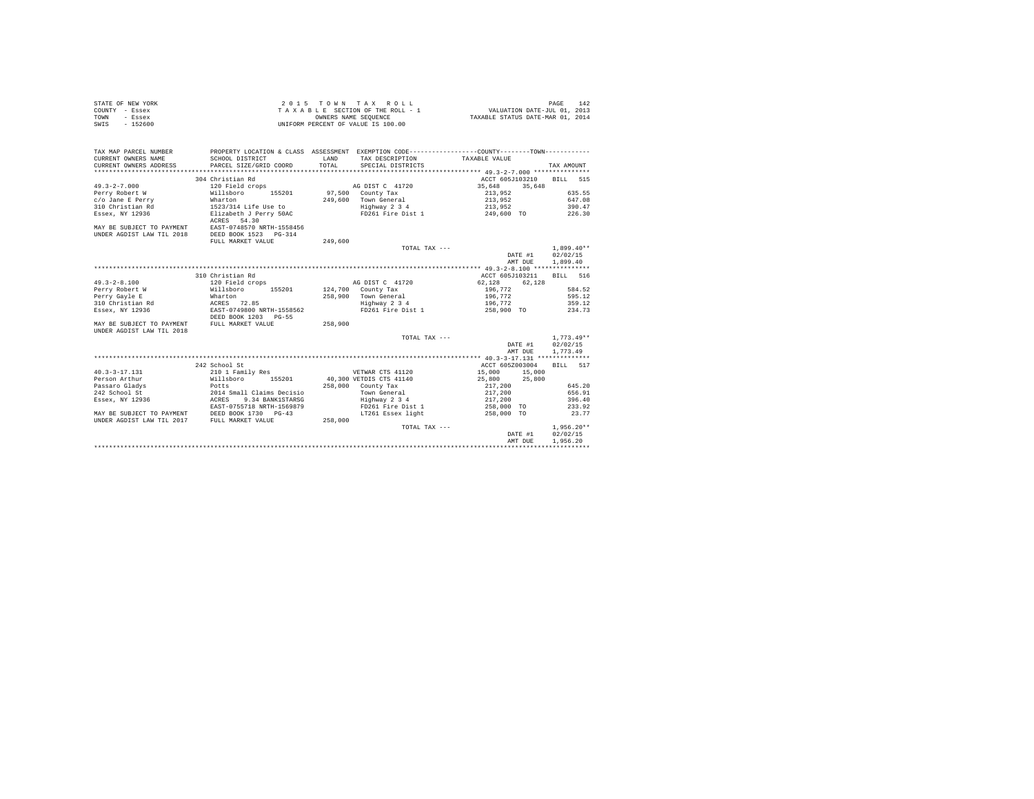STATE OF NEW YORK
COUNTY - Essex
TOWN - Essex
SWIS - 152600

2 0 1 5 T O W N T A X R O L L
T A X A B L E SECTION OF THE ROLL - 1
OWNERS NAME SEQUENCE
UNIFORM PERCENT OF VALUE IS 100.00

VALUATION DATE-JUL 01, 2013
TAXABLE STATUS DATE-MAR 01, 2014

| TAX MAP PARCEL NUMBER / CURRENT OWNERS NAME / CURRENT OWNERS ADDRESS | PROPERTY LOCATION & CLASS / SCHOOL DISTRICT / PARCEL SIZE/GRID COORD | ASSESSMENT LAND / TOTAL | EXEMPTION CODE / TAX DESCRIPTION / SPECIAL DISTRICTS | COUNTY TAXABLE VALUE | TOWN | TAX AMOUNT |
|---|---|---|---|---|---|---|
| | 304 Christian Rd | | | ACCT 605J103210 | | BILL 515 |
| 49.3-2-7.000 | 120 Field crops | | AG DIST C 41720 | 35,648 | 35,648 | |
| Perry Robert W | Willsboro 155201 | 97,500 | County Tax | 213,952 | | 635.55 |
| c/o Jane E Perry | Wharton | 249,600 | Town General | 213,952 | | 647.08 |
| 310 Christian Rd | 1523/314 Life Use to | | Highway 2 3 4 | 213,952 | | 390.47 |
| Essex, NY 12936 | Elizabeth J Perry 50AC | | FD261 Fire Dist 1 | 249,600 TO | | 226.30 |
| | ACRES 54.30 | | | | | |
| MAY BE SUBJECT TO PAYMENT | EAST-0748570 NRTH-1558456 | | | | | |
| UNDER AGDIST LAW TIL 2018 | DEED BOOK 1523 PG-314 | | | | | |
| | FULL MARKET VALUE | 249,600 | | | | |
| | | | TOTAL TAX --- | | | 1,899.40** |
| | | | | | DATE #1 | 02/02/15 |
| | | | | | AMT DUE | 1,899.40 |
| | 310 Christian Rd | | | ACCT 605J103211 | | BILL 516 |
| 49.3-2-8.100 | 120 Field crops | | AG DIST C 41720 | 62,128 | 62,128 | |
| Perry Robert W | Willsboro 155201 | 124,700 | County Tax | 196,772 | | 584.52 |
| Perry Gayle E | Wharton | 258,900 | Town General | 196,772 | | 595.12 |
| 310 Christian Rd | ACRES 72.85 | | Highway 2 3 4 | 196,772 | | 359.12 |
| Essex, NY 12936 | EAST-0749800 NRTH-1558562 | | FD261 Fire Dist 1 | 258,900 TO | | 234.73 |
| | DEED BOOK 1203 PG-55 | | | | | |
| MAY BE SUBJECT TO PAYMENT | FULL MARKET VALUE | 258,900 | | | | |
| UNDER AGDIST LAW TIL 2018 | | | | | | |
| | | | TOTAL TAX --- | | | 1,773.49** |
| | | | | | DATE #1 | 02/02/15 |
| | | | | | AMT DUE | 1,773.49 |
| | 242 School St | | | ACCT 605Z003004 | | BILL 517 |
| 40.3-3-17.131 | 210 1 Family Res | | VETWAR CTS 41120 | 15,000 | 15,000 | |
| Person Arthur | Willsboro 155201 | 40,300 | VETDIS CTS 41140 | 25,800 | 25,800 | |
| Passaro Gladys | Potts | 258,000 | County Tax | 217,200 | | 645.20 |
| 242 School St | 2014 Small Claims Decisio | | Town General | 217,200 | | 656.91 |
| Essex, NY 12936 | ACRES 9.34 BANK1STARSG | | Highway 2 3 4 | 217,200 | | 396.40 |
| | EAST-0755718 NRTH-1569879 | | FD261 Fire Dist 1 | 258,000 TO | | 233.92 |
| MAY BE SUBJECT TO PAYMENT | DEED BOOK 1730 PG-43 | | LT261 Essex light | 258,000 TO | | 23.77 |
| UNDER AGDIST LAW TIL 2017 | FULL MARKET VALUE | 258,000 | | | | |
| | | | TOTAL TAX --- | | | 1,956.20** |
| | | | | | DATE #1 | 02/02/15 |
| | | | | | AMT DUE | 1,956.20 |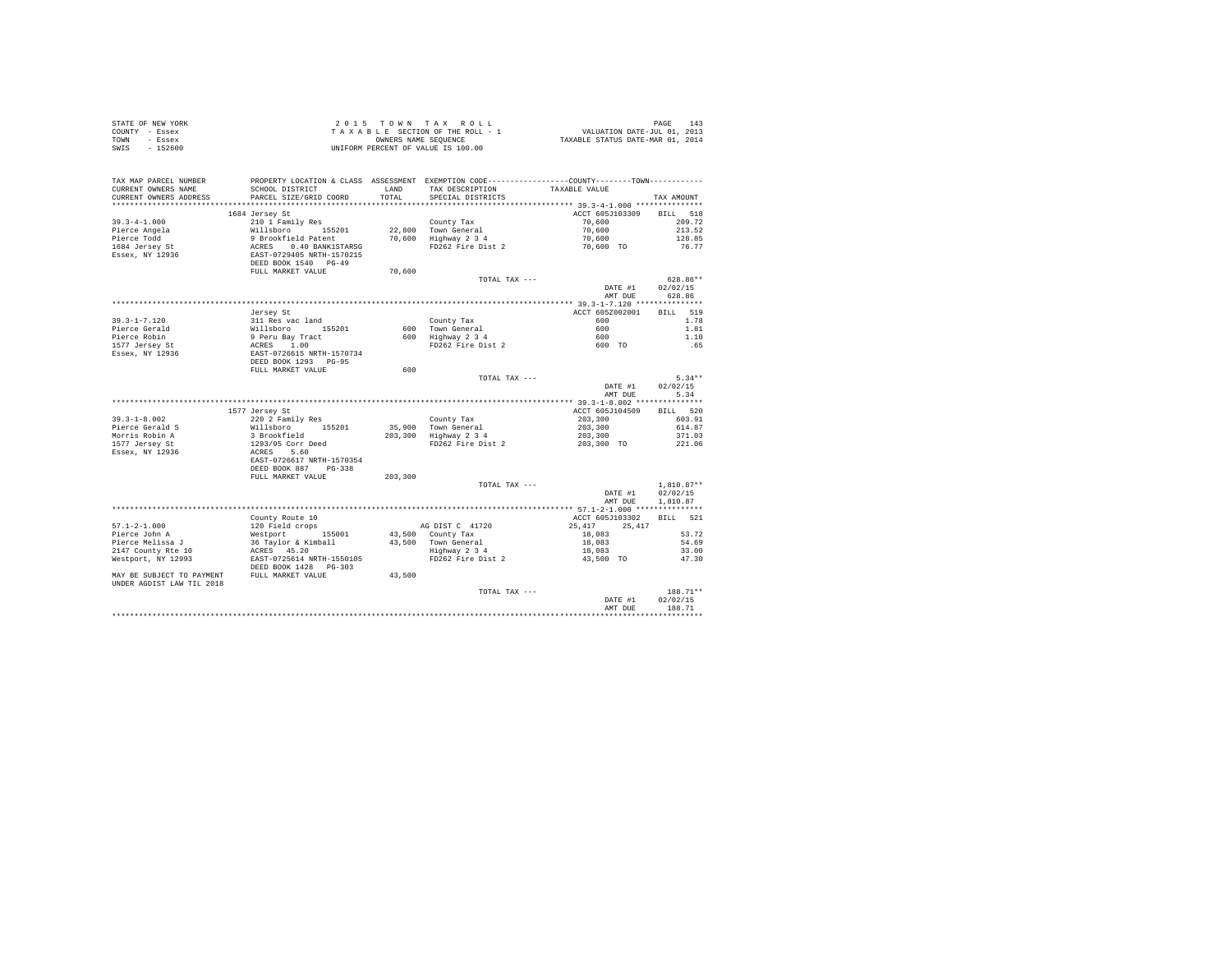STATE OF NEW YORK — 2015 TOWN TAX ROLL
COUNTY - Essex — TAXABLE SECTION OF THE ROLL - 1 — VALUATION DATE-JUL 01, 2013
TOWN - Essex — OWNERS NAME SEQUENCE — TAXABLE STATUS DATE-MAR 01, 2014
SWIS - 152600 — UNIFORM PERCENT OF VALUE IS 100.00

| TAX MAP PARCEL NUMBER / CURRENT OWNERS NAME / CURRENT OWNERS ADDRESS | PROPERTY LOCATION & CLASS / SCHOOL DISTRICT / PARCEL SIZE/GRID COORD | ASSESSMENT LAND / TOTAL | EXEMPTION CODE / TAX DESCRIPTION / SPECIAL DISTRICTS | COUNTY / TOWN TAXABLE VALUE | TAX AMOUNT |
|---|---|---|---|---|---|
| **39.3-4-1.000** | 1684 Jersey St | | | ACCT 605J103309 | BILL 518 |
| Pierce Angela | 210 1 Family Res | | County Tax | 70,600 | 209.72 |
| Pierce Todd | Willsboro 155201 | 22,800 | Town General | 70,600 | 213.52 |
| 1684 Jersey St | 9 Brookfield Patent | 70,600 | Highway 2 3 4 | 70,600 | 128.85 |
| Essex, NY 12936 | ACRES 0.40 BANK1STARSG | | FD262 Fire Dist 2 | 70,600 TO | 76.77 |
| | EAST-0729405 NRTH-1570215 | | | | |
| | DEED BOOK 1540 PG-49 | | | | |
| | FULL MARKET VALUE | 70,600 | | | |
| | | | TOTAL TAX --- | | 628.86** |
| | | | | DATE #1 | 02/02/15 |
| | | | | AMT DUE | 628.86 |
| **39.3-1-7.120** | Jersey St | | | ACCT 605Z002001 | BILL 519 |
| Pierce Gerald | 311 Res vac land | | County Tax | 600 | 1.78 |
| Pierce Robin | Willsboro 155201 | 600 | Town General | 600 | 1.81 |
| 1577 Jersey St | 9 Peru Bay Tract | 600 | Highway 2 3 4 | 600 | 1.10 |
| Essex, NY 12936 | ACRES 1.00 | | FD262 Fire Dist 2 | 600 TO | .65 |
| | EAST-0726615 NRTH-1570734 | | | | |
| | DEED BOOK 1293 PG-95 | | | | |
| | FULL MARKET VALUE | 600 | | | |
| | | | TOTAL TAX --- | | 5.34** |
| | | | | DATE #1 | 02/02/15 |
| | | | | AMT DUE | 5.34 |
| **39.3-1-8.002** | 1577 Jersey St | | | ACCT 605J104509 | BILL 520 |
| Pierce Gerald S | 220 2 Family Res | | County Tax | 203,300 | 603.91 |
| Morris Robin A | Willsboro 155201 | 35,900 | Town General | 203,300 | 614.87 |
| 1577 Jersey St | 3 Brookfield | 203,300 | Highway 2 3 4 | 203,300 | 371.03 |
| Essex, NY 12936 | 1293/95 Corr Deed | | FD262 Fire Dist 2 | 203,300 TO | 221.06 |
| | ACRES 5.60 | | | | |
| | EAST-0726617 NRTH-1570354 | | | | |
| | DEED BOOK 887 PG-338 | | | | |
| | FULL MARKET VALUE | 203,300 | | | |
| | | | TOTAL TAX --- | | 1,810.87** |
| | | | | DATE #1 | 02/02/15 |
| | | | | AMT DUE | 1,810.87 |
| **57.1-2-1.000** | County Route 10 | | | ACCT 605J103302 | BILL 521 |
| Pierce John A | 120 Field crops | | AG DIST C 41720 | 25,417 25,417 | |
| Pierce Melissa J | Westport 155001 | 43,500 | County Tax | 18,083 | 53.72 |
| 2147 County Rte 10 | 36 Taylor & Kimball | 43,500 | Town General | 18,083 | 54.69 |
| Westport, NY 12993 | ACRES 45.20 | | Highway 2 3 4 | 18,083 | 33.00 |
| | EAST-0725614 NRTH-1550105 | | FD262 Fire Dist 2 | 43,500 TO | 47.30 |
| | DEED BOOK 1428 PG-303 | | | | |
| MAY BE SUBJECT TO PAYMENT | FULL MARKET VALUE | 43,500 | | | |
| UNDER AGDIST LAW TIL 2018 | | | | | |
| | | | TOTAL TAX --- | | 188.71** |
| | | | | DATE #1 | 02/02/15 |
| | | | | AMT DUE | 188.71 |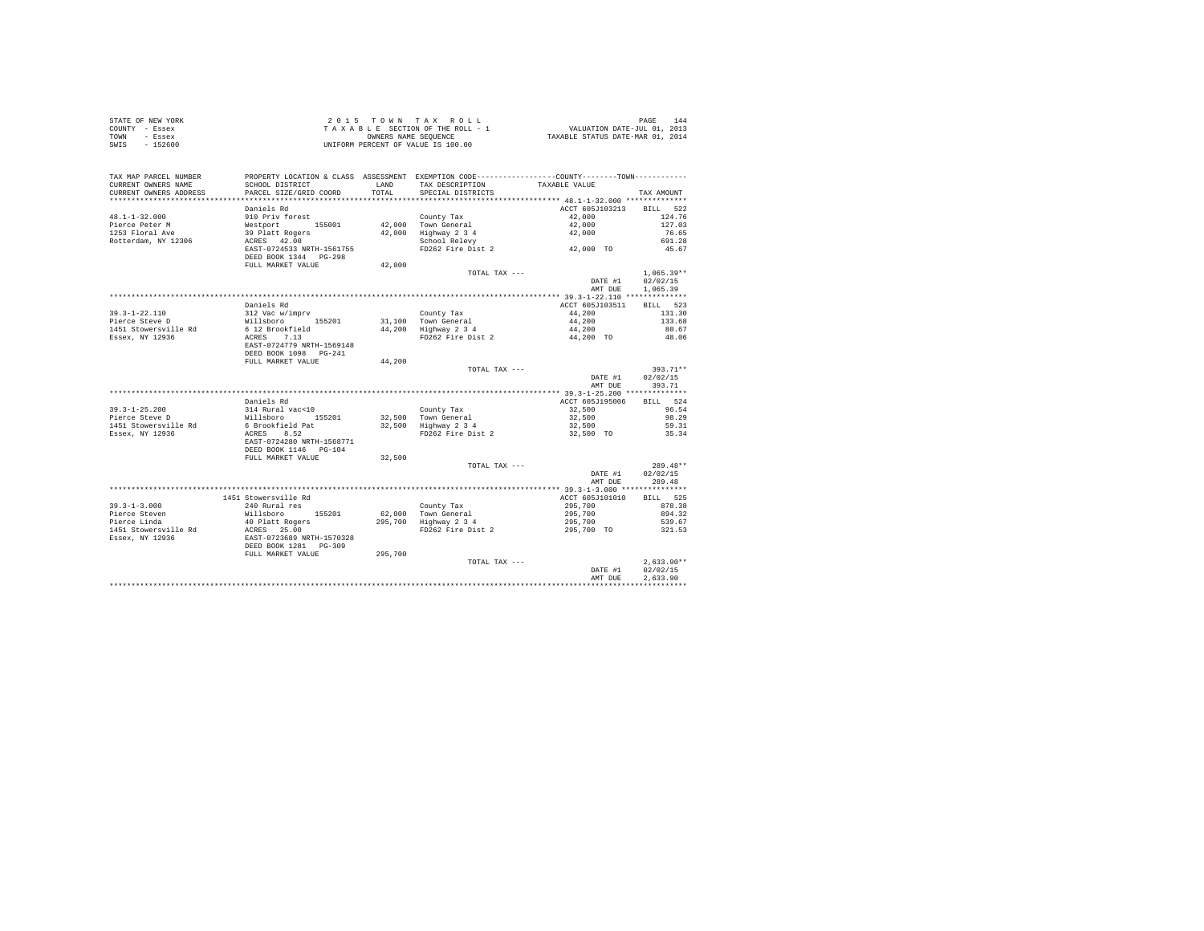STATE OF NEW YORK
COUNTY - Essex
TOWN - Essex
SWIS - 152600

2 0 1 5 T O W N T A X R O L L
T A X A B L E SECTION OF THE ROLL - 1
OWNERS NAME SEQUENCE
UNIFORM PERCENT OF VALUE IS 100.00

VALUATION DATE-JUL 01, 2013
TAXABLE STATUS DATE-MAR 01, 2014

```
TAX MAP PARCEL NUMBER     PROPERTY LOCATION & CLASS  ASSESSMENT  EXEMPTION CODE-----------------COUNTY--------TOWN-----------
CURRENT OWNERS NAME       SCHOOL DISTRICT            LAND        TAX DESCRIPTION          TAXABLE VALUE
CURRENT OWNERS ADDRESS    PARCEL SIZE/GRID COORD     TOTAL       SPECIAL DISTRICTS                                   TAX AMOUNT
****************************************************************************************** 48.1-1-32.000 **************
                          Daniels Rd                                                     ACCT 605J103213     BILL   522
48.1-1-32.000             910 Priv forest                        County Tax                    42,000            124.76
Pierce Peter M            Westport      155001       42,000      Town General                  42,000            127.03
1253 Floral Ave           39 Platt Rogers            42,000      Highway 2 3 4                 42,000             76.65
Rotterdam, NY 12306       ACRES   42.00                          School Relevy                                   691.28
                          EAST-0724533 NRTH-1561755              FD262 Fire Dist 2             42,000 TO          45.67
                          DEED BOOK 1344   PG-298
                          FULL MARKET VALUE          42,000
                                                                 TOTAL TAX ---                                 1,065.39**
                                                                                         DATE #1          02/02/15
                                                                                         AMT DUE          1,065.39
****************************************************************************************** 39.3-1-22.110 **************
                          Daniels Rd                                                     ACCT 605J103511     BILL   523
39.3-1-22.110             312 Vac w/imprv                        County Tax                    44,200            131.30
Pierce Steve D            Willsboro     155201       31,100      Town General                  44,200            133.68
1451 Stowersville Rd      6 12 Brookfield            44,200      Highway 2 3 4                 44,200             80.67
Essex, NY 12936           ACRES    7.13                          FD262 Fire Dist 2             44,200 TO          48.06
                          EAST-0724779 NRTH-1569148
                          DEED BOOK 1098   PG-241
                          FULL MARKET VALUE          44,200
                                                                 TOTAL TAX ---                                   393.71**
                                                                                         DATE #1          02/02/15
                                                                                         AMT DUE            393.71
****************************************************************************************** 39.3-1-25.200 **************
                          Daniels Rd                                                     ACCT 605J195006     BILL   524
39.3-1-25.200             314 Rural vac<10                       County Tax                    32,500             96.54
Pierce Steve D            Willsboro     155201       32,500      Town General                  32,500             98.29
1451 Stowersville Rd      6 Brookfield Pat           32,500      Highway 2 3 4                 32,500             59.31
Essex, NY 12936           ACRES    8.52                          FD262 Fire Dist 2             32,500 TO          35.34
                          EAST-0724280 NRTH-1568771
                          DEED BOOK 1146   PG-104
                          FULL MARKET VALUE          32,500
                                                                 TOTAL TAX ---                                   289.48**
                                                                                         DATE #1          02/02/15
                                                                                         AMT DUE            289.48
****************************************************************************************** 39.3-1-3.000 ***************
                          1451 Stowersville Rd                                           ACCT 605J101010     BILL   525
39.3-1-3.000              240 Rural res                          County Tax                   295,700            878.38
Pierce Steven             Willsboro     155201       62,000      Town General                 295,700            894.32
Pierce Linda              40 Platt Rogers           295,700      Highway 2 3 4                295,700            539.67
1451 Stowersville Rd      ACRES   25.00                          FD262 Fire Dist 2            295,700 TO         321.53
Essex, NY 12936           EAST-0723689 NRTH-1570328
                          DEED BOOK 1281   PG-309
                          FULL MARKET VALUE         295,700
                                                                 TOTAL TAX ---                                 2,633.90**
                                                                                         DATE #1          02/02/15
                                                                                         AMT DUE          2,633.90
************************************************************************************************************************
```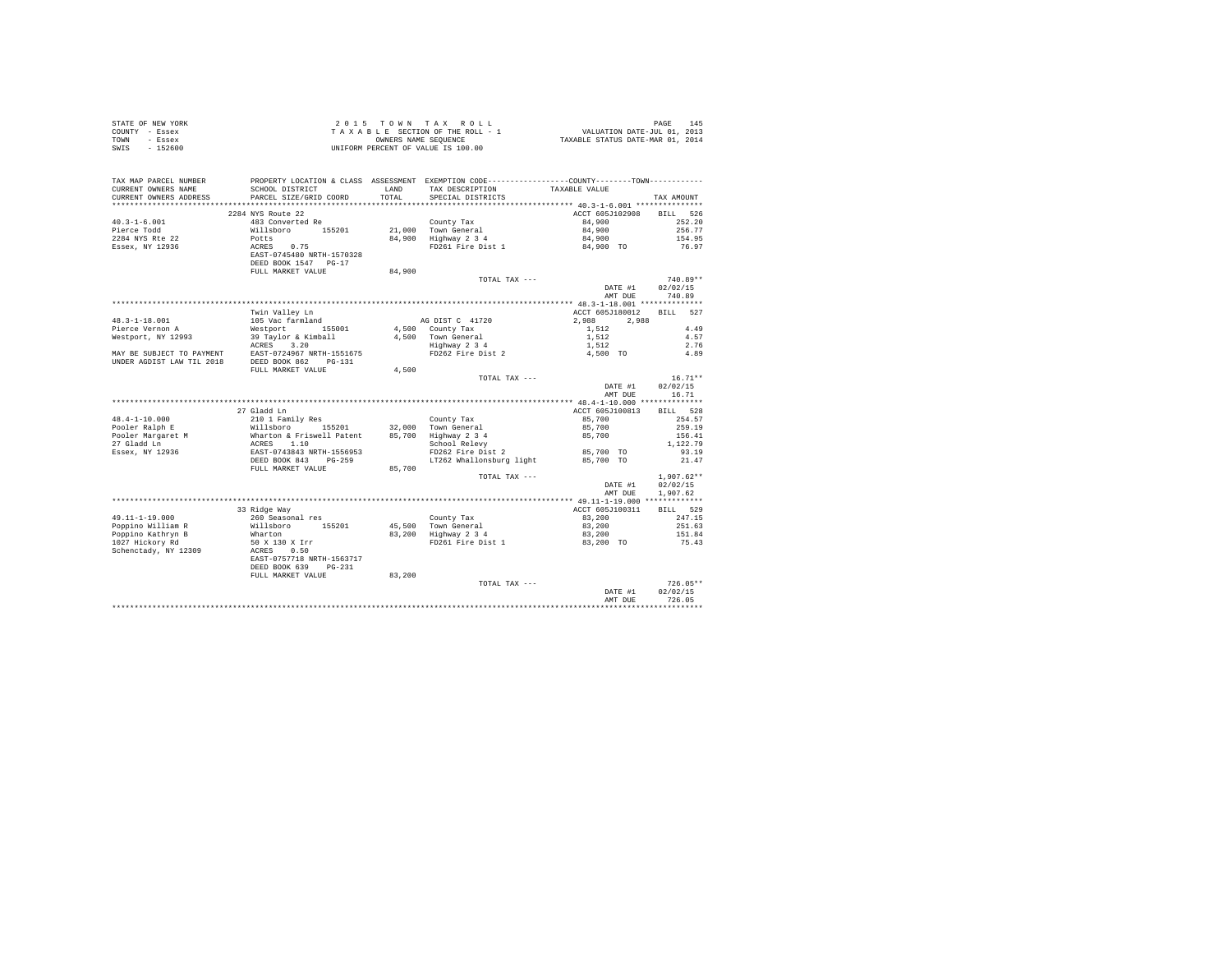STATE OF NEW YORK
COUNTY - Essex
TOWN - Essex
SWIS - 152600

2 0 1 5 T O W N T A X R O L L
T A X A B L E SECTION OF THE ROLL - 1
OWNERS NAME SEQUENCE
UNIFORM PERCENT OF VALUE IS 100.00

VALUATION DATE-JUL 01, 2013
TAXABLE STATUS DATE-MAR 01, 2014

| TAX MAP PARCEL NUMBER / CURRENT OWNERS NAME / CURRENT OWNERS ADDRESS | PROPERTY LOCATION & CLASS / SCHOOL DISTRICT / PARCEL SIZE/GRID COORD | ASSESSMENT LAND / TOTAL | EXEMPTION CODE / TAX DESCRIPTION / SPECIAL DISTRICTS | COUNTY / TOWN TAXABLE VALUE | TAX AMOUNT |
|---|---|---|---|---|---|
| 40.3-1-6.001 | 2284 NYS Route 22 | | | ACCT 605J102908 | BILL 526 |
| Pierce Todd | 483 Converted Re | | County Tax | 84,900 | 252.20 |
| 2284 NYS Rte 22 | Willsboro 155201 | 21,000 | Town General | 84,900 | 256.77 |
| Essex, NY 12936 | Potts | 84,900 | Highway 2 3 4 | 84,900 | 154.95 |
| | ACRES 0.75 | | FD261 Fire Dist 1 | 84,900 TO | 76.97 |
| | EAST-0745480 NRTH-1570328 | | | | |
| | DEED BOOK 1547 PG-17 | | | | |
| | FULL MARKET VALUE | 84,900 | | | |
| | | | TOTAL TAX --- | | 740.89** |
| | | | | DATE #1 | 02/02/15 |
| | | | | AMT DUE | 740.89 |
| 48.3-1-18.001 | Twin Valley Ln | | | ACCT 605J180012 | BILL 527 |
| Pierce Vernon A | 105 Vac farmland | | AG DIST C 41720 | 2,988 2,988 | |
| Westport, NY 12993 | Westport 155001 | 4,500 | County Tax | 1,512 | 4.49 |
| | 39 Taylor & Kimball | 4,500 | Town General | 1,512 | 4.57 |
| | ACRES 3.20 | | Highway 2 3 4 | 1,512 | 2.76 |
| MAY BE SUBJECT TO PAYMENT | EAST-0724967 NRTH-1551675 | | FD262 Fire Dist 2 | 4,500 TO | 4.89 |
| UNDER AGDIST LAW TIL 2018 | DEED BOOK 862 PG-131 | | | | |
| | FULL MARKET VALUE | 4,500 | | | |
| | | | TOTAL TAX --- | | 16.71** |
| | | | | DATE #1 | 02/02/15 |
| | | | | AMT DUE | 16.71 |
| 48.4-1-10.000 | 27 Gladd Ln | | | ACCT 605J100813 | BILL 528 |
| Pooler Ralph E | 210 1 Family Res | | County Tax | 85,700 | 254.57 |
| Pooler Margaret M | Willsboro 155201 | 32,000 | Town General | 85,700 | 259.19 |
| 27 Gladd Ln | Wharton & Friswell Patent | 85,700 | Highway 2 3 4 | 85,700 | 156.41 |
| Essex, NY 12936 | ACRES 1.10 | | School Relevy | | 1,122.79 |
| | EAST-0743843 NRTH-1556953 | | FD262 Fire Dist 2 | 85,700 TO | 93.19 |
| | DEED BOOK 843 PG-259 | | LT262 Whallonsburg light | 85,700 TO | 21.47 |
| | FULL MARKET VALUE | 85,700 | | | |
| | | | TOTAL TAX --- | | 1,907.62** |
| | | | | DATE #1 | 02/02/15 |
| | | | | AMT DUE | 1,907.62 |
| 49.11-1-19.000 | 33 Ridge Way | | | ACCT 605J100311 | BILL 529 |
| Poppino William R | 260 Seasonal res | | County Tax | 83,200 | 247.15 |
| Poppino Kathryn B | Willsboro 155201 | 45,500 | Town General | 83,200 | 251.63 |
| 1027 Hickory Rd | Wharton | 83,200 | Highway 2 3 4 | 83,200 | 151.84 |
| Schenctady, NY 12309 | 50 X 130 X Irr | | FD261 Fire Dist 1 | 83,200 TO | 75.43 |
| | ACRES 0.50 | | | | |
| | EAST-0757718 NRTH-1563717 | | | | |
| | DEED BOOK 639 PG-231 | | | | |
| | FULL MARKET VALUE | 83,200 | | | |
| | | | TOTAL TAX --- | | 726.05** |
| | | | | DATE #1 | 02/02/15 |
| | | | | AMT DUE | 726.05 |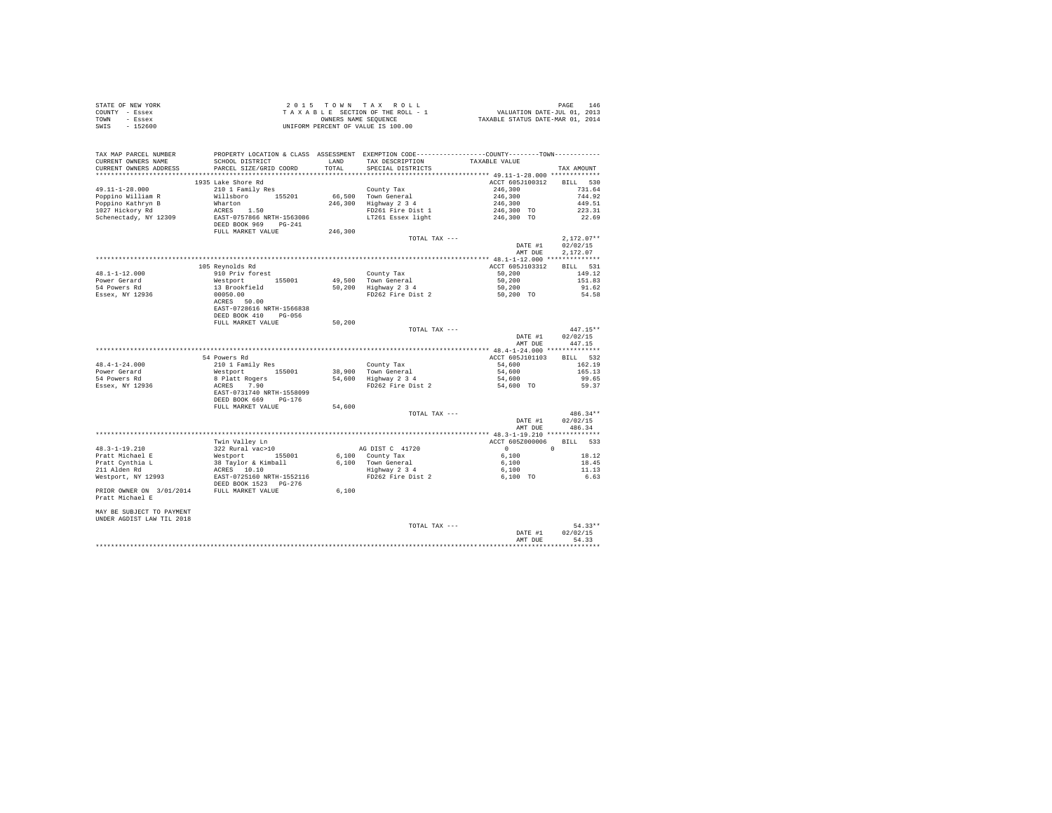STATE OF NEW YORK
COUNTY - Essex
TOWN - Essex
SWIS - 152600

2 0 1 5 T O W N T A X R O L L
T A X A B L E SECTION OF THE ROLL - 1
OWNERS NAME SEQUENCE
UNIFORM PERCENT OF VALUE IS 100.00

VALUATION DATE-JUL 01, 2013
TAXABLE STATUS DATE-MAR 01, 2014

| TAX MAP PARCEL NUMBER / CURRENT OWNERS NAME / CURRENT OWNERS ADDRESS | PROPERTY LOCATION & CLASS / SCHOOL DISTRICT / PARCEL SIZE/GRID COORD | ASSESSMENT LAND / TOTAL | EXEMPTION CODE / TAX DESCRIPTION / SPECIAL DISTRICTS | COUNTY / TOWN TAXABLE VALUE | TAX AMOUNT |
|---|---|---|---|---|---|
| **49.11-1-28.000** | 1935 Lake Shore Rd | | | ACCT 605J100312 | BILL 530 |
| 49.11-1-28.000 | 210 1 Family Res | | County Tax | 246,300 | 731.64 |
| Poppino William R | Willsboro 155201 | 66,500 | Town General | 246,300 | 744.92 |
| Poppino Kathryn B | Wharton | 246,300 | Highway 2 3 4 | 246,300 | 449.51 |
| 1027 Hickory Rd | ACRES 1.50 | | FD261 Fire Dist 1 | 246,300 TO | 223.31 |
| Schenectady, NY 12309 | EAST-0757866 NRTH-1563086 | | LT261 Essex light | 246,300 TO | 22.69 |
| | DEED BOOK 969 PG-241 | | | | |
| | FULL MARKET VALUE | 246,300 | | | |
| | | | TOTAL TAX --- | | 2,172.07** |
| | | | | DATE #1 | 02/02/15 |
| | | | | AMT DUE | 2,172.07 |
| **48.1-1-12.000** | 105 Reynolds Rd | | | ACCT 605J103312 | BILL 531 |
| 48.1-1-12.000 | 910 Priv forest | | County Tax | 50,200 | 149.12 |
| Power Gerard | Westport 155001 | 49,500 | Town General | 50,200 | 151.83 |
| 54 Powers Rd | 13 Brookfield | 50,200 | Highway 2 3 4 | 50,200 | 91.62 |
| Essex, NY 12936 | 00050.00 | | FD262 Fire Dist 2 | 50,200 TO | 54.58 |
| | ACRES 50.00 | | | | |
| | EAST-0728616 NRTH-1566838 | | | | |
| | DEED BOOK 410 PG-056 | | | | |
| | FULL MARKET VALUE | 50,200 | | | |
| | | | TOTAL TAX --- | | 447.15** |
| | | | | DATE #1 | 02/02/15 |
| | | | | AMT DUE | 447.15 |
| **48.4-1-24.000** | 54 Powers Rd | | | ACCT 605J101103 | BILL 532 |
| 48.4-1-24.000 | 210 1 Family Res | | County Tax | 54,600 | 162.19 |
| Power Gerard | Westport 155001 | 38,900 | Town General | 54,600 | 165.13 |
| 54 Powers Rd | 8 Platt Rogers | 54,600 | Highway 2 3 4 | 54,600 | 99.65 |
| Essex, NY 12936 | ACRES 7.90 | | FD262 Fire Dist 2 | 54,600 TO | 59.37 |
| | EAST-0731740 NRTH-1558099 | | | | |
| | DEED BOOK 669 PG-176 | | | | |
| | FULL MARKET VALUE | 54,600 | | | |
| | | | TOTAL TAX --- | | 486.34** |
| | | | | DATE #1 | 02/02/15 |
| | | | | AMT DUE | 486.34 |
| **48.3-1-19.210** | Twin Valley Ln | | | ACCT 605Z000006 | BILL 533 |
| 48.3-1-19.210 | 322 Rural vac>10 | | AG DIST C 41720 | 0 0 | |
| Pratt Michael E | Westport 155001 | 6,100 | County Tax | 6,100 | 18.12 |
| Pratt Cynthia L | 38 Taylor & Kimball | 6,100 | Town General | 6,100 | 18.45 |
| 211 Alden Rd | ACRES 10.10 | | Highway 2 3 4 | 6,100 | 11.13 |
| Westport, NY 12993 | EAST-0725160 NRTH-1552116 | | FD262 Fire Dist 2 | 6,100 TO | 6.63 |
| | DEED BOOK 1523 PG-276 | | | | |
| PRIOR OWNER ON 3/01/2014 | FULL MARKET VALUE | 6,100 | | | |
| Pratt Michael E | | | | | |
| MAY BE SUBJECT TO PAYMENT | | | | | |
| UNDER AGDIST LAW TIL 2018 | | | | | |
| | | | TOTAL TAX --- | | 54.33** |
| | | | | DATE #1 | 02/02/15 |
| | | | | AMT DUE | 54.33 |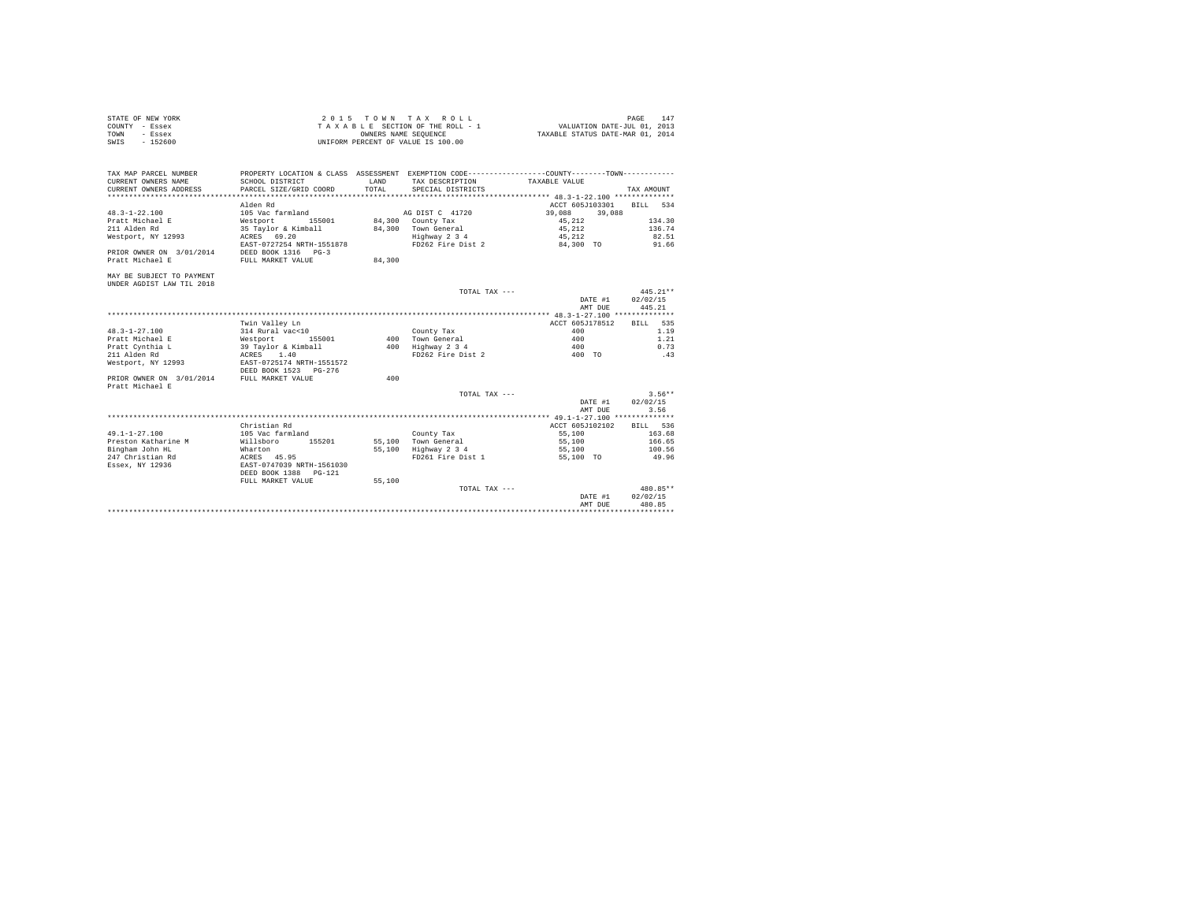STATE OF NEW YORK
COUNTY - Essex
TOWN - Essex
SWIS - 152600

2 0 1 5 T O W N T A X R O L L
T A X A B L E SECTION OF THE ROLL - 1
OWNERS NAME SEQUENCE
UNIFORM PERCENT OF VALUE IS 100.00

VALUATION DATE-JUL 01, 2013
TAXABLE STATUS DATE-MAR 01, 2014

```
TAX MAP PARCEL NUMBER      PROPERTY LOCATION & CLASS  ASSESSMENT  EXEMPTION CODE-----------------COUNTY--------TOWN-----------
CURRENT OWNERS NAME        SCHOOL DISTRICT             LAND       TAX DESCRIPTION           TAXABLE VALUE
CURRENT OWNERS ADDRESS     PARCEL SIZE/GRID COORD      TOTAL      SPECIAL DISTRICTS                                 TAX AMOUNT
****************************************************************************************** 48.3-1-22.100 **************
                           Alden Rd                                                         ACCT 605J103301    BILL  534
48.3-1-22.100              105 Vac farmland                       AG DIST C  41720           39,088    39,088
Pratt Michael E            Westport        155001      84,300   County Tax                   45,212                134.30
211 Alden Rd               35 Taylor & Kimball         84,300   Town General                 45,212                136.74
Westport, NY 12993         ACRES   69.20                         Highway 2 3 4                45,212                 82.51
                           EAST-0727254 NRTH-1551878             FD262 Fire Dist 2            84,300 TO              91.66
PRIOR OWNER ON 3/01/2014   DEED BOOK 1316   PG-3
Pratt Michael E            FULL MARKET VALUE           84,300

MAY BE SUBJECT TO PAYMENT
UNDER AGDIST LAW TIL 2018
                                                                  TOTAL TAX ---                                   445.21**
                                                                                          DATE #1     02/02/15
                                                                                          AMT DUE       445.21
****************************************************************************************** 48.3-1-27.100 **************
                           Twin Valley Ln                                                   ACCT 605J178512    BILL  535
48.3-1-27.100              314 Rural vac<10                       County Tax                    400                  1.19
Pratt Michael E            Westport        155001         400   Town General                    400                  1.21
Pratt Cynthia L            39 Taylor & Kimball            400   Highway 2 3 4                   400                  0.73
211 Alden Rd               ACRES    1.40                         FD262 Fire Dist 2               400 TO                .43
Westport, NY 12993         EAST-0725174 NRTH-1551572
                           DEED BOOK 1523   PG-276
PRIOR OWNER ON 3/01/2014   FULL MARKET VALUE              400
Pratt Michael E
                                                                  TOTAL TAX ---                                     3.56**
                                                                                          DATE #1     02/02/15
                                                                                          AMT DUE         3.56
****************************************************************************************** 49.1-1-27.100 **************
                           Christian Rd                                                     ACCT 605J102102    BILL  536
49.1-1-27.100              105 Vac farmland                       County Tax                 55,100                163.68
Preston Katharine M        Willsboro       155201      55,100   Town General               55,100                166.65
Bingham John HL            Wharton                     55,100   Highway 2 3 4              55,100                100.56
247 Christian Rd           ACRES   45.95                         FD261 Fire Dist 1          55,100 TO              49.96
Essex, NY 12936            EAST-0747039 NRTH-1561030
                           DEED BOOK 1388   PG-121
                           FULL MARKET VALUE           55,100
                                                                  TOTAL TAX ---                                   480.85**
                                                                                          DATE #1     02/02/15
                                                                                          AMT DUE       480.85
************************************************************************************************************************
```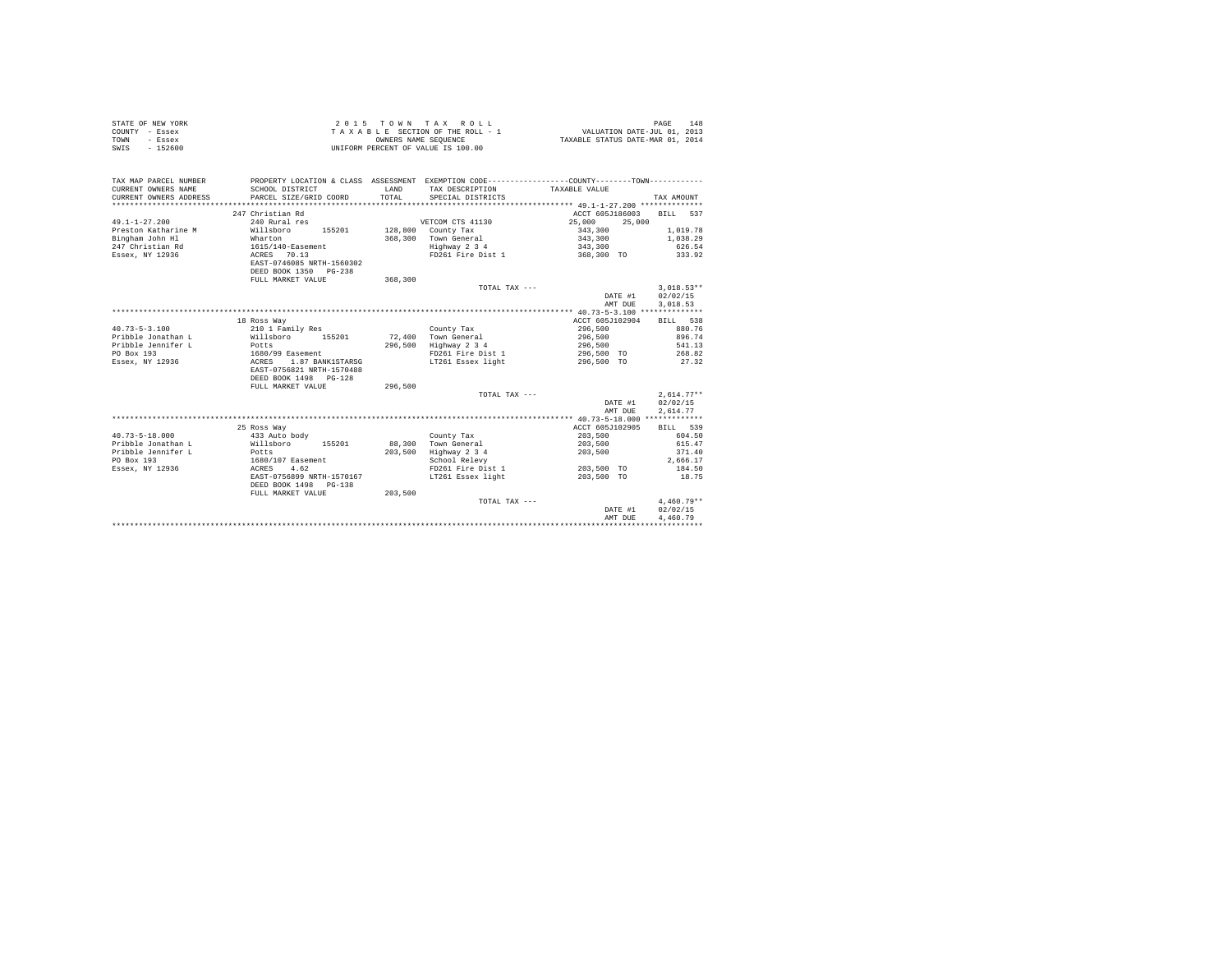STATE OF NEW YORK
COUNTY - Essex
TOWN - Essex
SWIS - 152600

2 0 1 5 T O W N T A X R O L L
T A X A B L E SECTION OF THE ROLL - 1
OWNERS NAME SEQUENCE
UNIFORM PERCENT OF VALUE IS 100.00

VALUATION DATE-JUL 01, 2013
TAXABLE STATUS DATE-MAR 01, 2014

| TAX MAP PARCEL NUMBER / CURRENT OWNERS NAME / CURRENT OWNERS ADDRESS | PROPERTY LOCATION & CLASS / SCHOOL DISTRICT / PARCEL SIZE/GRID COORD | ASSESSMENT LAND / TOTAL | EXEMPTION CODE / TAX DESCRIPTION / SPECIAL DISTRICTS | COUNTY / TOWN TAXABLE VALUE | TAX AMOUNT |
|---|---|---|---|---|---|
| **49.1-1-27.200** | 247 Christian Rd | | | ACCT 605J186003 | BILL 537 |
| 49.1-1-27.200 | 240 Rural res | | VETCOM CTS 41130 | 25,000 25,000 | |
| Preston Katharine M | Willsboro 155201 | 128,800 | County Tax | 343,300 | 1,019.78 |
| Bingham John Hl | Wharton | 368,300 | Town General | 343,300 | 1,038.29 |
| 247 Christian Rd | 1615/140-Easement | | Highway 2 3 4 | 343,300 | 626.54 |
| Essex, NY 12936 | ACRES 70.13 | | FD261 Fire Dist 1 | 368,300 TO | 333.92 |
| | EAST-0746085 NRTH-1560302 | | | | |
| | DEED BOOK 1350 PG-238 | | | | |
| | FULL MARKET VALUE | 368,300 | | | |
| | | | TOTAL TAX --- | | 3,018.53** |
| | | | | DATE #1 | 02/02/15 |
| | | | | AMT DUE | 3,018.53 |
| **40.73-5-3.100** | 18 Ross Way | | | ACCT 605J102904 | BILL 538 |
| 40.73-5-3.100 | 210 1 Family Res | | County Tax | 296,500 | 880.76 |
| Pribble Jonathan L | Willsboro 155201 | 72,400 | Town General | 296,500 | 896.74 |
| Pribble Jennifer L | Potts | 296,500 | Highway 2 3 4 | 296,500 | 541.13 |
| PO Box 193 | 1680/99 Easement | | FD261 Fire Dist 1 | 296,500 TO | 268.82 |
| Essex, NY 12936 | ACRES 1.87 BANK1STARSG | | LT261 Essex light | 296,500 TO | 27.32 |
| | EAST-0756821 NRTH-1570488 | | | | |
| | DEED BOOK 1498 PG-128 | | | | |
| | FULL MARKET VALUE | 296,500 | | | |
| | | | TOTAL TAX --- | | 2,614.77** |
| | | | | DATE #1 | 02/02/15 |
| | | | | AMT DUE | 2,614.77 |
| **40.73-5-18.000** | 25 Ross Way | | | ACCT 605J102905 | BILL 539 |
| 40.73-5-18.000 | 433 Auto body | | County Tax | 203,500 | 604.50 |
| Pribble Jonathan L | Willsboro 155201 | 88,300 | Town General | 203,500 | 615.47 |
| Pribble Jennifer L | Potts | 203,500 | Highway 2 3 4 | 203,500 | 371.40 |
| PO Box 193 | 1680/107 Easement | | School Relevy | | 2,666.17 |
| Essex, NY 12936 | ACRES 4.62 | | FD261 Fire Dist 1 | 203,500 TO | 184.50 |
| | EAST-0756899 NRTH-1570167 | | LT261 Essex light | 203,500 TO | 18.75 |
| | DEED BOOK 1498 PG-138 | | | | |
| | FULL MARKET VALUE | 203,500 | | | |
| | | | TOTAL TAX --- | | 4,460.79** |
| | | | | DATE #1 | 02/02/15 |
| | | | | AMT DUE | 4,460.79 |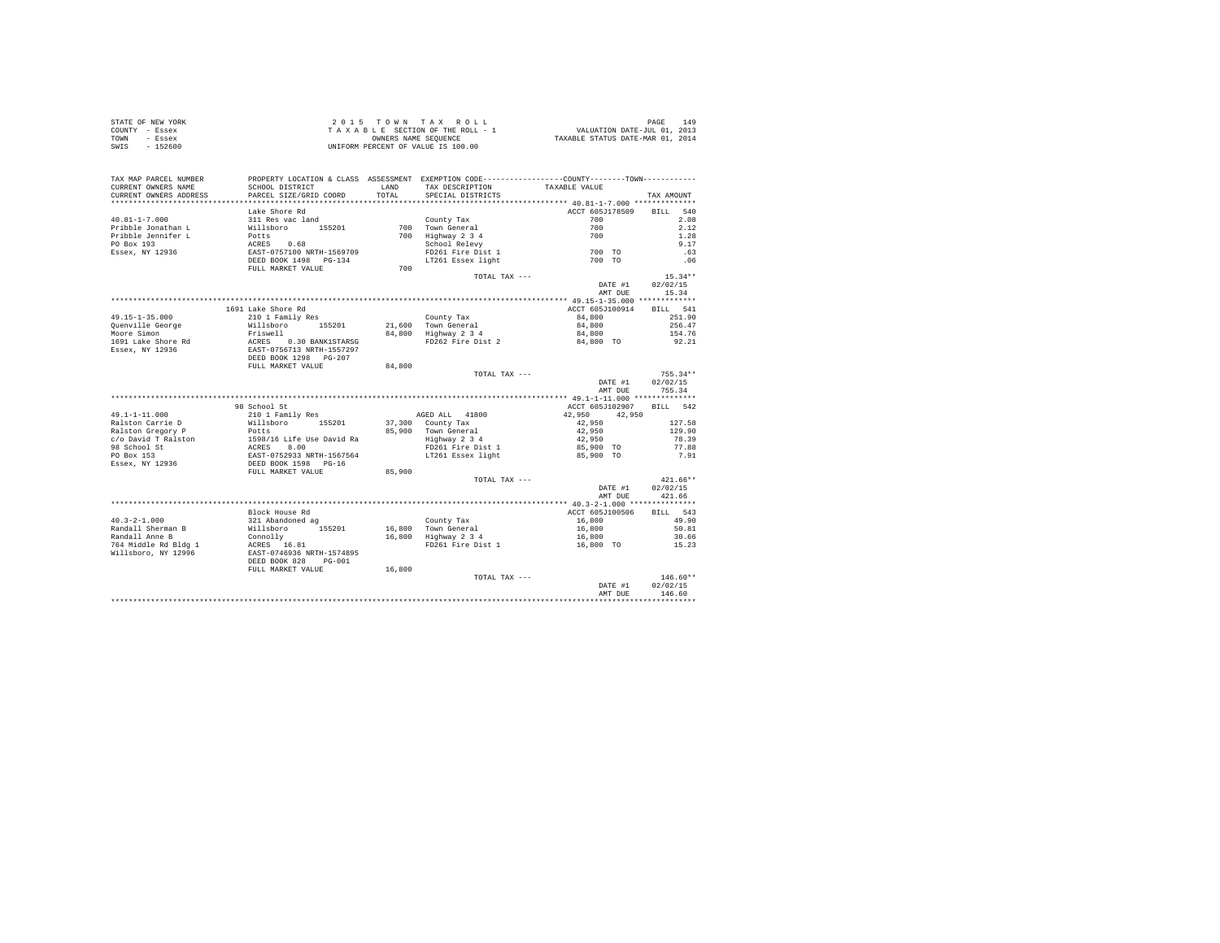STATE OF NEW YORK  
COUNTY - Essex  
TOWN - Essex  
SWIS - 152600

2 0 1 5 T O W N T A X R O L L  
T A X A B L E SECTION OF THE ROLL - 1  
OWNERS NAME SEQUENCE  
UNIFORM PERCENT OF VALUE IS 100.00

VALUATION DATE-JUL 01, 2013  
TAXABLE STATUS DATE-MAR 01, 2014

| TAX MAP PARCEL NUMBER / CURRENT OWNERS NAME / CURRENT OWNERS ADDRESS | PROPERTY LOCATION & CLASS / SCHOOL DISTRICT / PARCEL SIZE/GRID COORD | ASSESSMENT LAND / TOTAL | EXEMPTION CODE / TAX DESCRIPTION / SPECIAL DISTRICTS | COUNTY / TOWN TAXABLE VALUE | TAX AMOUNT |
|---|---|---|---|---|---|
| 40.81-1-7.000 | Lake Shore Rd | | | ACCT 605J178509 | BILL 540 |
| Pribble Jonathan L | 311 Res vac land | | County Tax | 700 | 2.08 |
| Pribble Jennifer L | Willsboro 155201 | 700 | Town General | 700 | 2.12 |
| PO Box 193 | Potts | 700 | Highway 2 3 4 | 700 | 1.28 |
| Essex, NY 12936 | ACRES 0.68 | | School Relevy | | 9.17 |
| | EAST-0757100 NRTH-1569709 | | FD261 Fire Dist 1 | 700 TO | .63 |
| | DEED BOOK 1498 PG-134 | | LT261 Essex light | 700 TO | .06 |
| | FULL MARKET VALUE | 700 | | | |
| | | | TOTAL TAX --- | | 15.34** |
| | | | | DATE #1 | 02/02/15 |
| | | | | AMT DUE | 15.34 |
| 49.15-1-35.000 | 1691 Lake Shore Rd | | | ACCT 605J100914 | BILL 541 |
| Quenville George | 210 1 Family Res | | County Tax | 84,800 | 251.90 |
| Moore Simon | Willsboro 155201 | 21,600 | Town General | 84,800 | 256.47 |
| 1691 Lake Shore Rd | Friswell | 84,800 | Highway 2 3 4 | 84,800 | 154.76 |
| Essex, NY 12936 | ACRES 0.30 BANK1STARSG | | FD262 Fire Dist 2 | 84,800 TO | 92.21 |
| | EAST-0756713 NRTH-1557297 | | | | |
| | DEED BOOK 1298 PG-207 | | | | |
| | FULL MARKET VALUE | 84,800 | | | |
| | | | TOTAL TAX --- | | 755.34** |
| | | | | DATE #1 | 02/02/15 |
| | | | | AMT DUE | 755.34 |
| 49.1-1-11.000 | 98 School St | | | ACCT 605J102907 | BILL 542 |
| Ralston Carrie D | 210 1 Family Res | | AGED ALL 41800 | 42,950 42,950 | |
| Ralston Gregory P | Willsboro 155201 | 37,300 | County Tax | 42,950 | 127.58 |
| c/o David T Ralston | Potts | 85,900 | Town General | 42,950 | 129.90 |
| 98 School St | 1598/16 Life Use David Ra | | Highway 2 3 4 | 42,950 | 78.39 |
| PO Box 153 | ACRES 8.00 | | FD261 Fire Dist 1 | 85,900 TO | 77.88 |
| Essex, NY 12936 | EAST-0752933 NRTH-1567564 | | LT261 Essex light | 85,900 TO | 7.91 |
| | DEED BOOK 1598 PG-16 | | | | |
| | FULL MARKET VALUE | 85,900 | | | |
| | | | TOTAL TAX --- | | 421.66** |
| | | | | DATE #1 | 02/02/15 |
| | | | | AMT DUE | 421.66 |
| 40.3-2-1.000 | Block House Rd | | | ACCT 605J100506 | BILL 543 |
| Randall Sherman B | 321 Abandoned ag | | County Tax | 16,800 | 49.90 |
| Randall Anne B | Willsboro 155201 | 16,800 | Town General | 16,800 | 50.81 |
| 764 Middle Rd Bldg 1 | Connolly | 16,800 | Highway 2 3 4 | 16,800 | 30.66 |
| Willsboro, NY 12996 | ACRES 16.81 | | FD261 Fire Dist 1 | 16,800 TO | 15.23 |
| | EAST-0746936 NRTH-1574895 | | | | |
| | DEED BOOK 828 PG-001 | | | | |
| | FULL MARKET VALUE | 16,800 | | | |
| | | | TOTAL TAX --- | | 146.60** |
| | | | | DATE #1 | 02/02/15 |
| | | | | AMT DUE | 146.60 |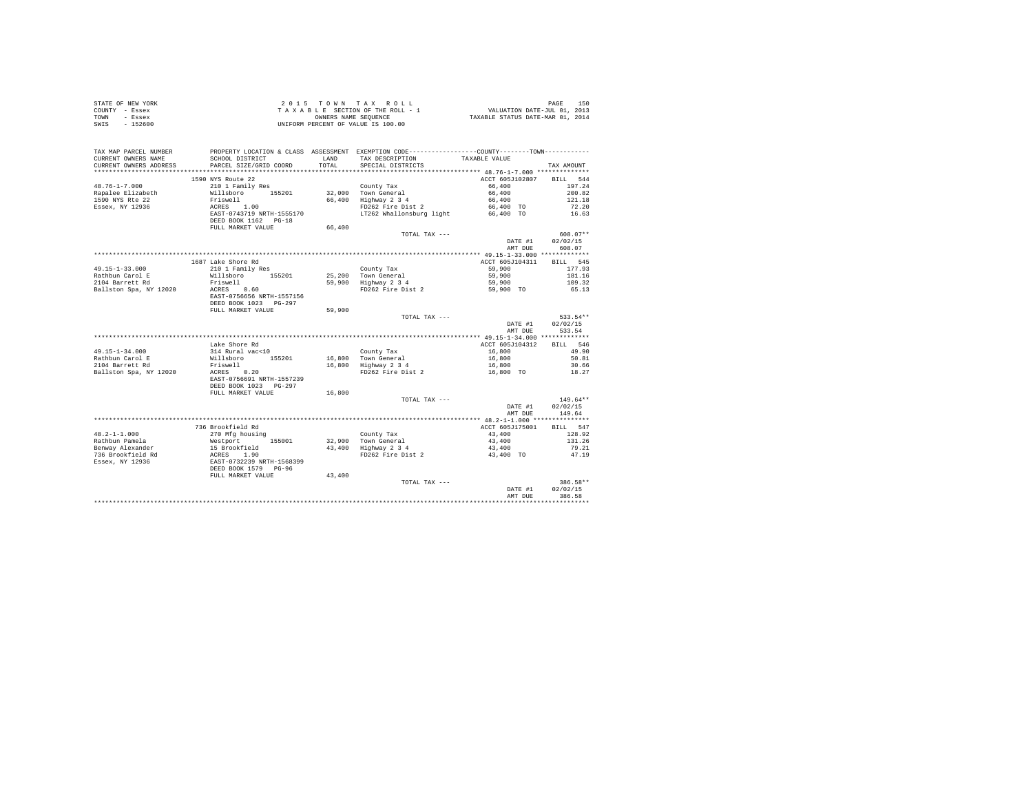STATE OF NEW YORK
COUNTY - Essex
TOWN - Essex
SWIS - 152600

2 0 1 5 T O W N T A X R O L L
T A X A B L E SECTION OF THE ROLL - 1
OWNERS NAME SEQUENCE
UNIFORM PERCENT OF VALUE IS 100.00

VALUATION DATE-JUL 01, 2013
TAXABLE STATUS DATE-MAR 01, 2014

| TAX MAP PARCEL NUMBER / CURRENT OWNERS NAME / CURRENT OWNERS ADDRESS | PROPERTY LOCATION & CLASS / SCHOOL DISTRICT / PARCEL SIZE/GRID COORD | ASSESSMENT LAND / TOTAL | EXEMPTION CODE / TAX DESCRIPTION / SPECIAL DISTRICTS | COUNTY--------TOWN / TAXABLE VALUE | TAX AMOUNT |
|---|---|---|---|---|---|
| 48.76-1-7.000 | 1590 NYS Route 22 | | | ACCT 605J102807 | BILL 544 |
| | 210 1 Family Res | | County Tax | 66,400 | 197.24 |
| Rapalee Elizabeth | Willsboro 155201 | 32,000 | Town General | 66,400 | 200.82 |
| 1590 NYS Rte 22 | Friswell | 66,400 | Highway 2 3 4 | 66,400 | 121.18 |
| Essex, NY 12936 | ACRES 1.00 | | FD262 Fire Dist 2 | 66,400 TO | 72.20 |
| | EAST-0743719 NRTH-1555170 | | LT262 Whallonsburg light | 66,400 TO | 16.63 |
| | DEED BOOK 1162 PG-18 | | | | |
| | FULL MARKET VALUE | 66,400 | | | |
| | | | TOTAL TAX --- | | 608.07** |
| | | | | DATE #1 | 02/02/15 |
| | | | | AMT DUE | 608.07 |
| 49.15-1-33.000 | 1687 Lake Shore Rd | | | ACCT 605J104311 | BILL 545 |
| | 210 1 Family Res | | County Tax | 59,900 | 177.93 |
| Rathbun Carol E | Willsboro 155201 | 25,200 | Town General | 59,900 | 181.16 |
| 2104 Barrett Rd | Friswell | 59,900 | Highway 2 3 4 | 59,900 | 109.32 |
| Ballston Spa, NY 12020 | ACRES 0.60 | | FD262 Fire Dist 2 | 59,900 TO | 65.13 |
| | EAST-0756656 NRTH-1557156 | | | | |
| | DEED BOOK 1023 PG-297 | | | | |
| | FULL MARKET VALUE | 59,900 | | | |
| | | | TOTAL TAX --- | | 533.54** |
| | | | | DATE #1 | 02/02/15 |
| | | | | AMT DUE | 533.54 |
| 49.15-1-34.000 | Lake Shore Rd | | | ACCT 605J104312 | BILL 546 |
| | 314 Rural vac<10 | | County Tax | 16,800 | 49.90 |
| Rathbun Carol E | Willsboro 155201 | 16,800 | Town General | 16,800 | 50.81 |
| 2104 Barrett Rd | Friswell | 16,800 | Highway 2 3 4 | 16,800 | 30.66 |
| Ballston Spa, NY 12020 | ACRES 0.20 | | FD262 Fire Dist 2 | 16,800 TO | 18.27 |
| | EAST-0756691 NRTH-1557239 | | | | |
| | DEED BOOK 1023 PG-297 | | | | |
| | FULL MARKET VALUE | 16,800 | | | |
| | | | TOTAL TAX --- | | 149.64** |
| | | | | DATE #1 | 02/02/15 |
| | | | | AMT DUE | 149.64 |
| 48.2-1-1.000 | 736 Brookfield Rd | | | ACCT 605J175001 | BILL 547 |
| | 270 Mfg housing | | County Tax | 43,400 | 128.92 |
| Rathbun Pamela | Westport 155001 | 32,900 | Town General | 43,400 | 131.26 |
| Benway Alexander | 15 Brookfield | 43,400 | Highway 2 3 4 | 43,400 | 79.21 |
| 736 Brookfield Rd | ACRES 1.90 | | FD262 Fire Dist 2 | 43,400 TO | 47.19 |
| Essex, NY 12936 | EAST-0732239 NRTH-1568399 | | | | |
| | DEED BOOK 1579 PG-96 | | | | |
| | FULL MARKET VALUE | 43,400 | | | |
| | | | TOTAL TAX --- | | 386.58** |
| | | | | DATE #1 | 02/02/15 |
| | | | | AMT DUE | 386.58 |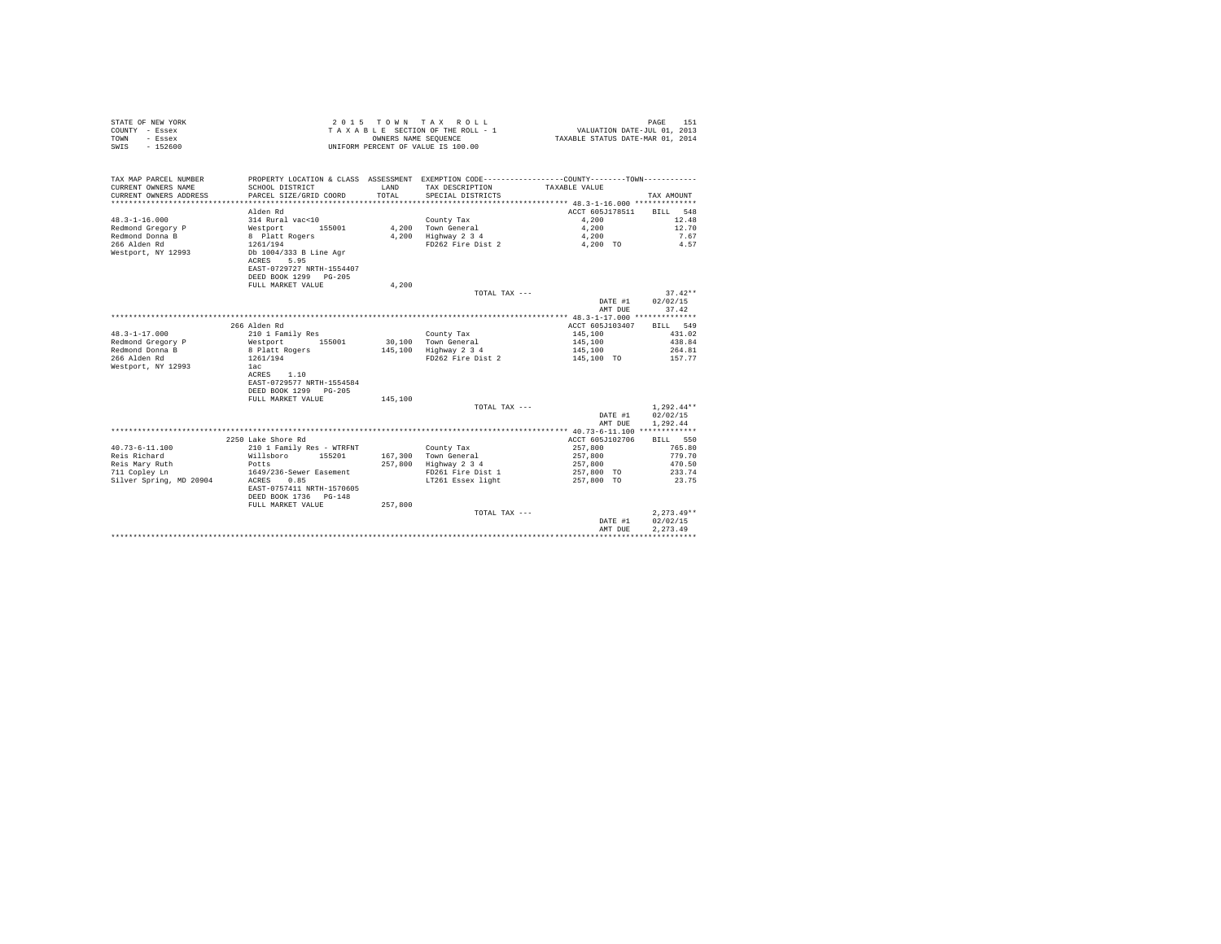STATE OF NEW YORK
COUNTY - Essex
TOWN - Essex
SWIS - 152600

2015 TOWN TAX ROLL
TAXABLE SECTION OF THE ROLL - 1
OWNERS NAME SEQUENCE
UNIFORM PERCENT OF VALUE IS 100.00

VALUATION DATE-JUL 01, 2013
TAXABLE STATUS DATE-MAR 01, 2014

| TAX MAP PARCEL NUMBER / CURRENT OWNERS NAME / CURRENT OWNERS ADDRESS | PROPERTY LOCATION & CLASS / SCHOOL DISTRICT / PARCEL SIZE/GRID COORD | ASSESSMENT LAND / TOTAL | EXEMPTION CODE / TAX DESCRIPTION / SPECIAL DISTRICTS | COUNTY--------TOWN TAXABLE VALUE | TAX AMOUNT |
|---|---|---|---|---|---|
| **48.3-1-16.000** | Alden Rd | | | ACCT 605J178511 | BILL 548 |
| 48.3-1-16.000 | 314 Rural vac<10 | | County Tax | 4,200 | 12.48 |
| Redmond Gregory P | Westport 155001 | 4,200 | Town General | 4,200 | 12.70 |
| Redmond Donna B | 8 Platt Rogers | 4,200 | Highway 2 3 4 | 4,200 | 7.67 |
| 266 Alden Rd | 1261/194 | | FD262 Fire Dist 2 | 4,200 TO | 4.57 |
| Westport, NY 12993 | Db 1004/333 B Line Agr | | | | |
| | ACRES 5.95 | | | | |
| | EAST-0729727 NRTH-1554407 | | | | |
| | DEED BOOK 1299 PG-205 | | | | |
| | FULL MARKET VALUE | 4,200 | | | |
| | | | TOTAL TAX --- | | 37.42** |
| | | | | DATE #1 | 02/02/15 |
| | | | | AMT DUE | 37.42 |
| **48.3-1-17.000** | 266 Alden Rd | | | ACCT 605J103407 | BILL 549 |
| 48.3-1-17.000 | 210 1 Family Res | | County Tax | 145,100 | 431.02 |
| Redmond Gregory P | Westport 155001 | 30,100 | Town General | 145,100 | 438.84 |
| Redmond Donna B | 8 Platt Rogers | 145,100 | Highway 2 3 4 | 145,100 | 264.81 |
| 266 Alden Rd | 1261/194 | | FD262 Fire Dist 2 | 145,100 TO | 157.77 |
| Westport, NY 12993 | 1ac | | | | |
| | ACRES 1.10 | | | | |
| | EAST-0729577 NRTH-1554584 | | | | |
| | DEED BOOK 1299 PG-205 | | | | |
| | FULL MARKET VALUE | 145,100 | | | |
| | | | TOTAL TAX --- | | 1,292.44** |
| | | | | DATE #1 | 02/02/15 |
| | | | | AMT DUE | 1,292.44 |
| **40.73-6-11.100** | 2250 Lake Shore Rd | | | ACCT 605J102706 | BILL 550 |
| 40.73-6-11.100 | 210 1 Family Res - WTRFNT | | County Tax | 257,800 | 765.80 |
| Reis Richard | Willsboro 155201 | 167,300 | Town General | 257,800 | 779.70 |
| Reis Mary Ruth | Potts | 257,800 | Highway 2 3 4 | 257,800 | 470.50 |
| 711 Copley Ln | 1649/236-Sewer Easement | | FD261 Fire Dist 1 | 257,800 TO | 233.74 |
| Silver Spring, MD 20904 | ACRES 0.85 | | LT261 Essex light | 257,800 TO | 23.75 |
| | EAST-0757411 NRTH-1570605 | | | | |
| | DEED BOOK 1736 PG-148 | | | | |
| | FULL MARKET VALUE | 257,800 | | | |
| | | | TOTAL TAX --- | | 2,273.49** |
| | | | | DATE #1 | 02/02/15 |
| | | | | AMT DUE | 2,273.49 |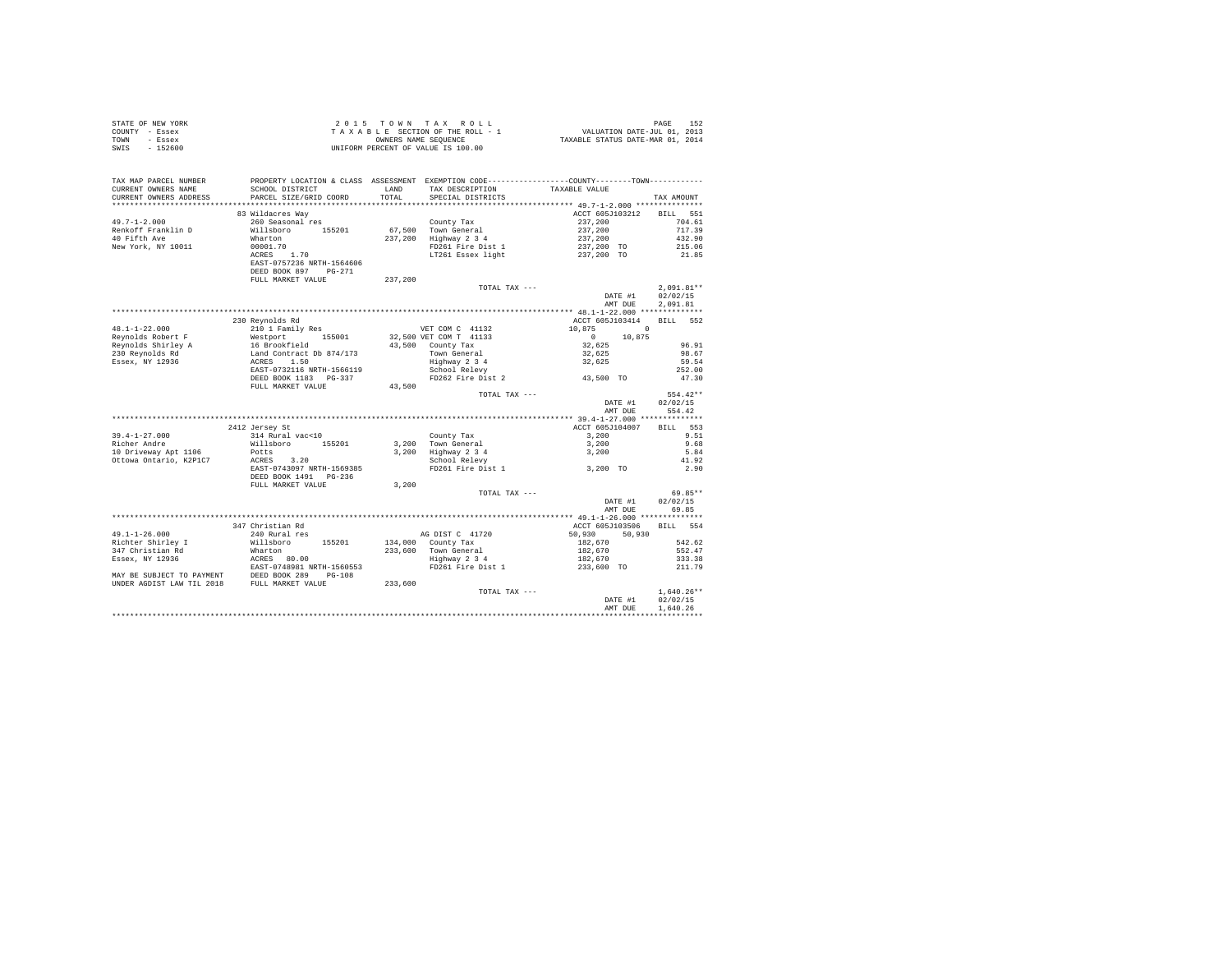STATE OF NEW YORK
COUNTY - Essex
TOWN - Essex
SWIS - 152600

2015 TOWN TAX ROLL
TAXABLE SECTION OF THE ROLL - 1
OWNERS NAME SEQUENCE
UNIFORM PERCENT OF VALUE IS 100.00

VALUATION DATE-JUL 01, 2013
TAXABLE STATUS DATE-MAR 01, 2014

| TAX MAP PARCEL NUMBER / CURRENT OWNERS NAME / CURRENT OWNERS ADDRESS | PROPERTY LOCATION & CLASS / SCHOOL DISTRICT / PARCEL SIZE/GRID COORD | ASSESSMENT LAND / TOTAL | EXEMPTION CODE / TAX DESCRIPTION / SPECIAL DISTRICTS | COUNTY / TOWN TAXABLE VALUE | TAX AMOUNT |
|---|---|---|---|---|---|
| **49.7-1-2.000** | 83 Wildacres Way | | | ACCT 605J103212 | BILL 551 |
| 49.7-1-2.000 | 260 Seasonal res | | County Tax | 237,200 | 704.61 |
| Renkoff Franklin D | Willsboro 155201 | 67,500 | Town General | 237,200 | 717.39 |
| 40 Fifth Ave | Wharton | 237,200 | Highway 2 3 4 | 237,200 | 432.90 |
| New York, NY 10011 | 00001.70 | | FD261 Fire Dist 1 | 237,200 TO | 215.06 |
| | ACRES 1.70 | | LT261 Essex light | 237,200 TO | 21.85 |
| | EAST-0757236 NRTH-1564606 | | | | |
| | DEED BOOK 897 PG-271 | | | | |
| | FULL MARKET VALUE | 237,200 | | | |
| | | | TOTAL TAX --- | | 2,091.81** |
| | | | | DATE #1 | 02/02/15 |
| | | | | AMT DUE | 2,091.81 |
| **48.1-1-22.000** | 230 Reynolds Rd | | | ACCT 605J103414 | BILL 552 |
| 48.1-1-22.000 | 210 1 Family Res | | VET COM C 41132 | 10,875 0 | |
| Reynolds Robert F | Westport 155001 | 32,500 | VET COM T 41133 | 0 10,875 | |
| Reynolds Shirley A | 16 Brookfield | 43,500 | County Tax | 32,625 | 96.91 |
| 230 Reynolds Rd | Land Contract Db 874/173 | | Town General | 32,625 | 98.67 |
| Essex, NY 12936 | ACRES 1.50 | | Highway 2 3 4 | 32,625 | 59.54 |
| | EAST-0732116 NRTH-1566119 | | School Relevy | | 252.00 |
| | DEED BOOK 1183 PG-337 | | FD262 Fire Dist 2 | 43,500 TO | 47.30 |
| | FULL MARKET VALUE | 43,500 | | | |
| | | | TOTAL TAX --- | | 554.42** |
| | | | | DATE #1 | 02/02/15 |
| | | | | AMT DUE | 554.42 |
| **39.4-1-27.000** | 2412 Jersey St | | | ACCT 605J104007 | BILL 553 |
| 39.4-1-27.000 | 314 Rural vac<10 | | County Tax | 3,200 | 9.51 |
| Richer Andre | Willsboro 155201 | 3,200 | Town General | 3,200 | 9.68 |
| 10 Driveway Apt 1106 | Potts | 3,200 | Highway 2 3 4 | 3,200 | 5.84 |
| Ottowa Ontario, K2P1C7 | ACRES 3.20 | | School Relevy | | 41.92 |
| | EAST-0743097 NRTH-1569385 | | FD261 Fire Dist 1 | 3,200 TO | 2.90 |
| | DEED BOOK 1491 PG-236 | | | | |
| | FULL MARKET VALUE | 3,200 | | | |
| | | | TOTAL TAX --- | | 69.85** |
| | | | | DATE #1 | 02/02/15 |
| | | | | AMT DUE | 69.85 |
| **49.1-1-26.000** | 347 Christian Rd | | | ACCT 605J103506 | BILL 554 |
| 49.1-1-26.000 | 240 Rural res | | AG DIST C 41720 | 50,930 50,930 | |
| Richter Shirley I | Willsboro 155201 | 134,000 | County Tax | 182,670 | 542.62 |
| 347 Christian Rd | Wharton | 233,600 | Town General | 182,670 | 552.47 |
| Essex, NY 12936 | ACRES 80.00 | | Highway 2 3 4 | 182,670 | 333.38 |
| | EAST-0748981 NRTH-1560553 | | FD261 Fire Dist 1 | 233,600 TO | 211.79 |
| MAY BE SUBJECT TO PAYMENT | DEED BOOK 289 PG-108 | | | | |
| UNDER AGDIST LAW TIL 2018 | FULL MARKET VALUE | 233,600 | | | |
| | | | TOTAL TAX --- | | 1,640.26** |
| | | | | DATE #1 | 02/02/15 |
| | | | | AMT DUE | 1,640.26 |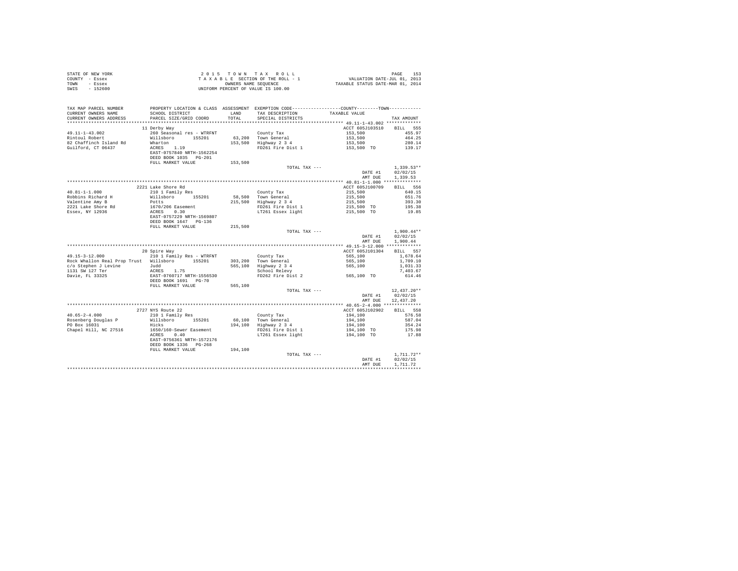STATE OF NEW YORK
COUNTY - Essex
TOWN - Essex
SWIS - 152600

2 0 1 5   T O W N   T A X   R O L L
T A X A B L E  SECTION OF THE ROLL - 1
OWNERS NAME SEQUENCE
UNIFORM PERCENT OF VALUE IS 100.00

VALUATION DATE-JUL 01, 2013
TAXABLE STATUS DATE-MAR 01, 2014

| TAX MAP PARCEL NUMBER / CURRENT OWNERS NAME / CURRENT OWNERS ADDRESS | PROPERTY LOCATION & CLASS / SCHOOL DISTRICT / PARCEL SIZE/GRID COORD | ASSESSMENT LAND / TOTAL | EXEMPTION CODE / TAX DESCRIPTION / SPECIAL DISTRICTS | COUNTY--------TOWN / TAXABLE VALUE | TAX AMOUNT |
|---|---|---|---|---|---|
| 49.11-1-43.002 | 11 Derby Way | | | ACCT 605J103510 | BILL 555 |
| Rintoul Robert | 260 Seasonal res - WTRFNT | | County Tax | 153,500 | 455.97 |
| 82 Chaffinch Island Rd | Willsboro 155201 | 63,200 | Town General | 153,500 | 464.25 |
| Guilford, CT 06437 | Wharton | 153,500 | Highway 2 3 4 | 153,500 | 280.14 |
| | ACRES 1.19 | | FD261 Fire Dist 1 | 153,500 TO | 139.17 |
| | EAST-0757840 NRTH-1562254 | | | | |
| | DEED BOOK 1035 PG-201 | | | | |
| | FULL MARKET VALUE | 153,500 | | | |
| | | | TOTAL TAX --- | | 1,339.53** |
| | | | | DATE #1 | 02/02/15 |
| | | | | AMT DUE | 1,339.53 |
| 40.81-1-1.000 | 2221 Lake Shore Rd | | | ACCT 605J100709 | BILL 556 |
| Robbins Richard H | 210 1 Family Res | | County Tax | 215,500 | 640.15 |
| Valentine Amy B | Willsboro 155201 | 58,500 | Town General | 215,500 | 651.76 |
| 2221 Lake Shore Rd | Potts | 215,500 | Highway 2 3 4 | 215,500 | 393.30 |
| Essex, NY 12936 | 1670/206 Easement | | FD261 Fire Dist 1 | 215,500 TO | 195.38 |
| | ACRES 0.30 | | LT261 Essex light | 215,500 TO | 19.85 |
| | EAST-0757229 NRTH-1569807 | | | | |
| | DEED BOOK 1647 PG-136 | | | | |
| | FULL MARKET VALUE | 215,500 | | | |
| | | | TOTAL TAX --- | | 1,900.44** |
| | | | | DATE #1 | 02/02/15 |
| | | | | AMT DUE | 1,900.44 |
| 49.15-3-12.000 | 20 Spire Way | | | ACCT 605J101304 | BILL 557 |
| Rock Whallon Real Prop Trust | 210 1 Family Res - WTRFNT | | County Tax | 565,100 | 1,678.64 |
| c/o Stephen J Levine | Willsboro 155201 | 303,200 | Town General | 565,100 | 1,709.10 |
| 1131 SW 127 Ter | Judd | 565,100 | Highway 2 3 4 | 565,100 | 1,031.33 |
| Davie, FL 33325 | ACRES 1.75 | | School Relevy | | 7,403.67 |
| | EAST-0760717 NRTH-1556530 | | FD262 Fire Dist 2 | 565,100 TO | 614.46 |
| | DEED BOOK 1691 PG-70 | | | | |
| | FULL MARKET VALUE | 565,100 | | | |
| | | | TOTAL TAX --- | | 12,437.20** |
| | | | | DATE #1 | 02/02/15 |
| | | | | AMT DUE | 12,437.20 |
| 40.65-2-4.000 | 2727 NYS Route 22 | | | ACCT 605J102902 | BILL 558 |
| Rosenberg Douglas P | 210 1 Family Res | | County Tax | 194,100 | 576.58 |
| PO Box 16031 | Willsboro 155201 | 60,100 | Town General | 194,100 | 587.04 |
| Chapel Hill, NC 27516 | Hicks | 194,100 | Highway 2 3 4 | 194,100 | 354.24 |
| | 1650/160-Sewer Easement | | FD261 Fire Dist 1 | 194,100 TO | 175.98 |
| | ACRES 0.40 | | LT261 Essex light | 194,100 TO | 17.88 |
| | EAST-0756361 NRTH-1572176 | | | | |
| | DEED BOOK 1336 PG-268 | | | | |
| | FULL MARKET VALUE | 194,100 | | | |
| | | | TOTAL TAX --- | | 1,711.72** |
| | | | | DATE #1 | 02/02/15 |
| | | | | AMT DUE | 1,711.72 |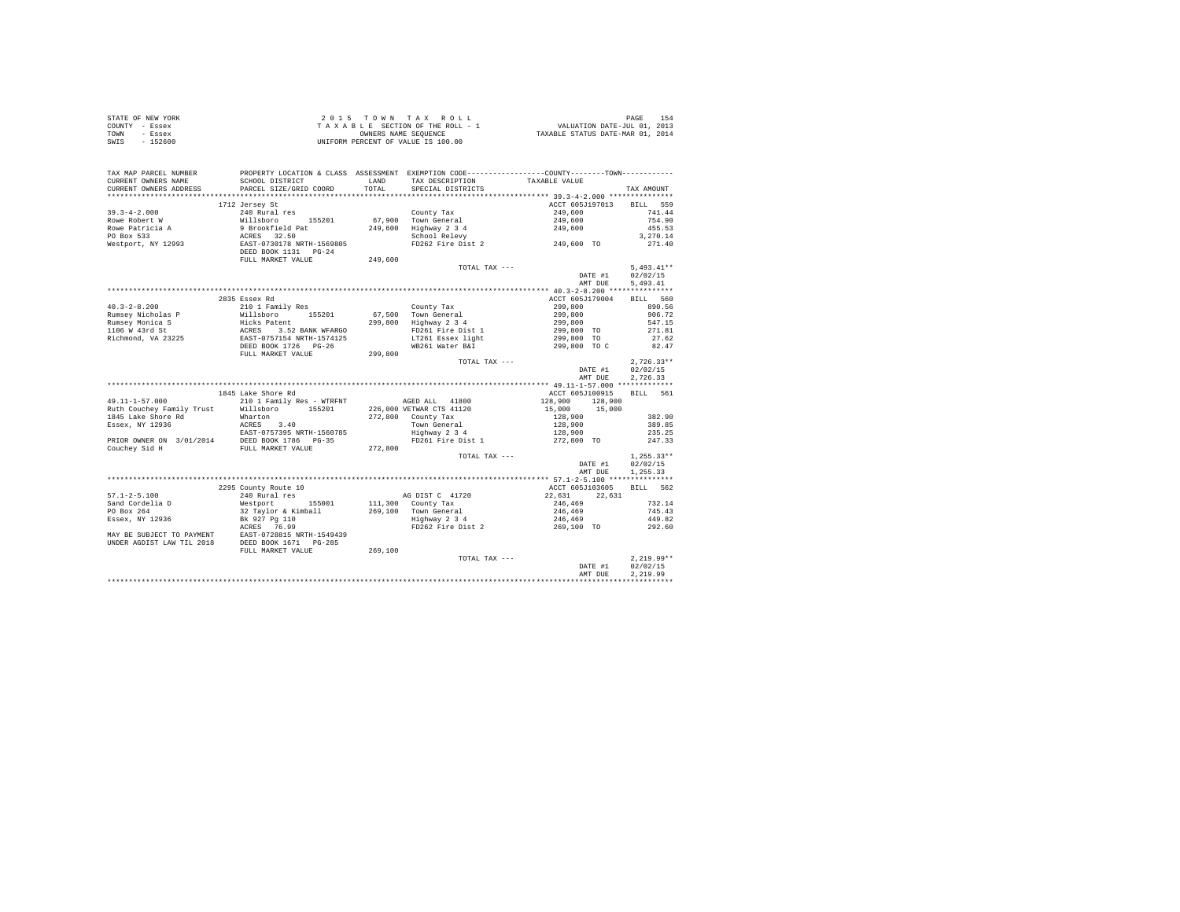STATE OF NEW YORK
COUNTY - Essex
TOWN - Essex
SWIS - 152600

2 0 1 5 T O W N T A X R O L L
T A X A B L E SECTION OF THE ROLL - 1
OWNERS NAME SEQUENCE
UNIFORM PERCENT OF VALUE IS 100.00

VALUATION DATE-JUL 01, 2013
TAXABLE STATUS DATE-MAR 01, 2014

| TAX MAP PARCEL NUMBER / CURRENT OWNERS NAME / CURRENT OWNERS ADDRESS | PROPERTY LOCATION & CLASS / SCHOOL DISTRICT / PARCEL SIZE/GRID COORD | ASSESSMENT LAND / TOTAL | EXEMPTION CODE / TAX DESCRIPTION / SPECIAL DISTRICTS | COUNTY / TOWN TAXABLE VALUE | TAX AMOUNT |
|---|---|---|---|---|---|
| **39.3-4-2.000** | 1712 Jersey St | | | ACCT 605J197013 | BILL 559 |
| 39.3-4-2.000 | 240 Rural res | | County Tax | 249,600 | 741.44 |
| Rowe Robert W | Willsboro 155201 | 67,900 | Town General | 249,600 | 754.90 |
| Rowe Patricia A | 9 Brookfield Pat | 249,600 | Highway 2 3 4 | 249,600 | 455.53 |
| PO Box 533 | ACRES 32.50 | | School Relevy | | 3,270.14 |
| Westport, NY 12993 | EAST-0730178 NRTH-1569805 | | FD262 Fire Dist 2 | 249,600 TO | 271.40 |
| | DEED BOOK 1131 PG-24 | | | | |
| | FULL MARKET VALUE | 249,600 | | | |
| | | | TOTAL TAX --- | | 5,493.41** |
| | | | | DATE #1 | 02/02/15 |
| | | | | AMT DUE | 5,493.41 |
| **40.3-2-8.200** | 2835 Essex Rd | | | ACCT 605J179004 | BILL 560 |
| 40.3-2-8.200 | 210 1 Family Res | | County Tax | 299,800 | 890.56 |
| Rumsey Nicholas P | Willsboro 155201 | 67,500 | Town General | 299,800 | 906.72 |
| Rumsey Monica S | Hicks Patent | 299,800 | Highway 2 3 4 | 299,800 | 547.15 |
| 1106 W 43rd St | ACRES 3.52 BANK WFARGO | | FD261 Fire Dist 1 | 299,800 TO | 271.81 |
| Richmond, VA 23225 | EAST-0757154 NRTH-1574125 | | LT261 Essex light | 299,800 TO | 27.62 |
| | DEED BOOK 1726 PG-26 | | WB261 Water B&I | 299,800 TO C | 82.47 |
| | FULL MARKET VALUE | 299,800 | | | |
| | | | TOTAL TAX --- | | 2,726.33** |
| | | | | DATE #1 | 02/02/15 |
| | | | | AMT DUE | 2,726.33 |
| **49.11-1-57.000** | 1845 Lake Shore Rd | | | ACCT 605J100915 | BILL 561 |
| 49.11-1-57.000 | 210 1 Family Res - WTRFNT | | AGED ALL 41800 | 128,900 128,900 | |
| Ruth Couchey Family Trust | Willsboro 155201 | 226,000 | VETWAR CTS 41120 | 15,000 15,000 | |
| 1845 Lake Shore Rd | Wharton | 272,800 | County Tax | 128,900 | 382.90 |
| Essex, NY 12936 | ACRES 3.40 | | Town General | 128,900 | 389.85 |
| | EAST-0757395 NRTH-1560785 | | Highway 2 3 4 | 128,900 | 235.25 |
| PRIOR OWNER ON 3/01/2014 | DEED BOOK 1786 PG-35 | | FD261 Fire Dist 1 | 272,800 TO | 247.33 |
| Couchey Sid H | FULL MARKET VALUE | 272,800 | | | |
| | | | TOTAL TAX --- | | 1,255.33** |
| | | | | DATE #1 | 02/02/15 |
| | | | | AMT DUE | 1,255.33 |
| **57.1-2-5.100** | 2295 County Route 10 | | | ACCT 605J103605 | BILL 562 |
| 57.1-2-5.100 | 240 Rural res | | AG DIST C 41720 | 22,631 22,631 | |
| Sand Cordelia D | Westport 155001 | 111,300 | County Tax | 246,469 | 732.14 |
| PO Box 264 | 32 Taylor & Kimball | 269,100 | Town General | 246,469 | 745.43 |
| Essex, NY 12936 | Bk 927 Pg 110 | | Highway 2 3 4 | 246,469 | 449.82 |
| | ACRES 76.99 | | FD262 Fire Dist 2 | 269,100 TO | 292.60 |
| MAY BE SUBJECT TO PAYMENT | EAST-0728815 NRTH-1549439 | | | | |
| UNDER AGDIST LAW TIL 2018 | DEED BOOK 1671 PG-285 | | | | |
| | FULL MARKET VALUE | 269,100 | | | |
| | | | TOTAL TAX --- | | 2,219.99** |
| | | | | DATE #1 | 02/02/15 |
| | | | | AMT DUE | 2,219.99 |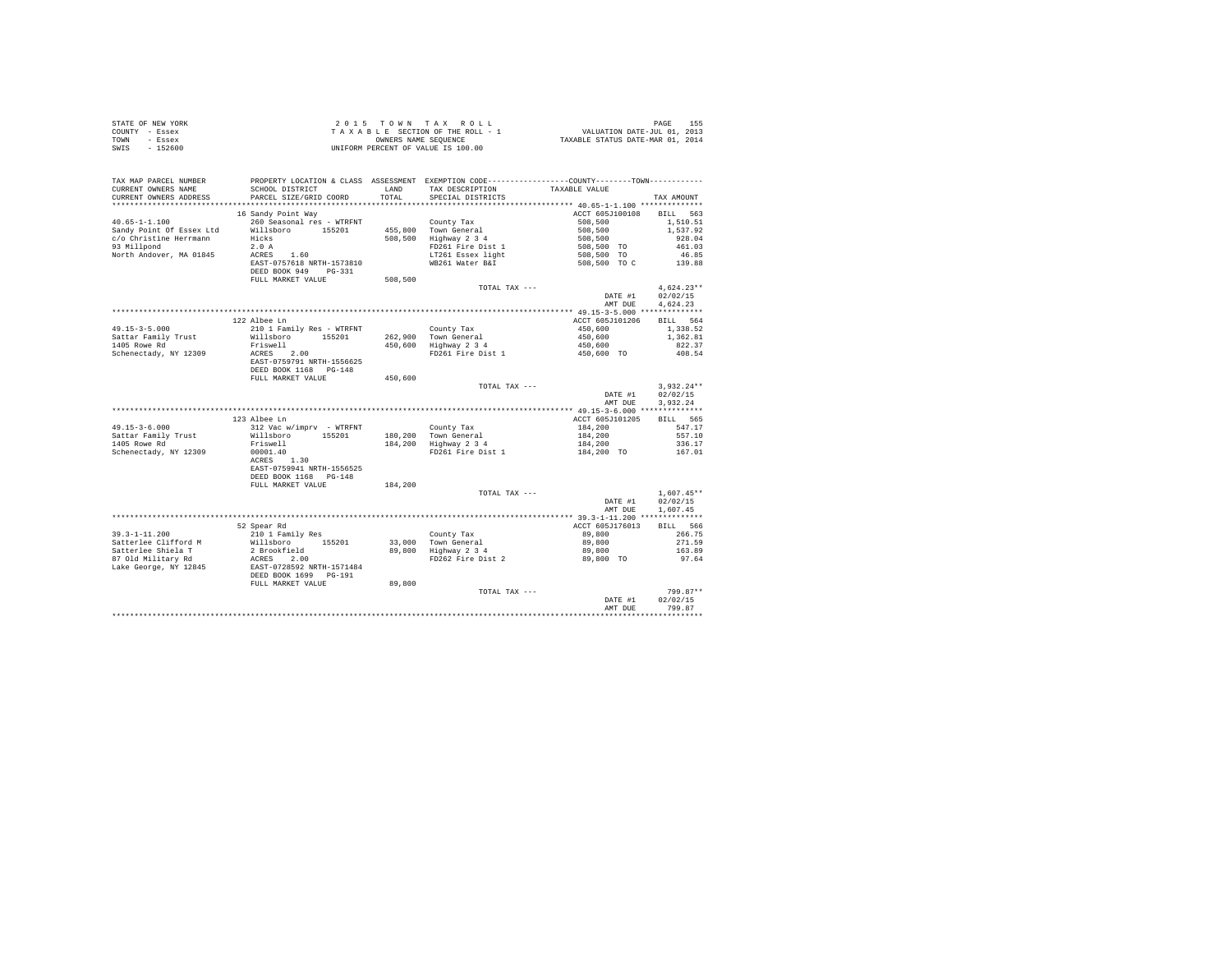STATE OF NEW YORK
COUNTY - Essex
TOWN - Essex
SWIS - 152600

2 0 1 5 T O W N T A X R O L L
T A X A B L E SECTION OF THE ROLL - 1
OWNERS NAME SEQUENCE
UNIFORM PERCENT OF VALUE IS 100.00

VALUATION DATE-JUL 01, 2013
TAXABLE STATUS DATE-MAR 01, 2014

| TAX MAP PARCEL NUMBER / CURRENT OWNERS NAME / CURRENT OWNERS ADDRESS | PROPERTY LOCATION & CLASS / SCHOOL DISTRICT / PARCEL SIZE/GRID COORD | ASSESSMENT LAND / TOTAL | EXEMPTION CODE / TAX DESCRIPTION / SPECIAL DISTRICTS | COUNTY / TOWN TAXABLE VALUE | TAX AMOUNT |
|---|---|---|---|---|---|
| **40.65-1-1.100** | 16 Sandy Point Way | | | ACCT 605J100108 | BILL 563 |
| 40.65-1-1.100 | 260 Seasonal res - WTRFNT | | County Tax | 508,500 | 1,510.51 |
| Sandy Point Of Essex Ltd | Willsboro 155201 | 455,800 | Town General | 508,500 | 1,537.92 |
| c/o Christine Herrmann | Hicks | 508,500 | Highway 2 3 4 | 508,500 | 928.04 |
| 93 Millpond | 2.0 A | | FD261 Fire Dist 1 | 508,500 TO | 461.03 |
| North Andover, MA 01845 | ACRES 1.60 | | LT261 Essex light | 508,500 TO | 46.85 |
| | EAST-0757618 NRTH-1573810 | | WB261 Water B&I | 508,500 TO C | 139.88 |
| | DEED BOOK 949 PG-331 | | | | |
| | FULL MARKET VALUE | 508,500 | | | |
| | | | TOTAL TAX --- | | 4,624.23** |
| | | | | DATE #1 | 02/02/15 |
| | | | | AMT DUE | 4,624.23 |
| **49.15-3-5.000** | 122 Albee Ln | | | ACCT 605J101206 | BILL 564 |
| 49.15-3-5.000 | 210 1 Family Res - WTRFNT | | County Tax | 450,600 | 1,338.52 |
| Sattar Family Trust | Willsboro 155201 | 262,900 | Town General | 450,600 | 1,362.81 |
| 1405 Rowe Rd | Friswell | 450,600 | Highway 2 3 4 | 450,600 | 822.37 |
| Schenectady, NY 12309 | ACRES 2.00 | | FD261 Fire Dist 1 | 450,600 TO | 408.54 |
| | EAST-0759791 NRTH-1556625 | | | | |
| | DEED BOOK 1168 PG-148 | | | | |
| | FULL MARKET VALUE | 450,600 | | | |
| | | | TOTAL TAX --- | | 3,932.24** |
| | | | | DATE #1 | 02/02/15 |
| | | | | AMT DUE | 3,932.24 |
| **49.15-3-6.000** | 123 Albee Ln | | | ACCT 605J101205 | BILL 565 |
| 49.15-3-6.000 | 312 Vac w/imprv - WTRFNT | | County Tax | 184,200 | 547.17 |
| Sattar Family Trust | Willsboro 155201 | 180,200 | Town General | 184,200 | 557.10 |
| 1405 Rowe Rd | Friswell | 184,200 | Highway 2 3 4 | 184,200 | 336.17 |
| Schenectady, NY 12309 | 00001.40 | | FD261 Fire Dist 1 | 184,200 TO | 167.01 |
| | ACRES 1.30 | | | | |
| | EAST-0759941 NRTH-1556525 | | | | |
| | DEED BOOK 1168 PG-148 | | | | |
| | FULL MARKET VALUE | 184,200 | | | |
| | | | TOTAL TAX --- | | 1,607.45** |
| | | | | DATE #1 | 02/02/15 |
| | | | | AMT DUE | 1,607.45 |
| **39.3-1-11.200** | 52 Spear Rd | | | ACCT 605J176013 | BILL 566 |
| 39.3-1-11.200 | 210 1 Family Res | | County Tax | 89,800 | 266.75 |
| Satterlee Clifford M | Willsboro 155201 | 33,000 | Town General | 89,800 | 271.59 |
| Satterlee Shiela T | 2 Brookfield | 89,800 | Highway 2 3 4 | 89,800 | 163.89 |
| 87 Old Military Rd | ACRES 2.00 | | FD262 Fire Dist 2 | 89,800 TO | 97.64 |
| Lake George, NY 12845 | EAST-0728592 NRTH-1571484 | | | | |
| | DEED BOOK 1699 PG-191 | | | | |
| | FULL MARKET VALUE | 89,800 | | | |
| | | | TOTAL TAX --- | | 799.87** |
| | | | | DATE #1 | 02/02/15 |
| | | | | AMT DUE | 799.87 |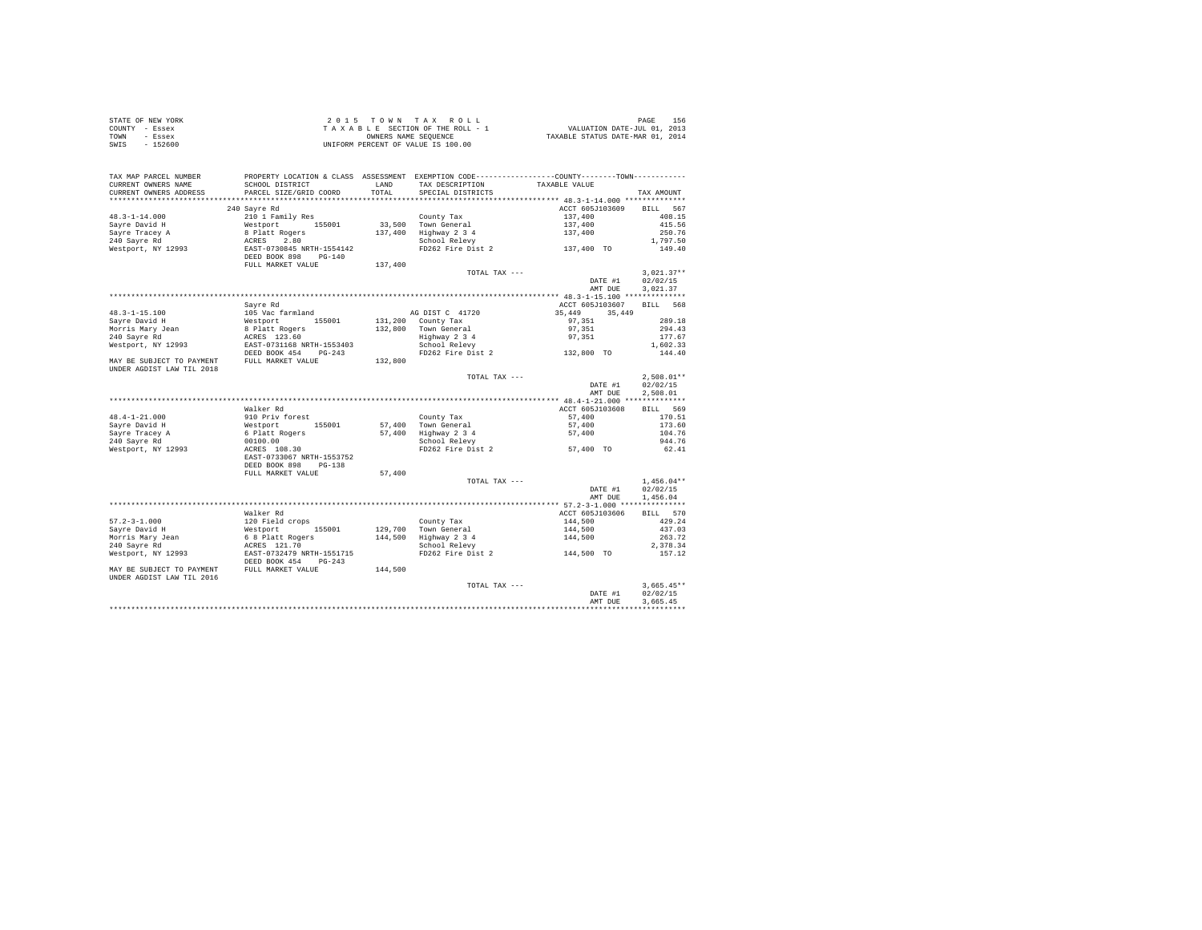STATE OF NEW YORK
COUNTY - Essex
TOWN - Essex
SWIS - 152600

2 0 1 5 T O W N T A X R O L L
T A X A B L E SECTION OF THE ROLL - 1
OWNERS NAME SEQUENCE
UNIFORM PERCENT OF VALUE IS 100.00

VALUATION DATE-JUL 01, 2013
TAXABLE STATUS DATE-MAR 01, 2014

| TAX MAP PARCEL NUMBER / CURRENT OWNERS NAME / CURRENT OWNERS ADDRESS | PROPERTY LOCATION & CLASS / SCHOOL DISTRICT / PARCEL SIZE/GRID COORD | ASSESSMENT LAND / TOTAL | EXEMPTION CODE / TAX DESCRIPTION / SPECIAL DISTRICTS | COUNTY / TOWN TAXABLE VALUE | TAX AMOUNT |
|---|---|---|---|---|---|
| **48.3-1-14.000** | 240 Sayre Rd | | | ACCT 605J103609 | BILL 567 |
| 48.3-1-14.000 | 210 1 Family Res | | County Tax | 137,400 | 408.15 |
| Sayre David H | Westport 155001 | 33,500 | Town General | 137,400 | 415.56 |
| Sayre Tracey A | 8 Platt Rogers | 137,400 | Highway 2 3 4 | 137,400 | 250.76 |
| 240 Sayre Rd | ACRES 2.80 | | School Relevy | | 1,797.50 |
| Westport, NY 12993 | EAST-0730845 NRTH-1554142 | | FD262 Fire Dist 2 | 137,400 TO | 149.40 |
| | DEED BOOK 898 PG-140 | | | | |
| | FULL MARKET VALUE | 137,400 | | | |
| | | | TOTAL TAX --- | | 3,021.37** |
| | | | | DATE #1 | 02/02/15 |
| | | | | AMT DUE | 3,021.37 |
| **48.3-1-15.100** | Sayre Rd | | | ACCT 605J103607 | BILL 568 |
| 48.3-1-15.100 | 105 Vac farmland | | AG DIST C 41720 | 35,449 35,449 | |
| Sayre David H | Westport 155001 | 131,200 | County Tax | 97,351 | 289.18 |
| Morris Mary Jean | 8 Platt Rogers | 132,800 | Town General | 97,351 | 294.43 |
| 240 Sayre Rd | ACRES 123.60 | | Highway 2 3 4 | 97,351 | 177.67 |
| Westport, NY 12993 | EAST-0731168 NRTH-1553403 | | School Relevy | | 1,602.33 |
| | DEED BOOK 454 PG-243 | | FD262 Fire Dist 2 | 132,800 TO | 144.40 |
| MAY BE SUBJECT TO PAYMENT UNDER AGDIST LAW TIL 2018 | FULL MARKET VALUE | 132,800 | | | |
| | | | TOTAL TAX --- | | 2,508.01** |
| | | | | DATE #1 | 02/02/15 |
| | | | | AMT DUE | 2,508.01 |
| **48.4-1-21.000** | Walker Rd | | | ACCT 605J103608 | BILL 569 |
| 48.4-1-21.000 | 910 Priv forest | | County Tax | 57,400 | 170.51 |
| Sayre David H | Westport 155001 | 57,400 | Town General | 57,400 | 173.60 |
| Sayre Tracey A | 6 Platt Rogers | 57,400 | Highway 2 3 4 | 57,400 | 104.76 |
| 240 Sayre Rd | 00100.00 | | School Relevy | | 944.76 |
| Westport, NY 12993 | ACRES 108.30 | | FD262 Fire Dist 2 | 57,400 TO | 62.41 |
| | EAST-0733067 NRTH-1553752 | | | | |
| | DEED BOOK 898 PG-138 | | | | |
| | FULL MARKET VALUE | 57,400 | | | |
| | | | TOTAL TAX --- | | 1,456.04** |
| | | | | DATE #1 | 02/02/15 |
| | | | | AMT DUE | 1,456.04 |
| **57.2-3-1.000** | Walker Rd | | | ACCT 605J103606 | BILL 570 |
| 57.2-3-1.000 | 120 Field crops | | County Tax | 144,500 | 429.24 |
| Sayre David H | Westport 155001 | 129,700 | Town General | 144,500 | 437.03 |
| Morris Mary Jean | 6 8 Platt Rogers | 144,500 | Highway 2 3 4 | 144,500 | 263.72 |
| 240 Sayre Rd | ACRES 121.70 | | School Relevy | | 2,378.34 |
| Westport, NY 12993 | EAST-0732479 NRTH-1551715 | | FD262 Fire Dist 2 | 144,500 TO | 157.12 |
| | DEED BOOK 454 PG-243 | | | | |
| MAY BE SUBJECT TO PAYMENT UNDER AGDIST LAW TIL 2016 | FULL MARKET VALUE | 144,500 | | | |
| | | | TOTAL TAX --- | | 3,665.45** |
| | | | | DATE #1 | 02/02/15 |
| | | | | AMT DUE | 3,665.45 |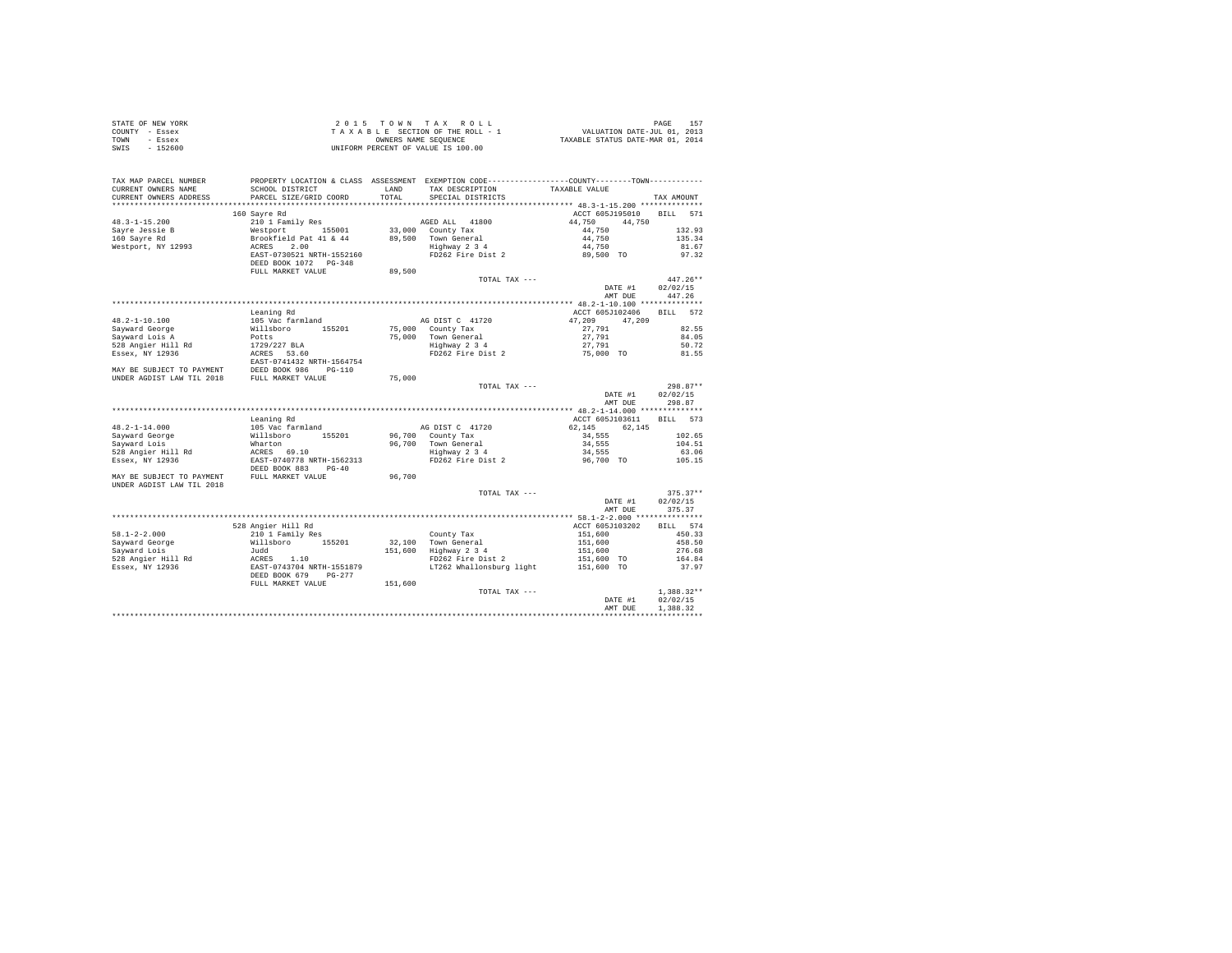STATE OF NEW YORK
COUNTY - Essex
TOWN - Essex
SWIS - 152600

2 0 1 5 T O W N T A X R O L L
T A X A B L E SECTION OF THE ROLL - 1
OWNERS NAME SEQUENCE
UNIFORM PERCENT OF VALUE IS 100.00

VALUATION DATE-JUL 01, 2013
TAXABLE STATUS DATE-MAR 01, 2014

| TAX MAP PARCEL NUMBER / CURRENT OWNERS NAME / CURRENT OWNERS ADDRESS | PROPERTY LOCATION & CLASS / SCHOOL DISTRICT / PARCEL SIZE/GRID COORD | ASSESSMENT LAND / TOTAL | EXEMPTION CODE / TAX DESCRIPTION / SPECIAL DISTRICTS | COUNTY / TOWN TAXABLE VALUE | TAX AMOUNT |
|---|---|---|---|---|---|
| **48.3-1-15.200** | 160 Sayre Rd | | | ACCT 605J195010 | BILL 571 |
| 48.3-1-15.200 | 210 1 Family Res | | AGED ALL 41800 | 44,750 44,750 | |
| Sayre Jessie B | Westport 155001 | 33,000 | County Tax | 44,750 | 132.93 |
| 160 Sayre Rd | Brookfield Pat 41 & 44 | 89,500 | Town General | 44,750 | 135.34 |
| Westport, NY 12993 | ACRES 2.00 | | Highway 2 3 4 | 44,750 | 81.67 |
| | EAST-0730521 NRTH-1552160 | | FD262 Fire Dist 2 | 89,500 TO | 97.32 |
| | DEED BOOK 1072 PG-348 | | | | |
| | FULL MARKET VALUE | 89,500 | | | |
| | | | TOTAL TAX --- | | 447.26** |
| | | | | DATE #1 | 02/02/15 |
| | | | | AMT DUE | 447.26 |
| **48.2-1-10.100** | Leaning Rd | | | ACCT 605J102406 | BILL 572 |
| 48.2-1-10.100 | 105 Vac farmland | | AG DIST C 41720 | 47,209 47,209 | |
| Sayward George | Willsboro 155201 | 75,000 | County Tax | 27,791 | 82.55 |
| Sayward Lois A | Potts | 75,000 | Town General | 27,791 | 84.05 |
| 528 Angier Hill Rd | 1729/227 BLA | | Highway 2 3 4 | 27,791 | 50.72 |
| Essex, NY 12936 | ACRES 53.60 | | FD262 Fire Dist 2 | 75,000 TO | 81.55 |
| | EAST-0741432 NRTH-1564754 | | | | |
| MAY BE SUBJECT TO PAYMENT | DEED BOOK 986 PG-110 | | | | |
| UNDER AGDIST LAW TIL 2018 | FULL MARKET VALUE | 75,000 | | | |
| | | | TOTAL TAX --- | | 298.87** |
| | | | | DATE #1 | 02/02/15 |
| | | | | AMT DUE | 298.87 |
| **48.2-1-14.000** | Leaning Rd | | | ACCT 605J103611 | BILL 573 |
| 48.2-1-14.000 | 105 Vac farmland | | AG DIST C 41720 | 62,145 62,145 | |
| Sayward George | Willsboro 155201 | 96,700 | County Tax | 34,555 | 102.65 |
| Sayward Lois | Wharton | 96,700 | Town General | 34,555 | 104.51 |
| 528 Angier Hill Rd | ACRES 69.10 | | Highway 2 3 4 | 34,555 | 63.06 |
| Essex, NY 12936 | EAST-0740778 NRTH-1562313 | | FD262 Fire Dist 2 | 96,700 TO | 105.15 |
| | DEED BOOK 883 PG-40 | | | | |
| MAY BE SUBJECT TO PAYMENT | FULL MARKET VALUE | 96,700 | | | |
| UNDER AGDIST LAW TIL 2018 | | | | | |
| | | | TOTAL TAX --- | | 375.37** |
| | | | | DATE #1 | 02/02/15 |
| | | | | AMT DUE | 375.37 |
| **58.1-2-2.000** | 528 Angier Hill Rd | | | ACCT 605J103202 | BILL 574 |
| 58.1-2-2.000 | 210 1 Family Res | | County Tax | 151,600 | 450.33 |
| Sayward George | Willsboro 155201 | 32,100 | Town General | 151,600 | 458.50 |
| Sayward Lois | Judd | 151,600 | Highway 2 3 4 | 151,600 | 276.68 |
| 528 Angier Hill Rd | ACRES 1.10 | | FD262 Fire Dist 2 | 151,600 TO | 164.84 |
| Essex, NY 12936 | EAST-0743704 NRTH-1551879 | | LT262 Whallonsburg light | 151,600 TO | 37.97 |
| | DEED BOOK 679 PG-277 | | | | |
| | FULL MARKET VALUE | 151,600 | | | |
| | | | TOTAL TAX --- | | 1,388.32** |
| | | | | DATE #1 | 02/02/15 |
| | | | | AMT DUE | 1,388.32 |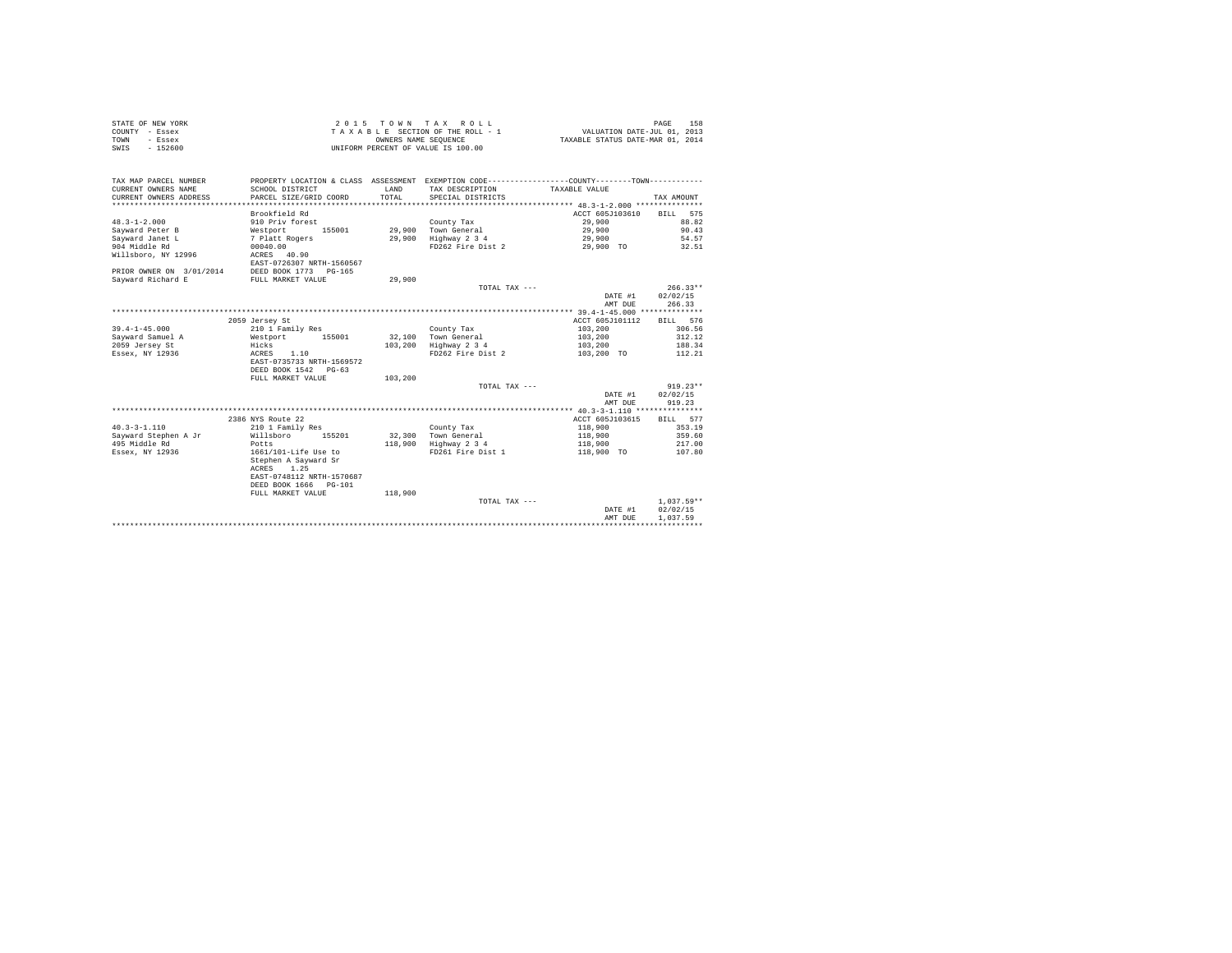STATE OF NEW YORK  
COUNTY - Essex  
TOWN - Essex  
SWIS - 152600

2 0 1 5 T O W N T A X R O L L  
T A X A B L E SECTION OF THE ROLL - 1  
OWNERS NAME SEQUENCE  
UNIFORM PERCENT OF VALUE IS 100.00

VALUATION DATE-JUL 01, 2013  
TAXABLE STATUS DATE-MAR 01, 2014

| TAX MAP PARCEL NUMBER / CURRENT OWNERS NAME / CURRENT OWNERS ADDRESS | PROPERTY LOCATION & CLASS / SCHOOL DISTRICT / PARCEL SIZE/GRID COORD | ASSESSMENT LAND / TOTAL | EXEMPTION CODE / TAX DESCRIPTION / SPECIAL DISTRICTS | COUNTY / TOWN TAXABLE VALUE | TAX AMOUNT |
|---|---|---|---|---|---|
| 48.3-1-2.000 | Brookfield Rd | | | ACCT 605J103610 | BILL 575 |
| | 910 Priv forest | | County Tax | 29,900 | 88.82 |
| Sayward Peter B | Westport 155001 | 29,900 | Town General | 29,900 | 90.43 |
| Sayward Janet L | 7 Platt Rogers | 29,900 | Highway 2 3 4 | 29,900 | 54.57 |
| 904 Middle Rd | 00040.00 | | FD262 Fire Dist 2 | 29,900 TO | 32.51 |
| Willsboro, NY 12996 | ACRES 40.90 | | | | |
| | EAST-0726307 NRTH-1560567 | | | | |
| PRIOR OWNER ON 3/01/2014 | DEED BOOK 1773 PG-165 | | | | |
| Sayward Richard E | FULL MARKET VALUE | 29,900 | | | |
| | | | TOTAL TAX --- | | 266.33** |
| | | | | DATE #1 | 02/02/15 |
| | | | | AMT DUE | 266.33 |
| 39.4-1-45.000 | 2059 Jersey St | | | ACCT 605J101112 | BILL 576 |
| | 210 1 Family Res | | County Tax | 103,200 | 306.56 |
| Sayward Samuel A | Westport 155001 | 32,100 | Town General | 103,200 | 312.12 |
| 2059 Jersey St | Hicks | 103,200 | Highway 2 3 4 | 103,200 | 188.34 |
| Essex, NY 12936 | ACRES 1.10 | | FD262 Fire Dist 2 | 103,200 TO | 112.21 |
| | EAST-0735733 NRTH-1569572 | | | | |
| | DEED BOOK 1542 PG-63 | | | | |
| | FULL MARKET VALUE | 103,200 | | | |
| | | | TOTAL TAX --- | | 919.23** |
| | | | | DATE #1 | 02/02/15 |
| | | | | AMT DUE | 919.23 |
| 40.3-3-1.110 | 2386 NYS Route 22 | | | ACCT 605J103615 | BILL 577 |
| | 210 1 Family Res | | County Tax | 118,900 | 353.19 |
| Sayward Stephen A Jr | Willsboro 155201 | 32,300 | Town General | 118,900 | 359.60 |
| 495 Middle Rd | Potts | 118,900 | Highway 2 3 4 | 118,900 | 217.00 |
| Essex, NY 12936 | 1661/101-Life Use to | | FD261 Fire Dist 1 | 118,900 TO | 107.80 |
| | Stephen A Sayward Sr | | | | |
| | ACRES 1.25 | | | | |
| | EAST-0748112 NRTH-1570687 | | | | |
| | DEED BOOK 1666 PG-101 | | | | |
| | FULL MARKET VALUE | 118,900 | | | |
| | | | TOTAL TAX --- | | 1,037.59** |
| | | | | DATE #1 | 02/02/15 |
| | | | | AMT DUE | 1,037.59 |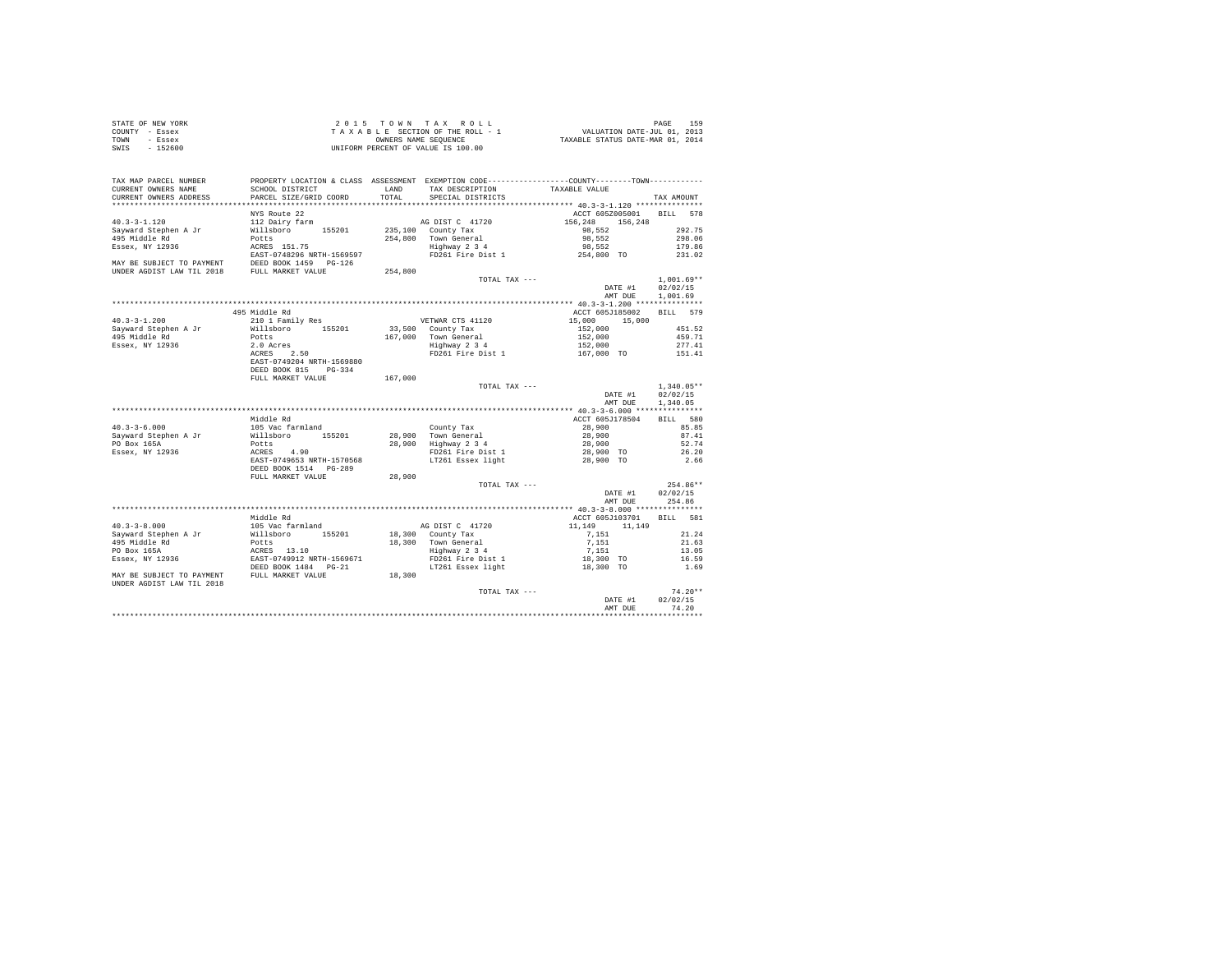STATE OF NEW YORK
COUNTY - Essex
TOWN - Essex
SWIS - 152600

2 0 1 5 T O W N T A X R O L L
T A X A B L E SECTION OF THE ROLL - 1
OWNERS NAME SEQUENCE
UNIFORM PERCENT OF VALUE IS 100.00

VALUATION DATE-JUL 01, 2013
TAXABLE STATUS DATE-MAR 01, 2014

| TAX MAP PARCEL NUMBER / CURRENT OWNERS NAME / CURRENT OWNERS ADDRESS | PROPERTY LOCATION & CLASS / SCHOOL DISTRICT / PARCEL SIZE/GRID COORD | ASSESSMENT LAND / TOTAL | EXEMPTION CODE / TAX DESCRIPTION / SPECIAL DISTRICTS | COUNTY / TOWN TAXABLE VALUE | TAX AMOUNT |
|---|---|---|---|---|---|
| **40.3-3-1.120** | NYS Route 22 | | | ACCT 605Z005001 | BILL 578 |
| 40.3-3-1.120 | 112 Dairy farm | | AG DIST C 41720 | 156,248 156,248 | |
| Sayward Stephen A Jr | Willsboro 155201 | 235,100 | County Tax | 98,552 | 292.75 |
| 495 Middle Rd | Potts | 254,800 | Town General | 98,552 | 298.06 |
| Essex, NY 12936 | ACRES 151.75 | | Highway 2 3 4 | 98,552 | 179.86 |
| | EAST-0748296 NRTH-1569597 | | FD261 Fire Dist 1 | 254,800 TO | 231.02 |
| MAY BE SUBJECT TO PAYMENT | DEED BOOK 1459 PG-126 | | | | |
| UNDER AGDIST LAW TIL 2018 | FULL MARKET VALUE | 254,800 | | | |
| | | | TOTAL TAX --- | | 1,001.69** |
| | | | | DATE #1 | 02/02/15 |
| | | | | AMT DUE | 1,001.69 |
| **40.3-3-1.200** | 495 Middle Rd | | | ACCT 605J185002 | BILL 579 |
| 40.3-3-1.200 | 210 1 Family Res | | VETWAR CTS 41120 | 15,000 15,000 | |
| Sayward Stephen A Jr | Willsboro 155201 | 33,500 | County Tax | 152,000 | 451.52 |
| 495 Middle Rd | Potts | 167,000 | Town General | 152,000 | 459.71 |
| Essex, NY 12936 | 2.0 Acres | | Highway 2 3 4 | 152,000 | 277.41 |
| | ACRES 2.50 | | FD261 Fire Dist 1 | 167,000 TO | 151.41 |
| | EAST-0749204 NRTH-1569880 | | | | |
| | DEED BOOK 815 PG-334 | | | | |
| | FULL MARKET VALUE | 167,000 | | | |
| | | | TOTAL TAX --- | | 1,340.05** |
| | | | | DATE #1 | 02/02/15 |
| | | | | AMT DUE | 1,340.05 |
| **40.3-3-6.000** | Middle Rd | | | ACCT 605J178504 | BILL 580 |
| 40.3-3-6.000 | 105 Vac farmland | | County Tax | 28,900 | 85.85 |
| Sayward Stephen A Jr | Willsboro 155201 | 28,900 | Town General | 28,900 | 87.41 |
| PO Box 165A | Potts | 28,900 | Highway 2 3 4 | 28,900 | 52.74 |
| Essex, NY 12936 | ACRES 4.90 | | FD261 Fire Dist 1 | 28,900 TO | 26.20 |
| | EAST-0749653 NRTH-1570568 | | LT261 Essex light | 28,900 TO | 2.66 |
| | DEED BOOK 1514 PG-289 | | | | |
| | FULL MARKET VALUE | 28,900 | | | |
| | | | TOTAL TAX --- | | 254.86** |
| | | | | DATE #1 | 02/02/15 |
| | | | | AMT DUE | 254.86 |
| **40.3-3-8.000** | Middle Rd | | | ACCT 605J103701 | BILL 581 |
| 40.3-3-8.000 | 105 Vac farmland | | AG DIST C 41720 | 11,149 11,149 | |
| Sayward Stephen A Jr | Willsboro 155201 | 18,300 | County Tax | 7,151 | 21.24 |
| 495 Middle Rd | Potts | 18,300 | Town General | 7,151 | 21.63 |
| PO Box 165A | ACRES 13.10 | | Highway 2 3 4 | 7,151 | 13.05 |
| Essex, NY 12936 | EAST-0749912 NRTH-1569671 | | FD261 Fire Dist 1 | 18,300 TO | 16.59 |
| | DEED BOOK 1484 PG-21 | | LT261 Essex light | 18,300 TO | 1.69 |
| MAY BE SUBJECT TO PAYMENT | FULL MARKET VALUE | 18,300 | | | |
| UNDER AGDIST LAW TIL 2018 | | | | | |
| | | | TOTAL TAX --- | | 74.20** |
| | | | | DATE #1 | 02/02/15 |
| | | | | AMT DUE | 74.20 |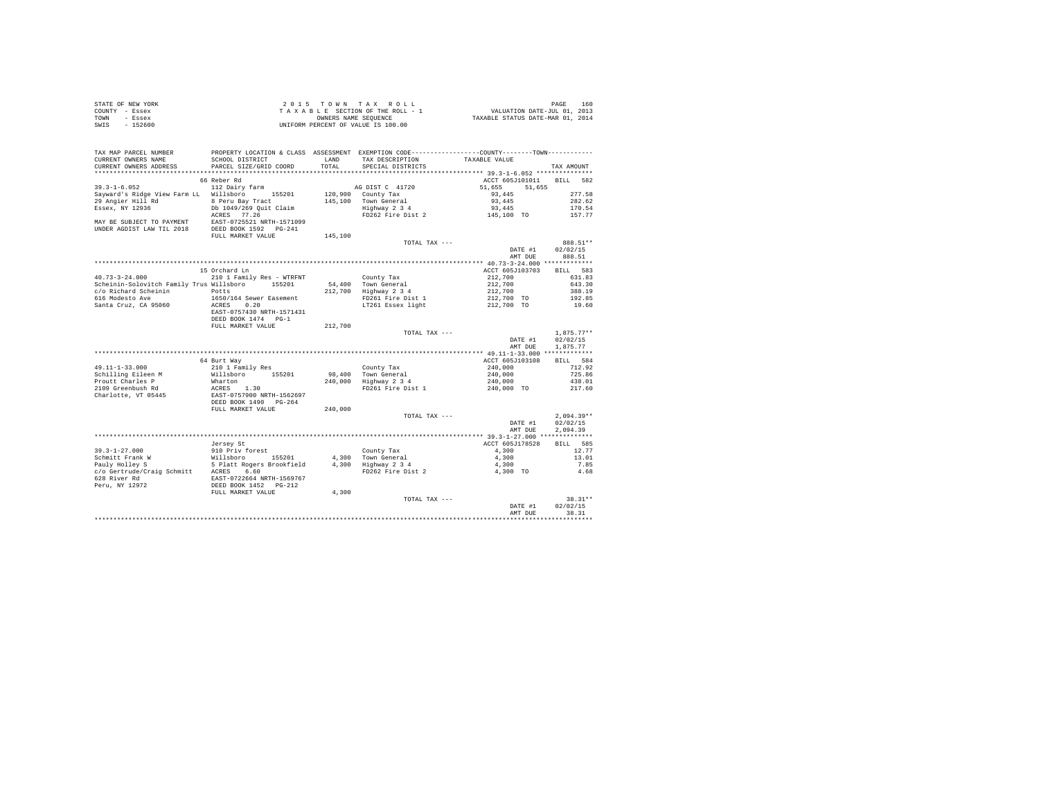STATE OF NEW YORK
COUNTY - Essex
TOWN - Essex
SWIS - 152600

2 0 1 5 T O W N T A X R O L L
T A X A B L E SECTION OF THE ROLL - 1
OWNERS NAME SEQUENCE
UNIFORM PERCENT OF VALUE IS 100.00

VALUATION DATE-JUL 01, 2013
TAXABLE STATUS DATE-MAR 01, 2014

| TAX MAP PARCEL NUMBER / CURRENT OWNERS NAME / CURRENT OWNERS ADDRESS | PROPERTY LOCATION & CLASS / SCHOOL DISTRICT / PARCEL SIZE/GRID COORD | ASSESSMENT LAND / TOTAL | EXEMPTION CODE / TAX DESCRIPTION / SPECIAL DISTRICTS | COUNTY / TOWN TAXABLE VALUE | TAX AMOUNT |
|---|---|---|---|---|---|
| 39.3-1-6.052 | 66 Reber Rd | | | ACCT 605J101011 | BILL 582 |
| | 112 Dairy farm | | AG DIST C 41720 | 51,655 51,655 | |
| Sayward's Ridge View Farm LL | Willsboro 155201 | 120,900 | County Tax | 93,445 | 277.58 |
| 29 Angier Hill Rd | 8 Peru Bay Tract | 145,100 | Town General | 93,445 | 282.62 |
| Essex, NY 12936 | Db 1049/269 Quit Claim | | Highway 2 3 4 | 93,445 | 170.54 |
| | ACRES 77.26 | | FD262 Fire Dist 2 | 145,100 TO | 157.77 |
| MAY BE SUBJECT TO PAYMENT | EAST-0725521 NRTH-1571099 | | | | |
| UNDER AGDIST LAW TIL 2018 | DEED BOOK 1592 PG-241 | | | | |
| | FULL MARKET VALUE | 145,100 | | | |
| | | | TOTAL TAX --- | | 888.51** |
| | | | | DATE #1 | 02/02/15 |
| | | | | AMT DUE | 888.51 |
| 40.73-3-24.000 | 15 Orchard Ln | | | ACCT 605J103703 | BILL 583 |
| | 210 1 Family Res - WTRFNT | | County Tax | 212,700 | 631.83 |
| Scheinin-Solovitch Family Trus | Willsboro 155201 | 54,400 | Town General | 212,700 | 643.30 |
| c/o Richard Scheinin | Potts | 212,700 | Highway 2 3 4 | 212,700 | 388.19 |
| 616 Modesto Ave | 1650/164 Sewer Easement | | FD261 Fire Dist 1 | 212,700 TO | 192.85 |
| Santa Cruz, CA 95060 | ACRES 0.20 | | LT261 Essex light | 212,700 TO | 19.60 |
| | EAST-0757430 NRTH-1571431 | | | | |
| | DEED BOOK 1474 PG-1 | | | | |
| | FULL MARKET VALUE | 212,700 | | | |
| | | | TOTAL TAX --- | | 1,875.77** |
| | | | | DATE #1 | 02/02/15 |
| | | | | AMT DUE | 1,875.77 |
| 49.11-1-33.000 | 64 Burt Way | | | ACCT 605J103108 | BILL 584 |
| | 210 1 Family Res | | County Tax | 240,000 | 712.92 |
| Schilling Eileen M | Willsboro 155201 | 98,400 | Town General | 240,000 | 725.86 |
| Proutt Charles P | Wharton | 240,000 | Highway 2 3 4 | 240,000 | 438.01 |
| 2109 Greenbush Rd | ACRES 1.30 | | FD261 Fire Dist 1 | 240,000 TO | 217.60 |
| Charlotte, VT 05445 | EAST-0757900 NRTH-1562697 | | | | |
| | DEED BOOK 1490 PG-264 | | | | |
| | FULL MARKET VALUE | 240,000 | | | |
| | | | TOTAL TAX --- | | 2,094.39** |
| | | | | DATE #1 | 02/02/15 |
| | | | | AMT DUE | 2,094.39 |
| 39.3-1-27.000 | Jersey St | | | ACCT 605J178528 | BILL 585 |
| | 910 Priv forest | | County Tax | 4,300 | 12.77 |
| Schmitt Frank W | Willsboro 155201 | 4,300 | Town General | 4,300 | 13.01 |
| Pauly Holley S | 5 Platt Rogers Brookfield | 4,300 | Highway 2 3 4 | 4,300 | 7.85 |
| c/o Gertrude/Craig Schmitt | ACRES 6.60 | | FD262 Fire Dist 2 | 4,300 TO | 4.68 |
| 628 River Rd | EAST-0722664 NRTH-1569767 | | | | |
| Peru, NY 12972 | DEED BOOK 1452 PG-212 | | | | |
| | FULL MARKET VALUE | 4,300 | | | |
| | | | TOTAL TAX --- | | 38.31** |
| | | | | DATE #1 | 02/02/15 |
| | | | | AMT DUE | 38.31 |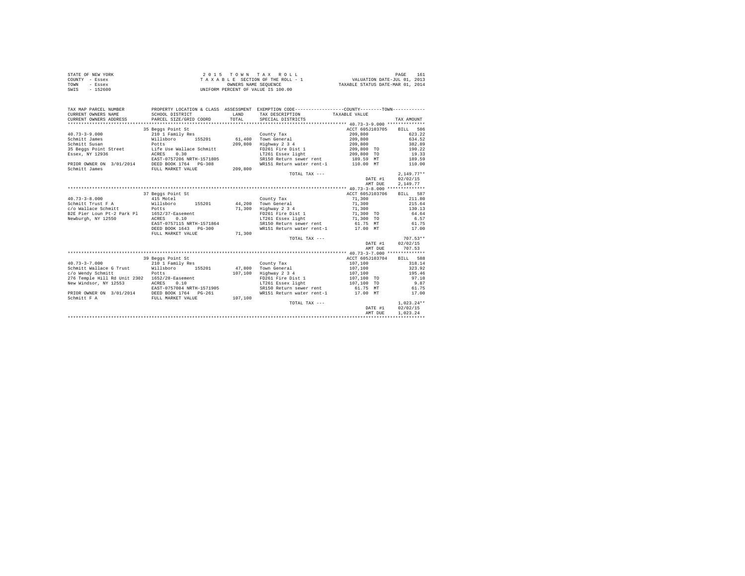STATE OF NEW YORK
COUNTY - Essex
TOWN - Essex
SWIS - 152600

2 0 1 5   T O W N   T A X   R O L L
T A X A B L E   SECTION OF THE ROLL - 1
OWNERS NAME SEQUENCE
UNIFORM PERCENT OF VALUE IS 100.00

VALUATION DATE-JUL 01, 2013
TAXABLE STATUS DATE-MAR 01, 2014

```
TAX MAP PARCEL NUMBER          PROPERTY LOCATION & CLASS  ASSESSMENT  EXEMPTION CODE-----------------COUNTY--------TOWN-----------
CURRENT OWNERS NAME            SCHOOL DISTRICT             LAND       TAX DESCRIPTION            TAXABLE VALUE
CURRENT OWNERS ADDRESS         PARCEL SIZE/GRID COORD      TOTAL      SPECIAL DISTRICTS                                   TAX AMOUNT
*********************************************************************************************** 40.73-3-9.000 **************
                               35 Beggs Point St                                                 ACCT 605J103705    BILL  586
40.73-3-9.000                  210 1 Family Res                       County Tax                  209,800                  623.22
Schmitt James                  Willsboro      155201       61,400     Town General                209,800                  634.52
Schmitt Susan                  Potts                      209,800     Highway 2 3 4               209,800                  382.89
35 Beggs Point Street          Life Use Wallace Schmitt               FD261 Fire Dist 1           209,800 TO               190.22
Essex, NY 12936                ACRES    0.30                          LT261 Essex light           209,800 TO                19.33
                               EAST-0757206 NRTH-1571805              SR150 Return sewer rent      189.59 MT               189.59
PRIOR OWNER ON  3/01/2014      DEED BOOK 1764   PG-308                WR151 Return water rent-1    110.00 MT               110.00
Schmitt James                  FULL MARKET VALUE          209,800
                                                                      TOTAL TAX ---                                     2,149.77**
                                                                                                  DATE #1          02/02/15
                                                                                                  AMT DUE          2,149.77
*********************************************************************************************** 40.73-3-8.000 **************
                               37 Beggs Point St                                                 ACCT 605J103706    BILL  587
40.73-3-8.000                  415 Motel                              County Tax                   71,300                  211.80
Schmitt Trust F A              Willsboro      155201       44,200     Town General                 71,300                  215.64
c/o Wallace Schmitt            Potts                       71,300     Highway 2 3 4                71,300                  130.13
B2E Pier Loun Pt-2 Park Pl     1652/37-Easement                       FD261 Fire Dist 1            71,300 TO                64.64
Newburgh, NY 12550             ACRES    0.10                          LT261 Essex light            71,300 TO                 6.57
                               EAST-0757115 NRTH-1571864              SR150 Return sewer rent       61.75 MT                61.75
                               DEED BOOK 1643   PG-300                WR151 Return water rent-1     17.00 MT                17.00
                               FULL MARKET VALUE           71,300
                                                                      TOTAL TAX ---                                       707.53**
                                                                                                  DATE #1          02/02/15
                                                                                                  AMT DUE            707.53
*********************************************************************************************** 40.73-3-7.000 **************
                               39 Beggs Point St                                                 ACCT 605J103704    BILL  588
40.73-3-7.000                  210 1 Family Res                       County Tax                  107,100                  318.14
Schmitt Wallace G Trust        Willsboro      155201       47,800     Town General                107,100                  323.92
c/o Wendy Schmitt              Potts                      107,100     Highway 2 3 4               107,100                  195.46
276 Temple Hill Rd Unit 2302   1652/28-Easement                       FD261 Fire Dist 1           107,100 TO                97.10
New Windsor, NY 12553          ACRES    0.10                          LT261 Essex light           107,100 TO                 9.87
                               EAST-0757084 NRTH-1571905              SR150 Return sewer rent       61.75 MT                61.75
PRIOR OWNER ON  3/01/2014      DEED BOOK 1764   PG-261                WR151 Return water rent-1     17.00 MT                17.00
Schmitt F A                    FULL MARKET VALUE          107,100
                                                                      TOTAL TAX ---                                     1,023.24**
                                                                                                  DATE #1          02/02/15
                                                                                                  AMT DUE          1,023.24
****************************************************************************************************************************
```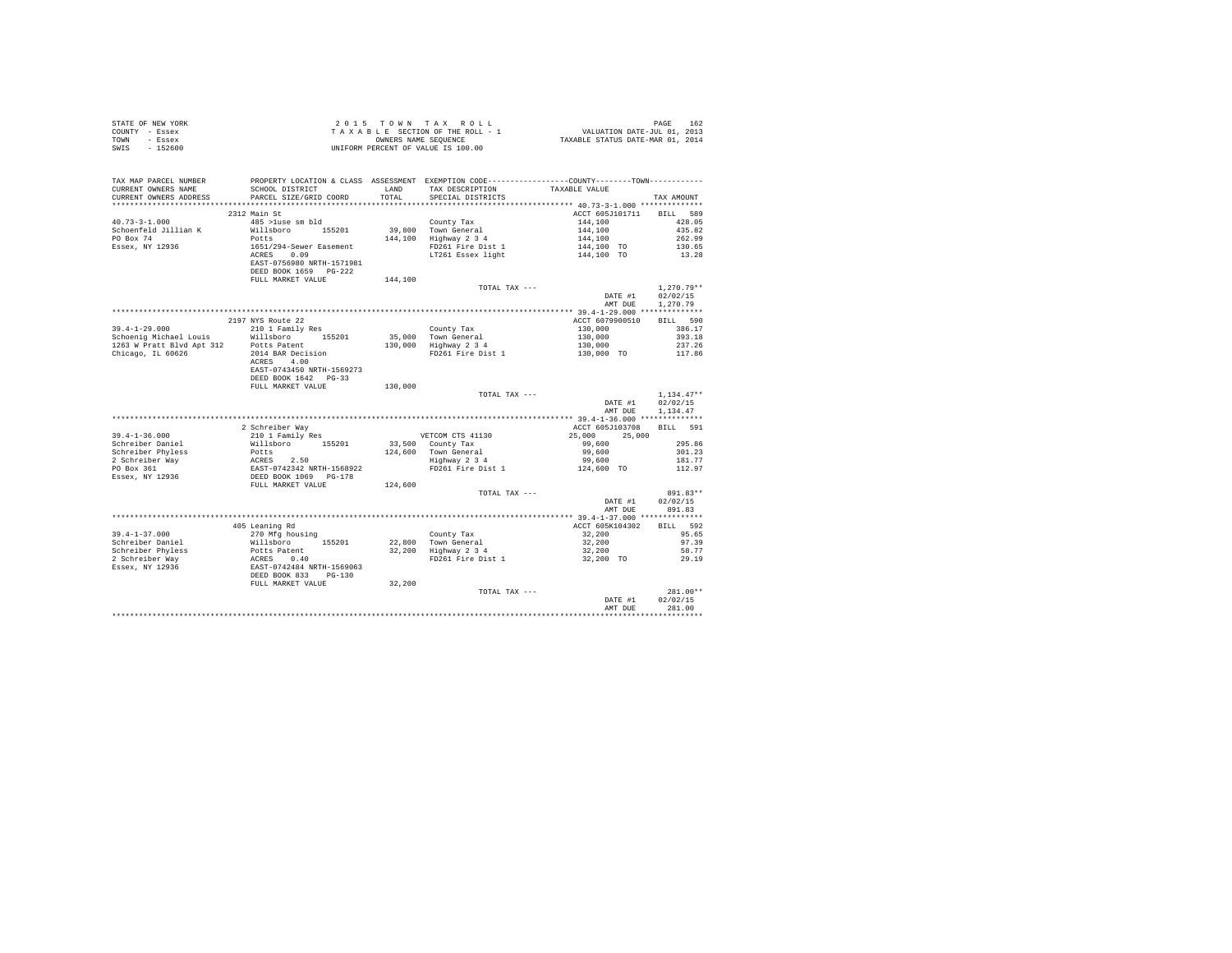STATE OF NEW YORK
COUNTY - Essex
TOWN - Essex
SWIS - 152600

2 0 1 5 T O W N T A X R O L L
T A X A B L E SECTION OF THE ROLL - 1
OWNERS NAME SEQUENCE
UNIFORM PERCENT OF VALUE IS 100.00

VALUATION DATE-JUL 01, 2013
TAXABLE STATUS DATE-MAR 01, 2014

| TAX MAP PARCEL NUMBER / CURRENT OWNERS NAME / CURRENT OWNERS ADDRESS | PROPERTY LOCATION & CLASS / SCHOOL DISTRICT / PARCEL SIZE/GRID COORD | ASSESSMENT LAND / TOTAL | EXEMPTION CODE / TAX DESCRIPTION / SPECIAL DISTRICTS | COUNTY--------TOWN TAXABLE VALUE | TAX AMOUNT |
|---|---|---|---|---|---|
| **40.73-3-1.000** | 2312 Main St | | | ACCT 605J101711 | BILL 589 |
| 40.73-3-1.000 | 485 >1use sm bld | | County Tax | 144,100 | 428.05 |
| Schoenfeld Jillian K | Willsboro 155201 | 39,800 | Town General | 144,100 | 435.82 |
| PO Box 74 | Potts | 144,100 | Highway 2 3 4 | 144,100 | 262.99 |
| Essex, NY 12936 | 1651/294-Sewer Easement | | FD261 Fire Dist 1 | 144,100 TO | 130.65 |
| | ACRES 0.09 | | LT261 Essex light | 144,100 TO | 13.28 |
| | EAST-0756980 NRTH-1571981 | | | | |
| | DEED BOOK 1659 PG-222 | | | | |
| | FULL MARKET VALUE | 144,100 | | | |
| | | | TOTAL TAX --- | | 1,270.79** |
| | | | | DATE #1 | 02/02/15 |
| | | | | AMT DUE | 1,270.79 |
| **39.4-1-29.000** | 2197 NYS Route 22 | | | ACCT 6079900510 | BILL 590 |
| 39.4-1-29.000 | 210 1 Family Res | | County Tax | 130,000 | 386.17 |
| Schoenig Michael Louis | Willsboro 155201 | 35,000 | Town General | 130,000 | 393.18 |
| 1263 W Pratt Blvd Apt 312 | Potts Patent | 130,000 | Highway 2 3 4 | 130,000 | 237.26 |
| Chicago, IL 60626 | 2014 BAR Decision | | FD261 Fire Dist 1 | 130,000 TO | 117.86 |
| | ACRES 4.00 | | | | |
| | EAST-0743450 NRTH-1569273 | | | | |
| | DEED BOOK 1642 PG-33 | | | | |
| | FULL MARKET VALUE | 130,000 | | | |
| | | | TOTAL TAX --- | | 1,134.47** |
| | | | | DATE #1 | 02/02/15 |
| | | | | AMT DUE | 1,134.47 |
| **39.4-1-36.000** | 2 Schreiber Way | | | ACCT 605J103708 | BILL 591 |
| 39.4-1-36.000 | 210 1 Family Res | | VETCOM CTS 41130 | 25,000 25,000 | |
| Schreiber Daniel | Willsboro 155201 | 33,500 | County Tax | 99,600 | 295.86 |
| Schreiber Phyless | Potts | 124,600 | Town General | 99,600 | 301.23 |
| 2 Schreiber Way | ACRES 2.50 | | Highway 2 3 4 | 99,600 | 181.77 |
| PO Box 361 | EAST-0742342 NRTH-1568922 | | FD261 Fire Dist 1 | 124,600 TO | 112.97 |
| Essex, NY 12936 | DEED BOOK 1069 PG-178 | | | | |
| | FULL MARKET VALUE | 124,600 | | | |
| | | | TOTAL TAX --- | | 891.83** |
| | | | | DATE #1 | 02/02/15 |
| | | | | AMT DUE | 891.83 |
| **39.4-1-37.000** | 405 Leaning Rd | | | ACCT 605K104302 | BILL 592 |
| 39.4-1-37.000 | 270 Mfg housing | | County Tax | 32,200 | 95.65 |
| Schreiber Daniel | Willsboro 155201 | 22,800 | Town General | 32,200 | 97.39 |
| Schreiber Phyless | Potts Patent | 32,200 | Highway 2 3 4 | 32,200 | 58.77 |
| 2 Schreiber Way | ACRES 0.40 | | FD261 Fire Dist 1 | 32,200 TO | 29.19 |
| Essex, NY 12936 | EAST-0742484 NRTH-1569063 | | | | |
| | DEED BOOK 833 PG-130 | | | | |
| | FULL MARKET VALUE | 32,200 | | | |
| | | | TOTAL TAX --- | | 281.00** |
| | | | | DATE #1 | 02/02/15 |
| | | | | AMT DUE | 281.00 |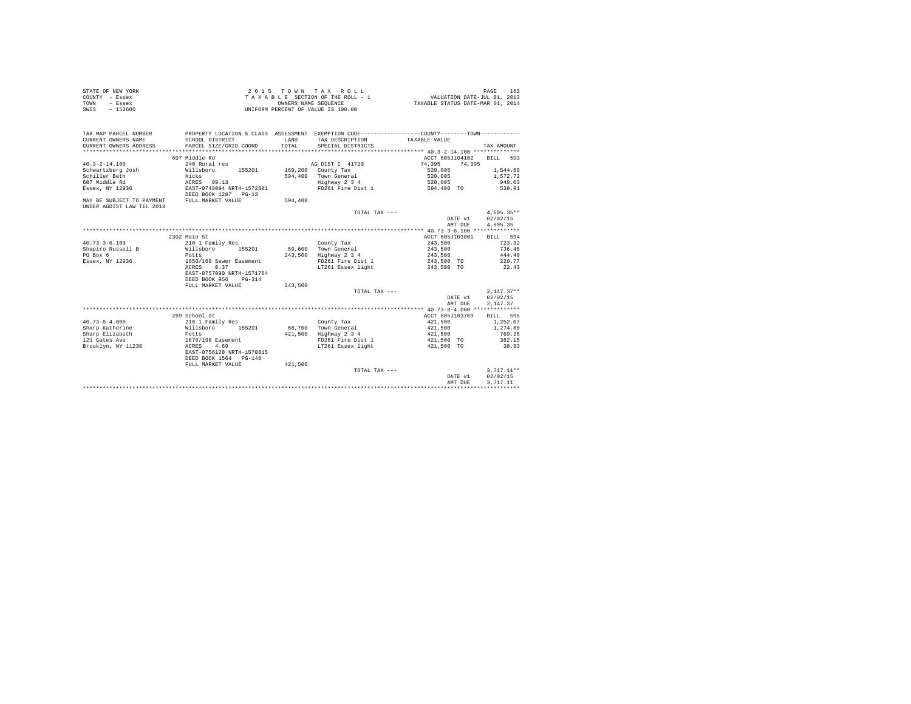STATE OF NEW YORK
COUNTY - Essex
TOWN - Essex
SWIS - 152600

2 0 1 5 T O W N T A X R O L L
T A X A B L E SECTION OF THE ROLL - 1
OWNERS NAME SEQUENCE
UNIFORM PERCENT OF VALUE IS 100.00

VALUATION DATE-JUL 01, 2013
TAXABLE STATUS DATE-MAR 01, 2014

| TAX MAP PARCEL NUMBER / CURRENT OWNERS NAME / CURRENT OWNERS ADDRESS | PROPERTY LOCATION & CLASS / SCHOOL DISTRICT / PARCEL SIZE/GRID COORD | ASSESSMENT LAND / TOTAL | EXEMPTION CODE / TAX DESCRIPTION / SPECIAL DISTRICTS | COUNTY / TOWN TAXABLE VALUE | TAX AMOUNT |
|---|---|---|---|---|---|
| 40.3-2-14.100 | 607 Middle Rd | | | ACCT 605J104102 | BILL 593 |
| | 240 Rural res | | AG DIST C 41720 | 74,395 74,395 | |
| Schwartzberg Josh | Willsboro 155201 | 169,200 | County Tax | 520,005 | 1,544.69 |
| Schiller Beth | Hicks | 594,400 | Town General | 520,005 | 1,572.72 |
| 607 Middle Rd | ACRES 99.13 | | Highway 2 3 4 | 520,005 | 949.03 |
| Essex, NY 12936 | EAST-0748094 NRTH-1572801 | | FD261 Fire Dist 1 | 594,400 TO | 538.91 |
| | DEED BOOK 1287 PG-13 | | | | |
| MAY BE SUBJECT TO PAYMENT UNDER AGDIST LAW TIL 2018 | FULL MARKET VALUE | 594,400 | | | |
| | | | TOTAL TAX --- | | 4,605.35** |
| | | | | DATE #1 | 02/02/15 |
| | | | | AMT DUE | 4,605.35 |
| 40.73-3-6.100 | 2302 Main St | | | ACCT 605J103801 | BILL 594 |
| | 210 1 Family Res | | County Tax | 243,500 | 723.32 |
| Shapiro Russell B | Willsboro 155201 | 59,600 | Town General | 243,500 | 736.45 |
| PO Box 6 | Potts | 243,500 | Highway 2 3 4 | 243,500 | 444.40 |
| Essex, NY 12936 | 1650/169 Sewer Easement | | FD261 Fire Dist 1 | 243,500 TO | 220.77 |
| | ACRES 0.37 | | LT261 Essex light | 243,500 TO | 22.43 |
| | EAST-0757090 NRTH-1571764 | | | | |
| | DEED BOOK 956 PG-314 | | | | |
| | FULL MARKET VALUE | 243,500 | | | |
| | | | TOTAL TAX --- | | 2,147.37** |
| | | | | DATE #1 | 02/02/15 |
| | | | | AMT DUE | 2,147.37 |
| 40.73-8-4.000 | 269 School St | | | ACCT 605J103709 | BILL 595 |
| | 210 1 Family Res | | County Tax | 421,500 | 1,252.07 |
| Sharp Katherine | Willsboro 155201 | 68,700 | Town General | 421,500 | 1,274.80 |
| Sharp Elizabeth | Potts | 421,500 | Highway 2 3 4 | 421,500 | 769.26 |
| 121 Gates Ave | 1670/198 Easement | | FD261 Fire Dist 1 | 421,500 TO | 382.15 |
| Brooklyn, NY 11238 | ACRES 4.69 | | LT261 Essex light | 421,500 TO | 38.83 |
| | EAST-0756128 NRTH-1570815 | | | | |
| | DEED BOOK 1564 PG-148 | | | | |
| | FULL MARKET VALUE | 421,500 | | | |
| | | | TOTAL TAX --- | | 3,717.11** |
| | | | | DATE #1 | 02/02/15 |
| | | | | AMT DUE | 3,717.11 |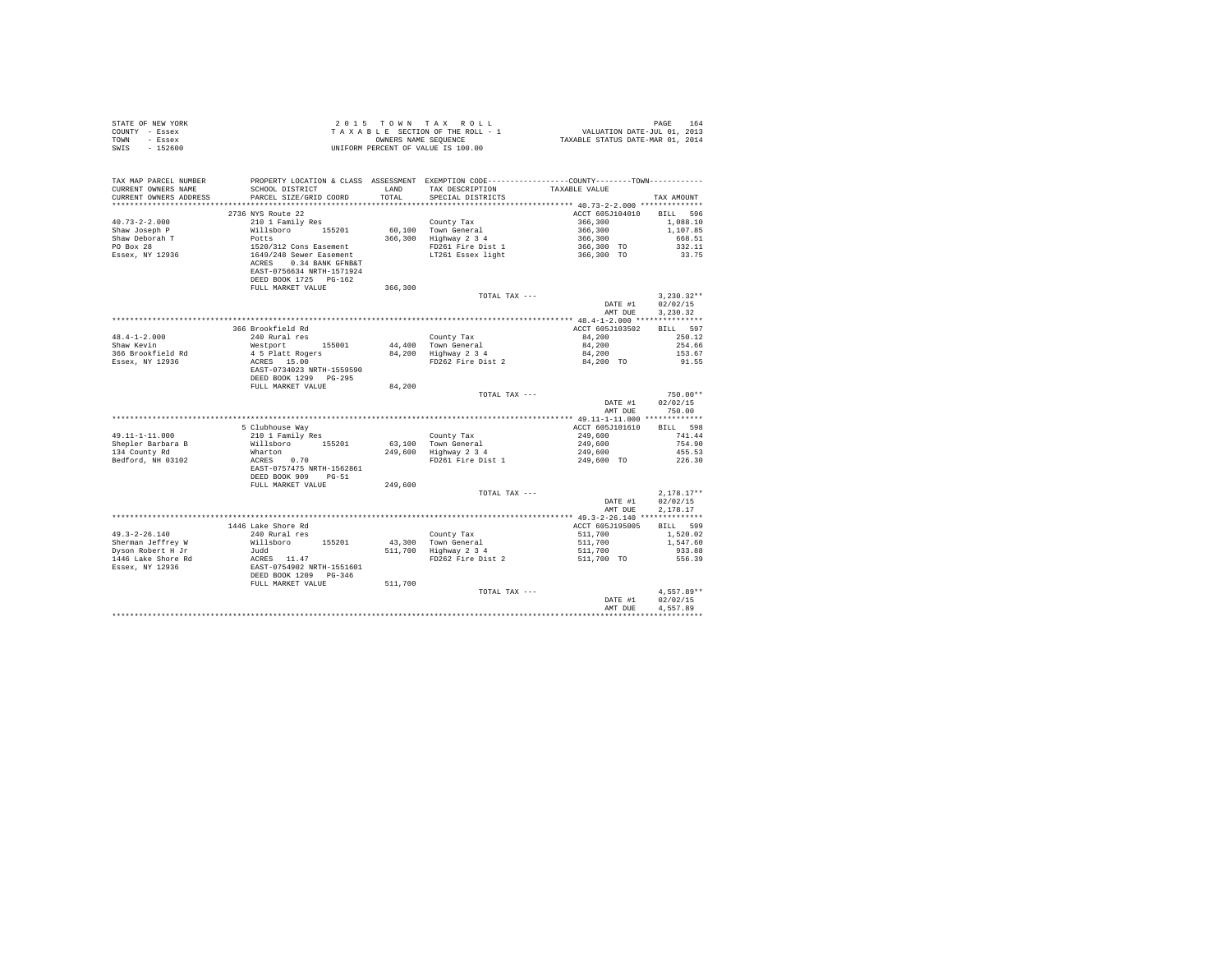STATE OF NEW YORK
COUNTY - Essex
TOWN - Essex
SWIS - 152600

2 0 1 5 T O W N T A X R O L L
T A X A B L E SECTION OF THE ROLL - 1
OWNERS NAME SEQUENCE
UNIFORM PERCENT OF VALUE IS 100.00

VALUATION DATE-JUL 01, 2013
TAXABLE STATUS DATE-MAR 01, 2014

| TAX MAP PARCEL NUMBER / CURRENT OWNERS NAME / CURRENT OWNERS ADDRESS | PROPERTY LOCATION & CLASS / SCHOOL DISTRICT / PARCEL SIZE/GRID COORD | ASSESSMENT LAND / TOTAL | EXEMPTION CODE / TAX DESCRIPTION / SPECIAL DISTRICTS | COUNTY--------TOWN / TAXABLE VALUE | TAX AMOUNT |
|---|---|---|---|---|---|
| 40.73-2-2.000 | 2736 NYS Route 22 | | | ACCT 605J104010 | BILL 596 |
| 40.73-2-2.000 | 210 1 Family Res | | County Tax | 366,300 | 1,088.10 |
| Shaw Joseph P | Willsboro 155201 | 60,100 | Town General | 366,300 | 1,107.85 |
| Shaw Deborah T | Potts | 366,300 | Highway 2 3 4 | 366,300 | 668.51 |
| PO Box 28 | 1520/312 Cons Easement | | FD261 Fire Dist 1 | 366,300 TO | 332.11 |
| Essex, NY 12936 | 1649/248 Sewer Easement | | LT261 Essex light | 366,300 TO | 33.75 |
| | ACRES 0.34 BANK GFNB&T | | | | |
| | EAST-0756634 NRTH-1571924 | | | | |
| | DEED BOOK 1725 PG-162 | | | | |
| | FULL MARKET VALUE | 366,300 | | | |
| | | | TOTAL TAX --- | | 3,230.32** |
| | | | | DATE #1 | 02/02/15 |
| | | | | AMT DUE | 3,230.32 |
| 48.4-1-2.000 | 366 Brookfield Rd | | | ACCT 605J103502 | BILL 597 |
| 48.4-1-2.000 | 240 Rural res | | County Tax | 84,200 | 250.12 |
| Shaw Kevin | Westport 155001 | 44,400 | Town General | 84,200 | 254.66 |
| 366 Brookfield Rd | 4 5 Platt Rogers | 84,200 | Highway 2 3 4 | 84,200 | 153.67 |
| Essex, NY 12936 | ACRES 15.00 | | FD262 Fire Dist 2 | 84,200 TO | 91.55 |
| | EAST-0734023 NRTH-1559590 | | | | |
| | DEED BOOK 1299 PG-295 | | | | |
| | FULL MARKET VALUE | 84,200 | | | |
| | | | TOTAL TAX --- | | 750.00** |
| | | | | DATE #1 | 02/02/15 |
| | | | | AMT DUE | 750.00 |
| 49.11-1-11.000 | 5 Clubhouse Way | | | ACCT 605J101610 | BILL 598 |
| 49.11-1-11.000 | 210 1 Family Res | | County Tax | 249,600 | 741.44 |
| Shepler Barbara B | Willsboro 155201 | 63,100 | Town General | 249,600 | 754.90 |
| 134 County Rd | Wharton | 249,600 | Highway 2 3 4 | 249,600 | 455.53 |
| Bedford, NH 03102 | ACRES 0.70 | | FD261 Fire Dist 1 | 249,600 TO | 226.30 |
| | EAST-0757475 NRTH-1562861 | | | | |
| | DEED BOOK 909 PG-51 | | | | |
| | FULL MARKET VALUE | 249,600 | | | |
| | | | TOTAL TAX --- | | 2,178.17** |
| | | | | DATE #1 | 02/02/15 |
| | | | | AMT DUE | 2,178.17 |
| 49.3-2-26.140 | 1446 Lake Shore Rd | | | ACCT 605J195005 | BILL 599 |
| 49.3-2-26.140 | 240 Rural res | | County Tax | 511,700 | 1,520.02 |
| Sherman Jeffrey W | Willsboro 155201 | 43,300 | Town General | 511,700 | 1,547.60 |
| Dyson Robert H Jr | Judd | 511,700 | Highway 2 3 4 | 511,700 | 933.88 |
| 1446 Lake Shore Rd | ACRES 11.47 | | FD262 Fire Dist 2 | 511,700 TO | 556.39 |
| Essex, NY 12936 | EAST-0754902 NRTH-1551601 | | | | |
| | DEED BOOK 1209 PG-346 | | | | |
| | FULL MARKET VALUE | 511,700 | | | |
| | | | TOTAL TAX --- | | 4,557.89** |
| | | | | DATE #1 | 02/02/15 |
| | | | | AMT DUE | 4,557.89 |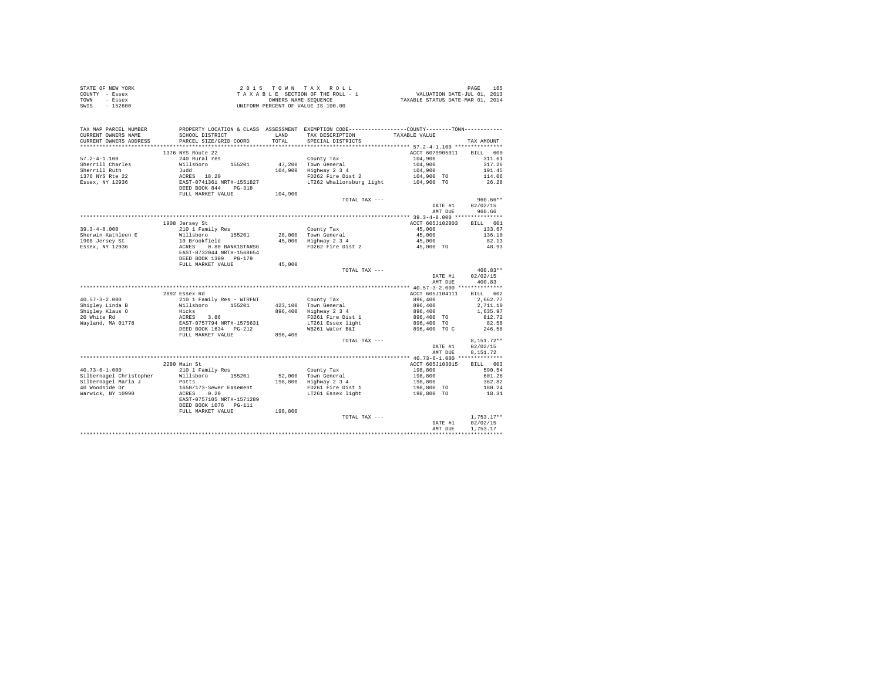STATE OF NEW YORK
COUNTY - Essex
TOWN - Essex
SWIS - 152600

2 0 1 5 T O W N T A X R O L L
T A X A B L E SECTION OF THE ROLL - 1
OWNERS NAME SEQUENCE
UNIFORM PERCENT OF VALUE IS 100.00

VALUATION DATE-JUL 01, 2013
TAXABLE STATUS DATE-MAR 01, 2014

| TAX MAP PARCEL NUMBER / CURRENT OWNERS NAME / CURRENT OWNERS ADDRESS | PROPERTY LOCATION & CLASS / SCHOOL DISTRICT / PARCEL SIZE/GRID COORD | ASSESSMENT LAND / TOTAL | EXEMPTION CODE / TAX DESCRIPTION / SPECIAL DISTRICTS | COUNTY--------TOWN TAXABLE VALUE | TAX AMOUNT |
|---|---|---|---|---|---|
| 57.2-4-1.100 | 1376 NYS Route 22 | | | ACCT 6079905011 | BILL 600 |
| 57.2-4-1.100 | 240 Rural res | | County Tax | 104,900 | 311.61 |
| Sherrill Charles | Willsboro 155201 | 47,200 | Town General | 104,900 | 317.26 |
| Sherrill Ruth | Judd | 104,900 | Highway 2 3 4 | 104,900 | 191.45 |
| 1376 NYS Rte 22 | ACRES 18.20 | | FD262 Fire Dist 2 | 104,900 TO | 114.06 |
| Essex, NY 12936 | EAST-0741361 NRTH-1551827 | | LT262 Whallonsburg light | 104,900 TO | 26.28 |
| | DEED BOOK 844 PG-318 | | | | |
| | FULL MARKET VALUE | 104,900 | | | |
| | | | TOTAL TAX --- | | 960.66** |
| | | | | DATE #1 | 02/02/15 |
| | | | | AMT DUE | 960.66 |
| 39.3-4-8.000 | 1908 Jersey St | | | ACCT 605J102803 | BILL 601 |
| 39.3-4-8.000 | 210 1 Family Res | | County Tax | 45,000 | 133.67 |
| Sherwin Kathleen E | Willsboro 155201 | 28,000 | Town General | 45,000 | 136.10 |
| 1908 Jersey St | 10 Brookfield | 45,000 | Highway 2 3 4 | 45,000 | 82.13 |
| Essex, NY 12936 | ACRES 0.80 BANK1STARSG | | FD262 Fire Dist 2 | 45,000 TO | 48.93 |
| | EAST-0732044 NRTH-1568654 | | | | |
| | DEED BOOK 1309 PG-179 | | | | |
| | FULL MARKET VALUE | 45,000 | | | |
| | | | TOTAL TAX --- | | 400.83** |
| | | | | DATE #1 | 02/02/15 |
| | | | | AMT DUE | 400.83 |
| 40.57-3-2.000 | 2892 Essex Rd | | | ACCT 605J104111 | BILL 602 |
| 40.57-3-2.000 | 210 1 Family Res - WTRFNT | | County Tax | 896,400 | 2,662.77 |
| Shigley Linda B | Willsboro 155201 | 423,100 | Town General | 896,400 | 2,711.10 |
| Shigley Klaus O | Hicks | 896,400 | Highway 2 3 4 | 896,400 | 1,635.97 |
| 20 White Rd | ACRES 3.86 | | FD261 Fire Dist 1 | 896,400 TO | 812.72 |
| Wayland, MA 01778 | EAST-0757794 NRTH-1575631 | | LT261 Essex light | 896,400 TO | 82.58 |
| | DEED BOOK 1634 PG-212 | | WB261 Water B&I | 896,400 TO C | 246.58 |
| | FULL MARKET VALUE | 896,400 | | | |
| | | | TOTAL TAX --- | | 8,151.72** |
| | | | | DATE #1 | 02/02/15 |
| | | | | AMT DUE | 8,151.72 |
| 40.73-6-1.000 | 2280 Main St | | | ACCT 605J103015 | BILL 603 |
| 40.73-6-1.000 | 210 1 Family Res | | County Tax | 198,800 | 590.54 |
| Silbernagel Christopher | Willsboro 155201 | 52,000 | Town General | 198,800 | 601.26 |
| Silbernagel Marla J | Potts | 198,800 | Highway 2 3 4 | 198,800 | 362.82 |
| 40 Woodside Dr | 1650/173-Sewer Easement | | FD261 Fire Dist 1 | 198,800 TO | 180.24 |
| Warwick, NY 10990 | ACRES 0.20 | | LT261 Essex light | 198,800 TO | 18.31 |
| | EAST-0757105 NRTH-1571289 | | | | |
| | DEED BOOK 1076 PG-111 | | | | |
| | FULL MARKET VALUE | 198,800 | | | |
| | | | TOTAL TAX --- | | 1,753.17** |
| | | | | DATE #1 | 02/02/15 |
| | | | | AMT DUE | 1,753.17 |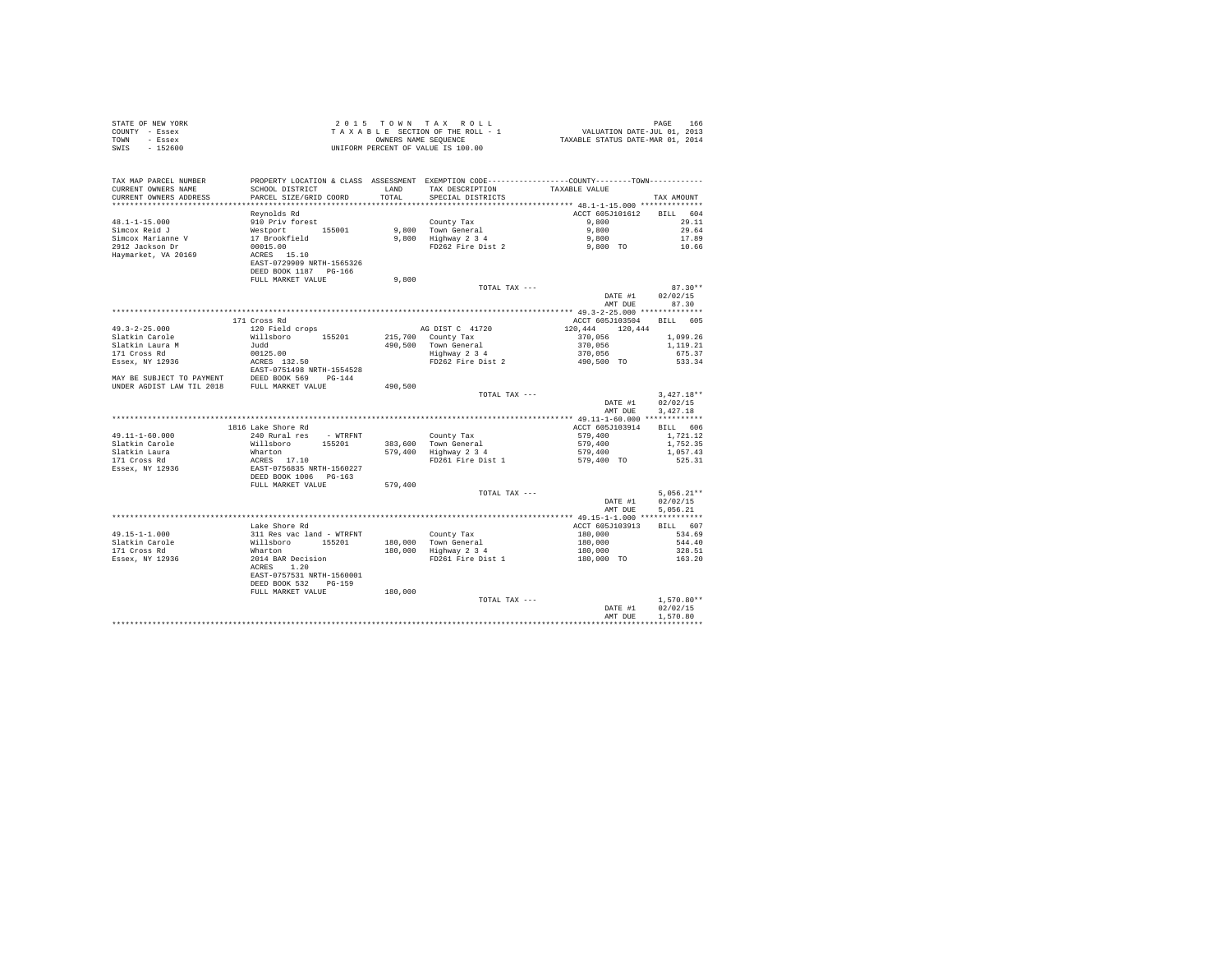STATE OF NEW YORK
COUNTY - Essex
TOWN - Essex
SWIS - 152600

2 0 1 5 T O W N T A X R O L L
T A X A B L E SECTION OF THE ROLL - 1
OWNERS NAME SEQUENCE
UNIFORM PERCENT OF VALUE IS 100.00

VALUATION DATE-JUL 01, 2013
TAXABLE STATUS DATE-MAR 01, 2014

| TAX MAP PARCEL NUMBER / CURRENT OWNERS NAME / CURRENT OWNERS ADDRESS | PROPERTY LOCATION & CLASS / SCHOOL DISTRICT / PARCEL SIZE/GRID COORD | ASSESSMENT LAND / TOTAL | EXEMPTION CODE / TAX DESCRIPTION / SPECIAL DISTRICTS | COUNTY / TOWN TAXABLE VALUE | TAX AMOUNT |
|---|---|---|---|---|---|
| **48.1-1-15.000** | Reynolds Rd | | | ACCT 605J101612 | BILL 604 |
| 48.1-1-15.000 | 910 Priv forest | | County Tax | 9,800 | 29.11 |
| Simcox Reid J | Westport 155001 | 9,800 | Town General | 9,800 | 29.64 |
| Simcox Marianne V | 17 Brookfield | 9,800 | Highway 2 3 4 | 9,800 | 17.89 |
| 2912 Jackson Dr | 00015.00 | | FD262 Fire Dist 2 | 9,800 TO | 10.66 |
| Haymarket, VA 20169 | ACRES 15.10 | | | | |
| | EAST-0729909 NRTH-1565326 | | | | |
| | DEED BOOK 1187 PG-166 | | | | |
| | FULL MARKET VALUE | 9,800 | | | |
| | | | TOTAL TAX --- | | 87.30** |
| | | | | DATE #1 | 02/02/15 |
| | | | | AMT DUE | 87.30 |
| **49.3-2-25.000** | 171 Cross Rd | | | ACCT 605J103504 | BILL 605 |
| 49.3-2-25.000 | 120 Field crops | | AG DIST C 41720 | 120,444 120,444 | |
| Slatkin Carole | Willsboro 155201 | 215,700 | County Tax | 370,056 | 1,099.26 |
| Slatkin Laura M | Judd | 490,500 | Town General | 370,056 | 1,119.21 |
| 171 Cross Rd | 00125.00 | | Highway 2 3 4 | 370,056 | 675.37 |
| Essex, NY 12936 | ACRES 132.50 | | FD262 Fire Dist 2 | 490,500 TO | 533.34 |
| | EAST-0751498 NRTH-1554528 | | | | |
| MAY BE SUBJECT TO PAYMENT | DEED BOOK 569 PG-144 | | | | |
| UNDER AGDIST LAW TIL 2018 | FULL MARKET VALUE | 490,500 | | | |
| | | | TOTAL TAX --- | | 3,427.18** |
| | | | | DATE #1 | 02/02/15 |
| | | | | AMT DUE | 3,427.18 |
| **49.11-1-60.000** | 1816 Lake Shore Rd | | | ACCT 605J103914 | BILL 606 |
| 49.11-1-60.000 | 240 Rural res - WTRFNT | | County Tax | 579,400 | 1,721.12 |
| Slatkin Carole | Willsboro 155201 | 383,600 | Town General | 579,400 | 1,752.35 |
| Slatkin Laura | Wharton | 579,400 | Highway 2 3 4 | 579,400 | 1,057.43 |
| 171 Cross Rd | ACRES 17.10 | | FD261 Fire Dist 1 | 579,400 TO | 525.31 |
| Essex, NY 12936 | EAST-0756835 NRTH-1560227 | | | | |
| | DEED BOOK 1006 PG-163 | | | | |
| | FULL MARKET VALUE | 579,400 | | | |
| | | | TOTAL TAX --- | | 5,056.21** |
| | | | | DATE #1 | 02/02/15 |
| | | | | AMT DUE | 5,056.21 |
| **49.15-1-1.000** | Lake Shore Rd | | | ACCT 605J103913 | BILL 607 |
| 49.15-1-1.000 | 311 Res vac land - WTRFNT | | County Tax | 180,000 | 534.69 |
| Slatkin Carole | Willsboro 155201 | 180,000 | Town General | 180,000 | 544.40 |
| 171 Cross Rd | Wharton | 180,000 | Highway 2 3 4 | 180,000 | 328.51 |
| Essex, NY 12936 | 2014 BAR Decision | | FD261 Fire Dist 1 | 180,000 TO | 163.20 |
| | ACRES 1.20 | | | | |
| | EAST-0757531 NRTH-1560001 | | | | |
| | DEED BOOK 532 PG-159 | | | | |
| | FULL MARKET VALUE | 180,000 | | | |
| | | | TOTAL TAX --- | | 1,570.80** |
| | | | | DATE #1 | 02/02/15 |
| | | | | AMT DUE | 1,570.80 |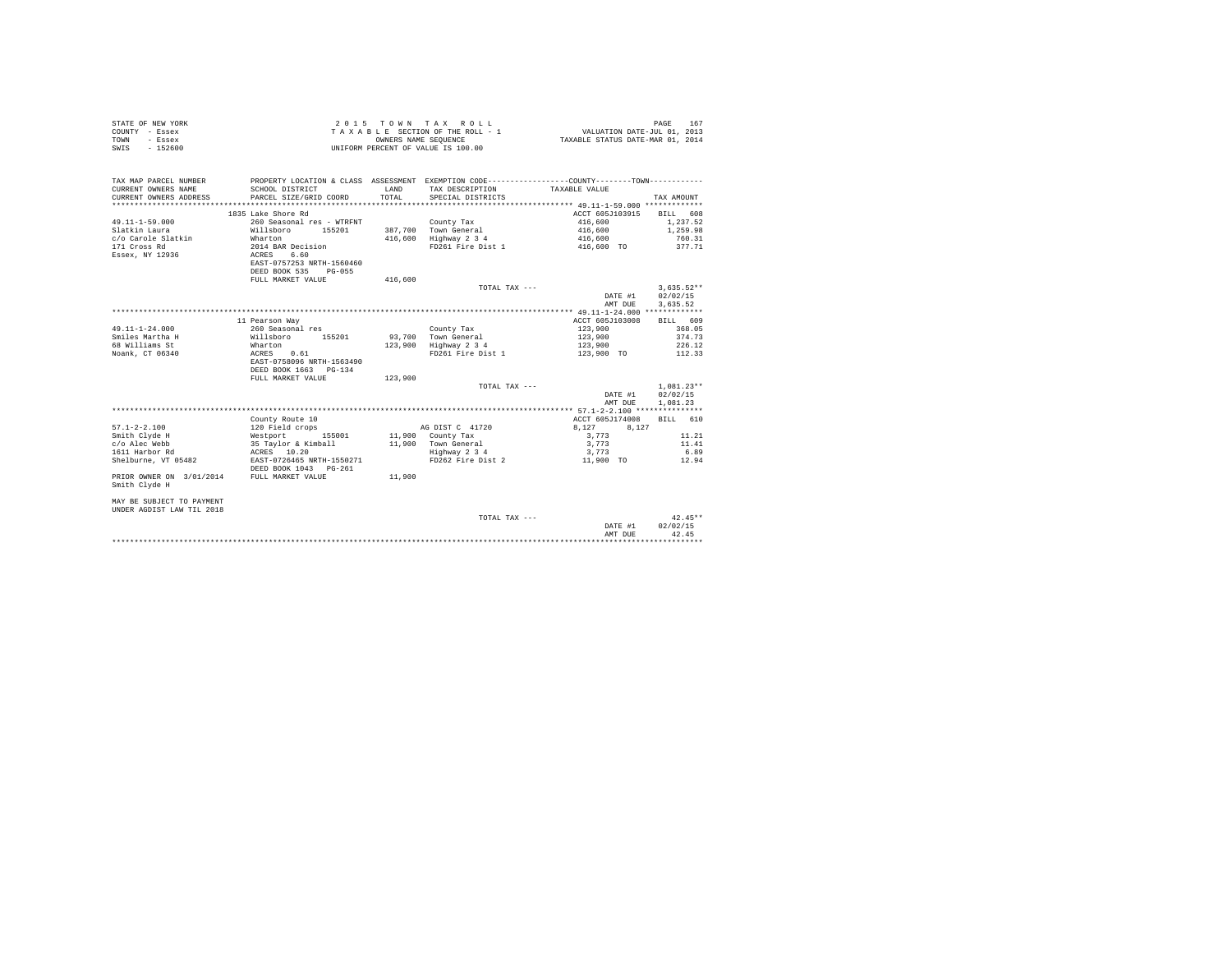STATE OF NEW YORK
COUNTY - Essex
TOWN - Essex
SWIS - 152600

2 0 1 5 T O W N T A X R O L L
T A X A B L E SECTION OF THE ROLL - 1
OWNERS NAME SEQUENCE
UNIFORM PERCENT OF VALUE IS 100.00

VALUATION DATE-JUL 01, 2013
TAXABLE STATUS DATE-MAR 01, 2014

```
TAX MAP PARCEL NUMBER          PROPERTY LOCATION & CLASS  ASSESSMENT  EXEMPTION CODE-----------------COUNTY--------TOWN-----------
CURRENT OWNERS NAME            SCHOOL DISTRICT               LAND      TAX DESCRIPTION            TAXABLE VALUE
CURRENT OWNERS ADDRESS         PARCEL SIZE/GRID COORD        TOTAL     SPECIAL DISTRICTS                                  TAX AMOUNT
************************************************************************************************** 49.11-1-59.000 *************
                               1835 Lake Shore Rd                                                ACCT 605J103915     BILL  608
49.11-1-59.000                 260 Seasonal res - WTRFNT              County Tax                       416,600             1,237.52
Slatkin Laura                  Willsboro      155201        387,700   Town General                     416,600             1,259.98
c/o Carole Slatkin             Wharton                      416,600   Highway 2 3 4                    416,600               760.31
171 Cross Rd                   2014 BAR Decision                      FD261 Fire Dist 1                416,600 TO            377.71
Essex, NY 12936                ACRES    6.60
                               EAST-0757253 NRTH-1560460
                               DEED BOOK 535    PG-055
                               FULL MARKET VALUE            416,600
                                                                        TOTAL TAX ---                                     3,635.52**
                                                                                                       DATE #1          02/02/15
                                                                                                       AMT DUE          3,635.52
************************************************************************************************** 49.11-1-24.000 *************
                               11 Pearson Way                                                    ACCT 605J103008     BILL  609
49.11-1-24.000                 260 Seasonal res                       County Tax                       123,900               368.05
Smiles Martha H                Willsboro      155201         93,700   Town General                     123,900               374.73
68 Williams St                 Wharton                      123,900   Highway 2 3 4                    123,900               226.12
Noank, CT 06340                ACRES    0.61                          FD261 Fire Dist 1                123,900 TO            112.33
                               EAST-0758096 NRTH-1563490
                               DEED BOOK 1663   PG-134
                               FULL MARKET VALUE            123,900
                                                                        TOTAL TAX ---                                     1,081.23**
                                                                                                       DATE #1          02/02/15
                                                                                                       AMT DUE          1,081.23
************************************************************************************************** 57.1-2-2.100 ***************
                               County Route 10                                                   ACCT 605J174008     BILL  610
57.1-2-2.100                   120 Field crops                        AG DIST C  41720                 8,127      8,127
Smith Clyde H                  Westport       155001         11,900   County Tax                       3,773                  11.21
c/o Alec Webb                  35 Taylor & Kimball           11,900   Town General                     3,773                  11.41
1611 Harbor Rd                 ACRES   10.20                          Highway 2 3 4                    3,773                   6.89
Shelburne, VT 05482            EAST-0726465 NRTH-1550271              FD262 Fire Dist 2                11,900 TO              12.94
                               DEED BOOK 1043   PG-261
PRIOR OWNER ON 3/01/2014       FULL MARKET VALUE             11,900
Smith Clyde H

MAY BE SUBJECT TO PAYMENT
UNDER AGDIST LAW TIL 2018
                                                                        TOTAL TAX ---                                        42.45**
                                                                                                       DATE #1          02/02/15
                                                                                                       AMT DUE             42.45
********************************************************************************************************************************
```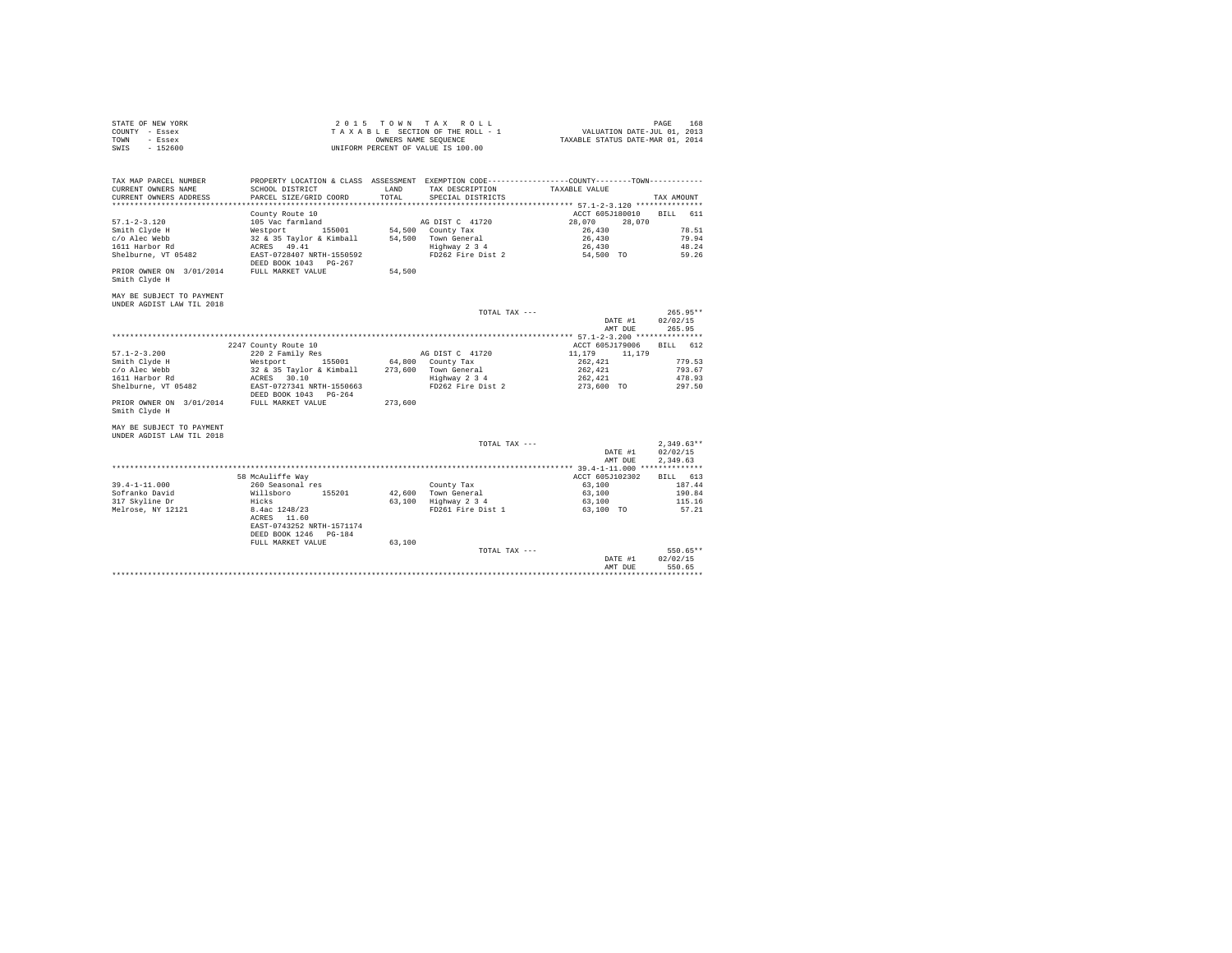STATE OF NEW YORK
COUNTY - Essex
TOWN - Essex
SWIS - 152600

2 0 1 5 T O W N T A X R O L L
T A X A B L E SECTION OF THE ROLL - 1
OWNERS NAME SEQUENCE
UNIFORM PERCENT OF VALUE IS 100.00

VALUATION DATE-JUL 01, 2013
TAXABLE STATUS DATE-MAR 01, 2014

| TAX MAP PARCEL NUMBER / CURRENT OWNERS NAME / CURRENT OWNERS ADDRESS | PROPERTY LOCATION & CLASS / SCHOOL DISTRICT / PARCEL SIZE/GRID COORD | ASSESSMENT LAND / TOTAL | EXEMPTION CODE / TAX DESCRIPTION / SPECIAL DISTRICTS | COUNTY / TOWN TAXABLE VALUE | TAX AMOUNT |
|---|---|---|---|---|---|
| **57.1-2-3.120** | County Route 10 | | | ACCT 605J180010 | BILL 611 |
| 57.1-2-3.120 | 105 Vac farmland | | AG DIST C 41720 | 28,070 28,070 | |
| Smith Clyde H | Westport 155001 | 54,500 | County Tax | 26,430 | 78.51 |
| c/o Alec Webb | 32 & 35 Taylor & Kimball | 54,500 | Town General | 26,430 | 79.94 |
| 1611 Harbor Rd | ACRES 49.41 | | Highway 2 3 4 | 26,430 | 48.24 |
| Shelburne, VT 05482 | EAST-0728407 NRTH-1550592 | | FD262 Fire Dist 2 | 54,500 TO | 59.26 |
| | DEED BOOK 1043 PG-267 | | | | |
| PRIOR OWNER ON 3/01/2014 Smith Clyde H | FULL MARKET VALUE | 54,500 | | | |
| MAY BE SUBJECT TO PAYMENT UNDER AGDIST LAW TIL 2018 | | | | | |
| | | | TOTAL TAX --- | | 265.95** |
| | | | | DATE #1 | 02/02/15 |
| | | | | AMT DUE | 265.95 |
| **57.1-2-3.200** | 2247 County Route 10 | | | ACCT 605J179006 | BILL 612 |
| 57.1-2-3.200 | 220 2 Family Res | | AG DIST C 41720 | 11,179 11,179 | |
| Smith Clyde H | Westport 155001 | 64,800 | County Tax | 262,421 | 779.53 |
| c/o Alec Webb | 32 & 35 Taylor & Kimball | 273,600 | Town General | 262,421 | 793.67 |
| 1611 Harbor Rd | ACRES 30.10 | | Highway 2 3 4 | 262,421 | 478.93 |
| Shelburne, VT 05482 | EAST-0727341 NRTH-1550663 | | FD262 Fire Dist 2 | 273,600 TO | 297.50 |
| | DEED BOOK 1043 PG-264 | | | | |
| PRIOR OWNER ON 3/01/2014 Smith Clyde H | FULL MARKET VALUE | 273,600 | | | |
| MAY BE SUBJECT TO PAYMENT UNDER AGDIST LAW TIL 2018 | | | | | |
| | | | TOTAL TAX --- | | 2,349.63** |
| | | | | DATE #1 | 02/02/15 |
| | | | | AMT DUE | 2,349.63 |
| **39.4-1-11.000** | 58 McAuliffe Way | | | ACCT 605J102302 | BILL 613 |
| 39.4-1-11.000 | 260 Seasonal res | | County Tax | 63,100 | 187.44 |
| Sofranko David | Willsboro 155201 | 42,600 | Town General | 63,100 | 190.84 |
| 317 Skyline Dr | Hicks | 63,100 | Highway 2 3 4 | 63,100 | 115.16 |
| Melrose, NY 12121 | 8.4ac 1248/23 | | FD261 Fire Dist 1 | 63,100 TO | 57.21 |
| | ACRES 11.60 | | | | |
| | EAST-0743252 NRTH-1571174 | | | | |
| | DEED BOOK 1246 PG-184 | | | | |
| | FULL MARKET VALUE | 63,100 | | | |
| | | | TOTAL TAX --- | | 550.65** |
| | | | | DATE #1 | 02/02/15 |
| | | | | AMT DUE | 550.65 |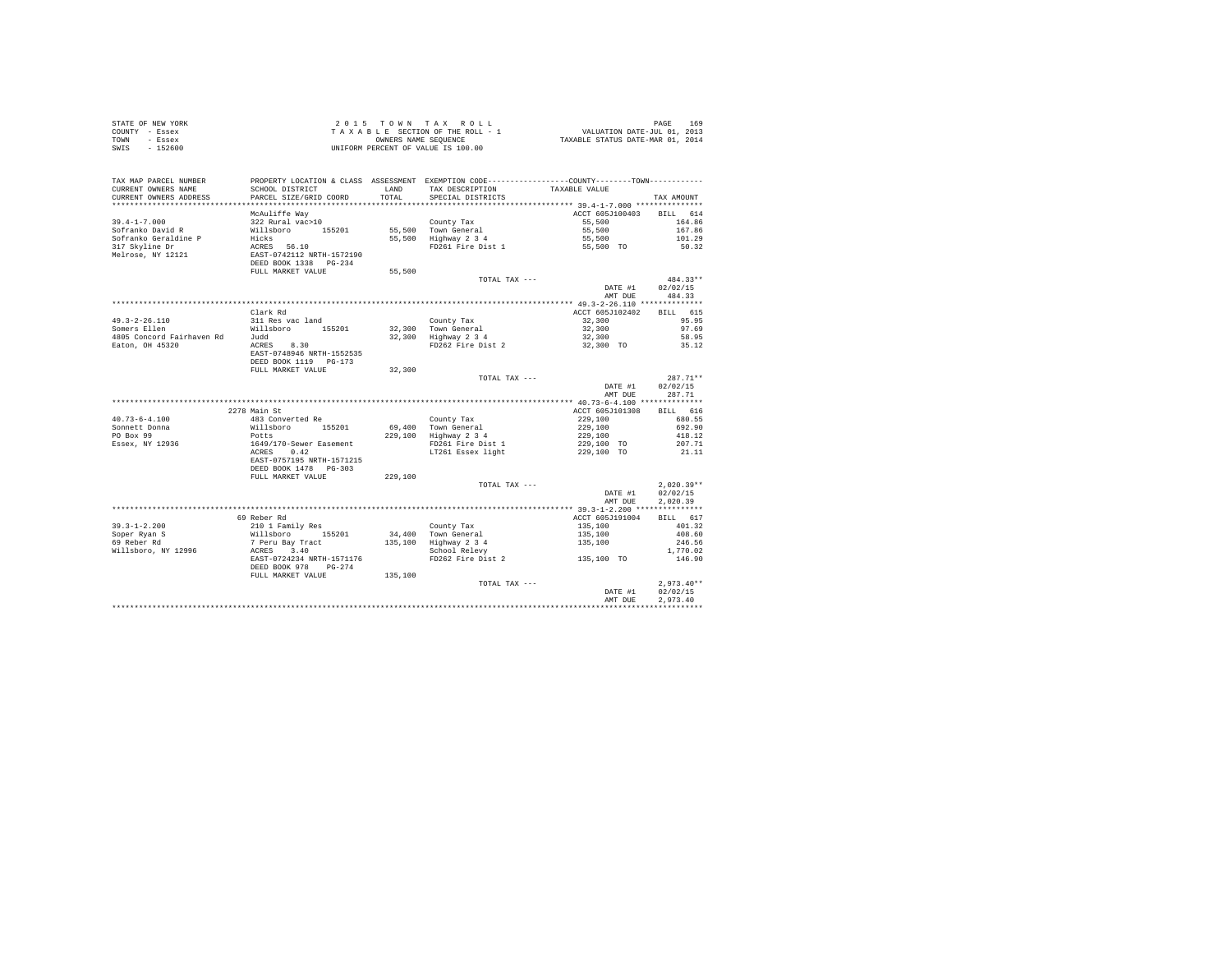STATE OF NEW YORK
COUNTY - Essex
TOWN - Essex
SWIS - 152600

2 0 1 5 T O W N T A X R O L L
T A X A B L E SECTION OF THE ROLL - 1
OWNERS NAME SEQUENCE
UNIFORM PERCENT OF VALUE IS 100.00

VALUATION DATE-JUL 01, 2013
TAXABLE STATUS DATE-MAR 01, 2014

| TAX MAP PARCEL NUMBER / CURRENT OWNERS NAME / CURRENT OWNERS ADDRESS | PROPERTY LOCATION & CLASS / SCHOOL DISTRICT / PARCEL SIZE/GRID COORD | ASSESSMENT LAND / TOTAL | EXEMPTION CODE / TAX DESCRIPTION / SPECIAL DISTRICTS | COUNTY--------TOWN TAXABLE VALUE | TAX AMOUNT |
|---|---|---|---|---|---|
| **39.4-1-7.000** | McAuliffe Way | | | ACCT 605J100403 | BILL 614 |
| 39.4-1-7.000 | 322 Rural vac>10 | | County Tax | 55,500 | 164.86 |
| Sofranko David R | Willsboro 155201 | 55,500 | Town General | 55,500 | 167.86 |
| Sofranko Geraldine P | Hicks | 55,500 | Highway 2 3 4 | 55,500 | 101.29 |
| 317 Skyline Dr | ACRES 56.10 | | FD261 Fire Dist 1 | 55,500 TO | 50.32 |
| Melrose, NY 12121 | EAST-0742112 NRTH-1572190 | | | | |
| | DEED BOOK 1338 PG-234 | | | | |
| | FULL MARKET VALUE | 55,500 | | | |
| | | | TOTAL TAX --- | | 484.33** |
| | | | | DATE #1 | 02/02/15 |
| | | | | AMT DUE | 484.33 |
| **49.3-2-26.110** | Clark Rd | | | ACCT 605J102402 | BILL 615 |
| 49.3-2-26.110 | 311 Res vac land | | County Tax | 32,300 | 95.95 |
| Somers Ellen | Willsboro 155201 | 32,300 | Town General | 32,300 | 97.69 |
| 4805 Concord Fairhaven Rd | Judd | 32,300 | Highway 2 3 4 | 32,300 | 58.95 |
| Eaton, OH 45320 | ACRES 8.30 | | FD262 Fire Dist 2 | 32,300 TO | 35.12 |
| | EAST-0748946 NRTH-1552535 | | | | |
| | DEED BOOK 1119 PG-173 | | | | |
| | FULL MARKET VALUE | 32,300 | | | |
| | | | TOTAL TAX --- | | 287.71** |
| | | | | DATE #1 | 02/02/15 |
| | | | | AMT DUE | 287.71 |
| **40.73-6-4.100** | 2278 Main St | | | ACCT 605J101308 | BILL 616 |
| 40.73-6-4.100 | 483 Converted Re | | County Tax | 229,100 | 680.55 |
| Sonnett Donna | Willsboro 155201 | 69,400 | Town General | 229,100 | 692.90 |
| PO Box 99 | Potts | 229,100 | Highway 2 3 4 | 229,100 | 418.12 |
| Essex, NY 12936 | 1649/170-Sewer Easement | | FD261 Fire Dist 1 | 229,100 TO | 207.71 |
| | ACRES 0.42 | | LT261 Essex light | 229,100 TO | 21.11 |
| | EAST-0757195 NRTH-1571215 | | | | |
| | DEED BOOK 1478 PG-303 | | | | |
| | FULL MARKET VALUE | 229,100 | | | |
| | | | TOTAL TAX --- | | 2,020.39** |
| | | | | DATE #1 | 02/02/15 |
| | | | | AMT DUE | 2,020.39 |
| **39.3-1-2.200** | 69 Reber Rd | | | ACCT 605J191004 | BILL 617 |
| 39.3-1-2.200 | 210 1 Family Res | | County Tax | 135,100 | 401.32 |
| Soper Ryan S | Willsboro 155201 | 34,400 | Town General | 135,100 | 408.60 |
| 69 Reber Rd | 7 Peru Bay Tract | 135,100 | Highway 2 3 4 | 135,100 | 246.56 |
| Willsboro, NY 12996 | ACRES 3.40 | | School Relevy | | 1,770.02 |
| | EAST-0724234 NRTH-1571176 | | FD262 Fire Dist 2 | 135,100 TO | 146.90 |
| | DEED BOOK 978 PG-274 | | | | |
| | FULL MARKET VALUE | 135,100 | | | |
| | | | TOTAL TAX --- | | 2,973.40** |
| | | | | DATE #1 | 02/02/15 |
| | | | | AMT DUE | 2,973.40 |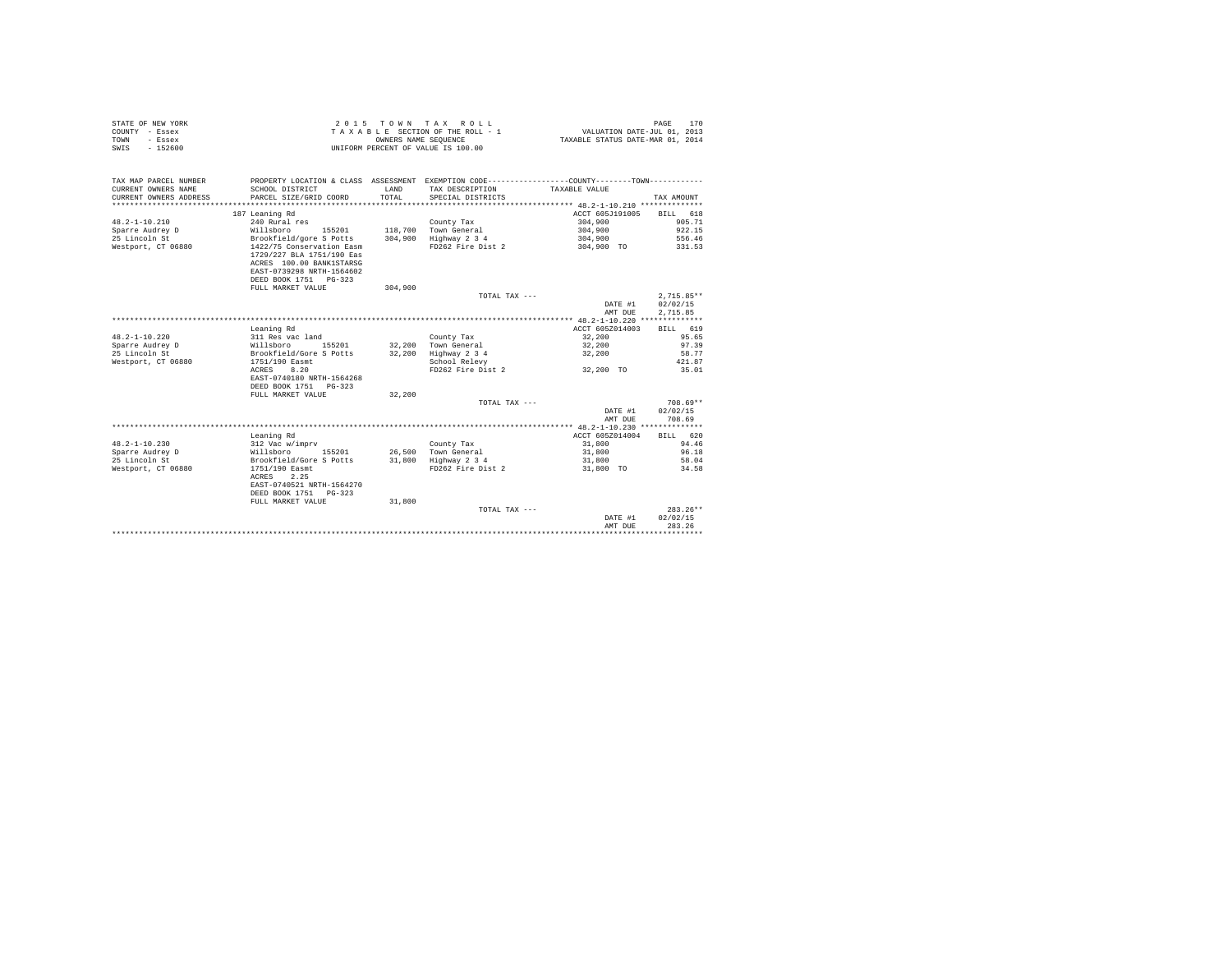STATE OF NEW YORK
COUNTY - Essex
TOWN - Essex
SWIS - 152600

2 0 1 5   T O W N   T A X   R O L L
T A X A B L E SECTION OF THE ROLL - 1
OWNERS NAME SEQUENCE
UNIFORM PERCENT OF VALUE IS 100.00

VALUATION DATE-JUL 01, 2013
TAXABLE STATUS DATE-MAR 01, 2014

| TAX MAP PARCEL NUMBER / CURRENT OWNERS NAME / CURRENT OWNERS ADDRESS | PROPERTY LOCATION & CLASS / SCHOOL DISTRICT / PARCEL SIZE/GRID COORD | ASSESSMENT LAND | TOTAL | EXEMPTION CODE / TAX DESCRIPTION / SPECIAL DISTRICTS | COUNTY / TOWN TAXABLE VALUE | TAX AMOUNT |
|---|---|---|---|---|---|---|
| ******** 48.2-1-10.210 ******** | | | | | | |
| | 187 Leaning Rd | | | | ACCT 605J191005 | BILL 618 |
| 48.2-1-10.210 | 240 Rural res | | | County Tax | 304,900 | 905.71 |
| Sparre Audrey D | Willsboro 155201 | 118,700 | | Town General | 304,900 | 922.15 |
| 25 Lincoln St | Brookfield/gore S Potts | | 304,900 | Highway 2 3 4 | 304,900 | 556.46 |
| Westport, CT 06880 | 1422/75 Conservation Easm | | | FD262 Fire Dist 2 | 304,900 TO | 331.53 |
| | 1729/227 BLA 1751/190 Eas | | | | | |
| | ACRES 100.00 BANK1STARSG | | | | | |
| | EAST-0739298 NRTH-1564602 | | | | | |
| | DEED BOOK 1751 PG-323 | | | | | |
| | FULL MARKET VALUE | | 304,900 | | | |
| | | | | TOTAL TAX --- | | 2,715.85** |
| | | | | | DATE #1 | 02/02/15 |
| | | | | | AMT DUE | 2,715.85 |
| ******** 48.2-1-10.220 ******** | | | | | | |
| | Leaning Rd | | | | ACCT 605Z014003 | BILL 619 |
| 48.2-1-10.220 | 311 Res vac land | | | County Tax | 32,200 | 95.65 |
| Sparre Audrey D | Willsboro 155201 | 32,200 | | Town General | 32,200 | 97.39 |
| 25 Lincoln St | Brookfield/Gore S Potts | | 32,200 | Highway 2 3 4 | 32,200 | 58.77 |
| Westport, CT 06880 | 1751/190 Easmt | | | School Relevy | | 421.87 |
| | ACRES 8.20 | | | FD262 Fire Dist 2 | 32,200 TO | 35.01 |
| | EAST-0740180 NRTH-1564268 | | | | | |
| | DEED BOOK 1751 PG-323 | | | | | |
| | FULL MARKET VALUE | | 32,200 | | | |
| | | | | TOTAL TAX --- | | 708.69** |
| | | | | | DATE #1 | 02/02/15 |
| | | | | | AMT DUE | 708.69 |
| ******** 48.2-1-10.230 ******** | | | | | | |
| | Leaning Rd | | | | ACCT 605Z014004 | BILL 620 |
| 48.2-1-10.230 | 312 Vac w/imprv | | | County Tax | 31,800 | 94.46 |
| Sparre Audrey D | Willsboro 155201 | 26,500 | | Town General | 31,800 | 96.18 |
| 25 Lincoln St | Brookfield/Gore S Potts | | 31,800 | Highway 2 3 4 | 31,800 | 58.04 |
| Westport, CT 06880 | 1751/190 Easmt | | | FD262 Fire Dist 2 | 31,800 TO | 34.58 |
| | ACRES 2.25 | | | | | |
| | EAST-0740521 NRTH-1564270 | | | | | |
| | DEED BOOK 1751 PG-323 | | | | | |
| | FULL MARKET VALUE | | 31,800 | | | |
| | | | | TOTAL TAX --- | | 283.26** |
| | | | | | DATE #1 | 02/02/15 |
| | | | | | AMT DUE | 283.26 |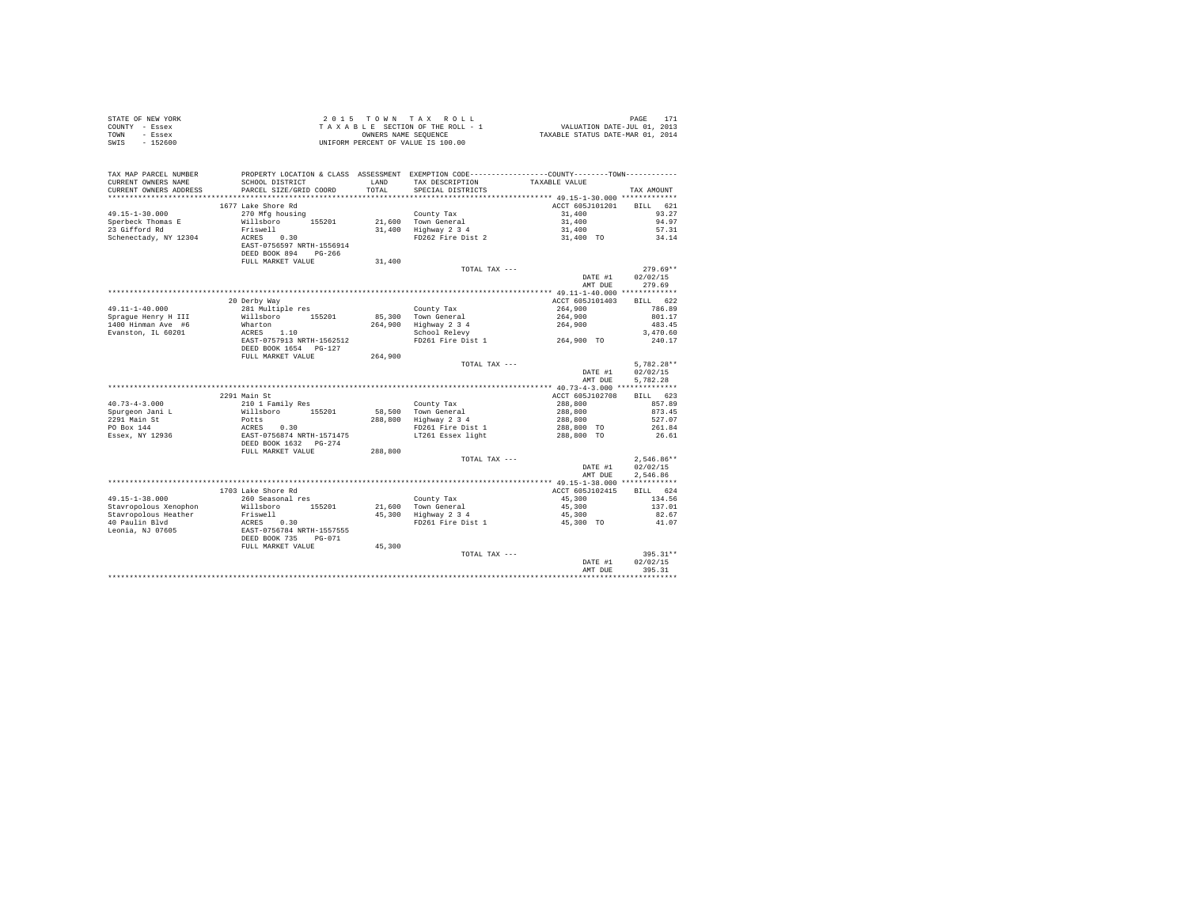STATE OF NEW YORK
COUNTY - Essex
TOWN - Essex
SWIS - 152600

2 0 1 5 T O W N T A X R O L L
T A X A B L E SECTION OF THE ROLL - 1
OWNERS NAME SEQUENCE
UNIFORM PERCENT OF VALUE IS 100.00

VALUATION DATE-JUL 01, 2013
TAXABLE STATUS DATE-MAR 01, 2014

| TAX MAP PARCEL NUMBER / CURRENT OWNERS NAME / CURRENT OWNERS ADDRESS | PROPERTY LOCATION & CLASS / SCHOOL DISTRICT / PARCEL SIZE/GRID COORD | ASSESSMENT LAND / TOTAL | EXEMPTION CODE / TAX DESCRIPTION / SPECIAL DISTRICTS | COUNTY / TOWN TAXABLE VALUE | TAX AMOUNT |
|---|---|---|---|---|---|
| **49.15-1-30.000** | 1677 Lake Shore Rd | | | ACCT 605J101201 | BILL 621 |
| 49.15-1-30.000 | 270 Mfg housing | | County Tax | 31,400 | 93.27 |
| Sperbeck Thomas E | Willsboro 155201 | 21,600 | Town General | 31,400 | 94.97 |
| 23 Gifford Rd | Friswell | 31,400 | Highway 2 3 4 | 31,400 | 57.31 |
| Schenectady, NY 12304 | ACRES 0.30 | | FD262 Fire Dist 2 | 31,400 TO | 34.14 |
| | EAST-0756597 NRTH-1556914 | | | | |
| | DEED BOOK 894 PG-266 | | | | |
| | FULL MARKET VALUE | 31,400 | | | |
| | | | TOTAL TAX --- | | 279.69** |
| | | | | DATE #1 | 02/02/15 |
| | | | | AMT DUE | 279.69 |
| **49.11-1-40.000** | 20 Derby Way | | | ACCT 605J101403 | BILL 622 |
| 49.11-1-40.000 | 281 Multiple res | | County Tax | 264,900 | 786.89 |
| Sprague Henry H III | Willsboro 155201 | 85,300 | Town General | 264,900 | 801.17 |
| 1400 Hinman Ave #6 | Wharton | 264,900 | Highway 2 3 4 | 264,900 | 483.45 |
| Evanston, IL 60201 | ACRES 1.10 | | School Relevy | | 3,470.60 |
| | EAST-0757913 NRTH-1562512 | | FD261 Fire Dist 1 | 264,900 TO | 240.17 |
| | DEED BOOK 1654 PG-127 | | | | |
| | FULL MARKET VALUE | 264,900 | | | |
| | | | TOTAL TAX --- | | 5,782.28** |
| | | | | DATE #1 | 02/02/15 |
| | | | | AMT DUE | 5,782.28 |
| **40.73-4-3.000** | 2291 Main St | | | ACCT 605J102708 | BILL 623 |
| 40.73-4-3.000 | 210 1 Family Res | | County Tax | 288,800 | 857.89 |
| Spurgeon Jani L | Willsboro 155201 | 58,500 | Town General | 288,800 | 873.45 |
| 2291 Main St | Potts | 288,800 | Highway 2 3 4 | 288,800 | 527.07 |
| PO Box 144 | ACRES 0.30 | | FD261 Fire Dist 1 | 288,800 TO | 261.84 |
| Essex, NY 12936 | EAST-0756874 NRTH-1571475 | | LT261 Essex light | 288,800 TO | 26.61 |
| | DEED BOOK 1632 PG-274 | | | | |
| | FULL MARKET VALUE | 288,800 | | | |
| | | | TOTAL TAX --- | | 2,546.86** |
| | | | | DATE #1 | 02/02/15 |
| | | | | AMT DUE | 2,546.86 |
| **49.15-1-38.000** | 1703 Lake Shore Rd | | | ACCT 605J102415 | BILL 624 |
| 49.15-1-38.000 | 260 Seasonal res | | County Tax | 45,300 | 134.56 |
| Stavropolous Xenophon | Willsboro 155201 | 21,600 | Town General | 45,300 | 137.01 |
| Stavropolous Heather | Friswell | 45,300 | Highway 2 3 4 | 45,300 | 82.67 |
| 40 Paulin Blvd | ACRES 0.30 | | FD261 Fire Dist 1 | 45,300 TO | 41.07 |
| Leonia, NJ 07605 | EAST-0756784 NRTH-1557555 | | | | |
| | DEED BOOK 735 PG-071 | | | | |
| | FULL MARKET VALUE | 45,300 | | | |
| | | | TOTAL TAX --- | | 395.31** |
| | | | | DATE #1 | 02/02/15 |
| | | | | AMT DUE | 395.31 |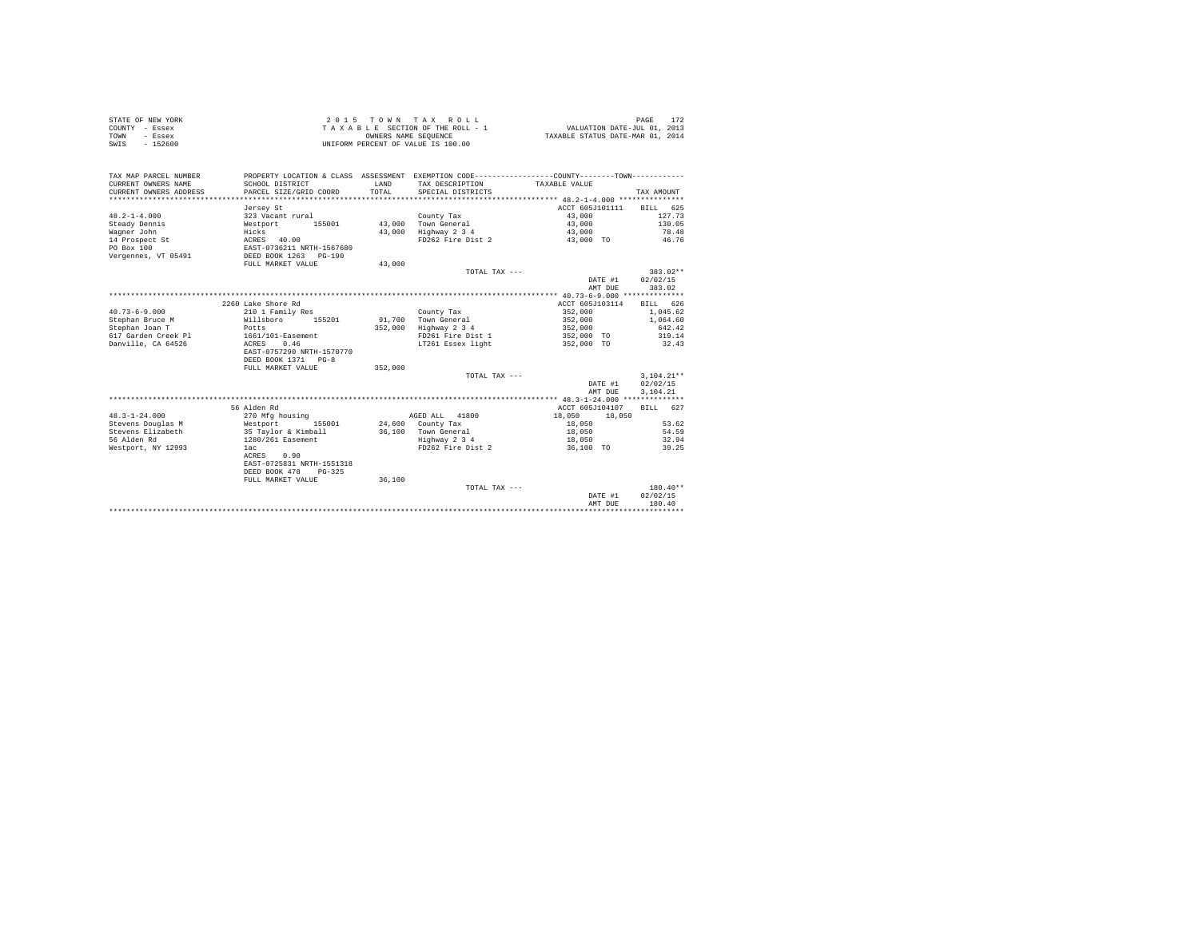STATE OF NEW YORK
COUNTY - Essex
TOWN - Essex
SWIS - 152600

2 0 1 5 T O W N T A X R O L L
T A X A B L E SECTION OF THE ROLL - 1
OWNERS NAME SEQUENCE
UNIFORM PERCENT OF VALUE IS 100.00

VALUATION DATE-JUL 01, 2013
TAXABLE STATUS DATE-MAR 01, 2014

| TAX MAP PARCEL NUMBER / CURRENT OWNERS NAME / CURRENT OWNERS ADDRESS | PROPERTY LOCATION & CLASS / SCHOOL DISTRICT / PARCEL SIZE/GRID COORD | ASSESSMENT LAND / TOTAL | EXEMPTION CODE / TAX DESCRIPTION / SPECIAL DISTRICTS | COUNTY / TOWN TAXABLE VALUE | TAX AMOUNT |
|---|---|---|---|---|---|
| **48.2-1-4.000** | Jersey St | | | ACCT 605J101111 | BILL 625 |
| 48.2-1-4.000 | 323 Vacant rural | | County Tax | 43,000 | 127.73 |
| Steady Dennis | Westport 155001 | 43,000 | Town General | 43,000 | 130.05 |
| Wagner John | Hicks | 43,000 | Highway 2 3 4 | 43,000 | 78.48 |
| 14 Prospect St | ACRES 40.00 | | FD262 Fire Dist 2 | 43,000 TO | 46.76 |
| PO Box 100 | EAST-0736211 NRTH-1567680 | | | | |
| Vergennes, VT 05491 | DEED BOOK 1263 PG-190 | | | | |
| | FULL MARKET VALUE | 43,000 | | | |
| | | | TOTAL TAX --- | | 383.02** |
| | | | | DATE #1 | 02/02/15 |
| | | | | AMT DUE | 383.02 |
| **40.73-6-9.000** | 2260 Lake Shore Rd | | | ACCT 605J103114 | BILL 626 |
| 40.73-6-9.000 | 210 1 Family Res | | County Tax | 352,000 | 1,045.62 |
| Stephan Bruce M | Willsboro 155201 | 91,700 | Town General | 352,000 | 1,064.60 |
| Stephan Joan T | Potts | 352,000 | Highway 2 3 4 | 352,000 | 642.42 |
| 617 Garden Creek Pl | 1661/101-Easement | | FD261 Fire Dist 1 | 352,000 TO | 319.14 |
| Danville, CA 64526 | ACRES 0.46 | | LT261 Essex light | 352,000 TO | 32.43 |
| | EAST-0757290 NRTH-1570770 | | | | |
| | DEED BOOK 1371 PG-8 | | | | |
| | FULL MARKET VALUE | 352,000 | | | |
| | | | TOTAL TAX --- | | 3,104.21** |
| | | | | DATE #1 | 02/02/15 |
| | | | | AMT DUE | 3,104.21 |
| **48.3-1-24.000** | 56 Alden Rd | | | ACCT 605J104107 | BILL 627 |
| 48.3-1-24.000 | 270 Mfg housing | | AGED ALL 41800 | 18,050 18,050 | |
| Stevens Douglas M | Westport 155001 | 24,600 | County Tax | 18,050 | 53.62 |
| Stevens Elizabeth | 35 Taylor & Kimball | 36,100 | Town General | 18,050 | 54.59 |
| 56 Alden Rd | 1280/261 Easement | | Highway 2 3 4 | 18,050 | 32.94 |
| Westport, NY 12993 | 1ac | | FD262 Fire Dist 2 | 36,100 TO | 39.25 |
| | ACRES 0.90 | | | | |
| | EAST-0725831 NRTH-1551318 | | | | |
| | DEED BOOK 478 PG-325 | | | | |
| | FULL MARKET VALUE | 36,100 | | | |
| | | | TOTAL TAX --- | | 180.40** |
| | | | | DATE #1 | 02/02/15 |
| | | | | AMT DUE | 180.40 |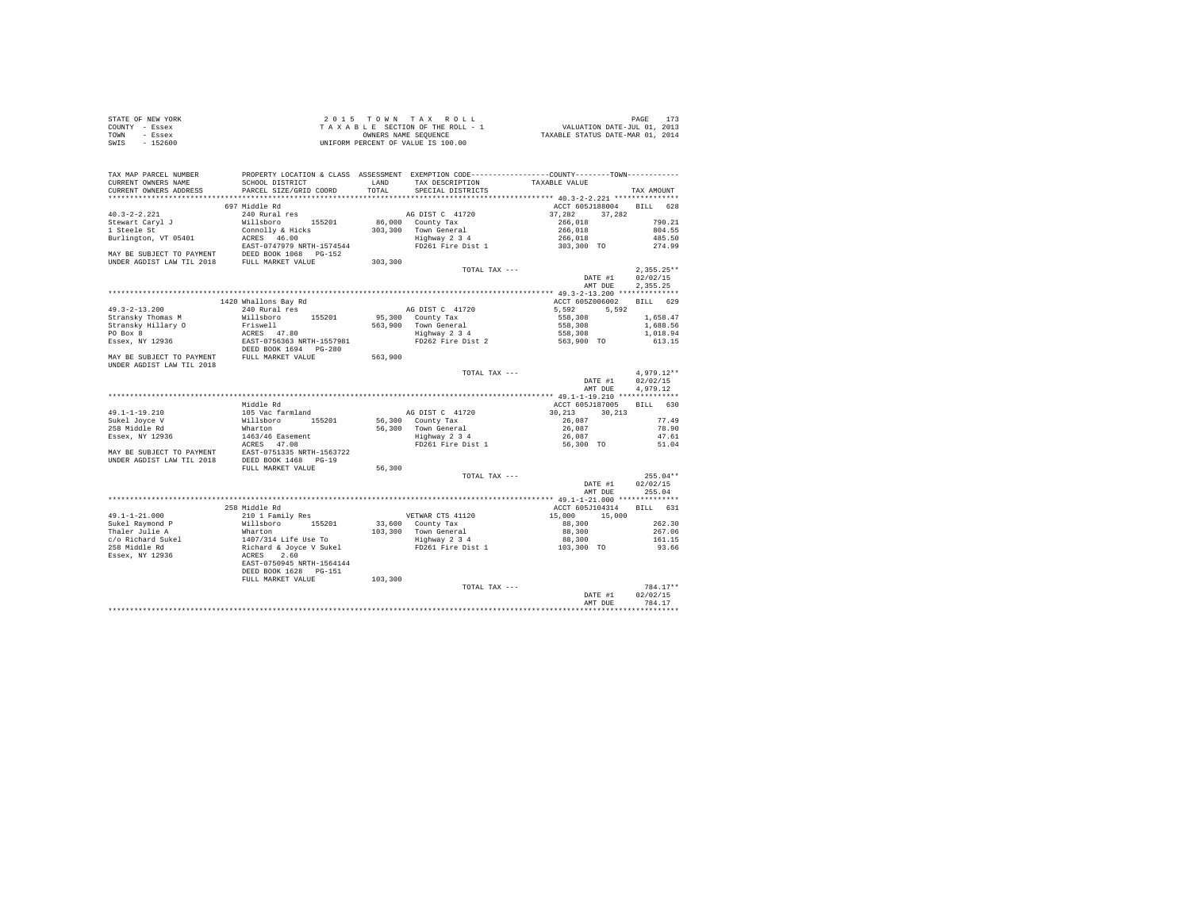STATE OF NEW YORK
COUNTY - Essex
TOWN - Essex
SWIS - 152600

2 0 1 5 T O W N T A X R O L L
T A X A B L E SECTION OF THE ROLL - 1
OWNERS NAME SEQUENCE
UNIFORM PERCENT OF VALUE IS 100.00

VALUATION DATE-JUL 01, 2013
TAXABLE STATUS DATE-MAR 01, 2014

```
TAX MAP PARCEL NUMBER          PROPERTY LOCATION & CLASS  ASSESSMENT  EXEMPTION CODE------------------COUNTY--------TOWN------------
CURRENT OWNERS NAME            SCHOOL DISTRICT             LAND       TAX DESCRIPTION            TAXABLE VALUE
CURRENT OWNERS ADDRESS         PARCEL SIZE/GRID COORD      TOTAL      SPECIAL DISTRICTS                                      TAX AMOUNT
****************************************************************************************************** 40.3-2-2.221 ***************
                               697 Middle Rd                                                          ACCT 605J188004    BILL  628
40.3-2-2.221                   240 Rural res                          AG DIST C  41720                37,282     37,282
Stewart Caryl J                Willsboro       155201       86,000    County Tax                      266,018                790.21
1 Steele St                    Connolly & Hicks            303,300    Town General                    266,018                804.55
Burlington, VT 05401           ACRES   46.00                          Highway 2 3 4                   266,018                485.50
                               EAST-0747979 NRTH-1574544              FD261 Fire Dist 1               303,300 TO             274.99
MAY BE SUBJECT TO PAYMENT      DEED BOOK 1068   PG-152
UNDER AGDIST LAW TIL 2018      FULL MARKET VALUE           303,300
                                                                      TOTAL TAX ---                                      2,355.25**
                                                                                                      DATE #1            02/02/15
                                                                                                      AMT DUE            2,355.25
****************************************************************************************************** 49.3-2-13.200 **************
                               1420 Whallons Bay Rd                                                   ACCT 605Z006002    BILL  629
49.3-2-13.200                  240 Rural res                          AG DIST C  41720                5,592      5,592
Stransky Thomas M              Willsboro       155201       95,300    County Tax                      558,308              1,658.47
Stransky Hillary O             Friswell                    563,900    Town General                    558,308              1,688.56
PO Box 8                       ACRES   47.80                          Highway 2 3 4                   558,308              1,018.94
Essex, NY 12936                EAST-0756363 NRTH-1557981              FD262 Fire Dist 2               563,900 TO             613.15
                               DEED BOOK 1694   PG-280
MAY BE SUBJECT TO PAYMENT      FULL MARKET VALUE           563,900
UNDER AGDIST LAW TIL 2018
                                                                      TOTAL TAX ---                                      4,979.12**
                                                                                                      DATE #1            02/02/15
                                                                                                      AMT DUE            4,979.12
****************************************************************************************************** 49.1-1-19.210 **************
                               Middle Rd                                                              ACCT 605J187005    BILL  630
49.1-1-19.210                  105 Vac farmland                       AG DIST C  41720                30,213     30,213
Sukel Joyce V                  Willsboro       155201       56,300    County Tax                      26,087                  77.49
258 Middle Rd                  Wharton                      56,300    Town General                    26,087                  78.90
Essex, NY 12936                1463/46 Easement                       Highway 2 3 4                   26,087                  47.61
                               ACRES   47.08                          FD261 Fire Dist 1               56,300 TO               51.04
MAY BE SUBJECT TO PAYMENT      EAST-0751335 NRTH-1563722
UNDER AGDIST LAW TIL 2018      DEED BOOK 1468   PG-19
                               FULL MARKET VALUE            56,300
                                                                      TOTAL TAX ---                                        255.04**
                                                                                                      DATE #1            02/02/15
                                                                                                      AMT DUE              255.04
****************************************************************************************************** 49.1-1-21.000 **************
                               258 Middle Rd                                                          ACCT 605J104314    BILL  631
49.1-1-21.000                  210 1 Family Res                       VETWAR CTS 41120                15,000     15,000
Sukel Raymond P                Willsboro       155201       33,600    County Tax                      88,300                 262.30
Thaler Julie A                 Wharton                     103,300    Town General                    88,300                 267.06
c/o Richard Sukel              1407/314 Life Use To                   Highway 2 3 4                   88,300                 161.15
258 Middle Rd                  Richard & Joyce V Sukel                FD261 Fire Dist 1               103,300 TO              93.66
Essex, NY 12936                ACRES    2.60
                               EAST-0750945 NRTH-1564144
                               DEED BOOK 1628   PG-151
                               FULL MARKET VALUE           103,300
                                                                      TOTAL TAX ---                                        784.17**
                                                                                                      DATE #1            02/02/15
                                                                                                      AMT DUE              784.17
************************************************************************************************************************************
```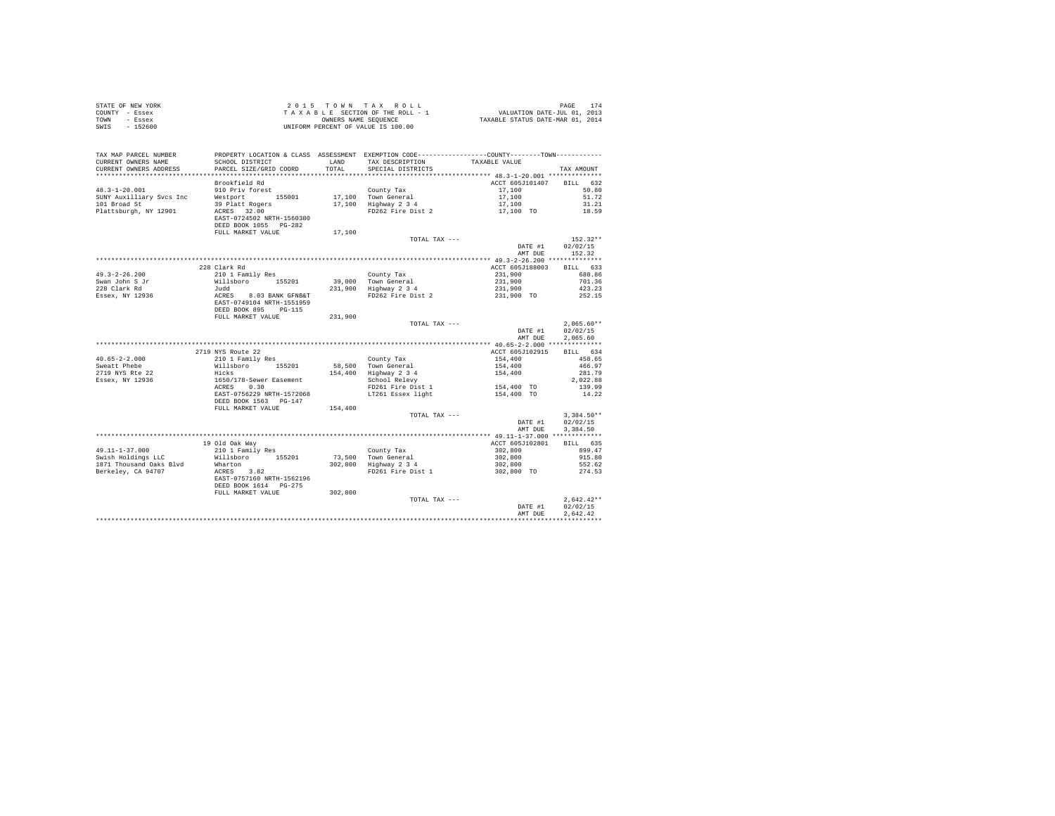STATE OF NEW YORK — 2015 TOWN TAX ROLL
COUNTY - Essex — TAXABLE SECTION OF THE ROLL - 1 — VALUATION DATE-JUL 01, 2013
TOWN - Essex — OWNERS NAME SEQUENCE — TAXABLE STATUS DATE-MAR 01, 2014
SWIS - 152600 — UNIFORM PERCENT OF VALUE IS 100.00

| TAX MAP PARCEL NUMBER / CURRENT OWNERS NAME / CURRENT OWNERS ADDRESS | PROPERTY LOCATION & CLASS / SCHOOL DISTRICT / PARCEL SIZE/GRID COORD | ASSESSMENT LAND / TOTAL | EXEMPTION CODE / TAX DESCRIPTION / SPECIAL DISTRICTS | TAXABLE VALUE | TAX AMOUNT |
|---|---|---|---|---|---|
| 48.3-1-20.001 | Brookfield Rd | | | ACCT 605J101407 | BILL 632 |
| 48.3-1-20.001 | 910 Priv forest | | County Tax | 17,100 | 50.80 |
| SUNY Auxilliary Svcs Inc | Westport 155001 | 17,100 | Town General | 17,100 | 51.72 |
| 101 Broad St | 39 Platt Rogers | 17,100 | Highway 2 3 4 | 17,100 | 31.21 |
| Plattsburgh, NY 12901 | ACRES 32.00 | | FD262 Fire Dist 2 | 17,100 TO | 18.59 |
| | EAST-0724502 NRTH-1560380 | | | | |
| | DEED BOOK 1055 PG-282 | | | | |
| | FULL MARKET VALUE | 17,100 | | | |
| | | | TOTAL TAX --- | | 152.32** |
| | | | | DATE #1 | 02/02/15 |
| | | | | AMT DUE | 152.32 |
| 49.3-2-26.200 | 228 Clark Rd | | | ACCT 605J188003 | BILL 633 |
| 49.3-2-26.200 | 210 1 Family Res | | County Tax | 231,900 | 688.86 |
| Swan John S Jr | Willsboro 155201 | 39,000 | Town General | 231,900 | 701.36 |
| 228 Clark Rd | Judd | 231,900 | Highway 2 3 4 | 231,900 | 423.23 |
| Essex, NY 12936 | ACRES 8.03 BANK GFNB&T | | FD262 Fire Dist 2 | 231,900 TO | 252.15 |
| | EAST-0749104 NRTH-1551959 | | | | |
| | DEED BOOK 895 PG-115 | | | | |
| | FULL MARKET VALUE | 231,900 | | | |
| | | | TOTAL TAX --- | | 2,065.60** |
| | | | | DATE #1 | 02/02/15 |
| | | | | AMT DUE | 2,065.60 |
| 40.65-2-2.000 | 2719 NYS Route 22 | | | ACCT 605J102915 | BILL 634 |
| 40.65-2-2.000 | 210 1 Family Res | | County Tax | 154,400 | 458.65 |
| Sweatt Phebe | Willsboro 155201 | 58,500 | Town General | 154,400 | 466.97 |
| 2719 NYS Rte 22 | Hicks | 154,400 | Highway 2 3 4 | 154,400 | 281.79 |
| Essex, NY 12936 | 1650/178-Sewer Easement | | School Relevy | | 2,022.88 |
| | ACRES 0.30 | | FD261 Fire Dist 1 | 154,400 TO | 139.99 |
| | EAST-0756229 NRTH-1572068 | | LT261 Essex light | 154,400 TO | 14.22 |
| | DEED BOOK 1563 PG-147 | | | | |
| | FULL MARKET VALUE | 154,400 | | | |
| | | | TOTAL TAX --- | | 3,384.50** |
| | | | | DATE #1 | 02/02/15 |
| | | | | AMT DUE | 3,384.50 |
| 49.11-1-37.000 | 19 Old Oak Way | | | ACCT 605J102801 | BILL 635 |
| 49.11-1-37.000 | 210 1 Family Res | | County Tax | 302,800 | 899.47 |
| Swish Holdings LLC | Willsboro 155201 | 73,500 | Town General | 302,800 | 915.80 |
| 1871 Thousand Oaks Blvd | Wharton | 302,800 | Highway 2 3 4 | 302,800 | 552.62 |
| Berkeley, CA 94707 | ACRES 3.82 | | FD261 Fire Dist 1 | 302,800 TO | 274.53 |
| | EAST-0757160 NRTH-1562196 | | | | |
| | DEED BOOK 1614 PG-275 | | | | |
| | FULL MARKET VALUE | 302,800 | | | |
| | | | TOTAL TAX --- | | 2,642.42** |
| | | | | DATE #1 | 02/02/15 |
| | | | | AMT DUE | 2,642.42 |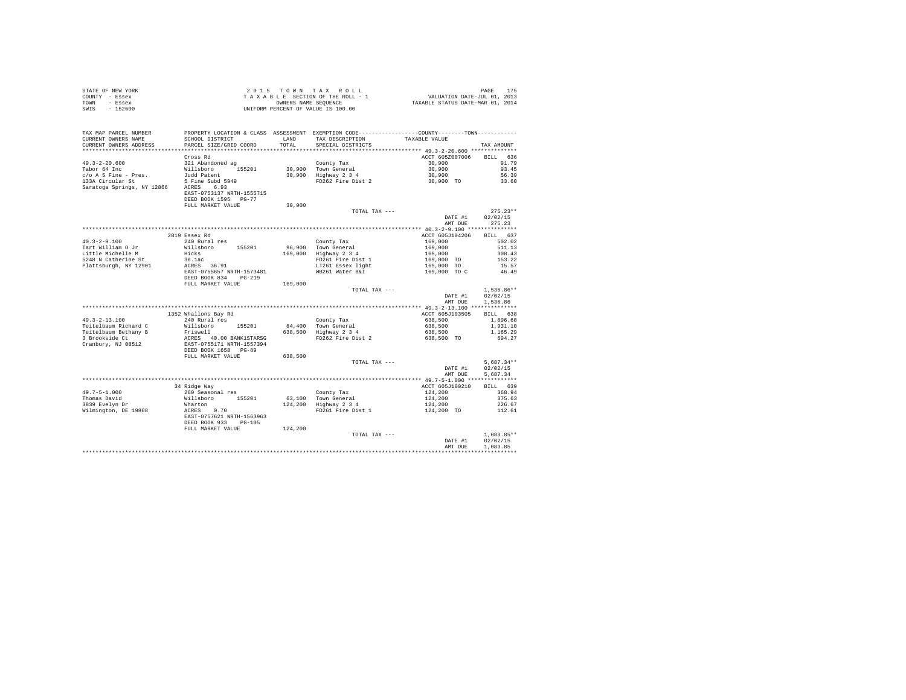STATE OF NEW YORK
COUNTY - Essex
TOWN - Essex
SWIS - 152600

2 0 1 5 T O W N T A X R O L L
T A X A B L E SECTION OF THE ROLL - 1
OWNERS NAME SEQUENCE
UNIFORM PERCENT OF VALUE IS 100.00

VALUATION DATE-JUL 01, 2013
TAXABLE STATUS DATE-MAR 01, 2014

| TAX MAP PARCEL NUMBER / CURRENT OWNERS NAME / CURRENT OWNERS ADDRESS | PROPERTY LOCATION & CLASS / SCHOOL DISTRICT / PARCEL SIZE/GRID COORD | ASSESSMENT LAND / TOTAL | EXEMPTION CODE / TAX DESCRIPTION / SPECIAL DISTRICTS | COUNTY / TOWN TAXABLE VALUE | TAX AMOUNT |
|---|---|---|---|---|---|
| 49.3-2-20.600 | Cross Rd | | | ACCT 605Z007006 | BILL 636 |
| | 321 Abandoned ag | | County Tax | 30,900 | 91.79 |
| Tabor 64 Inc | Willsboro 155201 | 30,900 | Town General | 30,900 | 93.45 |
| c/o A S Fine - Pres. | Judd Patent | 30,900 | Highway 2 3 4 | 30,900 | 56.39 |
| 133A Circular St | 5 Fine Subd 5949 | | FD262 Fire Dist 2 | 30,900 TO | 33.60 |
| Saratoga Springs, NY 12866 | ACRES 6.93 | | | | |
| | EAST-0753137 NRTH-1555715 | | | | |
| | DEED BOOK 1595 PG-77 | | | | |
| | FULL MARKET VALUE | 30,900 | | | |
| | | | TOTAL TAX --- | | 275.23** |
| | | | | DATE #1 | 02/02/15 |
| | | | | AMT DUE | 275.23 |
| 40.3-2-9.100 | 2819 Essex Rd | | | ACCT 605J104206 | BILL 637 |
| | 240 Rural res | | County Tax | 169,000 | 502.02 |
| Tart William O Jr | Willsboro 155201 | 96,900 | Town General | 169,000 | 511.13 |
| Little Michelle M | Hicks | 169,000 | Highway 2 3 4 | 169,000 | 308.43 |
| 5248 N Catherine St | 38.1ac | | FD261 Fire Dist 1 | 169,000 TO | 153.22 |
| Plattsburgh, NY 12901 | ACRES 36.91 | | LT261 Essex light | 169,000 TO | 15.57 |
| | EAST-0755657 NRTH-1573481 | | WB261 Water B&I | 169,000 TO C | 46.49 |
| | DEED BOOK 834 PG-219 | | | | |
| | FULL MARKET VALUE | 169,000 | | | |
| | | | TOTAL TAX --- | | 1,536.86** |
| | | | | DATE #1 | 02/02/15 |
| | | | | AMT DUE | 1,536.86 |
| 49.3-2-13.100 | 1352 Whallons Bay Rd | | | ACCT 605J103505 | BILL 638 |
| | 240 Rural res | | County Tax | 638,500 | 1,896.68 |
| Teitelbaum Richard C | Willsboro 155201 | 84,400 | Town General | 638,500 | 1,931.10 |
| Teitelbaum Bethany B | Friswell | 638,500 | Highway 2 3 4 | 638,500 | 1,165.29 |
| 3 Brookside Ct | ACRES 40.00 BANK1STARSG | | FD262 Fire Dist 2 | 638,500 TO | 694.27 |
| Cranbury, NJ 08512 | EAST-0755171 NRTH-1557394 | | | | |
| | DEED BOOK 1658 PG-89 | | | | |
| | FULL MARKET VALUE | 638,500 | | | |
| | | | TOTAL TAX --- | | 5,687.34** |
| | | | | DATE #1 | 02/02/15 |
| | | | | AMT DUE | 5,687.34 |
| 49.7-5-1.000 | 34 Ridge Way | | | ACCT 605J100210 | BILL 639 |
| | 260 Seasonal res | | County Tax | 124,200 | 368.94 |
| Thomas David | Willsboro 155201 | 63,100 | Town General | 124,200 | 375.63 |
| 3839 Evelyn Dr | Wharton | 124,200 | Highway 2 3 4 | 124,200 | 226.67 |
| Wilmington, DE 19808 | ACRES 0.70 | | FD261 Fire Dist 1 | 124,200 TO | 112.61 |
| | EAST-0757621 NRTH-1563963 | | | | |
| | DEED BOOK 933 PG-105 | | | | |
| | FULL MARKET VALUE | 124,200 | | | |
| | | | TOTAL TAX --- | | 1,083.85** |
| | | | | DATE #1 | 02/02/15 |
| | | | | AMT DUE | 1,083.85 |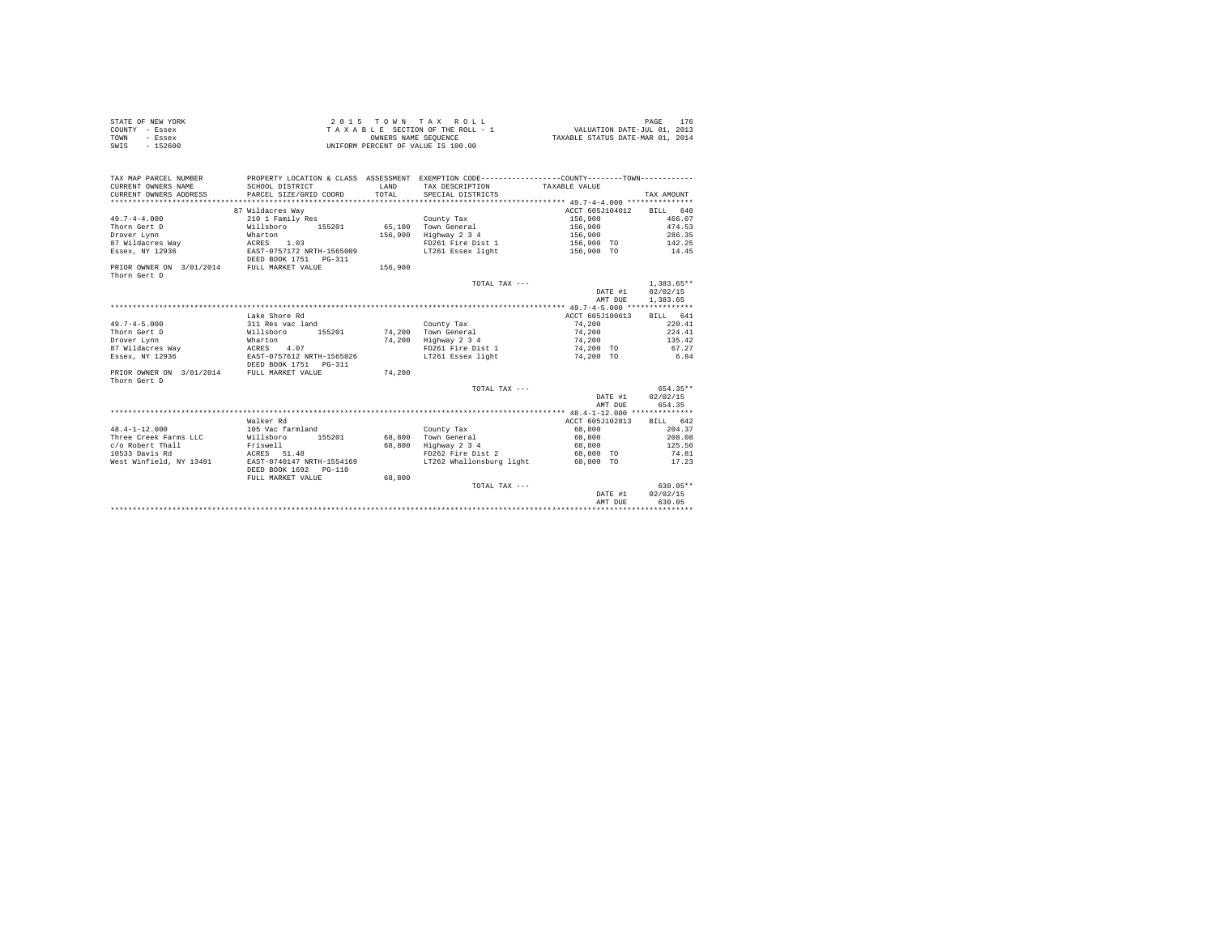STATE OF NEW YORK
COUNTY - Essex
TOWN - Essex
SWIS - 152600

2 0 1 5 T O W N T A X R O L L
T A X A B L E SECTION OF THE ROLL - 1
OWNERS NAME SEQUENCE
UNIFORM PERCENT OF VALUE IS 100.00

VALUATION DATE-JUL 01, 2013
TAXABLE STATUS DATE-MAR 01, 2014

| TAX MAP PARCEL NUMBER<br>CURRENT OWNERS NAME<br>CURRENT OWNERS ADDRESS | PROPERTY LOCATION & CLASS<br>SCHOOL DISTRICT<br>PARCEL SIZE/GRID COORD | ASSESSMENT<br>LAND<br>TOTAL | EXEMPTION CODE<br>TAX DESCRIPTION<br>SPECIAL DISTRICTS | COUNTY--------TOWN<br>TAXABLE VALUE | TAX AMOUNT |
|---|---|---|---|---|---|
| 49.7-4-4.000 | 87 Wildacres Way | | | ACCT 605J104012 | BILL 640 |
| | 210 1 Family Res | | County Tax | 156,900 | 466.07 |
| Thorn Gert D | Willsboro 155201 | 65,100 | Town General | 156,900 | 474.53 |
| Drover Lynn | Wharton | 156,900 | Highway 2 3 4 | 156,900 | 286.35 |
| 87 Wildacres Way | ACRES 1.03 | | FD261 Fire Dist 1 | 156,900 TO | 142.25 |
| Essex, NY 12936 | EAST-0757172 NRTH-1565009 | | LT261 Essex light | 156,900 TO | 14.45 |
| | DEED BOOK 1751 PG-311 | | | | |
| PRIOR OWNER ON 3/01/2014 | FULL MARKET VALUE | 156,900 | | | |
| Thorn Gert D | | | | | |
| | | | TOTAL TAX --- | | 1,383.65** |
| | | | | DATE #1 | 02/02/15 |
| | | | | AMT DUE | 1,383.65 |
| 49.7-4-5.000 | Lake Shore Rd | | | ACCT 605J100613 | BILL 641 |
| | 311 Res vac land | | County Tax | 74,200 | 220.41 |
| Thorn Gert D | Willsboro 155201 | 74,200 | Town General | 74,200 | 224.41 |
| Drover Lynn | Wharton | 74,200 | Highway 2 3 4 | 74,200 | 135.42 |
| 87 Wildacres Way | ACRES 4.07 | | FD261 Fire Dist 1 | 74,200 TO | 67.27 |
| Essex, NY 12936 | EAST-0757612 NRTH-1565026 | | LT261 Essex light | 74,200 TO | 6.84 |
| | DEED BOOK 1751 PG-311 | | | | |
| PRIOR OWNER ON 3/01/2014 | FULL MARKET VALUE | 74,200 | | | |
| Thorn Gert D | | | | | |
| | | | TOTAL TAX --- | | 654.35** |
| | | | | DATE #1 | 02/02/15 |
| | | | | AMT DUE | 654.35 |
| 48.4-1-12.000 | Walker Rd | | | ACCT 605J102813 | BILL 642 |
| | 105 Vac farmland | | County Tax | 68,800 | 204.37 |
| Three Creek Farms LLC | Willsboro 155201 | 68,800 | Town General | 68,800 | 208.08 |
| c/o Robert Thall | Friswell | 68,800 | Highway 2 3 4 | 68,800 | 125.56 |
| 10533 Davis Rd | ACRES 51.48 | | FD262 Fire Dist 2 | 68,800 TO | 74.81 |
| West Winfield, NY 13491 | EAST-0740147 NRTH-1554169 | | LT262 Whallonsburg light | 68,800 TO | 17.23 |
| | DEED BOOK 1692 PG-110 | | | | |
| | FULL MARKET VALUE | 68,800 | | | |
| | | | TOTAL TAX --- | | 630.05** |
| | | | | DATE #1 | 02/02/15 |
| | | | | AMT DUE | 630.05 |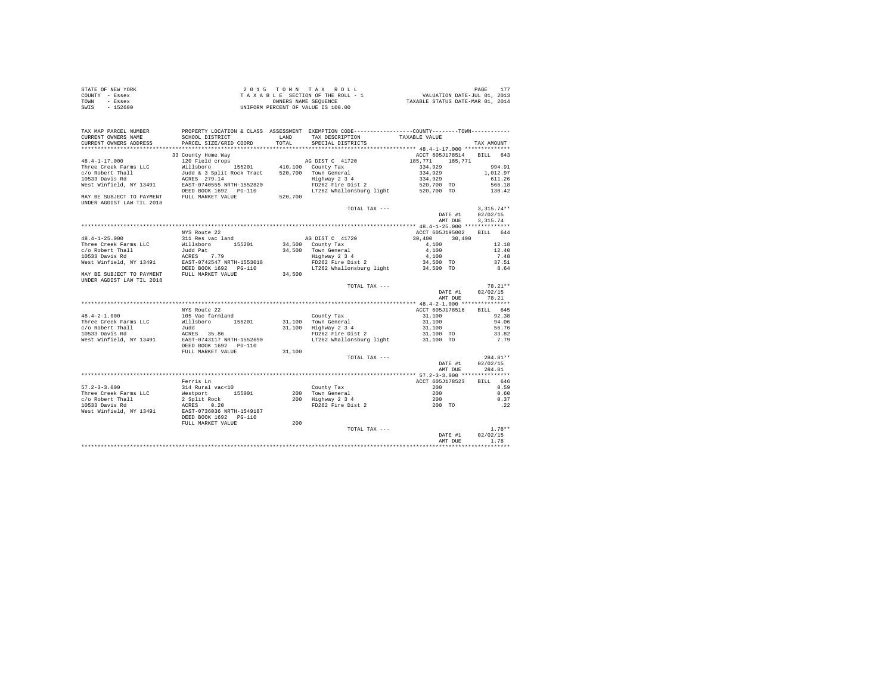STATE OF NEW YORK
COUNTY - Essex
TOWN - Essex
SWIS - 152600

2 0 1 5 T O W N T A X R O L L
T A X A B L E SECTION OF THE ROLL - 1
OWNERS NAME SEQUENCE
UNIFORM PERCENT OF VALUE IS 100.00

VALUATION DATE-JUL 01, 2013
TAXABLE STATUS DATE-MAR 01, 2014

```
TAX MAP PARCEL NUMBER     PROPERTY LOCATION & CLASS  ASSESSMENT  EXEMPTION CODE-----------------COUNTY--------TOWN-----------
CURRENT OWNERS NAME       SCHOOL DISTRICT             LAND       TAX DESCRIPTION            TAXABLE VALUE
CURRENT OWNERS ADDRESS    PARCEL SIZE/GRID COORD      TOTAL      SPECIAL DISTRICTS                                  TAX AMOUNT
*********************************************************************************************** 48.4-1-17.000 **************
                          33 County Home Way                                               ACCT 605J178514     BILL  643
48.4-1-17.000             120 Field crops                        AG DIST C  41720          185,771    185,771
Three Creek Farms LLC     Willsboro      155201      410,100  County Tax                   334,929                994.91
c/o Robert Thall          Judd & 3 Split Rock Tract  520,700  Town General                 334,929              1,012.97
10533 Davis Rd            ACRES  279.14                       Highway 2 3 4                334,929                611.26
West Winfield, NY 13491   EAST-0740555 NRTH-1552820           FD262 Fire Dist 2            520,700 TO             566.18
                          DEED BOOK 1692   PG-110             LT262 Whallonsburg light     520,700 TO             130.42
MAY BE SUBJECT TO PAYMENT FULL MARKET VALUE          520,700
UNDER AGDIST LAW TIL 2018
                                                                 TOTAL TAX ---                                   3,315.74**
                                                                                            DATE #1           02/02/15
                                                                                            AMT DUE           3,315.74
*********************************************************************************************** 48.4-1-25.000 **************
                          NYS Route 22                                                     ACCT 605J195002     BILL  644
48.4-1-25.000             311 Res vac land                       AG DIST C  41720           30,400     30,400
Three Creek Farms LLC     Willsboro      155201       34,500  County Tax                     4,100                 12.18
c/o Robert Thall          Judd Pat                     34,500  Town General                   4,100                 12.40
10533 Davis Rd            ACRES    7.79                        Highway 2 3 4                  4,100                  7.48
West Winfield, NY 13491   EAST-0742547 NRTH-1553018            FD262 Fire Dist 2             34,500 TO              37.51
                          DEED BOOK 1692   PG-110              LT262 Whallonsburg light      34,500 TO               8.64
MAY BE SUBJECT TO PAYMENT FULL MARKET VALUE           34,500
UNDER AGDIST LAW TIL 2018
                                                                 TOTAL TAX ---                                      78.21**
                                                                                            DATE #1           02/02/15
                                                                                            AMT DUE              78.21
*********************************************************************************************** 48.4-2-1.000 ***************
                          NYS Route 22                                                     ACCT 605J178516     BILL  645
48.4-2-1.000              105 Vac farmland                       County Tax                  31,100                 92.38
Three Creek Farms LLC     Willsboro      155201       31,100  Town General                  31,100                 94.06
c/o Robert Thall          Judd                         31,100  Highway 2 3 4                 31,100                 56.76
10533 Davis Rd            ACRES   35.86                        FD262 Fire Dist 2             31,100 TO              33.82
West Winfield, NY 13491   EAST-0743117 NRTH-1552690            LT262 Whallonsburg light      31,100 TO               7.79
                          DEED BOOK 1692   PG-110
                          FULL MARKET VALUE           31,100
                                                                 TOTAL TAX ---                                     284.81**
                                                                                            DATE #1           02/02/15
                                                                                            AMT DUE             284.81
*********************************************************************************************** 57.2-3-3.000 ***************
                          Ferris Ln                                                        ACCT 605J178523     BILL  646
57.2-3-3.000              314 Rural vac<10                       County Tax                     200                  0.59
Three Creek Farms LLC     Westport       155001          200  Town General                     200                  0.60
c/o Robert Thall          2 Split Rock                   200  Highway 2 3 4                    200                  0.37
10533 Davis Rd            ACRES    0.20                        FD262 Fire Dist 2                200 TO                .22
West Winfield, NY 13491   EAST-0736036 NRTH-1549187
                          DEED BOOK 1692   PG-110
                          FULL MARKET VALUE              200
                                                                 TOTAL TAX ---                                       1.78**
                                                                                            DATE #1           02/02/15
                                                                                            AMT DUE               1.78
****************************************************************************************************************************
```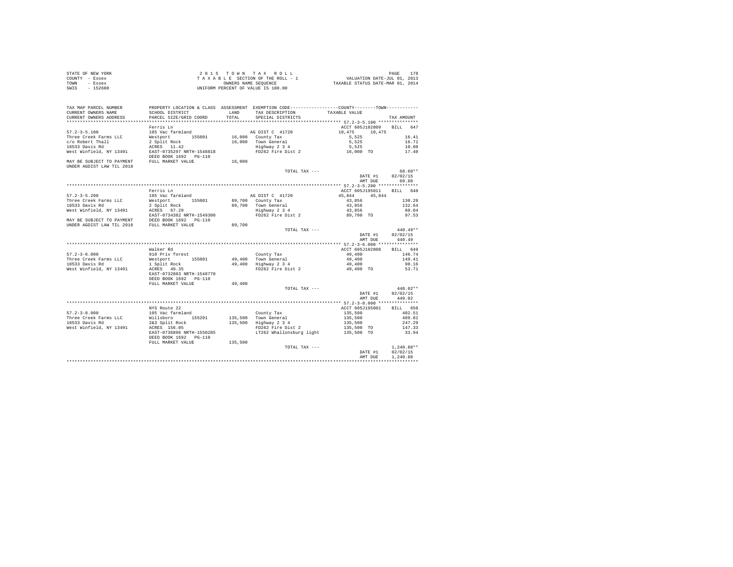STATE OF NEW YORK
COUNTY - Essex
TOWN - Essex
SWIS - 152600

2015 TOWN TAX ROLL
TAXABLE SECTION OF THE ROLL - 1
OWNERS NAME SEQUENCE
UNIFORM PERCENT OF VALUE IS 100.00

VALUATION DATE-JUL 01, 2013
TAXABLE STATUS DATE-MAR 01, 2014

| TAX MAP PARCEL NUMBER / CURRENT OWNERS NAME / CURRENT OWNERS ADDRESS | PROPERTY LOCATION & CLASS / SCHOOL DISTRICT / PARCEL SIZE/GRID COORD | ASSESSMENT LAND / TOTAL | EXEMPTION CODE / TAX DESCRIPTION / SPECIAL DISTRICTS | COUNTY / TOWN TAXABLE VALUE | TAX AMOUNT |
|---|---|---|---|---|---|
| **57.2-3-5.100** | Ferris Ln | | | ACCT 605J102809 | BILL 647 |
| 57.2-3-5.100 | 105 Vac farmland | | AG DIST C 41720 | 10,475 10,475 | |
| Three Creek Farms LLC | Westport 155001 | 16,000 | County Tax | 5,525 | 16.41 |
| c/o Robert Thall | 2 Split Rock | 16,000 | Town General | 5,525 | 16.71 |
| 10533 Davis Rd | ACRES 11.42 | | Highway 2 3 4 | 5,525 | 10.08 |
| West Winfield, NY 13491 | EAST-0735297 NRTH-1548818 | | FD262 Fire Dist 2 | 16,000 TO | 17.40 |
| | DEED BOOK 1692 PG-110 | | | | |
| MAY BE SUBJECT TO PAYMENT | FULL MARKET VALUE | 16,000 | | | |
| UNDER AGDIST LAW TIL 2018 | | | | | |
| | | | TOTAL TAX --- | | 60.60** |
| | | | | DATE #1 | 02/02/15 |
| | | | | AMT DUE | 60.60 |
| **57.2-3-5.200** | Ferris Ln | | | ACCT 605J195011 | BILL 648 |
| 57.2-3-5.200 | 105 Vac farmland | | AG DIST C 41720 | 45,844 45,844 | |
| Three Creek Farms LLC | Westport 155001 | 89,700 | County Tax | 43,856 | 130.28 |
| 10533 Davis Rd | 2 Split Rock | 89,700 | Town General | 43,856 | 132.64 |
| West Winfield, NY 13491 | ACRES 67.29 | | Highway 2 3 4 | 43,856 | 80.04 |
| | EAST-0734382 NRTH-1549300 | | FD262 Fire Dist 2 | 89,700 TO | 97.53 |
| MAY BE SUBJECT TO PAYMENT | DEED BOOK 1692 PG-110 | | | | |
| UNDER AGDIST LAW TIL 2018 | FULL MARKET VALUE | 89,700 | | | |
| | | | TOTAL TAX --- | | 440.49** |
| | | | | DATE #1 | 02/02/15 |
| | | | | AMT DUE | 440.49 |
| **57.2-3-6.000** | Walker Rd | | | ACCT 605J102808 | BILL 649 |
| 57.2-3-6.000 | 910 Priv forest | | County Tax | 49,400 | 146.74 |
| Three Creek Farms LLC | Westport 155001 | 49,400 | Town General | 49,400 | 149.41 |
| 10533 Davis Rd | 1 Split Rock | 49,400 | Highway 2 3 4 | 49,400 | 90.16 |
| West Winfield, NY 13491 | ACRES 49.35 | | FD262 Fire Dist 2 | 49,400 TO | 53.71 |
| | EAST-0732803 NRTH-1548770 | | | | |
| | DEED BOOK 1692 PG-110 | | | | |
| | FULL MARKET VALUE | 49,400 | | | |
| | | | TOTAL TAX --- | | 440.02** |
| | | | | DATE #1 | 02/02/15 |
| | | | | AMT DUE | 440.02 |
| **57.2-3-8.000** | NYS Route 22 | | | ACCT 605J195001 | BILL 650 |
| 57.2-3-8.000 | 105 Vac farmland | | County Tax | 135,500 | 402.51 |
| Three Creek Farms LLC | Willsboro 155201 | 135,500 | Town General | 135,500 | 409.81 |
| 10533 Davis Rd | 2&3 Split Rock | 135,500 | Highway 2 3 4 | 135,500 | 247.29 |
| West Winfield, NY 13491 | ACRES 156.05 | | FD262 Fire Dist 2 | 135,500 TO | 147.33 |
| | EAST-0736896 NRTH-1550285 | | LT262 Whallonsburg light | 135,500 TO | 33.94 |
| | DEED BOOK 1692 PG-110 | | | | |
| | FULL MARKET VALUE | 135,500 | | | |
| | | | TOTAL TAX --- | | 1,240.88** |
| | | | | DATE #1 | 02/02/15 |
| | | | | AMT DUE | 1,240.88 |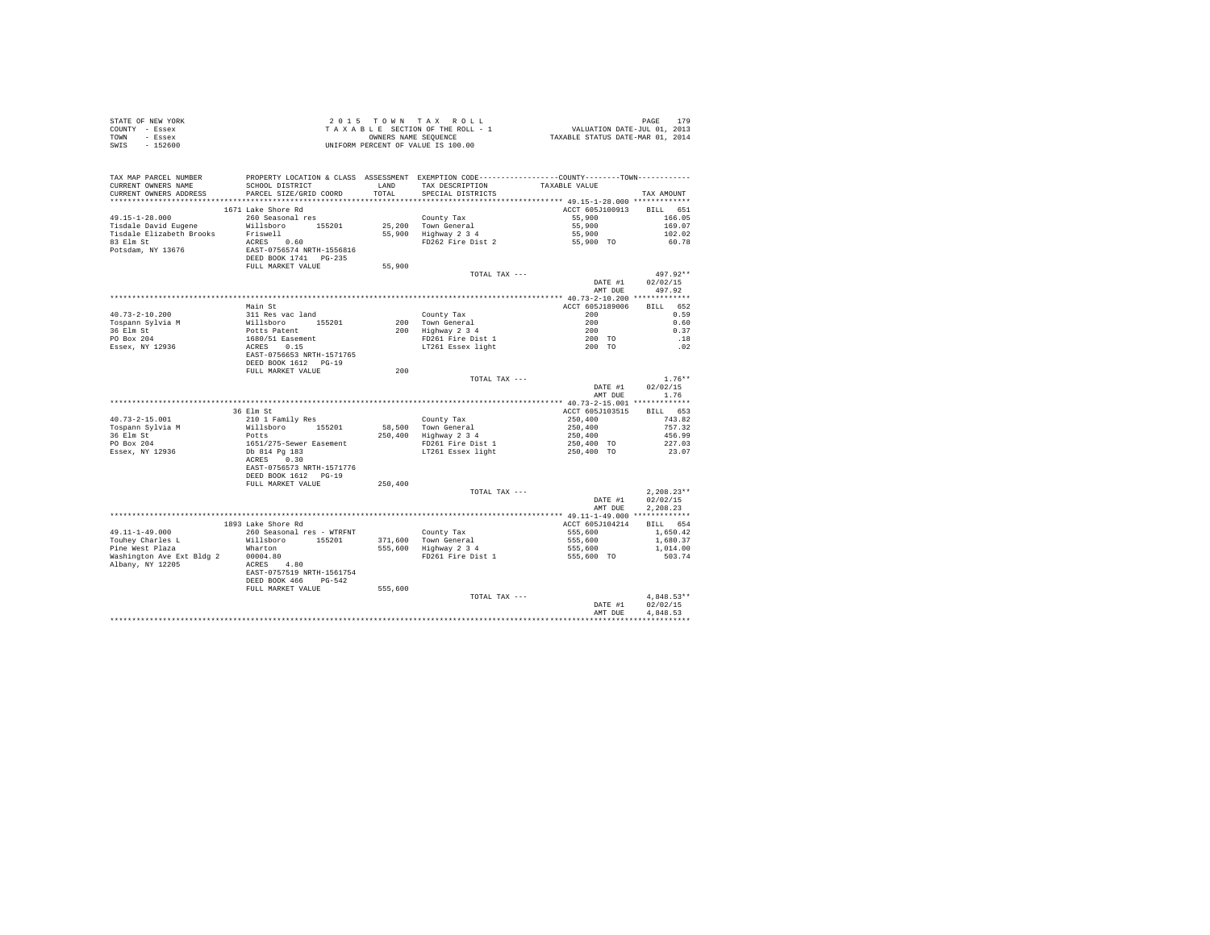STATE OF NEW YORK
COUNTY - Essex
TOWN - Essex
SWIS - 152600

2 0 1 5 T O W N T A X R O L L
T A X A B L E SECTION OF THE ROLL - 1
OWNERS NAME SEQUENCE
UNIFORM PERCENT OF VALUE IS 100.00

VALUATION DATE-JUL 01, 2013
TAXABLE STATUS DATE-MAR 01, 2014

| TAX MAP PARCEL NUMBER / CURRENT OWNERS NAME / CURRENT OWNERS ADDRESS | PROPERTY LOCATION & CLASS / SCHOOL DISTRICT / PARCEL SIZE/GRID COORD | ASSESSMENT LAND / TOTAL | EXEMPTION CODE / TAX DESCRIPTION / SPECIAL DISTRICTS | TAXABLE VALUE (COUNTY--------TOWN) | TAX AMOUNT |
|---|---|---|---|---|---|
| **49.15-1-28.000** | 1671 Lake Shore Rd | | | ACCT 605J100913 | BILL 651 |
| 49.15-1-28.000 | 260 Seasonal res | | County Tax | 55,900 | 166.05 |
| Tisdale David Eugene | Willsboro 155201 | 25,200 | Town General | 55,900 | 169.07 |
| Tisdale Elizabeth Brooks | Friswell | 55,900 | Highway 2 3 4 | 55,900 | 102.02 |
| 83 Elm St | ACRES 0.60 | | FD262 Fire Dist 2 | 55,900 TO | 60.78 |
| Potsdam, NY 13676 | EAST-0756574 NRTH-1556816 | | | | |
| | DEED BOOK 1741 PG-235 | | | | |
| | FULL MARKET VALUE | 55,900 | | | |
| | | | TOTAL TAX --- | | 497.92** |
| | | | | DATE #1 | 02/02/15 |
| | | | | AMT DUE | 497.92 |
| **40.73-2-10.200** | Main St | | | ACCT 605J189006 | BILL 652 |
| 40.73-2-10.200 | 311 Res vac land | | County Tax | 200 | 0.59 |
| Tospann Sylvia M | Willsboro 155201 | 200 | Town General | 200 | 0.60 |
| 36 Elm St | Potts Patent | 200 | Highway 2 3 4 | 200 | 0.37 |
| PO Box 204 | 1680/51 Easement | | FD261 Fire Dist 1 | 200 TO | .18 |
| Essex, NY 12936 | ACRES 0.15 | | LT261 Essex light | 200 TO | .02 |
| | EAST-0756653 NRTH-1571765 | | | | |
| | DEED BOOK 1612 PG-19 | | | | |
| | FULL MARKET VALUE | 200 | | | |
| | | | TOTAL TAX --- | | 1.76** |
| | | | | DATE #1 | 02/02/15 |
| | | | | AMT DUE | 1.76 |
| **40.73-2-15.001** | 36 Elm St | | | ACCT 605J103515 | BILL 653 |
| 40.73-2-15.001 | 210 1 Family Res | | County Tax | 250,400 | 743.82 |
| Tospann Sylvia M | Willsboro 155201 | 58,500 | Town General | 250,400 | 757.32 |
| 36 Elm St | Potts | 250,400 | Highway 2 3 4 | 250,400 | 456.99 |
| PO Box 204 | 1651/275-Sewer Easement | | FD261 Fire Dist 1 | 250,400 TO | 227.03 |
| Essex, NY 12936 | Db 814 Pg 183 | | LT261 Essex light | 250,400 TO | 23.07 |
| | ACRES 0.30 | | | | |
| | EAST-0756573 NRTH-1571776 | | | | |
| | DEED BOOK 1612 PG-19 | | | | |
| | FULL MARKET VALUE | 250,400 | | | |
| | | | TOTAL TAX --- | | 2,208.23** |
| | | | | DATE #1 | 02/02/15 |
| | | | | AMT DUE | 2,208.23 |
| **49.11-1-49.000** | 1893 Lake Shore Rd | | | ACCT 605J104214 | BILL 654 |
| 49.11-1-49.000 | 260 Seasonal res - WTRFNT | | County Tax | 555,600 | 1,650.42 |
| Touhey Charles L | Willsboro 155201 | 371,600 | Town General | 555,600 | 1,680.37 |
| Pine West Plaza | Wharton | 555,600 | Highway 2 3 4 | 555,600 | 1,014.00 |
| Washington Ave Ext Bldg 2 | 00004.80 | | FD261 Fire Dist 1 | 555,600 TO | 503.74 |
| Albany, NY 12205 | ACRES 4.80 | | | | |
| | EAST-0757519 NRTH-1561754 | | | | |
| | DEED BOOK 466 PG-542 | | | | |
| | FULL MARKET VALUE | 555,600 | | | |
| | | | TOTAL TAX --- | | 4,848.53** |
| | | | | DATE #1 | 02/02/15 |
| | | | | AMT DUE | 4,848.53 |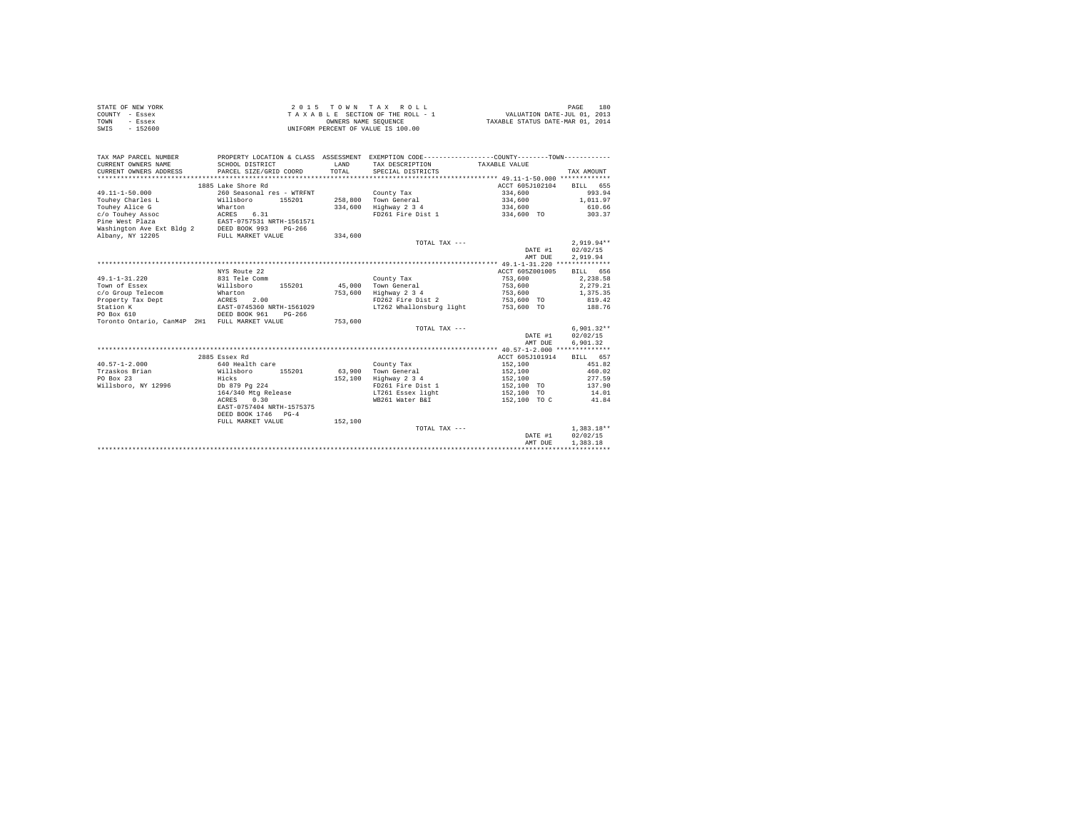STATE OF NEW YORK
COUNTY - Essex
TOWN - Essex
SWIS - 152600

2 0 1 5 T O W N T A X R O L L
T A X A B L E SECTION OF THE ROLL - 1
OWNERS NAME SEQUENCE
UNIFORM PERCENT OF VALUE IS 100.00

VALUATION DATE-JUL 01, 2013
TAXABLE STATUS DATE-MAR 01, 2014

| TAX MAP PARCEL NUMBER / CURRENT OWNERS NAME / CURRENT OWNERS ADDRESS | PROPERTY LOCATION & CLASS / SCHOOL DISTRICT / PARCEL SIZE/GRID COORD | ASSESSMENT LAND / TOTAL | EXEMPTION CODE / TAX DESCRIPTION / SPECIAL DISTRICTS | TAXABLE VALUE | TAX AMOUNT |
|---|---|---|---|---|---|
| 49.11-1-50.000 | 1885 Lake Shore Rd | | | ACCT 605J102104 | BILL 655 |
| Touhey Charles L | 260 Seasonal res - WTRFNT | | County Tax | 334,600 | 993.94 |
| Touhey Alice G | Willsboro 155201 | 258,800 | Town General | 334,600 | 1,011.97 |
| c/o Touhey Assoc | Wharton | 334,600 | Highway 2 3 4 | 334,600 | 610.66 |
| Pine West Plaza | ACRES 6.31 | | FD261 Fire Dist 1 | 334,600 TO | 303.37 |
| Washington Ave Ext Bldg 2 | EAST-0757531 NRTH-1561571 | | | | |
| Albany, NY 12205 | DEED BOOK 993 PG-266 | | | | |
| | FULL MARKET VALUE | 334,600 | | | |
| | | | TOTAL TAX --- | | 2,919.94** |
| | | | | DATE #1 | 02/02/15 |
| | | | | AMT DUE | 2,919.94 |
| 49.1-1-31.220 | NYS Route 22 | | | ACCT 605Z001005 | BILL 656 |
| Town of Essex | 831 Tele Comm | | County Tax | 753,600 | 2,238.58 |
| c/o Group Telecom | Willsboro 155201 | 45,000 | Town General | 753,600 | 2,279.21 |
| Property Tax Dept | Wharton | 753,600 | Highway 2 3 4 | 753,600 | 1,375.35 |
| Station K | ACRES 2.00 | | FD262 Fire Dist 2 | 753,600 TO | 819.42 |
| PO Box 610 | EAST-0745360 NRTH-1561029 | | LT262 Whallonsburg light | 753,600 TO | 188.76 |
| Toronto Ontario, CanM4P 2H1 | DEED BOOK 961 PG-266 | | | | |
| | FULL MARKET VALUE | 753,600 | | | |
| | | | TOTAL TAX --- | | 6,901.32** |
| | | | | DATE #1 | 02/02/15 |
| | | | | AMT DUE | 6,901.32 |
| 40.57-1-2.000 | 2885 Essex Rd | | | ACCT 605J101914 | BILL 657 |
| Trzaskos Brian | 640 Health care | | County Tax | 152,100 | 451.82 |
| PO Box 23 | Willsboro 155201 | 63,900 | Town General | 152,100 | 460.02 |
| Willsboro, NY 12996 | Hicks | 152,100 | Highway 2 3 4 | 152,100 | 277.59 |
| | Db 879 Pg 224 | | FD261 Fire Dist 1 | 152,100 TO | 137.90 |
| | 164/340 Mtg Release | | LT261 Essex light | 152,100 TO | 14.01 |
| | ACRES 0.30 | | WB261 Water B&I | 152,100 TO C | 41.84 |
| | EAST-0757404 NRTH-1575375 | | | | |
| | DEED BOOK 1746 PG-4 | | | | |
| | FULL MARKET VALUE | 152,100 | | | |
| | | | TOTAL TAX --- | | 1,383.18** |
| | | | | DATE #1 | 02/02/15 |
| | | | | AMT DUE | 1,383.18 |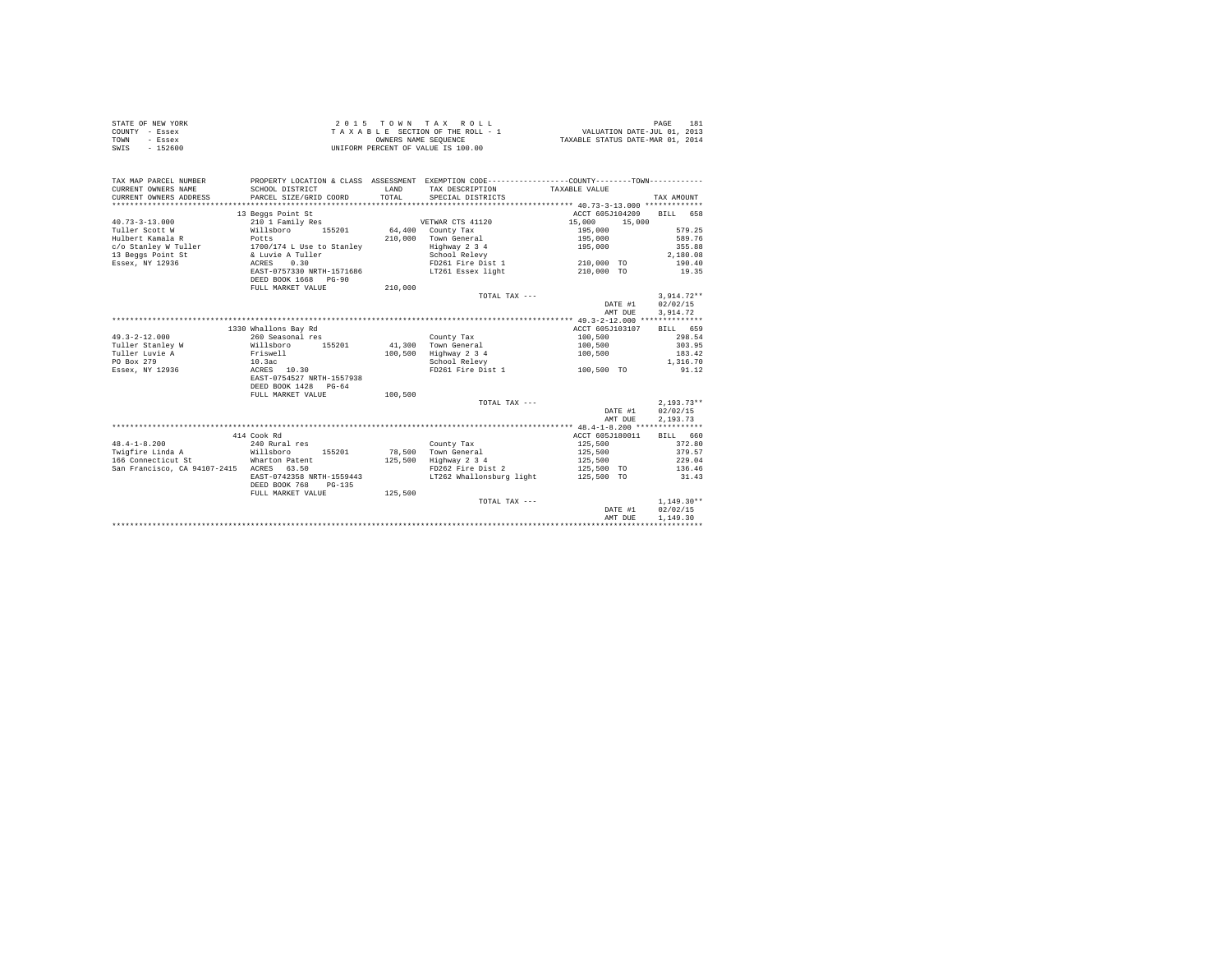STATE OF NEW YORK  
COUNTY - Essex  
TOWN - Essex  
SWIS - 152600

2 0 1 5 T O W N T A X R O L L  
T A X A B L E SECTION OF THE ROLL - 1  
OWNERS NAME SEQUENCE  
UNIFORM PERCENT OF VALUE IS 100.00

VALUATION DATE-JUL 01, 2013  
TAXABLE STATUS DATE-MAR 01, 2014

| TAX MAP PARCEL NUMBER / CURRENT OWNERS NAME / CURRENT OWNERS ADDRESS | PROPERTY LOCATION & CLASS / SCHOOL DISTRICT / PARCEL SIZE/GRID COORD | ASSESSMENT LAND / TOTAL | EXEMPTION CODE / TAX DESCRIPTION / SPECIAL DISTRICTS | COUNTY TAXABLE VALUE | TOWN | TAX AMOUNT |
|---|---|---|---|---|---|---|
| 40.73-3-13.000 | 13 Beggs Point St |  |  | ACCT 605J104209 |  | BILL 658 |
|  | 210 1 Family Res |  | VETWAR CTS 41120 | 15,000 | 15,000 |  |
| Tuller Scott W | Willsboro 155201 | 64,400 | County Tax | 195,000 |  | 579.25 |
| Hulbert Kamala R | Potts | 210,000 | Town General | 195,000 |  | 589.76 |
| c/o Stanley W Tuller | 1700/174 L Use to Stanley |  | Highway 2 3 4 | 195,000 |  | 355.88 |
| 13 Beggs Point St | & Luvie A Tuller |  | School Relevy |  |  | 2,180.08 |
| Essex, NY 12936 | ACRES 0.30 |  | FD261 Fire Dist 1 | 210,000 TO |  | 190.40 |
|  | EAST-0757330 NRTH-1571686 |  | LT261 Essex light | 210,000 TO |  | 19.35 |
|  | DEED BOOK 1668 PG-90 |  |  |  |  |  |
|  | FULL MARKET VALUE | 210,000 |  |  |  |  |
|  |  |  | TOTAL TAX --- |  |  | 3,914.72** |
|  |  |  |  |  | DATE #1 | 02/02/15 |
|  |  |  |  |  | AMT DUE | 3,914.72 |
| 49.3-2-12.000 | 1330 Whallons Bay Rd |  |  | ACCT 605J103107 |  | BILL 659 |
|  | 260 Seasonal res |  | County Tax | 100,500 |  | 298.54 |
| Tuller Stanley W | Willsboro 155201 | 41,300 | Town General | 100,500 |  | 303.95 |
| Tuller Luvie A | Friswell | 100,500 | Highway 2 3 4 | 100,500 |  | 183.42 |
| PO Box 279 | 10.3ac |  | School Relevy |  |  | 1,316.70 |
| Essex, NY 12936 | ACRES 10.30 |  | FD261 Fire Dist 1 | 100,500 TO |  | 91.12 |
|  | EAST-0754527 NRTH-1557938 |  |  |  |  |  |
|  | DEED BOOK 1428 PG-64 |  |  |  |  |  |
|  | FULL MARKET VALUE | 100,500 |  |  |  |  |
|  |  |  | TOTAL TAX --- |  |  | 2,193.73** |
|  |  |  |  |  | DATE #1 | 02/02/15 |
|  |  |  |  |  | AMT DUE | 2,193.73 |
| 48.4-1-8.200 | 414 Cook Rd |  |  | ACCT 605J180011 |  | BILL 660 |
|  | 240 Rural res |  | County Tax | 125,500 |  | 372.80 |
| Twigfire Linda A | Willsboro 155201 | 78,500 | Town General | 125,500 |  | 379.57 |
| 166 Connecticut St | Wharton Patent | 125,500 | Highway 2 3 4 | 125,500 |  | 229.04 |
| San Francisco, CA 94107-2415 | ACRES 63.50 |  | FD262 Fire Dist 2 | 125,500 TO |  | 136.46 |
|  | EAST-0742358 NRTH-1559443 |  | LT262 Whallonsburg light | 125,500 TO |  | 31.43 |
|  | DEED BOOK 768 PG-135 |  |  |  |  |  |
|  | FULL MARKET VALUE | 125,500 |  |  |  |  |
|  |  |  | TOTAL TAX --- |  |  | 1,149.30** |
|  |  |  |  |  | DATE #1 | 02/02/15 |
|  |  |  |  |  | AMT DUE | 1,149.30 |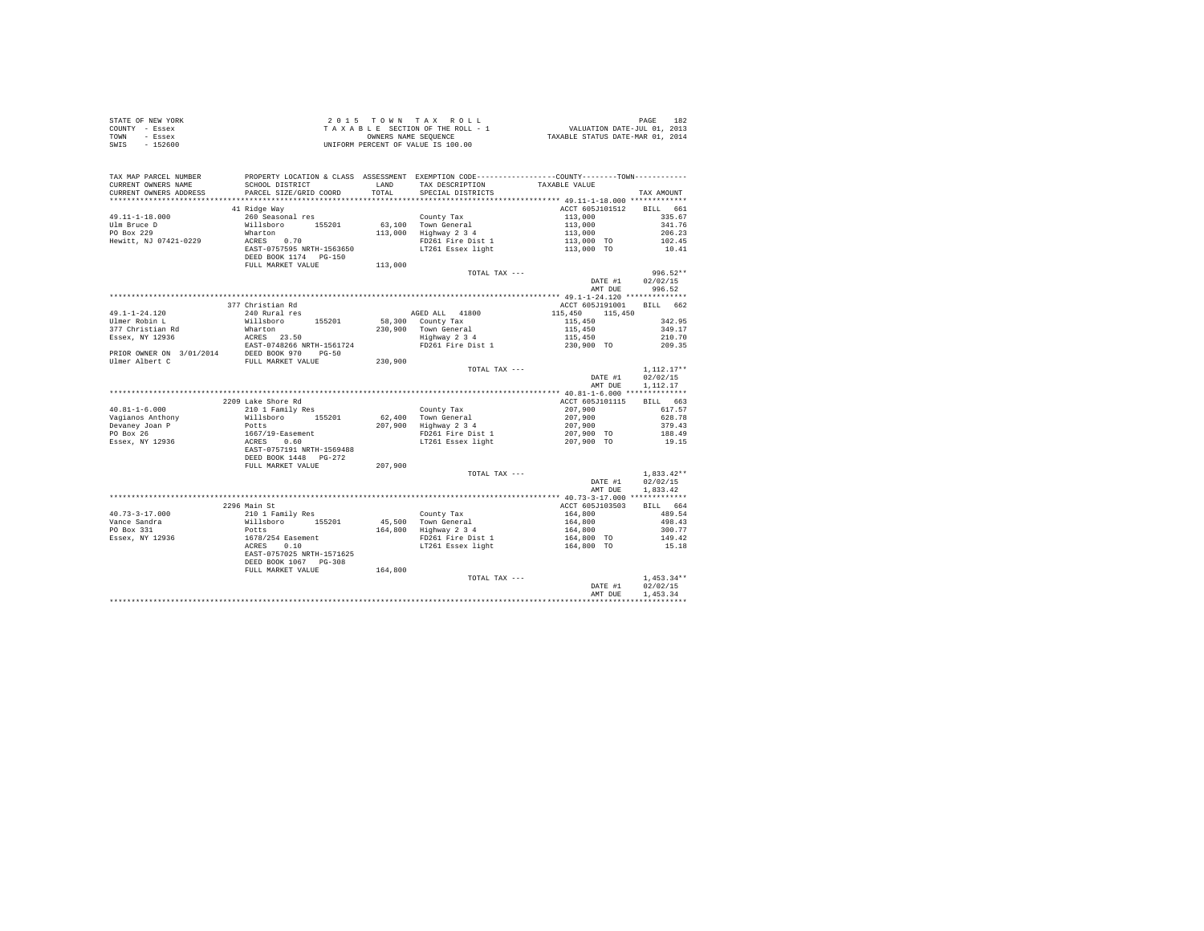STATE OF NEW YORK
COUNTY - Essex
TOWN - Essex
SWIS - 152600

2 0 1 5 T O W N T A X R O L L
T A X A B L E SECTION OF THE ROLL - 1
OWNERS NAME SEQUENCE
UNIFORM PERCENT OF VALUE IS 100.00

VALUATION DATE-JUL 01, 2013
TAXABLE STATUS DATE-MAR 01, 2014

| TAX MAP PARCEL NUMBER / CURRENT OWNERS NAME / CURRENT OWNERS ADDRESS | PROPERTY LOCATION & CLASS / SCHOOL DISTRICT / PARCEL SIZE/GRID COORD | ASSESSMENT LAND / TOTAL | EXEMPTION CODE / TAX DESCRIPTION / SPECIAL DISTRICTS | COUNTY / TOWN TAXABLE VALUE | TAX AMOUNT |
|---|---|---|---|---|---|
| **49.11-1-18.000** | 41 Ridge Way | | | ACCT 605J101512 | BILL 661 |
| 49.11-1-18.000 | 260 Seasonal res | | County Tax | 113,000 | 335.67 |
| Ulm Bruce D | Willsboro 155201 | 63,100 | Town General | 113,000 | 341.76 |
| PO Box 229 | Wharton | 113,000 | Highway 2 3 4 | 113,000 | 206.23 |
| Hewitt, NJ 07421-0229 | ACRES 0.70 | | FD261 Fire Dist 1 | 113,000 TO | 102.45 |
| | EAST-0757595 NRTH-1563650 | | LT261 Essex light | 113,000 TO | 10.41 |
| | DEED BOOK 1174 PG-150 | | | | |
| | FULL MARKET VALUE | 113,000 | | | |
| | | | TOTAL TAX --- | | 996.52** |
| | | | | DATE #1 | 02/02/15 |
| | | | | AMT DUE | 996.52 |
| **49.1-1-24.120** | 377 Christian Rd | | | ACCT 605J191001 | BILL 662 |
| 49.1-1-24.120 | 240 Rural res | | AGED ALL 41800 | 115,450 115,450 | |
| Ulmer Robin L | Willsboro 155201 | 58,300 | County Tax | 115,450 | 342.95 |
| 377 Christian Rd | Wharton | 230,900 | Town General | 115,450 | 349.17 |
| Essex, NY 12936 | ACRES 23.50 | | Highway 2 3 4 | 115,450 | 210.70 |
| | EAST-0748266 NRTH-1561724 | | FD261 Fire Dist 1 | 230,900 TO | 209.35 |
| PRIOR OWNER ON 3/01/2014 | DEED BOOK 970 PG-50 | | | | |
| Ulmer Albert C | FULL MARKET VALUE | 230,900 | | | |
| | | | TOTAL TAX --- | | 1,112.17** |
| | | | | DATE #1 | 02/02/15 |
| | | | | AMT DUE | 1,112.17 |
| **40.81-1-6.000** | 2209 Lake Shore Rd | | | ACCT 605J101115 | BILL 663 |
| 40.81-1-6.000 | 210 1 Family Res | | County Tax | 207,900 | 617.57 |
| Vagianos Anthony | Willsboro 155201 | 62,400 | Town General | 207,900 | 628.78 |
| Devaney Joan P | Potts | 207,900 | Highway 2 3 4 | 207,900 | 379.43 |
| PO Box 26 | 1667/19-Easement | | FD261 Fire Dist 1 | 207,900 TO | 188.49 |
| Essex, NY 12936 | ACRES 0.60 | | LT261 Essex light | 207,900 TO | 19.15 |
| | EAST-0757191 NRTH-1569488 | | | | |
| | DEED BOOK 1448 PG-272 | | | | |
| | FULL MARKET VALUE | 207,900 | | | |
| | | | TOTAL TAX --- | | 1,833.42** |
| | | | | DATE #1 | 02/02/15 |
| | | | | AMT DUE | 1,833.42 |
| **40.73-3-17.000** | 2296 Main St | | | ACCT 605J103503 | BILL 664 |
| 40.73-3-17.000 | 210 1 Family Res | | County Tax | 164,800 | 489.54 |
| Vance Sandra | Willsboro 155201 | 45,500 | Town General | 164,800 | 498.43 |
| PO Box 331 | Potts | 164,800 | Highway 2 3 4 | 164,800 | 300.77 |
| Essex, NY 12936 | 1678/254 Easement | | FD261 Fire Dist 1 | 164,800 TO | 149.42 |
| | ACRES 0.10 | | LT261 Essex light | 164,800 TO | 15.18 |
| | EAST-0757025 NRTH-1571625 | | | | |
| | DEED BOOK 1067 PG-308 | | | | |
| | FULL MARKET VALUE | 164,800 | | | |
| | | | TOTAL TAX --- | | 1,453.34** |
| | | | | DATE #1 | 02/02/15 |
| | | | | AMT DUE | 1,453.34 |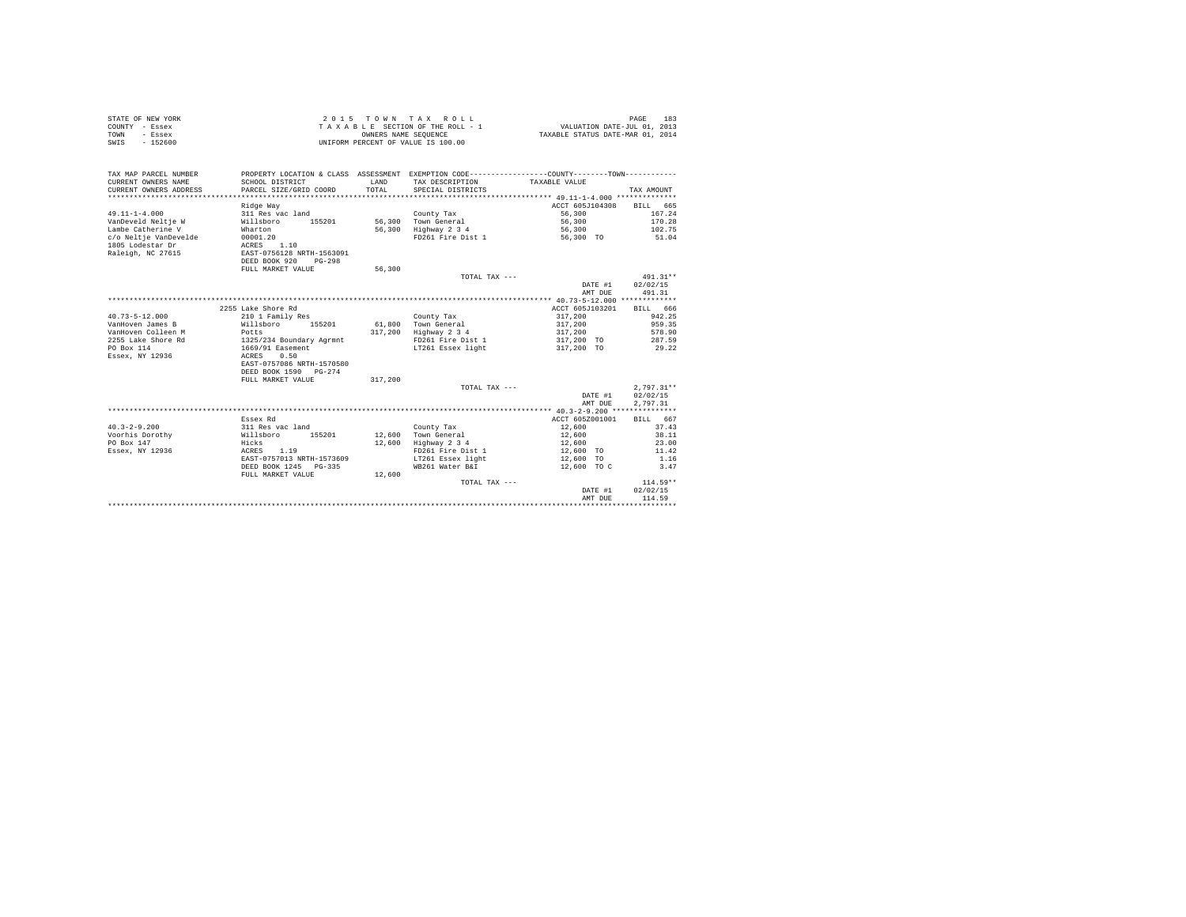STATE OF NEW YORK
COUNTY - Essex
TOWN - Essex
SWIS - 152600

2 0 1 5 T O W N T A X R O L L
T A X A B L E SECTION OF THE ROLL - 1
OWNERS NAME SEQUENCE
UNIFORM PERCENT OF VALUE IS 100.00

VALUATION DATE-JUL 01, 2013
TAXABLE STATUS DATE-MAR 01, 2014

| TAX MAP PARCEL NUMBER / CURRENT OWNERS NAME / CURRENT OWNERS ADDRESS | PROPERTY LOCATION & CLASS / SCHOOL DISTRICT / PARCEL SIZE/GRID COORD | ASSESSMENT LAND / TOTAL | EXEMPTION CODE / TAX DESCRIPTION / SPECIAL DISTRICTS | COUNTY--------TOWN TAXABLE VALUE | TAX AMOUNT |
|---|---|---|---|---|---|
| **49.11-1-4.000** | Ridge Way | | | ACCT 605J104308 | BILL 665 |
| 49.11-1-4.000 | 311 Res vac land | | County Tax | 56,300 | 167.24 |
| VanDeveld Neltje W | Willsboro 155201 | 56,300 | Town General | 56,300 | 170.28 |
| Lambe Catherine V | Wharton | 56,300 | Highway 2 3 4 | 56,300 | 102.75 |
| c/o Neltje VanDevelde | 00001.20 | | FD261 Fire Dist 1 | 56,300 TO | 51.04 |
| 1805 Lodestar Dr | ACRES 1.10 | | | | |
| Raleigh, NC 27615 | EAST-0756128 NRTH-1563091 | | | | |
| | DEED BOOK 920 PG-298 | | | | |
| | FULL MARKET VALUE | 56,300 | | | |
| | | | TOTAL TAX --- | | 491.31** |
| | | | | DATE #1 | 02/02/15 |
| | | | | AMT DUE | 491.31 |
| **40.73-5-12.000** | 2255 Lake Shore Rd | | | ACCT 605J103201 | BILL 666 |
| 40.73-5-12.000 | 210 1 Family Res | | County Tax | 317,200 | 942.25 |
| VanHoven James B | Willsboro 155201 | 61,800 | Town General | 317,200 | 959.35 |
| VanHoven Colleen M | Potts | 317,200 | Highway 2 3 4 | 317,200 | 578.90 |
| 2255 Lake Shore Rd | 1325/234 Boundary Agrmnt | | FD261 Fire Dist 1 | 317,200 TO | 287.59 |
| PO Box 114 | 1669/91 Easement | | LT261 Essex light | 317,200 TO | 29.22 |
| Essex, NY 12936 | ACRES 0.50 | | | | |
| | EAST-0757086 NRTH-1570580 | | | | |
| | DEED BOOK 1590 PG-274 | | | | |
| | FULL MARKET VALUE | 317,200 | | | |
| | | | TOTAL TAX --- | | 2,797.31** |
| | | | | DATE #1 | 02/02/15 |
| | | | | AMT DUE | 2,797.31 |
| **40.3-2-9.200** | Essex Rd | | | ACCT 605Z001001 | BILL 667 |
| 40.3-2-9.200 | 311 Res vac land | | County Tax | 12,600 | 37.43 |
| Voorhis Dorothy | Willsboro 155201 | 12,600 | Town General | 12,600 | 38.11 |
| PO Box 147 | Hicks | 12,600 | Highway 2 3 4 | 12,600 | 23.00 |
| Essex, NY 12936 | ACRES 1.19 | | FD261 Fire Dist 1 | 12,600 TO | 11.42 |
| | EAST-0757013 NRTH-1573609 | | LT261 Essex light | 12,600 TO | 1.16 |
| | DEED BOOK 1245 PG-335 | | WB261 Water B&I | 12,600 TO C | 3.47 |
| | FULL MARKET VALUE | 12,600 | | | |
| | | | TOTAL TAX --- | | 114.59** |
| | | | | DATE #1 | 02/02/15 |
| | | | | AMT DUE | 114.59 |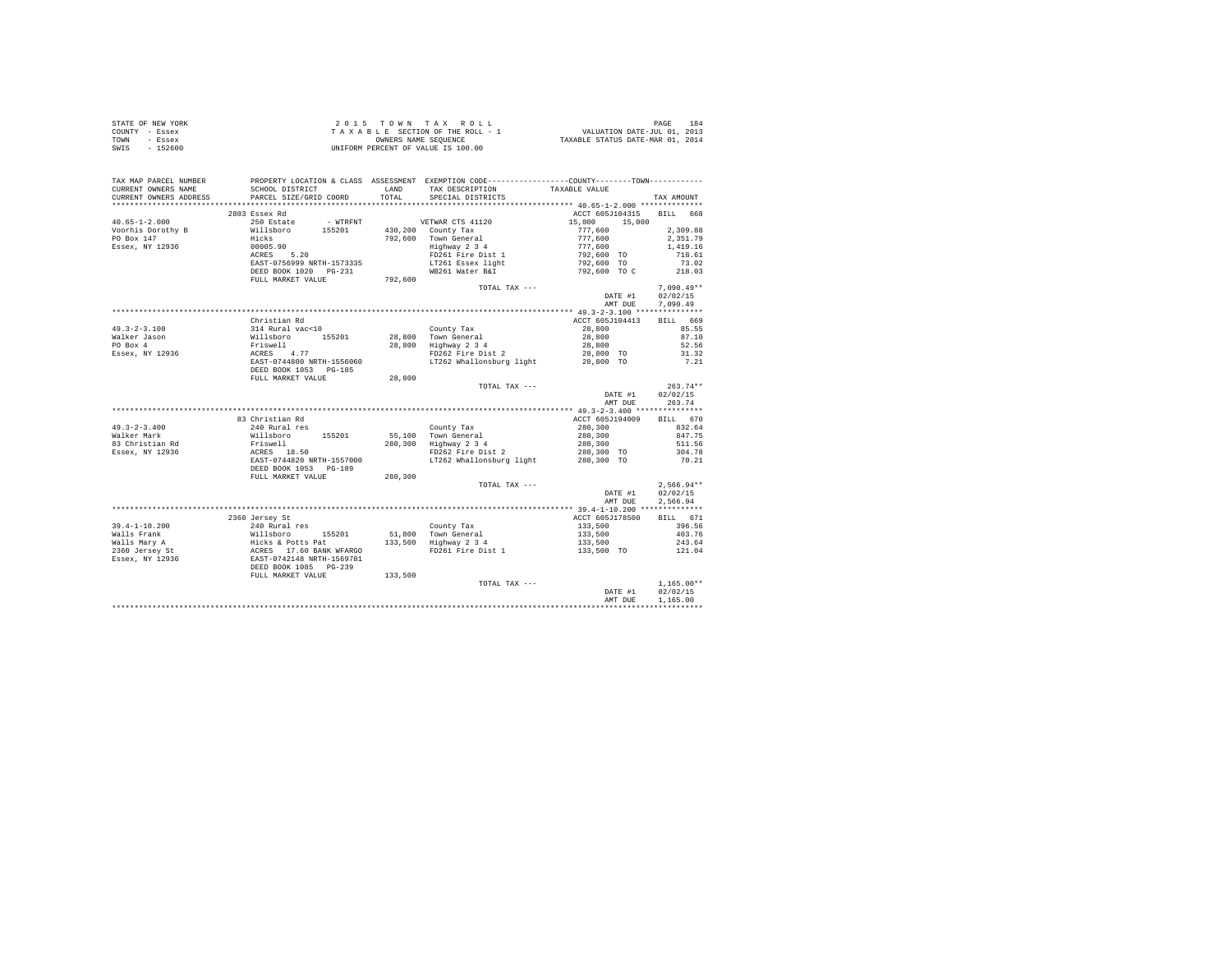STATE OF NEW YORK  
COUNTY - Essex  
TOWN - Essex  
SWIS - 152600

2 0 1 5 T O W N T A X R O L L  
T A X A B L E SECTION OF THE ROLL - 1  
OWNERS NAME SEQUENCE  
UNIFORM PERCENT OF VALUE IS 100.00

VALUATION DATE-JUL 01, 2013  
TAXABLE STATUS DATE-MAR 01, 2014

| TAX MAP PARCEL NUMBER / CURRENT OWNERS NAME / CURRENT OWNERS ADDRESS | PROPERTY LOCATION & CLASS / SCHOOL DISTRICT / PARCEL SIZE/GRID COORD | ASSESSMENT LAND / TOTAL | EXEMPTION CODE / TAX DESCRIPTION / SPECIAL DISTRICTS | COUNTY / TOWN TAXABLE VALUE | TAX AMOUNT |
|---|---|---|---|---|---|
| 40.65-1-2.000 | 2803 Essex Rd | | | ACCT 605J104315 | BILL 668 |
| 40.65-1-2.000 | 250 Estate - WTRFNT | | VETWAR CTS 41120 | 15,000 15,000 | |
| Voorhis Dorothy B | Willsboro 155201 | 430,200 | County Tax | 777,600 | 2,309.88 |
| PO Box 147 | Hicks | 792,600 | Town General | 777,600 | 2,351.79 |
| Essex, NY 12936 | 00005.90 | | Highway 2 3 4 | 777,600 | 1,419.16 |
| | ACRES 5.20 | | FD261 Fire Dist 1 | 792,600 TO | 718.61 |
| | EAST-0756999 NRTH-1573335 | | LT261 Essex light | 792,600 TO | 73.02 |
| | DEED BOOK 1020 PG-231 | | WB261 Water B&I | 792,600 TO C | 218.03 |
| | FULL MARKET VALUE | 792,600 | | | |
| | | | TOTAL TAX --- | | 7,090.49** |
| | | | | DATE #1 | 02/02/15 |
| | | | | AMT DUE | 7,090.49 |
| 49.3-2-3.100 | Christian Rd | | | ACCT 605J104413 | BILL 669 |
| 49.3-2-3.100 | 314 Rural vac<10 | | County Tax | 28,800 | 85.55 |
| Walker Jason | Willsboro 155201 | 28,800 | Town General | 28,800 | 87.10 |
| PO Box 4 | Friswell | 28,800 | Highway 2 3 4 | 28,800 | 52.56 |
| Essex, NY 12936 | ACRES 4.77 | | FD262 Fire Dist 2 | 28,800 TO | 31.32 |
| | EAST-0744800 NRTH-1556060 | | LT262 Whallonsburg light | 28,800 TO | 7.21 |
| | DEED BOOK 1053 PG-185 | | | | |
| | FULL MARKET VALUE | 28,800 | | | |
| | | | TOTAL TAX --- | | 263.74** |
| | | | | DATE #1 | 02/02/15 |
| | | | | AMT DUE | 263.74 |
| 49.3-2-3.400 | 83 Christian Rd | | | ACCT 605J194009 | BILL 670 |
| 49.3-2-3.400 | 240 Rural res | | County Tax | 280,300 | 832.64 |
| Walker Mark | Willsboro 155201 | 55,100 | Town General | 280,300 | 847.75 |
| 83 Christian Rd | Friswell | 280,300 | Highway 2 3 4 | 280,300 | 511.56 |
| Essex, NY 12936 | ACRES 18.50 | | FD262 Fire Dist 2 | 280,300 TO | 304.78 |
| | EAST-0744820 NRTH-1557000 | | LT262 Whallonsburg light | 280,300 TO | 70.21 |
| | DEED BOOK 1053 PG-189 | | | | |
| | FULL MARKET VALUE | 280,300 | | | |
| | | | TOTAL TAX --- | | 2,566.94** |
| | | | | DATE #1 | 02/02/15 |
| | | | | AMT DUE | 2,566.94 |
| 39.4-1-10.200 | 2360 Jersey St | | | ACCT 605J178500 | BILL 671 |
| 39.4-1-10.200 | 240 Rural res | | County Tax | 133,500 | 396.56 |
| Walls Frank | Willsboro 155201 | 51,800 | Town General | 133,500 | 403.76 |
| Walls Mary A | Hicks & Potts Pat | 133,500 | Highway 2 3 4 | 133,500 | 243.64 |
| 2360 Jersey St | ACRES 17.60 BANK WFARGO | | FD261 Fire Dist 1 | 133,500 TO | 121.04 |
| Essex, NY 12936 | EAST-0742148 NRTH-1569781 | | | | |
| | DEED BOOK 1085 PG-239 | | | | |
| | FULL MARKET VALUE | 133,500 | | | |
| | | | TOTAL TAX --- | | 1,165.00** |
| | | | | DATE #1 | 02/02/15 |
| | | | | AMT DUE | 1,165.00 |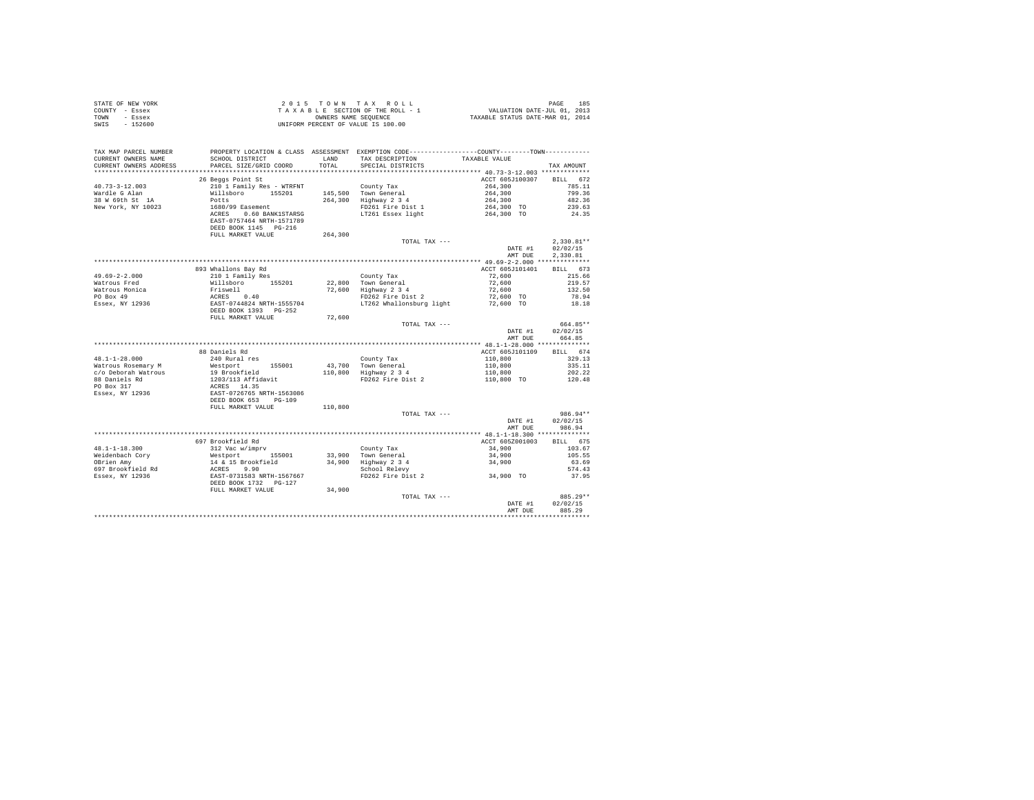STATE OF NEW YORK
COUNTY - Essex
TOWN - Essex
SWIS - 152600

2015 TOWN TAX ROLL
TAXABLE SECTION OF THE ROLL - 1
OWNERS NAME SEQUENCE
UNIFORM PERCENT OF VALUE IS 100.00

VALUATION DATE-JUL 01, 2013
TAXABLE STATUS DATE-MAR 01, 2014

| TAX MAP PARCEL NUMBER / CURRENT OWNERS NAME / CURRENT OWNERS ADDRESS | PROPERTY LOCATION & CLASS / SCHOOL DISTRICT / PARCEL SIZE/GRID COORD | ASSESSMENT LAND / TOTAL | EXEMPTION CODE / TAX DESCRIPTION / SPECIAL DISTRICTS | TAXABLE VALUE (COUNTY / TOWN) | TAX AMOUNT |
|---|---|---|---|---|---|
| 40.73-3-12.003 | 26 Beggs Point St | | | ACCT 605J100307 | BILL 672 |
| Wardle G Alan | 210 1 Family Res - WTRFNT | | County Tax | 264,300 | 785.11 |
| 38 W 69th St 1A | Willsboro 155201 | 145,500 | Town General | 264,300 | 799.36 |
| New York, NY 10023 | Potts | 264,300 | Highway 2 3 4 | 264,300 | 482.36 |
| | 1680/99 Easement | | FD261 Fire Dist 1 | 264,300 TO | 239.63 |
| | ACRES 0.60 BANK1STARSG | | LT261 Essex light | 264,300 TO | 24.35 |
| | EAST-0757464 NRTH-1571789 | | | | |
| | DEED BOOK 1145 PG-216 | | | | |
| | FULL MARKET VALUE | 264,300 | | | |
| | | | TOTAL TAX --- | | 2,330.81** |
| | | | | DATE #1 | 02/02/15 |
| | | | | AMT DUE | 2,330.81 |
| 49.69-2-2.000 | 893 Whallons Bay Rd | | | ACCT 605J101401 | BILL 673 |
| Watrous Fred | 210 1 Family Res | | County Tax | 72,600 | 215.66 |
| Watrous Monica | Willsboro 155201 | 22,800 | Town General | 72,600 | 219.57 |
| PO Box 49 | Friswell | 72,600 | Highway 2 3 4 | 72,600 | 132.50 |
| Essex, NY 12936 | ACRES 0.40 | | FD262 Fire Dist 2 | 72,600 TO | 78.94 |
| | EAST-0744824 NRTH-1555704 | | LT262 Whallonsburg light | 72,600 TO | 18.18 |
| | DEED BOOK 1393 PG-252 | | | | |
| | FULL MARKET VALUE | 72,600 | | | |
| | | | TOTAL TAX --- | | 664.85** |
| | | | | DATE #1 | 02/02/15 |
| | | | | AMT DUE | 664.85 |
| 48.1-1-28.000 | 88 Daniels Rd | | | ACCT 605J101109 | BILL 674 |
| Watrous Rosemary M | 240 Rural res | | County Tax | 110,800 | 329.13 |
| c/o Deborah Watrous | Westport 155001 | 43,700 | Town General | 110,800 | 335.11 |
| 88 Daniels Rd | 19 Brookfield | 110,800 | Highway 2 3 4 | 110,800 | 202.22 |
| PO Box 317 | 1203/113 Affidavit | | FD262 Fire Dist 2 | 110,800 TO | 120.48 |
| Essex, NY 12936 | ACRES 14.35 | | | | |
| | EAST-0726765 NRTH-1563086 | | | | |
| | DEED BOOK 653 PG-109 | | | | |
| | FULL MARKET VALUE | 110,800 | | | |
| | | | TOTAL TAX --- | | 986.94** |
| | | | | DATE #1 | 02/02/15 |
| | | | | AMT DUE | 986.94 |
| 48.1-1-18.300 | 697 Brookfield Rd | | | ACCT 605Z001003 | BILL 675 |
| Weidenbach Cory | 312 Vac w/imprv | | County Tax | 34,900 | 103.67 |
| OBrien Amy | Westport 155001 | 33,900 | Town General | 34,900 | 105.55 |
| 697 Brookfield Rd | 14 & 15 Brookfield | 34,900 | Highway 2 3 4 | 34,900 | 63.69 |
| Essex, NY 12936 | ACRES 9.90 | | School Relevy | | 574.43 |
| | EAST-0731503 NRTH-1567667 | | FD262 Fire Dist 2 | 34,900 TO | 37.95 |
| | DEED BOOK 1732 PG-127 | | | | |
| | FULL MARKET VALUE | 34,900 | | | |
| | | | TOTAL TAX --- | | 885.29** |
| | | | | DATE #1 | 02/02/15 |
| | | | | AMT DUE | 885.29 |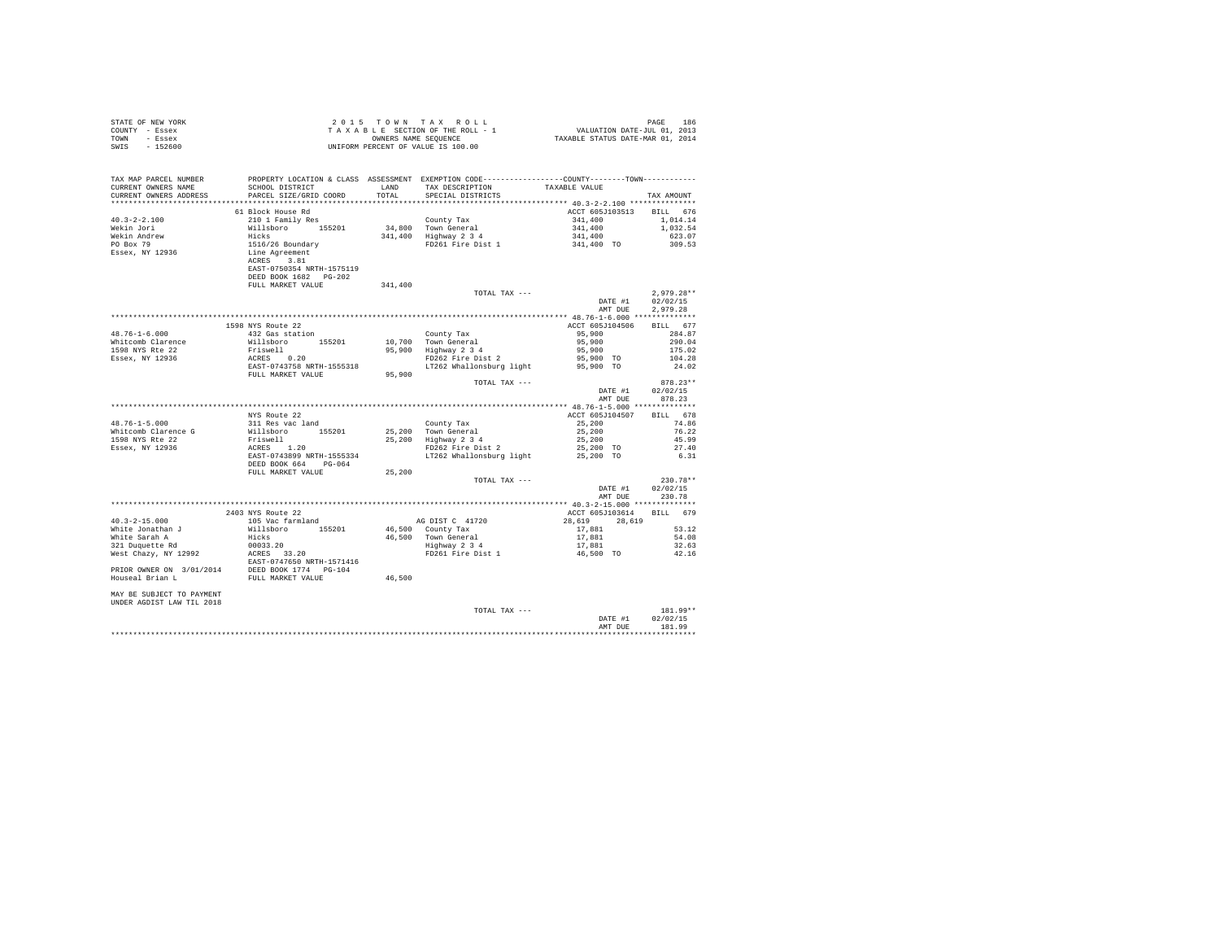STATE OF NEW YORK &nbsp;&nbsp;&nbsp;&nbsp; 2 0 1 5 &nbsp; T O W N &nbsp; T A X &nbsp; R O L L
COUNTY - Essex &nbsp;&nbsp;&nbsp;&nbsp; T A X A B L E SECTION OF THE ROLL - 1 &nbsp;&nbsp;&nbsp;&nbsp; VALUATION DATE-JUL 01, 2013
TOWN - Essex &nbsp;&nbsp;&nbsp;&nbsp; OWNERS NAME SEQUENCE &nbsp;&nbsp;&nbsp;&nbsp; TAXABLE STATUS DATE-MAR 01, 2014
SWIS - 152600 &nbsp;&nbsp;&nbsp;&nbsp; UNIFORM PERCENT OF VALUE IS 100.00

| TAX MAP PARCEL NUMBER / CURRENT OWNERS NAME / CURRENT OWNERS ADDRESS | PROPERTY LOCATION & CLASS / SCHOOL DISTRICT / PARCEL SIZE/GRID COORD | ASSESSMENT LAND | TOTAL | EXEMPTION CODE / TAX DESCRIPTION / SPECIAL DISTRICTS | COUNTY--------TOWN TAXABLE VALUE | TAX AMOUNT |
|---|---|---|---|---|---|---|
| 40.3-2-2.100 | 61 Block House Rd | | | | ACCT 605J103513 | BILL 676 |
| Wekin Jori | 210 1 Family Res | | | County Tax | 341,400 | 1,014.14 |
| Wekin Andrew | Willsboro 155201 | 34,800 | | Town General | 341,400 | 1,032.54 |
| PO Box 79 | Hicks | | 341,400 | Highway 2 3 4 | 341,400 | 623.07 |
| Essex, NY 12936 | 1516/26 Boundary | | | FD261 Fire Dist 1 | 341,400 TO | 309.53 |
| | Line Agreement | | | | | |
| | ACRES 3.81 | | | | | |
| | EAST-0750354 NRTH-1575119 | | | | | |
| | DEED BOOK 1682 PG-202 | | | | | |
| | FULL MARKET VALUE | | 341,400 | | | |
| | | | | TOTAL TAX --- | | 2,979.28** |
| | | | | | DATE #1 | 02/02/15 |
| | | | | | AMT DUE | 2,979.28 |
| 48.76-1-6.000 | 1598 NYS Route 22 | | | | ACCT 605J104506 | BILL 677 |
| Whitcomb Clarence | 432 Gas station | | | County Tax | 95,900 | 284.87 |
| 1598 NYS Rte 22 | Willsboro 155201 | 10,700 | | Town General | 95,900 | 290.04 |
| Essex, NY 12936 | Friswell | | 95,900 | Highway 2 3 4 | 95,900 | 175.02 |
| | ACRES 0.20 | | | FD262 Fire Dist 2 | 95,900 TO | 104.28 |
| | EAST-0743758 NRTH-1555318 | | | LT262 Whallonsburg light | 95,900 TO | 24.02 |
| | FULL MARKET VALUE | | 95,900 | | | |
| | | | | TOTAL TAX --- | | 878.23** |
| | | | | | DATE #1 | 02/02/15 |
| | | | | | AMT DUE | 878.23 |
| 48.76-1-5.000 | NYS Route 22 | | | | ACCT 605J104507 | BILL 678 |
| Whitcomb Clarence G | 311 Res vac land | | | County Tax | 25,200 | 74.86 |
| 1598 NYS Rte 22 | Willsboro 155201 | 25,200 | | Town General | 25,200 | 76.22 |
| Essex, NY 12936 | Friswell | | 25,200 | Highway 2 3 4 | 25,200 | 45.99 |
| | ACRES 1.20 | | | FD262 Fire Dist 2 | 25,200 TO | 27.40 |
| | EAST-0743899 NRTH-1555334 | | | LT262 Whallonsburg light | 25,200 TO | 6.31 |
| | DEED BOOK 664 PG-064 | | | | | |
| | FULL MARKET VALUE | | 25,200 | | | |
| | | | | TOTAL TAX --- | | 230.78** |
| | | | | | DATE #1 | 02/02/15 |
| | | | | | AMT DUE | 230.78 |
| 40.3-2-15.000 | 2403 NYS Route 22 | | | | ACCT 605J103614 | BILL 679 |
| White Jonathan J | 105 Vac farmland | | | AG DIST C 41720 | 28,619 28,619 | |
| White Sarah A | Willsboro 155201 | 46,500 | | County Tax | 17,881 | 53.12 |
| 321 Duquette Rd | Hicks | | 46,500 | Town General | 17,881 | 54.08 |
| West Chazy, NY 12992 | 00033.20 | | | Highway 2 3 4 | 17,881 | 32.63 |
| | ACRES 33.20 | | | FD261 Fire Dist 1 | 46,500 TO | 42.16 |
| | EAST-0747650 NRTH-1571416 | | | | | |
| PRIOR OWNER ON 3/01/2014 | DEED BOOK 1774 PG-104 | | | | | |
| Houseal Brian L | FULL MARKET VALUE | | 46,500 | | | |
| MAY BE SUBJECT TO PAYMENT UNDER AGDIST LAW TIL 2018 | | | | | | |
| | | | | TOTAL TAX --- | | 181.99** |
| | | | | | DATE #1 | 02/02/15 |
| | | | | | AMT DUE | 181.99 |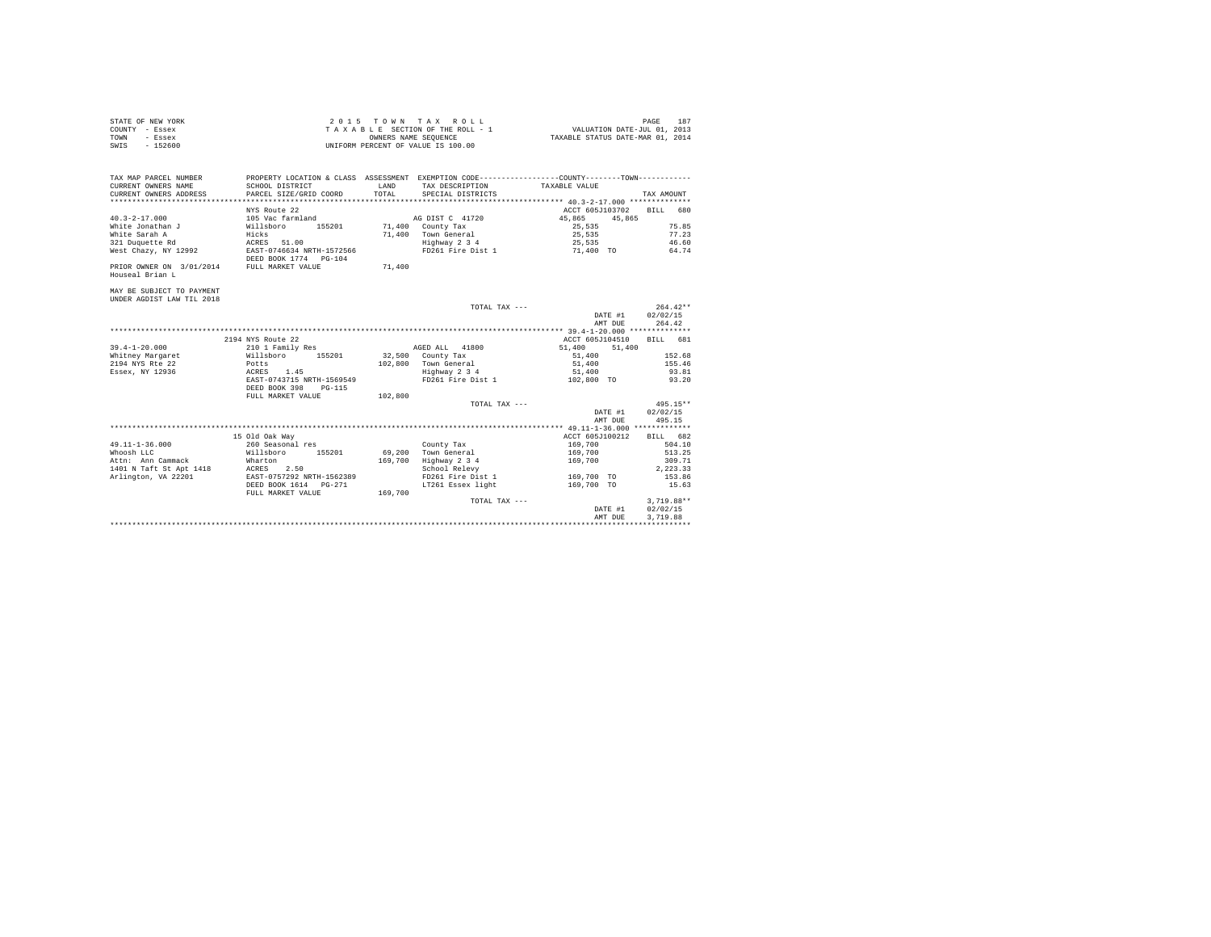STATE OF NEW YORK
COUNTY - Essex
TOWN - Essex
SWIS - 152600

2 0 1 5 T O W N T A X R O L L
T A X A B L E SECTION OF THE ROLL - 1
OWNERS NAME SEQUENCE
UNIFORM PERCENT OF VALUE IS 100.00

VALUATION DATE-JUL 01, 2013
TAXABLE STATUS DATE-MAR 01, 2014

| TAX MAP PARCEL NUMBER / CURRENT OWNERS NAME / CURRENT OWNERS ADDRESS | PROPERTY LOCATION & CLASS / SCHOOL DISTRICT / PARCEL SIZE/GRID COORD | ASSESSMENT LAND / TOTAL | EXEMPTION CODE / TAX DESCRIPTION / SPECIAL DISTRICTS | COUNTY / TAXABLE VALUE | TOWN | TAX AMOUNT |
|---|---|---|---|---|---|---|
| 40.3-2-17.000 | NYS Route 22 | | | ACCT 605J103702 | | BILL 680 |
| 40.3-2-17.000 | 105 Vac farmland | | AG DIST C 41720 | 45,865 | 45,865 | |
| White Jonathan J | Willsboro 155201 | 71,400 | County Tax | 25,535 | | 75.85 |
| White Sarah A | Hicks | 71,400 | Town General | 25,535 | | 77.23 |
| 321 Duquette Rd | ACRES 51.00 | | Highway 2 3 4 | 25,535 | | 46.60 |
| West Chazy, NY 12992 | EAST-0746634 NRTH-1572566 | | FD261 Fire Dist 1 | 71,400 TO | | 64.74 |
| | DEED BOOK 1774 PG-104 | | | | | |
| PRIOR OWNER ON 3/01/2014 Houseal Brian L | FULL MARKET VALUE | 71,400 | | | | |
| MAY BE SUBJECT TO PAYMENT UNDER AGDIST LAW TIL 2018 | | | | | | |
| | | | TOTAL TAX --- | | | 264.42** |
| | | | | | DATE #1 | 02/02/15 |
| | | | | | AMT DUE | 264.42 |
| 39.4-1-20.000 | 2194 NYS Route 22 | | | ACCT 605J104510 | | BILL 681 |
| 39.4-1-20.000 | 210 1 Family Res | | AGED ALL 41800 | 51,400 | 51,400 | |
| Whitney Margaret | Willsboro 155201 | 32,500 | County Tax | 51,400 | | 152.68 |
| 2194 NYS Rte 22 | Potts | 102,800 | Town General | 51,400 | | 155.46 |
| Essex, NY 12936 | ACRES 1.45 | | Highway 2 3 4 | 51,400 | | 93.81 |
| | EAST-0743715 NRTH-1569549 | | FD261 Fire Dist 1 | 102,800 TO | | 93.20 |
| | DEED BOOK 398 PG-115 | | | | | |
| | FULL MARKET VALUE | 102,800 | | | | |
| | | | TOTAL TAX --- | | | 495.15** |
| | | | | | DATE #1 | 02/02/15 |
| | | | | | AMT DUE | 495.15 |
| 49.11-1-36.000 | 15 Old Oak Way | | | ACCT 605J100212 | | BILL 682 |
| 49.11-1-36.000 | 260 Seasonal res | | County Tax | 169,700 | | 504.10 |
| Whoosh LLC | Willsboro 155201 | 69,200 | Town General | 169,700 | | 513.25 |
| Attn: Ann Cammack | Wharton | 169,700 | Highway 2 3 4 | 169,700 | | 309.71 |
| 1401 N Taft St Apt 1418 | ACRES 2.50 | | School Relevy | | | 2,223.33 |
| Arlington, VA 22201 | EAST-0757292 NRTH-1562389 | | FD261 Fire Dist 1 | 169,700 TO | | 153.86 |
| | DEED BOOK 1614 PG-271 | | LT261 Essex light | 169,700 TO | | 15.63 |
| | FULL MARKET VALUE | 169,700 | | | | |
| | | | TOTAL TAX --- | | | 3,719.88** |
| | | | | | DATE #1 | 02/02/15 |
| | | | | | AMT DUE | 3,719.88 |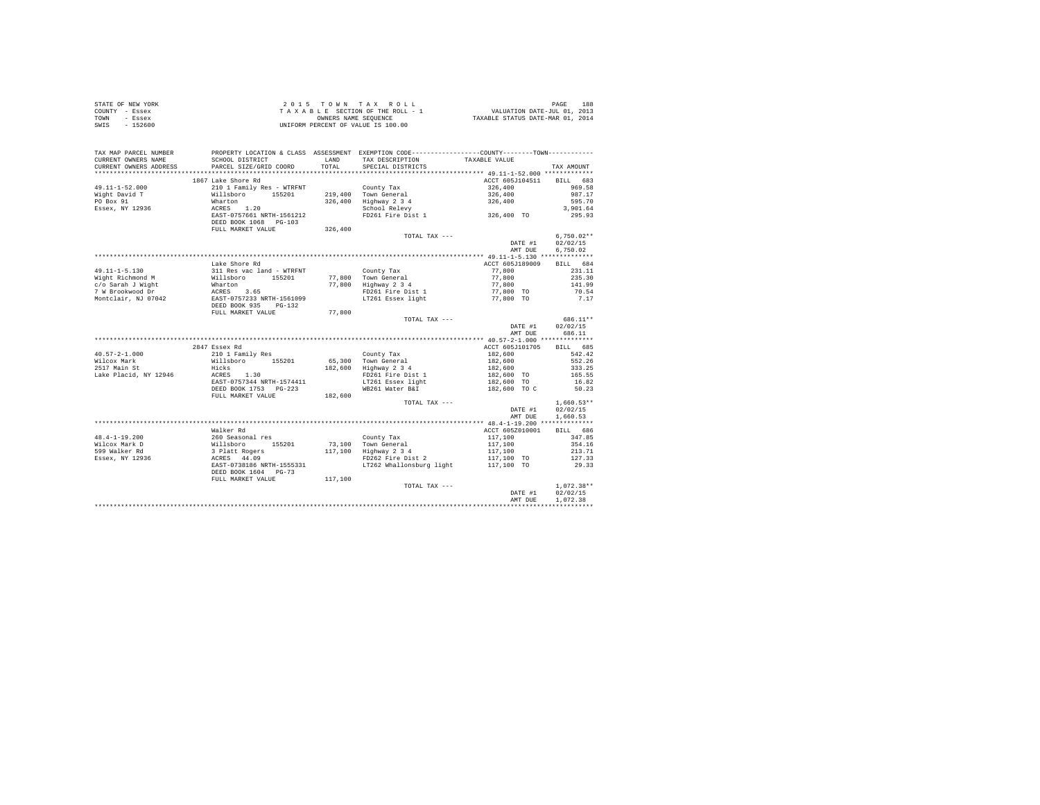STATE OF NEW YORK
COUNTY - Essex
TOWN - Essex
SWIS - 152600

2 0 1 5 T O W N T A X R O L L
T A X A B L E SECTION OF THE ROLL - 1
OWNERS NAME SEQUENCE
UNIFORM PERCENT OF VALUE IS 100.00

VALUATION DATE-JUL 01, 2013
TAXABLE STATUS DATE-MAR 01, 2014

| TAX MAP PARCEL NUMBER / CURRENT OWNERS NAME / CURRENT OWNERS ADDRESS | PROPERTY LOCATION & CLASS / SCHOOL DISTRICT / PARCEL SIZE/GRID COORD | ASSESSMENT LAND / TOTAL | EXEMPTION CODE / TAX DESCRIPTION / SPECIAL DISTRICTS | COUNTY--------TOWN / TAXABLE VALUE | TAX AMOUNT |
|---|---|---|---|---|---|
| 49.11-1-52.000 | 1867 Lake Shore Rd | | | ACCT 605J104511 | BILL 683 |
| Wight David T | 210 1 Family Res - WTRFNT | | County Tax | 326,400 | 969.58 |
| PO Box 91 | Willsboro 155201 | 219,400 | Town General | 326,400 | 987.17 |
| Essex, NY 12936 | Wharton | 326,400 | Highway 2 3 4 | 326,400 | 595.70 |
| | ACRES 1.20 | | School Relevy | | 3,901.64 |
| | EAST-0757661 NRTH-1561212 | | FD261 Fire Dist 1 | 326,400 TO | 295.93 |
| | DEED BOOK 1068 PG-103 | | | | |
| | FULL MARKET VALUE | 326,400 | | | |
| | | | TOTAL TAX --- | | 6,750.02** |
| | | | | DATE #1 | 02/02/15 |
| | | | | AMT DUE | 6,750.02 |
| 49.11-1-5.130 | Lake Shore Rd | | | ACCT 605J189009 | BILL 684 |
| Wight Richmond M | 311 Res vac land - WTRFNT | | County Tax | 77,800 | 231.11 |
| c/o Sarah J Wight | Willsboro 155201 | 77,800 | Town General | 77,800 | 235.30 |
| 7 W Brookwood Dr | Wharton | 77,800 | Highway 2 3 4 | 77,800 | 141.99 |
| Montclair, NJ 07042 | ACRES 3.65 | | FD261 Fire Dist 1 | 77,800 TO | 70.54 |
| | EAST-0757233 NRTH-1561099 | | LT261 Essex light | 77,800 TO | 7.17 |
| | DEED BOOK 935 PG-132 | | | | |
| | FULL MARKET VALUE | 77,800 | | | |
| | | | TOTAL TAX --- | | 686.11** |
| | | | | DATE #1 | 02/02/15 |
| | | | | AMT DUE | 686.11 |
| 40.57-2-1.000 | 2847 Essex Rd | | | ACCT 605J101705 | BILL 685 |
| Wilcox Mark | 210 1 Family Res | | County Tax | 182,600 | 542.42 |
| 2517 Main St | Willsboro 155201 | 65,300 | Town General | 182,600 | 552.26 |
| Lake Placid, NY 12946 | Hicks | 182,600 | Highway 2 3 4 | 182,600 | 333.25 |
| | ACRES 1.30 | | FD261 Fire Dist 1 | 182,600 TO | 165.55 |
| | EAST-0757344 NRTH-1574411 | | LT261 Essex light | 182,600 TO | 16.82 |
| | DEED BOOK 1753 PG-223 | | WB261 Water B&I | 182,600 TO C | 50.23 |
| | FULL MARKET VALUE | 182,600 | | | |
| | | | TOTAL TAX --- | | 1,660.53** |
| | | | | DATE #1 | 02/02/15 |
| | | | | AMT DUE | 1,660.53 |
| 48.4-1-19.200 | Walker Rd | | | ACCT 605Z010001 | BILL 686 |
| Wilcox Mark D | 260 Seasonal res | | County Tax | 117,100 | 347.85 |
| 599 Walker Rd | Willsboro 155201 | 73,100 | Town General | 117,100 | 354.16 |
| Essex, NY 12936 | 3 Platt Rogers | 117,100 | Highway 2 3 4 | 117,100 | 213.71 |
| | ACRES 44.09 | | FD262 Fire Dist 2 | 117,100 TO | 127.33 |
| | EAST-0738186 NRTH-1555331 | | LT262 Whallonsburg light | 117,100 TO | 29.33 |
| | DEED BOOK 1604 PG-73 | | | | |
| | FULL MARKET VALUE | 117,100 | | | |
| | | | TOTAL TAX --- | | 1,072.38** |
| | | | | DATE #1 | 02/02/15 |
| | | | | AMT DUE | 1,072.38 |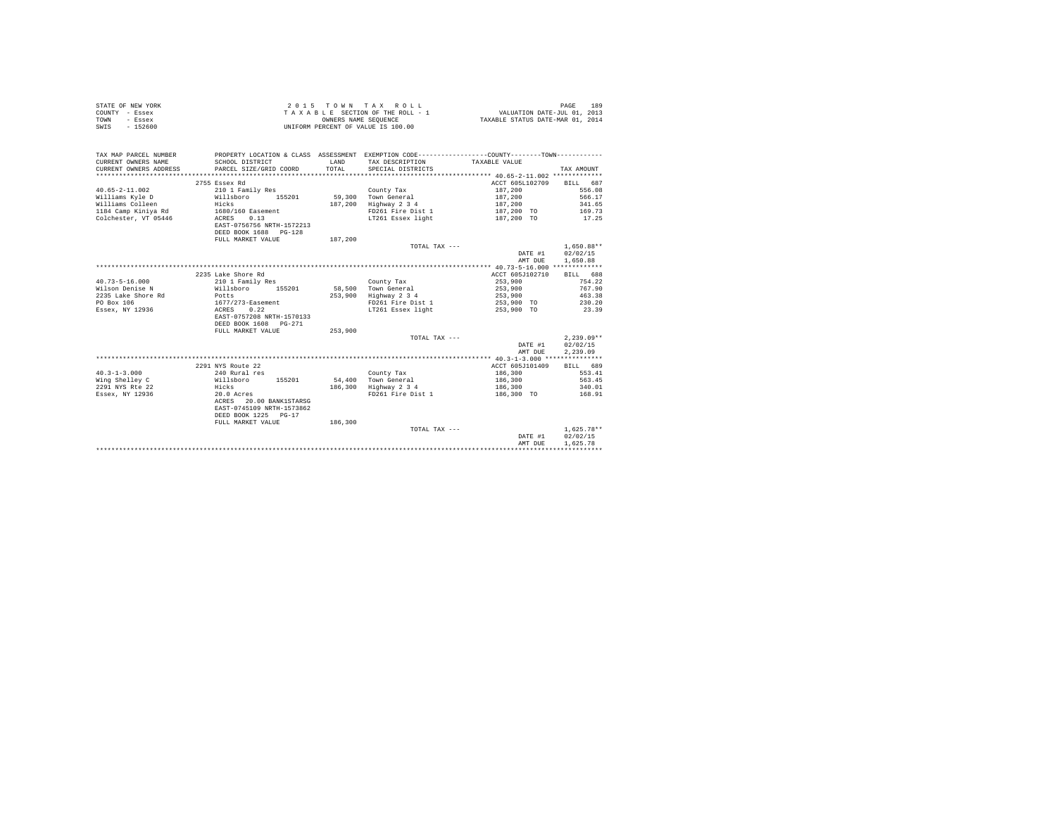STATE OF NEW YORK
COUNTY - Essex
TOWN - Essex
SWIS - 152600

2 0 1 5 T O W N T A X R O L L
T A X A B L E SECTION OF THE ROLL - 1
OWNERS NAME SEQUENCE
UNIFORM PERCENT OF VALUE IS 100.00

VALUATION DATE-JUL 01, 2013
TAXABLE STATUS DATE-MAR 01, 2014

| TAX MAP PARCEL NUMBER / CURRENT OWNERS NAME / CURRENT OWNERS ADDRESS | PROPERTY LOCATION & CLASS / SCHOOL DISTRICT / PARCEL SIZE/GRID COORD | ASSESSMENT LAND / TOTAL | EXEMPTION CODE / TAX DESCRIPTION / SPECIAL DISTRICTS | COUNTY--------TOWN TAXABLE VALUE | TAX AMOUNT |
|---|---|---|---|---|---|
| 40.65-2-11.002 | 2755 Essex Rd | | | ACCT 605L102709 | BILL 687 |
| | 210 1 Family Res | | County Tax | 187,200 | 556.08 |
| Williams Kyle D | Willsboro 155201 | 59,300 | Town General | 187,200 | 566.17 |
| Williams Colleen | Hicks | 187,200 | Highway 2 3 4 | 187,200 | 341.65 |
| 1184 Camp Kiniya Rd | 1680/160 Easement | | FD261 Fire Dist 1 | 187,200 TO | 169.73 |
| Colchester, VT 05446 | ACRES 0.13 | | LT261 Essex light | 187,200 TO | 17.25 |
| | EAST-0756756 NRTH-1572213 | | | | |
| | DEED BOOK 1688 PG-128 | | | | |
| | FULL MARKET VALUE | 187,200 | | | |
| | | | TOTAL TAX --- | | 1,650.88** |
| | | | | DATE #1 | 02/02/15 |
| | | | | AMT DUE | 1,650.88 |
| 40.73-5-16.000 | 2235 Lake Shore Rd | | | ACCT 605J102710 | BILL 688 |
| | 210 1 Family Res | | County Tax | 253,900 | 754.22 |
| Wilson Denise N | Willsboro 155201 | 58,500 | Town General | 253,900 | 767.90 |
| 2235 Lake Shore Rd | Potts | 253,900 | Highway 2 3 4 | 253,900 | 463.38 |
| PO Box 106 | 1677/273-Easement | | FD261 Fire Dist 1 | 253,900 TO | 230.20 |
| Essex, NY 12936 | ACRES 0.22 | | LT261 Essex light | 253,900 TO | 23.39 |
| | EAST-0757208 NRTH-1570133 | | | | |
| | DEED BOOK 1608 PG-271 | | | | |
| | FULL MARKET VALUE | 253,900 | | | |
| | | | TOTAL TAX --- | | 2,239.09** |
| | | | | DATE #1 | 02/02/15 |
| | | | | AMT DUE | 2,239.09 |
| 40.3-1-3.000 | 2291 NYS Route 22 | | | ACCT 605J101409 | BILL 689 |
| | 240 Rural res | | County Tax | 186,300 | 553.41 |
| Wing Shelley C | Willsboro 155201 | 54,400 | Town General | 186,300 | 563.45 |
| 2291 NYS Rte 22 | Hicks | 186,300 | Highway 2 3 4 | 186,300 | 340.01 |
| Essex, NY 12936 | 20.0 Acres | | FD261 Fire Dist 1 | 186,300 TO | 168.91 |
| | ACRES 20.00 BANK1STARSG | | | | |
| | EAST-0745109 NRTH-1573862 | | | | |
| | DEED BOOK 1225 PG-17 | | | | |
| | FULL MARKET VALUE | 186,300 | | | |
| | | | TOTAL TAX --- | | 1,625.78** |
| | | | | DATE #1 | 02/02/15 |
| | | | | AMT DUE | 1,625.78 |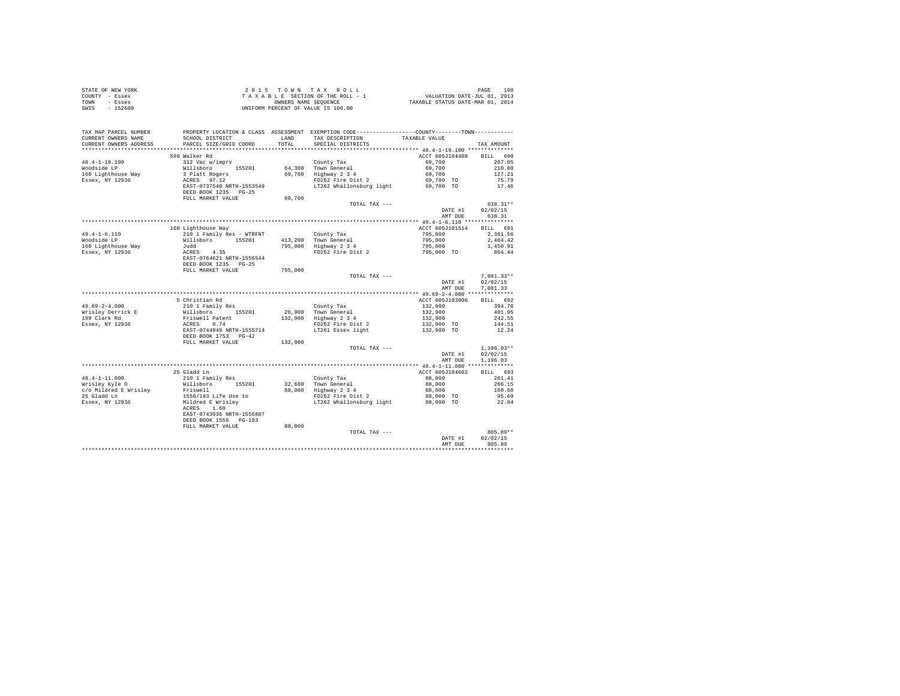STATE OF NEW YORK
COUNTY - Essex
TOWN - Essex
SWIS - 152600

2 0 1 5 T O W N T A X R O L L
T A X A B L E SECTION OF THE ROLL - 1
OWNERS NAME SEQUENCE
UNIFORM PERCENT OF VALUE IS 100.00

VALUATION DATE-JUL 01, 2013
TAXABLE STATUS DATE-MAR 01, 2014

| TAX MAP PARCEL NUMBER / CURRENT OWNERS NAME / CURRENT OWNERS ADDRESS | PROPERTY LOCATION & CLASS / SCHOOL DISTRICT / PARCEL SIZE/GRID COORD | ASSESSMENT LAND / TOTAL | EXEMPTION CODE / TAX DESCRIPTION / SPECIAL DISTRICTS | COUNTY--------TOWN TAXABLE VALUE | TAX AMOUNT |
|---|---|---|---|---|---|
| 48.4-1-19.100 | 599 Walker Rd | | | ACCT 605J104408 | BILL 690 |
| Woodside LP | 312 Vac w/imprv | | County Tax | 69,700 | 207.05 |
| 160 Lighthouse Way | Willsboro 155201 | 64,300 | Town General | 69,700 | 210.80 |
| Essex, NY 12936 | 3 Platt Rogers | 69,700 | Highway 2 3 4 | 69,700 | 127.21 |
| | ACRES 97.12 | | FD262 Fire Dist 2 | 69,700 TO | 75.79 |
| | EAST-0737540 NRTH-1553549 | | LT262 Whallonsburg light | 69,700 TO | 17.46 |
| | DEED BOOK 1235 PG-25 | | | | |
| | FULL MARKET VALUE | 69,700 | | | |
| | | | TOTAL TAX --- | | 638.31** |
| | | | | DATE #1 | 02/02/15 |
| | | | | AMT DUE | 638.31 |
| 49.4-1-6.110 | 160 Lighthouse Way | | | ACCT 605J101514 | BILL 691 |
| Woodside LP | 210 1 Family Res - WTRFNT | | County Tax | 795,000 | 2,361.56 |
| 160 Lighthouse Way | Willsboro 155201 | 413,200 | Town General | 795,000 | 2,404.42 |
| Essex, NY 12936 | Judd | 795,000 | Highway 2 3 4 | 795,000 | 1,450.91 |
| | ACRES 4.35 | | FD262 Fire Dist 2 | 795,000 TO | 864.44 |
| | EAST-0764621 NRTH-1556544 | | | | |
| | DEED BOOK 1235 PG-25 | | | | |
| | FULL MARKET VALUE | 795,000 | | | |
| | | | TOTAL TAX --- | | 7,081.33** |
| | | | | DATE #1 | 02/02/15 |
| | | | | AMT DUE | 7,081.33 |
| 49.69-2-4.000 | 5 Christian Rd | | | ACCT 605J183006 | BILL 692 |
| Wrisley Derrick E | 210 1 Family Res | | County Tax | 132,900 | 394.78 |
| 199 Clark Rd | Willsboro 155201 | 26,900 | Town General | 132,900 | 401.95 |
| Essex, NY 12936 | Friswell Patent | 132,900 | Highway 2 3 4 | 132,900 | 242.55 |
| | ACRES 0.74 | | FD262 Fire Dist 2 | 132,900 TO | 144.51 |
| | EAST-0744949 NRTH-1555714 | | LT261 Essex light | 132,900 TO | 12.24 |
| | DEED BOOK 1753 PG-42 | | | | |
| | FULL MARKET VALUE | 132,900 | | | |
| | | | TOTAL TAX --- | | 1,196.03** |
| | | | | DATE #1 | 02/02/15 |
| | | | | AMT DUE | 1,196.03 |
| 48.4-1-11.000 | 25 Gladd Ln | | | ACCT 605J104602 | BILL 693 |
| Wrisley Kyle O | 210 1 Family Res | | County Tax | 88,000 | 261.41 |
| c/o Mildred E Wrisley | Willsboro 155201 | 32,600 | Town General | 88,000 | 266.15 |
| 25 Gladd Ln | Friswell | 88,000 | Highway 2 3 4 | 88,000 | 160.60 |
| Essex, NY 12936 | 1556/193 Life Use to | | FD262 Fire Dist 2 | 88,000 TO | 95.69 |
| | Mildred E Wrisley | | LT262 Whallonsburg light | 88,000 TO | 22.04 |
| | ACRES 1.60 | | | | |
| | EAST-0743936 NRTH-1556807 | | | | |
| | DEED BOOK 1556 PG-193 | | | | |
| | FULL MARKET VALUE | 88,000 | | | |
| | | | TOTAL TAX --- | | 805.89** |
| | | | | DATE #1 | 02/02/15 |
| | | | | AMT DUE | 805.89 |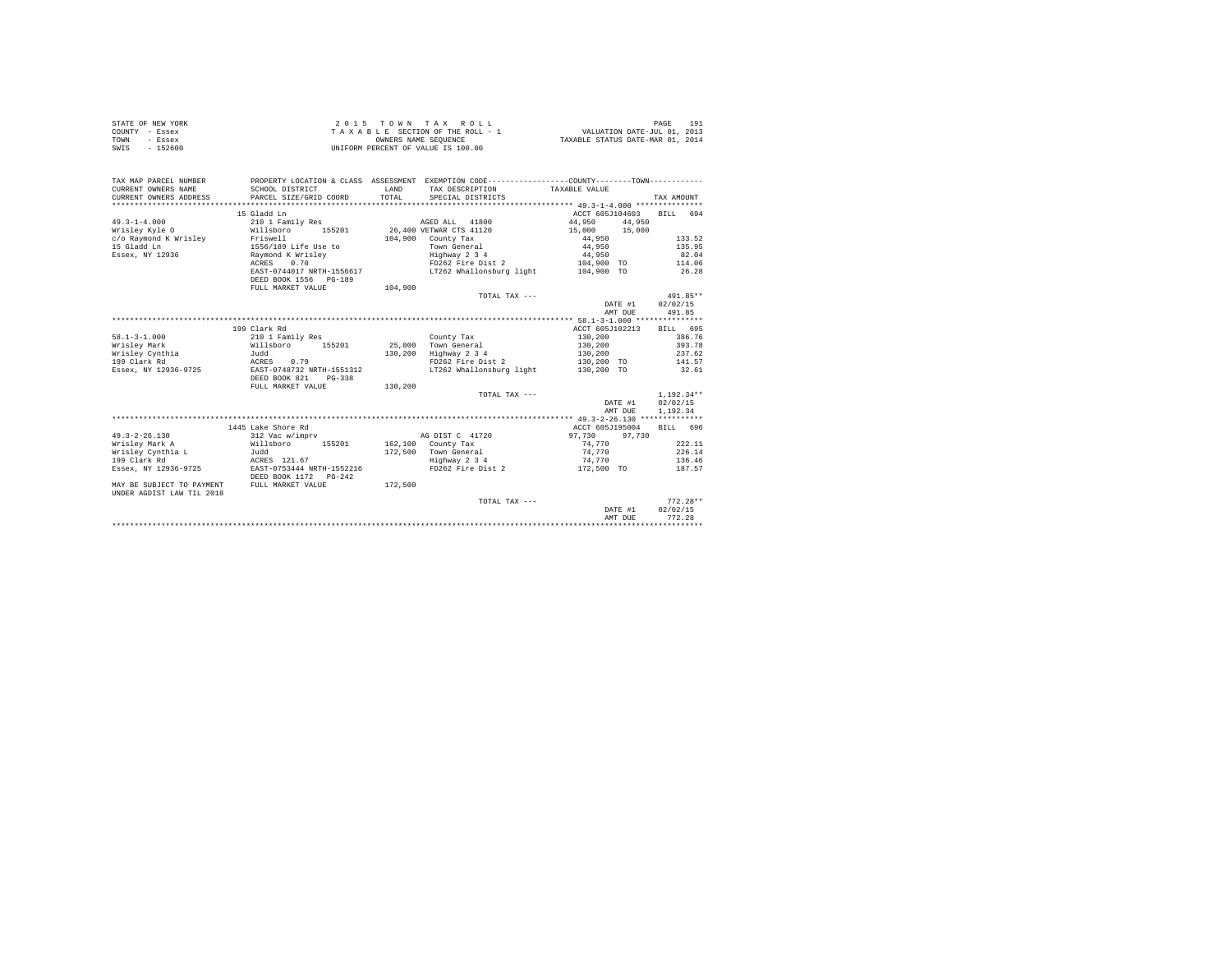STATE OF NEW YORK
COUNTY - Essex
TOWN - Essex
SWIS - 152600

2 0 1 5 T O W N T A X R O L L
T A X A B L E SECTION OF THE ROLL - 1
OWNERS NAME SEQUENCE
UNIFORM PERCENT OF VALUE IS 100.00

VALUATION DATE-JUL 01, 2013
TAXABLE STATUS DATE-MAR 01, 2014

| TAX MAP PARCEL NUMBER<br>CURRENT OWNERS NAME<br>CURRENT OWNERS ADDRESS | PROPERTY LOCATION & CLASS<br>SCHOOL DISTRICT<br>PARCEL SIZE/GRID COORD | ASSESSMENT<br>LAND<br>TOTAL | EXEMPTION CODE<br>TAX DESCRIPTION<br>SPECIAL DISTRICTS | COUNTY TAXABLE VALUE | TOWN TAXABLE VALUE | TAX AMOUNT |
|---|---|---|---|---|---|---|
| **49.3-1-4.000** | 15 Gladd Ln | | | ACCT 605J104603 | | BILL 694 |
| 49.3-1-4.000 | 210 1 Family Res | | AGED ALL 41800 | 44,950 | 44,950 | |
| Wrisley Kyle O | Willsboro 155201 | 26,400 | VETWAR CTS 41120 | 15,000 | 15,000 | |
| c/o Raymond K Wrisley | Friswell | 104,900 | County Tax | 44,950 | | 133.52 |
| 15 Gladd Ln | 1556/189 Life Use to | | Town General | 44,950 | | 135.95 |
| Essex, NY 12936 | Raymond K Wrisley | | Highway 2 3 4 | 44,950 | | 82.04 |
| | ACRES 0.70 | | FD262 Fire Dist 2 | 104,900 TO | | 114.06 |
| | EAST-0744017 NRTH-1556617 | | LT262 Whallonsburg light | 104,900 TO | | 26.28 |
| | DEED BOOK 1556 PG-189 | | | | | |
| | FULL MARKET VALUE | 104,900 | | | | |
| | | | TOTAL TAX --- | | | 491.85** |
| | | | | | DATE #1 | 02/02/15 |
| | | | | | AMT DUE | 491.85 |
| **58.1-3-1.000** | 199 Clark Rd | | | ACCT 605J102213 | | BILL 695 |
| 58.1-3-1.000 | 210 1 Family Res | | County Tax | 130,200 | | 386.76 |
| Wrisley Mark | Willsboro 155201 | 25,000 | Town General | 130,200 | | 393.78 |
| Wrisley Cynthia | Judd | 130,200 | Highway 2 3 4 | 130,200 | | 237.62 |
| 199 Clark Rd | ACRES 0.79 | | FD262 Fire Dist 2 | 130,200 TO | | 141.57 |
| Essex, NY 12936-9725 | EAST-0748732 NRTH-1551312 | | LT262 Whallonsburg light | 130,200 TO | | 32.61 |
| | DEED BOOK 821 PG-338 | | | | | |
| | FULL MARKET VALUE | 130,200 | | | | |
| | | | TOTAL TAX --- | | | 1,192.34** |
| | | | | | DATE #1 | 02/02/15 |
| | | | | | AMT DUE | 1,192.34 |
| **49.3-2-26.130** | 1445 Lake Shore Rd | | | ACCT 605J195004 | | BILL 696 |
| 49.3-2-26.130 | 312 Vac w/imprv | | AG DIST C 41720 | 97,730 | 97,730 | |
| Wrisley Mark A | Willsboro 155201 | 162,100 | County Tax | 74,770 | | 222.11 |
| Wrisley Cynthia L | Judd | 172,500 | Town General | 74,770 | | 226.14 |
| 199 Clark Rd | ACRES 121.67 | | Highway 2 3 4 | 74,770 | | 136.46 |
| Essex, NY 12936-9725 | EAST-0753444 NRTH-1552216 | | FD262 Fire Dist 2 | 172,500 TO | | 187.57 |
| | DEED BOOK 1172 PG-242 | | | | | |
| MAY BE SUBJECT TO PAYMENT | FULL MARKET VALUE | 172,500 | | | | |
| UNDER AGDIST LAW TIL 2018 | | | | | | |
| | | | TOTAL TAX --- | | | 772.28** |
| | | | | | DATE #1 | 02/02/15 |
| | | | | | AMT DUE | 772.28 |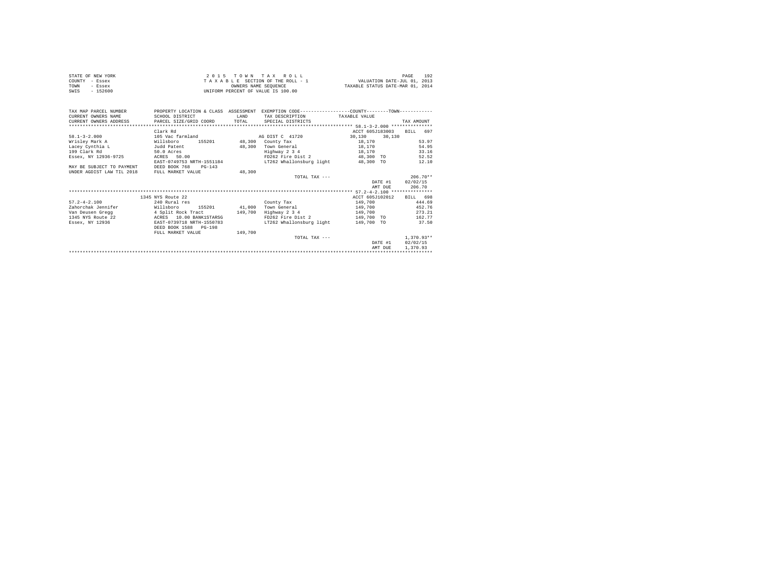STATE OF NEW YORK
COUNTY - Essex
TOWN - Essex
SWIS - 152600

2015 TOWN TAX ROLL
TAXABLE SECTION OF THE ROLL - 1
OWNERS NAME SEQUENCE
UNIFORM PERCENT OF VALUE IS 100.00

VALUATION DATE-JUL 01, 2013
TAXABLE STATUS DATE-MAR 01, 2014

| TAX MAP PARCEL NUMBER / CURRENT OWNERS NAME / CURRENT OWNERS ADDRESS | PROPERTY LOCATION & CLASS / SCHOOL DISTRICT / PARCEL SIZE/GRID COORD | ASSESSMENT LAND / TOTAL | EXEMPTION CODE / TAX DESCRIPTION / SPECIAL DISTRICTS | COUNTY / TAXABLE VALUE | TOWN | TAX AMOUNT |
|---|---|---|---|---|---|---|
| 58.1-3-2.000 | Clark Rd | | | ACCT 605J183003 | | BILL 697 |
| 58.1-3-2.000 | 105 Vac farmland | | AG DIST C 41720 | 30,130 | 30,130 | |
| Wrisley Mark A | Willsboro 155201 | 48,300 | County Tax | 18,170 | | 53.97 |
| Lacey Cynthia L | Judd Patent | 48,300 | Town General | 18,170 | | 54.95 |
| 199 Clark Rd | 50.0 Acres | | Highway 2 3 4 | 18,170 | | 33.16 |
| Essex, NY 12936-9725 | ACRES 50.00 | | FD262 Fire Dist 2 | 48,300 TO | | 52.52 |
| | EAST-0749753 NRTH-1551184 | | LT262 Whallonsburg light | 48,300 TO | | 12.10 |
| MAY BE SUBJECT TO PAYMENT | DEED BOOK 768 PG-143 | | | | | |
| UNDER AGDIST LAW TIL 2018 | FULL MARKET VALUE | 48,300 | | | | |
| | | | TOTAL TAX --- | | | 206.70** |
| | | | | | DATE #1 | 02/02/15 |
| | | | | | AMT DUE | 206.70 |
| 57.2-4-2.100 | 1345 NYS Route 22 | | | ACCT 605J102012 | | BILL 698 |
| 57.2-4-2.100 | 240 Rural res | | County Tax | 149,700 | | 444.69 |
| Zahorchak Jennifer | Willsboro 155201 | 41,000 | Town General | 149,700 | | 452.76 |
| Van Deusen Gregg | 4 Split Rock Tract | 149,700 | Highway 2 3 4 | 149,700 | | 273.21 |
| 1345 NYS Route 22 | ACRES 10.00 BANK1STARSG | | FD262 Fire Dist 2 | 149,700 TO | | 162.77 |
| Essex, NY 12936 | EAST-0739718 NRTH-1550783 | | LT262 Whallonsburg light | 149,700 TO | | 37.50 |
| | DEED BOOK 1588 PG-198 | | | | | |
| | FULL MARKET VALUE | 149,700 | | | | |
| | | | TOTAL TAX --- | | | 1,370.93** |
| | | | | | DATE #1 | 02/02/15 |
| | | | | | AMT DUE | 1,370.93 |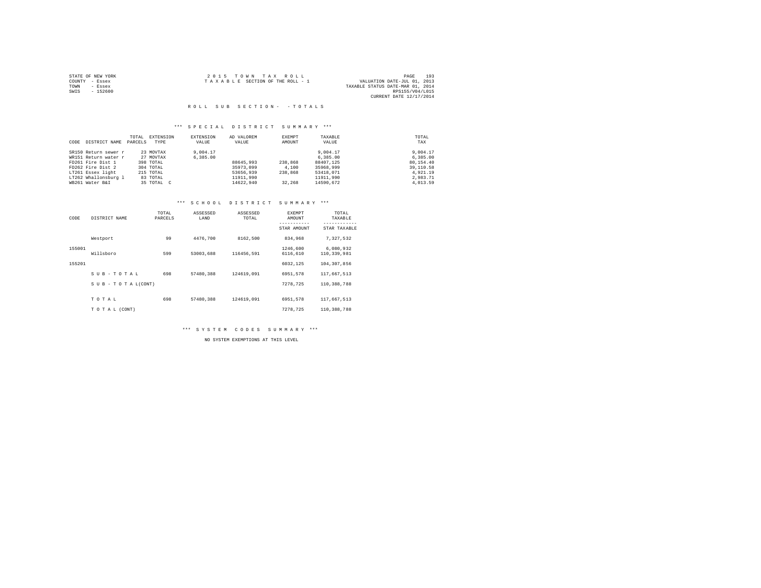STATE OF NEW YORK
COUNTY - Essex
TOWN - Essex
SWIS - 152600

2 0 1 5 T O W N T A X R O L L
T A X A B L E SECTION OF THE ROLL - 1

VALUATION DATE-JUL 01, 2013
TAXABLE STATUS DATE-MAR 01, 2014
RPS155/V04/L015
CURRENT DATE 12/17/2014

R O L L S U B S E C T I O N - - T O T A L S

*** S P E C I A L D I S T R I C T S U M M A R Y ***

| CODE | DISTRICT NAME | TOTAL PARCELS | EXTENSION TYPE | EXTENSION VALUE | AD VALOREM VALUE | EXEMPT AMOUNT | TAXABLE VALUE | TOTAL TAX |
|---|---|---|---|---|---|---|---|---|
| SR150 | Return sewer r | 23 | MOVTAX | 9,004.17 | | | 9,004.17 | 9,004.17 |
| WR151 | Return water r | 27 | MOVTAX | 6,385.00 | | | 6,385.00 | 6,385.00 |
| FD261 | Fire Dist 1 | 398 | TOTAL | | 88645,993 | 238,868 | 88407,125 | 80,154.40 |
| FD262 | Fire Dist 2 | 304 | TOTAL | | 35973,099 | 4,100 | 35968,999 | 39,110.58 |
| LT261 | Essex light | 215 | TOTAL | | 53656,939 | 238,868 | 53418,071 | 4,921.19 |
| LT262 | Whallonsburg l | 83 | TOTAL | | 11911,990 | | 11911,990 | 2,983.71 |
| WB261 | Water B&I | 35 | TOTAL C | | 14622,940 | 32,268 | 14590,672 | 4,013.59 |

*** S C H O O L D I S T R I C T S U M M A R Y ***

| CODE | DISTRICT NAME | TOTAL PARCELS | ASSESSED LAND | ASSESSED TOTAL | EXEMPT AMOUNT / STAR AMOUNT | TOTAL TAXABLE / STAR TAXABLE |
|---|---|---|---|---|---|---|
| | Westport | 99 | 4476,700 | 8162,500 | 834,968 | 7,327,532 |
| 155001 | | | | | 1246,600 | 6,080,932 |
| | Willsboro | 599 | 53003,688 | 116456,591 | 6116,610 | 110,339,981 |
| 155201 | | | | | 6032,125 | 104,307,856 |
| | S U B - T O T A L | 698 | 57480,388 | 124619,091 | 6951,578 | 117,667,513 |
| | S U B - T O T A L(CONT) | | | | 7278,725 | 110,388,788 |
| | T O T A L | 698 | 57480,388 | 124619,091 | 6951,578 | 117,667,513 |
| | T O T A L (CONT) | | | | 7278,725 | 110,388,788 |

*** S Y S T E M C O D E S S U M M A R Y ***

NO SYSTEM EXEMPTIONS AT THIS LEVEL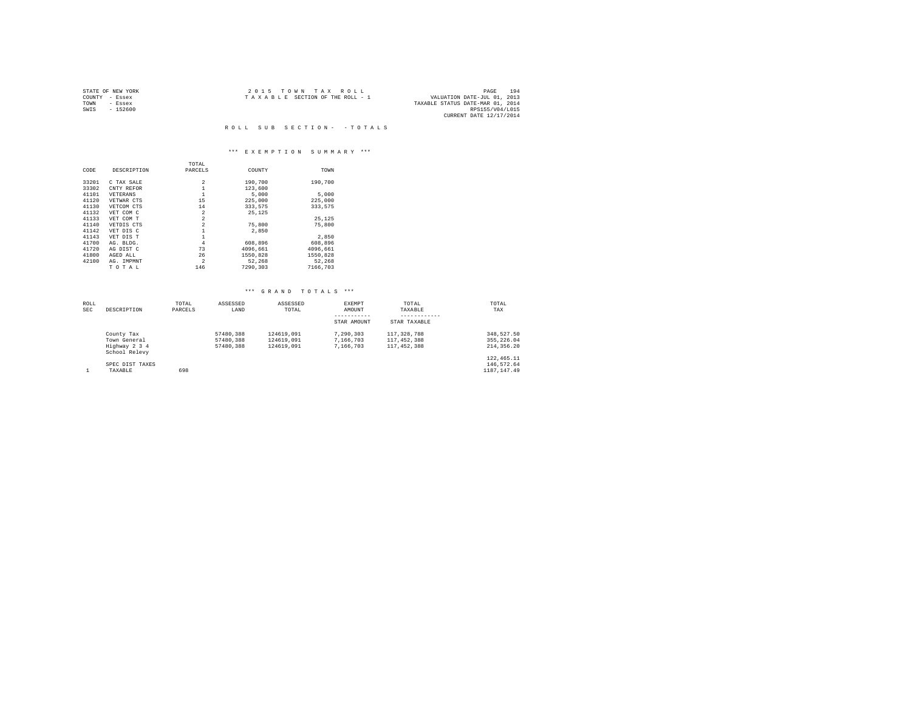STATE OF NEW YORK
COUNTY - Essex
TOWN - Essex
SWIS - 152600

2 0 1 5 T O W N T A X R O L L
T A X A B L E SECTION OF THE ROLL - 1

VALUATION DATE-JUL 01, 2013
TAXABLE STATUS DATE-MAR 01, 2014
RPS155/V04/L015
CURRENT DATE 12/17/2014

R O L L S U B S E C T I O N - - T O T A L S

*** E X E M P T I O N S U M M A R Y ***

| CODE | DESCRIPTION | TOTAL PARCELS | COUNTY | TOWN |
|---|---|---|---|---|
| 33201 | C TAX SALE | 2 | 190,700 | 190,700 |
| 33302 | CNTY REFOR | 1 | 123,600 | |
| 41101 | VETERANS | 1 | 5,000 | 5,000 |
| 41120 | VETWAR CTS | 15 | 225,000 | 225,000 |
| 41130 | VETCOM CTS | 14 | 333,575 | 333,575 |
| 41132 | VET COM C | 2 | 25,125 | |
| 41133 | VET COM T | 2 | | 25,125 |
| 41140 | VETDIS CTS | 2 | 75,800 | 75,800 |
| 41142 | VET DIS C | 1 | 2,850 | |
| 41143 | VET DIS T | 1 | | 2,850 |
| 41700 | AG. BLDG. | 4 | 608,896 | 608,896 |
| 41720 | AG DIST C | 73 | 4096,661 | 4096,661 |
| 41800 | AGED ALL | 26 | 1550,828 | 1550,828 |
| 42100 | AG. IMPMNT | 2 | 52,268 | 52,268 |
| | T O T A L | 146 | 7290,303 | 7166,703 |

*** G R A N D T O T A L S ***

| ROLL SEC | DESCRIPTION | TOTAL PARCELS | ASSESSED LAND | ASSESSED TOTAL | EXEMPT AMOUNT / STAR AMOUNT | TOTAL TAXABLE / STAR TAXABLE | TOTAL TAX |
|---|---|---|---|---|---|---|---|
| | County Tax | | 57480,388 | 124619,091 | 7,290,303 | 117,328,788 | 348,527.50 |
| | Town General | | 57480,388 | 124619,091 | 7,166,703 | 117,452,388 | 355,226.04 |
| | Highway 2 3 4 | | 57480,388 | 124619,091 | 7,166,703 | 117,452,388 | 214,356.20 |
| | School Relevy | | | | | | 122,465.11 |
| | SPEC DIST TAXES | | | | | | 146,572.64 |
| 1 | TAXABLE | 698 | | | | | 1187,147.49 |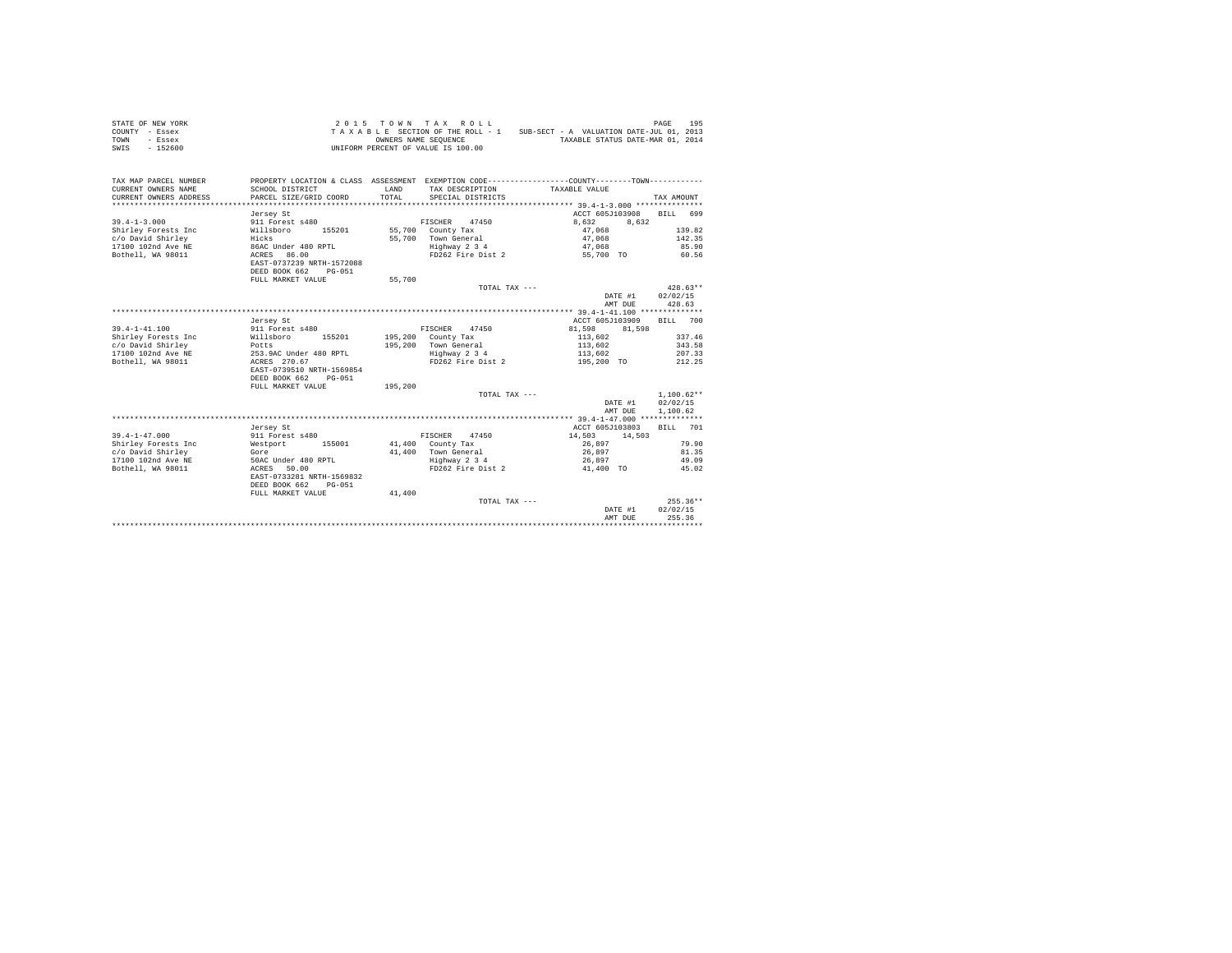STATE OF NEW YORK
COUNTY - Essex
TOWN - Essex
SWIS - 152600

2 0 1 5 T O W N T A X R O L L
T A X A B L E SECTION OF THE ROLL - 1 SUB-SECT - A VALUATION DATE-JUL 01, 2013
OWNERS NAME SEQUENCE TAXABLE STATUS DATE-MAR 01, 2014
UNIFORM PERCENT OF VALUE IS 100.00

| TAX MAP PARCEL NUMBER / CURRENT OWNERS NAME / CURRENT OWNERS ADDRESS | PROPERTY LOCATION & CLASS / SCHOOL DISTRICT / PARCEL SIZE/GRID COORD | ASSESSMENT LAND / TOTAL | EXEMPTION CODE / TAX DESCRIPTION / SPECIAL DISTRICTS | COUNTY TAXABLE VALUE | TOWN | TAX AMOUNT |
|---|---|---|---|---|---|---|
| **39.4-1-3.000** | Jersey St | | | ACCT 605J103908 | | BILL 699 |
| 39.4-1-3.000 | 911 Forest s480 | | FISCHER 47450 | 8,632 | 8,632 | |
| Shirley Forests Inc | Willsboro 155201 | 55,700 | County Tax | 47,068 | | 139.82 |
| c/o David Shirley | Hicks | 55,700 | Town General | 47,068 | | 142.35 |
| 17100 102nd Ave NE | 86AC Under 480 RPTL | | Highway 2 3 4 | 47,068 | | 85.90 |
| Bothell, WA 98011 | ACRES 86.00 | | FD262 Fire Dist 2 | 55,700 TO | | 60.56 |
| | EAST-0737239 NRTH-1572088 | | | | | |
| | DEED BOOK 662 PG-051 | | | | | |
| | FULL MARKET VALUE | 55,700 | | | | |
| | | | TOTAL TAX --- | | | 428.63** |
| | | | | | DATE #1 | 02/02/15 |
| | | | | | AMT DUE | 428.63 |
| **39.4-1-41.100** | Jersey St | | | ACCT 605J103909 | | BILL 700 |
| 39.4-1-41.100 | 911 Forest s480 | | FISCHER 47450 | 81,598 | 81,598 | |
| Shirley Forests Inc | Willsboro 155201 | 195,200 | County Tax | 113,602 | | 337.46 |
| c/o David Shirley | Potts | 195,200 | Town General | 113,602 | | 343.58 |
| 17100 102nd Ave NE | 253.9AC Under 480 RPTL | | Highway 2 3 4 | 113,602 | | 207.33 |
| Bothell, WA 98011 | ACRES 270.67 | | FD262 Fire Dist 2 | 195,200 TO | | 212.25 |
| | EAST-0739510 NRTH-1569854 | | | | | |
| | DEED BOOK 662 PG-051 | | | | | |
| | FULL MARKET VALUE | 195,200 | | | | |
| | | | TOTAL TAX --- | | | 1,100.62** |
| | | | | | DATE #1 | 02/02/15 |
| | | | | | AMT DUE | 1,100.62 |
| **39.4-1-47.000** | Jersey St | | | ACCT 605J103803 | | BILL 701 |
| 39.4-1-47.000 | 911 Forest s480 | | FISCHER 47450 | 14,503 | 14,503 | |
| Shirley Forests Inc | Westport 155001 | 41,400 | County Tax | 26,897 | | 79.90 |
| c/o David Shirley | Gore | 41,400 | Town General | 26,897 | | 81.35 |
| 17100 102nd Ave NE | 50AC Under 480 RPTL | | Highway 2 3 4 | 26,897 | | 49.09 |
| Bothell, WA 98011 | ACRES 50.00 | | FD262 Fire Dist 2 | 41,400 TO | | 45.02 |
| | EAST-0733281 NRTH-1569832 | | | | | |
| | DEED BOOK 662 PG-051 | | | | | |
| | FULL MARKET VALUE | 41,400 | | | | |
| | | | TOTAL TAX --- | | | 255.36** |
| | | | | | DATE #1 | 02/02/15 |
| | | | | | AMT DUE | 255.36 |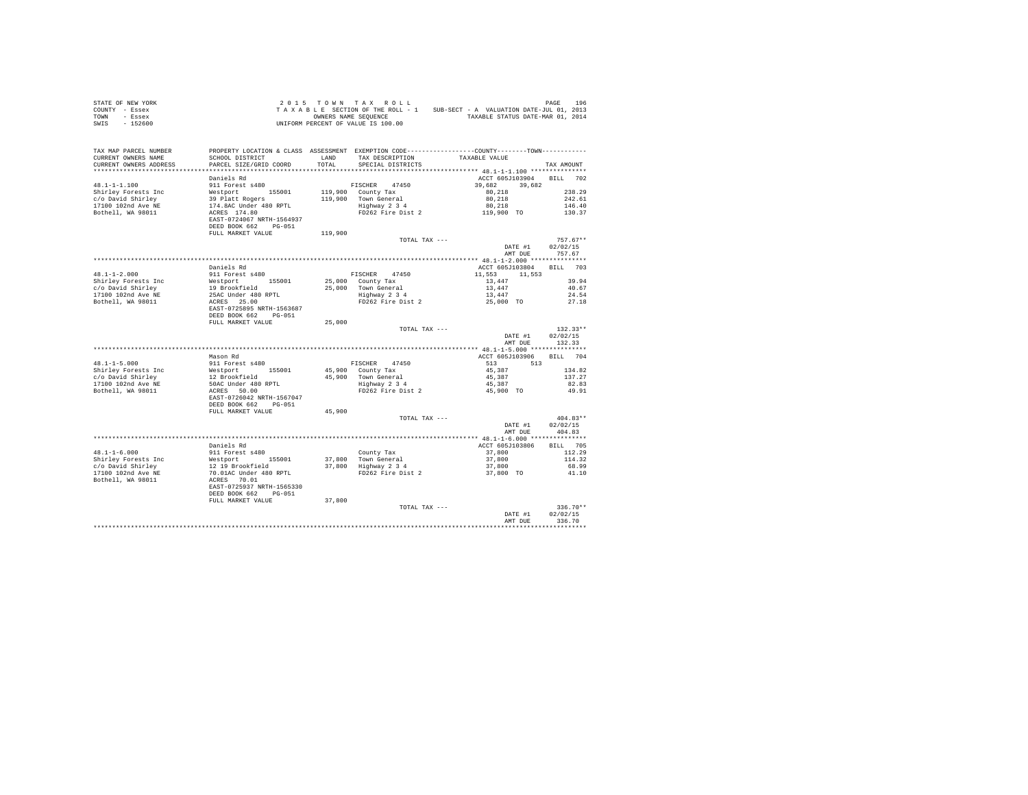STATE OF NEW YORK
COUNTY - Essex
TOWN - Essex
SWIS - 152600

2 0 1 5 T O W N T A X R O L L
T A X A B L E SECTION OF THE ROLL - 1 SUB-SECT - A VALUATION DATE-JUL 01, 2013
OWNERS NAME SEQUENCE TAXABLE STATUS DATE-MAR 01, 2014
UNIFORM PERCENT OF VALUE IS 100.00

| TAX MAP PARCEL NUMBER / CURRENT OWNERS NAME / CURRENT OWNERS ADDRESS | PROPERTY LOCATION & CLASS / SCHOOL DISTRICT / PARCEL SIZE/GRID COORD | ASSESSMENT LAND / TOTAL | EXEMPTION CODE / TAX DESCRIPTION / SPECIAL DISTRICTS | COUNTY / TOWN TAXABLE VALUE | TAX AMOUNT |
|---|---|---|---|---|---|
| **48.1-1-1.100** | Daniels Rd | | | ACCT 605J103904 | BILL 702 |
| 48.1-1-1.100 | 911 Forest s480 | | FISCHER 47450 | 39,682 39,682 | |
| Shirley Forests Inc | Westport 155001 | 119,900 | County Tax | 80,218 | 238.29 |
| c/o David Shirley | 39 Platt Rogers | 119,900 | Town General | 80,218 | 242.61 |
| 17100 102nd Ave NE | 174.8AC Under 480 RPTL | | Highway 2 3 4 | 80,218 | 146.40 |
| Bothell, WA 98011 | ACRES 174.80 | | FD262 Fire Dist 2 | 119,900 TO | 130.37 |
| | EAST-0724067 NRTH-1564937 | | | | |
| | DEED BOOK 662 PG-051 | | | | |
| | FULL MARKET VALUE | 119,900 | | | |
| | | | TOTAL TAX --- | | 757.67** |
| | | | | DATE #1 | 02/02/15 |
| | | | | AMT DUE | 757.67 |
| **48.1-1-2.000** | Daniels Rd | | | ACCT 605J103804 | BILL 703 |
| 48.1-1-2.000 | 911 Forest s480 | | FISCHER 47450 | 11,553 11,553 | |
| Shirley Forests Inc | Westport 155001 | 25,000 | County Tax | 13,447 | 39.94 |
| c/o David Shirley | 19 Brookfield | 25,000 | Town General | 13,447 | 40.67 |
| 17100 102nd Ave NE | 25AC Under 480 RPTL | | Highway 2 3 4 | 13,447 | 24.54 |
| Bothell, WA 98011 | ACRES 25.00 | | FD262 Fire Dist 2 | 25,000 TO | 27.18 |
| | EAST-0725895 NRTH-1563687 | | | | |
| | DEED BOOK 662 PG-051 | | | | |
| | FULL MARKET VALUE | 25,000 | | | |
| | | | TOTAL TAX --- | | 132.33** |
| | | | | DATE #1 | 02/02/15 |
| | | | | AMT DUE | 132.33 |
| **48.1-1-5.000** | Mason Rd | | | ACCT 605J103906 | BILL 704 |
| 48.1-1-5.000 | 911 Forest s480 | | FISCHER 47450 | 513 513 | |
| Shirley Forests Inc | Westport 155001 | 45,900 | County Tax | 45,387 | 134.82 |
| c/o David Shirley | 12 Brookfield | 45,900 | Town General | 45,387 | 137.27 |
| 17100 102nd Ave NE | 50AC Under 480 RPTL | | Highway 2 3 4 | 45,387 | 82.83 |
| Bothell, WA 98011 | ACRES 50.00 | | FD262 Fire Dist 2 | 45,900 TO | 49.91 |
| | EAST-0726042 NRTH-1567047 | | | | |
| | DEED BOOK 662 PG-051 | | | | |
| | FULL MARKET VALUE | 45,900 | | | |
| | | | TOTAL TAX --- | | 404.83** |
| | | | | DATE #1 | 02/02/15 |
| | | | | AMT DUE | 404.83 |
| **48.1-1-6.000** | Daniels Rd | | | ACCT 605J103806 | BILL 705 |
| 48.1-1-6.000 | 911 Forest s480 | | County Tax | 37,800 | 112.29 |
| Shirley Forests Inc | Westport 155001 | 37,800 | Town General | 37,800 | 114.32 |
| c/o David Shirley | 12 19 Brookfield | 37,800 | Highway 2 3 4 | 37,800 | 68.99 |
| 17100 102nd Ave NE | 70.01AC Under 480 RPTL | | FD262 Fire Dist 2 | 37,800 TO | 41.10 |
| Bothell, WA 98011 | ACRES 70.01 | | | | |
| | EAST-0725937 NRTH-1565330 | | | | |
| | DEED BOOK 662 PG-051 | | | | |
| | FULL MARKET VALUE | 37,800 | | | |
| | | | TOTAL TAX --- | | 336.70** |
| | | | | DATE #1 | 02/02/15 |
| | | | | AMT DUE | 336.70 |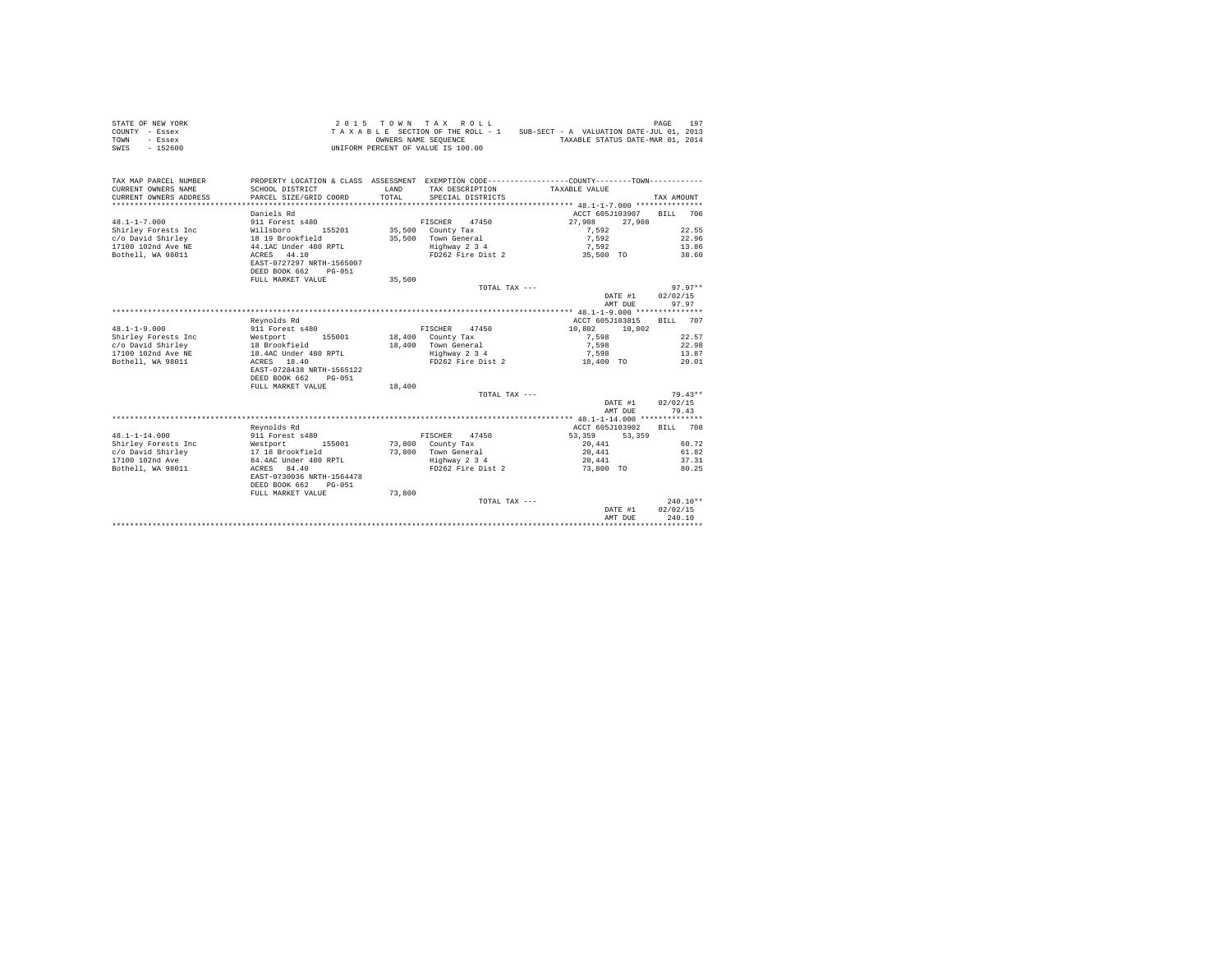STATE OF NEW YORK
COUNTY - Essex
TOWN - Essex
SWIS - 152600

2 0 1 5 T O W N T A X R O L L
T A X A B L E SECTION OF THE ROLL - 1
OWNERS NAME SEQUENCE
UNIFORM PERCENT OF VALUE IS 100.00

SUB-SECT - A VALUATION DATE-JUL 01, 2013
TAXABLE STATUS DATE-MAR 01, 2014

| TAX MAP PARCEL NUMBER<br>CURRENT OWNERS NAME<br>CURRENT OWNERS ADDRESS | PROPERTY LOCATION & CLASS<br>SCHOOL DISTRICT<br>PARCEL SIZE/GRID COORD | ASSESSMENT<br>LAND<br>TOTAL | EXEMPTION CODE<br>TAX DESCRIPTION<br>SPECIAL DISTRICTS | COUNTY / TOWN<br>TAXABLE VALUE | TAX AMOUNT |
|---|---|---|---|---|---|
| 48.1-1-7.000 | Daniels Rd | | | ACCT 605J103907 | BILL 706 |
| | 911 Forest s480 | | FISCHER 47450 | 27,908 27,908 | |
| Shirley Forests Inc | Willsboro 155201 | 35,500 | County Tax | 7,592 | 22.55 |
| c/o David Shirley | 18 19 Brookfield | 35,500 | Town General | 7,592 | 22.96 |
| 17100 102nd Ave NE | 44.1AC Under 480 RPTL | | Highway 2 3 4 | 7,592 | 13.86 |
| Bothell, WA 98011 | ACRES 44.10 | | FD262 Fire Dist 2 | 35,500 TO | 38.60 |
| | EAST-0727297 NRTH-1565007 | | | | |
| | DEED BOOK 662 PG-051 | | | | |
| | FULL MARKET VALUE | 35,500 | | | |
| | | | TOTAL TAX --- | | 97.97** |
| | | | | DATE #1 | 02/02/15 |
| | | | | AMT DUE | 97.97 |
| 48.1-1-9.000 | Reynolds Rd | | | ACCT 605J103815 | BILL 707 |
| | 911 Forest s480 | | FISCHER 47450 | 10,802 10,802 | |
| Shirley Forests Inc | Westport 155001 | 18,400 | County Tax | 7,598 | 22.57 |
| c/o David Shirley | 18 Brookfield | 18,400 | Town General | 7,598 | 22.98 |
| 17100 102nd Ave NE | 18.4AC Under 480 RPTL | | Highway 2 3 4 | 7,598 | 13.87 |
| Bothell, WA 98011 | ACRES 18.40 | | FD262 Fire Dist 2 | 18,400 TO | 20.01 |
| | EAST-0728438 NRTH-1565122 | | | | |
| | DEED BOOK 662 PG-051 | | | | |
| | FULL MARKET VALUE | 18,400 | | | |
| | | | TOTAL TAX --- | | 79.43** |
| | | | | DATE #1 | 02/02/15 |
| | | | | AMT DUE | 79.43 |
| 48.1-1-14.000 | Reynolds Rd | | | ACCT 605J103902 | BILL 708 |
| | 911 Forest s480 | | FISCHER 47450 | 53,359 53,359 | |
| Shirley Forests Inc | Westport 155001 | 73,800 | County Tax | 20,441 | 60.72 |
| c/o David Shirley | 17 18 Brookfield | 73,800 | Town General | 20,441 | 61.82 |
| 17100 102nd Ave | 84.4AC Under 480 RPTL | | Highway 2 3 4 | 20,441 | 37.31 |
| Bothell, WA 98011 | ACRES 84.40 | | FD262 Fire Dist 2 | 73,800 TO | 80.25 |
| | EAST-0730036 NRTH-1564478 | | | | |
| | DEED BOOK 662 PG-051 | | | | |
| | FULL MARKET VALUE | 73,800 | | | |
| | | | TOTAL TAX --- | | 240.10** |
| | | | | DATE #1 | 02/02/15 |
| | | | | AMT DUE | 240.10 |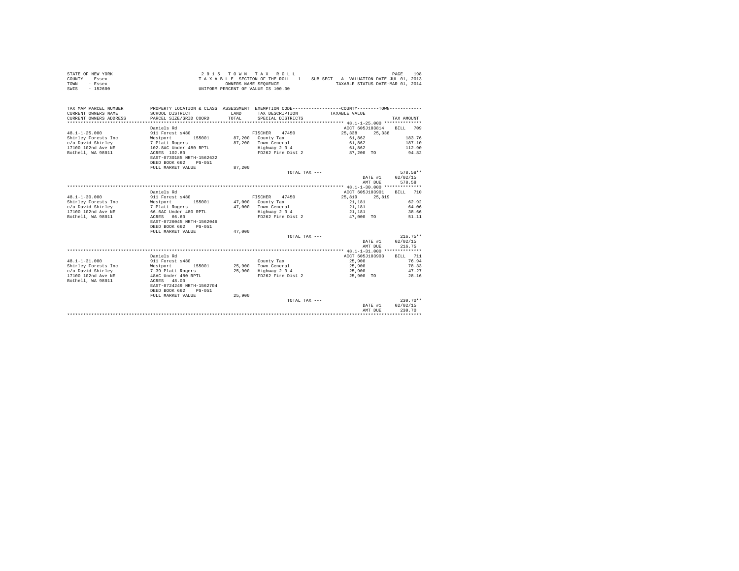STATE OF NEW YORK
COUNTY - Essex
TOWN - Essex
SWIS - 152600

2 0 1 5 T O W N T A X R O L L
T A X A B L E SECTION OF THE ROLL - 1
OWNERS NAME SEQUENCE
UNIFORM PERCENT OF VALUE IS 100.00

SUB-SECT - A VALUATION DATE-JUL 01, 2013
TAXABLE STATUS DATE-MAR 01, 2014

| TAX MAP PARCEL NUMBER / CURRENT OWNERS NAME / CURRENT OWNERS ADDRESS | PROPERTY LOCATION & CLASS / SCHOOL DISTRICT / PARCEL SIZE/GRID COORD | ASSESSMENT LAND / TOTAL | EXEMPTION CODE / TAX DESCRIPTION / SPECIAL DISTRICTS | COUNTY / TOWN TAXABLE VALUE | TAX AMOUNT |
|---|---|---|---|---|---|
| **48.1-1-25.000** | Daniels Rd | | | ACCT 605J103814 | BILL 709 |
| | 911 Forest s480 | | FISCHER 47450 | 25,338 25,338 | |
| Shirley Forests Inc | Westport 155001 | 87,200 | County Tax | 61,862 | 183.76 |
| c/o David Shirley | 7 Platt Rogers | 87,200 | Town General | 61,862 | 187.10 |
| 17100 102nd Ave NE | 102.8AC Under 480 RPTL | | Highway 2 3 4 | 61,862 | 112.90 |
| Bothell, WA 98011 | ACRES 102.80 | | FD262 Fire Dist 2 | 87,200 TO | 94.82 |
| | EAST-0730185 NRTH-1562632 | | | | |
| | DEED BOOK 662 PG-051 | | | | |
| | FULL MARKET VALUE | 87,200 | | | |
| | | | TOTAL TAX --- | | 578.58** |
| | | | | DATE #1 | 02/02/15 |
| | | | | AMT DUE | 578.58 |
| **48.1-1-30.000** | Daniels Rd | | | ACCT 605J103901 | BILL 710 |
| | 911 Forest s480 | | FISCHER 47450 | 25,819 25,819 | |
| Shirley Forests Inc | Westport 155001 | 47,000 | County Tax | 21,181 | 62.92 |
| c/o David Shirley | 7 Platt Rogers | 47,000 | Town General | 21,181 | 64.06 |
| 17100 102nd Ave NE | 66.6AC Under 480 RPTL | | Highway 2 3 4 | 21,181 | 38.66 |
| Bothell, WA 98011 | ACRES 66.60 | | FD262 Fire Dist 2 | 47,000 TO | 51.11 |
| | EAST-0726045 NRTH-1562046 | | | | |
| | DEED BOOK 662 PG-051 | | | | |
| | FULL MARKET VALUE | 47,000 | | | |
| | | | TOTAL TAX --- | | 216.75** |
| | | | | DATE #1 | 02/02/15 |
| | | | | AMT DUE | 216.75 |
| **48.1-1-31.000** | Daniels Rd | | | ACCT 605J103903 | BILL 711 |
| | 911 Forest s480 | | County Tax | 25,900 | 76.94 |
| Shirley Forests Inc | Westport 155001 | 25,900 | Town General | 25,900 | 78.33 |
| c/o David Shirley | 7 39 Platt Rogers | 25,900 | Highway 2 3 4 | 25,900 | 47.27 |
| 17100 102nd Ave NE | 48AC Under 480 RPTL | | FD262 Fire Dist 2 | 25,900 TO | 28.16 |
| Bothell, WA 98011 | ACRES 48.00 | | | | |
| | EAST-0724249 NRTH-1562704 | | | | |
| | DEED BOOK 662 PG-051 | | | | |
| | FULL MARKET VALUE | 25,900 | | | |
| | | | TOTAL TAX --- | | 230.70** |
| | | | | DATE #1 | 02/02/15 |
| | | | | AMT DUE | 230.70 |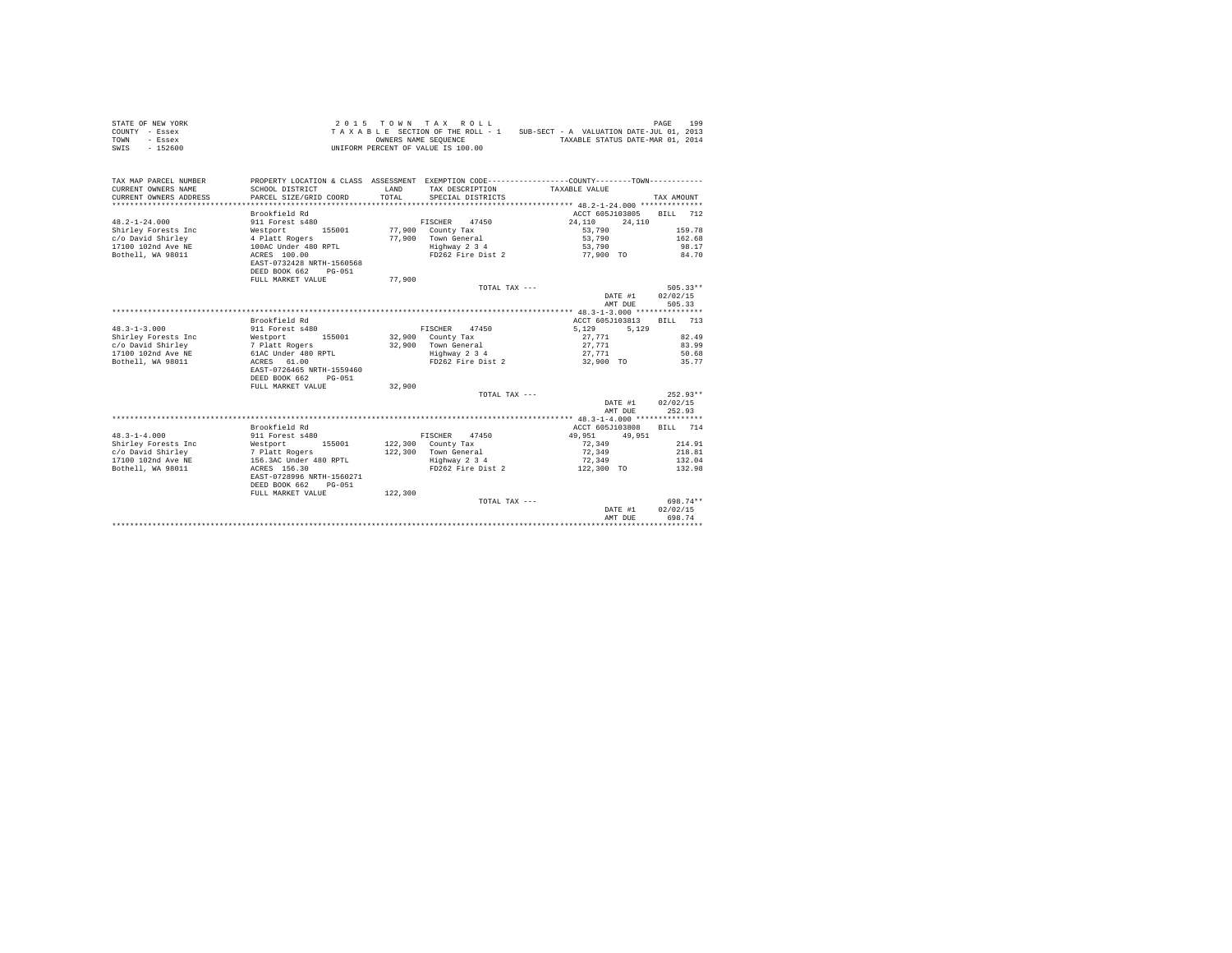STATE OF NEW YORK
COUNTY - Essex
TOWN - Essex
SWIS - 152600

2 0 1 5 T O W N T A X R O L L
T A X A B L E SECTION OF THE ROLL - 1
OWNERS NAME SEQUENCE
UNIFORM PERCENT OF VALUE IS 100.00

SUB-SECT - A VALUATION DATE-JUL 01, 2013
TAXABLE STATUS DATE-MAR 01, 2014

| TAX MAP PARCEL NUMBER / CURRENT OWNERS NAME / CURRENT OWNERS ADDRESS | PROPERTY LOCATION & CLASS / SCHOOL DISTRICT / PARCEL SIZE/GRID COORD | ASSESSMENT LAND / TOTAL | EXEMPTION CODE / TAX DESCRIPTION / SPECIAL DISTRICTS | COUNTY / TOWN TAXABLE VALUE | TAX AMOUNT |
|---|---|---|---|---|---|
| **48.2-1-24.000** | Brookfield Rd | | | ACCT 605J103805 | BILL 712 |
| 48.2-1-24.000 | 911 Forest s480 | | FISCHER 47450 | 24,110 24,110 | |
| Shirley Forests Inc | Westport 155001 | 77,900 | County Tax | 53,790 | 159.78 |
| c/o David Shirley | 4 Platt Rogers | 77,900 | Town General | 53,790 | 162.68 |
| 17100 102nd Ave NE | 100AC Under 480 RPTL | | Highway 2 3 4 | 53,790 | 98.17 |
| Bothell, WA 98011 | ACRES 100.00 | | FD262 Fire Dist 2 | 77,900 TO | 84.70 |
| | EAST-0732428 NRTH-1560568 | | | | |
| | DEED BOOK 662 PG-051 | | | | |
| | FULL MARKET VALUE | 77,900 | | | |
| | | | TOTAL TAX --- | | 505.33** |
| | | | | DATE #1 | 02/02/15 |
| | | | | AMT DUE | 505.33 |
| **48.3-1-3.000** | Brookfield Rd | | | ACCT 605J103813 | BILL 713 |
| 48.3-1-3.000 | 911 Forest s480 | | FISCHER 47450 | 5,129 5,129 | |
| Shirley Forests Inc | Westport 155001 | 32,900 | County Tax | 27,771 | 82.49 |
| c/o David Shirley | 7 Platt Rogers | 32,900 | Town General | 27,771 | 83.99 |
| 17100 102nd Ave NE | 61AC Under 480 RPTL | | Highway 2 3 4 | 27,771 | 50.68 |
| Bothell, WA 98011 | ACRES 61.00 | | FD262 Fire Dist 2 | 32,900 TO | 35.77 |
| | EAST-0726465 NRTH-1559460 | | | | |
| | DEED BOOK 662 PG-051 | | | | |
| | FULL MARKET VALUE | 32,900 | | | |
| | | | TOTAL TAX --- | | 252.93** |
| | | | | DATE #1 | 02/02/15 |
| | | | | AMT DUE | 252.93 |
| **48.3-1-4.000** | Brookfield Rd | | | ACCT 605J103808 | BILL 714 |
| 48.3-1-4.000 | 911 Forest s480 | | FISCHER 47450 | 49,951 49,951 | |
| Shirley Forests Inc | Westport 155001 | 122,300 | County Tax | 72,349 | 214.91 |
| c/o David Shirley | 7 Platt Rogers | 122,300 | Town General | 72,349 | 218.81 |
| 17100 102nd Ave NE | 156.3AC Under 480 RPTL | | Highway 2 3 4 | 72,349 | 132.04 |
| Bothell, WA 98011 | ACRES 156.30 | | FD262 Fire Dist 2 | 122,300 TO | 132.98 |
| | EAST-0728996 NRTH-1560271 | | | | |
| | DEED BOOK 662 PG-051 | | | | |
| | FULL MARKET VALUE | 122,300 | | | |
| | | | TOTAL TAX --- | | 698.74** |
| | | | | DATE #1 | 02/02/15 |
| | | | | AMT DUE | 698.74 |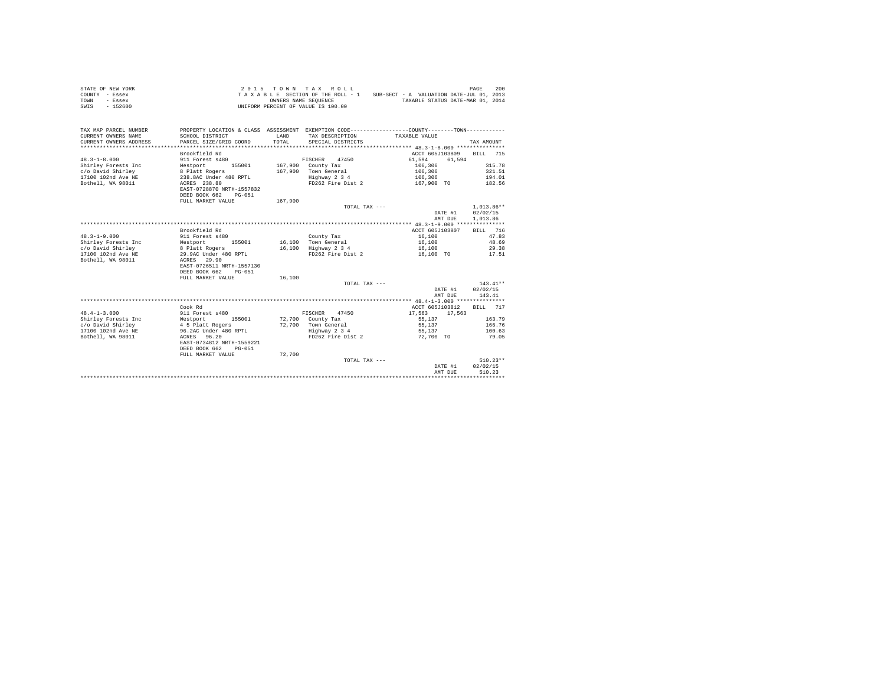STATE OF NEW YORK
COUNTY - Essex
TOWN - Essex
SWIS - 152600

2 0 1 5 T O W N T A X R O L L
T A X A B L E SECTION OF THE ROLL - 1
OWNERS NAME SEQUENCE
UNIFORM PERCENT OF VALUE IS 100.00

SUB-SECT - A VALUATION DATE-JUL 01, 2013
TAXABLE STATUS DATE-MAR 01, 2014

| TAX MAP PARCEL NUMBER / CURRENT OWNERS NAME / CURRENT OWNERS ADDRESS | PROPERTY LOCATION & CLASS / SCHOOL DISTRICT / PARCEL SIZE/GRID COORD | ASSESSMENT LAND / TOTAL | EXEMPTION CODE / TAX DESCRIPTION / SPECIAL DISTRICTS | COUNTY / TOWN TAXABLE VALUE | TAX AMOUNT |
|---|---|---|---|---|---|
| | Brookfield Rd | | | ACCT 605J103809 | BILL 715 |
| 48.3-1-8.000 | 911 Forest s480 | | FISCHER 47450 | 61,594 61,594 | |
| Shirley Forests Inc | Westport 155001 | 167,900 | County Tax | 106,306 | 315.78 |
| c/o David Shirley | 8 Platt Rogers | 167,900 | Town General | 106,306 | 321.51 |
| 17100 102nd Ave NE | 238.8AC Under 480 RPTL | | Highway 2 3 4 | 106,306 | 194.01 |
| Bothell, WA 98011 | ACRES 238.80 | | FD262 Fire Dist 2 | 167,900 TO | 182.56 |
| | EAST-0728870 NRTH-1557832 | | | | |
| | DEED BOOK 662 PG-051 | | | | |
| | FULL MARKET VALUE | 167,900 | | | |
| | | | TOTAL TAX --- | | 1,013.86** |
| | | | | DATE #1 | 02/02/15 |
| | | | | AMT DUE | 1,013.86 |
| | Brookfield Rd | | | ACCT 605J103807 | BILL 716 |
| 48.3-1-9.000 | 911 Forest s480 | | County Tax | 16,100 | 47.83 |
| Shirley Forests Inc | Westport 155001 | 16,100 | Town General | 16,100 | 48.69 |
| c/o David Shirley | 8 Platt Rogers | 16,100 | Highway 2 3 4 | 16,100 | 29.38 |
| 17100 102nd Ave NE | 29.9AC Under 480 RPTL | | FD262 Fire Dist 2 | 16,100 TO | 17.51 |
| Bothell, WA 98011 | ACRES 29.90 | | | | |
| | EAST-0726511 NRTH-1557130 | | | | |
| | DEED BOOK 662 PG-051 | | | | |
| | FULL MARKET VALUE | 16,100 | | | |
| | | | TOTAL TAX --- | | 143.41** |
| | | | | DATE #1 | 02/02/15 |
| | | | | AMT DUE | 143.41 |
| | Cook Rd | | | ACCT 605J103812 | BILL 717 |
| 48.4-1-3.000 | 911 Forest s480 | | FISCHER 47450 | 17,563 17,563 | |
| Shirley Forests Inc | Westport 155001 | 72,700 | County Tax | 55,137 | 163.79 |
| c/o David Shirley | 4 5 Platt Rogers | 72,700 | Town General | 55,137 | 166.76 |
| 17100 102nd Ave NE | 96.2AC Under 480 RPTL | | Highway 2 3 4 | 55,137 | 100.63 |
| Bothell, WA 98011 | ACRES 96.20 | | FD262 Fire Dist 2 | 72,700 TO | 79.05 |
| | EAST-0734812 NRTH-1559221 | | | | |
| | DEED BOOK 662 PG-051 | | | | |
| | FULL MARKET VALUE | 72,700 | | | |
| | | | TOTAL TAX --- | | 510.23** |
| | | | | DATE #1 | 02/02/15 |
| | | | | AMT DUE | 510.23 |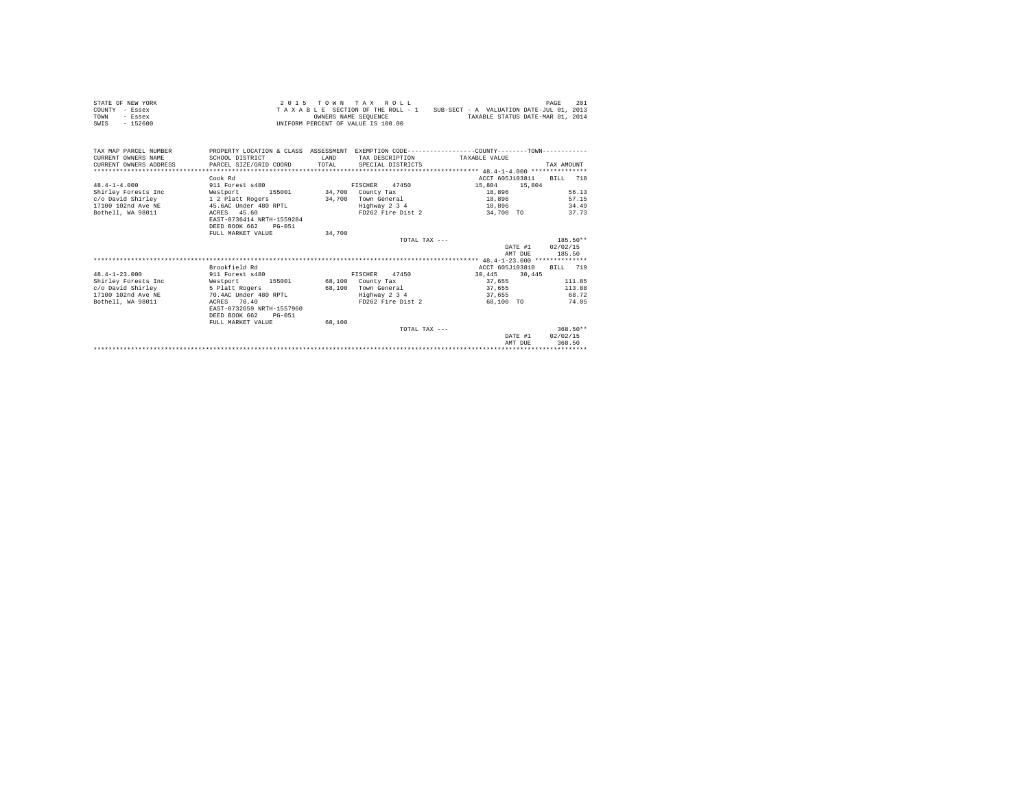STATE OF NEW YORK
COUNTY - Essex
TOWN - Essex
SWIS - 152600

2 0 1 5 T O W N T A X R O L L
T A X A B L E SECTION OF THE ROLL - 1
OWNERS NAME SEQUENCE
UNIFORM PERCENT OF VALUE IS 100.00

SUB-SECT - A VALUATION DATE-JUL 01, 2013
TAXABLE STATUS DATE-MAR 01, 2014

| TAX MAP PARCEL NUMBER<br>CURRENT OWNERS NAME<br>CURRENT OWNERS ADDRESS | PROPERTY LOCATION & CLASS<br>SCHOOL DISTRICT<br>PARCEL SIZE/GRID COORD | ASSESSMENT<br>LAND<br>TOTAL | EXEMPTION CODE-----COUNTY-----TOWN-----<br>TAX DESCRIPTION<br>SPECIAL DISTRICTS | TAXABLE VALUE | TAX AMOUNT |
|---|---|---|---|---|---|
| 48.4-1-4.000 | Cook Rd | | | ACCT 605J103811 | BILL 718 |
| 48.4-1-4.000 | 911 Forest s480 | | FISCHER 47450 | 15,804 15,804 | |
| Shirley Forests Inc | Westport 155001 | 34,700 | County Tax | 18,896 | 56.13 |
| c/o David Shirley | 1 2 Platt Rogers | 34,700 | Town General | 18,896 | 57.15 |
| 17100 102nd Ave NE | 45.6AC Under 480 RPTL | | Highway 2 3 4 | 18,896 | 34.49 |
| Bothell, WA 98011 | ACRES 45.60 | | FD262 Fire Dist 2 | 34,700 TO | 37.73 |
| | EAST-0736414 NRTH-1559284 | | | | |
| | DEED BOOK 662 PG-051 | | | | |
| | FULL MARKET VALUE | 34,700 | | | |
| | | | TOTAL TAX --- | | 185.50** |
| | | | | DATE #1 | 02/02/15 |
| | | | | AMT DUE | 185.50 |
| 48.4-1-23.000 | Brookfield Rd | | | ACCT 605J103810 | BILL 719 |
| 48.4-1-23.000 | 911 Forest s480 | | FISCHER 47450 | 30,445 30,445 | |
| Shirley Forests Inc | Westport 155001 | 68,100 | County Tax | 37,655 | 111.85 |
| c/o David Shirley | 5 Platt Rogers | 68,100 | Town General | 37,655 | 113.88 |
| 17100 102nd Ave NE | 70.4AC Under 480 RPTL | | Highway 2 3 4 | 37,655 | 68.72 |
| Bothell, WA 98011 | ACRES 70.40 | | FD262 Fire Dist 2 | 68,100 TO | 74.05 |
| | EAST-0732659 NRTH-1557960 | | | | |
| | DEED BOOK 662 PG-051 | | | | |
| | FULL MARKET VALUE | 68,100 | | | |
| | | | TOTAL TAX --- | | 368.50** |
| | | | | DATE #1 | 02/02/15 |
| | | | | AMT DUE | 368.50 |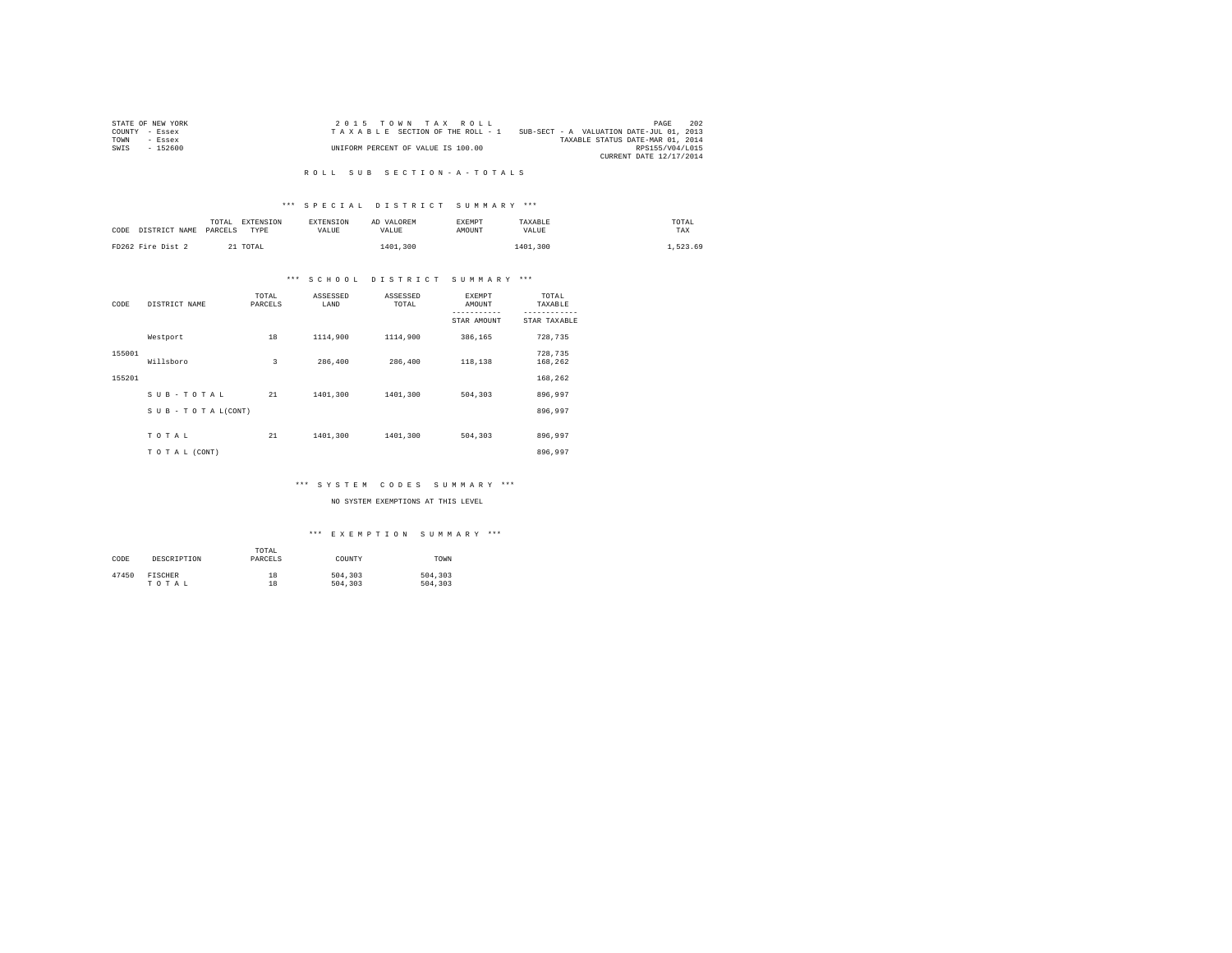STATE OF NEW YORK
COUNTY - Essex
TOWN - Essex
SWIS - 152600

2 0 1 5 T O W N T A X R O L L
T A X A B L E SECTION OF THE ROLL - 1
UNIFORM PERCENT OF VALUE IS 100.00

SUB-SECT - A VALUATION DATE-JUL 01, 2013
TAXABLE STATUS DATE-MAR 01, 2014
RPS155/V04/L015
CURRENT DATE 12/17/2014

R O L L S U B S E C T I O N - A - T O T A L S

*** S P E C I A L D I S T R I C T S U M M A R Y ***

| CODE | DISTRICT NAME | TOTAL PARCELS | EXTENSION TYPE | EXTENSION VALUE | AD VALOREM VALUE | EXEMPT AMOUNT | TAXABLE VALUE | TOTAL TAX |
|---|---|---|---|---|---|---|---|---|
| FD262 | Fire Dist 2 | 21 | TOTAL | | 1401,300 | | 1401,300 | 1,523.69 |

*** S C H O O L D I S T R I C T S U M M A R Y ***

| CODE | DISTRICT NAME | TOTAL PARCELS | ASSESSED LAND | ASSESSED TOTAL | EXEMPT AMOUNT / STAR AMOUNT | TOTAL TAXABLE / STAR TAXABLE |
|---|---|---|---|---|---|---|
| | Westport | 18 | 1114,900 | 1114,900 | 386,165 | 728,735 |
| 155001 | | | | | | 728,735 |
| | Willsboro | 3 | 286,400 | 286,400 | 118,138 | 168,262 |
| 155201 | | | | | | 168,262 |
| | S U B - T O T A L | 21 | 1401,300 | 1401,300 | 504,303 | 896,997 |
| | S U B - T O T A L(CONT) | | | | | 896,997 |
| | T O T A L | 21 | 1401,300 | 1401,300 | 504,303 | 896,997 |
| | T O T A L (CONT) | | | | | 896,997 |

*** S Y S T E M C O D E S S U M M A R Y ***

NO SYSTEM EXEMPTIONS AT THIS LEVEL

*** E X E M P T I O N S U M M A R Y ***

| CODE | DESCRIPTION | TOTAL PARCELS | COUNTY | TOWN |
|---|---|---|---|---|
| 47450 | FISCHER | 18 | 504,303 | 504,303 |
| | T O T A L | 18 | 504,303 | 504,303 |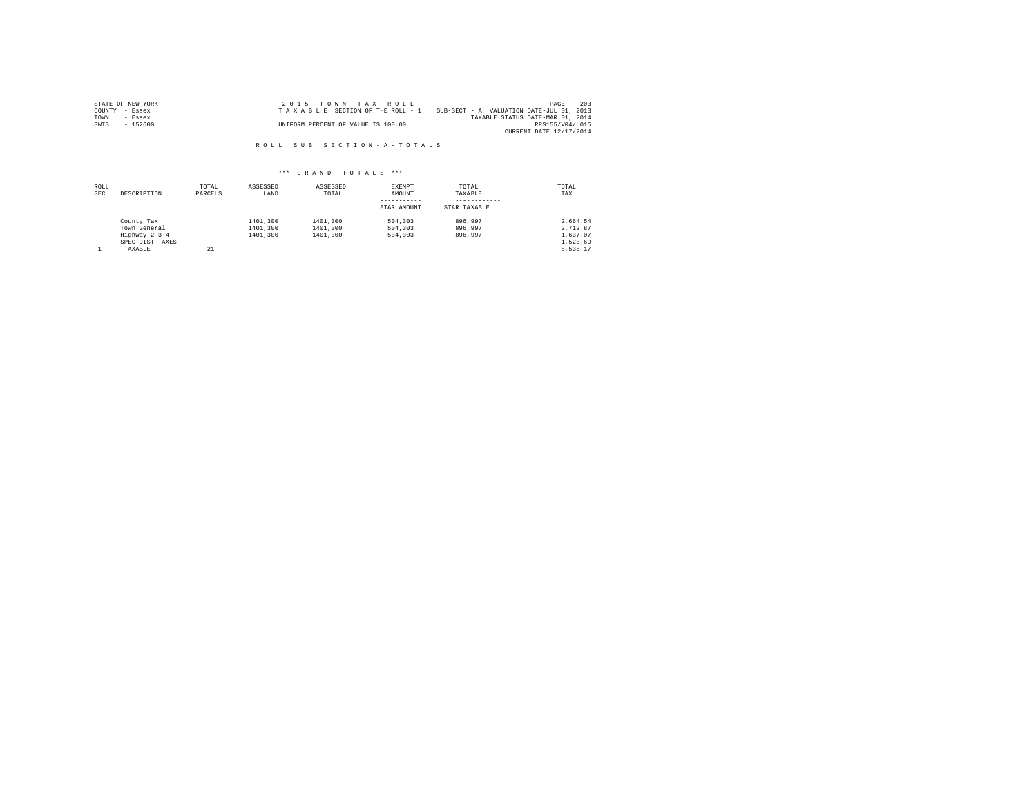STATE OF NEW YORK
COUNTY - Essex
TOWN - Essex
SWIS - 152600

2 0 1 5 T O W N T A X R O L L
T A X A B L E SECTION OF THE ROLL - 1
UNIFORM PERCENT OF VALUE IS 100.00

SUB-SECT - A VALUATION DATE-JUL 01, 2013
TAXABLE STATUS DATE-MAR 01, 2014
RPS155/V04/L015
CURRENT DATE 12/17/2014

R O L L S U B S E C T I O N - A - T O T A L S

*** G R A N D T O T A L S ***

| ROLL SEC | DESCRIPTION | TOTAL PARCELS | ASSESSED LAND | ASSESSED TOTAL | EXEMPT AMOUNT / STAR AMOUNT | TOTAL TAXABLE / STAR TAXABLE | TOTAL TAX |
|---|---|---|---|---|---|---|---|
| | County Tax | | 1401,300 | 1401,300 | 504,303 | 896,997 | 2,664.54 |
| | Town General | | 1401,300 | 1401,300 | 504,303 | 896,997 | 2,712.87 |
| | Highway 2 3 4 | | 1401,300 | 1401,300 | 504,303 | 896,997 | 1,637.07 |
| | SPEC DIST TAXES | | | | | | 1,523.69 |
| 1 | TAXABLE | 21 | | | | | 8,538.17 |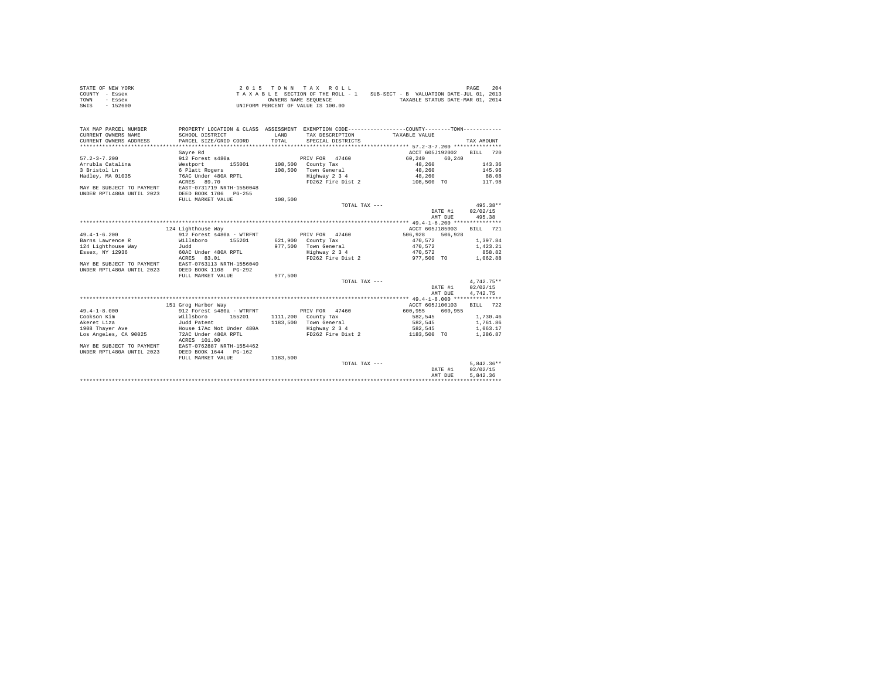STATE OF NEW YORK
COUNTY - Essex
TOWN - Essex
SWIS - 152600

2 0 1 5 T O W N T A X R O L L
T A X A B L E SECTION OF THE ROLL - 1 SUB-SECT - B VALUATION DATE-JUL 01, 2013
OWNERS NAME SEQUENCE TAXABLE STATUS DATE-MAR 01, 2014
UNIFORM PERCENT OF VALUE IS 100.00

| TAX MAP PARCEL NUMBER / CURRENT OWNERS NAME / CURRENT OWNERS ADDRESS | PROPERTY LOCATION & CLASS / SCHOOL DISTRICT / PARCEL SIZE/GRID COORD | ASSESSMENT LAND / TOTAL | EXEMPTION CODE / TAX DESCRIPTION / SPECIAL DISTRICTS | COUNTY / TOWN TAXABLE VALUE | TAX AMOUNT |
|---|---|---|---|---|---|
| 57.2-3-7.200 | Sayre Rd | | | ACCT 605J192002 | BILL 720 |
| 57.2-3-7.200 | 912 Forest s480a | | PRIV FOR 47460 | 60,240 60,240 | |
| Arrubla Catalina | Westport 155001 | 108,500 | County Tax | 48,260 | 143.36 |
| 3 Bristol Ln | 6 Platt Rogers | 108,500 | Town General | 48,260 | 145.96 |
| Hadley, MA 01035 | 76AC Under 480A RPTL | | Highway 2 3 4 | 48,260 | 88.08 |
| | ACRES 89.70 | | FD262 Fire Dist 2 | 108,500 TO | 117.98 |
| MAY BE SUBJECT TO PAYMENT | EAST-0731719 NRTH-1550048 | | | | |
| UNDER RPTL480A UNTIL 2023 | DEED BOOK 1706 PG-255 | | | | |
| | FULL MARKET VALUE | 108,500 | | | |
| | | | TOTAL TAX --- | | 495.38** |
| | | | | DATE #1 | 02/02/15 |
| | | | | AMT DUE | 495.38 |
| 49.4-1-6.200 | 124 Lighthouse Way | | | ACCT 605J185003 | BILL 721 |
| 49.4-1-6.200 | 912 Forest s480a - WTRFNT | | PRIV FOR 47460 | 506,928 506,928 | |
| Barns Lawrence R | Willsboro 155201 | 621,900 | County Tax | 470,572 | 1,397.84 |
| 124 Lighthouse Way | Judd | 977,500 | Town General | 470,572 | 1,423.21 |
| Essex, NY 12936 | 60AC Under 480A RPTL | | Highway 2 3 4 | 470,572 | 858.82 |
| | ACRES 83.01 | | FD262 Fire Dist 2 | 977,500 TO | 1,062.88 |
| MAY BE SUBJECT TO PAYMENT | EAST-0763113 NRTH-1556040 | | | | |
| UNDER RPTL480A UNTIL 2023 | DEED BOOK 1108 PG-292 | | | | |
| | FULL MARKET VALUE | 977,500 | | | |
| | | | TOTAL TAX --- | | 4,742.75** |
| | | | | DATE #1 | 02/02/15 |
| | | | | AMT DUE | 4,742.75 |
| 49.4-1-8.000 | 151 Grog Harbor Way | | | ACCT 605J100103 | BILL 722 |
| 49.4-1-8.000 | 912 Forest s480a - WTRFNT | | PRIV FOR 47460 | 600,955 600,955 | |
| Cookson Kim | Willsboro 155201 | 1111,200 | County Tax | 582,545 | 1,730.46 |
| Akeret Liza | Judd Patent | 1183,500 | Town General | 582,545 | 1,761.86 |
| 1908 Thayer Ave | House 17Ac Not Under 480A | | Highway 2 3 4 | 582,545 | 1,063.17 |
| Los Angeles, CA 90025 | 72AC Under 480A RPTL | | FD262 Fire Dist 2 | 1183,500 TO | 1,286.87 |
| | ACRES 101.00 | | | | |
| MAY BE SUBJECT TO PAYMENT | EAST-0762887 NRTH-1554462 | | | | |
| UNDER RPTL480A UNTIL 2023 | DEED BOOK 1644 PG-162 | | | | |
| | FULL MARKET VALUE | 1183,500 | | | |
| | | | TOTAL TAX --- | | 5,842.36** |
| | | | | DATE #1 | 02/02/15 |
| | | | | AMT DUE | 5,842.36 |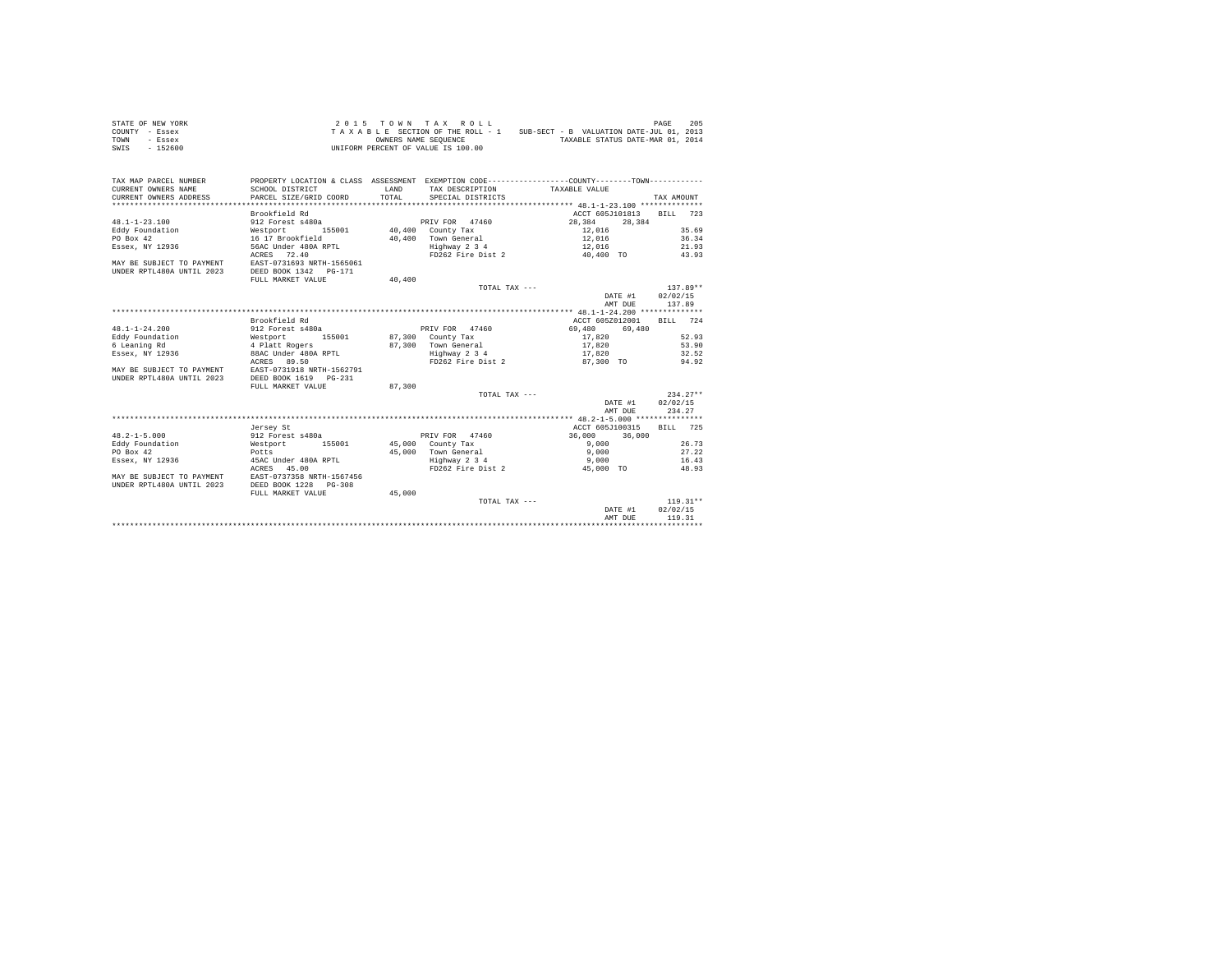STATE OF NEW YORK
COUNTY - Essex
TOWN - Essex
SWIS - 152600

2015 TOWN TAX ROLL
TAXABLE SECTION OF THE ROLL - 1
OWNERS NAME SEQUENCE
UNIFORM PERCENT OF VALUE IS 100.00

SUB-SECT - B VALUATION DATE-JUL 01, 2013
TAXABLE STATUS DATE-MAR 01, 2014

| TAX MAP PARCEL NUMBER / CURRENT OWNERS NAME / CURRENT OWNERS ADDRESS | PROPERTY LOCATION & CLASS / SCHOOL DISTRICT / PARCEL SIZE/GRID COORD | ASSESSMENT LAND / TOTAL | EXEMPTION CODE / TAX DESCRIPTION / SPECIAL DISTRICTS | COUNTY / TOWN TAXABLE VALUE | TAX AMOUNT |
|---|---|---|---|---|---|
| **48.1-1-23.100** | Brookfield Rd | | | ACCT 605J101813 | BILL 723 |
| 48.1-1-23.100 | 912 Forest s480a | | PRIV FOR 47460 | 28,384 28,384 | |
| Eddy Foundation | Westport 155001 | 40,400 | County Tax | 12,016 | 35.69 |
| PO Box 42 | 16 17 Brookfield | 40,400 | Town General | 12,016 | 36.34 |
| Essex, NY 12936 | 56AC Under 480A RPTL | | Highway 2 3 4 | 12,016 | 21.93 |
| | ACRES 72.40 | | FD262 Fire Dist 2 | 40,400 TO | 43.93 |
| MAY BE SUBJECT TO PAYMENT | EAST-0731693 NRTH-1565061 | | | | |
| UNDER RPTL480A UNTIL 2023 | DEED BOOK 1342 PG-171 | | | | |
| | FULL MARKET VALUE | 40,400 | | | |
| | | | TOTAL TAX --- | | 137.89** |
| | | | | DATE #1 02/02/15 | |
| | | | | AMT DUE | 137.89 |
| **48.1-1-24.200** | Brookfield Rd | | | ACCT 605Z012001 | BILL 724 |
| 48.1-1-24.200 | 912 Forest s480a | | PRIV FOR 47460 | 69,480 69,480 | |
| Eddy Foundation | Westport 155001 | 87,300 | County Tax | 17,820 | 52.93 |
| 6 Leaning Rd | 4 Platt Rogers | 87,300 | Town General | 17,820 | 53.90 |
| Essex, NY 12936 | 88AC Under 480A RPTL | | Highway 2 3 4 | 17,820 | 32.52 |
| | ACRES 89.50 | | FD262 Fire Dist 2 | 87,300 TO | 94.92 |
| MAY BE SUBJECT TO PAYMENT | EAST-0731918 NRTH-1562791 | | | | |
| UNDER RPTL480A UNTIL 2023 | DEED BOOK 1619 PG-231 | | | | |
| | FULL MARKET VALUE | 87,300 | | | |
| | | | TOTAL TAX --- | | 234.27** |
| | | | | DATE #1 02/02/15 | |
| | | | | AMT DUE | 234.27 |
| **48.2-1-5.000** | Jersey St | | | ACCT 605J100315 | BILL 725 |
| 48.2-1-5.000 | 912 Forest s480a | | PRIV FOR 47460 | 36,000 36,000 | |
| Eddy Foundation | Westport 155001 | 45,000 | County Tax | 9,000 | 26.73 |
| PO Box 42 | Potts | 45,000 | Town General | 9,000 | 27.22 |
| Essex, NY 12936 | 45AC Under 480A RPTL | | Highway 2 3 4 | 9,000 | 16.43 |
| | ACRES 45.00 | | FD262 Fire Dist 2 | 45,000 TO | 48.93 |
| MAY BE SUBJECT TO PAYMENT | EAST-0737358 NRTH-1567456 | | | | |
| UNDER RPTL480A UNTIL 2023 | DEED BOOK 1228 PG-308 | | | | |
| | FULL MARKET VALUE | 45,000 | | | |
| | | | TOTAL TAX --- | | 119.31** |
| | | | | DATE #1 02/02/15 | |
| | | | | AMT DUE | 119.31 |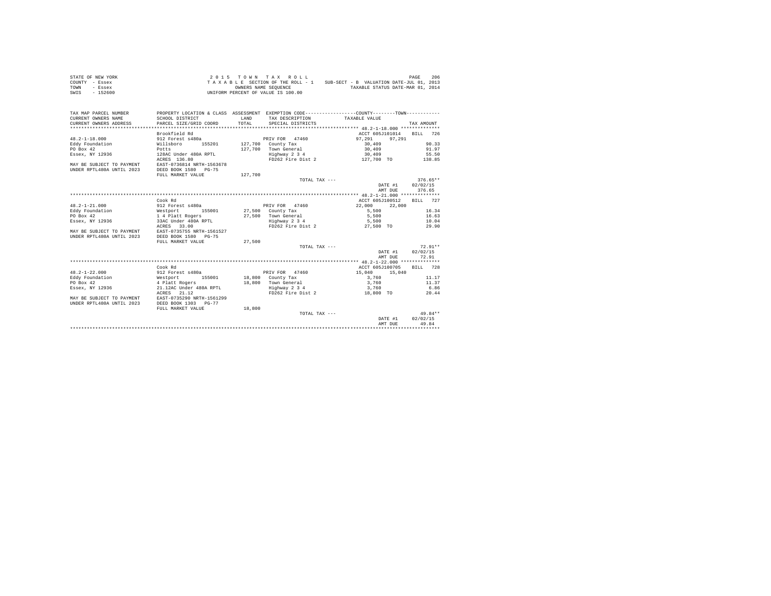STATE OF NEW YORK
COUNTY - Essex
TOWN - Essex
SWIS - 152600

2015 TOWN TAX ROLL
TAXABLE SECTION OF THE ROLL - 1
OWNERS NAME SEQUENCE
UNIFORM PERCENT OF VALUE IS 100.00

SUB-SECT - B VALUATION DATE-JUL 01, 2013
TAXABLE STATUS DATE-MAR 01, 2014

| TAX MAP PARCEL NUMBER / CURRENT OWNERS NAME / CURRENT OWNERS ADDRESS | PROPERTY LOCATION & CLASS / SCHOOL DISTRICT / PARCEL SIZE/GRID COORD | ASSESSMENT LAND / TOTAL | EXEMPTION CODE / TAX DESCRIPTION / SPECIAL DISTRICTS | COUNTY / TOWN TAXABLE VALUE | TAX AMOUNT |
|---|---|---|---|---|---|
| | Brookfield Rd | | | ACCT 605J101014 | BILL 726 |
| 48.2-1-18.000 | 912 Forest s480a | | PRIV FOR 47460 | 97,291 97,291 | |
| Eddy Foundation | Willsboro 155201 | 127,700 | County Tax | 30,409 | 90.33 |
| PO Box 42 | Potts | 127,700 | Town General | 30,409 | 91.97 |
| Essex, NY 12936 | 128AC Under 480A RPTL | | Highway 2 3 4 | 30,409 | 55.50 |
| | ACRES 136.80 | | FD262 Fire Dist 2 | 127,700 TO | 138.85 |
| MAY BE SUBJECT TO PAYMENT | EAST-0736814 NRTH-1563678 | | | | |
| UNDER RPTL480A UNTIL 2023 | DEED BOOK 1580 PG-75 | | | | |
| | FULL MARKET VALUE | 127,700 | | | |
| | | | TOTAL TAX --- | | 376.65** |
| | | | | DATE #1 | 02/02/15 |
| | | | | AMT DUE | 376.65 |
| | Cook Rd | | | ACCT 605J100512 | BILL 727 |
| 48.2-1-21.000 | 912 Forest s480a | | PRIV FOR 47460 | 22,000 22,000 | |
| Eddy Foundation | Westport 155001 | 27,500 | County Tax | 5,500 | 16.34 |
| PO Box 42 | 1 4 Platt Rogers | 27,500 | Town General | 5,500 | 16.63 |
| Essex, NY 12936 | 33AC Under 480A RPTL | | Highway 2 3 4 | 5,500 | 10.04 |
| | ACRES 33.00 | | FD262 Fire Dist 2 | 27,500 TO | 29.90 |
| MAY BE SUBJECT TO PAYMENT | EAST-0735755 NRTH-1561527 | | | | |
| UNDER RPTL480A UNTIL 2023 | DEED BOOK 1580 PG-75 | | | | |
| | FULL MARKET VALUE | 27,500 | | | |
| | | | TOTAL TAX --- | | 72.91** |
| | | | | DATE #1 | 02/02/15 |
| | | | | AMT DUE | 72.91 |
| | Cook Rd | | | ACCT 605J100705 | BILL 728 |
| 48.2-1-22.000 | 912 Forest s480a | | PRIV FOR 47460 | 15,040 15,040 | |
| Eddy Foundation | Westport 155001 | 18,800 | County Tax | 3,760 | 11.17 |
| PO Box 42 | 4 Platt Rogers | 18,800 | Town General | 3,760 | 11.37 |
| Essex, NY 12936 | 21.12AC Under 480A RPTL | | Highway 2 3 4 | 3,760 | 6.86 |
| | ACRES 21.12 | | FD262 Fire Dist 2 | 18,800 TO | 20.44 |
| MAY BE SUBJECT TO PAYMENT | EAST-0735290 NRTH-1561299 | | | | |
| UNDER RPTL480A UNTIL 2023 | DEED BOOK 1303 PG-77 | | | | |
| | FULL MARKET VALUE | 18,800 | | | |
| | | | TOTAL TAX --- | | 49.84** |
| | | | | DATE #1 | 02/02/15 |
| | | | | AMT DUE | 49.84 |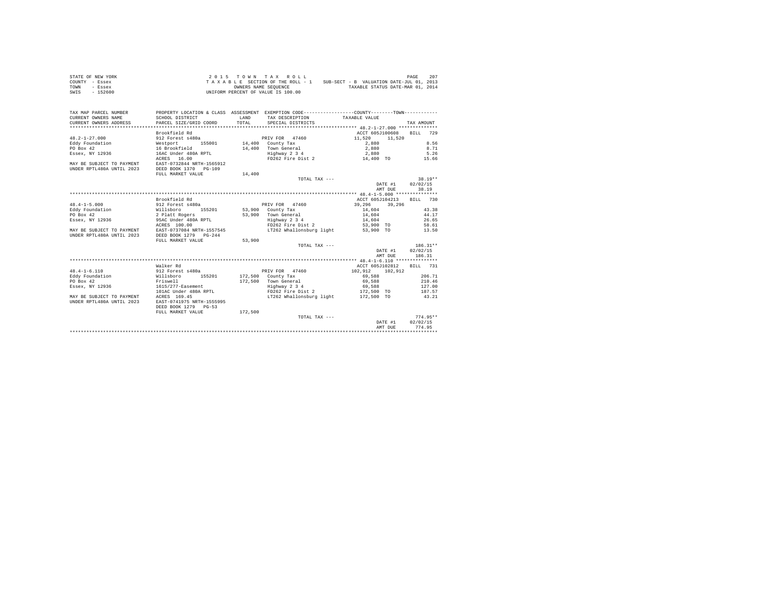STATE OF NEW YORK
COUNTY - Essex
TOWN - Essex
SWIS - 152600

2015 TOWN TAX ROLL
TAXABLE SECTION OF THE ROLL - 1
OWNERS NAME SEQUENCE
UNIFORM PERCENT OF VALUE IS 100.00

SUB-SECT - B VALUATION DATE-JUL 01, 2013
TAXABLE STATUS DATE-MAR 01, 2014

| TAX MAP PARCEL NUMBER / CURRENT OWNERS NAME / CURRENT OWNERS ADDRESS | PROPERTY LOCATION & CLASS / SCHOOL DISTRICT / PARCEL SIZE/GRID COORD | ASSESSMENT LAND / TOTAL | EXEMPTION CODE / TAX DESCRIPTION / SPECIAL DISTRICTS | COUNTY / TOWN TAXABLE VALUE | TAX AMOUNT |
|---|---|---|---|---|---|
| **48.2-1-27.000** | Brookfield Rd | | | ACCT 605J100608 | BILL 729 |
| 48.2-1-27.000 | 912 Forest s480a | | PRIV FOR 47460 | 11,520 11,520 | |
| Eddy Foundation | Westport 155001 | 14,400 | County Tax | 2,880 | 8.56 |
| PO Box 42 | 16 Brookfield | 14,400 | Town General | 2,880 | 8.71 |
| Essex, NY 12936 | 16AC Under 480A RPTL | | Highway 2 3 4 | 2,880 | 5.26 |
| | ACRES 16.00 | | FD262 Fire Dist 2 | 14,400 TO | 15.66 |
| MAY BE SUBJECT TO PAYMENT | EAST-0732844 NRTH-1565912 | | | | |
| UNDER RPTL480A UNTIL 2023 | DEED BOOK 1370 PG-109 | | | | |
| | FULL MARKET VALUE | 14,400 | | | |
| | | | TOTAL TAX --- | | 38.19** |
| | | | | DATE #1 | 02/02/15 |
| | | | | AMT DUE | 38.19 |
| **48.4-1-5.000** | Brookfield Rd | | | ACCT 605J104213 | BILL 730 |
| 48.4-1-5.000 | 912 Forest s480a | | PRIV FOR 47460 | 39,296 39,296 | |
| Eddy Foundation | Willsboro 155201 | 53,900 | County Tax | 14,604 | 43.38 |
| PO Box 42 | 2 Platt Rogers | 53,900 | Town General | 14,604 | 44.17 |
| Essex, NY 12936 | 95AC Under 480A RPTL | | Highway 2 3 4 | 14,604 | 26.65 |
| | ACRES 100.00 | | FD262 Fire Dist 2 | 53,900 TO | 58.61 |
| MAY BE SUBJECT TO PAYMENT | EAST-0737084 NRTH-1557545 | | LT262 Whallonsburg light | 53,900 TO | 13.50 |
| UNDER RPTL480A UNTIL 2023 | DEED BOOK 1279 PG-244 | | | | |
| | FULL MARKET VALUE | 53,900 | | | |
| | | | TOTAL TAX --- | | 186.31** |
| | | | | DATE #1 | 02/02/15 |
| | | | | AMT DUE | 186.31 |
| **48.4-1-6.110** | Walker Rd | | | ACCT 605J102812 | BILL 731 |
| 48.4-1-6.110 | 912 Forest s480a | | PRIV FOR 47460 | 102,912 102,912 | |
| Eddy Foundation | Willsboro 155201 | 172,500 | County Tax | 69,588 | 206.71 |
| PO Box 42 | Friswell | 172,500 | Town General | 69,588 | 210.46 |
| Essex, NY 12936 | 1615/277-Easement | | Highway 2 3 4 | 69,588 | 127.00 |
| | 101AC Under 480A RPTL | | FD262 Fire Dist 2 | 172,500 TO | 187.57 |
| MAY BE SUBJECT TO PAYMENT | ACRES 169.45 | | LT262 Whallonsburg light | 172,500 TO | 43.21 |
| UNDER RPTL480A UNTIL 2023 | EAST-0741975 NRTH-1555995 | | | | |
| | DEED BOOK 1279 PG-53 | | | | |
| | FULL MARKET VALUE | 172,500 | | | |
| | | | TOTAL TAX --- | | 774.95** |
| | | | | DATE #1 | 02/02/15 |
| | | | | AMT DUE | 774.95 |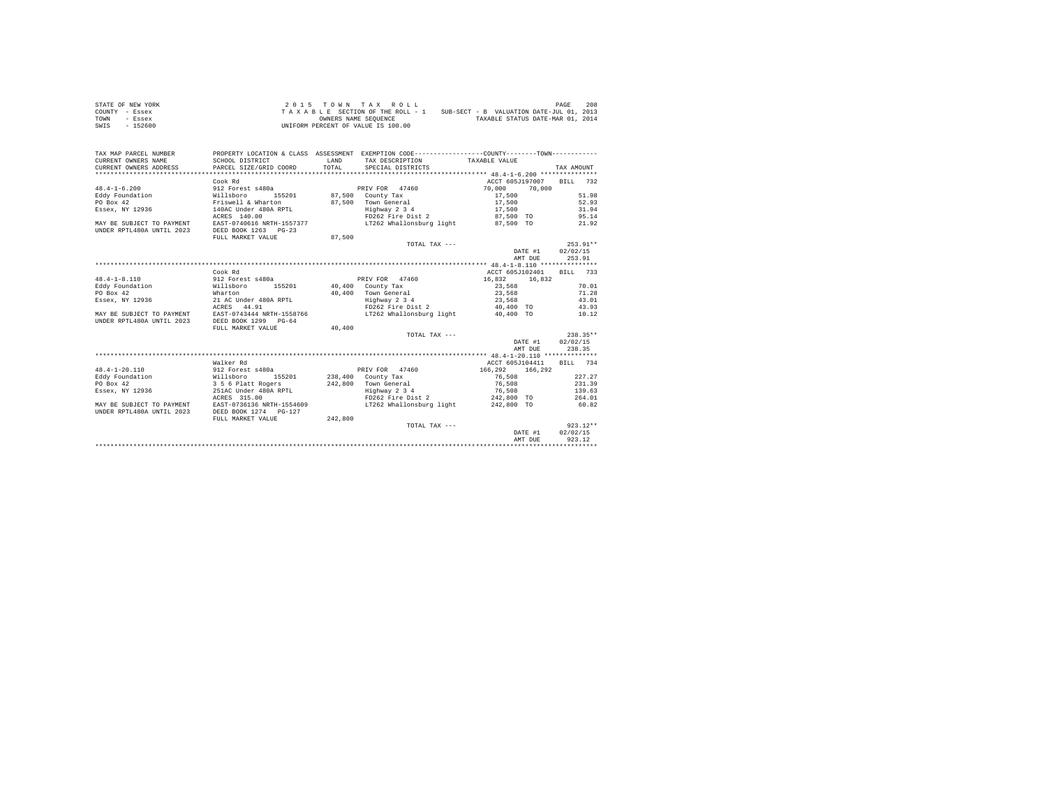STATE OF NEW YORK
COUNTY - Essex
TOWN - Essex
SWIS - 152600

2 0 1 5 T O W N T A X R O L L
T A X A B L E SECTION OF THE ROLL - 1 SUB-SECT - B VALUATION DATE-JUL 01, 2013
OWNERS NAME SEQUENCE TAXABLE STATUS DATE-MAR 01, 2014
UNIFORM PERCENT OF VALUE IS 100.00

| TAX MAP PARCEL NUMBER / CURRENT OWNERS NAME / CURRENT OWNERS ADDRESS | PROPERTY LOCATION & CLASS / SCHOOL DISTRICT / PARCEL SIZE/GRID COORD | ASSESSMENT LAND / TOTAL | EXEMPTION CODE / TAX DESCRIPTION / SPECIAL DISTRICTS | COUNTY / TAXABLE VALUE | TOWN | TAX AMOUNT |
|---|---|---|---|---|---|---|
| **48.4-1-6.200** | Cook Rd | | | ACCT 605J197007 | | BILL 732 |
| 48.4-1-6.200 | 912 Forest s480a | | PRIV FOR 47460 | 70,000 | 70,000 | |
| Eddy Foundation | Willsboro 155201 | 87,500 | County Tax | 17,500 | | 51.98 |
| PO Box 42 | Friswell & Wharton | 87,500 | Town General | 17,500 | | 52.93 |
| Essex, NY 12936 | 140AC Under 480A RPTL | | Highway 2 3 4 | 17,500 | | 31.94 |
| | ACRES 140.00 | | FD262 Fire Dist 2 | 87,500 TO | | 95.14 |
| MAY BE SUBJECT TO PAYMENT | EAST-0740616 NRTH-1557377 | | LT262 Whallonsburg light | 87,500 TO | | 21.92 |
| UNDER RPTL480A UNTIL 2023 | DEED BOOK 1263 PG-23 | | | | | |
| | FULL MARKET VALUE | 87,500 | | | | |
| | | | TOTAL TAX --- | | | 253.91** |
| | | | | | DATE #1 | 02/02/15 |
| | | | | | AMT DUE | 253.91 |
| **48.4-1-8.110** | Cook Rd | | | ACCT 605J102401 | | BILL 733 |
| 48.4-1-8.110 | 912 Forest s480a | | PRIV FOR 47460 | 16,832 | 16,832 | |
| Eddy Foundation | Willsboro 155201 | 40,400 | County Tax | 23,568 | | 70.01 |
| PO Box 42 | Wharton | 40,400 | Town General | 23,568 | | 71.28 |
| Essex, NY 12936 | 21 AC Under 480A RPTL | | Highway 2 3 4 | 23,568 | | 43.01 |
| | ACRES 44.91 | | FD262 Fire Dist 2 | 40,400 TO | | 43.93 |
| MAY BE SUBJECT TO PAYMENT | EAST-0743444 NRTH-1558766 | | LT262 Whallonsburg light | 40,400 TO | | 10.12 |
| UNDER RPTL480A UNTIL 2023 | DEED BOOK 1299 PG-64 | | | | | |
| | FULL MARKET VALUE | 40,400 | | | | |
| | | | TOTAL TAX --- | | | 238.35** |
| | | | | | DATE #1 | 02/02/15 |
| | | | | | AMT DUE | 238.35 |
| **48.4-1-20.110** | Walker Rd | | | ACCT 605J104411 | | BILL 734 |
| 48.4-1-20.110 | 912 Forest s480a | | PRIV FOR 47460 | 166,292 | 166,292 | |
| Eddy Foundation | Willsboro 155201 | 238,400 | County Tax | 76,508 | | 227.27 |
| PO Box 42 | 3 5 6 Platt Rogers | 242,800 | Town General | 76,508 | | 231.39 |
| Essex, NY 12936 | 251AC Under 480A RPTL | | Highway 2 3 4 | 76,508 | | 139.63 |
| | ACRES 315.00 | | FD262 Fire Dist 2 | 242,800 TO | | 264.01 |
| MAY BE SUBJECT TO PAYMENT | EAST-0736136 NRTH-1554609 | | LT262 Whallonsburg light | 242,800 TO | | 60.82 |
| UNDER RPTL480A UNTIL 2023 | DEED BOOK 1274 PG-127 | | | | | |
| | FULL MARKET VALUE | 242,800 | | | | |
| | | | TOTAL TAX --- | | | 923.12** |
| | | | | | DATE #1 | 02/02/15 |
| | | | | | AMT DUE | 923.12 |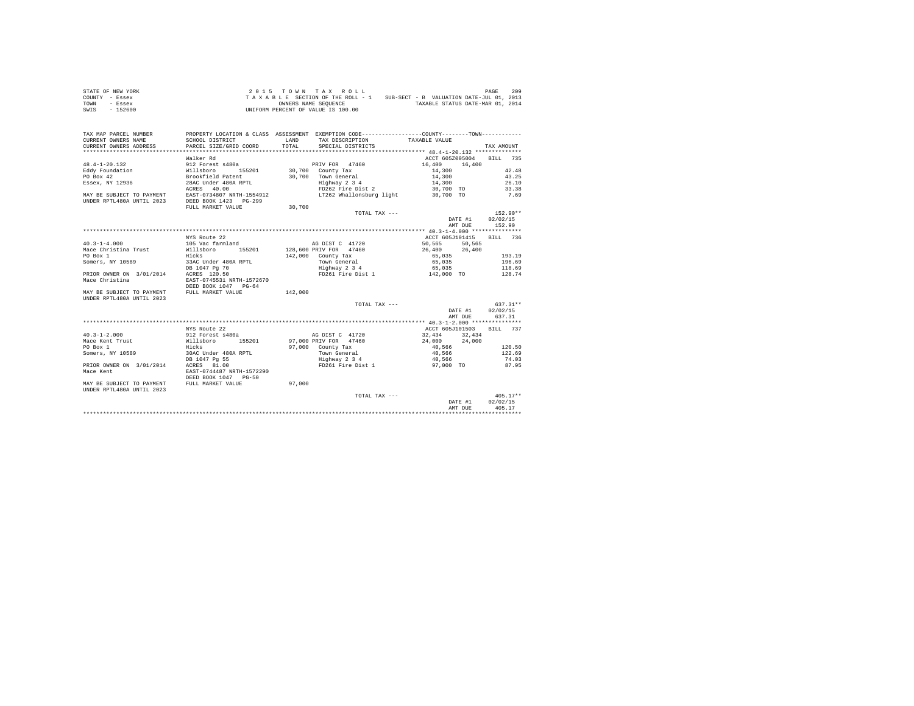STATE OF NEW YORK
COUNTY - Essex
TOWN - Essex
SWIS - 152600

2 0 1 5 T O W N T A X R O L L
T A X A B L E SECTION OF THE ROLL - 1 SUB-SECT - B VALUATION DATE-JUL 01, 2013
OWNERS NAME SEQUENCE TAXABLE STATUS DATE-MAR 01, 2014
UNIFORM PERCENT OF VALUE IS 100.00

| TAX MAP PARCEL NUMBER / CURRENT OWNERS NAME / CURRENT OWNERS ADDRESS | PROPERTY LOCATION & CLASS / SCHOOL DISTRICT / PARCEL SIZE/GRID COORD | ASSESSMENT LAND / TOTAL | EXEMPTION CODE / TAX DESCRIPTION / SPECIAL DISTRICTS | COUNTY / TAXABLE VALUE | TOWN | TAX AMOUNT |
|---|---|---|---|---|---|---|
| **48.4-1-20.132** | Walker Rd | | | ACCT 605Z005004 | | BILL 735 |
| 48.4-1-20.132 | 912 Forest s480a | | PRIV FOR 47460 | 16,400 | 16,400 | |
| Eddy Foundation | Willsboro 155201 | 30,700 | County Tax | 14,300 | | 42.48 |
| PO Box 42 | Brookfield Patent | 30,700 | Town General | 14,300 | | 43.25 |
| Essex, NY 12936 | 28AC Under 480A RPTL | | Highway 2 3 4 | 14,300 | | 26.10 |
| | ACRES 40.00 | | FD262 Fire Dist 2 | 30,700 TO | | 33.38 |
| MAY BE SUBJECT TO PAYMENT | EAST-0734807 NRTH-1554912 | | LT262 Whallonsburg light | 30,700 TO | | 7.69 |
| UNDER RPTL480A UNTIL 2023 | DEED BOOK 1423 PG-299 | | | | | |
| | FULL MARKET VALUE | 30,700 | | | | |
| | | | TOTAL TAX --- | | | 152.90** |
| | | | | | DATE #1 | 02/02/15 |
| | | | | | AMT DUE | 152.90 |
| **40.3-1-4.000** | NYS Route 22 | | | ACCT 605J101415 | | BILL 736 |
| 40.3-1-4.000 | 105 Vac farmland | | AG DIST C 41720 | 50,565 | 50,565 | |
| Mace Christina Trust | Willsboro 155201 | 128,600 | PRIV FOR 47460 | 26,400 | 26,400 | |
| PO Box 1 | Hicks | 142,000 | County Tax | 65,035 | | 193.19 |
| Somers, NY 10589 | 33AC Under 480A RPTL | | Town General | 65,035 | | 196.69 |
| | DB 1047 Pg 70 | | Highway 2 3 4 | 65,035 | | 118.69 |
| PRIOR OWNER ON 3/01/2014 | ACRES 120.50 | | FD261 Fire Dist 1 | 142,000 TO | | 128.74 |
| Mace Christina | EAST-0745531 NRTH-1572670 | | | | | |
| | DEED BOOK 1047 PG-64 | | | | | |
| MAY BE SUBJECT TO PAYMENT | FULL MARKET VALUE | 142,000 | | | | |
| UNDER RPTL480A UNTIL 2023 | | | | | | |
| | | | TOTAL TAX --- | | | 637.31** |
| | | | | | DATE #1 | 02/02/15 |
| | | | | | AMT DUE | 637.31 |
| **40.3-1-2.000** | NYS Route 22 | | | ACCT 605J101503 | | BILL 737 |
| 40.3-1-2.000 | 912 Forest s480a | | AG DIST C 41720 | 32,434 | 32,434 | |
| Mace Kent Trust | Willsboro 155201 | 97,000 | PRIV FOR 47460 | 24,000 | 24,000 | |
| PO Box 1 | Hicks | 97,000 | County Tax | 40,566 | | 120.50 |
| Somers, NY 10589 | 30AC Under 480A RPTL | | Town General | 40,566 | | 122.69 |
| | DB 1047 Pg 55 | | Highway 2 3 4 | 40,566 | | 74.03 |
| PRIOR OWNER ON 3/01/2014 | ACRES 81.00 | | FD261 Fire Dist 1 | 97,000 TO | | 87.95 |
| Mace Kent | EAST-0744487 NRTH-1572290 | | | | | |
| | DEED BOOK 1047 PG-50 | | | | | |
| MAY BE SUBJECT TO PAYMENT | FULL MARKET VALUE | 97,000 | | | | |
| UNDER RPTL480A UNTIL 2023 | | | | | | |
| | | | TOTAL TAX --- | | | 405.17** |
| | | | | | DATE #1 | 02/02/15 |
| | | | | | AMT DUE | 405.17 |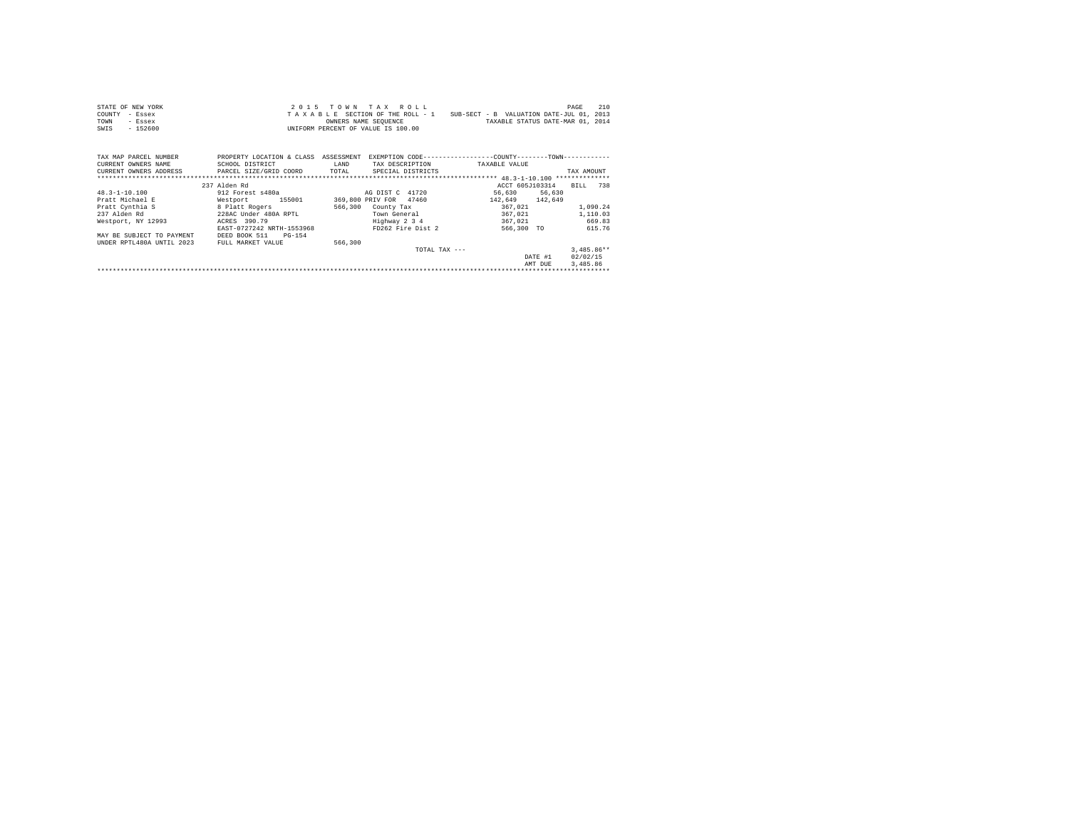STATE OF NEW YORK
COUNTY - Essex
TOWN - Essex
SWIS - 152600

2 0 1 5 T O W N T A X R O L L
T A X A B L E SECTION OF THE ROLL - 1 SUB-SECT - B VALUATION DATE-JUL 01, 2013
OWNERS NAME SEQUENCE TAXABLE STATUS DATE-MAR 01, 2014
UNIFORM PERCENT OF VALUE IS 100.00

| TAX MAP PARCEL NUMBER<br>CURRENT OWNERS NAME<br>CURRENT OWNERS ADDRESS | PROPERTY LOCATION & CLASS<br>SCHOOL DISTRICT<br>PARCEL SIZE/GRID COORD | ASSESSMENT<br>LAND<br>TOTAL | EXEMPTION CODE<br>TAX DESCRIPTION<br>SPECIAL DISTRICTS | COUNTY<br>TAXABLE VALUE | TOWN | TAX AMOUNT |
|---|---|---|---|---|---|---|
| 48.3-1-10.100 | 237 Alden Rd |  |  | ACCT 605J103314 |  | BILL 738 |
| 48.3-1-10.100 | 912 Forest s480a |  | AG DIST C 41720 | 56,630 | 56,630 |  |
| Pratt Michael E | Westport 155001 | 369,800 | PRIV FOR 47460 | 142,649 | 142,649 |  |
| Pratt Cynthia S | 8 Platt Rogers | 566,300 | County Tax | 367,021 |  | 1,090.24 |
| 237 Alden Rd | 228AC Under 480A RPTL |  | Town General | 367,021 |  | 1,110.03 |
| Westport, NY 12993 | ACRES 390.79 |  | Highway 2 3 4 | 367,021 |  | 669.83 |
|  | EAST-0727242 NRTH-1553968 |  | FD262 Fire Dist 2 | 566,300 TO |  | 615.76 |
| MAY BE SUBJECT TO PAYMENT | DEED BOOK 511 PG-154 |  |  |  |  |  |
| UNDER RPTL480A UNTIL 2023 | FULL MARKET VALUE | 566,300 |  |  |  |  |
|  |  |  | TOTAL TAX --- |  |  | 3,485.86** |
|  |  |  |  |  | DATE #1 | 02/02/15 |
|  |  |  |  |  | AMT DUE | 3,485.86 |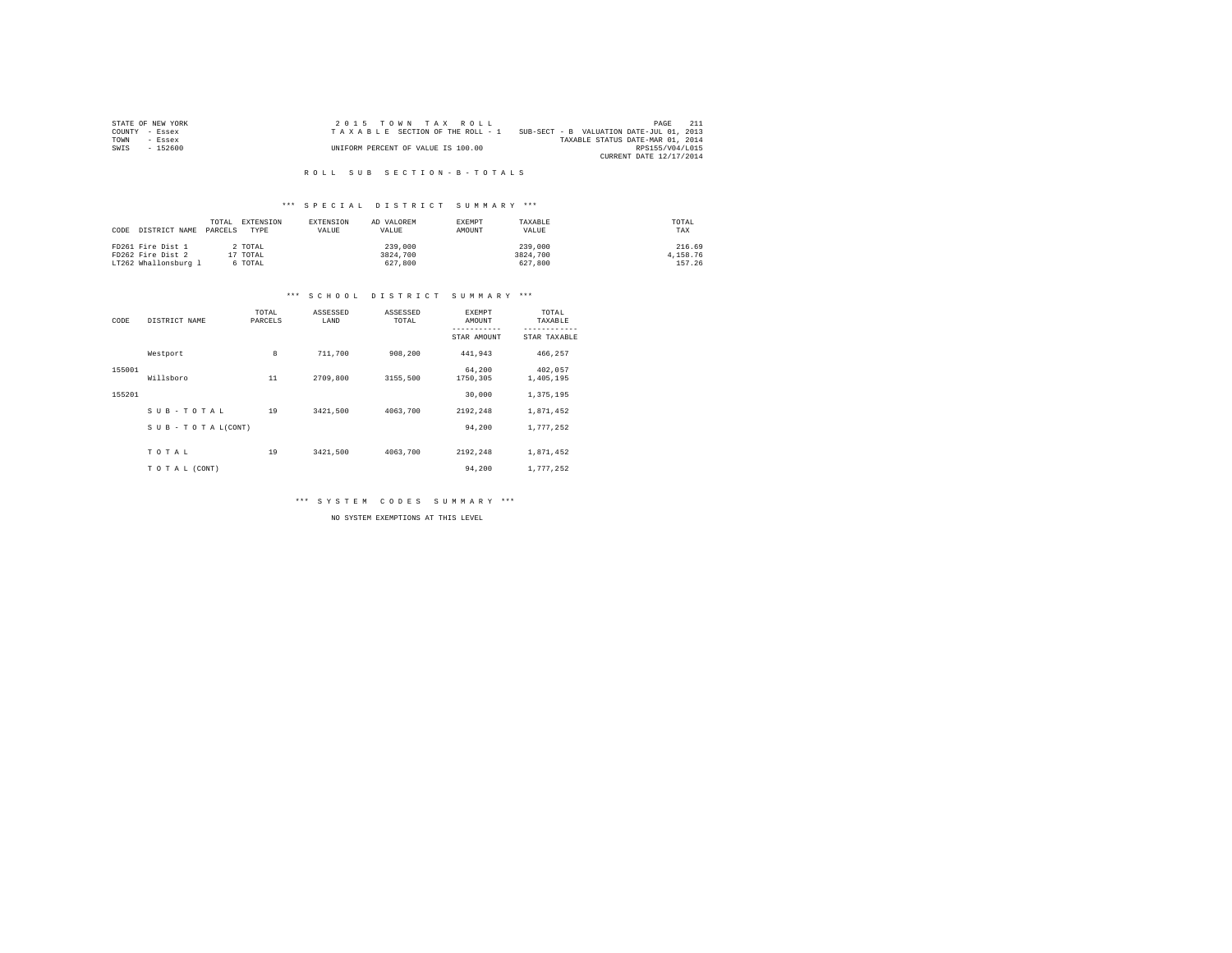STATE OF NEW YORK
COUNTY - Essex
TOWN - Essex
SWIS - 152600

2 0 1 5 T O W N T A X R O L L
T A X A B L E SECTION OF THE ROLL - 1
UNIFORM PERCENT OF VALUE IS 100.00

SUB-SECT - B VALUATION DATE-JUL 01, 2013
TAXABLE STATUS DATE-MAR 01, 2014
RPS155/V04/L015
CURRENT DATE 12/17/2014

R O L L S U B S E C T I O N - B - T O T A L S

*** S P E C I A L D I S T R I C T S U M M A R Y ***

| CODE | DISTRICT NAME | TOTAL PARCELS | EXTENSION TYPE | EXTENSION VALUE | AD VALOREM VALUE | EXEMPT AMOUNT | TAXABLE VALUE | TOTAL TAX |
|---|---|---|---|---|---|---|---|---|
| FD261 | Fire Dist 1 | 2 | TOTAL | | 239,000 | | 239,000 | 216.69 |
| FD262 | Fire Dist 2 | 17 | TOTAL | | 3824,700 | | 3824,700 | 4,158.76 |
| LT262 | Whallonsburg l | 6 | TOTAL | | 627,800 | | 627,800 | 157.26 |

*** S C H O O L D I S T R I C T S U M M A R Y ***

| CODE | DISTRICT NAME | TOTAL PARCELS | ASSESSED LAND | ASSESSED TOTAL | EXEMPT AMOUNT / STAR AMOUNT | TOTAL TAXABLE / STAR TAXABLE |
|---|---|---|---|---|---|---|
| 155001 | Westport | 8 | 711,700 | 908,200 | 441,943 | 466,257 |
| | | | | | 64,200 | 402,057 |
| 155201 | Willsboro | 11 | 2709,800 | 3155,500 | 1750,305 | 1,405,195 |
| | | | | | 30,000 | 1,375,195 |
| | S U B - T O T A L | 19 | 3421,500 | 4063,700 | 2192,248 | 1,871,452 |
| | S U B - T O T A L(CONT) | | | | 94,200 | 1,777,252 |
| | T O T A L | 19 | 3421,500 | 4063,700 | 2192,248 | 1,871,452 |
| | T O T A L (CONT) | | | | 94,200 | 1,777,252 |

*** S Y S T E M C O D E S S U M M A R Y ***

NO SYSTEM EXEMPTIONS AT THIS LEVEL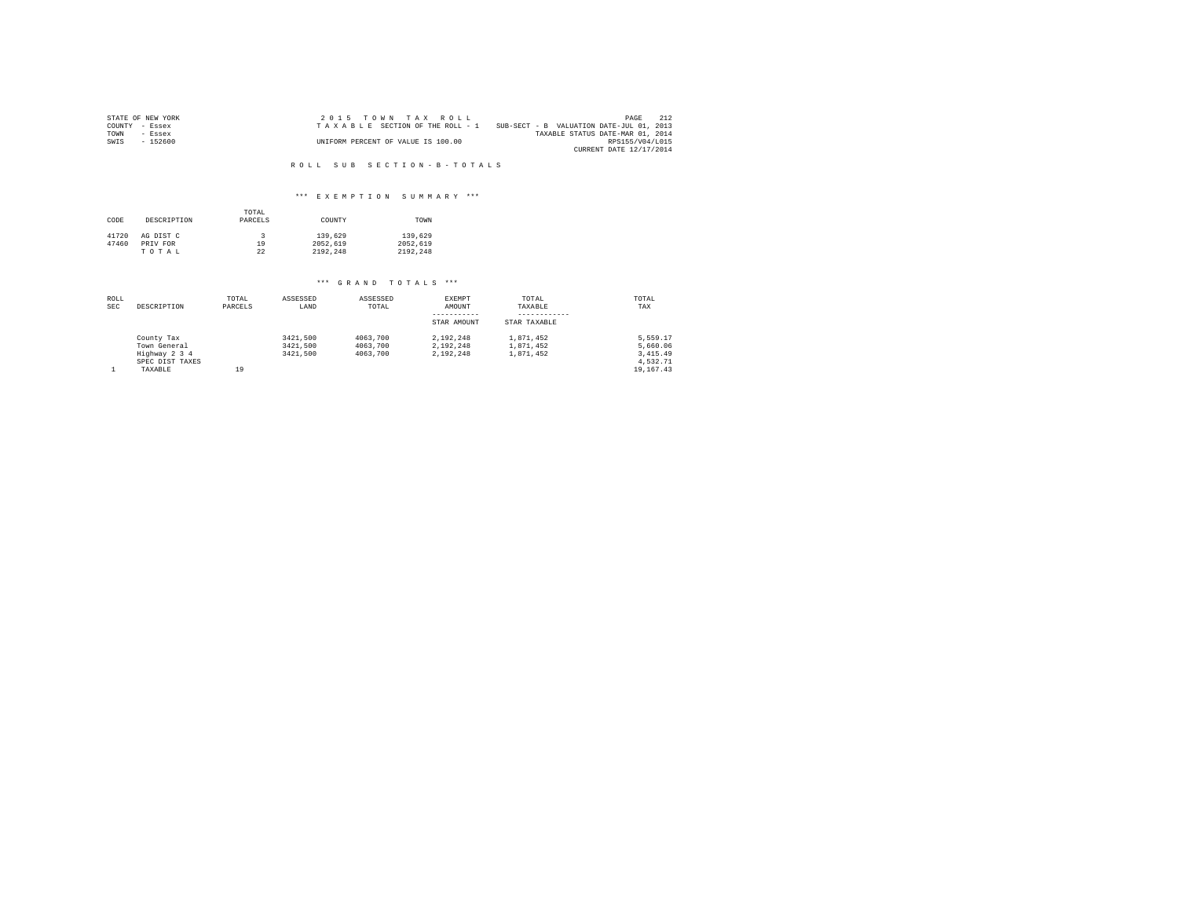STATE OF NEW YORK
COUNTY - Essex
TOWN - Essex
SWIS - 152600

2 0 1 5 T O W N T A X R O L L
T A X A B L E SECTION OF THE ROLL - 1
UNIFORM PERCENT OF VALUE IS 100.00

SUB-SECT - B VALUATION DATE-JUL 01, 2013
TAXABLE STATUS DATE-MAR 01, 2014
RPS155/V04/L015
CURRENT DATE 12/17/2014

R O L L S U B S E C T I O N - B - T O T A L S

*** E X E M P T I O N S U M M A R Y ***

| CODE | DESCRIPTION | TOTAL PARCELS | COUNTY | TOWN |
|---|---|---|---|---|
| 41720 | AG DIST C | 3 | 139,629 | 139,629 |
| 47460 | PRIV FOR | 19 | 2052,619 | 2052,619 |
| | T O T A L | 22 | 2192,248 | 2192,248 |

*** G R A N D T O T A L S ***

| ROLL SEC | DESCRIPTION | TOTAL PARCELS | ASSESSED LAND | ASSESSED TOTAL | EXEMPT AMOUNT<br>-----------<br>STAR AMOUNT | TOTAL TAXABLE<br>------------<br>STAR TAXABLE | TOTAL TAX |
|---|---|---|---|---|---|---|---|
| | County Tax | | 3421,500 | 4063,700 | 2,192,248 | 1,871,452 | 5,559.17 |
| | Town General | | 3421,500 | 4063,700 | 2,192,248 | 1,871,452 | 5,660.06 |
| | Highway 2 3 4 | | 3421,500 | 4063,700 | 2,192,248 | 1,871,452 | 3,415.49 |
| | SPEC DIST TAXES | | | | | | 4,532.71 |
| 1 | TAXABLE | 19 | | | | | 19,167.43 |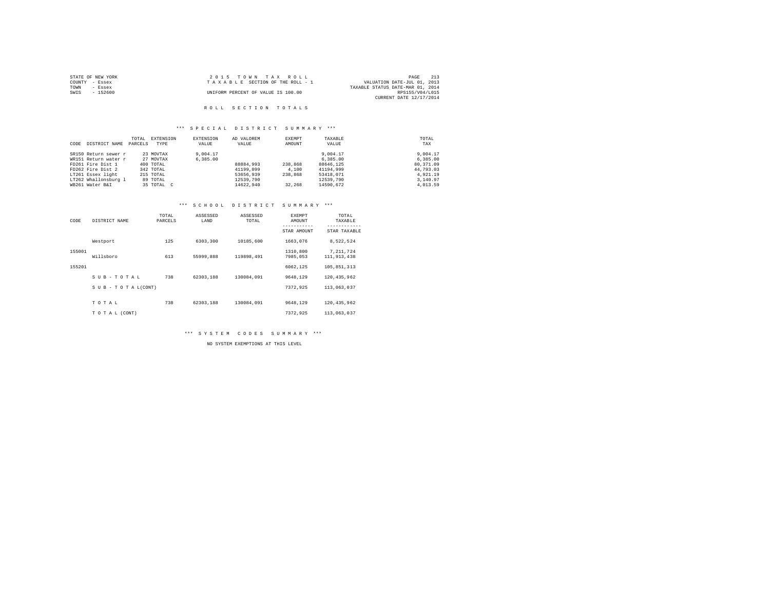STATE OF NEW YORK
COUNTY - Essex
TOWN - Essex
SWIS - 152600

2 0 1 5 T O W N T A X R O L L
T A X A B L E SECTION OF THE ROLL - 1
UNIFORM PERCENT OF VALUE IS 100.00

VALUATION DATE-JUL 01, 2013
TAXABLE STATUS DATE-MAR 01, 2014
RPS155/V04/L015
CURRENT DATE 12/17/2014

## R O L L S E C T I O N T O T A L S

### *** S P E C I A L D I S T R I C T S U M M A R Y ***

| CODE | DISTRICT NAME | TOTAL PARCELS | EXTENSION TYPE | EXTENSION VALUE | AD VALOREM VALUE | EXEMPT AMOUNT | TAXABLE VALUE | TOTAL TAX |
|---|---|---|---|---|---|---|---|---|
| SR150 | Return sewer r | 23 | MOVTAX | 9,004.17 | | | 9,004.17 | 9,004.17 |
| WR151 | Return water r | 27 | MOVTAX | 6,385.00 | | | 6,385.00 | 6,385.00 |
| FD261 | Fire Dist 1 | 400 | TOTAL | | 88884,993 | 238,868 | 88646,125 | 80,371.09 |
| FD262 | Fire Dist 2 | 342 | TOTAL | | 41199,099 | 4,100 | 41194,999 | 44,793.03 |
| LT261 | Essex light | 215 | TOTAL | | 53656,939 | 238,868 | 53418,071 | 4,921.19 |
| LT262 | Whallonsburg l | 89 | TOTAL | | 12539,790 | | 12539,790 | 3,140.97 |
| WB261 | Water B&I | 35 | TOTAL C | | 14622,940 | 32,268 | 14590,672 | 4,013.59 |

### *** S C H O O L D I S T R I C T S U M M A R Y ***

| CODE | DISTRICT NAME | TOTAL PARCELS | ASSESSED LAND | ASSESSED TOTAL | EXEMPT AMOUNT<br>-----------<br>STAR AMOUNT | TOTAL TAXABLE<br>------------<br>STAR TAXABLE |
|---|---|---|---|---|---|---|
| 155001 | Westport | 125 | 6303,300 | 10185,600 | 1663,076 | 8,522,524 |
| | | | | | 1310,800 | 7,211,724 |
| 155201 | Willsboro | 613 | 55999,888 | 119898,491 | 7985,053 | 111,913,438 |
| | | | | | 6062,125 | 105,851,313 |
| | S U B - T O T A L | 738 | 62303,188 | 130084,091 | 9648,129 | 120,435,962 |
| | S U B - T O T A L(CONT) | | | | 7372,925 | 113,063,037 |
| | T O T A L | 738 | 62303,188 | 130084,091 | 9648,129 | 120,435,962 |
| | T O T A L (CONT) | | | | 7372,925 | 113,063,037 |

### *** S Y S T E M C O D E S S U M M A R Y ***

NO SYSTEM EXEMPTIONS AT THIS LEVEL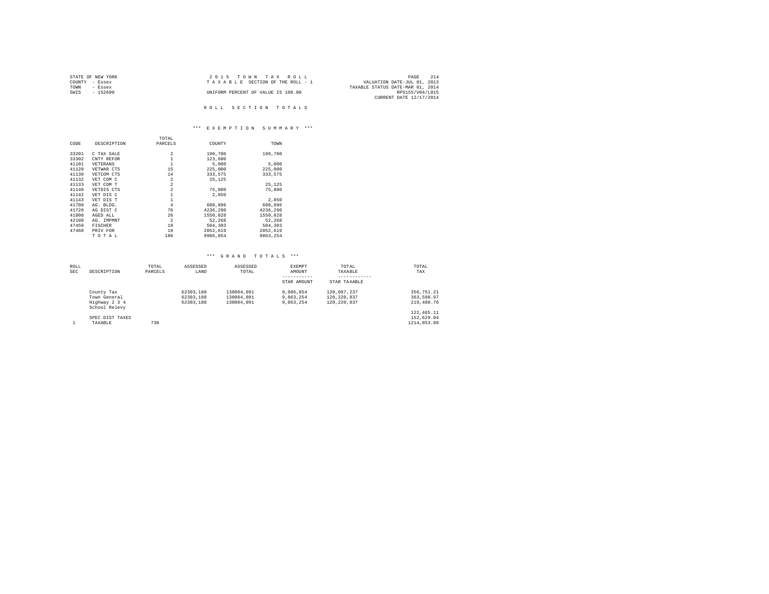STATE OF NEW YORK
COUNTY - Essex
TOWN - Essex
SWIS - 152600

2015 TOWN TAX ROLL
TAXABLE SECTION OF THE ROLL - 1
UNIFORM PERCENT OF VALUE IS 100.00

VALUATION DATE-JUL 01, 2013
TAXABLE STATUS DATE-MAR 01, 2014
RPS155/V04/L015
CURRENT DATE 12/17/2014

## ROLL SECTION TOTALS

### *** EXEMPTION SUMMARY ***

| CODE | DESCRIPTION | TOTAL PARCELS | COUNTY | TOWN |
|---|---|---|---|---|
| 33201 | C TAX SALE | 2 | 190,700 | 190,700 |
| 33302 | CNTY REFOR | 1 | 123,600 | |
| 41101 | VETERANS | 1 | 5,000 | 5,000 |
| 41120 | VETWAR CTS | 15 | 225,000 | 225,000 |
| 41130 | VETCOM CTS | 14 | 333,575 | 333,575 |
| 41132 | VET COM C | 2 | 25,125 | |
| 41133 | VET COM T | 2 | | 25,125 |
| 41140 | VETDIS CTS | 2 | 75,800 | 75,800 |
| 41142 | VET DIS C | 1 | 2,850 | |
| 41143 | VET DIS T | 1 | | 2,850 |
| 41700 | AG. BLDG. | 4 | 608,896 | 608,896 |
| 41720 | AG DIST C | 76 | 4236,290 | 4236,290 |
| 41800 | AGED ALL | 26 | 1550,828 | 1550,828 |
| 42100 | AG. IMPMNT | 2 | 52,268 | 52,268 |
| 47450 | FISCHER | 18 | 504,303 | 504,303 |
| 47460 | PRIV FOR | 19 | 2052,619 | 2052,619 |
| | TOTAL | 186 | 9986,854 | 9863,254 |

### *** GRAND TOTALS ***

| ROLL SEC | DESCRIPTION | TOTAL PARCELS | ASSESSED LAND | ASSESSED TOTAL | EXEMPT AMOUNT / STAR AMOUNT | TOTAL TAXABLE / STAR TAXABLE | TOTAL TAX |
|---|---|---|---|---|---|---|---|
| | County Tax | | 62303,188 | 130084,091 | 9,986,854 | 120,097,237 | 356,751.21 |
| | Town General | | 62303,188 | 130084,091 | 9,863,254 | 120,220,837 | 363,598.97 |
| | Highway 2 3 4 | | 62303,188 | 130084,091 | 9,863,254 | 120,220,837 | 219,408.76 |
| | School Relevy | | | | | | 122,465.11 |
| | SPEC DIST TAXES | | | | | | 152,629.04 |
| 1 | TAXABLE | 738 | | | | | 1214,853.09 |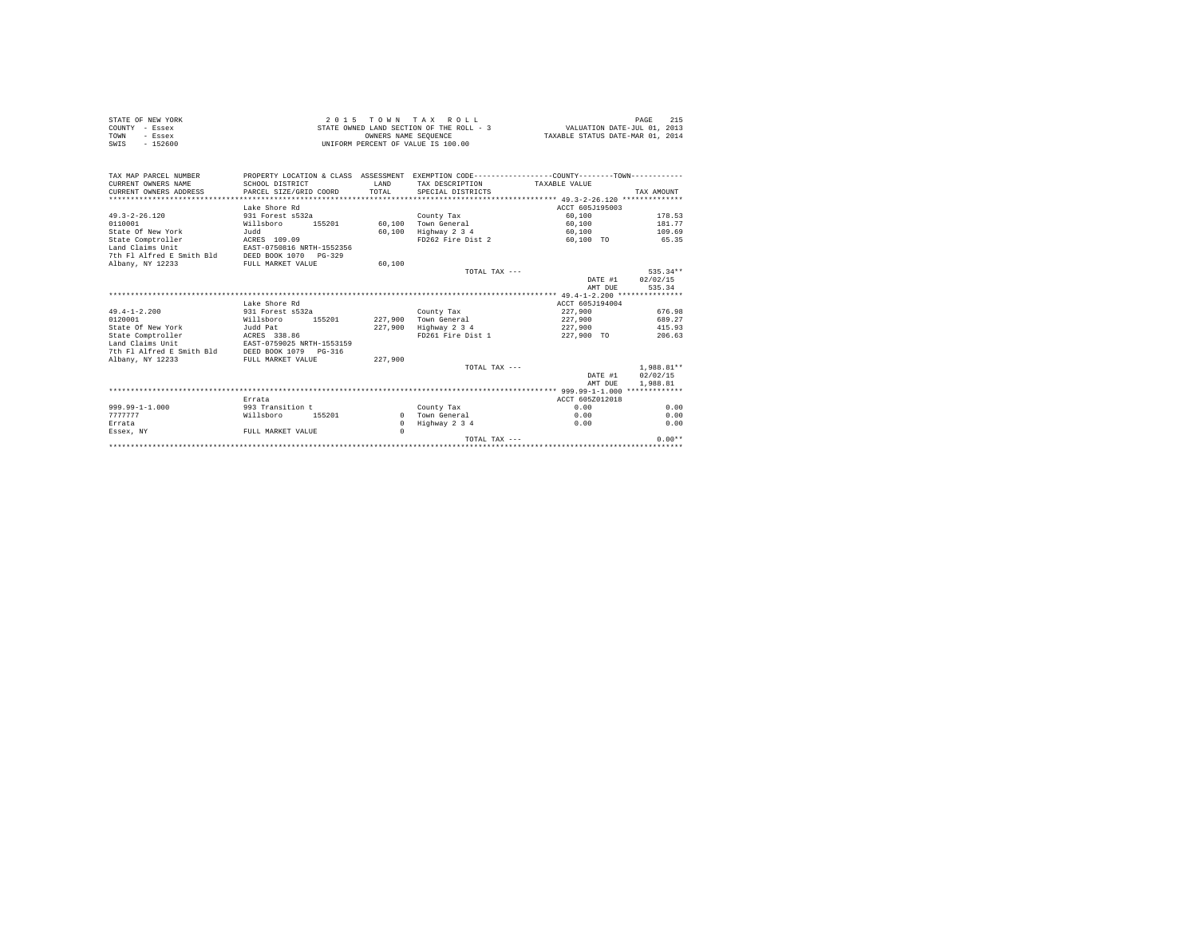STATE OF NEW YORK
COUNTY - Essex
TOWN - Essex
SWIS - 152600

2 0 1 5 T O W N T A X R O L L
STATE OWNED LAND SECTION OF THE ROLL - 3
OWNERS NAME SEQUENCE
UNIFORM PERCENT OF VALUE IS 100.00

VALUATION DATE-JUL 01, 2013
TAXABLE STATUS DATE-MAR 01, 2014

| TAX MAP PARCEL NUMBER / CURRENT OWNERS NAME / CURRENT OWNERS ADDRESS | PROPERTY LOCATION & CLASS / SCHOOL DISTRICT / PARCEL SIZE/GRID COORD | ASSESSMENT LAND / TOTAL | EXEMPTION CODE / TAX DESCRIPTION / SPECIAL DISTRICTS | COUNTY--------TOWN TAXABLE VALUE | TAX AMOUNT |
|---|---|---|---|---|---|
| **49.3-2-26.120** | Lake Shore Rd | | | ACCT 605J195003 | |
| 49.3-2-26.120 | 931 Forest s532a | | County Tax | 60,100 | 178.53 |
| 0110001 | Willsboro 155201 | 60,100 | Town General | 60,100 | 181.77 |
| State Of New York | Judd | 60,100 | Highway 2 3 4 | 60,100 | 109.69 |
| State Comptroller | ACRES 109.09 | | FD262 Fire Dist 2 | 60,100 TO | 65.35 |
| Land Claims Unit | EAST-0750816 NRTH-1552356 | | | | |
| 7th Fl Alfred E Smith Bld | DEED BOOK 1070 PG-329 | | | | |
| Albany, NY 12233 | FULL MARKET VALUE | 60,100 | | | |
| | | | TOTAL TAX --- | | 535.34** |
| | | | | DATE #1 | 02/02/15 |
| | | | | AMT DUE | 535.34 |
| **49.4-1-2.200** | Lake Shore Rd | | | ACCT 605J194004 | |
| 49.4-1-2.200 | 931 Forest s532a | | County Tax | 227,900 | 676.98 |
| 0120001 | Willsboro 155201 | 227,900 | Town General | 227,900 | 689.27 |
| State Of New York | Judd Pat | 227,900 | Highway 2 3 4 | 227,900 | 415.93 |
| State Comptroller | ACRES 338.86 | | FD261 Fire Dist 1 | 227,900 TO | 206.63 |
| Land Claims Unit | EAST-0759025 NRTH-1553159 | | | | |
| 7th Fl Alfred E Smith Bld | DEED BOOK 1079 PG-316 | | | | |
| Albany, NY 12233 | FULL MARKET VALUE | 227,900 | | | |
| | | | TOTAL TAX --- | | 1,988.81** |
| | | | | DATE #1 | 02/02/15 |
| | | | | AMT DUE | 1,988.81 |
| **999.99-1-1.000** | Errata | | | ACCT 605Z012018 | |
| 999.99-1-1.000 | 993 Transition t | | County Tax | 0.00 | 0.00 |
| 7777777 | Willsboro 155201 | 0 | Town General | 0.00 | 0.00 |
| Errata | | 0 | Highway 2 3 4 | 0.00 | 0.00 |
| Essex, NY | FULL MARKET VALUE | 0 | | | |
| | | | TOTAL TAX --- | | 0.00** |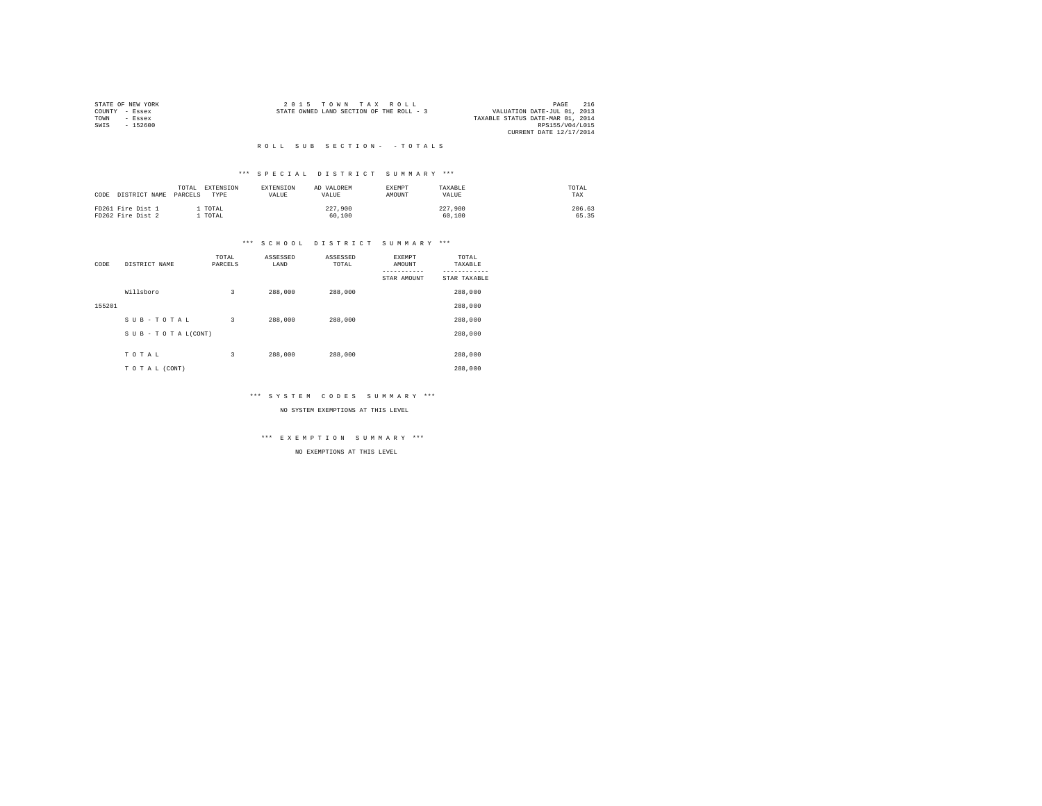STATE OF NEW YORK
COUNTY - Essex
TOWN - Essex
SWIS - 152600

2 0 1 5 T O W N T A X R O L L
STATE OWNED LAND SECTION OF THE ROLL - 3

VALUATION DATE-JUL 01, 2013
TAXABLE STATUS DATE-MAR 01, 2014
RPS155/V04/L015
CURRENT DATE 12/17/2014

R O L L S U B S E C T I O N - - T O T A L S

*** S P E C I A L D I S T R I C T S U M M A R Y ***

| CODE | DISTRICT NAME | TOTAL PARCELS | EXTENSION TYPE | EXTENSION VALUE | AD VALOREM VALUE | EXEMPT AMOUNT | TAXABLE VALUE | TOTAL TAX |
|---|---|---|---|---|---|---|---|---|
| FD261 | Fire Dist 1 | 1 | TOTAL | | 227,900 | | 227,900 | 206.63 |
| FD262 | Fire Dist 2 | 1 | TOTAL | | 60,100 | | 60,100 | 65.35 |

*** S C H O O L D I S T R I C T S U M M A R Y ***

| CODE | DISTRICT NAME | TOTAL PARCELS | ASSESSED LAND | ASSESSED TOTAL | EXEMPT AMOUNT / STAR AMOUNT | TOTAL TAXABLE / STAR TAXABLE |
|---|---|---|---|---|---|---|
| | Willsboro | 3 | 288,000 | 288,000 | | 288,000 |
| 155201 | | | | | | 288,000 |
| | S U B - T O T A L | 3 | 288,000 | 288,000 | | 288,000 |
| | S U B - T O T A L(CONT) | | | | | 288,000 |
| | T O T A L | 3 | 288,000 | 288,000 | | 288,000 |
| | T O T A L (CONT) | | | | | 288,000 |

*** S Y S T E M C O D E S S U M M A R Y ***

NO SYSTEM EXEMPTIONS AT THIS LEVEL

*** E X E M P T I O N S U M M A R Y ***

NO EXEMPTIONS AT THIS LEVEL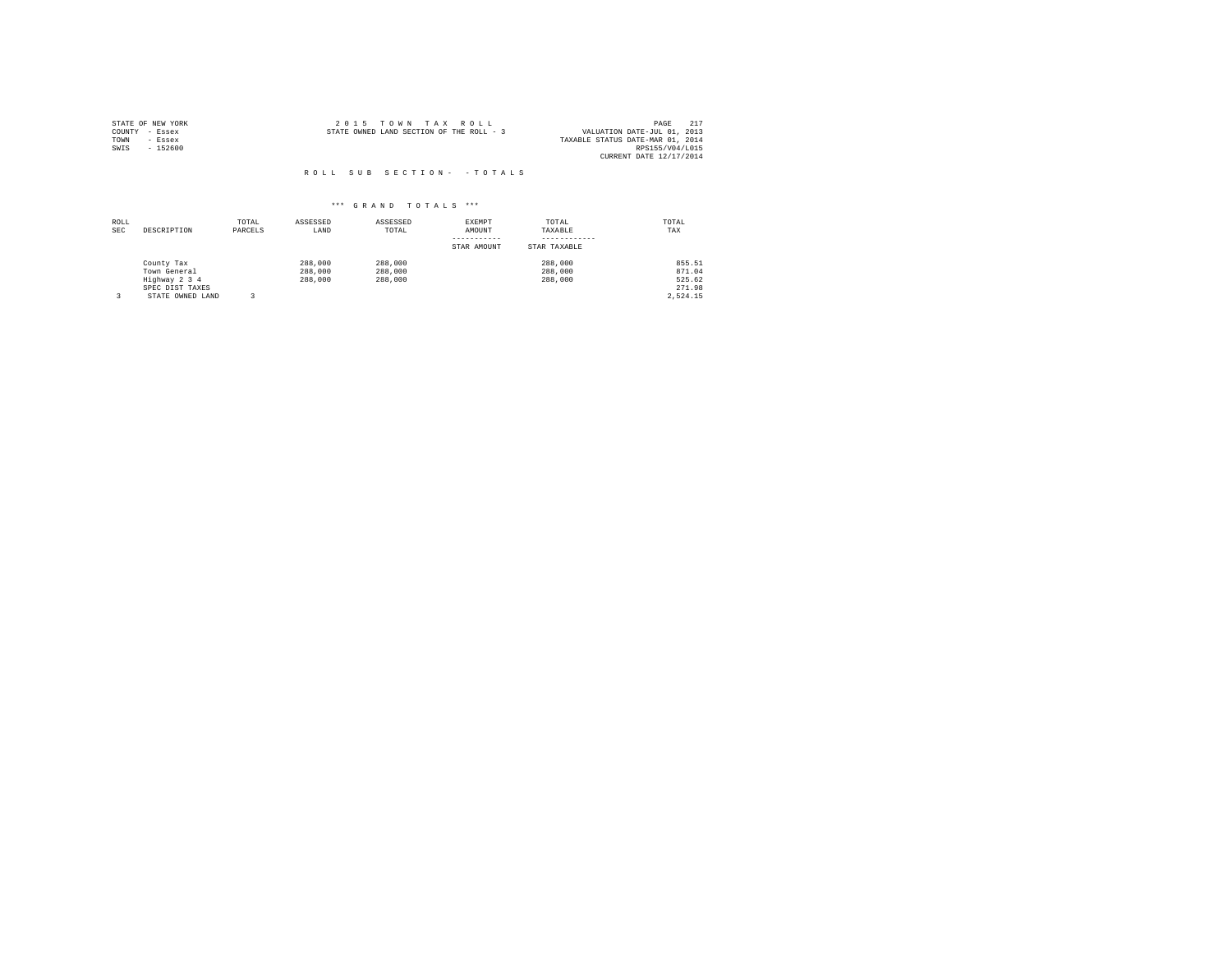STATE OF NEW YORK
COUNTY - Essex
TOWN - Essex
SWIS - 152600

2 0 1 5 T O W N T A X R O L L
STATE OWNED LAND SECTION OF THE ROLL - 3

VALUATION DATE-JUL 01, 2013
TAXABLE STATUS DATE-MAR 01, 2014
RPS155/V04/L015
CURRENT DATE 12/17/2014

R O L L S U B S E C T I O N - - T O T A L S

*** G R A N D T O T A L S ***

| ROLL SEC | DESCRIPTION | TOTAL PARCELS | ASSESSED LAND | ASSESSED TOTAL | EXEMPT AMOUNT<br>-----------<br>STAR AMOUNT | TOTAL TAXABLE<br>------------<br>STAR TAXABLE | TOTAL TAX |
|---|---|---|---|---|---|---|---|
| | County Tax | | 288,000 | 288,000 | | 288,000 | 855.51 |
| | Town General | | 288,000 | 288,000 | | 288,000 | 871.04 |
| | Highway 2 3 4 | | 288,000 | 288,000 | | 288,000 | 525.62 |
| | SPEC DIST TAXES | | | | | | 271.98 |
| 3 | STATE OWNED LAND | 3 | | | | | 2,524.15 |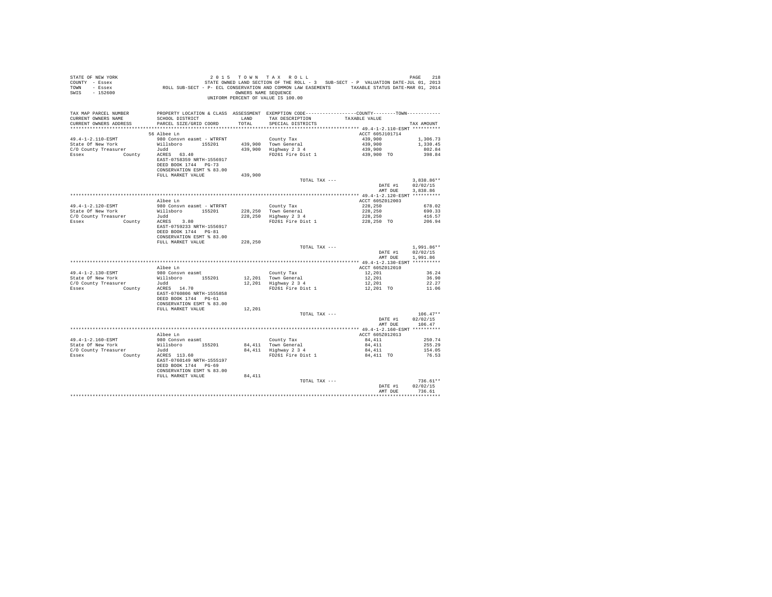STATE OF NEW YORK
COUNTY - Essex
TOWN - Essex
SWIS - 152600

2 0 1 5 T O W N T A X R O L L
STATE OWNED LAND SECTION OF THE ROLL - 3 SUB-SECT - P VALUATION DATE-JUL 01, 2013
ROLL SUB-SECT - P- ECL CONSERVATION AND COMMON LAW EASEMENTS TAXABLE STATUS DATE-MAR 01, 2014
OWNERS NAME SEQUENCE
UNIFORM PERCENT OF VALUE IS 100.00

| TAX MAP PARCEL NUMBER / CURRENT OWNERS NAME / CURRENT OWNERS ADDRESS | PROPERTY LOCATION & CLASS / SCHOOL DISTRICT / PARCEL SIZE/GRID COORD | ASSESSMENT LAND / TOTAL | EXEMPTION CODE / TAX DESCRIPTION / SPECIAL DISTRICTS | COUNTY / TOWN TAXABLE VALUE | TAX AMOUNT |
|---|---|---|---|---|---|
| 49.4-1-2.110-ESMT | 56 Albee Ln | | | ACCT 605J101714 | |
| 49.4-1-2.110-ESMT | 980 Consvn easmt - WTRFNT | | County Tax | 439,900 | 1,306.73 |
| State Of New York | Willsboro 155201 | 439,900 | Town General | 439,900 | 1,330.45 |
| C/O County Treasurer | Judd | 439,900 | Highway 2 3 4 | 439,900 | 802.84 |
| Essex County | ACRES 63.40 | | FD261 Fire Dist 1 | 439,900 TO | 398.84 |
| | EAST-0758359 NRTH-1556917 | | | | |
| | DEED BOOK 1744 PG-73 | | | | |
| | CONSERVATION ESMT % 83.00 | | | | |
| | FULL MARKET VALUE | 439,900 | | | |
| | | | TOTAL TAX --- | | 3,838.86** |
| | | | | DATE #1 | 02/02/15 |
| | | | | AMT DUE | 3,838.86 |
| 49.4-1-2.120-ESMT | Albee Ln | | | ACCT 605Z012003 | |
| 49.4-1-2.120-ESMT | 980 Consvn easmt - WTRFNT | | County Tax | 228,250 | 678.02 |
| State Of New York | Willsboro 155201 | 228,250 | Town General | 228,250 | 690.33 |
| C/O County Treasurer | Judd | 228,250 | Highway 2 3 4 | 228,250 | 416.57 |
| Essex County | ACRES 3.80 | | FD261 Fire Dist 1 | 228,250 TO | 206.94 |
| | EAST-0759233 NRTH-1556917 | | | | |
| | DEED BOOK 1744 PG-81 | | | | |
| | CONSERVATION ESMT % 83.00 | | | | |
| | FULL MARKET VALUE | 228,250 | | | |
| | | | TOTAL TAX --- | | 1,991.86** |
| | | | | DATE #1 | 02/02/15 |
| | | | | AMT DUE | 1,991.86 |
| 49.4-1-2.130-ESMT | Albee Ln | | | ACCT 605Z012010 | |
| 49.4-1-2.130-ESMT | 980 Consvn easmt | | County Tax | 12,201 | 36.24 |
| State Of New York | Willsboro 155201 | 12,201 | Town General | 12,201 | 36.90 |
| C/O County Treasurer | Judd | 12,201 | Highway 2 3 4 | 12,201 | 22.27 |
| Essex County | ACRES 14.70 | | FD261 Fire Dist 1 | 12,201 TO | 11.06 |
| | EAST-0760806 NRTH-1555858 | | | | |
| | DEED BOOK 1744 PG-61 | | | | |
| | CONSERVATION ESMT % 83.00 | | | | |
| | FULL MARKET VALUE | 12,201 | | | |
| | | | TOTAL TAX --- | | 106.47** |
| | | | | DATE #1 | 02/02/15 |
| | | | | AMT DUE | 106.47 |
| 49.4-1-2.160-ESMT | Albee Ln | | | ACCT 605Z012013 | |
| 49.4-1-2.160-ESMT | 980 Consvn easmt | | County Tax | 84,411 | 250.74 |
| State Of New York | Willsboro 155201 | 84,411 | Town General | 84,411 | 255.29 |
| C/O County Treasurer | Judd | 84,411 | Highway 2 3 4 | 84,411 | 154.05 |
| Essex County | ACRES 113.60 | | FD261 Fire Dist 1 | 84,411 TO | 76.53 |
| | EAST-0760149 NRTH-1555197 | | | | |
| | DEED BOOK 1744 PG-69 | | | | |
| | CONSERVATION ESMT % 83.00 | | | | |
| | FULL MARKET VALUE | 84,411 | | | |
| | | | TOTAL TAX --- | | 736.61** |
| | | | | DATE #1 | 02/02/15 |
| | | | | AMT DUE | 736.61 |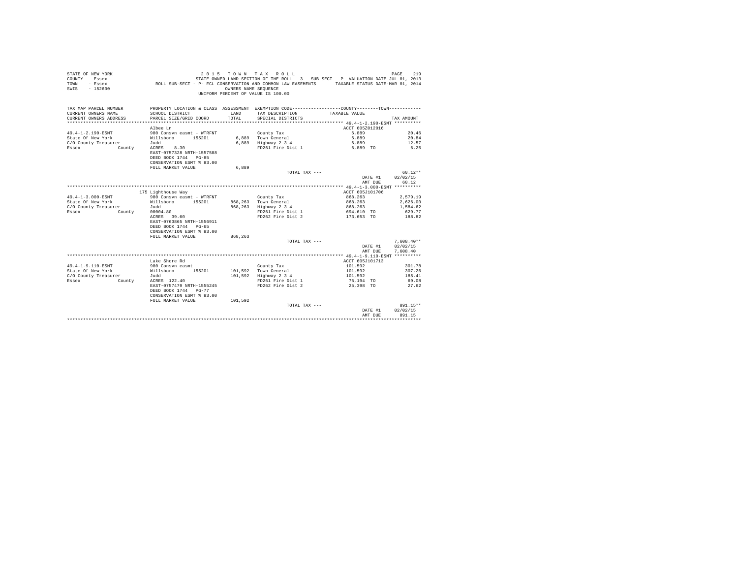STATE OF NEW YORK
COUNTY - Essex
TOWN - Essex
SWIS - 152600

2 0 1 5 T O W N T A X R O L L
STATE OWNED LAND SECTION OF THE ROLL - 3 SUB-SECT - P VALUATION DATE-JUL 01, 2013
ROLL SUB-SECT - P- ECL CONSERVATION AND COMMON LAW EASEMENTS TAXABLE STATUS DATE-MAR 01, 2014
OWNERS NAME SEQUENCE
UNIFORM PERCENT OF VALUE IS 100.00

| TAX MAP PARCEL NUMBER / CURRENT OWNERS NAME / CURRENT OWNERS ADDRESS | PROPERTY LOCATION & CLASS / SCHOOL DISTRICT / PARCEL SIZE/GRID COORD | ASSESSMENT LAND / TOTAL | EXEMPTION CODE / TAX DESCRIPTION / SPECIAL DISTRICTS | TAXABLE VALUE | TAX AMOUNT |
|---|---|---|---|---|---|
| **49.4-1-2.190-ESMT** | Albee Ln | | | ACCT 605Z012016 | |
| 49.4-1-2.190-ESMT | 980 Consvn easmt - WTRFNT | | County Tax | 6,889 | 20.46 |
| State Of New York | Willsboro 155201 | 6,889 | Town General | 6,889 | 20.84 |
| C/O County Treasurer | Judd | 6,889 | Highway 2 3 4 | 6,889 | 12.57 |
| Essex County | ACRES 8.30 | | FD261 Fire Dist 1 | 6,889 TO | 6.25 |
| | EAST-0757328 NRTH-1557588 | | | | |
| | DEED BOOK 1744 PG-85 | | | | |
| | CONSERVATION ESMT % 83.00 | | | | |
| | FULL MARKET VALUE | 6,889 | | | |
| | | | TOTAL TAX --- | | 60.12** |
| | | | | DATE #1 | 02/02/15 |
| | | | | AMT DUE | 60.12 |
| **49.4-1-3.000-ESMT** | 175 Lighthouse Way | | | ACCT 605J101706 | |
| 49.4-1-3.000-ESMT | 980 Consvn easmt - WTRFNT | | County Tax | 868,263 | 2,579.19 |
| State Of New York | Willsboro 155201 | 868,263 | Town General | 868,263 | 2,626.00 |
| C/O County Treasurer | Judd | 868,263 | Highway 2 3 4 | 868,263 | 1,584.62 |
| Essex County | 00004.80 | | FD261 Fire Dist 1 | 694,610 TO | 629.77 |
| | ACRES 39.60 | | FD262 Fire Dist 2 | 173,653 TO | 188.82 |
| | EAST-0763865 NRTH-1556911 | | | | |
| | DEED BOOK 1744 PG-65 | | | | |
| | CONSERVATION ESMT % 83.00 | | | | |
| | FULL MARKET VALUE | 868,263 | | | |
| | | | TOTAL TAX --- | | 7,608.40** |
| | | | | DATE #1 | 02/02/15 |
| | | | | AMT DUE | 7,608.40 |
| **49.4-1-9.110-ESMT** | Lake Shore Rd | | | ACCT 605J101713 | |
| 49.4-1-9.110-ESMT | 980 Consvn easmt | | County Tax | 101,592 | 301.78 |
| State Of New York | Willsboro 155201 | 101,592 | Town General | 101,592 | 307.26 |
| C/O County Treasurer | Judd | 101,592 | Highway 2 3 4 | 101,592 | 185.41 |
| Essex County | ACRES 122.40 | | FD261 Fire Dist 1 | 76,194 TO | 69.08 |
| | EAST-0757479 NRTH-1555245 | | FD262 Fire Dist 2 | 25,398 TO | 27.62 |
| | DEED BOOK 1744 PG-77 | | | | |
| | CONSERVATION ESMT % 83.00 | | | | |
| | FULL MARKET VALUE | 101,592 | | | |
| | | | TOTAL TAX --- | | 891.15** |
| | | | | DATE #1 | 02/02/15 |
| | | | | AMT DUE | 891.15 |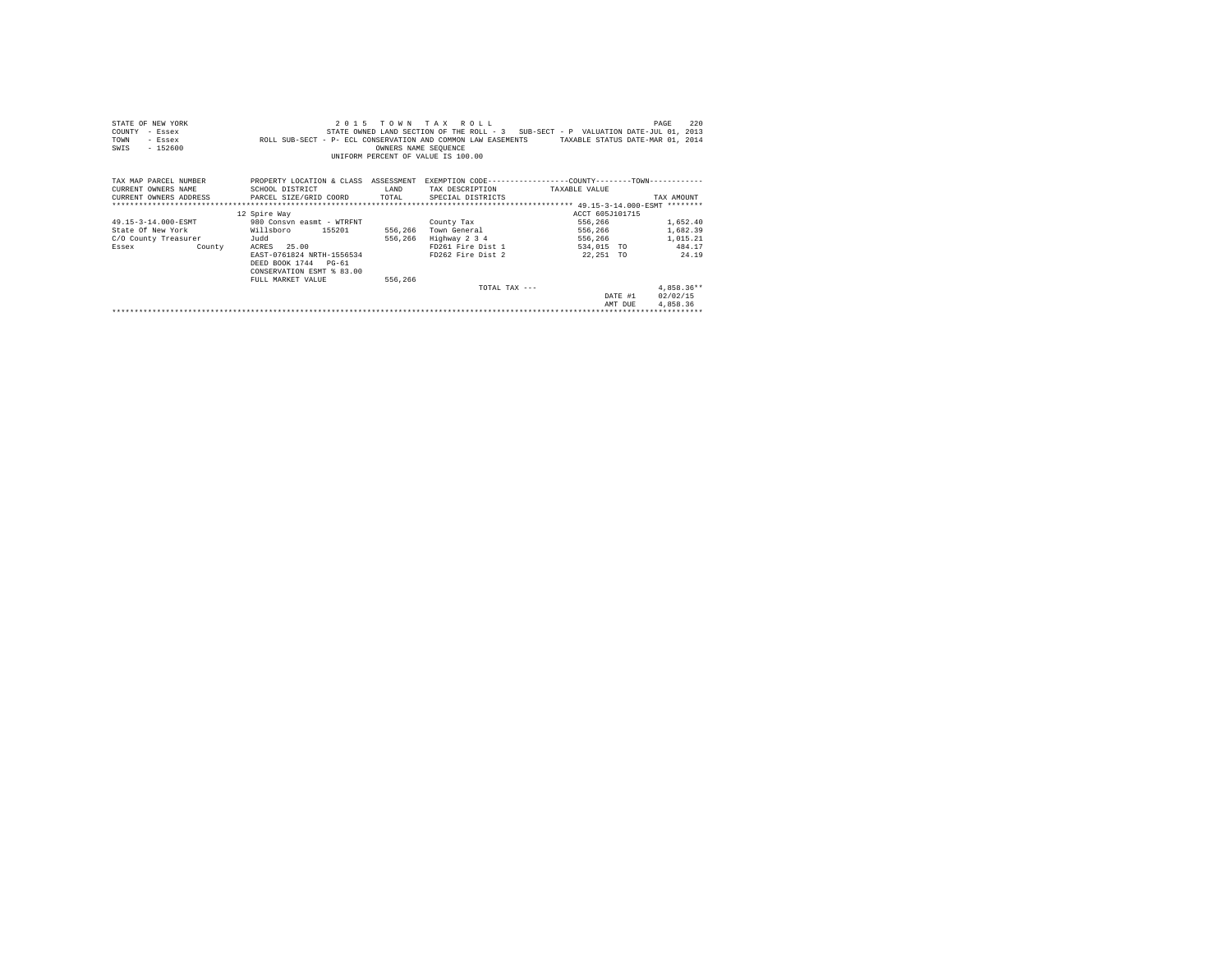STATE OF NEW YORK
COUNTY - Essex
TOWN - Essex
SWIS - 152600

2 0 1 5 T O W N T A X R O L L
STATE OWNED LAND SECTION OF THE ROLL - 3 SUB-SECT - P VALUATION DATE-JUL 01, 2013
ROLL SUB-SECT - P- ECL CONSERVATION AND COMMON LAW EASEMENTS TAXABLE STATUS DATE-MAR 01, 2014
OWNERS NAME SEQUENCE
UNIFORM PERCENT OF VALUE IS 100.00

| TAX MAP PARCEL NUMBER<br>CURRENT OWNERS NAME<br>CURRENT OWNERS ADDRESS | PROPERTY LOCATION & CLASS<br>SCHOOL DISTRICT<br>PARCEL SIZE/GRID COORD | ASSESSMENT<br>LAND<br>TOTAL | EXEMPTION CODE-----COUNTY-----TOWN-----<br>TAX DESCRIPTION<br>SPECIAL DISTRICTS | TAXABLE VALUE | TAX AMOUNT |
|---|---|---|---|---|---|
| | 12 Spire Way | | | ACCT 605J101715 | |
| 49.15-3-14.000-ESMT | 980 Consvn easmt - WTRFNT | | County Tax | 556,266 | 1,652.40 |
| State Of New York | Willsboro 155201 | 556,266 | Town General | 556,266 | 1,682.39 |
| C/O County Treasurer | Judd | 556,266 | Highway 2 3 4 | 556,266 | 1,015.21 |
| Essex County | ACRES 25.00 | | FD261 Fire Dist 1 | 534,015 TO | 484.17 |
| | EAST-0761824 NRTH-1556534 | | FD262 Fire Dist 2 | 22,251 TO | 24.19 |
| | DEED BOOK 1744 PG-61 | | | | |
| | CONSERVATION ESMT % 83.00 | | | | |
| | FULL MARKET VALUE | 556,266 | | | |
| | | | TOTAL TAX --- | | 4,858.36** |
| | | | | DATE #1 | 02/02/15 |
| | | | | AMT DUE | 4,858.36 |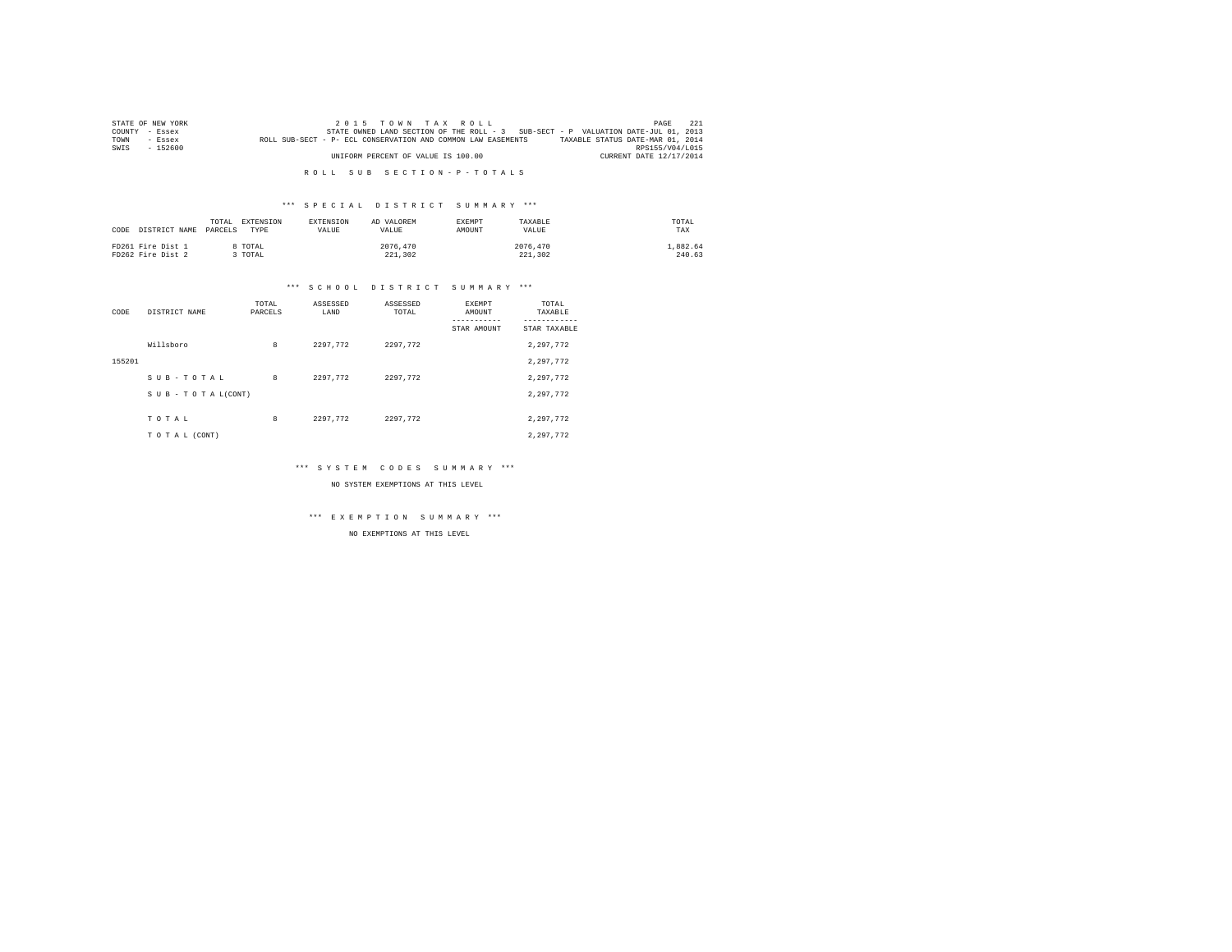STATE OF NEW YORK
COUNTY - Essex
TOWN - Essex
SWIS - 152600

2 0 1 5 T O W N T A X R O L L
STATE OWNED LAND SECTION OF THE ROLL - 3 SUB-SECT - P VALUATION DATE-JUL 01, 2013
ROLL SUB-SECT - P- ECL CONSERVATION AND COMMON LAW EASEMENTS TAXABLE STATUS DATE-MAR 01, 2014
RPS155/V04/L015
UNIFORM PERCENT OF VALUE IS 100.00 CURRENT DATE 12/17/2014

R O L L S U B S E C T I O N - P - T O T A L S

*** S P E C I A L D I S T R I C T S U M M A R Y ***

| CODE | DISTRICT NAME | TOTAL PARCELS | EXTENSION TYPE | EXTENSION VALUE | AD VALOREM VALUE | EXEMPT AMOUNT | TAXABLE VALUE | TOTAL TAX |
|---|---|---|---|---|---|---|---|---|
| FD261 | Fire Dist 1 | 8 | TOTAL | | 2076,470 | | 2076,470 | 1,882.64 |
| FD262 | Fire Dist 2 | 3 | TOTAL | | 221,302 | | 221,302 | 240.63 |

*** S C H O O L D I S T R I C T S U M M A R Y ***

| CODE | DISTRICT NAME | TOTAL PARCELS | ASSESSED LAND | ASSESSED TOTAL | EXEMPT AMOUNT / STAR AMOUNT | TOTAL TAXABLE / STAR TAXABLE |
|---|---|---|---|---|---|---|
| | Willsboro | 8 | 2297,772 | 2297,772 | | 2,297,772 |
| 155201 | | | | | | 2,297,772 |
| | S U B - T O T A L | 8 | 2297,772 | 2297,772 | | 2,297,772 |
| | S U B - T O T A L(CONT) | | | | | 2,297,772 |
| | T O T A L | 8 | 2297,772 | 2297,772 | | 2,297,772 |
| | T O T A L (CONT) | | | | | 2,297,772 |

*** S Y S T E M C O D E S S U M M A R Y ***

NO SYSTEM EXEMPTIONS AT THIS LEVEL

*** E X E M P T I O N S U M M A R Y ***

NO EXEMPTIONS AT THIS LEVEL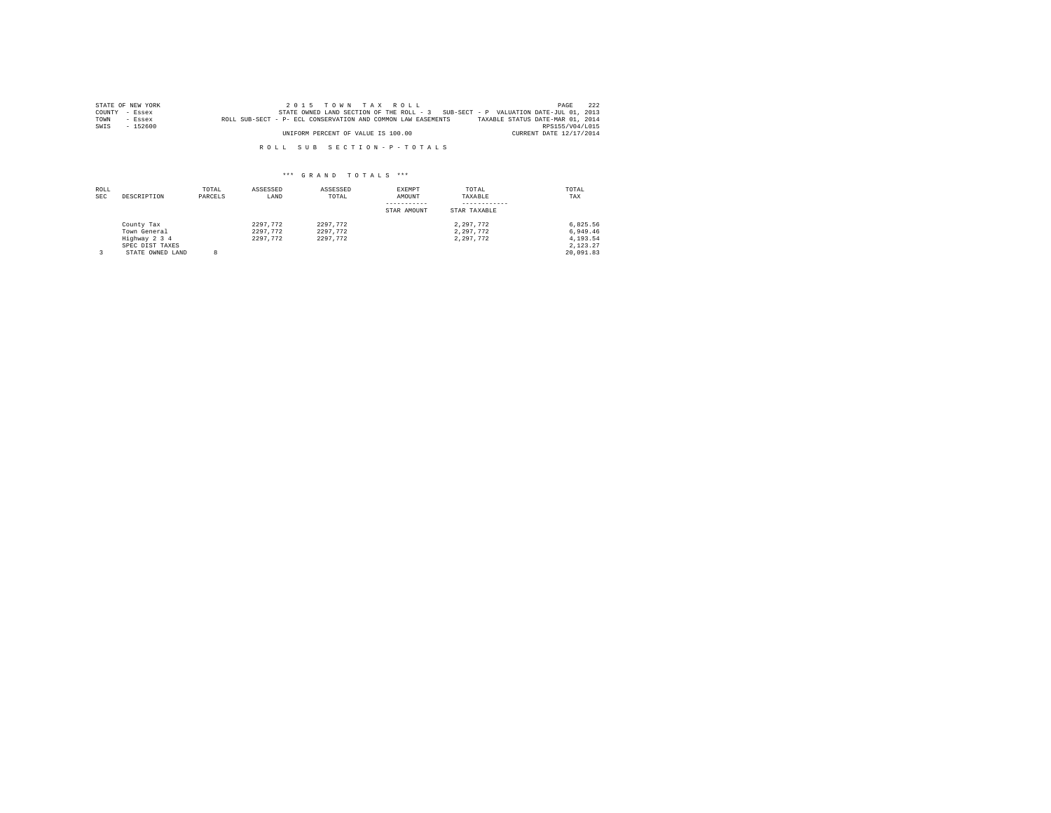STATE OF NEW YORK
COUNTY - Essex
TOWN - Essex
SWIS - 152600

2 0 1 5 T O W N T A X R O L L
STATE OWNED LAND SECTION OF THE ROLL - 3 SUB-SECT - P VALUATION DATE-JUL 01, 2013
ROLL SUB-SECT - P- ECL CONSERVATION AND COMMON LAW EASEMENTS TAXABLE STATUS DATE-MAR 01, 2014
RPS155/V04/L015
UNIFORM PERCENT OF VALUE IS 100.00 CURRENT DATE 12/17/2014

R O L L S U B S E C T I O N - P - T O T A L S

*** G R A N D T O T A L S ***

| ROLL SEC | DESCRIPTION | TOTAL PARCELS | ASSESSED LAND | ASSESSED TOTAL | EXEMPT AMOUNT<br>-----------<br>STAR AMOUNT | TOTAL TAXABLE<br>------------<br>STAR TAXABLE | TOTAL TAX |
|---|---|---|---|---|---|---|---|
| | County Tax | | 2297,772 | 2297,772 | | 2,297,772 | 6,825.56 |
| | Town General | | 2297,772 | 2297,772 | | 2,297,772 | 6,949.46 |
| | Highway 2 3 4 | | 2297,772 | 2297,772 | | 2,297,772 | 4,193.54 |
| | SPEC DIST TAXES | | | | | | 2,123.27 |
| 3 | STATE OWNED LAND | 8 | | | | | 20,091.83 |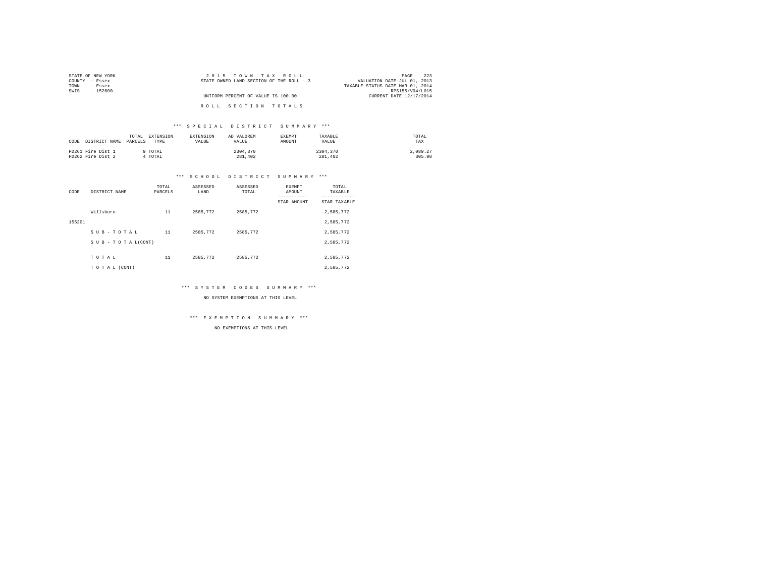STATE OF NEW YORK
COUNTY - Essex
TOWN - Essex
SWIS - 152600

2 0 1 5 T O W N T A X R O L L
STATE OWNED LAND SECTION OF THE ROLL - 3

UNIFORM PERCENT OF VALUE IS 100.00

VALUATION DATE-JUL 01, 2013
TAXABLE STATUS DATE-MAR 01, 2014
RPS155/V04/L015
CURRENT DATE 12/17/2014

R O L L S E C T I O N T O T A L S

*** S P E C I A L D I S T R I C T S U M M A R Y ***

| CODE | DISTRICT NAME | TOTAL PARCELS | EXTENSION TYPE | EXTENSION VALUE | AD VALOREM VALUE | EXEMPT AMOUNT | TAXABLE VALUE | TOTAL TAX |
|---|---|---|---|---|---|---|---|---|
| FD261 | Fire Dist 1 | 9 | TOTAL | | 2304,370 | | 2304,370 | 2,089.27 |
| FD262 | Fire Dist 2 | 4 | TOTAL | | 281,402 | | 281,402 | 305.98 |

*** S C H O O L D I S T R I C T S U M M A R Y ***

| CODE | DISTRICT NAME | TOTAL PARCELS | ASSESSED LAND | ASSESSED TOTAL | EXEMPT AMOUNT / STAR AMOUNT | TOTAL TAXABLE / STAR TAXABLE |
|---|---|---|---|---|---|---|
| | Willsboro | 11 | 2585,772 | 2585,772 | | 2,585,772 |
| 155201 | | | | | | 2,585,772 |
| | S U B - T O T A L | 11 | 2585,772 | 2585,772 | | 2,585,772 |
| | S U B - T O T A L(CONT) | | | | | 2,585,772 |
| | T O T A L | 11 | 2585,772 | 2585,772 | | 2,585,772 |
| | T O T A L (CONT) | | | | | 2,585,772 |

*** S Y S T E M C O D E S S U M M A R Y ***

NO SYSTEM EXEMPTIONS AT THIS LEVEL

*** E X E M P T I O N S U M M A R Y ***

NO EXEMPTIONS AT THIS LEVEL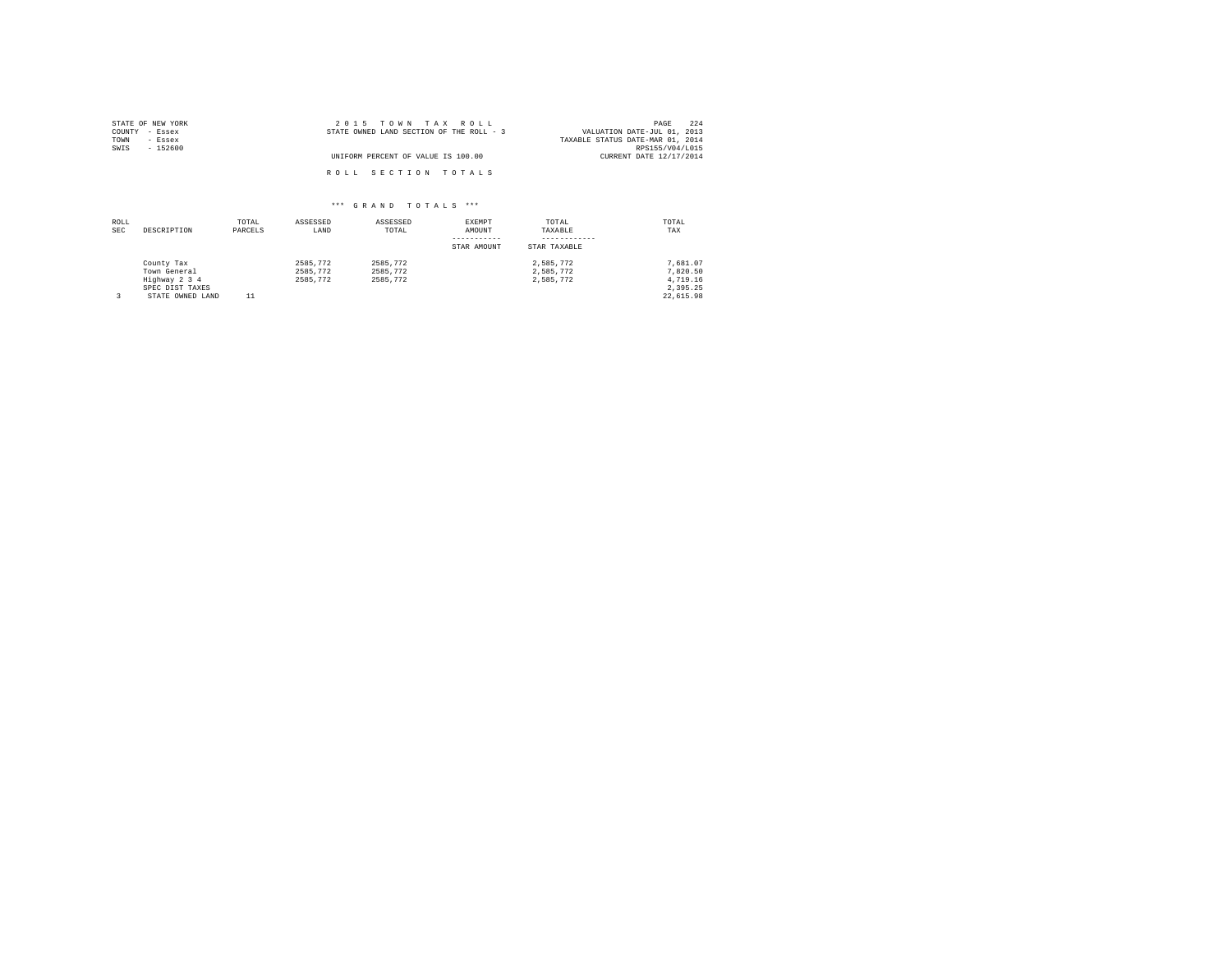STATE OF NEW YORK
COUNTY - Essex
TOWN - Essex
SWIS - 152600

2 0 1 5 T O W N T A X R O L L
STATE OWNED LAND SECTION OF THE ROLL - 3

UNIFORM PERCENT OF VALUE IS 100.00

VALUATION DATE-JUL 01, 2013
TAXABLE STATUS DATE-MAR 01, 2014
RPS155/V04/L015
CURRENT DATE 12/17/2014

R O L L S E C T I O N T O T A L S

*** G R A N D T O T A L S ***

| ROLL SEC | DESCRIPTION | TOTAL PARCELS | ASSESSED LAND | ASSESSED TOTAL | EXEMPT AMOUNT / STAR AMOUNT | TOTAL TAXABLE / STAR TAXABLE | TOTAL TAX |
|---|---|---|---|---|---|---|---|
| | County Tax | | 2585,772 | 2585,772 | | 2,585,772 | 7,681.07 |
| | Town General | | 2585,772 | 2585,772 | | 2,585,772 | 7,820.50 |
| | Highway 2 3 4 | | 2585,772 | 2585,772 | | 2,585,772 | 4,719.16 |
| | SPEC DIST TAXES | | | | | | 2,395.25 |
| 3 | STATE OWNED LAND | 11 | | | | | 22,615.98 |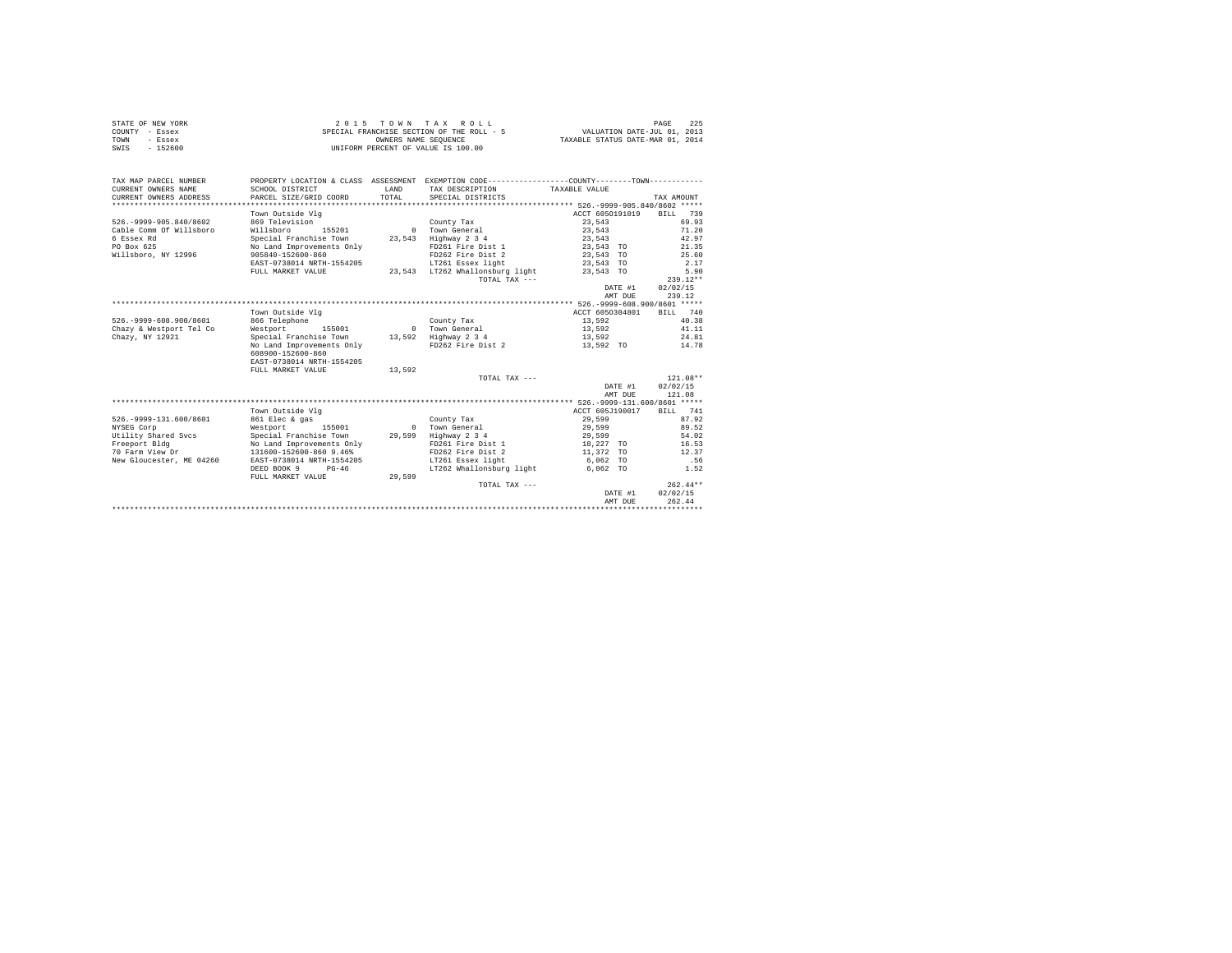STATE OF NEW YORK
COUNTY - Essex
TOWN - Essex
SWIS - 152600

2 0 1 5 T O W N T A X R O L L
SPECIAL FRANCHISE SECTION OF THE ROLL - 5
OWNERS NAME SEQUENCE
UNIFORM PERCENT OF VALUE IS 100.00

VALUATION DATE-JUL 01, 2013
TAXABLE STATUS DATE-MAR 01, 2014

| TAX MAP PARCEL NUMBER / CURRENT OWNERS NAME / CURRENT OWNERS ADDRESS | PROPERTY LOCATION & CLASS / SCHOOL DISTRICT / PARCEL SIZE/GRID COORD | ASSESSMENT LAND / TOTAL | EXEMPTION CODE / TAX DESCRIPTION / SPECIAL DISTRICTS | COUNTY / TOWN TAXABLE VALUE | TAX AMOUNT |
|---|---|---|---|---|---|
| ***** 526.-9999-905.840/8602 ***** | | | | | |
| | Town Outside Vlg | | | ACCT 6050191019 | BILL 739 |
| 526.-9999-905.840/8602 | 869 Television | | County Tax | 23,543 | 69.93 |
| Cable Comm Of Willsboro | Willsboro 155201 | 0 | Town General | 23,543 | 71.20 |
| 6 Essex Rd | Special Franchise Town | 23,543 | Highway 2 3 4 | 23,543 | 42.97 |
| PO Box 625 | No Land Improvements Only | | FD261 Fire Dist 1 | 23,543 TO | 21.35 |
| Willsboro, NY 12996 | 905840-152600-860 | | FD262 Fire Dist 2 | 23,543 TO | 25.60 |
| | EAST-0738014 NRTH-1554205 | | LT261 Essex light | 23,543 TO | 2.17 |
| | FULL MARKET VALUE | 23,543 | LT262 Whallonsburg light | 23,543 TO | 5.90 |
| | | | TOTAL TAX --- | | 239.12** |
| | | | | DATE #1 | 02/02/15 |
| | | | | AMT DUE | 239.12 |
| ***** 526.-9999-608.900/8601 ***** | | | | | |
| | Town Outside Vlg | | | ACCT 6050304801 | BILL 740 |
| 526.-9999-608.900/8601 | 866 Telephone | | County Tax | 13,592 | 40.38 |
| Chazy & Westport Tel Co | Westport 155001 | 0 | Town General | 13,592 | 41.11 |
| Chazy, NY 12921 | Special Franchise Town | 13,592 | Highway 2 3 4 | 13,592 | 24.81 |
| | No Land Improvements Only | | FD262 Fire Dist 2 | 13,592 TO | 14.78 |
| | 608900-152600-860 | | | | |
| | EAST-0738014 NRTH-1554205 | | | | |
| | FULL MARKET VALUE | 13,592 | | | |
| | | | TOTAL TAX --- | | 121.08** |
| | | | | DATE #1 | 02/02/15 |
| | | | | AMT DUE | 121.08 |
| ***** 526.-9999-131.600/8601 ***** | | | | | |
| | Town Outside Vlg | | | ACCT 605J190017 | BILL 741 |
| 526.-9999-131.600/8601 | 861 Elec & gas | | County Tax | 29,599 | 87.92 |
| NYSEG Corp | Westport 155001 | 0 | Town General | 29,599 | 89.52 |
| Utility Shared Svcs | Special Franchise Town | 29,599 | Highway 2 3 4 | 29,599 | 54.02 |
| Freeport Bldg | No Land Improvements Only | | FD261 Fire Dist 1 | 18,227 TO | 16.53 |
| 70 Farm View Dr | 131600-152600-860 9.46% | | FD262 Fire Dist 2 | 11,372 TO | 12.37 |
| New Gloucester, ME 04260 | EAST-0738014 NRTH-1554205 | | LT261 Essex light | 6,062 TO | .56 |
| | DEED BOOK 9 PG-46 | | LT262 Whallonsburg light | 6,062 TO | 1.52 |
| | FULL MARKET VALUE | 29,599 | | | |
| | | | TOTAL TAX --- | | 262.44** |
| | | | | DATE #1 | 02/02/15 |
| | | | | AMT DUE | 262.44 |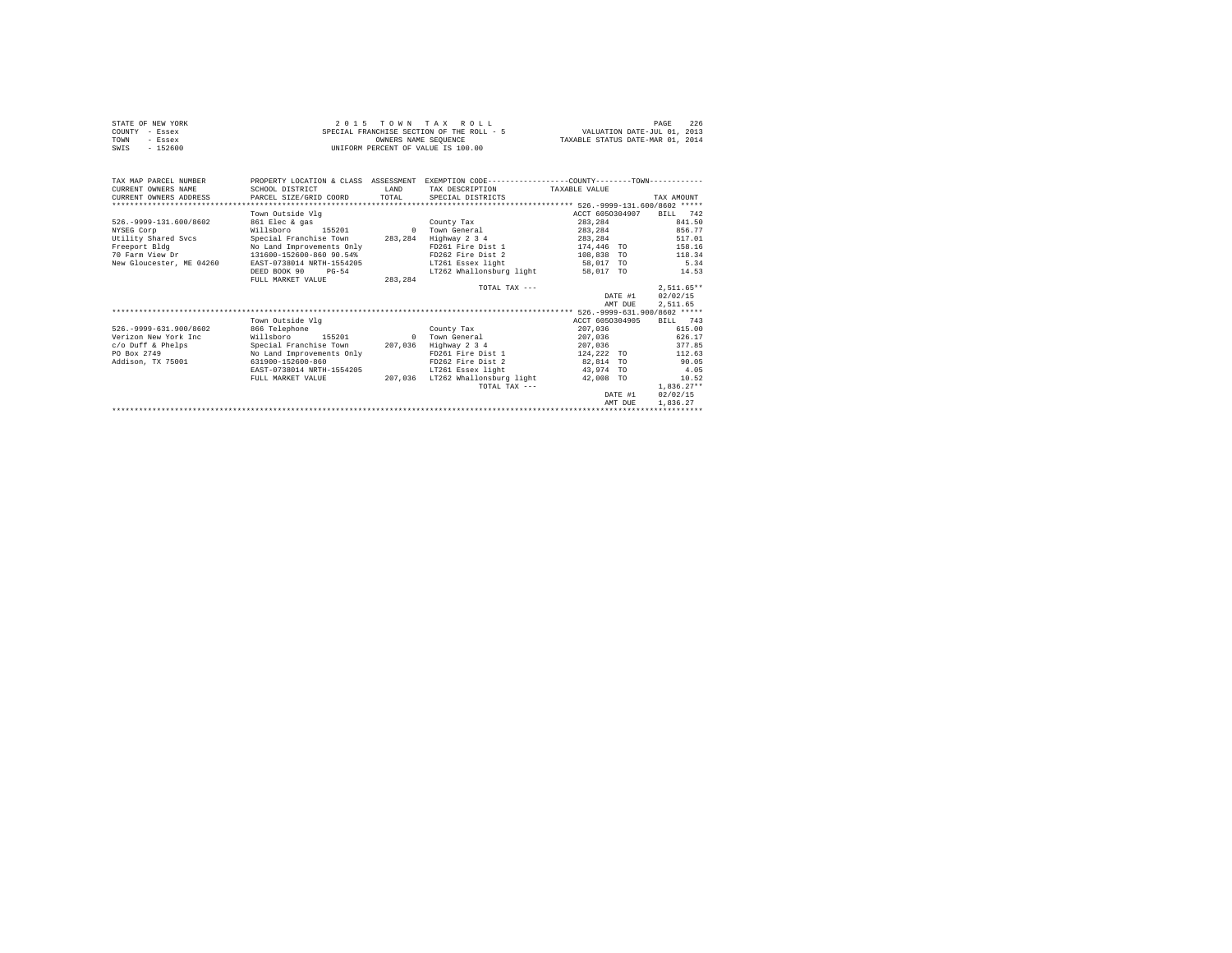STATE OF NEW YORK — 2 0 1 5 T O W N T A X R O L L
COUNTY - Essex — SPECIAL FRANCHISE SECTION OF THE ROLL - 5 — VALUATION DATE-JUL 01, 2013
TOWN - Essex — OWNERS NAME SEQUENCE — TAXABLE STATUS DATE-MAR 01, 2014
SWIS - 152600 — UNIFORM PERCENT OF VALUE IS 100.00

| TAX MAP PARCEL NUMBER / CURRENT OWNERS NAME / CURRENT OWNERS ADDRESS | PROPERTY LOCATION & CLASS / SCHOOL DISTRICT / PARCEL SIZE/GRID COORD | ASSESSMENT LAND / TOTAL | EXEMPTION CODE / TAX DESCRIPTION / SPECIAL DISTRICTS | TAXABLE VALUE (COUNTY--------TOWN) | | TAX AMOUNT |
|---|---|---|---|---|---|---|
| ***** 526.-9999-131.600/8602 ***** | | | | | | |
| | Town Outside Vlg | | | ACCT 6050304907 | | BILL 742 |
| 526.-9999-131.600/8602 | 861 Elec & gas | | County Tax | 283,284 | | 841.50 |
| NYSEG Corp | Willsboro 155201 | 0 | Town General | 283,284 | | 856.77 |
| Utility Shared Svcs | Special Franchise Town | 283,284 | Highway 2 3 4 | 283,284 | | 517.01 |
| Freeport Bldg | No Land Improvements Only | | FD261 Fire Dist 1 | 174,446 | TO | 158.16 |
| 70 Farm View Dr | 131600-152600-860 90.54% | | FD262 Fire Dist 2 | 108,838 | TO | 118.34 |
| New Gloucester, ME 04260 | EAST-0738014 NRTH-1554205 | | LT261 Essex light | 58,017 | TO | 5.34 |
| | DEED BOOK 90 PG-54 | | LT262 Whallonsburg light | 58,017 | TO | 14.53 |
| | FULL MARKET VALUE | 283,284 | | | | |
| | | | TOTAL TAX --- | | | 2,511.65** |
| | | | | | DATE #1 | 02/02/15 |
| | | | | | AMT DUE | 2,511.65 |
| ***** 526.-9999-631.900/8602 ***** | | | | | | |
| | Town Outside Vlg | | | ACCT 6050304905 | | BILL 743 |
| 526.-9999-631.900/8602 | 866 Telephone | | County Tax | 207,036 | | 615.00 |
| Verizon New York Inc | Willsboro 155201 | 0 | Town General | 207,036 | | 626.17 |
| c/o Duff & Phelps | Special Franchise Town | 207,036 | Highway 2 3 4 | 207,036 | | 377.85 |
| PO Box 2749 | No Land Improvements Only | | FD261 Fire Dist 1 | 124,222 | TO | 112.63 |
| Addison, TX 75001 | 631900-152600-860 | | FD262 Fire Dist 2 | 82,814 | TO | 90.05 |
| | EAST-0738014 NRTH-1554205 | | LT261 Essex light | 43,974 | TO | 4.05 |
| | FULL MARKET VALUE | 207,036 | LT262 Whallonsburg light | 42,008 | TO | 10.52 |
| | | | TOTAL TAX --- | | | 1,836.27** |
| | | | | | DATE #1 | 02/02/15 |
| | | | | | AMT DUE | 1,836.27 |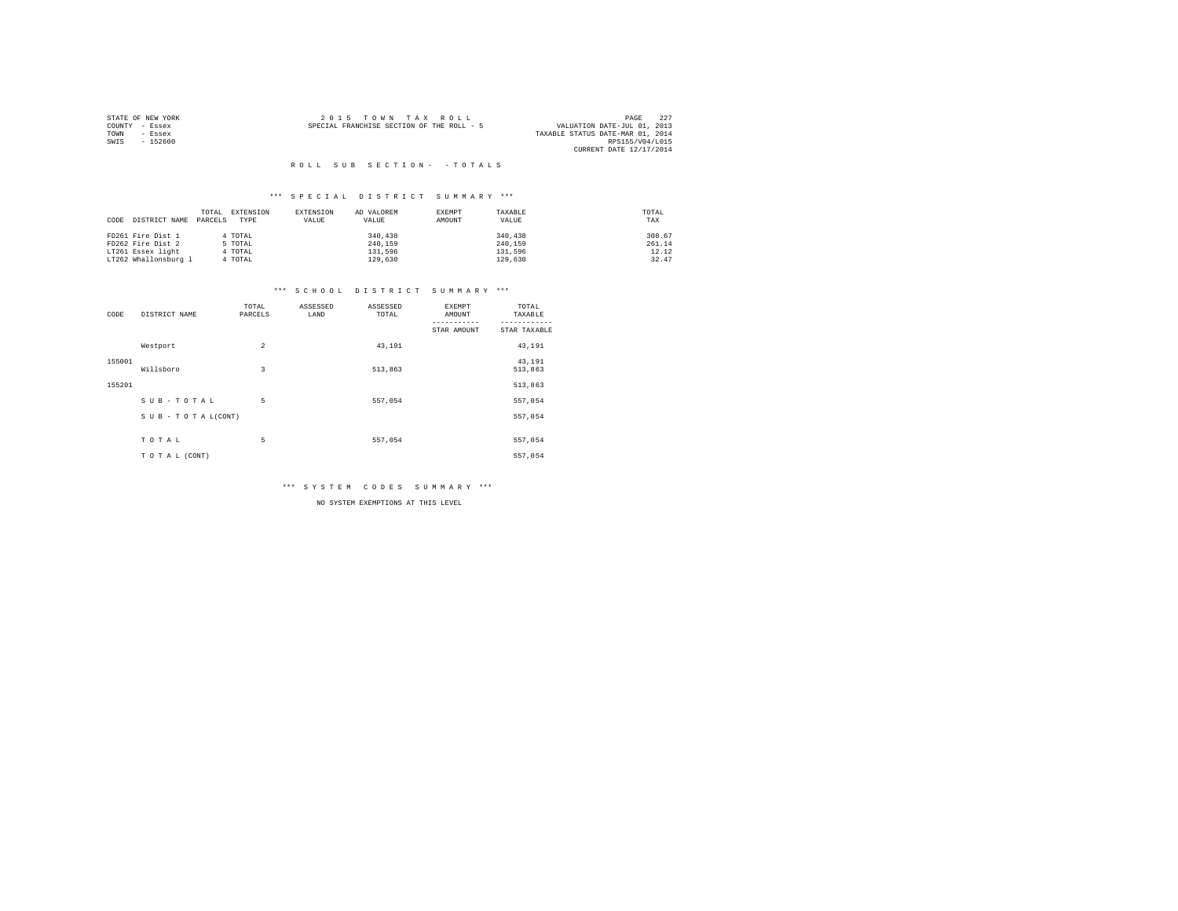STATE OF NEW YORK
COUNTY - Essex
TOWN - Essex
SWIS - 152600

2 0 1 5 T O W N T A X R O L L
SPECIAL FRANCHISE SECTION OF THE ROLL - 5

VALUATION DATE-JUL 01, 2013
TAXABLE STATUS DATE-MAR 01, 2014
RPS155/V04/L015
CURRENT DATE 12/17/2014

R O L L S U B S E C T I O N - - T O T A L S

*** S P E C I A L D I S T R I C T S U M M A R Y ***

| CODE | DISTRICT NAME | TOTAL PARCELS | EXTENSION TYPE | EXTENSION VALUE | AD VALOREM VALUE | EXEMPT AMOUNT | TAXABLE VALUE | TOTAL TAX |
|---|---|---|---|---|---|---|---|---|
| FD261 | Fire Dist 1 | 4 | TOTAL | | 340,438 | | 340,438 | 308.67 |
| FD262 | Fire Dist 2 | 5 | TOTAL | | 240,159 | | 240,159 | 261.14 |
| LT261 | Essex light | 4 | TOTAL | | 131,596 | | 131,596 | 12.12 |
| LT262 | Whallonsburg l | 4 | TOTAL | | 129,630 | | 129,630 | 32.47 |

*** S C H O O L D I S T R I C T S U M M A R Y ***

| CODE | DISTRICT NAME | TOTAL PARCELS | ASSESSED LAND | ASSESSED TOTAL | EXEMPT AMOUNT / STAR AMOUNT | TOTAL TAXABLE / STAR TAXABLE |
|---|---|---|---|---|---|---|
| 155001 | Westport | 2 | | 43,191 | | 43,191 |
| | | | | | | 43,191 |
| 155201 | Willsboro | 3 | | 513,863 | | 513,863 |
| | | | | | | 513,863 |
| | S U B - T O T A L | 5 | | 557,054 | | 557,054 |
| | S U B - T O T A L(CONT) | | | | | 557,054 |
| | T O T A L | 5 | | 557,054 | | 557,054 |
| | T O T A L (CONT) | | | | | 557,054 |

*** S Y S T E M C O D E S S U M M A R Y ***

NO SYSTEM EXEMPTIONS AT THIS LEVEL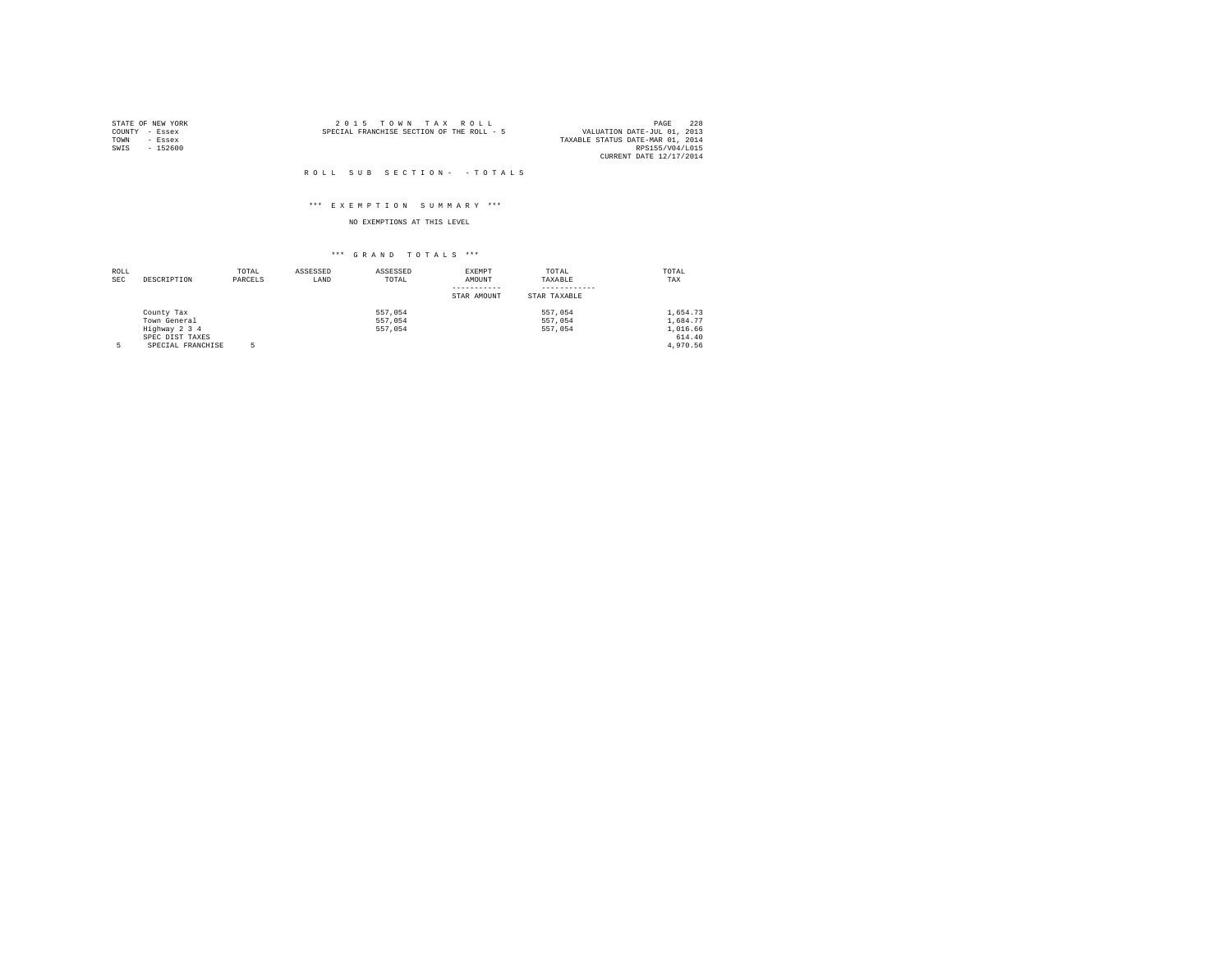STATE OF NEW YORK
COUNTY - Essex
TOWN - Essex
SWIS - 152600

2 0 1 5 T O W N T A X R O L L
SPECIAL FRANCHISE SECTION OF THE ROLL - 5

VALUATION DATE-JUL 01, 2013
TAXABLE STATUS DATE-MAR 01, 2014
RPS155/V04/L015
CURRENT DATE 12/17/2014

R O L L S U B S E C T I O N - - T O T A L S

\*\*\* E X E M P T I O N S U M M A R Y \*\*\*

NO EXEMPTIONS AT THIS LEVEL

\*\*\* G R A N D T O T A L S \*\*\*

| ROLL SEC | DESCRIPTION | TOTAL PARCELS | ASSESSED LAND | ASSESSED TOTAL | EXEMPT AMOUNT / STAR AMOUNT | TOTAL TAXABLE / STAR TAXABLE | TOTAL TAX |
|---|---|---|---|---|---|---|---|
| | County Tax | | | 557,054 | | 557,054 | 1,654.73 |
| | Town General | | | 557,054 | | 557,054 | 1,684.77 |
| | Highway 2 3 4 | | | 557,054 | | 557,054 | 1,016.66 |
| | SPEC DIST TAXES | | | | | | 614.40 |
| 5 | SPECIAL FRANCHISE | 5 | | | | | 4,970.56 |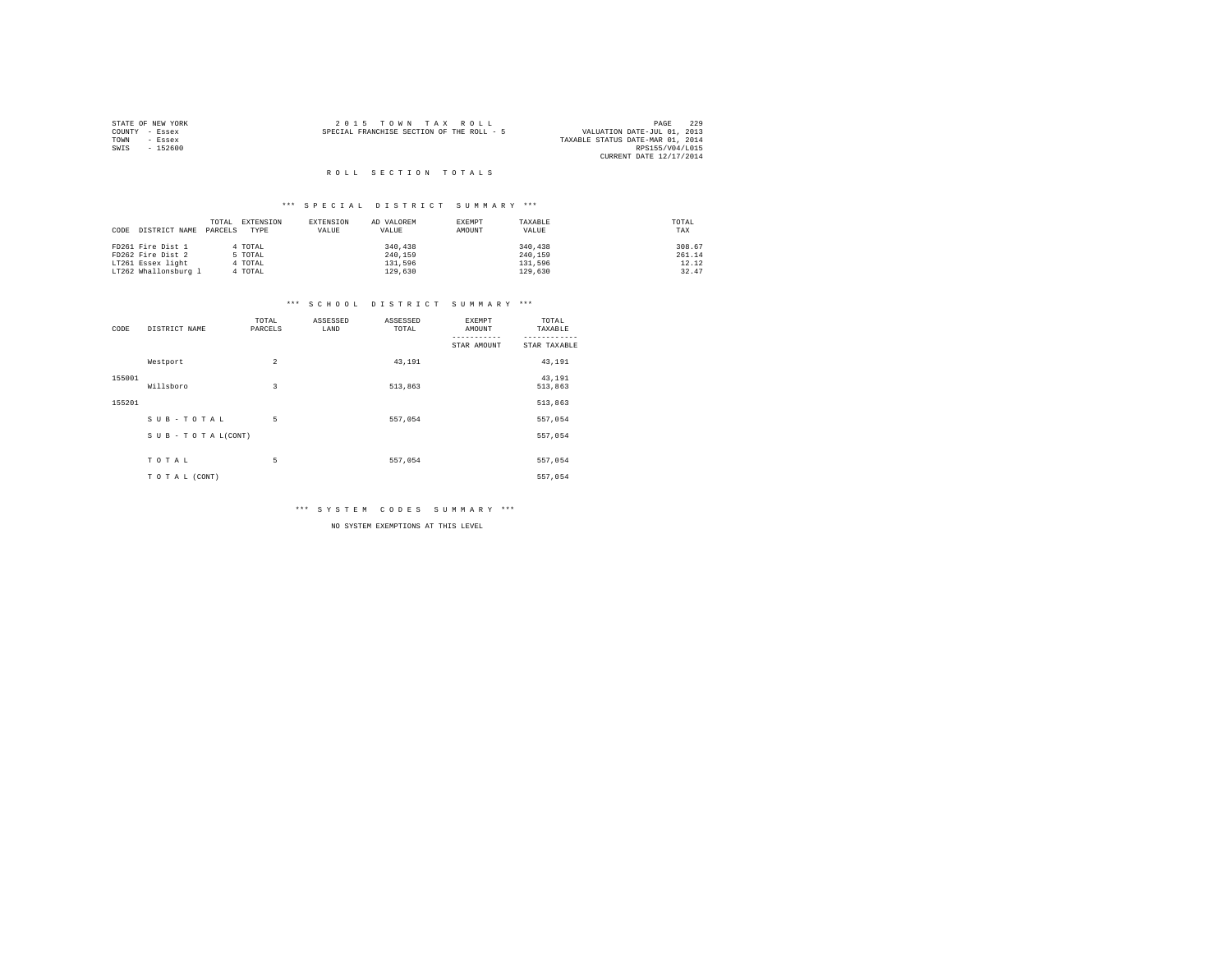STATE OF NEW YORK
COUNTY - Essex
TOWN - Essex
SWIS - 152600

2 0 1 5 T O W N T A X R O L L
SPECIAL FRANCHISE SECTION OF THE ROLL - 5

VALUATION DATE-JUL 01, 2013
TAXABLE STATUS DATE-MAR 01, 2014
RPS155/V04/L015
CURRENT DATE 12/17/2014

## R O L L S E C T I O N T O T A L S

### *** S P E C I A L D I S T R I C T S U M M A R Y ***

| CODE | DISTRICT NAME | TOTAL PARCELS | EXTENSION TYPE | EXTENSION VALUE | AD VALOREM VALUE | EXEMPT AMOUNT | TAXABLE VALUE | TOTAL TAX |
|---|---|---|---|---|---|---|---|---|
| FD261 | Fire Dist 1 | 4 | TOTAL | | 340,438 | | 340,438 | 308.67 |
| FD262 | Fire Dist 2 | 5 | TOTAL | | 240,159 | | 240,159 | 261.14 |
| LT261 | Essex light | 4 | TOTAL | | 131,596 | | 131,596 | 12.12 |
| LT262 | Whallonsburg l | 4 | TOTAL | | 129,630 | | 129,630 | 32.47 |

### *** S C H O O L D I S T R I C T S U M M A R Y ***

| CODE | DISTRICT NAME | TOTAL PARCELS | ASSESSED LAND | ASSESSED TOTAL | EXEMPT AMOUNT / STAR AMOUNT | TOTAL TAXABLE / STAR TAXABLE |
|---|---|---|---|---|---|---|
| 155001 | Westport | 2 | | 43,191 | | 43,191 |
| | | | | | | 43,191 |
| 155201 | Willsboro | 3 | | 513,863 | | 513,863 |
| | | | | | | 513,863 |
| | S U B - T O T A L | 5 | | 557,054 | | 557,054 |
| | S U B - T O T A L(CONT) | | | | | 557,054 |
| | T O T A L | 5 | | 557,054 | | 557,054 |
| | T O T A L (CONT) | | | | | 557,054 |

### *** S Y S T E M C O D E S S U M M A R Y ***

NO SYSTEM EXEMPTIONS AT THIS LEVEL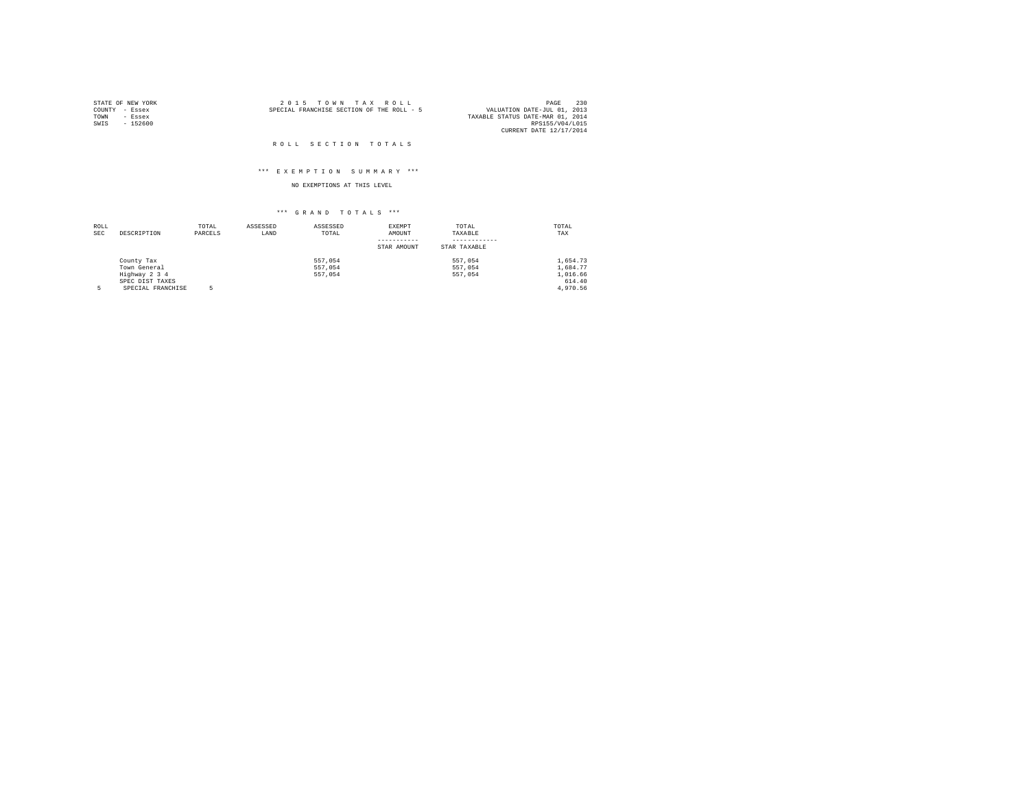STATE OF NEW YORK
COUNTY - Essex
TOWN - Essex
SWIS - 152600

2 0 1 5 T O W N T A X R O L L
SPECIAL FRANCHISE SECTION OF THE ROLL - 5

VALUATION DATE-JUL 01, 2013
TAXABLE STATUS DATE-MAR 01, 2014
RPS155/V04/L015
CURRENT DATE 12/17/2014

R O L L S E C T I O N T O T A L S

\*\*\* E X E M P T I O N S U M M A R Y \*\*\*

NO EXEMPTIONS AT THIS LEVEL

\*\*\* G R A N D T O T A L S \*\*\*

| ROLL SEC | DESCRIPTION | TOTAL PARCELS | ASSESSED LAND | ASSESSED TOTAL | EXEMPT AMOUNT / STAR AMOUNT | TOTAL TAXABLE / STAR TAXABLE | TOTAL TAX |
|---|---|---|---|---|---|---|---|
| | County Tax | | | 557,054 | | 557,054 | 1,654.73 |
| | Town General | | | 557,054 | | 557,054 | 1,684.77 |
| | Highway 2 3 4 | | | 557,054 | | 557,054 | 1,016.66 |
| | SPEC DIST TAXES | | | | | | 614.40 |
| 5 | SPECIAL FRANCHISE | 5 | | | | | 4,970.56 |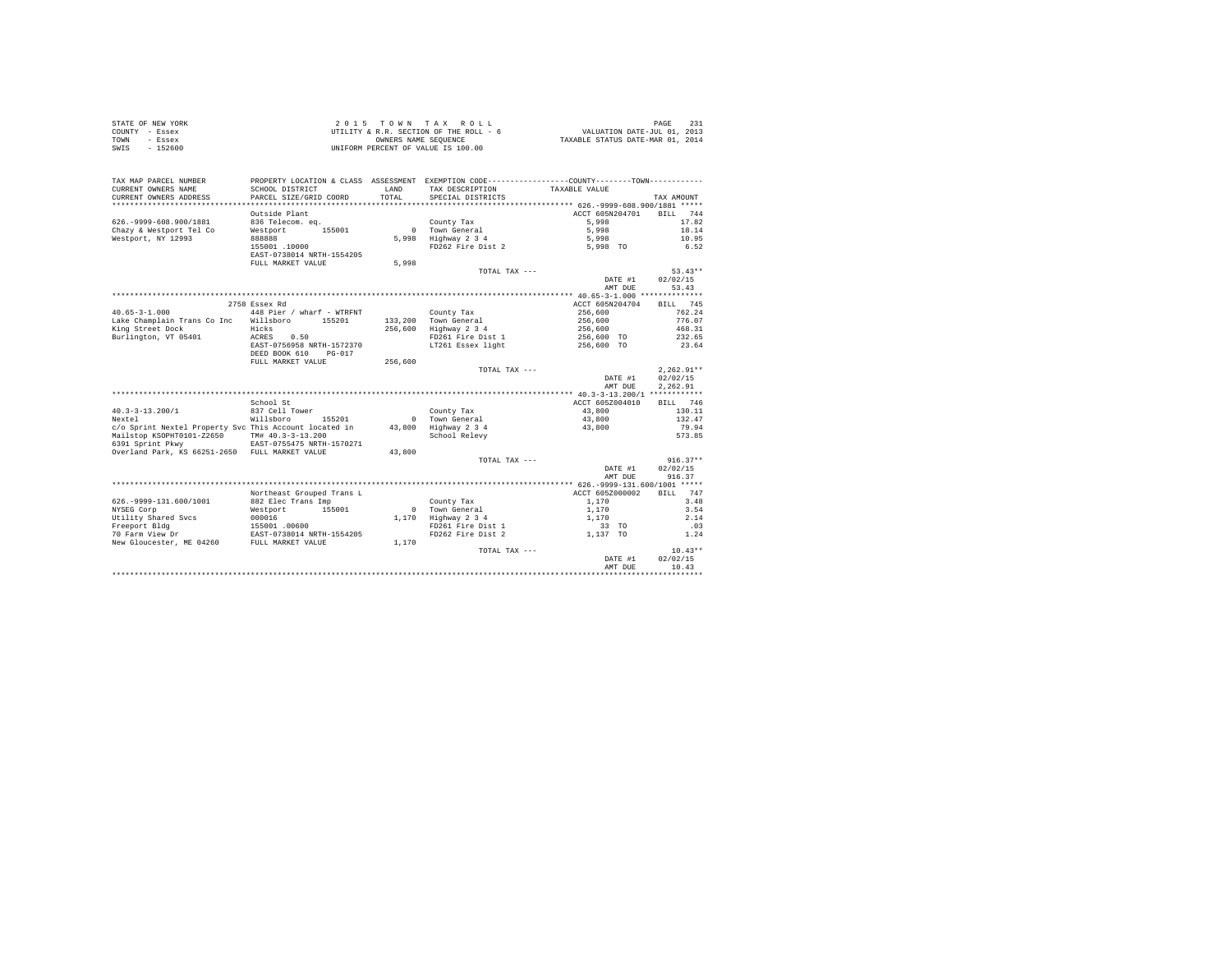STATE OF NEW YORK
COUNTY - Essex
TOWN - Essex
SWIS - 152600

2 0 1 5 T O W N T A X R O L L
UTILITY & R.R. SECTION OF THE ROLL - 6
OWNERS NAME SEQUENCE
UNIFORM PERCENT OF VALUE IS 100.00

VALUATION DATE-JUL 01, 2013
TAXABLE STATUS DATE-MAR 01, 2014

| TAX MAP PARCEL NUMBER / CURRENT OWNERS NAME / CURRENT OWNERS ADDRESS | PROPERTY LOCATION & CLASS / SCHOOL DISTRICT / PARCEL SIZE/GRID COORD | ASSESSMENT LAND / TOTAL | EXEMPTION CODE / TAX DESCRIPTION / SPECIAL DISTRICTS | COUNTY--------TOWN TAXABLE VALUE | TAX AMOUNT |
|---|---|---|---|---|---|
| **626.-9999-608.900/1881** | Outside Plant | | | ACCT 605N204701 | BILL 744 |
| 626.-9999-608.900/1881 | 836 Telecom. eq. | | County Tax | 5,998 | 17.82 |
| Chazy & Westport Tel Co | Westport 155001 | 0 | Town General | 5,998 | 18.14 |
| Westport, NY 12993 | 888888 | 5,998 | Highway 2 3 4 | 5,998 | 10.95 |
| | 155001 .10000 | | FD262 Fire Dist 2 | 5,998 TO | 6.52 |
| | EAST-0738014 NRTH-1554205 | | | | |
| | FULL MARKET VALUE | 5,998 | | | |
| | | | TOTAL TAX --- | | 53.43** |
| | | | | DATE #1 | 02/02/15 |
| | | | | AMT DUE | 53.43 |
| **40.65-3-1.000** | 2758 Essex Rd | | | ACCT 605N204704 | BILL 745 |
| 40.65-3-1.000 | 448 Pier / wharf - WTRFNT | | County Tax | 256,600 | 762.24 |
| Lake Champlain Trans Co Inc | Willsboro 155201 | 133,200 | Town General | 256,600 | 776.07 |
| King Street Dock | Hicks | 256,600 | Highway 2 3 4 | 256,600 | 468.31 |
| Burlington, VT 05401 | ACRES 0.50 | | FD261 Fire Dist 1 | 256,600 TO | 232.65 |
| | EAST-0756958 NRTH-1572370 | | LT261 Essex light | 256,600 TO | 23.64 |
| | DEED BOOK 610 PG-017 | | | | |
| | FULL MARKET VALUE | 256,600 | | | |
| | | | TOTAL TAX --- | | 2,262.91** |
| | | | | DATE #1 | 02/02/15 |
| | | | | AMT DUE | 2,262.91 |
| **40.3-3-13.200/1** | School St | | | ACCT 605Z004010 | BILL 746 |
| 40.3-3-13.200/1 | 837 Cell Tower | | County Tax | 43,800 | 130.11 |
| Nextel | Willsboro 155201 | 0 | Town General | 43,800 | 132.47 |
| c/o Sprint Nextel Property Svc | This Account located in | 43,800 | Highway 2 3 4 | 43,800 | 79.94 |
| Mailstop KSOPHT0101-Z2650 | TM# 40.3-3-13.200 | | School Relevy | | 573.85 |
| 6391 Sprint Pkwy | EAST-0755475 NRTH-1570271 | | | | |
| Overland Park, KS 66251-2650 | FULL MARKET VALUE | 43,800 | | | |
| | | | TOTAL TAX --- | | 916.37** |
| | | | | DATE #1 | 02/02/15 |
| | | | | AMT DUE | 916.37 |
| **626.-9999-131.600/1001** | Northeast Grouped Trans L | | | ACCT 605Z000002 | BILL 747 |
| 626.-9999-131.600/1001 | 882 Elec Trans Imp | | County Tax | 1,170 | 3.48 |
| NYSEG Corp | Westport 155001 | 0 | Town General | 1,170 | 3.54 |
| Utility Shared Svcs | 000016 | 1,170 | Highway 2 3 4 | 1,170 | 2.14 |
| Freeport Bldg | 155001 .00600 | | FD261 Fire Dist 1 | 33 TO | .03 |
| 70 Farm View Dr | EAST-0738014 NRTH-1554205 | | FD262 Fire Dist 2 | 1,137 TO | 1.24 |
| New Gloucester, ME 04260 | FULL MARKET VALUE | 1,170 | | | |
| | | | TOTAL TAX --- | | 10.43** |
| | | | | DATE #1 | 02/02/15 |
| | | | | AMT DUE | 10.43 |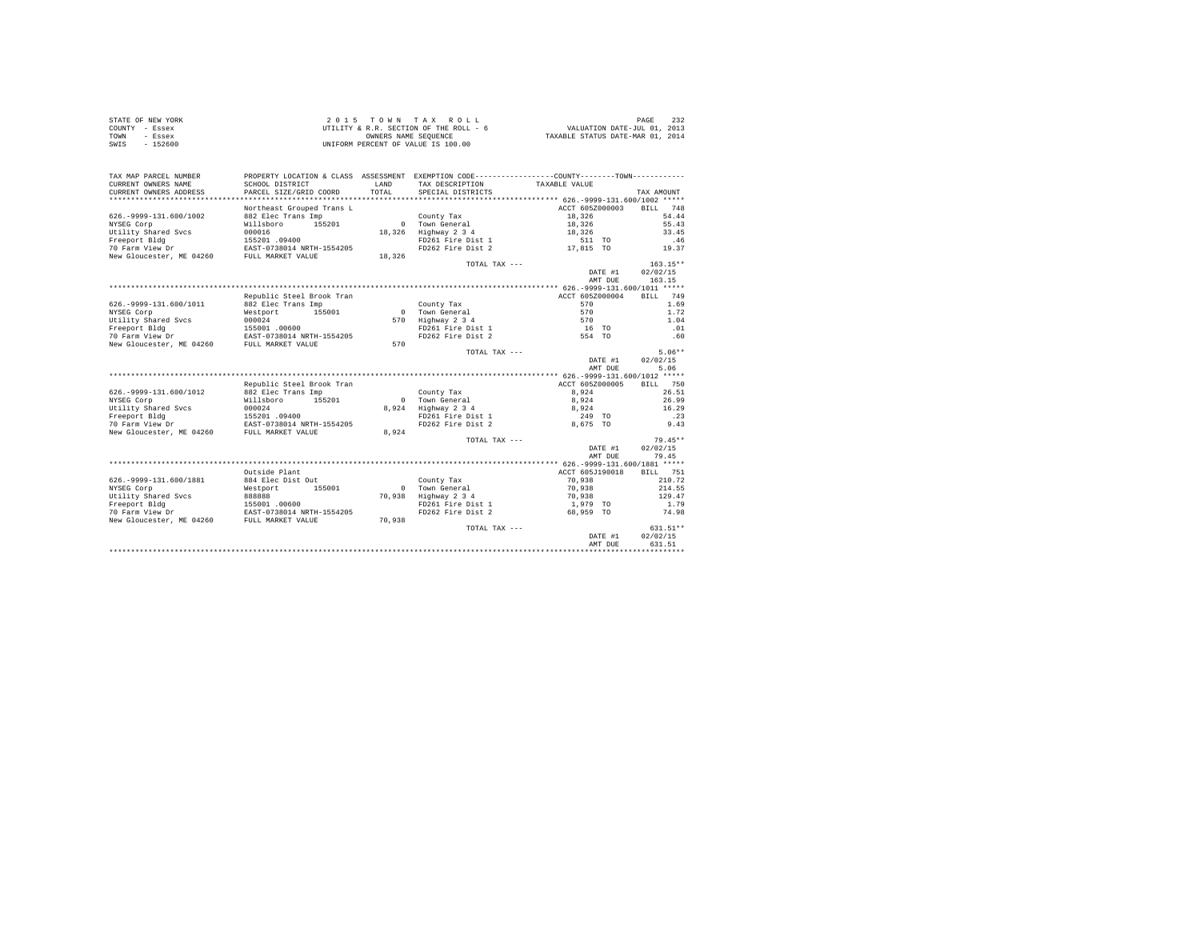STATE OF NEW YORK
COUNTY - Essex
TOWN - Essex
SWIS - 152600

2 0 1 5 T O W N T A X R O L L
UTILITY & R.R. SECTION OF THE ROLL - 6
OWNERS NAME SEQUENCE
UNIFORM PERCENT OF VALUE IS 100.00

VALUATION DATE-JUL 01, 2013
TAXABLE STATUS DATE-MAR 01, 2014

```
TAX MAP PARCEL NUMBER     PROPERTY LOCATION & CLASS  ASSESSMENT  EXEMPTION CODE------------------COUNTY--------TOWN------------
CURRENT OWNERS NAME       SCHOOL DISTRICT               LAND      TAX DESCRIPTION            TAXABLE VALUE
CURRENT OWNERS ADDRESS    PARCEL SIZE/GRID COORD        TOTAL     SPECIAL DISTRICTS                                       TAX AMOUNT
*********************************************************************************************** 626.-9999-131.600/1002 *****
                          Northeast Grouped Trans L                                          ACCT 605Z000003    BILL  748
626.-9999-131.600/1002    882 Elec Trans Imp                      County Tax                   18,326                54.44
NYSEG Corp                Willsboro       155201           0      Town General                 18,326                55.43
Utility Shared Svcs       000016                       18,326     Highway 2 3 4                18,326                33.45
Freeport Bldg             155201 .09400                           FD261 Fire Dist 1               511 TO               .46
70 Farm View Dr           EAST-0738014 NRTH-1554205               FD262 Fire Dist 2            17,815 TO             19.37
New Gloucester, ME 04260  FULL MARKET VALUE            18,326
                                                                  TOTAL TAX ---                                    163.15**
                                                                                               DATE #1          02/02/15
                                                                                               AMT DUE            163.15
*********************************************************************************************** 626.-9999-131.600/1011 *****
                          Republic Steel Brook Tran                                          ACCT 605Z000004    BILL  749
626.-9999-131.600/1011    882 Elec Trans Imp                      County Tax                      570                 1.69
NYSEG Corp                Westport        155001           0      Town General                    570                 1.72
Utility Shared Svcs       000024                          570     Highway 2 3 4                   570                 1.04
Freeport Bldg             155001 .00600                           FD261 Fire Dist 1                16 TO               .01
70 Farm View Dr           EAST-0738014 NRTH-1554205               FD262 Fire Dist 2               554 TO               .60
New Gloucester, ME 04260  FULL MARKET VALUE               570
                                                                  TOTAL TAX ---                                      5.06**
                                                                                               DATE #1          02/02/15
                                                                                               AMT DUE              5.06
*********************************************************************************************** 626.-9999-131.600/1012 *****
                          Republic Steel Brook Tran                                          ACCT 605Z000005    BILL  750
626.-9999-131.600/1012    882 Elec Trans Imp                      County Tax                    8,924                26.51
NYSEG Corp                Willsboro       155201           0      Town General                  8,924                26.99
Utility Shared Svcs       000024                        8,924     Highway 2 3 4                 8,924                16.29
Freeport Bldg             155201 .09400                           FD261 Fire Dist 1               249 TO               .23
70 Farm View Dr           EAST-0738014 NRTH-1554205               FD262 Fire Dist 2             8,675 TO              9.43
New Gloucester, ME 04260  FULL MARKET VALUE             8,924
                                                                  TOTAL TAX ---                                     79.45**
                                                                                               DATE #1          02/02/15
                                                                                               AMT DUE             79.45
*********************************************************************************************** 626.-9999-131.600/1881 *****
                          Outside Plant                                                      ACCT 605J190018    BILL  751
626.-9999-131.600/1881    884 Elec Dist Out                       County Tax                   70,938               210.72
NYSEG Corp                Westport        155001           0      Town General                 70,938               214.55
Utility Shared Svcs       888888                       70,938     Highway 2 3 4                70,938               129.47
Freeport Bldg             155001 .00600                           FD261 Fire Dist 1             1,979 TO              1.79
70 Farm View Dr           EAST-0738014 NRTH-1554205               FD262 Fire Dist 2            68,959 TO             74.98
New Gloucester, ME 04260  FULL MARKET VALUE            70,938
                                                                  TOTAL TAX ---                                    631.51**
                                                                                               DATE #1          02/02/15
                                                                                               AMT DUE            631.51
******************************************************************************************************************************
```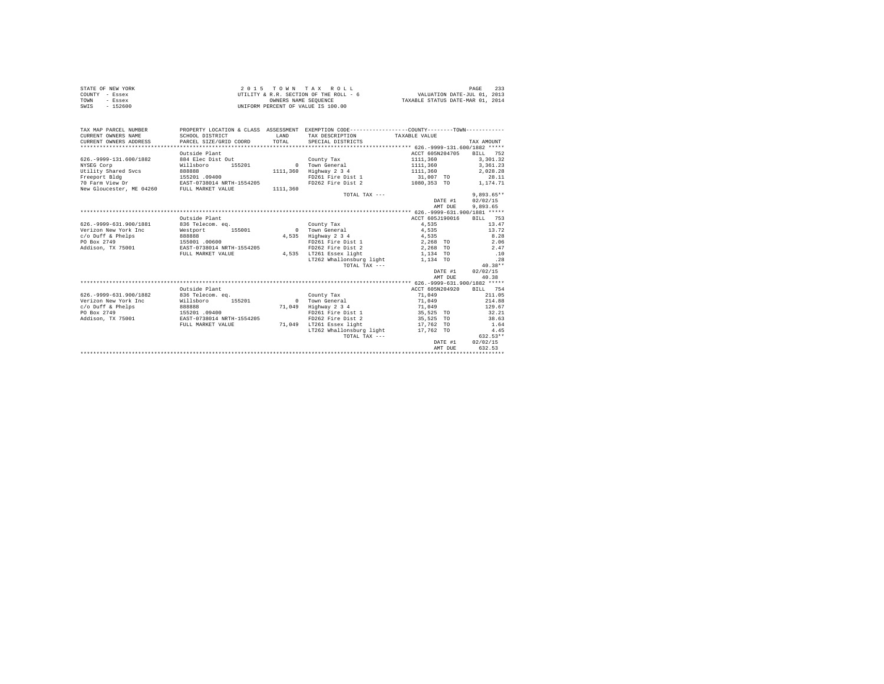STATE OF NEW YORK
COUNTY - Essex
TOWN - Essex
SWIS - 152600

2 0 1 5   T O W N   T A X   R O L L
UTILITY & R.R. SECTION OF THE ROLL - 6
OWNERS NAME SEQUENCE
UNIFORM PERCENT OF VALUE IS 100.00

VALUATION DATE-JUL 01, 2013
TAXABLE STATUS DATE-MAR 01, 2014

| TAX MAP PARCEL NUMBER / CURRENT OWNERS NAME / CURRENT OWNERS ADDRESS | PROPERTY LOCATION & CLASS / SCHOOL DISTRICT / PARCEL SIZE/GRID COORD | ASSESSMENT LAND / TOTAL | EXEMPTION CODE / TAX DESCRIPTION / SPECIAL DISTRICTS | TAXABLE VALUE | TAX AMOUNT |
|---|---|---|---|---|---|
| **626.-9999-131.600/1882** | | | | | |
| | Outside Plant | | | ACCT 605N204705 | BILL 752 |
| 626.-9999-131.600/1882 | 884 Elec Dist Out | | County Tax | 1111,360 | 3,301.32 |
| NYSEG Corp | Willsboro 155201 | 0 | Town General | 1111,360 | 3,361.23 |
| Utility Shared Svcs | 888888 | 1111,360 | Highway 2 3 4 | 1111,360 | 2,028.28 |
| Freeport Bldg | 155201 .09400 | | FD261 Fire Dist 1 | 31,007 TO | 28.11 |
| 70 Farm View Dr | EAST-0738014 NRTH-1554205 | | FD262 Fire Dist 2 | 1080,353 TO | 1,174.71 |
| New Gloucester, ME 04260 | FULL MARKET VALUE | 1111,360 | | | |
| | | | TOTAL TAX --- | | 9,893.65** |
| | | | | DATE #1 | 02/02/15 |
| | | | | AMT DUE | 9,893.65 |
| **626.-9999-631.900/1881** | | | | | |
| | Outside Plant | | | ACCT 605J190016 | BILL 753 |
| 626.-9999-631.900/1881 | 836 Telecom. eq. | | County Tax | 4,535 | 13.47 |
| Verizon New York Inc | Westport 155001 | 0 | Town General | 4,535 | 13.72 |
| c/o Duff & Phelps | 888888 | 4,535 | Highway 2 3 4 | 4,535 | 8.28 |
| PO Box 2749 | 155001 .00600 | | FD261 Fire Dist 1 | 2,268 TO | 2.06 |
| Addison, TX 75001 | EAST-0738014 NRTH-1554205 | | FD262 Fire Dist 2 | 2,268 TO | 2.47 |
| | FULL MARKET VALUE | 4,535 | LT261 Essex light | 1,134 TO | .10 |
| | | | LT262 Whallonsburg light | 1,134 TO | .28 |
| | | | TOTAL TAX --- | | 40.38** |
| | | | | DATE #1 | 02/02/15 |
| | | | | AMT DUE | 40.38 |
| **626.-9999-631.900/1882** | | | | | |
| | Outside Plant | | | ACCT 605N204920 | BILL 754 |
| 626.-9999-631.900/1882 | 836 Telecom. eq. | | County Tax | 71,049 | 211.05 |
| Verizon New York Inc | Willsboro 155201 | 0 | Town General | 71,049 | 214.88 |
| c/o Duff & Phelps | 888888 | 71,049 | Highway 2 3 4 | 71,049 | 129.67 |
| PO Box 2749 | 155201 .09400 | | FD261 Fire Dist 1 | 35,525 TO | 32.21 |
| Addison, TX 75001 | EAST-0738014 NRTH-1554205 | | FD262 Fire Dist 2 | 35,525 TO | 38.63 |
| | FULL MARKET VALUE | 71,049 | LT261 Essex light | 17,762 TO | 1.64 |
| | | | LT262 Whallonsburg light | 17,762 TO | 4.45 |
| | | | TOTAL TAX --- | | 632.53** |
| | | | | DATE #1 | 02/02/15 |
| | | | | AMT DUE | 632.53 |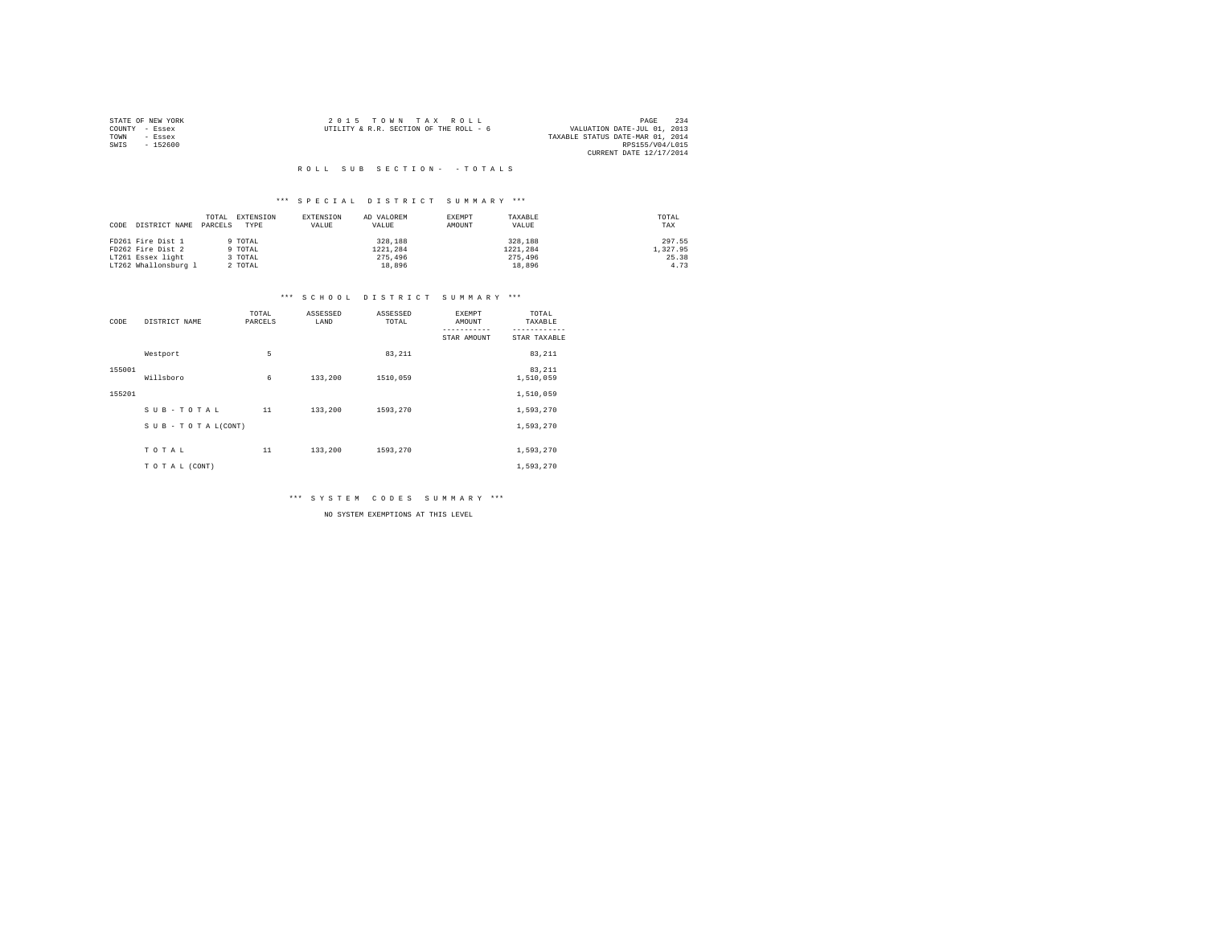STATE OF NEW YORK
COUNTY - Essex
TOWN - Essex
SWIS - 152600

2 0 1 5 T O W N T A X R O L L
UTILITY & R.R. SECTION OF THE ROLL - 6

VALUATION DATE-JUL 01, 2013
TAXABLE STATUS DATE-MAR 01, 2014
RPS155/V04/L015
CURRENT DATE 12/17/2014

R O L L S U B S E C T I O N - - T O T A L S

*** S P E C I A L D I S T R I C T S U M M A R Y ***

| CODE | DISTRICT NAME | TOTAL PARCELS | EXTENSION TYPE | EXTENSION VALUE | AD VALOREM VALUE | EXEMPT AMOUNT | TAXABLE VALUE | TOTAL TAX |
|---|---|---|---|---|---|---|---|---|
| FD261 | Fire Dist 1 | 9 | TOTAL | | 328,188 | | 328,188 | 297.55 |
| FD262 | Fire Dist 2 | 9 | TOTAL | | 1221,284 | | 1221,284 | 1,327.95 |
| LT261 | Essex light | 3 | TOTAL | | 275,496 | | 275,496 | 25.38 |
| LT262 | Whallonsburg l | 2 | TOTAL | | 18,896 | | 18,896 | 4.73 |

*** S C H O O L D I S T R I C T S U M M A R Y ***

| CODE | DISTRICT NAME | TOTAL PARCELS | ASSESSED LAND | ASSESSED TOTAL | EXEMPT AMOUNT / STAR AMOUNT | TOTAL TAXABLE / STAR TAXABLE |
|---|---|---|---|---|---|---|
| | Westport | 5 | | 83,211 | | 83,211 |
| 155001 | | | | | | 83,211 |
| | Willsboro | 6 | 133,200 | 1510,059 | | 1,510,059 |
| 155201 | | | | | | 1,510,059 |
| | S U B - T O T A L | 11 | 133,200 | 1593,270 | | 1,593,270 |
| | S U B - T O T A L(CONT) | | | | | 1,593,270 |
| | T O T A L | 11 | 133,200 | 1593,270 | | 1,593,270 |
| | T O T A L (CONT) | | | | | 1,593,270 |

*** S Y S T E M C O D E S S U M M A R Y ***

NO SYSTEM EXEMPTIONS AT THIS LEVEL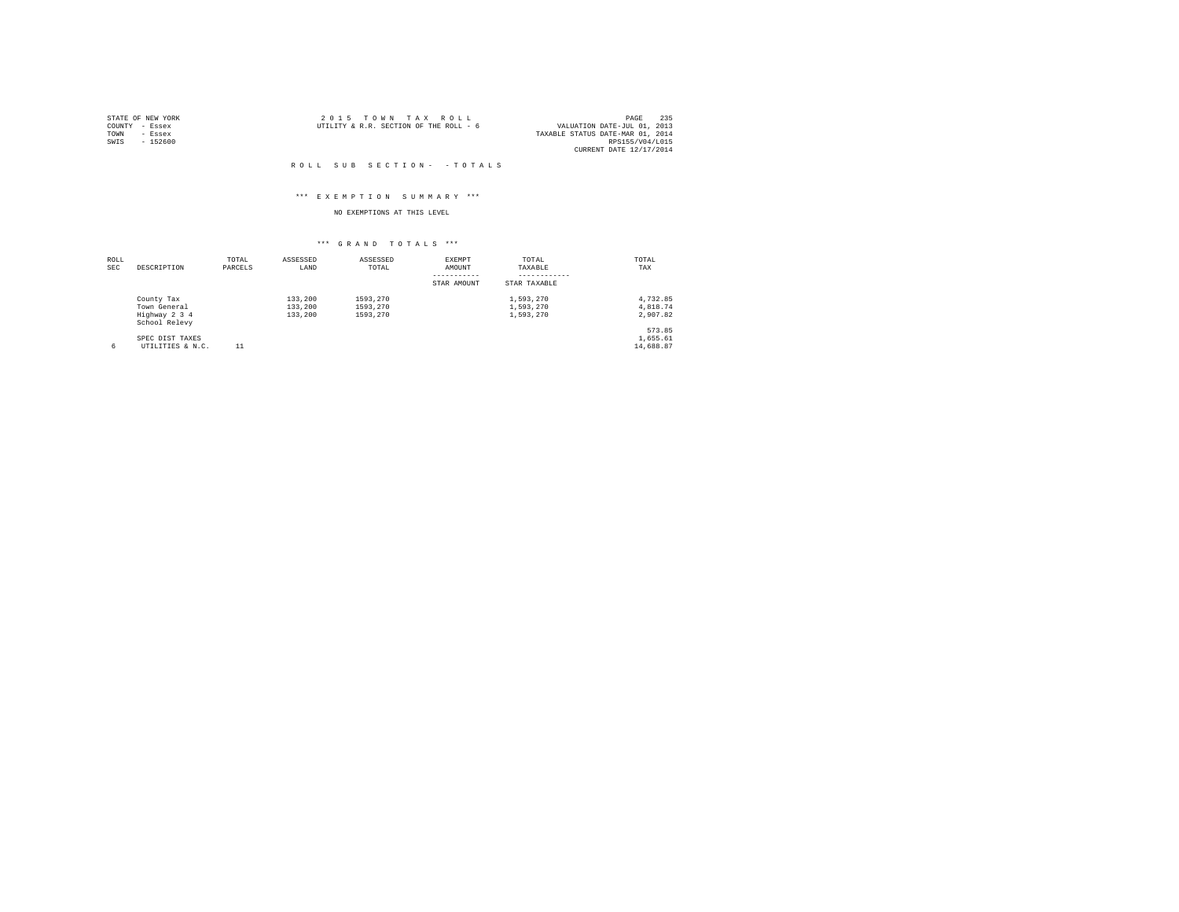STATE OF NEW YORK
COUNTY - Essex
TOWN - Essex
SWIS - 152600

2015 TOWN TAX ROLL
UTILITY & R.R. SECTION OF THE ROLL - 6

VALUATION DATE-JUL 01, 2013
TAXABLE STATUS DATE-MAR 01, 2014
RPS155/V04/L015
CURRENT DATE 12/17/2014

ROLL SUB SECTION- - TOTALS

*** EXEMPTION SUMMARY ***

NO EXEMPTIONS AT THIS LEVEL

*** GRAND TOTALS ***

| ROLL SEC | DESCRIPTION | TOTAL PARCELS | ASSESSED LAND | ASSESSED TOTAL | EXEMPT AMOUNT / STAR AMOUNT | TOTAL TAXABLE / STAR TAXABLE | TOTAL TAX |
|---|---|---|---|---|---|---|---|
| | County Tax | | 133,200 | 1593,270 | | 1,593,270 | 4,732.85 |
| | Town General | | 133,200 | 1593,270 | | 1,593,270 | 4,818.74 |
| | Highway 2 3 4 | | 133,200 | 1593,270 | | 1,593,270 | 2,907.82 |
| | School Relevy | | | | | | 573.85 |
| | SPEC DIST TAXES | | | | | | 1,655.61 |
| 6 | UTILITIES & N.C. | 11 | | | | | 14,688.87 |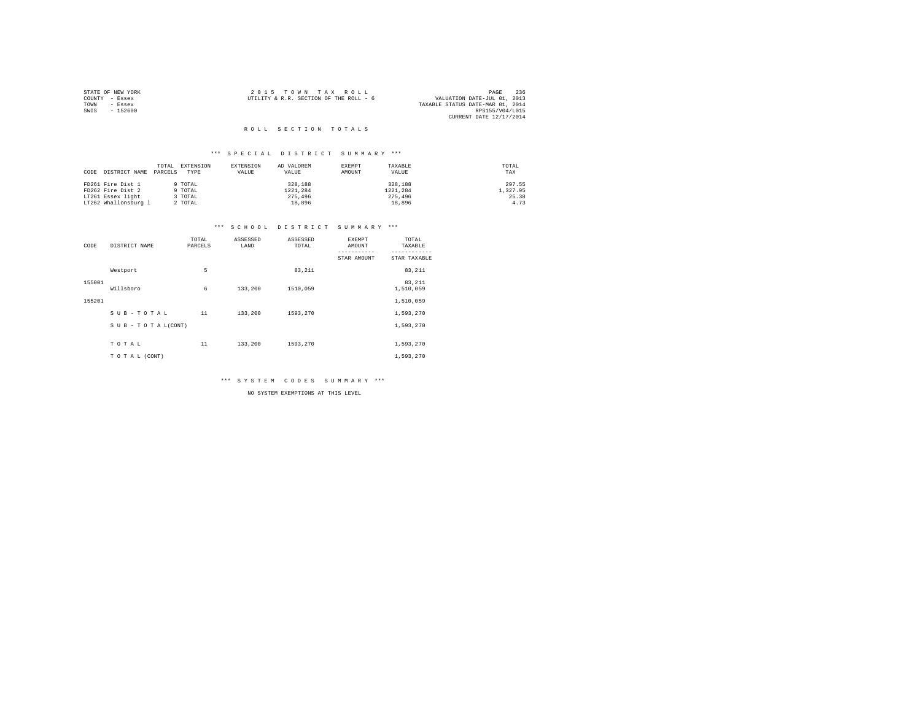STATE OF NEW YORK
COUNTY - Essex
TOWN - Essex
SWIS - 152600

2 0 1 5 T O W N T A X R O L L
UTILITY & R.R. SECTION OF THE ROLL - 6

VALUATION DATE-JUL 01, 2013
TAXABLE STATUS DATE-MAR 01, 2014
RPS155/V04/L015
CURRENT DATE 12/17/2014

## R O L L S E C T I O N T O T A L S

### *** S P E C I A L D I S T R I C T S U M M A R Y ***

| CODE | DISTRICT NAME | TOTAL PARCELS | EXTENSION TYPE | EXTENSION VALUE | AD VALOREM VALUE | EXEMPT AMOUNT | TAXABLE VALUE | TOTAL TAX |
|---|---|---|---|---|---|---|---|---|
| FD261 | Fire Dist 1 | 9 | TOTAL | | 328,188 | | 328,188 | 297.55 |
| FD262 | Fire Dist 2 | 9 | TOTAL | | 1221,284 | | 1221,284 | 1,327.95 |
| LT261 | Essex light | 3 | TOTAL | | 275,496 | | 275,496 | 25.38 |
| LT262 | Whallonsburg l | 2 | TOTAL | | 18,896 | | 18,896 | 4.73 |

### *** S C H O O L D I S T R I C T S U M M A R Y ***

| CODE | DISTRICT NAME | TOTAL PARCELS | ASSESSED LAND | ASSESSED TOTAL | EXEMPT AMOUNT / STAR AMOUNT | TOTAL TAXABLE / STAR TAXABLE |
|---|---|---|---|---|---|---|
| 155001 | Westport | 5 | | 83,211 | | 83,211 |
| | | | | | | 83,211 |
| 155201 | Willsboro | 6 | 133,200 | 1510,059 | | 1,510,059 |
| | | | | | | 1,510,059 |
| | S U B - T O T A L | 11 | 133,200 | 1593,270 | | 1,593,270 |
| | S U B - T O T A L(CONT) | | | | | 1,593,270 |
| | T O T A L | 11 | 133,200 | 1593,270 | | 1,593,270 |
| | T O T A L (CONT) | | | | | 1,593,270 |

### *** S Y S T E M C O D E S S U M M A R Y ***

NO SYSTEM EXEMPTIONS AT THIS LEVEL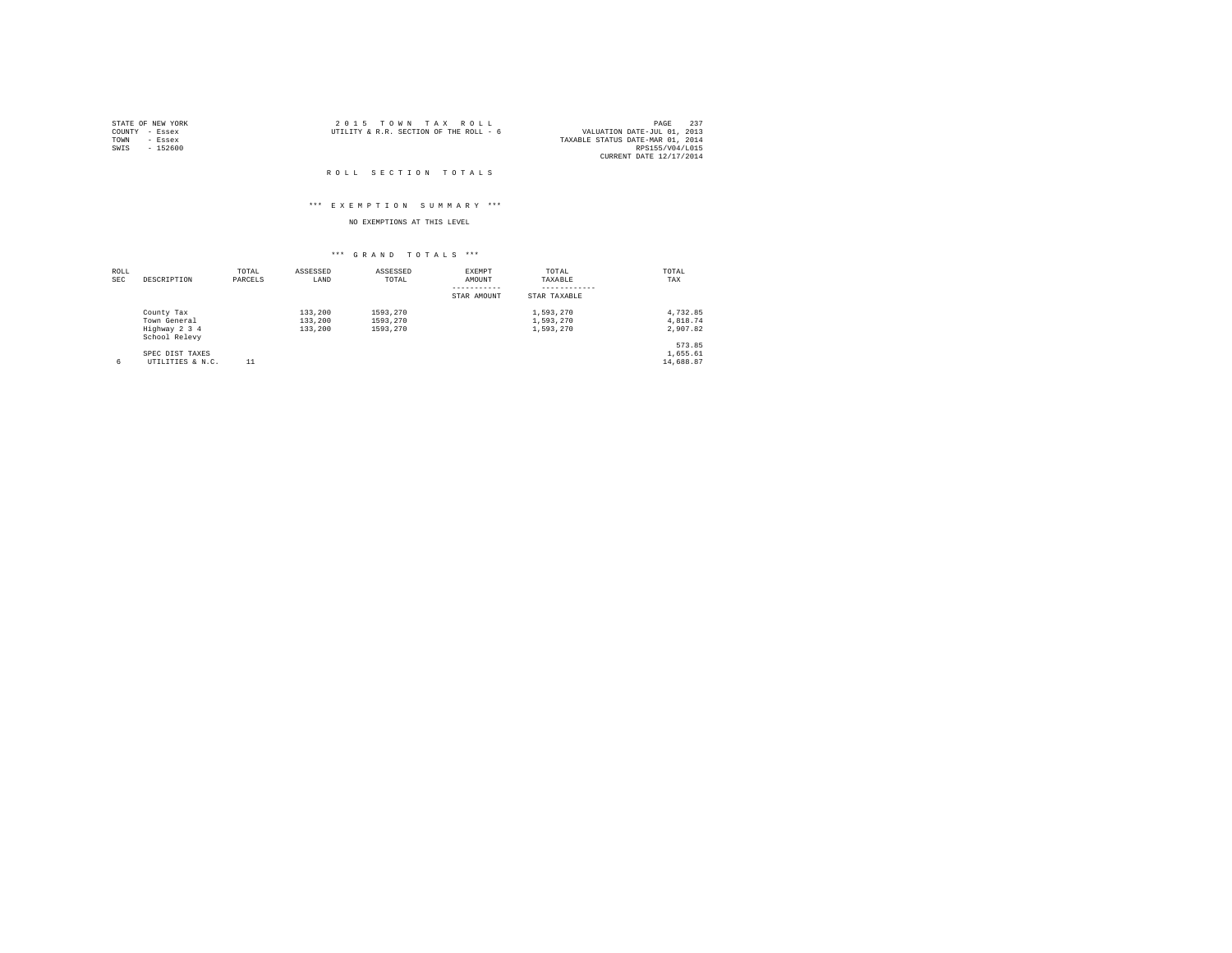STATE OF NEW YORK
COUNTY - Essex
TOWN - Essex
SWIS - 152600

2 0 1 5 T O W N T A X R O L L
UTILITY & R.R. SECTION OF THE ROLL - 6

VALUATION DATE-JUL 01, 2013
TAXABLE STATUS DATE-MAR 01, 2014
RPS155/V04/L015
CURRENT DATE 12/17/2014

## R O L L S E C T I O N T O T A L S

### \*\*\* E X E M P T I O N S U M M A R Y \*\*\*

NO EXEMPTIONS AT THIS LEVEL

### \*\*\* G R A N D T O T A L S \*\*\*

| ROLL SEC | DESCRIPTION | TOTAL PARCELS | ASSESSED LAND | ASSESSED TOTAL | EXEMPT AMOUNT<br>-----------<br>STAR AMOUNT | TOTAL TAXABLE<br>------------<br>STAR TAXABLE | TOTAL TAX |
|---|---|---|---|---|---|---|---|
| | County Tax | | 133,200 | 1593,270 | | 1,593,270 | 4,732.85 |
| | Town General | | 133,200 | 1593,270 | | 1,593,270 | 4,818.74 |
| | Highway 2 3 4 | | 133,200 | 1593,270 | | 1,593,270 | 2,907.82 |
| | School Relevy | | | | | | 573.85 |
| | SPEC DIST TAXES | | | | | | 1,655.61 |
| 6 | UTILITIES & N.C. | 11 | | | | | 14,688.87 |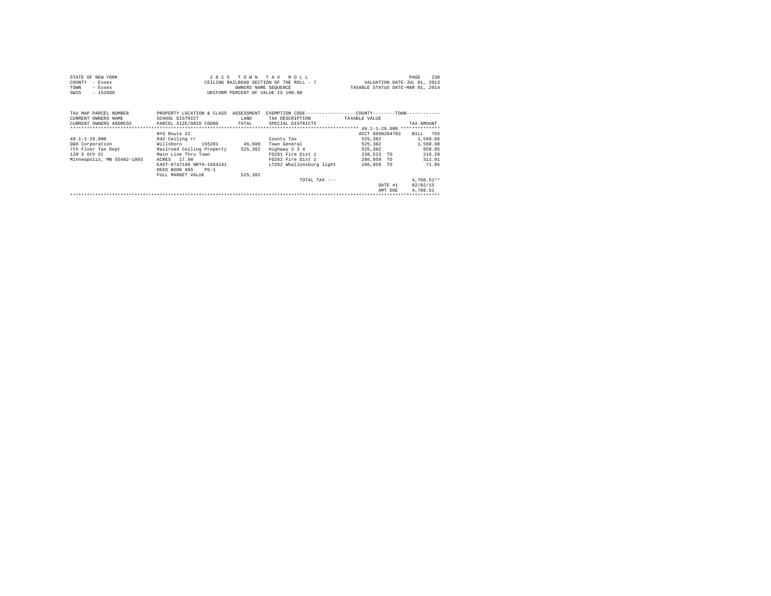STATE OF NEW YORK
COUNTY - Essex
TOWN - Essex
SWIS - 152600

2 0 1 5 T O W N T A X R O L L
CEILING RAILROAD SECTION OF THE ROLL - 7
OWNERS NAME SEQUENCE
UNIFORM PERCENT OF VALUE IS 100.00

VALUATION DATE-JUL 01, 2013
TAXABLE STATUS DATE-MAR 01, 2014

| TAX MAP PARCEL NUMBER / CURRENT OWNERS NAME / CURRENT OWNERS ADDRESS | PROPERTY LOCATION & CLASS / SCHOOL DISTRICT / PARCEL SIZE/GRID COORD | ASSESSMENT LAND / TOTAL | EXEMPTION CODE / TAX DESCRIPTION / SPECIAL DISTRICTS | COUNTY--------TOWN TAXABLE VALUE | TAX AMOUNT |
|---|---|---|---|---|---|
| 49.1-1-29.000 | NYS Route 22 | | | ACCT 605N204703 | BILL 755 |
| | 842 Ceiling rr | | County Tax | 525,382 | 1,560.66 |
| D&H Corporation | Willsboro 155201 | 46,600 | Town General | 525,382 | 1,588.98 |
| 7th Floor Tax Dept | Railroad Ceiling Property | 525,382 | Highway 2 3 4 | 525,382 | 958.85 |
| 120 S 6th St | Main Line Thru Town | | FD261 Fire Dist 1 | 238,523 TO | 216.26 |
| Minneapolis, MN 55402-1803 | ACRES 17.90 | | FD262 Fire Dist 2 | 286,859 TO | 311.91 |
| | EAST-0747199 NRTH-1564141 | | LT262 Whallonsburg light | 286,859 TO | 71.85 |
| | DEED BOOK 985 PG-1 | | | | |
| | FULL MARKET VALUE | 525,382 | | | |
| | | | TOTAL TAX --- | | 4,708.51** |
| | | | | DATE #1 | 02/02/15 |
| | | | | AMT DUE | 4,708.51 |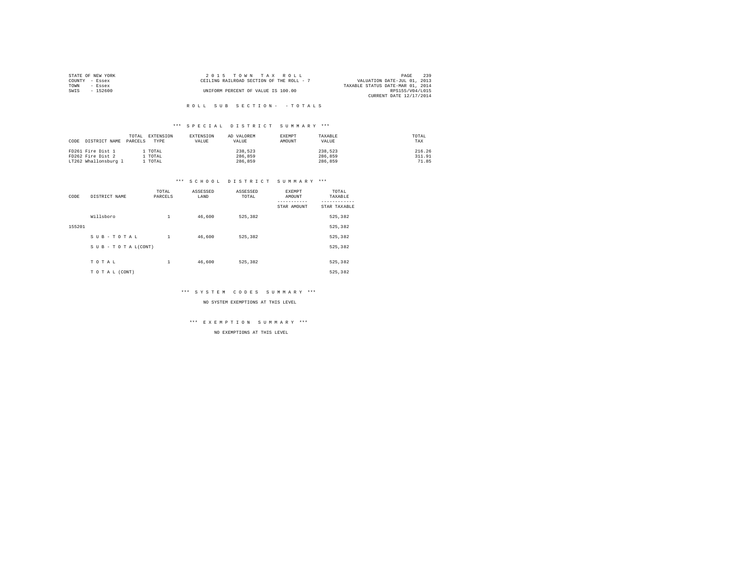STATE OF NEW YORK
COUNTY - Essex
TOWN - Essex
SWIS - 152600

2 0 1 5 T O W N T A X R O L L
CEILING RAILROAD SECTION OF THE ROLL - 7
UNIFORM PERCENT OF VALUE IS 100.00

VALUATION DATE-JUL 01, 2013
TAXABLE STATUS DATE-MAR 01, 2014
RPS155/V04/L015
CURRENT DATE 12/17/2014

R O L L S U B S E C T I O N - - T O T A L S

*** S P E C I A L D I S T R I C T S U M M A R Y ***

| CODE | DISTRICT NAME | TOTAL PARCELS | EXTENSION TYPE | EXTENSION VALUE | AD VALOREM VALUE | EXEMPT AMOUNT | TAXABLE VALUE | TOTAL TAX |
|---|---|---|---|---|---|---|---|---|
| FD261 | Fire Dist 1 | 1 | TOTAL | | 238,523 | | 238,523 | 216.26 |
| FD262 | Fire Dist 2 | 1 | TOTAL | | 286,859 | | 286,859 | 311.91 |
| LT262 | Whallonsburg l | 1 | TOTAL | | 286,859 | | 286,859 | 71.85 |

*** S C H O O L D I S T R I C T S U M M A R Y ***

| CODE | DISTRICT NAME | TOTAL PARCELS | ASSESSED LAND | ASSESSED TOTAL | EXEMPT AMOUNT / STAR AMOUNT | TOTAL TAXABLE / STAR TAXABLE |
|---|---|---|---|---|---|---|
| | Willsboro | 1 | 46,600 | 525,382 | | 525,382 |
| 155201 | | | | | | 525,382 |
| | S U B - T O T A L | 1 | 46,600 | 525,382 | | 525,382 |
| | S U B - T O T A L(CONT) | | | | | 525,382 |
| | T O T A L | 1 | 46,600 | 525,382 | | 525,382 |
| | T O T A L (CONT) | | | | | 525,382 |

*** S Y S T E M C O D E S S U M M A R Y ***

NO SYSTEM EXEMPTIONS AT THIS LEVEL

*** E X E M P T I O N S U M M A R Y ***

NO EXEMPTIONS AT THIS LEVEL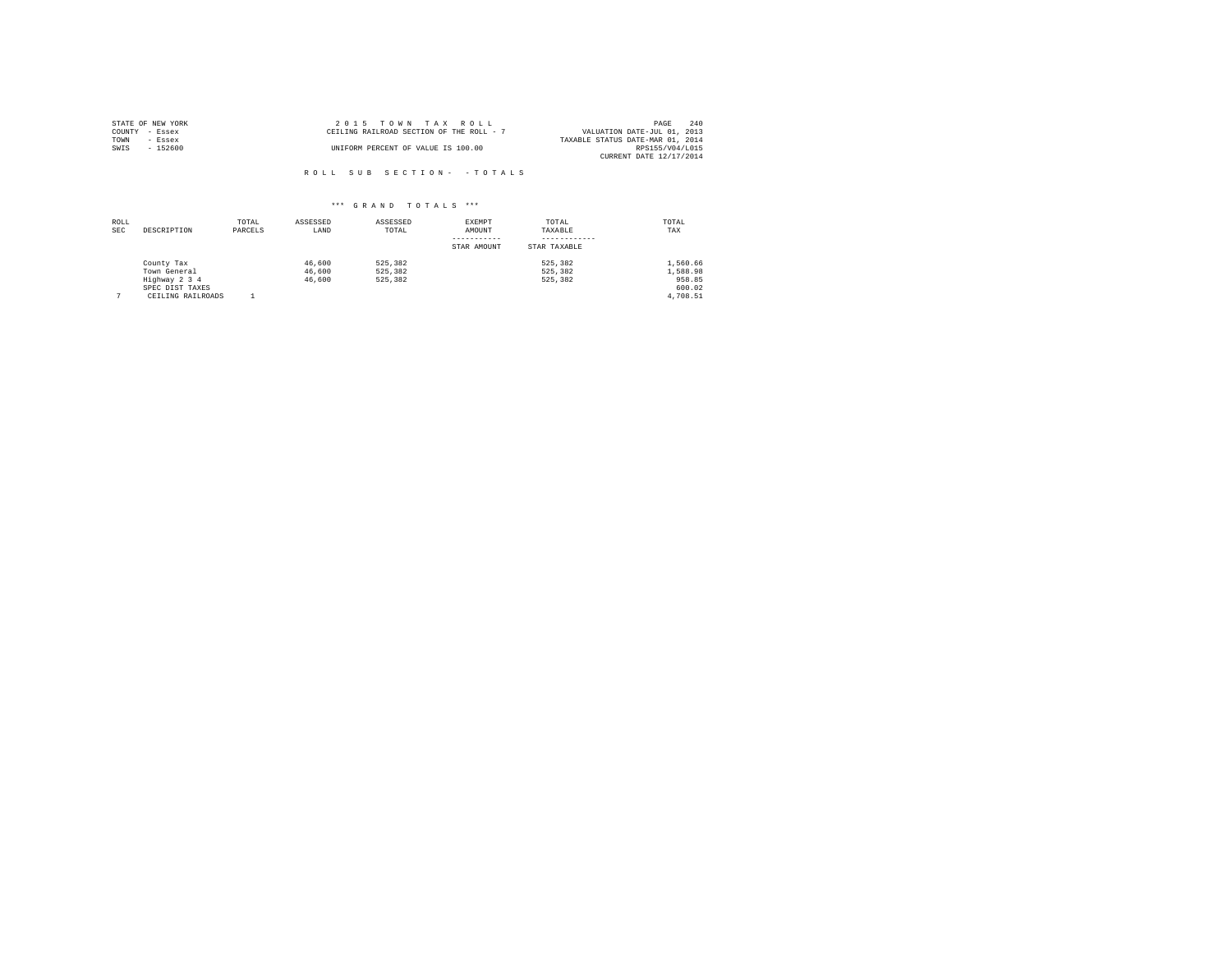STATE OF NEW YORK
COUNTY - Essex
TOWN - Essex
SWIS - 152600

2 0 1 5 T O W N T A X R O L L
CEILING RAILROAD SECTION OF THE ROLL - 7
UNIFORM PERCENT OF VALUE IS 100.00

VALUATION DATE-JUL 01, 2013
TAXABLE STATUS DATE-MAR 01, 2014
RPS155/V04/L015
CURRENT DATE 12/17/2014

R O L L S U B S E C T I O N - - T O T A L S

\*\*\* G R A N D T O T A L S \*\*\*

| ROLL SEC | DESCRIPTION | TOTAL PARCELS | ASSESSED LAND | ASSESSED TOTAL | EXEMPT AMOUNT / STAR AMOUNT | TOTAL TAXABLE / STAR TAXABLE | TOTAL TAX |
|---|---|---|---|---|---|---|---|
| | County Tax | | 46,600 | 525,382 | | 525,382 | 1,560.66 |
| | Town General | | 46,600 | 525,382 | | 525,382 | 1,588.98 |
| | Highway 2 3 4 | | 46,600 | 525,382 | | 525,382 | 958.85 |
| | SPEC DIST TAXES | | | | | | 600.02 |
| 7 | CEILING RAILROADS | 1 | | | | | 4,708.51 |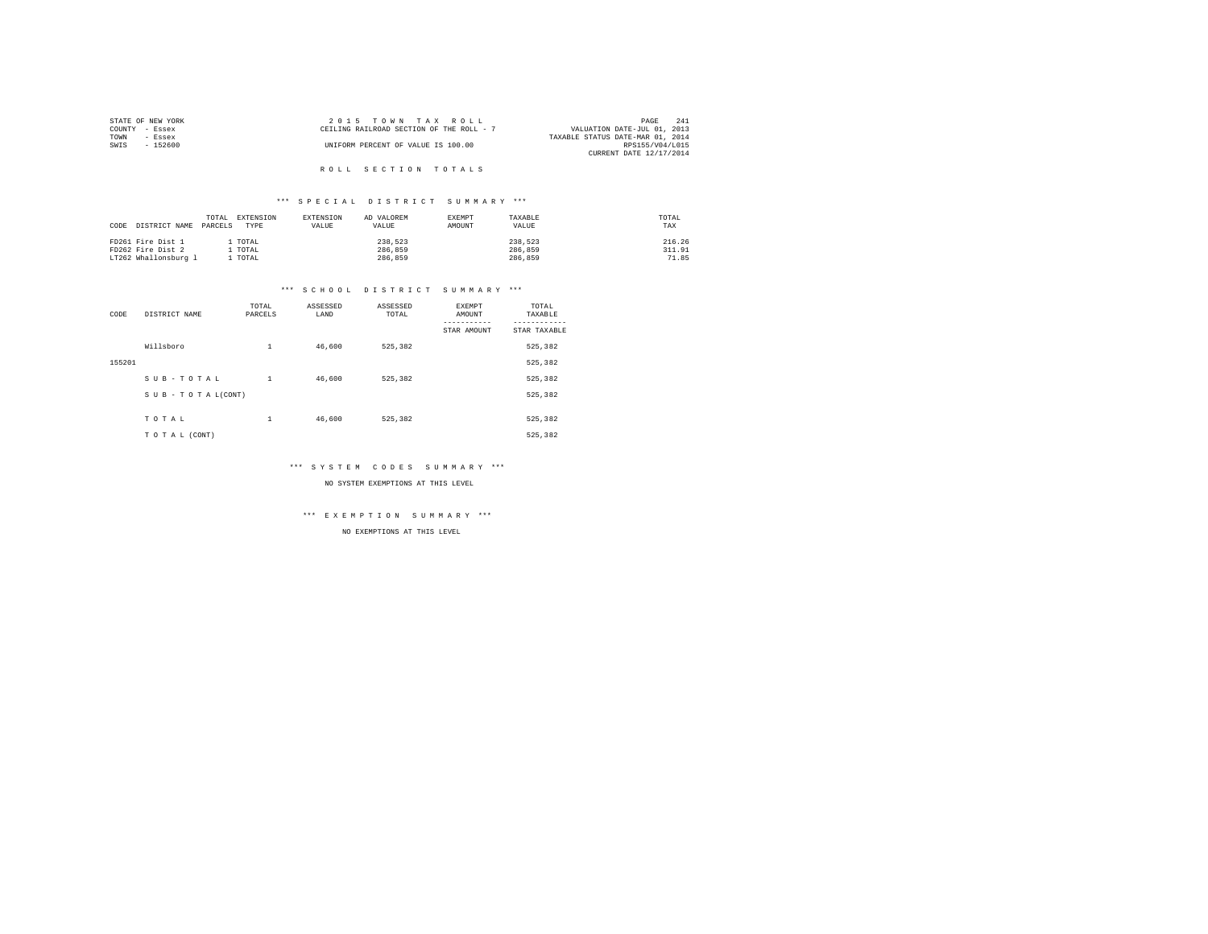STATE OF NEW YORK | COUNTY - Essex | TOWN - Essex | SWIS - 152600

2 0 1 5 T O W N T A X R O L L
CEILING RAILROAD SECTION OF THE ROLL - 7
UNIFORM PERCENT OF VALUE IS 100.00

VALUATION DATE-JUL 01, 2013
TAXABLE STATUS DATE-MAR 01, 2014
RPS155/V04/L015
CURRENT DATE 12/17/2014

# R O L L S E C T I O N T O T A L S

## *** S P E C I A L D I S T R I C T S U M M A R Y ***

| CODE | DISTRICT NAME | TOTAL PARCELS | EXTENSION TYPE | EXTENSION VALUE | AD VALOREM VALUE | EXEMPT AMOUNT | TAXABLE VALUE | TOTAL TAX |
|---|---|---|---|---|---|---|---|---|
| FD261 | Fire Dist 1 | 1 | TOTAL | | 238,523 | | 238,523 | 216.26 |
| FD262 | Fire Dist 2 | 1 | TOTAL | | 286,859 | | 286,859 | 311.91 |
| LT262 | Whallonsburg l | 1 | TOTAL | | 286,859 | | 286,859 | 71.85 |

## *** S C H O O L D I S T R I C T S U M M A R Y ***

| CODE | DISTRICT NAME | TOTAL PARCELS | ASSESSED LAND | ASSESSED TOTAL | EXEMPT AMOUNT / STAR AMOUNT | TOTAL TAXABLE / STAR TAXABLE |
|---|---|---|---|---|---|---|
| | Willsboro | 1 | 46,600 | 525,382 | | 525,382 |
| 155201 | | | | | | 525,382 |
| | S U B - T O T A L | 1 | 46,600 | 525,382 | | 525,382 |
| | S U B - T O T A L(CONT) | | | | | 525,382 |
| | T O T A L | 1 | 46,600 | 525,382 | | 525,382 |
| | T O T A L (CONT) | | | | | 525,382 |

## *** S Y S T E M C O D E S S U M M A R Y ***

NO SYSTEM EXEMPTIONS AT THIS LEVEL

## *** E X E M P T I O N S U M M A R Y ***

NO EXEMPTIONS AT THIS LEVEL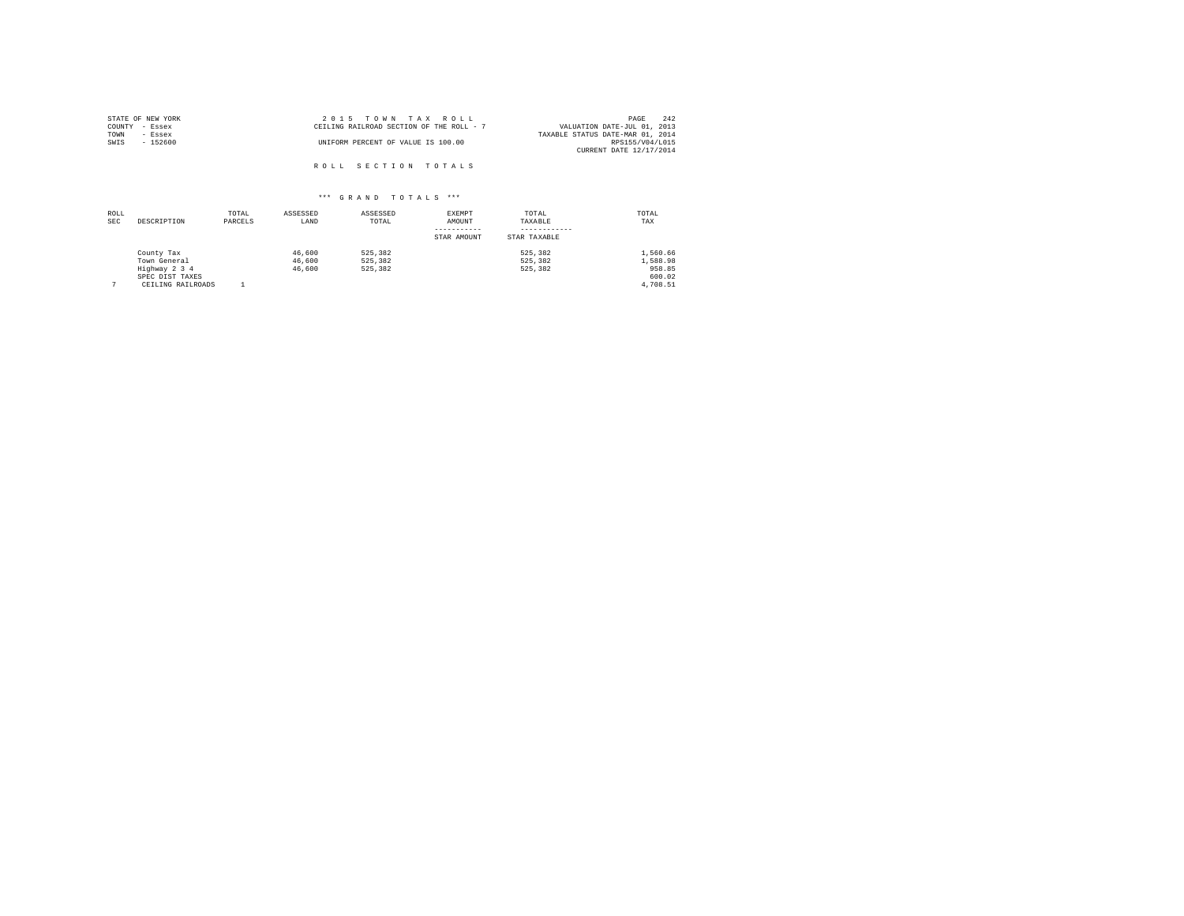STATE OF NEW YORK
COUNTY - Essex
TOWN - Essex
SWIS - 152600

2 0 1 5 T O W N T A X R O L L
CEILING RAILROAD SECTION OF THE ROLL - 7
UNIFORM PERCENT OF VALUE IS 100.00

VALUATION DATE-JUL 01, 2013
TAXABLE STATUS DATE-MAR 01, 2014
RPS155/V04/L015
CURRENT DATE 12/17/2014

R O L L S E C T I O N T O T A L S

*** G R A N D T O T A L S ***

| ROLL SEC | DESCRIPTION | TOTAL PARCELS | ASSESSED LAND | ASSESSED TOTAL | EXEMPT AMOUNT<br>-----------<br>STAR AMOUNT | TOTAL TAXABLE<br>------------<br>STAR TAXABLE | TOTAL TAX |
|---|---|---|---|---|---|---|---|
| | County Tax | | 46,600 | 525,382 | | 525,382 | 1,560.66 |
| | Town General | | 46,600 | 525,382 | | 525,382 | 1,588.98 |
| | Highway 2 3 4 | | 46,600 | 525,382 | | 525,382 | 958.85 |
| | SPEC DIST TAXES | | | | | | 600.02 |
| 7 | CEILING RAILROADS | 1 | | | | | 4,708.51 |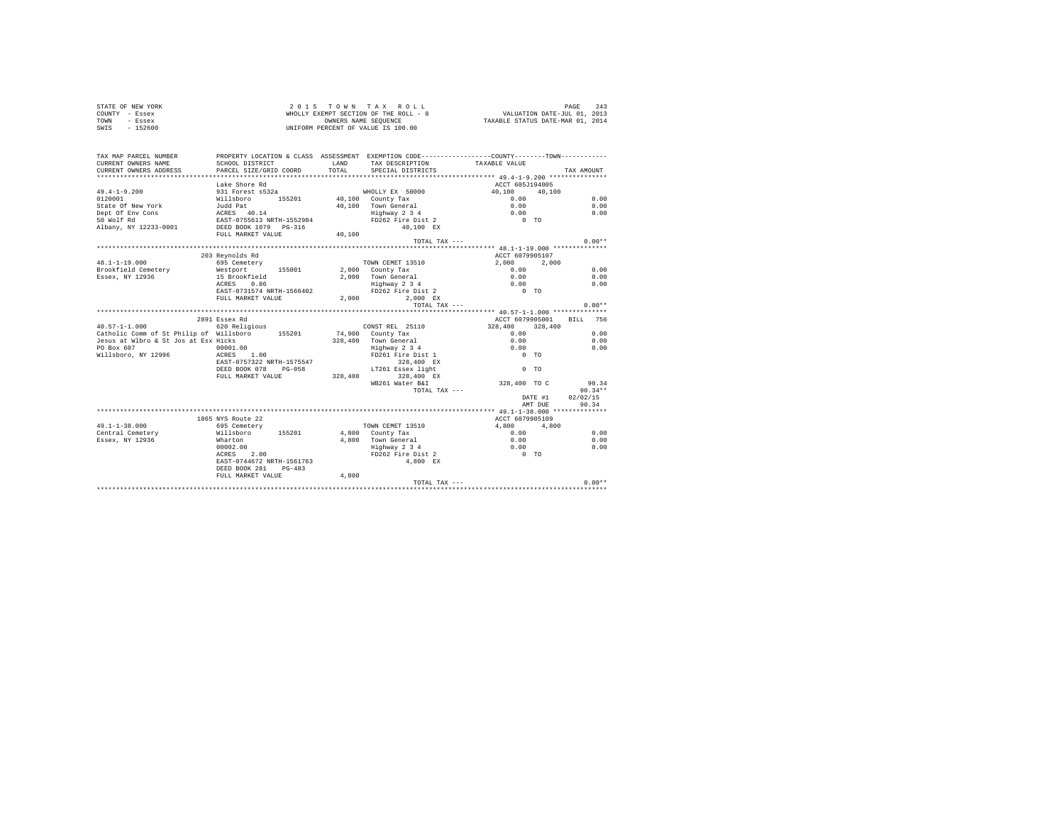STATE OF NEW YORK
COUNTY - Essex
TOWN - Essex
SWIS - 152600

2 0 1 5 T O W N T A X R O L L
WHOLLY EXEMPT SECTION OF THE ROLL - 8
OWNERS NAME SEQUENCE
UNIFORM PERCENT OF VALUE IS 100.00

VALUATION DATE-JUL 01, 2013
TAXABLE STATUS DATE-MAR 01, 2014

| TAX MAP PARCEL NUMBER / CURRENT OWNERS NAME / CURRENT OWNERS ADDRESS | PROPERTY LOCATION & CLASS / SCHOOL DISTRICT / PARCEL SIZE/GRID COORD | ASSESSMENT LAND / TOTAL | EXEMPTION CODE / TAX DESCRIPTION / SPECIAL DISTRICTS | COUNTY / TAXABLE VALUE | TOWN | TAX AMOUNT |
|---|---|---|---|---|---|---|
| **49.4-1-9.200** | Lake Shore Rd | | | ACCT 605J194005 | | |
| 49.4-1-9.200 | 931 Forest s532a | | WHOLLY EX 50000 | 40,100 | 40,100 | |
| 0120001 | Willsboro 155201 | 40,100 | County Tax | 0.00 | | 0.00 |
| State Of New York | Judd Pat | 40,100 | Town General | 0.00 | | 0.00 |
| Dept Of Env Cons | ACRES 40.14 | | Highway 2 3 4 | 0.00 | | 0.00 |
| 50 Wolf Rd | EAST-0755613 NRTH-1552984 | | FD262 Fire Dist 2 | 0 TO | | |
| Albany, NY 12233-0001 | DEED BOOK 1079 PG-316 | | 40,100 EX | | | |
| | FULL MARKET VALUE | 40,100 | | | | |
| | | | TOTAL TAX --- | | | 0.00** |
| **48.1-1-19.000** | 203 Reynolds Rd | | | ACCT 6079905107 | | |
| 48.1-1-19.000 | 695 Cemetery | | TOWN CEMET 13510 | 2,000 | 2,000 | |
| Brookfield Cemetery | Westport 155001 | 2,000 | County Tax | 0.00 | | 0.00 |
| Essex, NY 12936 | 15 Brookfield | 2,000 | Town General | 0.00 | | 0.00 |
| | ACRES 0.86 | | Highway 2 3 4 | 0.00 | | 0.00 |
| | EAST-0731574 NRTH-1566402 | | FD262 Fire Dist 2 | 0 TO | | |
| | FULL MARKET VALUE | 2,000 | 2,000 EX | | | |
| | | | TOTAL TAX --- | | | 0.00** |
| **40.57-1-1.000** | 2891 Essex Rd | | | ACCT 6079905001 | BILL 756 | |
| 40.57-1-1.000 | 620 Religious | | CONST REL 25110 | 328,400 | 328,400 | |
| Catholic Comm of St Philip of | Willsboro 155201 | 74,900 | County Tax | 0.00 | | 0.00 |
| Jesus at Wlbro & St Jos at Esx | Hicks | 328,400 | Town General | 0.00 | | 0.00 |
| PO Box 607 | 00001.00 | | Highway 2 3 4 | 0.00 | | 0.00 |
| Willsboro, NY 12996 | ACRES 1.00 | | FD261 Fire Dist 1 | 0 TO | | |
| | EAST-0757322 NRTH-1575547 | | 328,400 EX | | | |
| | DEED BOOK 078 PG-058 | | LT261 Essex light | 0 TO | | |
| | FULL MARKET VALUE | 328,400 | 328,400 EX | | | |
| | | | WB261 Water B&I | 328,400 TO C | | 90.34 |
| | | | TOTAL TAX --- | | | 90.34** |
| | | | | DATE #1 | | 02/02/15 |
| | | | | AMT DUE | | 90.34 |
| **49.1-1-38.000** | 1865 NYS Route 22 | | | ACCT 6079905109 | | |
| 49.1-1-38.000 | 695 Cemetery | | TOWN CEMET 13510 | 4,800 | 4,800 | |
| Central Cemetery | Willsboro 155201 | 4,800 | County Tax | 0.00 | | 0.00 |
| Essex, NY 12936 | Wharton | 4,800 | Town General | 0.00 | | 0.00 |
| | 00002.00 | | Highway 2 3 4 | 0.00 | | 0.00 |
| | ACRES 2.00 | | FD262 Fire Dist 2 | 0 TO | | |
| | EAST-0744672 NRTH-1561763 | | 4,800 EX | | | |
| | DEED BOOK 281 PG-483 | | | | | |
| | FULL MARKET VALUE | 4,800 | | | | |
| | | | TOTAL TAX --- | | | 0.00** |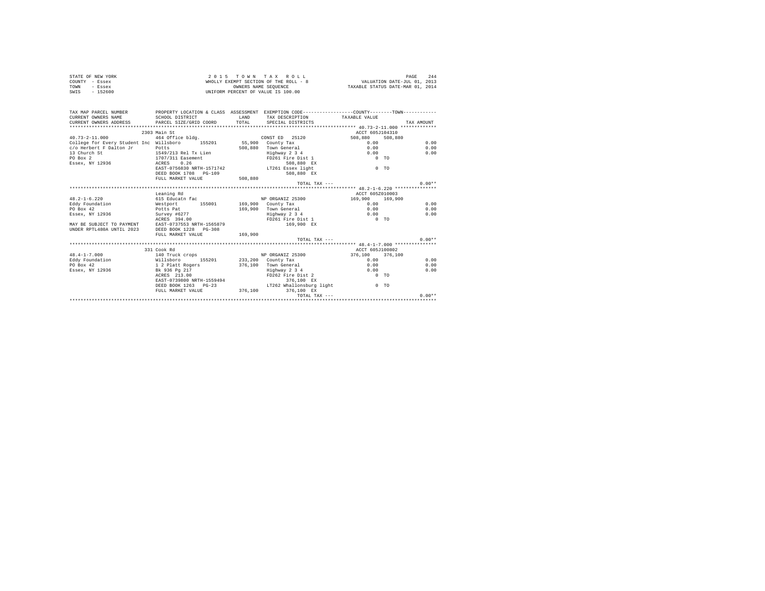STATE OF NEW YORK
COUNTY - Essex
TOWN - Essex
SWIS - 152600

2 0 1 5 T O W N T A X R O L L
WHOLLY EXEMPT SECTION OF THE ROLL - 8
OWNERS NAME SEQUENCE
UNIFORM PERCENT OF VALUE IS 100.00

VALUATION DATE-JUL 01, 2013
TAXABLE STATUS DATE-MAR 01, 2014

```
TAX MAP PARCEL NUMBER          PROPERTY LOCATION & CLASS  ASSESSMENT  EXEMPTION CODE-----------------COUNTY--------TOWN------------
CURRENT OWNERS NAME            SCHOOL DISTRICT              LAND      TAX DESCRIPTION            TAXABLE VALUE
CURRENT OWNERS ADDRESS         PARCEL SIZE/GRID COORD      TOTAL      SPECIAL DISTRICTS                                    TAX AMOUNT
****************************************************************************************************** 40.73-2-11.000 ************
                               2303 Main St                                                        ACCT 605J104310
40.73-2-11.000                 464 Office bldg.                         CONST ED  25120            508,880    508,880
College for Every Student Inc  Willsboro       155201       55,900   County Tax                       0.00                   0.00
c/o Herbert F Dalton Jr        Potts                       508,880   Town General                     0.00                   0.00
13 Church St                   1549/213 Rel Tx Lien                  Highway 2 3 4                    0.00                   0.00
PO Box 2                       1707/311 Easement                     FD261 Fire Dist 1                   0 TO
Essex, NY 12936                ACRES    0.26                              508,880 EX
                               EAST-0756830 NRTH-1571742             LT261 Essex light                   0 TO
                               DEED BOOK 1708   PG-109                    508,880 EX
                               FULL MARKET VALUE           508,880
                                                                           TOTAL TAX ---                                      0.00**
****************************************************************************************************** 48.2-1-6.220 **************
                               Leaning Rd                                                          ACCT 605Z010003
48.2-1-6.220                   615 Educatn fac                          NP ORGANIZ 25300           169,900    169,900
Eddy Foundation                Westport        155001      169,900   County Tax                       0.00                   0.00
PO Box 42                      Potts Pat                   169,900   Town General                     0.00                   0.00
Essex, NY 12936                Survey #6277                          Highway 2 3 4                    0.00                   0.00
                               ACRES  394.00                         FD261 Fire Dist 1                   0 TO
MAY BE SUBJECT TO PAYMENT      EAST-0737553 NRTH-1565879                  169,900 EX
UNDER RPTL480A UNTIL 2023      DEED BOOK 1228   PG-308
                               FULL MARKET VALUE           169,900
                                                                           TOTAL TAX ---                                      0.00**
****************************************************************************************************** 48.4-1-7.000 **************
                               331 Cook Rd                                                         ACCT 605J100802
48.4-1-7.000                   140 Truck crops                          NP ORGANIZ 25300           376,100    376,100
Eddy Foundation                Willsboro       155201      233,200   County Tax                       0.00                   0.00
PO Box 42                      1 2 Platt Rogers            376,100   Town General                     0.00                   0.00
Essex, NY 12936                Bk 936 Pg 217                         Highway 2 3 4                    0.00                   0.00
                               ACRES  213.00                         FD262 Fire Dist 2                   0 TO
                               EAST-0739800 NRTH-1559494                  376,100 EX
                               DEED BOOK 1263   PG-23                LT262 Whallonsburg light            0 TO
                               FULL MARKET VALUE           376,100        376,100 EX
                                                                           TOTAL TAX ---                                      0.00**
************************************************************************************************************************************
```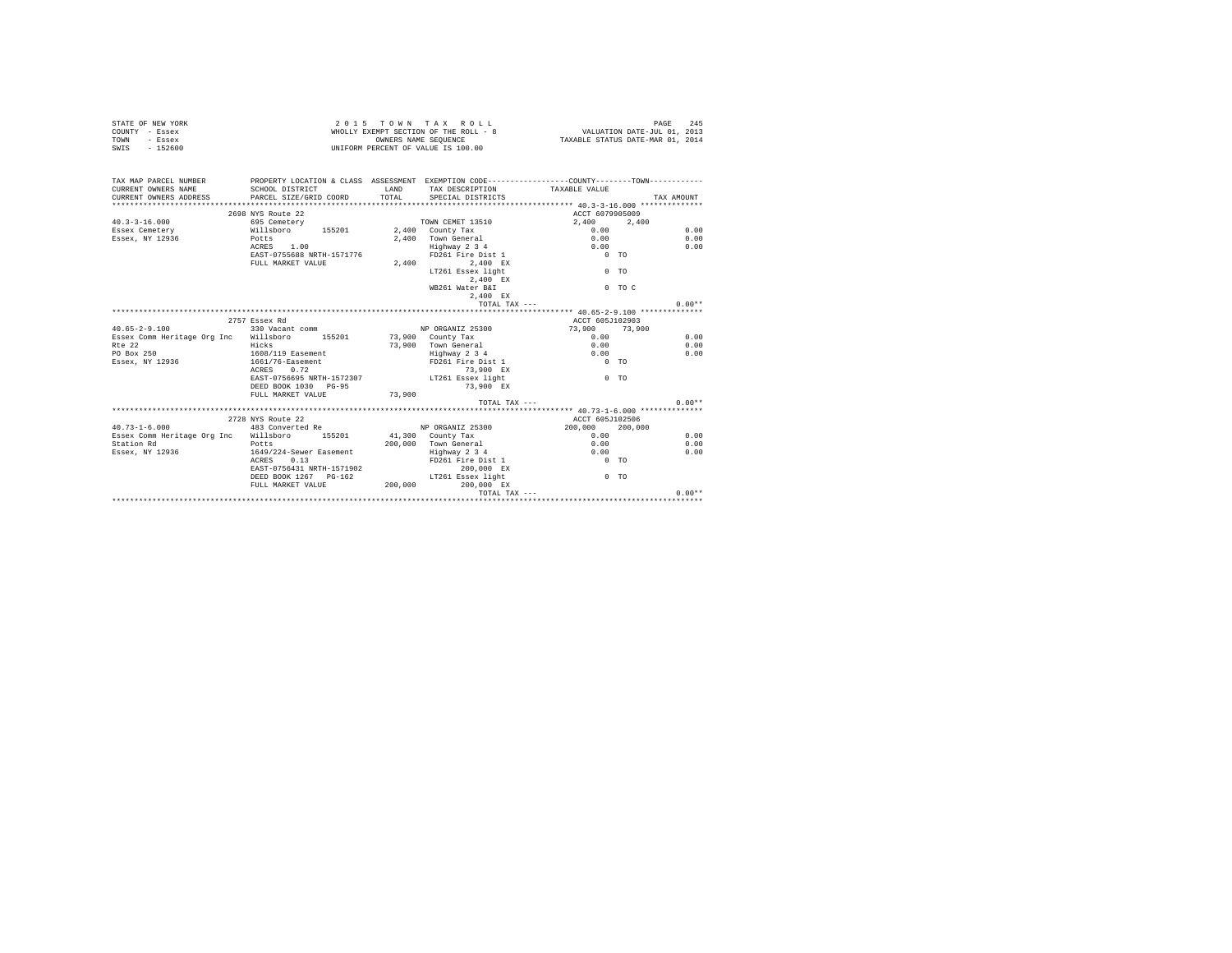STATE OF NEW YORK
COUNTY - Essex
TOWN - Essex
SWIS - 152600

2 0 1 5 T O W N T A X R O L L
WHOLLY EXEMPT SECTION OF THE ROLL - 8
OWNERS NAME SEQUENCE
UNIFORM PERCENT OF VALUE IS 100.00

VALUATION DATE-JUL 01, 2013
TAXABLE STATUS DATE-MAR 01, 2014

| TAX MAP PARCEL NUMBER / CURRENT OWNERS NAME / CURRENT OWNERS ADDRESS | PROPERTY LOCATION & CLASS / SCHOOL DISTRICT / PARCEL SIZE/GRID COORD | ASSESSMENT LAND / TOTAL | EXEMPTION CODE / TAX DESCRIPTION / SPECIAL DISTRICTS | COUNTY TAXABLE VALUE | TOWN | TAX AMOUNT |
|---|---|---|---|---|---|---|
| **40.3-3-16.000** | 2698 NYS Route 22 | | | ACCT 6079905009 | | |
| 40.3-3-16.000 | 695 Cemetery | | TOWN CEMET 13510 | 2,400 | 2,400 | |
| Essex Cemetery | Willsboro 155201 | 2,400 | County Tax | 0.00 | | 0.00 |
| Essex, NY 12936 | Potts | 2,400 | Town General | 0.00 | | 0.00 |
| | ACRES 1.00 | | Highway 2 3 4 | 0.00 | | 0.00 |
| | EAST-0755688 NRTH-1571776 | | FD261 Fire Dist 1 | 0 TO | | |
| | FULL MARKET VALUE | 2,400 | 2,400 EX | | | |
| | | | LT261 Essex light | 0 TO | | |
| | | | 2,400 EX | | | |
| | | | WB261 Water B&I | 0 TO C | | |
| | | | 2,400 EX | | | |
| | | | TOTAL TAX --- | | | 0.00** |
| **40.65-2-9.100** | 2757 Essex Rd | | | ACCT 605J102903 | | |
| 40.65-2-9.100 | 330 Vacant comm | | NP ORGANIZ 25300 | 73,900 | 73,900 | |
| Essex Comm Heritage Org Inc | Willsboro 155201 | 73,900 | County Tax | 0.00 | | 0.00 |
| Rte 22 | Hicks | 73,900 | Town General | 0.00 | | 0.00 |
| PO Box 250 | 1608/119 Easement | | Highway 2 3 4 | 0.00 | | 0.00 |
| Essex, NY 12936 | 1661/76-Easement | | FD261 Fire Dist 1 | 0 TO | | |
| | ACRES 0.72 | | 73,900 EX | | | |
| | EAST-0756695 NRTH-1572307 | | LT261 Essex light | 0 TO | | |
| | DEED BOOK 1030 PG-95 | | 73,900 EX | | | |
| | FULL MARKET VALUE | 73,900 | | | | |
| | | | TOTAL TAX --- | | | 0.00** |
| **40.73-1-6.000** | 2728 NYS Route 22 | | | ACCT 605J102506 | | |
| 40.73-1-6.000 | 483 Converted Re | | NP ORGANIZ 25300 | 200,000 | 200,000 | |
| Essex Comm Heritage Org Inc | Willsboro 155201 | 41,300 | County Tax | 0.00 | | 0.00 |
| Station Rd | Potts | 200,000 | Town General | 0.00 | | 0.00 |
| Essex, NY 12936 | 1649/224-Sewer Easement | | Highway 2 3 4 | 0.00 | | 0.00 |
| | ACRES 0.13 | | FD261 Fire Dist 1 | 0 TO | | |
| | EAST-0756431 NRTH-1571902 | | 200,000 EX | | | |
| | DEED BOOK 1267 PG-162 | | LT261 Essex light | 0 TO | | |
| | FULL MARKET VALUE | 200,000 | 200,000 EX | | | |
| | | | TOTAL TAX --- | | | 0.00** |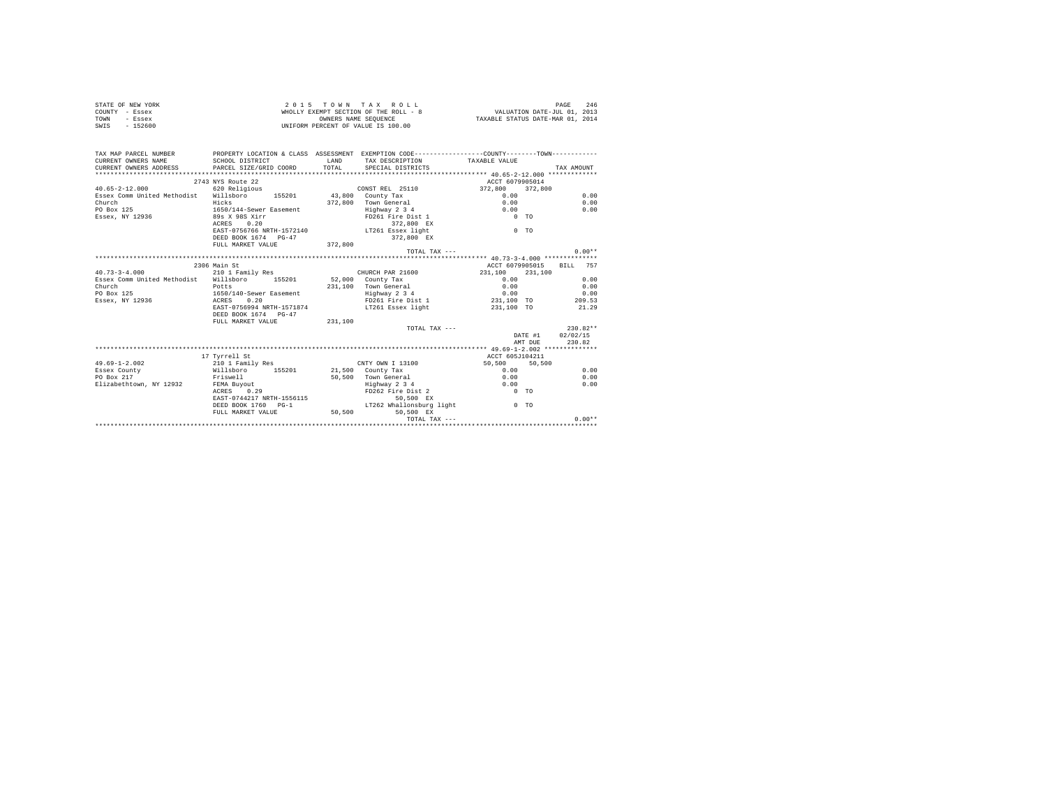STATE OF NEW YORK
COUNTY - Essex
TOWN - Essex
SWIS - 152600

2 0 1 5 T O W N T A X R O L L
WHOLLY EXEMPT SECTION OF THE ROLL - 8
OWNERS NAME SEQUENCE
UNIFORM PERCENT OF VALUE IS 100.00

VALUATION DATE-JUL 01, 2013
TAXABLE STATUS DATE-MAR 01, 2014

| TAX MAP PARCEL NUMBER / CURRENT OWNERS NAME / CURRENT OWNERS ADDRESS | PROPERTY LOCATION & CLASS / SCHOOL DISTRICT / PARCEL SIZE/GRID COORD | ASSESSMENT LAND / TOTAL | EXEMPTION CODE / TAX DESCRIPTION / SPECIAL DISTRICTS | COUNTY / TAXABLE VALUE | TOWN | TAX AMOUNT |
|---|---|---|---|---|---|---|
| | 2743 NYS Route 22 | | | ACCT 6079905014 | | |
| 40.65-2-12.000 | 620 Religious | | CONST REL 25110 | 372,800 | 372,800 | |
| Essex Comm United Methodist | Willsboro 155201 | 43,800 | County Tax | 0.00 | | 0.00 |
| Church | Hicks | 372,800 | Town General | 0.00 | | 0.00 |
| PO Box 125 | 1650/144-Sewer Easement | | Highway 2 3 4 | 0.00 | | 0.00 |
| Essex, NY 12936 | 89s X 98S Xirr | | FD261 Fire Dist 1 | 0 TO | | |
| | ACRES 0.20 | | 372,800 EX | | | |
| | EAST-0756766 NRTH-1572140 | | LT261 Essex light | 0 TO | | |
| | DEED BOOK 1674 PG-47 | | 372,800 EX | | | |
| | FULL MARKET VALUE | 372,800 | | | | |
| | | | TOTAL TAX --- | | | 0.00** |
| | 2306 Main St | | | ACCT 6079905015 | BILL 757 | |
| 40.73-3-4.000 | 210 1 Family Res | | CHURCH PAR 21600 | 231,100 | 231,100 | |
| Essex Comm United Methodist | Willsboro 155201 | 52,000 | County Tax | 0.00 | | 0.00 |
| Church | Potts | 231,100 | Town General | 0.00 | | 0.00 |
| PO Box 125 | 1650/140-Sewer Easement | | Highway 2 3 4 | 0.00 | | 0.00 |
| Essex, NY 12936 | ACRES 0.20 | | FD261 Fire Dist 1 | 231,100 TO | | 209.53 |
| | EAST-0756994 NRTH-1571874 | | LT261 Essex light | 231,100 TO | | 21.29 |
| | DEED BOOK 1674 PG-47 | | | | | |
| | FULL MARKET VALUE | 231,100 | | | | |
| | | | TOTAL TAX --- | | | 230.82** |
| | | | | | DATE #1 | 02/02/15 |
| | | | | | AMT DUE | 230.82 |
| | 17 Tyrrell St | | | ACCT 605J104211 | | |
| 49.69-1-2.002 | 210 1 Family Res | | CNTY OWN I 13100 | 50,500 | 50,500 | |
| Essex County | Willsboro 155201 | 21,500 | County Tax | 0.00 | | 0.00 |
| PO Box 217 | Friswell | 50,500 | Town General | 0.00 | | 0.00 |
| Elizabethtown, NY 12932 | FEMA Buyout | | Highway 2 3 4 | 0.00 | | 0.00 |
| | ACRES 0.29 | | FD262 Fire Dist 2 | 0 TO | | |
| | EAST-0744217 NRTH-1556115 | | 50,500 EX | | | |
| | DEED BOOK 1760 PG-1 | | LT262 Whallonsburg light | 0 TO | | |
| | FULL MARKET VALUE | 50,500 | 50,500 EX | | | |
| | | | TOTAL TAX --- | | | 0.00** |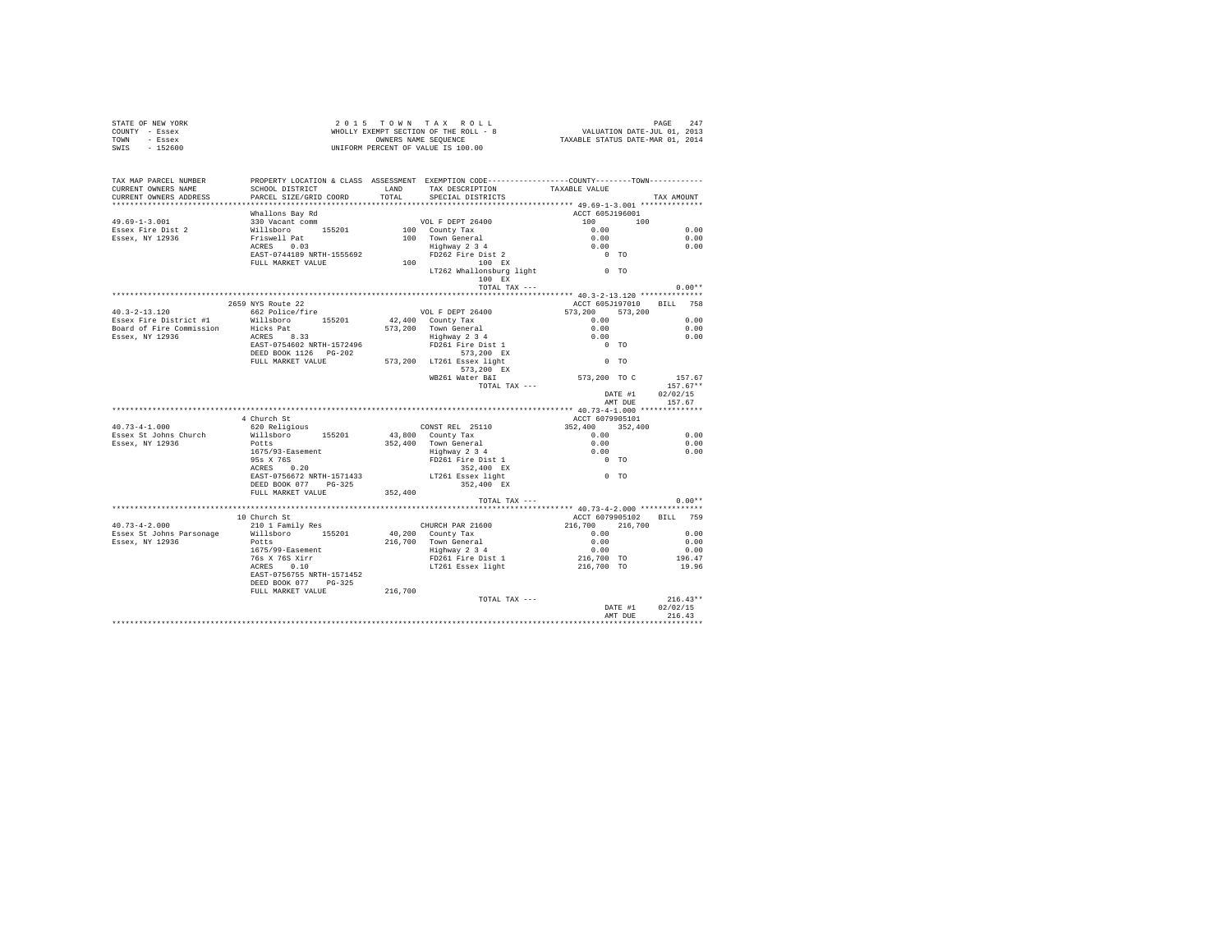STATE OF NEW YORK
COUNTY - Essex
TOWN - Essex
SWIS - 152600

2 0 1 5 T O W N T A X R O L L
WHOLLY EXEMPT SECTION OF THE ROLL - 8
OWNERS NAME SEQUENCE
UNIFORM PERCENT OF VALUE IS 100.00

VALUATION DATE-JUL 01, 2013
TAXABLE STATUS DATE-MAR 01, 2014

```
TAX MAP PARCEL NUMBER         PROPERTY LOCATION & CLASS  ASSESSMENT  EXEMPTION CODE-----------------COUNTY--------TOWN-----------
CURRENT OWNERS NAME           SCHOOL DISTRICT              LAND      TAX DESCRIPTION            TAXABLE VALUE
CURRENT OWNERS ADDRESS        PARCEL SIZE/GRID COORD       TOTAL     SPECIAL DISTRICTS                                   TAX AMOUNT
****************************************************************************************************** 49.69-1-3.001 **************
                              Whallons Bay Rd                                                    ACCT 605J196001
49.69-1-3.001                 330 Vacant comm                        VOL F DEPT 26400                100        100
Essex Fire Dist 2             Willsboro      155201          100   County Tax                        0.00                 0.00
Essex, NY 12936               Friswell Pat                   100   Town General                      0.00                 0.00
                              ACRES    0.03                          Highway 2 3 4                     0.00                 0.00
                              EAST-0744189 NRTH-1555692              FD262 Fire Dist 2                    0 TO
                              FULL MARKET VALUE              100          100 EX
                                                                     LT262 Whallonsburg light             0 TO
                                                                          100 EX
                                                                          TOTAL TAX ---                                   0.00**
****************************************************************************************************** 40.3-2-13.120 **************
                              2659 NYS Route 22                                                  ACCT 605J197010    BILL   758
40.3-2-13.120                 662 Police/fire                        VOL F DEPT 26400            573,200    573,200
Essex Fire District #1        Willsboro      155201       42,400   County Tax                        0.00                 0.00
Board of Fire Commission      Hicks Pat                  573,200   Town General                      0.00                 0.00
Essex, NY 12936               ACRES    8.33                          Highway 2 3 4                     0.00                 0.00
                              EAST-0754602 NRTH-1572496              FD261 Fire Dist 1                    0 TO
                              DEED BOOK 1126   PG-202                     573,200 EX
                              FULL MARKET VALUE          573,200   LT261 Essex light                    0 TO
                                                                          573,200 EX
                                                                     WB261 Water B&I               573,200 TO C          157.67
                                                                          TOTAL TAX ---                                 157.67**
                                                                                                       DATE #1       02/02/15
                                                                                                       AMT DUE         157.67
****************************************************************************************************** 40.73-4-1.000 **************
                              4 Church St                                                        ACCT 6079905101
40.73-4-1.000                 620 Religious                          CONST REL  25110            352,400    352,400
Essex St Johns Church         Willsboro      155201       43,800   County Tax                        0.00                 0.00
Essex, NY 12936               Potts                      352,400   Town General                      0.00                 0.00
                              1675/93-Easement                       Highway 2 3 4                     0.00                 0.00
                              95s X 76S                              FD261 Fire Dist 1                    0 TO
                              ACRES    0.20                               352,400 EX
                              EAST-0756672 NRTH-1571433              LT261 Essex light                    0 TO
                              DEED BOOK 077    PG-325                     352,400 EX
                              FULL MARKET VALUE          352,400
                                                                          TOTAL TAX ---                                   0.00**
****************************************************************************************************** 40.73-4-2.000 **************
                              10 Church St                                                       ACCT 6079905102    BILL   759
40.73-4-2.000                 210 1 Family Res                       CHURCH PAR 21600            216,700    216,700
Essex St Johns Parsonage      Willsboro      155201       40,200   County Tax                        0.00                 0.00
Essex, NY 12936               Potts                      216,700   Town General                      0.00                 0.00
                              1675/99-Easement                       Highway 2 3 4                     0.00                 0.00
                              76s X 76S Xirr                         FD261 Fire Dist 1             216,700 TO            196.47
                              ACRES    0.10                          LT261 Essex light             216,700 TO             19.96
                              EAST-0756755 NRTH-1571452
                              DEED BOOK 077    PG-325
                              FULL MARKET VALUE          216,700
                                                                          TOTAL TAX ---                                 216.43**
                                                                                                       DATE #1       02/02/15
                                                                                                       AMT DUE         216.43
************************************************************************************************************************************
```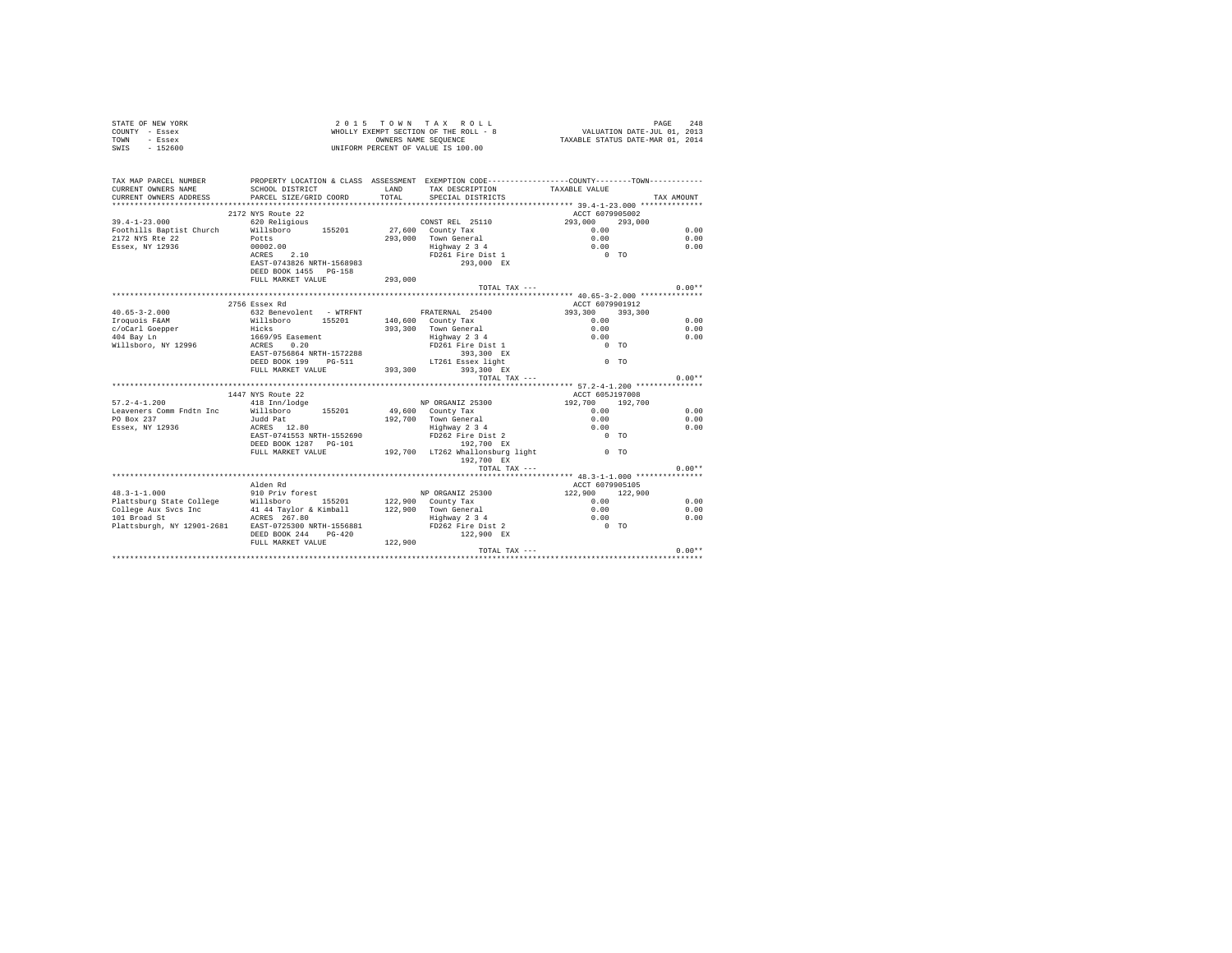STATE OF NEW YORK
COUNTY - Essex
TOWN - Essex
SWIS - 152600

2 0 1 5  T O W N  T A X  R O L L
WHOLLY EXEMPT SECTION OF THE ROLL - 8
OWNERS NAME SEQUENCE
UNIFORM PERCENT OF VALUE IS 100.00

VALUATION DATE-JUL 01, 2013
TAXABLE STATUS DATE-MAR 01, 2014

| TAX MAP PARCEL NUMBER / CURRENT OWNERS NAME / CURRENT OWNERS ADDRESS | PROPERTY LOCATION & CLASS / SCHOOL DISTRICT / PARCEL SIZE/GRID COORD | ASSESSMENT LAND / TOTAL | EXEMPTION CODE / TAX DESCRIPTION / SPECIAL DISTRICTS | COUNTY TAXABLE VALUE | TOWN | TAX AMOUNT |
|---|---|---|---|---|---|---|
| 39.4-1-23.000 | 2172 NYS Route 22 | | | ACCT 6079905002 | | |
| 39.4-1-23.000 | 620 Religious | | CONST REL 25110 | 293,000 | 293,000 | |
| Foothills Baptist Church | Willsboro 155201 | 27,600 | County Tax | 0.00 | | 0.00 |
| 2172 NYS Rte 22 | Potts | 293,000 | Town General | 0.00 | | 0.00 |
| Essex, NY 12936 | 00002.00 | | Highway 2 3 4 | 0.00 | | 0.00 |
| | ACRES 2.10 | | FD261 Fire Dist 1 | 0 TO | | |
| | EAST-0743826 NRTH-1568983 | | 293,000 EX | | | |
| | DEED BOOK 1455 PG-158 | | | | | |
| | FULL MARKET VALUE | 293,000 | | | | |
| | | | TOTAL TAX --- | | | 0.00** |
| 40.65-3-2.000 | 2756 Essex Rd | | | ACCT 6079901912 | | |
| 40.65-3-2.000 | 632 Benevolent - WTRFNT | | FRATERNAL 25400 | 393,300 | 393,300 | |
| Iroquois F&AM | Willsboro 155201 | 140,600 | County Tax | 0.00 | | 0.00 |
| c/oCarl Goepper | Hicks | 393,300 | Town General | 0.00 | | 0.00 |
| 404 Bay Ln | 1669/95 Easement | | Highway 2 3 4 | 0.00 | | 0.00 |
| Willsboro, NY 12996 | ACRES 0.20 | | FD261 Fire Dist 1 | 0 TO | | |
| | EAST-0756864 NRTH-1572288 | | 393,300 EX | | | |
| | DEED BOOK 199 PG-511 | | LT261 Essex light | 0 TO | | |
| | FULL MARKET VALUE | 393,300 | 393,300 EX | | | |
| | | | TOTAL TAX --- | | | 0.00** |
| 57.2-4-1.200 | 1447 NYS Route 22 | | | ACCT 605J197008 | | |
| 57.2-4-1.200 | 418 Inn/lodge | | NP ORGANIZ 25300 | 192,700 | 192,700 | |
| Leaveners Comm Fndtn Inc | Willsboro 155201 | 49,600 | County Tax | 0.00 | | 0.00 |
| PO Box 237 | Judd Pat | 192,700 | Town General | 0.00 | | 0.00 |
| Essex, NY 12936 | ACRES 12.80 | | Highway 2 3 4 | 0.00 | | 0.00 |
| | EAST-0741553 NRTH-1552690 | | FD262 Fire Dist 2 | 0 TO | | |
| | DEED BOOK 1287 PG-101 | | 192,700 EX | | | |
| | FULL MARKET VALUE | 192,700 | LT262 Whallonsburg light | 0 TO | | |
| | | | 192,700 EX | | | |
| | | | TOTAL TAX --- | | | 0.00** |
| 48.3-1-1.000 | Alden Rd | | | ACCT 6079905105 | | |
| 48.3-1-1.000 | 910 Priv forest | | NP ORGANIZ 25300 | 122,900 | 122,900 | |
| Plattsburg State College | Willsboro 155201 | 122,900 | County Tax | 0.00 | | 0.00 |
| College Aux Svcs Inc | 41 44 Taylor & Kimball | 122,900 | Town General | 0.00 | | 0.00 |
| 101 Broad St | ACRES 267.80 | | Highway 2 3 4 | 0.00 | | 0.00 |
| Plattsburgh, NY 12901-2681 | EAST-0725300 NRTH-1556881 | | FD262 Fire Dist 2 | 0 TO | | |
| | DEED BOOK 244 PG-420 | | 122,900 EX | | | |
| | FULL MARKET VALUE | 122,900 | | | | |
| | | | TOTAL TAX --- | | | 0.00** |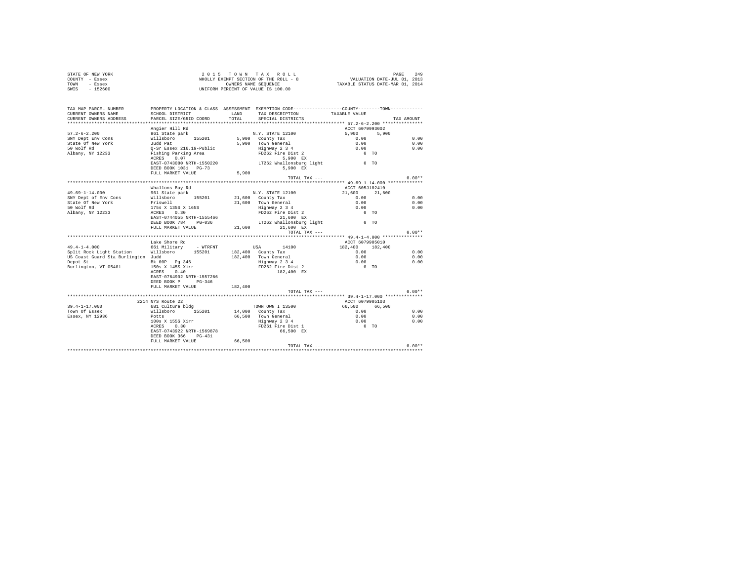STATE OF NEW YORK
COUNTY - Essex
TOWN - Essex
SWIS - 152600

2015 TOWN TAX ROLL
WHOLLY EXEMPT SECTION OF THE ROLL - 8
OWNERS NAME SEQUENCE
UNIFORM PERCENT OF VALUE IS 100.00

VALUATION DATE-JUL 01, 2013
TAXABLE STATUS DATE-MAR 01, 2014

| TAX MAP PARCEL NUMBER / CURRENT OWNERS NAME / CURRENT OWNERS ADDRESS | PROPERTY LOCATION & CLASS / SCHOOL DISTRICT / PARCEL SIZE/GRID COORD | ASSESSMENT LAND / TOTAL | EXEMPTION CODE / TAX DESCRIPTION / SPECIAL DISTRICTS | COUNTY TAXABLE VALUE | TOWN | TAX AMOUNT |
|---|---|---|---|---|---|---|
| **57.2-6-2.200** | Angier Hill Rd | | | ACCT 6079993002 | | |
| 57.2-6-2.200 | 961 State park | | N.Y. STATE 12100 | 5,900 | 5,900 | |
| SNY Dept Env Cons | Willsboro 155201 | 5,900 | County Tax | 0.00 | | 0.00 |
| State Of New York | Judd Pat | 5,900 | Town General | 0.00 | | 0.00 |
| 50 Wolf Rd | Q-Sr Essex 216.19-Public | | Highway 2 3 4 | 0.00 | | 0.00 |
| Albany, NY 12233 | Fishing Parking Area | | FD262 Fire Dist 2 | 0 TO | | |
| | ACRES 0.07 | | 5,900 EX | | | |
| | EAST-0743080 NRTH-1550220 | | LT262 Whallonsburg light | 0 TO | | |
| | DEED BOOK 1031 PG-73 | | 5,900 EX | | | |
| | FULL MARKET VALUE | 5,900 | | | | |
| | | | TOTAL TAX --- | | | 0.00** |
| **49.69-1-14.000** | Whallons Bay Rd | | | ACCT 605J102410 | | |
| 49.69-1-14.000 | 961 State park | | N.Y. STATE 12100 | 21,600 | 21,600 | |
| SNY Dept of Env Cons | Willsboro 155201 | 21,600 | County Tax | 0.00 | | 0.00 |
| State Of New York | Friswell | 21,600 | Town General | 0.00 | | 0.00 |
| 50 Wolf Rd | 175s X 135S X 165S | | Highway 2 3 4 | 0.00 | | 0.00 |
| Albany, NY 12233 | ACRES 0.30 | | FD262 Fire Dist 2 | 0 TO | | |
| | EAST-0744055 NRTH-1555466 | | 21,600 EX | | | |
| | DEED BOOK 784 PG-036 | | LT262 Whallonsburg light | 0 TO | | |
| | FULL MARKET VALUE | 21,600 | 21,600 EX | | | |
| | | | TOTAL TAX --- | | | 0.00** |
| **49.4-1-4.000** | Lake Shore Rd | | | ACCT 6079905010 | | |
| 49.4-1-4.000 | 661 Military - WTRFNT | | USA 14100 | 182,400 | 182,400 | |
| Split Rock Light Station | Willsboro 155201 | 182,400 | County Tax | 0.00 | | 0.00 |
| US Coast Guard Sta Burlington | Judd | 182,400 | Town General | 0.00 | | 0.00 |
| Depot St | Bk 00P Pg 346 | | Highway 2 3 4 | 0.00 | | 0.00 |
| Burlington, VT 05401 | 150s X 145S Xirr | | FD262 Fire Dist 2 | 0 TO | | |
| | ACRES 0.40 | | 182,400 EX | | | |
| | EAST-0764902 NRTH-1557266 | | | | | |
| | DEED BOOK P PG-346 | | | | | |
| | FULL MARKET VALUE | 182,400 | | | | |
| | | | TOTAL TAX --- | | | 0.00** |
| **39.4-1-17.000** | 2214 NYS Route 22 | | | ACCT 6079905103 | | |
| 39.4-1-17.000 | 681 Culture bldg | | TOWN OWN I 13500 | 66,500 | 66,500 | |
| Town Of Essex | Willsboro 155201 | 14,000 | County Tax | 0.00 | | 0.00 |
| Essex, NY 12936 | Potts | 66,500 | Town General | 0.00 | | 0.00 |
| | 100s X 155S Xirr | | Highway 2 3 4 | 0.00 | | 0.00 |
| | ACRES 0.30 | | FD261 Fire Dist 1 | 0 TO | | |
| | EAST-0743922 NRTH-1569878 | | 66,500 EX | | | |
| | DEED BOOK 366 PG-431 | | | | | |
| | FULL MARKET VALUE | 66,500 | | | | |
| | | | TOTAL TAX --- | | | 0.00** |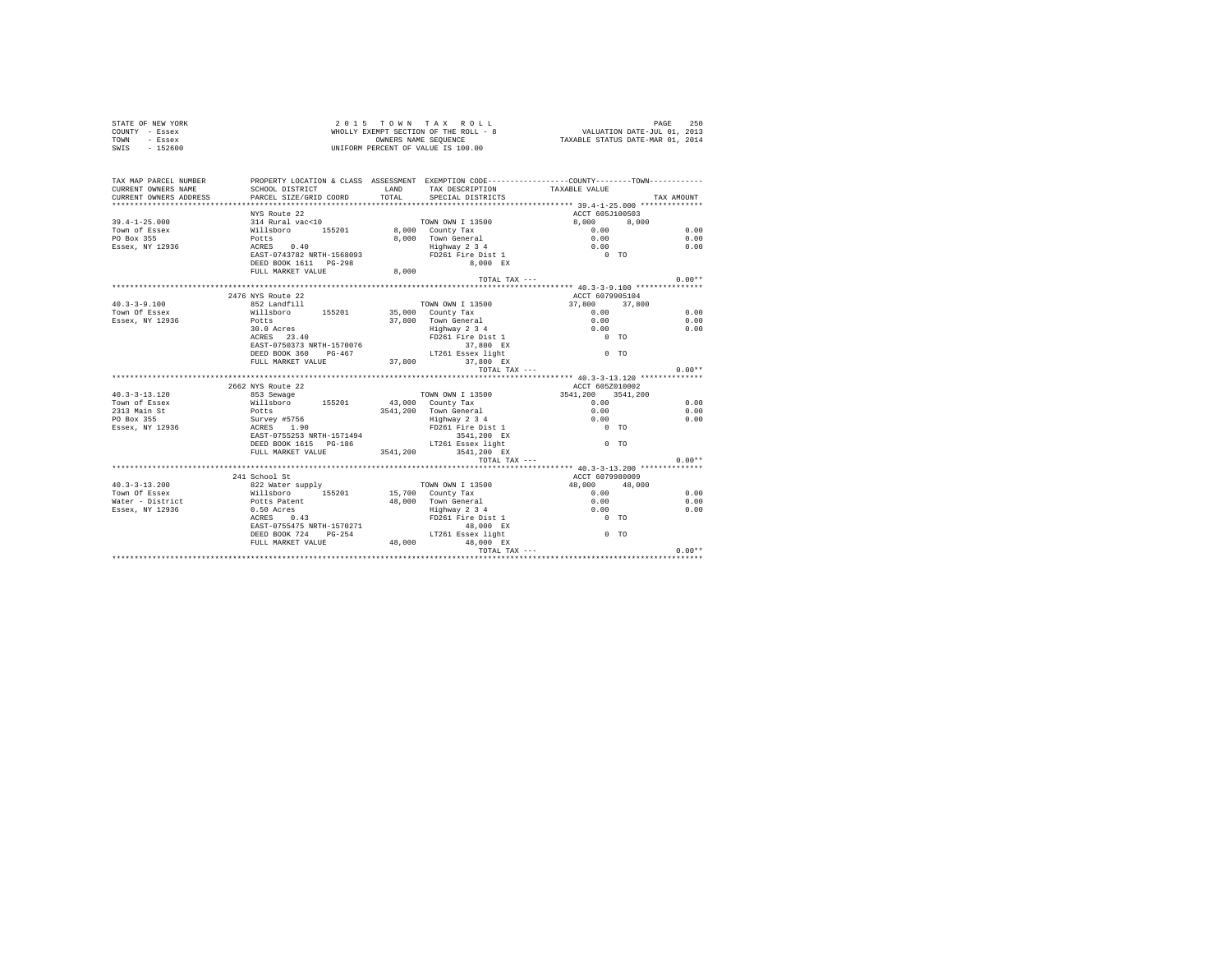STATE OF NEW YORK  
COUNTY - Essex  
TOWN - Essex  
SWIS - 152600

2 0 1 5 T O W N T A X R O L L  
WHOLLY EXEMPT SECTION OF THE ROLL - 8  
OWNERS NAME SEQUENCE  
UNIFORM PERCENT OF VALUE IS 100.00

VALUATION DATE-JUL 01, 2013  
TAXABLE STATUS DATE-MAR 01, 2014

| TAX MAP PARCEL NUMBER / CURRENT OWNERS NAME / CURRENT OWNERS ADDRESS | PROPERTY LOCATION & CLASS / SCHOOL DISTRICT / PARCEL SIZE/GRID COORD | ASSESSMENT LAND / TOTAL | EXEMPTION CODE / TAX DESCRIPTION / SPECIAL DISTRICTS | COUNTY TAXABLE VALUE | TOWN | TAX AMOUNT |
|---|---|---|---|---|---|---|
| **39.4-1-25.000** | NYS Route 22 | | | ACCT 605J100503 | | |
| Town of Essex | 314 Rural vac<10 | | TOWN OWN I 13500 | 8,000 | 8,000 | |
| PO Box 355 | Willsboro 155201 | 8,000 | County Tax | 0.00 | | 0.00 |
| Essex, NY 12936 | Potts | 8,000 | Town General | 0.00 | | 0.00 |
| | ACRES 0.40 | | Highway 2 3 4 | 0.00 | | 0.00 |
| | EAST-0743782 NRTH-1568093 | | FD261 Fire Dist 1 | 0 TO | | |
| | DEED BOOK 1611 PG-298 | | 8,000 EX | | | |
| | FULL MARKET VALUE | 8,000 | | | | |
| | | | TOTAL TAX --- | | | 0.00** |
| **40.3-3-9.100** | 2476 NYS Route 22 | | | ACCT 6079905104 | | |
| Town Of Essex | 852 Landfill | | TOWN OWN I 13500 | 37,800 | 37,800 | |
| Essex, NY 12936 | Willsboro 155201 | 35,000 | County Tax | 0.00 | | 0.00 |
| | Potts | 37,800 | Town General | 0.00 | | 0.00 |
| | 30.0 Acres | | Highway 2 3 4 | 0.00 | | 0.00 |
| | ACRES 23.40 | | FD261 Fire Dist 1 | 0 TO | | |
| | EAST-0750373 NRTH-1570076 | | 37,800 EX | | | |
| | DEED BOOK 360 PG-467 | | LT261 Essex light | 0 TO | | |
| | FULL MARKET VALUE | 37,800 | 37,800 EX | | | |
| | | | TOTAL TAX --- | | | 0.00** |
| **40.3-3-13.120** | 2662 NYS Route 22 | | | ACCT 605Z010002 | | |
| Town of Essex | 853 Sewage | | TOWN OWN I 13500 | 3541,200 | 3541,200 | |
| 2313 Main St | Willsboro 155201 | 43,000 | County Tax | 0.00 | | 0.00 |
| PO Box 355 | Potts | 3541,200 | Town General | 0.00 | | 0.00 |
| Essex, NY 12936 | Survey #5756 | | Highway 2 3 4 | 0.00 | | 0.00 |
| | ACRES 1.90 | | FD261 Fire Dist 1 | 0 TO | | |
| | EAST-0755253 NRTH-1571494 | | 3541,200 EX | | | |
| | DEED BOOK 1615 PG-186 | | LT261 Essex light | 0 TO | | |
| | FULL MARKET VALUE | 3541,200 | 3541,200 EX | | | |
| | | | TOTAL TAX --- | | | 0.00** |
| **40.3-3-13.200** | 241 School St | | | ACCT 6079980009 | | |
| Town Of Essex | 822 Water supply | | TOWN OWN I 13500 | 48,000 | 48,000 | |
| Water - District | Willsboro 155201 | 15,700 | County Tax | 0.00 | | 0.00 |
| Essex, NY 12936 | Potts Patent | 48,000 | Town General | 0.00 | | 0.00 |
| | 0.50 Acres | | Highway 2 3 4 | 0.00 | | 0.00 |
| | ACRES 0.43 | | FD261 Fire Dist 1 | 0 TO | | |
| | EAST-0755475 NRTH-1570271 | | 48,000 EX | | | |
| | DEED BOOK 724 PG-254 | | LT261 Essex light | 0 TO | | |
| | FULL MARKET VALUE | 48,000 | 48,000 EX | | | |
| | | | TOTAL TAX --- | | | 0.00** |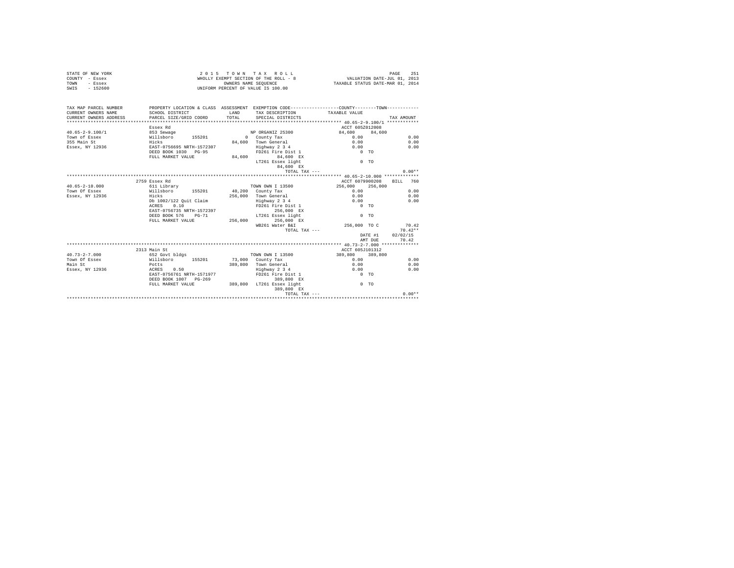STATE OF NEW YORK | COUNTY - Essex | TOWN - Essex | SWIS - 152600

2 0 1 5 T O W N T A X R O L L
WHOLLY EXEMPT SECTION OF THE ROLL - 8
OWNERS NAME SEQUENCE
UNIFORM PERCENT OF VALUE IS 100.00

VALUATION DATE-JUL 01, 2013
TAXABLE STATUS DATE-MAR 01, 2014

| TAX MAP PARCEL NUMBER / CURRENT OWNERS NAME / CURRENT OWNERS ADDRESS | PROPERTY LOCATION & CLASS / SCHOOL DISTRICT / PARCEL SIZE/GRID COORD | ASSESSMENT LAND / TOTAL | EXEMPTION CODE / TAX DESCRIPTION / SPECIAL DISTRICTS | COUNTY / TAXABLE VALUE | TOWN | TAX AMOUNT |
|---|---|---|---|---|---|---|
| **40.65-2-9.100/1** | Essex Rd | | | ACCT 605Z012008 | | |
| 40.65-2-9.100/1 | 853 Sewage | | NP ORGANIZ 25300 | 84,600 | 84,600 | |
| Town of Essex | Willsboro 155201 | 0 | County Tax | 0.00 | | 0.00 |
| 355 Main St | Hicks | 84,600 | Town General | 0.00 | | 0.00 |
| Essex, NY 12936 | EAST-0756695 NRTH-1572307 | | Highway 2 3 4 | 0.00 | | 0.00 |
| | DEED BOOK 1030 PG-95 | | FD261 Fire Dist 1 | 0 TO | | |
| | FULL MARKET VALUE | 84,600 | 84,600 EX | | | |
| | | | LT261 Essex light | 0 TO | | |
| | | | 84,600 EX | | | |
| | | | TOTAL TAX --- | | | 0.00** |
| **40.65-2-10.000** | 2759 Essex Rd | | | ACCT 6079900208 | BILL 760 | |
| 40.65-2-10.000 | 611 Library | | TOWN OWN I 13500 | 256,000 | 256,000 | |
| Town Of Essex | Willsboro 155201 | 40,200 | County Tax | 0.00 | | 0.00 |
| Essex, NY 12936 | Hicks | 256,000 | Town General | 0.00 | | 0.00 |
| | Db 1002/122 Quit Claim | | Highway 2 3 4 | 0.00 | | 0.00 |
| | ACRES 0.10 | | FD261 Fire Dist 1 | 0 TO | | |
| | EAST-0756735 NRTH-1572397 | | 256,000 EX | | | |
| | DEED BOOK 576 PG-71 | | LT261 Essex light | 0 TO | | |
| | FULL MARKET VALUE | 256,000 | 256,000 EX | | | |
| | | | WB261 Water B&I | 256,000 TO C | | 70.42 |
| | | | TOTAL TAX --- | | | 70.42** |
| | | | | | DATE #1 | 02/02/15 |
| | | | | | AMT DUE | 70.42 |
| **40.73-2-7.000** | 2313 Main St | | | ACCT 605J101312 | | |
| 40.73-2-7.000 | 652 Govt bldgs | | TOWN OWN I 13500 | 389,800 | 389,800 | |
| Town Of Essex | Willsboro 155201 | 73,000 | County Tax | 0.00 | | 0.00 |
| Main St | Potts | 389,800 | Town General | 0.00 | | 0.00 |
| Essex, NY 12936 | ACRES 0.50 | | Highway 2 3 4 | 0.00 | | 0.00 |
| | EAST-0756761 NRTH-1571977 | | FD261 Fire Dist 1 | 0 TO | | |
| | DEED BOOK 1007 PG-269 | | 389,800 EX | | | |
| | FULL MARKET VALUE | 389,800 | LT261 Essex light | 0 TO | | |
| | | | 389,800 EX | | | |
| | | | TOTAL TAX --- | | | 0.00** |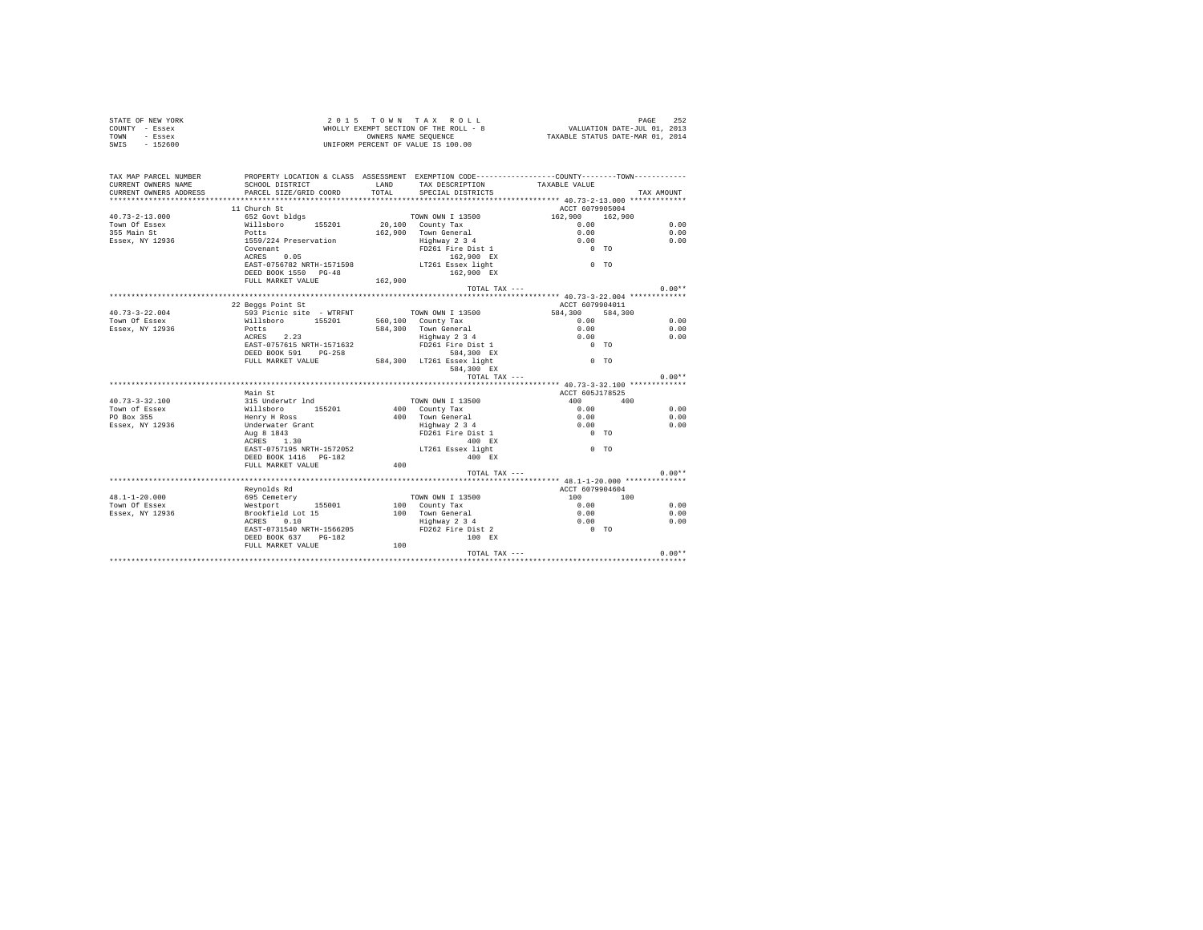STATE OF NEW YORK
COUNTY - Essex
TOWN - Essex
SWIS - 152600

2 0 1 5 T O W N T A X R O L L
WHOLLY EXEMPT SECTION OF THE ROLL - 8
OWNERS NAME SEQUENCE
UNIFORM PERCENT OF VALUE IS 100.00

VALUATION DATE-JUL 01, 2013
TAXABLE STATUS DATE-MAR 01, 2014

```
TAX MAP PARCEL NUMBER      PROPERTY LOCATION & CLASS  ASSESSMENT  EXEMPTION CODE------------------COUNTY--------TOWN------------
CURRENT OWNERS NAME        SCHOOL DISTRICT             LAND       TAX DESCRIPTION            TAXABLE VALUE
CURRENT OWNERS ADDRESS     PARCEL SIZE/GRID COORD      TOTAL      SPECIAL DISTRICTS                                    TAX AMOUNT
******************************************************************************************* 40.73-2-13.000 ************
                           11 Church St                                                    ACCT 6079905004
40.73-2-13.000             652 Govt bldgs                          TOWN OWN I 13500         162,900    162,900
Town Of Essex              Willsboro      155201       20,100     County Tax                  0.00                    0.00
355 Main St                Potts                      162,900     Town General                0.00                    0.00
Essex, NY 12936            1559/224 Preservation                  Highway 2 3 4               0.00                    0.00
                           Covenant                               FD261 Fire Dist 1              0 TO
                           ACRES     0.05                               162,900 EX
                           EAST-0756782 NRTH-1571598              LT261 Essex light              0 TO
                           DEED BOOK 1550   PG-48                       162,900 EX
                           FULL MARKET VALUE          162,900
                                                                   TOTAL TAX ---                                        0.00**
******************************************************************************************* 40.73-3-22.004 ************
                           22 Beggs Point St                                               ACCT 6079904011
40.73-3-22.004             593 Picnic site  - WTRFNT               TOWN OWN I 13500         584,300    584,300
Town Of Essex              Willsboro      155201      560,100     County Tax                  0.00                    0.00
Essex, NY 12936            Potts                      584,300     Town General                0.00                    0.00
                           ACRES     2.23                         Highway 2 3 4               0.00                    0.00
                           EAST-0757615 NRTH-1571632              FD261 Fire Dist 1              0 TO
                           DEED BOOK 591    PG-258                      584,300 EX
                           FULL MARKET VALUE          584,300     LT261 Essex light              0 TO
                                                                        584,300 EX
                                                                   TOTAL TAX ---                                        0.00**
******************************************************************************************* 40.73-3-32.100 ************
                           Main St                                                         ACCT 605J178525
40.73-3-32.100             315 Underwtr lnd                        TOWN OWN I 13500             400        400
Town of Essex              Willsboro      155201          400     County Tax                  0.00                    0.00
PO Box 355                 Henry H Ross                   400     Town General                0.00                    0.00
Essex, NY 12936            Underwater Grant                       Highway 2 3 4               0.00                    0.00
                           Aug 8 1843                             FD261 Fire Dist 1              0 TO
                           ACRES     1.30                               400 EX
                           EAST-0757195 NRTH-1572052              LT261 Essex light              0 TO
                           DEED BOOK 1416   PG-182                      400 EX
                           FULL MARKET VALUE              400
                                                                   TOTAL TAX ---                                        0.00**
******************************************************************************************* 48.1-1-20.000 *************
                           Reynolds Rd                                                     ACCT 6079904604
48.1-1-20.000              695 Cemetery                            TOWN OWN I 13500             100        100
Town Of Essex              Westport       155001          100     County Tax                  0.00                    0.00
Essex, NY 12936            Brookfield Lot 15              100     Town General                0.00                    0.00
                           ACRES     0.10                         Highway 2 3 4               0.00                    0.00
                           EAST-0731540 NRTH-1566205              FD262 Fire Dist 2              0 TO
                           DEED BOOK 637    PG-182                      100 EX
                           FULL MARKET VALUE              100
                                                                   TOTAL TAX ---                                        0.00**
************************************************************************************************************************
```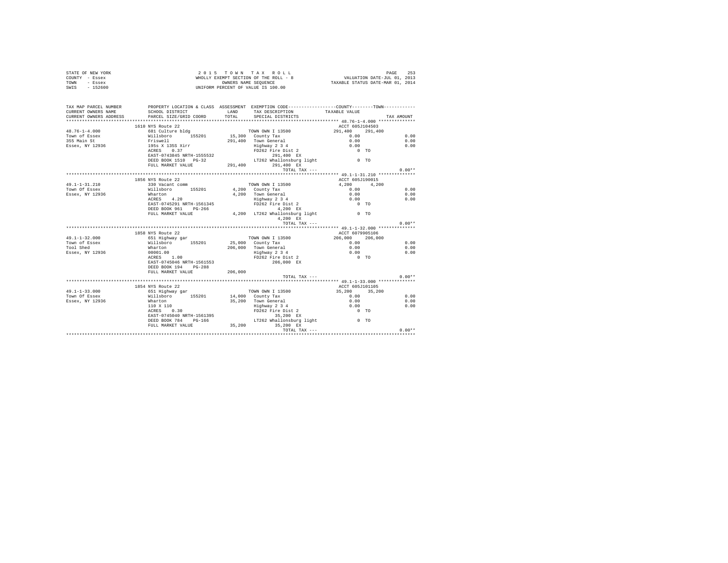STATE OF NEW YORK
COUNTY - Essex
TOWN - Essex
SWIS - 152600

2 0 1 5 T O W N T A X R O L L
WHOLLY EXEMPT SECTION OF THE ROLL - 8
OWNERS NAME SEQUENCE
UNIFORM PERCENT OF VALUE IS 100.00

VALUATION DATE-JUL 01, 2013
TAXABLE STATUS DATE-MAR 01, 2014

```
TAX MAP PARCEL NUMBER         PROPERTY LOCATION & CLASS  ASSESSMENT  EXEMPTION CODE-----------------COUNTY--------TOWN-----------
CURRENT OWNERS NAME           SCHOOL DISTRICT               LAND      TAX DESCRIPTION           TAXABLE VALUE
CURRENT OWNERS ADDRESS        PARCEL SIZE/GRID COORD        TOTAL     SPECIAL DISTRICTS                                     TAX AMOUNT
************************************************************************************************ 48.76-1-4.000 **************
                              1610 NYS Route 22                                                  ACCT 605J104503
48.76-1-4.000                 681 Culture bldg                       TOWN OWN I 13500             291,400    291,400
Town of Essex                 Willsboro       155201       15,300   County Tax                       0.00                  0.00
355 Main St                   Friswell                    291,400   Town General                     0.00                  0.00
Essex, NY 12936               195s X 135S Xirr                        Highway 2 3 4                    0.00                  0.00
                              ACRES    0.37                           FD262 Fire Dist 2                   0 TO
                              EAST-0743845 NRTH-1555532                    291,400 EX
                              DEED BOOK 1510   PG-32                  LT262 Whallonsburg light            0 TO
                              FULL MARKET VALUE           291,400          291,400 EX
                                                                             TOTAL TAX ---                                  0.00**
************************************************************************************************ 49.1-1-31.210 **************
                              1856 NYS Route 22                                                  ACCT 605J190015
49.1-1-31.210                 330 Vacant comm                        TOWN OWN I 13500               4,200      4,200
Town Of Essex                 Willsboro       155201        4,200   County Tax                       0.00                  0.00
Essex, NY 12936               Wharton                       4,200   Town General                     0.00                  0.00
                              ACRES    4.20                           Highway 2 3 4                    0.00                  0.00
                              EAST-0745291 NRTH-1561345               FD262 Fire Dist 2                   0 TO
                              DEED BOOK 961    PG-266                        4,200 EX
                              FULL MARKET VALUE             4,200   LT262 Whallonsburg light            0 TO
                                                                             4,200 EX
                                                                             TOTAL TAX ---                                  0.00**
************************************************************************************************ 49.1-1-32.000 **************
                              1858 NYS Route 22                                                  ACCT 6079905106
49.1-1-32.000                 651 Highway gar                        TOWN OWN I 13500             206,000    206,000
Town of Essex                 Willsboro       155201       25,000   County Tax                       0.00                  0.00
Tool Shed                     Wharton                     206,000   Town General                     0.00                  0.00
Essex, NY 12936               00001.00                                Highway 2 3 4                    0.00                  0.00
                              ACRES    1.00                           FD262 Fire Dist 2                   0 TO
                              EAST-0745046 NRTH-1561553                    206,000 EX
                              DEED BOOK 194    PG-288
                              FULL MARKET VALUE           206,000
                                                                             TOTAL TAX ---                                  0.00**
************************************************************************************************ 49.1-1-33.000 **************
                              1854 NYS Route 22                                                  ACCT 605J101105
49.1-1-33.000                 651 Highway gar                        TOWN OWN I 13500              35,200     35,200
Town Of Essex                 Willsboro       155201       14,000   County Tax                       0.00                  0.00
Essex, NY 12936               Wharton                      35,200   Town General                     0.00                  0.00
                              110 X 110                               Highway 2 3 4                    0.00                  0.00
                              ACRES    0.30                           FD262 Fire Dist 2                   0 TO
                              EAST-0745040 NRTH-1561395                     35,200 EX
                              DEED BOOK 784    PG-166                 LT262 Whallonsburg light            0 TO
                              FULL MARKET VALUE            35,200           35,200 EX
                                                                             TOTAL TAX ---                                  0.00**
******************************************************************************************************************************
```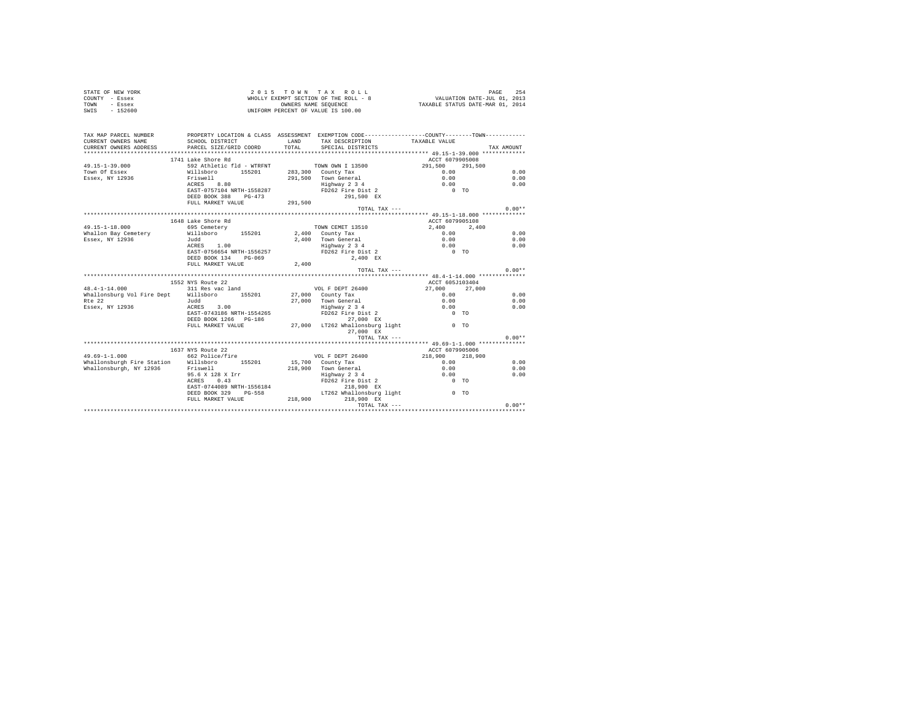STATE OF NEW YORK
COUNTY - Essex
TOWN - Essex
SWIS - 152600

2 0 1 5 T O W N T A X R O L L
WHOLLY EXEMPT SECTION OF THE ROLL - 8
OWNERS NAME SEQUENCE
UNIFORM PERCENT OF VALUE IS 100.00

VALUATION DATE-JUL 01, 2013
TAXABLE STATUS DATE-MAR 01, 2014

```
TAX MAP PARCEL NUMBER     PROPERTY LOCATION & CLASS  ASSESSMENT  EXEMPTION CODE-----------------COUNTY--------TOWN-----------
CURRENT OWNERS NAME       SCHOOL DISTRICT             LAND       TAX DESCRIPTION           TAXABLE VALUE
CURRENT OWNERS ADDRESS    PARCEL SIZE/GRID COORD      TOTAL      SPECIAL DISTRICTS                                      TAX AMOUNT
*********************************************************************************************** 49.15-1-39.000 ************
                          1741 Lake Shore Rd                                                    ACCT 6079905008
49.15-1-39.000            592 Athletic fld - WTRFNT              TOWN OWN I 13500            291,500    291,500
Town Of Essex             Willsboro      155201      283,300   County Tax                      0.00                  0.00
Essex, NY 12936           Friswell                   291,500   Town General                    0.00                  0.00
                          ACRES    8.80                        Highway 2 3 4                   0.00                  0.00
                          EAST-0757104 NRTH-1558287            FD262 Fire Dist 2                  0 TO
                          DEED BOOK 388    PG-473                      291,500 EX
                          FULL MARKET VALUE          291,500
                                                                       TOTAL TAX ---                                  0.00**
*********************************************************************************************** 49.15-1-18.000 ************
                          1648 Lake Shore Rd                                                    ACCT 6079905108
49.15-1-18.000            695 Cemetery                           TOWN CEMET 13510              2,400      2,400
Whallon Bay Cemetery      Willsboro      155201        2,400   County Tax                      0.00                  0.00
Essex, NY 12936           Judd                         2,400   Town General                    0.00                  0.00
                          ACRES    1.00                        Highway 2 3 4                   0.00                  0.00
                          EAST-0756654 NRTH-1556257            FD262 Fire Dist 2                  0 TO
                          DEED BOOK 134    PG-069                        2,400 EX
                          FULL MARKET VALUE            2,400
                                                                       TOTAL TAX ---                                  0.00**
*********************************************************************************************** 48.4-1-14.000 *************
                          1552 NYS Route 22                                                     ACCT 605J103404
48.4-1-14.000             311 Res vac land                       VOL F DEPT 26400             27,000     27,000
Whallonsburg Vol Fire Dept  Willsboro    155201       27,000   County Tax                      0.00                  0.00
Rte 22                    Judd                        27,000   Town General                    0.00                  0.00
Essex, NY 12936           ACRES    3.00                        Highway 2 3 4                   0.00                  0.00
                          EAST-0743186 NRTH-1554265            FD262 Fire Dist 2                  0 TO
                          DEED BOOK 1266   PG-186                       27,000 EX
                          FULL MARKET VALUE           27,000   LT262 Whallonsburg light           0 TO
                                                                        27,000 EX
                                                                       TOTAL TAX ---                                  0.00**
*********************************************************************************************** 49.69-1-1.000 *************
                          1637 NYS Route 22                                                     ACCT 6079905006
49.69-1-1.000             662 Police/fire                        VOL F DEPT 26400            218,900    218,900
Whallonsburgh Fire Station  Willsboro    155201       15,700   County Tax                      0.00                  0.00
Whallonsburgh, NY 12936   Friswell                   218,900   Town General                    0.00                  0.00
                          95.6 X 128 X Irr                     Highway 2 3 4                   0.00                  0.00
                          ACRES    0.43                        FD262 Fire Dist 2                  0 TO
                          EAST-0744089 NRTH-1556184                    218,900 EX
                          DEED BOOK 329    PG-558              LT262 Whallonsburg light           0 TO
                          FULL MARKET VALUE          218,900           218,900 EX
                                                                       TOTAL TAX ---                                  0.00**
****************************************************************************************************************************
```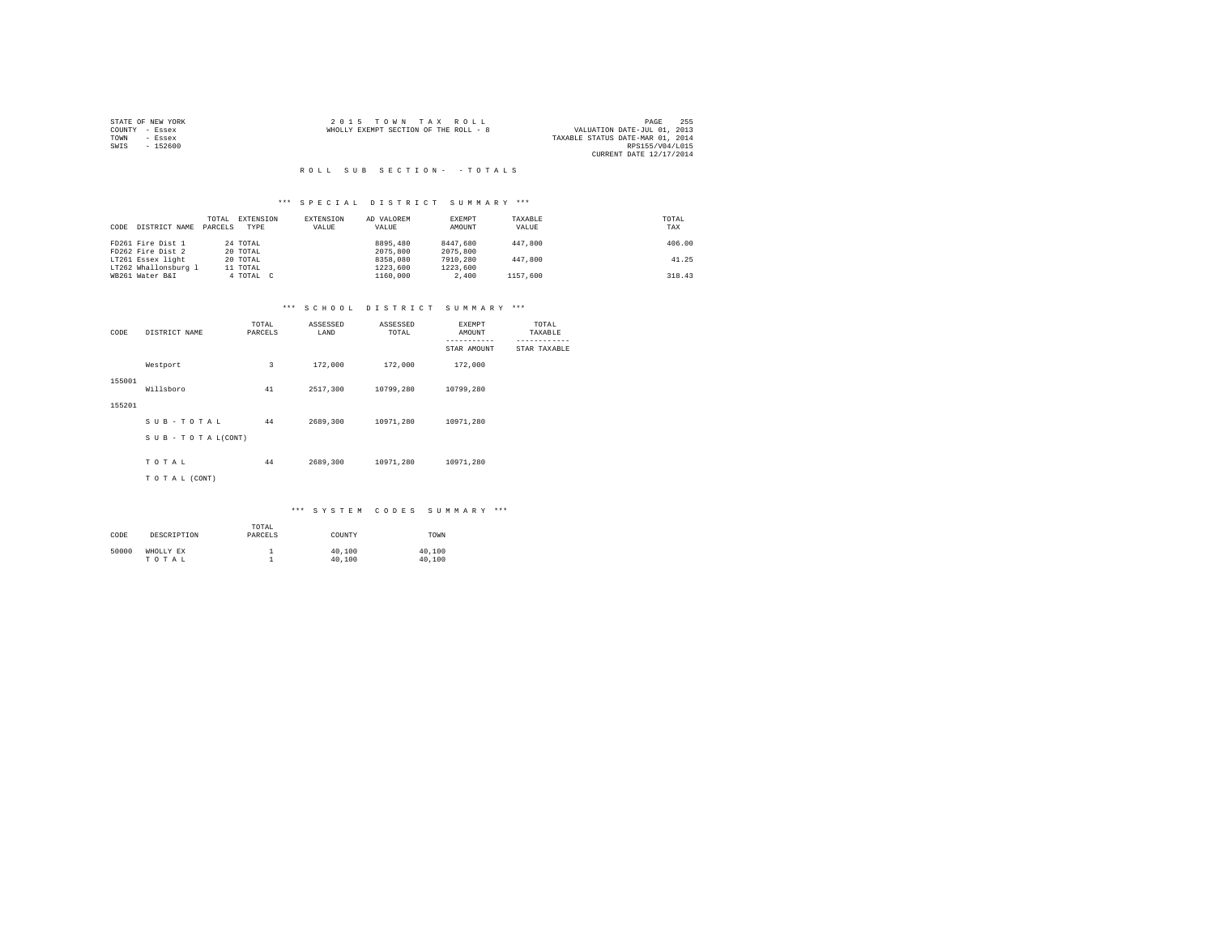STATE OF NEW YORK
COUNTY - Essex
TOWN - Essex
SWIS - 152600

2 0 1 5 T O W N T A X R O L L
WHOLLY EXEMPT SECTION OF THE ROLL - 8

VALUATION DATE-JUL 01, 2013
TAXABLE STATUS DATE-MAR 01, 2014
RPS155/V04/L015
CURRENT DATE 12/17/2014

R O L L S U B S E C T I O N - - T O T A L S

*** S P E C I A L D I S T R I C T S U M M A R Y ***

| CODE | DISTRICT NAME | TOTAL PARCELS | EXTENSION TYPE | EXTENSION VALUE | AD VALOREM VALUE | EXEMPT AMOUNT | TAXABLE VALUE | TOTAL TAX |
|---|---|---|---|---|---|---|---|---|
| FD261 | Fire Dist 1 | 24 | TOTAL | | 8895,480 | 8447,680 | 447,800 | 406.00 |
| FD262 | Fire Dist 2 | 20 | TOTAL | | 2075,800 | 2075,800 | | |
| LT261 | Essex light | 20 | TOTAL | | 8358,080 | 7910,280 | 447,800 | 41.25 |
| LT262 | Whallonsburg l | 11 | TOTAL | | 1223,600 | 1223,600 | | |
| WB261 | Water B&I | 4 | TOTAL C | | 1160,000 | 2,400 | 1157,600 | 318.43 |

*** S C H O O L D I S T R I C T S U M M A R Y ***

| CODE | DISTRICT NAME | TOTAL PARCELS | ASSESSED LAND | ASSESSED TOTAL | EXEMPT AMOUNT / STAR AMOUNT | TOTAL TAXABLE / STAR TAXABLE |
|---|---|---|---|---|---|---|
| 155001 | Westport | 3 | 172,000 | 172,000 | 172,000 | |
| 155201 | Willsboro | 41 | 2517,300 | 10799,280 | 10799,280 | |
| | S U B - T O T A L | 44 | 2689,300 | 10971,280 | 10971,280 | |
| | S U B - T O T A L(CONT) | | | | | |
| | T O T A L | 44 | 2689,300 | 10971,280 | 10971,280 | |
| | T O T A L (CONT) | | | | | |

*** S Y S T E M C O D E S S U M M A R Y ***

| CODE | DESCRIPTION | TOTAL PARCELS | COUNTY | TOWN |
|---|---|---|---|---|
| 50000 | WHOLLY EX | 1 | 40,100 | 40,100 |
| | T O T A L | 1 | 40,100 | 40,100 |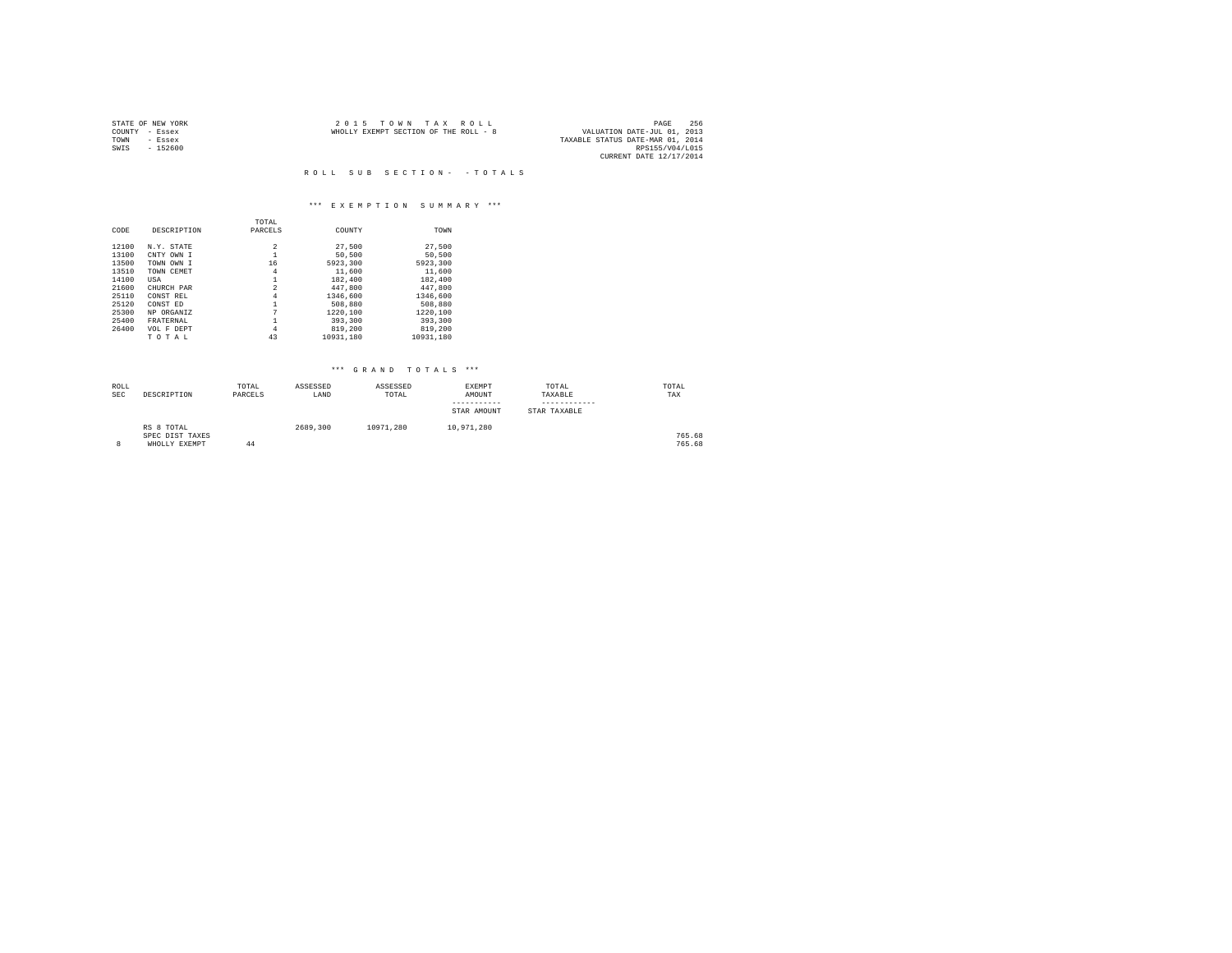STATE OF NEW YORK
COUNTY - Essex
TOWN - Essex
SWIS - 152600

2 0 1 5 T O W N T A X R O L L
WHOLLY EXEMPT SECTION OF THE ROLL - 8

VALUATION DATE-JUL 01, 2013
TAXABLE STATUS DATE-MAR 01, 2014
RPS155/V04/L015
CURRENT DATE 12/17/2014

R O L L S U B S E C T I O N - - T O T A L S

*** E X E M P T I O N S U M M A R Y ***

| CODE | DESCRIPTION | TOTAL PARCELS | COUNTY | TOWN |
|---|---|---|---|---|
| 12100 | N.Y. STATE | 2 | 27,500 | 27,500 |
| 13100 | CNTY OWN I | 1 | 50,500 | 50,500 |
| 13500 | TOWN OWN I | 16 | 5923,300 | 5923,300 |
| 13510 | TOWN CEMET | 4 | 11,600 | 11,600 |
| 14100 | USA | 1 | 182,400 | 182,400 |
| 21600 | CHURCH PAR | 2 | 447,800 | 447,800 |
| 25110 | CONST REL | 4 | 1346,600 | 1346,600 |
| 25120 | CONST ED | 1 | 508,880 | 508,880 |
| 25300 | NP ORGANIZ | 7 | 1220,100 | 1220,100 |
| 25400 | FRATERNAL | 1 | 393,300 | 393,300 |
| 26400 | VOL F DEPT | 4 | 819,200 | 819,200 |
| | T O T A L | 43 | 10931,180 | 10931,180 |

*** G R A N D T O T A L S ***

| ROLL SEC | DESCRIPTION | TOTAL PARCELS | ASSESSED LAND | ASSESSED TOTAL | EXEMPT AMOUNT / STAR AMOUNT | TOTAL TAXABLE / STAR TAXABLE | TOTAL TAX |
|---|---|---|---|---|---|---|---|
| | RS 8 TOTAL | | 2689,300 | 10971,280 | 10,971,280 | | |
| | SPEC DIST TAXES | | | | | | 765.68 |
| 8 | WHOLLY EXEMPT | 44 | | | | | 765.68 |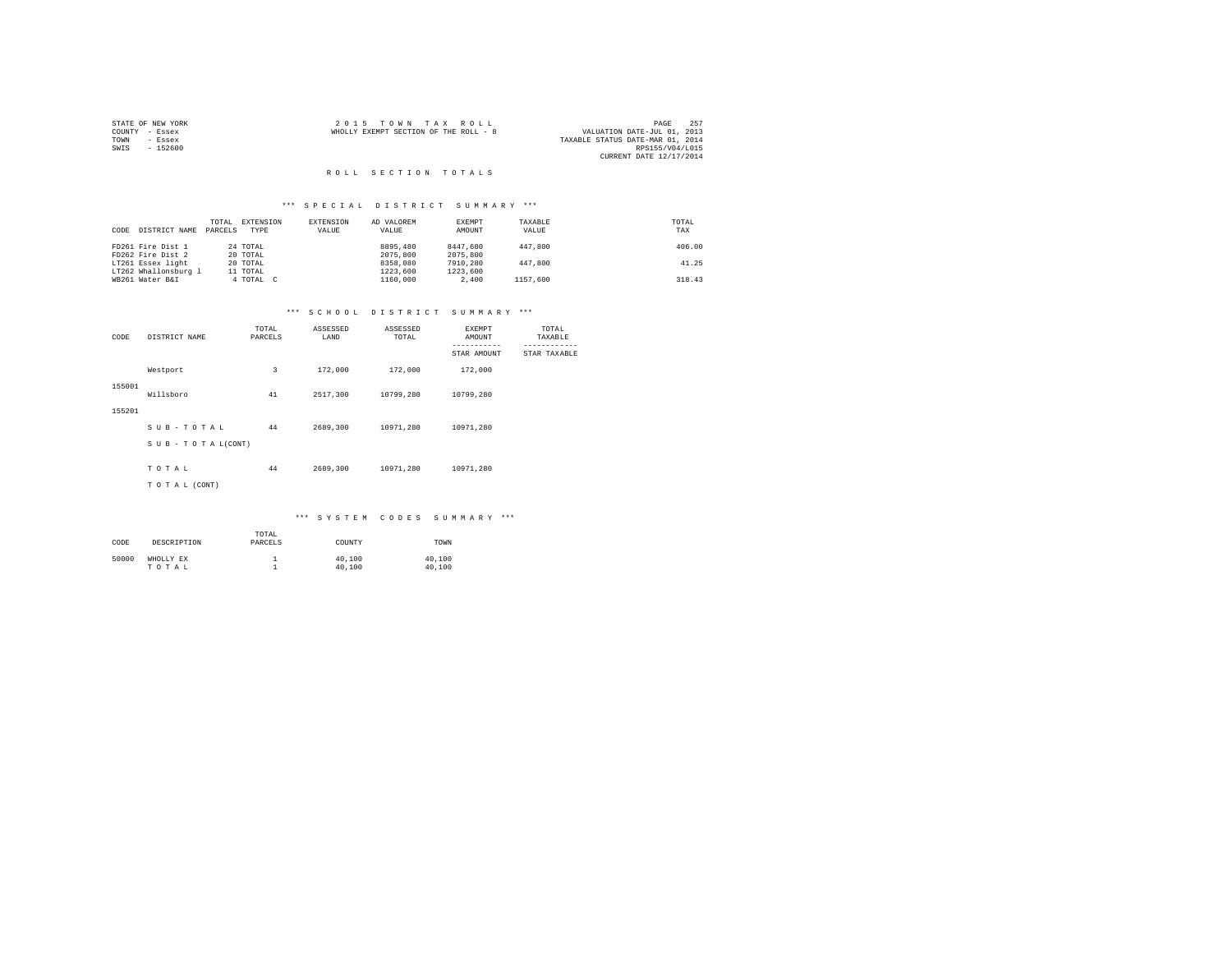STATE OF NEW YORK
COUNTY - Essex
TOWN - Essex
SWIS - 152600

2015 TOWN TAX ROLL
WHOLLY EXEMPT SECTION OF THE ROLL - 8

VALUATION DATE-JUL 01, 2013
TAXABLE STATUS DATE-MAR 01, 2014
RPS155/V04/L015
CURRENT DATE 12/17/2014

# ROLL SECTION TOTALS

## *** SPECIAL DISTRICT SUMMARY ***

| CODE | DISTRICT NAME | TOTAL PARCELS | EXTENSION TYPE | EXTENSION VALUE | AD VALOREM VALUE | EXEMPT AMOUNT | TAXABLE VALUE | TOTAL TAX |
|---|---|---|---|---|---|---|---|---|
| FD261 | Fire Dist 1 | 24 | TOTAL | | 8895,480 | 8447,680 | 447,800 | 406.00 |
| FD262 | Fire Dist 2 | 20 | TOTAL | | 2075,800 | 2075,800 | | |
| LT261 | Essex light | 20 | TOTAL | | 8358,080 | 7910,280 | 447,800 | 41.25 |
| LT262 | Whallonsburg l | 11 | TOTAL | | 1223,600 | 1223,600 | | |
| WB261 | Water B&I | 4 | TOTAL C | | 1160,000 | 2,400 | 1157,600 | 318.43 |

## *** SCHOOL DISTRICT SUMMARY ***

| CODE | DISTRICT NAME | TOTAL PARCELS | ASSESSED LAND | ASSESSED TOTAL | EXEMPT AMOUNT / STAR AMOUNT | TOTAL TAXABLE / STAR TAXABLE |
|---|---|---|---|---|---|---|
| 155001 | Westport | 3 | 172,000 | 172,000 | 172,000 | |
| 155201 | Willsboro | 41 | 2517,300 | 10799,280 | 10799,280 | |
| | SUB-TOTAL | 44 | 2689,300 | 10971,280 | 10971,280 | |
| | SUB-TOTAL(CONT) | | | | | |
| | TOTAL | 44 | 2689,300 | 10971,280 | 10971,280 | |
| | TOTAL (CONT) | | | | | |

## *** SYSTEM CODES SUMMARY ***

| CODE | DESCRIPTION | TOTAL PARCELS | COUNTY | TOWN |
|---|---|---|---|---|
| 50000 | WHOLLY EX | 1 | 40,100 | 40,100 |
| | TOTAL | 1 | 40,100 | 40,100 |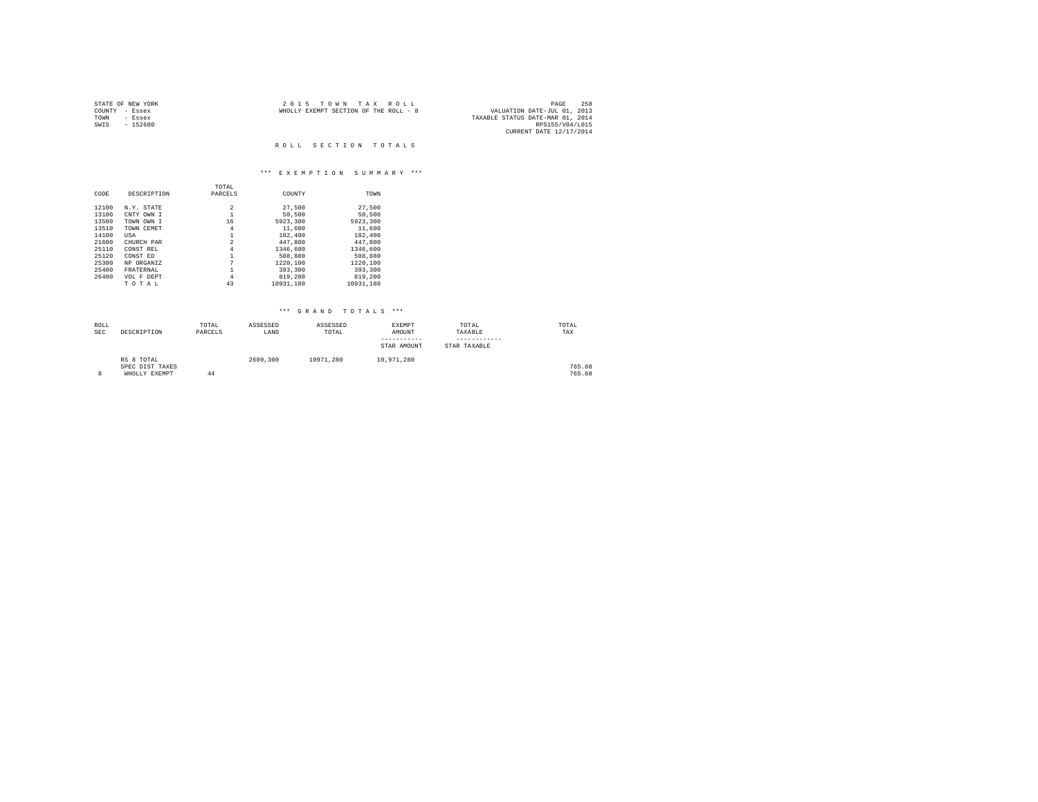STATE OF NEW YORK
COUNTY - Essex
TOWN - Essex
SWIS - 152600

2 0 1 5 T O W N T A X R O L L
WHOLLY EXEMPT SECTION OF THE ROLL - 8

PAGE 258
VALUATION DATE-JUL 01, 2013
TAXABLE STATUS DATE-MAR 01, 2014
RPS155/V04/L015
CURRENT DATE 12/17/2014

## R O L L S E C T I O N T O T A L S

### *** E X E M P T I O N S U M M A R Y ***

| CODE | DESCRIPTION | TOTAL PARCELS | COUNTY | TOWN |
|---|---|---|---|---|
| 12100 | N.Y. STATE | 2 | 27,500 | 27,500 |
| 13100 | CNTY OWN I | 1 | 50,500 | 50,500 |
| 13500 | TOWN OWN I | 16 | 5923,300 | 5923,300 |
| 13510 | TOWN CEMET | 4 | 11,600 | 11,600 |
| 14100 | USA | 1 | 182,400 | 182,400 |
| 21600 | CHURCH PAR | 2 | 447,800 | 447,800 |
| 25110 | CONST REL | 4 | 1346,600 | 1346,600 |
| 25120 | CONST ED | 1 | 508,880 | 508,880 |
| 25300 | NP ORGANIZ | 7 | 1220,100 | 1220,100 |
| 25400 | FRATERNAL | 1 | 393,300 | 393,300 |
| 26400 | VOL F DEPT | 4 | 819,200 | 819,200 |
| | T O T A L | 43 | 10931,180 | 10931,180 |

### *** G R A N D T O T A L S ***

| ROLL SEC | DESCRIPTION | TOTAL PARCELS | ASSESSED LAND | ASSESSED TOTAL | EXEMPT AMOUNT<br>STAR AMOUNT | TOTAL TAXABLE<br>STAR TAXABLE | TOTAL TAX |
|---|---|---|---|---|---|---|---|
| | RS 8 TOTAL | | 2689,300 | 10971,280 | 10,971,280 | | |
| | SPEC DIST TAXES | | | | | | 765.68 |
| 8 | WHOLLY EXEMPT | 44 | | | | | 765.68 |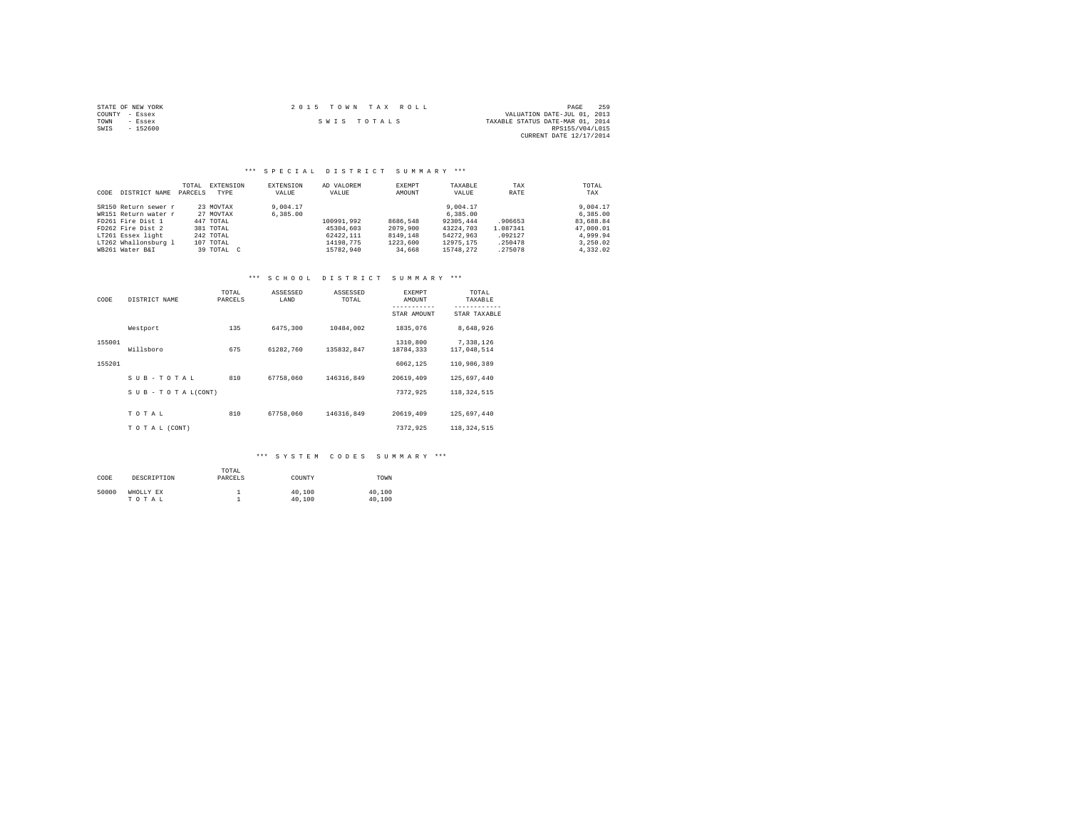STATE OF NEW YORK
COUNTY - Essex
TOWN - Essex
SWIS - 152600

2015 TOWN TAX ROLL

SWIS TOTALS

VALUATION DATE-JUL 01, 2013
TAXABLE STATUS DATE-MAR 01, 2014
RPS155/V04/L015
CURRENT DATE 12/17/2014

## *** SPECIAL DISTRICT SUMMARY ***

| CODE DISTRICT NAME | TOTAL PARCELS | EXTENSION TYPE | EXTENSION VALUE | AD VALOREM VALUE | EXEMPT AMOUNT | TAXABLE VALUE | TAX RATE | TOTAL TAX |
|---|---|---|---|---|---|---|---|---|
| SR150 Return sewer r | 23 | MOVTAX | 9,004.17 | | | 9,004.17 | | 9,004.17 |
| WR151 Return water r | 27 | MOVTAX | 6,385.00 | | | 6,385.00 | | 6,385.00 |
| FD261 Fire Dist 1 | 447 | TOTAL | | 100991,992 | 8686,548 | 92305,444 | .906653 | 83,688.84 |
| FD262 Fire Dist 2 | 381 | TOTAL | | 45304,603 | 2079,900 | 43224,703 | 1.087341 | 47,000.01 |
| LT261 Essex light | 242 | TOTAL | | 62422,111 | 8149,148 | 54272,963 | .092127 | 4,999.94 |
| LT262 Whallonsburg l | 107 | TOTAL | | 14198,775 | 1223,600 | 12975,175 | .250478 | 3,250.02 |
| WB261 Water B&I | 39 | TOTAL C | | 15782,940 | 34,668 | 15748,272 | .275078 | 4,332.02 |

## *** SCHOOL DISTRICT SUMMARY ***

| CODE | DISTRICT NAME | TOTAL PARCELS | ASSESSED LAND | ASSESSED TOTAL | EXEMPT AMOUNT / STAR AMOUNT | TOTAL TAXABLE / STAR TAXABLE |
|---|---|---|---|---|---|---|
| 155001 | Westport | 135 | 6475,300 | 10484,002 | 1835,076 | 8,648,926 |
| | | | | | 1310,800 | 7,338,126 |
| 155201 | Willsboro | 675 | 61282,760 | 135832,847 | 18784,333 | 117,048,514 |
| | | | | | 6062,125 | 110,986,389 |
| | SUB-TOTAL | 810 | 67758,060 | 146316,849 | 20619,409 | 125,697,440 |
| | SUB-TOTAL(CONT) | | | | 7372,925 | 118,324,515 |
| | TOTAL | 810 | 67758,060 | 146316,849 | 20619,409 | 125,697,440 |
| | TOTAL (CONT) | | | | 7372,925 | 118,324,515 |

## *** SYSTEM CODES SUMMARY ***

| CODE | DESCRIPTION | TOTAL PARCELS | COUNTY | TOWN |
|---|---|---|---|---|
| 50000 | WHOLLY EX | 1 | 40,100 | 40,100 |
| | TOTAL | 1 | 40,100 | 40,100 |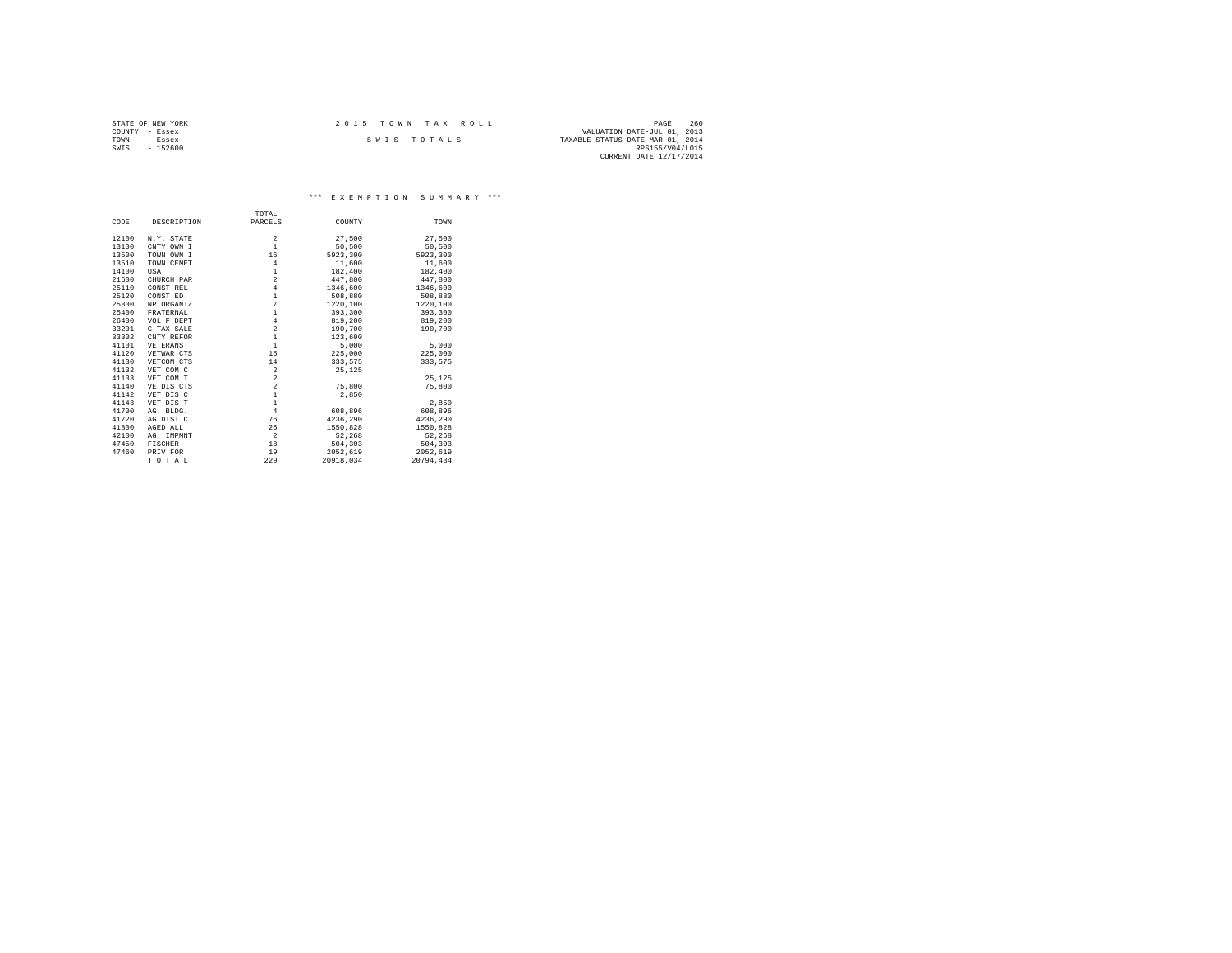STATE OF NEW YORK
COUNTY - Essex
TOWN - Essex
SWIS - 152600

# 2015 TOWN TAX ROLL

## SWIS TOTALS

VALUATION DATE-JUL 01, 2013
TAXABLE STATUS DATE-MAR 01, 2014
RPS155/V04/L015
CURRENT DATE 12/17/2014

### *** EXEMPTION SUMMARY ***

| CODE | DESCRIPTION | TOTAL PARCELS | COUNTY | TOWN |
|---|---|---|---|---|
| 12100 | N.Y. STATE | 2 | 27,500 | 27,500 |
| 13100 | CNTY OWN I | 1 | 50,500 | 50,500 |
| 13500 | TOWN OWN I | 16 | 5923,300 | 5923,300 |
| 13510 | TOWN CEMET | 4 | 11,600 | 11,600 |
| 14100 | USA | 1 | 182,400 | 182,400 |
| 21600 | CHURCH PAR | 2 | 447,800 | 447,800 |
| 25110 | CONST REL | 4 | 1346,600 | 1346,600 |
| 25120 | CONST ED | 1 | 508,880 | 508,880 |
| 25300 | NP ORGANIZ | 7 | 1220,100 | 1220,100 |
| 25400 | FRATERNAL | 1 | 393,300 | 393,300 |
| 26400 | VOL F DEPT | 4 | 819,200 | 819,200 |
| 33201 | C TAX SALE | 2 | 190,700 | 190,700 |
| 33302 | CNTY REFOR | 1 | 123,600 | |
| 41101 | VETERANS | 1 | 5,000 | 5,000 |
| 41120 | VETWAR CTS | 15 | 225,000 | 225,000 |
| 41130 | VETCOM CTS | 14 | 333,575 | 333,575 |
| 41132 | VET COM C | 2 | 25,125 | |
| 41133 | VET COM T | 2 | | 25,125 |
| 41140 | VETDIS CTS | 2 | 75,800 | 75,800 |
| 41142 | VET DIS C | 1 | 2,850 | |
| 41143 | VET DIS T | 1 | | 2,850 |
| 41700 | AG. BLDG. | 4 | 608,896 | 608,896 |
| 41720 | AG DIST C | 76 | 4236,290 | 4236,290 |
| 41800 | AGED ALL | 26 | 1550,828 | 1550,828 |
| 42100 | AG. IMPMNT | 2 | 52,268 | 52,268 |
| 47450 | FISCHER | 18 | 504,303 | 504,303 |
| 47460 | PRIV FOR | 19 | 2052,619 | 2052,619 |
| | T O T A L | 229 | 20918,034 | 20794,434 |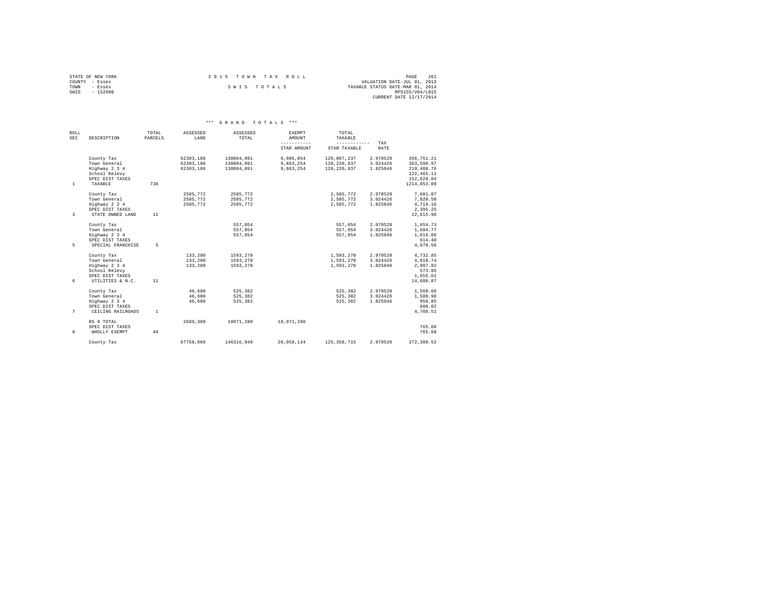STATE OF NEW YORK
COUNTY - Essex
TOWN - Essex
SWIS - 152600

2015 TOWN TAX ROLL

SWIS TOTALS

PAGE 261
VALUATION DATE-JUL 01, 2013
TAXABLE STATUS DATE-MAR 01, 2014
RPS155/V04/L015
CURRENT DATE 12/17/2014

*** GRAND TOTALS ***

| ROLL SEC | DESCRIPTION | TOTAL PARCELS | ASSESSED LAND | ASSESSED TOTAL | EXEMPT AMOUNT / STAR AMOUNT | TOTAL TAXABLE / STAR TAXABLE | TAX RATE | |
|---|---|---|---|---|---|---|---|---|
| | County Tax | | 62303,188 | 130084,091 | 9,986,854 | 120,097,237 | 2.970520 | 356,751.21 |
| | Town General | | 62303,188 | 130084,091 | 9,863,254 | 120,220,837 | 3.024426 | 363,598.97 |
| | Highway 2 3 4 | | 62303,188 | 130084,091 | 9,863,254 | 120,220,837 | 1.825046 | 219,408.76 |
| | School Relevy | | | | | | | 122,465.11 |
| | SPEC DIST TAXES | | | | | | | 152,629.04 |
| 1 | TAXABLE | 738 | | | | | | 1214,853.09 |
| | County Tax | | 2585,772 | 2585,772 | | 2,585,772 | 2.970520 | 7,681.07 |
| | Town General | | 2585,772 | 2585,772 | | 2,585,772 | 3.024426 | 7,820.50 |
| | Highway 2 3 4 | | 2585,772 | 2585,772 | | 2,585,772 | 1.825046 | 4,719.16 |
| | SPEC DIST TAXES | | | | | | | 2,395.25 |
| 3 | STATE OWNED LAND | 11 | | | | | | 22,615.98 |
| | County Tax | | | 557,054 | | 557,054 | 2.970520 | 1,654.73 |
| | Town General | | | 557,054 | | 557,054 | 3.024426 | 1,684.77 |
| | Highway 2 3 4 | | | 557,054 | | 557,054 | 1.825046 | 1,016.66 |
| | SPEC DIST TAXES | | | | | | | 614.40 |
| 5 | SPECIAL FRANCHISE | 5 | | | | | | 4,970.56 |
| | County Tax | | 133,200 | 1593,270 | | 1,593,270 | 2.970520 | 4,732.85 |
| | Town General | | 133,200 | 1593,270 | | 1,593,270 | 3.024426 | 4,818.74 |
| | Highway 2 3 4 | | 133,200 | 1593,270 | | 1,593,270 | 1.825046 | 2,907.82 |
| | School Relevy | | | | | | | 573.85 |
| | SPEC DIST TAXES | | | | | | | 1,655.61 |
| 6 | UTILITIES & N.C. | 11 | | | | | | 14,688.87 |
| | County Tax | | 46,600 | 525,382 | | 525,382 | 2.970520 | 1,560.66 |
| | Town General | | 46,600 | 525,382 | | 525,382 | 3.024426 | 1,588.98 |
| | Highway 2 3 4 | | 46,600 | 525,382 | | 525,382 | 1.825046 | 958.85 |
| | SPEC DIST TAXES | | | | | | | 600.02 |
| 7 | CEILING RAILROADS | 1 | | | | | | 4,708.51 |
| | RS 8 TOTAL | | 2689,300 | 10971,280 | 10,971,280 | | | |
| | SPEC DIST TAXES | | | | | | | 765.68 |
| 8 | WHOLLY EXEMPT | 44 | | | | | | 765.68 |
| | County Tax | | 67758,060 | 146316,849 | 20,958,134 | 125,358,715 | 2.970520 | 372,380.52 |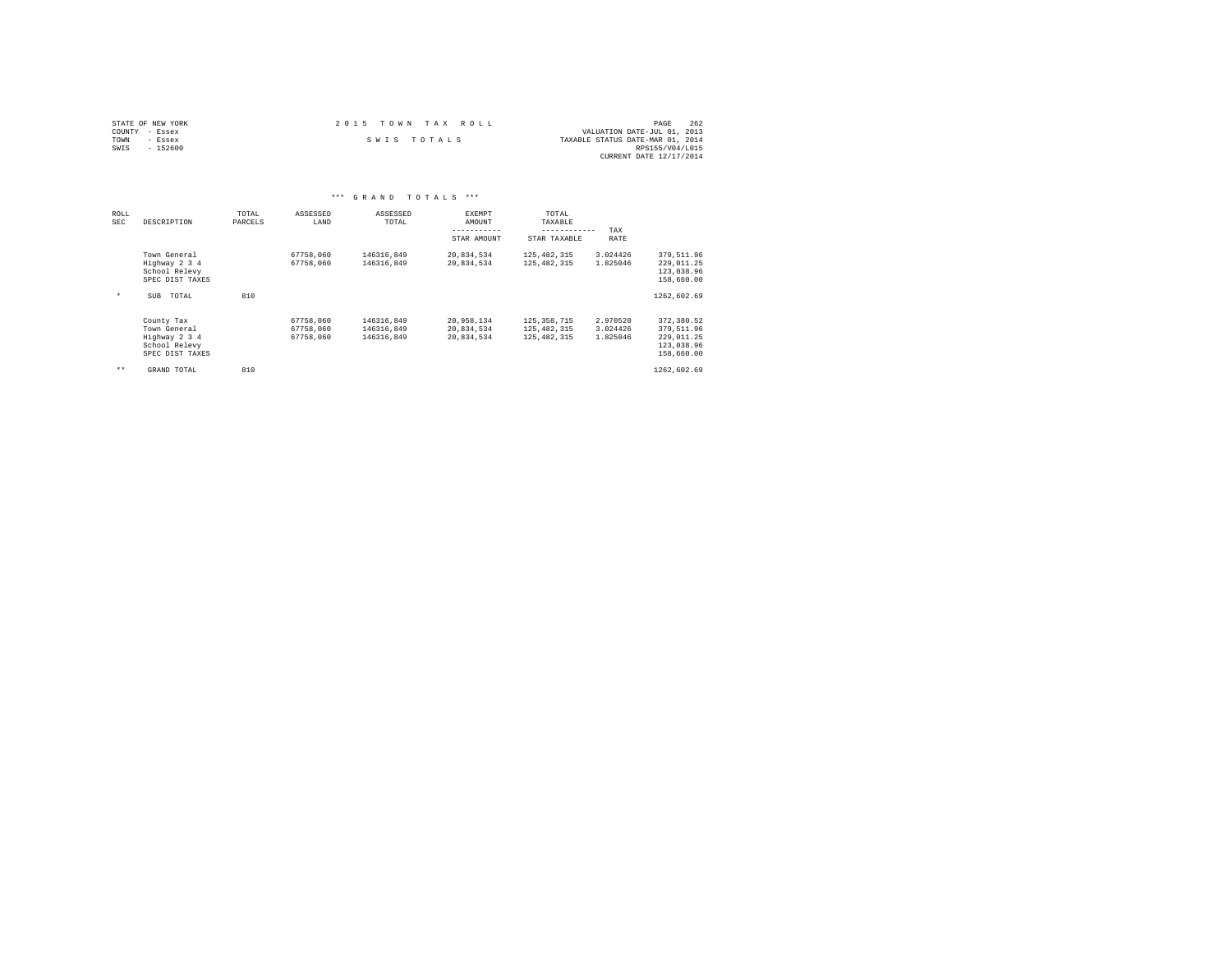STATE OF NEW YORK
COUNTY - Essex
TOWN - Essex
SWIS - 152600

2 0 1 5 T O W N T A X R O L L

S W I S T O T A L S

VALUATION DATE-JUL 01, 2013
TAXABLE STATUS DATE-MAR 01, 2014
RPS155/V04/L015
CURRENT DATE 12/17/2014

*** G R A N D T O T A L S ***

| ROLL SEC | DESCRIPTION | TOTAL PARCELS | ASSESSED LAND | ASSESSED TOTAL | EXEMPT AMOUNT / STAR AMOUNT | TOTAL TAXABLE / STAR TAXABLE | TAX RATE | |
|---|---|---|---|---|---|---|---|---|
| | Town General | | 67758,060 | 146316,849 | 20,834,534 | 125,482,315 | 3.024426 | 379,511.96 |
| | Highway 2 3 4 | | 67758,060 | 146316,849 | 20,834,534 | 125,482,315 | 1.825046 | 229,011.25 |
| | School Relevy | | | | | | | 123,038.96 |
| | SPEC DIST TAXES | | | | | | | 158,660.00 |
| * | SUB TOTAL | 810 | | | | | | 1262,602.69 |
| | County Tax | | 67758,060 | 146316,849 | 20,958,134 | 125,358,715 | 2.970520 | 372,380.52 |
| | Town General | | 67758,060 | 146316,849 | 20,834,534 | 125,482,315 | 3.024426 | 379,511.96 |
| | Highway 2 3 4 | | 67758,060 | 146316,849 | 20,834,534 | 125,482,315 | 1.825046 | 229,011.25 |
| | School Relevy | | | | | | | 123,038.96 |
| | SPEC DIST TAXES | | | | | | | 158,660.00 |
| ** | GRAND TOTAL | 810 | | | | | | 1262,602.69 |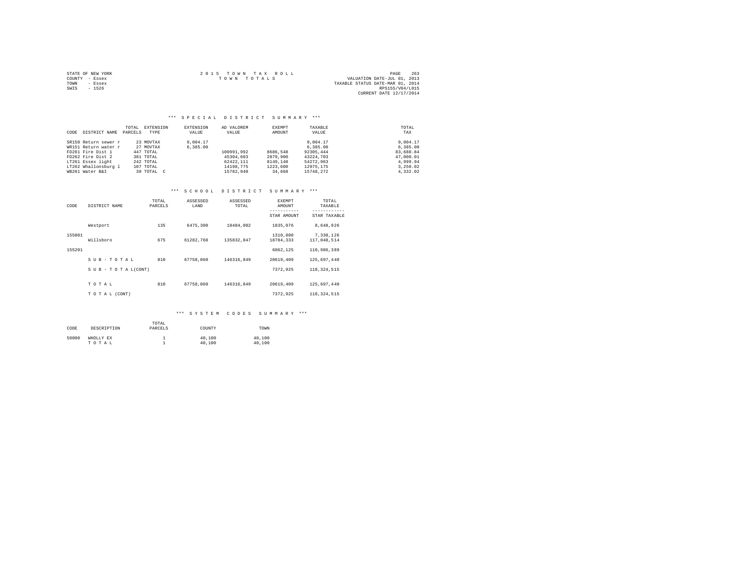STATE OF NEW YORK
COUNTY - Essex
TOWN - Essex
SWIS - 1526

2 0 1 5  T O W N  T A X  R O L L
T O W N  T O T A L S

VALUATION DATE-JUL 01, 2013
TAXABLE STATUS DATE-MAR 01, 2014
RPS155/V04/L015
CURRENT DATE 12/17/2014

### *** S P E C I A L   D I S T R I C T   S U M M A R Y ***

| CODE DISTRICT NAME | TOTAL PARCELS | EXTENSION TYPE | EXTENSION VALUE | AD VALOREM VALUE | EXEMPT AMOUNT | TAXABLE VALUE | TOTAL TAX |
|---|---|---|---|---|---|---|---|
| SR150 Return sewer r | 23 | MOVTAX | 9,004.17 | | | 9,004.17 | 9,004.17 |
| WR151 Return water r | 27 | MOVTAX | 6,385.00 | | | 6,385.00 | 6,385.00 |
| FD261 Fire Dist 1 | 447 | TOTAL | | 100991,992 | 8686,548 | 92305,444 | 83,688.84 |
| FD262 Fire Dist 2 | 381 | TOTAL | | 45304,603 | 2079,900 | 43224,703 | 47,000.01 |
| LT261 Essex light | 242 | TOTAL | | 62422,111 | 8149,148 | 54272,963 | 4,999.94 |
| LT262 Whallonsburg l | 107 | TOTAL | | 14198,775 | 1223,600 | 12975,175 | 3,250.02 |
| WB261 Water B&I | 39 | TOTAL C | | 15782,940 | 34,668 | 15748,272 | 4,332.02 |

### *** S C H O O L   D I S T R I C T   S U M M A R Y ***

| CODE | DISTRICT NAME | TOTAL PARCELS | ASSESSED LAND | ASSESSED TOTAL | EXEMPT AMOUNT / STAR AMOUNT | TOTAL TAXABLE / STAR TAXABLE |
|---|---|---|---|---|---|---|
| | Westport | 135 | 6475,300 | 10484,002 | 1835,076 | 8,648,926 |
| 155001 | | | | | 1310,800 | 7,338,126 |
| | Willsboro | 675 | 61282,760 | 135832,847 | 18784,333 | 117,048,514 |
| 155201 | | | | | 6062,125 | 110,986,389 |
| | S U B - T O T A L | 810 | 67758,060 | 146316,849 | 20619,409 | 125,697,440 |
| | S U B - T O T A L(CONT) | | | | 7372,925 | 118,324,515 |
| | T O T A L | 810 | 67758,060 | 146316,849 | 20619,409 | 125,697,440 |
| | T O T A L (CONT) | | | | 7372,925 | 118,324,515 |

### *** S Y S T E M   C O D E S   S U M M A R Y ***

| CODE | DESCRIPTION | TOTAL PARCELS | COUNTY | TOWN |
|---|---|---|---|---|
| 50000 | WHOLLY EX | 1 | 40,100 | 40,100 |
| | T O T A L | 1 | 40,100 | 40,100 |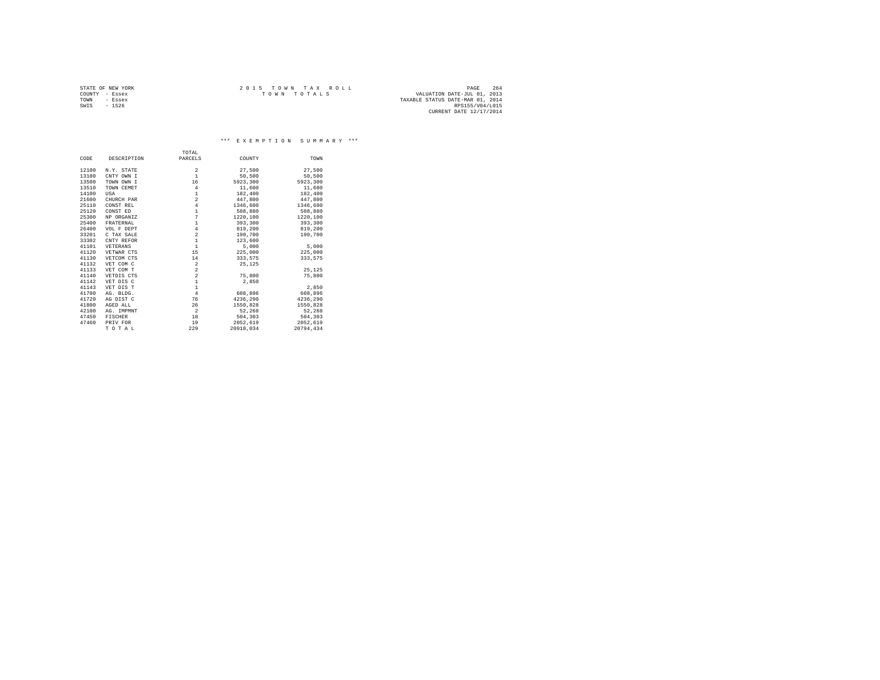STATE OF NEW YORK
COUNTY - Essex
TOWN - Essex
SWIS - 1526

2 0 1 5 T O W N T A X R O L L
T O W N T O T A L S

VALUATION DATE-JUL 01, 2013
TAXABLE STATUS DATE-MAR 01, 2014
RPS155/V04/L015
CURRENT DATE 12/17/2014

## *** E X E M P T I O N S U M M A R Y ***

| CODE | DESCRIPTION | TOTAL PARCELS | COUNTY | TOWN |
|---|---|---|---|---|
| 12100 | N.Y. STATE | 2 | 27,500 | 27,500 |
| 13100 | CNTY OWN I | 1 | 50,500 | 50,500 |
| 13500 | TOWN OWN I | 16 | 5923,300 | 5923,300 |
| 13510 | TOWN CEMET | 4 | 11,600 | 11,600 |
| 14100 | USA | 1 | 182,400 | 182,400 |
| 21600 | CHURCH PAR | 2 | 447,800 | 447,800 |
| 25110 | CONST REL | 4 | 1346,600 | 1346,600 |
| 25120 | CONST ED | 1 | 508,880 | 508,880 |
| 25300 | NP ORGANIZ | 7 | 1220,100 | 1220,100 |
| 25400 | FRATERNAL | 1 | 393,300 | 393,300 |
| 26400 | VOL F DEPT | 4 | 819,200 | 819,200 |
| 33201 | C TAX SALE | 2 | 190,700 | 190,700 |
| 33302 | CNTY REFOR | 1 | 123,600 | |
| 41101 | VETERANS | 1 | 5,000 | 5,000 |
| 41120 | VETWAR CTS | 15 | 225,000 | 225,000 |
| 41130 | VETCOM CTS | 14 | 333,575 | 333,575 |
| 41132 | VET COM C | 2 | 25,125 | |
| 41133 | VET COM T | 2 | | 25,125 |
| 41140 | VETDIS CTS | 2 | 75,800 | 75,800 |
| 41142 | VET DIS C | 1 | 2,850 | |
| 41143 | VET DIS T | 1 | | 2,850 |
| 41700 | AG. BLDG. | 4 | 608,896 | 608,896 |
| 41720 | AG DIST C | 76 | 4236,290 | 4236,290 |
| 41800 | AGED ALL | 26 | 1550,828 | 1550,828 |
| 42100 | AG. IMPMNT | 2 | 52,268 | 52,268 |
| 47450 | FISCHER | 18 | 504,303 | 504,303 |
| 47460 | PRIV FOR | 19 | 2052,619 | 2052,619 |
| | T O T A L | 229 | 20918,034 | 20794,434 |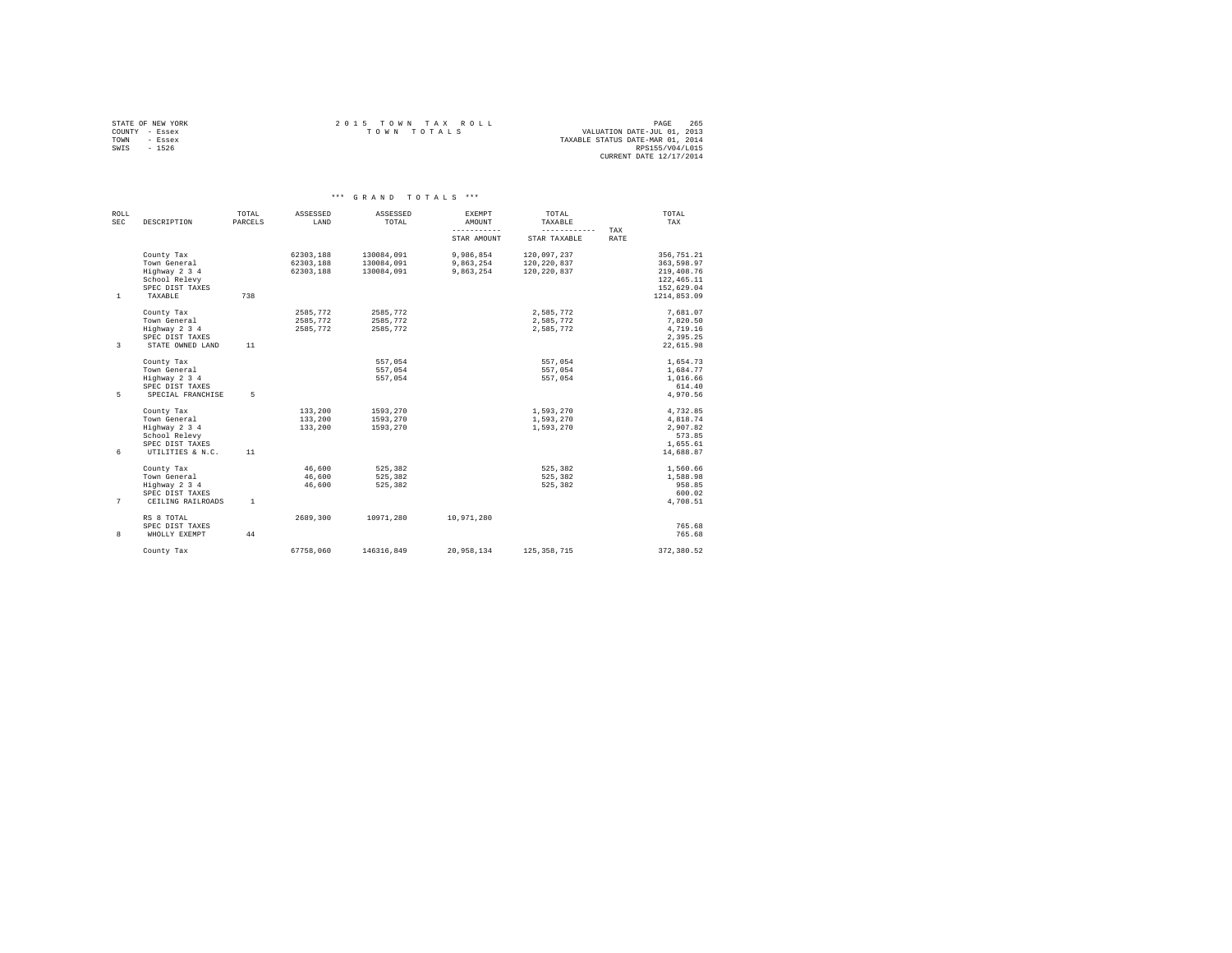STATE OF NEW YORK
COUNTY - Essex
TOWN - Essex
SWIS - 1526

2 0 1 5 T O W N T A X R O L L
T O W N T O T A L S

VALUATION DATE-JUL 01, 2013
TAXABLE STATUS DATE-MAR 01, 2014
RPS155/V04/L015
CURRENT DATE 12/17/2014

### *** G R A N D T O T A L S ***

| ROLL SEC | DESCRIPTION | TOTAL PARCELS | ASSESSED LAND | ASSESSED TOTAL | EXEMPT AMOUNT / STAR AMOUNT | TOTAL TAXABLE / STAR TAXABLE | TAX RATE | TOTAL TAX |
|---|---|---|---|---|---|---|---|---|
| | County Tax | | 62303,188 | 130084,091 | 9,986,854 | 120,097,237 | | 356,751.21 |
| | Town General | | 62303,188 | 130084,091 | 9,863,254 | 120,220,837 | | 363,598.97 |
| | Highway 2 3 4 | | 62303,188 | 130084,091 | 9,863,254 | 120,220,837 | | 219,408.76 |
| | School Relevy | | | | | | | 122,465.11 |
| | SPEC DIST TAXES | | | | | | | 152,629.04 |
| 1 | TAXABLE | 738 | | | | | | 1214,853.09 |
| | County Tax | | 2585,772 | 2585,772 | | 2,585,772 | | 7,681.07 |
| | Town General | | 2585,772 | 2585,772 | | 2,585,772 | | 7,820.50 |
| | Highway 2 3 4 | | 2585,772 | 2585,772 | | 2,585,772 | | 4,719.16 |
| | SPEC DIST TAXES | | | | | | | 2,395.25 |
| 3 | STATE OWNED LAND | 11 | | | | | | 22,615.98 |
| | County Tax | | | 557,054 | | 557,054 | | 1,654.73 |
| | Town General | | | 557,054 | | 557,054 | | 1,684.77 |
| | Highway 2 3 4 | | | 557,054 | | 557,054 | | 1,016.66 |
| | SPEC DIST TAXES | | | | | | | 614.40 |
| 5 | SPECIAL FRANCHISE | 5 | | | | | | 4,970.56 |
| | County Tax | | 133,200 | 1593,270 | | 1,593,270 | | 4,732.85 |
| | Town General | | 133,200 | 1593,270 | | 1,593,270 | | 4,818.74 |
| | Highway 2 3 4 | | 133,200 | 1593,270 | | 1,593,270 | | 2,907.82 |
| | School Relevy | | | | | | | 573.85 |
| | SPEC DIST TAXES | | | | | | | 1,655.61 |
| 6 | UTILITIES & N.C. | 11 | | | | | | 14,688.87 |
| | County Tax | | 46,600 | 525,382 | | 525,382 | | 1,560.66 |
| | Town General | | 46,600 | 525,382 | | 525,382 | | 1,588.98 |
| | Highway 2 3 4 | | 46,600 | 525,382 | | 525,382 | | 958.85 |
| | SPEC DIST TAXES | | | | | | | 600.02 |
| 7 | CEILING RAILROADS | 1 | | | | | | 4,708.51 |
| | RS 8 TOTAL | | 2689,300 | 10971,280 | 10,971,280 | | | |
| | SPEC DIST TAXES | | | | | | | 765.68 |
| 8 | WHOLLY EXEMPT | 44 | | | | | | 765.68 |
| | County Tax | | 67758,060 | 146316,849 | 20,958,134 | 125,358,715 | | 372,380.52 |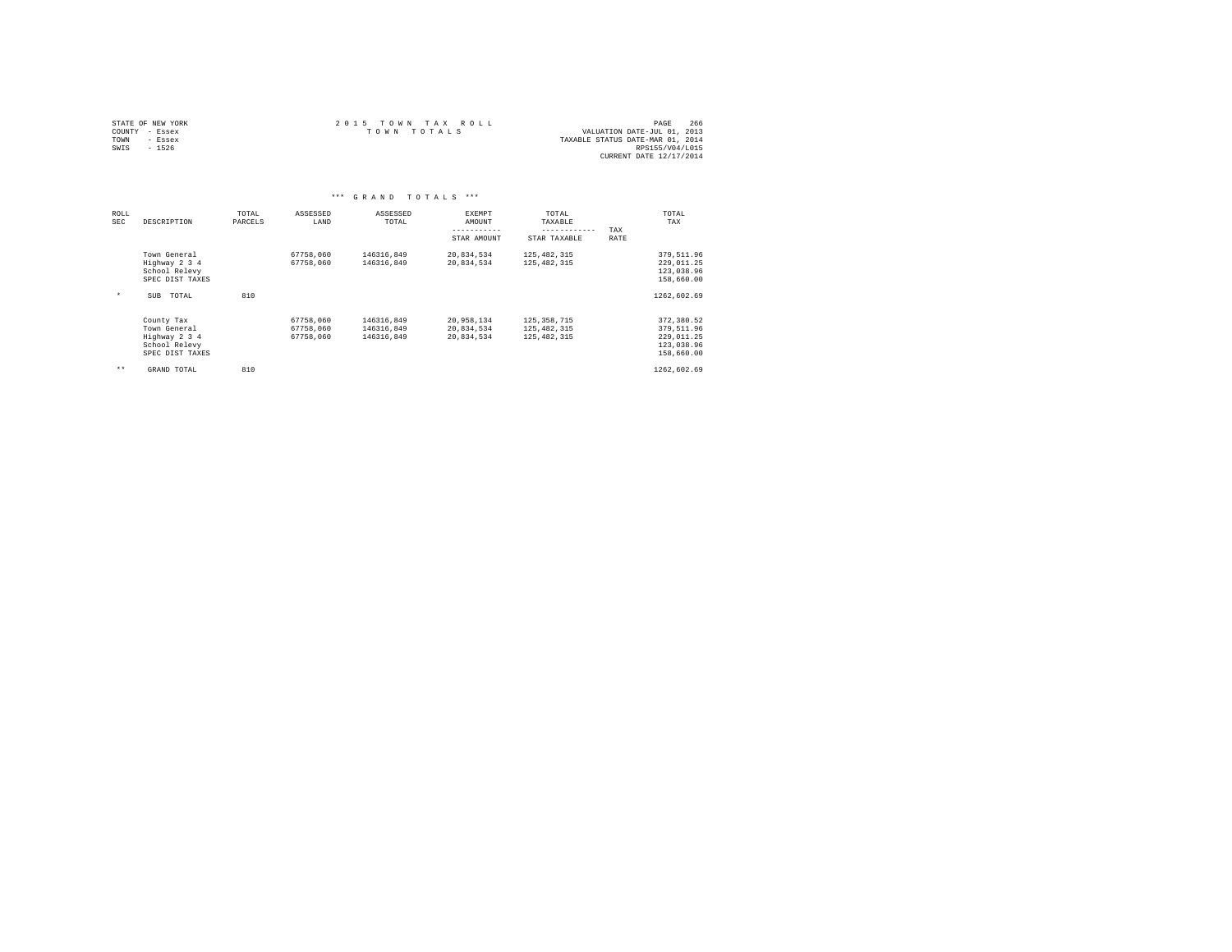STATE OF NEW YORK
COUNTY - Essex
TOWN - Essex
SWIS - 1526

2 0 1 5 T O W N T A X R O L L
T O W N T O T A L S

VALUATION DATE-JUL 01, 2013
TAXABLE STATUS DATE-MAR 01, 2014
RPS155/V04/L015
CURRENT DATE 12/17/2014

*** G R A N D T O T A L S ***

| ROLL SEC | DESCRIPTION | TOTAL PARCELS | ASSESSED LAND | ASSESSED TOTAL | EXEMPT AMOUNT<br>-----------<br>STAR AMOUNT | TOTAL TAXABLE<br>------------<br>STAR TAXABLE | TAX RATE | TOTAL TAX |
|---|---|---|---|---|---|---|---|---|
| | Town General | | 67758,060 | 146316,849 | 20,834,534 | 125,482,315 | | 379,511.96 |
| | Highway 2 3 4 | | 67758,060 | 146316,849 | 20,834,534 | 125,482,315 | | 229,011.25 |
| | School Relevy | | | | | | | 123,038.96 |
| | SPEC DIST TAXES | | | | | | | 158,660.00 |
| * | SUB TOTAL | 810 | | | | | | 1262,602.69 |
| | County Tax | | 67758,060 | 146316,849 | 20,958,134 | 125,358,715 | | 372,380.52 |
| | Town General | | 67758,060 | 146316,849 | 20,834,534 | 125,482,315 | | 379,511.96 |
| | Highway 2 3 4 | | 67758,060 | 146316,849 | 20,834,534 | 125,482,315 | | 229,011.25 |
| | School Relevy | | | | | | | 123,038.96 |
| | SPEC DIST TAXES | | | | | | | 158,660.00 |
| ** | GRAND TOTAL | 810 | | | | | | 1262,602.69 |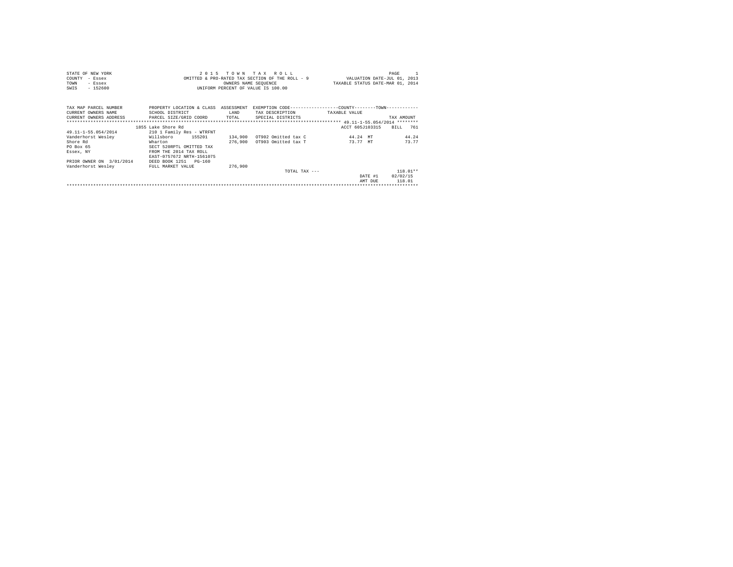STATE OF NEW YORK
COUNTY - Essex
TOWN - Essex
SWIS - 152600

2 0 1 5 T O W N T A X R O L L
OMITTED & PRO-RATED TAX SECTION OF THE ROLL - 9
OWNERS NAME SEQUENCE
UNIFORM PERCENT OF VALUE IS 100.00

VALUATION DATE-JUL 01, 2013
TAXABLE STATUS DATE-MAR 01, 2014

| TAX MAP PARCEL NUMBER / CURRENT OWNERS NAME / CURRENT OWNERS ADDRESS | PROPERTY LOCATION & CLASS / SCHOOL DISTRICT / PARCEL SIZE/GRID COORD | ASSESSMENT LAND / TOTAL | EXEMPTION CODE / TAX DESCRIPTION / SPECIAL DISTRICTS | COUNTY/TOWN TAXABLE VALUE | TAX AMOUNT |
|---|---|---|---|---|---|
| 49.11-1-55.054/2014 | 1855 Lake Shore Rd | | | ACCT 605J103315 | BILL 761 |
| | 210 1 Family Res - WTRFNT | | | | |
| Vanderhorst Wesley | Willsboro 155201 | 134,900 | OT902 Omitted tax C | 44.24 MT | 44.24 |
| Shore Rd | Wharton | 276,900 | OT903 Omitted tax T | 73.77 MT | 73.77 |
| PO Box 65 | SECT 520RPTL OMITTED TAX | | | | |
| Essex, NY | FROM THE 2014 TAX ROLL | | | | |
| | EAST-0757672 NRTH-1561075 | | | | |
| PRIOR OWNER ON 3/01/2014 | DEED BOOK 1251 PG-160 | | | | |
| Vanderhorst Wesley | FULL MARKET VALUE | 276,900 | | | |
| | | | TOTAL TAX --- | | 118.01** |
| | | | | DATE #1 | 02/02/15 |
| | | | | AMT DUE | 118.01 |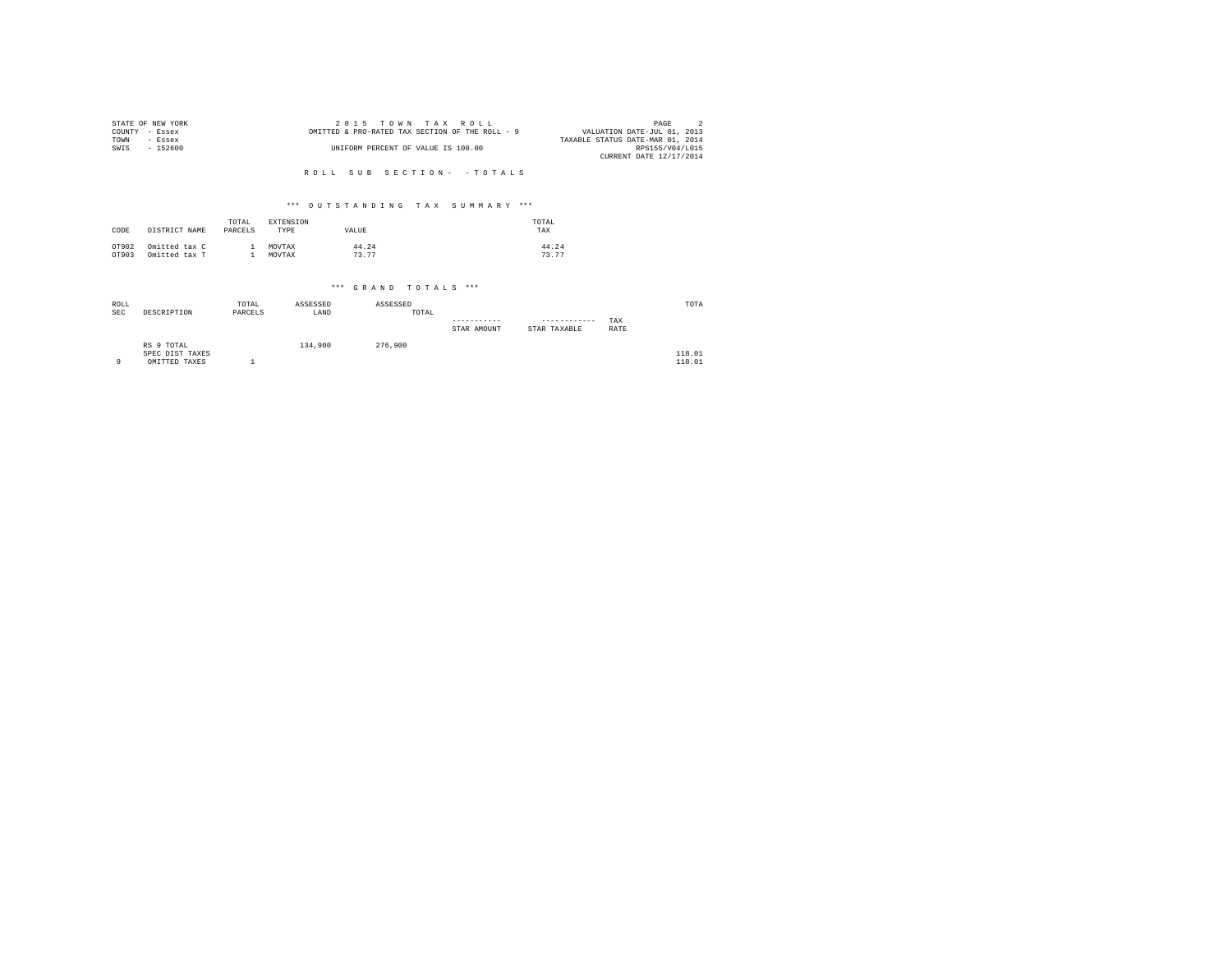STATE OF NEW YORK — 2 0 1 5 T O W N T A X R O L L — PAGE 2
COUNTY - Essex — OMITTED & PRO-RATED TAX SECTION OF THE ROLL - 9 — VALUATION DATE-JUL 01, 2013
TOWN - Essex — TAXABLE STATUS DATE-MAR 01, 2014
SWIS - 152600 — UNIFORM PERCENT OF VALUE IS 100.00 — RPS155/V04/L015
CURRENT DATE 12/17/2014

R O L L S U B S E C T I O N - - T O T A L S

### \*\*\* O U T S T A N D I N G T A X S U M M A R Y \*\*\*

| CODE | DISTRICT NAME | TOTAL PARCELS | EXTENSION TYPE | VALUE | TOTAL TAX |
|---|---|---|---|---|---|
| OT902 | Omitted tax C | 1 | MOVTAX | 44.24 | 44.24 |
| OT903 | Omitted tax T | 1 | MOVTAX | 73.77 | 73.77 |

### \*\*\* G R A N D T O T A L S \*\*\*

| ROLL SEC | DESCRIPTION | TOTAL PARCELS | ASSESSED LAND | ASSESSED TOTAL | STAR AMOUNT | STAR TAXABLE | TAX RATE | TOTA |
|---|---|---|---|---|---|---|---|---|
| | RS 9 TOTAL | | 134,900 | 276,900 | | | | |
| | SPEC DIST TAXES | | | | | | | 118.01 |
| 9 | OMITTED TAXES | 1 | | | | | | 118.01 |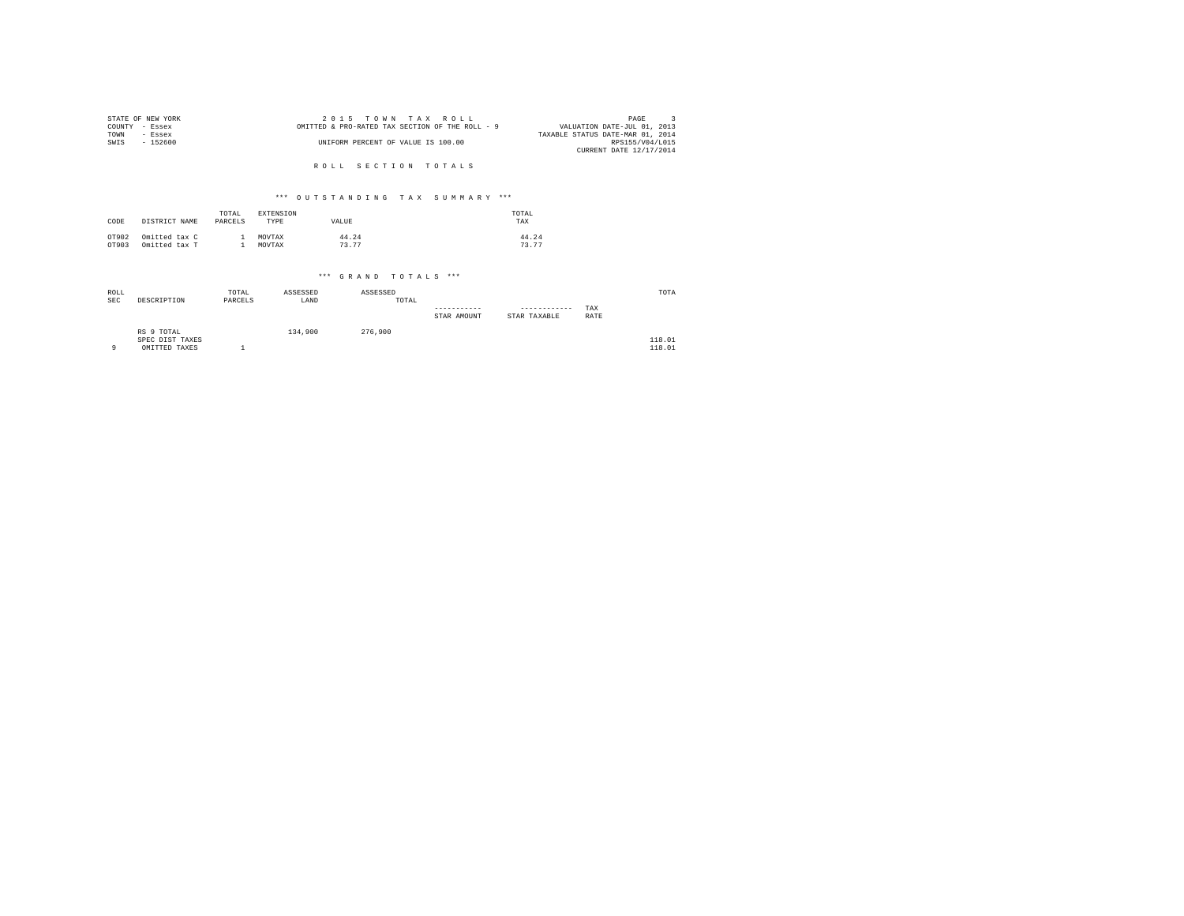STATE OF NEW YORK
COUNTY - Essex
TOWN - Essex
SWIS - 152600

2 0 1 5 T O W N T A X R O L L
OMITTED & PRO-RATED TAX SECTION OF THE ROLL - 9
UNIFORM PERCENT OF VALUE IS 100.00

PAGE 3
VALUATION DATE-JUL 01, 2013
TAXABLE STATUS DATE-MAR 01, 2014
RPS155/V04/L015
CURRENT DATE 12/17/2014

## R O L L S E C T I O N T O T A L S

### \*\*\* O U T S T A N D I N G T A X S U M M A R Y \*\*\*

| CODE | DISTRICT NAME | TOTAL PARCELS | EXTENSION TYPE | VALUE | TOTAL TAX |
|---|---|---|---|---|---|
| OT902 | Omitted tax C | 1 | MOVTAX | 44.24 | 44.24 |
| OT903 | Omitted tax T | 1 | MOVTAX | 73.77 | 73.77 |

### \*\*\* G R A N D T O T A L S \*\*\*

| ROLL SEC | DESCRIPTION | TOTAL PARCELS | ASSESSED LAND | ASSESSED TOTAL | STAR AMOUNT | STAR TAXABLE | TAX RATE | TOTA |
|---|---|---|---|---|---|---|---|---|
| | RS 9 TOTAL | | 134,900 | 276,900 | | | | |
| | SPEC DIST TAXES | | | | | | | 118.01 |
| 9 | OMITTED TAXES | 1 | | | | | | 118.01 |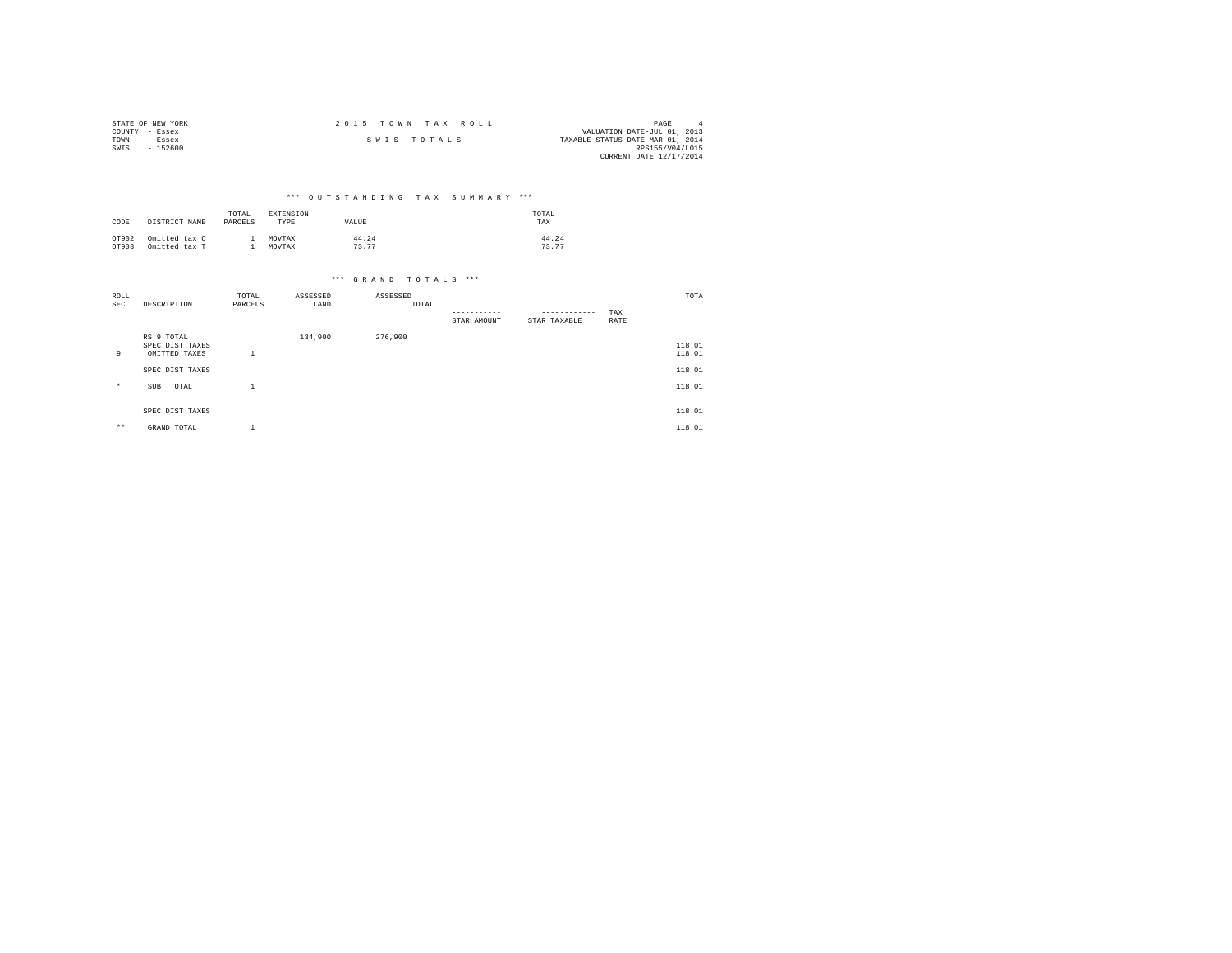STATE OF NEW YORK
COUNTY - Essex
TOWN - Essex
SWIS - 152600

2 0 1 5 T O W N T A X R O L L

S W I S T O T A L S

PAGE 4
VALUATION DATE-JUL 01, 2013
TAXABLE STATUS DATE-MAR 01, 2014
RPS155/V04/L015
CURRENT DATE 12/17/2014

### *** O U T S T A N D I N G T A X S U M M A R Y ***

| CODE | DISTRICT NAME | TOTAL PARCELS | EXTENSION TYPE | VALUE | TOTAL TAX |
|---|---|---|---|---|---|
| OT902 | Omitted tax C | 1 | MOVTAX | 44.24 | 44.24 |
| OT903 | Omitted tax T | 1 | MOVTAX | 73.77 | 73.77 |

### *** G R A N D T O T A L S ***

| ROLL SEC | DESCRIPTION | TOTAL PARCELS | ASSESSED LAND | ASSESSED TOTAL | STAR AMOUNT | STAR TAXABLE | TAX RATE | TOTA |
|---|---|---|---|---|---|---|---|---|
| | RS 9 TOTAL | | 134,900 | 276,900 | | | | |
| | SPEC DIST TAXES | | | | | | | 118.01 |
| 9 | OMITTED TAXES | 1 | | | | | | 118.01 |
| | SPEC DIST TAXES | | | | | | | 118.01 |
| * | SUB TOTAL | 1 | | | | | | 118.01 |
| | SPEC DIST TAXES | | | | | | | 118.01 |
| ** | GRAND TOTAL | 1 | | | | | | 118.01 |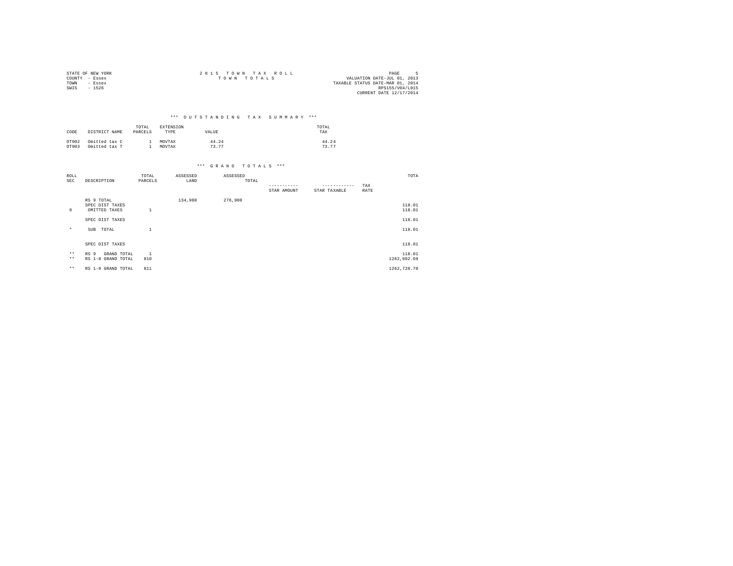STATE OF NEW YORK
COUNTY - Essex
TOWN - Essex
SWIS - 1526

2 0 1 5 T O W N T A X R O L L
T O W N T O T A L S

VALUATION DATE-JUL 01, 2013
TAXABLE STATUS DATE-MAR 01, 2014
RPS155/V04/L015
CURRENT DATE 12/17/2014

*** O U T S T A N D I N G T A X S U M M A R Y ***

| CODE | DISTRICT NAME | TOTAL PARCELS | EXTENSION TYPE | VALUE | TOTAL TAX |
|---|---|---|---|---|---|
| OT902 | Omitted tax C | 1 | MOVTAX | 44.24 | 44.24 |
| OT903 | Omitted tax T | 1 | MOVTAX | 73.77 | 73.77 |

*** G R A N D T O T A L S ***

| ROLL SEC | DESCRIPTION | TOTAL PARCELS | ASSESSED LAND | ASSESSED TOTAL | STAR AMOUNT | STAR TAXABLE | TAX RATE | TOTA |
|---|---|---|---|---|---|---|---|---|
| | RS 9 TOTAL | | 134,900 | 276,900 | | | | |
| | SPEC DIST TAXES | | | | | | | 118.01 |
| 9 | OMITTED TAXES | 1 | | | | | | 118.01 |
| | SPEC DIST TAXES | | | | | | | 118.01 |
| * | SUB TOTAL | 1 | | | | | | 118.01 |
| | SPEC DIST TAXES | | | | | | | 118.01 |
| ** | RS 9 GRAND TOTAL | 1 | | | | | | 118.01 |
| ** | RS 1-8 GRAND TOTAL | 810 | | | | | | 1262,602.69 |
| ** | RS 1-9 GRAND TOTAL | 811 | | | | | | 1262,720.70 |